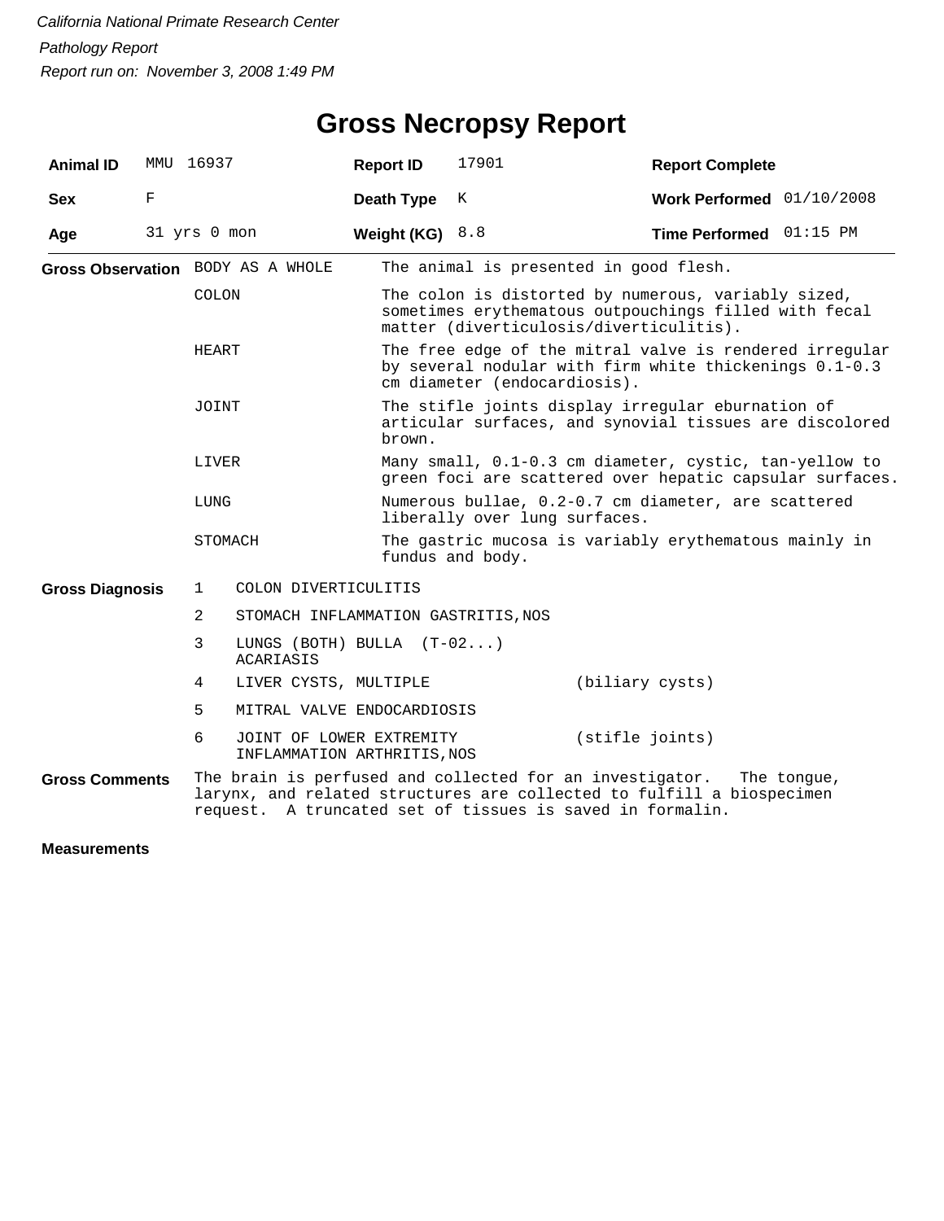*California National Primate Research Center*

*Pathology Report*

*Report run on: November 3, 2008 1:49 PM*

# Gross Necropsy Report

| **Animal ID** | MMU 16937 | **Report ID** | 17901 | **Report Complete** | |
|---|---|---|---|---|---|
| **Sex** | F | **Death Type** | K | **Work Performed** | 01/10/2008 |
| **Age** | 31 yrs 0 mon | **Weight (KG)** | 8.8 | **Time Performed** | 01:15 PM |

**Gross Observation**

| | |
|---|---|
| BODY AS A WHOLE | The animal is presented in good flesh. |
| COLON | The colon is distorted by numerous, variably sized, sometimes erythematous outpouchings filled with fecal matter (diverticulosis/diverticulitis). |
| HEART | The free edge of the mitral valve is rendered irregular by several nodular with firm white thickenings 0.1-0.3 cm diameter (endocardiosis). |
| JOINT | The stifle joints display irregular eburnation of articular surfaces, and synovial tissues are discolored brown. |
| LIVER | Many small, 0.1-0.3 cm diameter, cystic, tan-yellow to green foci are scattered over hepatic capsular surfaces. |
| LUNG | Numerous bullae, 0.2-0.7 cm diameter, are scattered liberally over lung surfaces. |
| STOMACH | The gastric mucosa is variably erythematous mainly in fundus and body. |

**Gross Diagnosis**

| | | |
|---|---|---|
| 1 | COLON DIVERTICULITIS | |
| 2 | STOMACH INFLAMMATION GASTRITIS,NOS | |
| 3 | LUNGS (BOTH) BULLA (T-02...) ACARIASIS | |
| 4 | LIVER CYSTS, MULTIPLE | (biliary cysts) |
| 5 | MITRAL VALVE ENDOCARDIOSIS | |
| 6 | JOINT OF LOWER EXTREMITY INFLAMMATION ARTHRITIS,NOS | (stifle joints) |

**Gross Comments**

The brain is perfused and collected for an investigator. The tongue, larynx, and related structures are collected to fulfill a biospecimen request. A truncated set of tissues is saved in formalin.

**Measurements**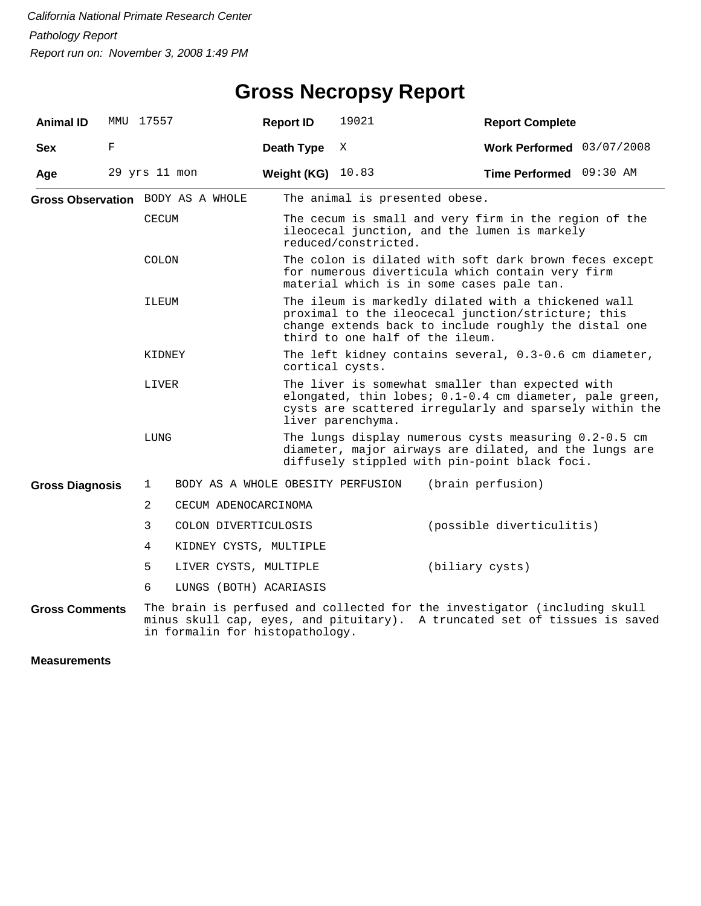*California National Primate Research Center*

*Pathology Report*

*Report run on: November 3, 2008 1:49 PM*

# Gross Necropsy Report

| | | | | | |
|---|---|---|---|---|---|
| **Animal ID** | MMU 17557 | **Report ID** | 19021 | **Report Complete** | |
| **Sex** | F | **Death Type** | X | **Work Performed** | 03/07/2008 |
| **Age** | 29 yrs 11 mon | **Weight (KG)** | 10.83 | **Time Performed** | 09:30 AM |

**Gross Observation**

| | |
|---|---|
| BODY AS A WHOLE | The animal is presented obese. |
| CECUM | The cecum is small and very firm in the region of the ileocecal junction, and the lumen is markely reduced/constricted. |
| COLON | The colon is dilated with soft dark brown feces except for numerous diverticula which contain very firm material which is in some cases pale tan. |
| ILEUM | The ileum is markedly dilated with a thickened wall proximal to the ileocecal junction/stricture; this change extends back to include roughly the distal one third to one half of the ileum. |
| KIDNEY | The left kidney contains several, 0.3-0.6 cm diameter, cortical cysts. |
| LIVER | The liver is somewhat smaller than expected with elongated, thin lobes; 0.1-0.4 cm diameter, pale green, cysts are scattered irregularly and sparsely within the liver parenchyma. |
| LUNG | The lungs display numerous cysts measuring 0.2-0.5 cm diameter, major airways are dilated, and the lungs are diffusely stippled with pin-point black foci. |

**Gross Diagnosis**

| | | |
|---|---|---|
| 1 | BODY AS A WHOLE OBESITY PERFUSION | (brain perfusion) |
| 2 | CECUM ADENOCARCINOMA | |
| 3 | COLON DIVERTICULOSIS | (possible diverticulitis) |
| 4 | KIDNEY CYSTS, MULTIPLE | |
| 5 | LIVER CYSTS, MULTIPLE | (biliary cysts) |
| 6 | LUNGS (BOTH) ACARIASIS | |

**Gross Comments**

The brain is perfused and collected for the investigator (including skull minus skull cap, eyes, and pituitary). A truncated set of tissues is saved in formalin for histopathology.

**Measurements**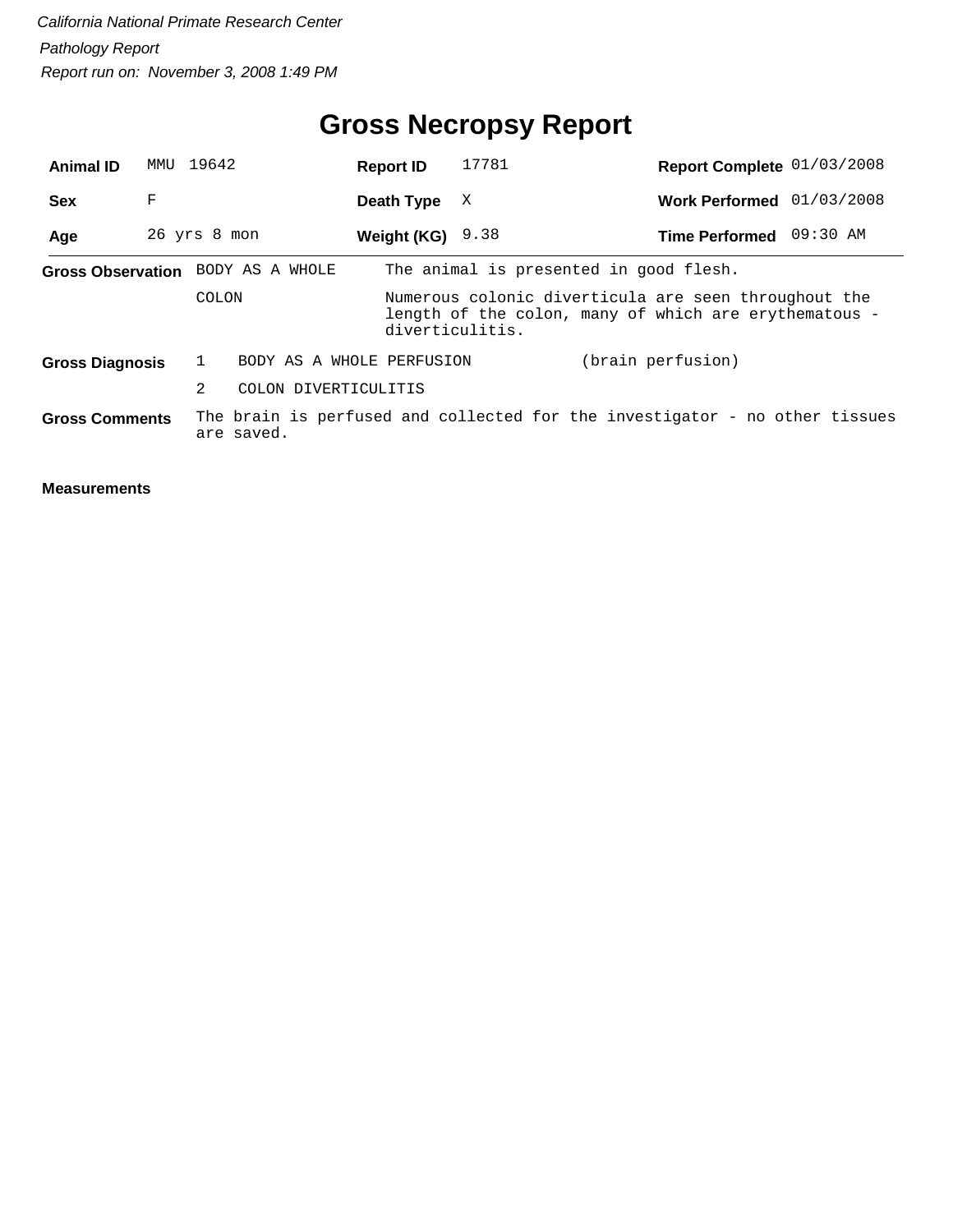*California National Primate Research Center*

*Pathology Report*

*Report run on: November 3, 2008 1:49 PM*

# Gross Necropsy Report

| **Animal ID** | MMU 19642 | **Report ID** | 17781 | **Report Complete** | 01/03/2008 |
|---|---|---|---|---|---|
| **Sex** | F | **Death Type** | X | **Work Performed** | 01/03/2008 |
| **Age** | 26 yrs 8 mon | **Weight (KG)** | 9.38 | **Time Performed** | 09:30 AM |

**Gross Observation**

| | |
|---|---|
| BODY AS A WHOLE | The animal is presented in good flesh. |
| COLON | Numerous colonic diverticula are seen throughout the length of the colon, many of which are erythematous - diverticulitis. |

**Gross Diagnosis**

| | | |
|---|---|---|
| 1 | BODY AS A WHOLE PERFUSION | (brain perfusion) |
| 2 | COLON DIVERTICULITIS | |

**Gross Comments** The brain is perfused and collected for the investigator - no other tissues are saved.

**Measurements**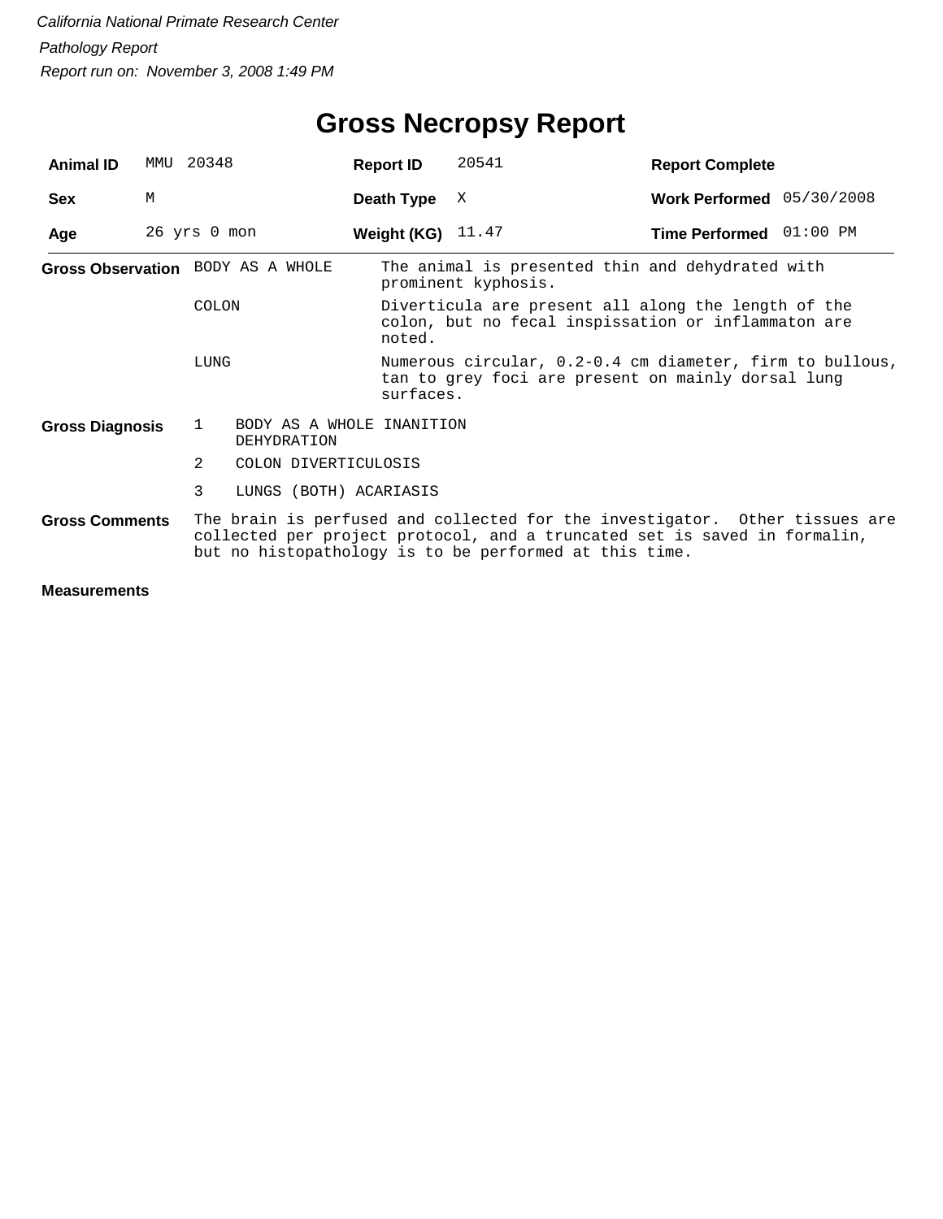*California National Primate Research Center*

*Pathology Report*

*Report run on: November 3, 2008 1:49 PM*

# Gross Necropsy Report

| **Animal ID** | MMU 20348 | **Report ID** | 20541 | **Report Complete** | |
|---|---|---|---|---|---|
| **Sex** | M | **Death Type** | X | **Work Performed** | 05/30/2008 |
| **Age** | 26 yrs 0 mon | **Weight (KG)** | 11.47 | **Time Performed** | 01:00 PM |

**Gross Observation**

| | |
|---|---|
| BODY AS A WHOLE | The animal is presented thin and dehydrated with prominent kyphosis. |
| COLON | Diverticula are present all along the length of the colon, but no fecal inspissation or inflammaton are noted. |
| LUNG | Numerous circular, 0.2-0.4 cm diameter, firm to bullous, tan to grey foci are present on mainly dorsal lung surfaces. |

**Gross Diagnosis**

1. BODY AS A WHOLE INANITION DEHYDRATION
2. COLON DIVERTICULOSIS
3. LUNGS (BOTH) ACARIASIS

**Gross Comments**

The brain is perfused and collected for the investigator. Other tissues are collected per project protocol, and a truncated set is saved in formalin, but no histopathology is to be performed at this time.

**Measurements**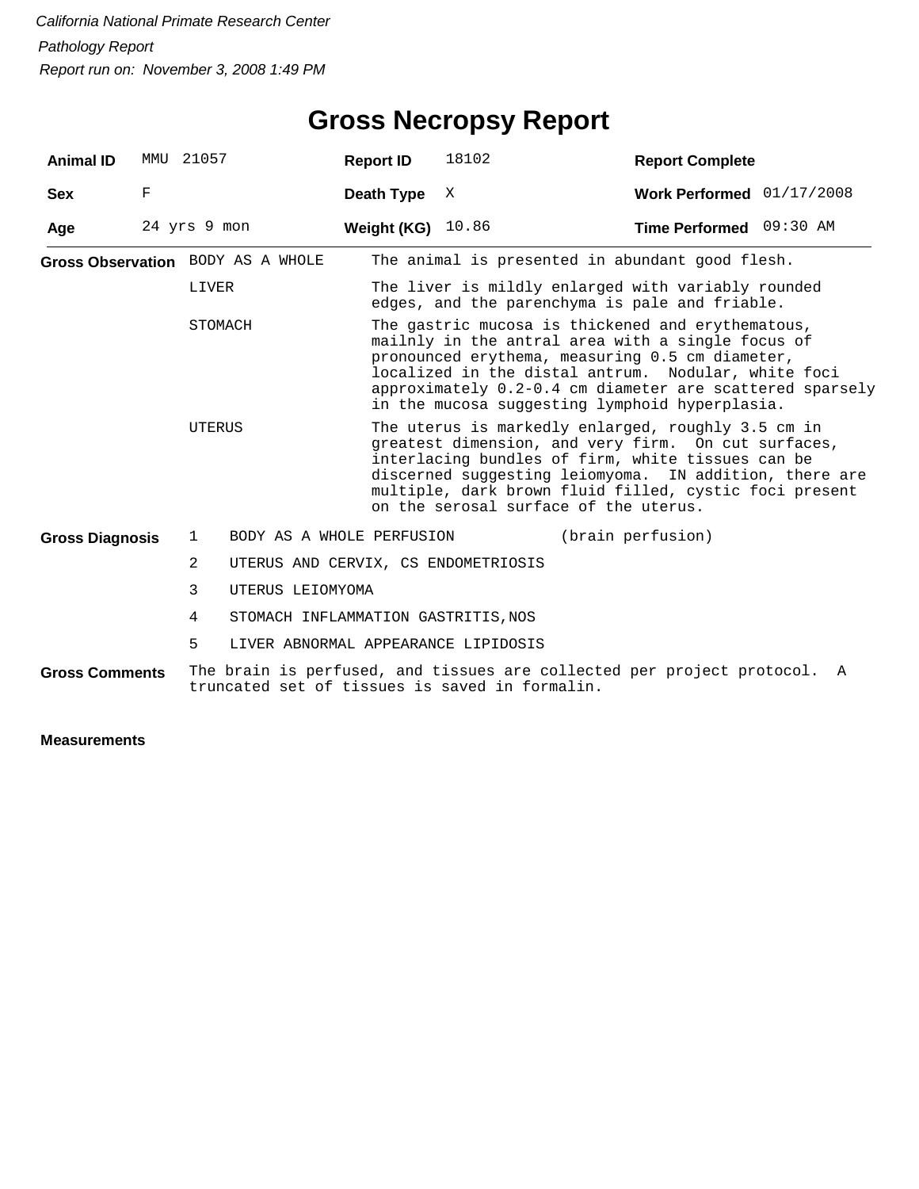*California National Primate Research Center*

*Pathology Report*

*Report run on: November 3, 2008 1:49 PM*

# Gross Necropsy Report

| **Animal ID** | MMU 21057 | **Report ID** | 18102 | **Report Complete** | |
|---|---|---|---|---|---|
| **Sex** | F | **Death Type** | X | **Work Performed** | 01/17/2008 |
| **Age** | 24 yrs 9 mon | **Weight (KG)** | 10.86 | **Time Performed** | 09:30 AM |

**Gross Observation**

| | |
|---|---|
| BODY AS A WHOLE | The animal is presented in abundant good flesh. |
| LIVER | The liver is mildly enlarged with variably rounded edges, and the parenchyma is pale and friable. |
| STOMACH | The gastric mucosa is thickened and erythematous, mailnly in the antral area with a single focus of pronounced erythema, measuring 0.5 cm diameter, localized in the distal antrum. Nodular, white foci approximately 0.2-0.4 cm diameter are scattered sparsely in the mucosa suggesting lymphoid hyperplasia. |
| UTERUS | The uterus is markedly enlarged, roughly 3.5 cm in greatest dimension, and very firm. On cut surfaces, interlacing bundles of firm, white tissues can be discerned suggesting leiomyoma. IN addition, there are multiple, dark brown fluid filled, cystic foci present on the serosal surface of the uterus. |

**Gross Diagnosis**

1. BODY AS A WHOLE PERFUSION (brain perfusion)
2. UTERUS AND CERVIX, CS ENDOMETRIOSIS
3. UTERUS LEIOMYOMA
4. STOMACH INFLAMMATION GASTRITIS,NOS
5. LIVER ABNORMAL APPEARANCE LIPIDOSIS

**Gross Comments**

The brain is perfused, and tissues are collected per project protocol. A truncated set of tissues is saved in formalin.

**Measurements**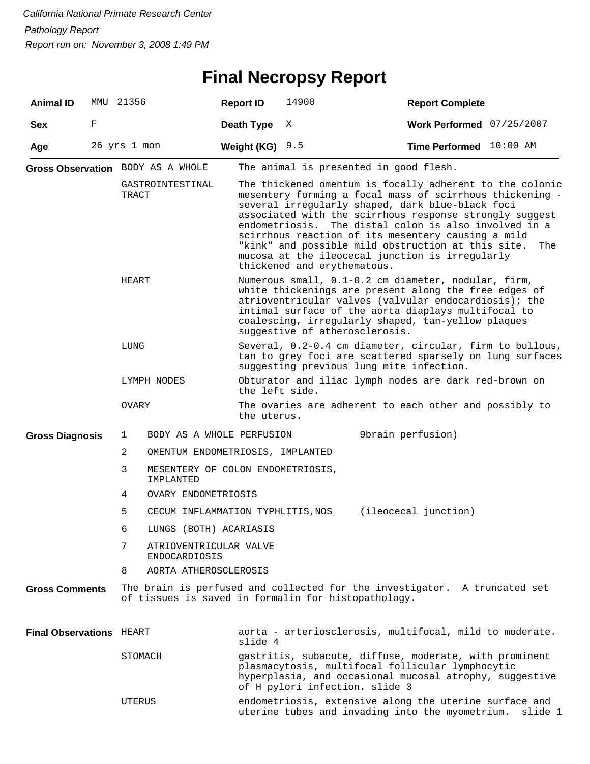*California National Primate Research Center*

*Pathology Report*

*Report run on: November 3, 2008 1:49 PM*

# Final Necropsy Report

| **Animal ID** | MMU 21356 | **Report ID** | 14900 | **Report Complete** | |
|---|---|---|---|---|---|
| **Sex** | F | **Death Type** | X | **Work Performed** | 07/25/2007 |
| **Age** | 26 yrs 1 mon | **Weight (KG)** | 9.5 | **Time Performed** | 10:00 AM |

**Gross Observation**

| | |
|---|---|
| BODY AS A WHOLE | The animal is presented in good flesh. |
| GASTROINTESTINAL TRACT | The thickened omentum is focally adherent to the colonic mesentery forming a focal mass of scirrhous thickening - several irregularly shaped, dark blue-black foci associated with the scirrhous response strongly suggest endometriosis. The distal colon is also involved in a scirrhous reaction of its mesentery causing a mild "kink" and possible mild obstruction at this site. The mucosa at the ileocecal junction is irregularly thickened and erythematous. |
| HEART | Numerous small, 0.1-0.2 cm diameter, nodular, firm, white thickenings are present along the free edges of atrioventricular valves (valvular endocardiosis); the intimal surface of the aorta diaplays multifocal to coalescing, irregularly shaped, tan-yellow plaques suggestive of atherosclerosis. |
| LUNG | Several, 0.2-0.4 cm diameter, circular, firm to bullous, tan to grey foci are scattered sparsely on lung surfaces suggesting previous lung mite infection. |
| LYMPH NODES | Obturator and iliac lymph nodes are dark red-brown on the left side. |
| OVARY | The ovaries are adherent to each other and possibly to the uterus. |

**Gross Diagnosis**

| | | |
|---|---|---|
| 1 | BODY AS A WHOLE PERFUSION | 9brain perfusion) |
| 2 | OMENTUM ENDOMETRIOSIS, IMPLANTED | |
| 3 | MESENTERY OF COLON ENDOMETRIOSIS, IMPLANTED | |
| 4 | OVARY ENDOMETRIOSIS | |
| 5 | CECUM INFLAMMATION TYPHLITIS,NOS | (ileocecal junction) |
| 6 | LUNGS (BOTH) ACARIASIS | |
| 7 | ATRIOVENTRICULAR VALVE ENDOCARDIOSIS | |
| 8 | AORTA ATHEROSCLEROSIS | |

**Gross Comments**

The brain is perfused and collected for the investigator. A truncated set of tissues is saved in formalin for histopathology.

**Final Observations**

| | |
|---|---|
| HEART | aorta - arteriosclerosis, multifocal, mild to moderate. slide 4 |
| STOMACH | gastritis, subacute, diffuse, moderate, with prominent plasmacytosis, multifocal follicular lymphocytic hyperplasia, and occasional mucosal atrophy, suggestive of H pylori infection. slide 3 |
| UTERUS | endometriosis, extensive along the uterine surface and uterine tubes and invading into the myometrium. slide 1 |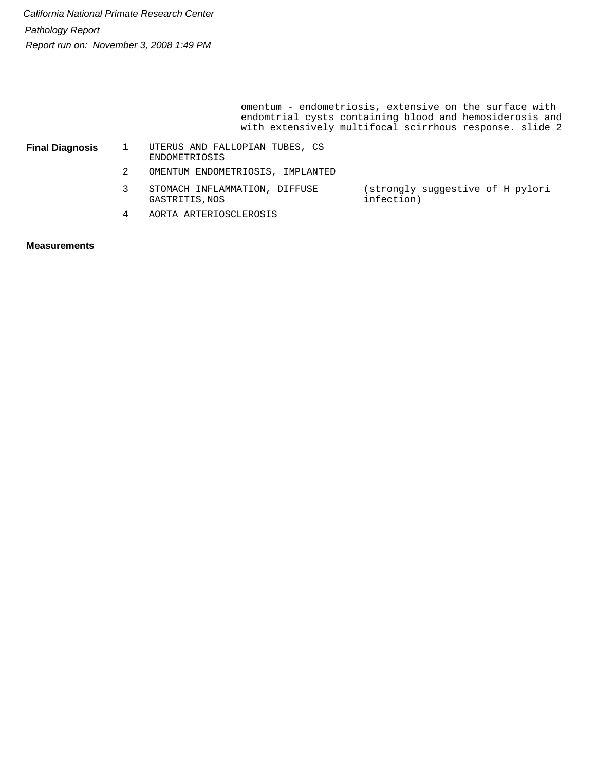omentum - endometriosis, extensive on the surface with endomtrial cysts containing blood and hemosiderosis and with extensively multifocal scirrhous response. slide 2

**Final Diagnosis**

| | | |
|---|---|---|
| 1 | UTERUS AND FALLOPIAN TUBES, CS ENDOMETRIOSIS | |
| 2 | OMENTUM ENDOMETRIOSIS, IMPLANTED | |
| 3 | STOMACH INFLAMMATION, DIFFUSE GASTRITIS,NOS | (strongly suggestive of H pylori infection) |
| 4 | AORTA ARTERIOSCLEROSIS | |

**Measurements**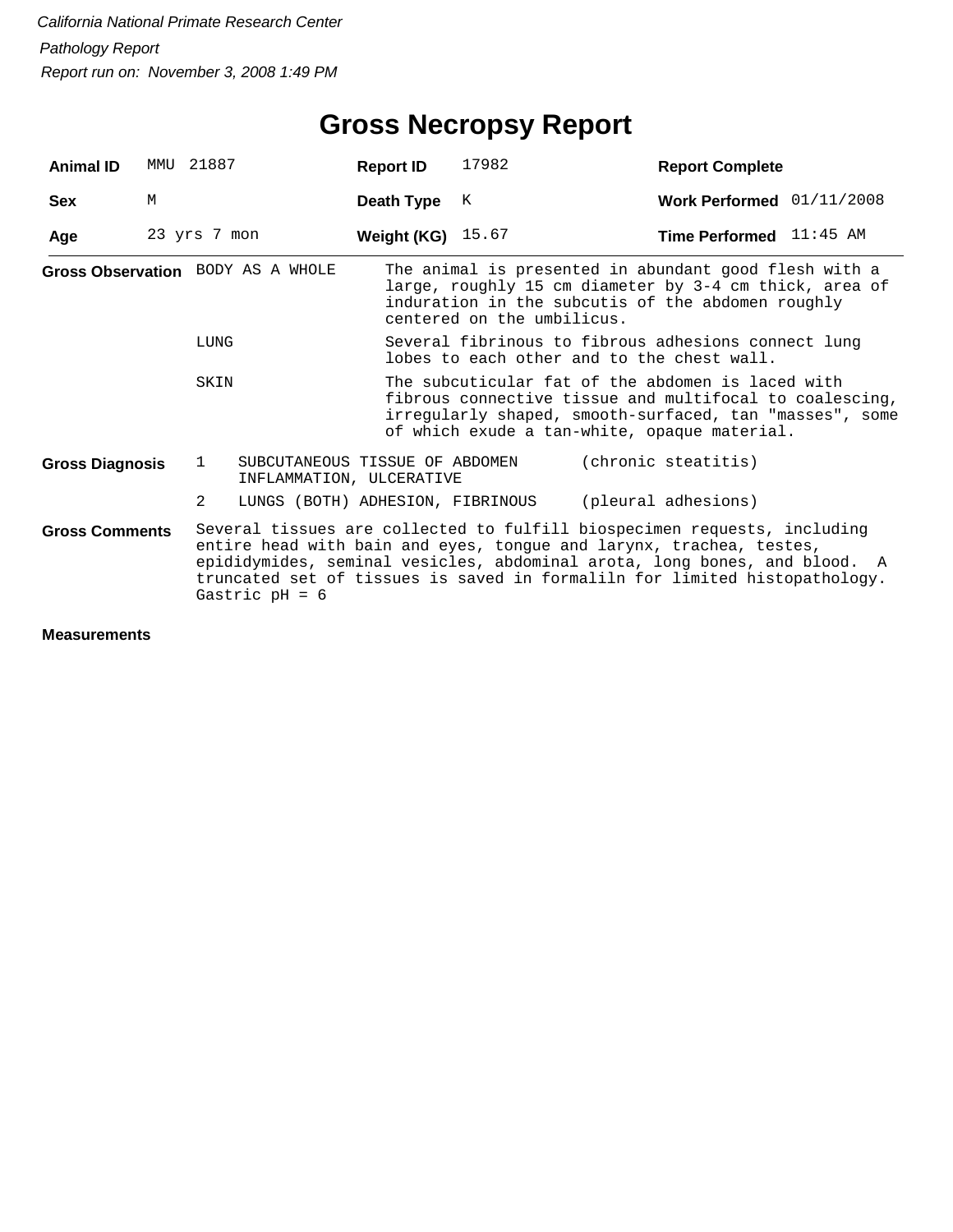*California National Primate Research Center*

*Pathology Report*

*Report run on: November 3, 2008 1:49 PM*

# Gross Necropsy Report

| | | | | | |
|---|---|---|---|---|---|
| **Animal ID** | MMU 21887 | **Report ID** | 17982 | **Report Complete** | |
| **Sex** | M | **Death Type** | K | **Work Performed** | 01/11/2008 |
| **Age** | 23 yrs 7 mon | **Weight (KG)** | 15.67 | **Time Performed** | 11:45 AM |

**Gross Observation**

| | |
|---|---|
| BODY AS A WHOLE | The animal is presented in abundant good flesh with a large, roughly 15 cm diameter by 3-4 cm thick, area of induration in the subcutis of the abdomen roughly centered on the umbilicus. |
| LUNG | Several fibrinous to fibrous adhesions connect lung lobes to each other and to the chest wall. |
| SKIN | The subcuticular fat of the abdomen is laced with fibrous connective tissue and multifocal to coalescing, irregularly shaped, smooth-surfaced, tan "masses", some of which exude a tan-white, opaque material. |

**Gross Diagnosis**

| | | |
|---|---|---|
| 1 | SUBCUTANEOUS TISSUE OF ABDOMEN INFLAMMATION, ULCERATIVE | (chronic steatitis) |
| 2 | LUNGS (BOTH) ADHESION, FIBRINOUS | (pleural adhesions) |

**Gross Comments**

Several tissues are collected to fulfill biospecimen requests, including entire head with bain and eyes, tongue and larynx, trachea, testes, epididymides, seminal vesicles, abdominal arota, long bones, and blood. A truncated set of tissues is saved in formaliln for limited histopathology. Gastric pH = 6

**Measurements**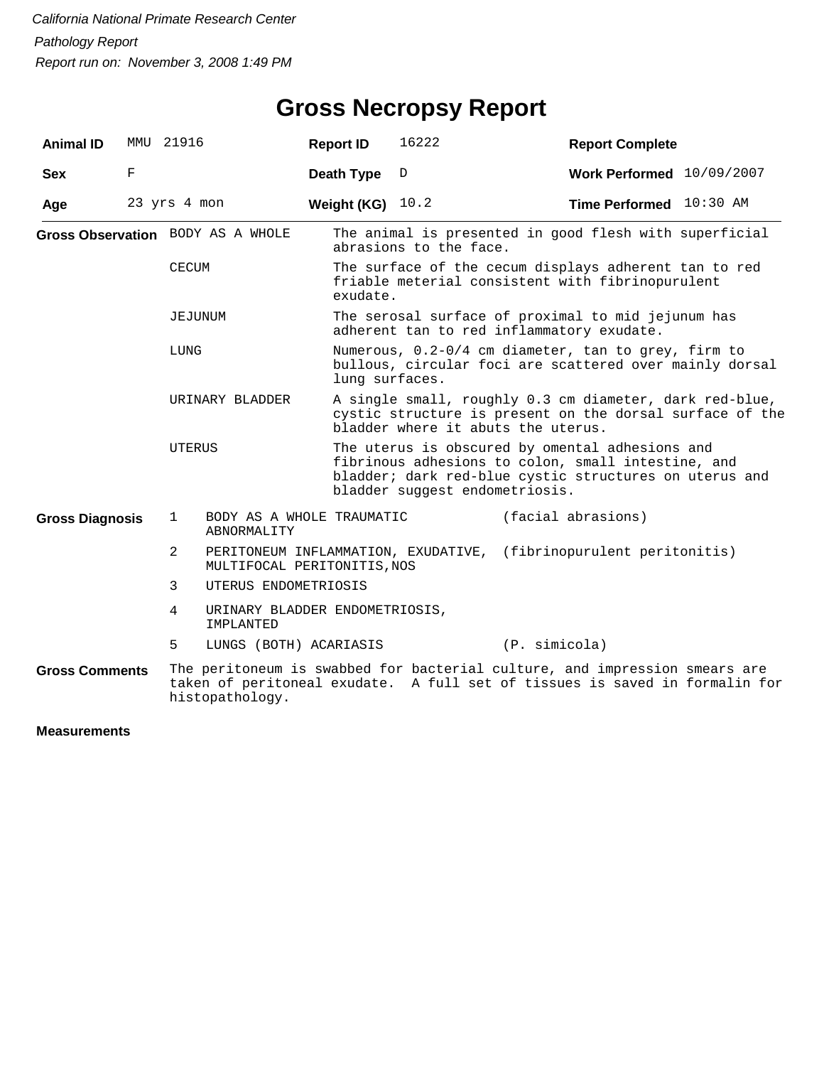*California National Primate Research Center*

*Pathology Report*

*Report run on: November 3, 2008 1:49 PM*

# Gross Necropsy Report

| | | | | | |
|---|---|---|---|---|---|
| **Animal ID** | MMU 21916 | **Report ID** | 16222 | **Report Complete** | |
| **Sex** | F | **Death Type** | D | **Work Performed** | 10/09/2007 |
| **Age** | 23 yrs 4 mon | **Weight (KG)** | 10.2 | **Time Performed** | 10:30 AM |

**Gross Observation**

| | |
|---|---|
| BODY AS A WHOLE | The animal is presented in good flesh with superficial abrasions to the face. |
| CECUM | The surface of the cecum displays adherent tan to red friable meterial consistent with fibrinopurulent exudate. |
| JEJUNUM | The serosal surface of proximal to mid jejunum has adherent tan to red inflammatory exudate. |
| LUNG | Numerous, 0.2-0/4 cm diameter, tan to grey, firm to bullous, circular foci are scattered over mainly dorsal lung surfaces. |
| URINARY BLADDER | A single small, roughly 0.3 cm diameter, dark red-blue, cystic structure is present on the dorsal surface of the bladder where it abuts the uterus. |
| UTERUS | The uterus is obscured by omental adhesions and fibrinous adhesions to colon, small intestine, and bladder; dark red-blue cystic structures on uterus and bladder suggest endometriosis. |

**Gross Diagnosis**

| | | |
|---|---|---|
| 1 | BODY AS A WHOLE TRAUMATIC ABNORMALITY | (facial abrasions) |
| 2 | PERITONEUM INFLAMMATION, EXUDATIVE, MULTIFOCAL PERITONITIS,NOS | (fibrinopurulent peritonitis) |
| 3 | UTERUS ENDOMETRIOSIS | |
| 4 | URINARY BLADDER ENDOMETRIOSIS, IMPLANTED | |
| 5 | LUNGS (BOTH) ACARIASIS | (P. simicola) |

**Gross Comments**

The peritoneum is swabbed for bacterial culture, and impression smears are taken of peritoneal exudate. A full set of tissues is saved in formalin for histopathology.

**Measurements**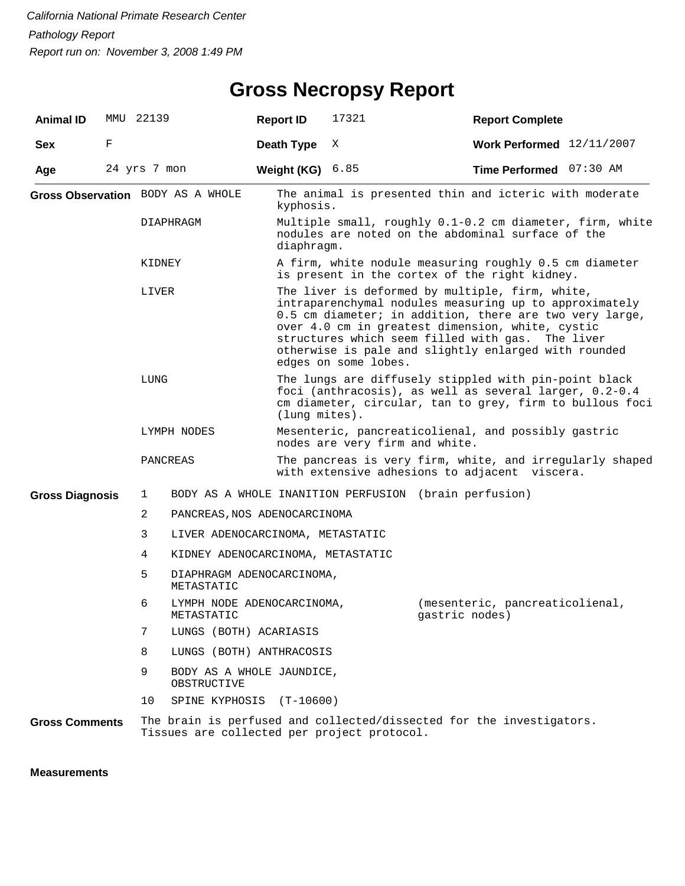*California National Primate Research Center*

*Pathology Report*

*Report run on: November 3, 2008 1:49 PM*

# Gross Necropsy Report

| | | | | | |
|---|---|---|---|---|---|
| **Animal ID** | MMU 22139 | **Report ID** | 17321 | **Report Complete** | |
| **Sex** | F | **Death Type** | X | **Work Performed** | 12/11/2007 |
| **Age** | 24 yrs 7 mon | **Weight (KG)** | 6.85 | **Time Performed** | 07:30 AM |

**Gross Observation**

| | |
|---|---|
| BODY AS A WHOLE | The animal is presented thin and icteric with moderate kyphosis. |
| DIAPHRAGM | Multiple small, roughly 0.1-0.2 cm diameter, firm, white nodules are noted on the abdominal surface of the diaphragm. |
| KIDNEY | A firm, white nodule measuring roughly 0.5 cm diameter is present in the cortex of the right kidney. |
| LIVER | The liver is deformed by multiple, firm, white, intraparenchymal nodules measuring up to approximately 0.5 cm diameter; in addition, there are two very large, over 4.0 cm in greatest dimension, white, cystic structures which seem filled with gas. The liver otherwise is pale and slightly enlarged with rounded edges on some lobes. |
| LUNG | The lungs are diffusely stippled with pin-point black foci (anthracosis), as well as several larger, 0.2-0.4 cm diameter, circular, tan to grey, firm to bullous foci (lung mites). |
| LYMPH NODES | Mesenteric, pancreaticolienal, and possibly gastric nodes are very firm and white. |
| PANCREAS | The pancreas is very firm, white, and irregularly shaped with extensive adhesions to adjacent viscera. |

**Gross Diagnosis**

| | | |
|---|---|---|
| 1 | BODY AS A WHOLE INANITION PERFUSION | (brain perfusion) |
| 2 | PANCREAS,NOS ADENOCARCINOMA | |
| 3 | LIVER ADENOCARCINOMA, METASTATIC | |
| 4 | KIDNEY ADENOCARCINOMA, METASTATIC | |
| 5 | DIAPHRAGM ADENOCARCINOMA, METASTATIC | |
| 6 | LYMPH NODE ADENOCARCINOMA, METASTATIC | (mesenteric, pancreaticolienal, gastric nodes) |
| 7 | LUNGS (BOTH) ACARIASIS | |
| 8 | LUNGS (BOTH) ANTHRACOSIS | |
| 9 | BODY AS A WHOLE JAUNDICE, OBSTRUCTIVE | |
| 10 | SPINE KYPHOSIS (T-10600) | |

**Gross Comments** The brain is perfused and collected/dissected for the investigators. Tissues are collected per project protocol.

**Measurements**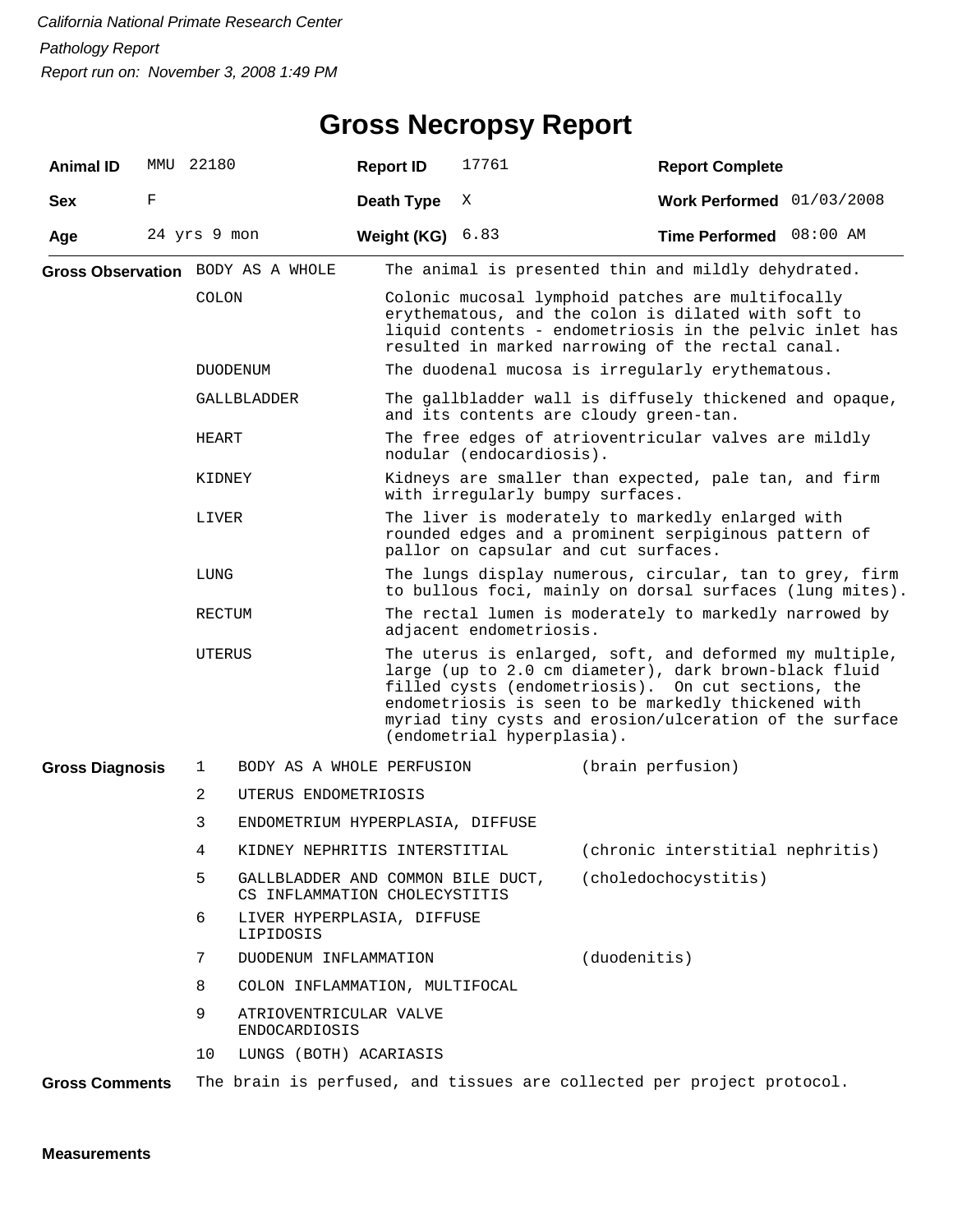*California National Primate Research Center*

*Pathology Report*

*Report run on: November 3, 2008 1:49 PM*

# Gross Necropsy Report

| | | | | | |
|---|---|---|---|---|---|
| **Animal ID** | MMU 22180 | **Report ID** | 17761 | **Report Complete** | |
| **Sex** | F | **Death Type** | X | **Work Performed** | 01/03/2008 |
| **Age** | 24 yrs 9 mon | **Weight (KG)** | 6.83 | **Time Performed** | 08:00 AM |

**Gross Observation**

| | |
|---|---|
| BODY AS A WHOLE | The animal is presented thin and mildly dehydrated. |
| COLON | Colonic mucosal lymphoid patches are multifocally erythematous, and the colon is dilated with soft to liquid contents - endometriosis in the pelvic inlet has resulted in marked narrowing of the rectal canal. |
| DUODENUM | The duodenal mucosa is irregularly erythematous. |
| GALLBLADDER | The gallbladder wall is diffusely thickened and opaque, and its contents are cloudy green-tan. |
| HEART | The free edges of atrioventricular valves are mildly nodular (endocardiosis). |
| KIDNEY | Kidneys are smaller than expected, pale tan, and firm with irregularly bumpy surfaces. |
| LIVER | The liver is moderately to markedly enlarged with rounded edges and a prominent serpiginous pattern of pallor on capsular and cut surfaces. |
| LUNG | The lungs display numerous, circular, tan to grey, firm to bullous foci, mainly on dorsal surfaces (lung mites). |
| RECTUM | The rectal lumen is moderately to markedly narrowed by adjacent endometriosis. |
| UTERUS | The uterus is enlarged, soft, and deformed my multiple, large (up to 2.0 cm diameter), dark brown-black fluid filled cysts (endometriosis). On cut sections, the endometriosis is seen to be markedly thickened with myriad tiny cysts and erosion/ulceration of the surface (endometrial hyperplasia). |

**Gross Diagnosis**

| | | |
|---|---|---|
| 1 | BODY AS A WHOLE PERFUSION | (brain perfusion) |
| 2 | UTERUS ENDOMETRIOSIS | |
| 3 | ENDOMETRIUM HYPERPLASIA, DIFFUSE | |
| 4 | KIDNEY NEPHRITIS INTERSTITIAL | (chronic interstitial nephritis) |
| 5 | GALLBLADDER AND COMMON BILE DUCT, CS INFLAMMATION CHOLECYSTITIS | (choledochocystitis) |
| 6 | LIVER HYPERPLASIA, DIFFUSE LIPIDOSIS | |
| 7 | DUODENUM INFLAMMATION | (duodenitis) |
| 8 | COLON INFLAMMATION, MULTIFOCAL | |
| 9 | ATRIOVENTRICULAR VALVE ENDOCARDIOSIS | |
| 10 | LUNGS (BOTH) ACARIASIS | |

**Gross Comments** The brain is perfused, and tissues are collected per project protocol.

**Measurements**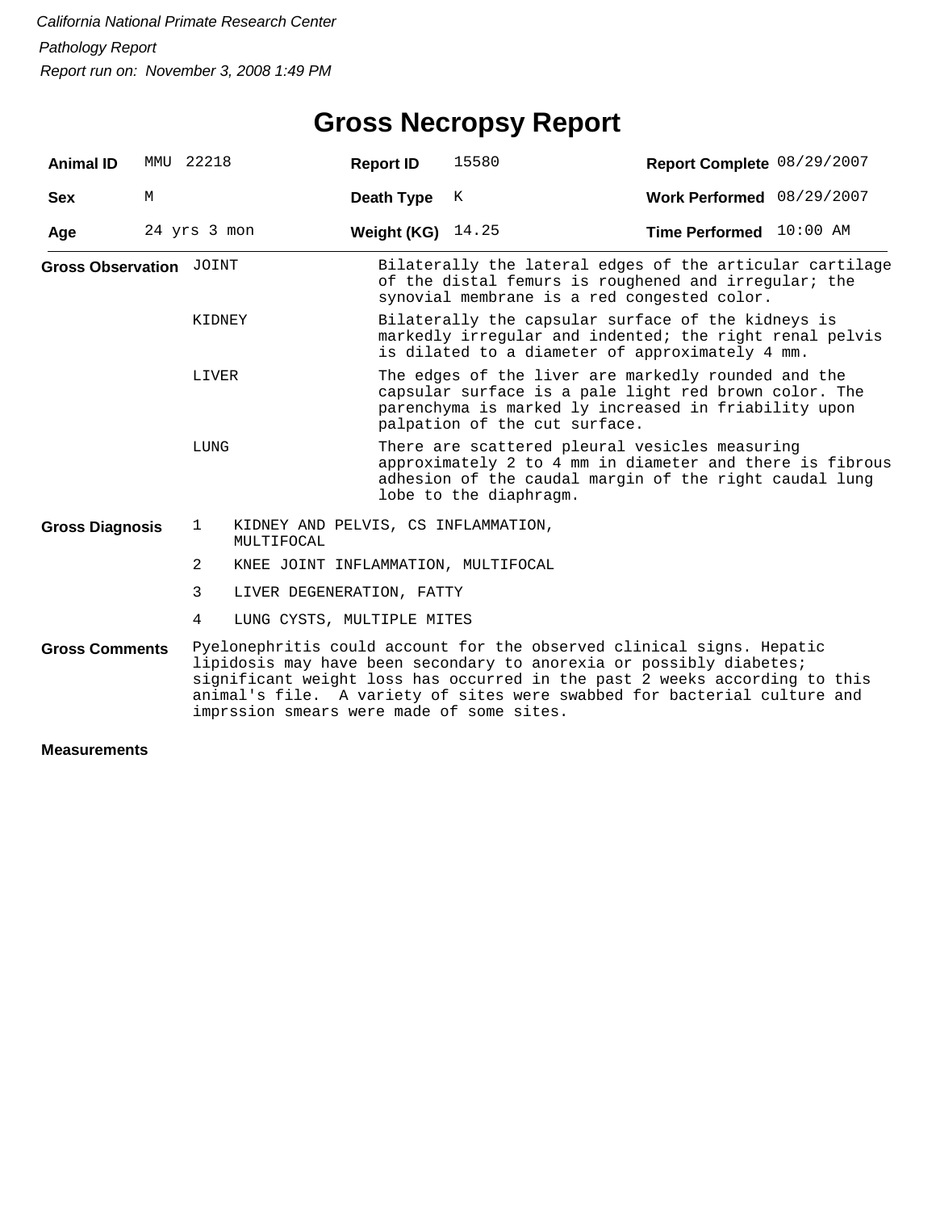*California National Primate Research Center*

*Pathology Report*

*Report run on: November 3, 2008 1:49 PM*

# Gross Necropsy Report

| **Animal ID** | MMU 22218 | **Report ID** | 15580 | **Report Complete** | 08/29/2007 |
|---|---|---|---|---|---|
| **Sex** | M | **Death Type** | K | **Work Performed** | 08/29/2007 |
| **Age** | 24 yrs 3 mon | **Weight (KG)** | 14.25 | **Time Performed** | 10:00 AM |

**Gross Observation**

| | |
|---|---|
| JOINT | Bilaterally the lateral edges of the articular cartilage of the distal femurs is roughened and irregular; the synovial membrane is a red congested color. |
| KIDNEY | Bilaterally the capsular surface of the kidneys is markedly irregular and indented; the right renal pelvis is dilated to a diameter of approximately 4 mm. |
| LIVER | The edges of the liver are markedly rounded and the capsular surface is a pale light red brown color. The parenchyma is marked ly increased in friability upon palpation of the cut surface. |
| LUNG | There are scattered pleural vesicles measuring approximately 2 to 4 mm in diameter and there is fibrous adhesion of the caudal margin of the right caudal lung lobe to the diaphragm. |

**Gross Diagnosis**

1. KIDNEY AND PELVIS, CS INFLAMMATION, MULTIFOCAL
2. KNEE JOINT INFLAMMATION, MULTIFOCAL
3. LIVER DEGENERATION, FATTY
4. LUNG CYSTS, MULTIPLE MITES

**Gross Comments**

Pyelonephritis could account for the observed clinical signs. Hepatic lipidosis may have been secondary to anorexia or possibly diabetes; significant weight loss has occurred in the past 2 weeks according to this animal's file. A variety of sites were swabbed for bacterial culture and imprssion smears were made of some sites.

**Measurements**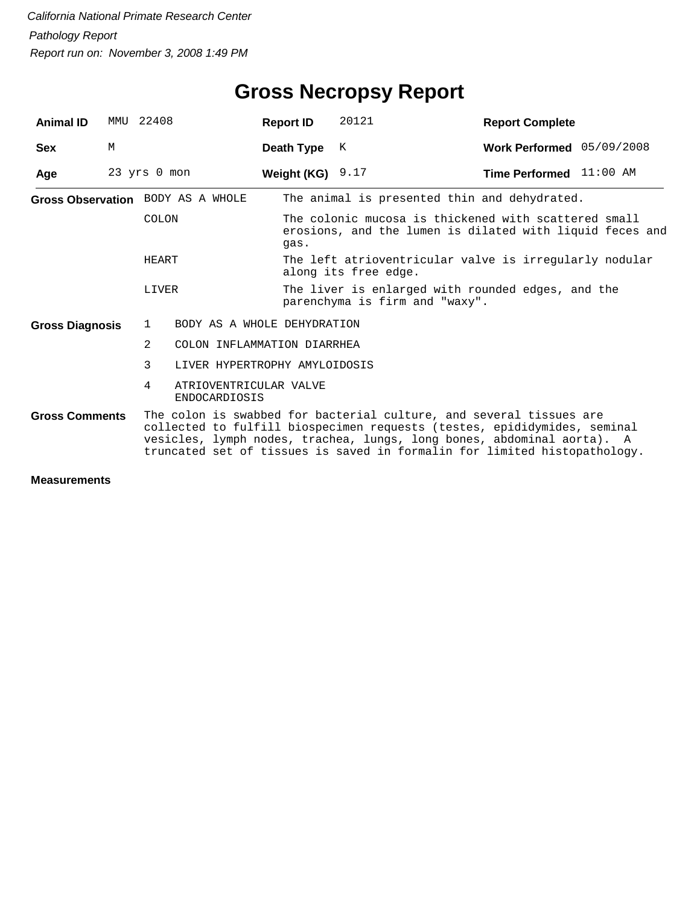*California National Primate Research Center*

*Pathology Report*

*Report run on: November 3, 2008 1:49 PM*

# Gross Necropsy Report

| **Animal ID** | MMU 22408 | **Report ID** | 20121 | **Report Complete** | |
|---|---|---|---|---|---|
| **Sex** | M | **Death Type** | K | **Work Performed** | 05/09/2008 |
| **Age** | 23 yrs 0 mon | **Weight (KG)** | 9.17 | **Time Performed** | 11:00 AM |

**Gross Observation**

| | |
|---|---|
| BODY AS A WHOLE | The animal is presented thin and dehydrated. |
| COLON | The colonic mucosa is thickened with scattered small erosions, and the lumen is dilated with liquid feces and gas. |
| HEART | The left atrioventricular valve is irregularly nodular along its free edge. |
| LIVER | The liver is enlarged with rounded edges, and the parenchyma is firm and "waxy". |

**Gross Diagnosis**

1. BODY AS A WHOLE DEHYDRATION
2. COLON INFLAMMATION DIARRHEA
3. LIVER HYPERTROPHY AMYLOIDOSIS
4. ATRIOVENTRICULAR VALVE ENDOCARDIOSIS

**Gross Comments**

The colon is swabbed for bacterial culture, and several tissues are collected to fulfill biospecimen requests (testes, epididymides, seminal vesicles, lymph nodes, trachea, lungs, long bones, abdominal aorta). A truncated set of tissues is saved in formalin for limited histopathology.

**Measurements**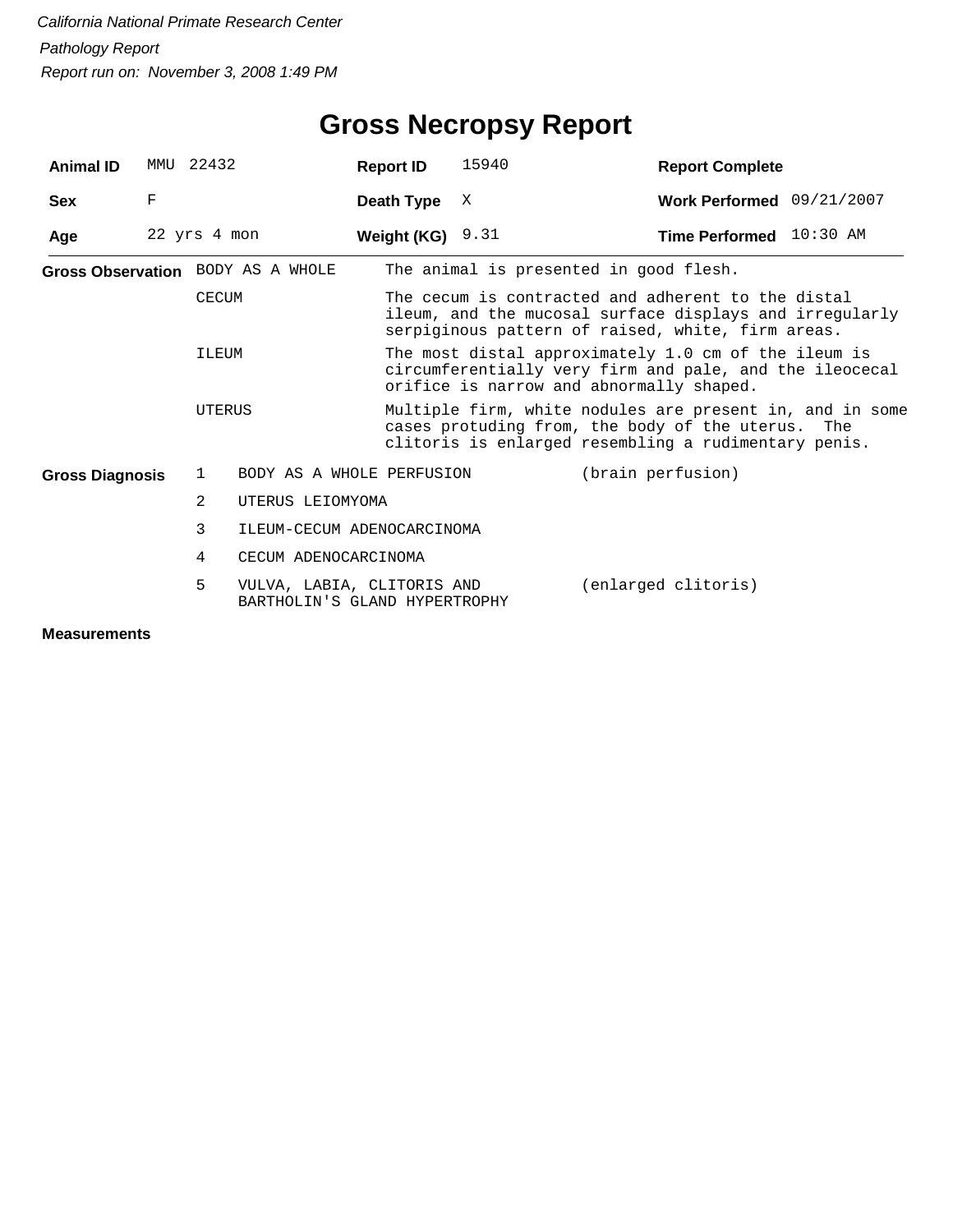*California National Primate Research Center*

*Pathology Report*

*Report run on: November 3, 2008 1:49 PM*

# Gross Necropsy Report

| | | | | | |
|---|---|---|---|---|---|
| **Animal ID** | MMU 22432 | **Report ID** | 15940 | **Report Complete** | |
| **Sex** | F | **Death Type** | X | **Work Performed** | 09/21/2007 |
| **Age** | 22 yrs 4 mon | **Weight (KG)** | 9.31 | **Time Performed** | 10:30 AM |

**Gross Observation**

| | |
|---|---|
| BODY AS A WHOLE | The animal is presented in good flesh. |
| CECUM | The cecum is contracted and adherent to the distal ileum, and the mucosal surface displays and irregularly serpiginous pattern of raised, white, firm areas. |
| ILEUM | The most distal approximately 1.0 cm of the ileum is circumferentially very firm and pale, and the ileocecal orifice is narrow and abnormally shaped. |
| UTERUS | Multiple firm, white nodules are present in, and in some cases protuding from, the body of the uterus. The clitoris is enlarged resembling a rudimentary penis. |

**Gross Diagnosis**

| | | |
|---|---|---|
| 1 | BODY AS A WHOLE PERFUSION | (brain perfusion) |
| 2 | UTERUS LEIOMYOMA | |
| 3 | ILEUM-CECUM ADENOCARCINOMA | |
| 4 | CECUM ADENOCARCINOMA | |
| 5 | VULVA, LABIA, CLITORIS AND BARTHOLIN'S GLAND HYPERTROPHY | (enlarged clitoris) |

**Measurements**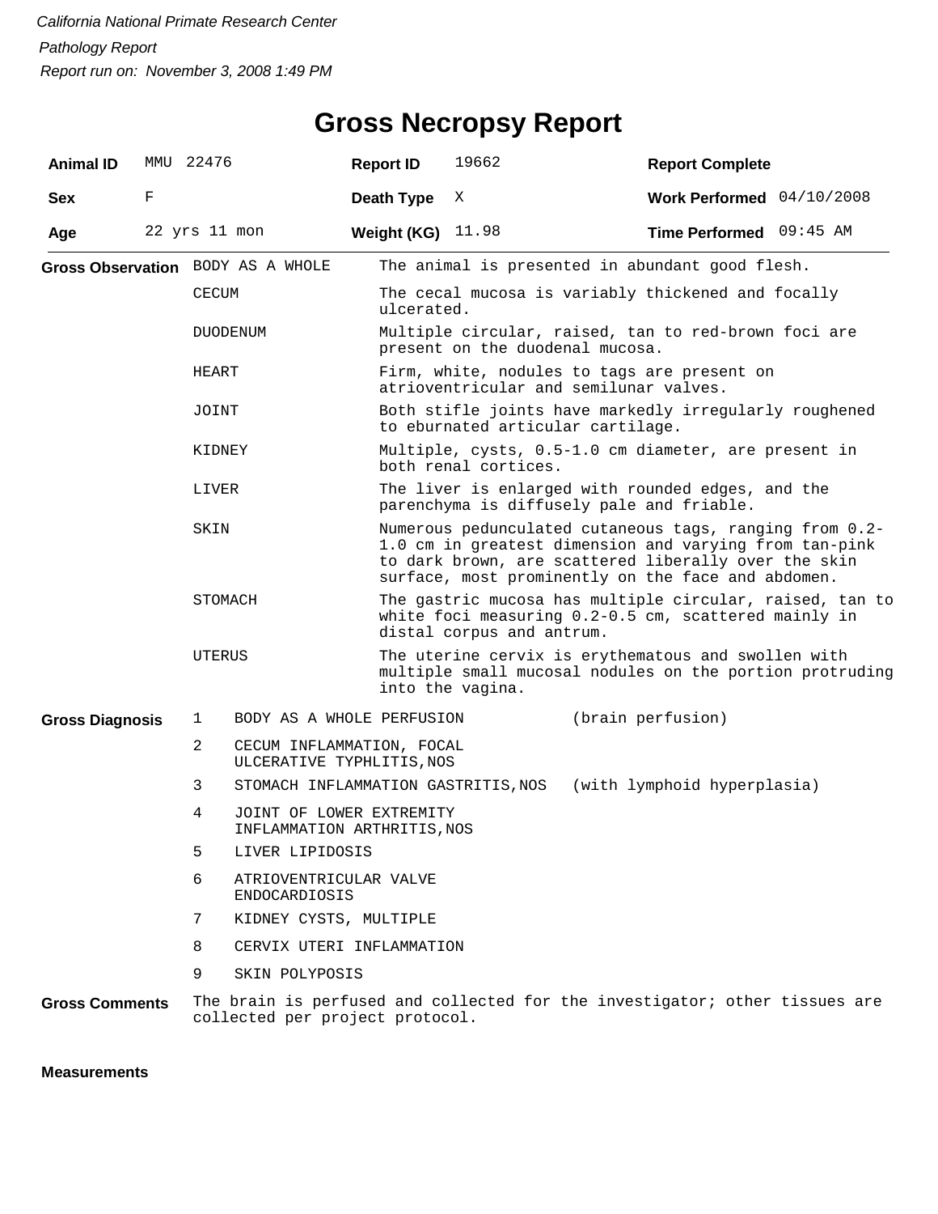*California National Primate Research Center*

*Pathology Report*

*Report run on: November 3, 2008 1:49 PM*

# Gross Necropsy Report

| | | | | | |
|---|---|---|---|---|---|
| **Animal ID** | MMU 22476 | **Report ID** | 19662 | **Report Complete** | |
| **Sex** | F | **Death Type** | X | **Work Performed** | 04/10/2008 |
| **Age** | 22 yrs 11 mon | **Weight (KG)** | 11.98 | **Time Performed** | 09:45 AM |

**Gross Observation**

| | |
|---|---|
| BODY AS A WHOLE | The animal is presented in abundant good flesh. |
| CECUM | The cecal mucosa is variably thickened and focally ulcerated. |
| DUODENUM | Multiple circular, raised, tan to red-brown foci are present on the duodenal mucosa. |
| HEART | Firm, white, nodules to tags are present on atrioventricular and semilunar valves. |
| JOINT | Both stifle joints have markedly irregularly roughened to eburnated articular cartilage. |
| KIDNEY | Multiple, cysts, 0.5-1.0 cm diameter, are present in both renal cortices. |
| LIVER | The liver is enlarged with rounded edges, and the parenchyma is diffusely pale and friable. |
| SKIN | Numerous pedunculated cutaneous tags, ranging from 0.2-1.0 cm in greatest dimension and varying from tan-pink to dark brown, are scattered liberally over the skin surface, most prominently on the face and abdomen. |
| STOMACH | The gastric mucosa has multiple circular, raised, tan to white foci measuring 0.2-0.5 cm, scattered mainly in distal corpus and antrum. |
| UTERUS | The uterine cervix is erythematous and swollen with multiple small mucosal nodules on the portion protruding into the vagina. |

**Gross Diagnosis**

| | | |
|---|---|---|
| 1 | BODY AS A WHOLE PERFUSION | (brain perfusion) |
| 2 | CECUM INFLAMMATION, FOCAL ULCERATIVE TYPHLITIS,NOS | |
| 3 | STOMACH INFLAMMATION GASTRITIS,NOS | (with lymphoid hyperplasia) |
| 4 | JOINT OF LOWER EXTREMITY INFLAMMATION ARTHRITIS,NOS | |
| 5 | LIVER LIPIDOSIS | |
| 6 | ATRIOVENTRICULAR VALVE ENDOCARDIOSIS | |
| 7 | KIDNEY CYSTS, MULTIPLE | |
| 8 | CERVIX UTERI INFLAMMATION | |
| 9 | SKIN POLYPOSIS | |

**Gross Comments** The brain is perfused and collected for the investigator; other tissues are collected per project protocol.

**Measurements**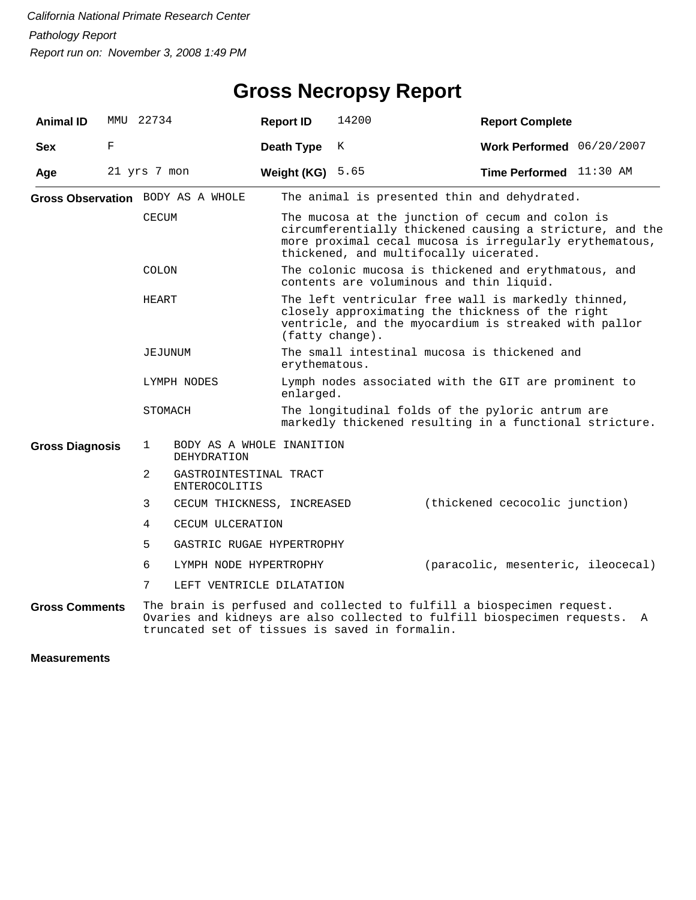*California National Primate Research Center*

*Pathology Report*

*Report run on: November 3, 2008 1:49 PM*

# Gross Necropsy Report

| | | | | | |
|---|---|---|---|---|---|
| **Animal ID** | MMU 22734 | **Report ID** | 14200 | **Report Complete** | |
| **Sex** | F | **Death Type** | K | **Work Performed** | 06/20/2007 |
| **Age** | 21 yrs 7 mon | **Weight (KG)** | 5.65 | **Time Performed** | 11:30 AM |

**Gross Observation**

| | |
|---|---|
| BODY AS A WHOLE | The animal is presented thin and dehydrated. |
| CECUM | The mucosa at the junction of cecum and colon is circumferentially thickened causing a stricture, and the more proximal cecal mucosa is irregularly erythematous, thickened, and multifocally uicerated. |
| COLON | The colonic mucosa is thickened and erythmatous, and contents are voluminous and thin liquid. |
| HEART | The left ventricular free wall is markedly thinned, closely approximating the thickness of the right ventricle, and the myocardium is streaked with pallor (fatty change). |
| JEJUNUM | The small intestinal mucosa is thickened and erythematous. |
| LYMPH NODES | Lymph nodes associated with the GIT are prominent to enlarged. |
| STOMACH | The longitudinal folds of the pyloric antrum are markedly thickened resulting in a functional stricture. |

**Gross Diagnosis**

| | | |
|---|---|---|
| 1 | BODY AS A WHOLE INANITION DEHYDRATION | |
| 2 | GASTROINTESTINAL TRACT ENTEROCOLITIS | |
| 3 | CECUM THICKNESS, INCREASED | (thickened cecocolic junction) |
| 4 | CECUM ULCERATION | |
| 5 | GASTRIC RUGAE HYPERTROPHY | |
| 6 | LYMPH NODE HYPERTROPHY | (paracolic, mesenteric, ileocecal) |
| 7 | LEFT VENTRICLE DILATATION | |

**Gross Comments**

The brain is perfused and collected to fulfill a biospecimen request. Ovaries and kidneys are also collected to fulfill biospecimen requests. A truncated set of tissues is saved in formalin.

**Measurements**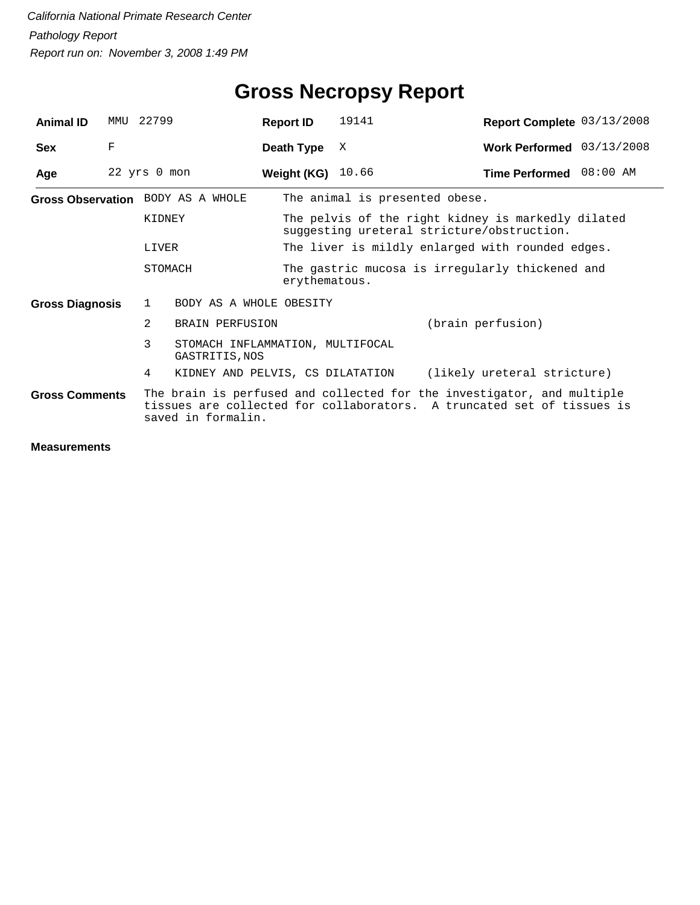*California National Primate Research Center*

*Pathology Report*

*Report run on: November 3, 2008 1:49 PM*

# Gross Necropsy Report

| | | | | | |
|---|---|---|---|---|---|
| **Animal ID** | MMU 22799 | **Report ID** | 19141 | **Report Complete** | 03/13/2008 |
| **Sex** | F | **Death Type** | X | **Work Performed** | 03/13/2008 |
| **Age** | 22 yrs 0 mon | **Weight (KG)** | 10.66 | **Time Performed** | 08:00 AM |

**Gross Observation**

| | |
|---|---|
| BODY AS A WHOLE | The animal is presented obese. |
| KIDNEY | The pelvis of the right kidney is markedly dilated suggesting ureteral stricture/obstruction. |
| LIVER | The liver is mildly enlarged with rounded edges. |
| STOMACH | The gastric mucosa is irregularly thickened and erythematous. |

**Gross Diagnosis**

| | | |
|---|---|---|
| 1 | BODY AS A WHOLE OBESITY | |
| 2 | BRAIN PERFUSION | (brain perfusion) |
| 3 | STOMACH INFLAMMATION, MULTIFOCAL GASTRITIS,NOS | |
| 4 | KIDNEY AND PELVIS, CS DILATATION | (likely ureteral stricture) |

**Gross Comments**

The brain is perfused and collected for the investigator, and multiple tissues are collected for collaborators. A truncated set of tissues is saved in formalin.

**Measurements**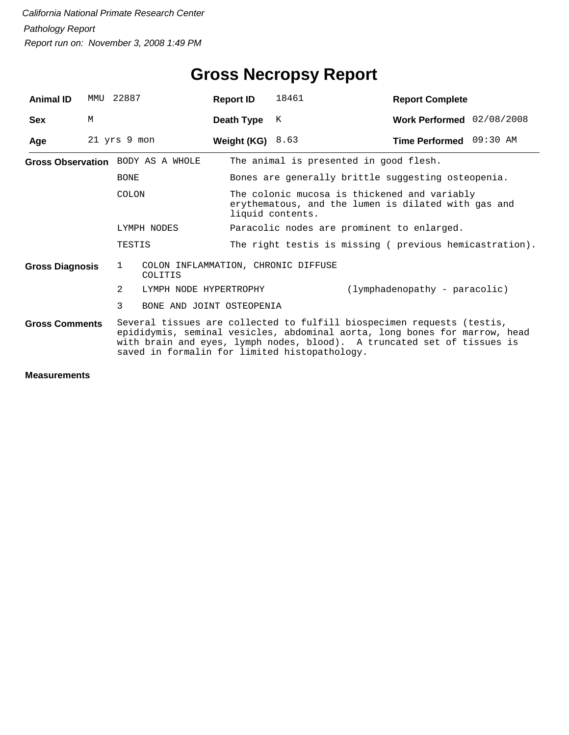*California National Primate Research Center*

*Pathology Report*

*Report run on: November 3, 2008 1:49 PM*

# Gross Necropsy Report

| | | | | | |
|---|---|---|---|---|---|
| **Animal ID** | MMU 22887 | **Report ID** | 18461 | **Report Complete** | |
| **Sex** | M | **Death Type** | K | **Work Performed** | 02/08/2008 |
| **Age** | 21 yrs 9 mon | **Weight (KG)** | 8.63 | **Time Performed** | 09:30 AM |

**Gross Observation**

| | |
|---|---|
| BODY AS A WHOLE | The animal is presented in good flesh. |
| BONE | Bones are generally brittle suggesting osteopenia. |
| COLON | The colonic mucosa is thickened and variably erythematous, and the lumen is dilated with gas and liquid contents. |
| LYMPH NODES | Paracolic nodes are prominent to enlarged. |
| TESTIS | The right testis is missing ( previous hemicastration). |

**Gross Diagnosis**

| | | |
|---|---|---|
| 1 | COLON INFLAMMATION, CHRONIC DIFFUSE COLITIS | |
| 2 | LYMPH NODE HYPERTROPHY | (lymphadenopathy - paracolic) |
| 3 | BONE AND JOINT OSTEOPENIA | |

**Gross Comments**

Several tissues are collected to fulfill biospecimen requests (testis, epididymis, seminal vesicles, abdominal aorta, long bones for marrow, head with brain and eyes, lymph nodes, blood). A truncated set of tissues is saved in formalin for limited histopathology.

**Measurements**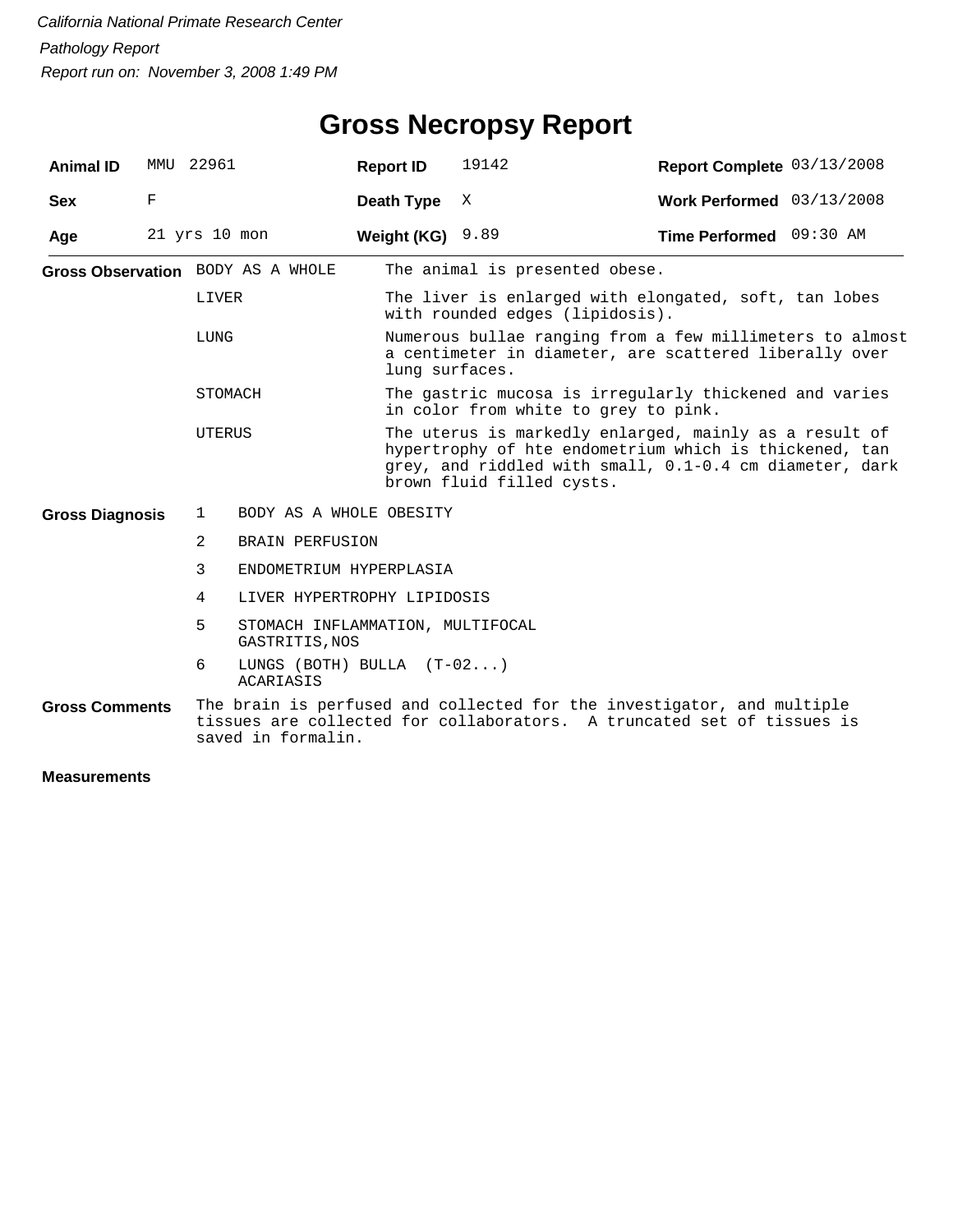*California National Primate Research Center*

*Pathology Report*

*Report run on: November 3, 2008 1:49 PM*

# Gross Necropsy Report

| | | | | | |
|---|---|---|---|---|---|
| **Animal ID** | MMU 22961 | **Report ID** | 19142 | **Report Complete** | 03/13/2008 |
| **Sex** | F | **Death Type** | X | **Work Performed** | 03/13/2008 |
| **Age** | 21 yrs 10 mon | **Weight (KG)** | 9.89 | **Time Performed** | 09:30 AM |

**Gross Observation**

| | |
|---|---|
| BODY AS A WHOLE | The animal is presented obese. |
| LIVER | The liver is enlarged with elongated, soft, tan lobes with rounded edges (lipidosis). |
| LUNG | Numerous bullae ranging from a few millimeters to almost a centimeter in diameter, are scattered liberally over lung surfaces. |
| STOMACH | The gastric mucosa is irregularly thickened and varies in color from white to grey to pink. |
| UTERUS | The uterus is markedly enlarged, mainly as a result of hypertrophy of hte endometrium which is thickened, tan grey, and riddled with small, 0.1-0.4 cm diameter, dark brown fluid filled cysts. |

**Gross Diagnosis**

1. BODY AS A WHOLE OBESITY
2. BRAIN PERFUSION
3. ENDOMETRIUM HYPERPLASIA
4. LIVER HYPERTROPHY LIPIDOSIS
5. STOMACH INFLAMMATION, MULTIFOCAL GASTRITIS,NOS
6. LUNGS (BOTH) BULLA (T-02...) ACARIASIS

**Gross Comments**

The brain is perfused and collected for the investigator, and multiple tissues are collected for collaborators. A truncated set of tissues is saved in formalin.

**Measurements**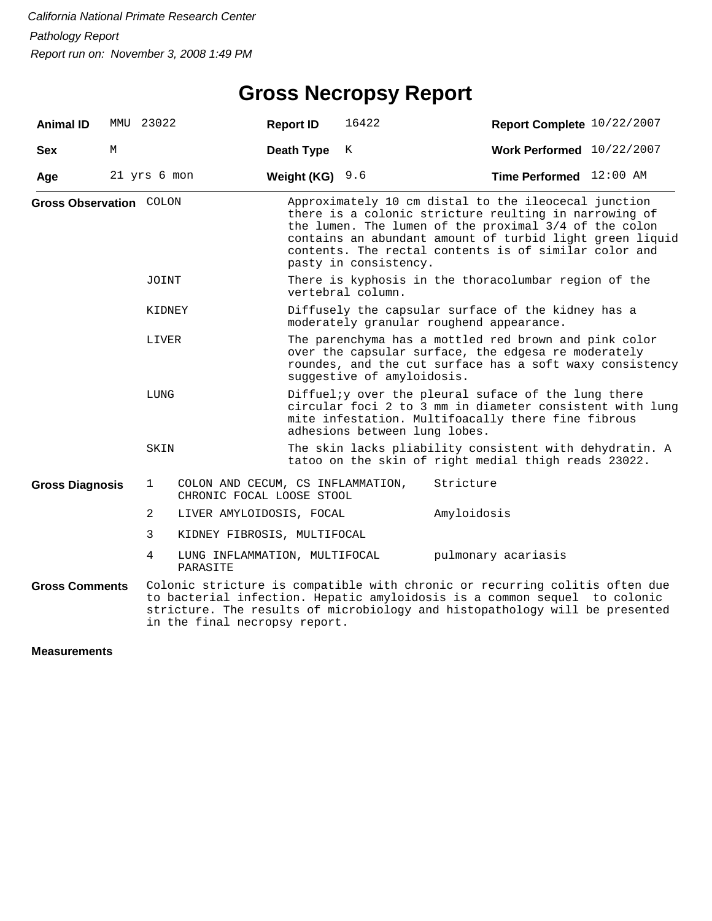*California National Primate Research Center*

*Pathology Report*

*Report run on: November 3, 2008 1:49 PM*

# Gross Necropsy Report

| | | | | | |
|---|---|---|---|---|---|
| **Animal ID** | MMU 23022 | **Report ID** | 16422 | **Report Complete** | 10/22/2007 |
| **Sex** | M | **Death Type** | K | **Work Performed** | 10/22/2007 |
| **Age** | 21 yrs 6 mon | **Weight (KG)** | 9.6 | **Time Performed** | 12:00 AM |

**Gross Observation**

| | |
|---|---|
| COLON | Approximately 10 cm distal to the ileocecal junction there is a colonic stricture reulting in narrowing of the lumen. The lumen of the proximal 3/4 of the colon contains an abundant amount of turbid light green liquid contents. The rectal contents is of similar color and pasty in consistency. |
| JOINT | There is kyphosis in the thoracolumbar region of the vertebral column. |
| KIDNEY | Diffusely the capsular surface of the kidney has a moderately granular roughend appearance. |
| LIVER | The parenchyma has a mottled red brown and pink color over the capsular surface, the edgesa re moderately roundes, and the cut surface has a soft waxy consistency suggestive of amyloidosis. |
| LUNG | Diffuel;y over the pleural suface of the lung there circular foci 2 to 3 mm in diameter consistent with lung mite infestation. Multifoacally there fine fibrous adhesions between lung lobes. |
| SKIN | The skin lacks pliability consistent with dehydratin. A tatoo on the skin of right medial thigh reads 23022. |

**Gross Diagnosis**

| | | |
|---|---|---|
| 1 | COLON AND CECUM, CS INFLAMMATION, CHRONIC FOCAL LOOSE STOOL | Stricture |
| 2 | LIVER AMYLOIDOSIS, FOCAL | Amyloidosis |
| 3 | KIDNEY FIBROSIS, MULTIFOCAL | |
| 4 | LUNG INFLAMMATION, MULTIFOCAL PARASITE | pulmonary acariasis |

**Gross Comments**

Colonic stricture is compatible with chronic or recurring colitis often due to bacterial infection. Hepatic amyloidosis is a common sequel to colonic stricture. The results of microbiology and histopathology will be presented in the final necropsy report.

**Measurements**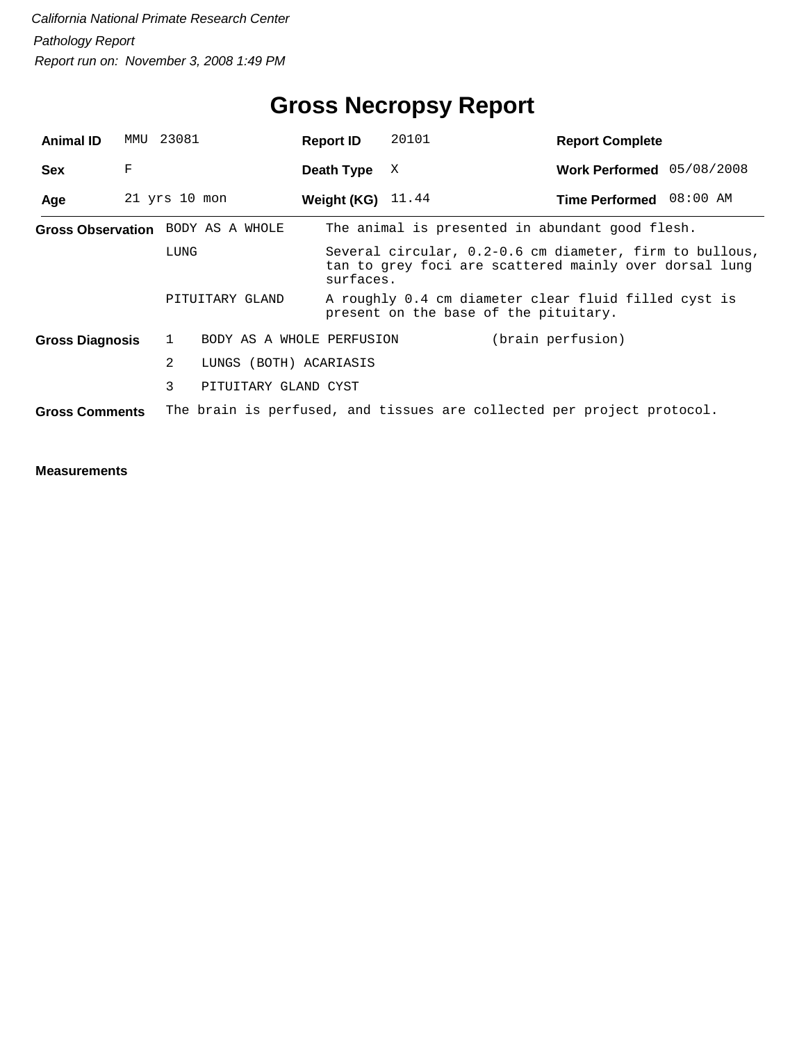*California National Primate Research Center*

*Pathology Report*

*Report run on: November 3, 2008 1:49 PM*

# Gross Necropsy Report

| | | | | | |
|---|---|---|---|---|---|
| **Animal ID** | MMU 23081 | **Report ID** | 20101 | **Report Complete** | |
| **Sex** | F | **Death Type** | X | **Work Performed** | 05/08/2008 |
| **Age** | 21 yrs 10 mon | **Weight (KG)** | 11.44 | **Time Performed** | 08:00 AM |

**Gross Observation**

| | |
|---|---|
| BODY AS A WHOLE | The animal is presented in abundant good flesh. |
| LUNG | Several circular, 0.2-0.6 cm diameter, firm to bullous, tan to grey foci are scattered mainly over dorsal lung surfaces. |
| PITUITARY GLAND | A roughly 0.4 cm diameter clear fluid filled cyst is present on the base of the pituitary. |

**Gross Diagnosis**

1. BODY AS A WHOLE PERFUSION (brain perfusion)
2. LUNGS (BOTH) ACARIASIS
3. PITUITARY GLAND CYST

**Gross Comments** The brain is perfused, and tissues are collected per project protocol.

**Measurements**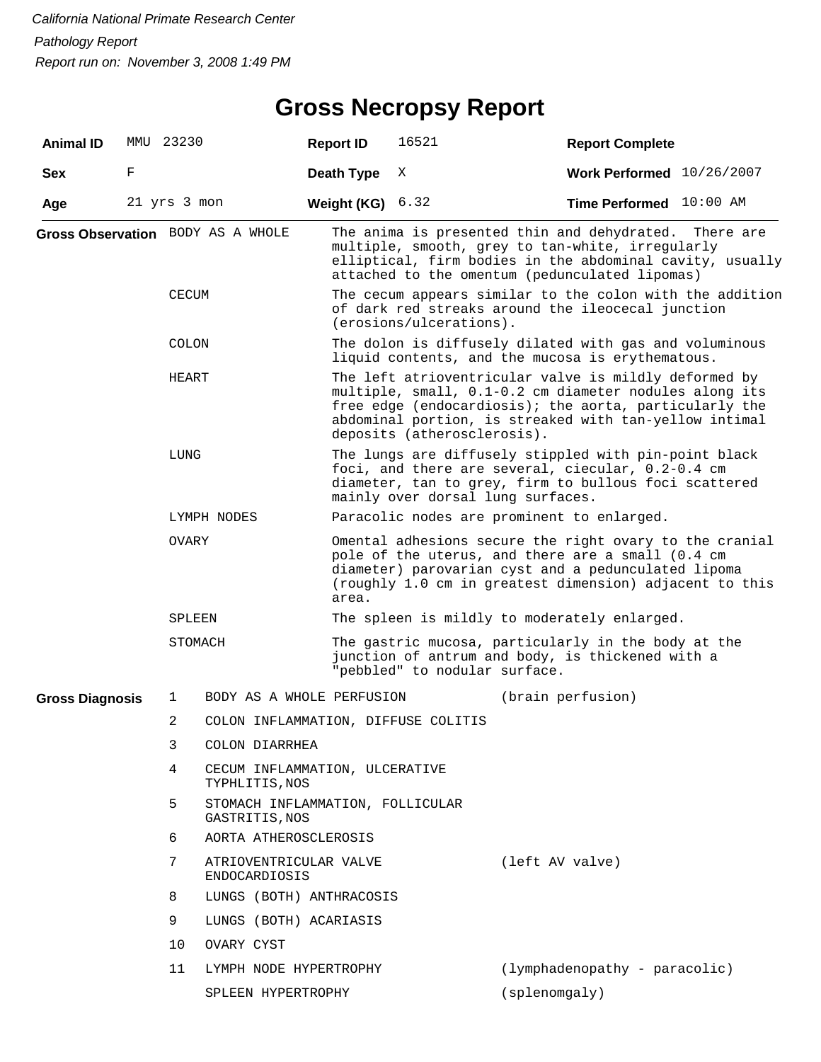*California National Primate Research Center*

*Pathology Report*

*Report run on: November 3, 2008 1:49 PM*

# Gross Necropsy Report

| | | | | | |
|---|---|---|---|---|---|
| **Animal ID** | MMU 23230 | **Report ID** | 16521 | **Report Complete** | |
| **Sex** | F | **Death Type** | X | **Work Performed** | 10/26/2007 |
| **Age** | 21 yrs 3 mon | **Weight (KG)** | 6.32 | **Time Performed** | 10:00 AM |

## Gross Observation

| | |
|---|---|
| BODY AS A WHOLE | The anima is presented thin and dehydrated. There are multiple, smooth, grey to tan-white, irregularly elliptical, firm bodies in the abdominal cavity, usually attached to the omentum (pedunculated lipomas) |
| CECUM | The cecum appears similar to the colon with the addition of dark red streaks around the ileocecal junction (erosions/ulcerations). |
| COLON | The dolon is diffusely dilated with gas and voluminous liquid contents, and the mucosa is erythematous. |
| HEART | The left atrioventricular valve is mildly deformed by multiple, small, 0.1-0.2 cm diameter nodules along its free edge (endocardiosis); the aorta, particularly the abdominal portion, is streaked with tan-yellow intimal deposits (atherosclerosis). |
| LUNG | The lungs are diffusely stippled with pin-point black foci, and there are several, ciecular, 0.2-0.4 cm diameter, tan to grey, firm to bullous foci scattered mainly over dorsal lung surfaces. |
| LYMPH NODES | Paracolic nodes are prominent to enlarged. |
| OVARY | Omental adhesions secure the right ovary to the cranial pole of the uterus, and there are a small (0.4 cm diameter) parovarian cyst and a pedunculated lipoma (roughly 1.0 cm in greatest dimension) adjacent to this area. |
| SPLEEN | The spleen is mildly to moderately enlarged. |
| STOMACH | The gastric mucosa, particularly in the body at the junction of antrum and body, is thickened with a "pebbled" to nodular surface. |

## Gross Diagnosis

| | | |
|---|---|---|
| 1 | BODY AS A WHOLE PERFUSION | (brain perfusion) |
| 2 | COLON INFLAMMATION, DIFFUSE COLITIS | |
| 3 | COLON DIARRHEA | |
| 4 | CECUM INFLAMMATION, ULCERATIVE TYPHLITIS,NOS | |
| 5 | STOMACH INFLAMMATION, FOLLICULAR GASTRITIS,NOS | |
| 6 | AORTA ATHEROSCLEROSIS | |
| 7 | ATRIOVENTRICULAR VALVE ENDOCARDIOSIS | (left AV valve) |
| 8 | LUNGS (BOTH) ANTHRACOSIS | |
| 9 | LUNGS (BOTH) ACARIASIS | |
| 10 | OVARY CYST | |
| 11 | LYMPH NODE HYPERTROPHY | (lymphadenopathy - paracolic) |
| | SPLEEN HYPERTROPHY | (splenomgaly) |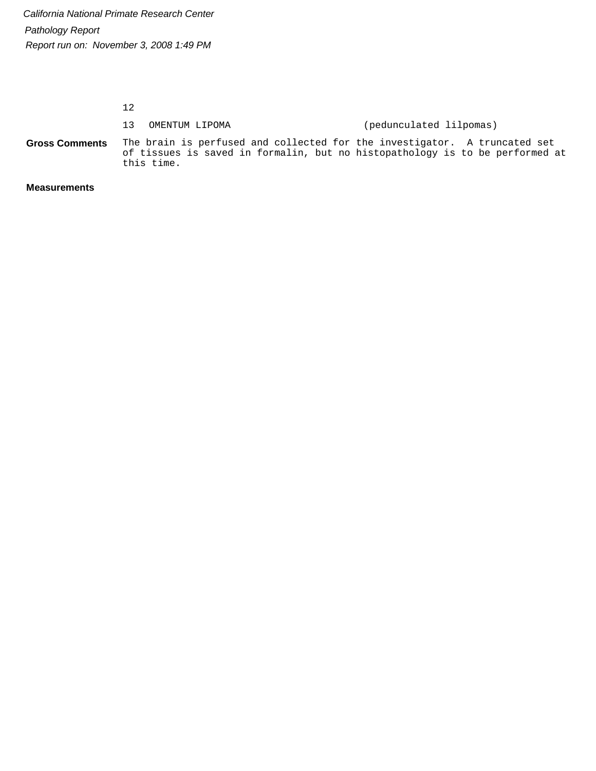12

13 OMENTUM LIPOMA (pedunculated lilpomas)

**Gross Comments** The brain is perfused and collected for the investigator. A truncated set of tissues is saved in formalin, but no histopathology is to be performed at this time.

**Measurements**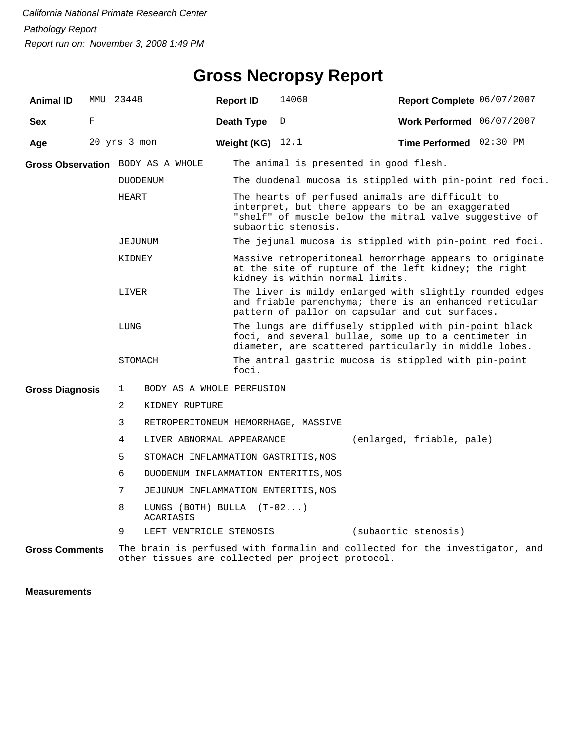*California National Primate Research Center*

*Pathology Report*

*Report run on: November 3, 2008 1:49 PM*

# Gross Necropsy Report

| | | | | | |
|---|---|---|---|---|---|
| **Animal ID** | MMU 23448 | **Report ID** | 14060 | **Report Complete** | 06/07/2007 |
| **Sex** | F | **Death Type** | D | **Work Performed** | 06/07/2007 |
| **Age** | 20 yrs 3 mon | **Weight (KG)** | 12.1 | **Time Performed** | 02:30 PM |

**Gross Observation**

| | |
|---|---|
| BODY AS A WHOLE | The animal is presented in good flesh. |
| DUODENUM | The duodenal mucosa is stippled with pin-point red foci. |
| HEART | The hearts of perfused animals are difficult to interpret, but there appears to be an exaggerated "shelf" of muscle below the mitral valve suggestive of subaortic stenosis. |
| JEJUNUM | The jejunal mucosa is stippled with pin-point red foci. |
| KIDNEY | Massive retroperitoneal hemorrhage appears to originate at the site of rupture of the left kidney; the right kidney is within normal limits. |
| LIVER | The liver is mildy enlarged with slightly rounded edges and friable parenchyma; there is an enhanced reticular pattern of pallor on capsular and cut surfaces. |
| LUNG | The lungs are diffusely stippled with pin-point black foci, and several bullae, some up to a centimeter in diameter, are scattered particularly in middle lobes. |
| STOMACH | The antral gastric mucosa is stippled with pin-point foci. |

**Gross Diagnosis**

| | | |
|---|---|---|
| 1 | BODY AS A WHOLE PERFUSION | |
| 2 | KIDNEY RUPTURE | |
| 3 | RETROPERITONEUM HEMORRHAGE, MASSIVE | |
| 4 | LIVER ABNORMAL APPEARANCE | (enlarged, friable, pale) |
| 5 | STOMACH INFLAMMATION GASTRITIS,NOS | |
| 6 | DUODENUM INFLAMMATION ENTERITIS,NOS | |
| 7 | JEJUNUM INFLAMMATION ENTERITIS,NOS | |
| 8 | LUNGS (BOTH) BULLA (T-02...) ACARIASIS | |
| 9 | LEFT VENTRICLE STENOSIS | (subaortic stenosis) |

**Gross Comments**

The brain is perfused with formalin and collected for the investigator, and other tissues are collected per project protocol.

**Measurements**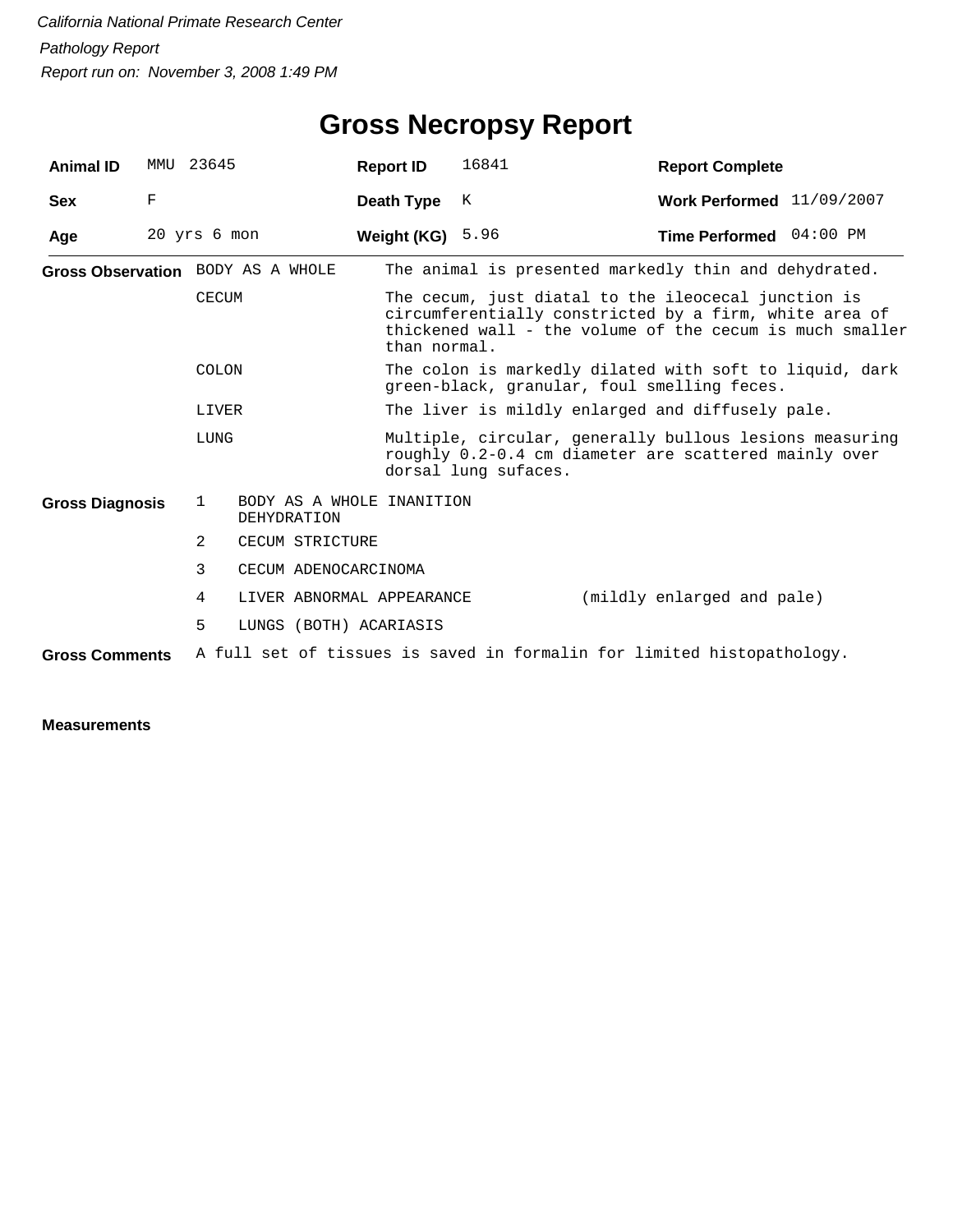*California National Primate Research Center*

*Pathology Report*

*Report run on: November 3, 2008 1:49 PM*

# Gross Necropsy Report

| | | | | | |
|---|---|---|---|---|---|
| **Animal ID** | MMU 23645 | **Report ID** | 16841 | **Report Complete** | |
| **Sex** | F | **Death Type** | K | **Work Performed** | 11/09/2007 |
| **Age** | 20 yrs 6 mon | **Weight (KG)** | 5.96 | **Time Performed** | 04:00 PM |

**Gross Observation**

| | |
|---|---|
| BODY AS A WHOLE | The animal is presented markedly thin and dehydrated. |
| CECUM | The cecum, just diatal to the ileocecal junction is circumferentially constricted by a firm, white area of thickened wall - the volume of the cecum is much smaller than normal. |
| COLON | The colon is markedly dilated with soft to liquid, dark green-black, granular, foul smelling feces. |
| LIVER | The liver is mildly enlarged and diffusely pale. |
| LUNG | Multiple, circular, generally bullous lesions measuring roughly 0.2-0.4 cm diameter are scattered mainly over dorsal lung sufaces. |

**Gross Diagnosis**

| | | |
|---|---|---|
| 1 | BODY AS A WHOLE INANITION DEHYDRATION | |
| 2 | CECUM STRICTURE | |
| 3 | CECUM ADENOCARCINOMA | |
| 4 | LIVER ABNORMAL APPEARANCE | (mildly enlarged and pale) |
| 5 | LUNGS (BOTH) ACARIASIS | |

**Gross Comments** A full set of tissues is saved in formalin for limited histopathology.

**Measurements**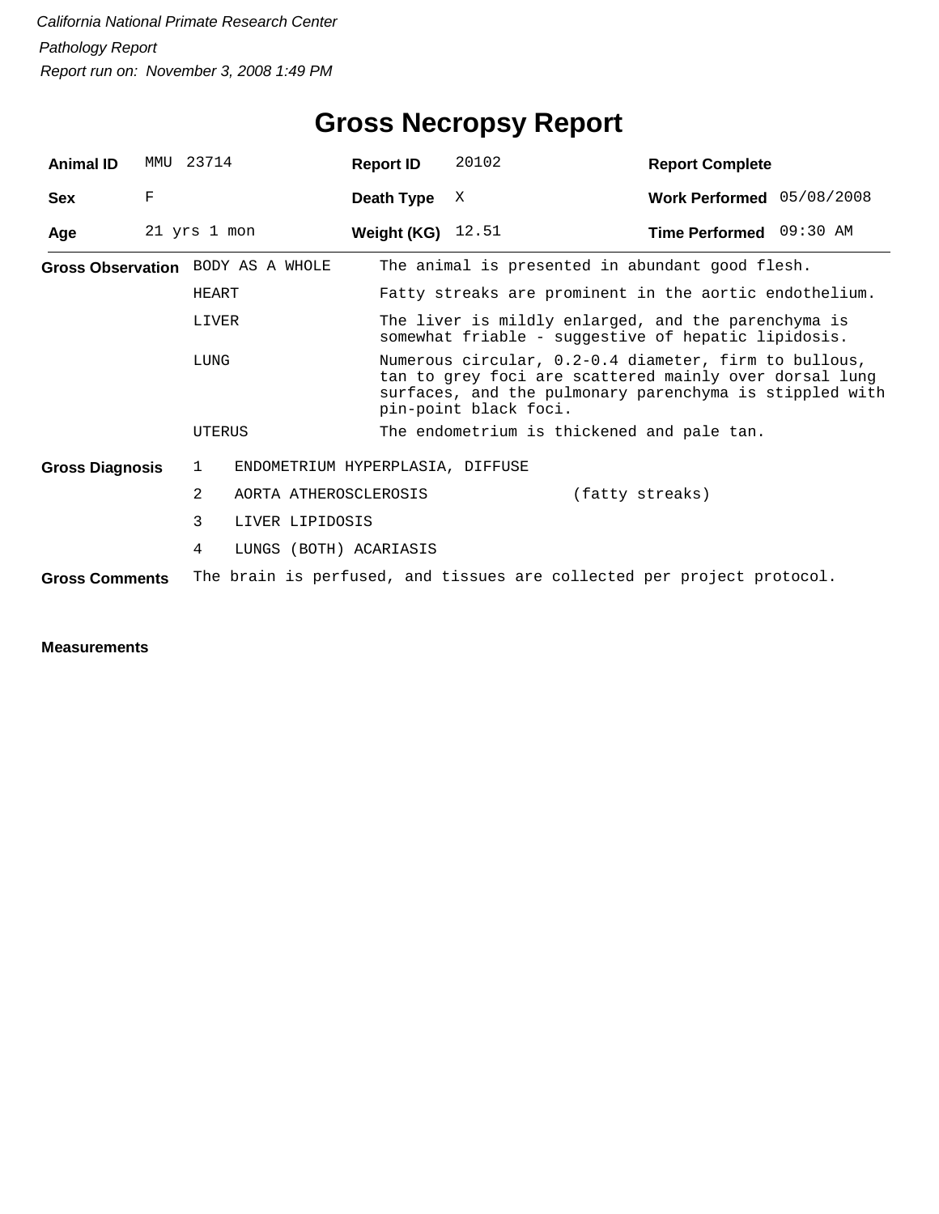*California National Primate Research Center*

*Pathology Report*

*Report run on: November 3, 2008 1:49 PM*

# Gross Necropsy Report

| | | | | | |
|---|---|---|---|---|---|
| **Animal ID** | MMU 23714 | **Report ID** | 20102 | **Report Complete** | |
| **Sex** | F | **Death Type** | X | **Work Performed** | 05/08/2008 |
| **Age** | 21 yrs 1 mon | **Weight (KG)** | 12.51 | **Time Performed** | 09:30 AM |

**Gross Observation**

| | |
|---|---|
| BODY AS A WHOLE | The animal is presented in abundant good flesh. |
| HEART | Fatty streaks are prominent in the aortic endothelium. |
| LIVER | The liver is mildly enlarged, and the parenchyma is somewhat friable - suggestive of hepatic lipidosis. |
| LUNG | Numerous circular, 0.2-0.4 diameter, firm to bullous, tan to grey foci are scattered mainly over dorsal lung surfaces, and the pulmonary parenchyma is stippled with pin-point black foci. |
| UTERUS | The endometrium is thickened and pale tan. |

**Gross Diagnosis**

| | | |
|---|---|---|
| 1 | ENDOMETRIUM HYPERPLASIA, DIFFUSE | |
| 2 | AORTA ATHEROSCLEROSIS | (fatty streaks) |
| 3 | LIVER LIPIDOSIS | |
| 4 | LUNGS (BOTH) ACARIASIS | |

**Gross Comments** The brain is perfused, and tissues are collected per project protocol.

**Measurements**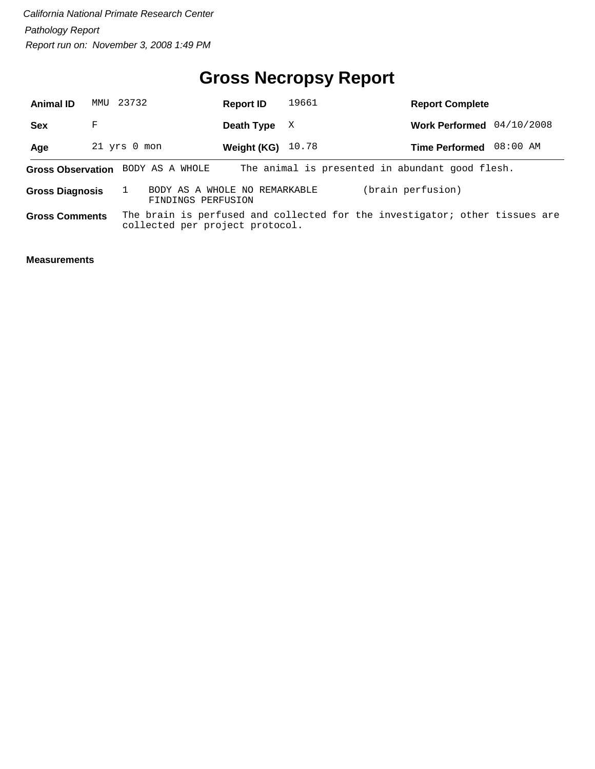*California National Primate Research Center*

*Pathology Report*

*Report run on: November 3, 2008 1:49 PM*

# Gross Necropsy Report

| **Animal ID** | MMU 23732 | **Report ID** | 19661 | **Report Complete** | |
|---|---|---|---|---|---|
| **Sex** | F | **Death Type** | X | **Work Performed** | 04/10/2008 |
| **Age** | 21 yrs 0 mon | **Weight (KG)** | 10.78 | **Time Performed** | 08:00 AM |

**Gross Observation** BODY AS A WHOLE The animal is presented in abundant good flesh.

**Gross Diagnosis** 1 BODY AS A WHOLE NO REMARKABLE FINDINGS PERFUSION (brain perfusion)

**Gross Comments** The brain is perfused and collected for the investigator; other tissues are collected per project protocol.

**Measurements**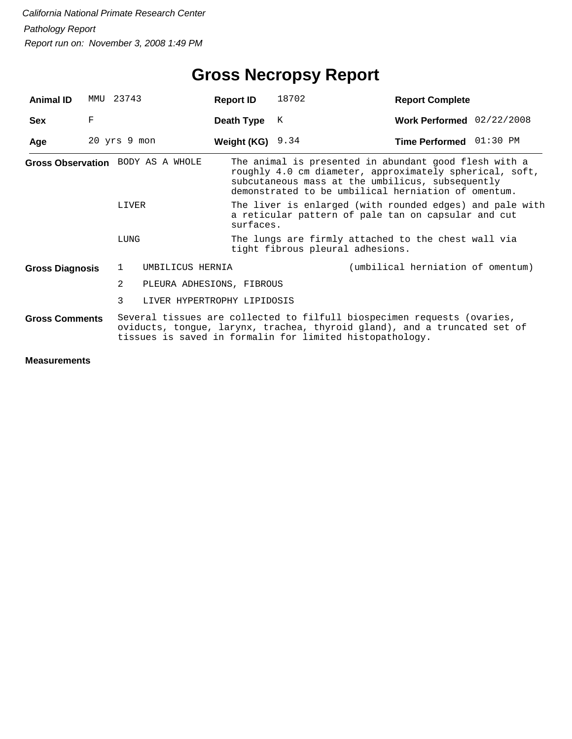*California National Primate Research Center*

*Pathology Report*

*Report run on: November 3, 2008 1:49 PM*

# Gross Necropsy Report

| | | | | | |
|---|---|---|---|---|---|
| **Animal ID** | MMU 23743 | **Report ID** | 18702 | **Report Complete** | |
| **Sex** | F | **Death Type** | K | **Work Performed** | 02/22/2008 |
| **Age** | 20 yrs 9 mon | **Weight (KG)** | 9.34 | **Time Performed** | 01:30 PM |

**Gross Observation**

| | |
|---|---|
| BODY AS A WHOLE | The animal is presented in abundant good flesh with a roughly 4.0 cm diameter, approximately spherical, soft, subcutaneous mass at the umbilicus, subsequently demonstrated to be umbilical herniation of omentum. |
| LIVER | The liver is enlarged (with rounded edges) and pale with a reticular pattern of pale tan on capsular and cut surfaces. |
| LUNG | The lungs are firmly attached to the chest wall via tight fibrous pleural adhesions. |

**Gross Diagnosis**

| | | |
|---|---|---|
| 1 | UMBILICUS HERNIA | (umbilical herniation of omentum) |
| 2 | PLEURA ADHESIONS, FIBROUS | |
| 3 | LIVER HYPERTROPHY LIPIDOSIS | |

**Gross Comments**

Several tissues are collected to filfull biospecimen requests (ovaries, oviducts, tongue, larynx, trachea, thyroid gland), and a truncated set of tissues is saved in formalin for limited histopathology.

**Measurements**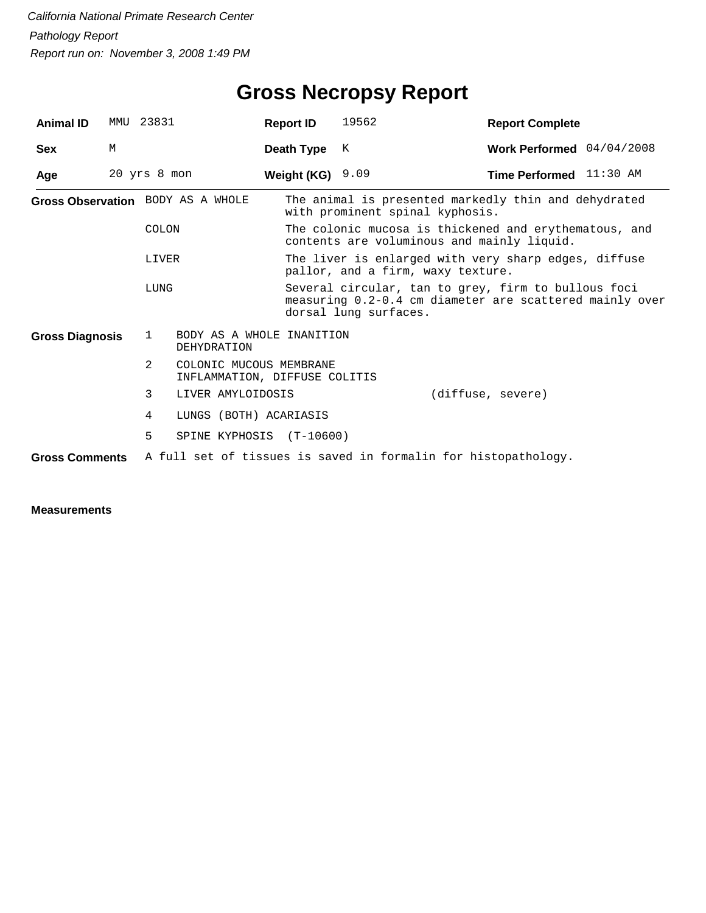*California National Primate Research Center*

*Pathology Report*

*Report run on: November 3, 2008 1:49 PM*

# Gross Necropsy Report

| | | | | | |
|---|---|---|---|---|---|
| **Animal ID** | MMU 23831 | **Report ID** | 19562 | **Report Complete** | |
| **Sex** | M | **Death Type** | K | **Work Performed** | 04/04/2008 |
| **Age** | 20 yrs 8 mon | **Weight (KG)** | 9.09 | **Time Performed** | 11:30 AM |

**Gross Observation**

| | |
|---|---|
| BODY AS A WHOLE | The animal is presented markedly thin and dehydrated with prominent spinal kyphosis. |
| COLON | The colonic mucosa is thickened and erythematous, and contents are voluminous and mainly liquid. |
| LIVER | The liver is enlarged with very sharp edges, diffuse pallor, and a firm, waxy texture. |
| LUNG | Several circular, tan to grey, firm to bullous foci measuring 0.2-0.4 cm diameter are scattered mainly over dorsal lung surfaces. |

**Gross Diagnosis**

| | | |
|---|---|---|
| 1 | BODY AS A WHOLE INANITION<br>DEHYDRATION | |
| 2 | COLONIC MUCOUS MEMBRANE<br>INFLAMMATION, DIFFUSE COLITIS | |
| 3 | LIVER AMYLOIDOSIS | (diffuse, severe) |
| 4 | LUNGS (BOTH) ACARIASIS | |
| 5 | SPINE KYPHOSIS (T-10600) | |

**Gross Comments** A full set of tissues is saved in formalin for histopathology.

**Measurements**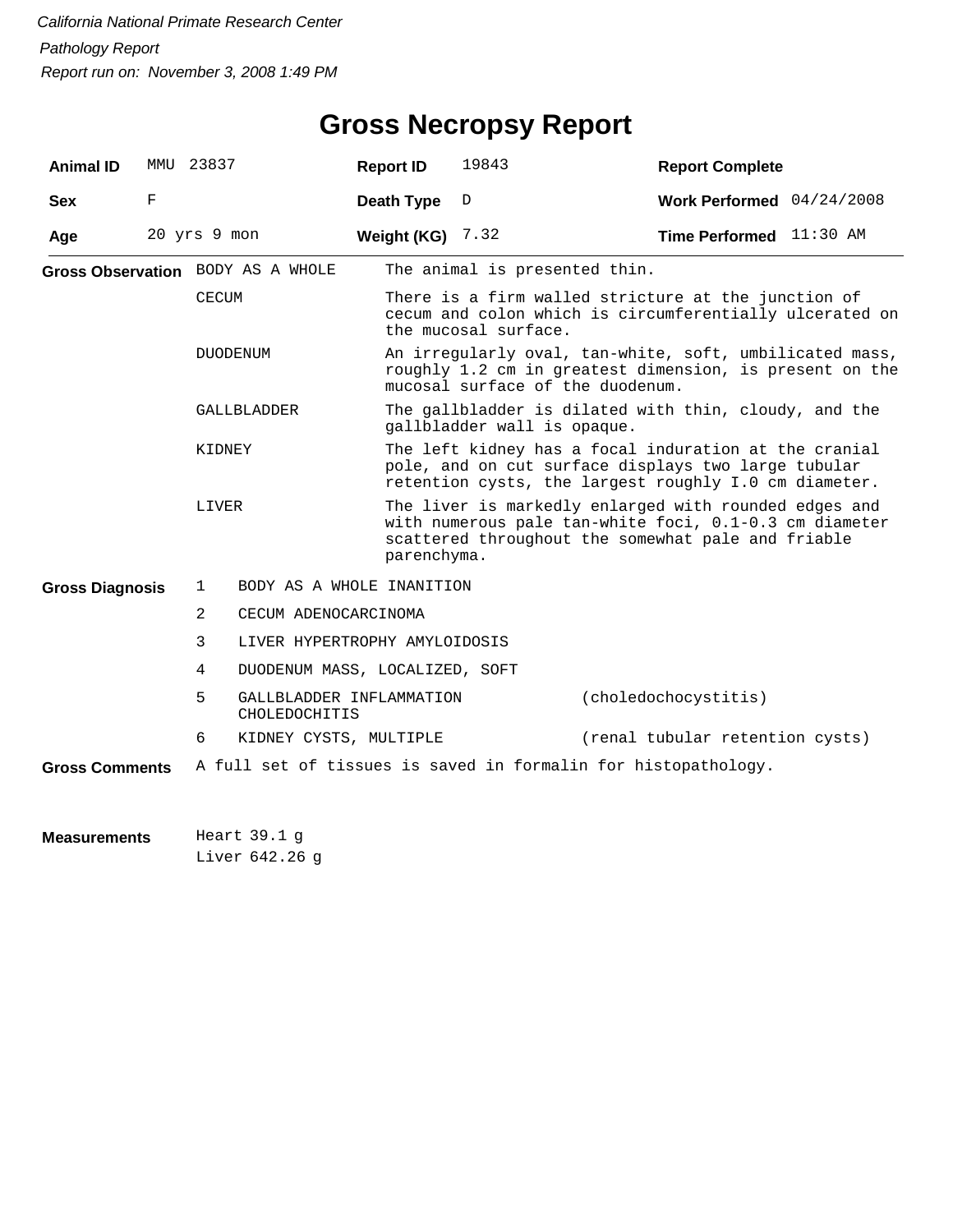*California National Primate Research Center*

*Pathology Report*

*Report run on: November 3, 2008 1:49 PM*

# Gross Necropsy Report

| | | | | | |
|---|---|---|---|---|---|
| **Animal ID** | MMU 23837 | **Report ID** | 19843 | **Report Complete** | |
| **Sex** | F | **Death Type** | D | **Work Performed** | 04/24/2008 |
| **Age** | 20 yrs 9 mon | **Weight (KG)** | 7.32 | **Time Performed** | 11:30 AM |

**Gross Observation**

| | |
|---|---|
| BODY AS A WHOLE | The animal is presented thin. |
| CECUM | There is a firm walled stricture at the junction of cecum and colon which is circumferentially ulcerated on the mucosal surface. |
| DUODENUM | An irregularly oval, tan-white, soft, umbilicated mass, roughly 1.2 cm in greatest dimension, is present on the mucosal surface of the duodenum. |
| GALLBLADDER | The gallbladder is dilated with thin, cloudy, and the gallbladder wall is opaque. |
| KIDNEY | The left kidney has a focal induration at the cranial pole, and on cut surface displays two large tubular retention cysts, the largest roughly I.0 cm diameter. |
| LIVER | The liver is markedly enlarged with rounded edges and with numerous pale tan-white foci, 0.1-0.3 cm diameter scattered throughout the somewhat pale and friable parenchyma. |

**Gross Diagnosis**

| | | |
|---|---|---|
| 1 | BODY AS A WHOLE INANITION | |
| 2 | CECUM ADENOCARCINOMA | |
| 3 | LIVER HYPERTROPHY AMYLOIDOSIS | |
| 4 | DUODENUM MASS, LOCALIZED, SOFT | |
| 5 | GALLBLADDER INFLAMMATION CHOLEDOCHITIS | (choledochocystitis) |
| 6 | KIDNEY CYSTS, MULTIPLE | (renal tubular retention cysts) |

**Gross Comments** A full set of tissues is saved in formalin for histopathology.

**Measurements**

Heart 39.1 g
Liver 642.26 g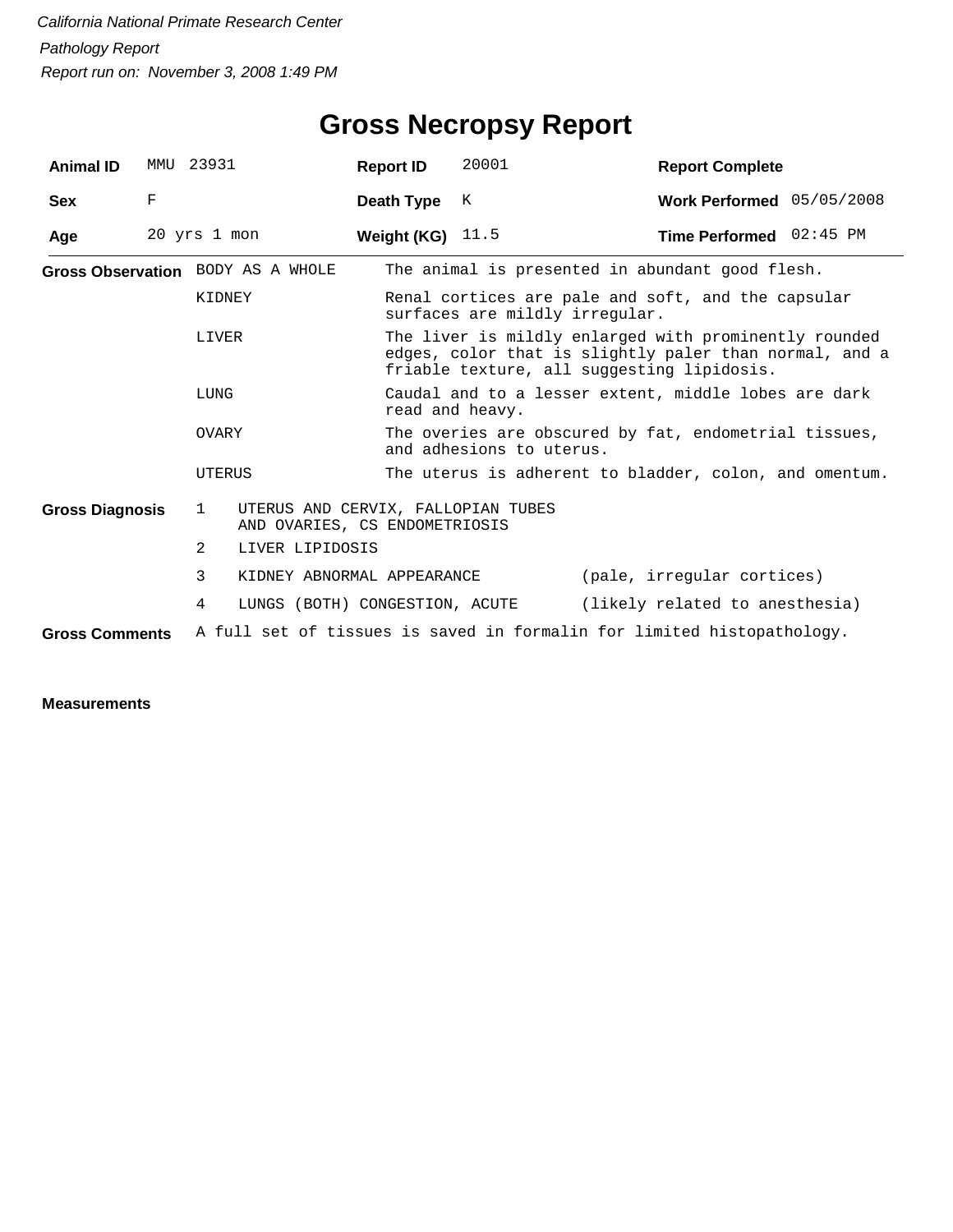*California National Primate Research Center*

*Pathology Report*

*Report run on: November 3, 2008 1:49 PM*

# Gross Necropsy Report

| | | | | | |
|---|---|---|---|---|---|
| **Animal ID** | MMU 23931 | **Report ID** | 20001 | **Report Complete** | |
| **Sex** | F | **Death Type** | K | **Work Performed** | 05/05/2008 |
| **Age** | 20 yrs 1 mon | **Weight (KG)** | 11.5 | **Time Performed** | 02:45 PM |

**Gross Observation**

| | |
|---|---|
| BODY AS A WHOLE | The animal is presented in abundant good flesh. |
| KIDNEY | Renal cortices are pale and soft, and the capsular surfaces are mildly irregular. |
| LIVER | The liver is mildly enlarged with prominently rounded edges, color that is slightly paler than normal, and a friable texture, all suggesting lipidosis. |
| LUNG | Caudal and to a lesser extent, middle lobes are dark read and heavy. |
| OVARY | The overies are obscured by fat, endometrial tissues, and adhesions to uterus. |
| UTERUS | The uterus is adherent to bladder, colon, and omentum. |

**Gross Diagnosis**

| | | |
|---|---|---|
| 1 | UTERUS AND CERVIX, FALLOPIAN TUBES AND OVARIES, CS ENDOMETRIOSIS | |
| 2 | LIVER LIPIDOSIS | |
| 3 | KIDNEY ABNORMAL APPEARANCE | (pale, irregular cortices) |
| 4 | LUNGS (BOTH) CONGESTION, ACUTE | (likely related to anesthesia) |

**Gross Comments** A full set of tissues is saved in formalin for limited histopathology.

**Measurements**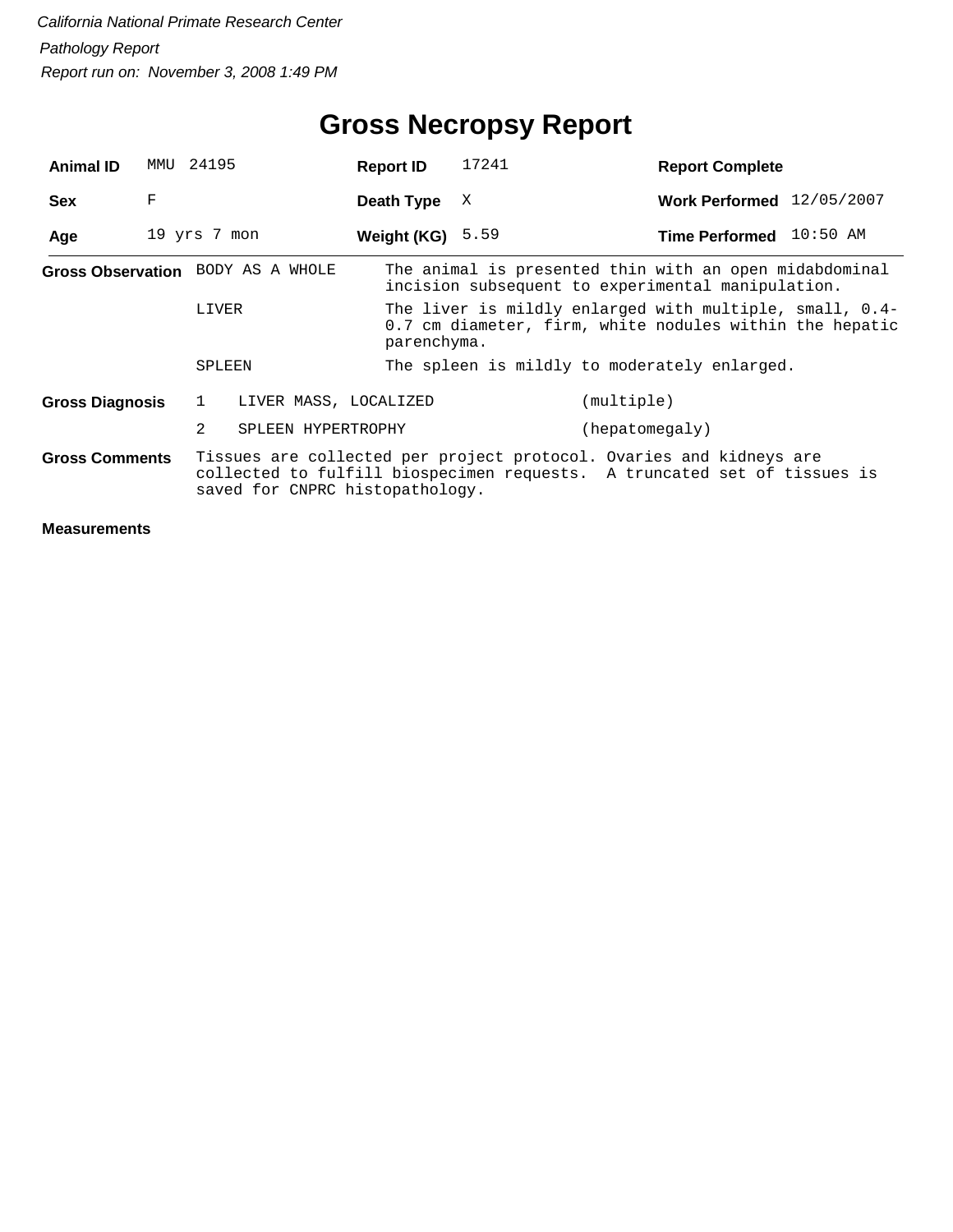*California National Primate Research Center*

*Pathology Report*

*Report run on: November 3, 2008 1:49 PM*

# Gross Necropsy Report

| **Animal ID** | MMU 24195 | **Report ID** | 17241 | **Report Complete** | |
|---|---|---|---|---|---|
| **Sex** | F | **Death Type** | X | **Work Performed** | 12/05/2007 |
| **Age** | 19 yrs 7 mon | **Weight (KG)** | 5.59 | **Time Performed** | 10:50 AM |

**Gross Observation**

| | |
|---|---|
| BODY AS A WHOLE | The animal is presented thin with an open midabdominal incision subsequent to experimental manipulation. |
| LIVER | The liver is mildly enlarged with multiple, small, 0.4-0.7 cm diameter, firm, white nodules within the hepatic parenchyma. |
| SPLEEN | The spleen is mildly to moderately enlarged. |

**Gross Diagnosis**

| | | |
|---|---|---|
| 1 | LIVER MASS, LOCALIZED | (multiple) |
| 2 | SPLEEN HYPERTROPHY | (hepatomegaly) |

**Gross Comments**

Tissues are collected per project protocol. Ovaries and kidneys are collected to fulfill biospecimen requests. A truncated set of tissues is saved for CNPRC histopathology.

**Measurements**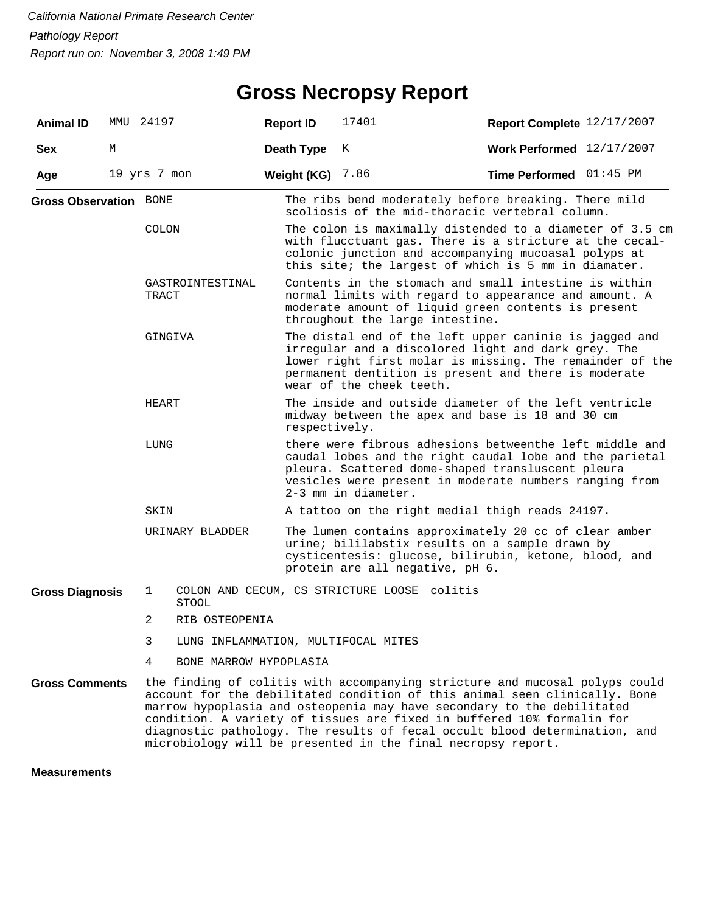*California National Primate Research Center*

*Pathology Report*

*Report run on: November 3, 2008 1:49 PM*

# Gross Necropsy Report

| **Animal ID** | MMU 24197 | **Report ID** | 17401 | **Report Complete** | 12/17/2007 |
|---|---|---|---|---|---|
| **Sex** | M | **Death Type** | K | **Work Performed** | 12/17/2007 |
| **Age** | 19 yrs 7 mon | **Weight (KG)** | 7.86 | **Time Performed** | 01:45 PM |

**Gross Observation**

| | |
|---|---|
| BONE | The ribs bend moderately before breaking. There mild scoliosis of the mid-thoracic vertebral column. |
| COLON | The colon is maximally distended to a diameter of 3.5 cm with flucctuant gas. There is a stricture at the cecal-colonic junction and accompanying mucoasal polyps at this site; the largest of which is 5 mm in diamater. |
| GASTROINTESTINAL TRACT | Contents in the stomach and small intestine is within normal limits with regard to appearance and amount. A moderate amount of liquid green contents is present throughout the large intestine. |
| GINGIVA | The distal end of the left upper caninie is jagged and irregular and a discolored light and dark grey. The lower right first molar is missing. The remainder of the permanent dentition is present and there is moderate wear of the cheek teeth. |
| HEART | The inside and outside diameter of the left ventricle midway between the apex and base is 18 and 30 cm respectively. |
| LUNG | there were fibrous adhesions betweenthe left middle and caudal lobes and the right caudal lobe and the parietal pleura. Scattered dome-shaped transluscent pleura vesicles were present in moderate numbers ranging from 2-3 mm in diameter. |
| SKIN | A tattoo on the right medial thigh reads 24197. |
| URINARY BLADDER | The lumen contains approximately 20 cc of clear amber urine; bililabstix results on a sample drawn by cysticentesis: glucose, bilirubin, ketone, blood, and protein are all negative, pH 6. |

**Gross Diagnosis**

1. COLON AND CECUM, CS STRICTURE LOOSE colitis STOOL
2. RIB OSTEOPENIA
3. LUNG INFLAMMATION, MULTIFOCAL MITES
4. BONE MARROW HYPOPLASIA

**Gross Comments**

the finding of colitis with accompanying stricture and mucosal polyps could account for the debilitated condition of this animal seen clinically. Bone marrow hypoplasia and osteopenia may have secondary to the debilitated condition. A variety of tissues are fixed in buffered 10% formalin for diagnostic pathology. The results of fecal occult blood determination, and microbiology will be presented in the final necropsy report.

**Measurements**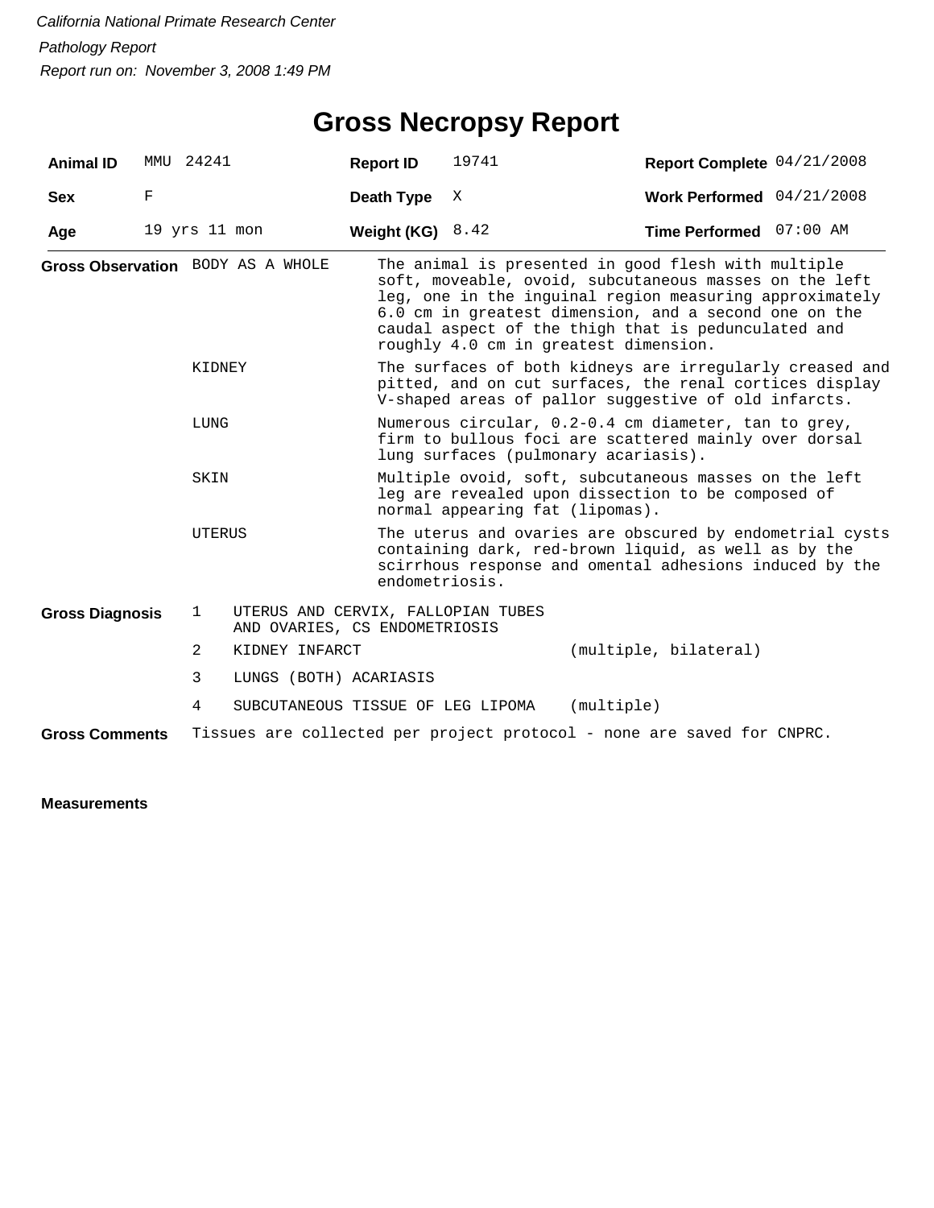*California National Primate Research Center*

*Pathology Report*

*Report run on: November 3, 2008 1:49 PM*

# Gross Necropsy Report

| | | | | | |
|---|---|---|---|---|---|
| **Animal ID** | MMU 24241 | **Report ID** | 19741 | **Report Complete** | 04/21/2008 |
| **Sex** | F | **Death Type** | X | **Work Performed** | 04/21/2008 |
| **Age** | 19 yrs 11 mon | **Weight (KG)** | 8.42 | **Time Performed** | 07:00 AM |

**Gross Observation**

| | |
|---|---|
| BODY AS A WHOLE | The animal is presented in good flesh with multiple soft, moveable, ovoid, subcutaneous masses on the left leg, one in the inguinal region measuring approximately 6.0 cm in greatest dimension, and a second one on the caudal aspect of the thigh that is pedunculated and roughly 4.0 cm in greatest dimension. |
| KIDNEY | The surfaces of both kidneys are irregularly creased and pitted, and on cut surfaces, the renal cortices display V-shaped areas of pallor suggestive of old infarcts. |
| LUNG | Numerous circular, 0.2-0.4 cm diameter, tan to grey, firm to bullous foci are scattered mainly over dorsal lung surfaces (pulmonary acariasis). |
| SKIN | Multiple ovoid, soft, subcutaneous masses on the left leg are revealed upon dissection to be composed of normal appearing fat (lipomas). |
| UTERUS | The uterus and ovaries are obscured by endometrial cysts containing dark, red-brown liquid, as well as by the scirrhous response and omental adhesions induced by the endometriosis. |

**Gross Diagnosis**

| | | |
|---|---|---|
| 1 | UTERUS AND CERVIX, FALLOPIAN TUBES AND OVARIES, CS ENDOMETRIOSIS | |
| 2 | KIDNEY INFARCT | (multiple, bilateral) |
| 3 | LUNGS (BOTH) ACARIASIS | |
| 4 | SUBCUTANEOUS TISSUE OF LEG LIPOMA | (multiple) |

**Gross Comments** Tissues are collected per project protocol - none are saved for CNPRC.

**Measurements**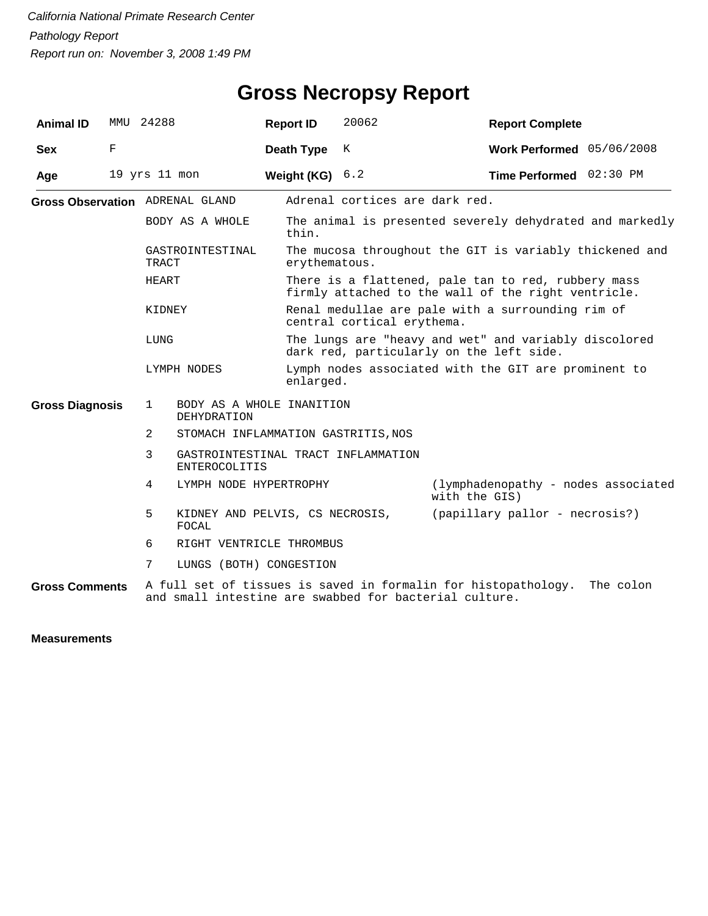*California National Primate Research Center*

*Pathology Report*

*Report run on: November 3, 2008 1:49 PM*

# Gross Necropsy Report

| **Animal ID** | MMU 24288 | **Report ID** | 20062 | **Report Complete** | |
|---|---|---|---|---|---|
| **Sex** | F | **Death Type** | K | **Work Performed** | 05/06/2008 |
| **Age** | 19 yrs 11 mon | **Weight (KG)** | 6.2 | **Time Performed** | 02:30 PM |

**Gross Observation**

| | |
|---|---|
| ADRENAL GLAND | Adrenal cortices are dark red. |
| BODY AS A WHOLE | The animal is presented severely dehydrated and markedly thin. |
| GASTROINTESTINAL TRACT | The mucosa throughout the GIT is variably thickened and erythematous. |
| HEART | There is a flattened, pale tan to red, rubbery mass firmly attached to the wall of the right ventricle. |
| KIDNEY | Renal medullae are pale with a surrounding rim of central cortical erythema. |
| LUNG | The lungs are "heavy and wet" and variably discolored dark red, particularly on the left side. |
| LYMPH NODES | Lymph nodes associated with the GIT are prominent to enlarged. |

**Gross Diagnosis**

| | | |
|---|---|---|
| 1 | BODY AS A WHOLE INANITION DEHYDRATION | |
| 2 | STOMACH INFLAMMATION GASTRITIS,NOS | |
| 3 | GASTROINTESTINAL TRACT INFLAMMATION ENTEROCOLITIS | |
| 4 | LYMPH NODE HYPERTROPHY | (lymphadenopathy - nodes associated with the GIS) |
| 5 | KIDNEY AND PELVIS, CS NECROSIS, FOCAL | (papillary pallor - necrosis?) |
| 6 | RIGHT VENTRICLE THROMBUS | |
| 7 | LUNGS (BOTH) CONGESTION | |

**Gross Comments**

A full set of tissues is saved in formalin for histopathology. The colon and small intestine are swabbed for bacterial culture.

**Measurements**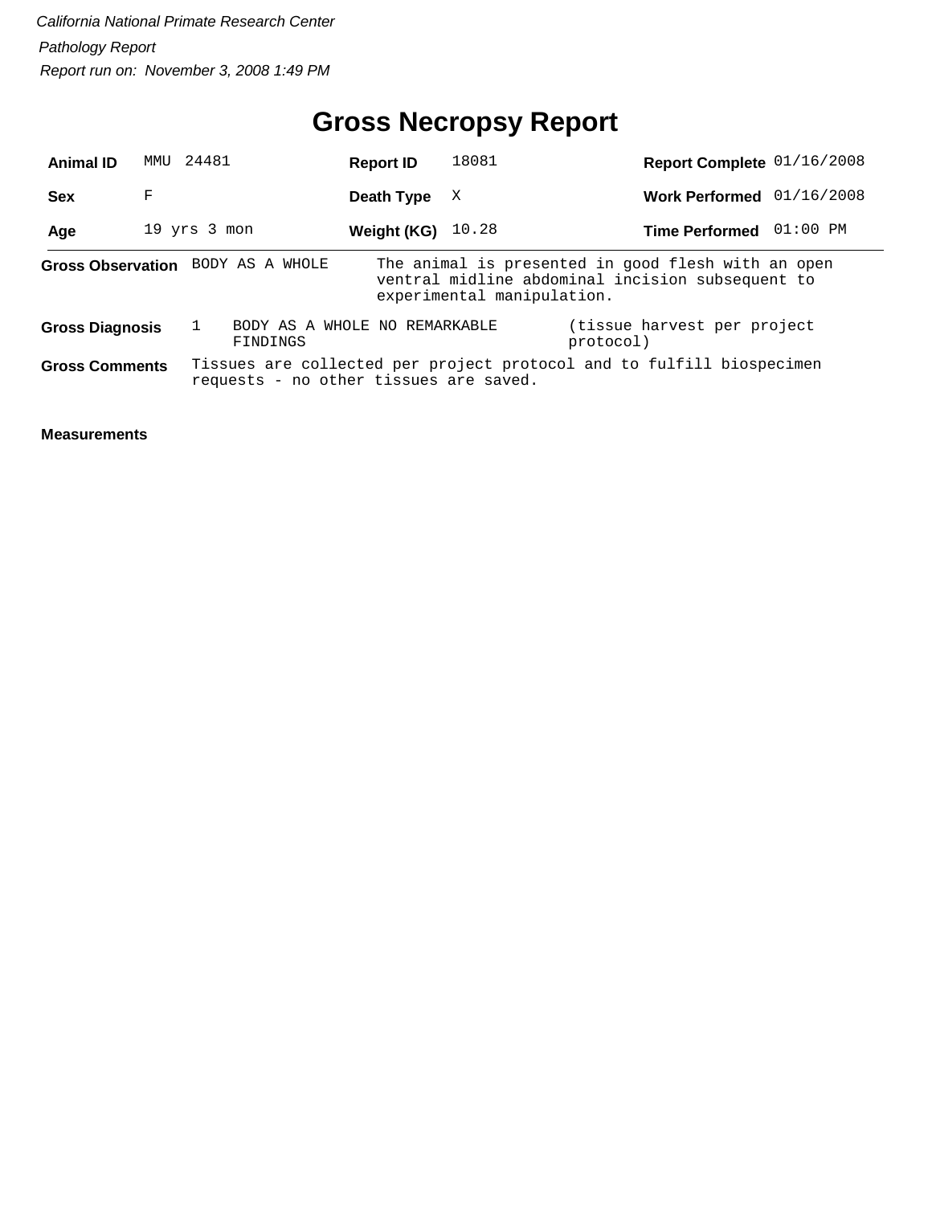*California National Primate Research Center*

*Pathology Report*

*Report run on: November 3, 2008 1:49 PM*

# Gross Necropsy Report

| **Animal ID** | MMU 24481 | **Report ID** | 18081 | **Report Complete** | 01/16/2008 |
|---|---|---|---|---|---|
| **Sex** | F | **Death Type** | X | **Work Performed** | 01/16/2008 |
| **Age** | 19 yrs 3 mon | **Weight (KG)** | 10.28 | **Time Performed** | 01:00 PM |

**Gross Observation** BODY AS A WHOLE — The animal is presented in good flesh with an open ventral midline abdominal incision subsequent to experimental manipulation.

**Gross Diagnosis** 1 BODY AS A WHOLE NO REMARKABLE FINDINGS (tissue harvest per project protocol)

**Gross Comments** Tissues are collected per project protocol and to fulfill biospecimen requests - no other tissues are saved.

**Measurements**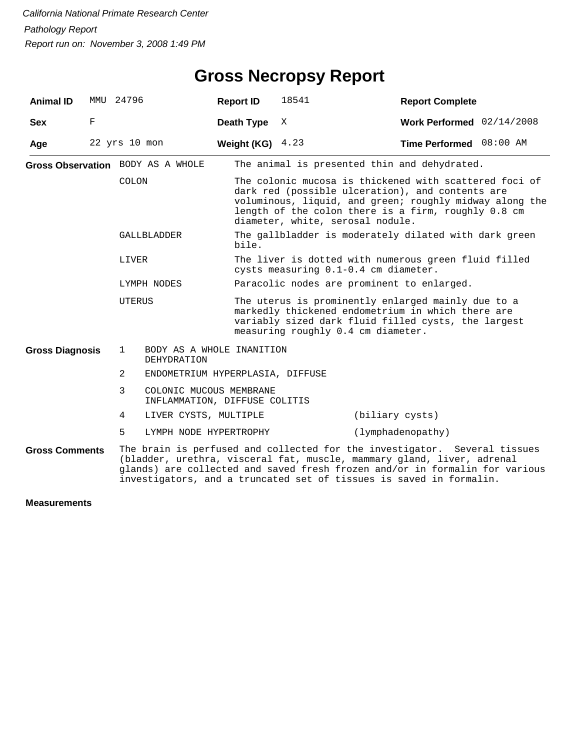*California National Primate Research Center*

*Pathology Report*

*Report run on: November 3, 2008 1:49 PM*

# Gross Necropsy Report

| | | | | | |
|---|---|---|---|---|---|
| **Animal ID** | MMU 24796 | **Report ID** | 18541 | **Report Complete** | |
| **Sex** | F | **Death Type** | X | **Work Performed** | 02/14/2008 |
| **Age** | 22 yrs 10 mon | **Weight (KG)** | 4.23 | **Time Performed** | 08:00 AM |

**Gross Observation**

| | |
|---|---|
| BODY AS A WHOLE | The animal is presented thin and dehydrated. |
| COLON | The colonic mucosa is thickened with scattered foci of dark red (possible ulceration), and contents are voluminous, liquid, and green; roughly midway along the length of the colon there is a firm, roughly 0.8 cm diameter, white, serosal nodule. |
| GALLBLADDER | The gallbladder is moderately dilated with dark green bile. |
| LIVER | The liver is dotted with numerous green fluid filled cysts measuring 0.1-0.4 cm diameter. |
| LYMPH NODES | Paracolic nodes are prominent to enlarged. |
| UTERUS | The uterus is prominently enlarged mainly due to a markedly thickened endometrium in which there are variably sized dark fluid filled cysts, the largest measuring roughly 0.4 cm diameter. |

**Gross Diagnosis**

| | | |
|---|---|---|
| 1 | BODY AS A WHOLE INANITION DEHYDRATION | |
| 2 | ENDOMETRIUM HYPERPLASIA, DIFFUSE | |
| 3 | COLONIC MUCOUS MEMBRANE INFLAMMATION, DIFFUSE COLITIS | |
| 4 | LIVER CYSTS, MULTIPLE | (biliary cysts) |
| 5 | LYMPH NODE HYPERTROPHY | (lymphadenopathy) |

**Gross Comments**

The brain is perfused and collected for the investigator. Several tissues (bladder, urethra, visceral fat, muscle, mammary gland, liver, adrenal glands) are collected and saved fresh frozen and/or in formalin for various investigators, and a truncated set of tissues is saved in formalin.

**Measurements**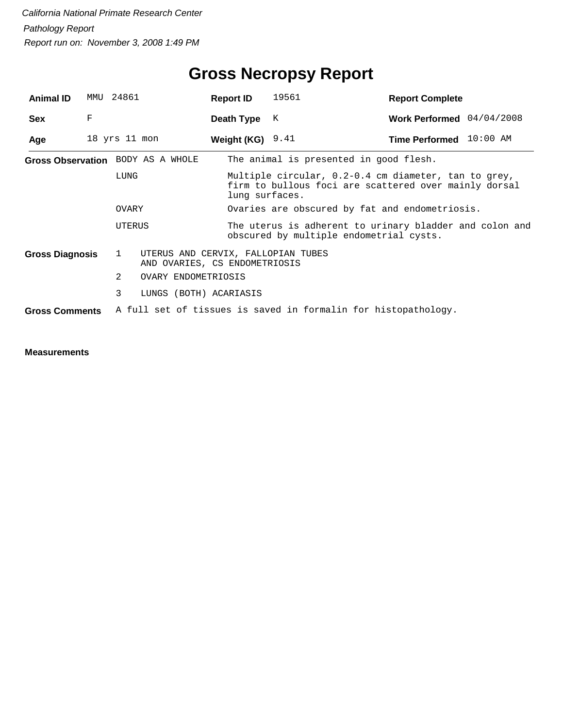*California National Primate Research Center*

*Pathology Report*

*Report run on: November 3, 2008 1:49 PM*

# Gross Necropsy Report

| | | | | | |
|---|---|---|---|---|---|
| **Animal ID** | MMU 24861 | **Report ID** | 19561 | **Report Complete** | |
| **Sex** | F | **Death Type** | K | **Work Performed** | 04/04/2008 |
| **Age** | 18 yrs 11 mon | **Weight (KG)** | 9.41 | **Time Performed** | 10:00 AM |

**Gross Observation**

| | |
|---|---|
| BODY AS A WHOLE | The animal is presented in good flesh. |
| LUNG | Multiple circular, 0.2-0.4 cm diameter, tan to grey, firm to bullous foci are scattered over mainly dorsal lung surfaces. |
| OVARY | Ovaries are obscured by fat and endometriosis. |
| UTERUS | The uterus is adherent to urinary bladder and colon and obscured by multiple endometrial cysts. |

**Gross Diagnosis**

1. UTERUS AND CERVIX, FALLOPIAN TUBES AND OVARIES, CS ENDOMETRIOSIS
2. OVARY ENDOMETRIOSIS
3. LUNGS (BOTH) ACARIASIS

**Gross Comments** A full set of tissues is saved in formalin for histopathology.

**Measurements**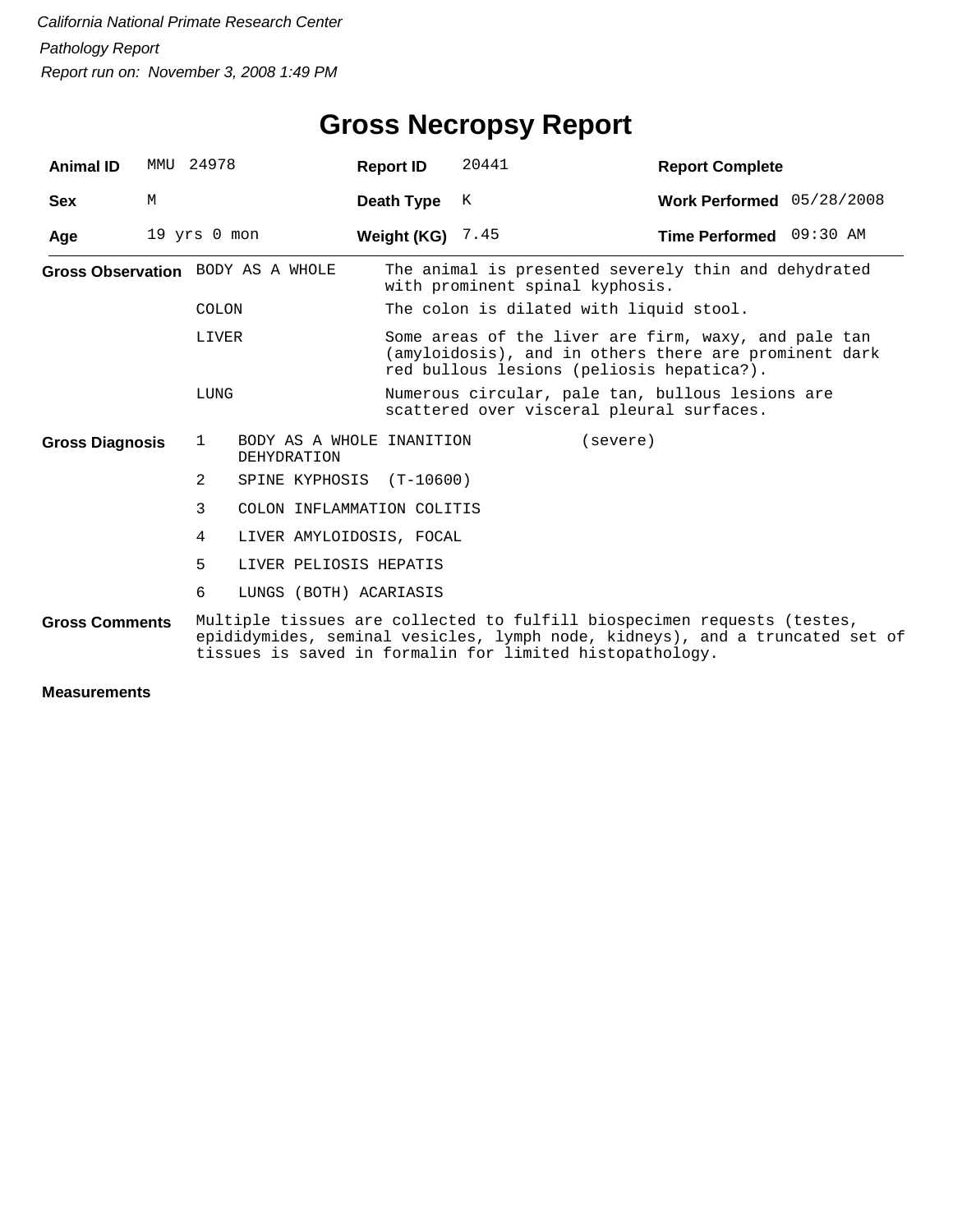*California National Primate Research Center*

*Pathology Report*

*Report run on: November 3, 2008 1:49 PM*

# Gross Necropsy Report

| **Animal ID** | MMU 24978 | **Report ID** | 20441 | **Report Complete** | |
|---|---|---|---|---|---|
| **Sex** | M | **Death Type** | K | **Work Performed** | 05/28/2008 |
| **Age** | 19 yrs 0 mon | **Weight (KG)** | 7.45 | **Time Performed** | 09:30 AM |

**Gross Observation**

| | |
|---|---|
| BODY AS A WHOLE | The animal is presented severely thin and dehydrated with prominent spinal kyphosis. |
| COLON | The colon is dilated with liquid stool. |
| LIVER | Some areas of the liver are firm, waxy, and pale tan (amyloidosis), and in others there are prominent dark red bullous lesions (peliosis hepatica?). |
| LUNG | Numerous circular, pale tan, bullous lesions are scattered over visceral pleural surfaces. |

**Gross Diagnosis**

1. BODY AS A WHOLE INANITION (severe) DEHYDRATION
2. SPINE KYPHOSIS (T-10600)
3. COLON INFLAMMATION COLITIS
4. LIVER AMYLOIDOSIS, FOCAL
5. LIVER PELIOSIS HEPATIS
6. LUNGS (BOTH) ACARIASIS

**Gross Comments**

Multiple tissues are collected to fulfill biospecimen requests (testes, epididymides, seminal vesicles, lymph node, kidneys), and a truncated set of tissues is saved in formalin for limited histopathology.

**Measurements**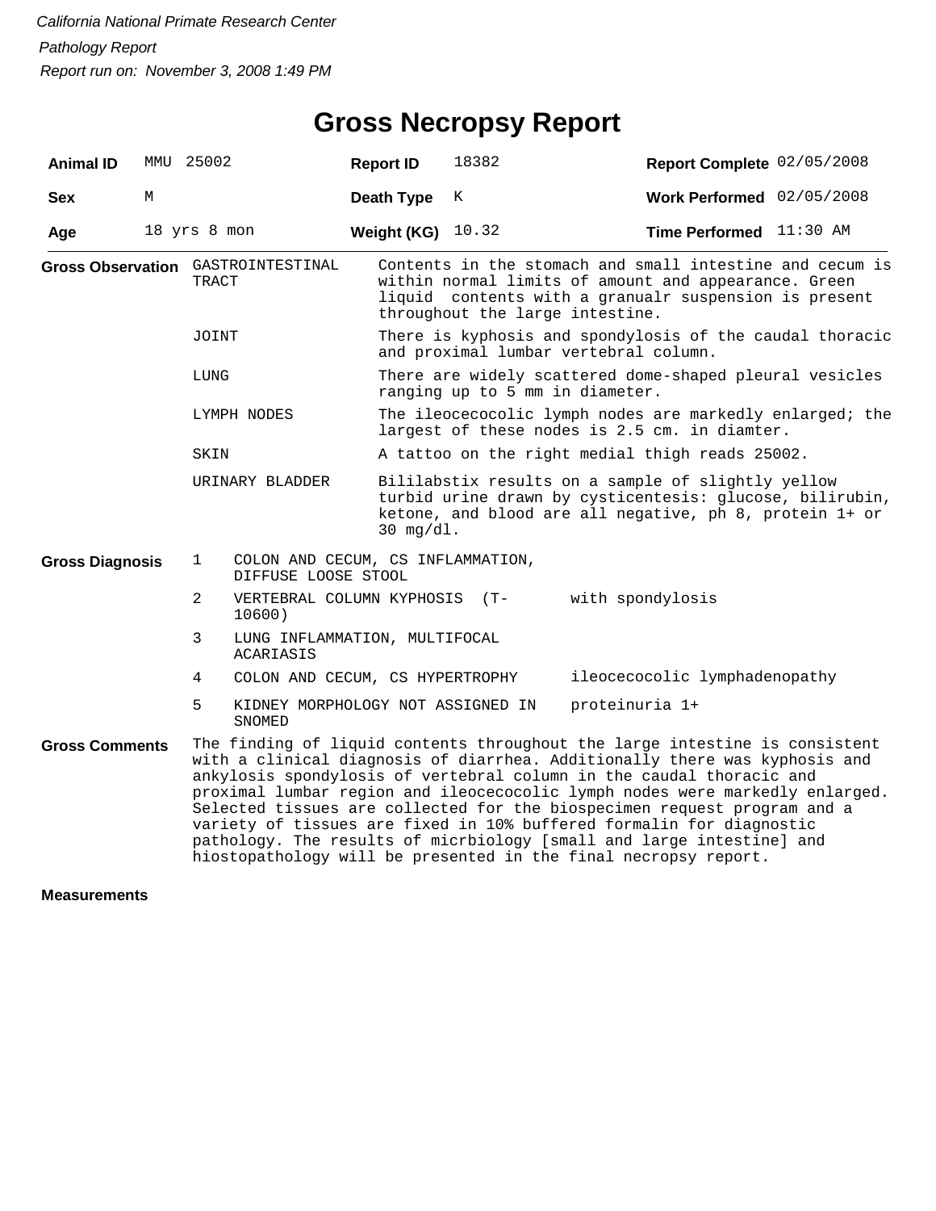*California National Primate Research Center*

*Pathology Report*

*Report run on: November 3, 2008 1:49 PM*

# Gross Necropsy Report

| | | | | | |
|---|---|---|---|---|---|
| **Animal ID** | MMU 25002 | **Report ID** | 18382 | **Report Complete** | 02/05/2008 |
| **Sex** | M | **Death Type** | K | **Work Performed** | 02/05/2008 |
| **Age** | 18 yrs 8 mon | **Weight (KG)** | 10.32 | **Time Performed** | 11:30 AM |

## Gross Observation

| | |
|---|---|
| GASTROINTESTINAL TRACT | Contents in the stomach and small intestine and cecum is within normal limits of amount and appearance. Green liquid contents with a granualr suspension is present throughout the large intestine. |
| JOINT | There is kyphosis and spondylosis of the caudal thoracic and proximal lumbar vertebral column. |
| LUNG | There are widely scattered dome-shaped pleural vesicles ranging up to 5 mm in diameter. |
| LYMPH NODES | The ileocecocolic lymph nodes are markedly enlarged; the largest of these nodes is 2.5 cm. in diamter. |
| SKIN | A tattoo on the right medial thigh reads 25002. |
| URINARY BLADDER | Bililabstix results on a sample of slightly yellow turbid urine drawn by cysticentesis: glucose, bilirubin, ketone, and blood are all negative, ph 8, protein 1+ or 30 mg/dl. |

## Gross Diagnosis

| | | |
|---|---|---|
| 1 | COLON AND CECUM, CS INFLAMMATION, DIFFUSE LOOSE STOOL | |
| 2 | VERTEBRAL COLUMN KYPHOSIS (T-10600) | with spondylosis |
| 3 | LUNG INFLAMMATION, MULTIFOCAL ACARIASIS | |
| 4 | COLON AND CECUM, CS HYPERTROPHY | ileocecocolic lymphadenopathy |
| 5 | KIDNEY MORPHOLOGY NOT ASSIGNED IN SNOMED | proteinuria 1+ |

## Gross Comments

The finding of liquid contents throughout the large intestine is consistent with a clinical diagnosis of diarrhea. Additionally there was kyphosis and ankylosis spondylosis of vertebral column in the caudal thoracic and proximal lumbar region and ileocecocolic lymph nodes were markedly enlarged. Selected tissues are collected for the biospecimen request program and a variety of tissues are fixed in 10% buffered formalin for diagnostic pathology. The results of micrbiology [small and large intestine] and hiostopathology will be presented in the final necropsy report.

## Measurements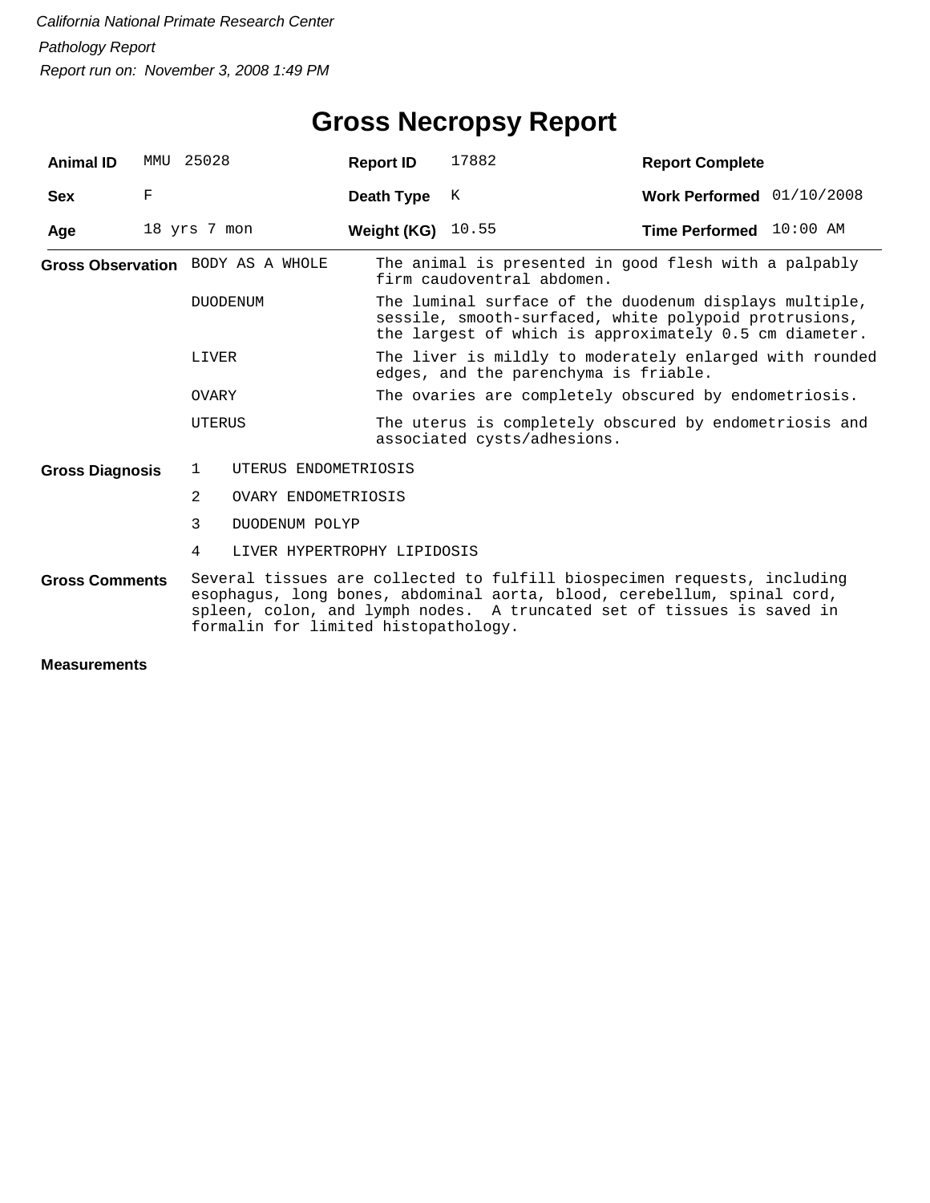*California National Primate Research Center*

*Pathology Report*

*Report run on: November 3, 2008 1:49 PM*

# Gross Necropsy Report

| | | | | | |
|---|---|---|---|---|---|
| **Animal ID** | MMU 25028 | **Report ID** | 17882 | **Report Complete** | |
| **Sex** | F | **Death Type** | K | **Work Performed** | 01/10/2008 |
| **Age** | 18 yrs 7 mon | **Weight (KG)** | 10.55 | **Time Performed** | 10:00 AM |

**Gross Observation**

| | |
|---|---|
| BODY AS A WHOLE | The animal is presented in good flesh with a palpably firm caudoventral abdomen. |
| DUODENUM | The luminal surface of the duodenum displays multiple, sessile, smooth-surfaced, white polypoid protrusions, the largest of which is approximately 0.5 cm diameter. |
| LIVER | The liver is mildly to moderately enlarged with rounded edges, and the parenchyma is friable. |
| OVARY | The ovaries are completely obscured by endometriosis. |
| UTERUS | The uterus is completely obscured by endometriosis and associated cysts/adhesions. |

**Gross Diagnosis**

1. UTERUS ENDOMETRIOSIS
2. OVARY ENDOMETRIOSIS
3. DUODENUM POLYP
4. LIVER HYPERTROPHY LIPIDOSIS

**Gross Comments**

Several tissues are collected to fulfill biospecimen requests, including esophagus, long bones, abdominal aorta, blood, cerebellum, spinal cord, spleen, colon, and lymph nodes. A truncated set of tissues is saved in formalin for limited histopathology.

**Measurements**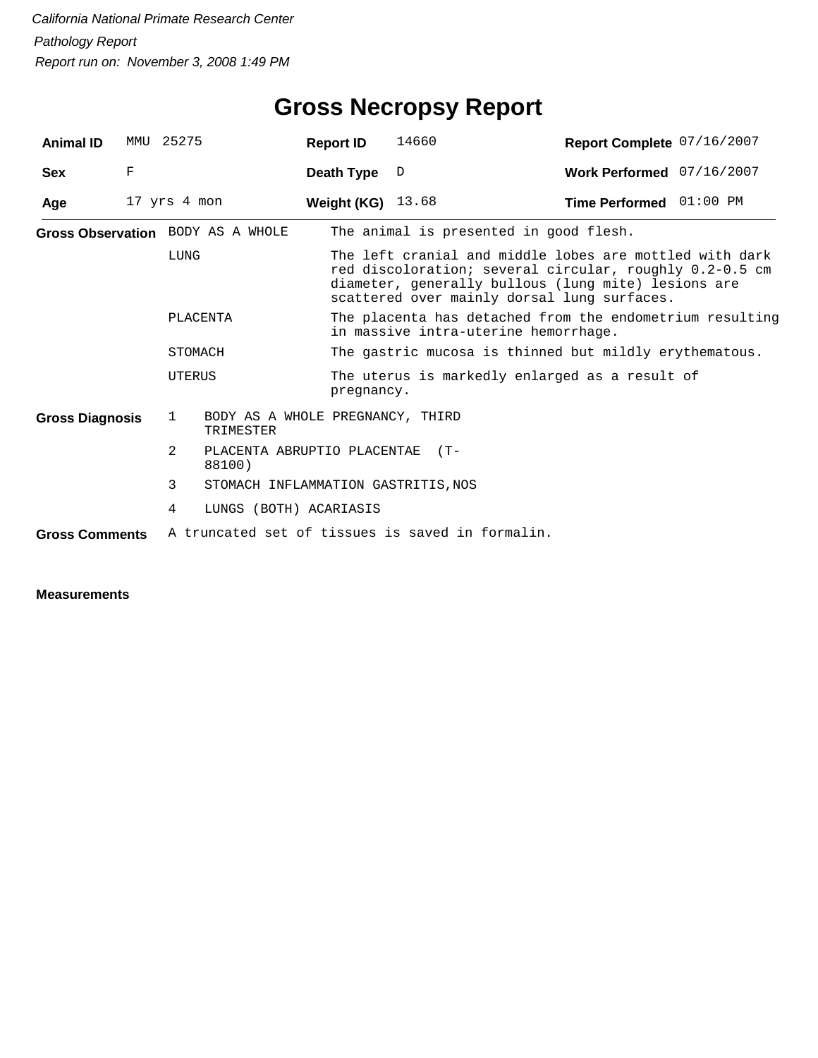*California National Primate Research Center*

*Pathology Report*

*Report run on: November 3, 2008 1:49 PM*

# Gross Necropsy Report

| | | | | | |
|---|---|---|---|---|---|
| **Animal ID** | MMU 25275 | **Report ID** | 14660 | **Report Complete** | 07/16/2007 |
| **Sex** | F | **Death Type** | D | **Work Performed** | 07/16/2007 |
| **Age** | 17 yrs 4 mon | **Weight (KG)** | 13.68 | **Time Performed** | 01:00 PM |

**Gross Observation**

| | |
|---|---|
| BODY AS A WHOLE | The animal is presented in good flesh. |
| LUNG | The left cranial and middle lobes are mottled with dark red discoloration; several circular, roughly 0.2-0.5 cm diameter, generally bullous (lung mite) lesions are scattered over mainly dorsal lung surfaces. |
| PLACENTA | The placenta has detached from the endometrium resulting in massive intra-uterine hemorrhage. |
| STOMACH | The gastric mucosa is thinned but mildly erythematous. |
| UTERUS | The uterus is markedly enlarged as a result of pregnancy. |

**Gross Diagnosis**

1. BODY AS A WHOLE PREGNANCY, THIRD TRIMESTER
2. PLACENTA ABRUPTIO PLACENTAE (T-88100)
3. STOMACH INFLAMMATION GASTRITIS,NOS
4. LUNGS (BOTH) ACARIASIS

**Gross Comments** A truncated set of tissues is saved in formalin.

**Measurements**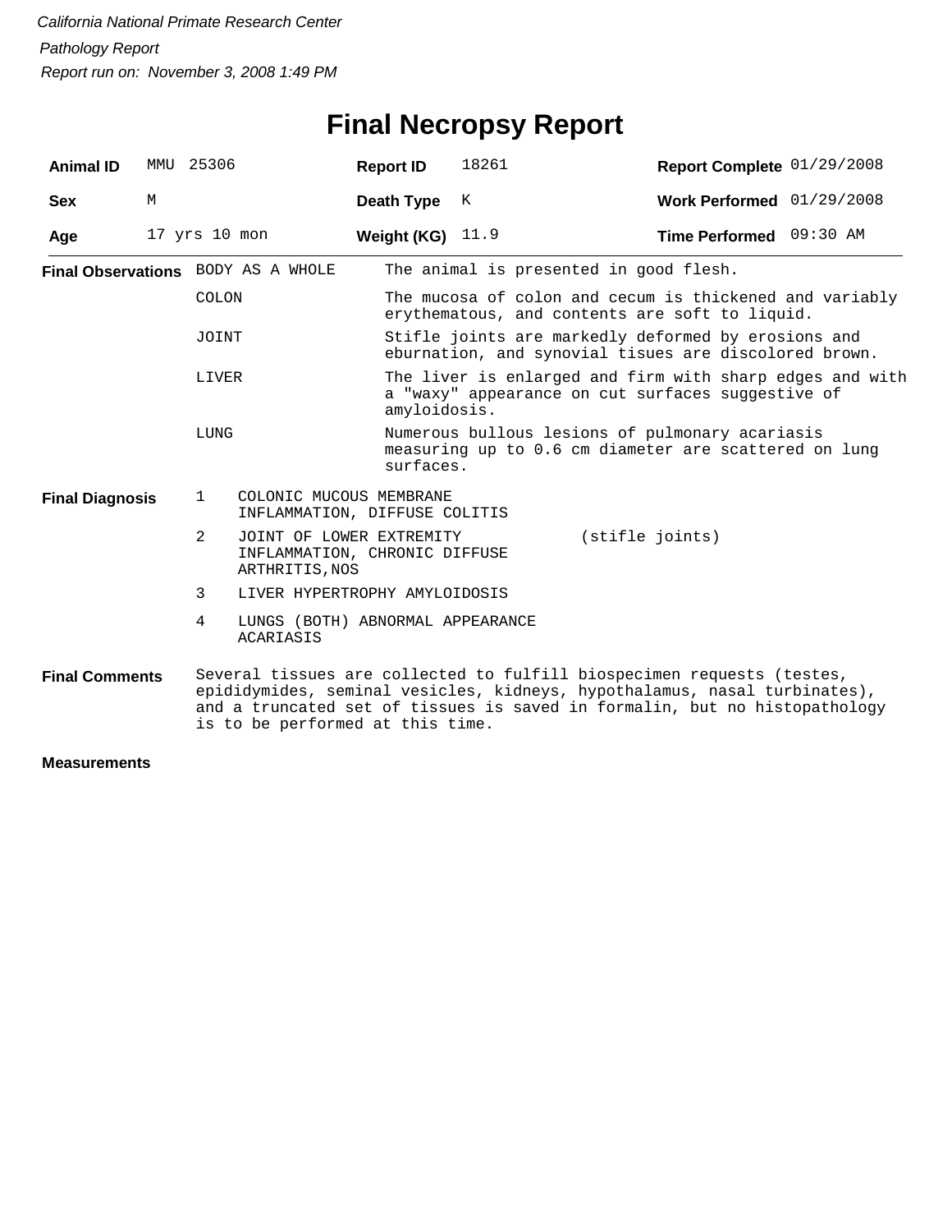*California National Primate Research Center*

*Pathology Report*

*Report run on: November 3, 2008 1:49 PM*

# Final Necropsy Report

| | | | | | |
|---|---|---|---|---|---|
| **Animal ID** | MMU 25306 | **Report ID** | 18261 | **Report Complete** | 01/29/2008 |
| **Sex** | M | **Death Type** | K | **Work Performed** | 01/29/2008 |
| **Age** | 17 yrs 10 mon | **Weight (KG)** | 11.9 | **Time Performed** | 09:30 AM |

**Final Observations**

| | |
|---|---|
| BODY AS A WHOLE | The animal is presented in good flesh. |
| COLON | The mucosa of colon and cecum is thickened and variably erythematous, and contents are soft to liquid. |
| JOINT | Stifle joints are markedly deformed by erosions and eburnation, and synovial tisues are discolored brown. |
| LIVER | The liver is enlarged and firm with sharp edges and with a "waxy" appearance on cut surfaces suggestive of amyloidosis. |
| LUNG | Numerous bullous lesions of pulmonary acariasis measuring up to 0.6 cm diameter are scattered on lung surfaces. |

**Final Diagnosis**

| | | |
|---|---|---|
| 1 | COLONIC MUCOUS MEMBRANE INFLAMMATION, DIFFUSE COLITIS | |
| 2 | JOINT OF LOWER EXTREMITY INFLAMMATION, CHRONIC DIFFUSE ARTHRITIS,NOS | (stifle joints) |
| 3 | LIVER HYPERTROPHY AMYLOIDOSIS | |
| 4 | LUNGS (BOTH) ABNORMAL APPEARANCE ACARIASIS | |

**Final Comments**

Several tissues are collected to fulfill biospecimen requests (testes, epididymides, seminal vesicles, kidneys, hypothalamus, nasal turbinates), and a truncated set of tissues is saved in formalin, but no histopathology is to be performed at this time.

**Measurements**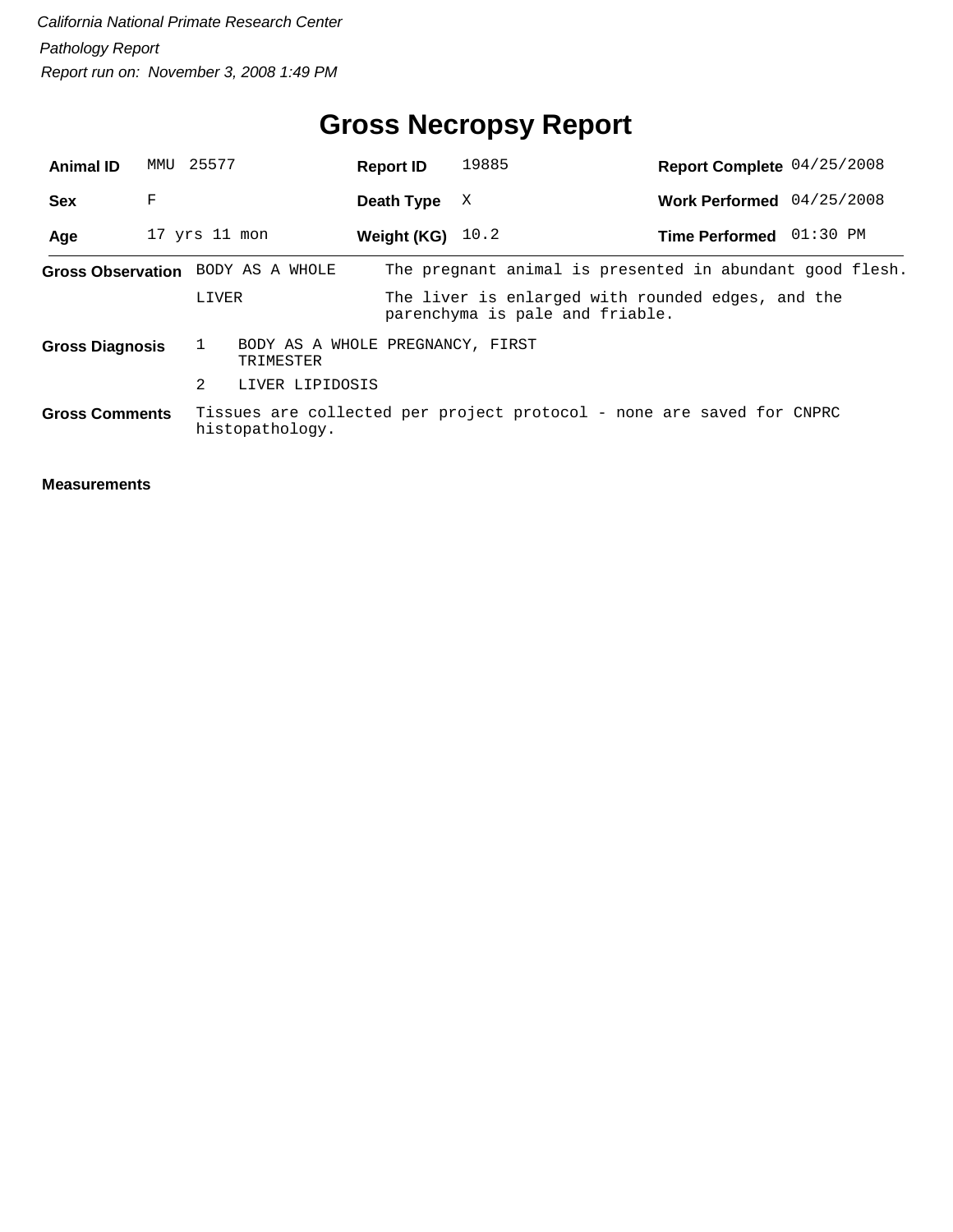*California National Primate Research Center*

*Pathology Report*

*Report run on: November 3, 2008 1:49 PM*

# Gross Necropsy Report

| | | | | | |
|---|---|---|---|---|---|
| **Animal ID** | MMU 25577 | **Report ID** | 19885 | **Report Complete** | 04/25/2008 |
| **Sex** | F | **Death Type** | X | **Work Performed** | 04/25/2008 |
| **Age** | 17 yrs 11 mon | **Weight (KG)** | 10.2 | **Time Performed** | 01:30 PM |

**Gross Observation**

| | |
|---|---|
| BODY AS A WHOLE | The pregnant animal is presented in abundant good flesh. |
| LIVER | The liver is enlarged with rounded edges, and the parenchyma is pale and friable. |

**Gross Diagnosis**

1 BODY AS A WHOLE PREGNANCY, FIRST TRIMESTER

2 LIVER LIPIDOSIS

**Gross Comments**

Tissues are collected per project protocol - none are saved for CNPRC histopathology.

**Measurements**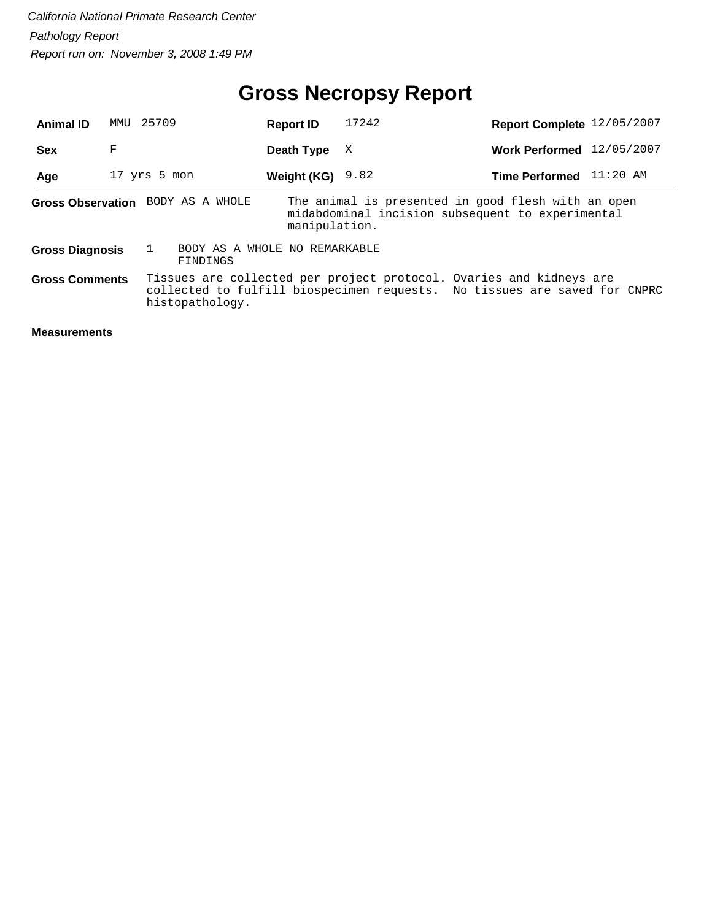*California National Primate Research Center*

*Pathology Report*

*Report run on: November 3, 2008 1:49 PM*

# Gross Necropsy Report

| **Animal ID** | MMU 25709 | **Report ID** | 17242 | **Report Complete** | 12/05/2007 |
|---|---|---|---|---|---|
| **Sex** | F | **Death Type** | X | **Work Performed** | 12/05/2007 |
| **Age** | 17 yrs 5 mon | **Weight (KG)** | 9.82 | **Time Performed** | 11:20 AM |

**Gross Observation** BODY AS A WHOLE — The animal is presented in good flesh with an open midabdominal incision subsequent to experimental manipulation.

**Gross Diagnosis** 1 BODY AS A WHOLE NO REMARKABLE FINDINGS

**Gross Comments** Tissues are collected per project protocol. Ovaries and kidneys are collected to fulfill biospecimen requests. No tissues are saved for CNPRC histopathology.

**Measurements**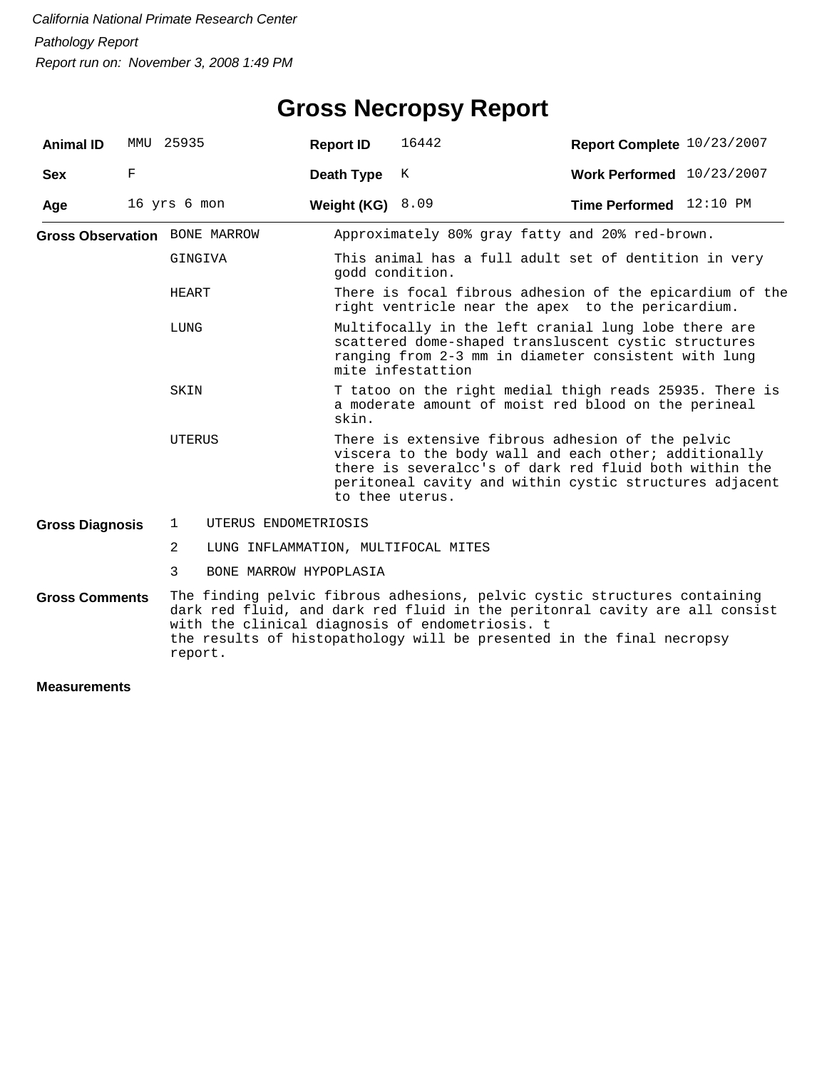*California National Primate Research Center*

*Pathology Report*

*Report run on: November 3, 2008 1:49 PM*

# Gross Necropsy Report

| | | | | | |
|---|---|---|---|---|---|
| **Animal ID** | MMU 25935 | **Report ID** | 16442 | **Report Complete** | 10/23/2007 |
| **Sex** | F | **Death Type** | K | **Work Performed** | 10/23/2007 |
| **Age** | 16 yrs 6 mon | **Weight (KG)** | 8.09 | **Time Performed** | 12:10 PM |

**Gross Observation**

| | |
|---|---|
| BONE MARROW | Approximately 80% gray fatty and 20% red-brown. |
| GINGIVA | This animal has a full adult set of dentition in very godd condition. |
| HEART | There is focal fibrous adhesion of the epicardium of the right ventricle near the apex to the pericardium. |
| LUNG | Multifocally in the left cranial lung lobe there are scattered dome-shaped transluscent cystic structures ranging from 2-3 mm in diameter consistent with lung mite infestattion |
| SKIN | T tatoo on the right medial thigh reads 25935. There is a moderate amount of moist red blood on the perineal skin. |
| UTERUS | There is extensive fibrous adhesion of the pelvic viscera to the body wall and each other; additionally there is severalcc's of dark red fluid both within the peritoneal cavity and within cystic structures adjacent to thee uterus. |

**Gross Diagnosis**

1. UTERUS ENDOMETRIOSIS
2. LUNG INFLAMMATION, MULTIFOCAL MITES
3. BONE MARROW HYPOPLASIA

**Gross Comments**

The finding pelvic fibrous adhesions, pelvic cystic structures containing dark red fluid, and dark red fluid in the peritonral cavity are all consist with the clinical diagnosis of endometriosis. t
the results of histopathology will be presented in the final necropsy report.

**Measurements**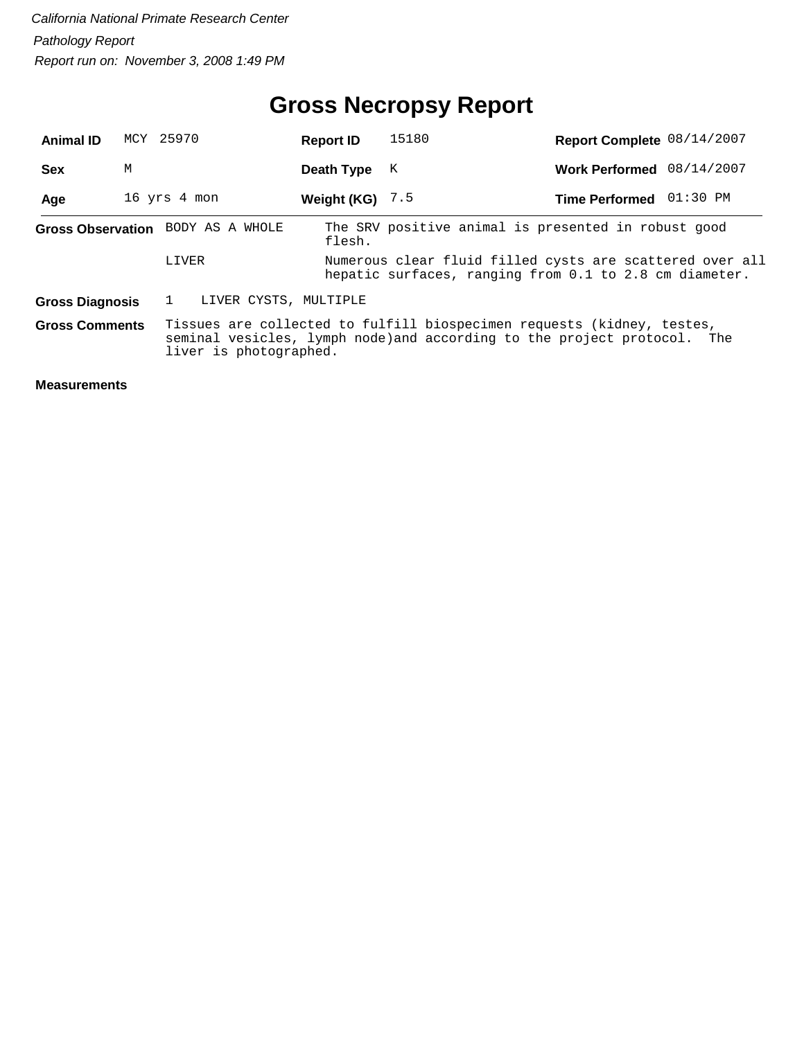*California National Primate Research Center*

*Pathology Report*

*Report run on: November 3, 2008 1:49 PM*

# Gross Necropsy Report

| | | | | | |
|---|---|---|---|---|---|
| **Animal ID** | MCY 25970 | **Report ID** | 15180 | **Report Complete** | 08/14/2007 |
| **Sex** | M | **Death Type** | K | **Work Performed** | 08/14/2007 |
| **Age** | 16 yrs 4 mon | **Weight (KG)** | 7.5 | **Time Performed** | 01:30 PM |

**Gross Observation**

| | |
|---|---|
| BODY AS A WHOLE | The SRV positive animal is presented in robust good flesh. |
| LIVER | Numerous clear fluid filled cysts are scattered over all hepatic surfaces, ranging from 0.1 to 2.8 cm diameter. |

**Gross Diagnosis**

1 LIVER CYSTS, MULTIPLE

**Gross Comments**

Tissues are collected to fulfill biospecimen requests (kidney, testes, seminal vesicles, lymph node)and according to the project protocol. The liver is photographed.

**Measurements**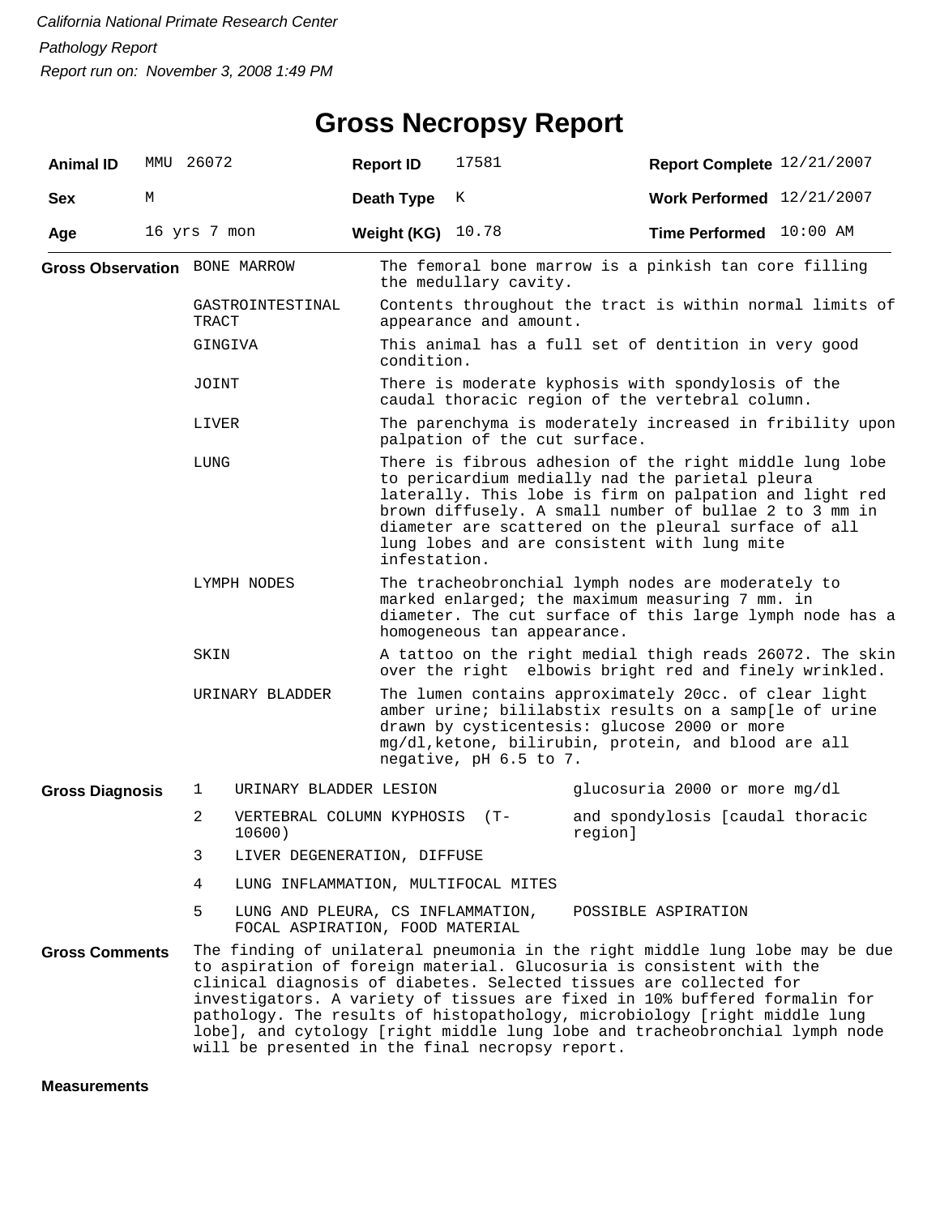*California National Primate Research Center*

*Pathology Report*

*Report run on: November 3, 2008 1:49 PM*

# Gross Necropsy Report

| **Animal ID** | MMU 26072 | **Report ID** | 17581 | **Report Complete** | 12/21/2007 |
|---|---|---|---|---|---|
| **Sex** | M | **Death Type** | K | **Work Performed** | 12/21/2007 |
| **Age** | 16 yrs 7 mon | **Weight (KG)** | 10.78 | **Time Performed** | 10:00 AM |

**Gross Observation**

| | |
|---|---|
| BONE MARROW | The femoral bone marrow is a pinkish tan core filling the medullary cavity. |
| GASTROINTESTINAL TRACT | Contents throughout the tract is within normal limits of appearance and amount. |
| GINGIVA | This animal has a full set of dentition in very good condition. |
| JOINT | There is moderate kyphosis with spondylosis of the caudal thoracic region of the vertebral column. |
| LIVER | The parenchyma is moderately increased in fribility upon palpation of the cut surface. |
| LUNG | There is fibrous adhesion of the right middle lung lobe to pericardium medially nad the parietal pleura laterally. This lobe is firm on palpation and light red brown diffusely. A small number of bullae 2 to 3 mm in diameter are scattered on the pleural surface of all lung lobes and are consistent with lung mite infestation. |
| LYMPH NODES | The tracheobronchial lymph nodes are moderately to marked enlarged; the maximum measuring 7 mm. in diameter. The cut surface of this large lymph node has a homogeneous tan appearance. |
| SKIN | A tattoo on the right medial thigh reads 26072. The skin over the right elbowis bright red and finely wrinkled. |
| URINARY BLADDER | The lumen contains approximately 20cc. of clear light amber urine; bililabstix results on a samp[le of urine drawn by cysticentesis: glucose 2000 or more mg/dl,ketone, bilirubin, protein, and blood are all negative, pH 6.5 to 7. |

**Gross Diagnosis**

| | | |
|---|---|---|
| 1 | URINARY BLADDER LESION | glucosuria 2000 or more mg/dl |
| 2 | VERTEBRAL COLUMN KYPHOSIS (T-10600) | and spondylosis [caudal thoracic region] |
| 3 | LIVER DEGENERATION, DIFFUSE | |
| 4 | LUNG INFLAMMATION, MULTIFOCAL MITES | |
| 5 | LUNG AND PLEURA, CS INFLAMMATION, FOCAL ASPIRATION, FOOD MATERIAL | POSSIBLE ASPIRATION |

**Gross Comments**

The finding of unilateral pneumonia in the right middle lung lobe may be due to aspiration of foreign material. Glucosuria is consistent with the clinical diagnosis of diabetes. Selected tissues are collected for investigators. A variety of tissues are fixed in 10% buffered formalin for pathology. The results of histopathology, microbiology [right middle lung lobe], and cytology [right middle lung lobe and tracheobronchial lymph node will be presented in the final necropsy report.

**Measurements**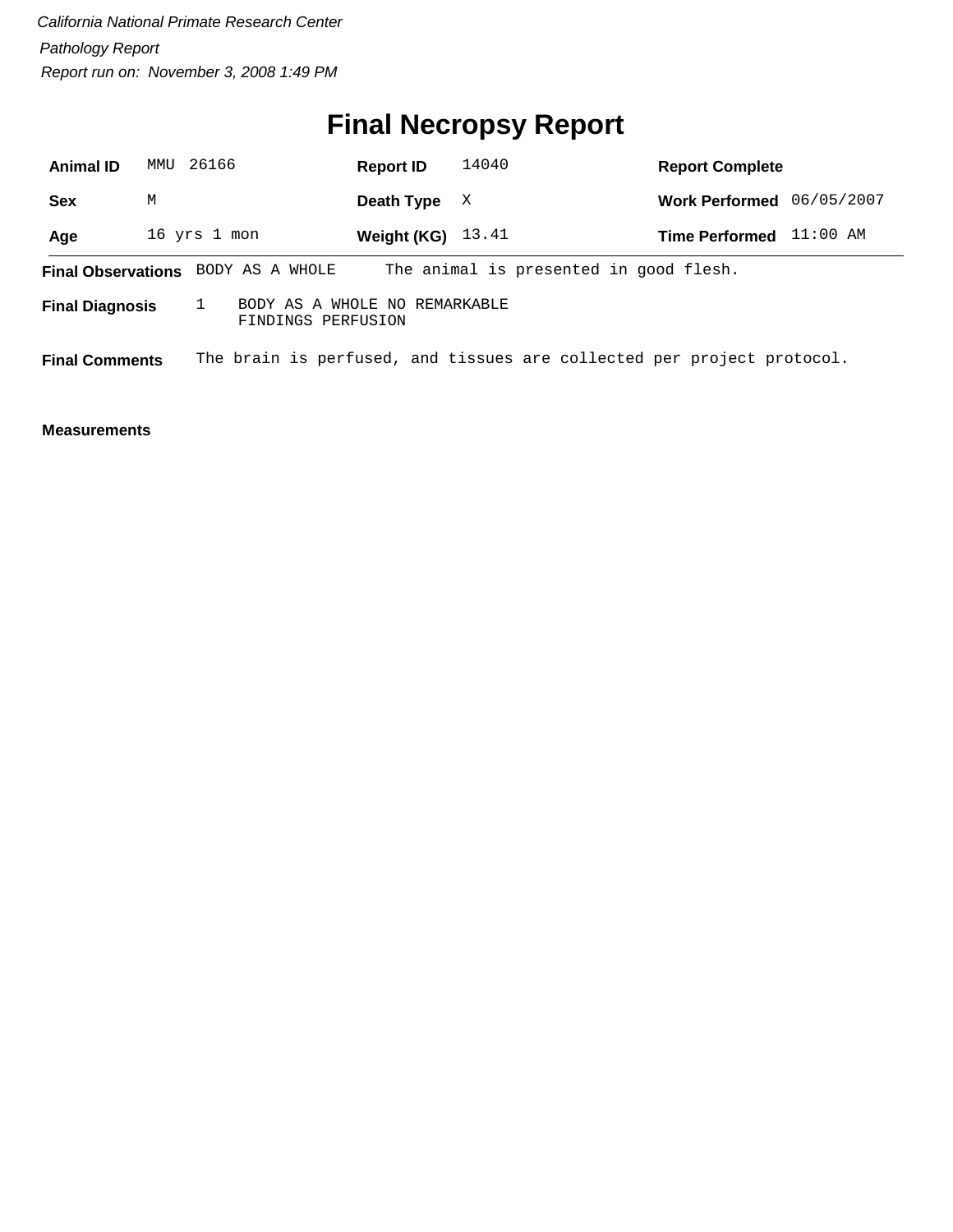*California National Primate Research Center*

*Pathology Report*

*Report run on: November 3, 2008 1:49 PM*

# Final Necropsy Report

| | | | | | |
|---|---|---|---|---|---|
| **Animal ID** | MMU 26166 | **Report ID** | 14040 | **Report Complete** | |
| **Sex** | M | **Death Type** | X | **Work Performed** | 06/05/2007 |
| **Age** | 16 yrs 1 mon | **Weight (KG)** | 13.41 | **Time Performed** | 11:00 AM |

**Final Observations** BODY AS A WHOLE The animal is presented in good flesh.

**Final Diagnosis** 1 BODY AS A WHOLE NO REMARKABLE FINDINGS PERFUSION

**Final Comments** The brain is perfused, and tissues are collected per project protocol.

**Measurements**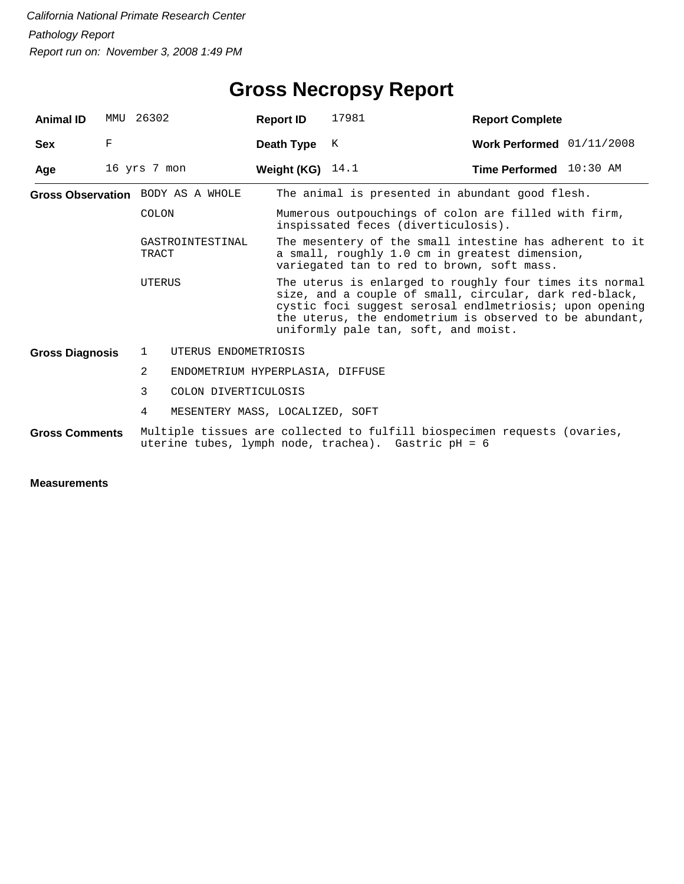*California National Primate Research Center*

*Pathology Report*

*Report run on: November 3, 2008 1:49 PM*

# Gross Necropsy Report

| **Animal ID** | MMU 26302 | **Report ID** | 17981 | **Report Complete** | |
|---|---|---|---|---|---|
| **Sex** | F | **Death Type** | K | **Work Performed** | 01/11/2008 |
| **Age** | 16 yrs 7 mon | **Weight (KG)** | 14.1 | **Time Performed** | 10:30 AM |

**Gross Observation**

| | |
|---|---|
| BODY AS A WHOLE | The animal is presented in abundant good flesh. |
| COLON | Mumerous outpouchings of colon are filled with firm, inspissated feces (diverticulosis). |
| GASTROINTESTINAL TRACT | The mesentery of the small intestine has adherent to it a small, roughly 1.0 cm in greatest dimension, variegated tan to red to brown, soft mass. |
| UTERUS | The uterus is enlarged to roughly four times its normal size, and a couple of small, circular, dark red-black, cystic foci suggest serosal endlmetriosis; upon opening the uterus, the endometrium is observed to be abundant, uniformly pale tan, soft, and moist. |

**Gross Diagnosis**

1. UTERUS ENDOMETRIOSIS
2. ENDOMETRIUM HYPERPLASIA, DIFFUSE
3. COLON DIVERTICULOSIS
4. MESENTERY MASS, LOCALIZED, SOFT

**Gross Comments**

Multiple tissues are collected to fulfill biospecimen requests (ovaries, uterine tubes, lymph node, trachea). Gastric pH = 6

**Measurements**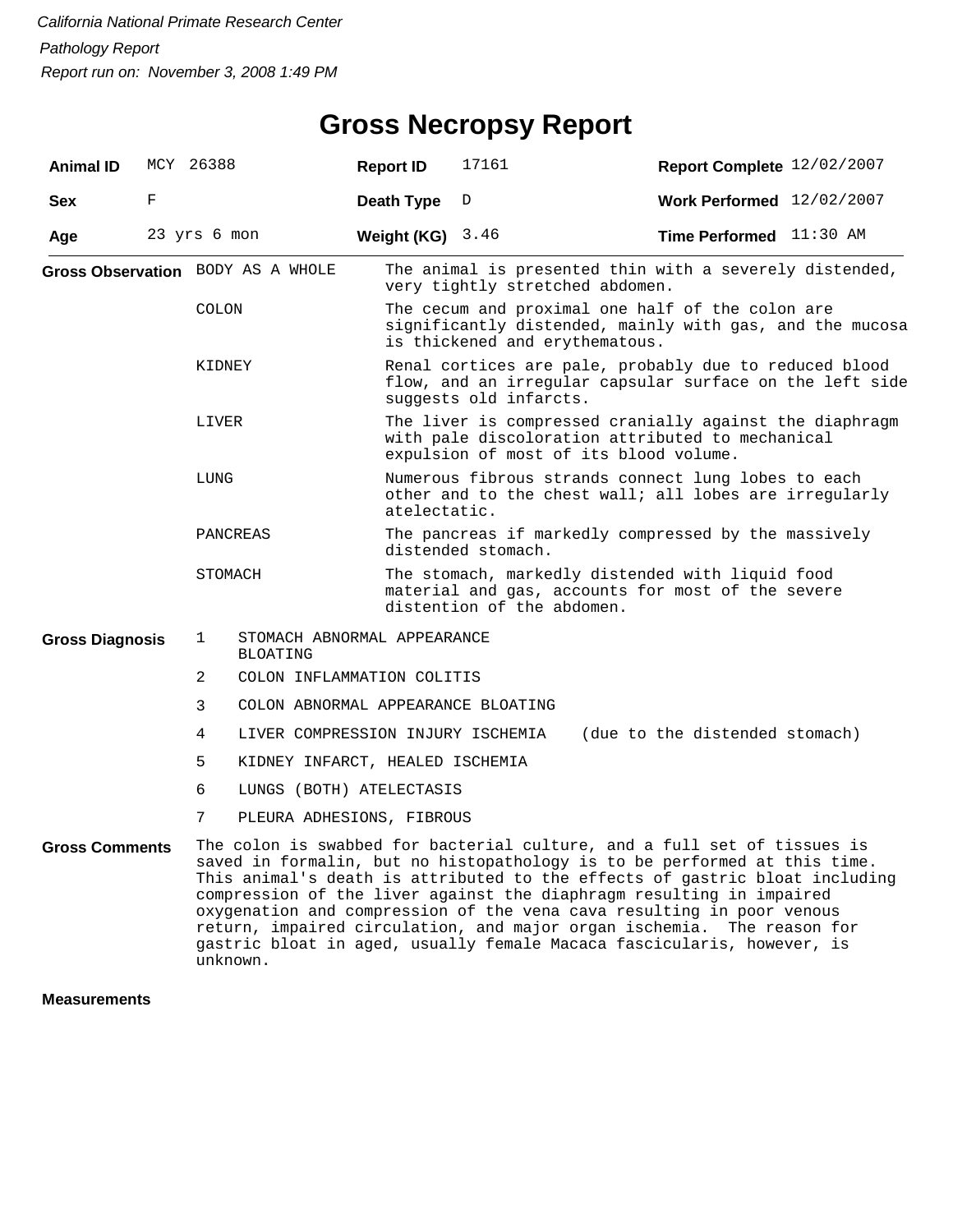*California National Primate Research Center*

*Pathology Report*

*Report run on: November 3, 2008 1:49 PM*

# Gross Necropsy Report

| **Animal ID** | MCY 26388 | **Report ID** | 17161 | **Report Complete** | 12/02/2007 |
|---|---|---|---|---|---|
| **Sex** | F | **Death Type** | D | **Work Performed** | 12/02/2007 |
| **Age** | 23 yrs 6 mon | **Weight (KG)** | 3.46 | **Time Performed** | 11:30 AM |

**Gross Observation**

| | |
|---|---|
| BODY AS A WHOLE | The animal is presented thin with a severely distended, very tightly stretched abdomen. |
| COLON | The cecum and proximal one half of the colon are significantly distended, mainly with gas, and the mucosa is thickened and erythematous. |
| KIDNEY | Renal cortices are pale, probably due to reduced blood flow, and an irregular capsular surface on the left side suggests old infarcts. |
| LIVER | The liver is compressed cranially against the diaphragm with pale discoloration attributed to mechanical expulsion of most of its blood volume. |
| LUNG | Numerous fibrous strands connect lung lobes to each other and to the chest wall; all lobes are irregularly atelectatic. |
| PANCREAS | The pancreas if markedly compressed by the massively distended stomach. |
| STOMACH | The stomach, markedly distended with liquid food material and gas, accounts for most of the severe distention of the abdomen. |

**Gross Diagnosis**

1. STOMACH ABNORMAL APPEARANCE BLOATING
2. COLON INFLAMMATION COLITIS
3. COLON ABNORMAL APPEARANCE BLOATING
4. LIVER COMPRESSION INJURY ISCHEMIA (due to the distended stomach)
5. KIDNEY INFARCT, HEALED ISCHEMIA
6. LUNGS (BOTH) ATELECTASIS
7. PLEURA ADHESIONS, FIBROUS

**Gross Comments**

The colon is swabbed for bacterial culture, and a full set of tissues is saved in formalin, but no histopathology is to be performed at this time. This animal's death is attributed to the effects of gastric bloat including compression of the liver against the diaphragm resulting in impaired oxygenation and compression of the vena cava resulting in poor venous return, impaired circulation, and major organ ischemia. The reason for gastric bloat in aged, usually female Macaca fascicularis, however, is unknown.

**Measurements**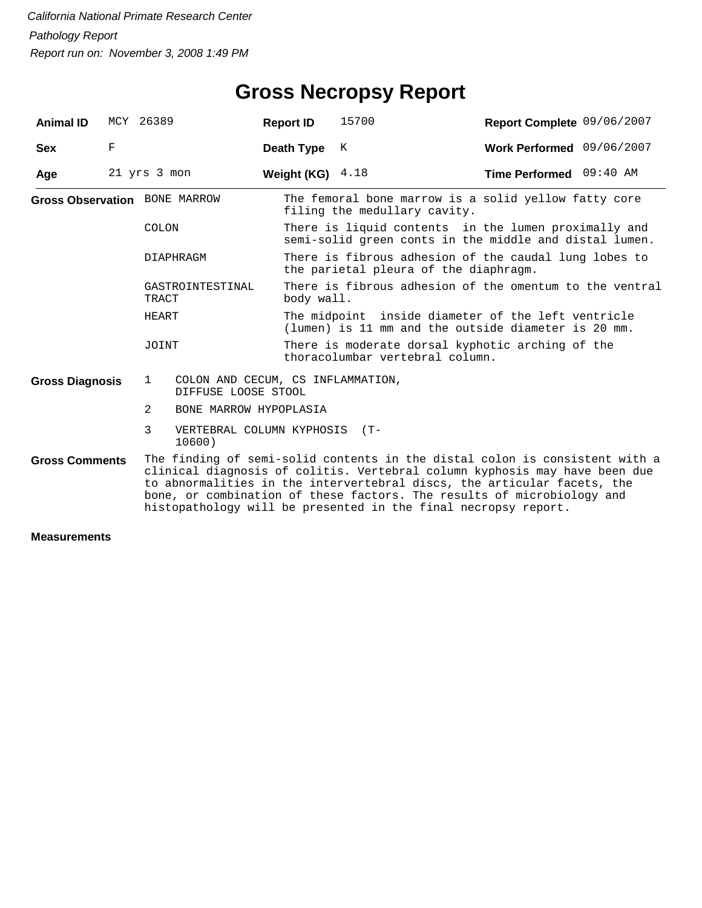*California National Primate Research Center*

*Pathology Report*

*Report run on: November 3, 2008 1:49 PM*

# Gross Necropsy Report

| | | | | | |
|---|---|---|---|---|---|
| **Animal ID** | MCY 26389 | **Report ID** | 15700 | **Report Complete** | 09/06/2007 |
| **Sex** | F | **Death Type** | K | **Work Performed** | 09/06/2007 |
| **Age** | 21 yrs 3 mon | **Weight (KG)** | 4.18 | **Time Performed** | 09:40 AM |

**Gross Observation**

| | |
|---|---|
| BONE MARROW | The femoral bone marrow is a solid yellow fatty core filing the medullary cavity. |
| COLON | There is liquid contents in the lumen proximally and semi-solid green conts in the middle and distal lumen. |
| DIAPHRAGM | There is fibrous adhesion of the caudal lung lobes to the parietal pleura of the diaphragm. |
| GASTROINTESTINAL TRACT | There is fibrous adhesion of the omentum to the ventral body wall. |
| HEART | The midpoint inside diameter of the left ventricle (lumen) is 11 mm and the outside diameter is 20 mm. |
| JOINT | There is moderate dorsal kyphotic arching of the thoracolumbar vertebral column. |

**Gross Diagnosis**

1. COLON AND CECUM, CS INFLAMMATION, DIFFUSE LOOSE STOOL
2. BONE MARROW HYPOPLASIA
3. VERTEBRAL COLUMN KYPHOSIS (T-10600)

**Gross Comments**

The finding of semi-solid contents in the distal colon is consistent with a clinical diagnosis of colitis. Vertebral column kyphosis may have been due to abnormalities in the intervertebral discs, the articular facets, the bone, or combination of these factors. The results of microbiology and histopathology will be presented in the final necropsy report.

**Measurements**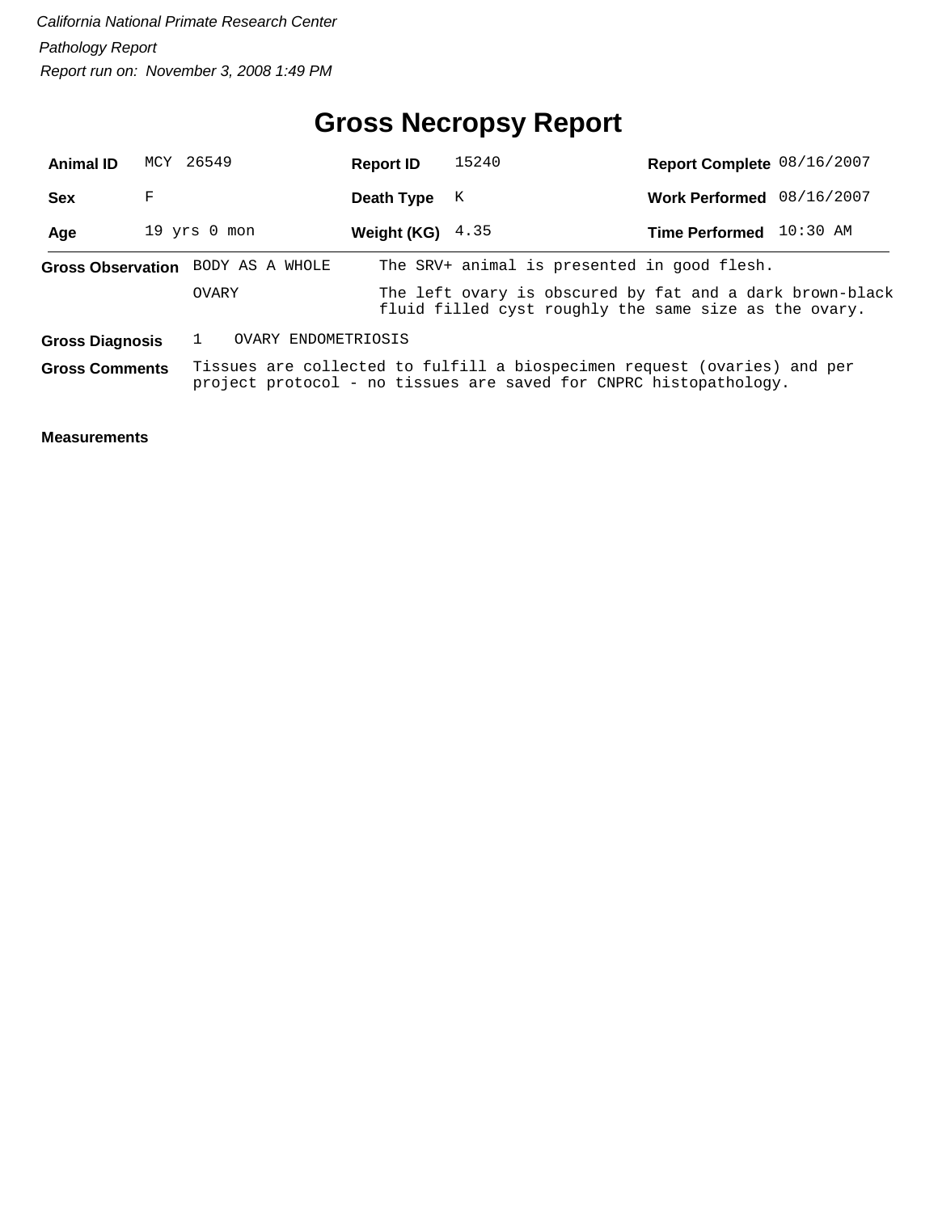*California National Primate Research Center*

*Pathology Report*

*Report run on: November 3, 2008 1:49 PM*

# Gross Necropsy Report

| **Animal ID** | MCY 26549 | **Report ID** | 15240 | **Report Complete** | 08/16/2007 |
|---|---|---|---|---|---|
| **Sex** | F | **Death Type** | K | **Work Performed** | 08/16/2007 |
| **Age** | 19 yrs 0 mon | **Weight (KG)** | 4.35 | **Time Performed** | 10:30 AM |

**Gross Observation**

| | |
|---|---|
| BODY AS A WHOLE | The SRV+ animal is presented in good flesh. |
| OVARY | The left ovary is obscured by fat and a dark brown-black fluid filled cyst roughly the same size as the ovary. |

**Gross Diagnosis**

1 OVARY ENDOMETRIOSIS

**Gross Comments**

Tissues are collected to fulfill a biospecimen request (ovaries) and per project protocol - no tissues are saved for CNPRC histopathology.

**Measurements**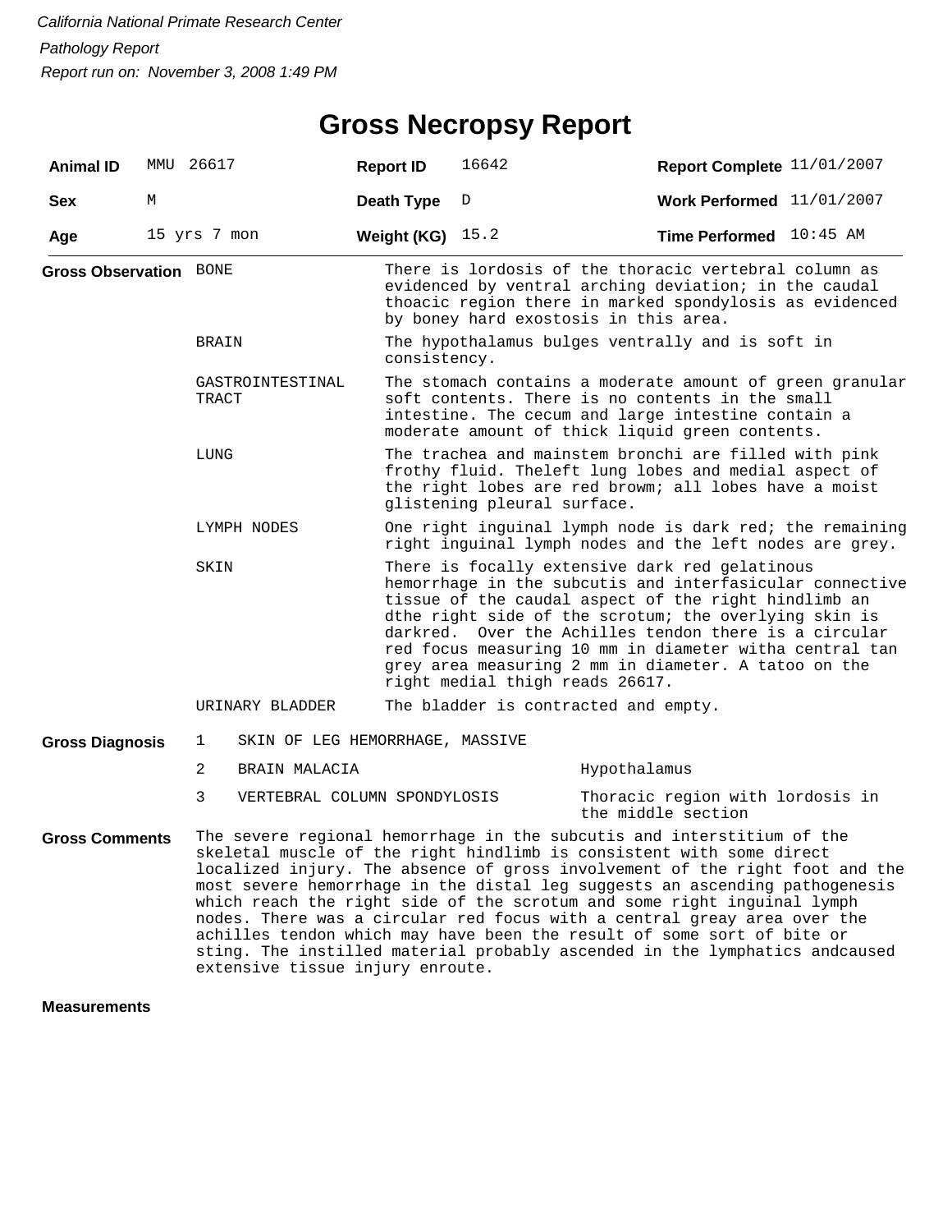*California National Primate Research Center*

*Pathology Report*

*Report run on: November 3, 2008 1:49 PM*

# Gross Necropsy Report

| | | | | | |
|---|---|---|---|---|---|
| **Animal ID** | MMU 26617 | **Report ID** | 16642 | **Report Complete** | 11/01/2007 |
| **Sex** | M | **Death Type** | D | **Work Performed** | 11/01/2007 |
| **Age** | 15 yrs 7 mon | **Weight (KG)** | 15.2 | **Time Performed** | 10:45 AM |

**Gross Observation**

| | |
|---|---|
| BONE | There is lordosis of the thoracic vertebral column as evidenced by ventral arching deviation; in the caudal thoacic region there in marked spondylosis as evidenced by boney hard exostosis in this area. |
| BRAIN | The hypothalamus bulges ventrally and is soft in consistency. |
| GASTROINTESTINAL TRACT | The stomach contains a moderate amount of green granular soft contents. There is no contents in the small intestine. The cecum and large intestine contain a moderate amount of thick liquid green contents. |
| LUNG | The trachea and mainstem bronchi are filled with pink frothy fluid. Theleft lung lobes and medial aspect of the right lobes are red browm; all lobes have a moist glistening pleural surface. |
| LYMPH NODES | One right inguinal lymph node is dark red; the remaining right inguinal lymph nodes and the left nodes are grey. |
| SKIN | There is focally extensive dark red gelatinous hemorrhage in the subcutis and interfasicular connective tissue of the caudal aspect of the right hindlimb an dthe right side of the scrotum; the overlying skin is darkred. Over the Achilles tendon there is a circular red focus measuring 10 mm in diameter witha central tan grey area measuring 2 mm in diameter. A tatoo on the right medial thigh reads 26617. |
| URINARY BLADDER | The bladder is contracted and empty. |

**Gross Diagnosis**

| | | |
|---|---|---|
| 1 | SKIN OF LEG HEMORRHAGE, MASSIVE | |
| 2 | BRAIN MALACIA | Hypothalamus |
| 3 | VERTEBRAL COLUMN SPONDYLOSIS | Thoracic region with lordosis in the middle section |

**Gross Comments**

The severe regional hemorrhage in the subcutis and interstitium of the skeletal muscle of the right hindlimb is consistent with some direct localized injury. The absence of gross involvement of the right foot and the most severe hemorrhage in the distal leg suggests an ascending pathogenesis which reach the right side of the scrotum and some right inguinal lymph nodes. There was a circular red focus with a central greay area over the achilles tendon which may have been the result of some sort of bite or sting. The instilled material probably ascended in the lymphatics andcaused extensive tissue injury enroute.

**Measurements**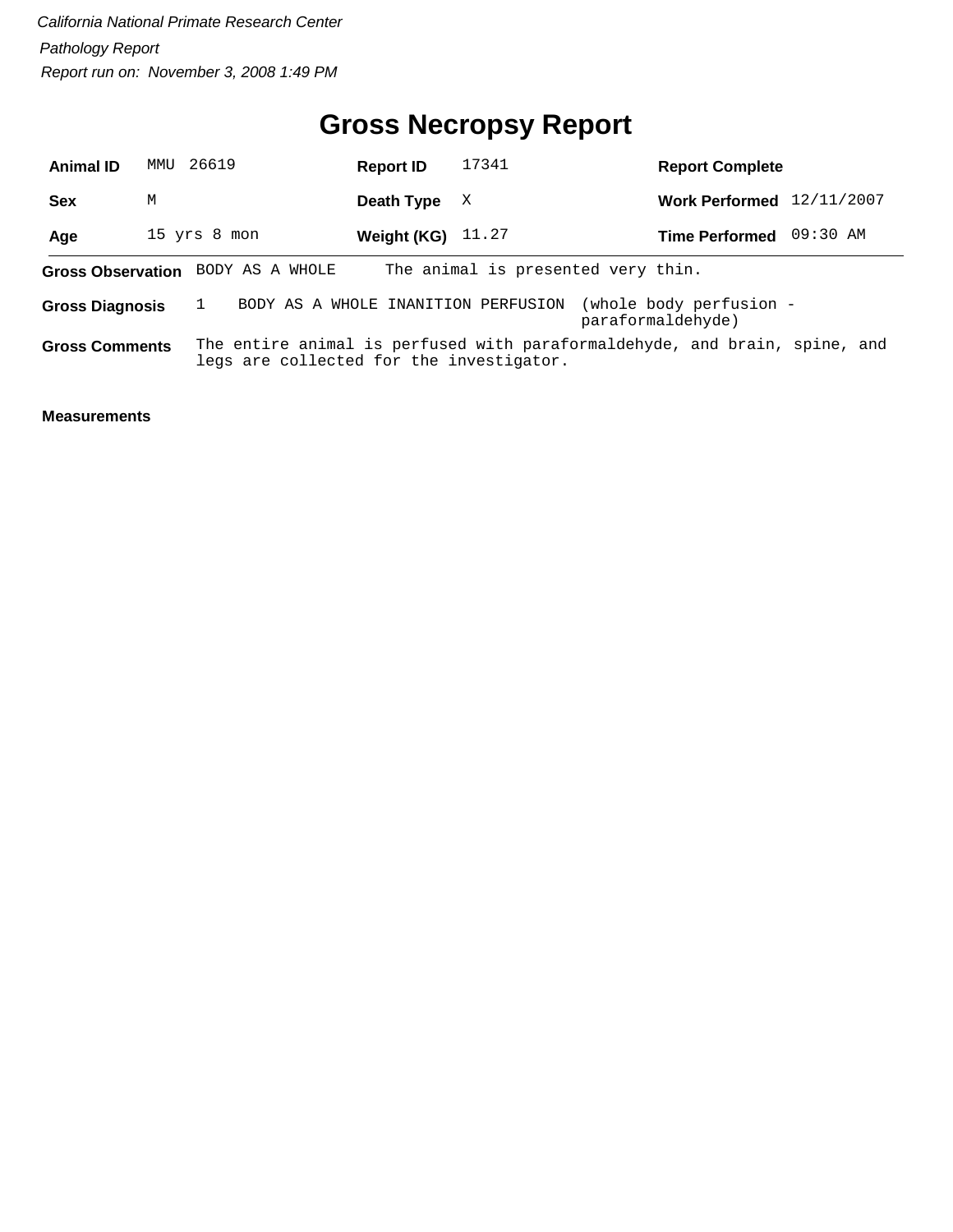*California National Primate Research Center*

*Pathology Report*

*Report run on: November 3, 2008 1:49 PM*

# Gross Necropsy Report

| **Animal ID** | MMU 26619 | **Report ID** | 17341 | **Report Complete** | |
|---|---|---|---|---|---|
| **Sex** | M | **Death Type** | X | **Work Performed** | 12/11/2007 |
| **Age** | 15 yrs 8 mon | **Weight (KG)** | 11.27 | **Time Performed** | 09:30 AM |

**Gross Observation** BODY AS A WHOLE The animal is presented very thin.

**Gross Diagnosis** 1 BODY AS A WHOLE INANITION PERFUSION (whole body perfusion - paraformaldehyde)

**Gross Comments** The entire animal is perfused with paraformaldehyde, and brain, spine, and legs are collected for the investigator.

**Measurements**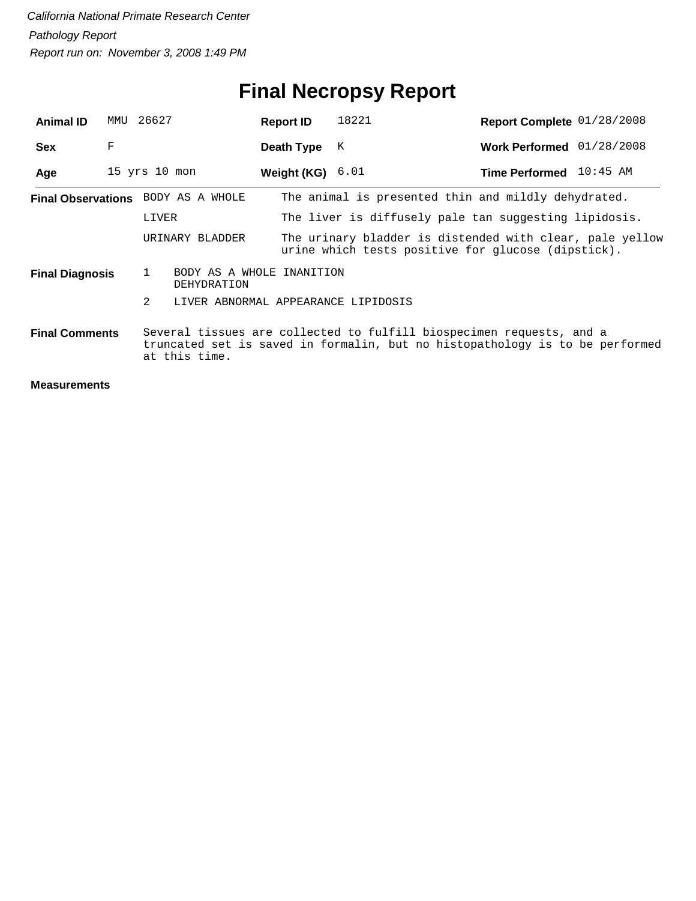California National Primate Research Center

Pathology Report

Report run on: November 3, 2008 1:49 PM

# Final Necropsy Report

| | | | | | |
|---|---|---|---|---|---|
| **Animal ID** | MMU 26627 | **Report ID** | 18221 | **Report Complete** | 01/28/2008 |
| **Sex** | F | **Death Type** | K | **Work Performed** | 01/28/2008 |
| **Age** | 15 yrs 10 mon | **Weight (KG)** | 6.01 | **Time Performed** | 10:45 AM |

**Final Observations**

| | |
|---|---|
| BODY AS A WHOLE | The animal is presented thin and mildly dehydrated. |
| LIVER | The liver is diffusely pale tan suggesting lipidosis. |
| URINARY BLADDER | The urinary bladder is distended with clear, pale yellow urine which tests positive for glucose (dipstick). |

**Final Diagnosis**

1. BODY AS A WHOLE INANITION
   DEHYDRATION
2. LIVER ABNORMAL APPEARANCE LIPIDOSIS

**Final Comments**

Several tissues are collected to fulfill biospecimen requests, and a truncated set is saved in formalin, but no histopathology is to be performed at this time.

**Measurements**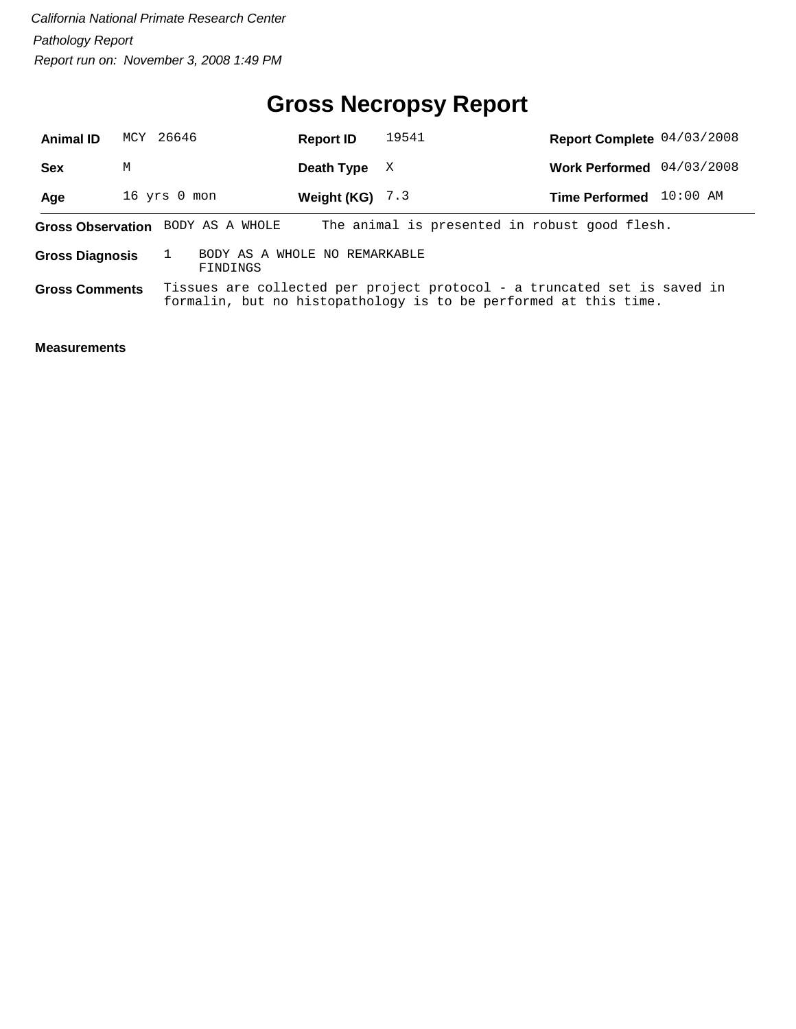*California National Primate Research Center*

*Pathology Report*

*Report run on: November 3, 2008 1:49 PM*

# Gross Necropsy Report

| | | | | | |
|---|---|---|---|---|---|
| **Animal ID** | MCY 26646 | **Report ID** | 19541 | **Report Complete** | 04/03/2008 |
| **Sex** | M | **Death Type** | X | **Work Performed** | 04/03/2008 |
| **Age** | 16 yrs 0 mon | **Weight (KG)** | 7.3 | **Time Performed** | 10:00 AM |

**Gross Observation** BODY AS A WHOLE The animal is presented in robust good flesh.

**Gross Diagnosis** 1 BODY AS A WHOLE NO REMARKABLE FINDINGS

**Gross Comments** Tissues are collected per project protocol - a truncated set is saved in formalin, but no histopathology is to be performed at this time.

**Measurements**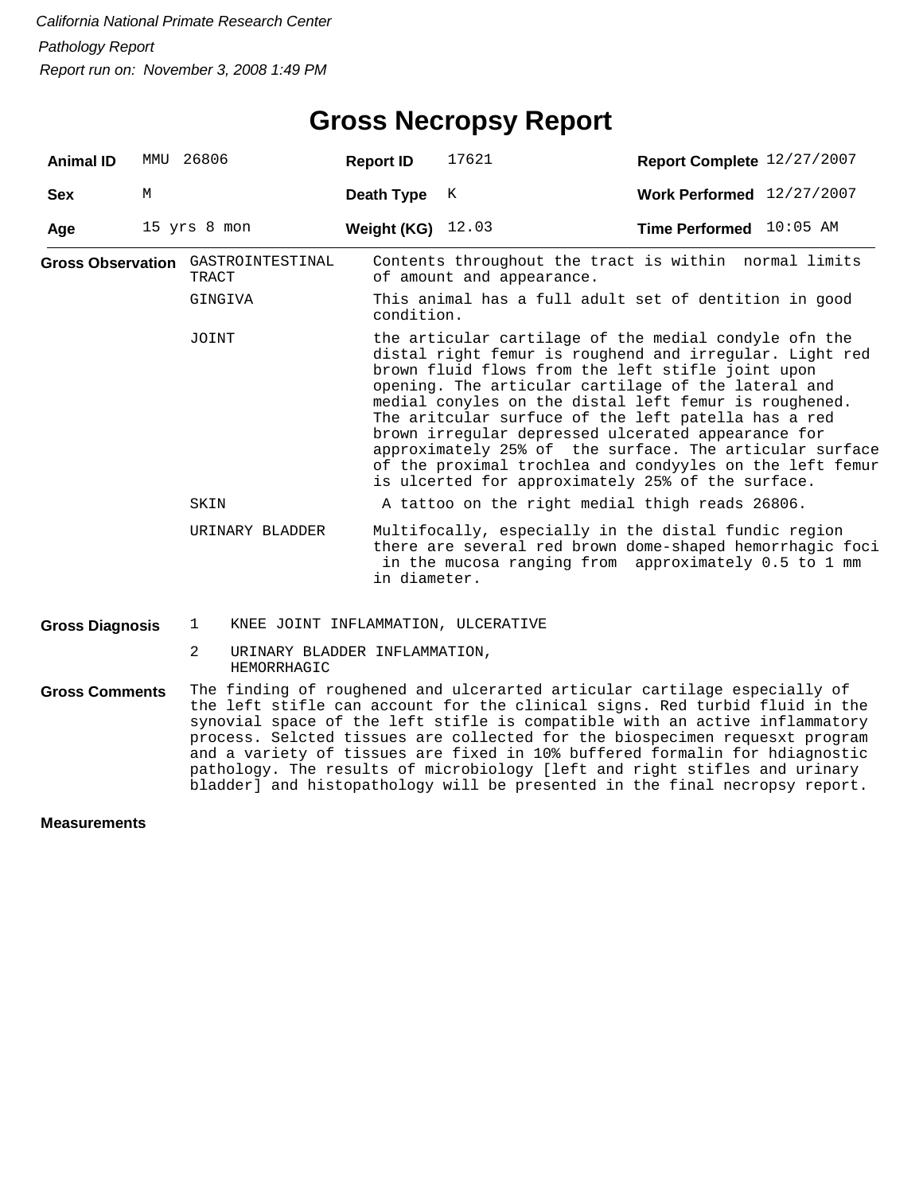*California National Primate Research Center*

*Pathology Report*

*Report run on: November 3, 2008 1:49 PM*

# Gross Necropsy Report

| **Animal ID** | MMU 26806 | **Report ID** | 17621 | **Report Complete** | 12/27/2007 |
|---|---|---|---|---|---|
| **Sex** | M | **Death Type** | K | **Work Performed** | 12/27/2007 |
| **Age** | 15 yrs 8 mon | **Weight (KG)** | 12.03 | **Time Performed** | 10:05 AM |

**Gross Observation**

| | |
|---|---|
| GASTROINTESTINAL TRACT | Contents throughout the tract is within normal limits of amount and appearance. |
| GINGIVA | This animal has a full adult set of dentition in good condition. |
| JOINT | the articular cartilage of the medial condyle ofn the distal right femur is roughend and irregular. Light red brown fluid flows from the left stifle joint upon opening. The articular cartilage of the lateral and medial conyles on the distal left femur is roughened. The aritcular surfuce of the left patella has a red brown irregular depressed ulcerated appearance for approximately 25% of the surface. The articular surface of the proximal trochlea and condyyles on the left femur is ulcerted for approximately 25% of the surface. |
| SKIN | A tattoo on the right medial thigh reads 26806. |
| URINARY BLADDER | Multifocally, especially in the distal fundic region there are several red brown dome-shaped hemorrhagic foci in the mucosa ranging from approximately 0.5 to 1 mm in diameter. |

**Gross Diagnosis**

1. KNEE JOINT INFLAMMATION, ULCERATIVE
2. URINARY BLADDER INFLAMMATION, HEMORRHAGIC

**Gross Comments**

The finding of roughened and ulcerarted articular cartilage especially of the left stifle can account for the clinical signs. Red turbid fluid in the synovial space of the left stifle is compatible with an active inflammatory process. Selcted tissues are collected for the biospecimen requesxt program and a variety of tissues are fixed in 10% buffered formalin for hdiagnostic pathology. The results of microbiology [left and right stifles and urinary bladder] and histopathology will be presented in the final necropsy report.

**Measurements**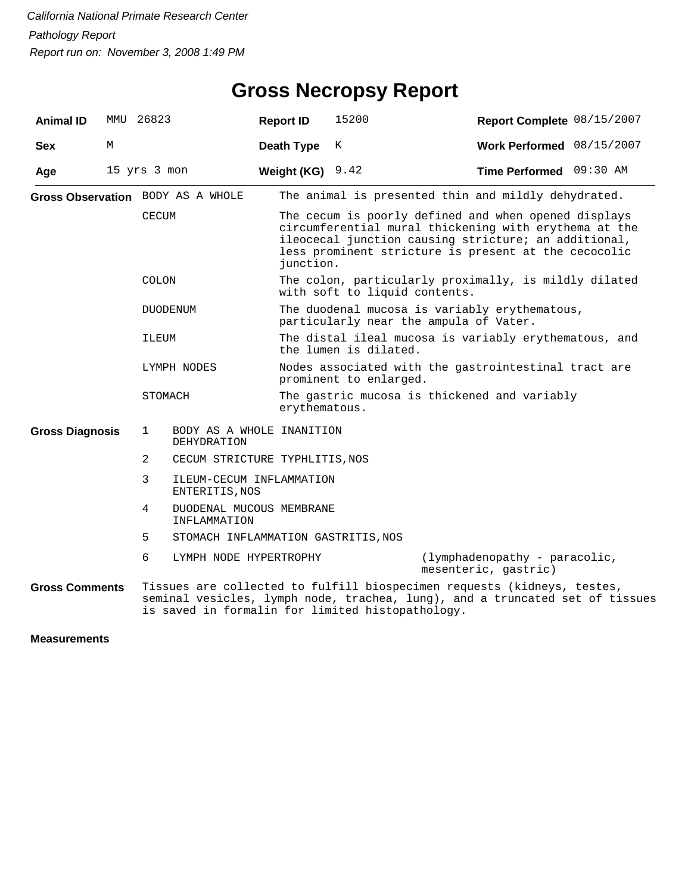*California National Primate Research Center*

*Pathology Report*

*Report run on: November 3, 2008 1:49 PM*

# Gross Necropsy Report

| | | | | | |
|---|---|---|---|---|---|
| **Animal ID** | MMU 26823 | **Report ID** | 15200 | **Report Complete** | 08/15/2007 |
| **Sex** | M | **Death Type** | K | **Work Performed** | 08/15/2007 |
| **Age** | 15 yrs 3 mon | **Weight (KG)** | 9.42 | **Time Performed** | 09:30 AM |

**Gross Observation**

| | |
|---|---|
| BODY AS A WHOLE | The animal is presented thin and mildly dehydrated. |
| CECUM | The cecum is poorly defined and when opened displays circumferential mural thickening with erythema at the ileocecal junction causing stricture; an additional, less prominent stricture is present at the cecocolic junction. |
| COLON | The colon, particularly proximally, is mildly dilated with soft to liquid contents. |
| DUODENUM | The duodenal mucosa is variably erythematous, particularly near the ampula of Vater. |
| ILEUM | The distal ileal mucosa is variably erythematous, and the lumen is dilated. |
| LYMPH NODES | Nodes associated with the gastrointestinal tract are prominent to enlarged. |
| STOMACH | The gastric mucosa is thickened and variably erythematous. |

**Gross Diagnosis**

| | | |
|---|---|---|
| 1 | BODY AS A WHOLE INANITION DEHYDRATION | |
| 2 | CECUM STRICTURE TYPHLITIS,NOS | |
| 3 | ILEUM-CECUM INFLAMMATION ENTERITIS,NOS | |
| 4 | DUODENAL MUCOUS MEMBRANE INFLAMMATION | |
| 5 | STOMACH INFLAMMATION GASTRITIS,NOS | |
| 6 | LYMPH NODE HYPERTROPHY | (lymphadenopathy - paracolic, mesenteric, gastric) |

**Gross Comments**

Tissues are collected to fulfill biospecimen requests (kidneys, testes, seminal vesicles, lymph node, trachea, lung), and a truncated set of tissues is saved in formalin for limited histopathology.

**Measurements**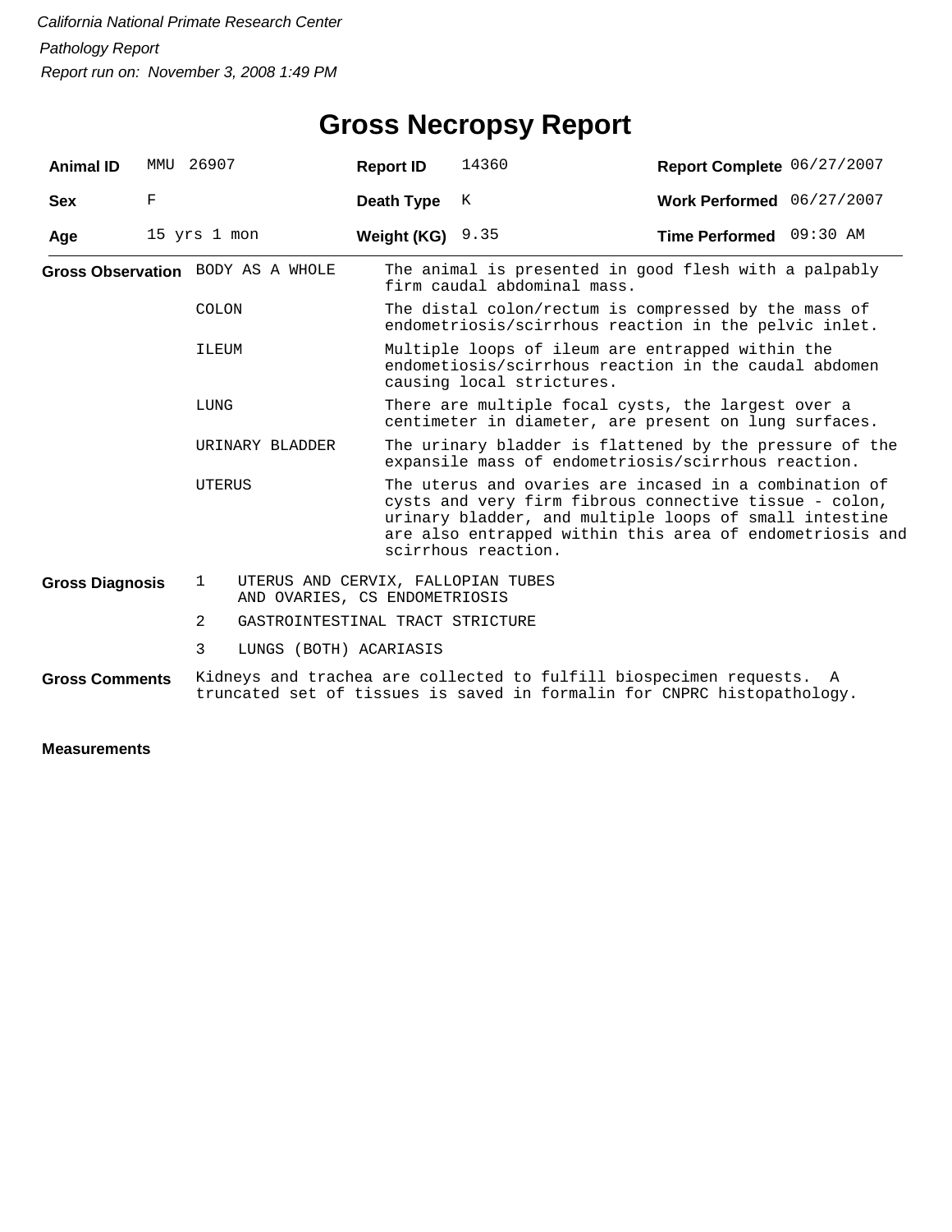*California National Primate Research Center*

*Pathology Report*

*Report run on: November 3, 2008 1:49 PM*

# Gross Necropsy Report

| | | | | | |
|---|---|---|---|---|---|
| **Animal ID** | MMU 26907 | **Report ID** | 14360 | **Report Complete** | 06/27/2007 |
| **Sex** | F | **Death Type** | K | **Work Performed** | 06/27/2007 |
| **Age** | 15 yrs 1 mon | **Weight (KG)** | 9.35 | **Time Performed** | 09:30 AM |

**Gross Observation**

| | |
|---|---|
| BODY AS A WHOLE | The animal is presented in good flesh with a palpably firm caudal abdominal mass. |
| COLON | The distal colon/rectum is compressed by the mass of endometriosis/scirrhous reaction in the pelvic inlet. |
| ILEUM | Multiple loops of ileum are entrapped within the endometiosis/scirrhous reaction in the caudal abdomen causing local strictures. |
| LUNG | There are multiple focal cysts, the largest over a centimeter in diameter, are present on lung surfaces. |
| URINARY BLADDER | The urinary bladder is flattened by the pressure of the expansile mass of endometriosis/scirrhous reaction. |
| UTERUS | The uterus and ovaries are incased in a combination of cysts and very firm fibrous connective tissue - colon, urinary bladder, and multiple loops of small intestine are also entrapped within this area of endometriosis and scirrhous reaction. |

**Gross Diagnosis**

1. UTERUS AND CERVIX, FALLOPIAN TUBES AND OVARIES, CS ENDOMETRIOSIS
2. GASTROINTESTINAL TRACT STRICTURE
3. LUNGS (BOTH) ACARIASIS

**Gross Comments**

Kidneys and trachea are collected to fulfill biospecimen requests. A truncated set of tissues is saved in formalin for CNPRC histopathology.

**Measurements**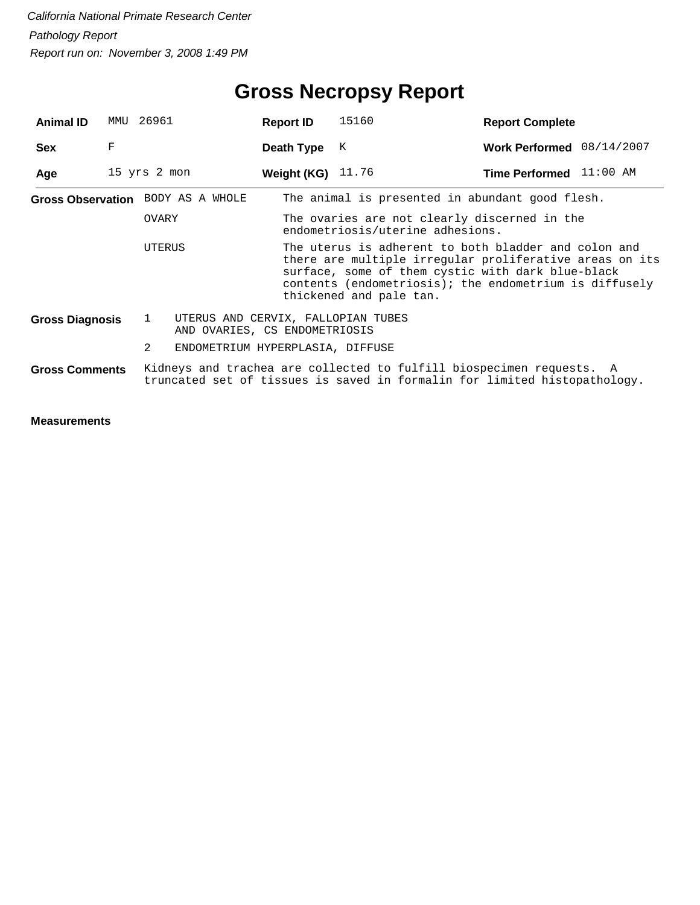# Gross Necropsy Report

| | | | | | |
|---|---|---|---|---|---|
| **Animal ID** | MMU 26961 | **Report ID** | 15160 | **Report Complete** | |
| **Sex** | F | **Death Type** | K | **Work Performed** | 08/14/2007 |
| **Age** | 15 yrs 2 mon | **Weight (KG)** | 11.76 | **Time Performed** | 11:00 AM |

**Gross Observation**

| | |
|---|---|
| BODY AS A WHOLE | The animal is presented in abundant good flesh. |
| OVARY | The ovaries are not clearly discerned in the endometriosis/uterine adhesions. |
| UTERUS | The uterus is adherent to both bladder and colon and there are multiple irregular proliferative areas on its surface, some of them cystic with dark blue-black contents (endometriosis); the endometrium is diffusely thickened and pale tan. |

**Gross Diagnosis**

1. UTERUS AND CERVIX, FALLOPIAN TUBES AND OVARIES, CS ENDOMETRIOSIS
2. ENDOMETRIUM HYPERPLASIA, DIFFUSE

**Gross Comments**

Kidneys and trachea are collected to fulfill biospecimen requests. A truncated set of tissues is saved in formalin for limited histopathology.

**Measurements**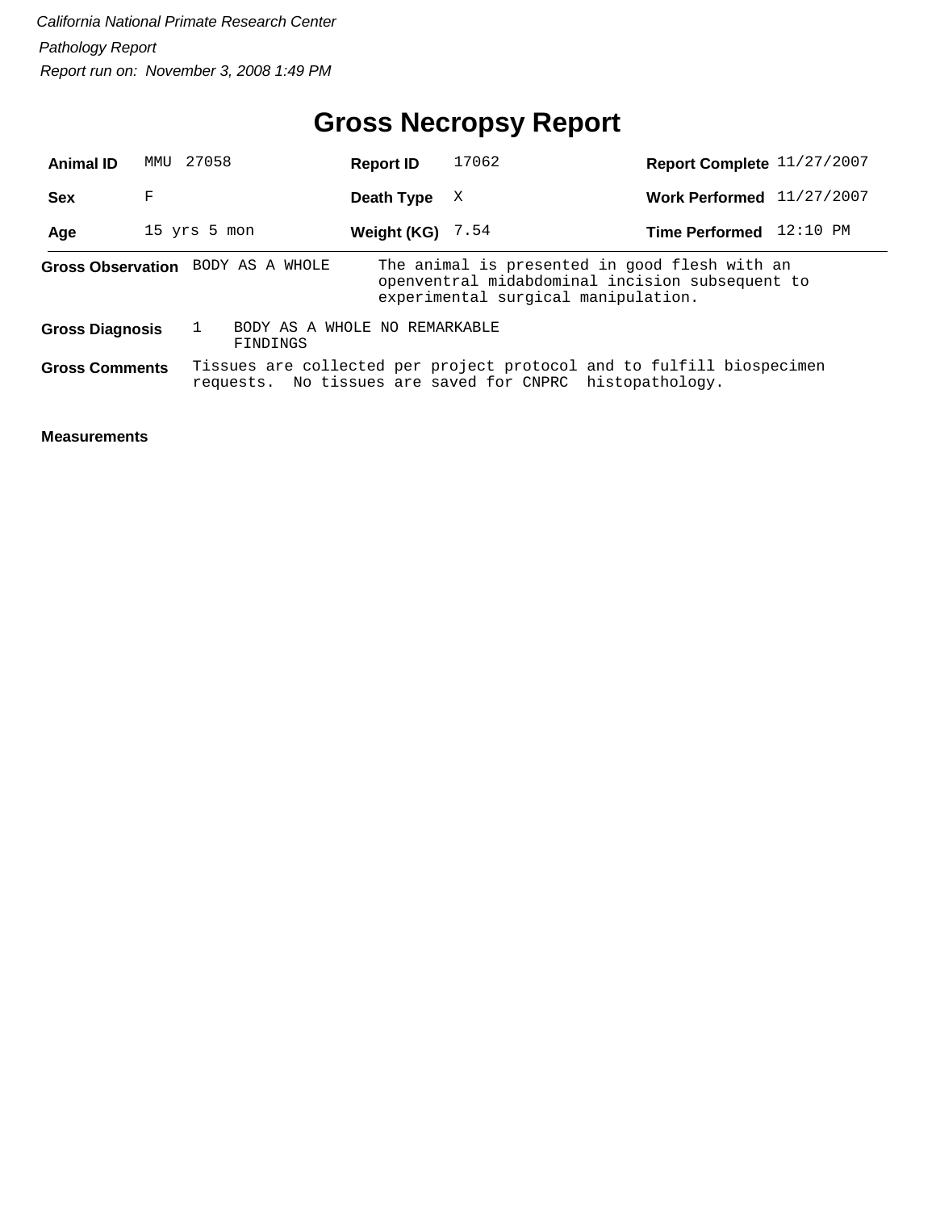*California National Primate Research Center*

*Pathology Report*

*Report run on: November 3, 2008 1:49 PM*

# Gross Necropsy Report

| | | | | | |
|---|---|---|---|---|---|
| **Animal ID** | MMU 27058 | **Report ID** | 17062 | **Report Complete** | 11/27/2007 |
| **Sex** | F | **Death Type** | X | **Work Performed** | 11/27/2007 |
| **Age** | 15 yrs 5 mon | **Weight (KG)** | 7.54 | **Time Performed** | 12:10 PM |

**Gross Observation** BODY AS A WHOLE — The animal is presented in good flesh with an openventral midabdominal incision subsequent to experimental surgical manipulation.

**Gross Diagnosis** 1 BODY AS A WHOLE NO REMARKABLE FINDINGS

**Gross Comments** Tissues are collected per project protocol and to fulfill biospecimen requests. No tissues are saved for CNPRC histopathology.

**Measurements**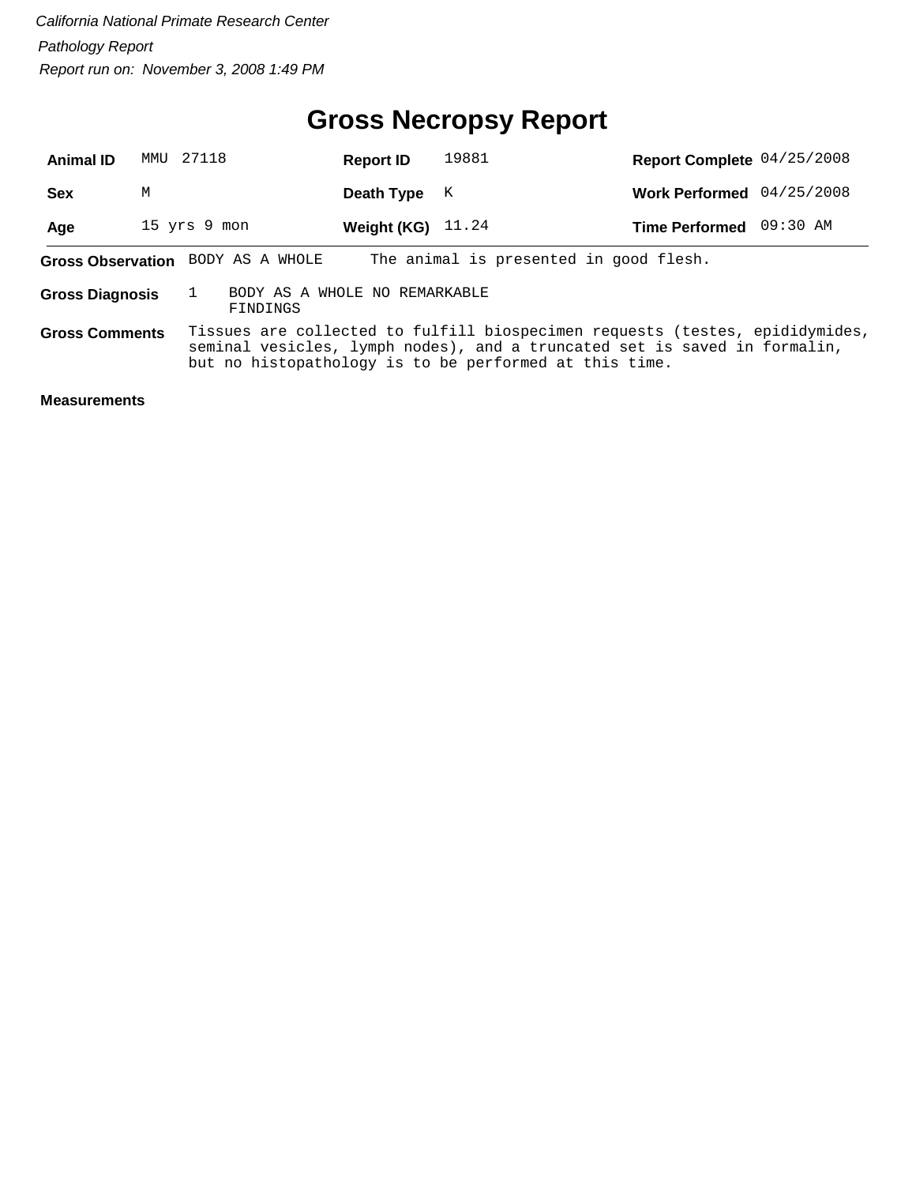*California National Primate Research Center*

*Pathology Report*

*Report run on: November 3, 2008 1:49 PM*

# Gross Necropsy Report

| **Animal ID** | MMU 27118 | **Report ID** | 19881 | **Report Complete** | 04/25/2008 |
|---|---|---|---|---|---|
| **Sex** | M | **Death Type** | K | **Work Performed** | 04/25/2008 |
| **Age** | 15 yrs 9 mon | **Weight (KG)** | 11.24 | **Time Performed** | 09:30 AM |

**Gross Observation** BODY AS A WHOLE The animal is presented in good flesh.

**Gross Diagnosis** 1 BODY AS A WHOLE NO REMARKABLE FINDINGS

**Gross Comments** Tissues are collected to fulfill biospecimen requests (testes, epididymides, seminal vesicles, lymph nodes), and a truncated set is saved in formalin, but no histopathology is to be performed at this time.

**Measurements**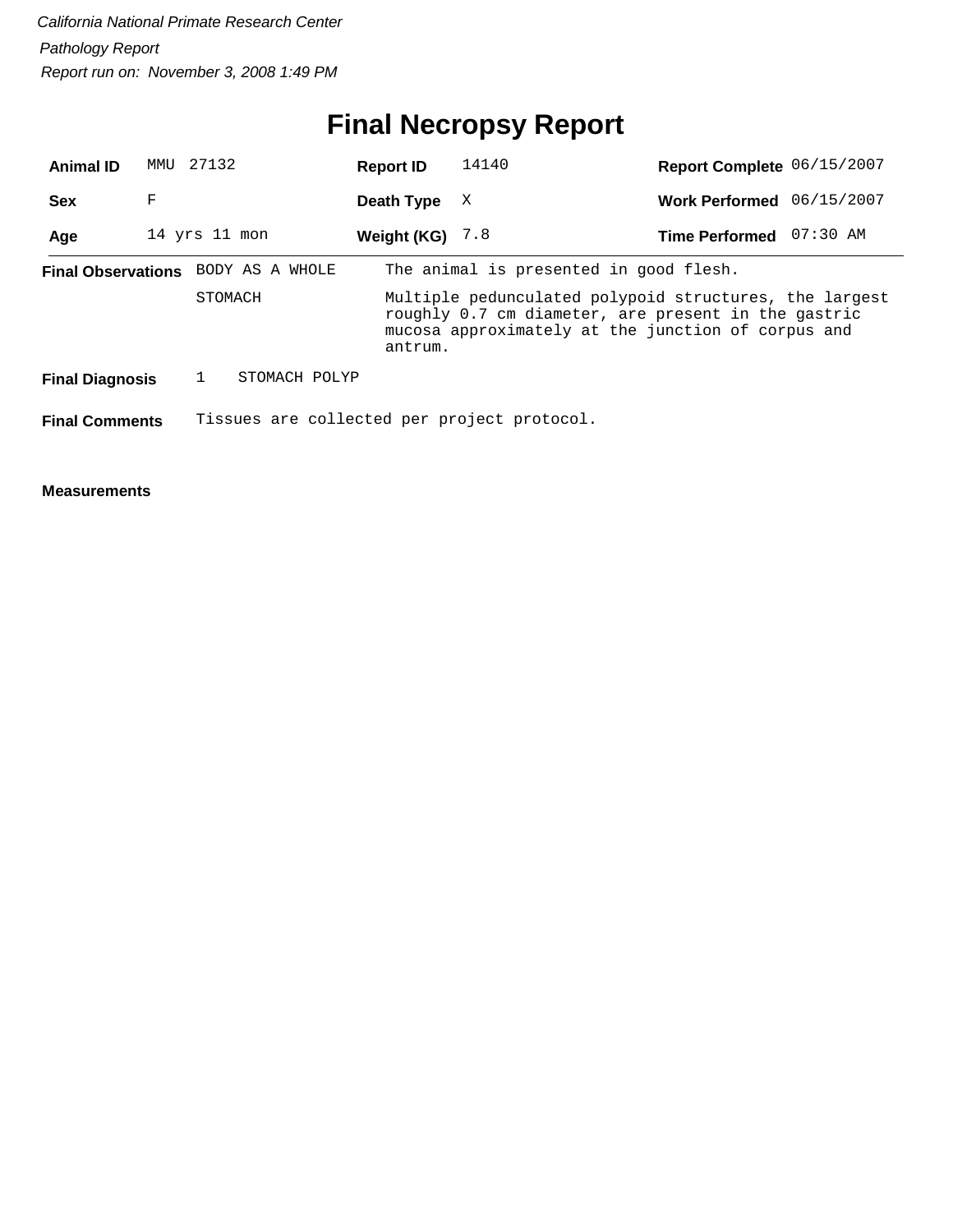*California National Primate Research Center*

*Pathology Report*

*Report run on: November 3, 2008 1:49 PM*

# Final Necropsy Report

| **Animal ID** | MMU 27132 | **Report ID** | 14140 | **Report Complete** | 06/15/2007 |
|---|---|---|---|---|---|
| **Sex** | F | **Death Type** | X | **Work Performed** | 06/15/2007 |
| **Age** | 14 yrs 11 mon | **Weight (KG)** | 7.8 | **Time Performed** | 07:30 AM |

**Final Observations**

| | |
|---|---|
| BODY AS A WHOLE | The animal is presented in good flesh. |
| STOMACH | Multiple pedunculated polypoid structures, the largest roughly 0.7 cm diameter, are present in the gastric mucosa approximately at the junction of corpus and antrum. |

**Final Diagnosis**

1 STOMACH POLYP

**Final Comments**

Tissues are collected per project protocol.

**Measurements**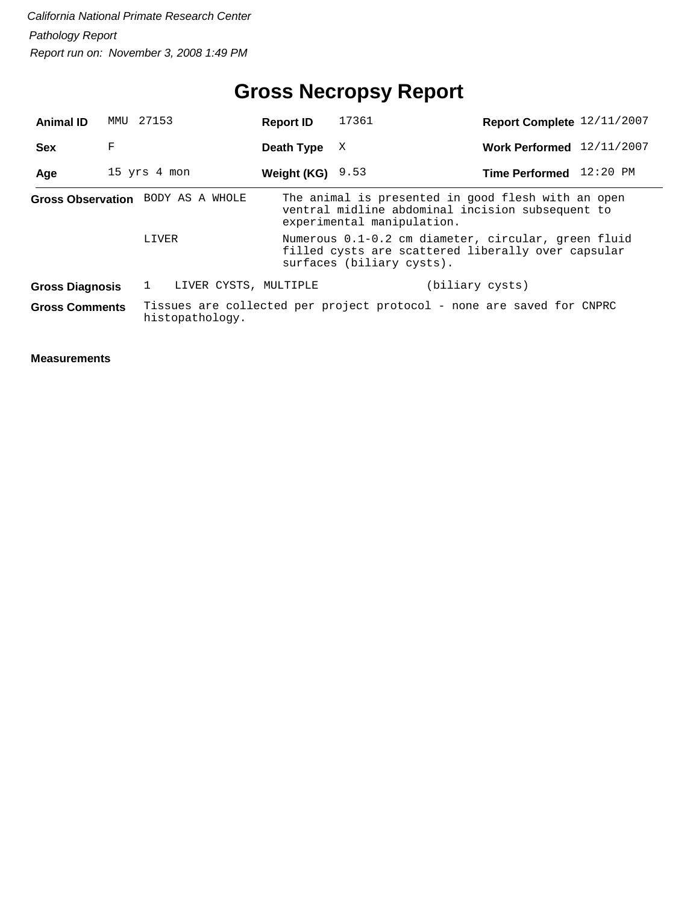*California National Primate Research Center*

*Pathology Report*

*Report run on: November 3, 2008 1:49 PM*

# Gross Necropsy Report

| | | | | | |
|---|---|---|---|---|---|
| **Animal ID** | MMU 27153 | **Report ID** | 17361 | **Report Complete** | 12/11/2007 |
| **Sex** | F | **Death Type** | X | **Work Performed** | 12/11/2007 |
| **Age** | 15 yrs 4 mon | **Weight (KG)** | 9.53 | **Time Performed** | 12:20 PM |

**Gross Observation**

| | |
|---|---|
| BODY AS A WHOLE | The animal is presented in good flesh with an open ventral midline abdominal incision subsequent to experimental manipulation. |
| LIVER | Numerous 0.1-0.2 cm diameter, circular, green fluid filled cysts are scattered liberally over capsular surfaces (biliary cysts). |

**Gross Diagnosis**

1 LIVER CYSTS, MULTIPLE (biliary cysts)

**Gross Comments**

Tissues are collected per project protocol - none are saved for CNPRC histopathology.

**Measurements**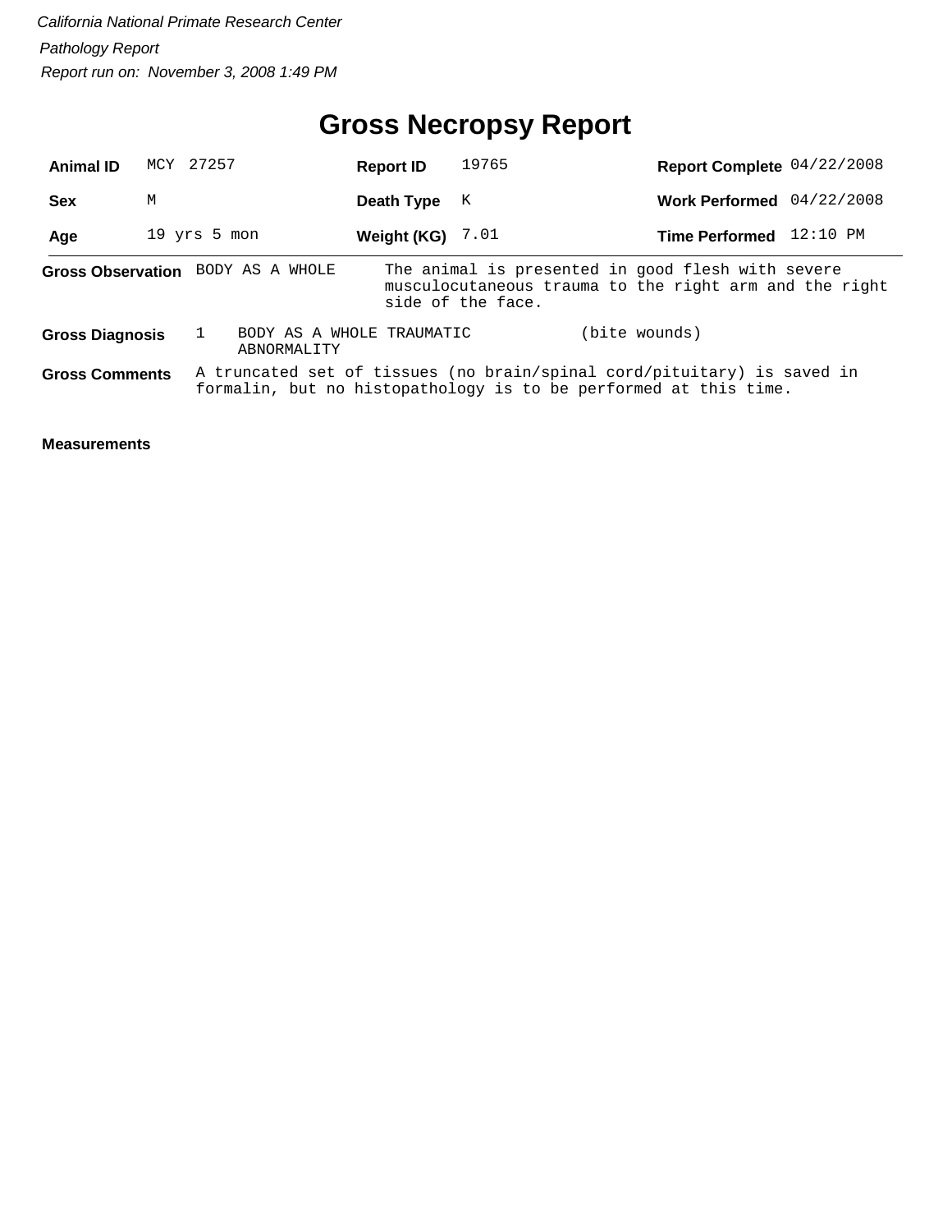*California National Primate Research Center*

*Pathology Report*

*Report run on: November 3, 2008 1:49 PM*

# Gross Necropsy Report

| | | | | | |
|---|---|---|---|---|---|
| **Animal ID** | MCY 27257 | **Report ID** | 19765 | **Report Complete** | 04/22/2008 |
| **Sex** | M | **Death Type** | K | **Work Performed** | 04/22/2008 |
| **Age** | 19 yrs 5 mon | **Weight (KG)** | 7.01 | **Time Performed** | 12:10 PM |

**Gross Observation** BODY AS A WHOLE — The animal is presented in good flesh with severe musculocutaneous trauma to the right arm and the right side of the face.

**Gross Diagnosis** 1 BODY AS A WHOLE TRAUMATIC ABNORMALITY (bite wounds)

**Gross Comments** A truncated set of tissues (no brain/spinal cord/pituitary) is saved in formalin, but no histopathology is to be performed at this time.

**Measurements**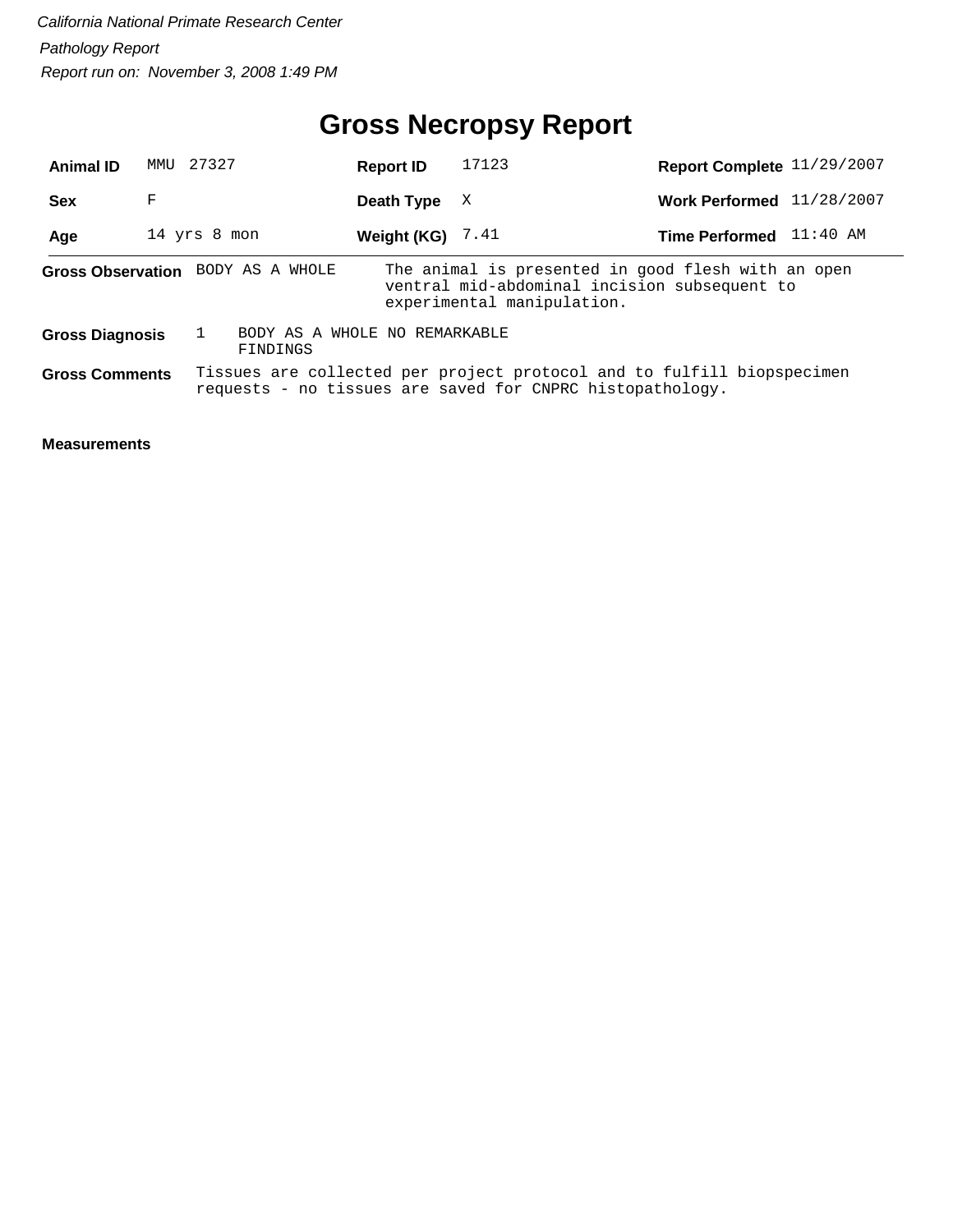*California National Primate Research Center*

*Pathology Report*

*Report run on: November 3, 2008 1:49 PM*

# Gross Necropsy Report

| | | | | | |
|---|---|---|---|---|---|
| **Animal ID** | MMU 27327 | **Report ID** | 17123 | **Report Complete** | 11/29/2007 |
| **Sex** | F | **Death Type** | X | **Work Performed** | 11/28/2007 |
| **Age** | 14 yrs 8 mon | **Weight (KG)** | 7.41 | **Time Performed** | 11:40 AM |

**Gross Observation** BODY AS A WHOLE — The animal is presented in good flesh with an open ventral mid-abdominal incision subsequent to experimental manipulation.

**Gross Diagnosis** 1 BODY AS A WHOLE NO REMARKABLE FINDINGS

**Gross Comments** Tissues are collected per project protocol and to fulfill biopspecimen requests - no tissues are saved for CNPRC histopathology.

**Measurements**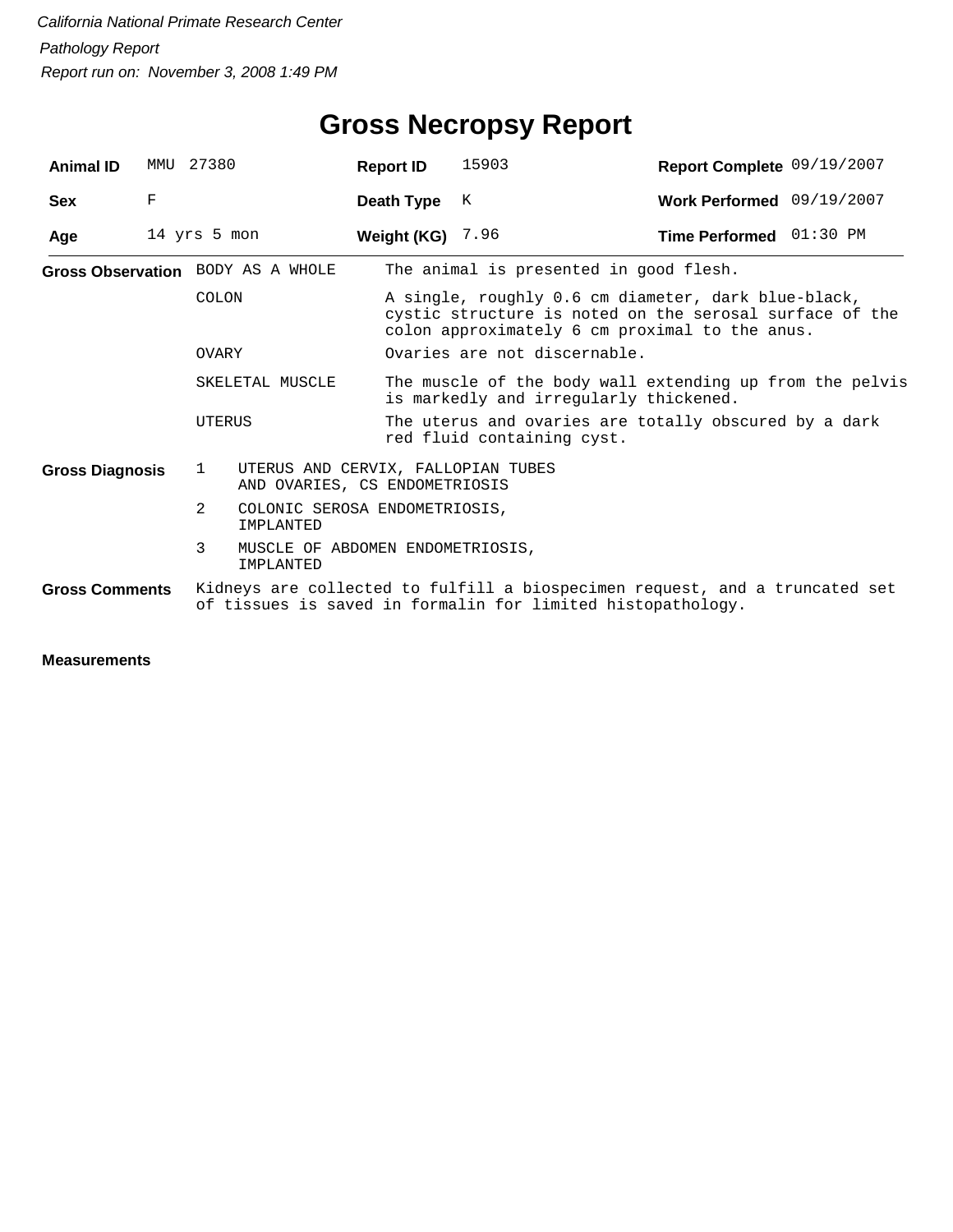*California National Primate Research Center*

*Pathology Report*

*Report run on: November 3, 2008 1:49 PM*

# Gross Necropsy Report

| **Animal ID** | MMU 27380 | **Report ID** | 15903 | **Report Complete** | 09/19/2007 |
|---|---|---|---|---|---|
| **Sex** | F | **Death Type** | K | **Work Performed** | 09/19/2007 |
| **Age** | 14 yrs 5 mon | **Weight (KG)** | 7.96 | **Time Performed** | 01:30 PM |

**Gross Observation**

| | |
|---|---|
| BODY AS A WHOLE | The animal is presented in good flesh. |
| COLON | A single, roughly 0.6 cm diameter, dark blue-black, cystic structure is noted on the serosal surface of the colon approximately 6 cm proximal to the anus. |
| OVARY | Ovaries are not discernable. |
| SKELETAL MUSCLE | The muscle of the body wall extending up from the pelvis is markedly and irregularly thickened. |
| UTERUS | The uterus and ovaries are totally obscured by a dark red fluid containing cyst. |

**Gross Diagnosis**

1. UTERUS AND CERVIX, FALLOPIAN TUBES AND OVARIES, CS ENDOMETRIOSIS
2. COLONIC SEROSA ENDOMETRIOSIS, IMPLANTED
3. MUSCLE OF ABDOMEN ENDOMETRIOSIS, IMPLANTED

**Gross Comments**

Kidneys are collected to fulfill a biospecimen request, and a truncated set of tissues is saved in formalin for limited histopathology.

**Measurements**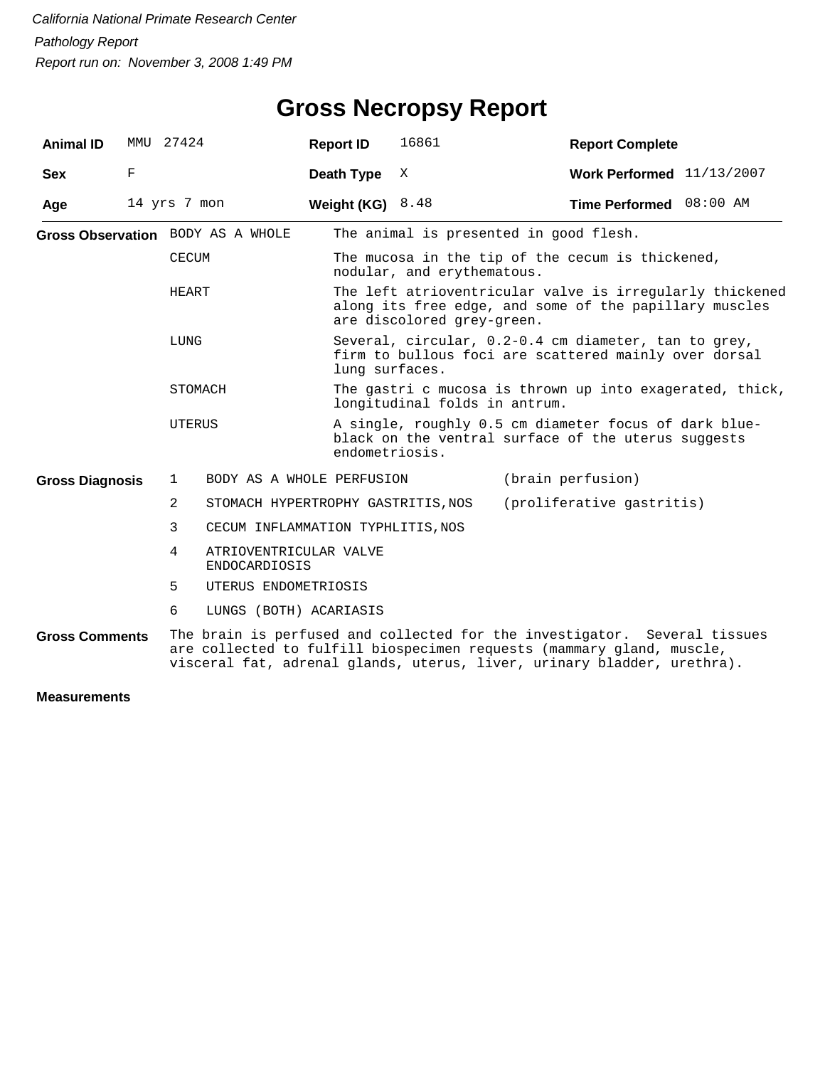*California National Primate Research Center*

*Pathology Report*

*Report run on: November 3, 2008 1:49 PM*

# Gross Necropsy Report

| | | | | | |
|---|---|---|---|---|---|
| **Animal ID** | MMU 27424 | **Report ID** | 16861 | **Report Complete** | |
| **Sex** | F | **Death Type** | X | **Work Performed** | 11/13/2007 |
| **Age** | 14 yrs 7 mon | **Weight (KG)** | 8.48 | **Time Performed** | 08:00 AM |

**Gross Observation**

| | |
|---|---|
| BODY AS A WHOLE | The animal is presented in good flesh. |
| CECUM | The mucosa in the tip of the cecum is thickened, nodular, and erythematous. |
| HEART | The left atrioventricular valve is irregularly thickened along its free edge, and some of the papillary muscles are discolored grey-green. |
| LUNG | Several, circular, 0.2-0.4 cm diameter, tan to grey, firm to bullous foci are scattered mainly over dorsal lung surfaces. |
| STOMACH | The gastri c mucosa is thrown up into exagerated, thick, longitudinal folds in antrum. |
| UTERUS | A single, roughly 0.5 cm diameter focus of dark blue-black on the ventral surface of the uterus suggests endometriosis. |

**Gross Diagnosis**

| | | |
|---|---|---|
| 1 | BODY AS A WHOLE PERFUSION | (brain perfusion) |
| 2 | STOMACH HYPERTROPHY GASTRITIS,NOS | (proliferative gastritis) |
| 3 | CECUM INFLAMMATION TYPHLITIS,NOS | |
| 4 | ATRIOVENTRICULAR VALVE ENDOCARDIOSIS | |
| 5 | UTERUS ENDOMETRIOSIS | |
| 6 | LUNGS (BOTH) ACARIASIS | |

**Gross Comments**

The brain is perfused and collected for the investigator. Several tissues are collected to fulfill biospecimen requests (mammary gland, muscle, visceral fat, adrenal glands, uterus, liver, urinary bladder, urethra).

**Measurements**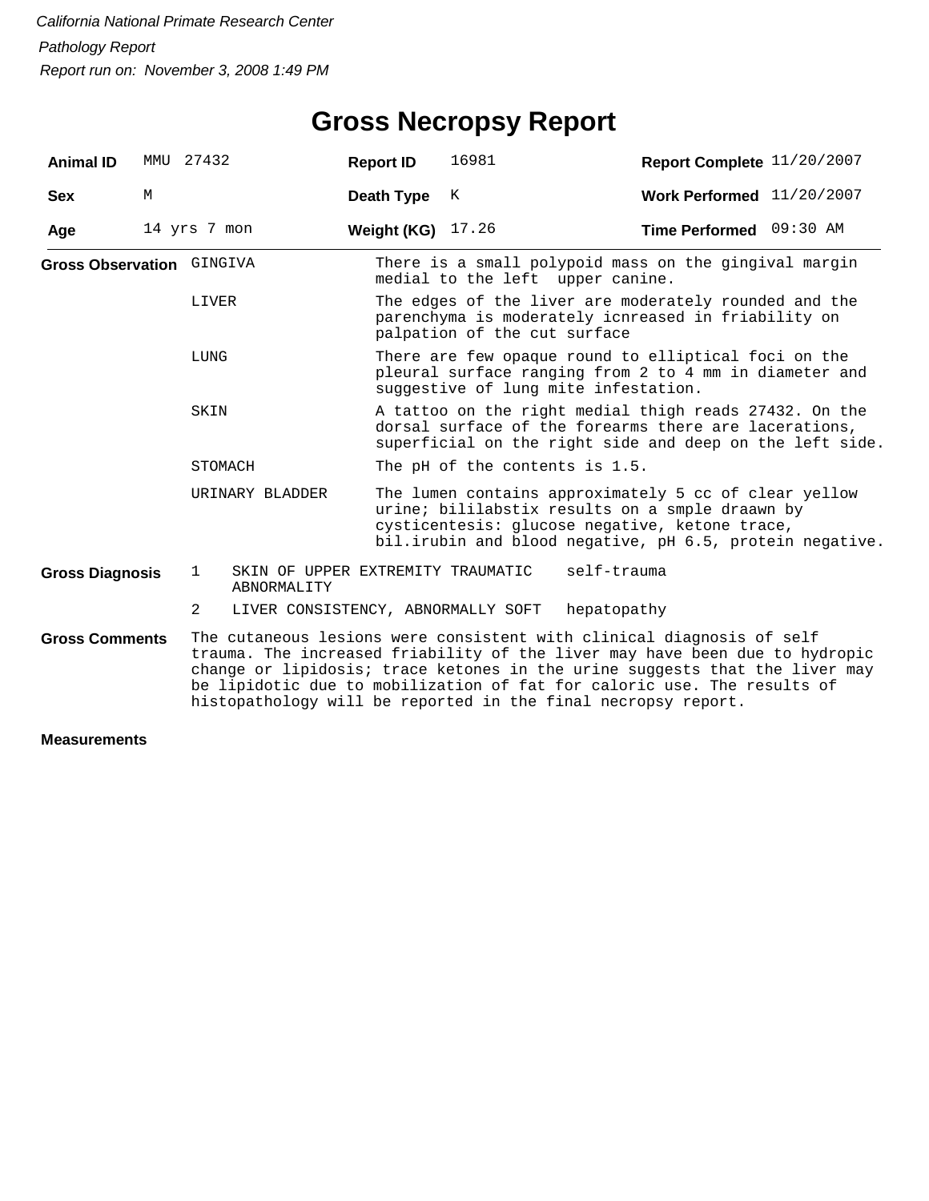*California National Primate Research Center*

*Pathology Report*

*Report run on: November 3, 2008 1:49 PM*

# Gross Necropsy Report

| **Animal ID** | MMU 27432 | **Report ID** | 16981 | **Report Complete** | 11/20/2007 |
|---|---|---|---|---|---|
| **Sex** | M | **Death Type** | K | **Work Performed** | 11/20/2007 |
| **Age** | 14 yrs 7 mon | **Weight (KG)** | 17.26 | **Time Performed** | 09:30 AM |

**Gross Observation**

| | |
|---|---|
| GINGIVA | There is a small polypoid mass on the gingival margin medial to the left upper canine. |
| LIVER | The edges of the liver are moderately rounded and the parenchyma is moderately icnreased in friability on palpation of the cut surface |
| LUNG | There are few opaque round to elliptical foci on the pleural surface ranging from 2 to 4 mm in diameter and suggestive of lung mite infestation. |
| SKIN | A tattoo on the right medial thigh reads 27432. On the dorsal surface of the forearms there are lacerations, superficial on the right side and deep on the left side. |
| STOMACH | The pH of the contents is 1.5. |
| URINARY BLADDER | The lumen contains approximately 5 cc of clear yellow urine; bililabstix results on a smple draawn by cysticentesis: glucose negative, ketone trace, bil.irubin and blood negative, pH 6.5, protein negative. |

**Gross Diagnosis**

| | | |
|---|---|---|
| 1 | SKIN OF UPPER EXTREMITY TRAUMATIC ABNORMALITY | self-trauma |
| 2 | LIVER CONSISTENCY, ABNORMALLY SOFT | hepatopathy |

**Gross Comments**

The cutaneous lesions were consistent with clinical diagnosis of self trauma. The increased friability of the liver may have been due to hydropic change or lipidosis; trace ketones in the urine suggests that the liver may be lipidotic due to mobilization of fat for caloric use. The results of histopathology will be reported in the final necropsy report.

**Measurements**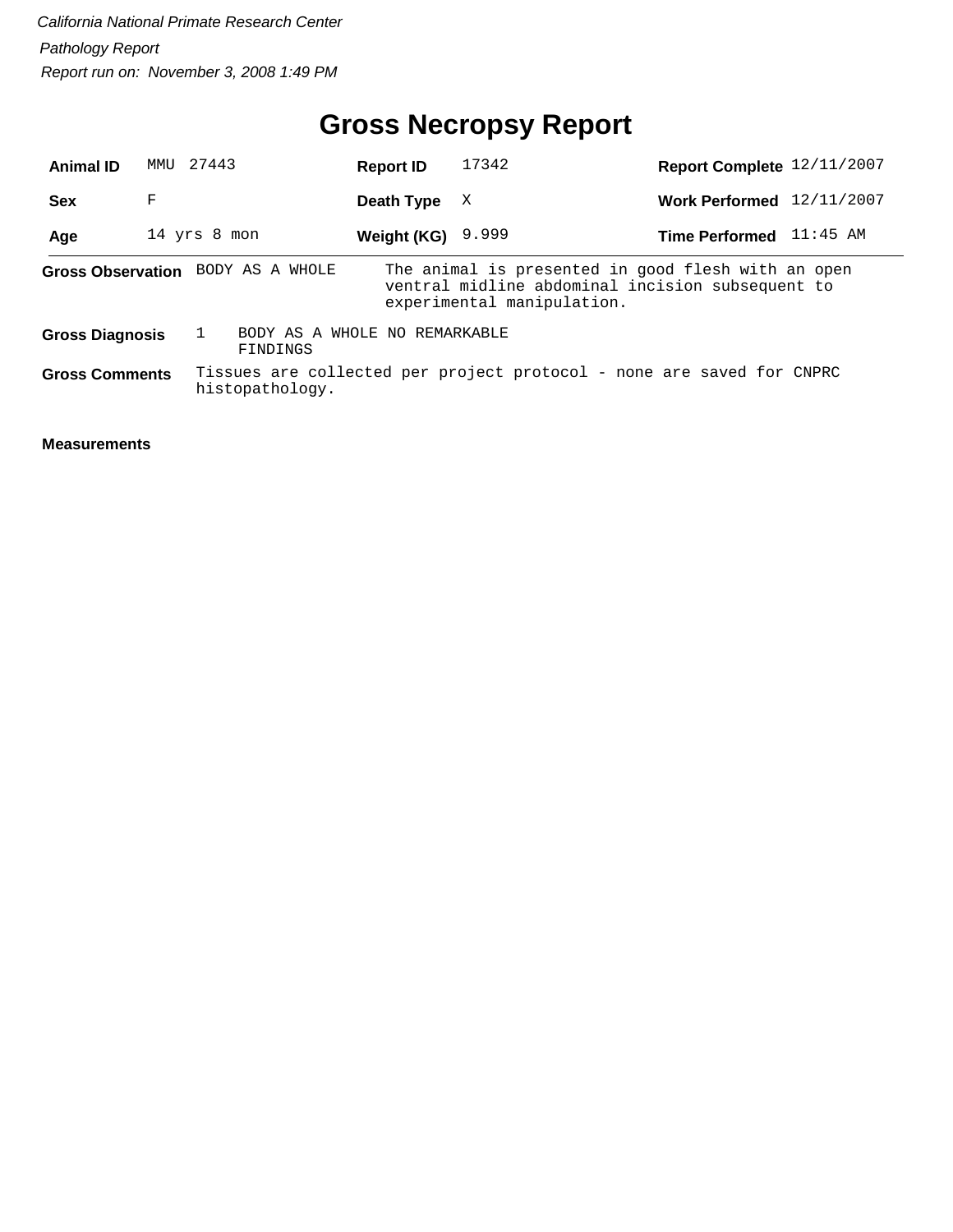*California National Primate Research Center*

*Pathology Report*

*Report run on: November 3, 2008 1:49 PM*

# Gross Necropsy Report

| | | | | | |
|---|---|---|---|---|---|
| **Animal ID** | MMU 27443 | **Report ID** | 17342 | **Report Complete** | 12/11/2007 |
| **Sex** | F | **Death Type** | X | **Work Performed** | 12/11/2007 |
| **Age** | 14 yrs 8 mon | **Weight (KG)** | 9.999 | **Time Performed** | 11:45 AM |

**Gross Observation** BODY AS A WHOLE — The animal is presented in good flesh with an open ventral midline abdominal incision subsequent to experimental manipulation.

**Gross Diagnosis** 1 BODY AS A WHOLE NO REMARKABLE FINDINGS

**Gross Comments** Tissues are collected per project protocol - none are saved for CNPRC histopathology.

**Measurements**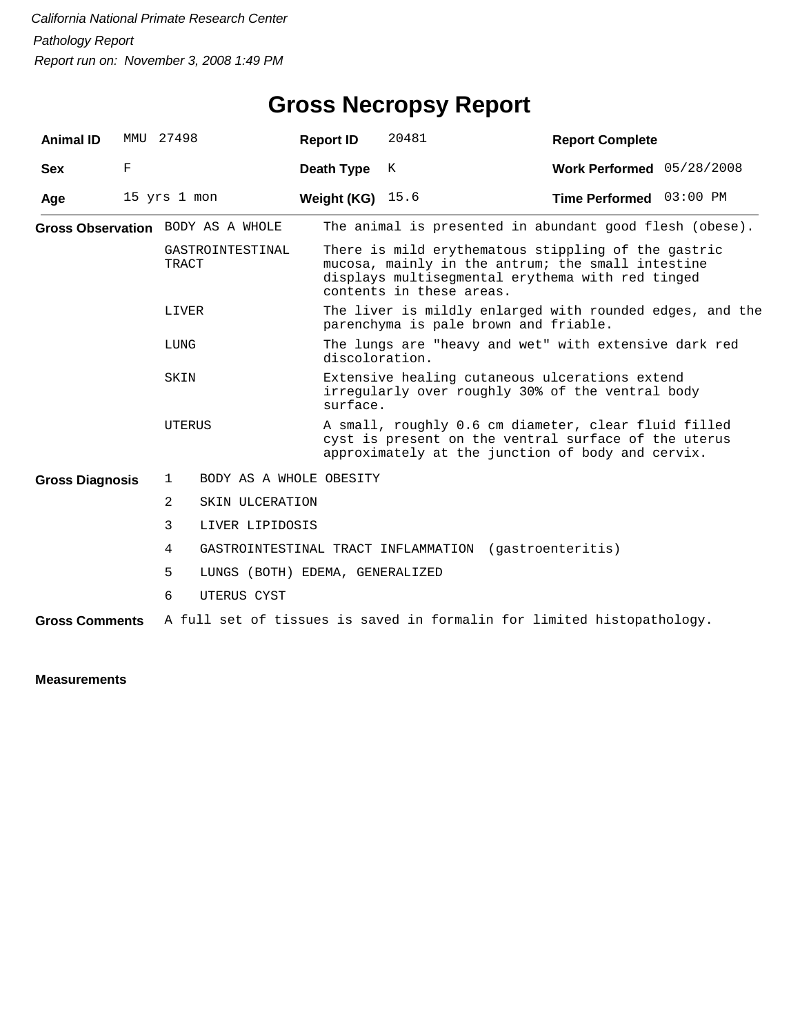*California National Primate Research Center*

*Pathology Report*

*Report run on: November 3, 2008 1:49 PM*

# Gross Necropsy Report

| **Animal ID** | MMU 27498 | **Report ID** | 20481 | **Report Complete** | |
|---|---|---|---|---|---|
| **Sex** | F | **Death Type** | K | **Work Performed** | 05/28/2008 |
| **Age** | 15 yrs 1 mon | **Weight (KG)** | 15.6 | **Time Performed** | 03:00 PM |

**Gross Observation**

| | |
|---|---|
| BODY AS A WHOLE | The animal is presented in abundant good flesh (obese). |
| GASTROINTESTINAL TRACT | There is mild erythematous stippling of the gastric mucosa, mainly in the antrum; the small intestine displays multisegmental erythema with red tinged contents in these areas. |
| LIVER | The liver is mildly enlarged with rounded edges, and the parenchyma is pale brown and friable. |
| LUNG | The lungs are "heavy and wet" with extensive dark red discoloration. |
| SKIN | Extensive healing cutaneous ulcerations extend irregularly over roughly 30% of the ventral body surface. |
| UTERUS | A small, roughly 0.6 cm diameter, clear fluid filled cyst is present on the ventral surface of the uterus approximately at the junction of body and cervix. |

**Gross Diagnosis**

1. BODY AS A WHOLE OBESITY
2. SKIN ULCERATION
3. LIVER LIPIDOSIS
4. GASTROINTESTINAL TRACT INFLAMMATION (gastroenteritis)
5. LUNGS (BOTH) EDEMA, GENERALIZED
6. UTERUS CYST

**Gross Comments** A full set of tissues is saved in formalin for limited histopathology.

**Measurements**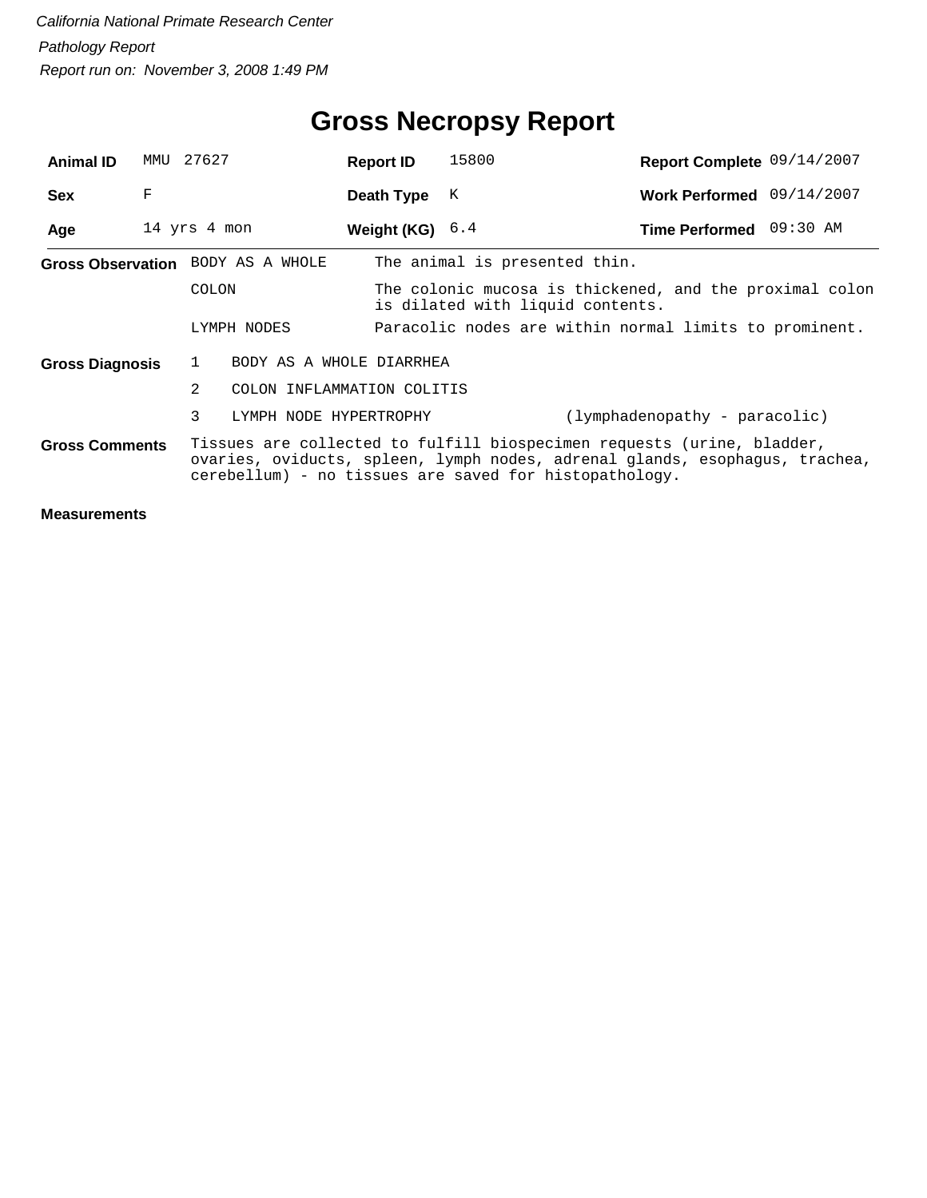*California National Primate Research Center*

*Pathology Report*

*Report run on: November 3, 2008 1:49 PM*

# Gross Necropsy Report

| | | | | | |
|---|---|---|---|---|---|
| **Animal ID** | MMU 27627 | **Report ID** | 15800 | **Report Complete** | 09/14/2007 |
| **Sex** | F | **Death Type** | K | **Work Performed** | 09/14/2007 |
| **Age** | 14 yrs 4 mon | **Weight (KG)** | 6.4 | **Time Performed** | 09:30 AM |

**Gross Observation**

| | |
|---|---|
| BODY AS A WHOLE | The animal is presented thin. |
| COLON | The colonic mucosa is thickened, and the proximal colon is dilated with liquid contents. |
| LYMPH NODES | Paracolic nodes are within normal limits to prominent. |

**Gross Diagnosis**

| | | |
|---|---|---|
| 1 | BODY AS A WHOLE DIARRHEA | |
| 2 | COLON INFLAMMATION COLITIS | |
| 3 | LYMPH NODE HYPERTROPHY | (lymphadenopathy - paracolic) |

**Gross Comments**

Tissues are collected to fulfill biospecimen requests (urine, bladder, ovaries, oviducts, spleen, lymph nodes, adrenal glands, esophagus, trachea, cerebellum) - no tissues are saved for histopathology.

**Measurements**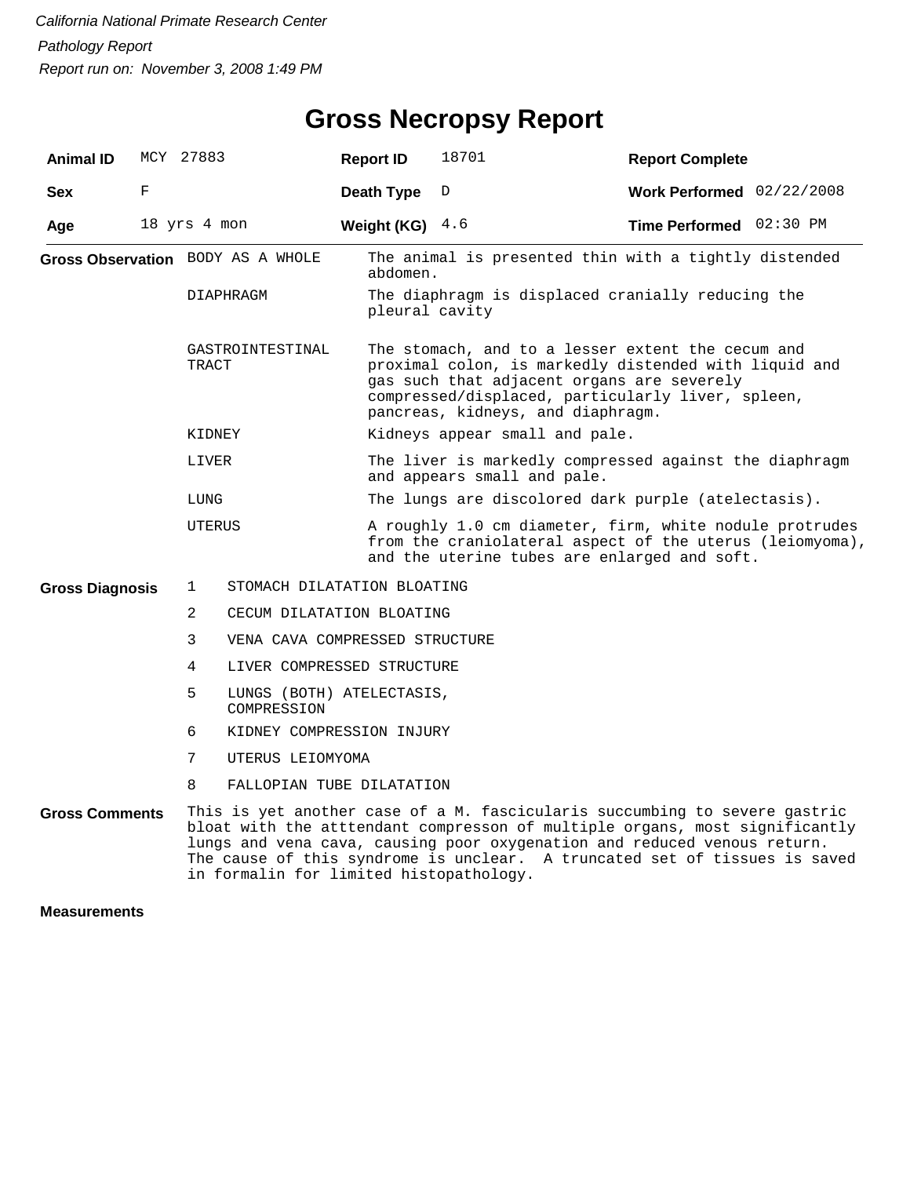*California National Primate Research Center*

*Pathology Report*

*Report run on: November 3, 2008 1:49 PM*

# Gross Necropsy Report

| | | | | | |
|---|---|---|---|---|---|
| **Animal ID** | MCY 27883 | **Report ID** | 18701 | **Report Complete** | |
| **Sex** | F | **Death Type** | D | **Work Performed** | 02/22/2008 |
| **Age** | 18 yrs 4 mon | **Weight (KG)** | 4.6 | **Time Performed** | 02:30 PM |

**Gross Observation**

| | |
|---|---|
| BODY AS A WHOLE | The animal is presented thin with a tightly distended abdomen. |
| DIAPHRAGM | The diaphragm is displaced cranially reducing the pleural cavity |
| GASTROINTESTINAL TRACT | The stomach, and to a lesser extent the cecum and proximal colon, is markedly distended with liquid and gas such that adjacent organs are severely compressed/displaced, particularly liver, spleen, pancreas, kidneys, and diaphragm. |
| KIDNEY | Kidneys appear small and pale. |
| LIVER | The liver is markedly compressed against the diaphragm and appears small and pale. |
| LUNG | The lungs are discolored dark purple (atelectasis). |
| UTERUS | A roughly 1.0 cm diameter, firm, white nodule protrudes from the craniolateral aspect of the uterus (leiomyoma), and the uterine tubes are enlarged and soft. |

**Gross Diagnosis**

1. STOMACH DILATATION BLOATING
2. CECUM DILATATION BLOATING
3. VENA CAVA COMPRESSED STRUCTURE
4. LIVER COMPRESSED STRUCTURE
5. LUNGS (BOTH) ATELECTASIS, COMPRESSION
6. KIDNEY COMPRESSION INJURY
7. UTERUS LEIOMYOMA
8. FALLOPIAN TUBE DILATATION

**Gross Comments**

This is yet another case of a M. fascicularis succumbing to severe gastric bloat with the atttendant compresson of multiple organs, most significantly lungs and vena cava, causing poor oxygenation and reduced venous return. The cause of this syndrome is unclear. A truncated set of tissues is saved in formalin for limited histopathology.

**Measurements**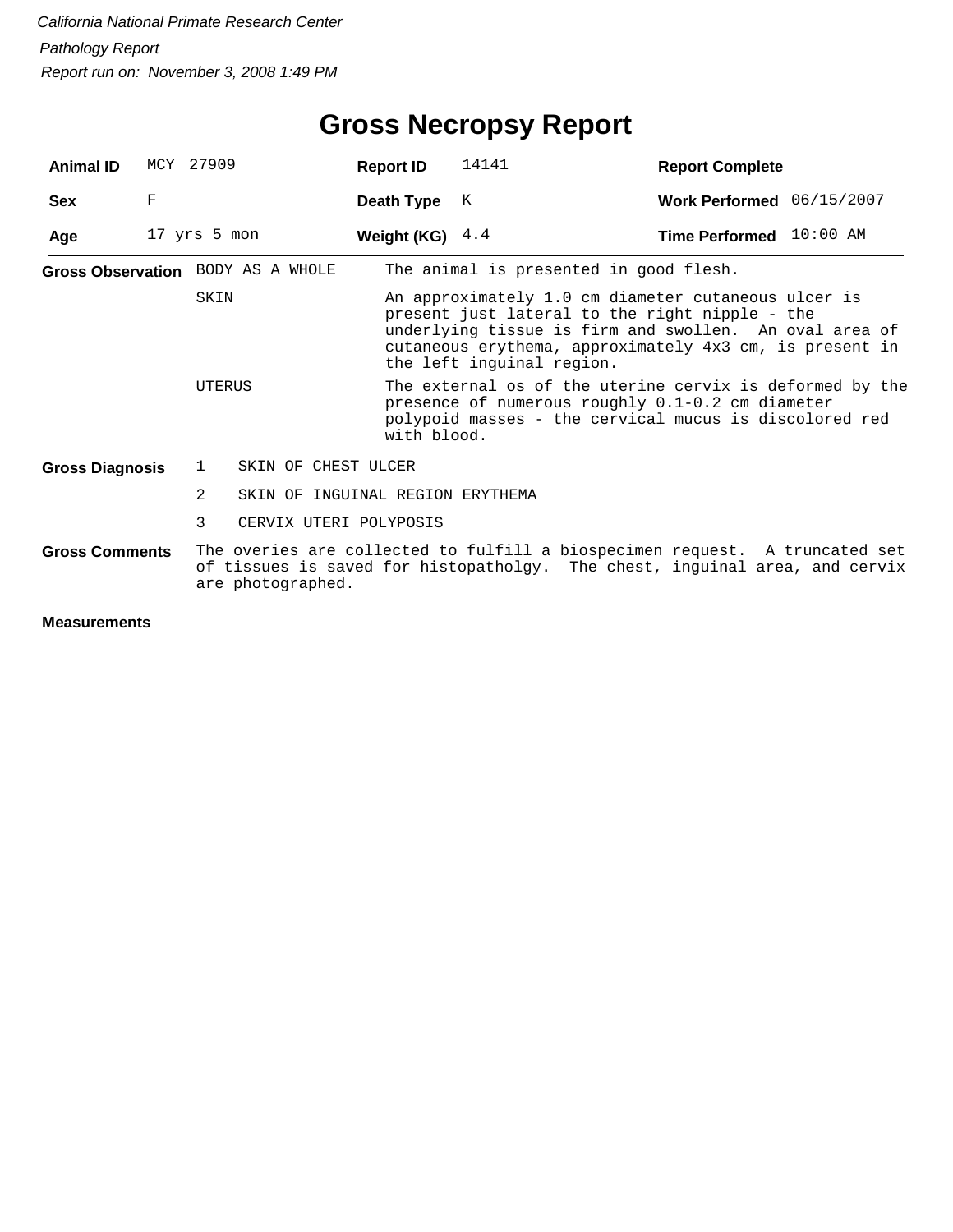*California National Primate Research Center*

*Pathology Report*

*Report run on: November 3, 2008 1:49 PM*

# Gross Necropsy Report

| | | | | | |
|---|---|---|---|---|---|
| **Animal ID** | MCY 27909 | **Report ID** | 14141 | **Report Complete** | |
| **Sex** | F | **Death Type** | K | **Work Performed** | 06/15/2007 |
| **Age** | 17 yrs 5 mon | **Weight (KG)** | 4.4 | **Time Performed** | 10:00 AM |

**Gross Observation**

| | |
|---|---|
| BODY AS A WHOLE | The animal is presented in good flesh. |
| SKIN | An approximately 1.0 cm diameter cutaneous ulcer is present just lateral to the right nipple - the underlying tissue is firm and swollen. An oval area of cutaneous erythema, approximately 4x3 cm, is present in the left inguinal region. |
| UTERUS | The external os of the uterine cervix is deformed by the presence of numerous roughly 0.1-0.2 cm diameter polypoid masses - the cervical mucus is discolored red with blood. |

**Gross Diagnosis**

1. SKIN OF CHEST ULCER
2. SKIN OF INGUINAL REGION ERYTHEMA
3. CERVIX UTERI POLYPOSIS

**Gross Comments**

The overies are collected to fulfill a biospecimen request. A truncated set of tissues is saved for histopatholgy. The chest, inguinal area, and cervix are photographed.

**Measurements**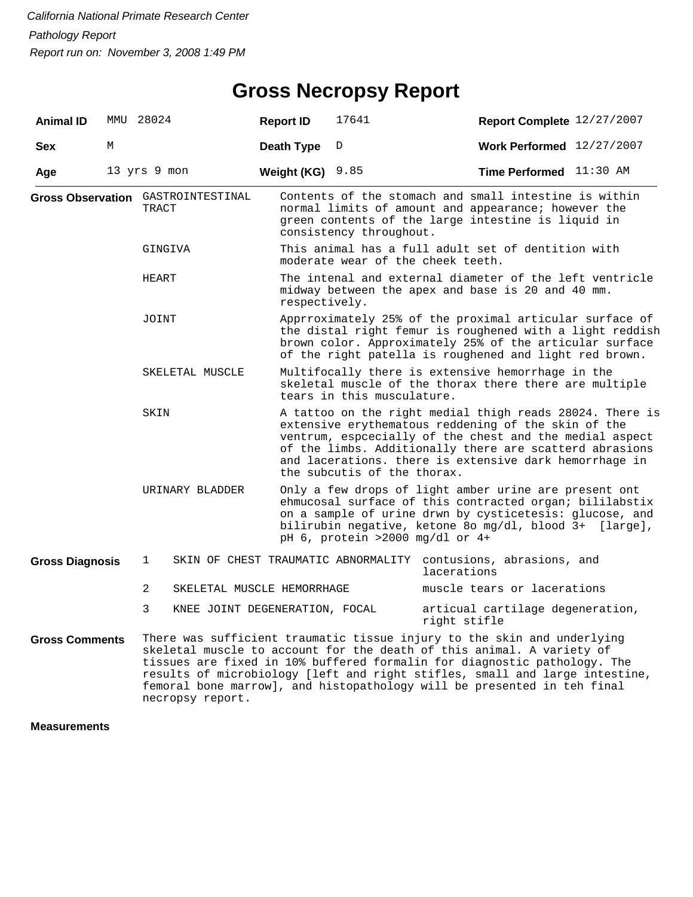*California National Primate Research Center*

*Pathology Report*

*Report run on: November 3, 2008 1:49 PM*

# Gross Necropsy Report

| **Animal ID** | MMU 28024 | **Report ID** | 17641 | **Report Complete** | 12/27/2007 |
|---|---|---|---|---|---|
| **Sex** | M | **Death Type** | D | **Work Performed** | 12/27/2007 |
| **Age** | 13 yrs 9 mon | **Weight (KG)** | 9.85 | **Time Performed** | 11:30 AM |

**Gross Observation**

| | |
|---|---|
| GASTROINTESTINAL TRACT | Contents of the stomach and small intestine is within normal limits of amount and appearance; however the green contents of the large intestine is liquid in consistency throughout. |
| GINGIVA | This animal has a full adult set of dentition with moderate wear of the cheek teeth. |
| HEART | The intenal and external diameter of the left ventricle midway between the apex and base is 20 and 40 mm. respectively. |
| JOINT | Apprroximately 25% of the proximal articular surface of the distal right femur is roughened with a light reddish brown color. Approximately 25% of the articular surface of the right patella is roughened and light red brown. |
| SKELETAL MUSCLE | Multifocally there is extensive hemorrhage in the skeletal muscle of the thorax there there are multiple tears in this musculature. |
| SKIN | A tattoo on the right medial thigh reads 28024. There is extensive erythematous reddening of the skin of the ventrum, espcecially of the chest and the medial aspect of the limbs. Additionally there are scatterd abrasions and lacerations. there is extensive dark hemorrhage in the subcutis of the thorax. |
| URINARY BLADDER | Only a few drops of light amber urine are present ont ehmucosal surface of this contracted organ; bililabstix on a sample of urine drwn by cysticetesis: glucose, and bilirubin negative, ketone 8o mg/dl, blood 3+ [large], pH 6, protein >2000 mg/dl or 4+ |

**Gross Diagnosis**

| | | |
|---|---|---|
| 1 | SKIN OF CHEST TRAUMATIC ABNORMALITY | contusions, abrasions, and lacerations |
| 2 | SKELETAL MUSCLE HEMORRHAGE | muscle tears or lacerations |
| 3 | KNEE JOINT DEGENERATION, FOCAL | articual cartilage degeneration, right stifle |

**Gross Comments**

There was sufficient traumatic tissue injury to the skin and underlying skeletal muscle to account for the death of this animal. A variety of tissues are fixed in 10% buffered formalin for diagnostic pathology. The results of microbiology [left and right stifles, small and large intestine, femoral bone marrow], and histopathology will be presented in teh final necropsy report.

**Measurements**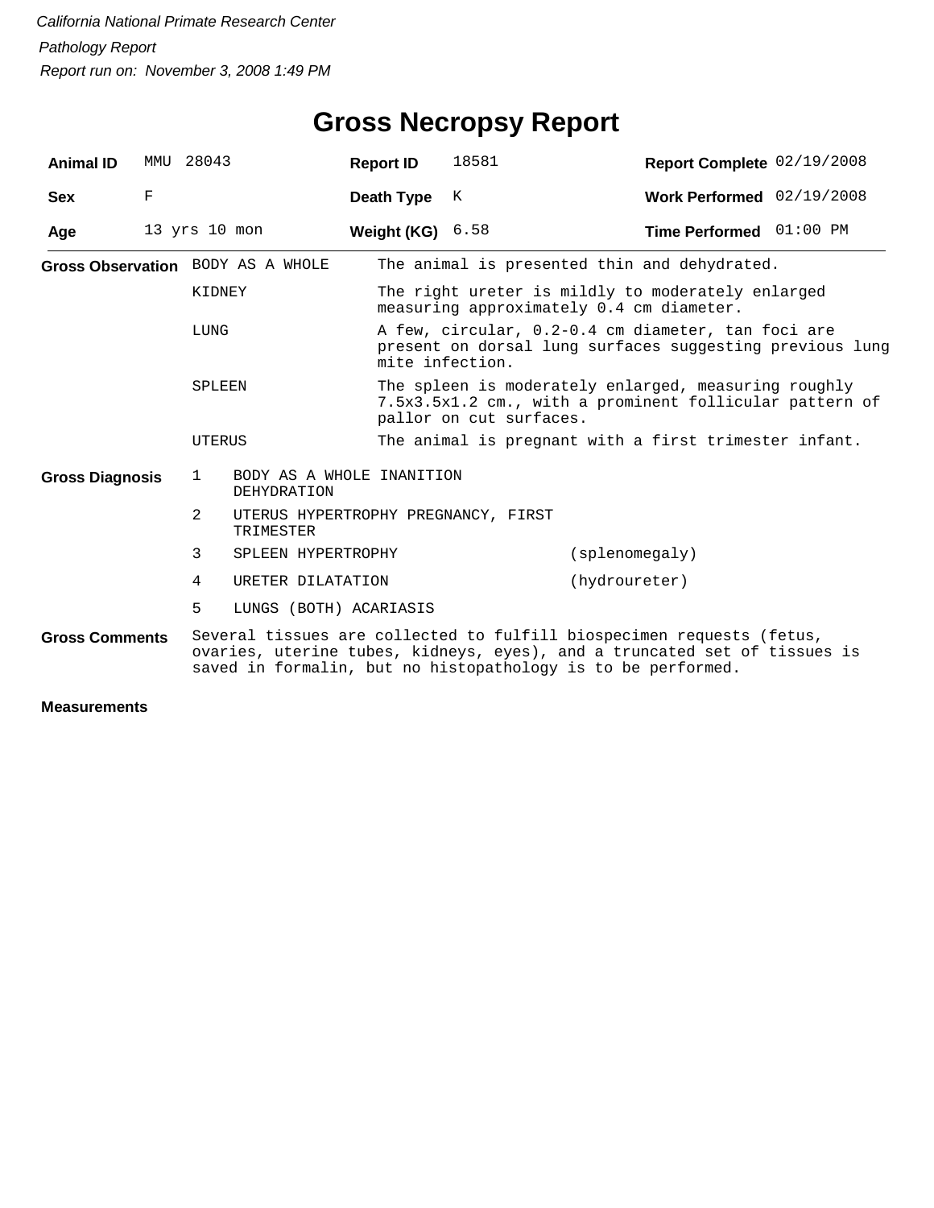*California National Primate Research Center*

*Pathology Report*

*Report run on: November 3, 2008 1:49 PM*

# Gross Necropsy Report

| | | | | | |
|---|---|---|---|---|---|
| **Animal ID** | MMU 28043 | **Report ID** | 18581 | **Report Complete** | 02/19/2008 |
| **Sex** | F | **Death Type** | K | **Work Performed** | 02/19/2008 |
| **Age** | 13 yrs 10 mon | **Weight (KG)** | 6.58 | **Time Performed** | 01:00 PM |

**Gross Observation**

| | |
|---|---|
| BODY AS A WHOLE | The animal is presented thin and dehydrated. |
| KIDNEY | The right ureter is mildly to moderately enlarged measuring approximately 0.4 cm diameter. |
| LUNG | A few, circular, 0.2-0.4 cm diameter, tan foci are present on dorsal lung surfaces suggesting previous lung mite infection. |
| SPLEEN | The spleen is moderately enlarged, measuring roughly 7.5x3.5x1.2 cm., with a prominent follicular pattern of pallor on cut surfaces. |
| UTERUS | The animal is pregnant with a first trimester infant. |

**Gross Diagnosis**

| | | |
|---|---|---|
| 1 | BODY AS A WHOLE INANITION DEHYDRATION | |
| 2 | UTERUS HYPERTROPHY PREGNANCY, FIRST TRIMESTER | |
| 3 | SPLEEN HYPERTROPHY | (splenomegaly) |
| 4 | URETER DILATATION | (hydroureter) |
| 5 | LUNGS (BOTH) ACARIASIS | |

**Gross Comments**

Several tissues are collected to fulfill biospecimen requests (fetus, ovaries, uterine tubes, kidneys, eyes), and a truncated set of tissues is saved in formalin, but no histopathology is to be performed.

**Measurements**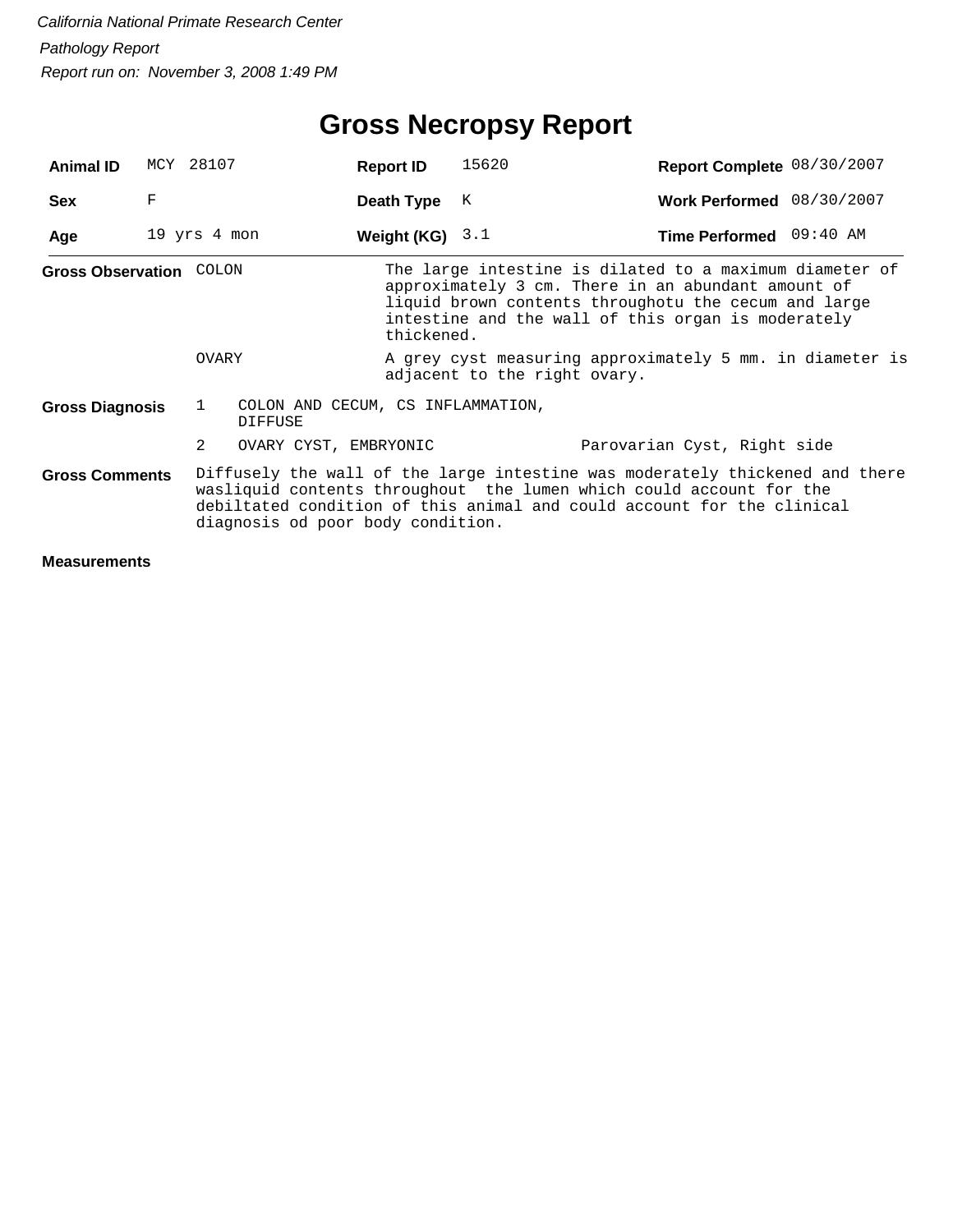*California National Primate Research Center*

*Pathology Report*

*Report run on: November 3, 2008 1:49 PM*

# Gross Necropsy Report

| | | | | | |
|---|---|---|---|---|---|
| **Animal ID** | MCY 28107 | **Report ID** | 15620 | **Report Complete** | 08/30/2007 |
| **Sex** | F | **Death Type** | K | **Work Performed** | 08/30/2007 |
| **Age** | 19 yrs 4 mon | **Weight (KG)** | 3.1 | **Time Performed** | 09:40 AM |

**Gross Observation**

COLON — The large intestine is dilated to a maximum diameter of approximately 3 cm. There in an abundant amount of liquid brown contents throughotu the cecum and large intestine and the wall of this organ is moderately thickened.

OVARY — A grey cyst measuring approximately 5 mm. in diameter is adjacent to the right ovary.

**Gross Diagnosis**

1. COLON AND CECUM, CS INFLAMMATION, DIFFUSE
2. OVARY CYST, EMBRYONIC — Parovarian Cyst, Right side

**Gross Comments**

Diffusely the wall of the large intestine was moderately thickened and there wasliquid contents throughout  the lumen which could account for the debiltated condition of this animal and could account for the clinical diagnosis od poor body condition.

**Measurements**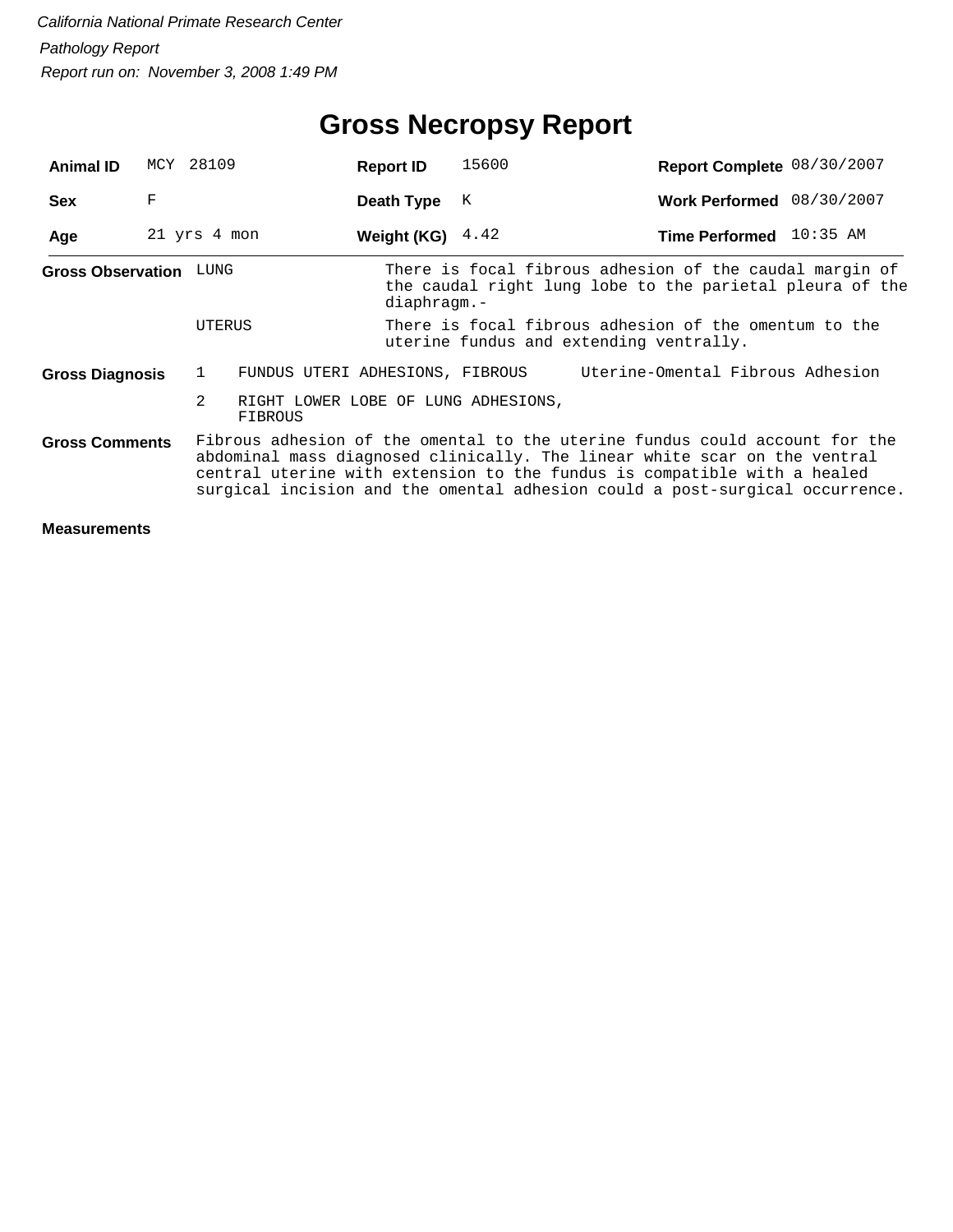*California National Primate Research Center*

*Pathology Report*

*Report run on: November 3, 2008 1:49 PM*

# Gross Necropsy Report

| | | | | | |
|---|---|---|---|---|---|
| **Animal ID** | MCY 28109 | **Report ID** | 15600 | **Report Complete** | 08/30/2007 |
| **Sex** | F | **Death Type** | K | **Work Performed** | 08/30/2007 |
| **Age** | 21 yrs 4 mon | **Weight (KG)** | 4.42 | **Time Performed** | 10:35 AM |

**Gross Observation**

| | |
|---|---|
| LUNG | There is focal fibrous adhesion of the caudal margin of the caudal right lung lobe to the parietal pleura of the diaphragm.- |
| UTERUS | There is focal fibrous adhesion of the omentum to the uterine fundus and extending ventrally. |

**Gross Diagnosis**

| | | |
|---|---|---|
| 1 | FUNDUS UTERI ADHESIONS, FIBROUS | Uterine-Omental Fibrous Adhesion |
| 2 | RIGHT LOWER LOBE OF LUNG ADHESIONS, FIBROUS | |

**Gross Comments**

Fibrous adhesion of the omental to the uterine fundus could account for the abdominal mass diagnosed clinically. The linear white scar on the ventral central uterine with extension to the fundus is compatible with a healed surgical incision and the omental adhesion could a post-surgical occurrence.

**Measurements**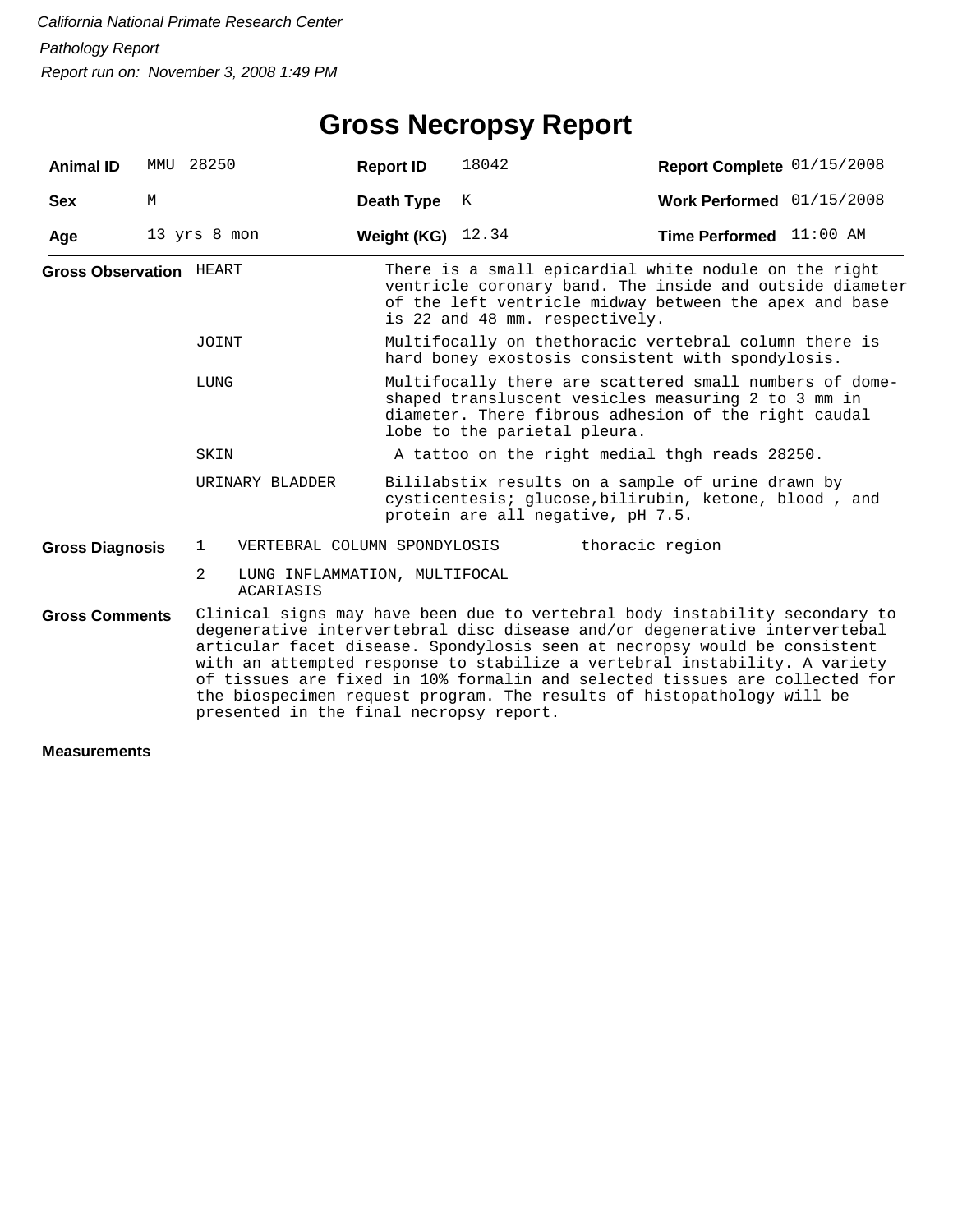*California National Primate Research Center*

*Pathology Report*

*Report run on: November 3, 2008 1:49 PM*

# Gross Necropsy Report

| **Animal ID** | MMU 28250 | **Report ID** | 18042 | **Report Complete** | 01/15/2008 |
|---|---|---|---|---|---|
| **Sex** | M | **Death Type** | K | **Work Performed** | 01/15/2008 |
| **Age** | 13 yrs 8 mon | **Weight (KG)** | 12.34 | **Time Performed** | 11:00 AM |

**Gross Observation**

| | |
|---|---|
| HEART | There is a small epicardial white nodule on the right ventricle coronary band. The inside and outside diameter of the left ventricle midway between the apex and base is 22 and 48 mm. respectively. |
| JOINT | Multifocally on thethoracic vertebral column there is hard boney exostosis consistent with spondylosis. |
| LUNG | Multifocally there are scattered small numbers of dome-shaped transluscent vesicles measuring 2 to 3 mm in diameter. There fibrous adhesion of the right caudal lobe to the parietal pleura. |
| SKIN | A tattoo on the right medial thgh reads 28250. |
| URINARY BLADDER | Bililabstix results on a sample of urine drawn by cysticentesis; glucose,bilirubin, ketone, blood , and protein are all negative, pH 7.5. |

**Gross Diagnosis**

| | | |
|---|---|---|
| 1 | VERTEBRAL COLUMN SPONDYLOSIS | thoracic region |
| 2 | LUNG INFLAMMATION, MULTIFOCAL ACARIASIS | |

**Gross Comments**

Clinical signs may have been due to vertebral body instability secondary to degenerative intervertebral disc disease and/or degenerative intervertebal articular facet disease. Spondylosis seen at necropsy would be consistent with an attempted response to stabilize a vertebral instability. A variety of tissues are fixed in 10% formalin and selected tissues are collected for the biospecimen request program. The results of histopathology will be presented in the final necropsy report.

**Measurements**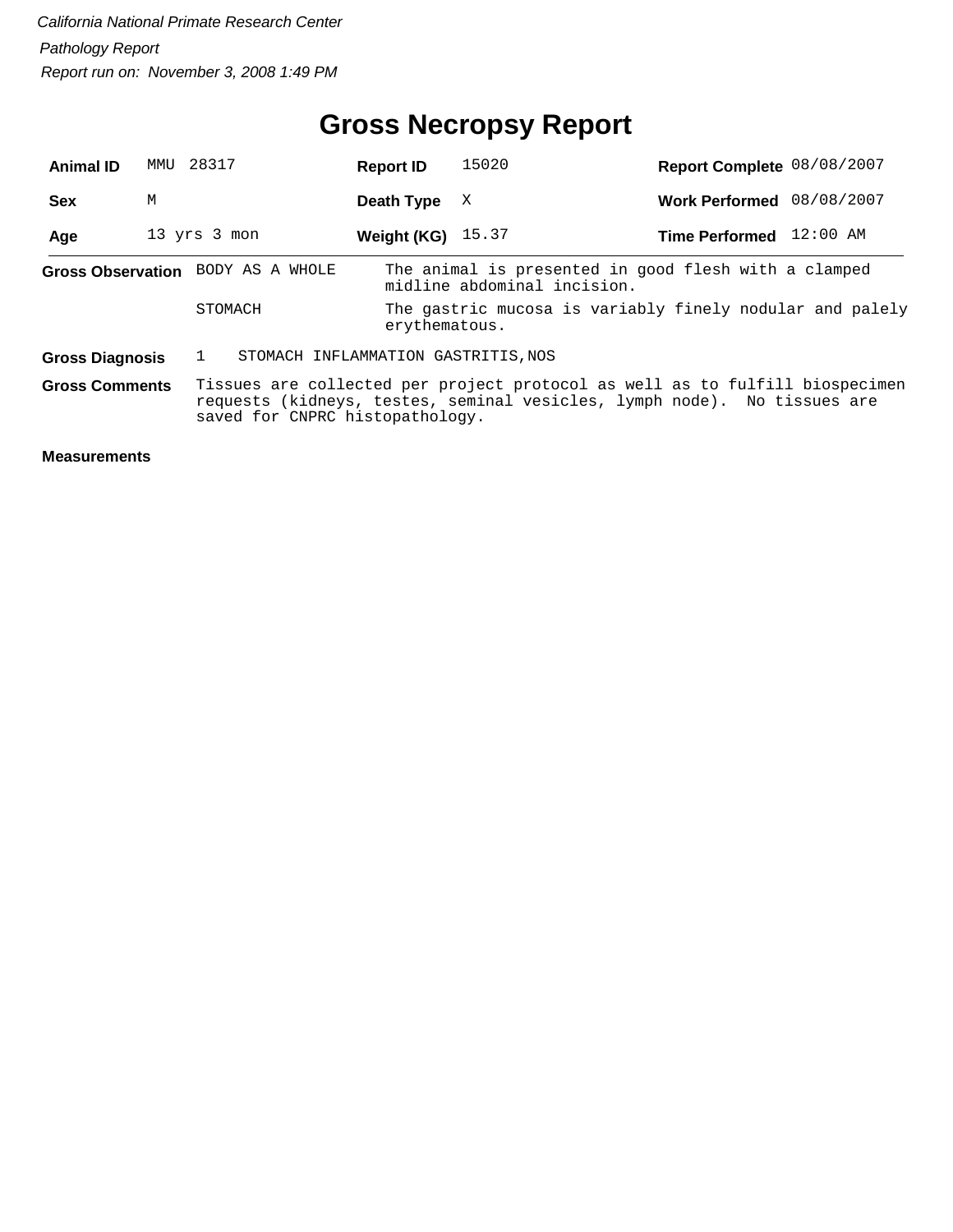*California National Primate Research Center*

*Pathology Report*

*Report run on: November 3, 2008 1:49 PM*

# Gross Necropsy Report

| | | | | | |
|---|---|---|---|---|---|
| **Animal ID** | MMU 28317 | **Report ID** | 15020 | **Report Complete** | 08/08/2007 |
| **Sex** | M | **Death Type** | X | **Work Performed** | 08/08/2007 |
| **Age** | 13 yrs 3 mon | **Weight (KG)** | 15.37 | **Time Performed** | 12:00 AM |

**Gross Observation**

| | |
|---|---|
| BODY AS A WHOLE | The animal is presented in good flesh with a clamped midline abdominal incision. |
| STOMACH | The gastric mucosa is variably finely nodular and palely erythematous. |

**Gross Diagnosis**

1 STOMACH INFLAMMATION GASTRITIS,NOS

**Gross Comments**

Tissues are collected per project protocol as well as to fulfill biospecimen requests (kidneys, testes, seminal vesicles, lymph node). No tissues are saved for CNPRC histopathology.

**Measurements**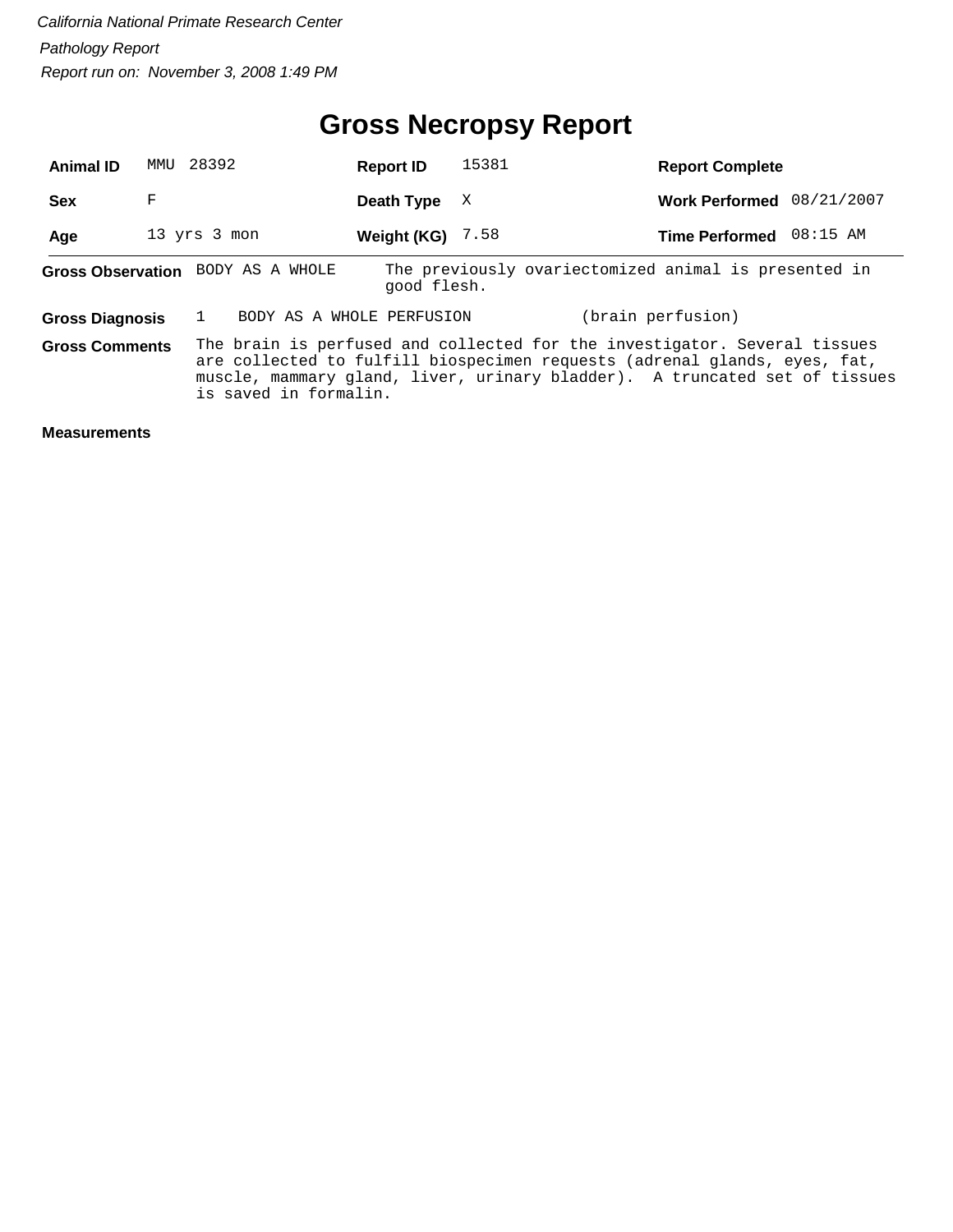*California National Primate Research Center*

*Pathology Report*

*Report run on: November 3, 2008 1:49 PM*

# Gross Necropsy Report

| **Animal ID** | MMU 28392 | **Report ID** | 15381 | **Report Complete** | |
|---|---|---|---|---|---|
| **Sex** | F | **Death Type** | X | **Work Performed** | 08/21/2007 |
| **Age** | 13 yrs 3 mon | **Weight (KG)** | 7.58 | **Time Performed** | 08:15 AM |

**Gross Observation** BODY AS A WHOLE — The previously ovariectomized animal is presented in good flesh.

**Gross Diagnosis** 1 BODY AS A WHOLE PERFUSION (brain perfusion)

**Gross Comments** The brain is perfused and collected for the investigator. Several tissues are collected to fulfill biospecimen requests (adrenal glands, eyes, fat, muscle, mammary gland, liver, urinary bladder). A truncated set of tissues is saved in formalin.

**Measurements**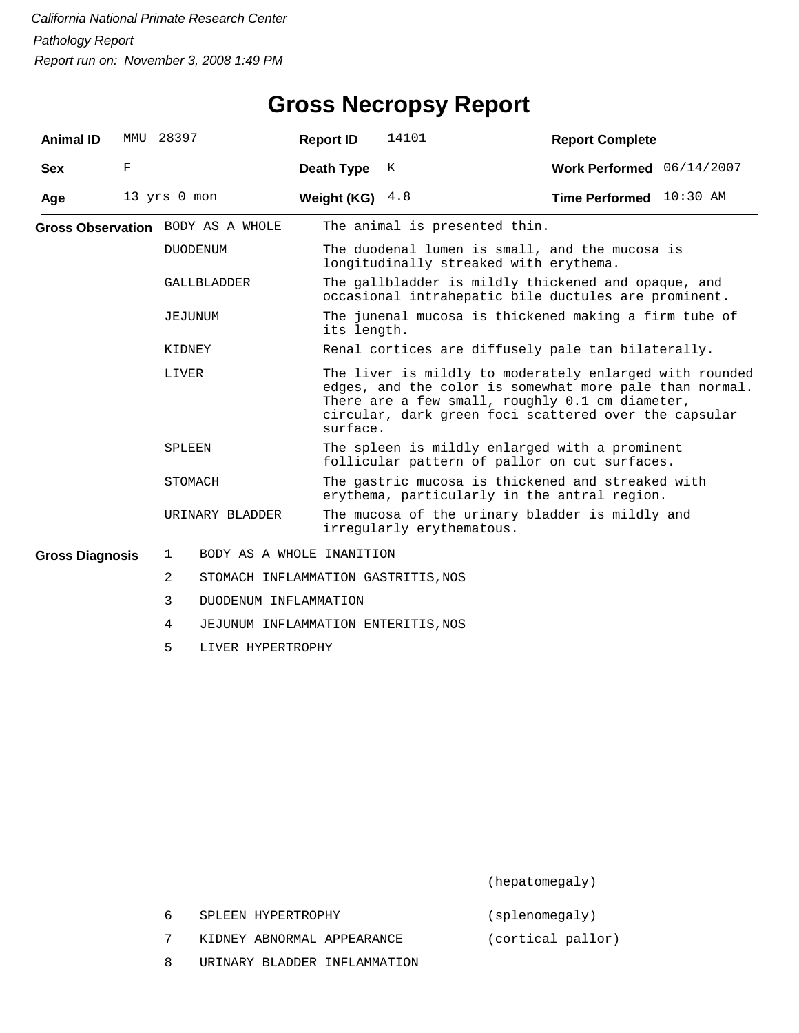*California National Primate Research Center*

*Pathology Report*

*Report run on: November 3, 2008 1:49 PM*

# Gross Necropsy Report

| **Animal ID** | MMU 28397 | **Report ID** | 14101 | **Report Complete** | |
|---|---|---|---|---|---|
| **Sex** | F | **Death Type** | K | **Work Performed** | 06/14/2007 |
| **Age** | 13 yrs 0 mon | **Weight (KG)** | 4.8 | **Time Performed** | 10:30 AM |

**Gross Observation**

| | |
|---|---|
| BODY AS A WHOLE | The animal is presented thin. |
| DUODENUM | The duodenal lumen is small, and the mucosa is longitudinally streaked with erythema. |
| GALLBLADDER | The gallbladder is mildly thickened and opaque, and occasional intrahepatic bile ductules are prominent. |
| JEJUNUM | The junenal mucosa is thickened making a firm tube of its length. |
| KIDNEY | Renal cortices are diffusely pale tan bilaterally. |
| LIVER | The liver is mildly to moderately enlarged with rounded edges, and the color is somewhat more pale than normal. There are a few small, roughly 0.1 cm diameter, circular, dark green foci scattered over the capsular surface. |
| SPLEEN | The spleen is mildly enlarged with a prominent follicular pattern of pallor on cut surfaces. |
| STOMACH | The gastric mucosa is thickened and streaked with erythema, particularly in the antral region. |
| URINARY BLADDER | The mucosa of the urinary bladder is mildly and irregularly erythematous. |

**Gross Diagnosis**

| | | |
|---|---|---|
| 1 | BODY AS A WHOLE INANITION | |
| 2 | STOMACH INFLAMMATION GASTRITIS,NOS | |
| 3 | DUODENUM INFLAMMATION | |
| 4 | JEJUNUM INFLAMMATION ENTERITIS,NOS | |
| 5 | LIVER HYPERTROPHY | (hepatomegaly) |
| 6 | SPLEEN HYPERTROPHY | (splenomegaly) |
| 7 | KIDNEY ABNORMAL APPEARANCE | (cortical pallor) |
| 8 | URINARY BLADDER INFLAMMATION | |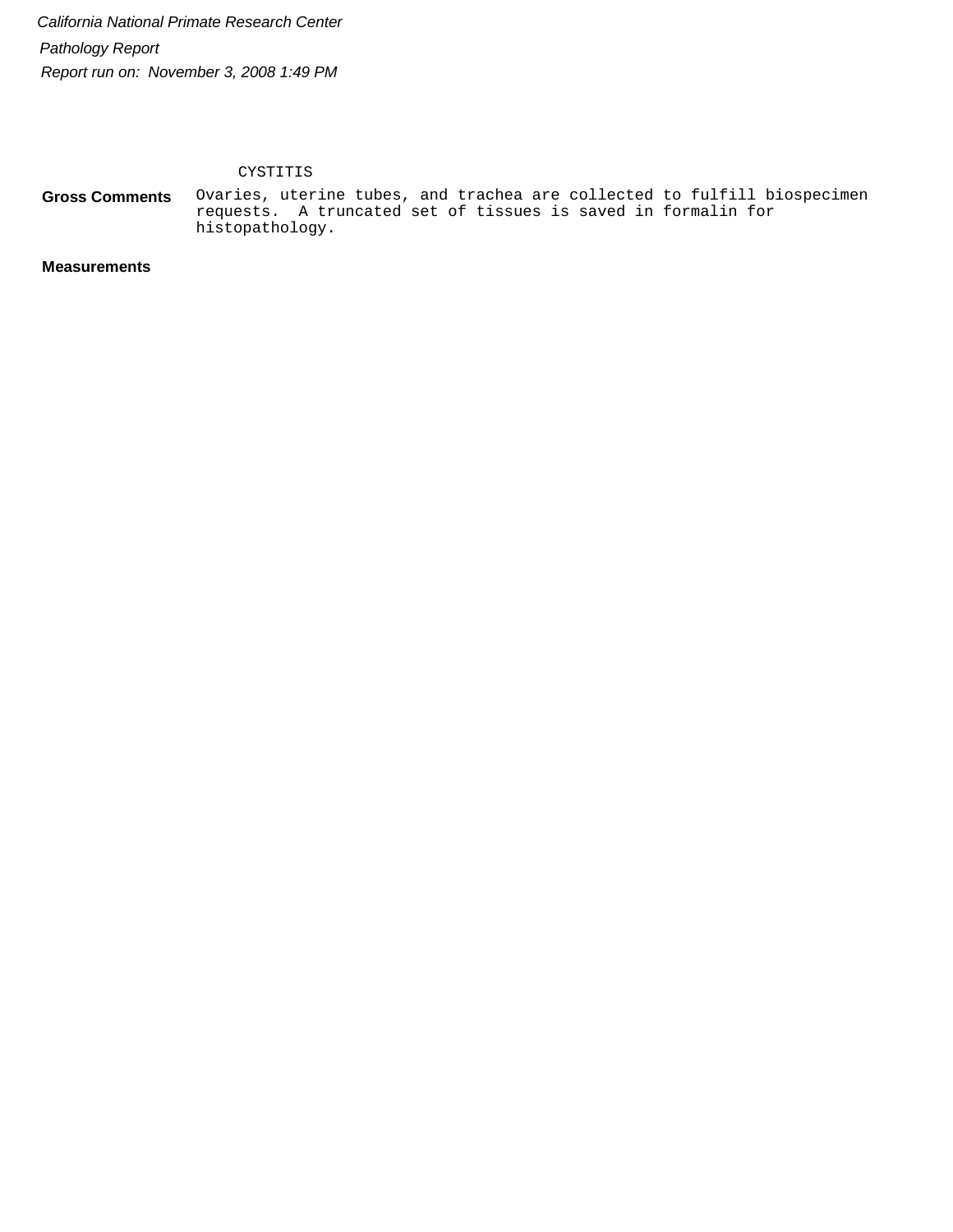CYSTITIS

**Gross Comments** Ovaries, uterine tubes, and trachea are collected to fulfill biospecimen requests. A truncated set of tissues is saved in formalin for histopathology.

**Measurements**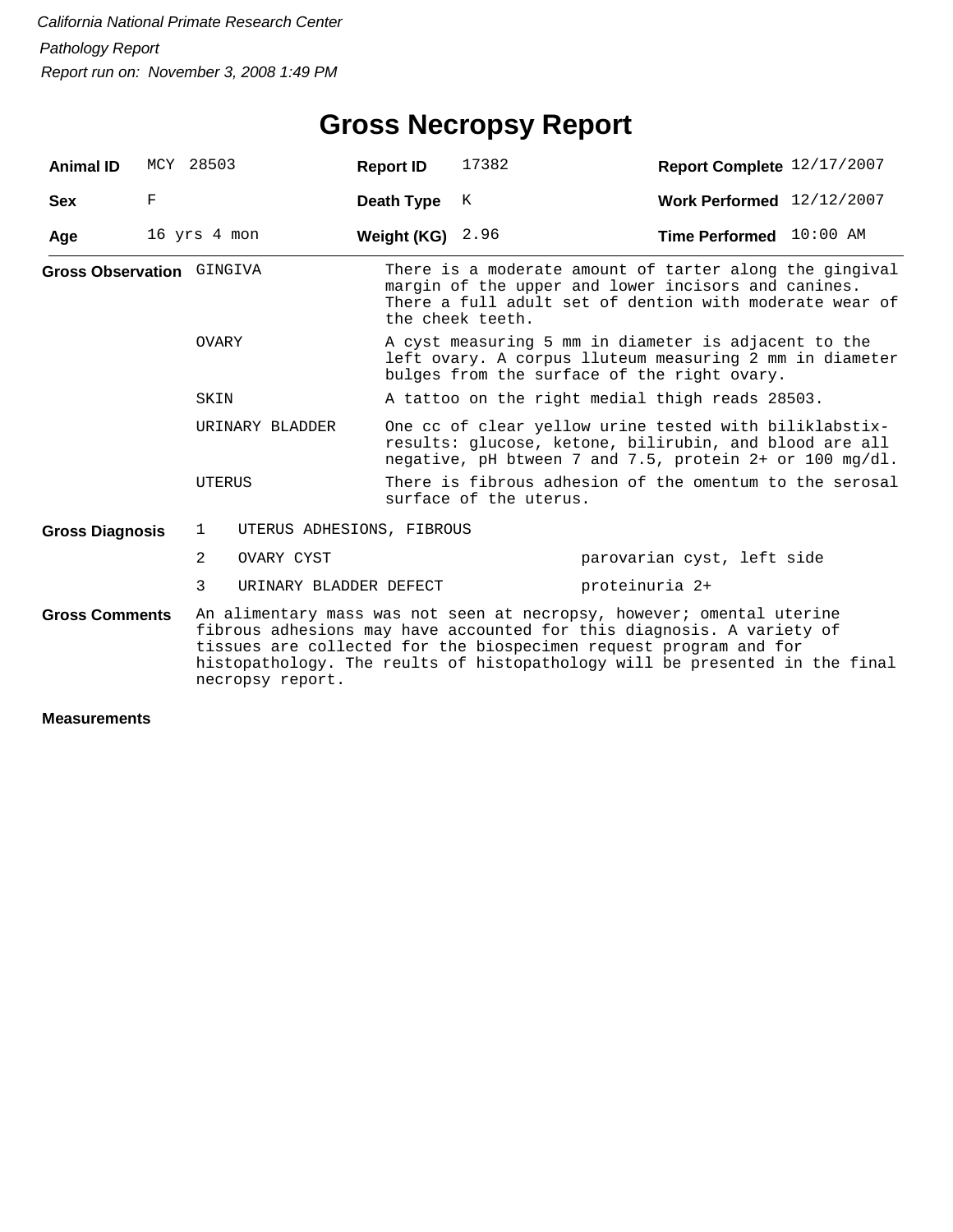*California National Primate Research Center*

*Pathology Report*

*Report run on: November 3, 2008 1:49 PM*

# Gross Necropsy Report

| **Animal ID** | MCY 28503 | **Report ID** | 17382 | **Report Complete** | 12/17/2007 |
|---|---|---|---|---|---|
| **Sex** | F | **Death Type** | K | **Work Performed** | 12/12/2007 |
| **Age** | 16 yrs 4 mon | **Weight (KG)** | 2.96 | **Time Performed** | 10:00 AM |

**Gross Observation**

| | |
|---|---|
| GINGIVA | There is a moderate amount of tarter along the gingival margin of the upper and lower incisors and canines. There a full adult set of dention with moderate wear of the cheek teeth. |
| OVARY | A cyst measuring 5 mm in diameter is adjacent to the left ovary. A corpus lluteum measuring 2 mm in diameter bulges from the surface of the right ovary. |
| SKIN | A tattoo on the right medial thigh reads 28503. |
| URINARY BLADDER | One cc of clear yellow urine tested with biliklabstix- results: glucose, ketone, bilirubin, and blood are all negative, pH btween 7 and 7.5, protein 2+ or 100 mg/dl. |
| UTERUS | There is fibrous adhesion of the omentum to the serosal surface of the uterus. |

**Gross Diagnosis**

| | | |
|---|---|---|
| 1 | UTERUS ADHESIONS, FIBROUS | |
| 2 | OVARY CYST | parovarian cyst, left side |
| 3 | URINARY BLADDER DEFECT | proteinuria 2+ |

**Gross Comments**

An alimentary mass was not seen at necropsy, however; omental uterine fibrous adhesions may have accounted for this diagnosis. A variety of tissues are collected for the biospecimen request program and for histopathology. The reults of histopathology will be presented in the final necropsy report.

**Measurements**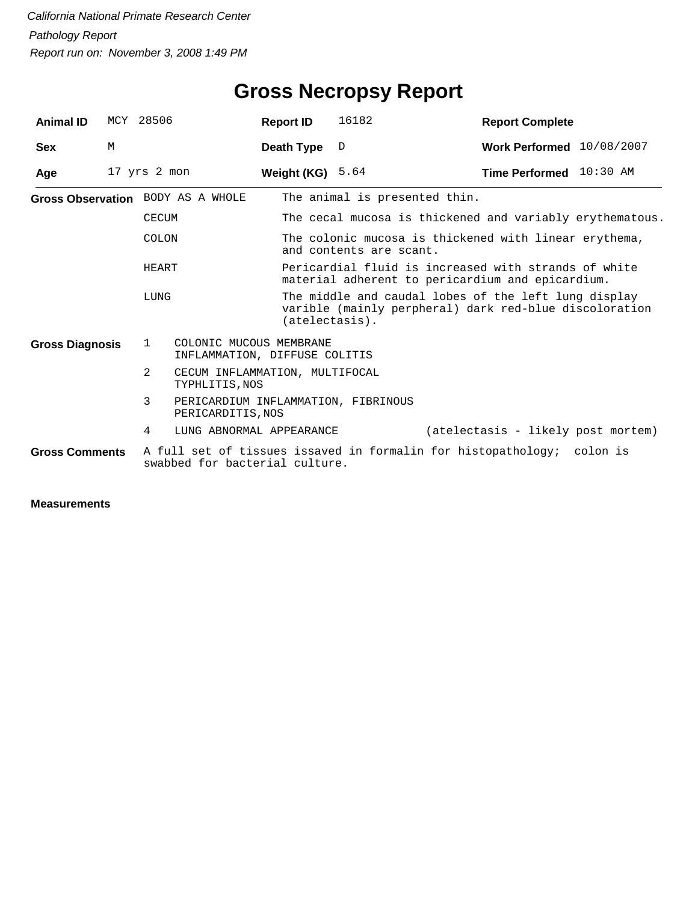*California National Primate Research Center*

*Pathology Report*

*Report run on: November 3, 2008 1:49 PM*

# Gross Necropsy Report

| | | | | | |
|---|---|---|---|---|---|
| **Animal ID** | MCY 28506 | **Report ID** | 16182 | **Report Complete** | |
| **Sex** | M | **Death Type** | D | **Work Performed** | 10/08/2007 |
| **Age** | 17 yrs 2 mon | **Weight (KG)** | 5.64 | **Time Performed** | 10:30 AM |

**Gross Observation**

| | |
|---|---|
| BODY AS A WHOLE | The animal is presented thin. |
| CECUM | The cecal mucosa is thickened and variably erythematous. |
| COLON | The colonic mucosa is thickened with linear erythema, and contents are scant. |
| HEART | Pericardial fluid is increased with strands of white material adherent to pericardium and epicardium. |
| LUNG | The middle and caudal lobes of the left lung display varible (mainly perpheral) dark red-blue discoloration (atelectasis). |

**Gross Diagnosis**

1. COLONIC MUCOUS MEMBRANE INFLAMMATION, DIFFUSE COLITIS
2. CECUM INFLAMMATION, MULTIFOCAL TYPHLITIS,NOS
3. PERICARDIUM INFLAMMATION, FIBRINOUS PERICARDITIS,NOS
4. LUNG ABNORMAL APPEARANCE (atelectasis - likely post mortem)

**Gross Comments**

A full set of tissues issaved in formalin for histopathology; colon is swabbed for bacterial culture.

**Measurements**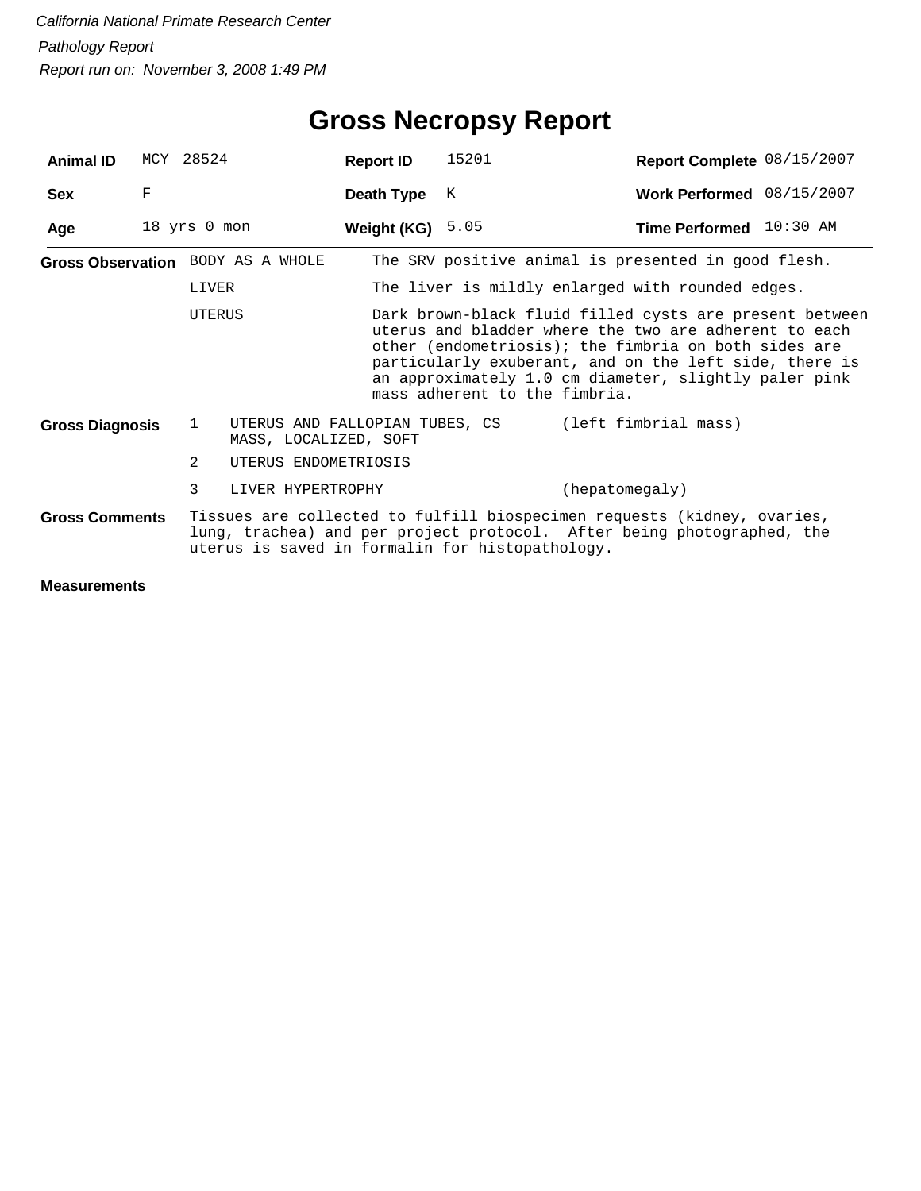*California National Primate Research Center*

*Pathology Report*

*Report run on: November 3, 2008 1:49 PM*

# Gross Necropsy Report

| **Animal ID** | MCY 28524 | **Report ID** | 15201 | **Report Complete** | 08/15/2007 |
|---|---|---|---|---|---|
| **Sex** | F | **Death Type** | K | **Work Performed** | 08/15/2007 |
| **Age** | 18 yrs 0 mon | **Weight (KG)** | 5.05 | **Time Performed** | 10:30 AM |

**Gross Observation**

| | |
|---|---|
| BODY AS A WHOLE | The SRV positive animal is presented in good flesh. |
| LIVER | The liver is mildly enlarged with rounded edges. |
| UTERUS | Dark brown-black fluid filled cysts are present between uterus and bladder where the two are adherent to each other (endometriosis); the fimbria on both sides are particularly exuberant, and on the left side, there is an approximately 1.0 cm diameter, slightly paler pink mass adherent to the fimbria. |

**Gross Diagnosis**

| | | |
|---|---|---|
| 1 | UTERUS AND FALLOPIAN TUBES, CS MASS, LOCALIZED, SOFT | (left fimbrial mass) |
| 2 | UTERUS ENDOMETRIOSIS | |
| 3 | LIVER HYPERTROPHY | (hepatomegaly) |

**Gross Comments**

Tissues are collected to fulfill biospecimen requests (kidney, ovaries, lung, trachea) and per project protocol. After being photographed, the uterus is saved in formalin for histopathology.

**Measurements**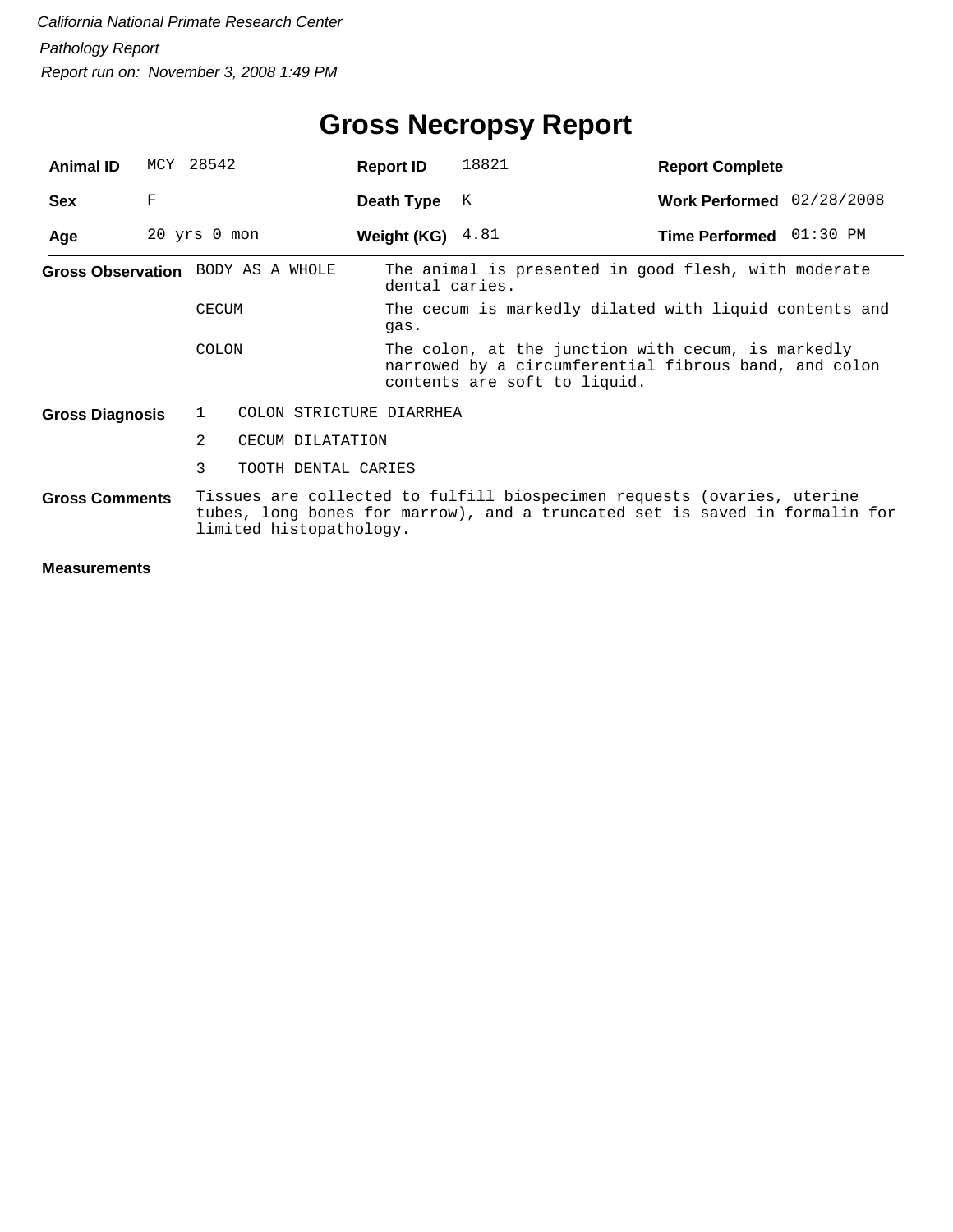*California National Primate Research Center*

*Pathology Report*

*Report run on: November 3, 2008 1:49 PM*

# Gross Necropsy Report

| **Animal ID** | MCY 28542 | **Report ID** | 18821 | **Report Complete** | |
|---|---|---|---|---|---|
| **Sex** | F | **Death Type** | K | **Work Performed** | 02/28/2008 |
| **Age** | 20 yrs 0 mon | **Weight (KG)** | 4.81 | **Time Performed** | 01:30 PM |

**Gross Observation**

| | |
|---|---|
| BODY AS A WHOLE | The animal is presented in good flesh, with moderate dental caries. |
| CECUM | The cecum is markedly dilated with liquid contents and gas. |
| COLON | The colon, at the junction with cecum, is markedly narrowed by a circumferential fibrous band, and colon contents are soft to liquid. |

**Gross Diagnosis**

1. COLON STRICTURE DIARRHEA
2. CECUM DILATATION
3. TOOTH DENTAL CARIES

**Gross Comments**

Tissues are collected to fulfill biospecimen requests (ovaries, uterine tubes, long bones for marrow), and a truncated set is saved in formalin for limited histopathology.

**Measurements**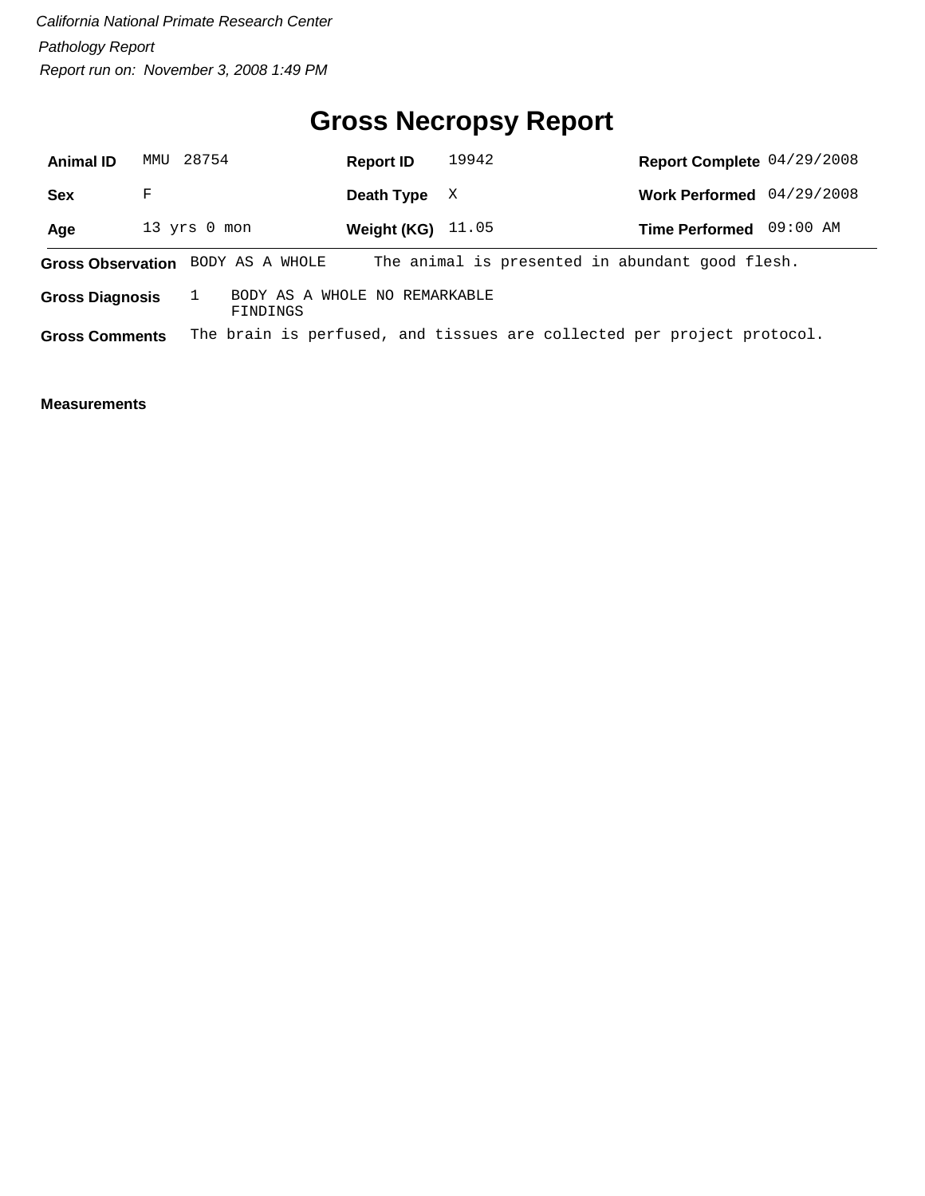*California National Primate Research Center*

*Pathology Report*

*Report run on: November 3, 2008 1:49 PM*

# Gross Necropsy Report

| **Animal ID** | MMU 28754 | **Report ID** | 19942 | **Report Complete** | 04/29/2008 |
|---|---|---|---|---|---|
| **Sex** | F | **Death Type** | X | **Work Performed** | 04/29/2008 |
| **Age** | 13 yrs 0 mon | **Weight (KG)** | 11.05 | **Time Performed** | 09:00 AM |

**Gross Observation** BODY AS A WHOLE The animal is presented in abundant good flesh.

**Gross Diagnosis** 1 BODY AS A WHOLE NO REMARKABLE FINDINGS

**Gross Comments** The brain is perfused, and tissues are collected per project protocol.

**Measurements**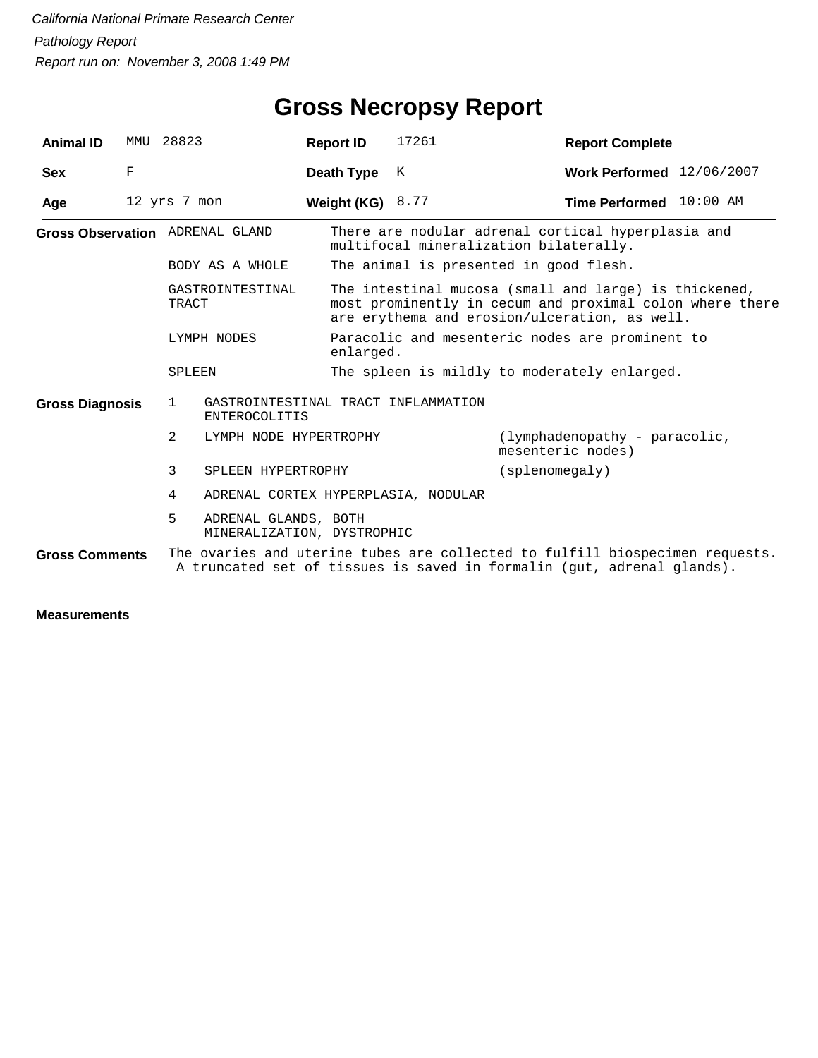*California National Primate Research Center*

*Pathology Report*

*Report run on: November 3, 2008 1:49 PM*

# Gross Necropsy Report

| | | | | | |
|---|---|---|---|---|---|
| **Animal ID** | MMU 28823 | **Report ID** | 17261 | **Report Complete** | |
| **Sex** | F | **Death Type** | K | **Work Performed** | 12/06/2007 |
| **Age** | 12 yrs 7 mon | **Weight (KG)** | 8.77 | **Time Performed** | 10:00 AM |

**Gross Observation**

| | |
|---|---|
| ADRENAL GLAND | There are nodular adrenal cortical hyperplasia and multifocal mineralization bilaterally. |
| BODY AS A WHOLE | The animal is presented in good flesh. |
| GASTROINTESTINAL TRACT | The intestinal mucosa (small and large) is thickened, most prominently in cecum and proximal colon where there are erythema and erosion/ulceration, as well. |
| LYMPH NODES | Paracolic and mesenteric nodes are prominent to enlarged. |
| SPLEEN | The spleen is mildly to moderately enlarged. |

**Gross Diagnosis**

| | | |
|---|---|---|
| 1 | GASTROINTESTINAL TRACT INFLAMMATION ENTEROCOLITIS | |
| 2 | LYMPH NODE HYPERTROPHY | (lymphadenopathy - paracolic, mesenteric nodes) |
| 3 | SPLEEN HYPERTROPHY | (splenomegaly) |
| 4 | ADRENAL CORTEX HYPERPLASIA, NODULAR | |
| 5 | ADRENAL GLANDS, BOTH MINERALIZATION, DYSTROPHIC | |

**Gross Comments**

The ovaries and uterine tubes are collected to fulfill biospecimen requests. A truncated set of tissues is saved in formalin (gut, adrenal glands).

**Measurements**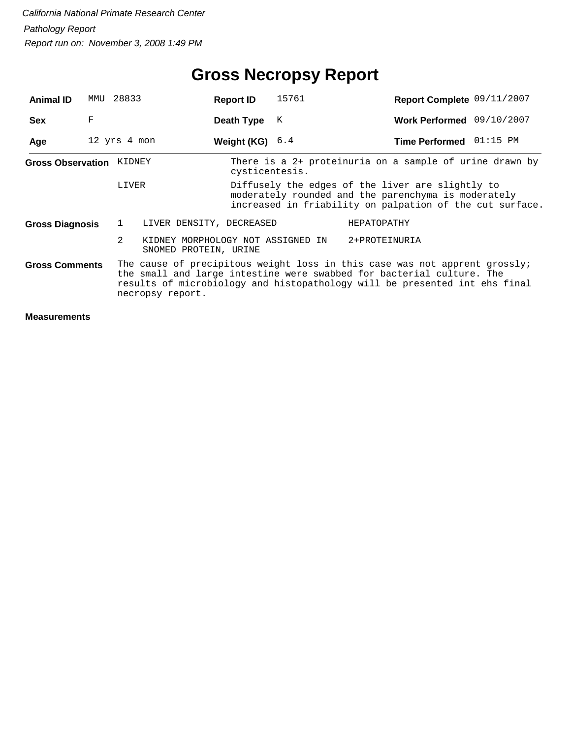*California National Primate Research Center*

*Pathology Report*

*Report run on: November 3, 2008 1:49 PM*

# Gross Necropsy Report

| | | | | | |
|---|---|---|---|---|---|
| **Animal ID** | MMU 28833 | **Report ID** | 15761 | **Report Complete** | 09/11/2007 |
| **Sex** | F | **Death Type** | K | **Work Performed** | 09/10/2007 |
| **Age** | 12 yrs 4 mon | **Weight (KG)** | 6.4 | **Time Performed** | 01:15 PM |

**Gross Observation**

| | |
|---|---|
| KIDNEY | There is a 2+ proteinuria on a sample of urine drawn by cysticentesis. |
| LIVER | Diffusely the edges of the liver are slightly to moderately rounded and the parenchyma is moderately increased in friability on palpation of the cut surface. |

**Gross Diagnosis**

| | | |
|---|---|---|
| 1 | LIVER DENSITY, DECREASED | HEPATOPATHY |
| 2 | KIDNEY MORPHOLOGY NOT ASSIGNED IN SNOMED PROTEIN, URINE | 2+PROTEINURIA |

**Gross Comments**

The cause of precipitous weight loss in this case was not apprent grossly; the small and large intestine were swabbed for bacterial culture. The results of microbiology and histopathology will be presented int ehs final necropsy report.

**Measurements**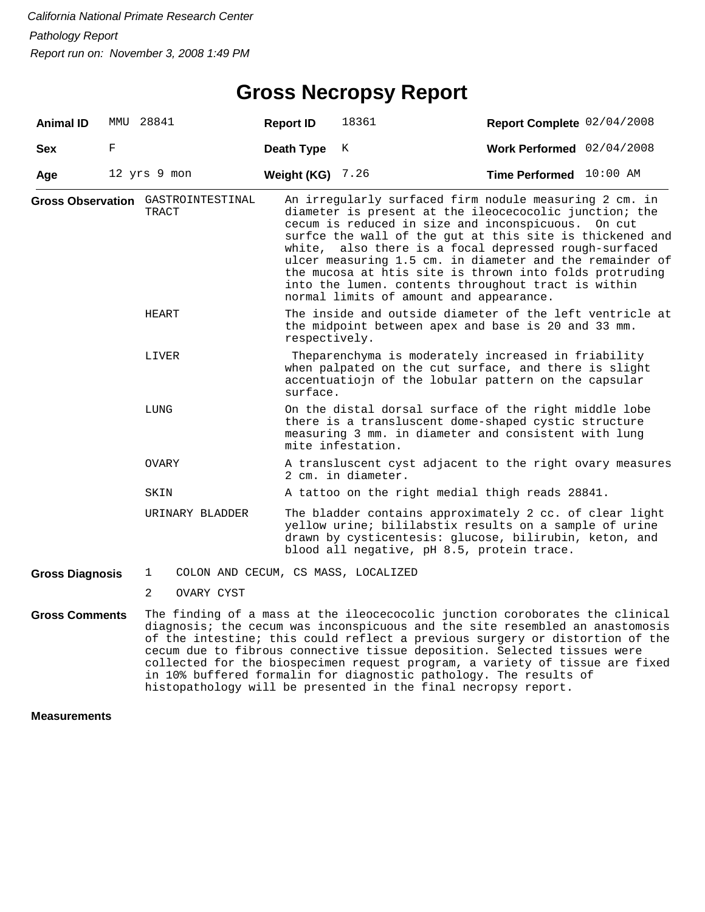*California National Primate Research Center*

*Pathology Report*

*Report run on: November 3, 2008 1:49 PM*

# Gross Necropsy Report

| | | | | | |
|---|---|---|---|---|---|
| **Animal ID** | MMU 28841 | **Report ID** | 18361 | **Report Complete** | 02/04/2008 |
| **Sex** | F | **Death Type** | K | **Work Performed** | 02/04/2008 |
| **Age** | 12 yrs 9 mon | **Weight (KG)** | 7.26 | **Time Performed** | 10:00 AM |

**Gross Observation**

| | |
|---|---|
| GASTROINTESTINAL TRACT | An irregularly surfaced firm nodule measuring 2 cm. in diameter is present at the ileocecocolic junction; the cecum is reduced in size and inconspicuous. On cut surfce the wall of the gut at this site is thickened and white, also there is a focal depressed rough-surfaced ulcer measuring 1.5 cm. in diameter and the remainder of the mucosa at htis site is thrown into folds protruding into the lumen. contents throughout tract is within normal limits of amount and appearance. |
| HEART | The inside and outside diameter of the left ventricle at the midpoint between apex and base is 20 and 33 mm. respectively. |
| LIVER | Theparenchyma is moderately increased in friability when palpated on the cut surface, and there is slight accentuatiojn of the lobular pattern on the capsular surface. |
| LUNG | On the distal dorsal surface of the right middle lobe there is a transluscent dome-shaped cystic structure measuring 3 mm. in diameter and consistent with lung mite infestation. |
| OVARY | A transluscent cyst adjacent to the right ovary measures 2 cm. in diameter. |
| SKIN | A tattoo on the right medial thigh reads 28841. |
| URINARY BLADDER | The bladder contains approximately 2 cc. of clear light yellow urine; bililabstix results on a sample of urine drawn by cysticentesis: glucose, bilirubin, keton, and blood all negative, pH 8.5, protein trace. |

**Gross Diagnosis**

1 COLON AND CECUM, CS MASS, LOCALIZED

2 OVARY CYST

**Gross Comments**

The finding of a mass at the ileocecocolic junction coroborates the clinical diagnosis; the cecum was inconspicuous and the site resembled an anastomosis of the intestine; this could reflect a previous surgery or distortion of the cecum due to fibrous connective tissue deposition. Selected tissues were collected for the biospecimen request program, a variety of tissue are fixed in 10% buffered formalin for diagnostic pathology. The results of histopathology will be presented in the final necropsy report.

**Measurements**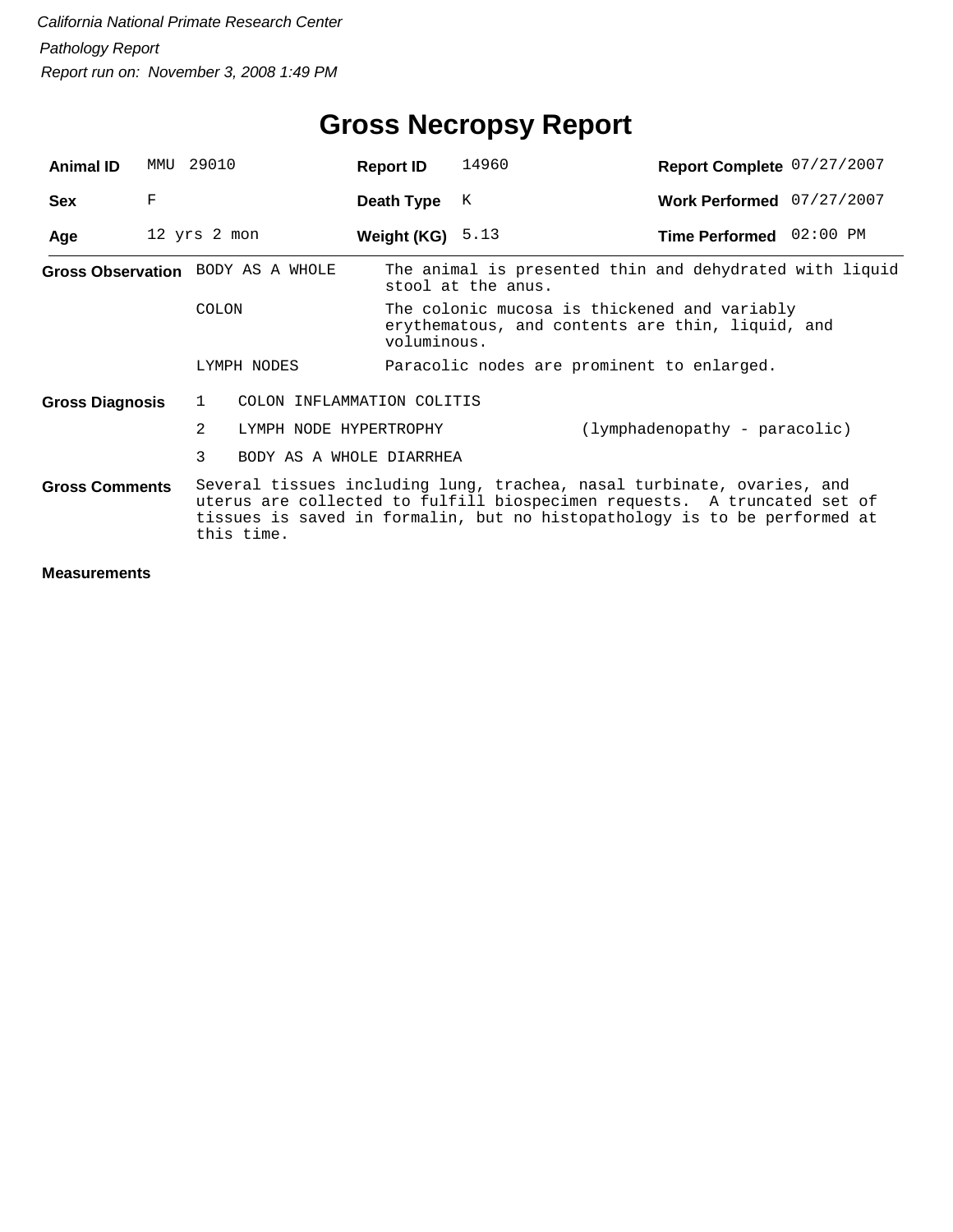*California National Primate Research Center*

*Pathology Report*

*Report run on: November 3, 2008 1:49 PM*

# Gross Necropsy Report

| **Animal ID** | MMU 29010 | **Report ID** | 14960 | **Report Complete** | 07/27/2007 |
|---|---|---|---|---|---|
| **Sex** | F | **Death Type** | K | **Work Performed** | 07/27/2007 |
| **Age** | 12 yrs 2 mon | **Weight (KG)** | 5.13 | **Time Performed** | 02:00 PM |

**Gross Observation**

| | |
|---|---|
| BODY AS A WHOLE | The animal is presented thin and dehydrated with liquid stool at the anus. |
| COLON | The colonic mucosa is thickened and variably erythematous, and contents are thin, liquid, and voluminous. |
| LYMPH NODES | Paracolic nodes are prominent to enlarged. |

**Gross Diagnosis**

| | | |
|---|---|---|
| 1 | COLON INFLAMMATION COLITIS | |
| 2 | LYMPH NODE HYPERTROPHY | (lymphadenopathy - paracolic) |
| 3 | BODY AS A WHOLE DIARRHEA | |

**Gross Comments**

Several tissues including lung, trachea, nasal turbinate, ovaries, and uterus are collected to fulfill biospecimen requests. A truncated set of tissues is saved in formalin, but no histopathology is to be performed at this time.

**Measurements**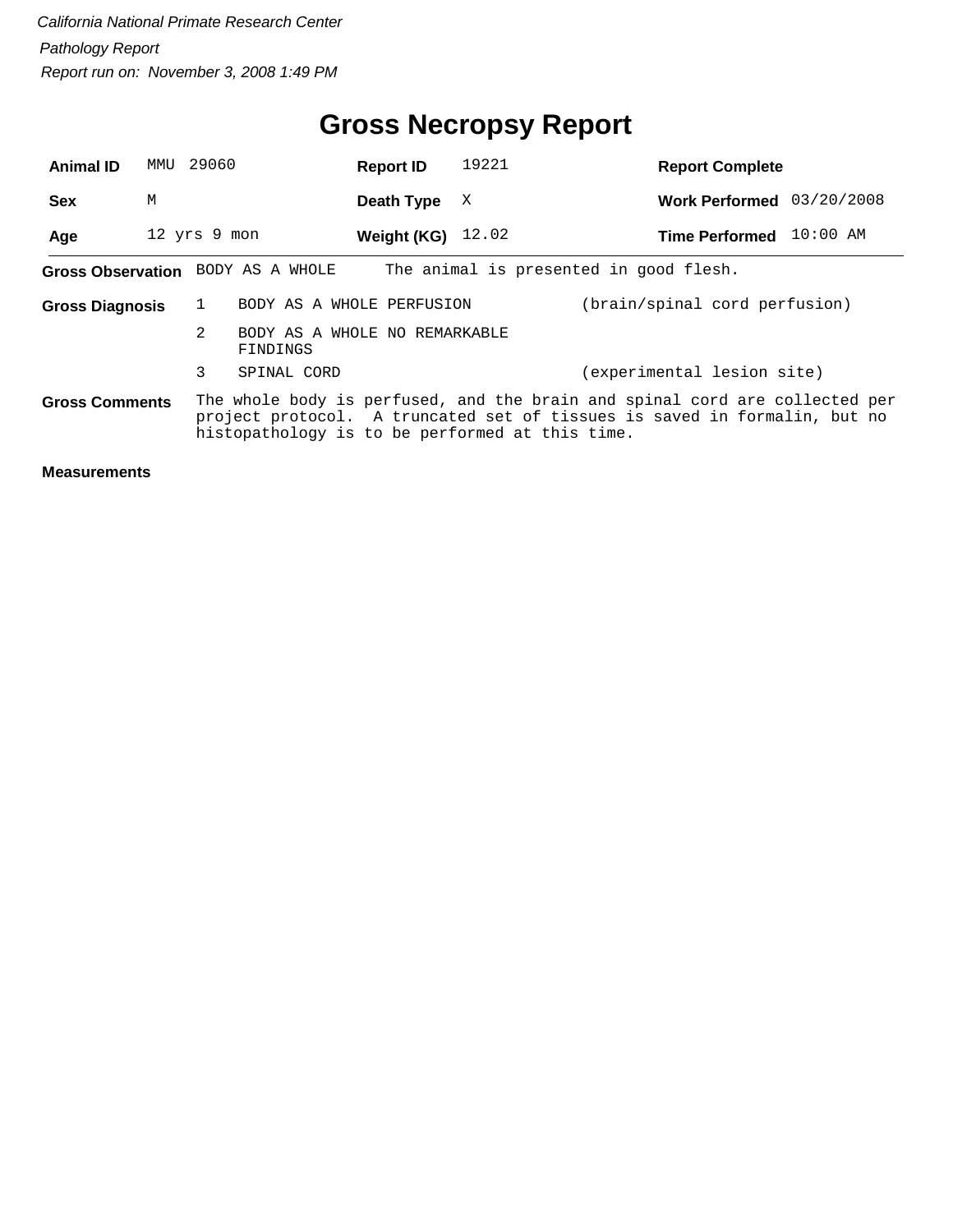*California National Primate Research Center*

*Pathology Report*

*Report run on: November 3, 2008 1:49 PM*

# Gross Necropsy Report

| | | | | | |
|---|---|---|---|---|---|
| **Animal ID** | MMU 29060 | **Report ID** | 19221 | **Report Complete** | |
| **Sex** | M | **Death Type** | X | **Work Performed** | 03/20/2008 |
| **Age** | 12 yrs 9 mon | **Weight (KG)** | 12.02 | **Time Performed** | 10:00 AM |

**Gross Observation** BODY AS A WHOLE — The animal is presented in good flesh.

**Gross Diagnosis**

| | | |
|---|---|---|
| 1 | BODY AS A WHOLE PERFUSION | (brain/spinal cord perfusion) |
| 2 | BODY AS A WHOLE NO REMARKABLE FINDINGS | |
| 3 | SPINAL CORD | (experimental lesion site) |

**Gross Comments** The whole body is perfused, and the brain and spinal cord are collected per project protocol. A truncated set of tissues is saved in formalin, but no histopathology is to be performed at this time.

**Measurements**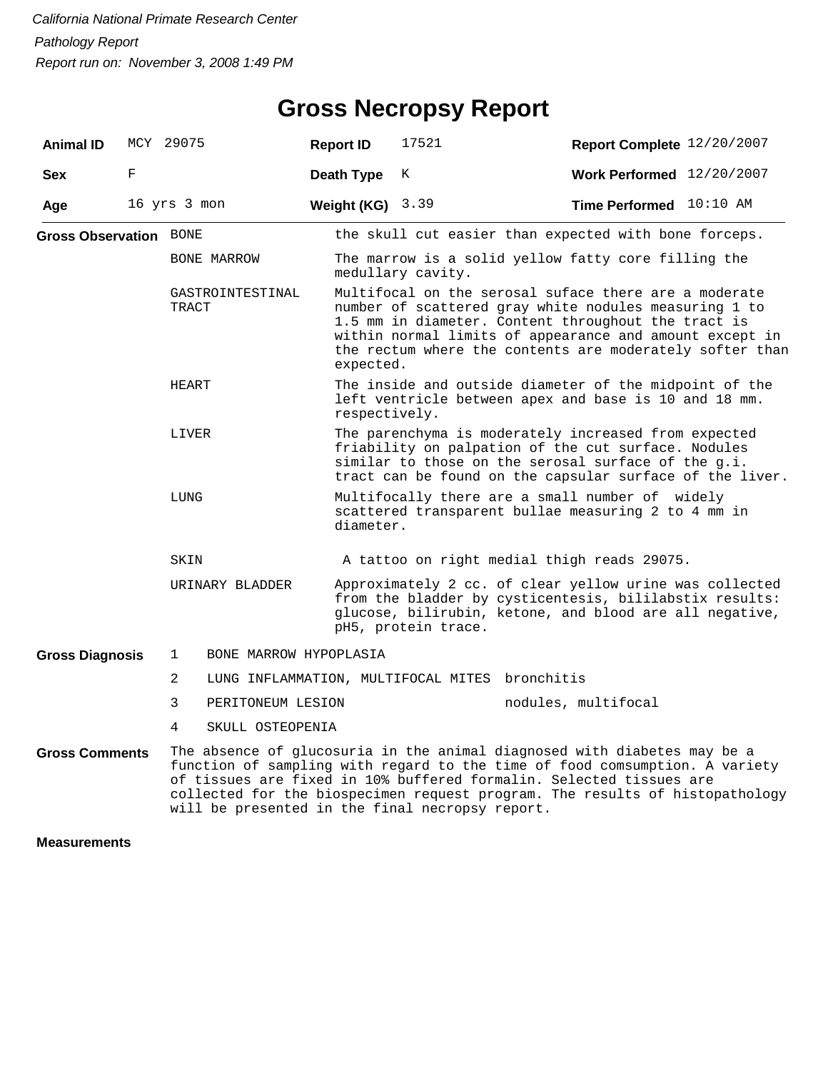*California National Primate Research Center*

*Pathology Report*

*Report run on: November 3, 2008 1:49 PM*

# Gross Necropsy Report

| **Animal ID** | MCY 29075 | **Report ID** | 17521 | **Report Complete** | 12/20/2007 |
|---|---|---|---|---|---|
| **Sex** | F | **Death Type** | K | **Work Performed** | 12/20/2007 |
| **Age** | 16 yrs 3 mon | **Weight (KG)** | 3.39 | **Time Performed** | 10:10 AM |

**Gross Observation**

| | |
|---|---|
| BONE | the skull cut easier than expected with bone forceps. |
| BONE MARROW | The marrow is a solid yellow fatty core filling the medullary cavity. |
| GASTROINTESTINAL TRACT | Multifocal on the serosal suface there are a moderate number of scattered gray white nodules measuring 1 to 1.5 mm in diameter. Content throughout the tract is within normal limits of appearance and amount except in the rectum where the contents are moderately softer than expected. |
| HEART | The inside and outside diameter of the midpoint of the left ventricle between apex and base is 10 and 18 mm. respectively. |
| LIVER | The parenchyma is moderately increased from expected friability on palpation of the cut surface. Nodules similar to those on the serosal surface of the g.i. tract can be found on the capsular surface of the liver. |
| LUNG | Multifocally there are a small number of widely scattered transparent bullae measuring 2 to 4 mm in diameter. |
| SKIN | A tattoo on right medial thigh reads 29075. |
| URINARY BLADDER | Approximately 2 cc. of clear yellow urine was collected from the bladder by cysticentesis, bililabstix results: glucose, bilirubin, ketone, and blood are all negative, pH5, protein trace. |

**Gross Diagnosis**

| | | |
|---|---|---|
| 1 | BONE MARROW HYPOPLASIA | |
| 2 | LUNG INFLAMMATION, MULTIFOCAL MITES | bronchitis |
| 3 | PERITONEUM LESION | nodules, multifocal |
| 4 | SKULL OSTEOPENIA | |

**Gross Comments**

The absence of glucosuria in the animal diagnosed with diabetes may be a function of sampling with regard to the time of food comsumption. A variety of tissues are fixed in 10% buffered formalin. Selected tissues are collected for the biospecimen request program. The results of histopathology will be presented in the final necropsy report.

**Measurements**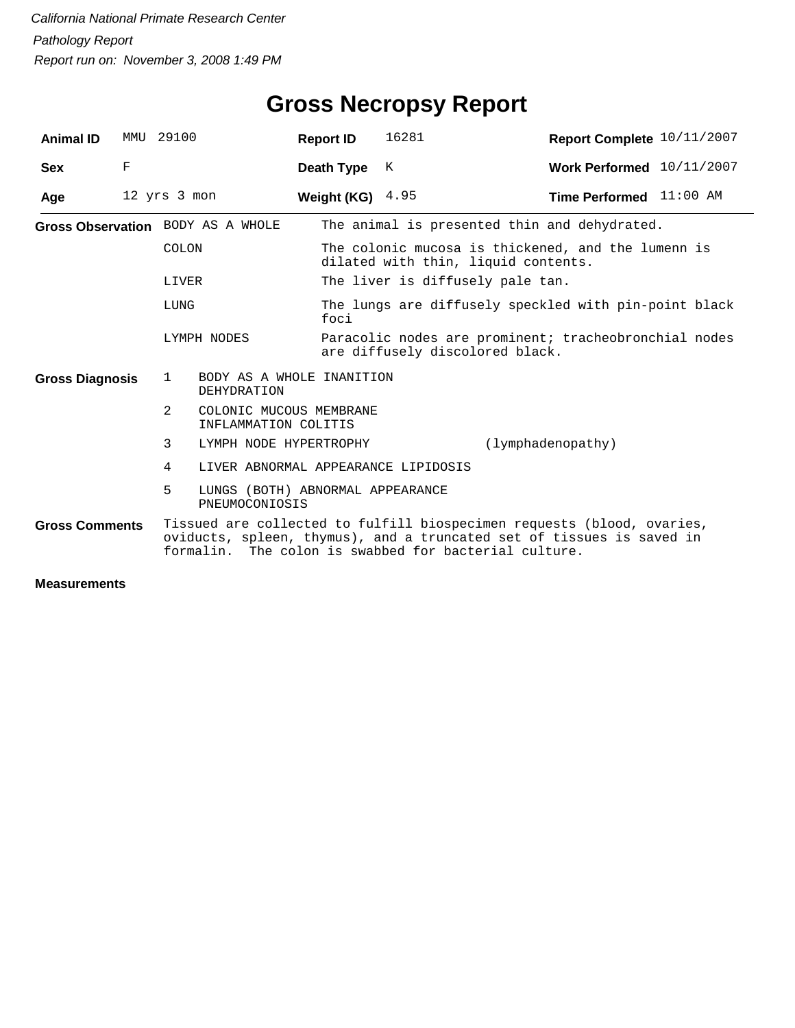*California National Primate Research Center*

*Pathology Report*

*Report run on: November 3, 2008 1:49 PM*

# Gross Necropsy Report

| **Animal ID** | MMU 29100 | **Report ID** | 16281 | **Report Complete** | 10/11/2007 |
|---|---|---|---|---|---|
| **Sex** | F | **Death Type** | K | **Work Performed** | 10/11/2007 |
| **Age** | 12 yrs 3 mon | **Weight (KG)** | 4.95 | **Time Performed** | 11:00 AM |

**Gross Observation**

| | |
|---|---|
| BODY AS A WHOLE | The animal is presented thin and dehydrated. |
| COLON | The colonic mucosa is thickened, and the lumenn is dilated with thin, liquid contents. |
| LIVER | The liver is diffusely pale tan. |
| LUNG | The lungs are diffusely speckled with pin-point black foci |
| LYMPH NODES | Paracolic nodes are prominent; tracheobronchial nodes are diffusely discolored black. |

**Gross Diagnosis**

1. BODY AS A WHOLE INANITION DEHYDRATION
2. COLONIC MUCOUS MEMBRANE INFLAMMATION COLITIS
3. LYMPH NODE HYPERTROPHY (lymphadenopathy)
4. LIVER ABNORMAL APPEARANCE LIPIDOSIS
5. LUNGS (BOTH) ABNORMAL APPEARANCE PNEUMOCONIOSIS

**Gross Comments**

Tissued are collected to fulfill biospecimen requests (blood, ovaries, oviducts, spleen, thymus), and a truncated set of tissues is saved in formalin. The colon is swabbed for bacterial culture.

**Measurements**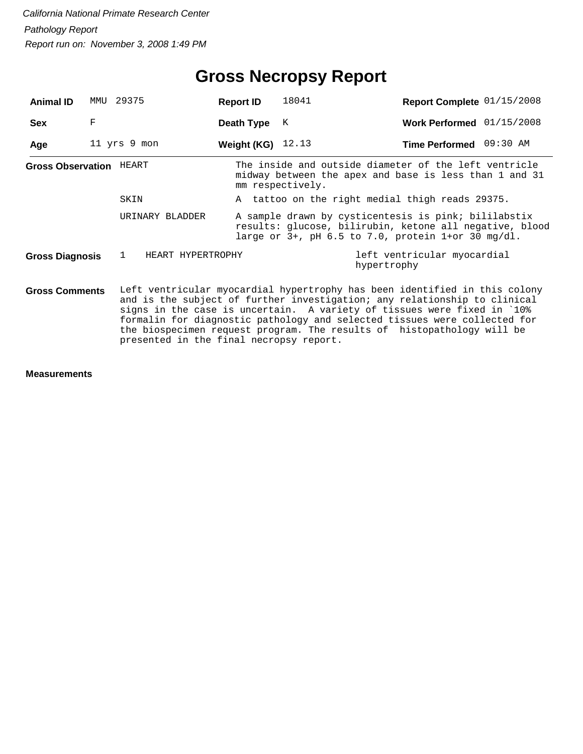*California National Primate Research Center*

*Pathology Report*

*Report run on: November 3, 2008 1:49 PM*

# Gross Necropsy Report

| | | | | | |
|---|---|---|---|---|---|
| **Animal ID** | MMU 29375 | **Report ID** | 18041 | **Report Complete** | 01/15/2008 |
| **Sex** | F | **Death Type** | K | **Work Performed** | 01/15/2008 |
| **Age** | 11 yrs 9 mon | **Weight (KG)** | 12.13 | **Time Performed** | 09:30 AM |

**Gross Observation**

| | |
|---|---|
| HEART | The inside and outside diameter of the left ventricle midway between the apex and base is less than 1 and 31 mm respectively. |
| SKIN | A tattoo on the right medial thigh reads 29375. |
| URINARY BLADDER | A sample drawn by cysticentesis is pink; bililabstix results: glucose, bilirubin, ketone all negative, blood large or 3+, pH 6.5 to 7.0, protein 1+or 30 mg/dl. |

**Gross Diagnosis**

| | | |
|---|---|---|
| 1 | HEART HYPERTROPHY | left ventricular myocardial hypertrophy |

**Gross Comments**

Left ventricular myocardial hypertrophy has been identified in this colony and is the subject of further investigation; any relationship to clinical signs in the case is uncertain. A variety of tissues were fixed in `10% formalin for diagnostic pathology and selected tissues were collected for the biospecimen request program. The results of histopathology will be presented in the final necropsy report.

**Measurements**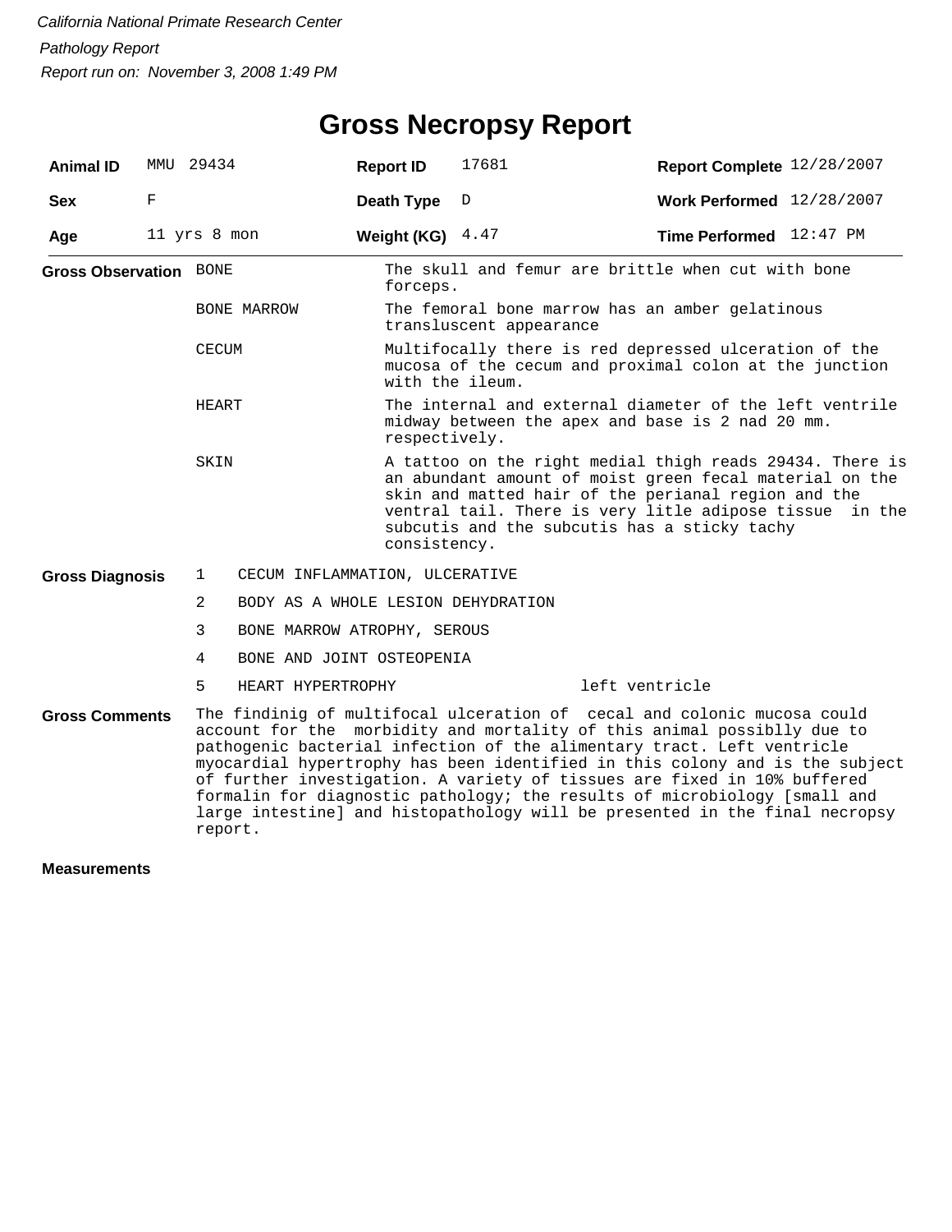*California National Primate Research Center*

*Pathology Report*

*Report run on: November 3, 2008 1:49 PM*

# Gross Necropsy Report

| **Animal ID** | MMU 29434 | **Report ID** | 17681 | **Report Complete** | 12/28/2007 |
|---|---|---|---|---|---|
| **Sex** | F | **Death Type** | D | **Work Performed** | 12/28/2007 |
| **Age** | 11 yrs 8 mon | **Weight (KG)** | 4.47 | **Time Performed** | 12:47 PM |

**Gross Observation**

| | |
|---|---|
| BONE | The skull and femur are brittle when cut with bone forceps. |
| BONE MARROW | The femoral bone marrow has an amber gelatinous transluscent appearance |
| CECUM | Multifocally there is red depressed ulceration of the mucosa of the cecum and proximal colon at the junction with the ileum. |
| HEART | The internal and external diameter of the left ventrile midway between the apex and base is 2 nad 20 mm. respectively. |
| SKIN | A tattoo on the right medial thigh reads 29434. There is an abundant amount of moist green fecal material on the skin and matted hair of the perianal region and the ventral tail. There is very litle adipose tissue in the subcutis and the subcutis has a sticky tachy consistency. |

**Gross Diagnosis**

1. CECUM INFLAMMATION, ULCERATIVE
2. BODY AS A WHOLE LESION DEHYDRATION
3. BONE MARROW ATROPHY, SEROUS
4. BONE AND JOINT OSTEOPENIA
5. HEART HYPERTROPHY — left ventricle

**Gross Comments**

The findinig of multifocal ulceration of cecal and colonic mucosa could account for the morbidity and mortality of this animal possiblly due to pathogenic bacterial infection of the alimentary tract. Left ventricle myocardial hypertrophy has been identified in this colony and is the subject of further investigation. A variety of tissues are fixed in 10% buffered formalin for diagnostic pathology; the results of microbiology [small and large intestine] and histopathology will be presented in the final necropsy report.

**Measurements**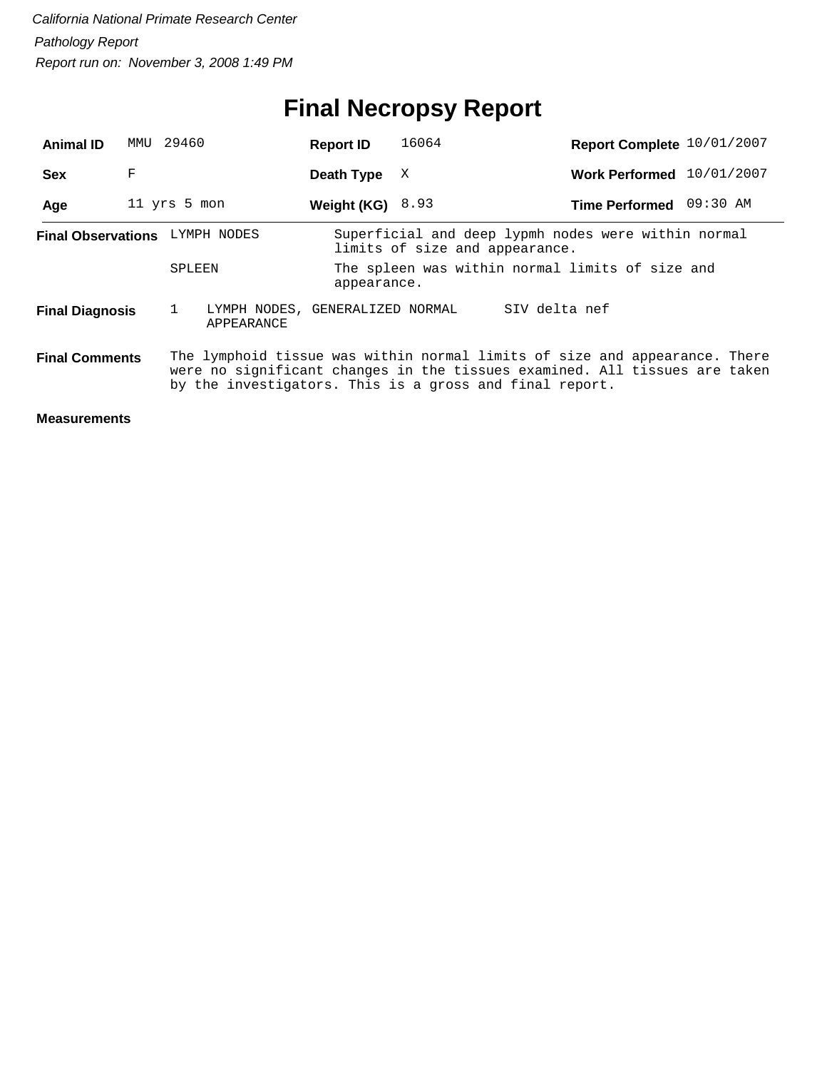*California National Primate Research Center*

*Pathology Report*

*Report run on: November 3, 2008 1:49 PM*

# Final Necropsy Report

| | | | | | |
|---|---|---|---|---|---|
| **Animal ID** | MMU 29460 | **Report ID** | 16064 | **Report Complete** | 10/01/2007 |
| **Sex** | F | **Death Type** | X | **Work Performed** | 10/01/2007 |
| **Age** | 11 yrs 5 mon | **Weight (KG)** | 8.93 | **Time Performed** | 09:30 AM |

**Final Observations**

| | |
|---|---|
| LYMPH NODES | Superficial and deep lypmh nodes were within normal limits of size and appearance. |
| SPLEEN | The spleen was within normal limits of size and appearance. |

**Final Diagnosis**

| | | |
|---|---|---|
| 1 | LYMPH NODES, GENERALIZED NORMAL APPEARANCE | SIV delta nef |

**Final Comments**

The lymphoid tissue was within normal limits of size and appearance. There were no significant changes in the tissues examined. All tissues are taken by the investigators. This is a gross and final report.

**Measurements**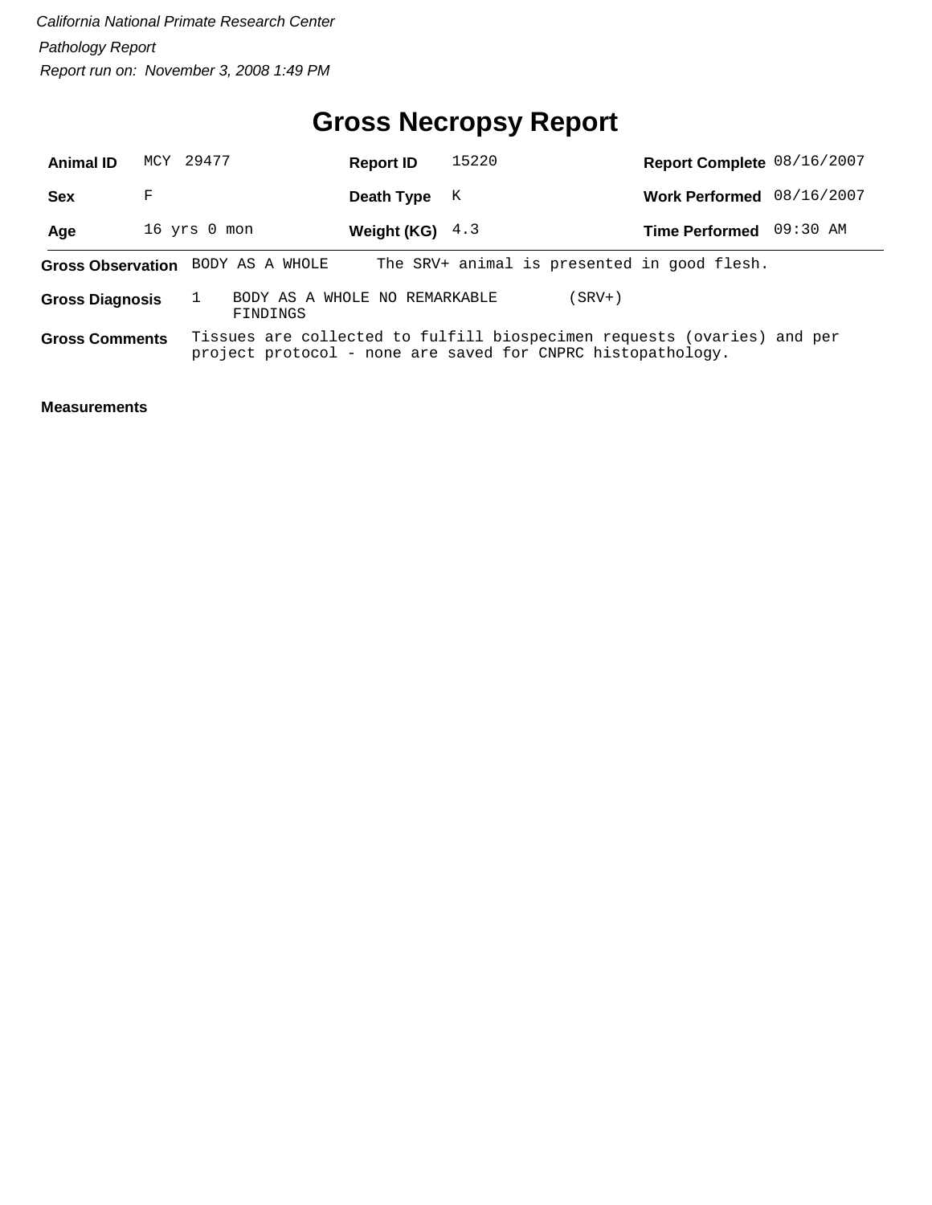*California National Primate Research Center*

*Pathology Report*

*Report run on: November 3, 2008 1:49 PM*

# Gross Necropsy Report

| | | | | | |
|---|---|---|---|---|---|
| **Animal ID** | MCY 29477 | **Report ID** | 15220 | **Report Complete** | 08/16/2007 |
| **Sex** | F | **Death Type** | K | **Work Performed** | 08/16/2007 |
| **Age** | 16 yrs 0 mon | **Weight (KG)** | 4.3 | **Time Performed** | 09:30 AM |

**Gross Observation** BODY AS A WHOLE The SRV+ animal is presented in good flesh.

**Gross Diagnosis** 1 BODY AS A WHOLE NO REMARKABLE FINDINGS (SRV+)

**Gross Comments** Tissues are collected to fulfill biospecimen requests (ovaries) and per project protocol - none are saved for CNPRC histopathology.

**Measurements**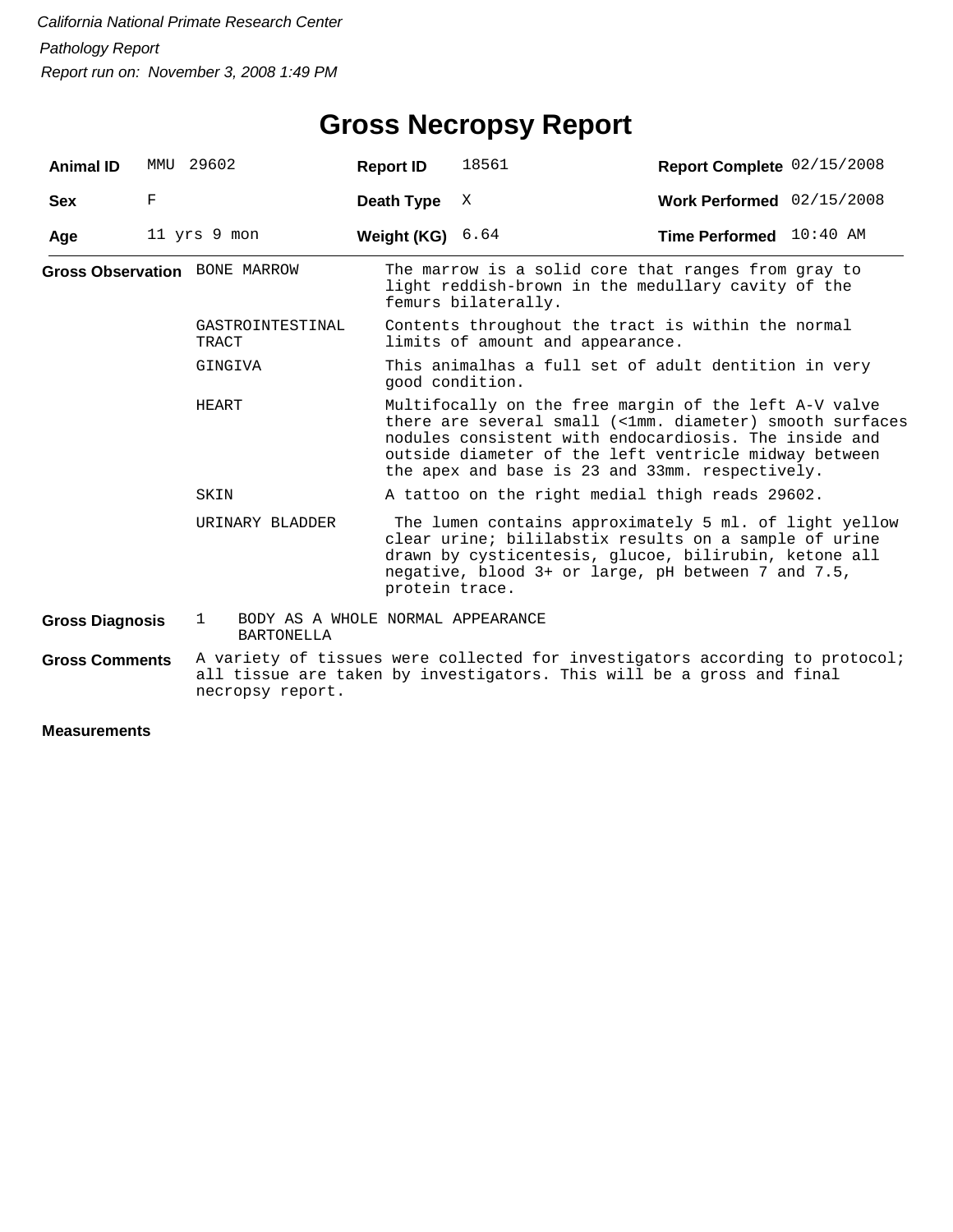*California National Primate Research Center*

*Pathology Report*

*Report run on: November 3, 2008 1:49 PM*

# Gross Necropsy Report

| | | | | | |
|---|---|---|---|---|---|
| **Animal ID** | MMU 29602 | **Report ID** | 18561 | **Report Complete** | 02/15/2008 |
| **Sex** | F | **Death Type** | X | **Work Performed** | 02/15/2008 |
| **Age** | 11 yrs 9 mon | **Weight (KG)** | 6.64 | **Time Performed** | 10:40 AM |

**Gross Observation**

| | |
|---|---|
| BONE MARROW | The marrow is a solid core that ranges from gray to light reddish-brown in the medullary cavity of the femurs bilaterally. |
| GASTROINTESTINAL TRACT | Contents throughout the tract is within the normal limits of amount and appearance. |
| GINGIVA | This animalhas a full set of adult dentition in very good condition. |
| HEART | Multifocally on the free margin of the left A-V valve there are several small (<1mm. diameter) smooth surfaces nodules consistent with endocardiosis. The inside and outside diameter of the left ventricle midway between the apex and base is 23 and 33mm. respectively. |
| SKIN | A tattoo on the right medial thigh reads 29602. |
| URINARY BLADDER | The lumen contains approximately 5 ml. of light yellow clear urine; bililabstix results on a sample of urine drawn by cysticentesis, glucoe, bilirubin, ketone all negative, blood 3+ or large, pH between 7 and 7.5, protein trace. |

**Gross Diagnosis**

1 BODY AS A WHOLE NORMAL APPEARANCE
BARTONELLA

**Gross Comments**

A variety of tissues were collected for investigators according to protocol; all tissue are taken by investigators. This will be a gross and final necropsy report.

**Measurements**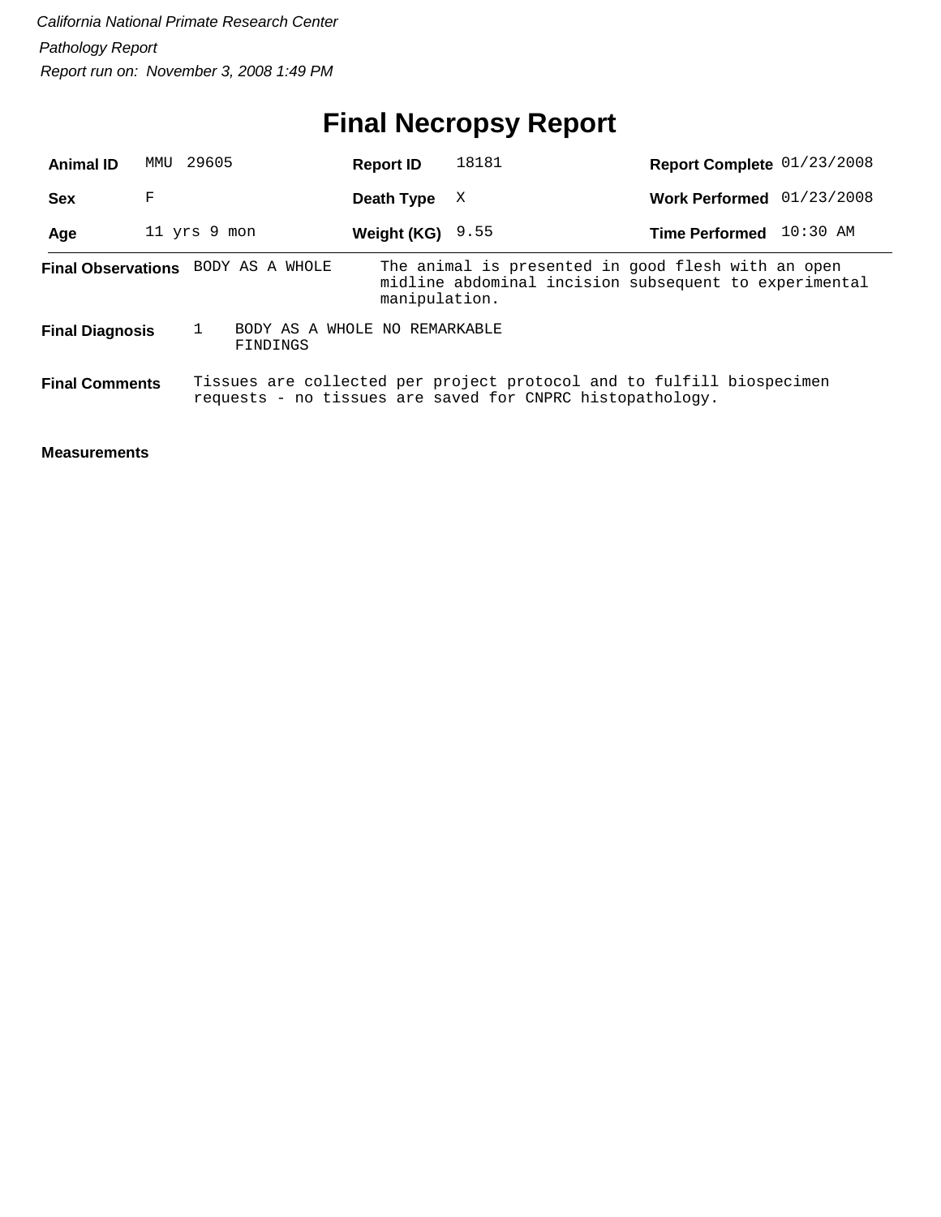*California National Primate Research Center*

*Pathology Report*

*Report run on: November 3, 2008 1:49 PM*

# Final Necropsy Report

| | | | | | |
|---|---|---|---|---|---|
| **Animal ID** | MMU 29605 | **Report ID** | 18181 | **Report Complete** | 01/23/2008 |
| **Sex** | F | **Death Type** | X | **Work Performed** | 01/23/2008 |
| **Age** | 11 yrs 9 mon | **Weight (KG)** | 9.55 | **Time Performed** | 10:30 AM |

**Final Observations** BODY AS A WHOLE — The animal is presented in good flesh with an open midline abdominal incision subsequent to experimental manipulation.

**Final Diagnosis** 1 BODY AS A WHOLE NO REMARKABLE FINDINGS

**Final Comments** Tissues are collected per project protocol and to fulfill biospecimen requests - no tissues are saved for CNPRC histopathology.

**Measurements**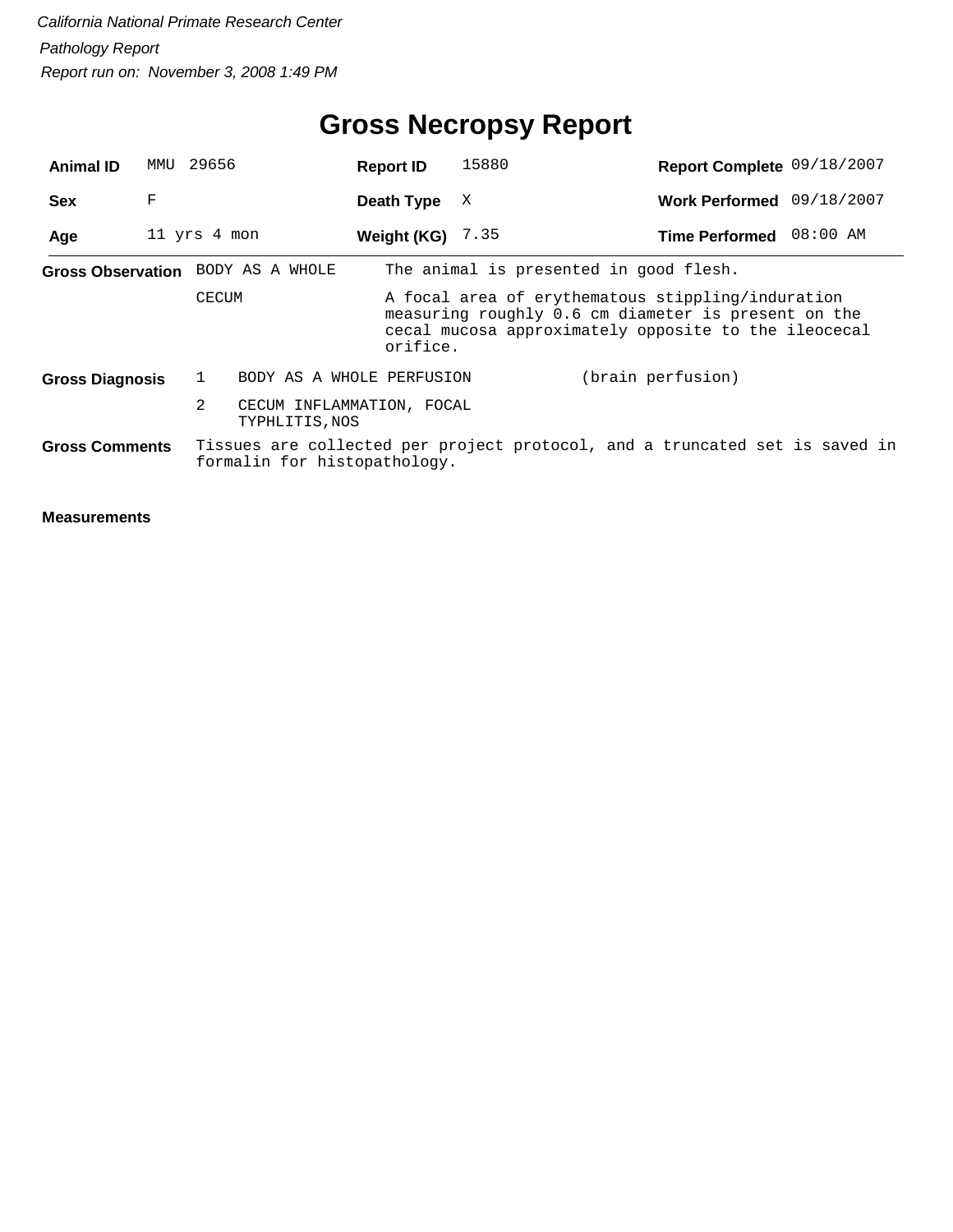*California National Primate Research Center*

*Pathology Report*

*Report run on: November 3, 2008 1:49 PM*

# Gross Necropsy Report

| | | | | | |
|---|---|---|---|---|---|
| **Animal ID** | MMU 29656 | **Report ID** | 15880 | **Report Complete** | 09/18/2007 |
| **Sex** | F | **Death Type** | X | **Work Performed** | 09/18/2007 |
| **Age** | 11 yrs 4 mon | **Weight (KG)** | 7.35 | **Time Performed** | 08:00 AM |

**Gross Observation**

| | |
|---|---|
| BODY AS A WHOLE | The animal is presented in good flesh. |
| CECUM | A focal area of erythematous stippling/induration measuring roughly 0.6 cm diameter is present on the cecal mucosa approximately opposite to the ileocecal orifice. |

**Gross Diagnosis**

| | | |
|---|---|---|
| 1 | BODY AS A WHOLE PERFUSION | (brain perfusion) |
| 2 | CECUM INFLAMMATION, FOCAL TYPHLITIS,NOS | |

**Gross Comments**

Tissues are collected per project protocol, and a truncated set is saved in formalin for histopathology.

**Measurements**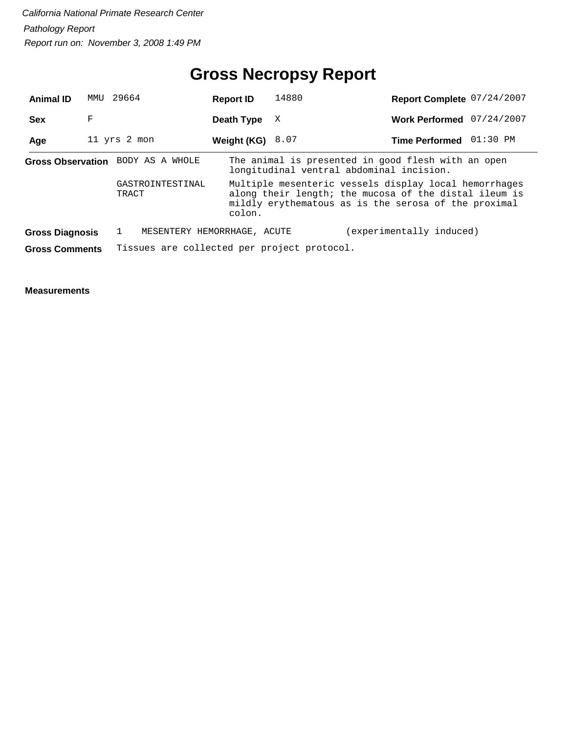*California National Primate Research Center*

*Pathology Report*

*Report run on: November 3, 2008 1:49 PM*

# Gross Necropsy Report

| | | | | | |
|---|---|---|---|---|---|
| **Animal ID** | MMU 29664 | **Report ID** | 14880 | **Report Complete** | 07/24/2007 |
| **Sex** | F | **Death Type** | X | **Work Performed** | 07/24/2007 |
| **Age** | 11 yrs 2 mon | **Weight (KG)** | 8.07 | **Time Performed** | 01:30 PM |

**Gross Observation**

| | |
|---|---|
| BODY AS A WHOLE | The animal is presented in good flesh with an open longitudinal ventral abdominal incision. |
| GASTROINTESTINAL TRACT | Multiple mesenteric vessels display local hemorrhages along their length; the mucosa of the distal ileum is mildly erythematous as is the serosa of the proximal colon. |

**Gross Diagnosis**

1 MESENTERY HEMORRHAGE, ACUTE (experimentally induced)

**Gross Comments**

Tissues are collected per project protocol.

**Measurements**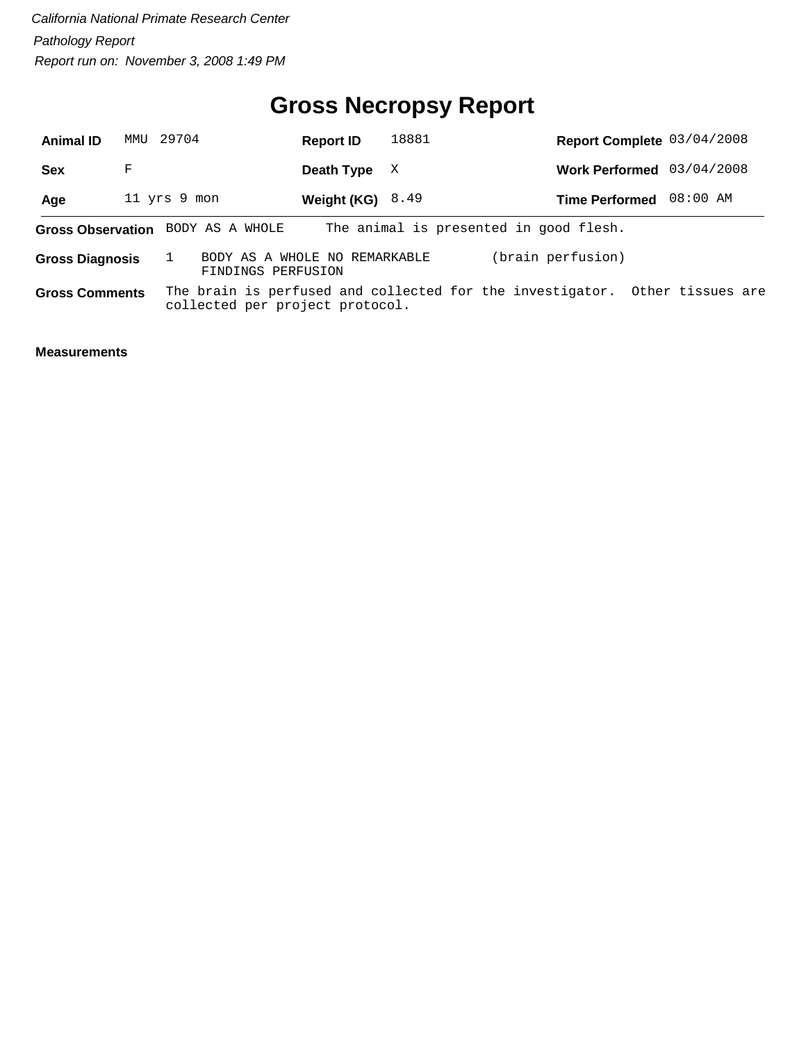*California National Primate Research Center*

*Pathology Report*

*Report run on: November 3, 2008 1:49 PM*

# Gross Necropsy Report

| | | | | | |
|---|---|---|---|---|---|
| **Animal ID** | MMU 29704 | **Report ID** | 18881 | **Report Complete** | 03/04/2008 |
| **Sex** | F | **Death Type** | X | **Work Performed** | 03/04/2008 |
| **Age** | 11 yrs 9 mon | **Weight (KG)** | 8.49 | **Time Performed** | 08:00 AM |

**Gross Observation** BODY AS A WHOLE The animal is presented in good flesh.

**Gross Diagnosis** 1 BODY AS A WHOLE NO REMARKABLE FINDINGS PERFUSION (brain perfusion)

**Gross Comments** The brain is perfused and collected for the investigator. Other tissues are collected per project protocol.

**Measurements**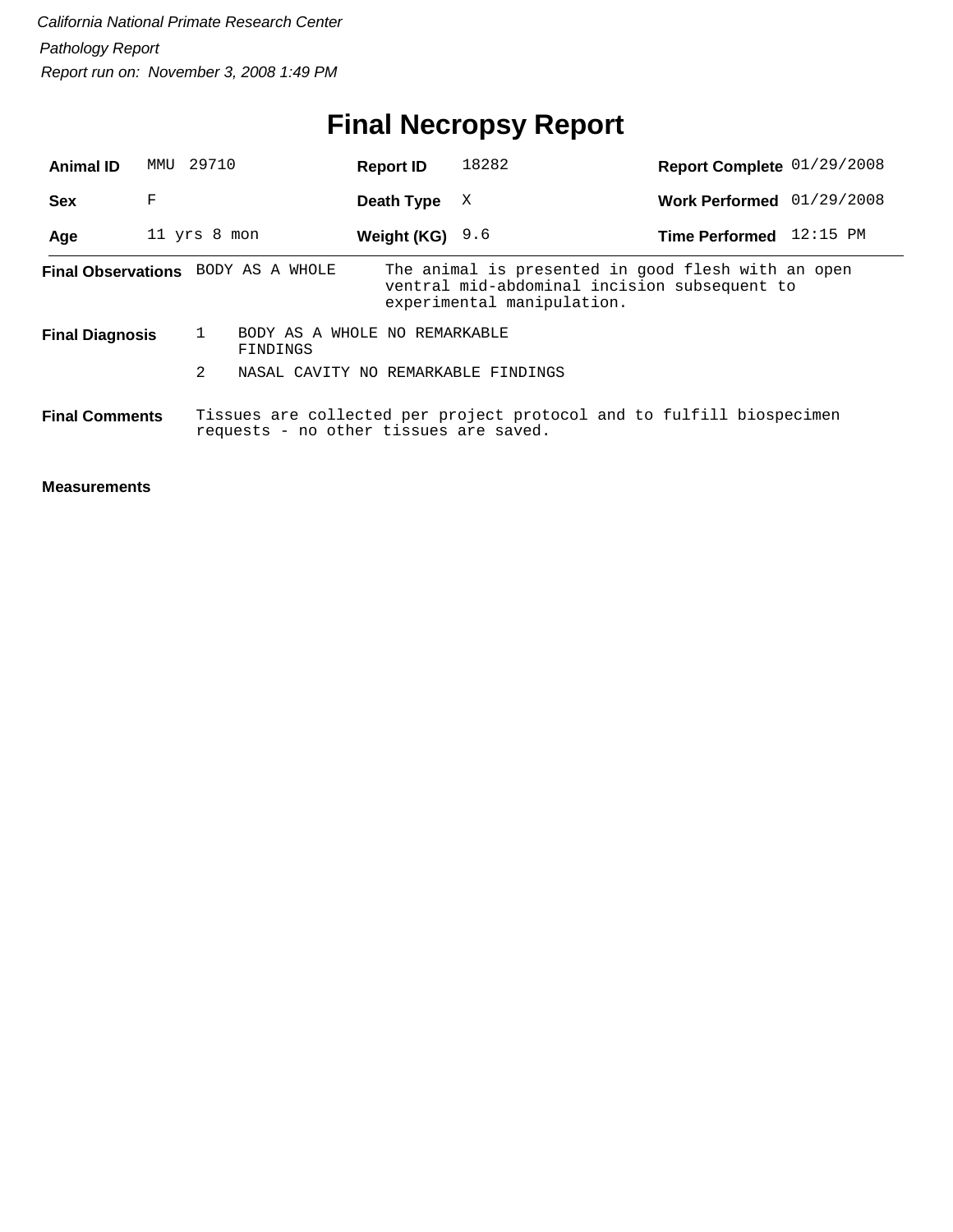*California National Primate Research Center*

*Pathology Report*

*Report run on: November 3, 2008 1:49 PM*

# Final Necropsy Report

| | | | | | |
|---|---|---|---|---|---|
| **Animal ID** | MMU 29710 | **Report ID** | 18282 | **Report Complete** | 01/29/2008 |
| **Sex** | F | **Death Type** | X | **Work Performed** | 01/29/2008 |
| **Age** | 11 yrs 8 mon | **Weight (KG)** | 9.6 | **Time Performed** | 12:15 PM |

**Final Observations** BODY AS A WHOLE — The animal is presented in good flesh with an open ventral mid-abdominal incision subsequent to experimental manipulation.

**Final Diagnosis**

1. BODY AS A WHOLE NO REMARKABLE FINDINGS
2. NASAL CAVITY NO REMARKABLE FINDINGS

**Final Comments** Tissues are collected per project protocol and to fulfill biospecimen requests - no other tissues are saved.

**Measurements**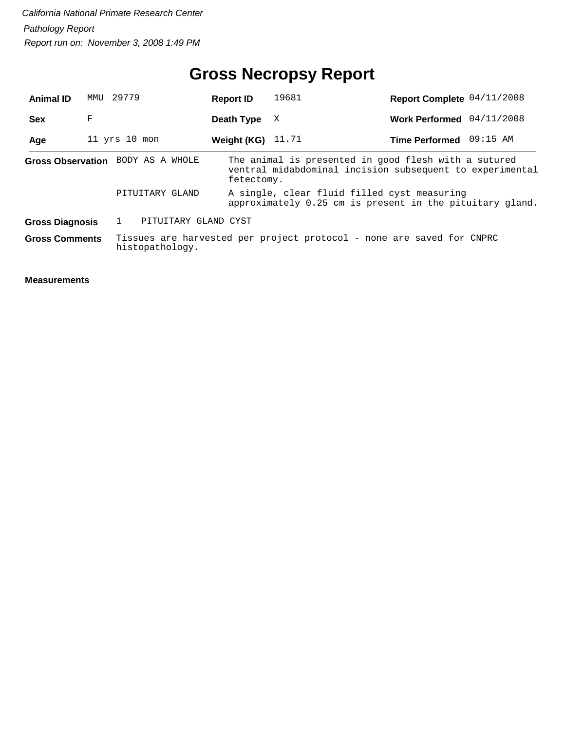*California National Primate Research Center*

*Pathology Report*

*Report run on: November 3, 2008 1:49 PM*

# Gross Necropsy Report

| | | | | | |
|---|---|---|---|---|---|
| **Animal ID** | MMU 29779 | **Report ID** | 19681 | **Report Complete** | 04/11/2008 |
| **Sex** | F | **Death Type** | X | **Work Performed** | 04/11/2008 |
| **Age** | 11 yrs 10 mon | **Weight (KG)** | 11.71 | **Time Performed** | 09:15 AM |

**Gross Observation**

| | |
|---|---|
| BODY AS A WHOLE | The animal is presented in good flesh with a sutured ventral midabdominal incision subsequent to experimental fetectomy. |
| PITUITARY GLAND | A single, clear fluid filled cyst measuring approximately 0.25 cm is present in the pituitary gland. |

**Gross Diagnosis**

1 PITUITARY GLAND CYST

**Gross Comments**

Tissues are harvested per project protocol - none are saved for CNPRC histopathology.

**Measurements**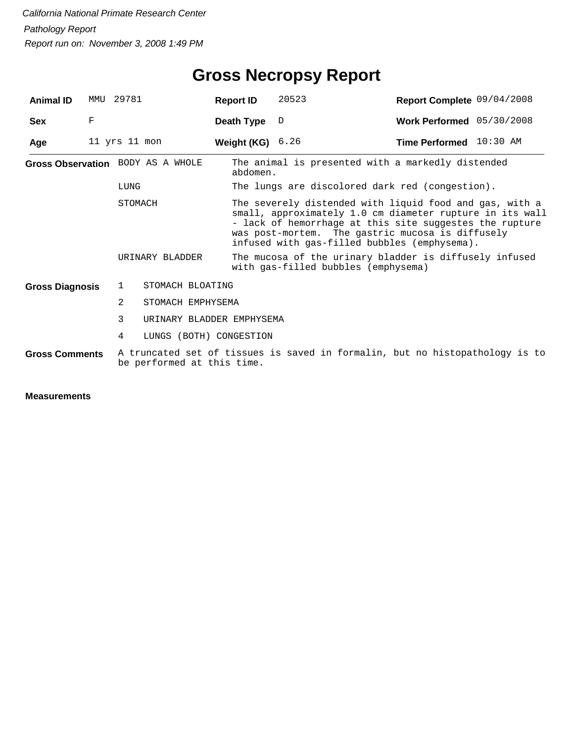*California National Primate Research Center*

*Pathology Report*

*Report run on: November 3, 2008 1:49 PM*

# Gross Necropsy Report

| | | | | | |
|---|---|---|---|---|---|
| **Animal ID** | MMU 29781 | **Report ID** | 20523 | **Report Complete** | 09/04/2008 |
| **Sex** | F | **Death Type** | D | **Work Performed** | 05/30/2008 |
| **Age** | 11 yrs 11 mon | **Weight (KG)** | 6.26 | **Time Performed** | 10:30 AM |

**Gross Observation**

| | |
|---|---|
| BODY AS A WHOLE | The animal is presented with a markedly distended abdomen. |
| LUNG | The lungs are discolored dark red (congestion). |
| STOMACH | The severely distended with liquid food and gas, with a small, approximately 1.0 cm diameter rupture in its wall - lack of hemorrhage at this site suggestes the rupture was post-mortem. The gastric mucosa is diffusely infused with gas-filled bubbles (emphysema). |
| URINARY BLADDER | The mucosa of the urinary bladder is diffusely infused with gas-filled bubbles (emphysema) |

**Gross Diagnosis**

1. STOMACH BLOATING
2. STOMACH EMPHYSEMA
3. URINARY BLADDER EMPHYSEMA
4. LUNGS (BOTH) CONGESTION

**Gross Comments**

A truncated set of tissues is saved in formalin, but no histopathology is to be performed at this time.

**Measurements**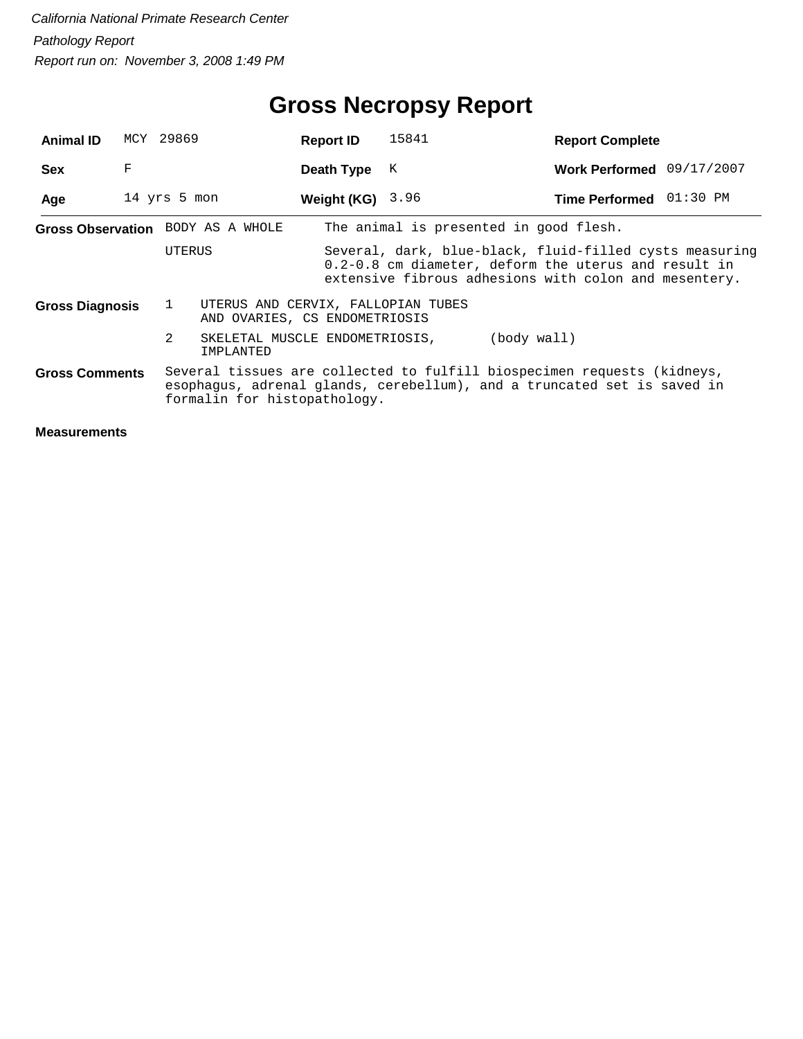*California National Primate Research Center*

*Pathology Report*

*Report run on: November 3, 2008 1:49 PM*

# Gross Necropsy Report

| **Animal ID** | MCY 29869 | **Report ID** | 15841 | **Report Complete** | |
|---|---|---|---|---|---|
| **Sex** | F | **Death Type** | K | **Work Performed** | 09/17/2007 |
| **Age** | 14 yrs 5 mon | **Weight (KG)** | 3.96 | **Time Performed** | 01:30 PM |

**Gross Observation**

| | |
|---|---|
| BODY AS A WHOLE | The animal is presented in good flesh. |
| UTERUS | Several, dark, blue-black, fluid-filled cysts measuring 0.2-0.8 cm diameter, deform the uterus and result in extensive fibrous adhesions with colon and mesentery. |

**Gross Diagnosis**

1. UTERUS AND CERVIX, FALLOPIAN TUBES AND OVARIES, CS ENDOMETRIOSIS
2. SKELETAL MUSCLE ENDOMETRIOSIS, IMPLANTED (body wall)

**Gross Comments**

Several tissues are collected to fulfill biospecimen requests (kidneys, esophagus, adrenal glands, cerebellum), and a truncated set is saved in formalin for histopathology.

**Measurements**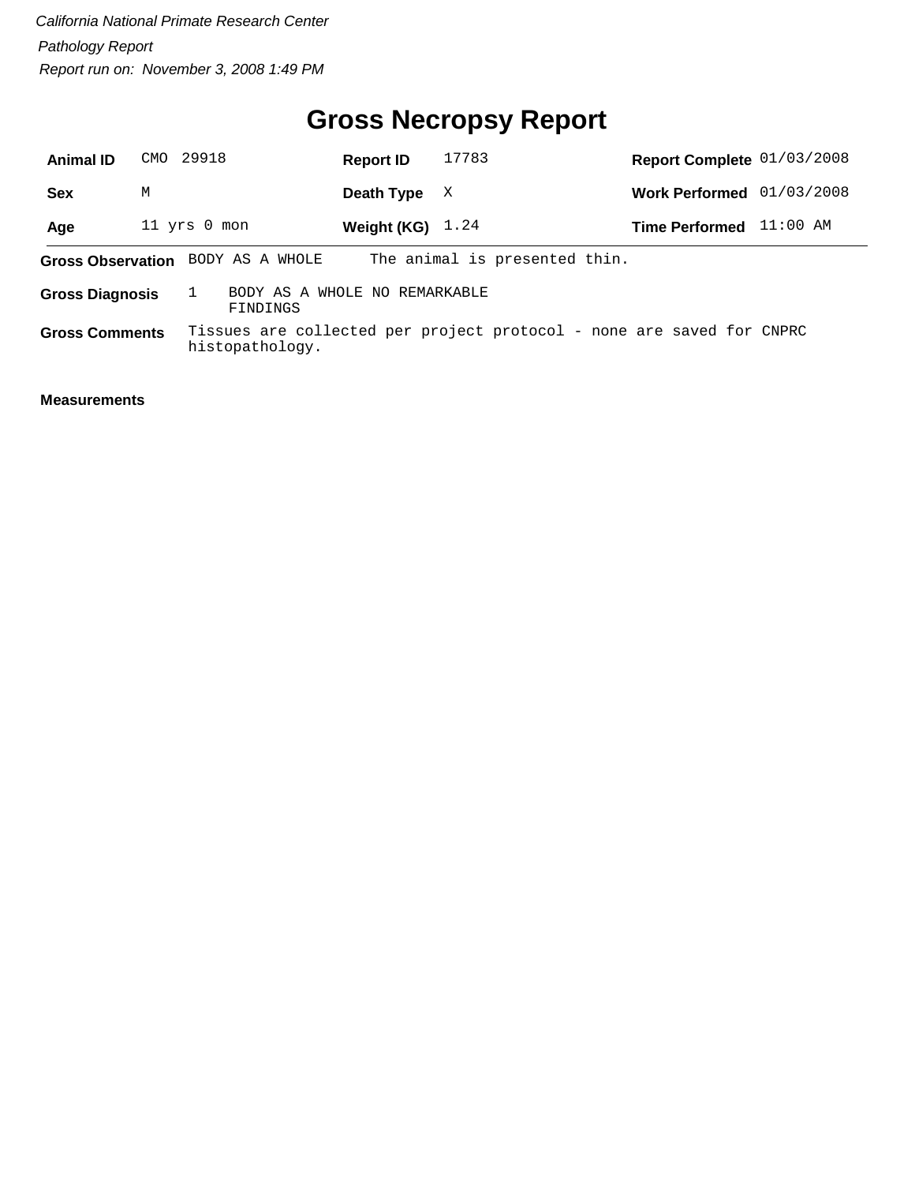*California National Primate Research Center*

*Pathology Report*

*Report run on: November 3, 2008 1:49 PM*

# Gross Necropsy Report

| | | | | | |
|---|---|---|---|---|---|
| **Animal ID** | CMO 29918 | **Report ID** | 17783 | **Report Complete** | 01/03/2008 |
| **Sex** | M | **Death Type** | X | **Work Performed** | 01/03/2008 |
| **Age** | 11 yrs 0 mon | **Weight (KG)** | 1.24 | **Time Performed** | 11:00 AM |

**Gross Observation** BODY AS A WHOLE The animal is presented thin.

**Gross Diagnosis** 1 BODY AS A WHOLE NO REMARKABLE FINDINGS

**Gross Comments** Tissues are collected per project protocol - none are saved for CNPRC histopathology.

**Measurements**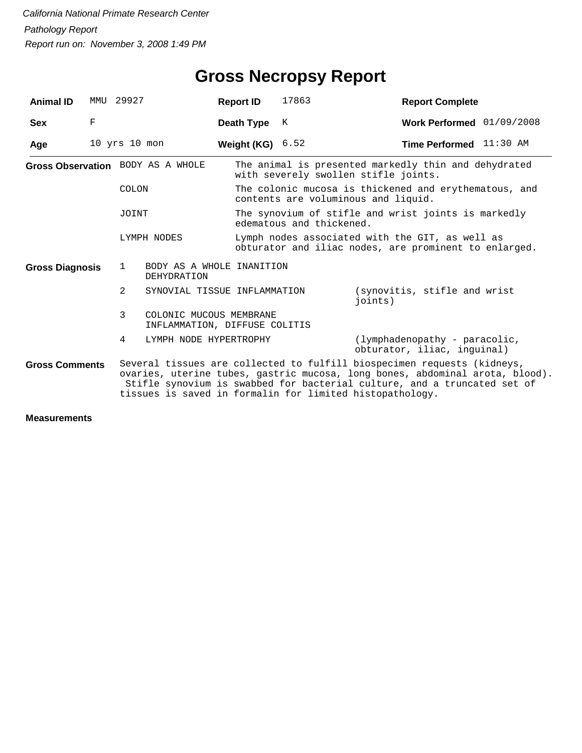*California National Primate Research Center*

*Pathology Report*

*Report run on: November 3, 2008 1:49 PM*

# Gross Necropsy Report

| | | | | | |
|---|---|---|---|---|---|
| **Animal ID** | MMU 29927 | **Report ID** | 17863 | **Report Complete** | |
| **Sex** | F | **Death Type** | K | **Work Performed** | 01/09/2008 |
| **Age** | 10 yrs 10 mon | **Weight (KG)** | 6.52 | **Time Performed** | 11:30 AM |

**Gross Observation**

| | |
|---|---|
| BODY AS A WHOLE | The animal is presented markedly thin and dehydrated with severely swollen stifle joints. |
| COLON | The colonic mucosa is thickened and erythematous, and contents are voluminous and liquid. |
| JOINT | The synovium of stifle and wrist joints is markedly edematous and thickened. |
| LYMPH NODES | Lymph nodes associated with the GIT, as well as obturator and iliac nodes, are prominent to enlarged. |

**Gross Diagnosis**

| | | |
|---|---|---|
| 1 | BODY AS A WHOLE INANITION DEHYDRATION | |
| 2 | SYNOVIAL TISSUE INFLAMMATION | (synovitis, stifle and wrist joints) |
| 3 | COLONIC MUCOUS MEMBRANE INFLAMMATION, DIFFUSE COLITIS | |
| 4 | LYMPH NODE HYPERTROPHY | (lymphadenopathy - paracolic, obturator, iliac, inguinal) |

**Gross Comments**

Several tissues are collected to fulfill biospecimen requests (kidneys, ovaries, uterine tubes, gastric mucosa, long bones, abdominal arota, blood). Stifle synovium is swabbed for bacterial culture, and a truncated set of tissues is saved in formalin for limited histopathology.

**Measurements**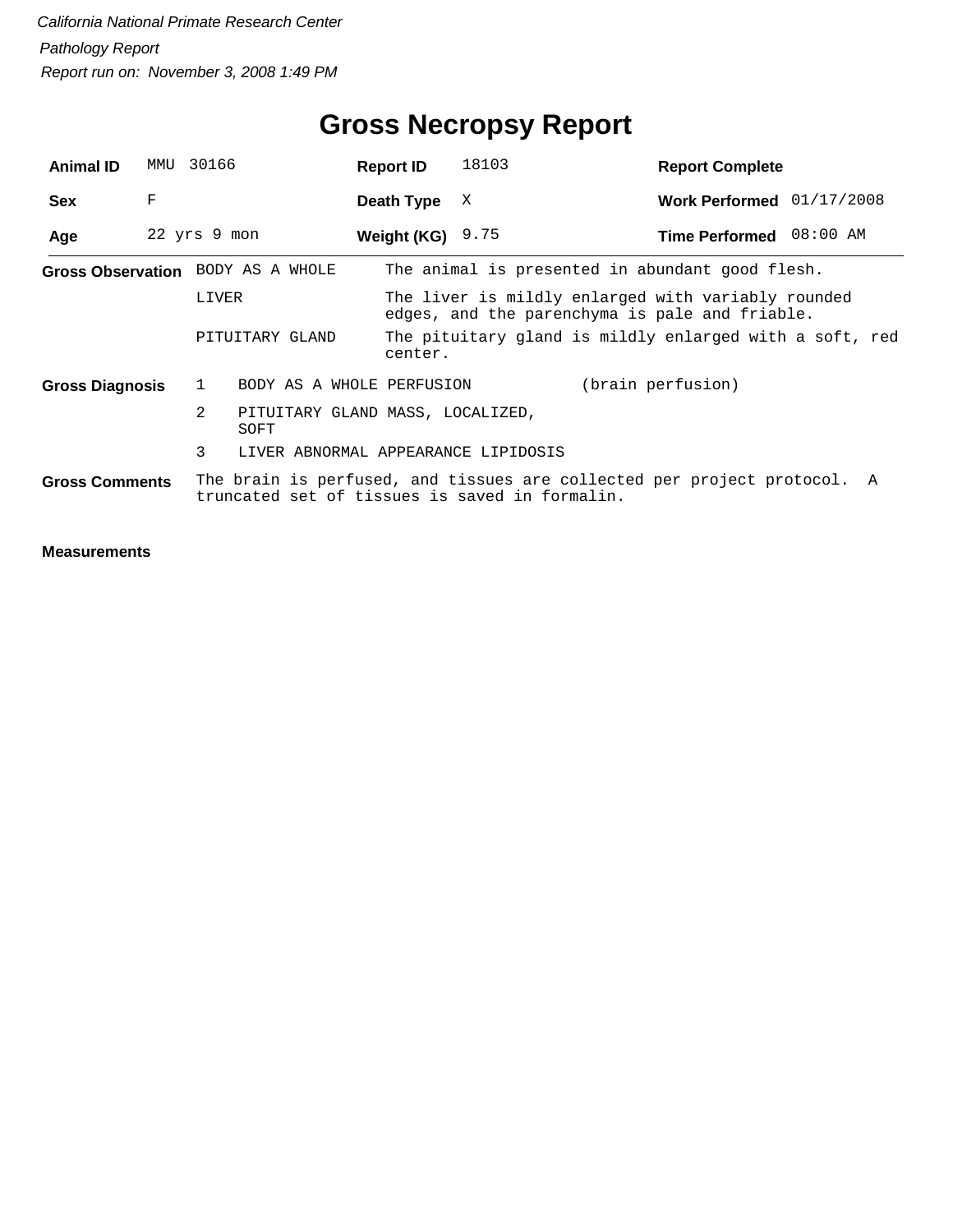*California National Primate Research Center*

*Pathology Report*

*Report run on: November 3, 2008 1:49 PM*

# Gross Necropsy Report

| **Animal ID** | MMU 30166 | **Report ID** | 18103 | **Report Complete** | |
|---|---|---|---|---|---|
| **Sex** | F | **Death Type** | X | **Work Performed** | 01/17/2008 |
| **Age** | 22 yrs 9 mon | **Weight (KG)** | 9.75 | **Time Performed** | 08:00 AM |

**Gross Observation**

| | |
|---|---|
| BODY AS A WHOLE | The animal is presented in abundant good flesh. |
| LIVER | The liver is mildly enlarged with variably rounded edges, and the parenchyma is pale and friable. |
| PITUITARY GLAND | The pituitary gland is mildly enlarged with a soft, red center. |

**Gross Diagnosis**

| | | |
|---|---|---|
| 1 | BODY AS A WHOLE PERFUSION | (brain perfusion) |
| 2 | PITUITARY GLAND MASS, LOCALIZED, SOFT | |
| 3 | LIVER ABNORMAL APPEARANCE LIPIDOSIS | |

**Gross Comments**

The brain is perfused, and tissues are collected per project protocol. A truncated set of tissues is saved in formalin.

**Measurements**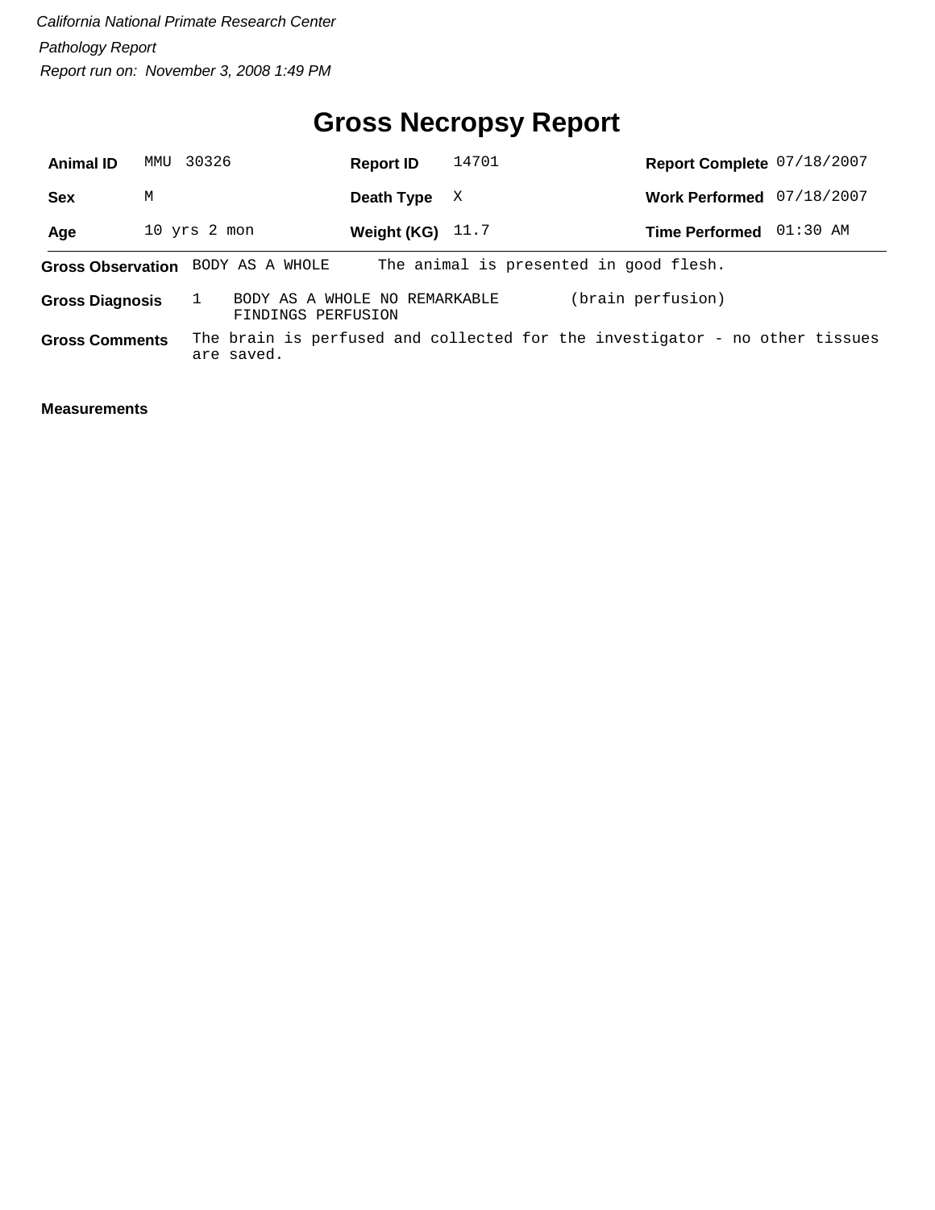*California National Primate Research Center*

*Pathology Report*

*Report run on: November 3, 2008 1:49 PM*

# Gross Necropsy Report

| | | | | | |
|---|---|---|---|---|---|
| **Animal ID** | MMU 30326 | **Report ID** | 14701 | **Report Complete** | 07/18/2007 |
| **Sex** | M | **Death Type** | X | **Work Performed** | 07/18/2007 |
| **Age** | 10 yrs 2 mon | **Weight (KG)** | 11.7 | **Time Performed** | 01:30 AM |

**Gross Observation** BODY AS A WHOLE The animal is presented in good flesh.

**Gross Diagnosis** 1 BODY AS A WHOLE NO REMARKABLE FINDINGS PERFUSION (brain perfusion)

**Gross Comments** The brain is perfused and collected for the investigator - no other tissues are saved.

**Measurements**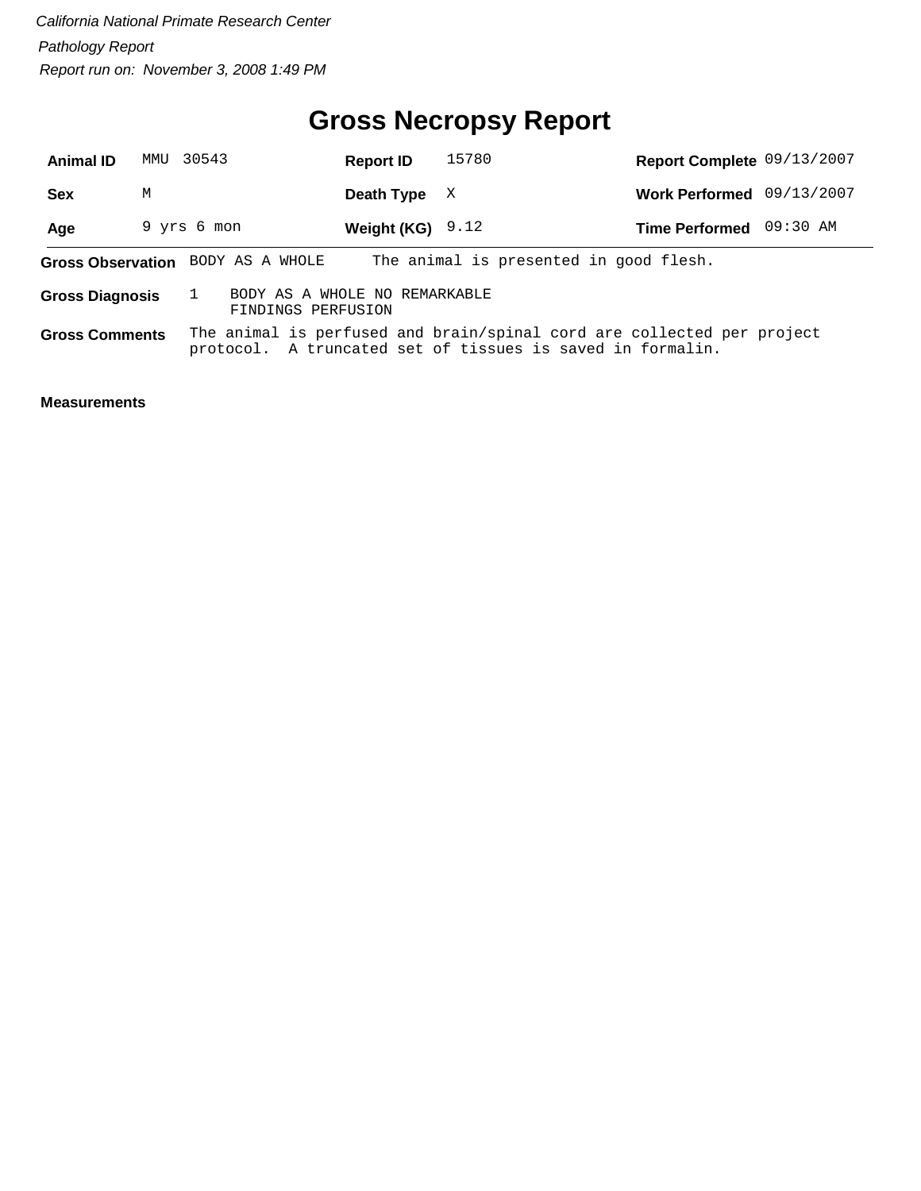*California National Primate Research Center*

*Pathology Report*

*Report run on: November 3, 2008 1:49 PM*

# Gross Necropsy Report

| | | | | | |
|---|---|---|---|---|---|
| **Animal ID** | MMU 30543 | **Report ID** | 15780 | **Report Complete** | 09/13/2007 |
| **Sex** | M | **Death Type** | X | **Work Performed** | 09/13/2007 |
| **Age** | 9 yrs 6 mon | **Weight (KG)** | 9.12 | **Time Performed** | 09:30 AM |

**Gross Observation** BODY AS A WHOLE The animal is presented in good flesh.

**Gross Diagnosis** 1 BODY AS A WHOLE NO REMARKABLE FINDINGS PERFUSION

**Gross Comments** The animal is perfused and brain/spinal cord are collected per project protocol. A truncated set of tissues is saved in formalin.

**Measurements**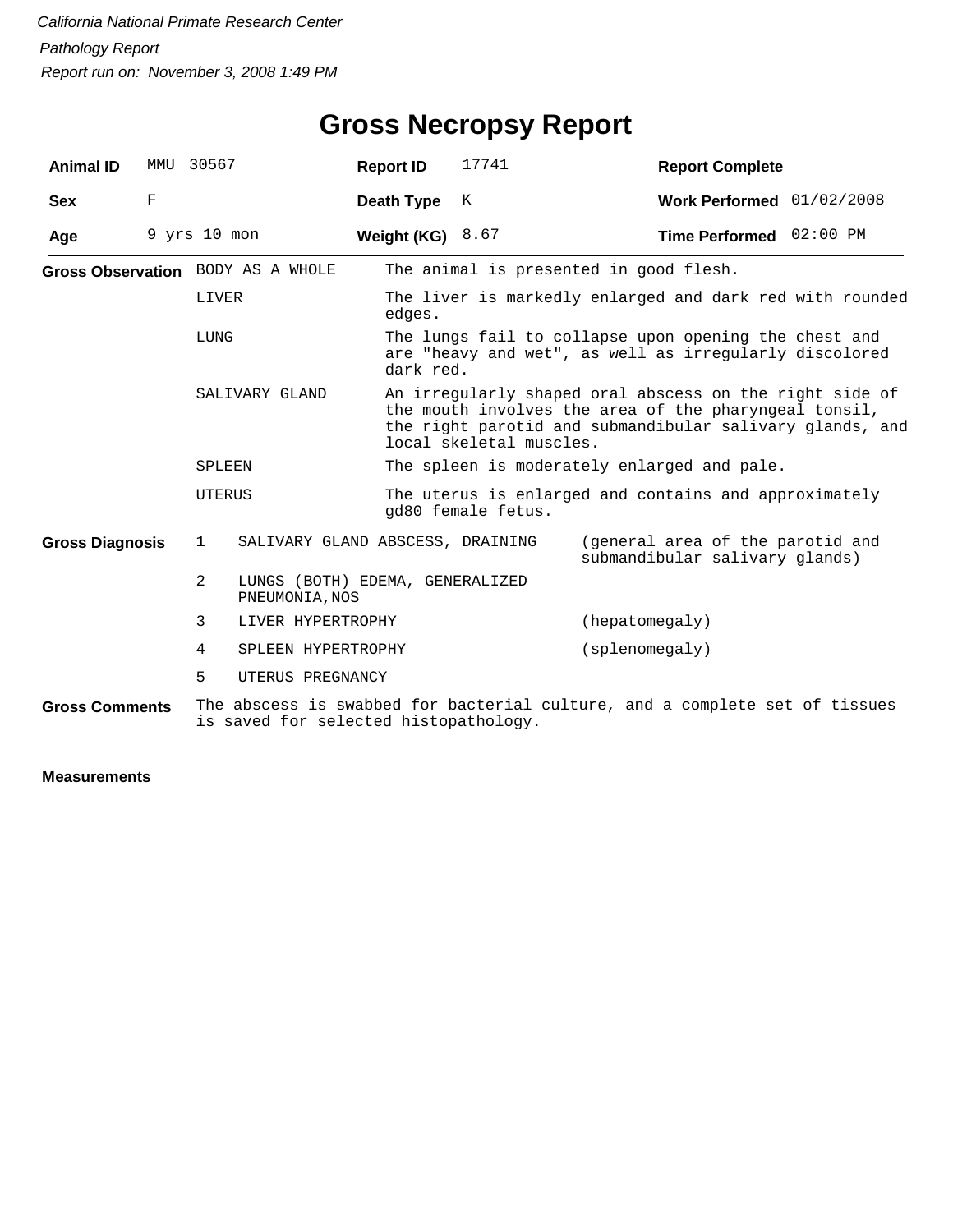*California National Primate Research Center*

*Pathology Report*

*Report run on: November 3, 2008 1:49 PM*

# Gross Necropsy Report

| | | | | | |
|---|---|---|---|---|---|
| **Animal ID** | MMU 30567 | **Report ID** | 17741 | **Report Complete** | |
| **Sex** | F | **Death Type** | K | **Work Performed** | 01/02/2008 |
| **Age** | 9 yrs 10 mon | **Weight (KG)** | 8.67 | **Time Performed** | 02:00 PM |

**Gross Observation**

| | |
|---|---|
| BODY AS A WHOLE | The animal is presented in good flesh. |
| LIVER | The liver is markedly enlarged and dark red with rounded edges. |
| LUNG | The lungs fail to collapse upon opening the chest and are "heavy and wet", as well as irregularly discolored dark red. |
| SALIVARY GLAND | An irregularly shaped oral abscess on the right side of the mouth involves the area of the pharyngeal tonsil, the right parotid and submandibular salivary glands, and local skeletal muscles. |
| SPLEEN | The spleen is moderately enlarged and pale. |
| UTERUS | The uterus is enlarged and contains and approximately gd80 female fetus. |

**Gross Diagnosis**

| | | |
|---|---|---|
| 1 | SALIVARY GLAND ABSCESS, DRAINING | (general area of the parotid and submandibular salivary glands) |
| 2 | LUNGS (BOTH) EDEMA, GENERALIZED PNEUMONIA,NOS | |
| 3 | LIVER HYPERTROPHY | (hepatomegaly) |
| 4 | SPLEEN HYPERTROPHY | (splenomegaly) |
| 5 | UTERUS PREGNANCY | |

**Gross Comments** The abscess is swabbed for bacterial culture, and a complete set of tissues is saved for selected histopathology.

**Measurements**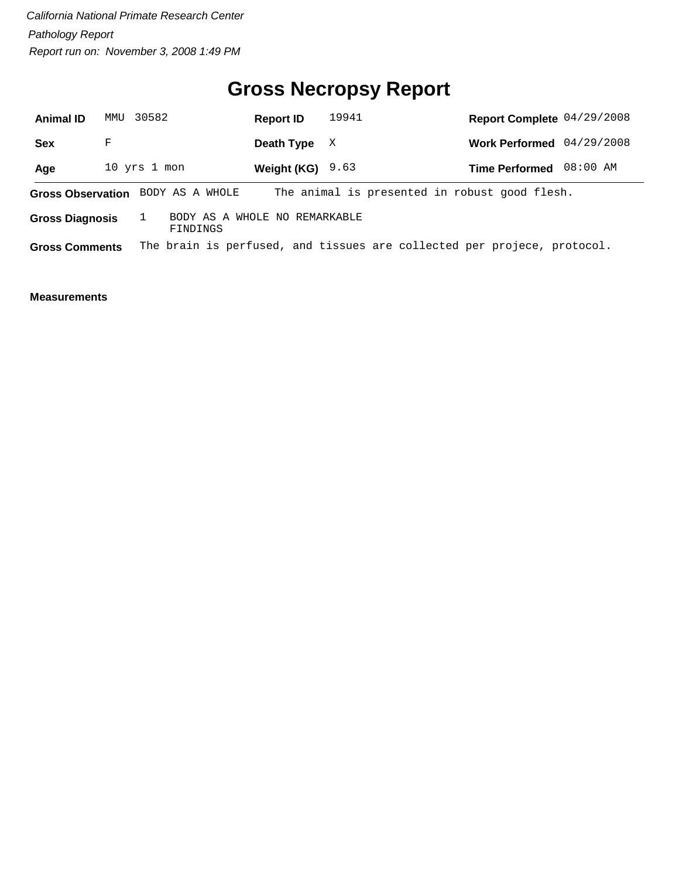*California National Primate Research Center*

*Pathology Report*

*Report run on: November 3, 2008 1:49 PM*

# Gross Necropsy Report

| **Animal ID** | MMU 30582 | **Report ID** | 19941 | **Report Complete** | 04/29/2008 |
|---|---|---|---|---|---|
| **Sex** | F | **Death Type** | X | **Work Performed** | 04/29/2008 |
| **Age** | 10 yrs 1 mon | **Weight (KG)** | 9.63 | **Time Performed** | 08:00 AM |

**Gross Observation** BODY AS A WHOLE The animal is presented in robust good flesh.

**Gross Diagnosis** 1 BODY AS A WHOLE NO REMARKABLE FINDINGS

**Gross Comments** The brain is perfused, and tissues are collected per projece, protocol.

**Measurements**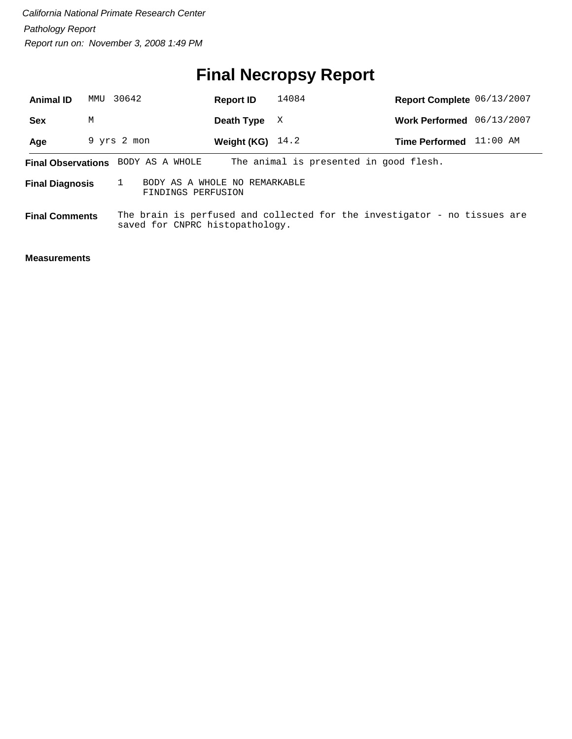*California National Primate Research Center*

*Pathology Report*

*Report run on: November 3, 2008 1:49 PM*

# Final Necropsy Report

| **Animal ID** | MMU 30642 | **Report ID** | 14084 | **Report Complete** | 06/13/2007 |
|---|---|---|---|---|---|
| **Sex** | M | **Death Type** | X | **Work Performed** | 06/13/2007 |
| **Age** | 9 yrs 2 mon | **Weight (KG)** | 14.2 | **Time Performed** | 11:00 AM |

**Final Observations** BODY AS A WHOLE The animal is presented in good flesh.

**Final Diagnosis** 1 BODY AS A WHOLE NO REMARKABLE FINDINGS PERFUSION

**Final Comments** The brain is perfused and collected for the investigator - no tissues are saved for CNPRC histopathology.

**Measurements**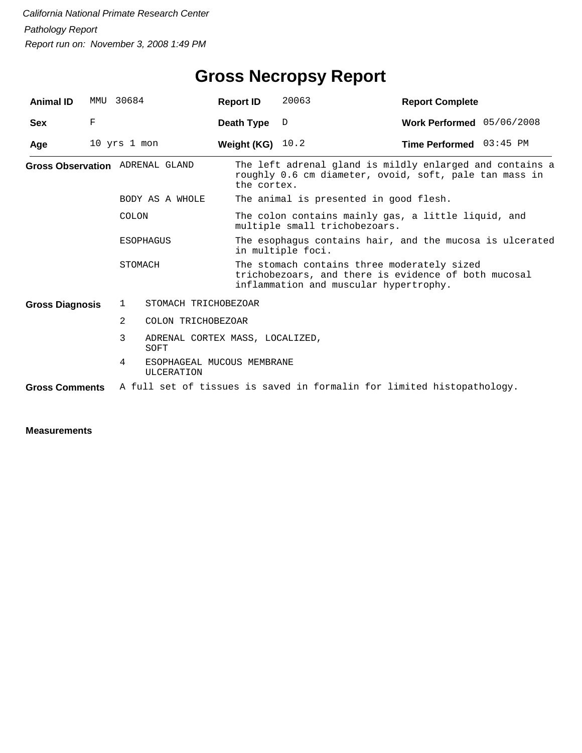*California National Primate Research Center*

*Pathology Report*

*Report run on: November 3, 2008 1:49 PM*

# Gross Necropsy Report

| | | | | | |
|---|---|---|---|---|---|
| **Animal ID** | MMU 30684 | **Report ID** | 20063 | **Report Complete** | |
| **Sex** | F | **Death Type** | D | **Work Performed** | 05/06/2008 |
| **Age** | 10 yrs 1 mon | **Weight (KG)** | 10.2 | **Time Performed** | 03:45 PM |

**Gross Observation**

| | |
|---|---|
| ADRENAL GLAND | The left adrenal gland is mildly enlarged and contains a roughly 0.6 cm diameter, ovoid, soft, pale tan mass in the cortex. |
| BODY AS A WHOLE | The animal is presented in good flesh. |
| COLON | The colon contains mainly gas, a little liquid, and multiple small trichobezoars. |
| ESOPHAGUS | The esophagus contains hair, and the mucosa is ulcerated in multiple foci. |
| STOMACH | The stomach contains three moderately sized trichobezoars, and there is evidence of both mucosal inflammation and muscular hypertrophy. |

**Gross Diagnosis**

1. STOMACH TRICHOBEZOAR
2. COLON TRICHOBEZOAR
3. ADRENAL CORTEX MASS, LOCALIZED, SOFT
4. ESOPHAGEAL MUCOUS MEMBRANE ULCERATION

**Gross Comments** A full set of tissues is saved in formalin for limited histopathology.

**Measurements**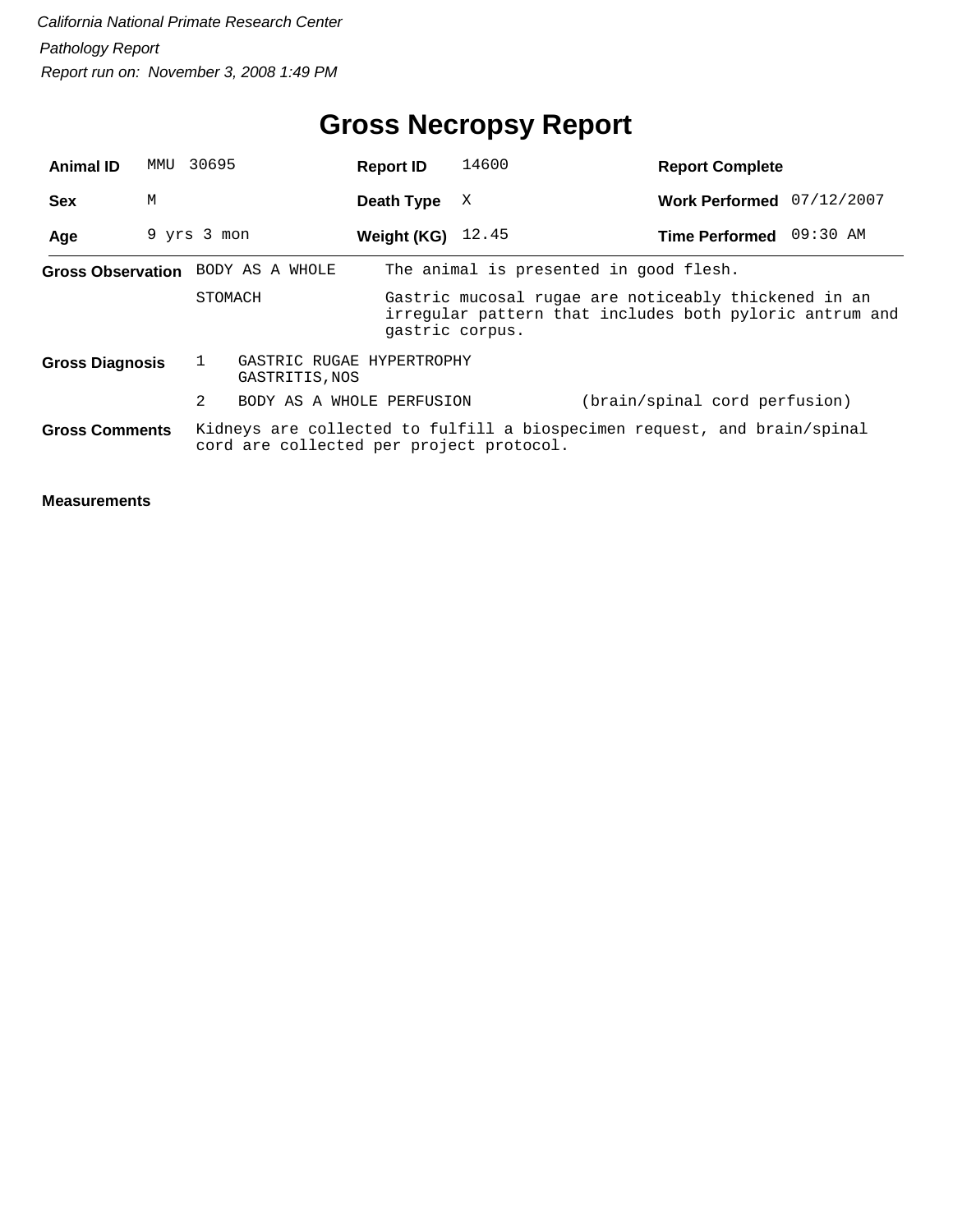*California National Primate Research Center*

*Pathology Report*

*Report run on: November 3, 2008 1:49 PM*

# Gross Necropsy Report

| | | | | | |
|---|---|---|---|---|---|
| **Animal ID** | MMU 30695 | **Report ID** | 14600 | **Report Complete** | |
| **Sex** | M | **Death Type** | X | **Work Performed** | 07/12/2007 |
| **Age** | 9 yrs 3 mon | **Weight (KG)** | 12.45 | **Time Performed** | 09:30 AM |

**Gross Observation**

| | |
|---|---|
| BODY AS A WHOLE | The animal is presented in good flesh. |
| STOMACH | Gastric mucosal rugae are noticeably thickened in an irregular pattern that includes both pyloric antrum and gastric corpus. |

**Gross Diagnosis**

| | | |
|---|---|---|
| 1 | GASTRIC RUGAE HYPERTROPHY<br>GASTRITIS,NOS | |
| 2 | BODY AS A WHOLE PERFUSION | (brain/spinal cord perfusion) |

**Gross Comments**

Kidneys are collected to fulfill a biospecimen request, and brain/spinal cord are collected per project protocol.

**Measurements**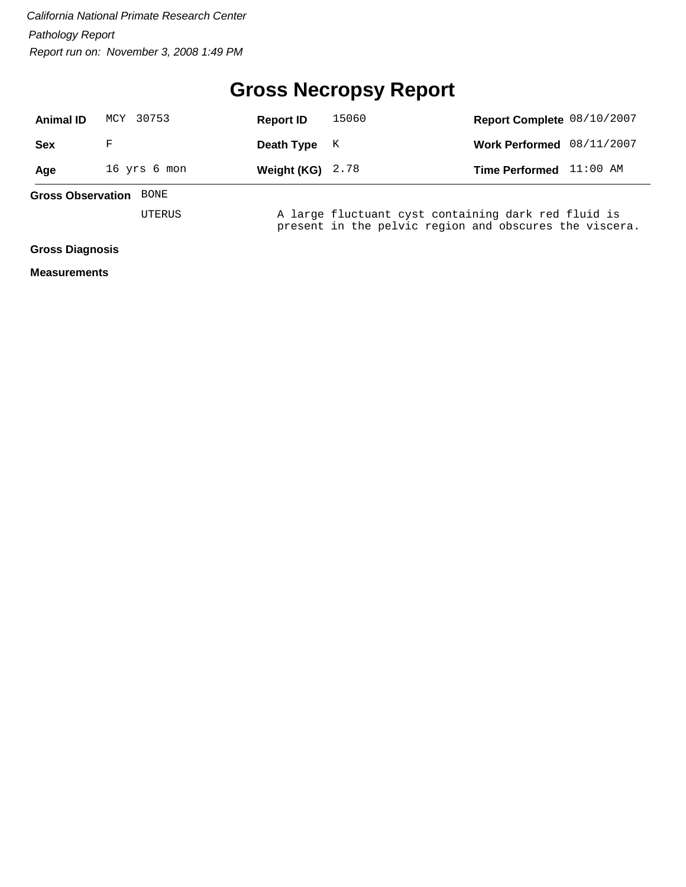*California National Primate Research Center*

*Pathology Report*

*Report run on: November 3, 2008 1:49 PM*

# Gross Necropsy Report

| **Animal ID** | MCY 30753 | **Report ID** | 15060 | **Report Complete** | 08/10/2007 |
|---|---|---|---|---|---|
| **Sex** | F | **Death Type** | K | **Work Performed** | 08/11/2007 |
| **Age** | 16 yrs 6 mon | **Weight (KG)** | 2.78 | **Time Performed** | 11:00 AM |

**Gross Observation** BONE

UTERUS — A large fluctuant cyst containing dark red fluid is present in the pelvic region and obscures the viscera.

**Gross Diagnosis**

**Measurements**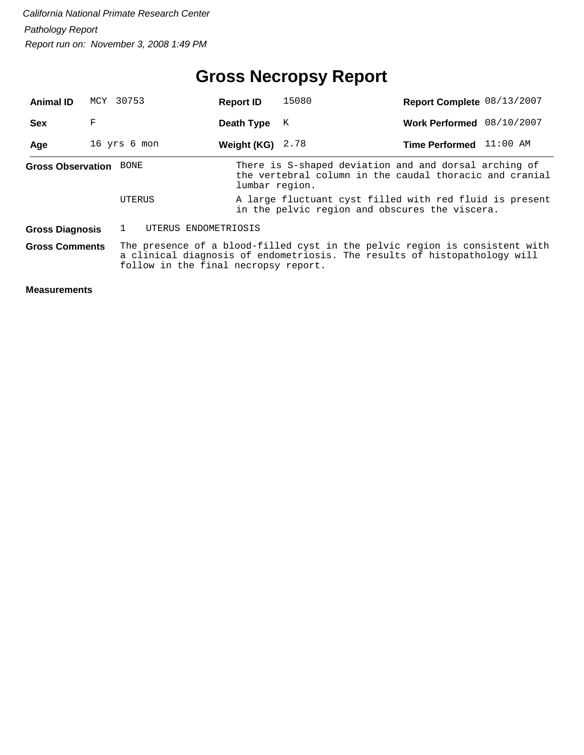*California National Primate Research Center*

*Pathology Report*

*Report run on: November 3, 2008 1:49 PM*

# Gross Necropsy Report

| | | | | | |
|---|---|---|---|---|---|
| **Animal ID** | MCY 30753 | **Report ID** | 15080 | **Report Complete** | 08/13/2007 |
| **Sex** | F | **Death Type** | K | **Work Performed** | 08/10/2007 |
| **Age** | 16 yrs 6 mon | **Weight (KG)** | 2.78 | **Time Performed** | 11:00 AM |

**Gross Observation**

| | |
|---|---|
| BONE | There is S-shaped deviation and and dorsal arching of the vertebral column in the caudal thoracic and cranial lumbar region. |
| UTERUS | A large fluctuant cyst filled with red fluid is present in the pelvic region and obscures the viscera. |

**Gross Diagnosis**

1 UTERUS ENDOMETRIOSIS

**Gross Comments**

The presence of a blood-filled cyst in the pelvic region is consistent with a clinical diagnosis of endometriosis. The results of histopathology will follow in the final necropsy report.

**Measurements**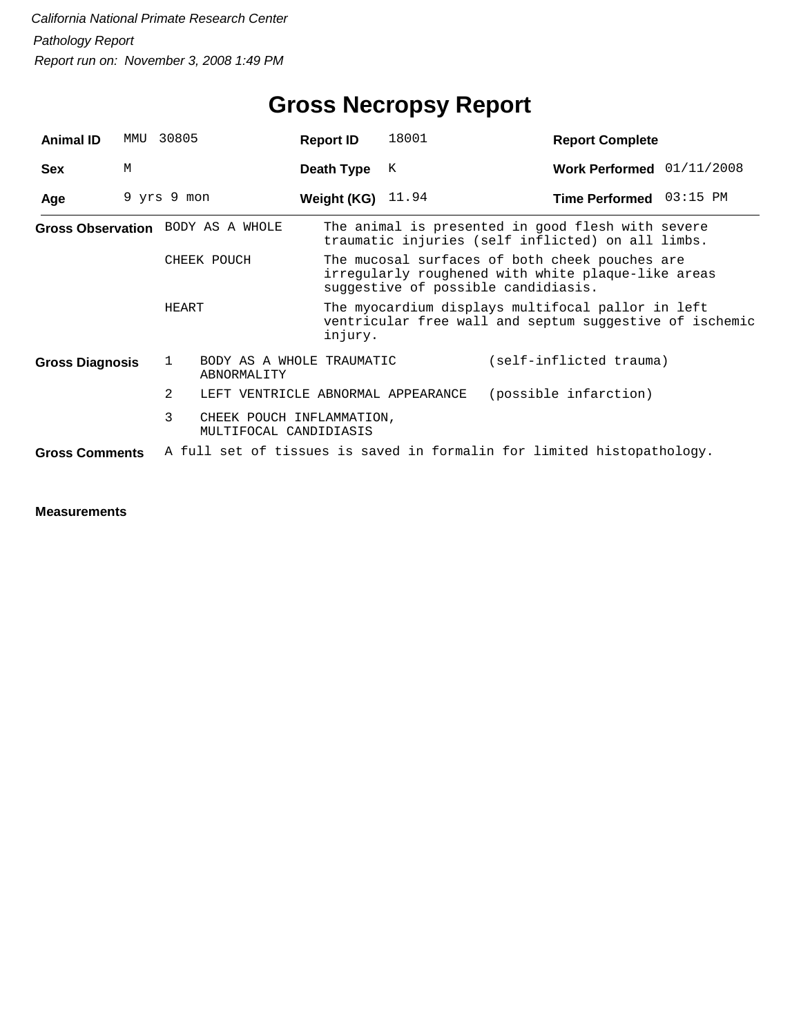*California National Primate Research Center*

*Pathology Report*

*Report run on: November 3, 2008 1:49 PM*

# Gross Necropsy Report

| | | | | | |
|---|---|---|---|---|---|
| **Animal ID** | MMU 30805 | **Report ID** | 18001 | **Report Complete** | |
| **Sex** | M | **Death Type** | K | **Work Performed** | 01/11/2008 |
| **Age** | 9 yrs 9 mon | **Weight (KG)** | 11.94 | **Time Performed** | 03:15 PM |

**Gross Observation**

| | |
|---|---|
| BODY AS A WHOLE | The animal is presented in good flesh with severe traumatic injuries (self inflicted) on all limbs. |
| CHEEK POUCH | The mucosal surfaces of both cheek pouches are irregularly roughened with white plaque-like areas suggestive of possible candidiasis. |
| HEART | The myocardium displays multifocal pallor in left ventricular free wall and septum suggestive of ischemic injury. |

**Gross Diagnosis**

| | | |
|---|---|---|
| 1 | BODY AS A WHOLE TRAUMATIC ABNORMALITY | (self-inflicted trauma) |
| 2 | LEFT VENTRICLE ABNORMAL APPEARANCE | (possible infarction) |
| 3 | CHEEK POUCH INFLAMMATION, MULTIFOCAL CANDIDIASIS | |

**Gross Comments** A full set of tissues is saved in formalin for limited histopathology.

**Measurements**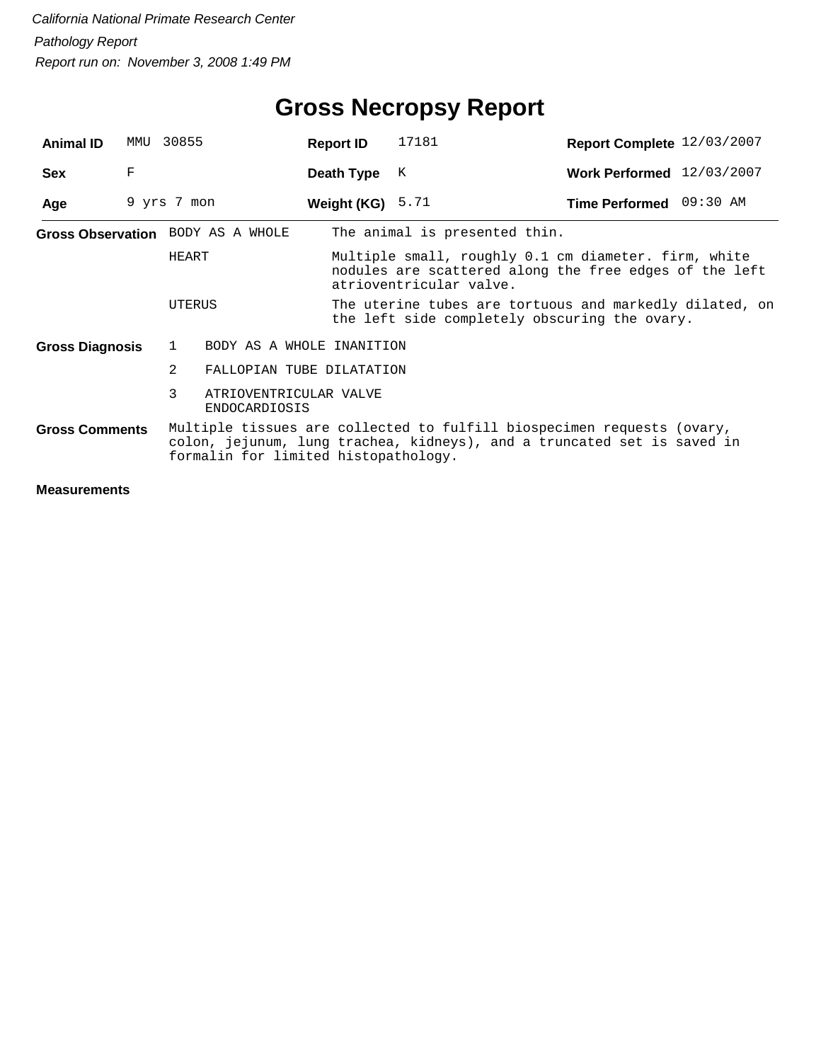*California National Primate Research Center*

*Pathology Report*

*Report run on: November 3, 2008 1:49 PM*

# Gross Necropsy Report

| | | | | | |
|---|---|---|---|---|---|
| **Animal ID** | MMU 30855 | **Report ID** | 17181 | **Report Complete** | 12/03/2007 |
| **Sex** | F | **Death Type** | K | **Work Performed** | 12/03/2007 |
| **Age** | 9 yrs 7 mon | **Weight (KG)** | 5.71 | **Time Performed** | 09:30 AM |

**Gross Observation**

| | |
|---|---|
| BODY AS A WHOLE | The animal is presented thin. |
| HEART | Multiple small, roughly 0.1 cm diameter. firm, white nodules are scattered along the free edges of the left atrioventricular valve. |
| UTERUS | The uterine tubes are tortuous and markedly dilated, on the left side completely obscuring the ovary. |

**Gross Diagnosis**

1. BODY AS A WHOLE INANITION
2. FALLOPIAN TUBE DILATATION
3. ATRIOVENTRICULAR VALVE ENDOCARDIOSIS

**Gross Comments**

Multiple tissues are collected to fulfill biospecimen requests (ovary, colon, jejunum, lung trachea, kidneys), and a truncated set is saved in formalin for limited histopathology.

**Measurements**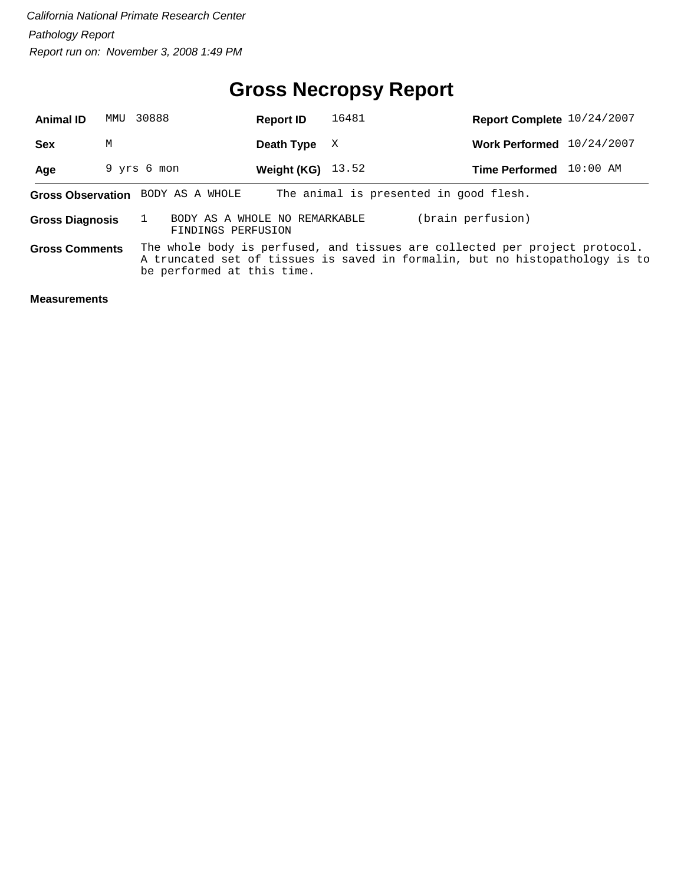*California National Primate Research Center*

*Pathology Report*

*Report run on: November 3, 2008 1:49 PM*

# Gross Necropsy Report

| | | | | | |
|---|---|---|---|---|---|
| **Animal ID** | MMU 30888 | **Report ID** | 16481 | **Report Complete** | 10/24/2007 |
| **Sex** | M | **Death Type** | X | **Work Performed** | 10/24/2007 |
| **Age** | 9 yrs 6 mon | **Weight (KG)** | 13.52 | **Time Performed** | 10:00 AM |

**Gross Observation** BODY AS A WHOLE The animal is presented in good flesh.

**Gross Diagnosis** 1 BODY AS A WHOLE NO REMARKABLE FINDINGS PERFUSION (brain perfusion)

**Gross Comments** The whole body is perfused, and tissues are collected per project protocol. A truncated set of tissues is saved in formalin, but no histopathology is to be performed at this time.

**Measurements**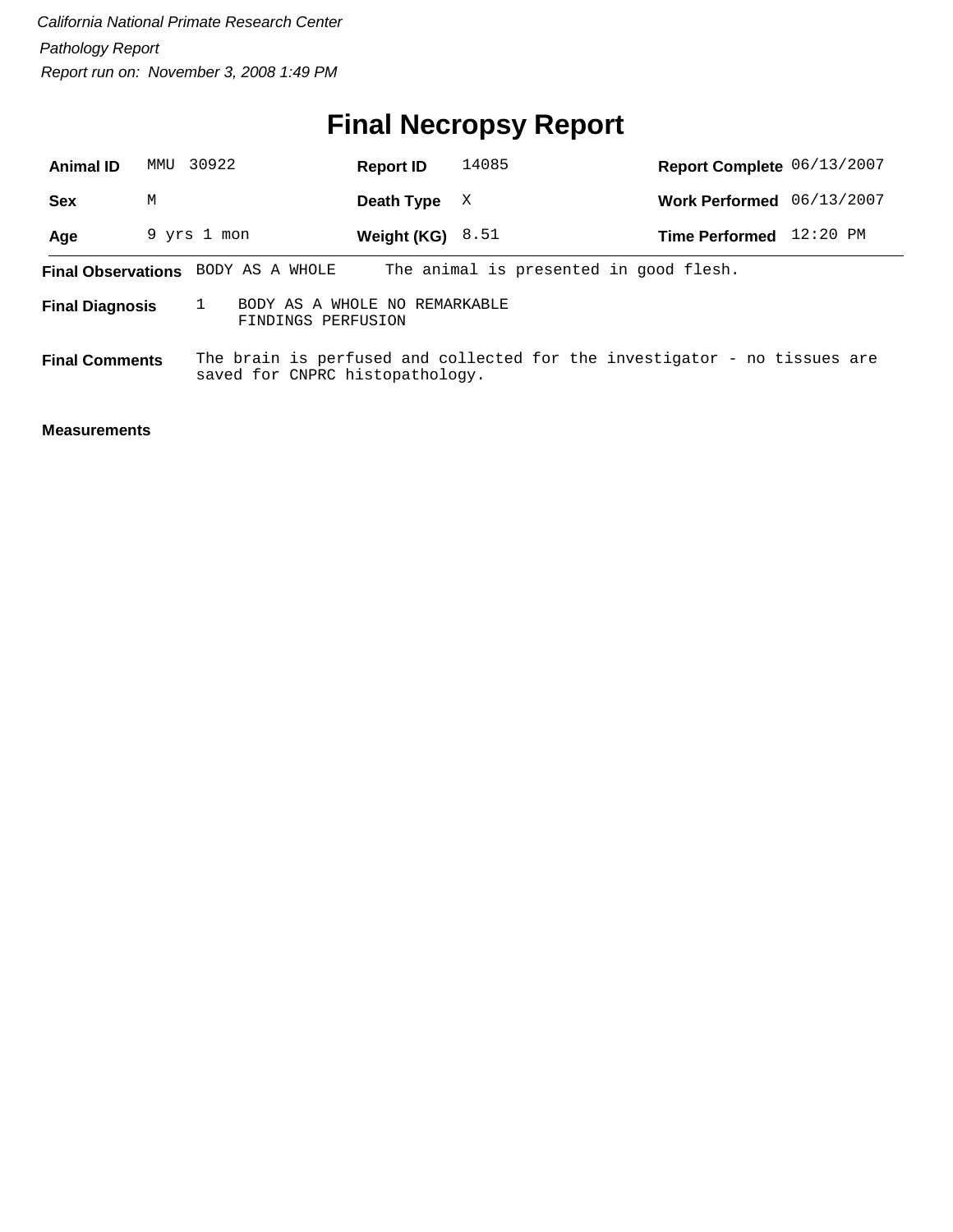*California National Primate Research Center*

*Pathology Report*

*Report run on: November 3, 2008 1:49 PM*

# Final Necropsy Report

| | | | | | |
|---|---|---|---|---|---|
| **Animal ID** | MMU 30922 | **Report ID** | 14085 | **Report Complete** | 06/13/2007 |
| **Sex** | M | **Death Type** | X | **Work Performed** | 06/13/2007 |
| **Age** | 9 yrs 1 mon | **Weight (KG)** | 8.51 | **Time Performed** | 12:20 PM |

**Final Observations** BODY AS A WHOLE The animal is presented in good flesh.

**Final Diagnosis** 1 BODY AS A WHOLE NO REMARKABLE FINDINGS PERFUSION

**Final Comments** The brain is perfused and collected for the investigator - no tissues are saved for CNPRC histopathology.

**Measurements**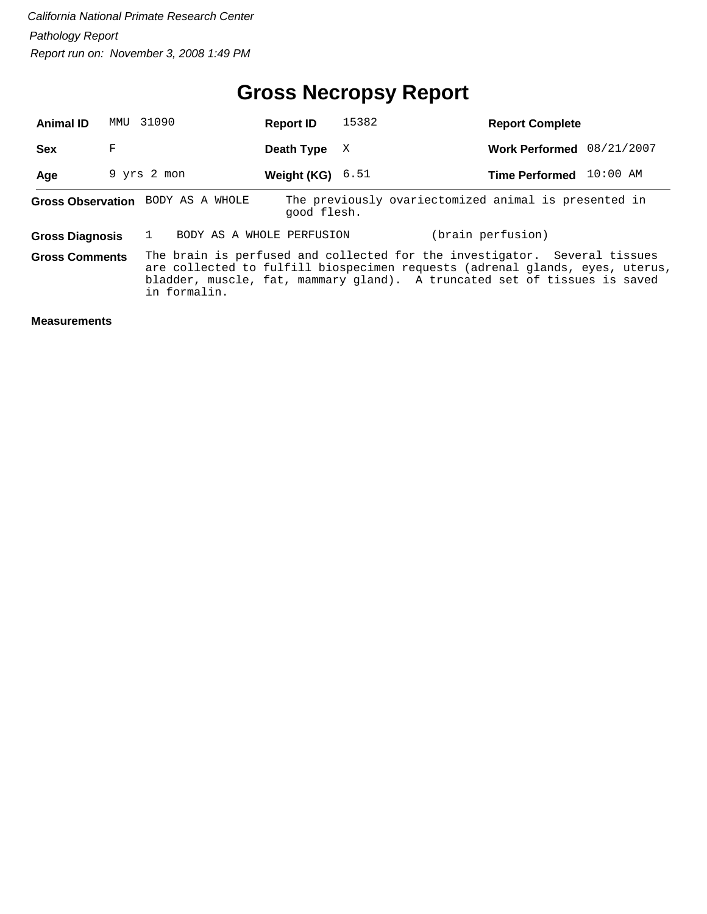*California National Primate Research Center*

*Pathology Report*

*Report run on: November 3, 2008 1:49 PM*

# Gross Necropsy Report

| | | | | | |
|---|---|---|---|---|---|
| **Animal ID** | MMU 31090 | **Report ID** | 15382 | **Report Complete** | |
| **Sex** | F | **Death Type** | X | **Work Performed** | 08/21/2007 |
| **Age** | 9 yrs 2 mon | **Weight (KG)** | 6.51 | **Time Performed** | 10:00 AM |

**Gross Observation** BODY AS A WHOLE — The previously ovariectomized animal is presented in good flesh.

**Gross Diagnosis** 1 BODY AS A WHOLE PERFUSION (brain perfusion)

**Gross Comments** The brain is perfused and collected for the investigator. Several tissues are collected to fulfill biospecimen requests (adrenal glands, eyes, uterus, bladder, muscle, fat, mammary gland). A truncated set of tissues is saved in formalin.

**Measurements**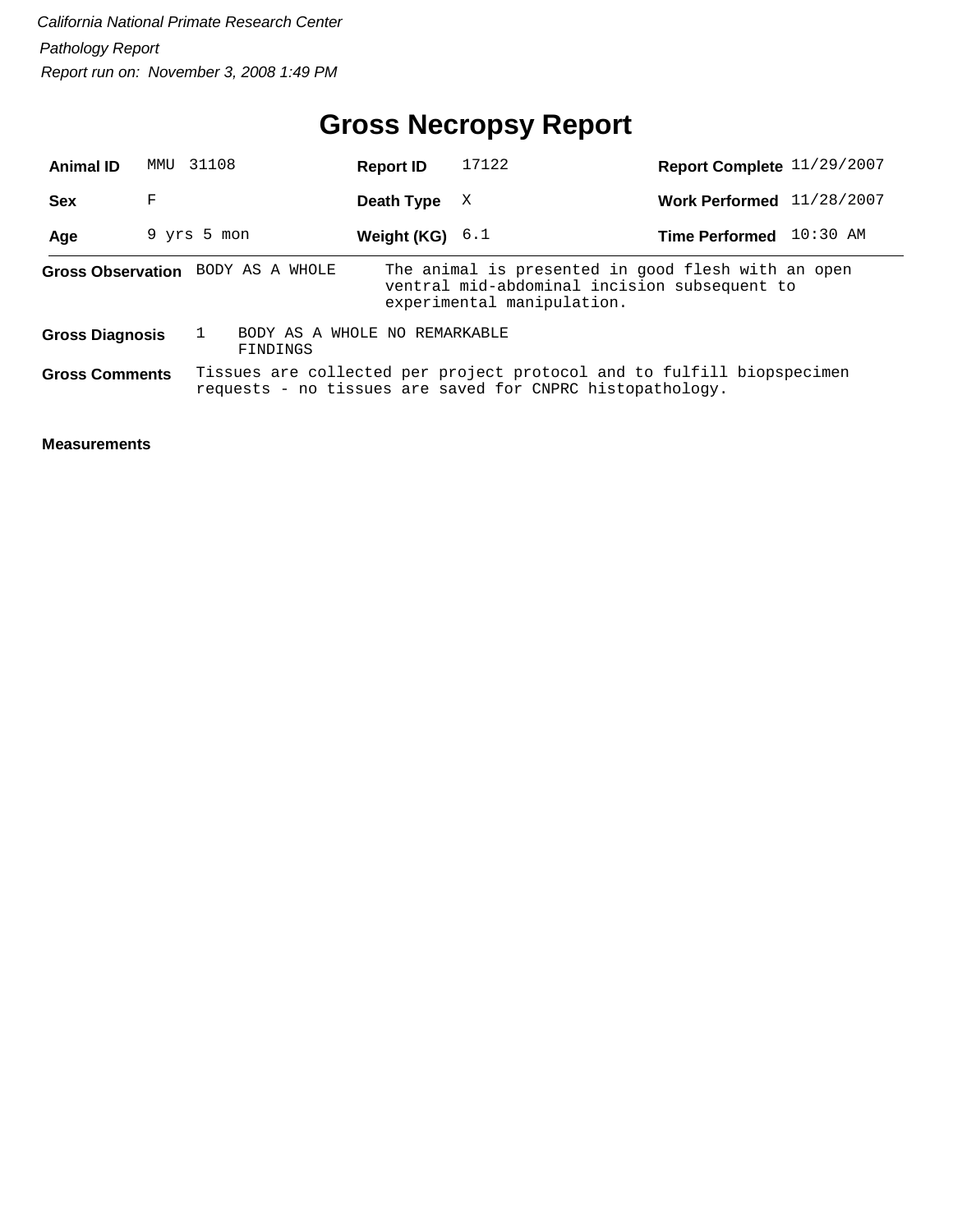*California National Primate Research Center*

*Pathology Report*

*Report run on: November 3, 2008 1:49 PM*

# Gross Necropsy Report

| **Animal ID** | MMU 31108 | **Report ID** | 17122 | **Report Complete** | 11/29/2007 |
|---|---|---|---|---|---|
| **Sex** | F | **Death Type** | X | **Work Performed** | 11/28/2007 |
| **Age** | 9 yrs 5 mon | **Weight (KG)** | 6.1 | **Time Performed** | 10:30 AM |

**Gross Observation** BODY AS A WHOLE — The animal is presented in good flesh with an open ventral mid-abdominal incision subsequent to experimental manipulation.

**Gross Diagnosis** 1 BODY AS A WHOLE NO REMARKABLE FINDINGS

**Gross Comments** Tissues are collected per project protocol and to fulfill biopspecimen requests - no tissues are saved for CNPRC histopathology.

**Measurements**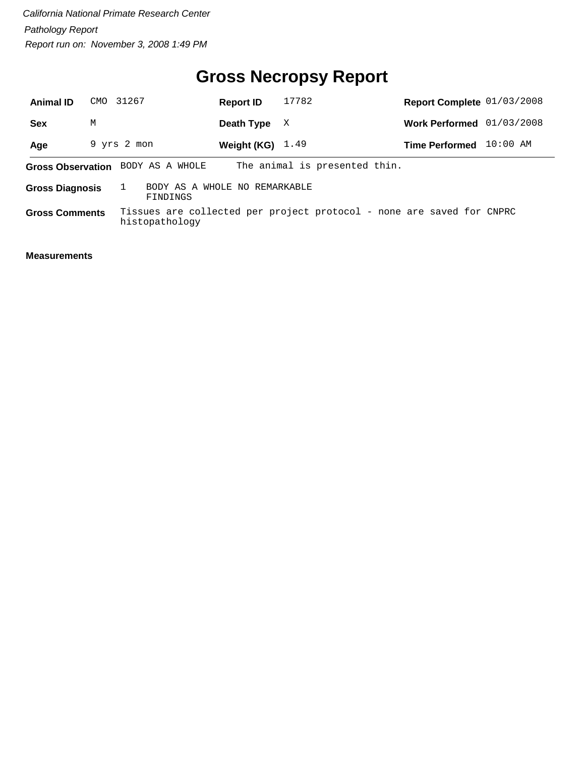*California National Primate Research Center*

*Pathology Report*

*Report run on: November 3, 2008 1:49 PM*

# Gross Necropsy Report

| | | | | | |
|---|---|---|---|---|---|
| **Animal ID** | CMO 31267 | **Report ID** | 17782 | **Report Complete** | 01/03/2008 |
| **Sex** | M | **Death Type** | X | **Work Performed** | 01/03/2008 |
| **Age** | 9 yrs 2 mon | **Weight (KG)** | 1.49 | **Time Performed** | 10:00 AM |

**Gross Observation** BODY AS A WHOLE The animal is presented thin.

**Gross Diagnosis** 1 BODY AS A WHOLE NO REMARKABLE FINDINGS

**Gross Comments** Tissues are collected per project protocol - none are saved for CNPRC histopathology

**Measurements**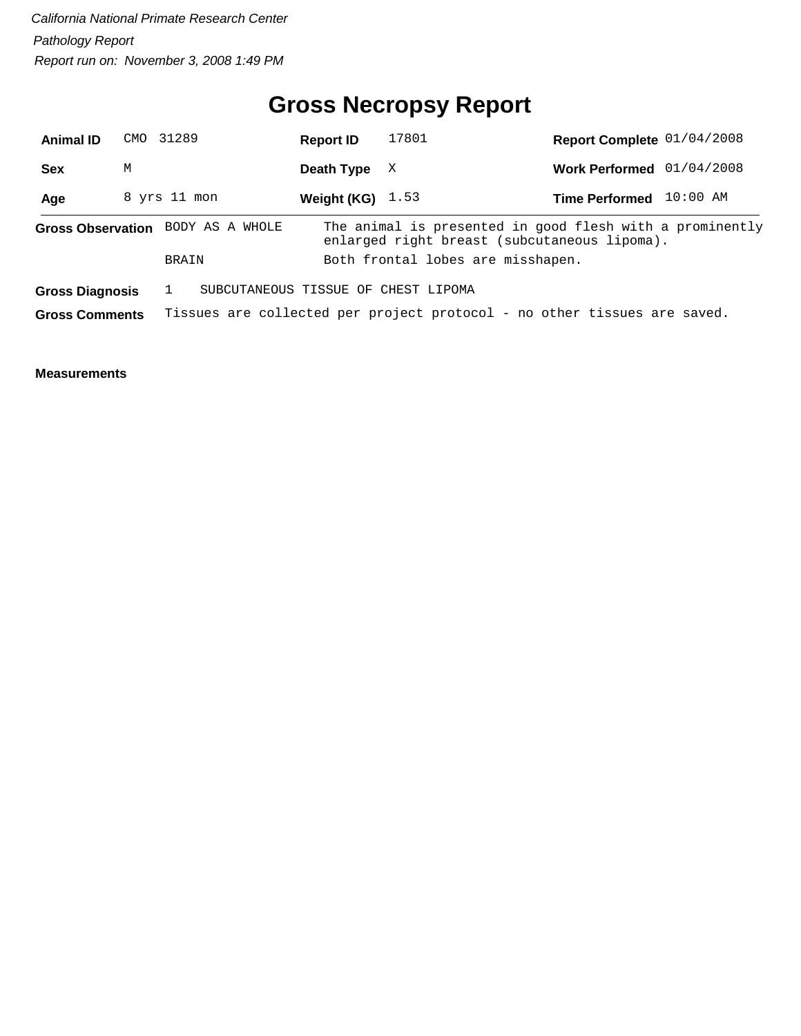*California National Primate Research Center*

*Pathology Report*

*Report run on: November 3, 2008 1:49 PM*

# Gross Necropsy Report

| | | | | | |
|---|---|---|---|---|---|
| **Animal ID** | CMO 31289 | **Report ID** | 17801 | **Report Complete** | 01/04/2008 |
| **Sex** | M | **Death Type** | X | **Work Performed** | 01/04/2008 |
| **Age** | 8 yrs 11 mon | **Weight (KG)** | 1.53 | **Time Performed** | 10:00 AM |

**Gross Observation**

| | |
|---|---|
| BODY AS A WHOLE | The animal is presented in good flesh with a prominently enlarged right breast (subcutaneous lipoma). |
| BRAIN | Both frontal lobes are misshapen. |

**Gross Diagnosis** 1 SUBCUTANEOUS TISSUE OF CHEST LIPOMA

**Gross Comments** Tissues are collected per project protocol - no other tissues are saved.

**Measurements**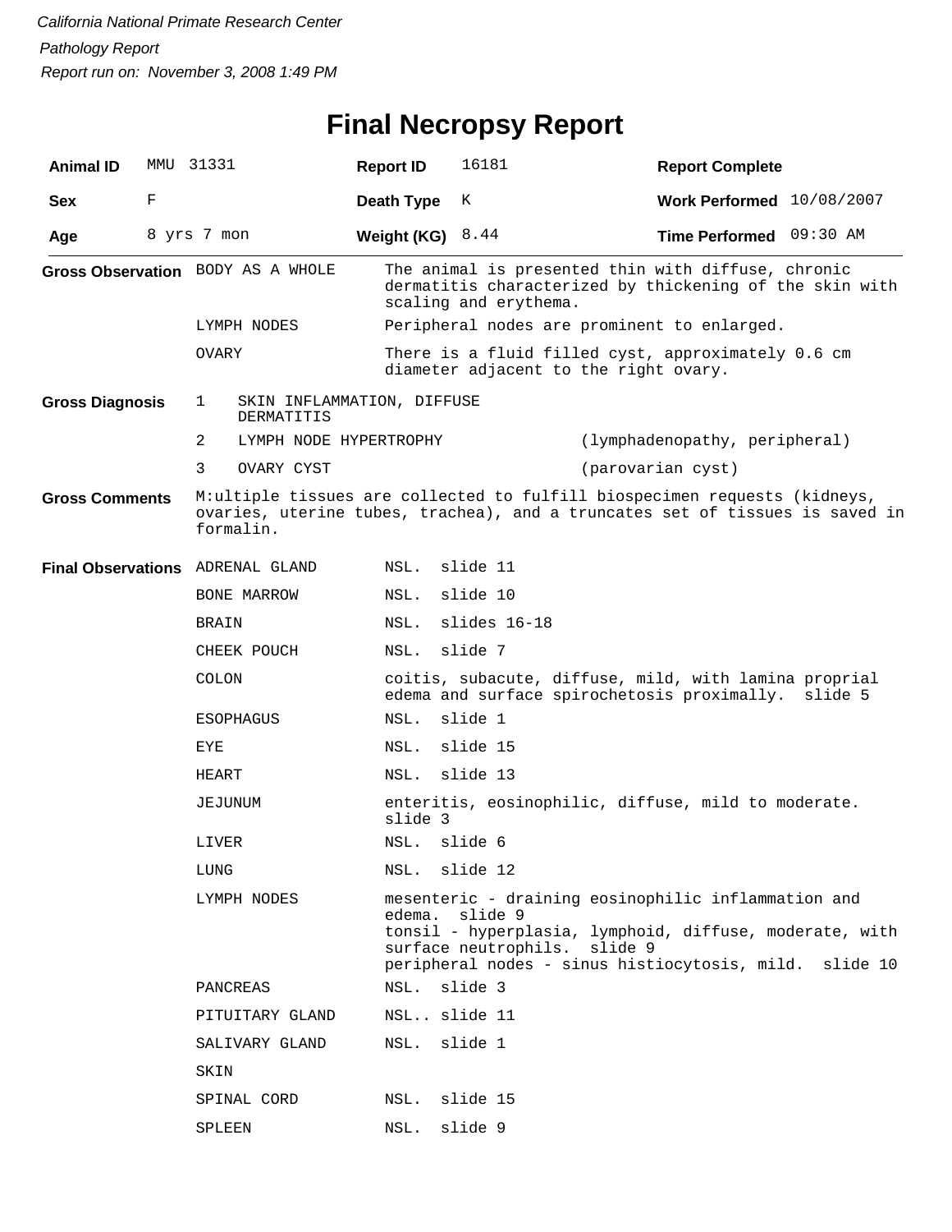*California National Primate Research Center*

*Pathology Report*

*Report run on: November 3, 2008 1:49 PM*

# Final Necropsy Report

| **Animal ID** | MMU 31331 | **Report ID** | 16181 | **Report Complete** | |
|---|---|---|---|---|---|
| **Sex** | F | **Death Type** | K | **Work Performed** | 10/08/2007 |
| **Age** | 8 yrs 7 mon | **Weight (KG)** | 8.44 | **Time Performed** | 09:30 AM |

**Gross Observation**

| | |
|---|---|
| BODY AS A WHOLE | The animal is presented thin with diffuse, chronic dermatitis characterized by thickening of the skin with scaling and erythema. |
| LYMPH NODES | Peripheral nodes are prominent to enlarged. |
| OVARY | There is a fluid filled cyst, approximately 0.6 cm diameter adjacent to the right ovary. |

**Gross Diagnosis**

| | | |
|---|---|---|
| 1 | SKIN INFLAMMATION, DIFFUSE DERMATITIS | |
| 2 | LYMPH NODE HYPERTROPHY | (lymphadenopathy, peripheral) |
| 3 | OVARY CYST | (parovarian cyst) |

**Gross Comments**

M:ultiple tissues are collected to fulfill biospecimen requests (kidneys, ovaries, uterine tubes, trachea), and a truncates set of tissues is saved in formalin.

**Final Observations**

| | |
|---|---|
| ADRENAL GLAND | NSL. slide 11 |
| BONE MARROW | NSL. slide 10 |
| BRAIN | NSL. slides 16-18 |
| CHEEK POUCH | NSL. slide 7 |
| COLON | coitis, subacute, diffuse, mild, with lamina proprial edema and surface spirochetosis proximally. slide 5 |
| ESOPHAGUS | NSL. slide 1 |
| EYE | NSL. slide 15 |
| HEART | NSL. slide 13 |
| JEJUNUM | enteritis, eosinophilic, diffuse, mild to moderate. slide 3 |
| LIVER | NSL. slide 6 |
| LUNG | NSL. slide 12 |
| LYMPH NODES | mesenteric - draining eosinophilic inflammation and edema. slide 9<br>tonsil - hyperplasia, lymphoid, diffuse, moderate, with surface neutrophils. slide 9<br>peripheral nodes - sinus histiocytosis, mild. slide 10 |
| PANCREAS | NSL. slide 3 |
| PITUITARY GLAND | NSL.. slide 11 |
| SALIVARY GLAND | NSL. slide 1 |
| SKIN | |
| SPINAL CORD | NSL. slide 15 |
| SPLEEN | NSL. slide 9 |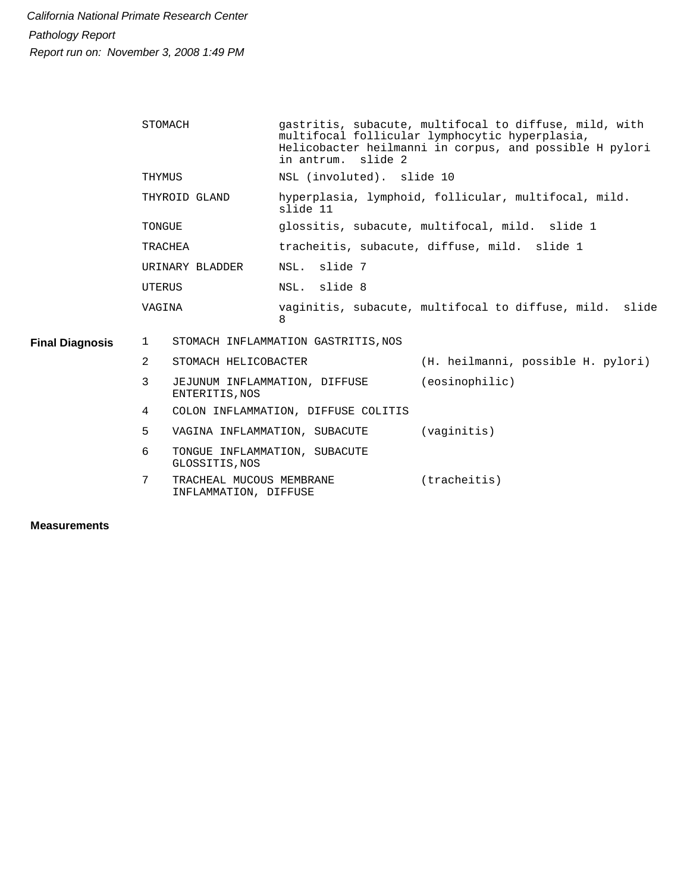*California National Primate Research Center*

*Pathology Report*

*Report run on: November 3, 2008 1:49 PM*

| | |
|---|---|
| STOMACH | gastritis, subacute, multifocal to diffuse, mild, with multifocal follicular lymphocytic hyperplasia, Helicobacter heilmanni in corpus, and possible H pylori in antrum. slide 2 |
| THYMUS | NSL (involuted). slide 10 |
| THYROID GLAND | hyperplasia, lymphoid, follicular, multifocal, mild. slide 11 |
| TONGUE | glossitis, subacute, multifocal, mild. slide 1 |
| TRACHEA | tracheitis, subacute, diffuse, mild. slide 1 |
| URINARY BLADDER | NSL. slide 7 |
| UTERUS | NSL. slide 8 |
| VAGINA | vaginitis, subacute, multifocal to diffuse, mild. slide 8 |

**Final Diagnosis**

| # | Diagnosis | |
|---|---|---|
| 1 | STOMACH INFLAMMATION GASTRITIS,NOS | |
| 2 | STOMACH HELICOBACTER | (H. heilmanni, possible H. pylori) |
| 3 | JEJUNUM INFLAMMATION, DIFFUSE ENTERITIS,NOS | (eosinophilic) |
| 4 | COLON INFLAMMATION, DIFFUSE COLITIS | |
| 5 | VAGINA INFLAMMATION, SUBACUTE | (vaginitis) |
| 6 | TONGUE INFLAMMATION, SUBACUTE GLOSSITIS,NOS | |
| 7 | TRACHEAL MUCOUS MEMBRANE INFLAMMATION, DIFFUSE | (tracheitis) |

**Measurements**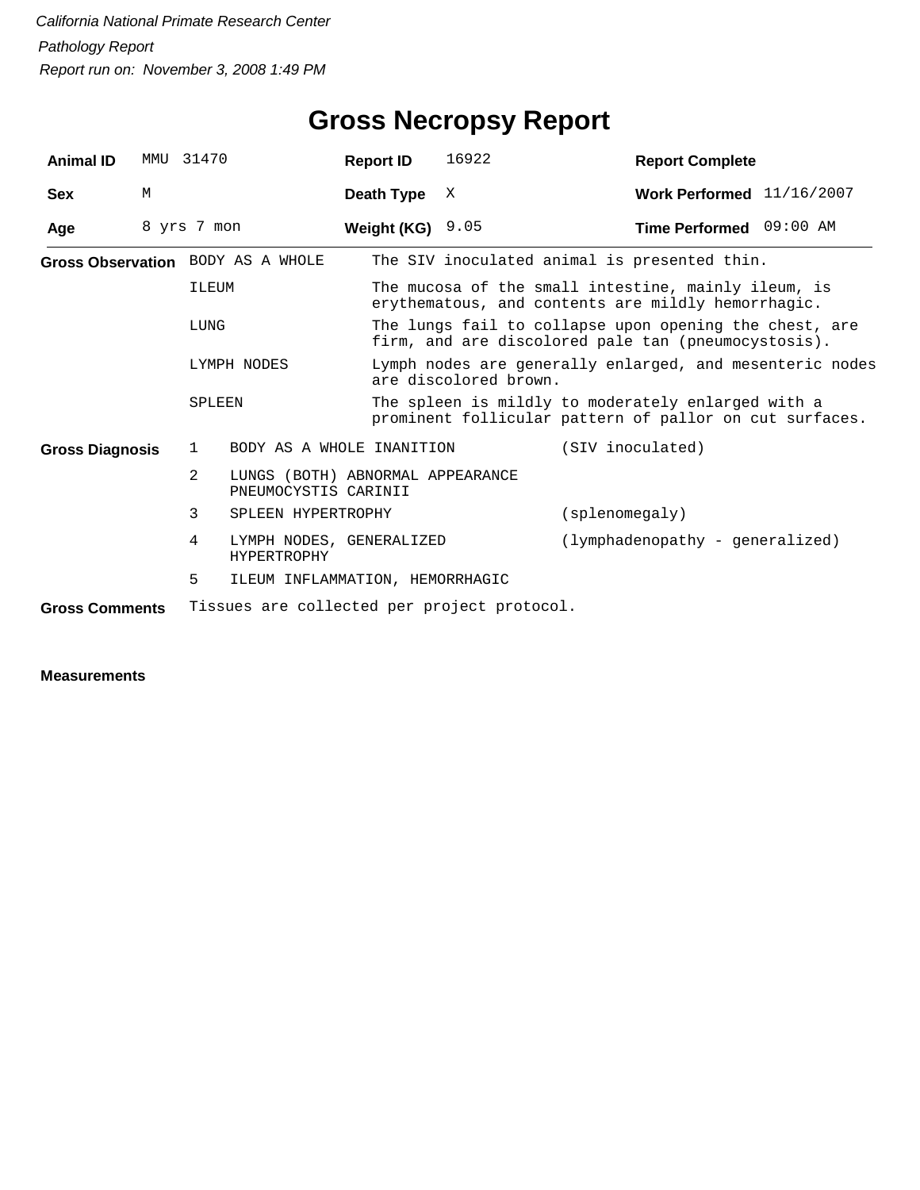*California National Primate Research Center*

*Pathology Report*

*Report run on: November 3, 2008 1:49 PM*

# Gross Necropsy Report

| | | | | | |
|---|---|---|---|---|---|
| **Animal ID** | MMU 31470 | **Report ID** | 16922 | **Report Complete** | |
| **Sex** | M | **Death Type** | X | **Work Performed** | 11/16/2007 |
| **Age** | 8 yrs 7 mon | **Weight (KG)** | 9.05 | **Time Performed** | 09:00 AM |

**Gross Observation**

| | |
|---|---|
| BODY AS A WHOLE | The SIV inoculated animal is presented thin. |
| ILEUM | The mucosa of the small intestine, mainly ileum, is erythematous, and contents are mildly hemorrhagic. |
| LUNG | The lungs fail to collapse upon opening the chest, are firm, and are discolored pale tan (pneumocystosis). |
| LYMPH NODES | Lymph nodes are generally enlarged, and mesenteric nodes are discolored brown. |
| SPLEEN | The spleen is mildly to moderately enlarged with a prominent follicular pattern of pallor on cut surfaces. |

**Gross Diagnosis**

| | | |
|---|---|---|
| 1 | BODY AS A WHOLE INANITION | (SIV inoculated) |
| 2 | LUNGS (BOTH) ABNORMAL APPEARANCE PNEUMOCYSTIS CARINII | |
| 3 | SPLEEN HYPERTROPHY | (splenomegaly) |
| 4 | LYMPH NODES, GENERALIZED HYPERTROPHY | (lymphadenopathy - generalized) |
| 5 | ILEUM INFLAMMATION, HEMORRHAGIC | |

**Gross Comments** Tissues are collected per project protocol.

**Measurements**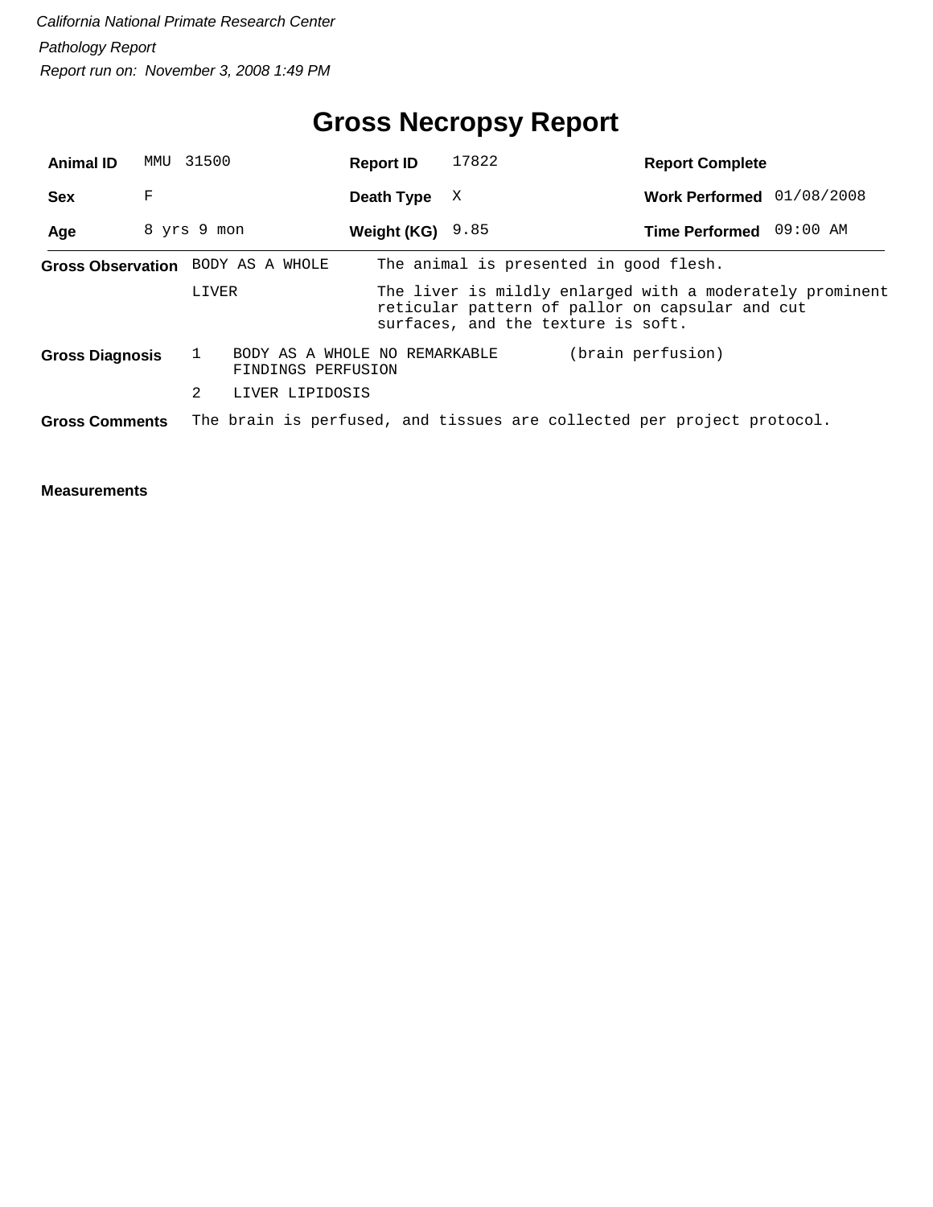*California National Primate Research Center*

*Pathology Report*

*Report run on: November 3, 2008 1:49 PM*

# Gross Necropsy Report

| | | | | | |
|---|---|---|---|---|---|
| **Animal ID** | MMU 31500 | **Report ID** | 17822 | **Report Complete** | |
| **Sex** | F | **Death Type** | X | **Work Performed** | 01/08/2008 |
| **Age** | 8 yrs 9 mon | **Weight (KG)** | 9.85 | **Time Performed** | 09:00 AM |

**Gross Observation**

| | |
|---|---|
| BODY AS A WHOLE | The animal is presented in good flesh. |
| LIVER | The liver is mildly enlarged with a moderately prominent reticular pattern of pallor on capsular and cut surfaces, and the texture is soft. |

**Gross Diagnosis**

| | | |
|---|---|---|
| 1 | BODY AS A WHOLE NO REMARKABLE FINDINGS PERFUSION | (brain perfusion) |
| 2 | LIVER LIPIDOSIS | |

**Gross Comments** The brain is perfused, and tissues are collected per project protocol.

**Measurements**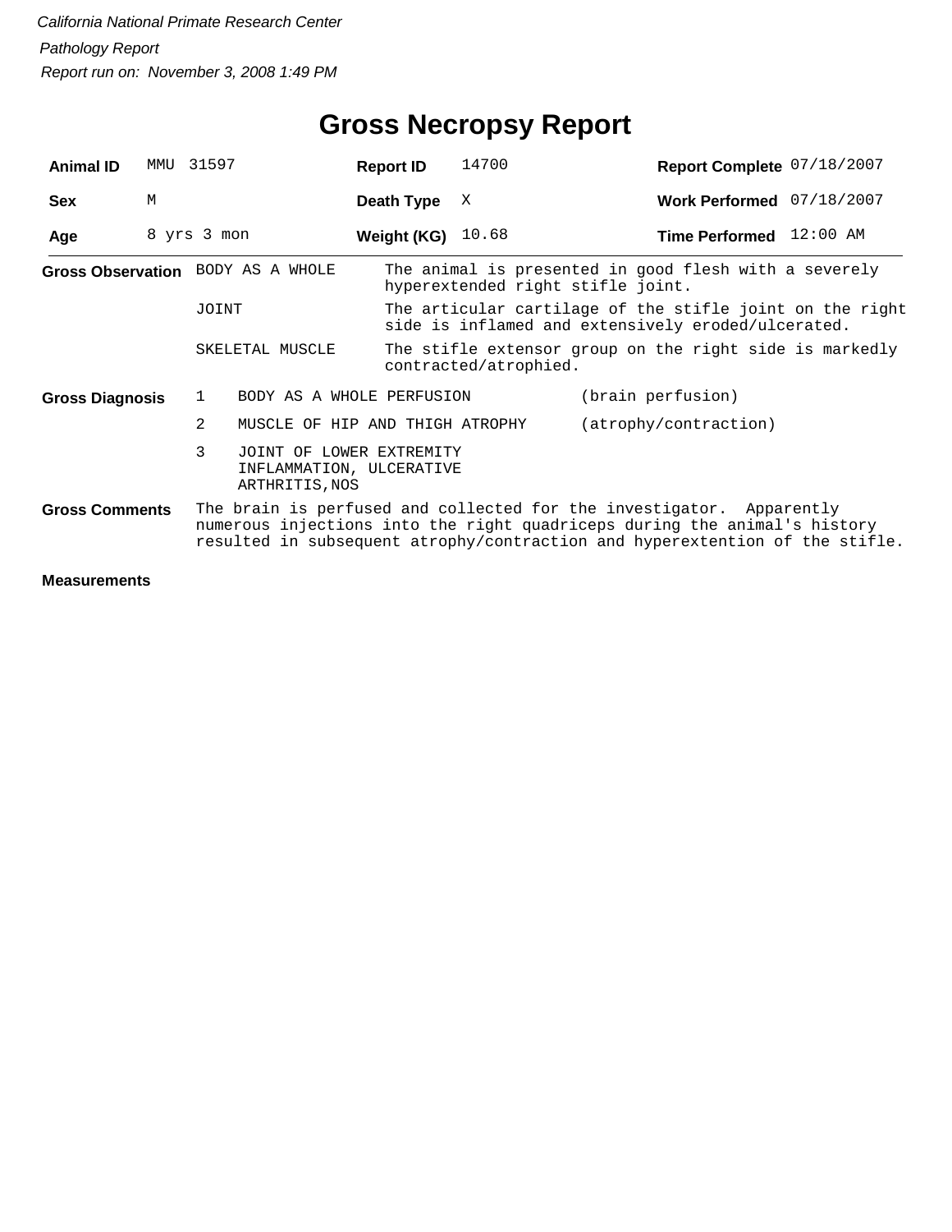*California National Primate Research Center*

*Pathology Report*

*Report run on: November 3, 2008 1:49 PM*

# Gross Necropsy Report

| | | | | | |
|---|---|---|---|---|---|
| **Animal ID** | MMU 31597 | **Report ID** | 14700 | **Report Complete** | 07/18/2007 |
| **Sex** | M | **Death Type** | X | **Work Performed** | 07/18/2007 |
| **Age** | 8 yrs 3 mon | **Weight (KG)** | 10.68 | **Time Performed** | 12:00 AM |

**Gross Observation**

| | |
|---|---|
| BODY AS A WHOLE | The animal is presented in good flesh with a severely hyperextended right stifle joint. |
| JOINT | The articular cartilage of the stifle joint on the right side is inflamed and extensively eroded/ulcerated. |
| SKELETAL MUSCLE | The stifle extensor group on the right side is markedly contracted/atrophied. |

**Gross Diagnosis**

| | | |
|---|---|---|
| 1 | BODY AS A WHOLE PERFUSION | (brain perfusion) |
| 2 | MUSCLE OF HIP AND THIGH ATROPHY | (atrophy/contraction) |
| 3 | JOINT OF LOWER EXTREMITY INFLAMMATION, ULCERATIVE ARTHRITIS,NOS | |

**Gross Comments**

The brain is perfused and collected for the investigator. Apparently numerous injections into the right quadriceps during the animal's history resulted in subsequent atrophy/contraction and hyperextention of the stifle.

**Measurements**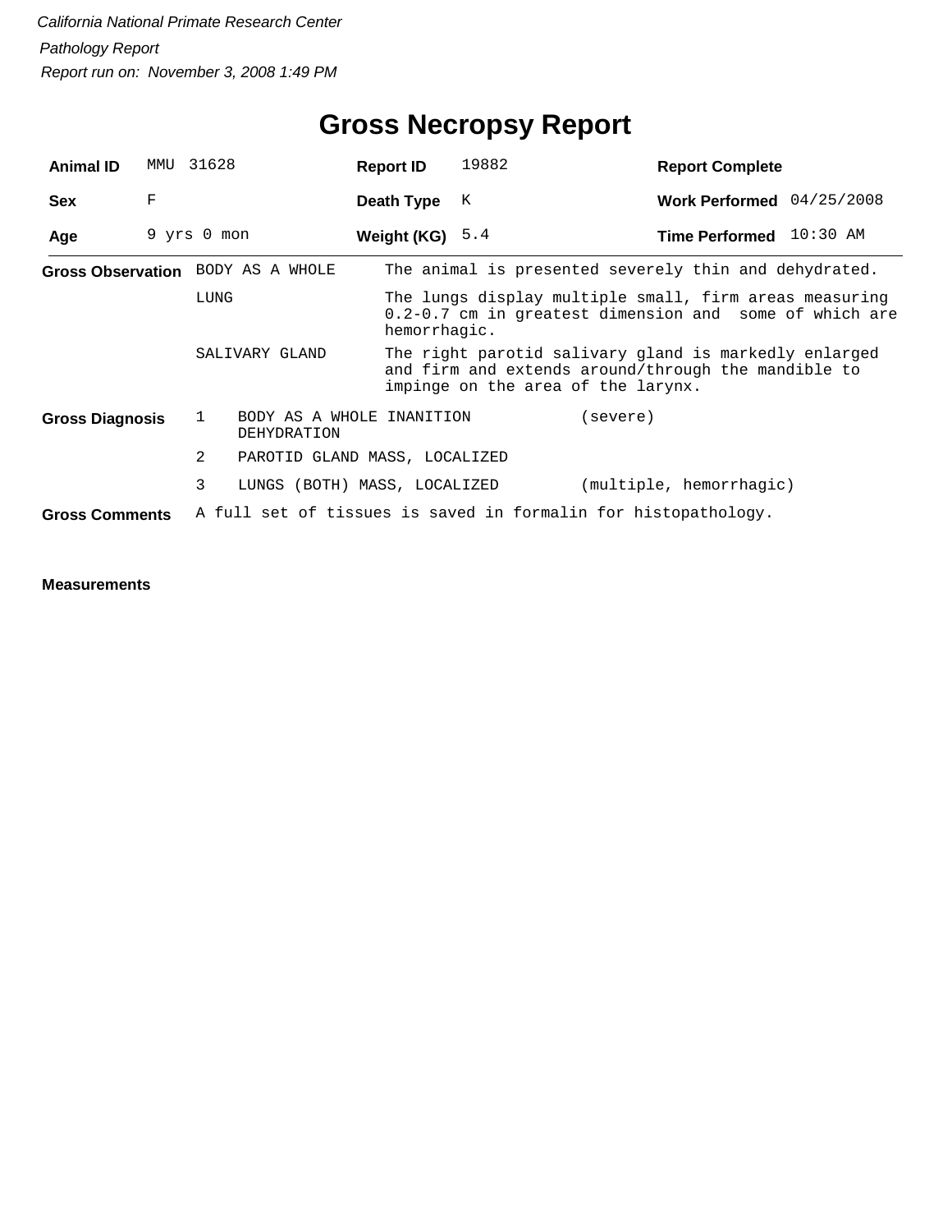*California National Primate Research Center*

*Pathology Report*

*Report run on: November 3, 2008 1:49 PM*

# Gross Necropsy Report

| | | | | | |
|---|---|---|---|---|---|
| **Animal ID** | MMU 31628 | **Report ID** | 19882 | **Report Complete** | |
| **Sex** | F | **Death Type** | K | **Work Performed** | 04/25/2008 |
| **Age** | 9 yrs 0 mon | **Weight (KG)** | 5.4 | **Time Performed** | 10:30 AM |

**Gross Observation**

| | |
|---|---|
| BODY AS A WHOLE | The animal is presented severely thin and dehydrated. |
| LUNG | The lungs display multiple small, firm areas measuring 0.2-0.7 cm in greatest dimension and some of which are hemorrhagic. |
| SALIVARY GLAND | The right parotid salivary gland is markedly enlarged and firm and extends around/through the mandible to impinge on the area of the larynx. |

**Gross Diagnosis**

| | | |
|---|---|---|
| 1 | BODY AS A WHOLE INANITION DEHYDRATION | (severe) |
| 2 | PAROTID GLAND MASS, LOCALIZED | |
| 3 | LUNGS (BOTH) MASS, LOCALIZED | (multiple, hemorrhagic) |

**Gross Comments** A full set of tissues is saved in formalin for histopathology.

**Measurements**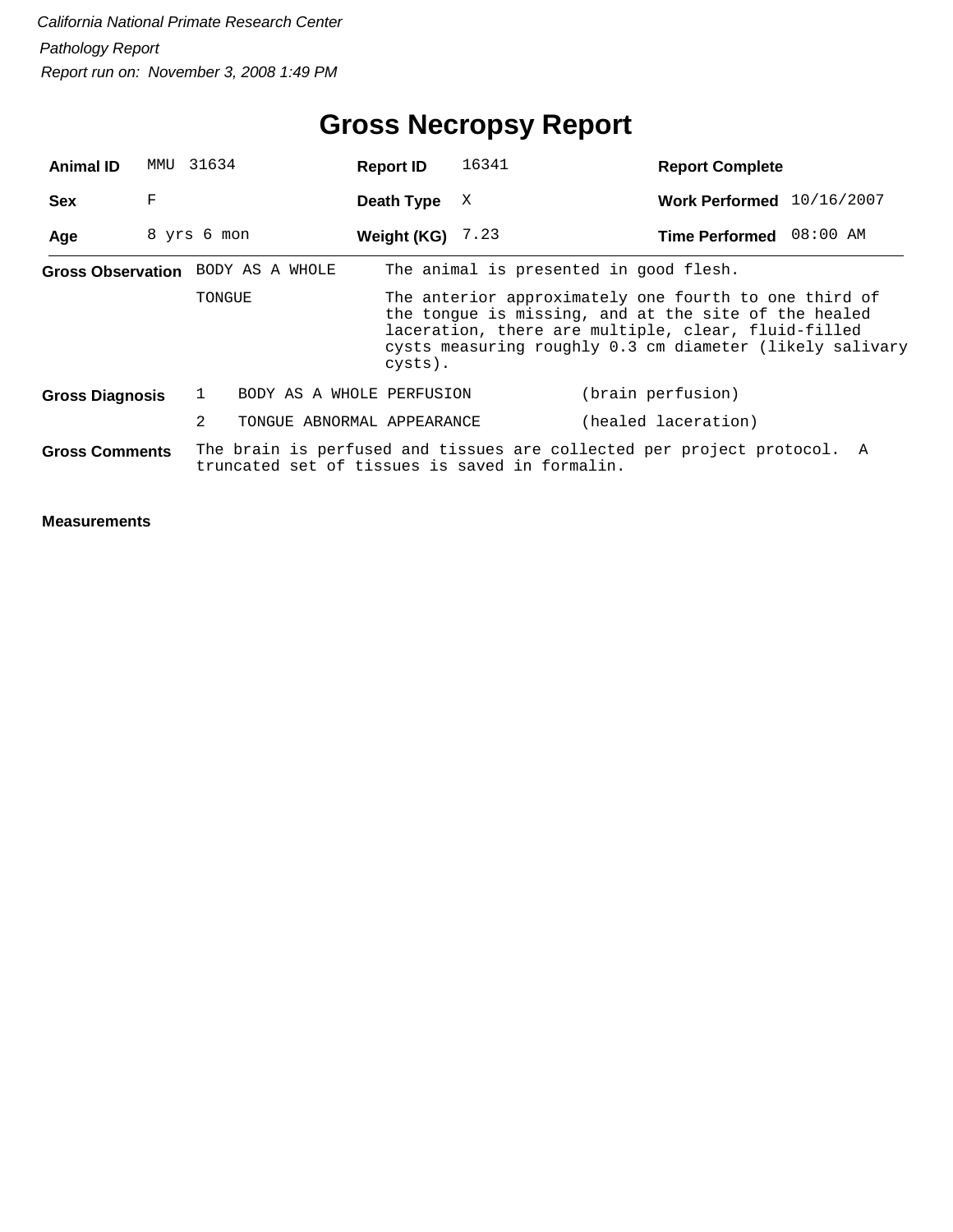*California National Primate Research Center*

*Pathology Report*

*Report run on: November 3, 2008 1:49 PM*

# Gross Necropsy Report

| | | | | | |
|---|---|---|---|---|---|
| **Animal ID** | MMU 31634 | **Report ID** | 16341 | **Report Complete** | |
| **Sex** | F | **Death Type** | X | **Work Performed** | 10/16/2007 |
| **Age** | 8 yrs 6 mon | **Weight (KG)** | 7.23 | **Time Performed** | 08:00 AM |

**Gross Observation**

BODY AS A WHOLE — The animal is presented in good flesh.

TONGUE — The anterior approximately one fourth to one third of the tongue is missing, and at the site of the healed laceration, there are multiple, clear, fluid-filled cysts measuring roughly 0.3 cm diameter (likely salivary cysts).

**Gross Diagnosis**

1. BODY AS A WHOLE PERFUSION (brain perfusion)
2. TONGUE ABNORMAL APPEARANCE (healed laceration)

**Gross Comments**

The brain is perfused and tissues are collected per project protocol. A truncated set of tissues is saved in formalin.

**Measurements**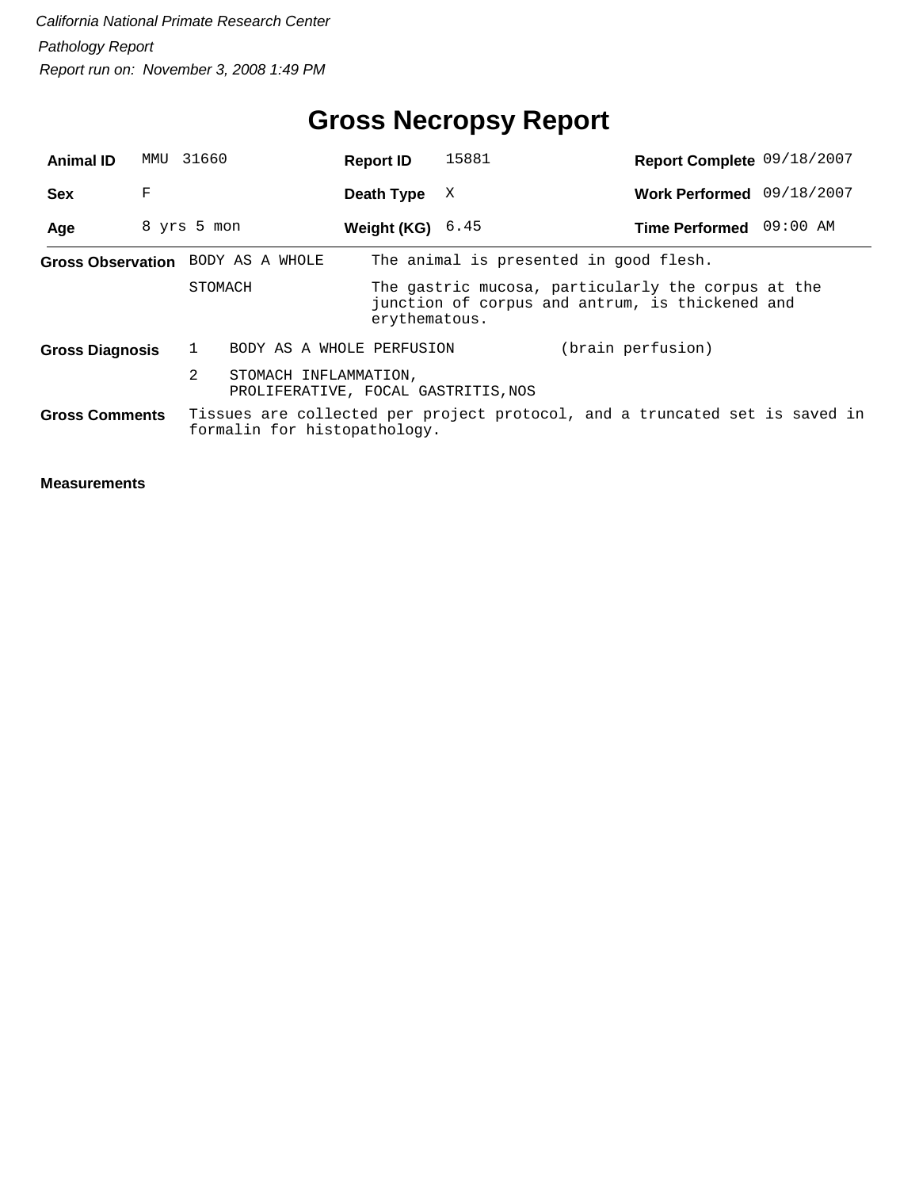*California National Primate Research Center*

*Pathology Report*

*Report run on: November 3, 2008 1:49 PM*

# Gross Necropsy Report

| | | | | | |
|---|---|---|---|---|---|
| **Animal ID** | MMU 31660 | **Report ID** | 15881 | **Report Complete** | 09/18/2007 |
| **Sex** | F | **Death Type** | X | **Work Performed** | 09/18/2007 |
| **Age** | 8 yrs 5 mon | **Weight (KG)** | 6.45 | **Time Performed** | 09:00 AM |

**Gross Observation**

| | |
|---|---|
| BODY AS A WHOLE | The animal is presented in good flesh. |
| STOMACH | The gastric mucosa, particularly the corpus at the junction of corpus and antrum, is thickened and erythematous. |

**Gross Diagnosis**

1. BODY AS A WHOLE PERFUSION (brain perfusion)
2. STOMACH INFLAMMATION, PROLIFERATIVE, FOCAL GASTRITIS,NOS

**Gross Comments**

Tissues are collected per project protocol, and a truncated set is saved in formalin for histopathology.

**Measurements**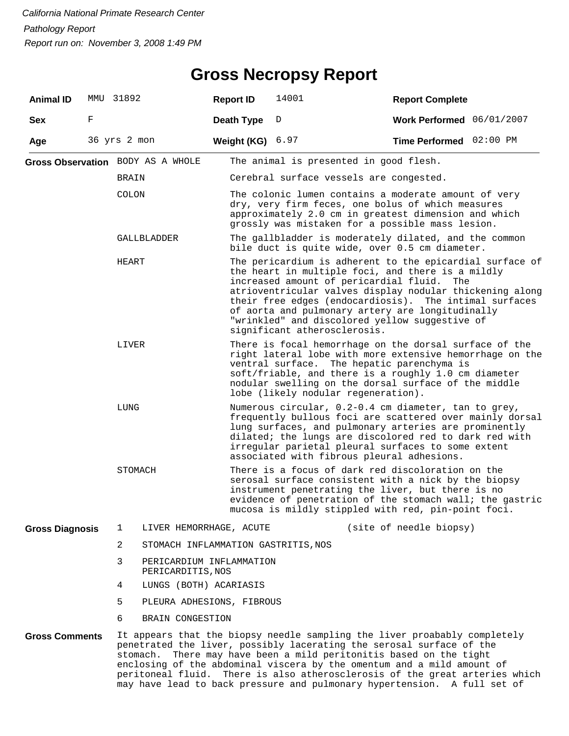*California National Primate Research Center*

*Pathology Report*

*Report run on: November 3, 2008 1:49 PM*

# Gross Necropsy Report

| | | | | | |
|---|---|---|---|---|---|
| **Animal ID** | MMU 31892 | **Report ID** | 14001 | **Report Complete** | |
| **Sex** | F | **Death Type** | D | **Work Performed** | 06/01/2007 |
| **Age** | 36 yrs 2 mon | **Weight (KG)** | 6.97 | **Time Performed** | 02:00 PM |

**Gross Observation**

| | |
|---|---|
| BODY AS A WHOLE | The animal is presented in good flesh. |
| BRAIN | Cerebral surface vessels are congested. |
| COLON | The colonic lumen contains a moderate amount of very dry, very firm feces, one bolus of which measures approximately 2.0 cm in greatest dimension and which grossly was mistaken for a possible mass lesion. |
| GALLBLADDER | The gallbladder is moderately dilated, and the common bile duct is quite wide, over 0.5 cm diameter. |
| HEART | The pericardium is adherent to the epicardial surface of the heart in multiple foci, and there is a mildly increased amount of pericardial fluid. The atrioventricular valves display nodular thickening along their free edges (endocardiosis). The intimal surfaces of aorta and pulmonary artery are longitudinally "wrinkled" and discolored yellow suggestive of significant atherosclerosis. |
| LIVER | There is focal hemorrhage on the dorsal surface of the right lateral lobe with more extensive hemorrhage on the ventral surface. The hepatic parenchyma is soft/friable, and there is a roughly 1.0 cm diameter nodular swelling on the dorsal surface of the middle lobe (likely nodular regeneration). |
| LUNG | Numerous circular, 0.2-0.4 cm diameter, tan to grey, frequently bullous foci are scattered over mainly dorsal lung surfaces, and pulmonary arteries are prominently dilated; the lungs are discolored red to dark red with irregular parietal pleural surfaces to some extent associated with fibrous pleural adhesions. |
| STOMACH | There is a focus of dark red discoloration on the serosal surface consistent with a nick by the biopsy instrument penetrating the liver, but there is no evidence of penetration of the stomach wall; the gastric mucosa is mildly stippled with red, pin-point foci. |

**Gross Diagnosis**

1. LIVER HEMORRHAGE, ACUTE (site of needle biopsy)
2. STOMACH INFLAMMATION GASTRITIS,NOS
3. PERICARDIUM INFLAMMATION PERICARDITIS,NOS
4. LUNGS (BOTH) ACARIASIS
5. PLEURA ADHESIONS, FIBROUS
6. BRAIN CONGESTION

**Gross Comments**

It appears that the biopsy needle sampling the liver proabably completely penetrated the liver, possibly lacerating the serosal surface of the stomach. There may have been a mild peritonitis based on the tight enclosing of the abdominal viscera by the omentum and a mild amount of peritoneal fluid. There is also atherosclerosis of the great arteries which may have lead to back pressure and pulmonary hypertension. A full set of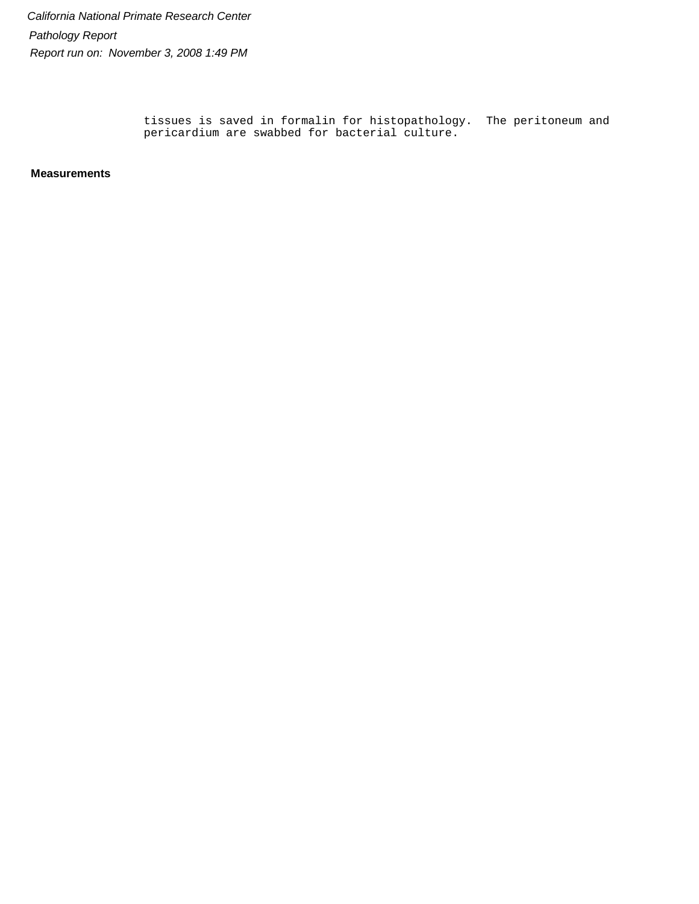tissues is saved in formalin for histopathology.  The peritoneum and pericardium are swabbed for bacterial culture.

**Measurements**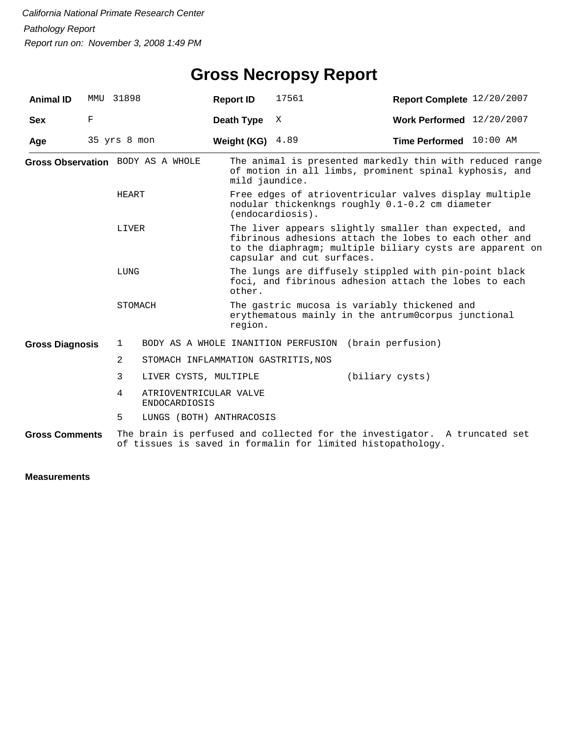*California National Primate Research Center*

*Pathology Report*

*Report run on: November 3, 2008 1:49 PM*

# Gross Necropsy Report

| **Animal ID** | MMU 31898 | **Report ID** | 17561 | **Report Complete** | 12/20/2007 |
|---|---|---|---|---|---|
| **Sex** | F | **Death Type** | X | **Work Performed** | 12/20/2007 |
| **Age** | 35 yrs 8 mon | **Weight (KG)** | 4.89 | **Time Performed** | 10:00 AM |

**Gross Observation**

| | |
|---|---|
| BODY AS A WHOLE | The animal is presented markedly thin with reduced range of motion in all limbs, prominent spinal kyphosis, and mild jaundice. |
| HEART | Free edges of atrioventricular valves display multiple nodular thickenkngs roughly 0.1-0.2 cm diameter (endocardiosis). |
| LIVER | The liver appears slightly smaller than expected, and fibrinous adhesions attach the lobes to each other and to the diaphragm; multiple biliary cysts are apparent on capsular and cut surfaces. |
| LUNG | The lungs are diffusely stippled with pin-point black foci, and fibrinous adhesion attach the lobes to each other. |
| STOMACH | The gastric mucosa is variably thickened and erythematous mainly in the antrum0corpus junctional region. |

**Gross Diagnosis**

| | | |
|---|---|---|
| 1 | BODY AS A WHOLE INANITION PERFUSION | (brain perfusion) |
| 2 | STOMACH INFLAMMATION GASTRITIS,NOS | |
| 3 | LIVER CYSTS, MULTIPLE | (biliary cysts) |
| 4 | ATRIOVENTRICULAR VALVE ENDOCARDIOSIS | |
| 5 | LUNGS (BOTH) ANTHRACOSIS | |

**Gross Comments** The brain is perfused and collected for the investigator. A truncated set of tissues is saved in formalin for limited histopathology.

**Measurements**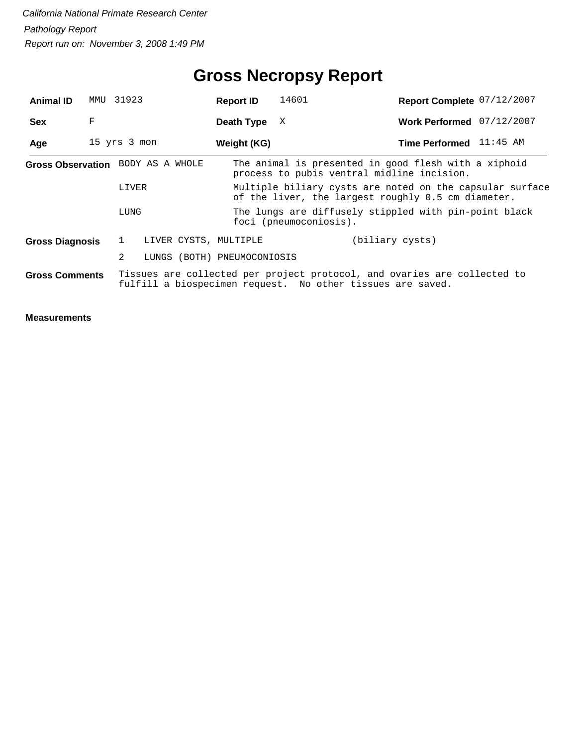*California National Primate Research Center*

*Pathology Report*

*Report run on: November 3, 2008 1:49 PM*

# Gross Necropsy Report

| | | | | | |
|---|---|---|---|---|---|
| **Animal ID** | MMU 31923 | **Report ID** | 14601 | **Report Complete** | 07/12/2007 |
| **Sex** | F | **Death Type** | X | **Work Performed** | 07/12/2007 |
| **Age** | 15 yrs 3 mon | **Weight (KG)** | | **Time Performed** | 11:45 AM |

**Gross Observation**

| | |
|---|---|
| BODY AS A WHOLE | The animal is presented in good flesh with a xiphoid process to pubis ventral midline incision. |
| LIVER | Multiple biliary cysts are noted on the capsular surface of the liver, the largest roughly 0.5 cm diameter. |
| LUNG | The lungs are diffusely stippled with pin-point black foci (pneumoconiosis). |

**Gross Diagnosis**

| | | |
|---|---|---|
| 1 | LIVER CYSTS, MULTIPLE | (biliary cysts) |
| 2 | LUNGS (BOTH) PNEUMOCONIOSIS | |

**Gross Comments**

Tissues are collected per project protocol, and ovaries are collected to fulfill a biospecimen request. No other tissues are saved.

**Measurements**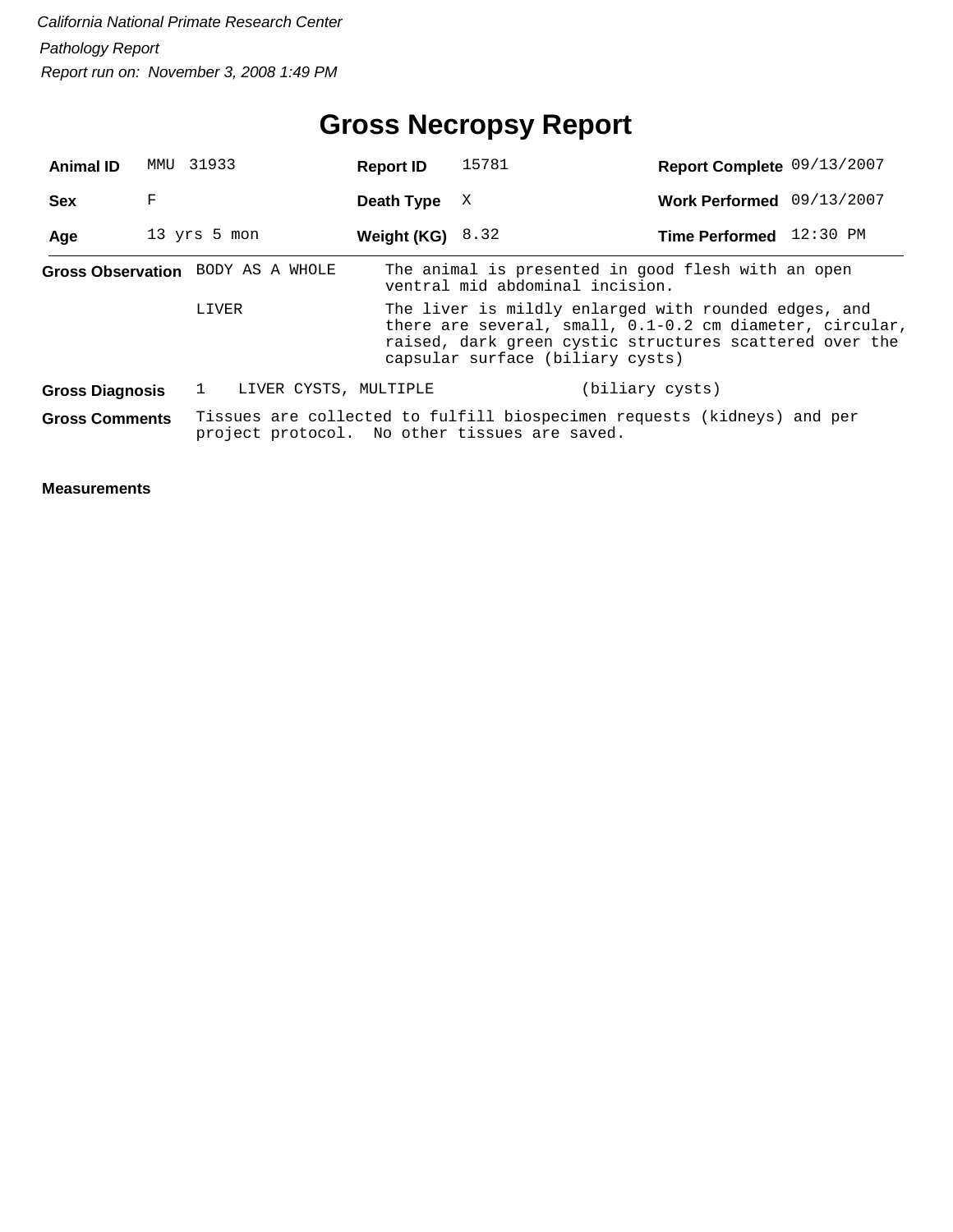*California National Primate Research Center*

*Pathology Report*

*Report run on: November 3, 2008 1:49 PM*

# Gross Necropsy Report

| **Animal ID** | MMU 31933 | **Report ID** | 15781 | **Report Complete** | 09/13/2007 |
|---|---|---|---|---|---|
| **Sex** | F | **Death Type** | X | **Work Performed** | 09/13/2007 |
| **Age** | 13 yrs 5 mon | **Weight (KG)** | 8.32 | **Time Performed** | 12:30 PM |

**Gross Observation**

| | |
|---|---|
| BODY AS A WHOLE | The animal is presented in good flesh with an open ventral mid abdominal incision. |
| LIVER | The liver is mildly enlarged with rounded edges, and there are several, small, 0.1-0.2 cm diameter, circular, raised, dark green cystic structures scattered over the capsular surface (biliary cysts) |

**Gross Diagnosis**

1 LIVER CYSTS, MULTIPLE (biliary cysts)

**Gross Comments**

Tissues are collected to fulfill biospecimen requests (kidneys) and per project protocol. No other tissues are saved.

**Measurements**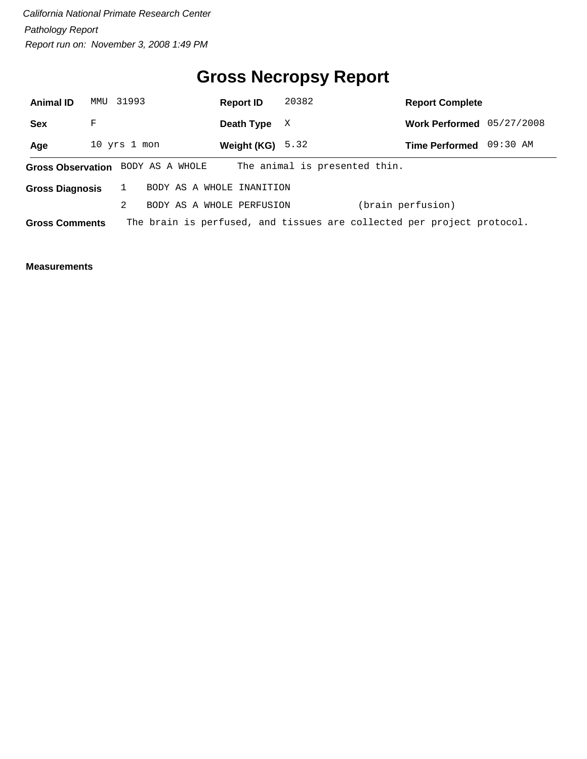*California National Primate Research Center*

*Pathology Report*

*Report run on: November 3, 2008 1:49 PM*

# Gross Necropsy Report

| | | | | | |
|---|---|---|---|---|---|
| **Animal ID** | MMU 31993 | **Report ID** | 20382 | **Report Complete** | |
| **Sex** | F | **Death Type** | X | **Work Performed** | 05/27/2008 |
| **Age** | 10 yrs 1 mon | **Weight (KG)** | 5.32 | **Time Performed** | 09:30 AM |

**Gross Observation** BODY AS A WHOLE The animal is presented thin.

**Gross Diagnosis**

1. BODY AS A WHOLE INANITION
2. BODY AS A WHOLE PERFUSION (brain perfusion)

**Gross Comments** The brain is perfused, and tissues are collected per project protocol.

**Measurements**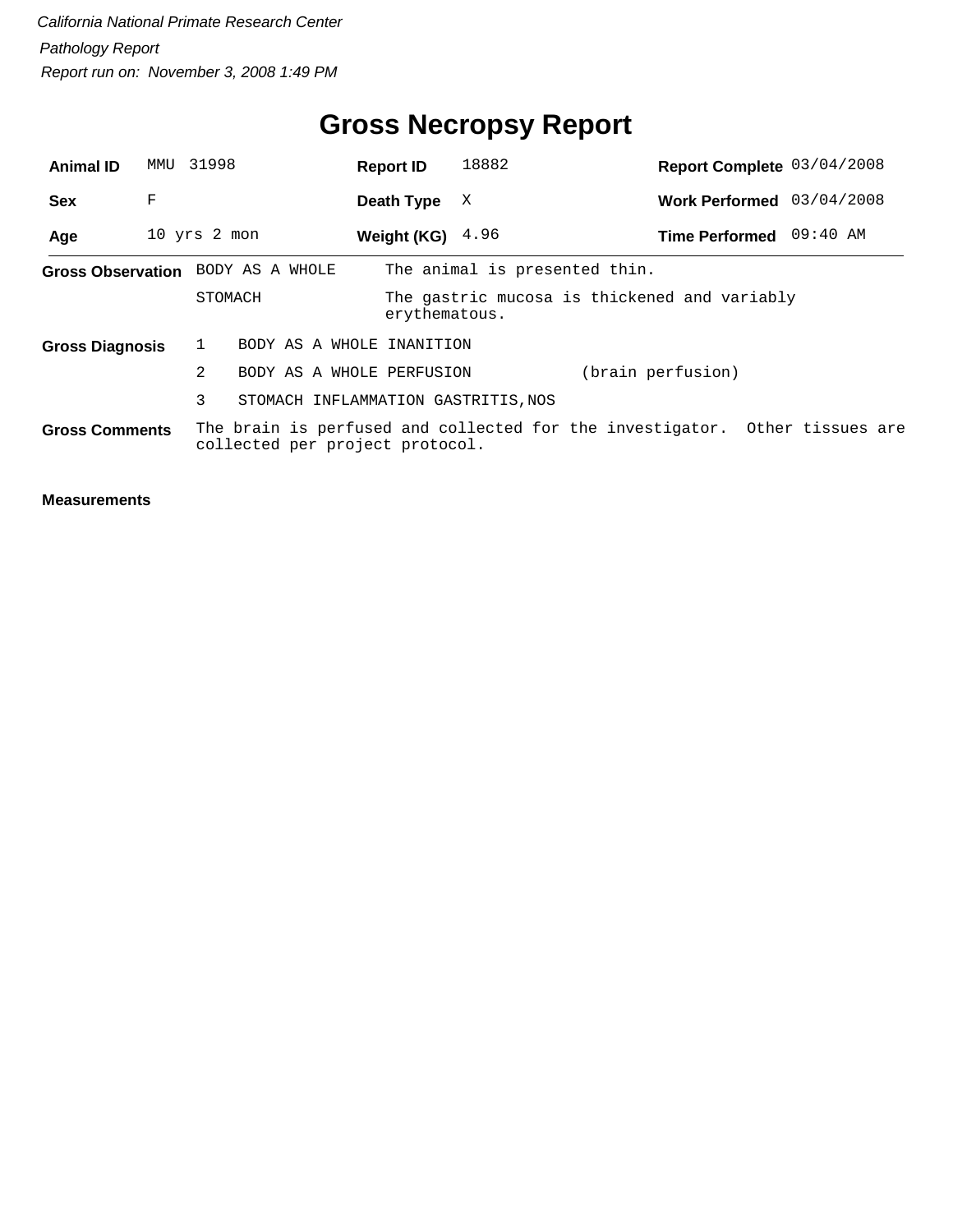*California National Primate Research Center*

*Pathology Report*

*Report run on: November 3, 2008 1:49 PM*

# Gross Necropsy Report

| | | | | | |
|---|---|---|---|---|---|
| **Animal ID** | MMU 31998 | **Report ID** | 18882 | **Report Complete** | 03/04/2008 |
| **Sex** | F | **Death Type** | X | **Work Performed** | 03/04/2008 |
| **Age** | 10 yrs 2 mon | **Weight (KG)** | 4.96 | **Time Performed** | 09:40 AM |

**Gross Observation**

| | |
|---|---|
| BODY AS A WHOLE | The animal is presented thin. |
| STOMACH | The gastric mucosa is thickened and variably erythematous. |

**Gross Diagnosis**

1. BODY AS A WHOLE INANITION
2. BODY AS A WHOLE PERFUSION (brain perfusion)
3. STOMACH INFLAMMATION GASTRITIS,NOS

**Gross Comments**

The brain is perfused and collected for the investigator. Other tissues are collected per project protocol.

**Measurements**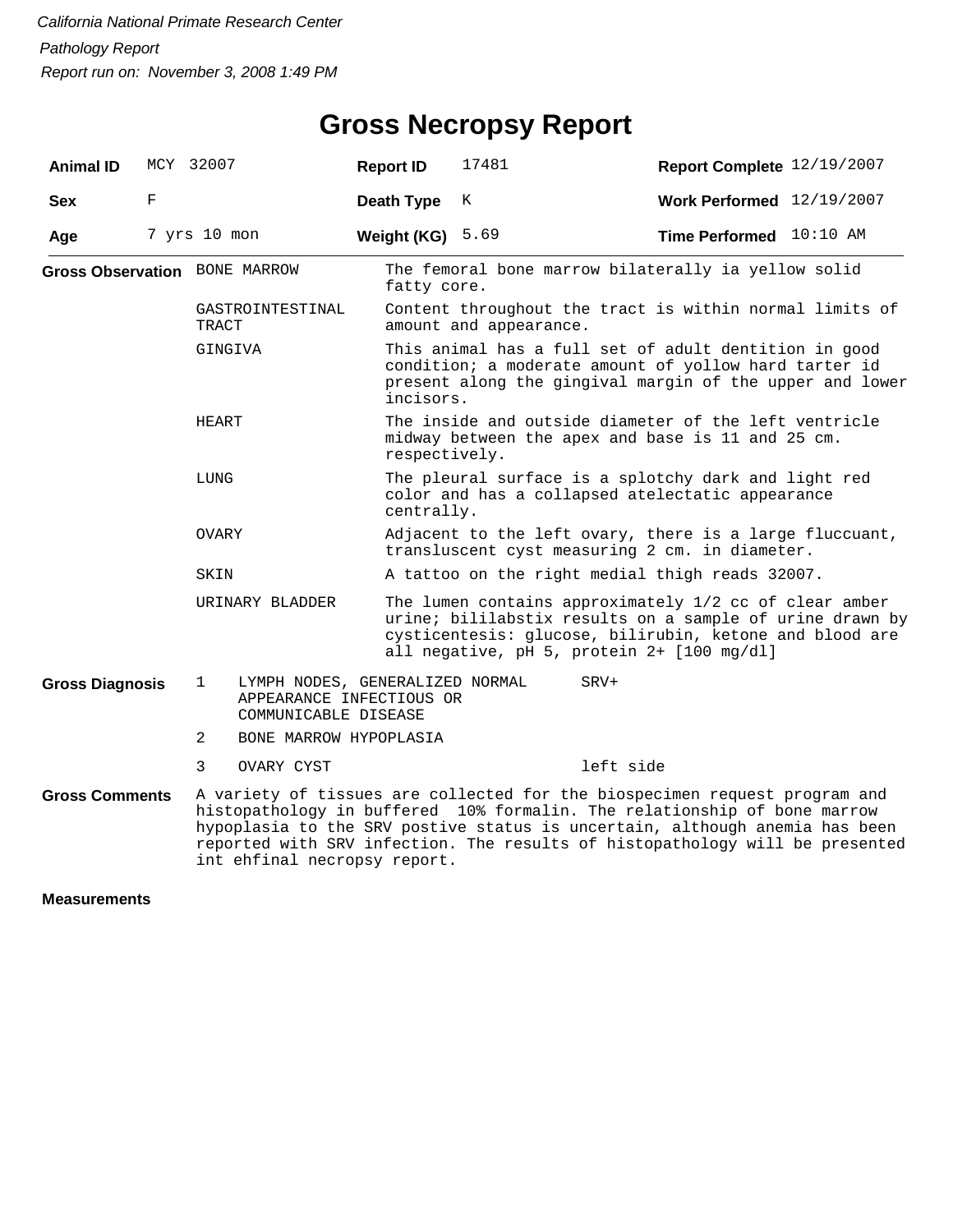*California National Primate Research Center*

*Pathology Report*

*Report run on: November 3, 2008 1:49 PM*

# Gross Necropsy Report

| **Animal ID** | MCY 32007 | **Report ID** | 17481 | **Report Complete** | 12/19/2007 |
|---|---|---|---|---|---|
| **Sex** | F | **Death Type** | K | **Work Performed** | 12/19/2007 |
| **Age** | 7 yrs 10 mon | **Weight (KG)** | 5.69 | **Time Performed** | 10:10 AM |

**Gross Observation**

| | |
|---|---|
| BONE MARROW | The femoral bone marrow bilaterally ia yellow solid fatty core. |
| GASTROINTESTINAL TRACT | Content throughout the tract is within normal limits of amount and appearance. |
| GINGIVA | This animal has a full set of adult dentition in good condition; a moderate amount of yollow hard tarter id present along the gingival margin of the upper and lower incisors. |
| HEART | The inside and outside diameter of the left ventricle midway between the apex and base is 11 and 25 cm. respectively. |
| LUNG | The pleural surface is a splotchy dark and light red color and has a collapsed atelectatic appearance centrally. |
| OVARY | Adjacent to the left ovary, there is a large fluccuant, transluscent cyst measuring 2 cm. in diameter. |
| SKIN | A tattoo on the right medial thigh reads 32007. |
| URINARY BLADDER | The lumen contains approximately 1/2 cc of clear amber urine; bililabstix results on a sample of urine drawn by cysticentesis: glucose, bilirubin, ketone and blood are all negative, pH 5, protein 2+ [100 mg/dl] |

**Gross Diagnosis**

| | | |
|---|---|---|
| 1 | LYMPH NODES, GENERALIZED NORMAL APPEARANCE INFECTIOUS OR COMMUNICABLE DISEASE | SRV+ |
| 2 | BONE MARROW HYPOPLASIA | |
| 3 | OVARY CYST | left side |

**Gross Comments**

A variety of tissues are collected for the biospecimen request program and histopathology in buffered 10% formalin. The relationship of bone marrow hypoplasia to the SRV postive status is uncertain, although anemia has been reported with SRV infection. The results of histopathology will be presented int ehfinal necropsy report.

**Measurements**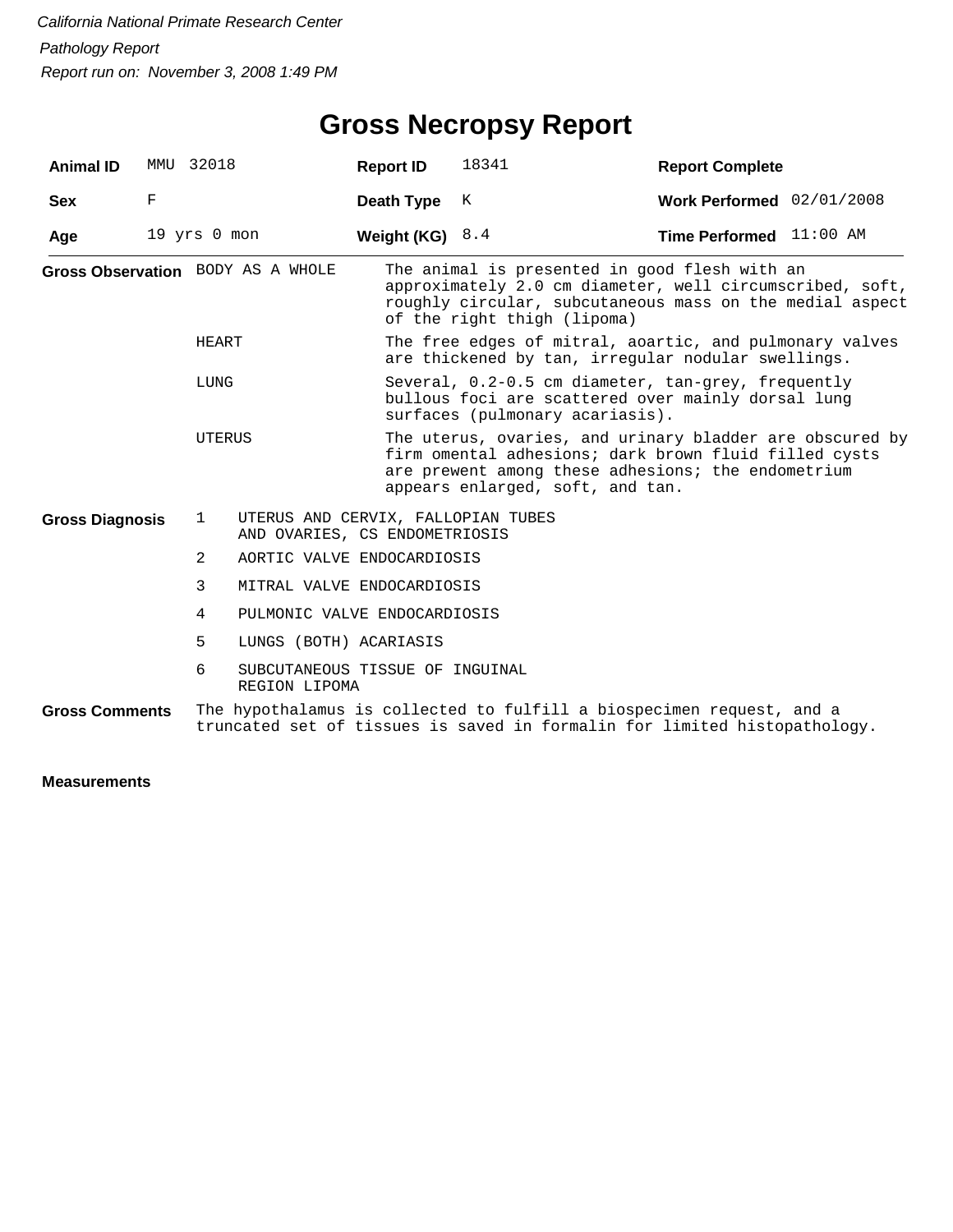*California National Primate Research Center*

*Pathology Report*

*Report run on: November 3, 2008 1:49 PM*

# Gross Necropsy Report

| | | | | | |
|---|---|---|---|---|---|
| **Animal ID** | MMU 32018 | **Report ID** | 18341 | **Report Complete** | |
| **Sex** | F | **Death Type** | K | **Work Performed** | 02/01/2008 |
| **Age** | 19 yrs 0 mon | **Weight (KG)** | 8.4 | **Time Performed** | 11:00 AM |

**Gross Observation**

| | |
|---|---|
| BODY AS A WHOLE | The animal is presented in good flesh with an approximately 2.0 cm diameter, well circumscribed, soft, roughly circular, subcutaneous mass on the medial aspect of the right thigh (lipoma) |
| HEART | The free edges of mitral, aoartic, and pulmonary valves are thickened by tan, irregular nodular swellings. |
| LUNG | Several, 0.2-0.5 cm diameter, tan-grey, frequently bullous foci are scattered over mainly dorsal lung surfaces (pulmonary acariasis). |
| UTERUS | The uterus, ovaries, and urinary bladder are obscured by firm omental adhesions; dark brown fluid filled cysts are prewent among these adhesions; the endometrium appears enlarged, soft, and tan. |

**Gross Diagnosis**

1. UTERUS AND CERVIX, FALLOPIAN TUBES AND OVARIES, CS ENDOMETRIOSIS
2. AORTIC VALVE ENDOCARDIOSIS
3. MITRAL VALVE ENDOCARDIOSIS
4. PULMONIC VALVE ENDOCARDIOSIS
5. LUNGS (BOTH) ACARIASIS
6. SUBCUTANEOUS TISSUE OF INGUINAL REGION LIPOMA

**Gross Comments**

The hypothalamus is collected to fulfill a biospecimen request, and a truncated set of tissues is saved in formalin for limited histopathology.

**Measurements**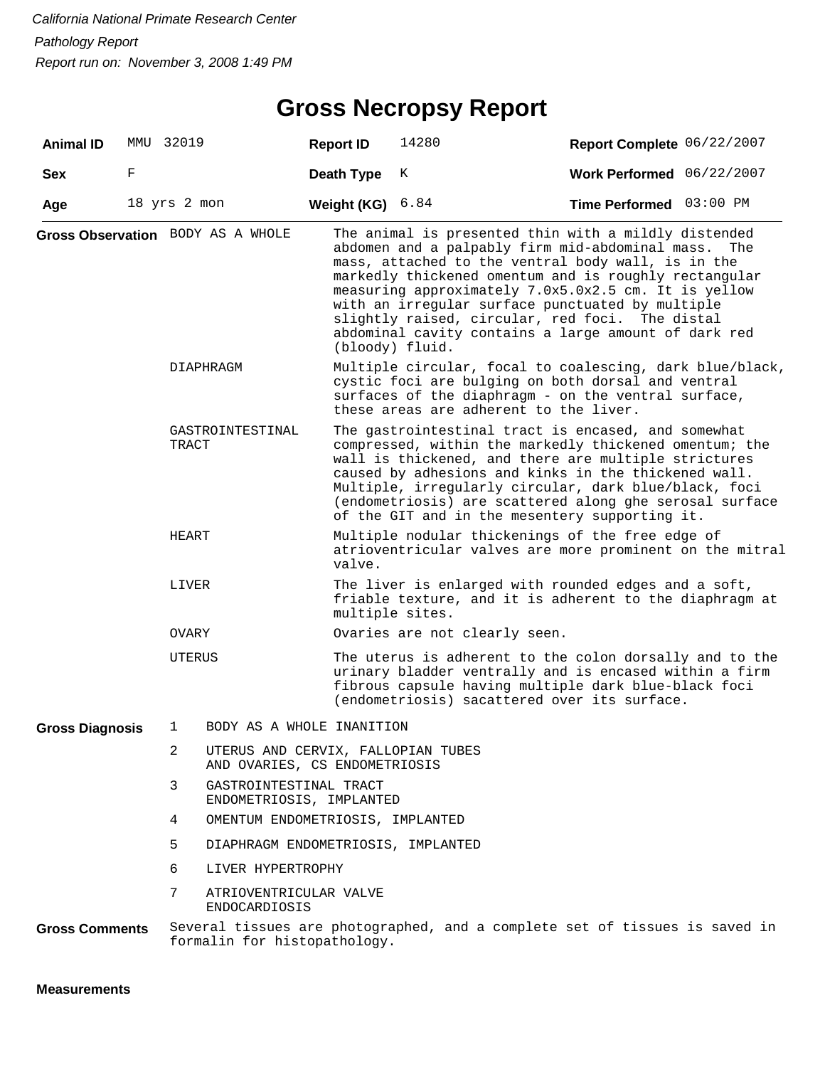*California National Primate Research Center*

*Pathology Report*

*Report run on: November 3, 2008 1:49 PM*

# Gross Necropsy Report

| **Animal ID** | MMU 32019 | **Report ID** | 14280 | **Report Complete** | 06/22/2007 |
|---|---|---|---|---|---|
| **Sex** | F | **Death Type** | K | **Work Performed** | 06/22/2007 |
| **Age** | 18 yrs 2 mon | **Weight (KG)** | 6.84 | **Time Performed** | 03:00 PM |

**Gross Observation**

| | |
|---|---|
| BODY AS A WHOLE | The animal is presented thin with a mildly distended abdomen and a palpably firm mid-abdominal mass. The mass, attached to the ventral body wall, is in the markedly thickened omentum and is roughly rectangular measuring approximately 7.0x5.0x2.5 cm. It is yellow with an irregular surface punctuated by multiple slightly raised, circular, red foci. The distal abdominal cavity contains a large amount of dark red (bloody) fluid. |
| DIAPHRAGM | Multiple circular, focal to coalescing, dark blue/black, cystic foci are bulging on both dorsal and ventral surfaces of the diaphragm - on the ventral surface, these areas are adherent to the liver. |
| GASTROINTESTINAL TRACT | The gastrointestinal tract is encased, and somewhat compressed, within the markedly thickened omentum; the wall is thickened, and there are multiple strictures caused by adhesions and kinks in the thickened wall. Multiple, irregularly circular, dark blue/black, foci (endometriosis) are scattered along ghe serosal surface of the GIT and in the mesentery supporting it. |
| HEART | Multiple nodular thickenings of the free edge of atrioventricular valves are more prominent on the mitral valve. |
| LIVER | The liver is enlarged with rounded edges and a soft, friable texture, and it is adherent to the diaphragm at multiple sites. |
| OVARY | Ovaries are not clearly seen. |
| UTERUS | The uterus is adherent to the colon dorsally and to the urinary bladder ventrally and is encased within a firm fibrous capsule having multiple dark blue-black foci (endometriosis) sacattered over its surface. |

**Gross Diagnosis**

1. BODY AS A WHOLE INANITION
2. UTERUS AND CERVIX, FALLOPIAN TUBES AND OVARIES, CS ENDOMETRIOSIS
3. GASTROINTESTINAL TRACT ENDOMETRIOSIS, IMPLANTED
4. OMENTUM ENDOMETRIOSIS, IMPLANTED
5. DIAPHRAGM ENDOMETRIOSIS, IMPLANTED
6. LIVER HYPERTROPHY
7. ATRIOVENTRICULAR VALVE ENDOCARDIOSIS

**Gross Comments**

Several tissues are photographed, and a complete set of tissues is saved in formalin for histopathology.

**Measurements**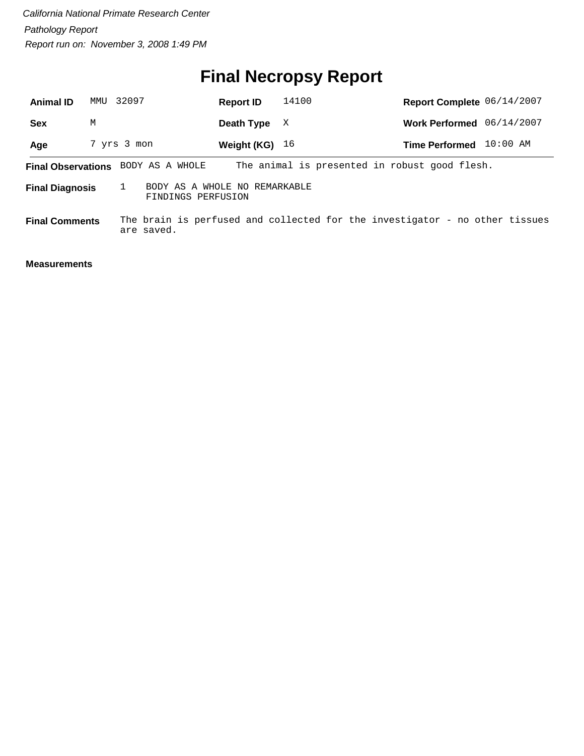*California National Primate Research Center*

*Pathology Report*

*Report run on: November 3, 2008 1:49 PM*

# Final Necropsy Report

| **Animal ID** | MMU 32097 | **Report ID** | 14100 | **Report Complete** | 06/14/2007 |
|---|---|---|---|---|---|
| **Sex** | M | **Death Type** | X | **Work Performed** | 06/14/2007 |
| **Age** | 7 yrs 3 mon | **Weight (KG)** | 16 | **Time Performed** | 10:00 AM |

**Final Observations** BODY AS A WHOLE The animal is presented in robust good flesh.

**Final Diagnosis** 1 BODY AS A WHOLE NO REMARKABLE FINDINGS PERFUSION

**Final Comments** The brain is perfused and collected for the investigator - no other tissues are saved.

**Measurements**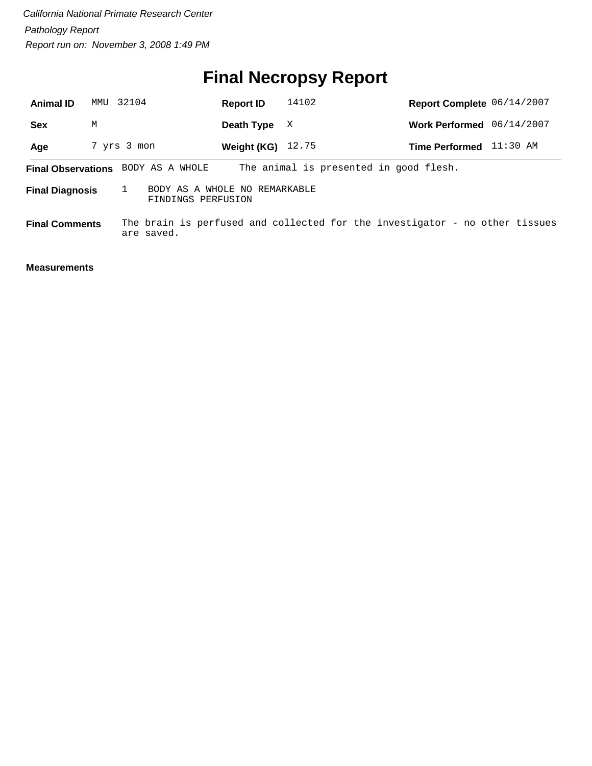*California National Primate Research Center*

*Pathology Report*

*Report run on: November 3, 2008 1:49 PM*

# Final Necropsy Report

| | | | | | |
|---|---|---|---|---|---|
| **Animal ID** | MMU 32104 | **Report ID** | 14102 | **Report Complete** | 06/14/2007 |
| **Sex** | M | **Death Type** | X | **Work Performed** | 06/14/2007 |
| **Age** | 7 yrs 3 mon | **Weight (KG)** | 12.75 | **Time Performed** | 11:30 AM |

**Final Observations** BODY AS A WHOLE The animal is presented in good flesh.

**Final Diagnosis** 1 BODY AS A WHOLE NO REMARKABLE FINDINGS PERFUSION

**Final Comments** The brain is perfused and collected for the investigator - no other tissues are saved.

**Measurements**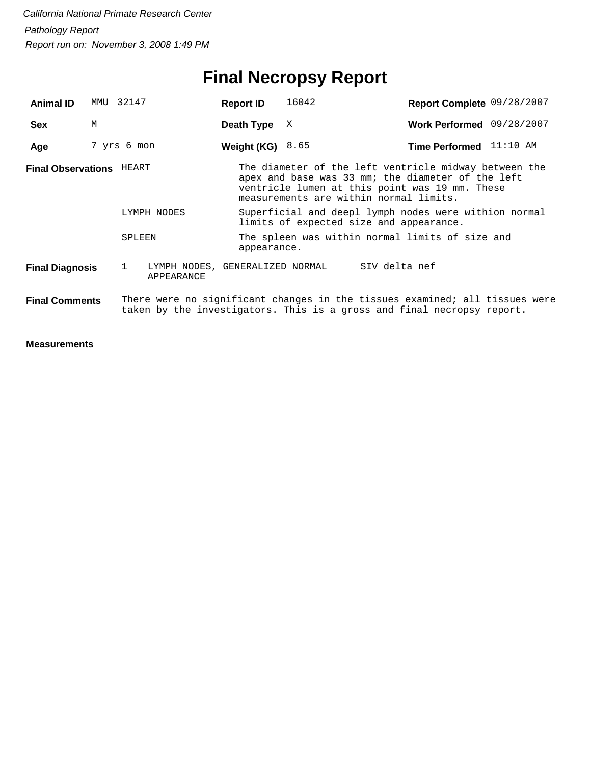*California National Primate Research Center*

*Pathology Report*

*Report run on: November 3, 2008 1:49 PM*

# Final Necropsy Report

| | | | | | |
|---|---|---|---|---|---|
| **Animal ID** | MMU 32147 | **Report ID** | 16042 | **Report Complete** | 09/28/2007 |
| **Sex** | M | **Death Type** | X | **Work Performed** | 09/28/2007 |
| **Age** | 7 yrs 6 mon | **Weight (KG)** | 8.65 | **Time Performed** | 11:10 AM |

**Final Observations**

| | |
|---|---|
| HEART | The diameter of the left ventricle midway between the apex and base was 33 mm; the diameter of the left ventricle lumen at this point was 19 mm. These measurements are within normal limits. |
| LYMPH NODES | Superficial and deepl lymph nodes were withion normal limits of expected size and appearance. |
| SPLEEN | The spleen was within normal limits of size and appearance. |

**Final Diagnosis**

| | | |
|---|---|---|
| 1 | LYMPH NODES, GENERALIZED NORMAL APPEARANCE | SIV delta nef |

**Final Comments**

There were no significant changes in the tissues examined; all tissues were taken by the investigators. This is a gross and final necropsy report.

**Measurements**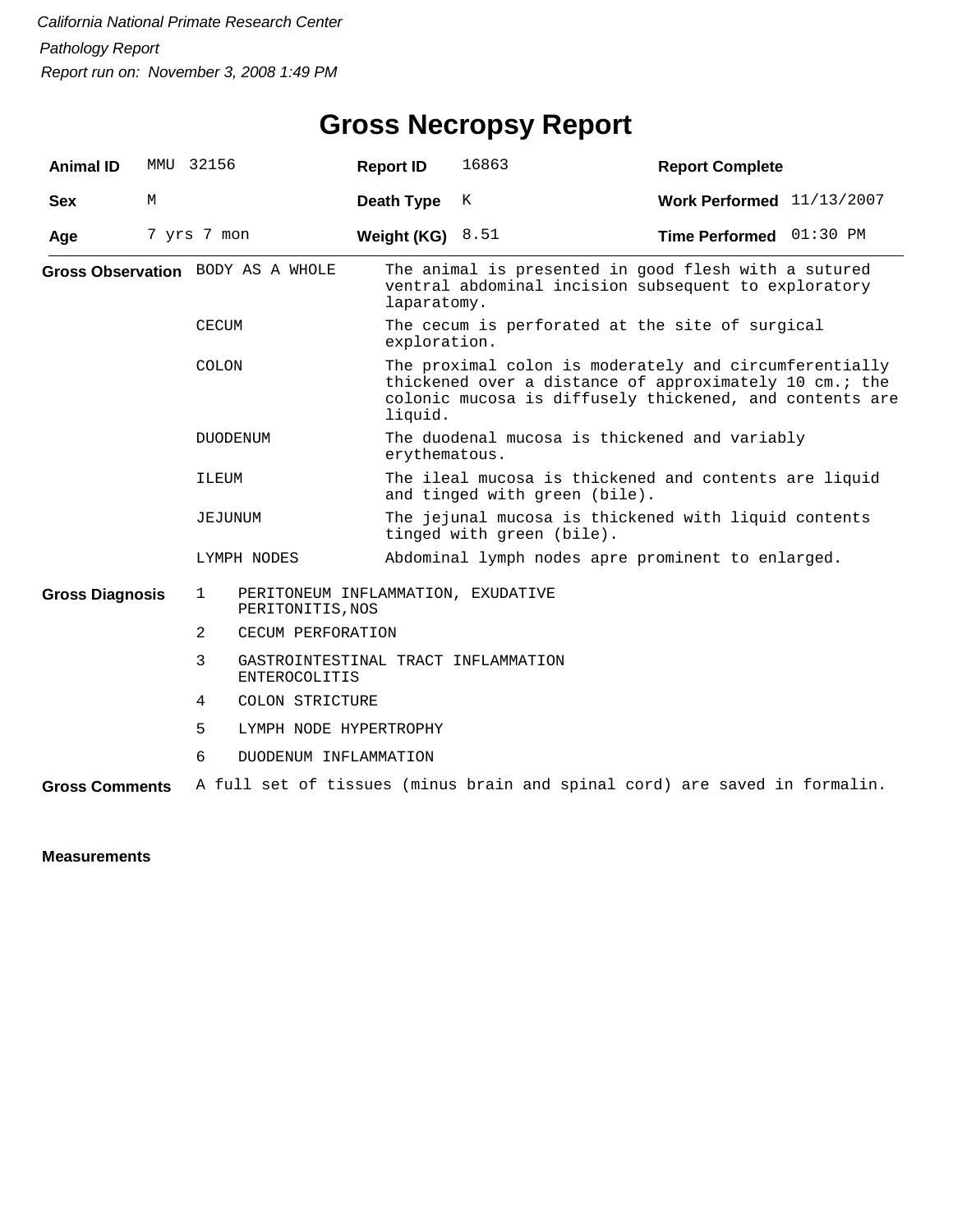*California National Primate Research Center*

*Pathology Report*

*Report run on: November 3, 2008 1:49 PM*

# Gross Necropsy Report

| **Animal ID** | MMU 32156 | **Report ID** | 16863 | **Report Complete** | |
|---|---|---|---|---|---|
| **Sex** | M | **Death Type** | K | **Work Performed** | 11/13/2007 |
| **Age** | 7 yrs 7 mon | **Weight (KG)** | 8.51 | **Time Performed** | 01:30 PM |

**Gross Observation**

| | |
|---|---|
| BODY AS A WHOLE | The animal is presented in good flesh with a sutured ventral abdominal incision subsequent to exploratory laparatomy. |
| CECUM | The cecum is perforated at the site of surgical exploration. |
| COLON | The proximal colon is moderately and circumferentially thickened over a distance of approximately 10 cm.; the colonic mucosa is diffusely thickened, and contents are liquid. |
| DUODENUM | The duodenal mucosa is thickened and variably erythematous. |
| ILEUM | The ileal mucosa is thickened and contents are liquid and tinged with green (bile). |
| JEJUNUM | The jejunal mucosa is thickened with liquid contents tinged with green (bile). |
| LYMPH NODES | Abdominal lymph nodes apre prominent to enlarged. |

**Gross Diagnosis**

1. PERITONEUM INFLAMMATION, EXUDATIVE
   PERITONITIS,NOS
2. CECUM PERFORATION
3. GASTROINTESTINAL TRACT INFLAMMATION
   ENTEROCOLITIS
4. COLON STRICTURE
5. LYMPH NODE HYPERTROPHY
6. DUODENUM INFLAMMATION

**Gross Comments** A full set of tissues (minus brain and spinal cord) are saved in formalin.

**Measurements**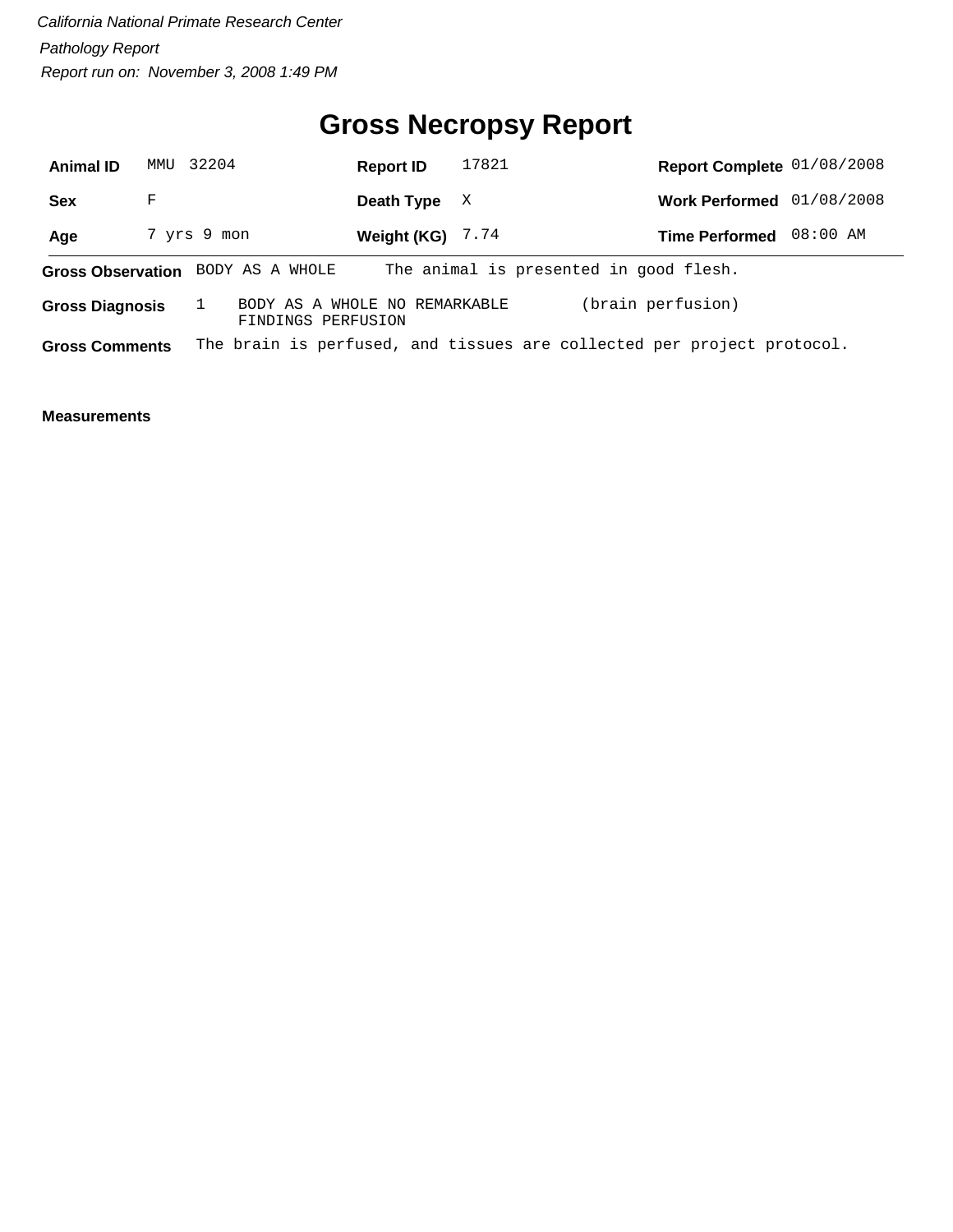*California National Primate Research Center*

*Pathology Report*

*Report run on: November 3, 2008 1:49 PM*

# Gross Necropsy Report

| **Animal ID** | MMU 32204 | **Report ID** | 17821 | **Report Complete** | 01/08/2008 |
|---|---|---|---|---|---|
| **Sex** | F | **Death Type** | X | **Work Performed** | 01/08/2008 |
| **Age** | 7 yrs 9 mon | **Weight (KG)** | 7.74 | **Time Performed** | 08:00 AM |

**Gross Observation** BODY AS A WHOLE The animal is presented in good flesh.

**Gross Diagnosis** 1 BODY AS A WHOLE NO REMARKABLE FINDINGS PERFUSION (brain perfusion)

**Gross Comments** The brain is perfused, and tissues are collected per project protocol.

**Measurements**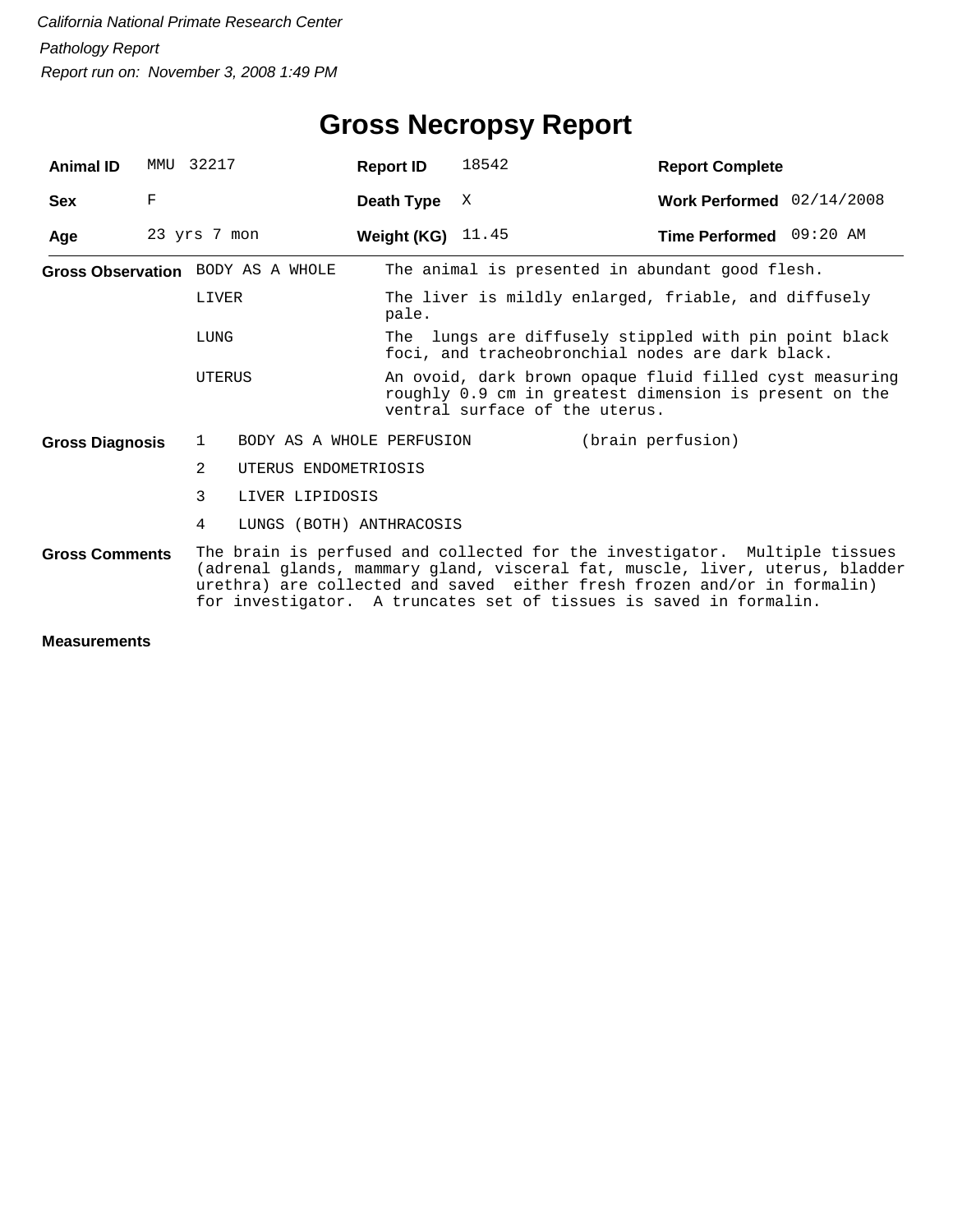*California National Primate Research Center*

*Pathology Report*

*Report run on: November 3, 2008 1:49 PM*

# Gross Necropsy Report

| | | | | | |
|---|---|---|---|---|---|
| **Animal ID** | MMU 32217 | **Report ID** | 18542 | **Report Complete** | |
| **Sex** | F | **Death Type** | X | **Work Performed** | 02/14/2008 |
| **Age** | 23 yrs 7 mon | **Weight (KG)** | 11.45 | **Time Performed** | 09:20 AM |

**Gross Observation**

| | |
|---|---|
| BODY AS A WHOLE | The animal is presented in abundant good flesh. |
| LIVER | The liver is mildly enlarged, friable, and diffusely pale. |
| LUNG | The lungs are diffusely stippled with pin point black foci, and tracheobronchial nodes are dark black. |
| UTERUS | An ovoid, dark brown opaque fluid filled cyst measuring roughly 0.9 cm in greatest dimension is present on the ventral surface of the uterus. |

**Gross Diagnosis**

| | | |
|---|---|---|
| 1 | BODY AS A WHOLE PERFUSION | (brain perfusion) |
| 2 | UTERUS ENDOMETRIOSIS | |
| 3 | LIVER LIPIDOSIS | |
| 4 | LUNGS (BOTH) ANTHRACOSIS | |

**Gross Comments**

The brain is perfused and collected for the investigator. Multiple tissues (adrenal glands, mammary gland, visceral fat, muscle, liver, uterus, bladder urethra) are collected and saved either fresh frozen and/or in formalin) for investigator. A truncates set of tissues is saved in formalin.

**Measurements**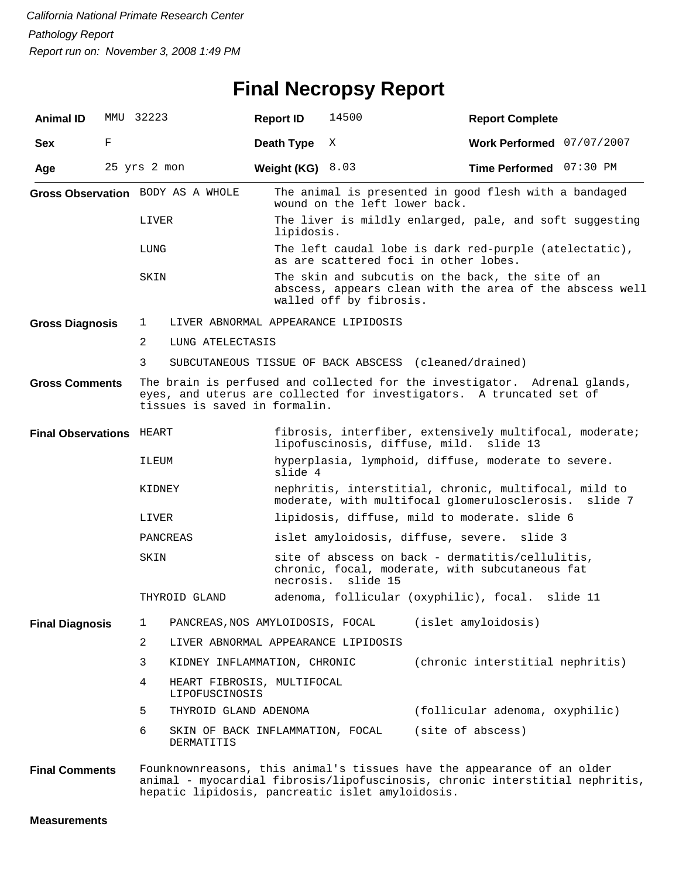*California National Primate Research Center*

*Pathology Report*

*Report run on: November 3, 2008 1:49 PM*

# Final Necropsy Report

| **Animal ID** | MMU 32223 | **Report ID** | 14500 | **Report Complete** | |
|---|---|---|---|---|---|
| **Sex** | F | **Death Type** | X | **Work Performed** | 07/07/2007 |
| **Age** | 25 yrs 2 mon | **Weight (KG)** | 8.03 | **Time Performed** | 07:30 PM |

**Gross Observation**

| | |
|---|---|
| BODY AS A WHOLE | The animal is presented in good flesh with a bandaged wound on the left lower back. |
| LIVER | The liver is mildly enlarged, pale, and soft suggesting lipidosis. |
| LUNG | The left caudal lobe is dark red-purple (atelectatic), as are scattered foci in other lobes. |
| SKIN | The skin and subcutis on the back, the site of an abscess, appears clean with the area of the abscess well walled off by fibrosis. |

**Gross Diagnosis**

1. LIVER ABNORMAL APPEARANCE LIPIDOSIS
2. LUNG ATELECTASIS
3. SUBCUTANEOUS TISSUE OF BACK ABSCESS (cleaned/drained)

**Gross Comments**

The brain is perfused and collected for the investigator. Adrenal glands, eyes, and uterus are collected for investigators. A truncated set of tissues is saved in formalin.

**Final Observations**

| | |
|---|---|
| HEART | fibrosis, interfiber, extensively multifocal, moderate; lipofuscinosis, diffuse, mild. slide 13 |
| ILEUM | hyperplasia, lymphoid, diffuse, moderate to severe. slide 4 |
| KIDNEY | nephritis, interstitial, chronic, multifocal, mild to moderate, with multifocal glomerulosclerosis. slide 7 |
| LIVER | lipidosis, diffuse, mild to moderate. slide 6 |
| PANCREAS | islet amyloidosis, diffuse, severe. slide 3 |
| SKIN | site of abscess on back - dermatitis/cellulitis, chronic, focal, moderate, with subcutaneous fat necrosis. slide 15 |
| THYROID GLAND | adenoma, follicular (oxyphilic), focal. slide 11 |

**Final Diagnosis**

| | | |
|---|---|---|
| 1 | PANCREAS,NOS AMYLOIDOSIS, FOCAL | (islet amyloidosis) |
| 2 | LIVER ABNORMAL APPEARANCE LIPIDOSIS | |
| 3 | KIDNEY INFLAMMATION, CHRONIC | (chronic interstitial nephritis) |
| 4 | HEART FIBROSIS, MULTIFOCAL LIPOFUSCINOSIS | |
| 5 | THYROID GLAND ADENOMA | (follicular adenoma, oxyphilic) |
| 6 | SKIN OF BACK INFLAMMATION, FOCAL DERMATITIS | (site of abscess) |

**Final Comments**

Founknownreasons, this animal's tissues have the appearance of an older animal - myocardial fibrosis/lipofuscinosis, chronic interstitial nephritis, hepatic lipidosis, pancreatic islet amyloidosis.

**Measurements**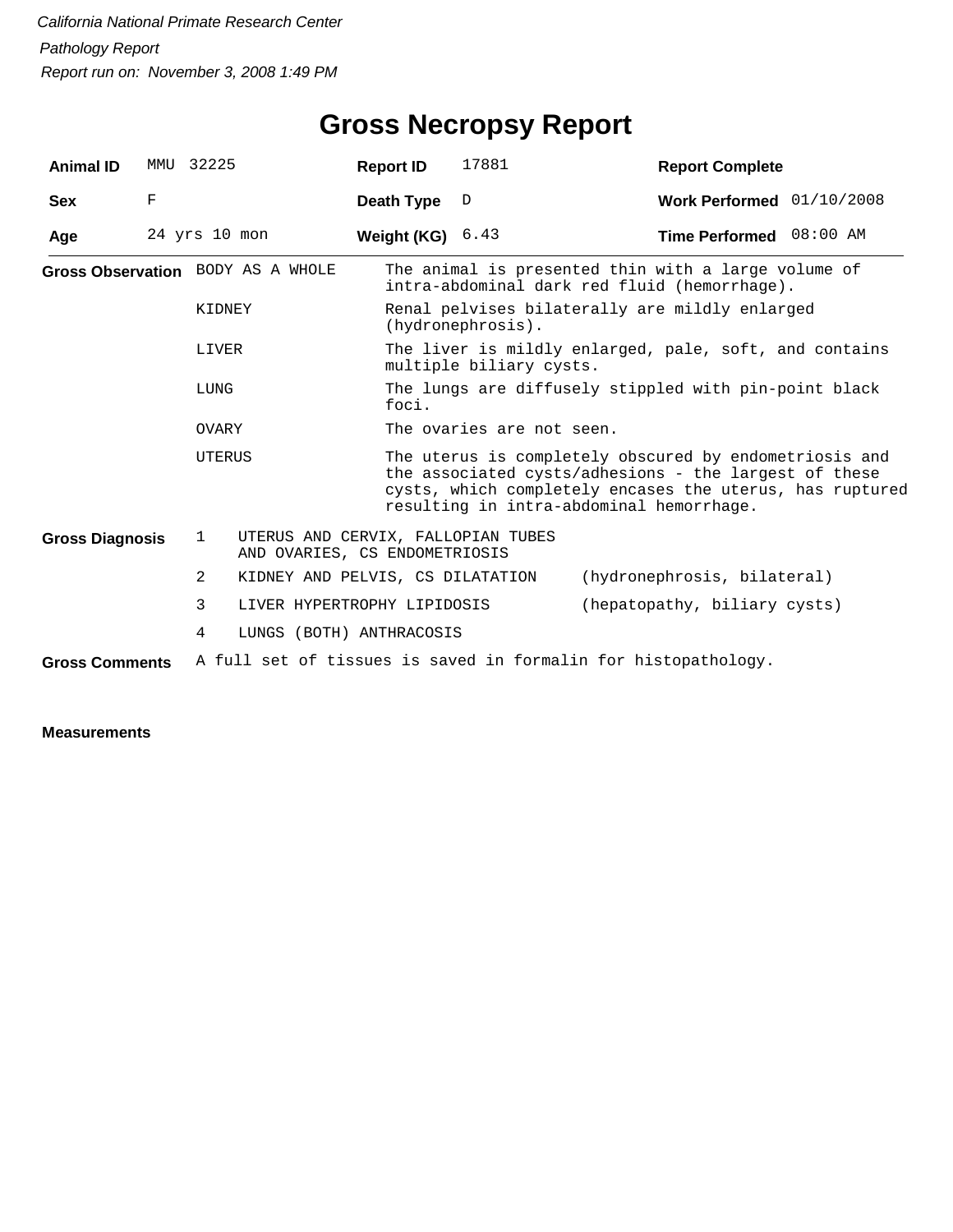*California National Primate Research Center*

*Pathology Report*

*Report run on: November 3, 2008 1:49 PM*

# Gross Necropsy Report

| | | | | | |
|---|---|---|---|---|---|
| **Animal ID** | MMU 32225 | **Report ID** | 17881 | **Report Complete** | |
| **Sex** | F | **Death Type** | D | **Work Performed** | 01/10/2008 |
| **Age** | 24 yrs 10 mon | **Weight (KG)** | 6.43 | **Time Performed** | 08:00 AM |

**Gross Observation**

| | |
|---|---|
| BODY AS A WHOLE | The animal is presented thin with a large volume of intra-abdominal dark red fluid (hemorrhage). |
| KIDNEY | Renal pelvises bilaterally are mildly enlarged (hydronephrosis). |
| LIVER | The liver is mildly enlarged, pale, soft, and contains multiple biliary cysts. |
| LUNG | The lungs are diffusely stippled with pin-point black foci. |
| OVARY | The ovaries are not seen. |
| UTERUS | The uterus is completely obscured by endometriosis and the associated cysts/adhesions - the largest of these cysts, which completely encases the uterus, has ruptured resulting in intra-abdominal hemorrhage. |

**Gross Diagnosis**

| | | |
|---|---|---|
| 1 | UTERUS AND CERVIX, FALLOPIAN TUBES AND OVARIES, CS ENDOMETRIOSIS | |
| 2 | KIDNEY AND PELVIS, CS DILATATION | (hydronephrosis, bilateral) |
| 3 | LIVER HYPERTROPHY LIPIDOSIS | (hepatopathy, biliary cysts) |
| 4 | LUNGS (BOTH) ANTHRACOSIS | |

**Gross Comments** A full set of tissues is saved in formalin for histopathology.

**Measurements**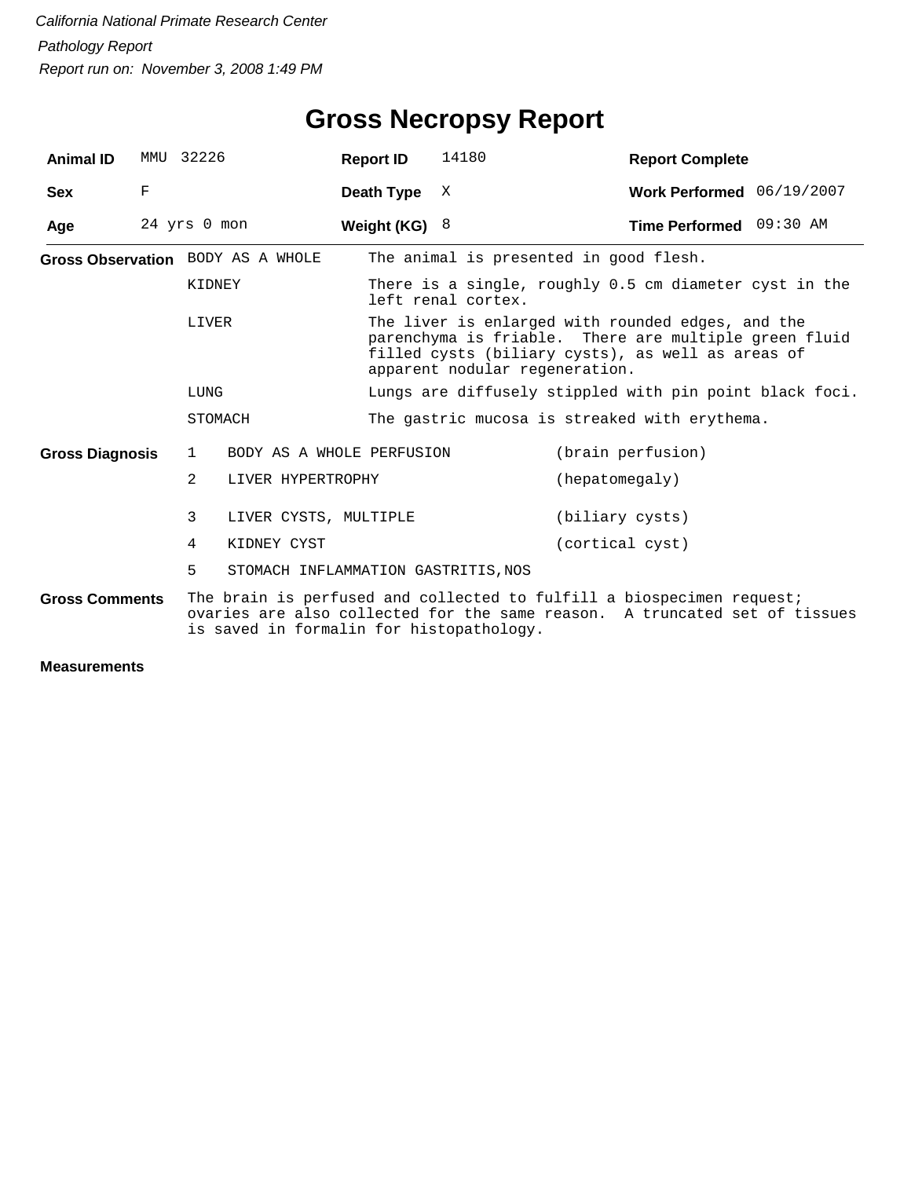*California National Primate Research Center*

*Pathology Report*

*Report run on: November 3, 2008 1:49 PM*

# Gross Necropsy Report

| | | | | | |
|---|---|---|---|---|---|
| **Animal ID** | MMU 32226 | **Report ID** | 14180 | **Report Complete** | |
| **Sex** | F | **Death Type** | X | **Work Performed** | 06/19/2007 |
| **Age** | 24 yrs 0 mon | **Weight (KG)** | 8 | **Time Performed** | 09:30 AM |

**Gross Observation**

| | |
|---|---|
| BODY AS A WHOLE | The animal is presented in good flesh. |
| KIDNEY | There is a single, roughly 0.5 cm diameter cyst in the left renal cortex. |
| LIVER | The liver is enlarged with rounded edges, and the parenchyma is friable. There are multiple green fluid filled cysts (biliary cysts), as well as areas of apparent nodular regeneration. |
| LUNG | Lungs are diffusely stippled with pin point black foci. |
| STOMACH | The gastric mucosa is streaked with erythema. |

**Gross Diagnosis**

| | | |
|---|---|---|
| 1 | BODY AS A WHOLE PERFUSION | (brain perfusion) |
| 2 | LIVER HYPERTROPHY | (hepatomegaly) |
| 3 | LIVER CYSTS, MULTIPLE | (biliary cysts) |
| 4 | KIDNEY CYST | (cortical cyst) |
| 5 | STOMACH INFLAMMATION GASTRITIS,NOS | |

**Gross Comments**

The brain is perfused and collected to fulfill a biospecimen request; ovaries are also collected for the same reason. A truncated set of tissues is saved in formalin for histopathology.

**Measurements**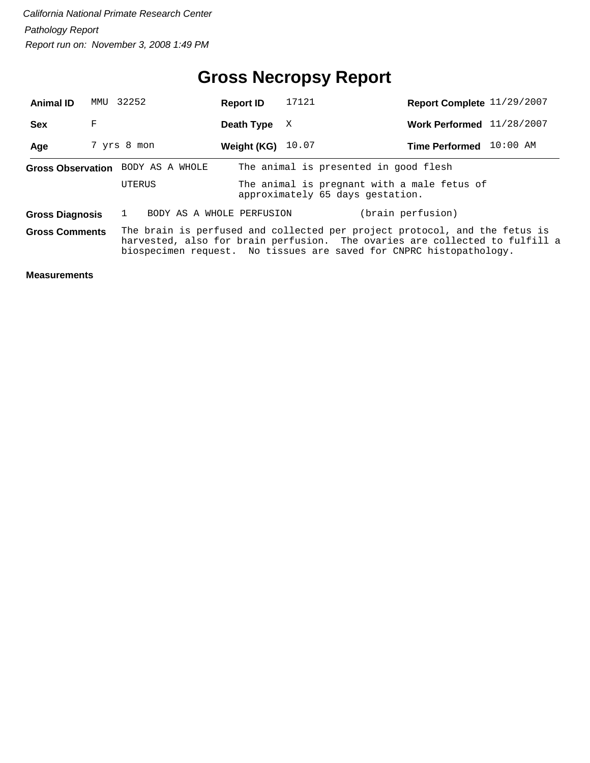*California National Primate Research Center*

*Pathology Report*

*Report run on: November 3, 2008 1:49 PM*

# Gross Necropsy Report

| | | | | | |
|---|---|---|---|---|---|
| **Animal ID** | MMU 32252 | **Report ID** | 17121 | **Report Complete** | 11/29/2007 |
| **Sex** | F | **Death Type** | X | **Work Performed** | 11/28/2007 |
| **Age** | 7 yrs 8 mon | **Weight (KG)** | 10.07 | **Time Performed** | 10:00 AM |

**Gross Observation**

| | |
|---|---|
| BODY AS A WHOLE | The animal is presented in good flesh |
| UTERUS | The animal is pregnant with a male fetus of approximately 65 days gestation. |

**Gross Diagnosis**

1 BODY AS A WHOLE PERFUSION (brain perfusion)

**Gross Comments**

The brain is perfused and collected per project protocol, and the fetus is harvested, also for brain perfusion. The ovaries are collected to fulfill a biospecimen request. No tissues are saved for CNPRC histopathology.

**Measurements**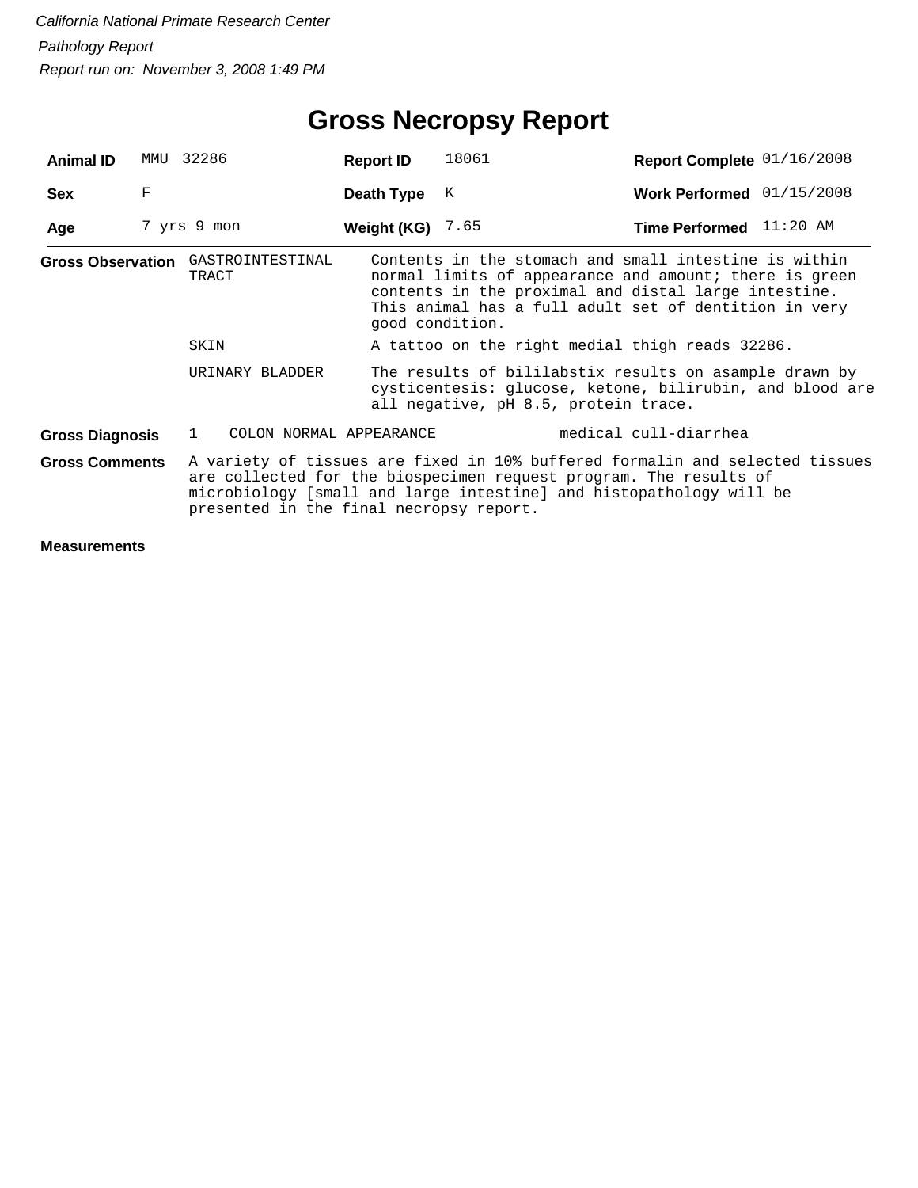*California National Primate Research Center*

*Pathology Report*

*Report run on: November 3, 2008 1:49 PM*

# Gross Necropsy Report

| | | | | | |
|---|---|---|---|---|---|
| **Animal ID** | MMU 32286 | **Report ID** | 18061 | **Report Complete** | 01/16/2008 |
| **Sex** | F | **Death Type** | K | **Work Performed** | 01/15/2008 |
| **Age** | 7 yrs 9 mon | **Weight (KG)** | 7.65 | **Time Performed** | 11:20 AM |

**Gross Observation**

| | |
|---|---|
| GASTROINTESTINAL TRACT | Contents in the stomach and small intestine is within normal limits of appearance and amount; there is green contents in the proximal and distal large intestine. This animal has a full adult set of dentition in very good condition. |
| SKIN | A tattoo on the right medial thigh reads 32286. |
| URINARY BLADDER | The results of bililabstix results on asample drawn by cysticentesis: glucose, ketone, bilirubin, and blood are all negative, pH 8.5, protein trace. |

**Gross Diagnosis**

1 COLON NORMAL APPEARANCE — medical cull-diarrhea

**Gross Comments**

A variety of tissues are fixed in 10% buffered formalin and selected tissues are collected for the biospecimen request program. The results of microbiology [small and large intestine] and histopathology will be presented in the final necropsy report.

**Measurements**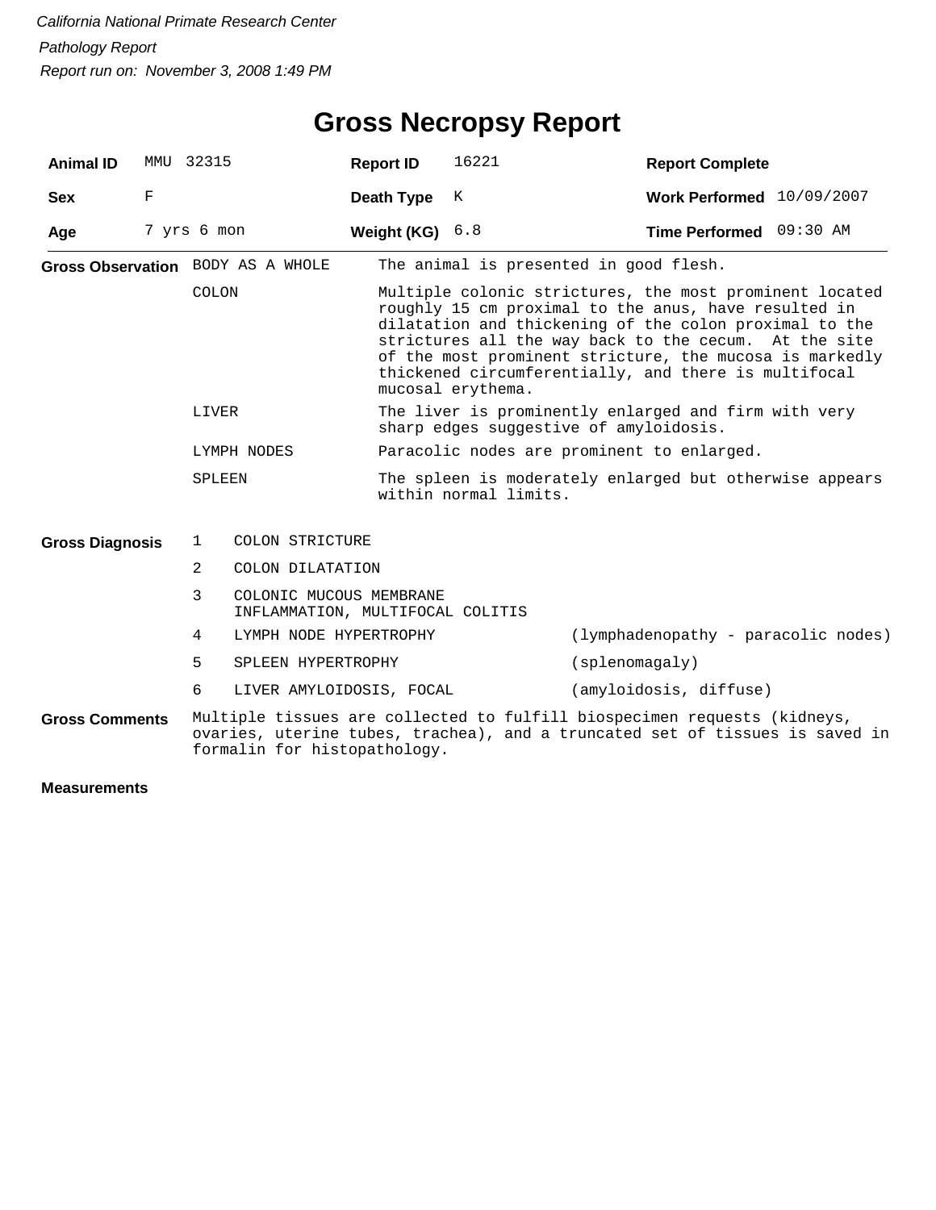*California National Primate Research Center*

*Pathology Report*

*Report run on: November 3, 2008 1:49 PM*

# Gross Necropsy Report

| **Animal ID** | MMU 32315 | **Report ID** | 16221 | **Report Complete** | |
|---|---|---|---|---|---|
| **Sex** | F | **Death Type** | K | **Work Performed** | 10/09/2007 |
| **Age** | 7 yrs 6 mon | **Weight (KG)** | 6.8 | **Time Performed** | 09:30 AM |

**Gross Observation**

| | |
|---|---|
| BODY AS A WHOLE | The animal is presented in good flesh. |
| COLON | Multiple colonic strictures, the most prominent located roughly 15 cm proximal to the anus, have resulted in dilatation and thickening of the colon proximal to the strictures all the way back to the cecum. At the site of the most prominent stricture, the mucosa is markedly thickened circumferentially, and there is multifocal mucosal erythema. |
| LIVER | The liver is prominently enlarged and firm with very sharp edges suggestive of amyloidosis. |
| LYMPH NODES | Paracolic nodes are prominent to enlarged. |
| SPLEEN | The spleen is moderately enlarged but otherwise appears within normal limits. |

**Gross Diagnosis**

| | | |
|---|---|---|
| 1 | COLON STRICTURE | |
| 2 | COLON DILATATION | |
| 3 | COLONIC MUCOUS MEMBRANE INFLAMMATION, MULTIFOCAL COLITIS | |
| 4 | LYMPH NODE HYPERTROPHY | (lymphadenopathy - paracolic nodes) |
| 5 | SPLEEN HYPERTROPHY | (splenomagaly) |
| 6 | LIVER AMYLOIDOSIS, FOCAL | (amyloidosis, diffuse) |

**Gross Comments**

Multiple tissues are collected to fulfill biospecimen requests (kidneys, ovaries, uterine tubes, trachea), and a truncated set of tissues is saved in formalin for histopathology.

**Measurements**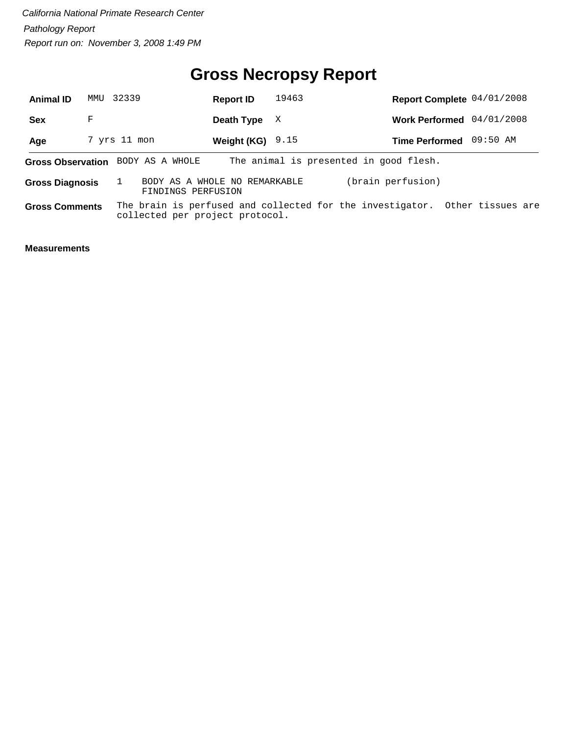*California National Primate Research Center*

*Pathology Report*

*Report run on: November 3, 2008 1:49 PM*

# Gross Necropsy Report

| **Animal ID** | MMU 32339 | **Report ID** | 19463 | **Report Complete** | 04/01/2008 |
|---|---|---|---|---|---|
| **Sex** | F | **Death Type** | X | **Work Performed** | 04/01/2008 |
| **Age** | 7 yrs 11 mon | **Weight (KG)** | 9.15 | **Time Performed** | 09:50 AM |

**Gross Observation** BODY AS A WHOLE The animal is presented in good flesh.

**Gross Diagnosis** 1 BODY AS A WHOLE NO REMARKABLE FINDINGS PERFUSION (brain perfusion)

**Gross Comments** The brain is perfused and collected for the investigator. Other tissues are collected per project protocol.

**Measurements**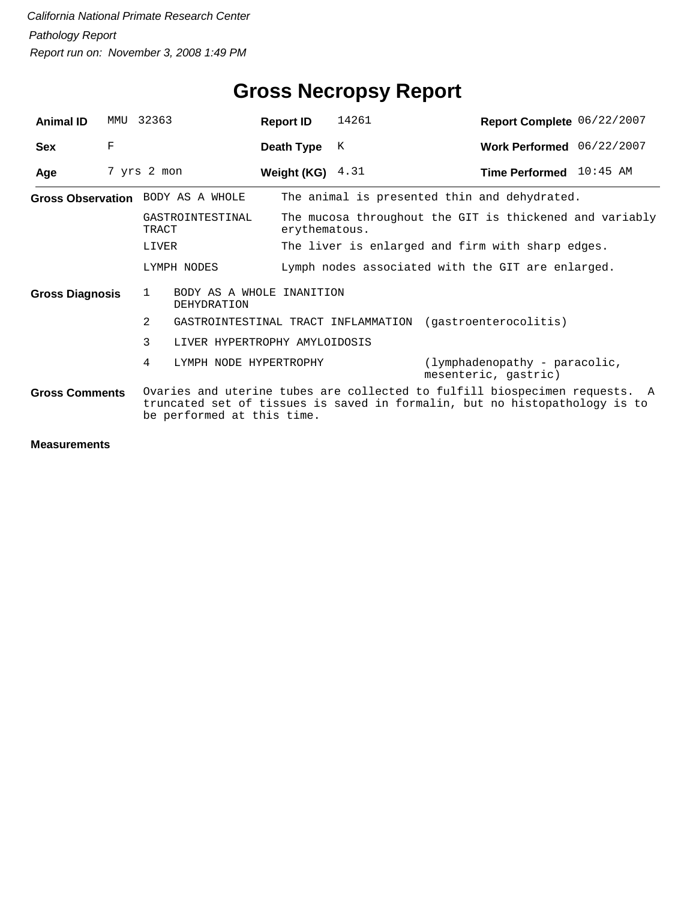*California National Primate Research Center*

*Pathology Report*

*Report run on: November 3, 2008 1:49 PM*

# Gross Necropsy Report

| **Animal ID** | MMU 32363 | **Report ID** | 14261 | **Report Complete** | 06/22/2007 |
|---|---|---|---|---|---|
| **Sex** | F | **Death Type** | K | **Work Performed** | 06/22/2007 |
| **Age** | 7 yrs 2 mon | **Weight (KG)** | 4.31 | **Time Performed** | 10:45 AM |

**Gross Observation**

| | |
|---|---|
| BODY AS A WHOLE | The animal is presented thin and dehydrated. |
| GASTROINTESTINAL TRACT | The mucosa throughout the GIT is thickened and variably erythematous. |
| LIVER | The liver is enlarged and firm with sharp edges. |
| LYMPH NODES | Lymph nodes associated with the GIT are enlarged. |

**Gross Diagnosis**

| | | |
|---|---|---|
| 1 | BODY AS A WHOLE INANITION DEHYDRATION | |
| 2 | GASTROINTESTINAL TRACT INFLAMMATION | (gastroenterocolitis) |
| 3 | LIVER HYPERTROPHY AMYLOIDOSIS | |
| 4 | LYMPH NODE HYPERTROPHY | (lymphadenopathy - paracolic, mesenteric, gastric) |

**Gross Comments**

Ovaries and uterine tubes are collected to fulfill biospecimen requests. A truncated set of tissues is saved in formalin, but no histopathology is to be performed at this time.

**Measurements**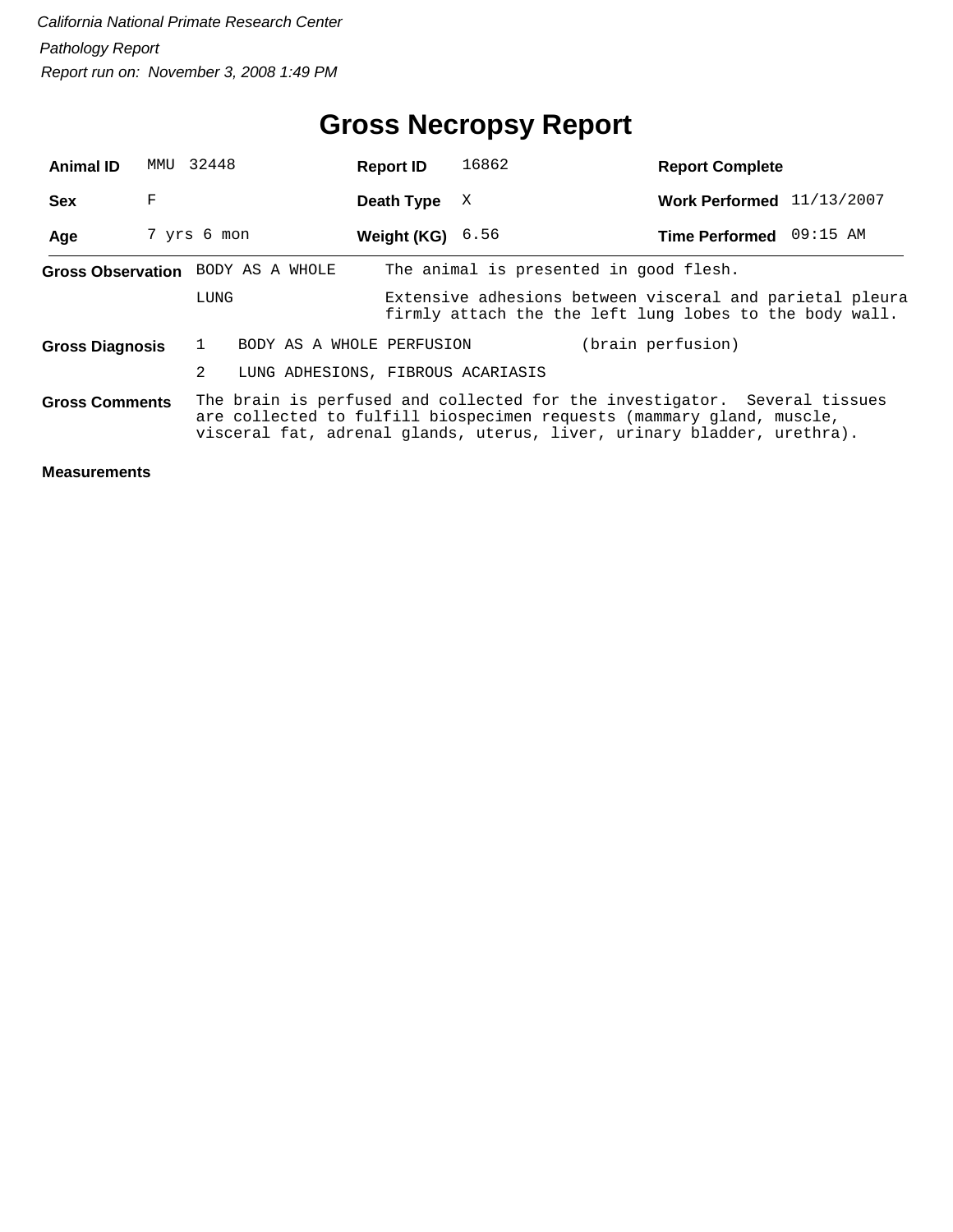*California National Primate Research Center*

*Pathology Report*

*Report run on: November 3, 2008 1:49 PM*

# Gross Necropsy Report

| | | | | | |
|---|---|---|---|---|---|
| **Animal ID** | MMU 32448 | **Report ID** | 16862 | **Report Complete** | |
| **Sex** | F | **Death Type** | X | **Work Performed** | 11/13/2007 |
| **Age** | 7 yrs 6 mon | **Weight (KG)** | 6.56 | **Time Performed** | 09:15 AM |

**Gross Observation**

| | |
|---|---|
| BODY AS A WHOLE | The animal is presented in good flesh. |
| LUNG | Extensive adhesions between visceral and parietal pleura firmly attach the the left lung lobes to the body wall. |

**Gross Diagnosis**

1. BODY AS A WHOLE PERFUSION (brain perfusion)
2. LUNG ADHESIONS, FIBROUS ACARIASIS

**Gross Comments**

The brain is perfused and collected for the investigator. Several tissues are collected to fulfill biospecimen requests (mammary gland, muscle, visceral fat, adrenal glands, uterus, liver, urinary bladder, urethra).

**Measurements**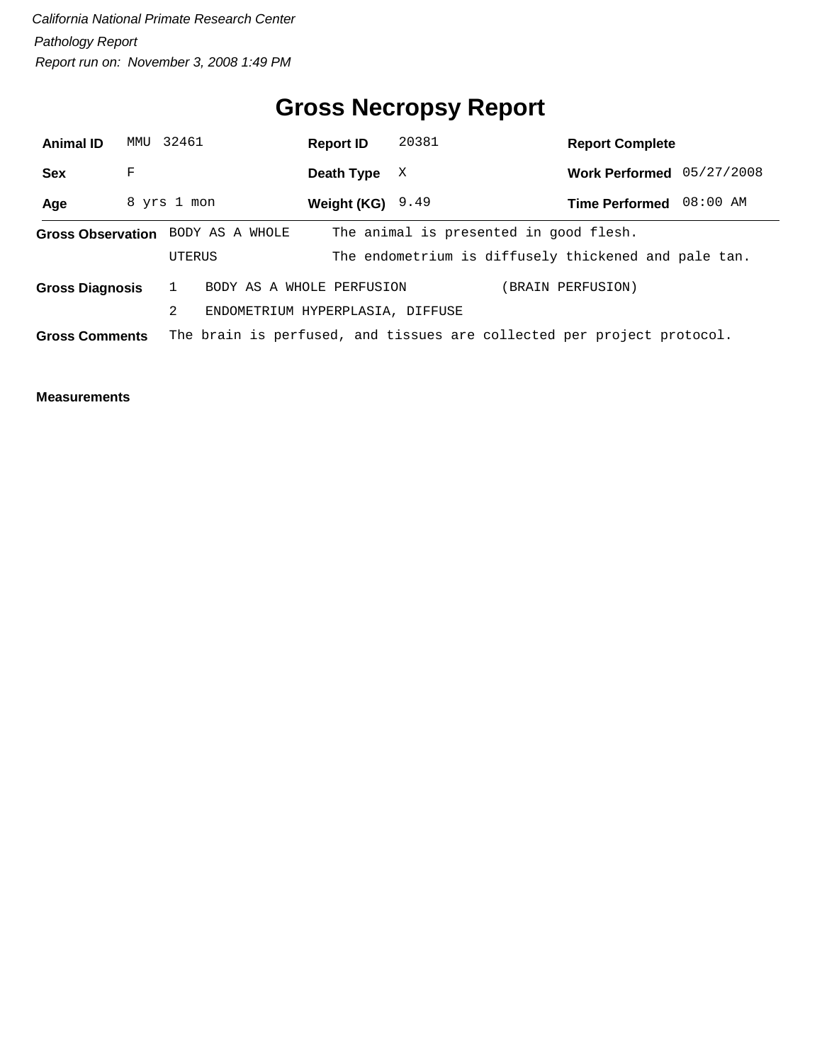*California National Primate Research Center*

*Pathology Report*

*Report run on: November 3, 2008 1:49 PM*

# Gross Necropsy Report

| **Animal ID** | MMU 32461 | **Report ID** | 20381 | **Report Complete** | |
|---|---|---|---|---|---|
| **Sex** | F | **Death Type** | X | **Work Performed** | 05/27/2008 |
| **Age** | 8 yrs 1 mon | **Weight (KG)** | 9.49 | **Time Performed** | 08:00 AM |

**Gross Observation**

| | |
|---|---|
| BODY AS A WHOLE | The animal is presented in good flesh. |
| UTERUS | The endometrium is diffusely thickened and pale tan. |

**Gross Diagnosis**

1. BODY AS A WHOLE PERFUSION (BRAIN PERFUSION)
2. ENDOMETRIUM HYPERPLASIA, DIFFUSE

**Gross Comments** The brain is perfused, and tissues are collected per project protocol.

**Measurements**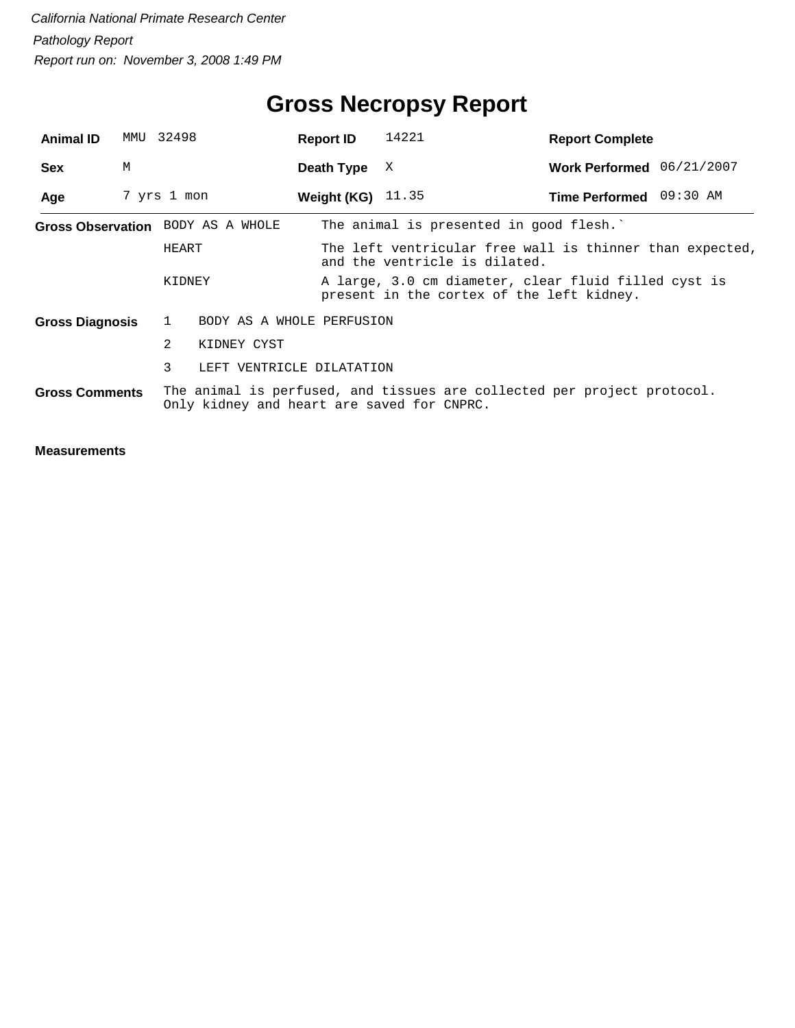*California National Primate Research Center*

*Pathology Report*

*Report run on: November 3, 2008 1:49 PM*

# Gross Necropsy Report

| | | | | | |
|---|---|---|---|---|---|
| **Animal ID** | MMU 32498 | **Report ID** | 14221 | **Report Complete** | |
| **Sex** | M | **Death Type** | X | **Work Performed** | 06/21/2007 |
| **Age** | 7 yrs 1 mon | **Weight (KG)** | 11.35 | **Time Performed** | 09:30 AM |

**Gross Observation**

| | |
|---|---|
| BODY AS A WHOLE | The animal is presented in good flesh.` |
| HEART | The left ventricular free wall is thinner than expected, and the ventricle is dilated. |
| KIDNEY | A large, 3.0 cm diameter, clear fluid filled cyst is present in the cortex of the left kidney. |

**Gross Diagnosis**

1 BODY AS A WHOLE PERFUSION

2 KIDNEY CYST

3 LEFT VENTRICLE DILATATION

**Gross Comments**

The animal is perfused, and tissues are collected per project protocol. Only kidney and heart are saved for CNPRC.

**Measurements**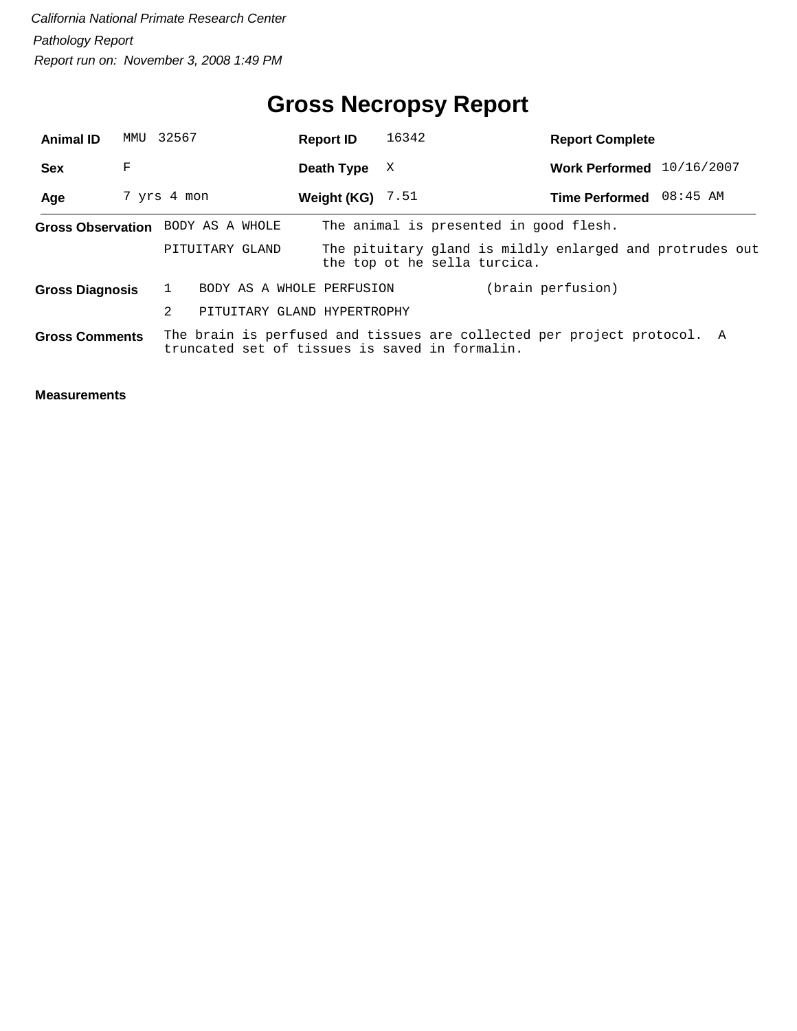*California National Primate Research Center*

*Pathology Report*

*Report run on: November 3, 2008 1:49 PM*

# Gross Necropsy Report

| | | | | | |
|---|---|---|---|---|---|
| **Animal ID** | MMU 32567 | **Report ID** | 16342 | **Report Complete** | |
| **Sex** | F | **Death Type** | X | **Work Performed** | 10/16/2007 |
| **Age** | 7 yrs 4 mon | **Weight (KG)** | 7.51 | **Time Performed** | 08:45 AM |

**Gross Observation**

| | |
|---|---|
| BODY AS A WHOLE | The animal is presented in good flesh. |
| PITUITARY GLAND | The pituitary gland is mildly enlarged and protrudes out the top ot he sella turcica. |

**Gross Diagnosis**

| | | |
|---|---|---|
| 1 | BODY AS A WHOLE PERFUSION | (brain perfusion) |
| 2 | PITUITARY GLAND HYPERTROPHY | |

**Gross Comments** The brain is perfused and tissues are collected per project protocol. A truncated set of tissues is saved in formalin.

**Measurements**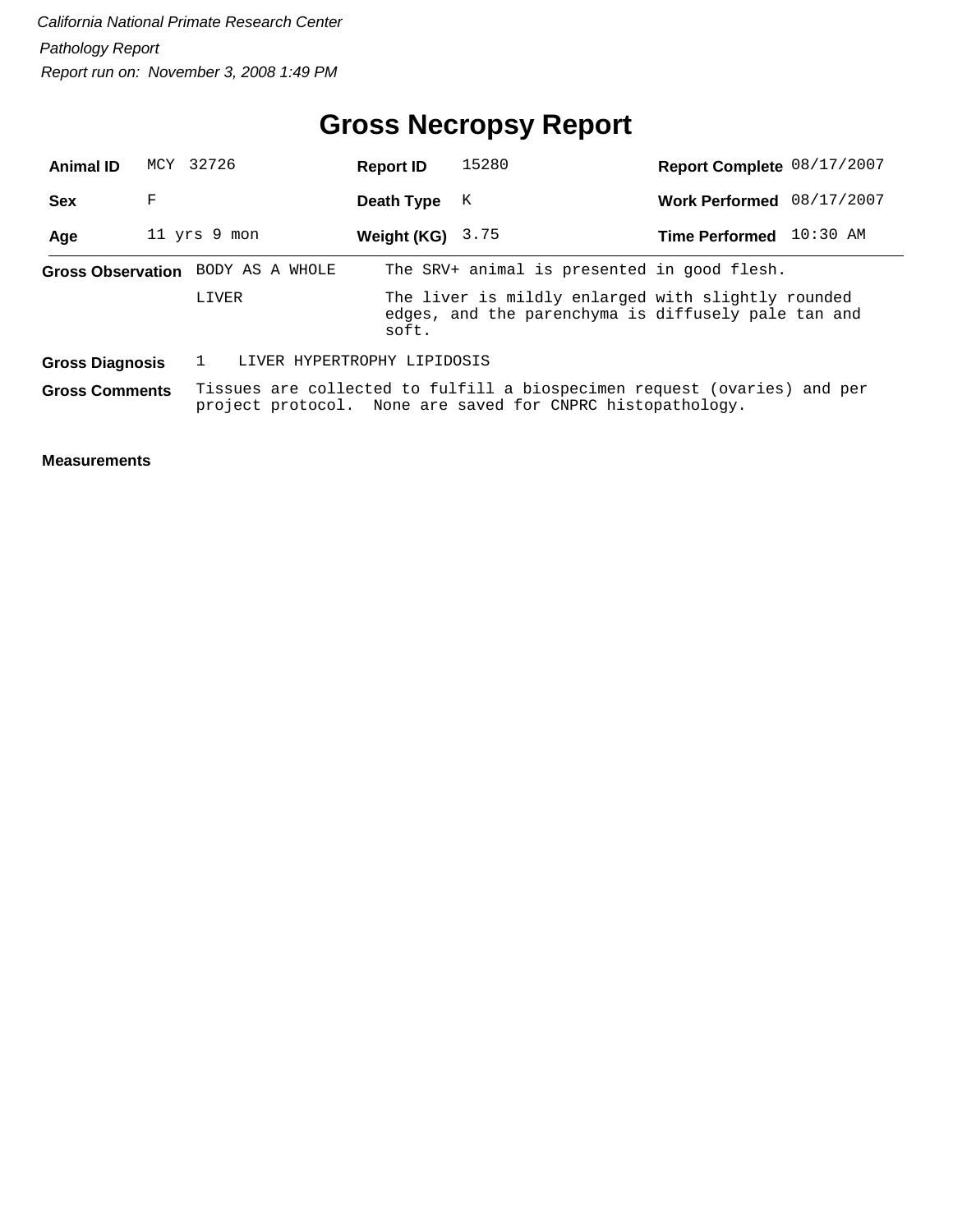*California National Primate Research Center*

*Pathology Report*

*Report run on: November 3, 2008 1:49 PM*

# Gross Necropsy Report

| | | | | | |
|---|---|---|---|---|---|
| **Animal ID** | MCY 32726 | **Report ID** | 15280 | **Report Complete** | 08/17/2007 |
| **Sex** | F | **Death Type** | K | **Work Performed** | 08/17/2007 |
| **Age** | 11 yrs 9 mon | **Weight (KG)** | 3.75 | **Time Performed** | 10:30 AM |

**Gross Observation**

| | |
|---|---|
| BODY AS A WHOLE | The SRV+ animal is presented in good flesh. |
| LIVER | The liver is mildly enlarged with slightly rounded edges, and the parenchyma is diffusely pale tan and soft. |

**Gross Diagnosis** 1 LIVER HYPERTROPHY LIPIDOSIS

**Gross Comments** Tissues are collected to fulfill a biospecimen request (ovaries) and per project protocol. None are saved for CNPRC histopathology.

**Measurements**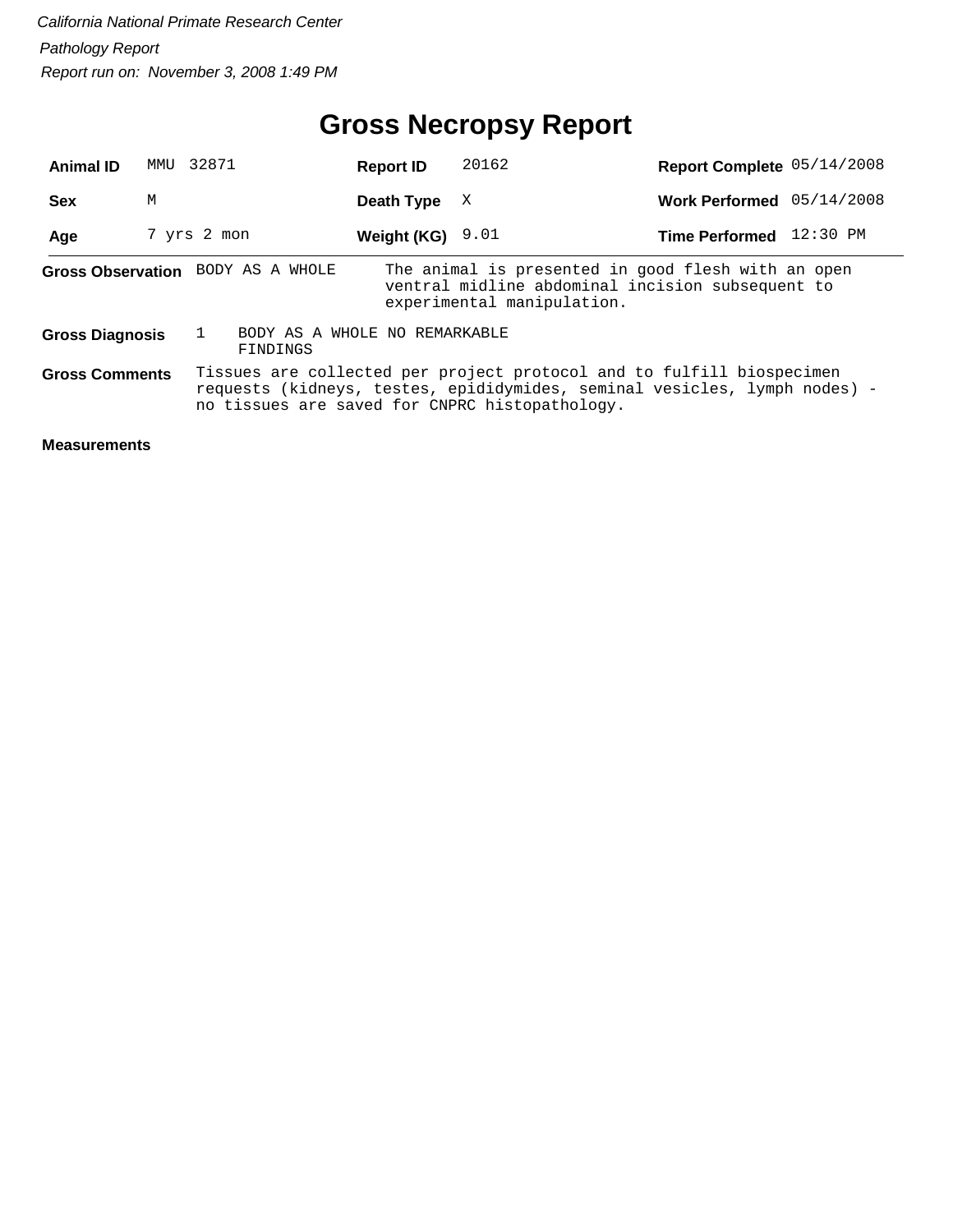*California National Primate Research Center*

*Pathology Report*

*Report run on: November 3, 2008 1:49 PM*

# Gross Necropsy Report

| | | | | | |
|---|---|---|---|---|---|
| **Animal ID** | MMU 32871 | **Report ID** | 20162 | **Report Complete** | 05/14/2008 |
| **Sex** | M | **Death Type** | X | **Work Performed** | 05/14/2008 |
| **Age** | 7 yrs 2 mon | **Weight (KG)** | 9.01 | **Time Performed** | 12:30 PM |

**Gross Observation** BODY AS A WHOLE — The animal is presented in good flesh with an open ventral midline abdominal incision subsequent to experimental manipulation.

**Gross Diagnosis** 1 BODY AS A WHOLE NO REMARKABLE FINDINGS

**Gross Comments** Tissues are collected per project protocol and to fulfill biospecimen requests (kidneys, testes, epididymides, seminal vesicles, lymph nodes) - no tissues are saved for CNPRC histopathology.

**Measurements**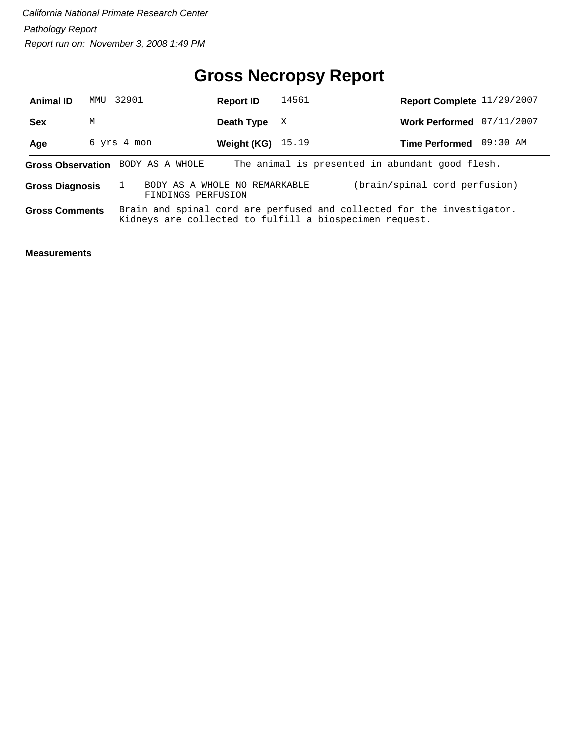*California National Primate Research Center*

*Pathology Report*

*Report run on: November 3, 2008 1:49 PM*

# Gross Necropsy Report

| | | | | | |
|---|---|---|---|---|---|
| **Animal ID** | MMU 32901 | **Report ID** | 14561 | **Report Complete** | 11/29/2007 |
| **Sex** | M | **Death Type** | X | **Work Performed** | 07/11/2007 |
| **Age** | 6 yrs 4 mon | **Weight (KG)** | 15.19 | **Time Performed** | 09:30 AM |

**Gross Observation** BODY AS A WHOLE The animal is presented in abundant good flesh.

**Gross Diagnosis** 1 BODY AS A WHOLE NO REMARKABLE FINDINGS PERFUSION (brain/spinal cord perfusion)

**Gross Comments** Brain and spinal cord are perfused and collected for the investigator. Kidneys are collected to fulfill a biospecimen request.

**Measurements**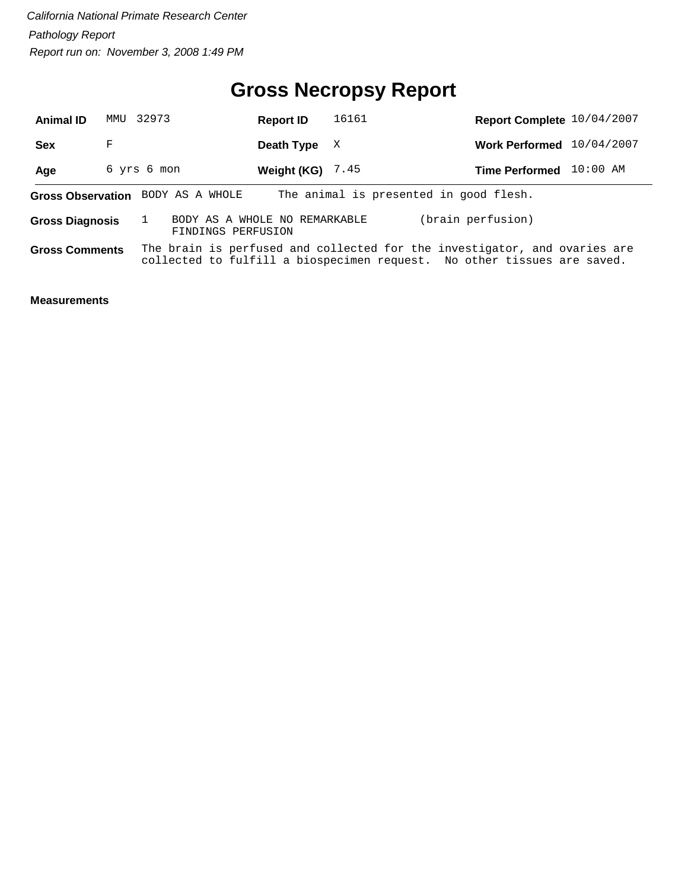*California National Primate Research Center*

*Pathology Report*

*Report run on: November 3, 2008 1:49 PM*

# Gross Necropsy Report

| **Animal ID** | MMU 32973 | **Report ID** | 16161 | **Report Complete** | 10/04/2007 |
|---|---|---|---|---|---|
| **Sex** | F | **Death Type** | X | **Work Performed** | 10/04/2007 |
| **Age** | 6 yrs 6 mon | **Weight (KG)** | 7.45 | **Time Performed** | 10:00 AM |

**Gross Observation** BODY AS A WHOLE The animal is presented in good flesh.

**Gross Diagnosis** 1 BODY AS A WHOLE NO REMARKABLE FINDINGS PERFUSION (brain perfusion)

**Gross Comments** The brain is perfused and collected for the investigator, and ovaries are collected to fulfill a biospecimen request. No other tissues are saved.

**Measurements**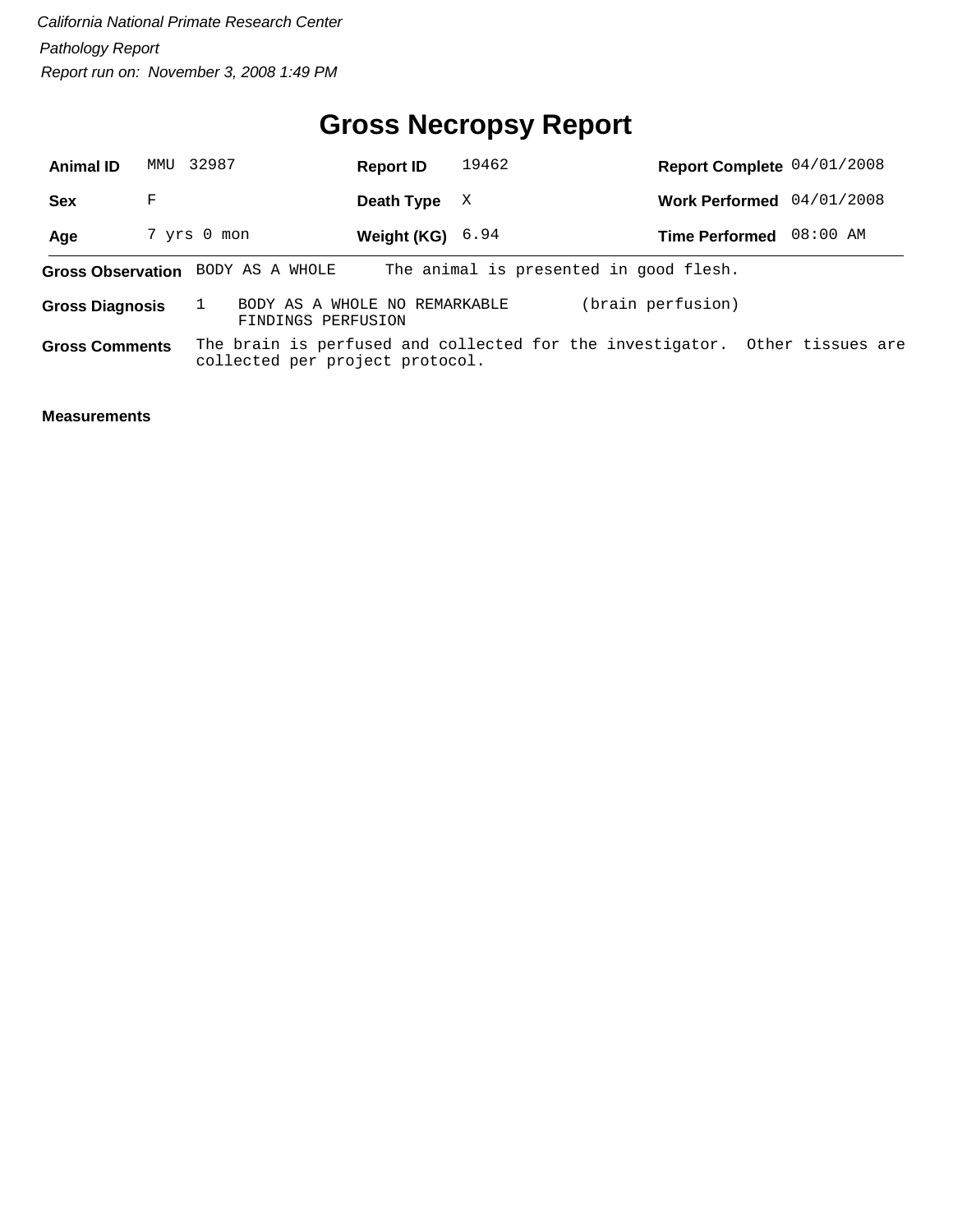*California National Primate Research Center*

*Pathology Report*

*Report run on: November 3, 2008 1:49 PM*

# Gross Necropsy Report

| | | | | | |
|---|---|---|---|---|---|
| **Animal ID** | MMU 32987 | **Report ID** | 19462 | **Report Complete** | 04/01/2008 |
| **Sex** | F | **Death Type** | X | **Work Performed** | 04/01/2008 |
| **Age** | 7 yrs 0 mon | **Weight (KG)** | 6.94 | **Time Performed** | 08:00 AM |

**Gross Observation** BODY AS A WHOLE The animal is presented in good flesh.

**Gross Diagnosis** 1 BODY AS A WHOLE NO REMARKABLE FINDINGS PERFUSION (brain perfusion)

**Gross Comments** The brain is perfused and collected for the investigator. Other tissues are collected per project protocol.

**Measurements**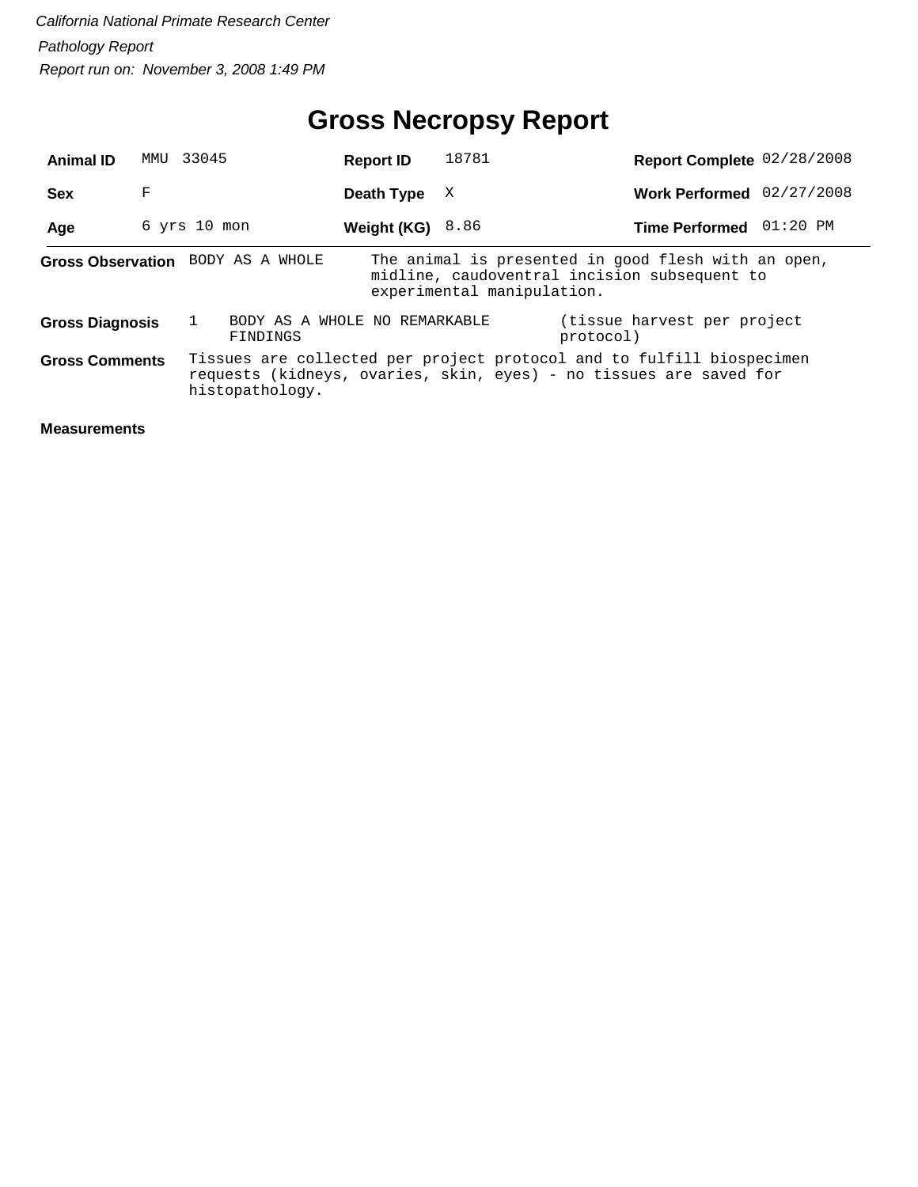*California National Primate Research Center*

*Pathology Report*

*Report run on: November 3, 2008 1:49 PM*

# Gross Necropsy Report

| | | | | | |
|---|---|---|---|---|---|
| **Animal ID** | MMU 33045 | **Report ID** | 18781 | **Report Complete** | 02/28/2008 |
| **Sex** | F | **Death Type** | X | **Work Performed** | 02/27/2008 |
| **Age** | 6 yrs 10 mon | **Weight (KG)** | 8.86 | **Time Performed** | 01:20 PM |

**Gross Observation** BODY AS A WHOLE — The animal is presented in good flesh with an open, midline, caudoventral incision subsequent to experimental manipulation.

**Gross Diagnosis** 1 BODY AS A WHOLE NO REMARKABLE FINDINGS (tissue harvest per project protocol)

**Gross Comments** Tissues are collected per project protocol and to fulfill biospecimen requests (kidneys, ovaries, skin, eyes) - no tissues are saved for histopathology.

**Measurements**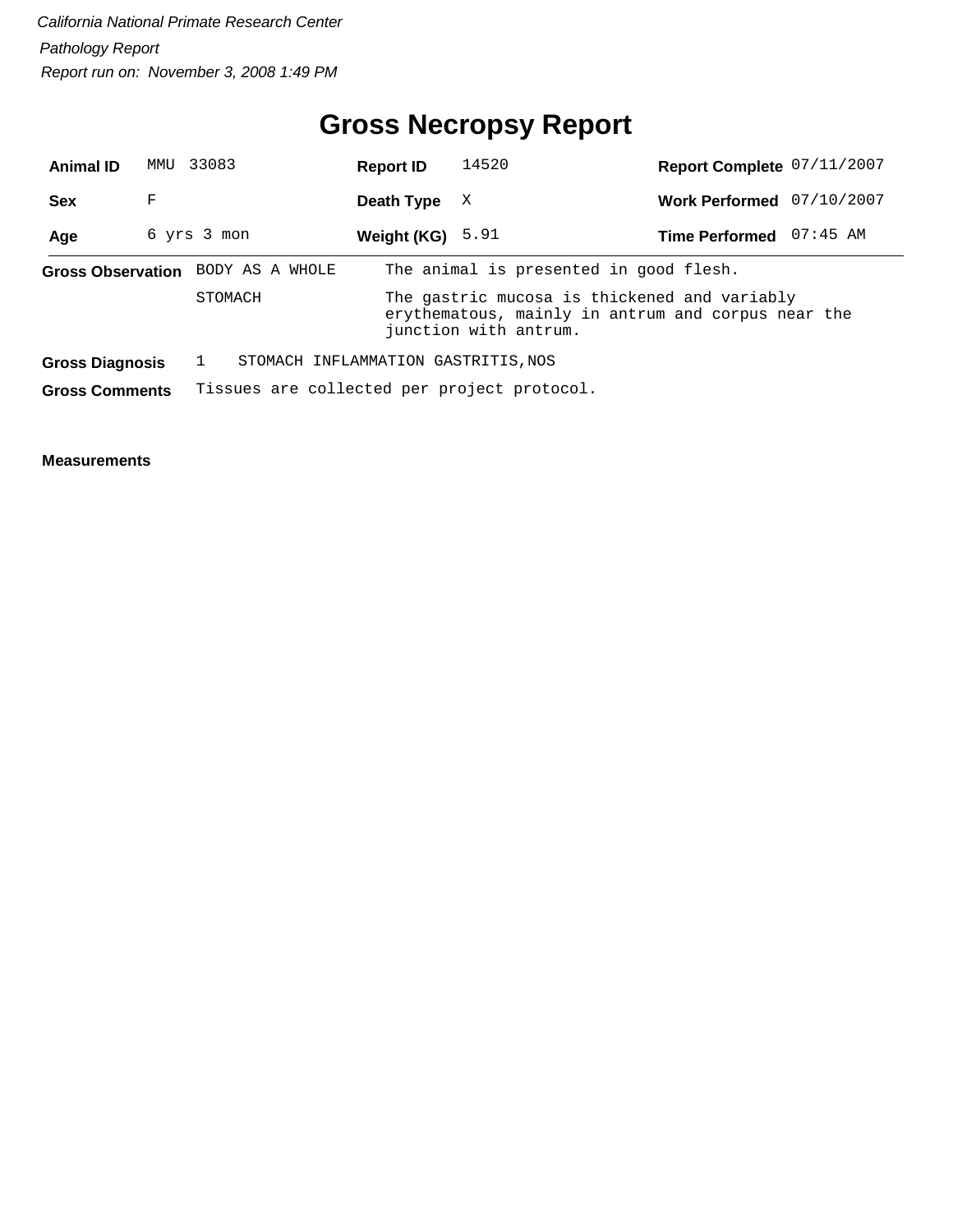*California National Primate Research Center*

*Pathology Report*

*Report run on: November 3, 2008 1:49 PM*

# Gross Necropsy Report

| | | | | | |
|---|---|---|---|---|---|
| **Animal ID** | MMU 33083 | **Report ID** | 14520 | **Report Complete** | 07/11/2007 |
| **Sex** | F | **Death Type** | X | **Work Performed** | 07/10/2007 |
| **Age** | 6 yrs 3 mon | **Weight (KG)** | 5.91 | **Time Performed** | 07:45 AM |

| | | |
|---|---|---|
| **Gross Observation** | BODY AS A WHOLE | The animal is presented in good flesh. |
| | STOMACH | The gastric mucosa is thickened and variably erythematous, mainly in antrum and corpus near the junction with antrum. |

**Gross Diagnosis** 1 STOMACH INFLAMMATION GASTRITIS,NOS

**Gross Comments** Tissues are collected per project protocol.

**Measurements**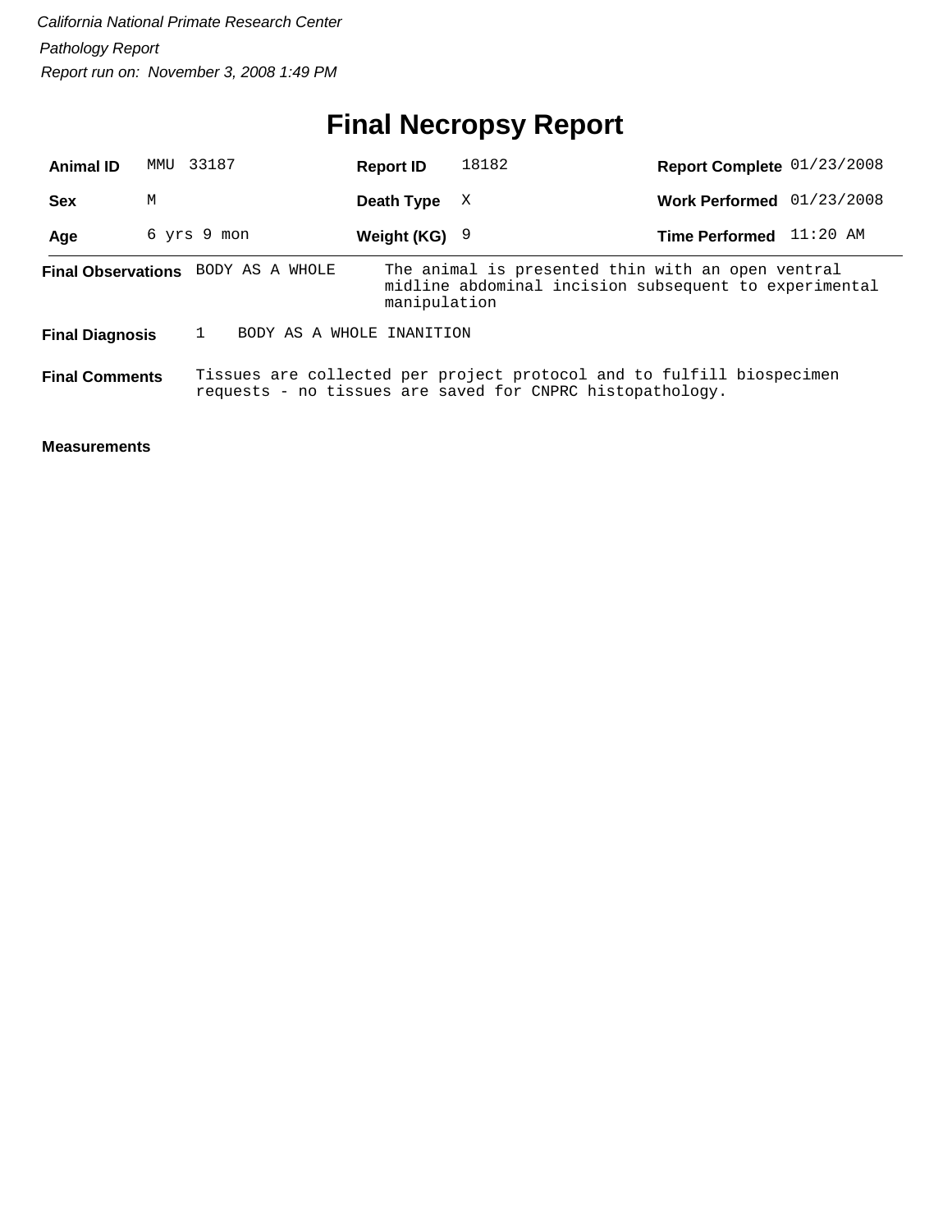*California National Primate Research Center*

*Pathology Report*

*Report run on: November 3, 2008 1:49 PM*

# Final Necropsy Report

| | | | | | |
|---|---|---|---|---|---|
| **Animal ID** | MMU 33187 | **Report ID** | 18182 | **Report Complete** | 01/23/2008 |
| **Sex** | M | **Death Type** | X | **Work Performed** | 01/23/2008 |
| **Age** | 6 yrs 9 mon | **Weight (KG)** | 9 | **Time Performed** | 11:20 AM |

**Final Observations** BODY AS A WHOLE — The animal is presented thin with an open ventral midline abdominal incision subsequent to experimental manipulation

**Final Diagnosis** 1 BODY AS A WHOLE INANITION

**Final Comments** Tissues are collected per project protocol and to fulfill biospecimen requests - no tissues are saved for CNPRC histopathology.

**Measurements**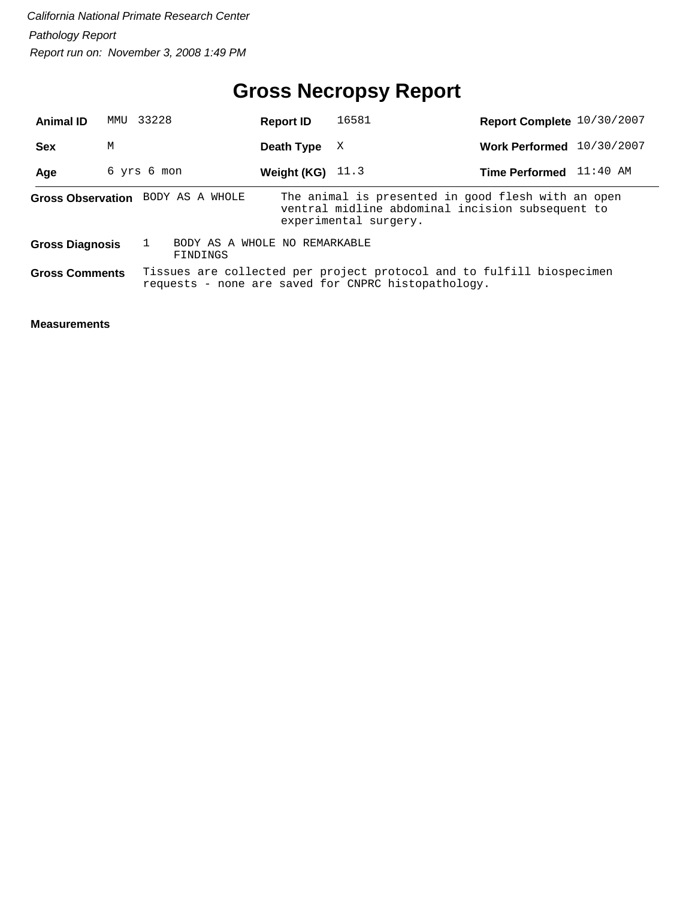*California National Primate Research Center*

*Pathology Report*

*Report run on: November 3, 2008 1:49 PM*

# Gross Necropsy Report

| | | | | | |
|---|---|---|---|---|---|
| **Animal ID** | MMU 33228 | **Report ID** | 16581 | **Report Complete** | 10/30/2007 |
| **Sex** | M | **Death Type** | X | **Work Performed** | 10/30/2007 |
| **Age** | 6 yrs 6 mon | **Weight (KG)** | 11.3 | **Time Performed** | 11:40 AM |

**Gross Observation** BODY AS A WHOLE — The animal is presented in good flesh with an open ventral midline abdominal incision subsequent to experimental surgery.

**Gross Diagnosis** 1 BODY AS A WHOLE NO REMARKABLE FINDINGS

**Gross Comments** Tissues are collected per project protocol and to fulfill biospecimen requests - none are saved for CNPRC histopathology.

**Measurements**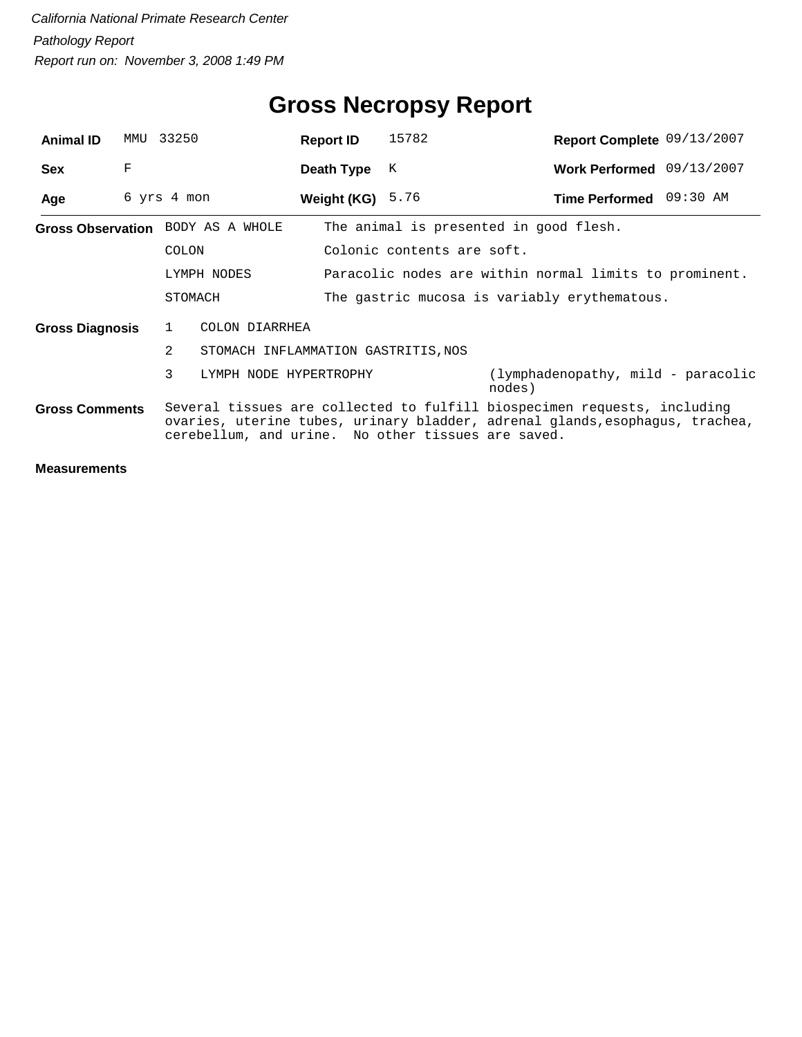*California National Primate Research Center*

*Pathology Report*

*Report run on: November 3, 2008 1:49 PM*

# Gross Necropsy Report

| | | | | | |
|---|---|---|---|---|---|
| **Animal ID** | MMU 33250 | **Report ID** | 15782 | **Report Complete** | 09/13/2007 |
| **Sex** | F | **Death Type** | K | **Work Performed** | 09/13/2007 |
| **Age** | 6 yrs 4 mon | **Weight (KG)** | 5.76 | **Time Performed** | 09:30 AM |

**Gross Observation**

| | |
|---|---|
| BODY AS A WHOLE | The animal is presented in good flesh. |
| COLON | Colonic contents are soft. |
| LYMPH NODES | Paracolic nodes are within normal limits to prominent. |
| STOMACH | The gastric mucosa is variably erythematous. |

**Gross Diagnosis**

| | | |
|---|---|---|
| 1 | COLON DIARRHEA | |
| 2 | STOMACH INFLAMMATION GASTRITIS,NOS | |
| 3 | LYMPH NODE HYPERTROPHY | (lymphadenopathy, mild - paracolic nodes) |

**Gross Comments**

Several tissues are collected to fulfill biospecimen requests, including ovaries, uterine tubes, urinary bladder, adrenal glands,esophagus, trachea, cerebellum, and urine. No other tissues are saved.

**Measurements**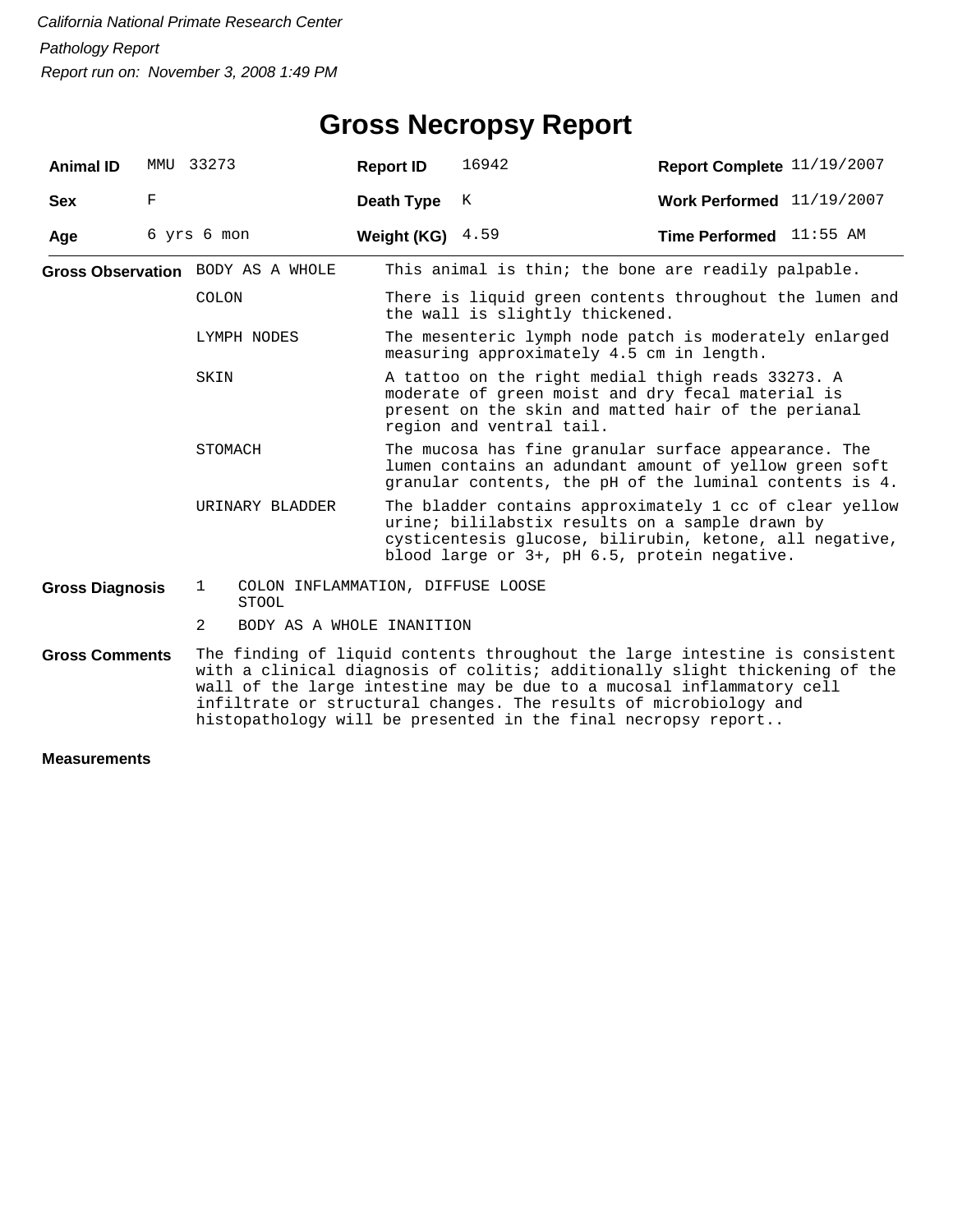*California National Primate Research Center*

*Pathology Report*

*Report run on: November 3, 2008 1:49 PM*

# Gross Necropsy Report

| **Animal ID** | MMU 33273 | **Report ID** | 16942 | **Report Complete** | 11/19/2007 |
|---|---|---|---|---|---|
| **Sex** | F | **Death Type** | K | **Work Performed** | 11/19/2007 |
| **Age** | 6 yrs 6 mon | **Weight (KG)** | 4.59 | **Time Performed** | 11:55 AM |

**Gross Observation**

| | |
|---|---|
| BODY AS A WHOLE | This animal is thin; the bone are readily palpable. |
| COLON | There is liquid green contents throughout the lumen and the wall is slightly thickened. |
| LYMPH NODES | The mesenteric lymph node patch is moderately enlarged measuring approximately 4.5 cm in length. |
| SKIN | A tattoo on the right medial thigh reads 33273. A moderate of green moist and dry fecal material is present on the skin and matted hair of the perianal region and ventral tail. |
| STOMACH | The mucosa has fine granular surface appearance. The lumen contains an adundant amount of yellow green soft granular contents, the pH of the luminal contents is 4. |
| URINARY BLADDER | The bladder contains approximately 1 cc of clear yellow urine; bililabstix results on a sample drawn by cysticentesis glucose, bilirubin, ketone, all negative, blood large or 3+, pH 6.5, protein negative. |

**Gross Diagnosis**

1. COLON INFLAMMATION, DIFFUSE LOOSE STOOL
2. BODY AS A WHOLE INANITION

**Gross Comments**

The finding of liquid contents throughout the large intestine is consistent with a clinical diagnosis of colitis; additionally slight thickening of the wall of the large intestine may be due to a mucosal inflammatory cell infiltrate or structural changes. The results of microbiology and histopathology will be presented in the final necropsy report..

**Measurements**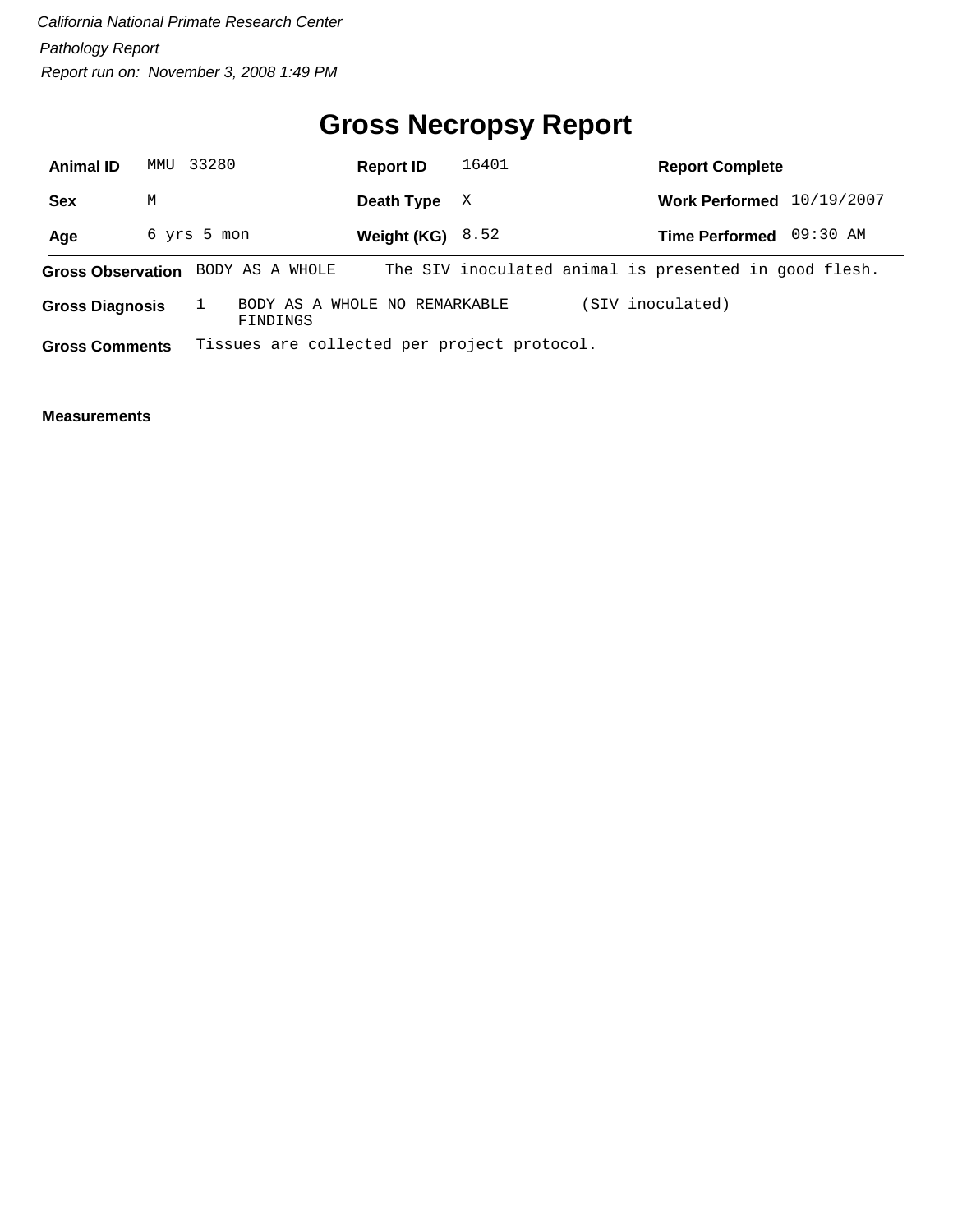*California National Primate Research Center*

*Pathology Report*

*Report run on: November 3, 2008 1:49 PM*

# Gross Necropsy Report

| | | | | | |
|---|---|---|---|---|---|
| **Animal ID** | MMU 33280 | **Report ID** | 16401 | **Report Complete** | |
| **Sex** | M | **Death Type** | X | **Work Performed** | 10/19/2007 |
| **Age** | 6 yrs 5 mon | **Weight (KG)** | 8.52 | **Time Performed** | 09:30 AM |

**Gross Observation** BODY AS A WHOLE — The SIV inoculated animal is presented in good flesh.

**Gross Diagnosis** 1 BODY AS A WHOLE NO REMARKABLE FINDINGS (SIV inoculated)

**Gross Comments** Tissues are collected per project protocol.

**Measurements**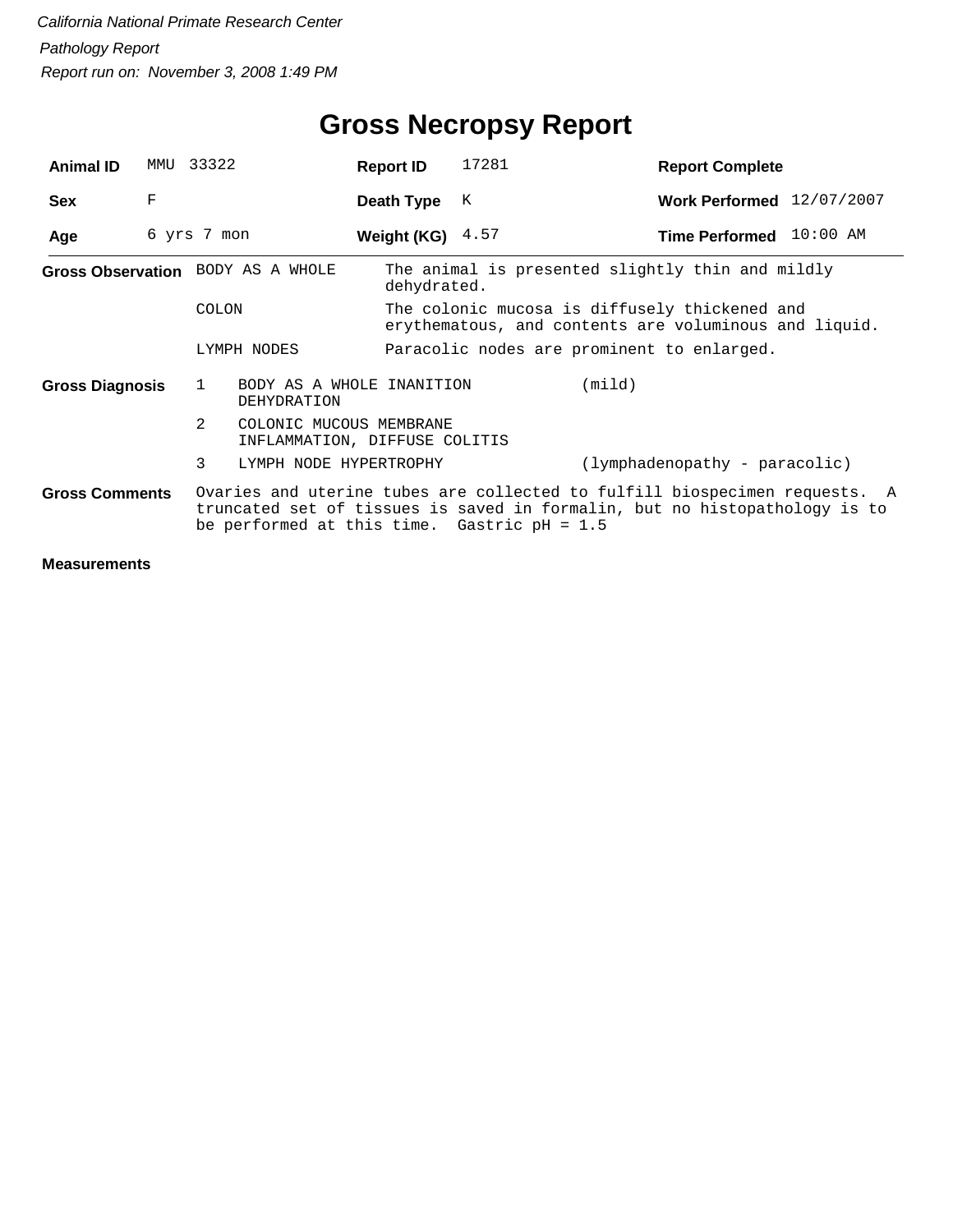*California National Primate Research Center*

*Pathology Report*

*Report run on: November 3, 2008 1:49 PM*

# Gross Necropsy Report

| | | | | | |
|---|---|---|---|---|---|
| **Animal ID** | MMU 33322 | **Report ID** | 17281 | **Report Complete** | |
| **Sex** | F | **Death Type** | K | **Work Performed** | 12/07/2007 |
| **Age** | 6 yrs 7 mon | **Weight (KG)** | 4.57 | **Time Performed** | 10:00 AM |

**Gross Observation**

| | |
|---|---|
| BODY AS A WHOLE | The animal is presented slightly thin and mildly dehydrated. |
| COLON | The colonic mucosa is diffusely thickened and erythematous, and contents are voluminous and liquid. |
| LYMPH NODES | Paracolic nodes are prominent to enlarged. |

**Gross Diagnosis**

| | | |
|---|---|---|
| 1 | BODY AS A WHOLE INANITION DEHYDRATION | (mild) |
| 2 | COLONIC MUCOUS MEMBRANE INFLAMMATION, DIFFUSE COLITIS | |
| 3 | LYMPH NODE HYPERTROPHY | (lymphadenopathy - paracolic) |

**Gross Comments**

Ovaries and uterine tubes are collected to fulfill biospecimen requests. A truncated set of tissues is saved in formalin, but no histopathology is to be performed at this time. Gastric pH = 1.5

**Measurements**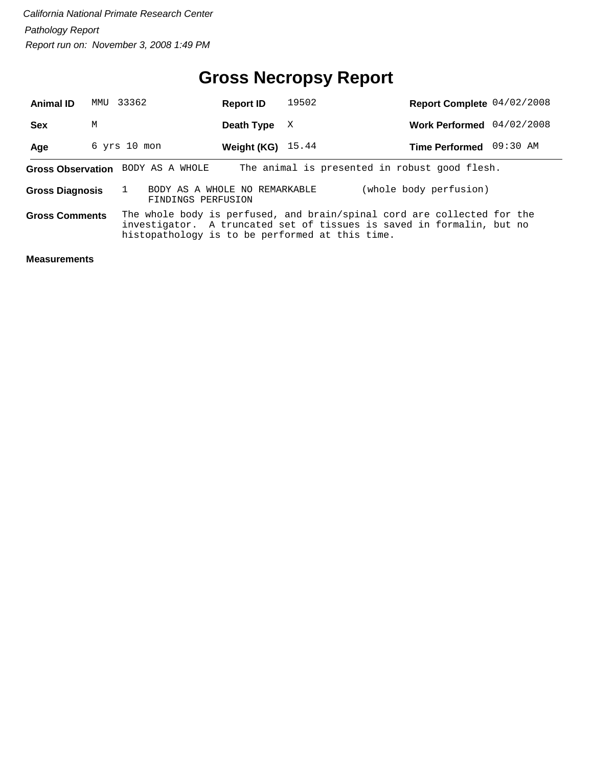*California National Primate Research Center*

*Pathology Report*

*Report run on: November 3, 2008 1:49 PM*

# Gross Necropsy Report

| | | | | | |
|---|---|---|---|---|---|
| **Animal ID** | MMU 33362 | **Report ID** | 19502 | **Report Complete** | 04/02/2008 |
| **Sex** | M | **Death Type** | X | **Work Performed** | 04/02/2008 |
| **Age** | 6 yrs 10 mon | **Weight (KG)** | 15.44 | **Time Performed** | 09:30 AM |

**Gross Observation** BODY AS A WHOLE The animal is presented in robust good flesh.

**Gross Diagnosis** 1 BODY AS A WHOLE NO REMARKABLE FINDINGS PERFUSION (whole body perfusion)

**Gross Comments** The whole body is perfused, and brain/spinal cord are collected for the investigator. A truncated set of tissues is saved in formalin, but no histopathology is to be performed at this time.

**Measurements**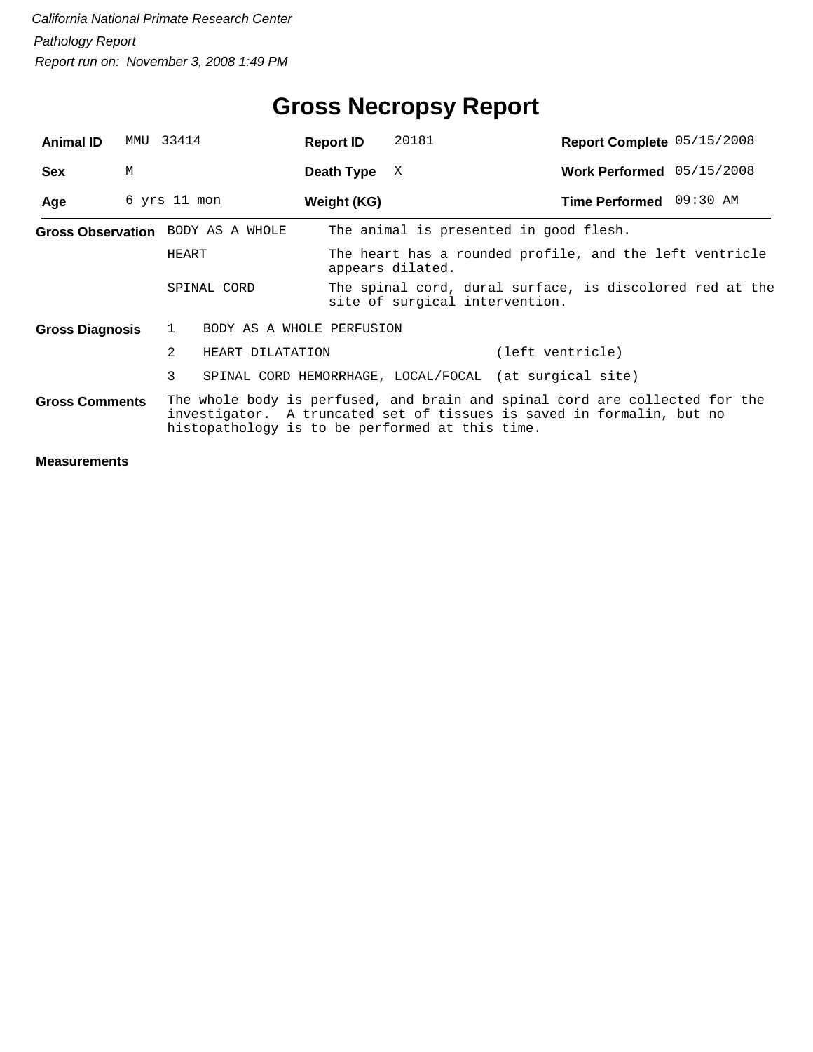*California National Primate Research Center*

*Pathology Report*

*Report run on: November 3, 2008 1:49 PM*

# Gross Necropsy Report

| | | | | | |
|---|---|---|---|---|---|
| **Animal ID** | MMU 33414 | **Report ID** | 20181 | **Report Complete** | 05/15/2008 |
| **Sex** | M | **Death Type** | X | **Work Performed** | 05/15/2008 |
| **Age** | 6 yrs 11 mon | **Weight (KG)** | | **Time Performed** | 09:30 AM |

**Gross Observation**

| | |
|---|---|
| BODY AS A WHOLE | The animal is presented in good flesh. |
| HEART | The heart has a rounded profile, and the left ventricle appears dilated. |
| SPINAL CORD | The spinal cord, dural surface, is discolored red at the site of surgical intervention. |

**Gross Diagnosis**

| | | |
|---|---|---|
| 1 | BODY AS A WHOLE PERFUSION | |
| 2 | HEART DILATATION | (left ventricle) |
| 3 | SPINAL CORD HEMORRHAGE, LOCAL/FOCAL | (at surgical site) |

**Gross Comments**

The whole body is perfused, and brain and spinal cord are collected for the investigator. A truncated set of tissues is saved in formalin, but no histopathology is to be performed at this time.

**Measurements**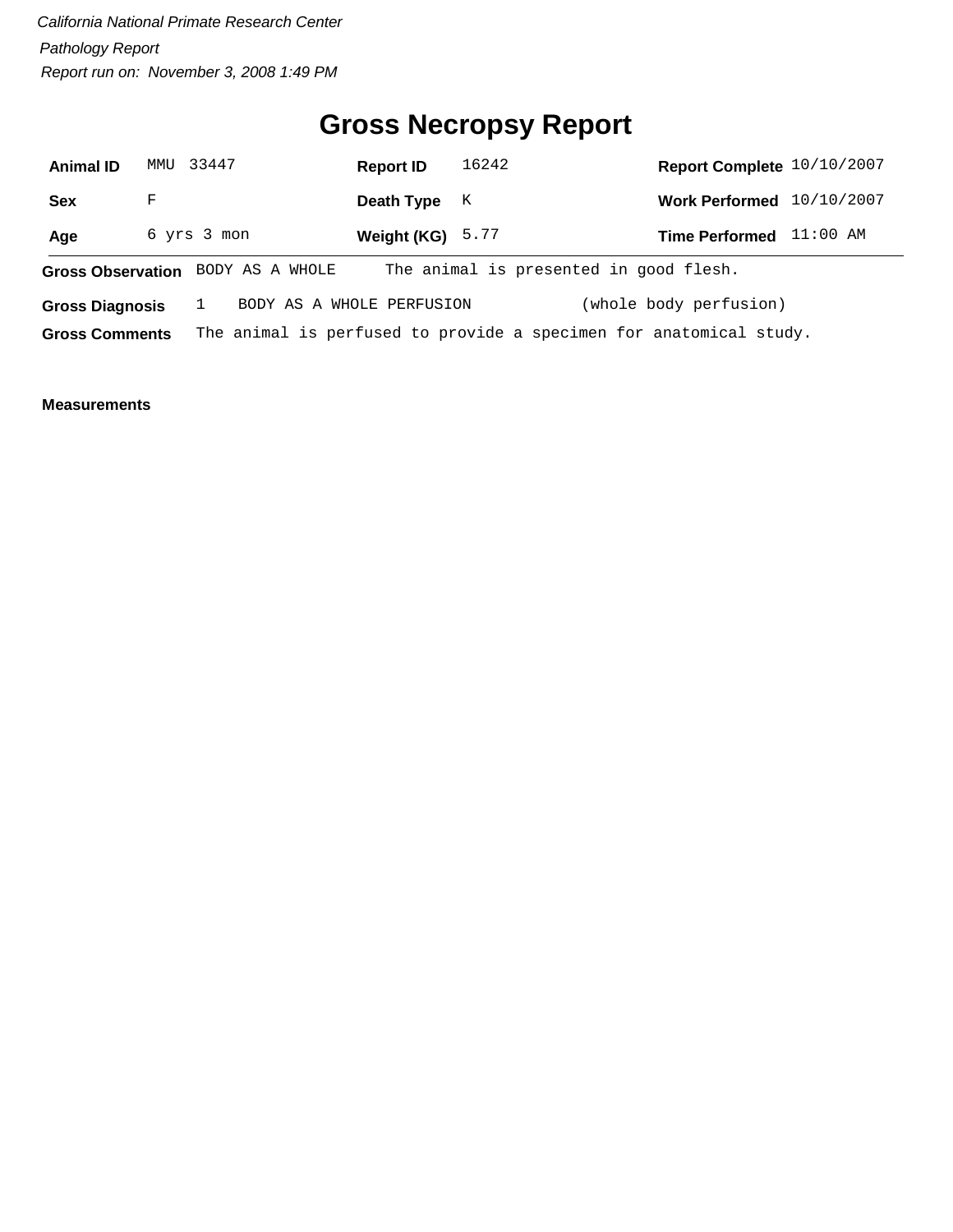*California National Primate Research Center*

*Pathology Report*

*Report run on: November 3, 2008 1:49 PM*

# Gross Necropsy Report

| | | | | | |
|---|---|---|---|---|---|
| **Animal ID** | MMU 33447 | **Report ID** | 16242 | **Report Complete** | 10/10/2007 |
| **Sex** | F | **Death Type** | K | **Work Performed** | 10/10/2007 |
| **Age** | 6 yrs 3 mon | **Weight (KG)** | 5.77 | **Time Performed** | 11:00 AM |

**Gross Observation** BODY AS A WHOLE The animal is presented in good flesh.

**Gross Diagnosis** 1 BODY AS A WHOLE PERFUSION (whole body perfusion)

**Gross Comments** The animal is perfused to provide a specimen for anatomical study.

**Measurements**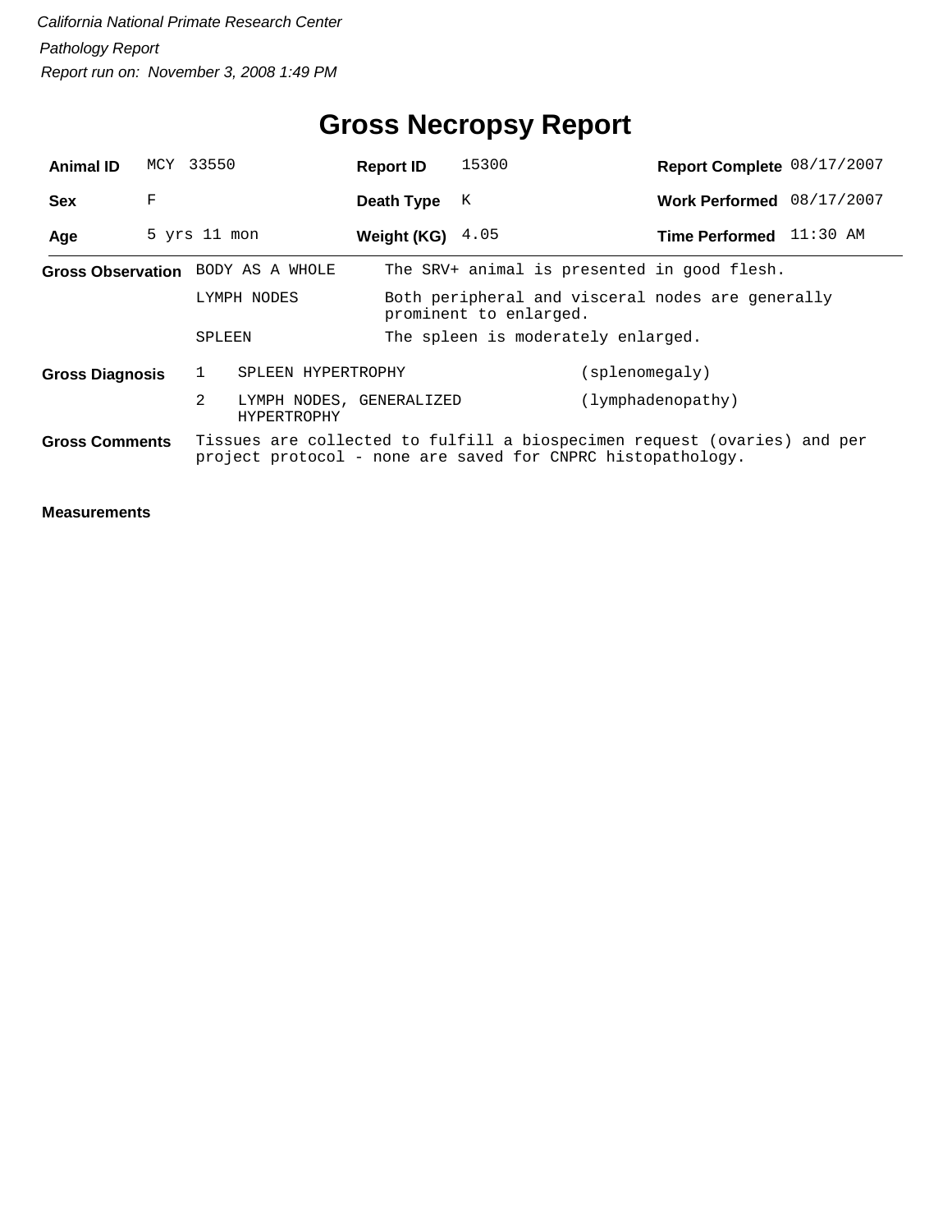*California National Primate Research Center*

*Pathology Report*

*Report run on: November 3, 2008 1:49 PM*

# Gross Necropsy Report

| | | | | | |
|---|---|---|---|---|---|
| **Animal ID** | MCY 33550 | **Report ID** | 15300 | **Report Complete** | 08/17/2007 |
| **Sex** | F | **Death Type** | K | **Work Performed** | 08/17/2007 |
| **Age** | 5 yrs 11 mon | **Weight (KG)** | 4.05 | **Time Performed** | 11:30 AM |

**Gross Observation**

| | |
|---|---|
| BODY AS A WHOLE | The SRV+ animal is presented in good flesh. |
| LYMPH NODES | Both peripheral and visceral nodes are generally prominent to enlarged. |
| SPLEEN | The spleen is moderately enlarged. |

**Gross Diagnosis**

| | | |
|---|---|---|
| 1 | SPLEEN HYPERTROPHY | (splenomegaly) |
| 2 | LYMPH NODES, GENERALIZED HYPERTROPHY | (lymphadenopathy) |

**Gross Comments**

Tissues are collected to fulfill a biospecimen request (ovaries) and per project protocol - none are saved for CNPRC histopathology.

**Measurements**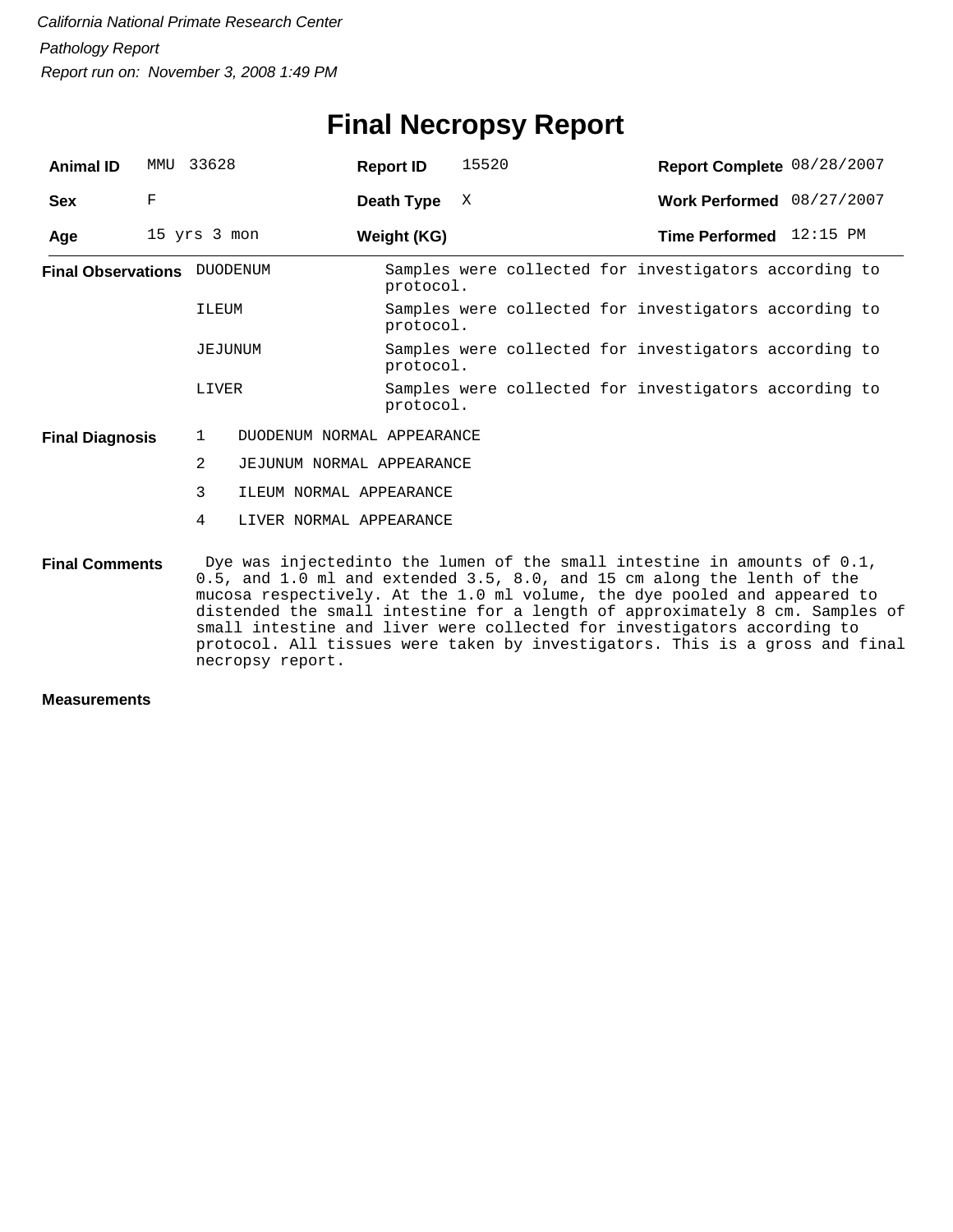*California National Primate Research Center*

*Pathology Report*

*Report run on: November 3, 2008 1:49 PM*

# Final Necropsy Report

| **Animal ID** | MMU 33628 | **Report ID** | 15520 | **Report Complete** | 08/28/2007 |
|---|---|---|---|---|---|
| **Sex** | F | **Death Type** | X | **Work Performed** | 08/27/2007 |
| **Age** | 15 yrs 3 mon | **Weight (KG)** | | **Time Performed** | 12:15 PM |

**Final Observations**

| | |
|---|---|
| DUODENUM | Samples were collected for investigators according to protocol. |
| ILEUM | Samples were collected for investigators according to protocol. |
| JEJUNUM | Samples were collected for investigators according to protocol. |
| LIVER | Samples were collected for investigators according to protocol. |

**Final Diagnosis**

1 DUODENUM NORMAL APPEARANCE

2 JEJUNUM NORMAL APPEARANCE

3 ILEUM NORMAL APPEARANCE

4 LIVER NORMAL APPEARANCE

**Final Comments**

Dye was injectedinto the lumen of the small intestine in amounts of 0.1, 0.5, and 1.0 ml and extended 3.5, 8.0, and 15 cm along the lenth of the mucosa respectively. At the 1.0 ml volume, the dye pooled and appeared to distended the small intestine for a length of approximately 8 cm. Samples of small intestine and liver were collected for investigators according to protocol. All tissues were taken by investigators. This is a gross and final necropsy report.

**Measurements**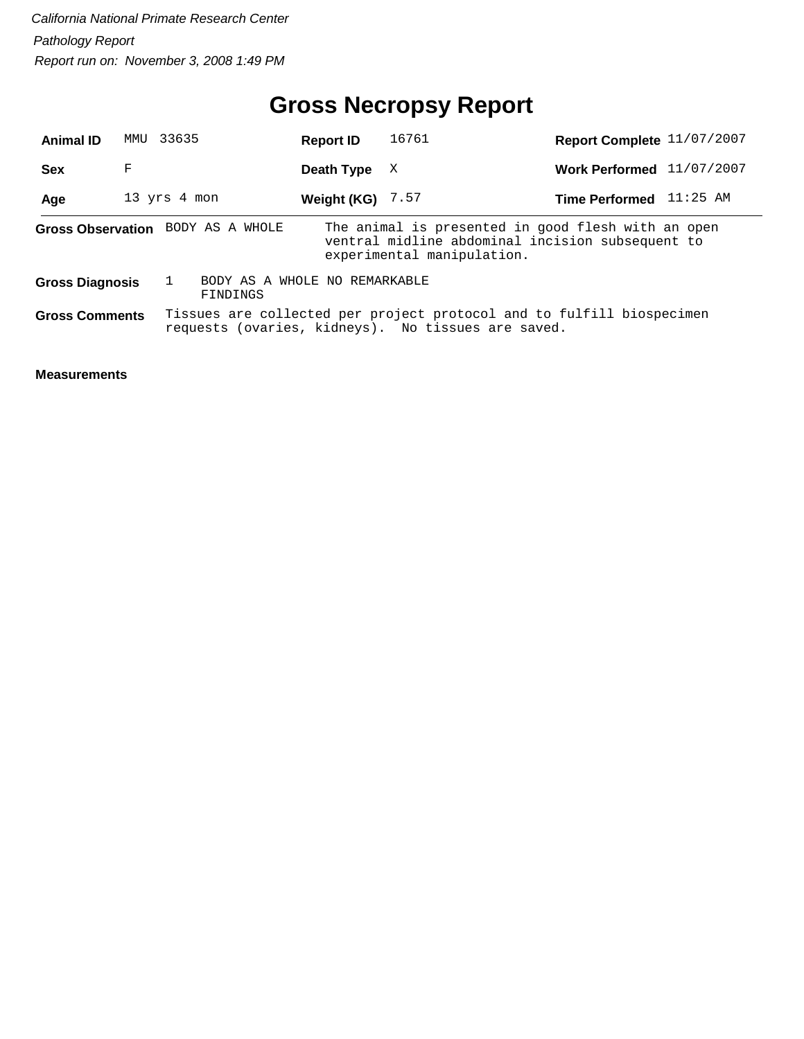*California National Primate Research Center*

*Pathology Report*

*Report run on: November 3, 2008 1:49 PM*

# Gross Necropsy Report

| | | | | | |
|---|---|---|---|---|---|
| **Animal ID** | MMU 33635 | **Report ID** | 16761 | **Report Complete** | 11/07/2007 |
| **Sex** | F | **Death Type** | X | **Work Performed** | 11/07/2007 |
| **Age** | 13 yrs 4 mon | **Weight (KG)** | 7.57 | **Time Performed** | 11:25 AM |

**Gross Observation** BODY AS A WHOLE — The animal is presented in good flesh with an open ventral midline abdominal incision subsequent to experimental manipulation.

**Gross Diagnosis** 1 BODY AS A WHOLE NO REMARKABLE FINDINGS

**Gross Comments** Tissues are collected per project protocol and to fulfill biospecimen requests (ovaries, kidneys). No tissues are saved.

**Measurements**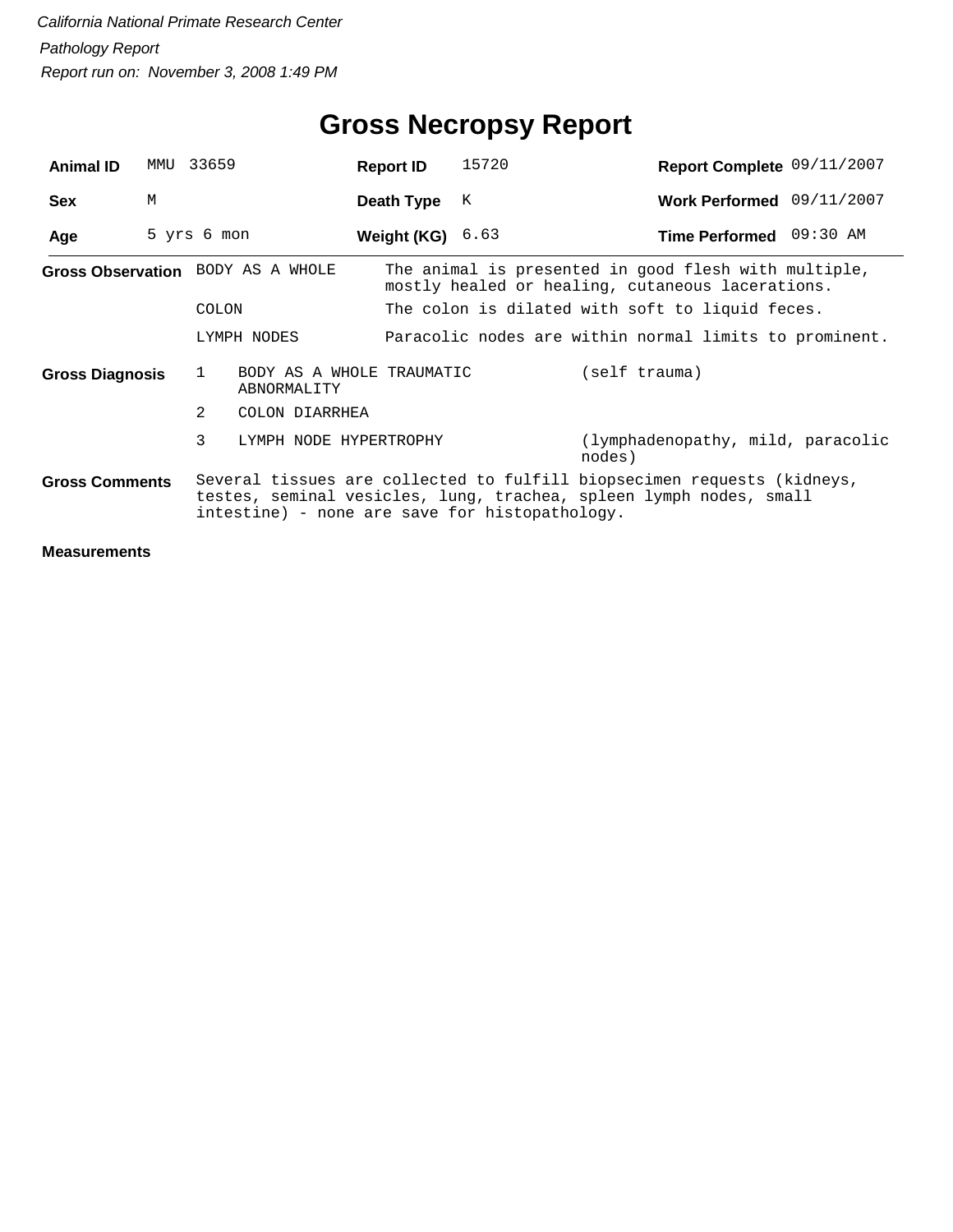*California National Primate Research Center*

*Pathology Report*

*Report run on: November 3, 2008 1:49 PM*

# Gross Necropsy Report

| | | | | | |
|---|---|---|---|---|---|
| **Animal ID** | MMU 33659 | **Report ID** | 15720 | **Report Complete** | 09/11/2007 |
| **Sex** | M | **Death Type** | K | **Work Performed** | 09/11/2007 |
| **Age** | 5 yrs 6 mon | **Weight (KG)** | 6.63 | **Time Performed** | 09:30 AM |

**Gross Observation**

| | |
|---|---|
| BODY AS A WHOLE | The animal is presented in good flesh with multiple, mostly healed or healing, cutaneous lacerations. |
| COLON | The colon is dilated with soft to liquid feces. |
| LYMPH NODES | Paracolic nodes are within normal limits to prominent. |

**Gross Diagnosis**

| | | |
|---|---|---|
| 1 | BODY AS A WHOLE TRAUMATIC ABNORMALITY | (self trauma) |
| 2 | COLON DIARRHEA | |
| 3 | LYMPH NODE HYPERTROPHY | (lymphadenopathy, mild, paracolic nodes) |

**Gross Comments**

Several tissues are collected to fulfill biopsecimen requests (kidneys, testes, seminal vesicles, lung, trachea, spleen lymph nodes, small intestine) - none are save for histopathology.

**Measurements**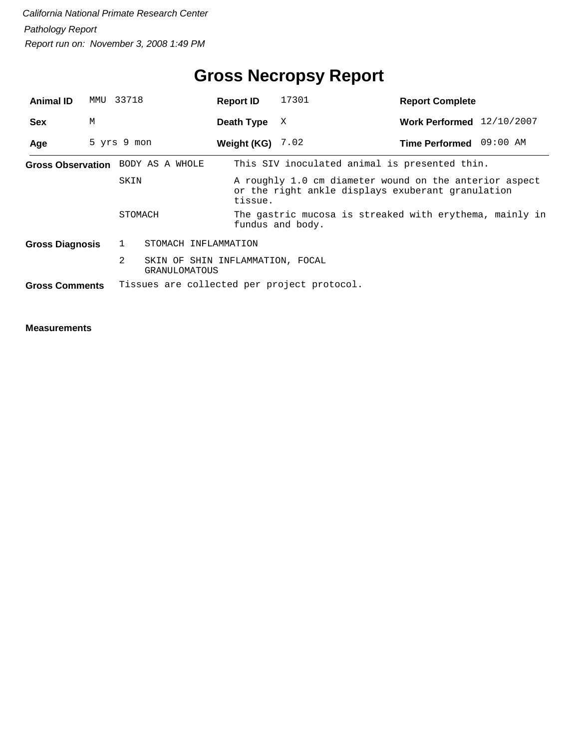*California National Primate Research Center*

*Pathology Report*

*Report run on: November 3, 2008 1:49 PM*

# Gross Necropsy Report

| **Animal ID** | MMU 33718 | **Report ID** | 17301 | **Report Complete** | |
|---|---|---|---|---|---|
| **Sex** | M | **Death Type** | X | **Work Performed** | 12/10/2007 |
| **Age** | 5 yrs 9 mon | **Weight (KG)** | 7.02 | **Time Performed** | 09:00 AM |

**Gross Observation**

| | |
|---|---|
| BODY AS A WHOLE | This SIV inoculated animal is presented thin. |
| SKIN | A roughly 1.0 cm diameter wound on the anterior aspect or the right ankle displays exuberant granulation tissue. |
| STOMACH | The gastric mucosa is streaked with erythema, mainly in fundus and body. |

**Gross Diagnosis**

1 STOMACH INFLAMMATION

2 SKIN OF SHIN INFLAMMATION, FOCAL GRANULOMATOUS

**Gross Comments** Tissues are collected per project protocol.

**Measurements**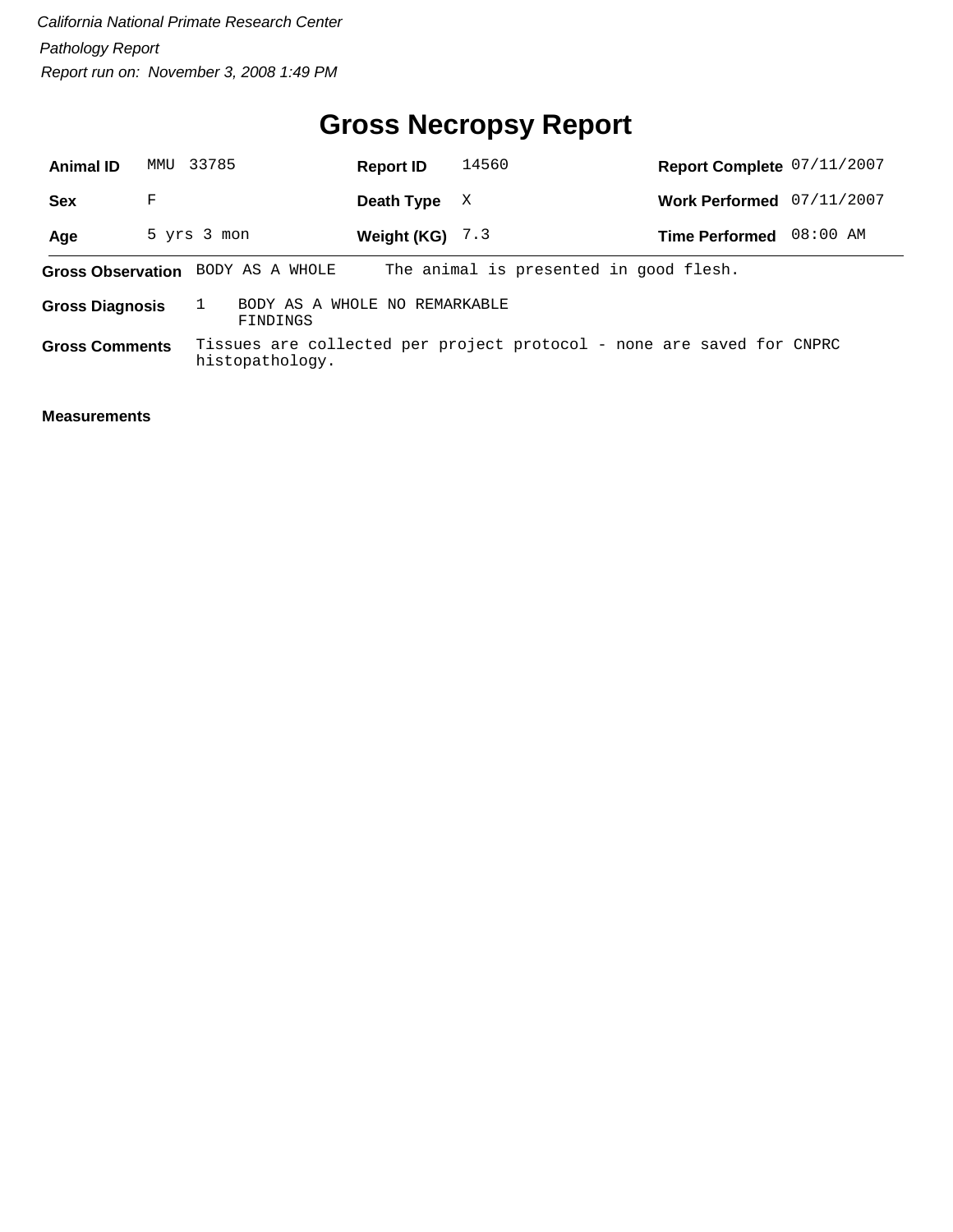*California National Primate Research Center*

*Pathology Report*

*Report run on: November 3, 2008 1:49 PM*

# Gross Necropsy Report

| **Animal ID** | MMU 33785 | **Report ID** | 14560 | **Report Complete** | 07/11/2007 |
|---|---|---|---|---|---|
| **Sex** | F | **Death Type** | X | **Work Performed** | 07/11/2007 |
| **Age** | 5 yrs 3 mon | **Weight (KG)** | 7.3 | **Time Performed** | 08:00 AM |

**Gross Observation** BODY AS A WHOLE The animal is presented in good flesh.

**Gross Diagnosis** 1 BODY AS A WHOLE NO REMARKABLE FINDINGS

**Gross Comments** Tissues are collected per project protocol - none are saved for CNPRC histopathology.

**Measurements**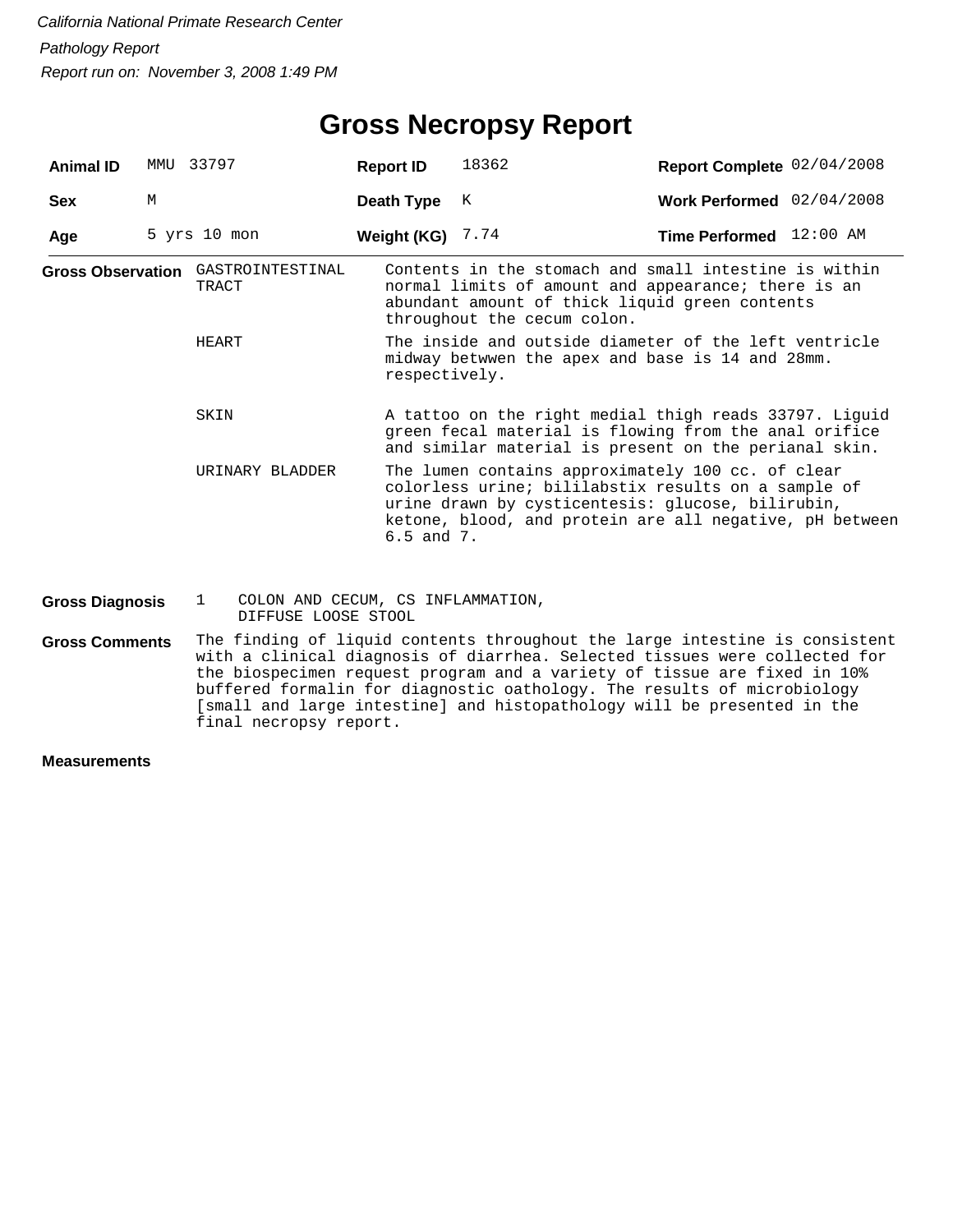*California National Primate Research Center*

*Pathology Report*

*Report run on: November 3, 2008 1:49 PM*

# Gross Necropsy Report

| | | | | | |
|---|---|---|---|---|---|
| **Animal ID** | MMU 33797 | **Report ID** | 18362 | **Report Complete** | 02/04/2008 |
| **Sex** | M | **Death Type** | K | **Work Performed** | 02/04/2008 |
| **Age** | 5 yrs 10 mon | **Weight (KG)** | 7.74 | **Time Performed** | 12:00 AM |

**Gross Observation**

| | |
|---|---|
| GASTROINTESTINAL TRACT | Contents in the stomach and small intestine is within normal limits of amount and appearance; there is an abundant amount of thick liquid green contents throughout the cecum colon. |
| HEART | The inside and outside diameter of the left ventricle midway betwwen the apex and base is 14 and 28mm. respectively. |
| SKIN | A tattoo on the right medial thigh reads 33797. Liguid green fecal material is flowing from the anal orifice and similar material is present on the perianal skin. |
| URINARY BLADDER | The lumen contains approximately 100 cc. of clear colorless urine; bililabstix results on a sample of urine drawn by cysticentesis: glucose, bilirubin, ketone, blood, and protein are all negative, pH between 6.5 and 7. |

**Gross Diagnosis**

1 COLON AND CECUM, CS INFLAMMATION, DIFFUSE LOOSE STOOL

**Gross Comments**

The finding of liquid contents throughout the large intestine is consistent with a clinical diagnosis of diarrhea. Selected tissues were collected for the biospecimen request program and a variety of tissue are fixed in 10% buffered formalin for diagnostic oathology. The results of microbiology [small and large intestine] and histopathology will be presented in the final necropsy report.

**Measurements**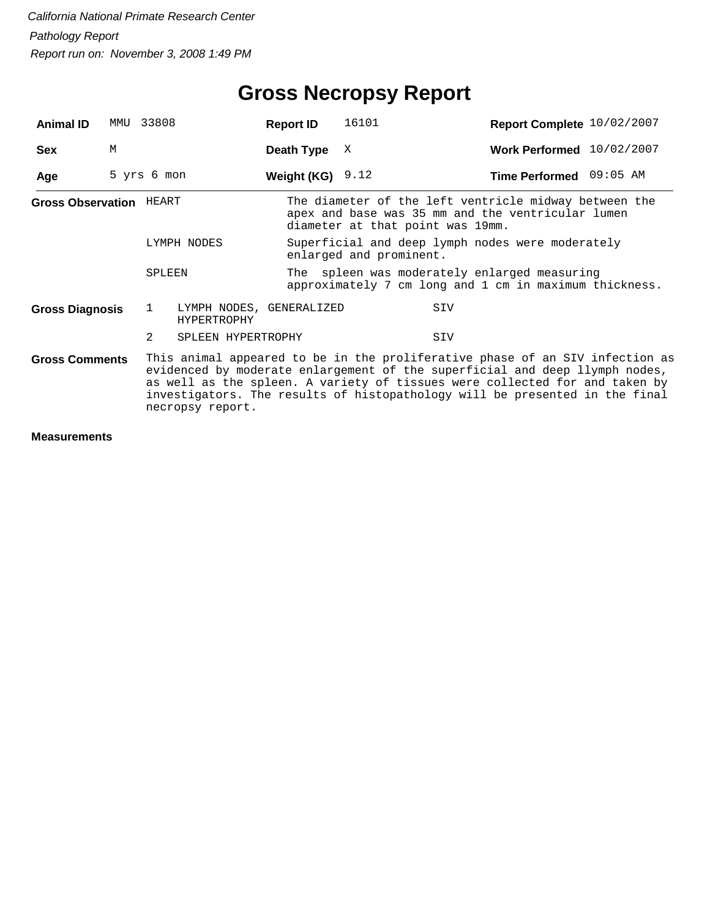*California National Primate Research Center*

*Pathology Report*

*Report run on: November 3, 2008 1:49 PM*

# Gross Necropsy Report

| **Animal ID** | MMU 33808 | **Report ID** | 16101 | **Report Complete** | 10/02/2007 |
|---|---|---|---|---|---|
| **Sex** | M | **Death Type** | X | **Work Performed** | 10/02/2007 |
| **Age** | 5 yrs 6 mon | **Weight (KG)** | 9.12 | **Time Performed** | 09:05 AM |

**Gross Observation**

| | |
|---|---|
| HEART | The diameter of the left ventricle midway between the apex and base was 35 mm and the ventricular lumen diameter at that point was 19mm. |
| LYMPH NODES | Superficial and deep lymph nodes were moderately enlarged and prominent. |
| SPLEEN | The spleen was moderately enlarged measuring approximately 7 cm long and 1 cm in maximum thickness. |

**Gross Diagnosis**

| | | |
|---|---|---|
| 1 | LYMPH NODES, GENERALIZED HYPERTROPHY | SIV |
| 2 | SPLEEN HYPERTROPHY | SIV |

**Gross Comments**

This animal appeared to be in the proliferative phase of an SIV infection as evidenced by moderate enlargement of the superficial and deep llymph nodes, as well as the spleen. A variety of tissues were collected for and taken by investigators. The results of histopathology will be presented in the final necropsy report.

**Measurements**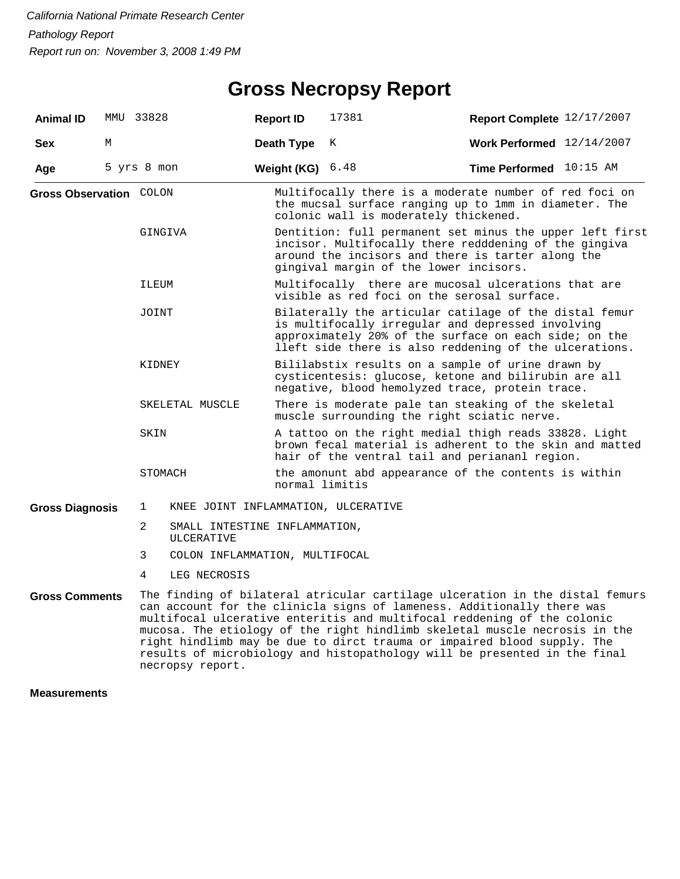*California National Primate Research Center*

*Pathology Report*

*Report run on: November 3, 2008 1:49 PM*

# Gross Necropsy Report

| **Animal ID** | MMU 33828 | **Report ID** | 17381 | **Report Complete** | 12/17/2007 |
|---|---|---|---|---|---|
| **Sex** | M | **Death Type** | K | **Work Performed** | 12/14/2007 |
| **Age** | 5 yrs 8 mon | **Weight (KG)** | 6.48 | **Time Performed** | 10:15 AM |

**Gross Observation**

| | |
|---|---|
| COLON | Multifocally there is a moderate number of red foci on the mucsal surface ranging up to 1mm in diameter. The colonic wall is moderately thickened. |
| GINGIVA | Dentition: full permanent set minus the upper left first incisor. Multifocally there redddening of the gingiva around the incisors and there is tarter along the gingival margin of the lower incisors. |
| ILEUM | Multifocally there are mucosal ulcerations that are visible as red foci on the serosal surface. |
| JOINT | Bilaterally the articular catilage of the distal femur is multifocally irregular and depressed involving approximately 20% of the surface on each side; on the lleft side there is also reddening of the ulcerations. |
| KIDNEY | Bililabstix results on a sample of urine drawn by cysticentesis: glucose, ketone and bilirubin are all negative, blood hemolyzed trace, protein trace. |
| SKELETAL MUSCLE | There is moderate pale tan steaking of the skeletal muscle surrounding the right sciatic nerve. |
| SKIN | A tattoo on the right medial thigh reads 33828. Light brown fecal material is adherent to the skin and matted hair of the ventral tail and periananl region. |
| STOMACH | the amonunt abd appearance of the contents is within normal limitis |

**Gross Diagnosis**

1. KNEE JOINT INFLAMMATION, ULCERATIVE
2. SMALL INTESTINE INFLAMMATION, ULCERATIVE
3. COLON INFLAMMATION, MULTIFOCAL
4. LEG NECROSIS

**Gross Comments**

The finding of bilateral atricular cartilage ulceration in the distal femurs can account for the clinicla signs of lameness. Additionally there was multifocal ulcerative enteritis and multifocal reddening of the colonic mucosa. The etiology of the right hindlimb skeletal muscle necrosis in the right hindlimb may be due to dirct trauma or impaired blood supply. The results of microbiology and histopathology will be presented in the final necropsy report.

**Measurements**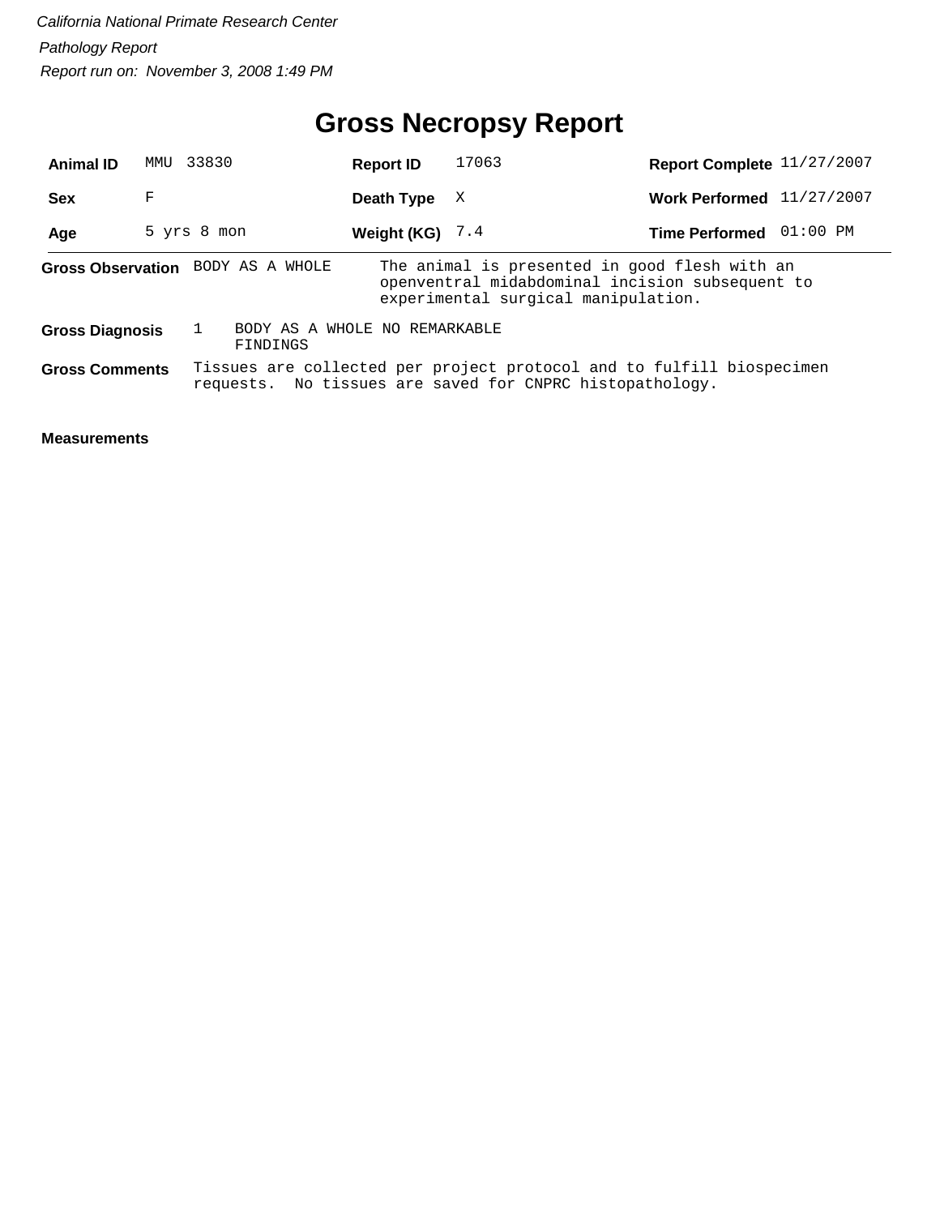*California National Primate Research Center*

*Pathology Report*

*Report run on: November 3, 2008 1:49 PM*

# Gross Necropsy Report

| | | | | | |
|---|---|---|---|---|---|
| **Animal ID** | MMU 33830 | **Report ID** | 17063 | **Report Complete** | 11/27/2007 |
| **Sex** | F | **Death Type** | X | **Work Performed** | 11/27/2007 |
| **Age** | 5 yrs 8 mon | **Weight (KG)** | 7.4 | **Time Performed** | 01:00 PM |

**Gross Observation** BODY AS A WHOLE — The animal is presented in good flesh with an openventral midabdominal incision subsequent to experimental surgical manipulation.

**Gross Diagnosis** 1 BODY AS A WHOLE NO REMARKABLE FINDINGS

**Gross Comments** Tissues are collected per project protocol and to fulfill biospecimen requests. No tissues are saved for CNPRC histopathology.

**Measurements**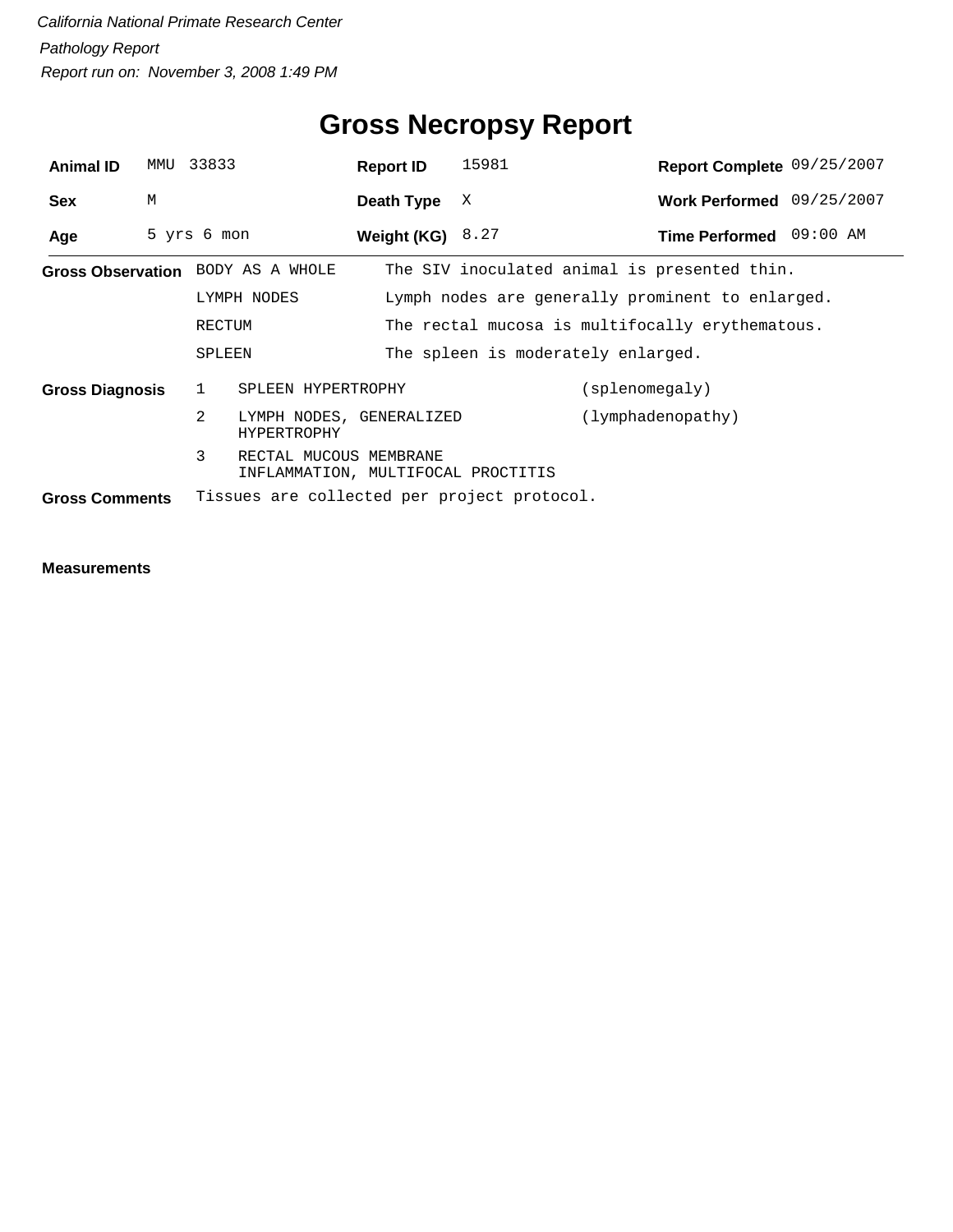*California National Primate Research Center*

*Pathology Report*

*Report run on: November 3, 2008 1:49 PM*

# Gross Necropsy Report

| | | | | | |
|---|---|---|---|---|---|
| **Animal ID** | MMU 33833 | **Report ID** | 15981 | **Report Complete** | 09/25/2007 |
| **Sex** | M | **Death Type** | X | **Work Performed** | 09/25/2007 |
| **Age** | 5 yrs 6 mon | **Weight (KG)** | 8.27 | **Time Performed** | 09:00 AM |

**Gross Observation**

| | |
|---|---|
| BODY AS A WHOLE | The SIV inoculated animal is presented thin. |
| LYMPH NODES | Lymph nodes are generally prominent to enlarged. |
| RECTUM | The rectal mucosa is multifocally erythematous. |
| SPLEEN | The spleen is moderately enlarged. |

**Gross Diagnosis**

| | | |
|---|---|---|
| 1 | SPLEEN HYPERTROPHY | (splenomegaly) |
| 2 | LYMPH NODES, GENERALIZED HYPERTROPHY | (lymphadenopathy) |
| 3 | RECTAL MUCOUS MEMBRANE INFLAMMATION, MULTIFOCAL PROCTITIS | |

**Gross Comments** Tissues are collected per project protocol.

**Measurements**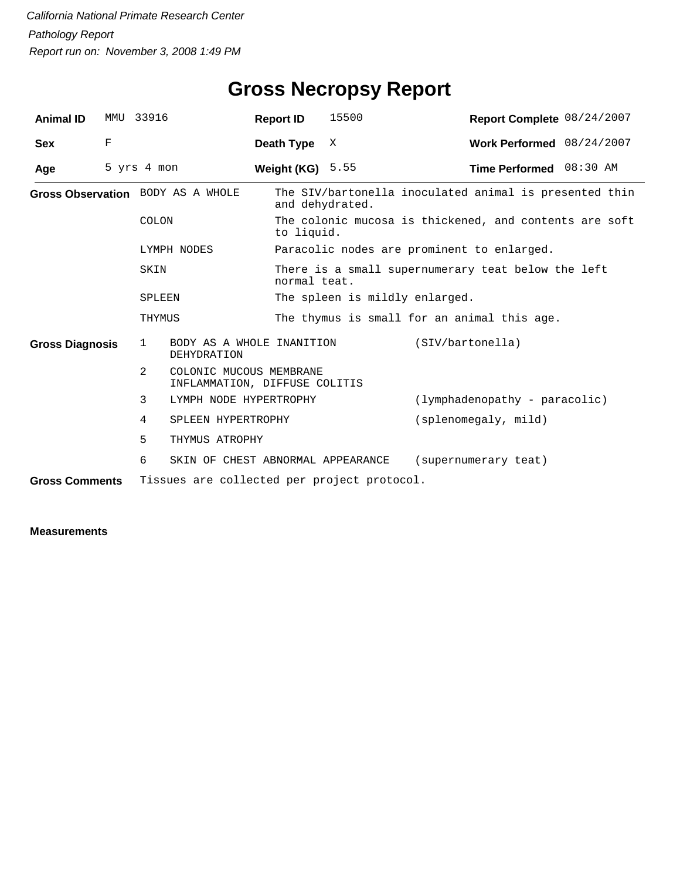*California National Primate Research Center*

*Pathology Report*

*Report run on: November 3, 2008 1:49 PM*

# Gross Necropsy Report

| **Animal ID** | MMU 33916 | **Report ID** | 15500 | **Report Complete** | 08/24/2007 |
|---|---|---|---|---|---|
| **Sex** | F | **Death Type** | X | **Work Performed** | 08/24/2007 |
| **Age** | 5 yrs 4 mon | **Weight (KG)** | 5.55 | **Time Performed** | 08:30 AM |

**Gross Observation**

| | |
|---|---|
| BODY AS A WHOLE | The SIV/bartonella inoculated animal is presented thin and dehydrated. |
| COLON | The colonic mucosa is thickened, and contents are soft to liquid. |
| LYMPH NODES | Paracolic nodes are prominent to enlarged. |
| SKIN | There is a small supernumerary teat below the left normal teat. |
| SPLEEN | The spleen is mildly enlarged. |
| THYMUS | The thymus is small for an animal this age. |

**Gross Diagnosis**

| | | |
|---|---|---|
| 1 | BODY AS A WHOLE INANITION DEHYDRATION | (SIV/bartonella) |
| 2 | COLONIC MUCOUS MEMBRANE INFLAMMATION, DIFFUSE COLITIS | |
| 3 | LYMPH NODE HYPERTROPHY | (lymphadenopathy - paracolic) |
| 4 | SPLEEN HYPERTROPHY | (splenomegaly, mild) |
| 5 | THYMUS ATROPHY | |
| 6 | SKIN OF CHEST ABNORMAL APPEARANCE | (supernumerary teat) |

**Gross Comments** Tissues are collected per project protocol.

**Measurements**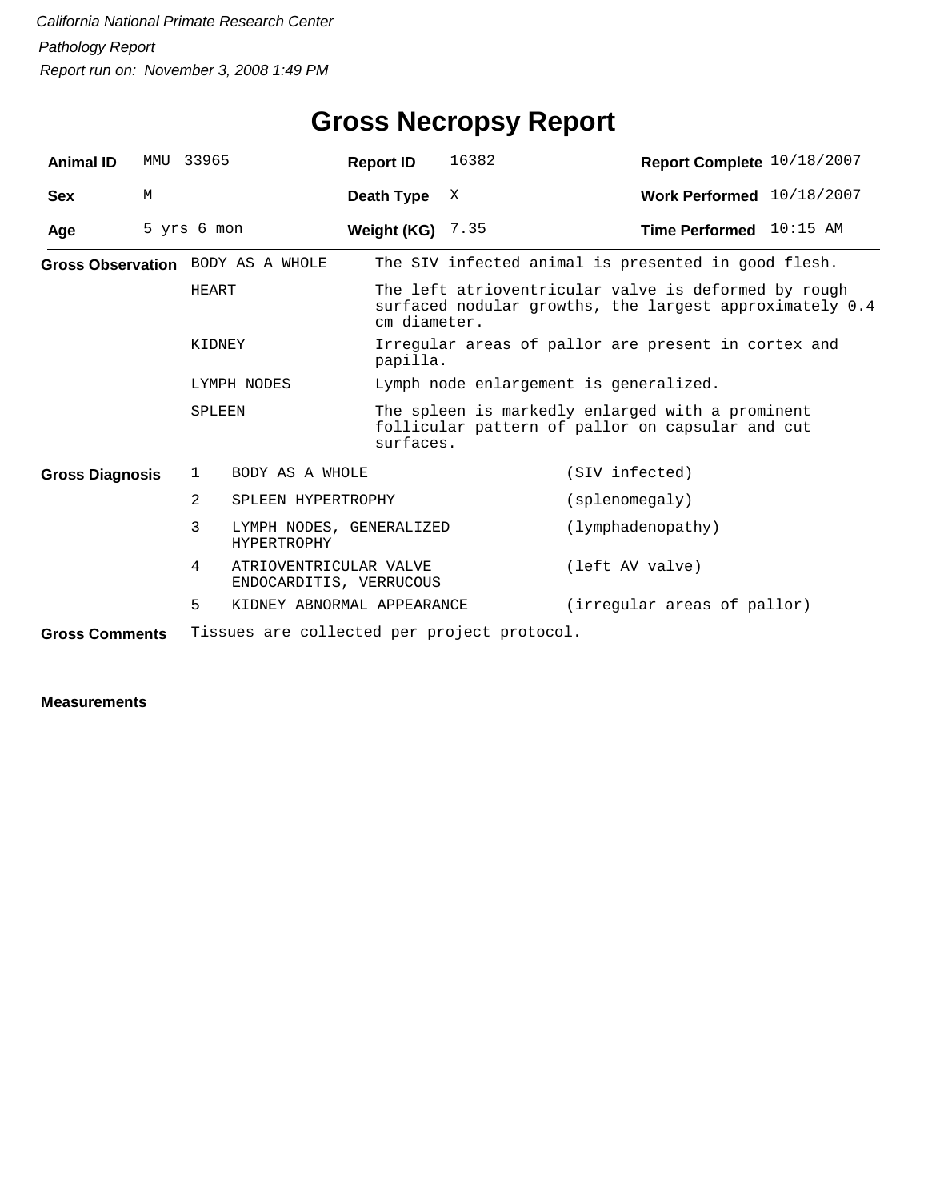*California National Primate Research Center*

*Pathology Report*

*Report run on: November 3, 2008 1:49 PM*

# Gross Necropsy Report

| | | | | | |
|---|---|---|---|---|---|
| **Animal ID** | MMU 33965 | **Report ID** | 16382 | **Report Complete** | 10/18/2007 |
| **Sex** | M | **Death Type** | X | **Work Performed** | 10/18/2007 |
| **Age** | 5 yrs 6 mon | **Weight (KG)** | 7.35 | **Time Performed** | 10:15 AM |

**Gross Observation**

| | |
|---|---|
| BODY AS A WHOLE | The SIV infected animal is presented in good flesh. |
| HEART | The left atrioventricular valve is deformed by rough surfaced nodular growths, the largest approximately 0.4 cm diameter. |
| KIDNEY | Irregular areas of pallor are present in cortex and papilla. |
| LYMPH NODES | Lymph node enlargement is generalized. |
| SPLEEN | The spleen is markedly enlarged with a prominent follicular pattern of pallor on capsular and cut surfaces. |

**Gross Diagnosis**

| | | |
|---|---|---|
| 1 | BODY AS A WHOLE | (SIV infected) |
| 2 | SPLEEN HYPERTROPHY | (splenomegaly) |
| 3 | LYMPH NODES, GENERALIZED HYPERTROPHY | (lymphadenopathy) |
| 4 | ATRIOVENTRICULAR VALVE ENDOCARDITIS, VERRUCOUS | (left AV valve) |
| 5 | KIDNEY ABNORMAL APPEARANCE | (irregular areas of pallor) |

**Gross Comments** Tissues are collected per project protocol.

**Measurements**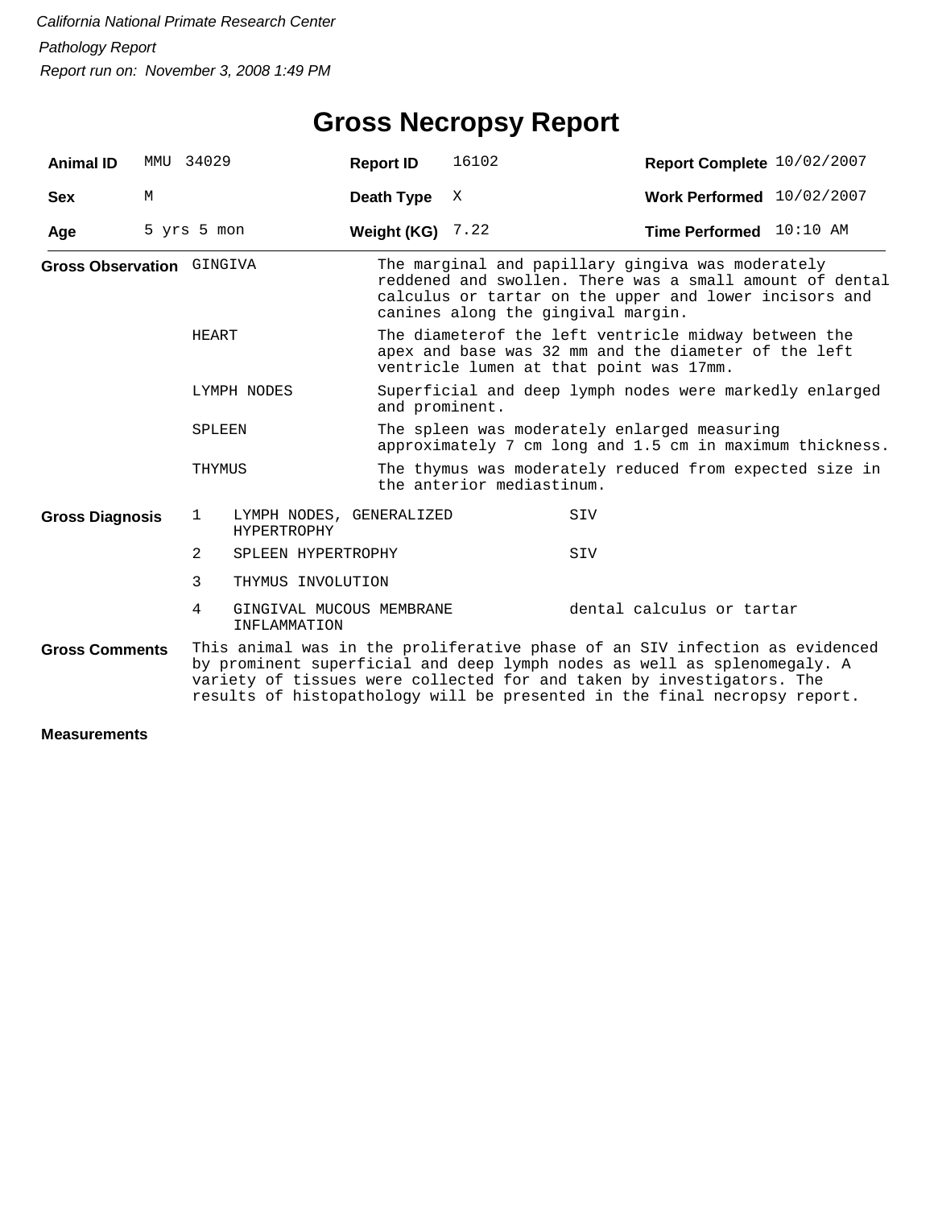*California National Primate Research Center*

*Pathology Report*

*Report run on: November 3, 2008 1:49 PM*

# Gross Necropsy Report

| **Animal ID** | MMU 34029 | **Report ID** | 16102 | **Report Complete** | 10/02/2007 |
|---|---|---|---|---|---|
| **Sex** | M | **Death Type** | X | **Work Performed** | 10/02/2007 |
| **Age** | 5 yrs 5 mon | **Weight (KG)** | 7.22 | **Time Performed** | 10:10 AM |

**Gross Observation**

| | |
|---|---|
| GINGIVA | The marginal and papillary gingiva was moderately reddened and swollen. There was a small amount of dental calculus or tartar on the upper and lower incisors and canines along the gingival margin. |
| HEART | The diameterof the left ventricle midway between the apex and base was 32 mm and the diameter of the left ventricle lumen at that point was 17mm. |
| LYMPH NODES | Superficial and deep lymph nodes were markedly enlarged and prominent. |
| SPLEEN | The spleen was moderately enlarged measuring approximately 7 cm long and 1.5 cm in maximum thickness. |
| THYMUS | The thymus was moderately reduced from expected size in the anterior mediastinum. |

**Gross Diagnosis**

| | | |
|---|---|---|
| 1 | LYMPH NODES, GENERALIZED HYPERTROPHY | SIV |
| 2 | SPLEEN HYPERTROPHY | SIV |
| 3 | THYMUS INVOLUTION | |
| 4 | GINGIVAL MUCOUS MEMBRANE INFLAMMATION | dental calculus or tartar |

**Gross Comments**

This animal was in the proliferative phase of an SIV infection as evidenced by prominent superficial and deep lymph nodes as well as splenomegaly. A variety of tissues were collected for and taken by investigators. The results of histopathology will be presented in the final necropsy report.

**Measurements**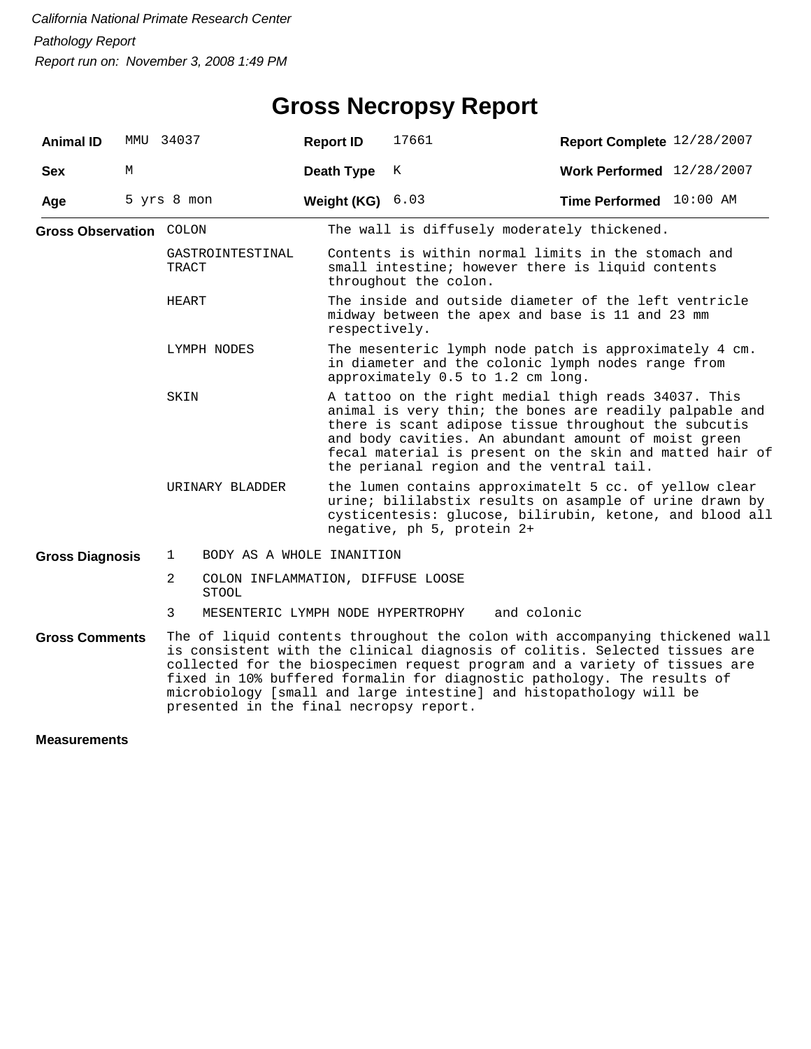*California National Primate Research Center*

*Pathology Report*

*Report run on: November 3, 2008 1:49 PM*

# Gross Necropsy Report

| | | | | | |
|---|---|---|---|---|---|
| **Animal ID** | MMU 34037 | **Report ID** | 17661 | **Report Complete** | 12/28/2007 |
| **Sex** | M | **Death Type** | K | **Work Performed** | 12/28/2007 |
| **Age** | 5 yrs 8 mon | **Weight (KG)** | 6.03 | **Time Performed** | 10:00 AM |

**Gross Observation**

| | |
|---|---|
| COLON | The wall is diffusely moderately thickened. |
| GASTROINTESTINAL TRACT | Contents is within normal limits in the stomach and small intestine; however there is liquid contents throughout the colon. |
| HEART | The inside and outside diameter of the left ventricle midway between the apex and base is 11 and 23 mm respectively. |
| LYMPH NODES | The mesenteric lymph node patch is approximately 4 cm. in diameter and the colonic lymph nodes range from approximately 0.5 to 1.2 cm long. |
| SKIN | A tattoo on the right medial thigh reads 34037. This animal is very thin; the bones are readily palpable and there is scant adipose tissue throughout the subcutis and body cavities. An abundant amount of moist green fecal material is present on the skin and matted hair of the perianal region and the ventral tail. |
| URINARY BLADDER | the lumen contains approximatelt 5 cc. of yellow clear urine; bililabstix results on asample of urine drawn by cysticentesis: glucose, bilirubin, ketone, and blood all negative, ph 5, protein 2+ |

**Gross Diagnosis**

1. BODY AS A WHOLE INANITION
2. COLON INFLAMMATION, DIFFUSE LOOSE STOOL
3. MESENTERIC LYMPH NODE HYPERTROPHY and colonic

**Gross Comments**

The of liquid contents throughout the colon with accompanying thickened wall is consistent with the clinical diagnosis of colitis. Selected tissues are collected for the biospecimen request program and a variety of tissues are fixed in 10% buffered formalin for diagnostic pathology. The results of microbiology [small and large intestine] and histopathology will be presented in the final necropsy report.

**Measurements**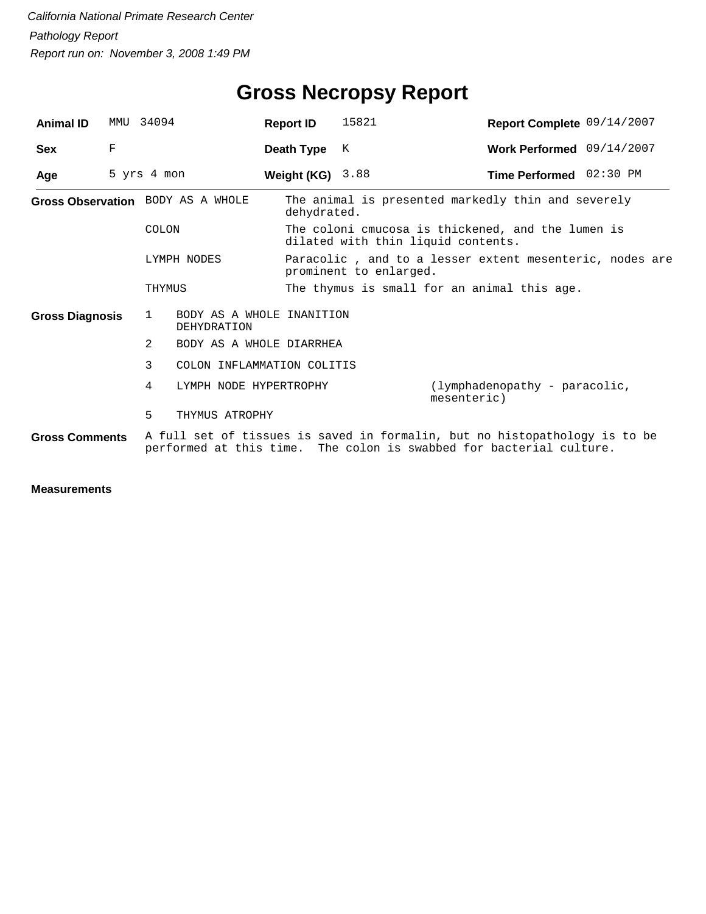*California National Primate Research Center*

*Pathology Report*

*Report run on: November 3, 2008 1:49 PM*

# Gross Necropsy Report

| **Animal ID** | MMU 34094 | **Report ID** | 15821 | **Report Complete** | 09/14/2007 |
|---|---|---|---|---|---|
| **Sex** | F | **Death Type** | K | **Work Performed** | 09/14/2007 |
| **Age** | 5 yrs 4 mon | **Weight (KG)** | 3.88 | **Time Performed** | 02:30 PM |

**Gross Observation**

| | |
|---|---|
| BODY AS A WHOLE | The animal is presented markedly thin and severely dehydrated. |
| COLON | The coloni cmucosa is thickened, and the lumen is dilated with thin liquid contents. |
| LYMPH NODES | Paracolic , and to a lesser extent mesenteric, nodes are prominent to enlarged. |
| THYMUS | The thymus is small for an animal this age. |

**Gross Diagnosis**

| | | |
|---|---|---|
| 1 | BODY AS A WHOLE INANITION DEHYDRATION | |
| 2 | BODY AS A WHOLE DIARRHEA | |
| 3 | COLON INFLAMMATION COLITIS | |
| 4 | LYMPH NODE HYPERTROPHY | (lymphadenopathy - paracolic, mesenteric) |
| 5 | THYMUS ATROPHY | |

**Gross Comments**

A full set of tissues is saved in formalin, but no histopathology is to be performed at this time. The colon is swabbed for bacterial culture.

**Measurements**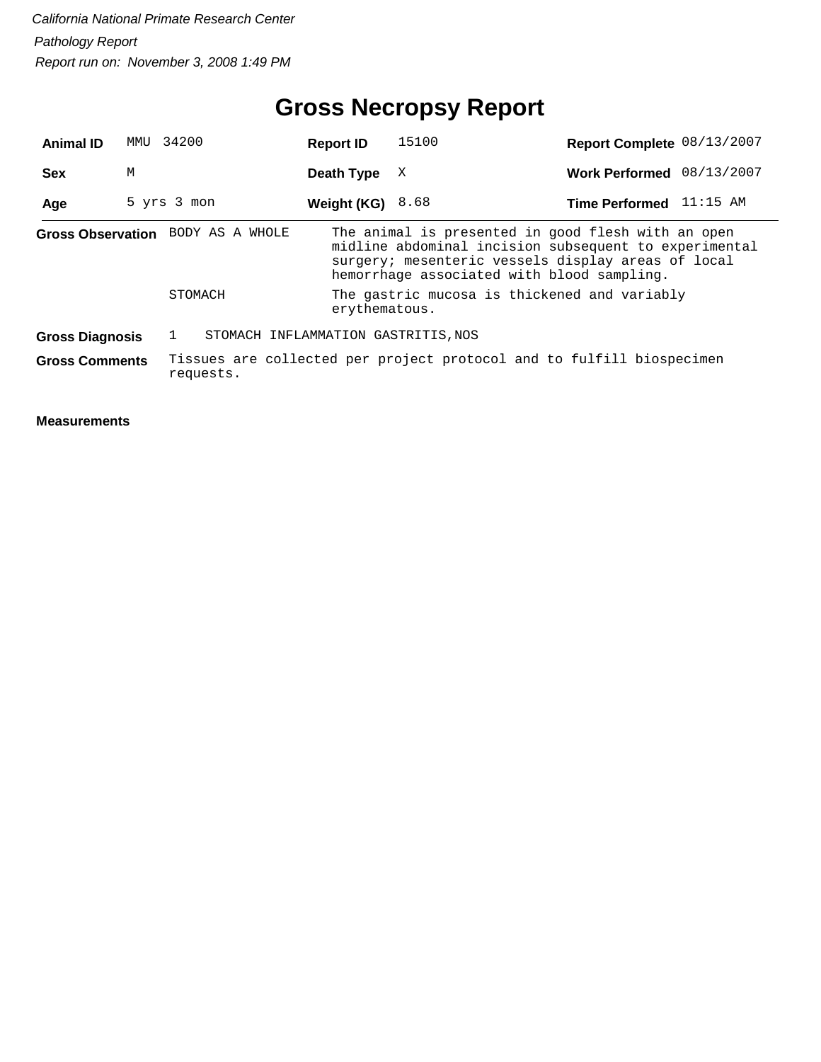*California National Primate Research Center*

*Pathology Report*

*Report run on: November 3, 2008 1:49 PM*

# Gross Necropsy Report

| | | | | | |
|---|---|---|---|---|---|
| **Animal ID** | MMU 34200 | **Report ID** | 15100 | **Report Complete** | 08/13/2007 |
| **Sex** | M | **Death Type** | X | **Work Performed** | 08/13/2007 |
| **Age** | 5 yrs 3 mon | **Weight (KG)** | 8.68 | **Time Performed** | 11:15 AM |

**Gross Observation**

| | |
|---|---|
| BODY AS A WHOLE | The animal is presented in good flesh with an open midline abdominal incision subsequent to experimental surgery; mesenteric vessels display areas of local hemorrhage associated with blood sampling. |
| STOMACH | The gastric mucosa is thickened and variably erythematous. |

**Gross Diagnosis** 1 STOMACH INFLAMMATION GASTRITIS,NOS

**Gross Comments** Tissues are collected per project protocol and to fulfill biospecimen requests.

**Measurements**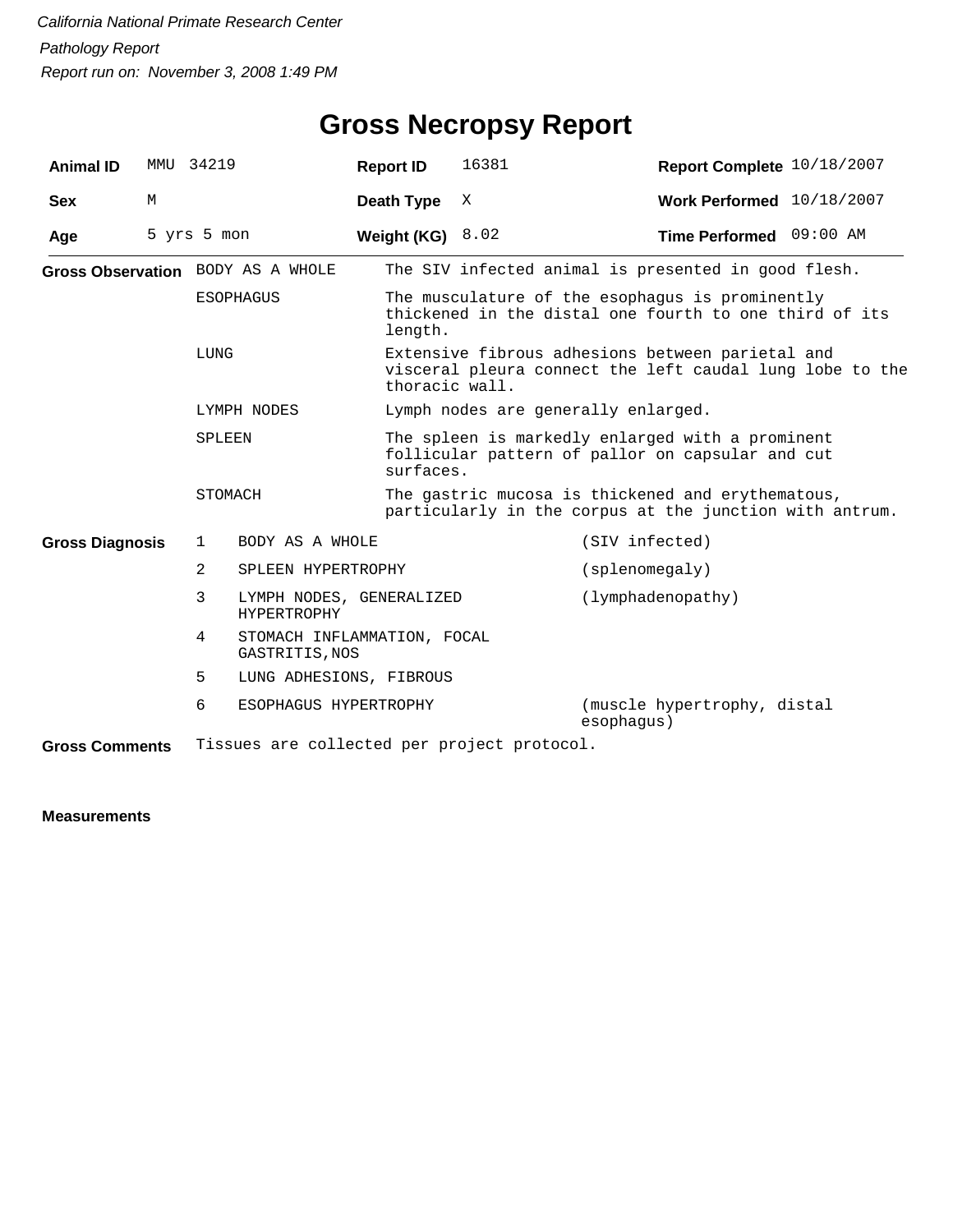California National Primate Research Center

Pathology Report

Report run on: November 3, 2008 1:49 PM

# Gross Necropsy Report

| | | | | | |
|---|---|---|---|---|---|
| **Animal ID** | MMU 34219 | **Report ID** | 16381 | **Report Complete** | 10/18/2007 |
| **Sex** | M | **Death Type** | X | **Work Performed** | 10/18/2007 |
| **Age** | 5 yrs 5 mon | **Weight (KG)** | 8.02 | **Time Performed** | 09:00 AM |

**Gross Observation**

| | |
|---|---|
| BODY AS A WHOLE | The SIV infected animal is presented in good flesh. |
| ESOPHAGUS | The musculature of the esophagus is prominently thickened in the distal one fourth to one third of its length. |
| LUNG | Extensive fibrous adhesions between parietal and visceral pleura connect the left caudal lung lobe to the thoracic wall. |
| LYMPH NODES | Lymph nodes are generally enlarged. |
| SPLEEN | The spleen is markedly enlarged with a prominent follicular pattern of pallor on capsular and cut surfaces. |
| STOMACH | The gastric mucosa is thickened and erythematous, particularly in the corpus at the junction with antrum. |

**Gross Diagnosis**

| | | |
|---|---|---|
| 1 | BODY AS A WHOLE | (SIV infected) |
| 2 | SPLEEN HYPERTROPHY | (splenomegaly) |
| 3 | LYMPH NODES, GENERALIZED HYPERTROPHY | (lymphadenopathy) |
| 4 | STOMACH INFLAMMATION, FOCAL GASTRITIS,NOS | |
| 5 | LUNG ADHESIONS, FIBROUS | |
| 6 | ESOPHAGUS HYPERTROPHY | (muscle hypertrophy, distal esophagus) |

**Gross Comments** Tissues are collected per project protocol.

**Measurements**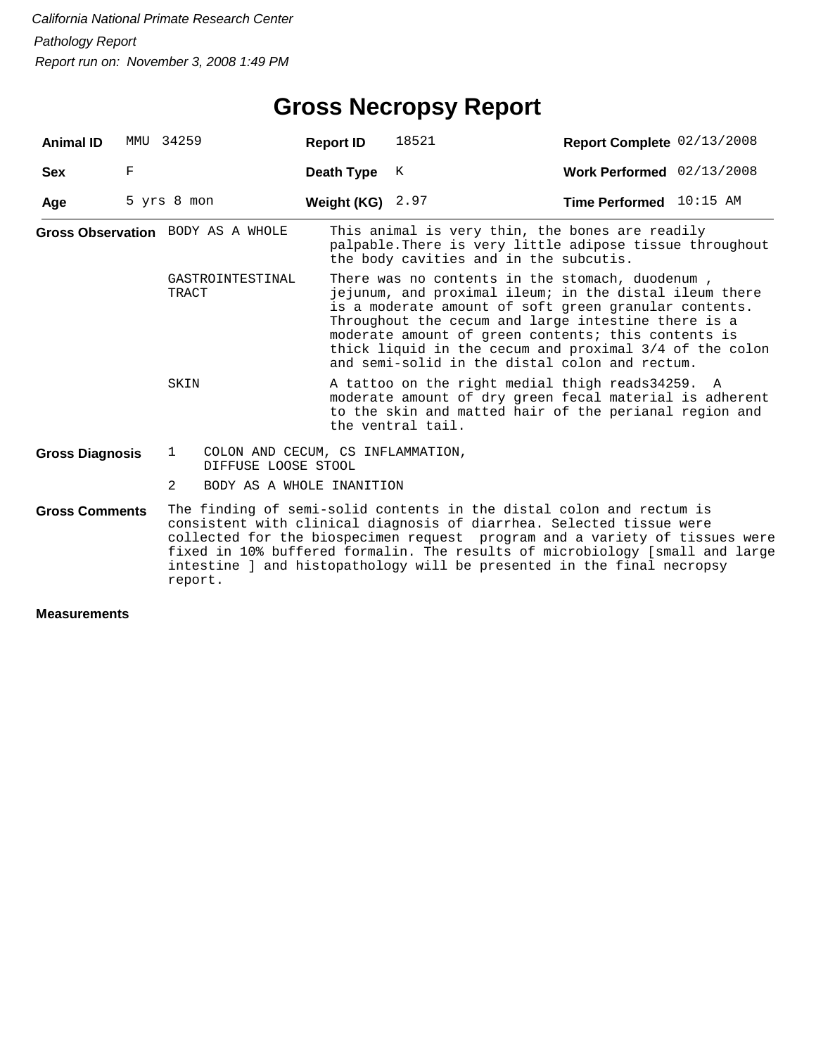*California National Primate Research Center*

*Pathology Report*

*Report run on: November 3, 2008 1:49 PM*

# Gross Necropsy Report

| | | | | | |
|---|---|---|---|---|---|
| **Animal ID** | MMU 34259 | **Report ID** | 18521 | **Report Complete** | 02/13/2008 |
| **Sex** | F | **Death Type** | K | **Work Performed** | 02/13/2008 |
| **Age** | 5 yrs 8 mon | **Weight (KG)** | 2.97 | **Time Performed** | 10:15 AM |

**Gross Observation**

| | |
|---|---|
| BODY AS A WHOLE | This animal is very thin, the bones are readily palpable.There is very little adipose tissue throughout the body cavities and in the subcutis. |
| GASTROINTESTINAL TRACT | There was no contents in the stomach, duodenum , jejunum, and proximal ileum; in the distal ileum there is a moderate amount of soft green granular contents. Throughout the cecum and large intestine there is a moderate amount of green contents; this contents is thick liquid in the cecum and proximal 3/4 of the colon and semi-solid in the distal colon and rectum. |
| SKIN | A tattoo on the right medial thigh reads34259. A moderate amount of dry green fecal material is adherent to the skin and matted hair of the perianal region and the ventral tail. |

**Gross Diagnosis**

1. COLON AND CECUM, CS INFLAMMATION, DIFFUSE LOOSE STOOL
2. BODY AS A WHOLE INANITION

**Gross Comments**

The finding of semi-solid contents in the distal colon and rectum is consistent with clinical diagnosis of diarrhea. Selected tissue were collected for the biospecimen request program and a variety of tissues were fixed in 10% buffered formalin. The results of microbiology [small and large intestine ] and histopathology will be presented in the final necropsy report.

**Measurements**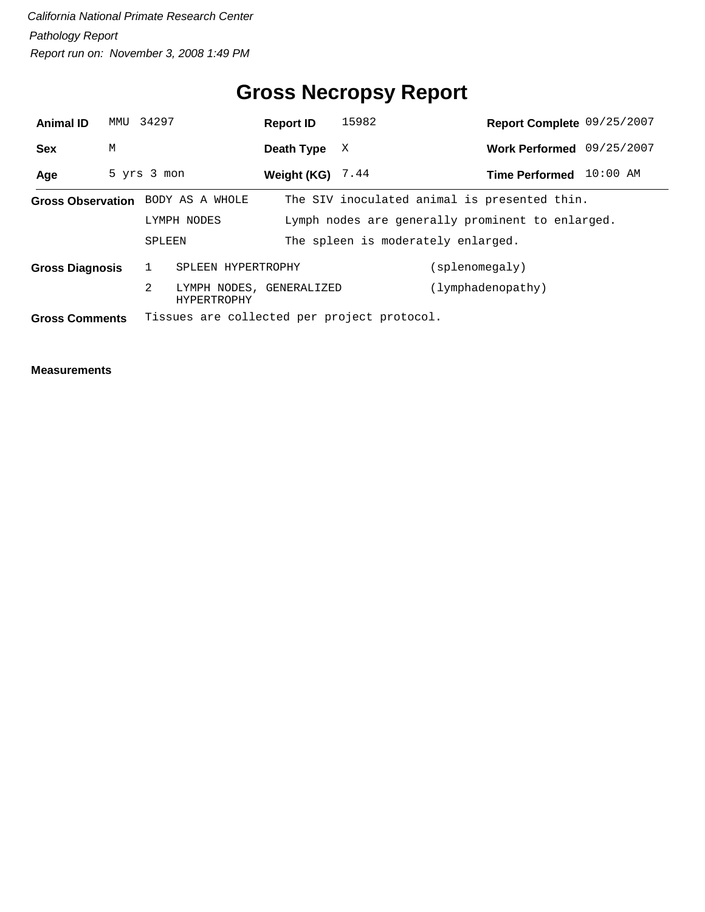*California National Primate Research Center*

*Pathology Report*

*Report run on: November 3, 2008 1:49 PM*

# Gross Necropsy Report

| | | | | | |
|---|---|---|---|---|---|
| **Animal ID** | MMU 34297 | **Report ID** | 15982 | **Report Complete** | 09/25/2007 |
| **Sex** | M | **Death Type** | X | **Work Performed** | 09/25/2007 |
| **Age** | 5 yrs 3 mon | **Weight (KG)** | 7.44 | **Time Performed** | 10:00 AM |

**Gross Observation**

| | |
|---|---|
| BODY AS A WHOLE | The SIV inoculated animal is presented thin. |
| LYMPH NODES | Lymph nodes are generally prominent to enlarged. |
| SPLEEN | The spleen is moderately enlarged. |

**Gross Diagnosis**

| | | |
|---|---|---|
| 1 | SPLEEN HYPERTROPHY | (splenomegaly) |
| 2 | LYMPH NODES, GENERALIZED HYPERTROPHY | (lymphadenopathy) |

**Gross Comments** Tissues are collected per project protocol.

**Measurements**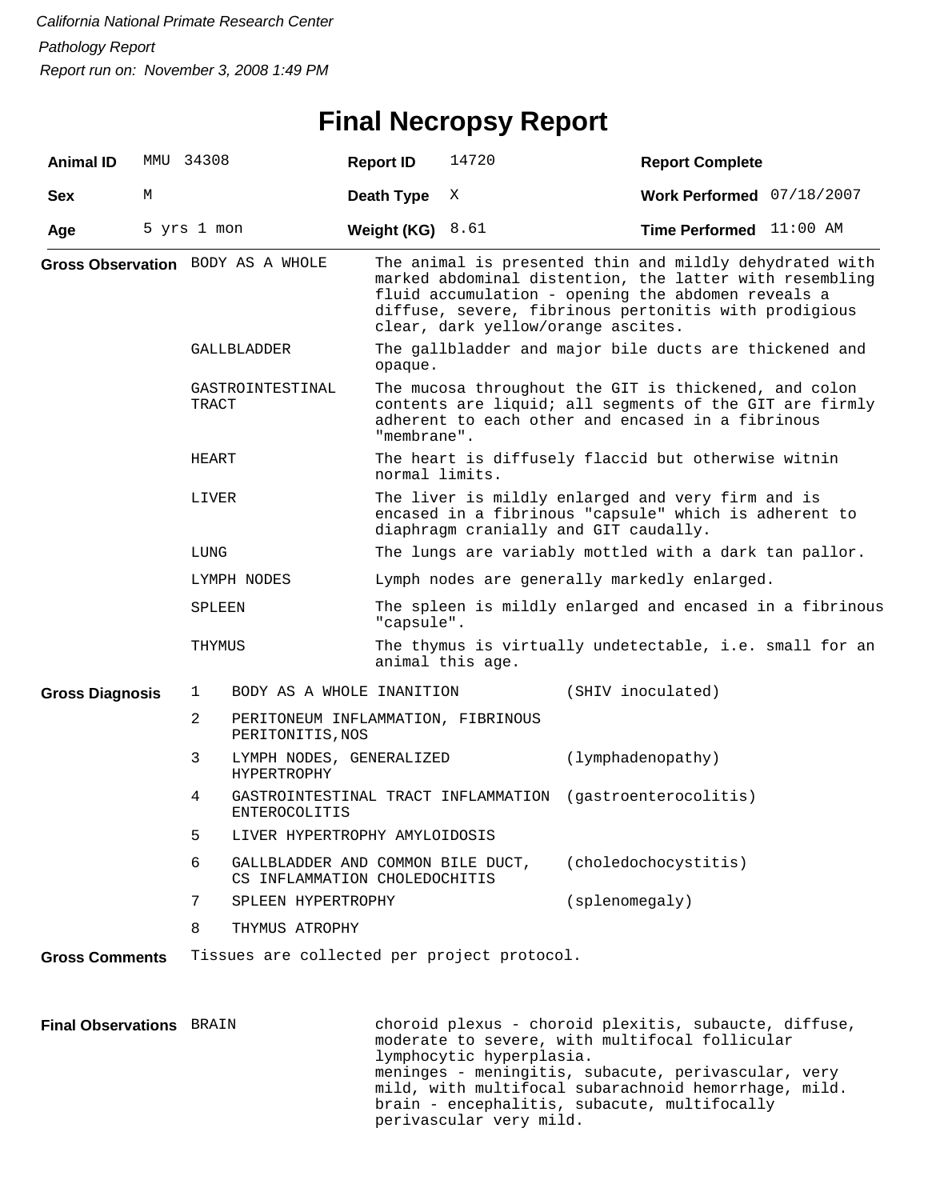*California National Primate Research Center*

*Pathology Report*

*Report run on: November 3, 2008 1:49 PM*

# Final Necropsy Report

| **Animal ID** | MMU 34308 | **Report ID** | 14720 | **Report Complete** | |
|---|---|---|---|---|---|
| **Sex** | M | **Death Type** | X | **Work Performed** | 07/18/2007 |
| **Age** | 5 yrs 1 mon | **Weight (KG)** | 8.61 | **Time Performed** | 11:00 AM |

**Gross Observation**

| | |
|---|---|
| BODY AS A WHOLE | The animal is presented thin and mildly dehydrated with marked abdominal distention, the latter with resembling fluid accumulation - opening the abdomen reveals a diffuse, severe, fibrinous pertonitis with prodigious clear, dark yellow/orange ascites. |
| GALLBLADDER | The gallbladder and major bile ducts are thickened and opaque. |
| GASTROINTESTINAL TRACT | The mucosa throughout the GIT is thickened, and colon contents are liquid; all segments of the GIT are firmly adherent to each other and encased in a fibrinous "membrane". |
| HEART | The heart is diffusely flaccid but otherwise witnin normal limits. |
| LIVER | The liver is mildly enlarged and very firm and is encased in a fibrinous "capsule" which is adherent to diaphragm cranially and GIT caudally. |
| LUNG | The lungs are variably mottled with a dark tan pallor. |
| LYMPH NODES | Lymph nodes are generally markedly enlarged. |
| SPLEEN | The spleen is mildly enlarged and encased in a fibrinous "capsule". |
| THYMUS | The thymus is virtually undetectable, i.e. small for an animal this age. |

**Gross Diagnosis**

| # | Diagnosis | |
|---|---|---|
| 1 | BODY AS A WHOLE INANITION | (SHIV inoculated) |
| 2 | PERITONEUM INFLAMMATION, FIBRINOUS PERITONITIS,NOS | |
| 3 | LYMPH NODES, GENERALIZED HYPERTROPHY | (lymphadenopathy) |
| 4 | GASTROINTESTINAL TRACT INFLAMMATION ENTEROCOLITIS | (gastroenterocolitis) |
| 5 | LIVER HYPERTROPHY AMYLOIDOSIS | |
| 6 | GALLBLADDER AND COMMON BILE DUCT, CS INFLAMMATION CHOLEDOCHITIS | (choledochocystitis) |
| 7 | SPLEEN HYPERTROPHY | (splenomegaly) |
| 8 | THYMUS ATROPHY | |

**Gross Comments** Tissues are collected per project protocol.

**Final Observations**

| | |
|---|---|
| BRAIN | choroid plexus - choroid plexitis, subaucte, diffuse, moderate to severe, with multifocal follicular lymphocytic hyperplasia.<br>meninges - meningitis, subacute, perivascular, very mild, with multifocal subarachnoid hemorrhage, mild.<br>brain - encephalitis, subacute, multifocally perivascular very mild. |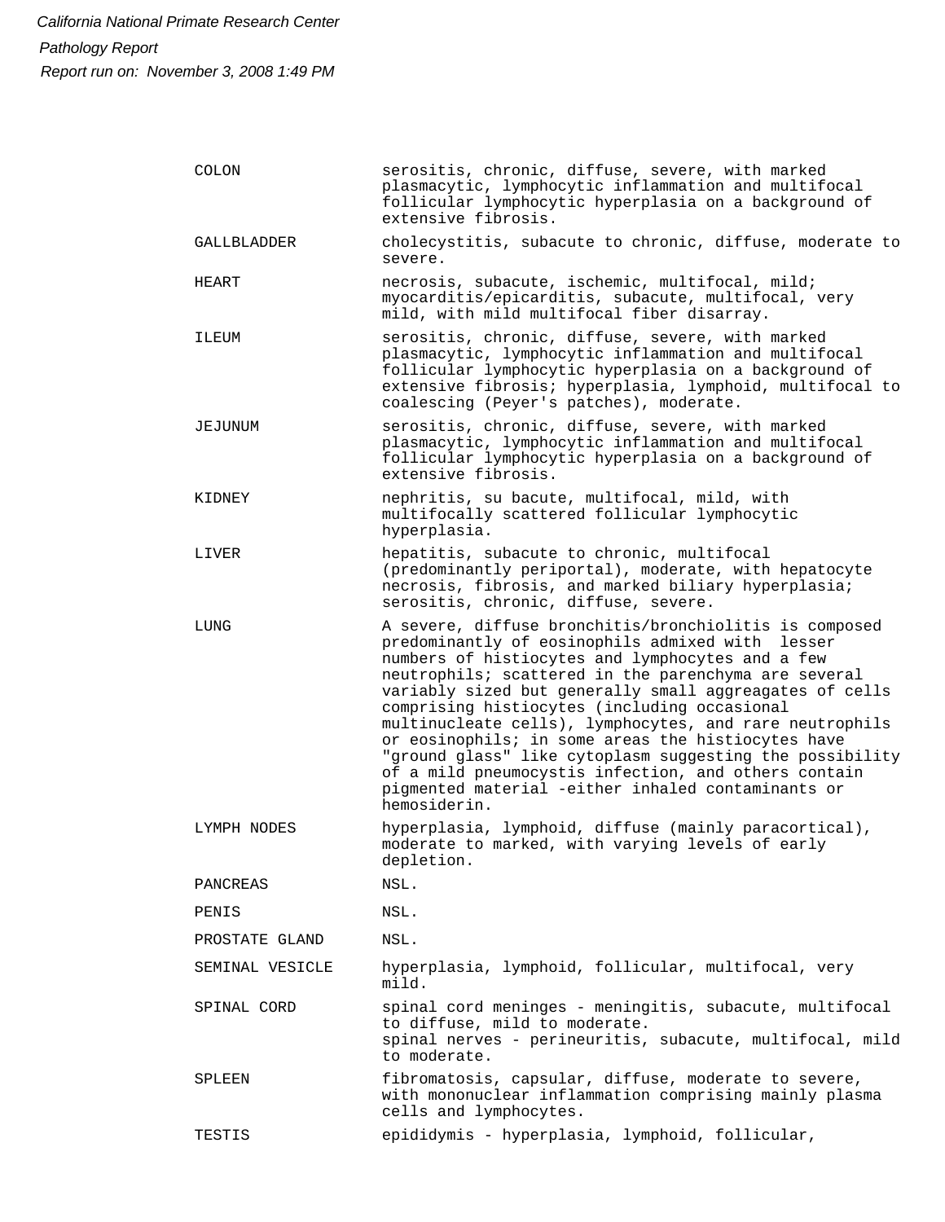| | |
|---|---|
| COLON | serositis, chronic, diffuse, severe, with marked plasmacytic, lymphocytic inflammation and multifocal follicular lymphocytic hyperplasia on a background of extensive fibrosis. |
| GALLBLADDER | cholecystitis, subacute to chronic, diffuse, moderate to severe. |
| HEART | necrosis, subacute, ischemic, multifocal, mild; myocarditis/epicarditis, subacute, multifocal, very mild, with mild multifocal fiber disarray. |
| ILEUM | serositis, chronic, diffuse, severe, with marked plasmacytic, lymphocytic inflammation and multifocal follicular lymphocytic hyperplasia on a background of extensive fibrosis; hyperplasia, lymphoid, multifocal to coalescing (Peyer's patches), moderate. |
| JEJUNUM | serositis, chronic, diffuse, severe, with marked plasmacytic, lymphocytic inflammation and multifocal follicular lymphocytic hyperplasia on a background of extensive fibrosis. |
| KIDNEY | nephritis, su bacute, multifocal, mild, with multifocally scattered follicular lymphocytic hyperplasia. |
| LIVER | hepatitis, subacute to chronic, multifocal (predominantly periportal), moderate, with hepatocyte necrosis, fibrosis, and marked biliary hyperplasia; serositis, chronic, diffuse, severe. |
| LUNG | A severe, diffuse bronchitis/bronchiolitis is composed predominantly of eosinophils admixed with lesser numbers of histiocytes and lymphocytes and a few neutrophils; scattered in the parenchyma are several variably sized but generally small aggreagates of cells comprising histiocytes (including occasional multinucleate cells), lymphocytes, and rare neutrophils or eosinophils; in some areas the histiocytes have "ground glass" like cytoplasm suggesting the possibility of a mild pneumocystis infection, and others contain pigmented material -either inhaled contaminants or hemosiderin. |
| LYMPH NODES | hyperplasia, lymphoid, diffuse (mainly paracortical), moderate to marked, with varying levels of early depletion. |
| PANCREAS | NSL. |
| PENIS | NSL. |
| PROSTATE GLAND | NSL. |
| SEMINAL VESICLE | hyperplasia, lymphoid, follicular, multifocal, very mild. |
| SPINAL CORD | spinal cord meninges - meningitis, subacute, multifocal to diffuse, mild to moderate.<br>spinal nerves - perineuritis, subacute, multifocal, mild to moderate. |
| SPLEEN | fibromatosis, capsular, diffuse, moderate to severe, with mononuclear inflammation comprising mainly plasma cells and lymphocytes. |
| TESTIS | epididymis - hyperplasia, lymphoid, follicular, |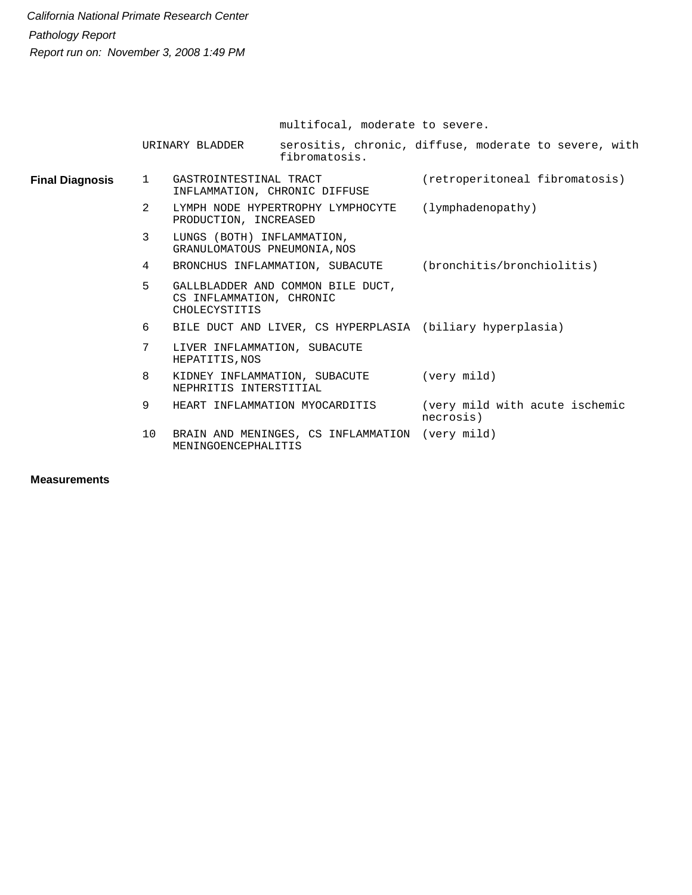| | | |
|---|---|---|
| | | multifocal, moderate to severe. |
| | URINARY BLADDER | serositis, chronic, diffuse, moderate to severe, with fibromatosis. |

**Final Diagnosis**

| # | Diagnosis | Comment |
|---|---|---|
| 1 | GASTROINTESTINAL TRACT INFLAMMATION, CHRONIC DIFFUSE | (retroperitoneal fibromatosis) |
| 2 | LYMPH NODE HYPERTROPHY LYMPHOCYTE PRODUCTION, INCREASED | (lymphadenopathy) |
| 3 | LUNGS (BOTH) INFLAMMATION, GRANULOMATOUS PNEUMONIA,NOS | |
| 4 | BRONCHUS INFLAMMATION, SUBACUTE | (bronchitis/bronchiolitis) |
| 5 | GALLBLADDER AND COMMON BILE DUCT, CS INFLAMMATION, CHRONIC CHOLECYSTITIS | |
| 6 | BILE DUCT AND LIVER, CS HYPERPLASIA | (biliary hyperplasia) |
| 7 | LIVER INFLAMMATION, SUBACUTE HEPATITIS,NOS | |
| 8 | KIDNEY INFLAMMATION, SUBACUTE NEPHRITIS INTERSTITIAL | (very mild) |
| 9 | HEART INFLAMMATION MYOCARDITIS | (very mild with acute ischemic necrosis) |
| 10 | BRAIN AND MENINGES, CS INFLAMMATION MENINGOENCEPHALITIS | (very mild) |

**Measurements**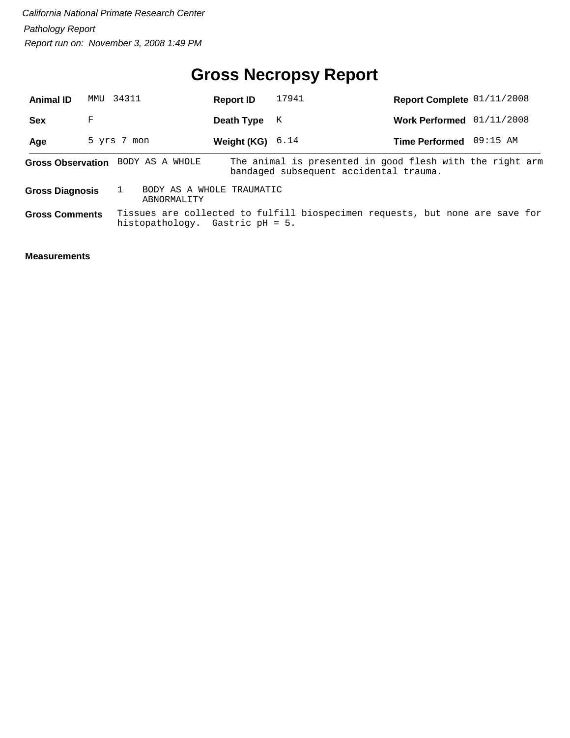*California National Primate Research Center*

*Pathology Report*

*Report run on: November 3, 2008 1:49 PM*

# Gross Necropsy Report

| | | | | | |
|---|---|---|---|---|---|
| **Animal ID** | MMU 34311 | **Report ID** | 17941 | **Report Complete** | 01/11/2008 |
| **Sex** | F | **Death Type** | K | **Work Performed** | 01/11/2008 |
| **Age** | 5 yrs 7 mon | **Weight (KG)** | 6.14 | **Time Performed** | 09:15 AM |

**Gross Observation** BODY AS A WHOLE — The animal is presented in good flesh with the right arm bandaged subsequent accidental trauma.

**Gross Diagnosis** 1 BODY AS A WHOLE TRAUMATIC ABNORMALITY

**Gross Comments** Tissues are collected to fulfill biospecimen requests, but none are save for histopathology. Gastric pH = 5.

**Measurements**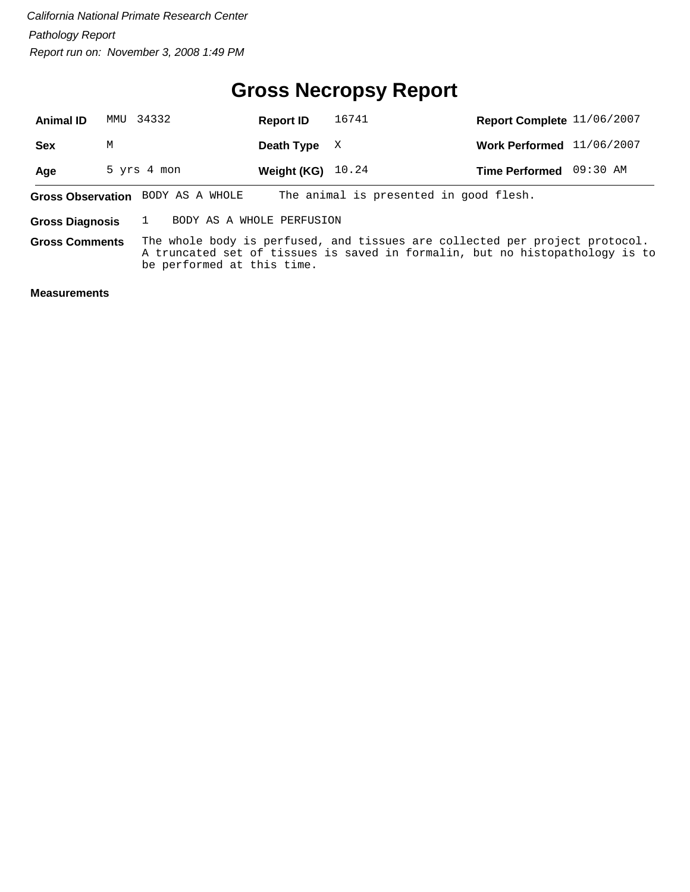*California National Primate Research Center*

*Pathology Report*

*Report run on: November 3, 2008 1:49 PM*

# Gross Necropsy Report

| | | | | | |
|---|---|---|---|---|---|
| **Animal ID** | MMU 34332 | **Report ID** | 16741 | **Report Complete** | 11/06/2007 |
| **Sex** | M | **Death Type** | X | **Work Performed** | 11/06/2007 |
| **Age** | 5 yrs 4 mon | **Weight (KG)** | 10.24 | **Time Performed** | 09:30 AM |

**Gross Observation** BODY AS A WHOLE The animal is presented in good flesh.

**Gross Diagnosis** 1 BODY AS A WHOLE PERFUSION

**Gross Comments** The whole body is perfused, and tissues are collected per project protocol. A truncated set of tissues is saved in formalin, but no histopathology is to be performed at this time.

**Measurements**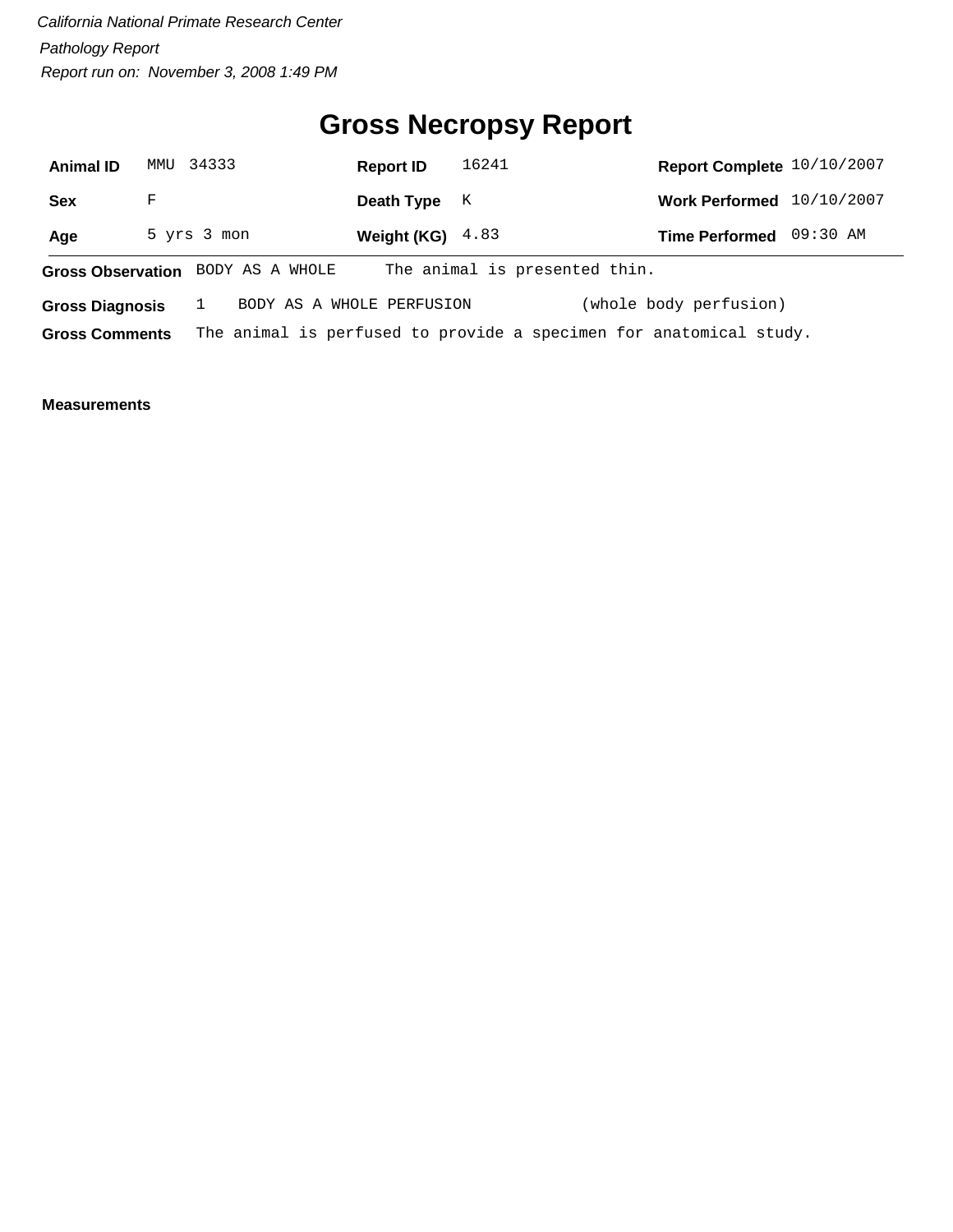*California National Primate Research Center*

*Pathology Report*

*Report run on: November 3, 2008 1:49 PM*

# Gross Necropsy Report

| | | | | | |
|---|---|---|---|---|---|
| **Animal ID** | MMU 34333 | **Report ID** | 16241 | **Report Complete** | 10/10/2007 |
| **Sex** | F | **Death Type** | K | **Work Performed** | 10/10/2007 |
| **Age** | 5 yrs 3 mon | **Weight (KG)** | 4.83 | **Time Performed** | 09:30 AM |

**Gross Observation** BODY AS A WHOLE The animal is presented thin.

**Gross Diagnosis** 1 BODY AS A WHOLE PERFUSION (whole body perfusion)

**Gross Comments** The animal is perfused to provide a specimen for anatomical study.

**Measurements**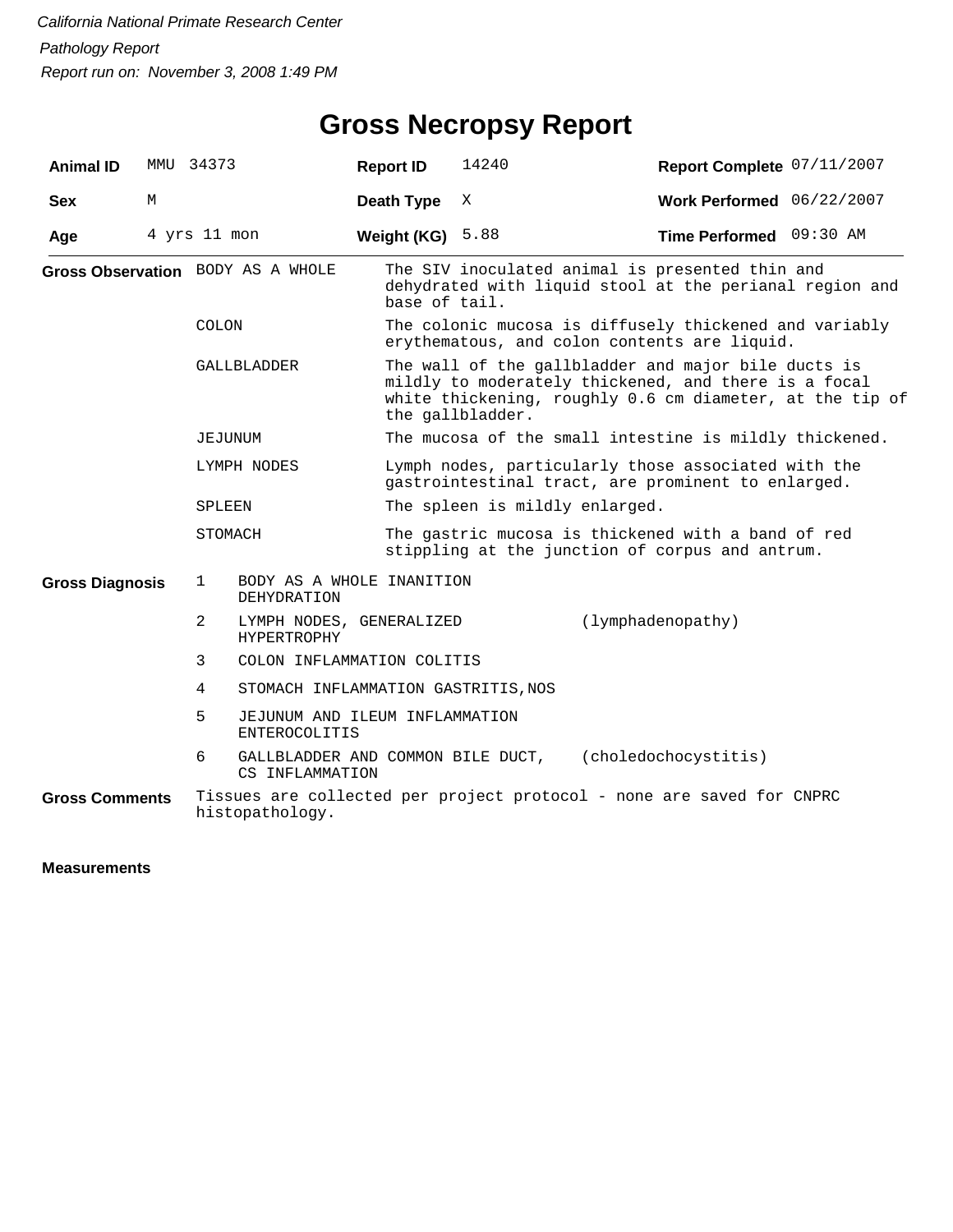*California National Primate Research Center*

*Pathology Report*

*Report run on: November 3, 2008 1:49 PM*

# Gross Necropsy Report

| **Animal ID** | MMU 34373 | **Report ID** | 14240 | **Report Complete** | 07/11/2007 |
|---|---|---|---|---|---|
| **Sex** | M | **Death Type** | X | **Work Performed** | 06/22/2007 |
| **Age** | 4 yrs 11 mon | **Weight (KG)** | 5.88 | **Time Performed** | 09:30 AM |

**Gross Observation**

| | |
|---|---|
| BODY AS A WHOLE | The SIV inoculated animal is presented thin and dehydrated with liquid stool at the perianal region and base of tail. |
| COLON | The colonic mucosa is diffusely thickened and variably erythematous, and colon contents are liquid. |
| GALLBLADDER | The wall of the gallbladder and major bile ducts is mildly to moderately thickened, and there is a focal white thickening, roughly 0.6 cm diameter, at the tip of the gallbladder. |
| JEJUNUM | The mucosa of the small intestine is mildly thickened. |
| LYMPH NODES | Lymph nodes, particularly those associated with the gastrointestinal tract, are prominent to enlarged. |
| SPLEEN | The spleen is mildly enlarged. |
| STOMACH | The gastric mucosa is thickened with a band of red stippling at the junction of corpus and antrum. |

**Gross Diagnosis**

| | | |
|---|---|---|
| 1 | BODY AS A WHOLE INANITION DEHYDRATION | |
| 2 | LYMPH NODES, GENERALIZED HYPERTROPHY | (lymphadenopathy) |
| 3 | COLON INFLAMMATION COLITIS | |
| 4 | STOMACH INFLAMMATION GASTRITIS,NOS | |
| 5 | JEJUNUM AND ILEUM INFLAMMATION ENTEROCOLITIS | |
| 6 | GALLBLADDER AND COMMON BILE DUCT, CS INFLAMMATION | (choledochocystitis) |

**Gross Comments**

Tissues are collected per project protocol - none are saved for CNPRC histopathology.

**Measurements**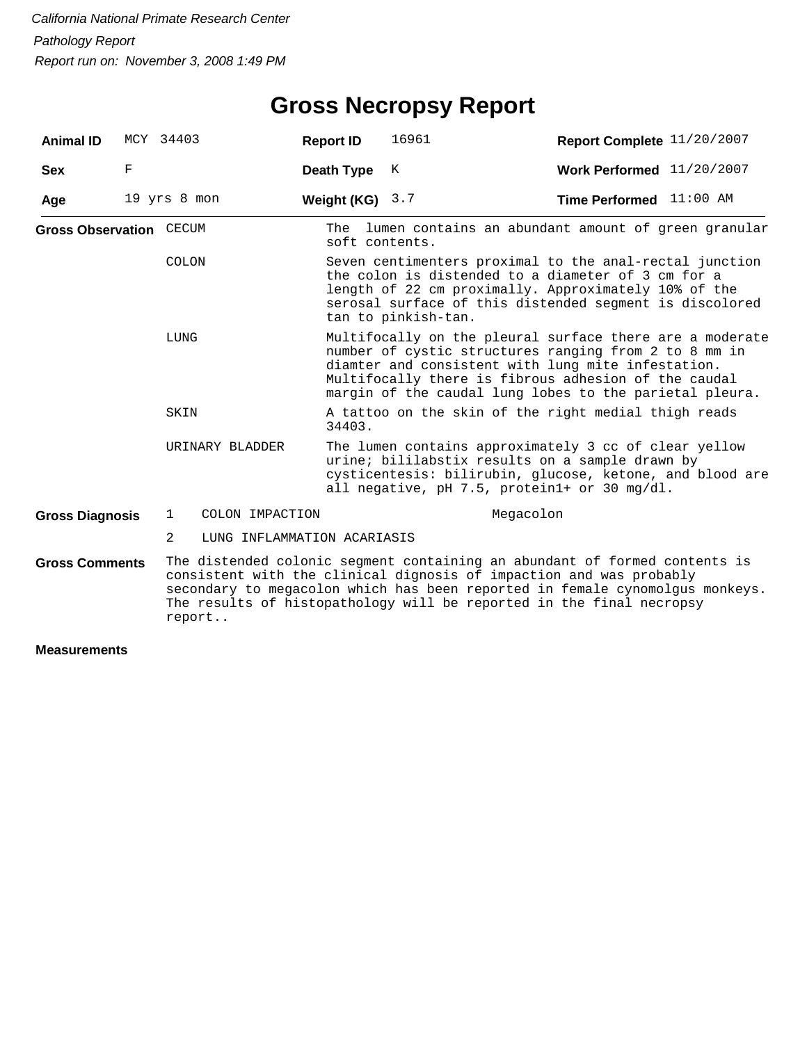*California National Primate Research Center*

*Pathology Report*

*Report run on: November 3, 2008 1:49 PM*

# Gross Necropsy Report

| **Animal ID** | MCY 34403 | **Report ID** | 16961 | **Report Complete** | 11/20/2007 |
|---|---|---|---|---|---|
| **Sex** | F | **Death Type** | K | **Work Performed** | 11/20/2007 |
| **Age** | 19 yrs 8 mon | **Weight (KG)** | 3.7 | **Time Performed** | 11:00 AM |

**Gross Observation**

| | |
|---|---|
| CECUM | The lumen contains an abundant amount of green granular soft contents. |
| COLON | Seven centimenters proximal to the anal-rectal junction the colon is distended to a diameter of 3 cm for a length of 22 cm proximally. Approximately 10% of the serosal surface of this distended segment is discolored tan to pinkish-tan. |
| LUNG | Multifocally on the pleural surface there are a moderate number of cystic structures ranging from 2 to 8 mm in diamter and consistent with lung mite infestation. Multifocally there is fibrous adhesion of the caudal margin of the caudal lung lobes to the parietal pleura. |
| SKIN | A tattoo on the skin of the right medial thigh reads 34403. |
| URINARY BLADDER | The lumen contains approximately 3 cc of clear yellow urine; bililabstix results on a sample drawn by cysticentesis: bilirubin, glucose, ketone, and blood are all negative, pH 7.5, protein1+ or 30 mg/dl. |

**Gross Diagnosis**

| | | |
|---|---|---|
| 1 | COLON IMPACTION | Megacolon |
| 2 | LUNG INFLAMMATION ACARIASIS | |

**Gross Comments**

The distended colonic segment containing an abundant of formed contents is consistent with the clinical dignosis of impaction and was probably secondary to megacolon which has been reported in female cynomolgus monkeys. The results of histopathology will be reported in the final necropsy report..

**Measurements**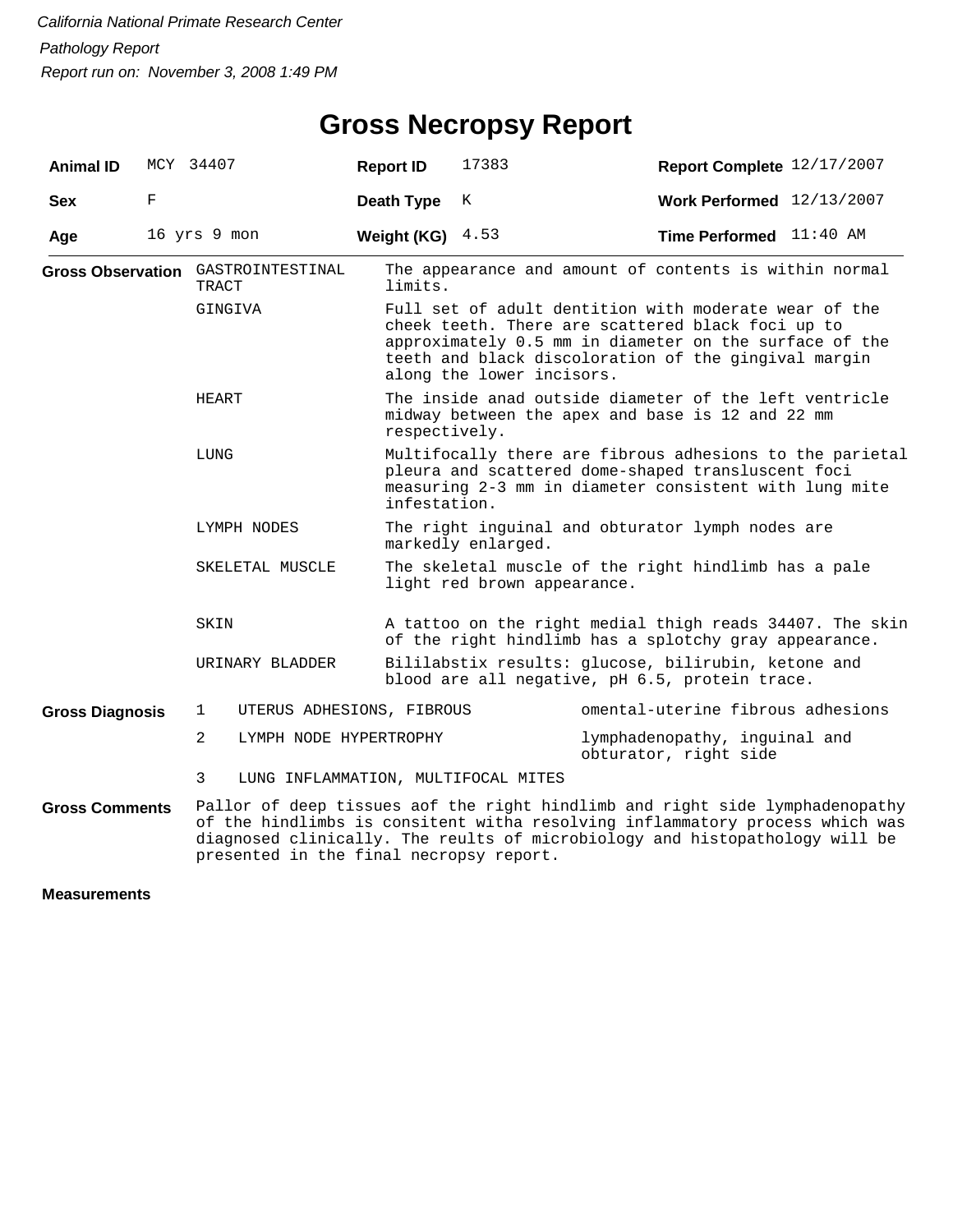*California National Primate Research Center*

*Pathology Report*

*Report run on: November 3, 2008 1:49 PM*

# Gross Necropsy Report

| | | | | | |
|---|---|---|---|---|---|
| **Animal ID** | MCY 34407 | **Report ID** | 17383 | **Report Complete** | 12/17/2007 |
| **Sex** | F | **Death Type** | K | **Work Performed** | 12/13/2007 |
| **Age** | 16 yrs 9 mon | **Weight (KG)** | 4.53 | **Time Performed** | 11:40 AM |

**Gross Observation**

| | |
|---|---|
| GASTROINTESTINAL TRACT | The appearance and amount of contents is within normal limits. |
| GINGIVA | Full set of adult dentition with moderate wear of the cheek teeth. There are scattered black foci up to approximately 0.5 mm in diameter on the surface of the teeth and black discoloration of the gingival margin along the lower incisors. |
| HEART | The inside anad outside diameter of the left ventricle midway between the apex and base is 12 and 22 mm respectively. |
| LUNG | Multifocally there are fibrous adhesions to the parietal pleura and scattered dome-shaped transluscent foci measuring 2-3 mm in diameter consistent with lung mite infestation. |
| LYMPH NODES | The right inguinal and obturator lymph nodes are markedly enlarged. |
| SKELETAL MUSCLE | The skeletal muscle of the right hindlimb has a pale light red brown appearance. |
| SKIN | A tattoo on the right medial thigh reads 34407. The skin of the right hindlimb has a splotchy gray appearance. |
| URINARY BLADDER | Bililabstix results: glucose, bilirubin, ketone and blood are all negative, pH 6.5, protein trace. |

**Gross Diagnosis**

| | | |
|---|---|---|
| 1 | UTERUS ADHESIONS, FIBROUS | omental-uterine fibrous adhesions |
| 2 | LYMPH NODE HYPERTROPHY | lymphadenopathy, inguinal and obturator, right side |
| 3 | LUNG INFLAMMATION, MULTIFOCAL MITES | |

**Gross Comments**

Pallor of deep tissues aof the right hindlimb and right side lymphadenopathy of the hindlimbs is consitent witha resolving inflammatory process which was diagnosed clinically. The reults of microbiology and histopathology will be presented in the final necropsy report.

**Measurements**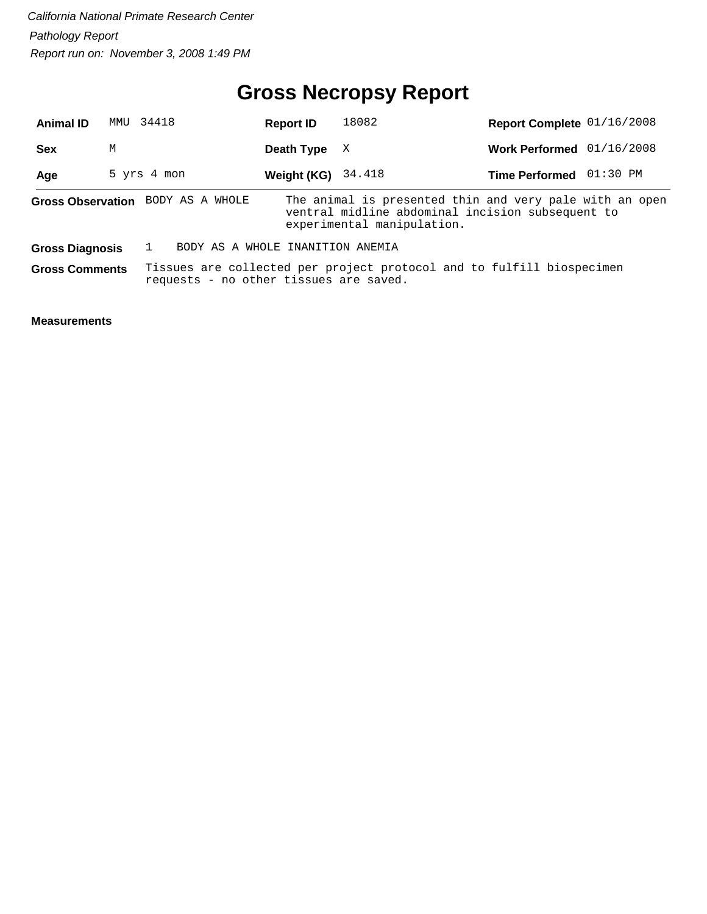*California National Primate Research Center*

*Pathology Report*

*Report run on: November 3, 2008 1:49 PM*

# Gross Necropsy Report

| | | | | | |
|---|---|---|---|---|---|
| **Animal ID** | MMU 34418 | **Report ID** | 18082 | **Report Complete** | 01/16/2008 |
| **Sex** | M | **Death Type** | X | **Work Performed** | 01/16/2008 |
| **Age** | 5 yrs 4 mon | **Weight (KG)** | 34.418 | **Time Performed** | 01:30 PM |

**Gross Observation** BODY AS A WHOLE — The animal is presented thin and very pale with an open ventral midline abdominal incision subsequent to experimental manipulation.

**Gross Diagnosis** 1 BODY AS A WHOLE INANITION ANEMIA

**Gross Comments** Tissues are collected per project protocol and to fulfill biospecimen requests - no other tissues are saved.

**Measurements**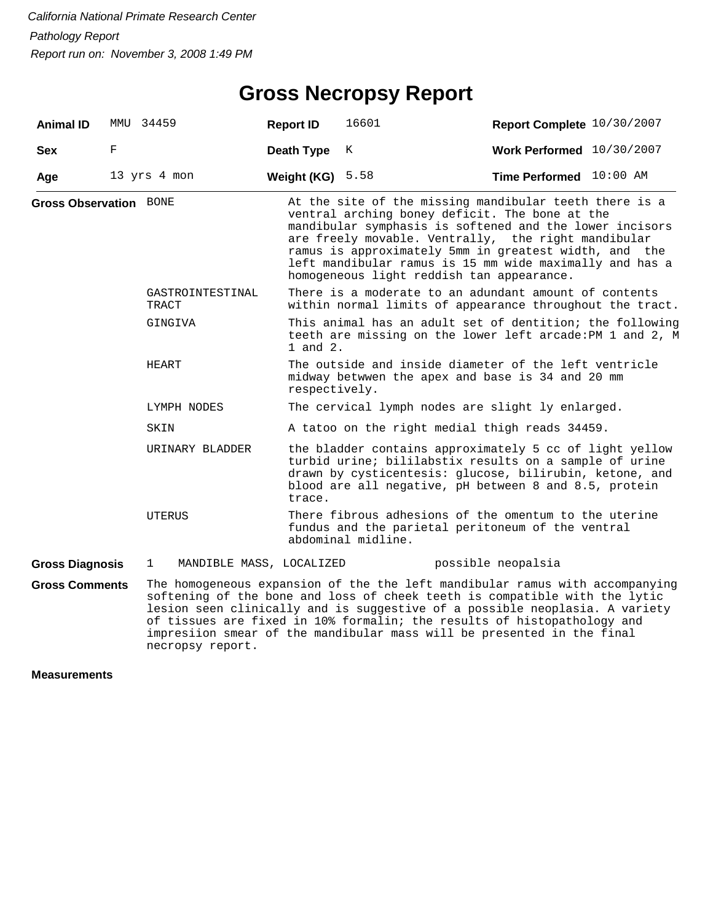*California National Primate Research Center*

*Pathology Report*

*Report run on: November 3, 2008 1:49 PM*

# Gross Necropsy Report

| | | | | | |
|---|---|---|---|---|---|
| **Animal ID** | MMU 34459 | **Report ID** | 16601 | **Report Complete** | 10/30/2007 |
| **Sex** | F | **Death Type** | K | **Work Performed** | 10/30/2007 |
| **Age** | 13 yrs 4 mon | **Weight (KG)** | 5.58 | **Time Performed** | 10:00 AM |

**Gross Observation**

| | |
|---|---|
| BONE | At the site of the missing mandibular teeth there is a ventral arching boney deficit. The bone at the mandibular symphasis is softened and the lower incisors are freely movable. Ventrally, the right mandibular ramus is approximately 5mm in greatest width, and the left mandibular ramus is 15 mm wide maximally and has a homogeneous light reddish tan appearance. |
| GASTROINTESTINAL TRACT | There is a moderate to an adundant amount of contents within normal limits of appearance throughout the tract. |
| GINGIVA | This animal has an adult set of dentition; the following teeth are missing on the lower left arcade:PM 1 and 2, M 1 and 2. |
| HEART | The outside and inside diameter of the left ventricle midway betwwen the apex and base is 34 and 20 mm respectively. |
| LYMPH NODES | The cervical lymph nodes are slight ly enlarged. |
| SKIN | A tatoo on the right medial thigh reads 34459. |
| URINARY BLADDER | the bladder contains approximately 5 cc of light yellow turbid urine; bililabstix results on a sample of urine drawn by cysticentesis: glucose, bilirubin, ketone, and blood are all negative, pH between 8 and 8.5, protein trace. |
| UTERUS | There fibrous adhesions of the omentum to the uterine fundus and the parietal peritoneum of the ventral abdominal midline. |

**Gross Diagnosis**

1 MANDIBLE MASS, LOCALIZED possible neopalsia

**Gross Comments**

The homogeneous expansion of the the left mandibular ramus with accompanying softening of the bone and loss of cheek teeth is compatible with the lytic lesion seen clinically and is suggestive of a possible neoplasia. A variety of tissues are fixed in 10% formalin; the results of histopathology and impresiion smear of the mandibular mass will be presented in the final necropsy report.

**Measurements**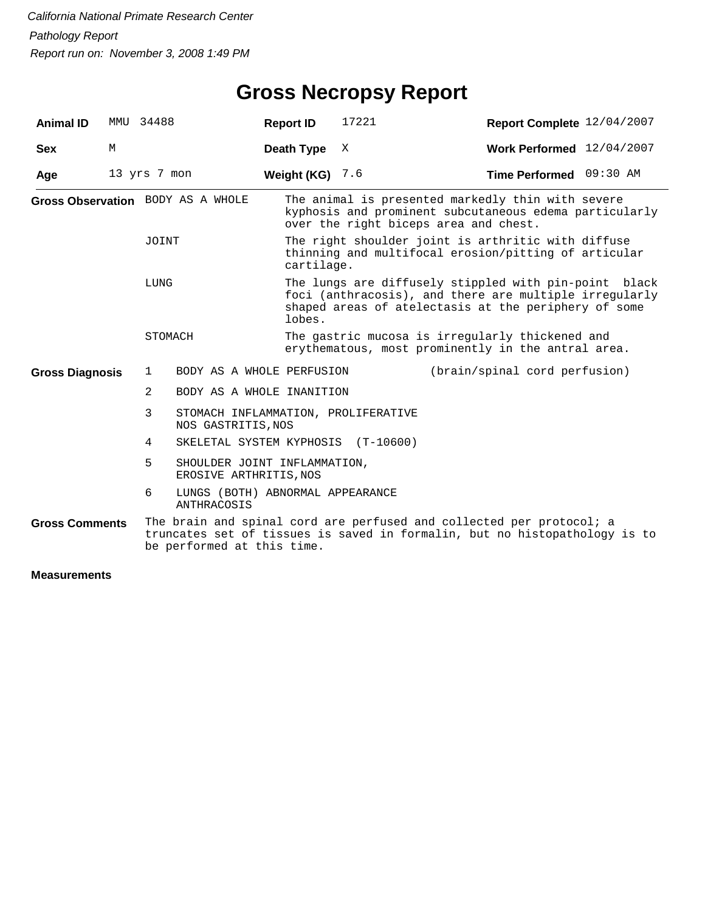*California National Primate Research Center*

*Pathology Report*

*Report run on: November 3, 2008 1:49 PM*

# Gross Necropsy Report

| | | | | | |
|---|---|---|---|---|---|
| **Animal ID** | MMU 34488 | **Report ID** | 17221 | **Report Complete** | 12/04/2007 |
| **Sex** | M | **Death Type** | X | **Work Performed** | 12/04/2007 |
| **Age** | 13 yrs 7 mon | **Weight (KG)** | 7.6 | **Time Performed** | 09:30 AM |

**Gross Observation**

| | |
|---|---|
| BODY AS A WHOLE | The animal is presented markedly thin with severe kyphosis and prominent subcutaneous edema particularly over the right biceps area and chest. |
| JOINT | The right shoulder joint is arthritic with diffuse thinning and multifocal erosion/pitting of articular cartilage. |
| LUNG | The lungs are diffusely stippled with pin-point black foci (anthracosis), and there are multiple irregularly shaped areas of atelectasis at the periphery of some lobes. |
| STOMACH | The gastric mucosa is irregularly thickened and erythematous, most prominently in the antral area. |

**Gross Diagnosis**

1. BODY AS A WHOLE PERFUSION (brain/spinal cord perfusion)
2. BODY AS A WHOLE INANITION
3. STOMACH INFLAMMATION, PROLIFERATIVE NOS GASTRITIS,NOS
4. SKELETAL SYSTEM KYPHOSIS (T-10600)
5. SHOULDER JOINT INFLAMMATION, EROSIVE ARTHRITIS,NOS
6. LUNGS (BOTH) ABNORMAL APPEARANCE ANTHRACOSIS

**Gross Comments**

The brain and spinal cord are perfused and collected per protocol; a truncates set of tissues is saved in formalin, but no histopathology is to be performed at this time.

**Measurements**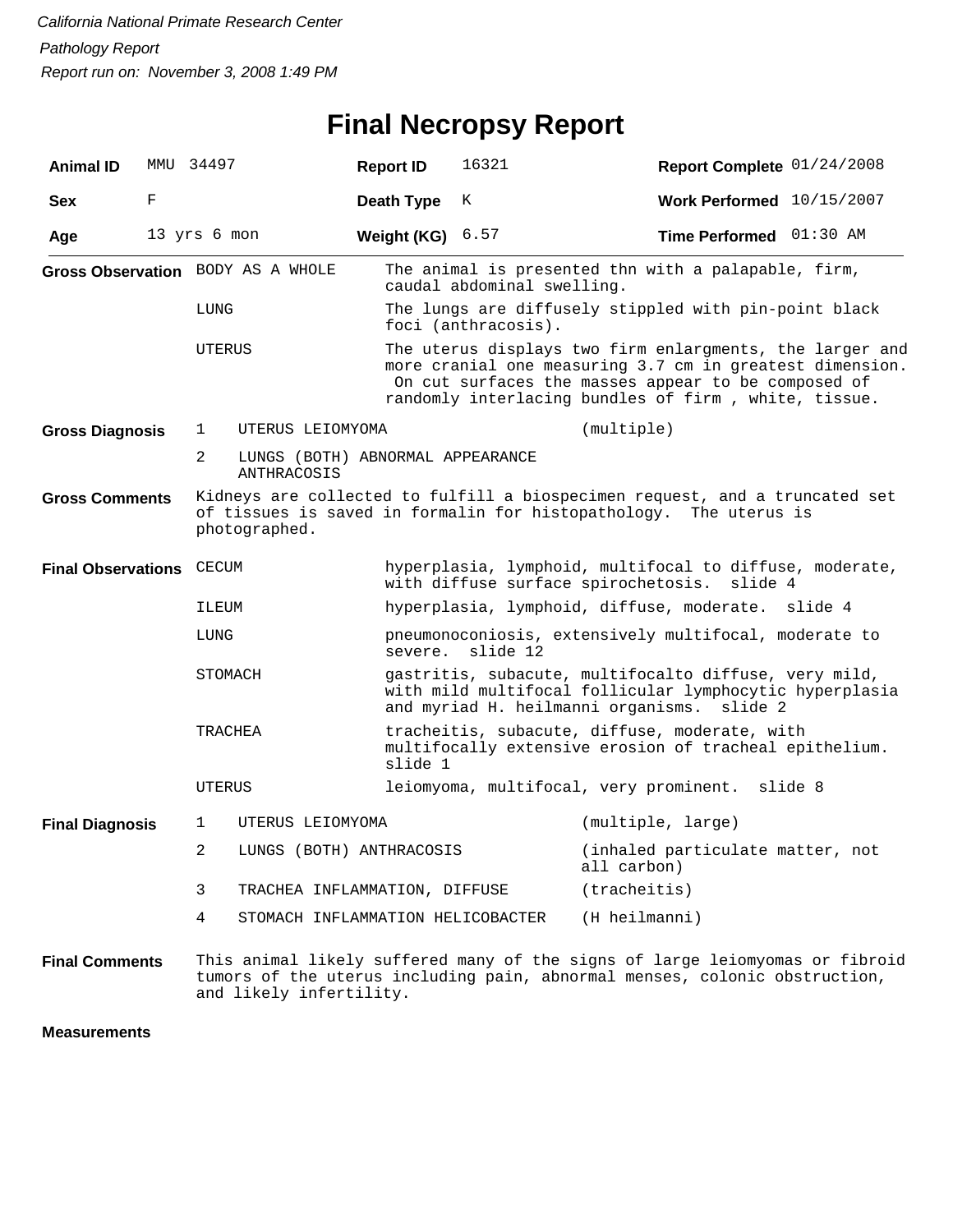*California National Primate Research Center*

*Pathology Report*

*Report run on: November 3, 2008 1:49 PM*

# Final Necropsy Report

| **Animal ID** | MMU 34497 | **Report ID** | 16321 | **Report Complete** | 01/24/2008 |
|---|---|---|---|---|---|
| **Sex** | F | **Death Type** | K | **Work Performed** | 10/15/2007 |
| **Age** | 13 yrs 6 mon | **Weight (KG)** | 6.57 | **Time Performed** | 01:30 AM |

**Gross Observation**

| | |
|---|---|
| BODY AS A WHOLE | The animal is presented thn with a palapable, firm, caudal abdominal swelling. |
| LUNG | The lungs are diffusely stippled with pin-point black foci (anthracosis). |
| UTERUS | The uterus displays two firm enlargments, the larger and more cranial one measuring 3.7 cm in greatest dimension. On cut surfaces the masses appear to be composed of randomly interlacing bundles of firm , white, tissue. |

**Gross Diagnosis**

| | | |
|---|---|---|
| 1 | UTERUS LEIOMYOMA | (multiple) |
| 2 | LUNGS (BOTH) ABNORMAL APPEARANCE ANTHRACOSIS | |

**Gross Comments**

Kidneys are collected to fulfill a biospecimen request, and a truncated set of tissues is saved in formalin for histopathology. The uterus is photographed.

**Final Observations**

| | |
|---|---|
| CECUM | hyperplasia, lymphoid, multifocal to diffuse, moderate, with diffuse surface spirochetosis. slide 4 |
| ILEUM | hyperplasia, lymphoid, diffuse, moderate. slide 4 |
| LUNG | pneumonoconiosis, extensively multifocal, moderate to severe. slide 12 |
| STOMACH | gastritis, subacute, multifocalto diffuse, very mild, with mild multifocal follicular lymphocytic hyperplasia and myriad H. heilmanni organisms. slide 2 |
| TRACHEA | tracheitis, subacute, diffuse, moderate, with multifocally extensive erosion of tracheal epithelium. slide 1 |
| UTERUS | leiomyoma, multifocal, very prominent. slide 8 |

**Final Diagnosis**

| | | |
|---|---|---|
| 1 | UTERUS LEIOMYOMA | (multiple, large) |
| 2 | LUNGS (BOTH) ANTHRACOSIS | (inhaled particulate matter, not all carbon) |
| 3 | TRACHEA INFLAMMATION, DIFFUSE | (tracheitis) |
| 4 | STOMACH INFLAMMATION HELICOBACTER | (H heilmanni) |

**Final Comments**

This animal likely suffered many of the signs of large leiomyomas or fibroid tumors of the uterus including pain, abnormal menses, colonic obstruction, and likely infertility.

**Measurements**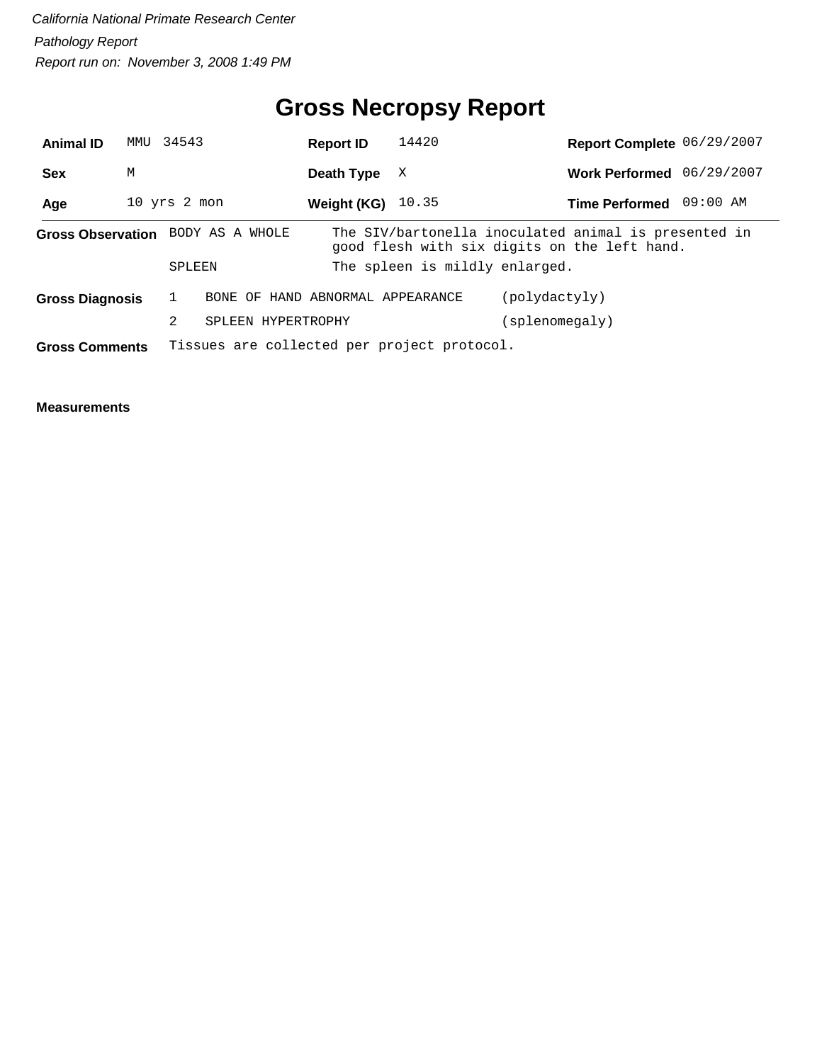*California National Primate Research Center*

*Pathology Report*

*Report run on: November 3, 2008 1:49 PM*

# Gross Necropsy Report

| | | | | | |
|---|---|---|---|---|---|
| **Animal ID** | MMU 34543 | **Report ID** | 14420 | **Report Complete** | 06/29/2007 |
| **Sex** | M | **Death Type** | X | **Work Performed** | 06/29/2007 |
| **Age** | 10 yrs 2 mon | **Weight (KG)** | 10.35 | **Time Performed** | 09:00 AM |

**Gross Observation**

| | |
|---|---|
| BODY AS A WHOLE | The SIV/bartonella inoculated animal is presented in good flesh with six digits on the left hand. |
| SPLEEN | The spleen is mildly enlarged. |

**Gross Diagnosis**

| | | |
|---|---|---|
| 1 | BONE OF HAND ABNORMAL APPEARANCE | (polydactyly) |
| 2 | SPLEEN HYPERTROPHY | (splenomegaly) |

**Gross Comments** Tissues are collected per project protocol.

**Measurements**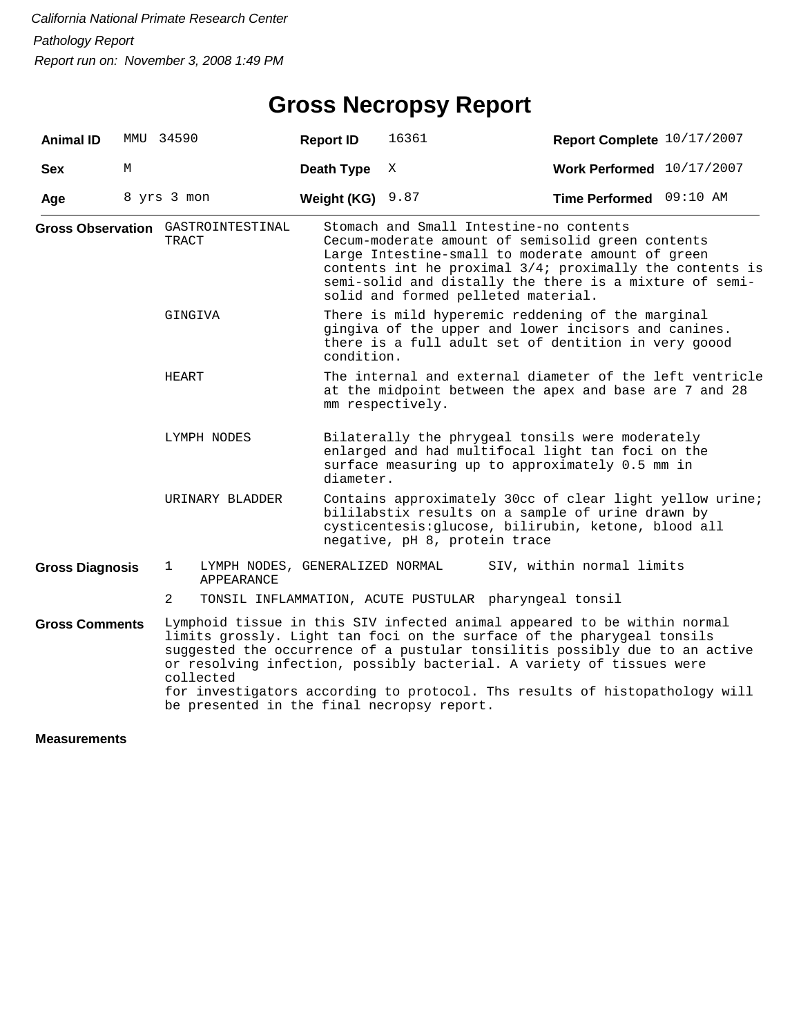*California National Primate Research Center*

*Pathology Report*

*Report run on: November 3, 2008 1:49 PM*

# Gross Necropsy Report

| | | | | | |
|---|---|---|---|---|---|
| **Animal ID** | MMU 34590 | **Report ID** | 16361 | **Report Complete** | 10/17/2007 |
| **Sex** | M | **Death Type** | X | **Work Performed** | 10/17/2007 |
| **Age** | 8 yrs 3 mon | **Weight (KG)** | 9.87 | **Time Performed** | 09:10 AM |

**Gross Observation**

| | |
|---|---|
| GASTROINTESTINAL TRACT | Stomach and Small Intestine-no contents Cecum-moderate amount of semisolid green contents Large Intestine-small to moderate amount of green contents int he proximal 3/4; proximally the contents is semi-solid and distally the there is a mixture of semi-solid and formed pelleted material. |
| GINGIVA | There is mild hyperemic reddening of the marginal gingiva of the upper and lower incisors and canines. there is a full adult set of dentition in very goood condition. |
| HEART | The internal and external diameter of the left ventricle at the midpoint between the apex and base are 7 and 28 mm respectively. |
| LYMPH NODES | Bilaterally the phrygeal tonsils were moderately enlarged and had multifocal light tan foci on the surface measuring up to approximately 0.5 mm in diameter. |
| URINARY BLADDER | Contains approximately 30cc of clear light yellow urine; bililabstix results on a sample of urine drawn by cysticentesis:glucose, bilirubin, ketone, blood all negative, pH 8, protein trace |

**Gross Diagnosis**

| | | |
|---|---|---|
| 1 | LYMPH NODES, GENERALIZED NORMAL APPEARANCE | SIV, within normal limits |
| 2 | TONSIL INFLAMMATION, ACUTE PUSTULAR | pharyngeal tonsil |

**Gross Comments**

Lymphoid tissue in this SIV infected animal appeared to be within normal limits grossly. Light tan foci on the surface of the pharygeal tonsils suggested the occurrence of a pustular tonsilitis possibly due to an active or resolving infection, possibly bacterial. A variety of tissues were collected
for investigators according to protocol. Ths results of histopathology will be presented in the final necropsy report.

**Measurements**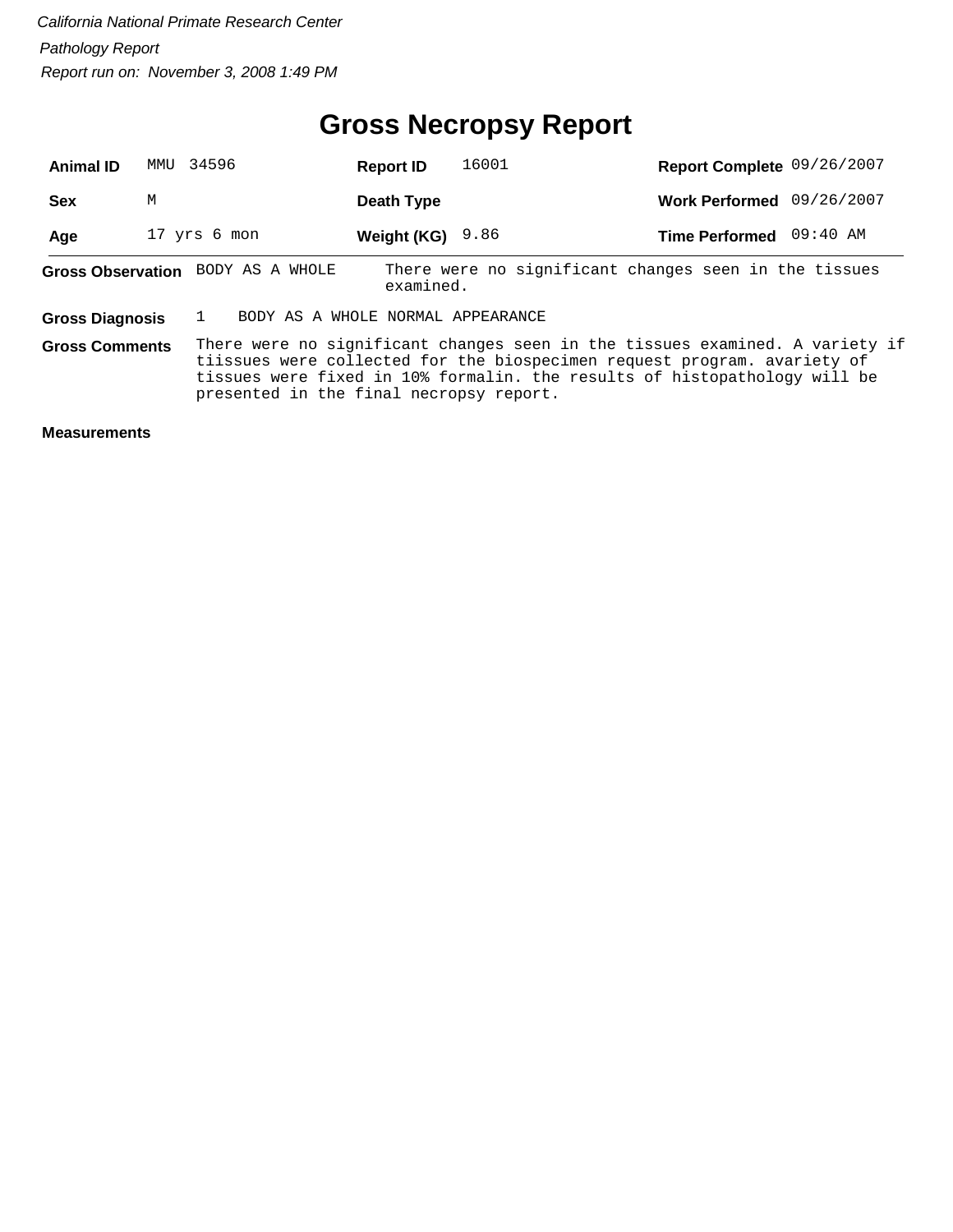*California National Primate Research Center*

*Pathology Report*

*Report run on: November 3, 2008 1:49 PM*

# Gross Necropsy Report

| | | | | | |
|---|---|---|---|---|---|
| **Animal ID** | MMU 34596 | **Report ID** | 16001 | **Report Complete** | 09/26/2007 |
| **Sex** | M | **Death Type** | | **Work Performed** | 09/26/2007 |
| **Age** | 17 yrs 6 mon | **Weight (KG)** | 9.86 | **Time Performed** | 09:40 AM |

**Gross Observation** BODY AS A WHOLE — There were no significant changes seen in the tissues examined.

**Gross Diagnosis** 1 BODY AS A WHOLE NORMAL APPEARANCE

**Gross Comments** There were no significant changes seen in the tissues examined. A variety if tiissues were collected for the biospecimen request program. avariety of tissues were fixed in 10% formalin. the results of histopathology will be presented in the final necropsy report.

**Measurements**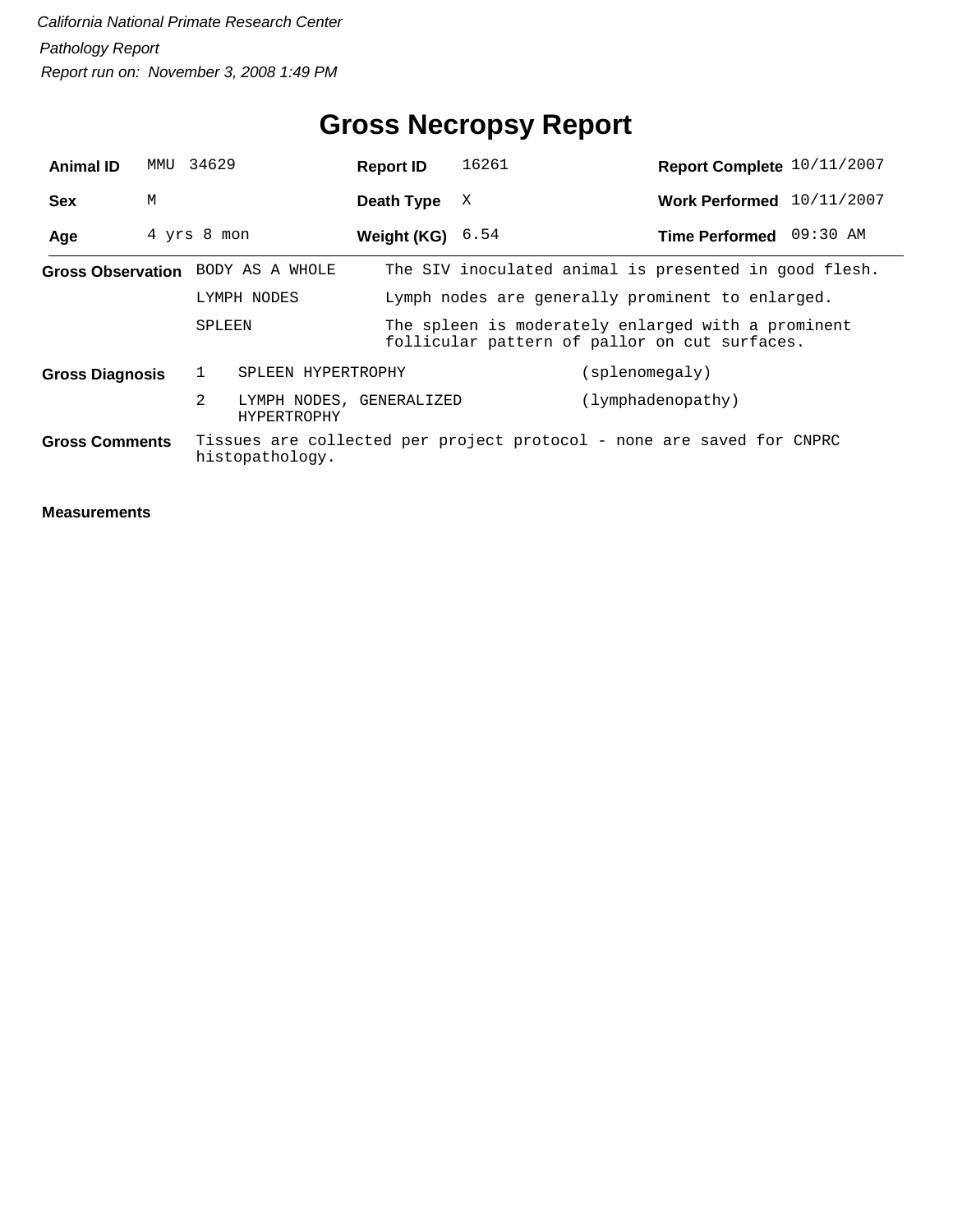*California National Primate Research Center*

*Pathology Report*

*Report run on: November 3, 2008 1:49 PM*

# Gross Necropsy Report

| **Animal ID** | MMU 34629 | **Report ID** | 16261 | **Report Complete** | 10/11/2007 |
|---|---|---|---|---|---|
| **Sex** | M | **Death Type** | X | **Work Performed** | 10/11/2007 |
| **Age** | 4 yrs 8 mon | **Weight (KG)** | 6.54 | **Time Performed** | 09:30 AM |

**Gross Observation**

| | |
|---|---|
| BODY AS A WHOLE | The SIV inoculated animal is presented in good flesh. |
| LYMPH NODES | Lymph nodes are generally prominent to enlarged. |
| SPLEEN | The spleen is moderately enlarged with a prominent follicular pattern of pallor on cut surfaces. |

**Gross Diagnosis**

| | | |
|---|---|---|
| 1 | SPLEEN HYPERTROPHY | (splenomegaly) |
| 2 | LYMPH NODES, GENERALIZED HYPERTROPHY | (lymphadenopathy) |

**Gross Comments** Tissues are collected per project protocol - none are saved for CNPRC histopathology.

**Measurements**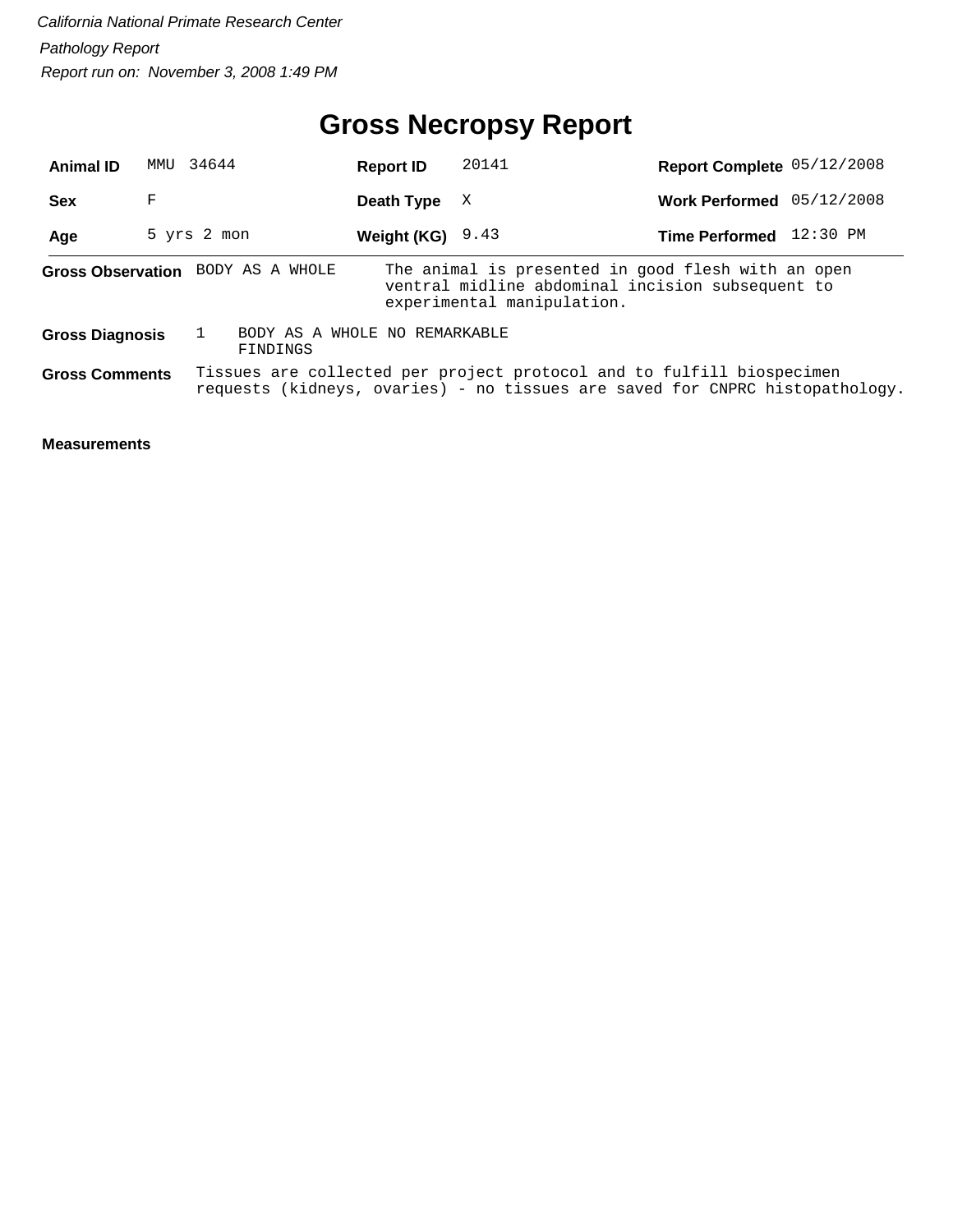*California National Primate Research Center*

*Pathology Report*

*Report run on: November 3, 2008 1:49 PM*

# Gross Necropsy Report

| | | | | | |
|---|---|---|---|---|---|
| **Animal ID** | MMU 34644 | **Report ID** | 20141 | **Report Complete** | 05/12/2008 |
| **Sex** | F | **Death Type** | X | **Work Performed** | 05/12/2008 |
| **Age** | 5 yrs 2 mon | **Weight (KG)** | 9.43 | **Time Performed** | 12:30 PM |

**Gross Observation** BODY AS A WHOLE — The animal is presented in good flesh with an open ventral midline abdominal incision subsequent to experimental manipulation.

**Gross Diagnosis** 1 BODY AS A WHOLE NO REMARKABLE FINDINGS

**Gross Comments** Tissues are collected per project protocol and to fulfill biospecimen requests (kidneys, ovaries) - no tissues are saved for CNPRC histopathology.

**Measurements**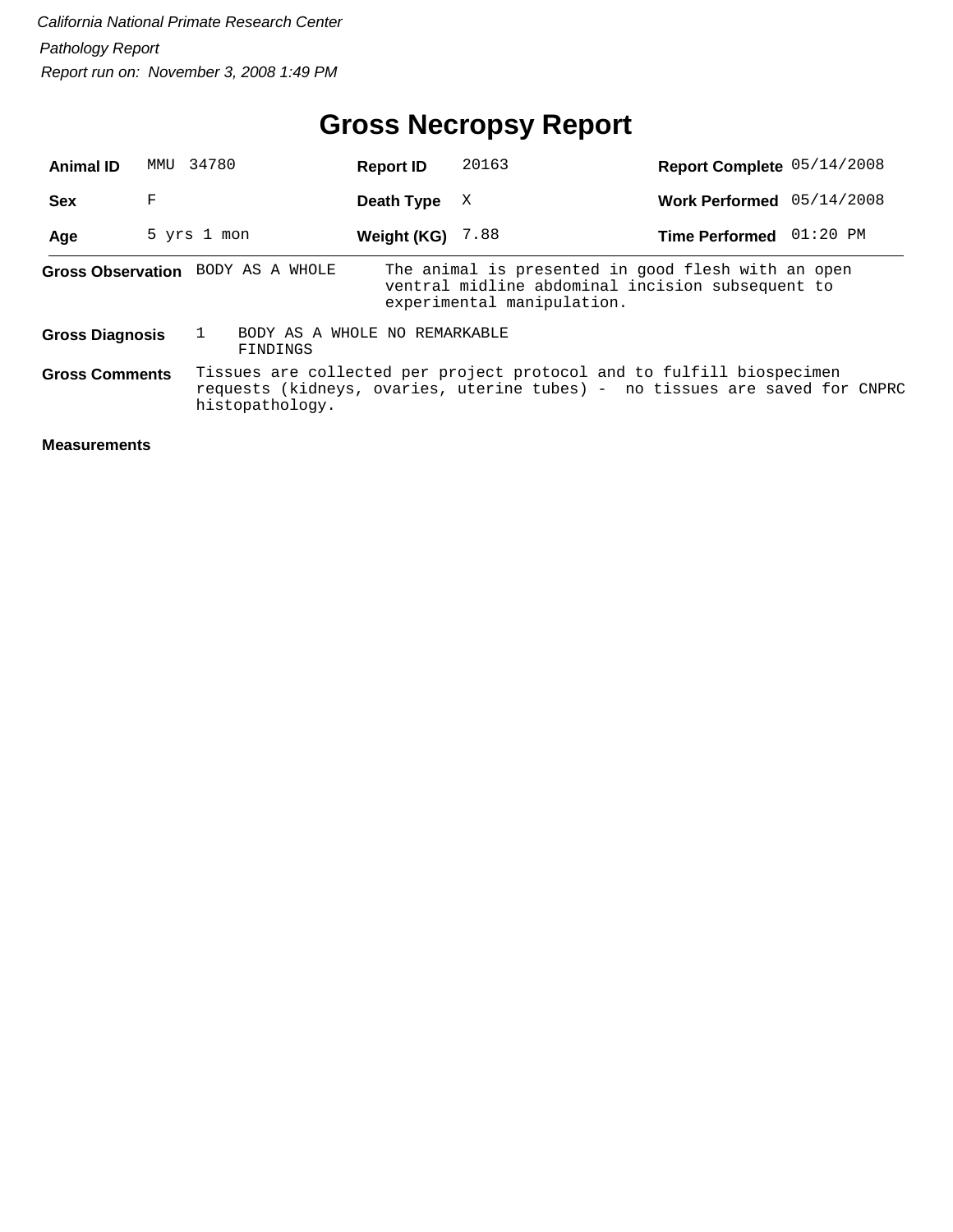*California National Primate Research Center*

*Pathology Report*

*Report run on: November 3, 2008 1:49 PM*

# Gross Necropsy Report

| | | | | | |
|---|---|---|---|---|---|
| **Animal ID** | MMU 34780 | **Report ID** | 20163 | **Report Complete** | 05/14/2008 |
| **Sex** | F | **Death Type** | X | **Work Performed** | 05/14/2008 |
| **Age** | 5 yrs 1 mon | **Weight (KG)** | 7.88 | **Time Performed** | 01:20 PM |

**Gross Observation** BODY AS A WHOLE — The animal is presented in good flesh with an open ventral midline abdominal incision subsequent to experimental manipulation.

**Gross Diagnosis** 1 BODY AS A WHOLE NO REMARKABLE FINDINGS

**Gross Comments** Tissues are collected per project protocol and to fulfill biospecimen requests (kidneys, ovaries, uterine tubes) - no tissues are saved for CNPRC histopathology.

**Measurements**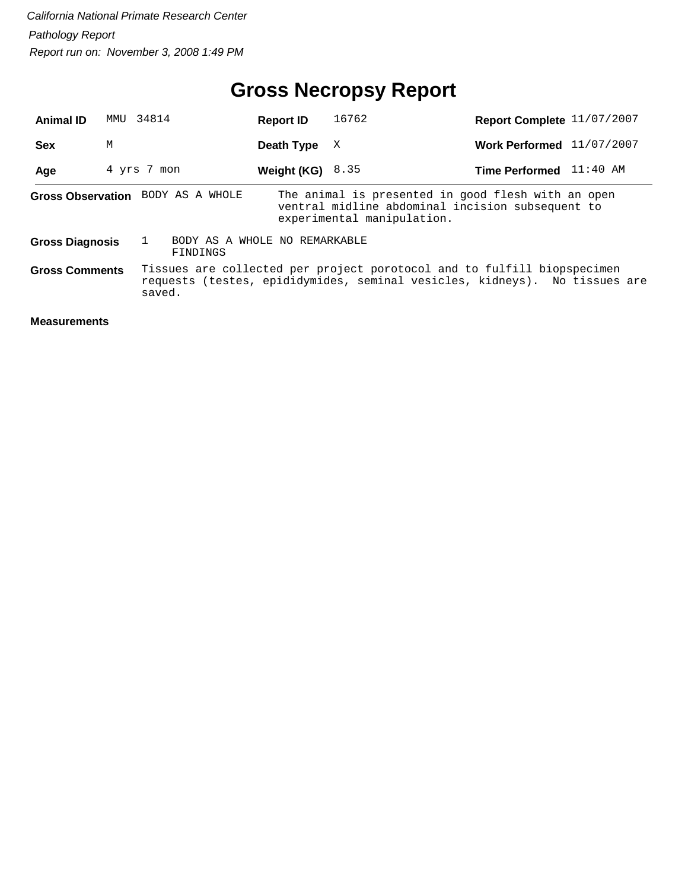*California National Primate Research Center*

*Pathology Report*

*Report run on: November 3, 2008 1:49 PM*

# Gross Necropsy Report

| | | | | | |
|---|---|---|---|---|---|
| **Animal ID** | MMU 34814 | **Report ID** | 16762 | **Report Complete** | 11/07/2007 |
| **Sex** | M | **Death Type** | X | **Work Performed** | 11/07/2007 |
| **Age** | 4 yrs 7 mon | **Weight (KG)** | 8.35 | **Time Performed** | 11:40 AM |

**Gross Observation** BODY AS A WHOLE — The animal is presented in good flesh with an open ventral midline abdominal incision subsequent to experimental manipulation.

**Gross Diagnosis** 1 BODY AS A WHOLE NO REMARKABLE FINDINGS

**Gross Comments** Tissues are collected per project porotocol and to fulfill biopspecimen requests (testes, epididymides, seminal vesicles, kidneys). No tissues are saved.

**Measurements**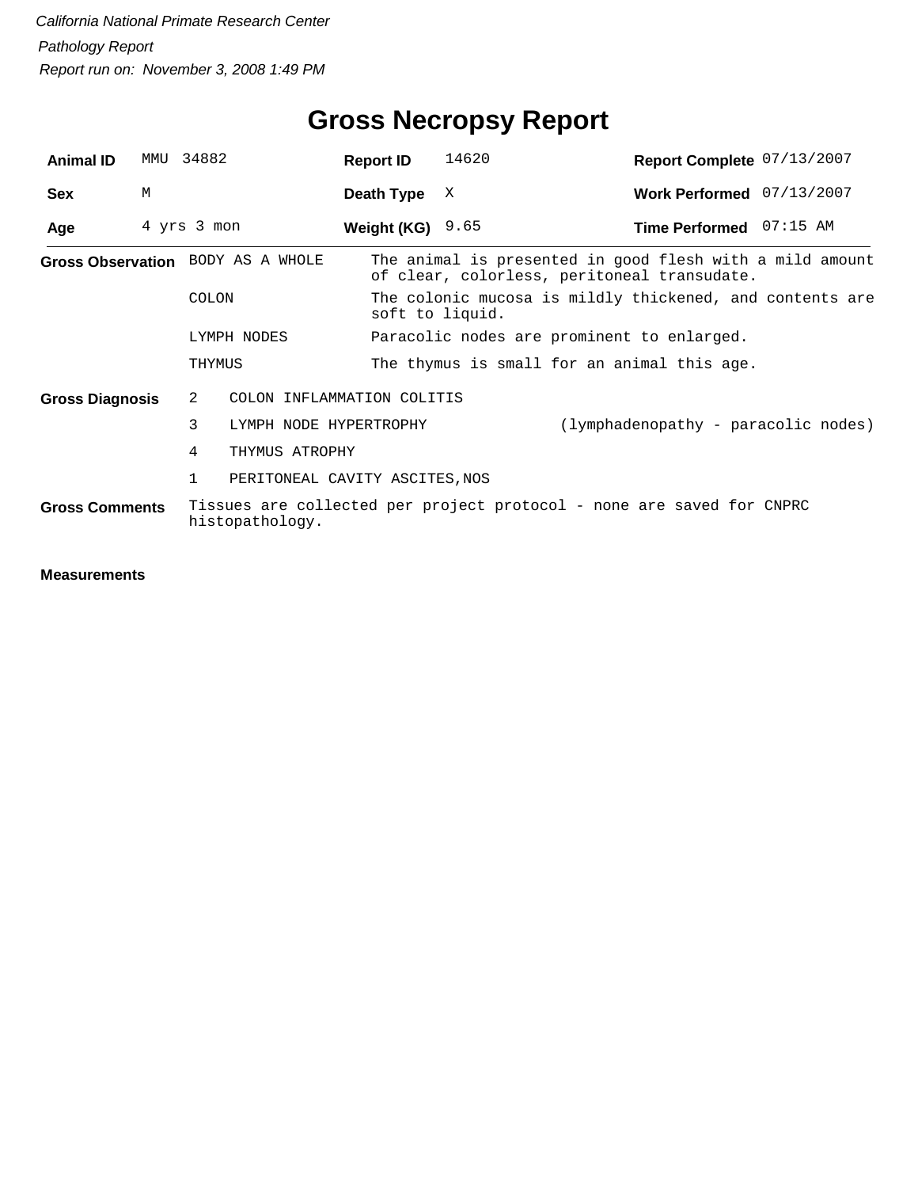*California National Primate Research Center*

*Pathology Report*

*Report run on: November 3, 2008 1:49 PM*

# Gross Necropsy Report

| | | | | | |
|---|---|---|---|---|---|
| **Animal ID** | MMU 34882 | **Report ID** | 14620 | **Report Complete** | 07/13/2007 |
| **Sex** | M | **Death Type** | X | **Work Performed** | 07/13/2007 |
| **Age** | 4 yrs 3 mon | **Weight (KG)** | 9.65 | **Time Performed** | 07:15 AM |

**Gross Observation**

| | |
|---|---|
| BODY AS A WHOLE | The animal is presented in good flesh with a mild amount of clear, colorless, peritoneal transudate. |
| COLON | The colonic mucosa is mildly thickened, and contents are soft to liquid. |
| LYMPH NODES | Paracolic nodes are prominent to enlarged. |
| THYMUS | The thymus is small for an animal this age. |

**Gross Diagnosis**

| | | |
|---|---|---|
| 2 | COLON INFLAMMATION COLITIS | |
| 3 | LYMPH NODE HYPERTROPHY | (lymphadenopathy - paracolic nodes) |
| 4 | THYMUS ATROPHY | |
| 1 | PERITONEAL CAVITY ASCITES,NOS | |

**Gross Comments**

Tissues are collected per project protocol - none are saved for CNPRC histopathology.

**Measurements**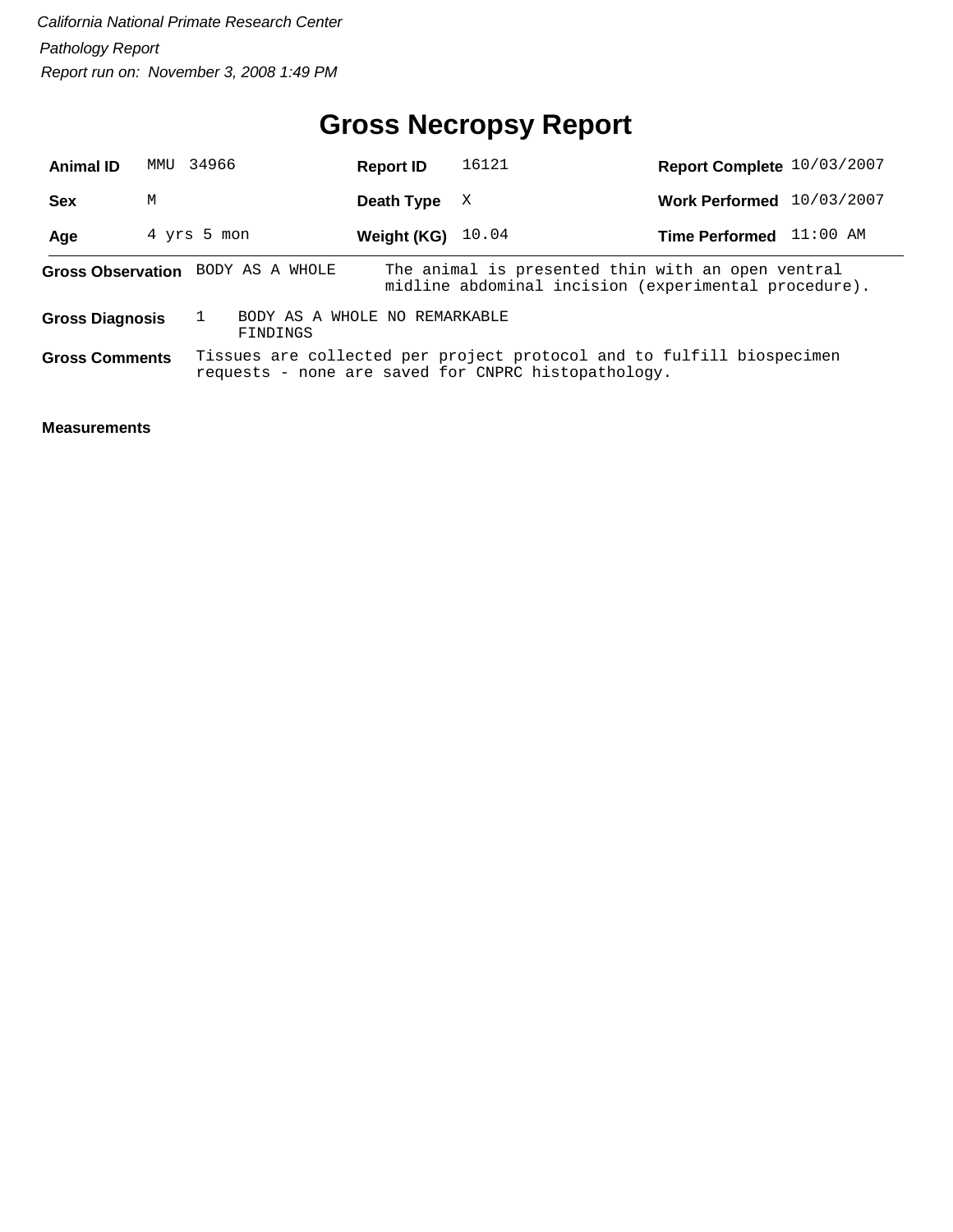California National Primate Research Center

Pathology Report

Report run on: November 3, 2008 1:49 PM

# Gross Necropsy Report

| | | | | | |
|---|---|---|---|---|---|
| **Animal ID** | MMU 34966 | **Report ID** | 16121 | **Report Complete** | 10/03/2007 |
| **Sex** | M | **Death Type** | X | **Work Performed** | 10/03/2007 |
| **Age** | 4 yrs 5 mon | **Weight (KG)** | 10.04 | **Time Performed** | 11:00 AM |

**Gross Observation** BODY AS A WHOLE — The animal is presented thin with an open ventral midline abdominal incision (experimental procedure).

**Gross Diagnosis** 1 BODY AS A WHOLE NO REMARKABLE FINDINGS

**Gross Comments** Tissues are collected per project protocol and to fulfill biospecimen requests - none are saved for CNPRC histopathology.

**Measurements**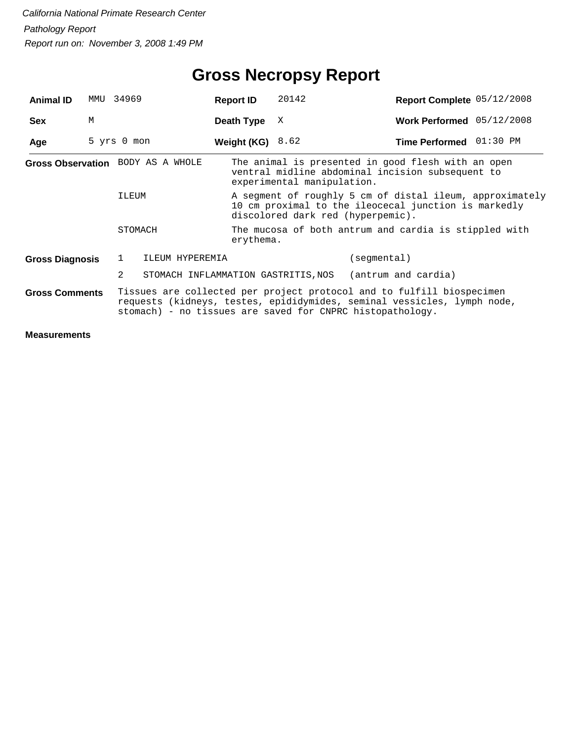*California National Primate Research Center*

*Pathology Report*

*Report run on: November 3, 2008 1:49 PM*

# Gross Necropsy Report

| **Animal ID** | MMU 34969 | **Report ID** | 20142 | **Report Complete** | 05/12/2008 |
|---|---|---|---|---|---|
| **Sex** | M | **Death Type** | X | **Work Performed** | 05/12/2008 |
| **Age** | 5 yrs 0 mon | **Weight (KG)** | 8.62 | **Time Performed** | 01:30 PM |

**Gross Observation**

| | |
|---|---|
| BODY AS A WHOLE | The animal is presented in good flesh with an open ventral midline abdominal incision subsequent to experimental manipulation. |
| ILEUM | A segment of roughly 5 cm of distal ileum, approximately 10 cm proximal to the ileocecal junction is markedly discolored dark red (hyperpemic). |
| STOMACH | The mucosa of both antrum and cardia is stippled with erythema. |

**Gross Diagnosis**

| | | |
|---|---|---|
| 1 | ILEUM HYPEREMIA | (segmental) |
| 2 | STOMACH INFLAMMATION GASTRITIS,NOS | (antrum and cardia) |

**Gross Comments**

Tissues are collected per project protocol and to fulfill biospecimen requests (kidneys, testes, epididymides, seminal vessicles, lymph node, stomach) - no tissues are saved for CNPRC histopathology.

**Measurements**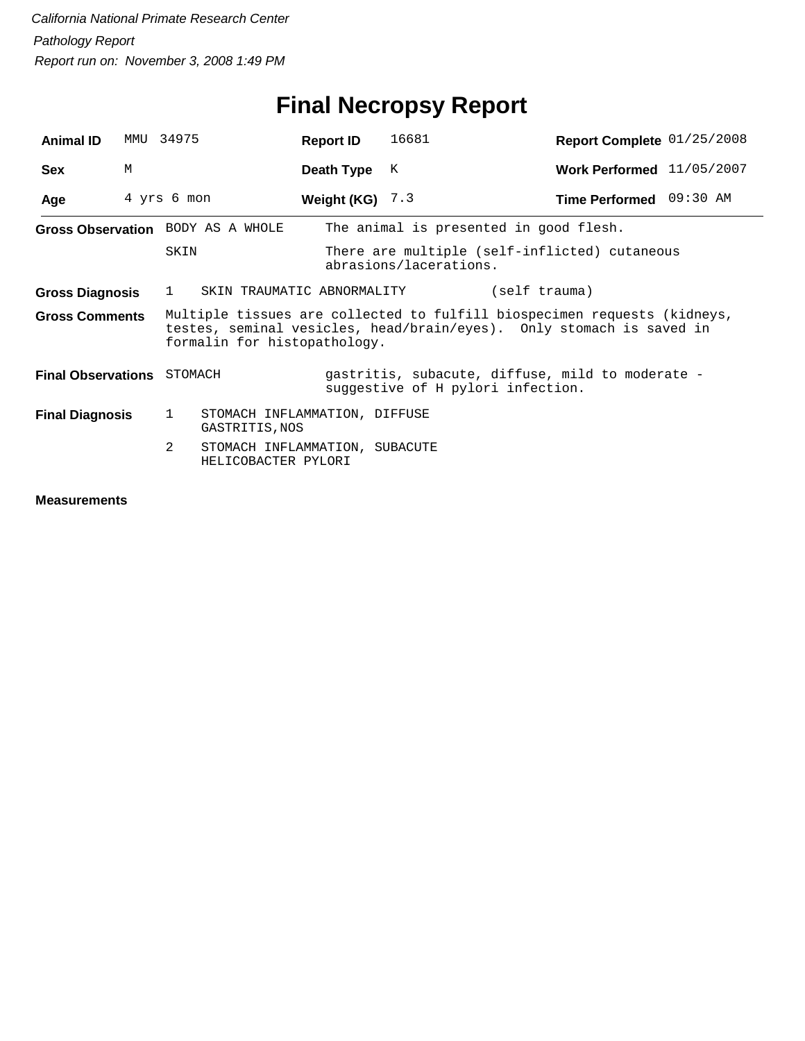*California National Primate Research Center*

*Pathology Report*

*Report run on: November 3, 2008 1:49 PM*

# Final Necropsy Report

| | | | | | |
|---|---|---|---|---|---|
| **Animal ID** | MMU 34975 | **Report ID** | 16681 | **Report Complete** | 01/25/2008 |
| **Sex** | M | **Death Type** | K | **Work Performed** | 11/05/2007 |
| **Age** | 4 yrs 6 mon | **Weight (KG)** | 7.3 | **Time Performed** | 09:30 AM |

**Gross Observation**

| | |
|---|---|
| BODY AS A WHOLE | The animal is presented in good flesh. |
| SKIN | There are multiple (self-inflicted) cutaneous abrasions/lacerations. |

**Gross Diagnosis**

1 SKIN TRAUMATIC ABNORMALITY (self trauma)

**Gross Comments**

Multiple tissues are collected to fulfill biospecimen requests (kidneys, testes, seminal vesicles, head/brain/eyes). Only stomach is saved in formalin for histopathology.

**Final Observations**

| | |
|---|---|
| STOMACH | gastritis, subacute, diffuse, mild to moderate - suggestive of H pylori infection. |

**Final Diagnosis**

1 STOMACH INFLAMMATION, DIFFUSE
GASTRITIS,NOS

2 STOMACH INFLAMMATION, SUBACUTE
HELICOBACTER PYLORI

**Measurements**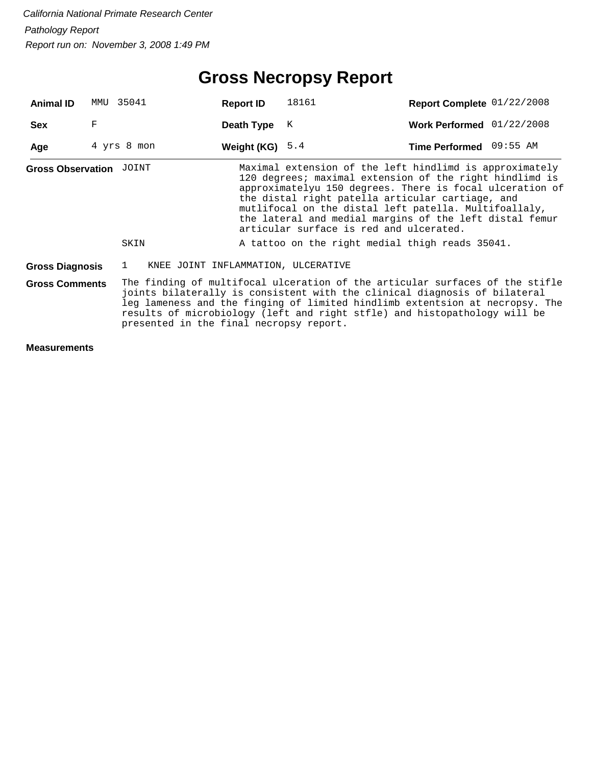*California National Primate Research Center*

*Pathology Report*

*Report run on: November 3, 2008 1:49 PM*

# Gross Necropsy Report

| **Animal ID** | MMU 35041 | **Report ID** | 18161 | **Report Complete** | 01/22/2008 |
|---|---|---|---|---|---|
| **Sex** | F | **Death Type** | K | **Work Performed** | 01/22/2008 |
| **Age** | 4 yrs 8 mon | **Weight (KG)** | 5.4 | **Time Performed** | 09:55 AM |

**Gross Observation**

| | |
|---|---|
| JOINT | Maximal extension of the left hindlimd is approximately 120 degrees; maximal extension of the right hindlimd is approximatelyu 150 degrees. There is focal ulceration of the distal right patella articular cartiage, and mutlifocal on the distal left patella. Multifoallaly, the lateral and medial margins of the left distal femur articular surface is red and ulcerated. |
| SKIN | A tattoo on the right medial thigh reads 35041. |

**Gross Diagnosis**

1 KNEE JOINT INFLAMMATION, ULCERATIVE

**Gross Comments**

The finding of multifocal ulceration of the articular surfaces of the stifle joints bilaterally is consistent with the clinical diagnosis of bilateral leg lameness and the finging of limited hindlimb extentsion at necropsy. The results of microbiology (left and right stfle) and histopathology will be presented in the final necropsy report.

**Measurements**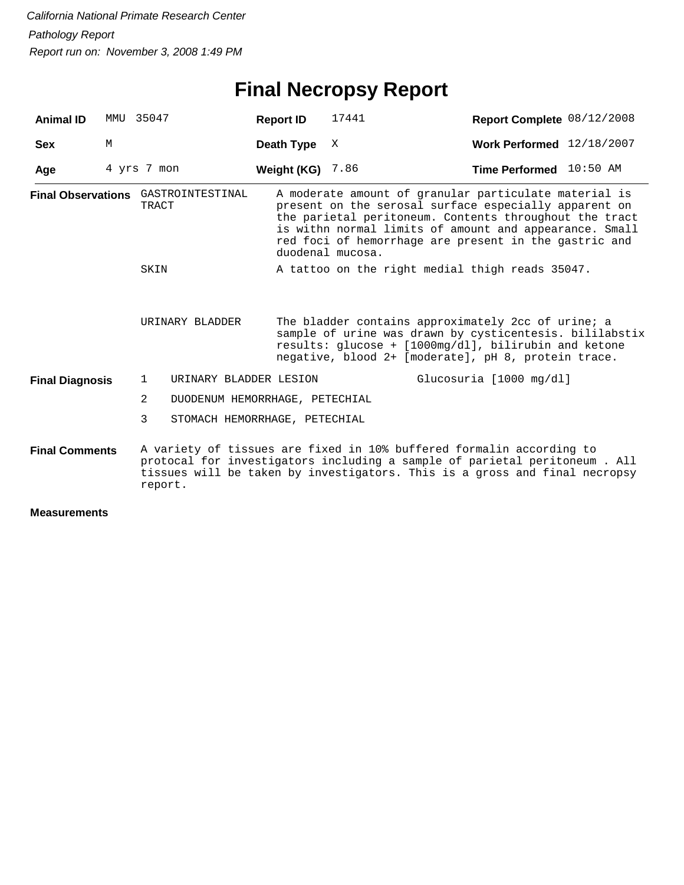*California National Primate Research Center*

*Pathology Report*

*Report run on: November 3, 2008 1:49 PM*

# Final Necropsy Report

| | | | | | |
|---|---|---|---|---|---|
| **Animal ID** | MMU 35047 | **Report ID** | 17441 | **Report Complete** | 08/12/2008 |
| **Sex** | M | **Death Type** | X | **Work Performed** | 12/18/2007 |
| **Age** | 4 yrs 7 mon | **Weight (KG)** | 7.86 | **Time Performed** | 10:50 AM |

**Final Observations**

GASTROINTESTINAL TRACT — A moderate amount of granular particulate material is present on the serosal surface especially apparent on the parietal peritoneum. Contents throughout the tract is withn normal limits of amount and appearance. Small red foci of hemorrhage are present in the gastric and duodenal mucosa.

SKIN — A tattoo on the right medial thigh reads 35047.

URINARY BLADDER — The bladder contains approximately 2cc of urine; a sample of urine was drawn by cysticentesis. bililabstix results: glucose + [1000mg/dl], bilirubin and ketone negative, blood 2+ [moderate], pH 8, protein trace.

**Final Diagnosis**

1. URINARY BLADDER LESION — Glucosuria [1000 mg/dl]
2. DUODENUM HEMORRHAGE, PETECHIAL
3. STOMACH HEMORRHAGE, PETECHIAL

**Final Comments**

A variety of tissues are fixed in 10% buffered formalin according to protocal for investigators including a sample of parietal peritoneum . All tissues will be taken by investigators. This is a gross and final necropsy report.

**Measurements**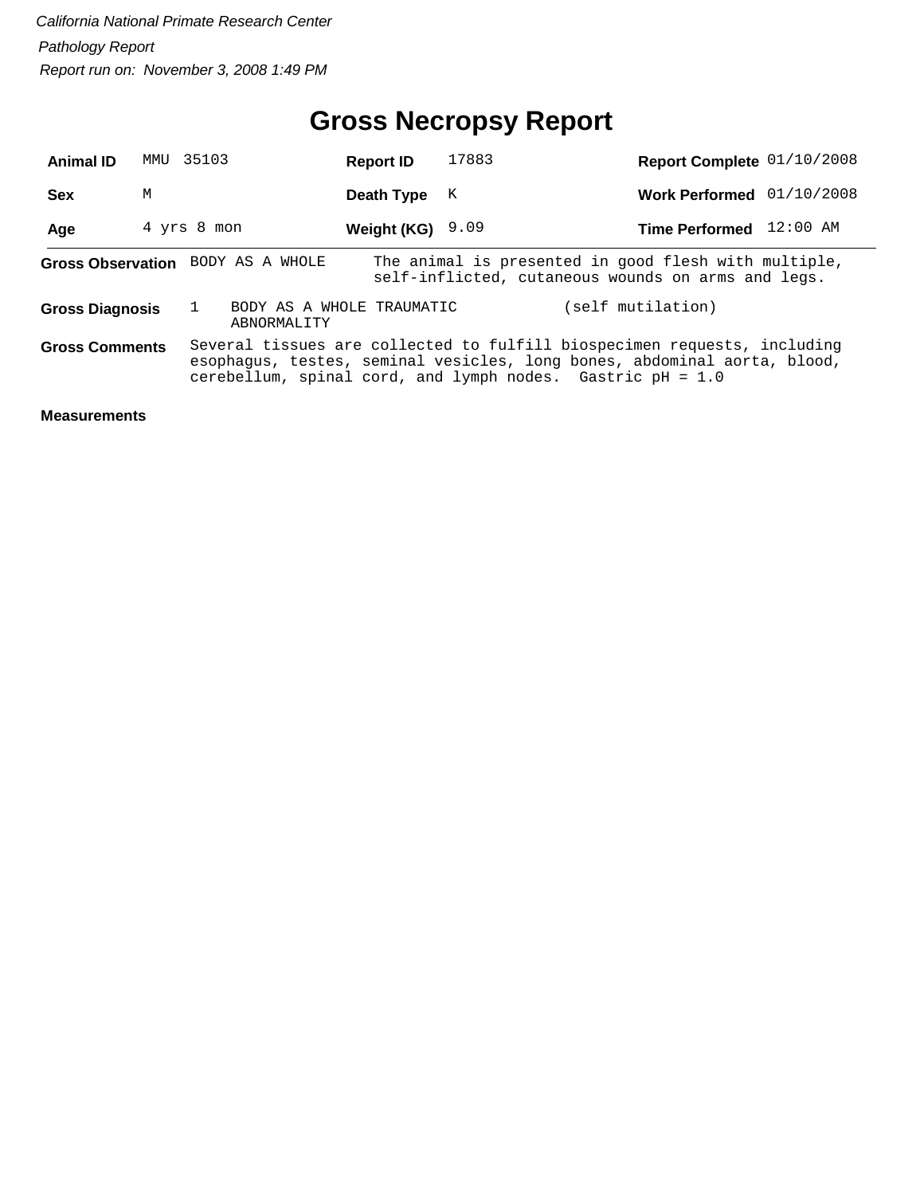*California National Primate Research Center*

*Pathology Report*

*Report run on: November 3, 2008 1:49 PM*

# Gross Necropsy Report

| | | | | | |
|---|---|---|---|---|---|
| **Animal ID** | MMU 35103 | **Report ID** | 17883 | **Report Complete** | 01/10/2008 |
| **Sex** | M | **Death Type** | K | **Work Performed** | 01/10/2008 |
| **Age** | 4 yrs 8 mon | **Weight (KG)** | 9.09 | **Time Performed** | 12:00 AM |

**Gross Observation** BODY AS A WHOLE — The animal is presented in good flesh with multiple, self-inflicted, cutaneous wounds on arms and legs.

**Gross Diagnosis** 1 BODY AS A WHOLE TRAUMATIC ABNORMALITY (self mutilation)

**Gross Comments** Several tissues are collected to fulfill biospecimen requests, including esophagus, testes, seminal vesicles, long bones, abdominal aorta, blood, cerebellum, spinal cord, and lymph nodes. Gastric pH = 1.0

**Measurements**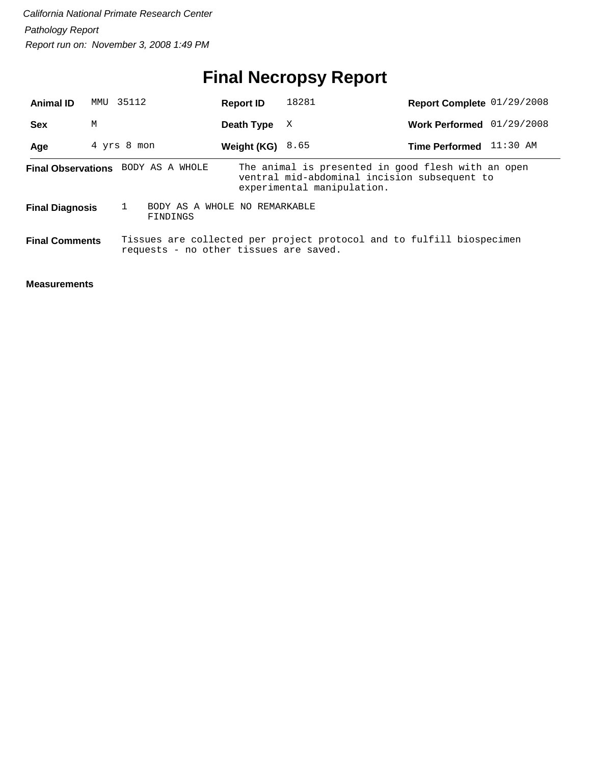*California National Primate Research Center*

*Pathology Report*

*Report run on: November 3, 2008 1:49 PM*

# Final Necropsy Report

| | | | | | |
|---|---|---|---|---|---|
| **Animal ID** | MMU 35112 | **Report ID** | 18281 | **Report Complete** | 01/29/2008 |
| **Sex** | M | **Death Type** | X | **Work Performed** | 01/29/2008 |
| **Age** | 4 yrs 8 mon | **Weight (KG)** | 8.65 | **Time Performed** | 11:30 AM |

**Final Observations** BODY AS A WHOLE — The animal is presented in good flesh with an open ventral mid-abdominal incision subsequent to experimental manipulation.

**Final Diagnosis** 1 BODY AS A WHOLE NO REMARKABLE FINDINGS

**Final Comments** Tissues are collected per project protocol and to fulfill biospecimen requests - no other tissues are saved.

**Measurements**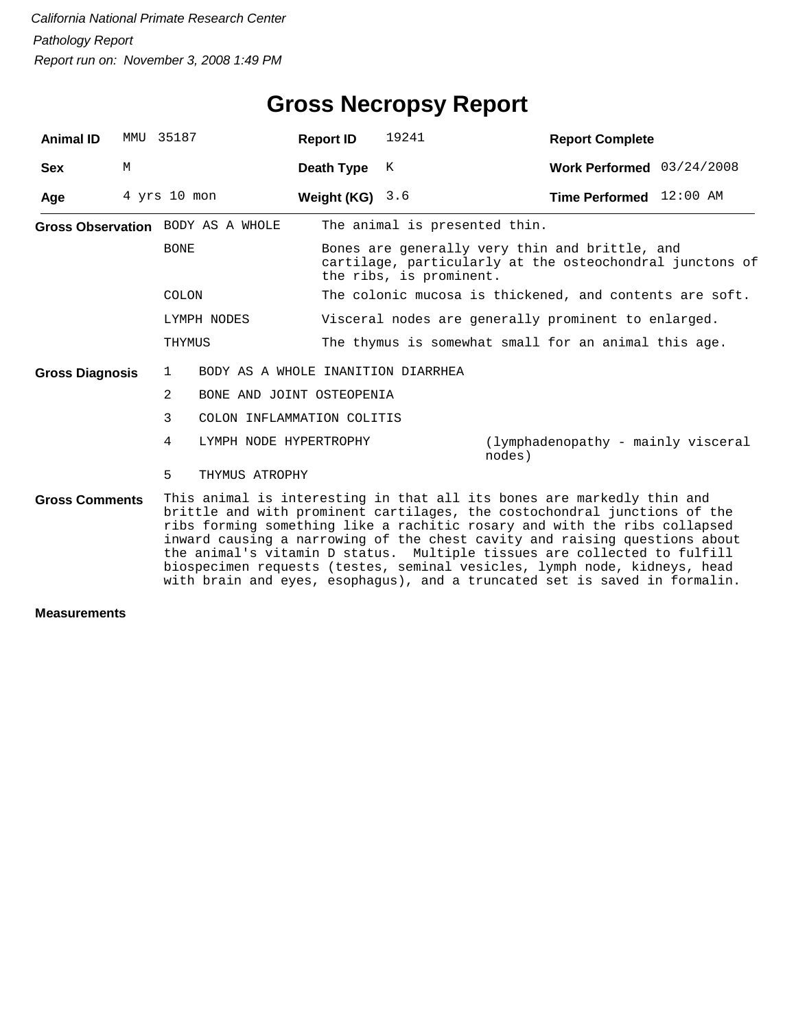*California National Primate Research Center*

*Pathology Report*

*Report run on: November 3, 2008 1:49 PM*

# Gross Necropsy Report

| | | | | | |
|---|---|---|---|---|---|
| **Animal ID** | MMU 35187 | **Report ID** | 19241 | **Report Complete** | |
| **Sex** | M | **Death Type** | K | **Work Performed** | 03/24/2008 |
| **Age** | 4 yrs 10 mon | **Weight (KG)** | 3.6 | **Time Performed** | 12:00 AM |

**Gross Observation**

| | |
|---|---|
| BODY AS A WHOLE | The animal is presented thin. |
| BONE | Bones are generally very thin and brittle, and cartilage, particularly at the osteochondral junctons of the ribs, is prominent. |
| COLON | The colonic mucosa is thickened, and contents are soft. |
| LYMPH NODES | Visceral nodes are generally prominent to enlarged. |
| THYMUS | The thymus is somewhat small for an animal this age. |

**Gross Diagnosis**

| | | |
|---|---|---|
| 1 | BODY AS A WHOLE INANITION DIARRHEA | |
| 2 | BONE AND JOINT OSTEOPENIA | |
| 3 | COLON INFLAMMATION COLITIS | |
| 4 | LYMPH NODE HYPERTROPHY | (lymphadenopathy - mainly visceral nodes) |
| 5 | THYMUS ATROPHY | |

**Gross Comments**

This animal is interesting in that all its bones are markedly thin and brittle and with prominent cartilages, the costochondral junctions of the ribs forming something like a rachitic rosary and with the ribs collapsed inward causing a narrowing of the chest cavity and raising questions about the animal's vitamin D status. Multiple tissues are collected to fulfill biospecimen requests (testes, seminal vesicles, lymph node, kidneys, head with brain and eyes, esophagus), and a truncated set is saved in formalin.

**Measurements**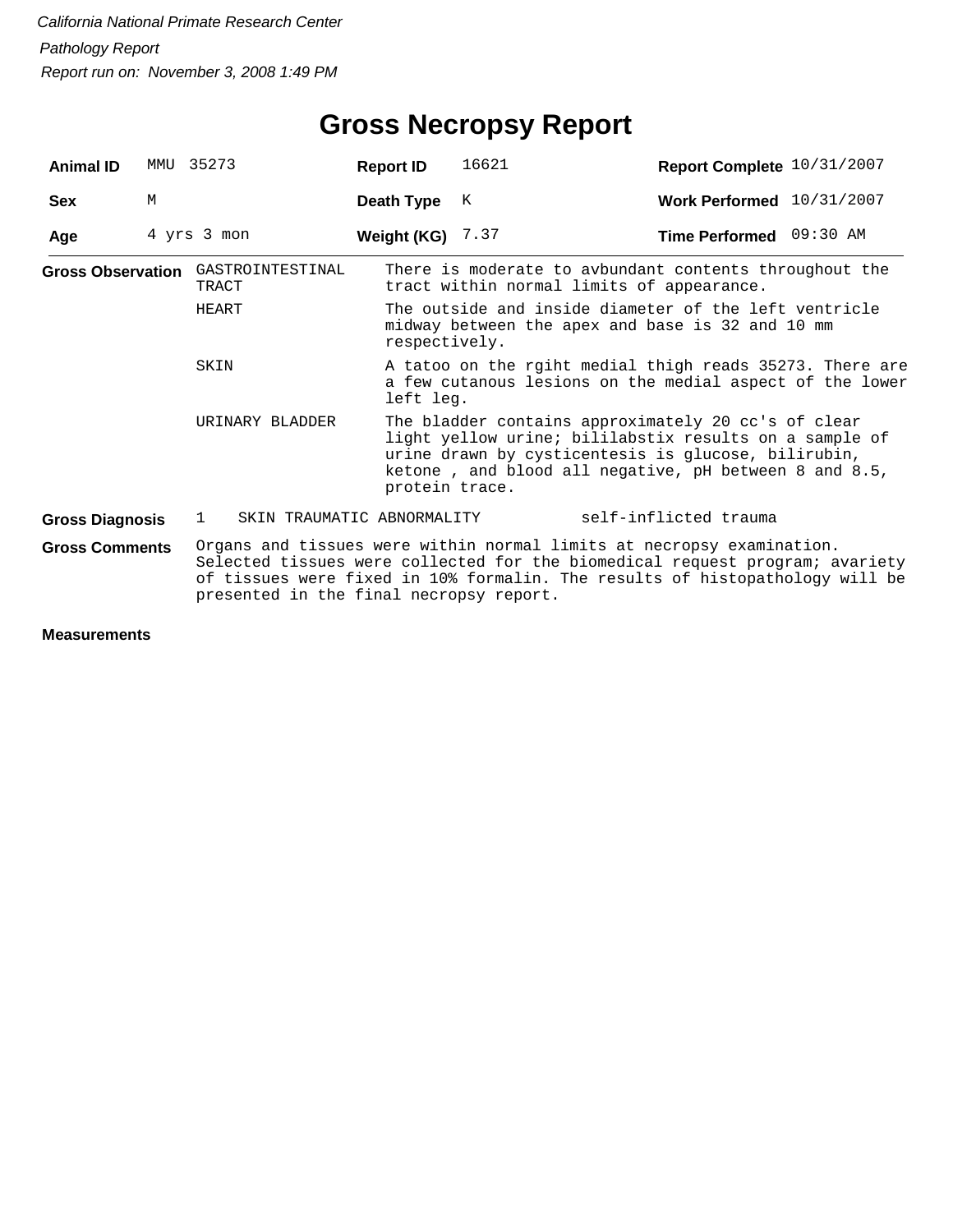*California National Primate Research Center*

*Pathology Report*

*Report run on: November 3, 2008 1:49 PM*

# Gross Necropsy Report

| | | | | | |
|---|---|---|---|---|---|
| **Animal ID** | MMU 35273 | **Report ID** | 16621 | **Report Complete** | 10/31/2007 |
| **Sex** | M | **Death Type** | K | **Work Performed** | 10/31/2007 |
| **Age** | 4 yrs 3 mon | **Weight (KG)** | 7.37 | **Time Performed** | 09:30 AM |

**Gross Observation**

| | |
|---|---|
| GASTROINTESTINAL TRACT | There is moderate to avbundant contents throughout the tract within normal limits of appearance. |
| HEART | The outside and inside diameter of the left ventricle midway between the apex and base is 32 and 10 mm respectively. |
| SKIN | A tatoo on the rgiht medial thigh reads 35273. There are a few cutanous lesions on the medial aspect of the lower left leg. |
| URINARY BLADDER | The bladder contains approximately 20 cc's of clear light yellow urine; bililabstix results on a sample of urine drawn by cysticentesis is glucose, bilirubin, ketone , and blood all negative, pH between 8 and 8.5, protein trace. |

**Gross Diagnosis**

1 SKIN TRAUMATIC ABNORMALITY self-inflicted trauma

**Gross Comments**

Organs and tissues were within normal limits at necropsy examination. Selected tissues were collected for the biomedical request program; avariety of tissues were fixed in 10% formalin. The results of histopathology will be presented in the final necropsy report.

**Measurements**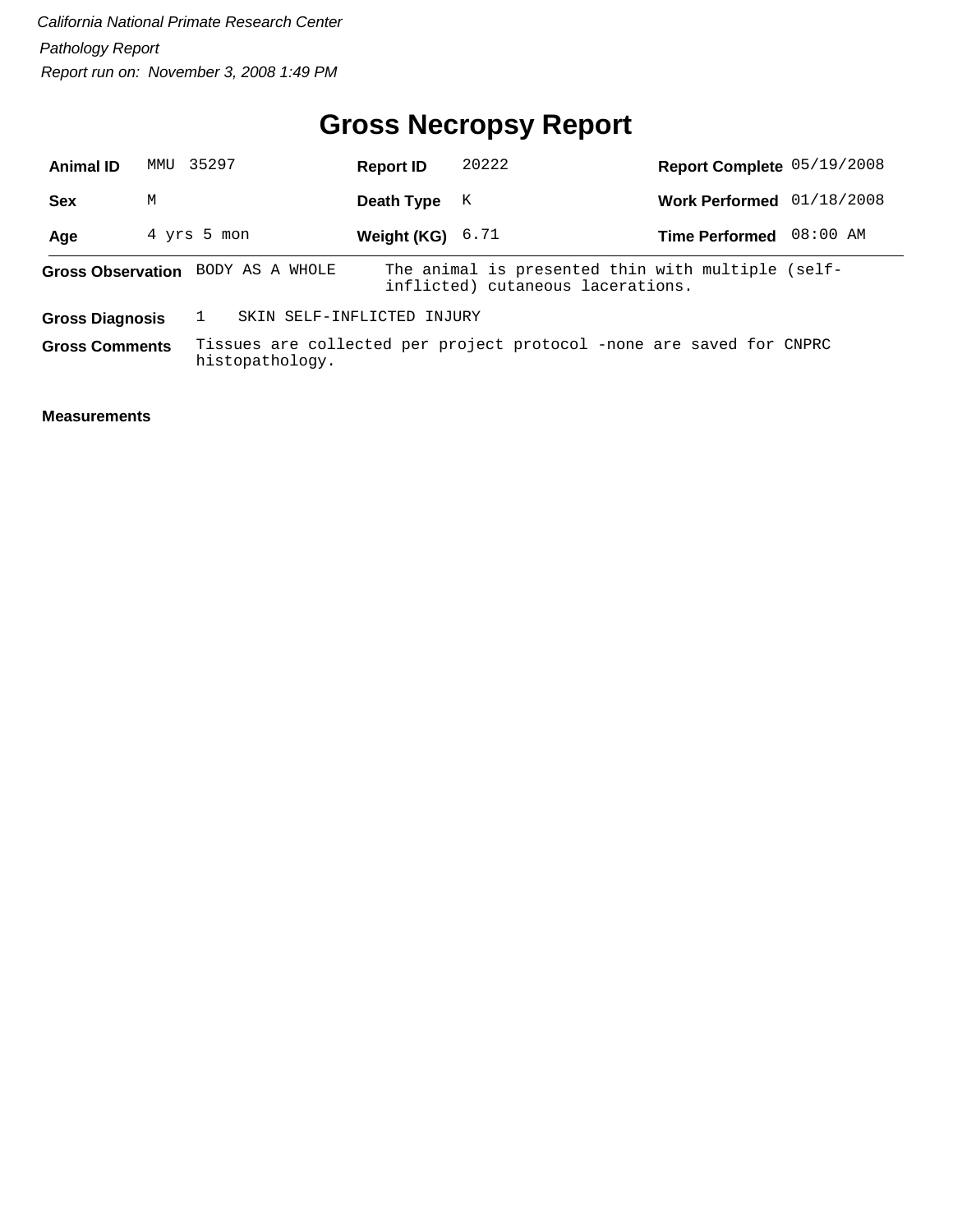*California National Primate Research Center*

*Pathology Report*

*Report run on: November 3, 2008 1:49 PM*

# Gross Necropsy Report

| | | | | | |
|---|---|---|---|---|---|
| **Animal ID** | MMU 35297 | **Report ID** | 20222 | **Report Complete** | 05/19/2008 |
| **Sex** | M | **Death Type** | K | **Work Performed** | 01/18/2008 |
| **Age** | 4 yrs 5 mon | **Weight (KG)** | 6.71 | **Time Performed** | 08:00 AM |

**Gross Observation** BODY AS A WHOLE — The animal is presented thin with multiple (self-inflicted) cutaneous lacerations.

**Gross Diagnosis** 1 SKIN SELF-INFLICTED INJURY

**Gross Comments** Tissues are collected per project protocol -none are saved for CNPRC histopathology.

**Measurements**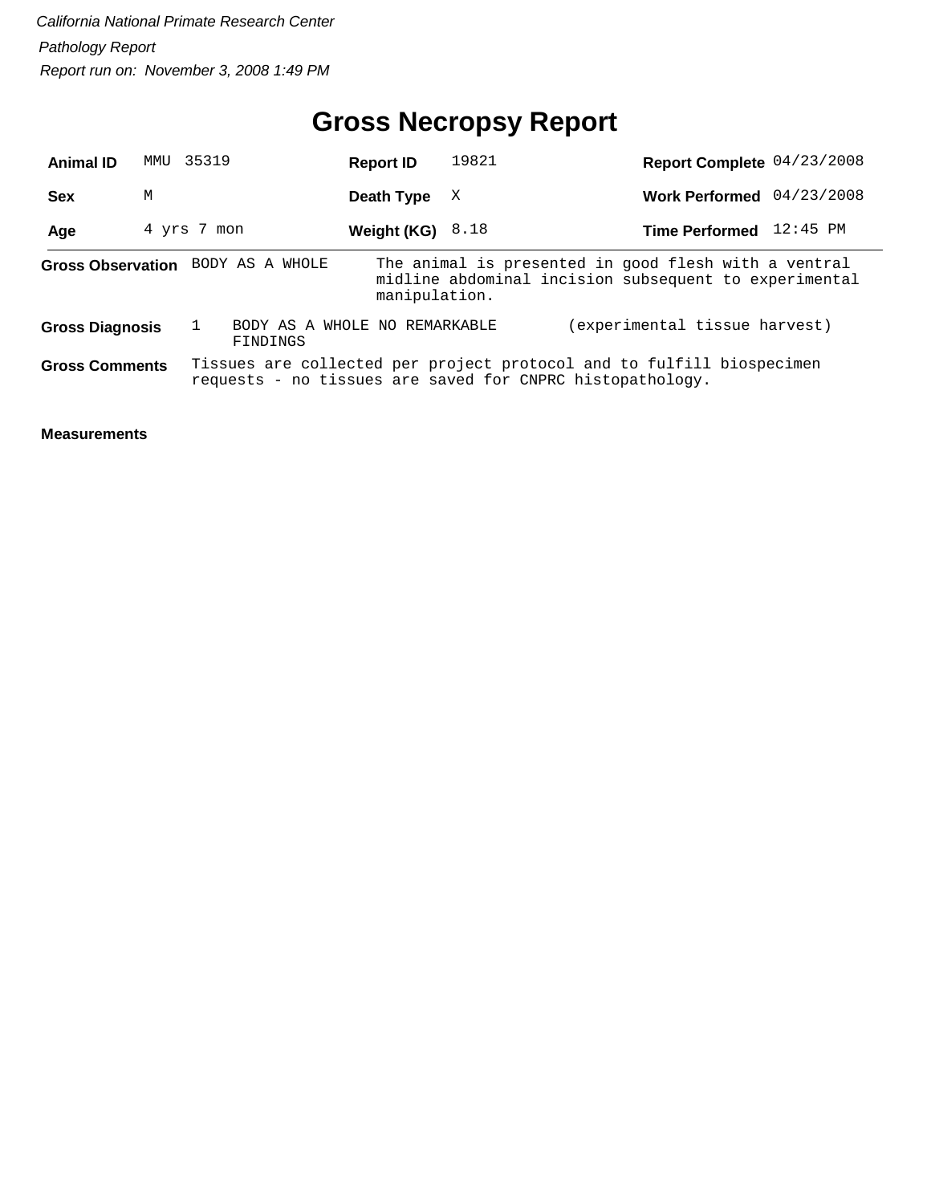*California National Primate Research Center*

*Pathology Report*

*Report run on: November 3, 2008 1:49 PM*

# Gross Necropsy Report

| | | | | | |
|---|---|---|---|---|---|
| **Animal ID** | MMU 35319 | **Report ID** | 19821 | **Report Complete** | 04/23/2008 |
| **Sex** | M | **Death Type** | X | **Work Performed** | 04/23/2008 |
| **Age** | 4 yrs 7 mon | **Weight (KG)** | 8.18 | **Time Performed** | 12:45 PM |

**Gross Observation** BODY AS A WHOLE — The animal is presented in good flesh with a ventral midline abdominal incision subsequent to experimental manipulation.

**Gross Diagnosis** 1 BODY AS A WHOLE NO REMARKABLE FINDINGS (experimental tissue harvest)

**Gross Comments** Tissues are collected per project protocol and to fulfill biospecimen requests - no tissues are saved for CNPRC histopathology.

**Measurements**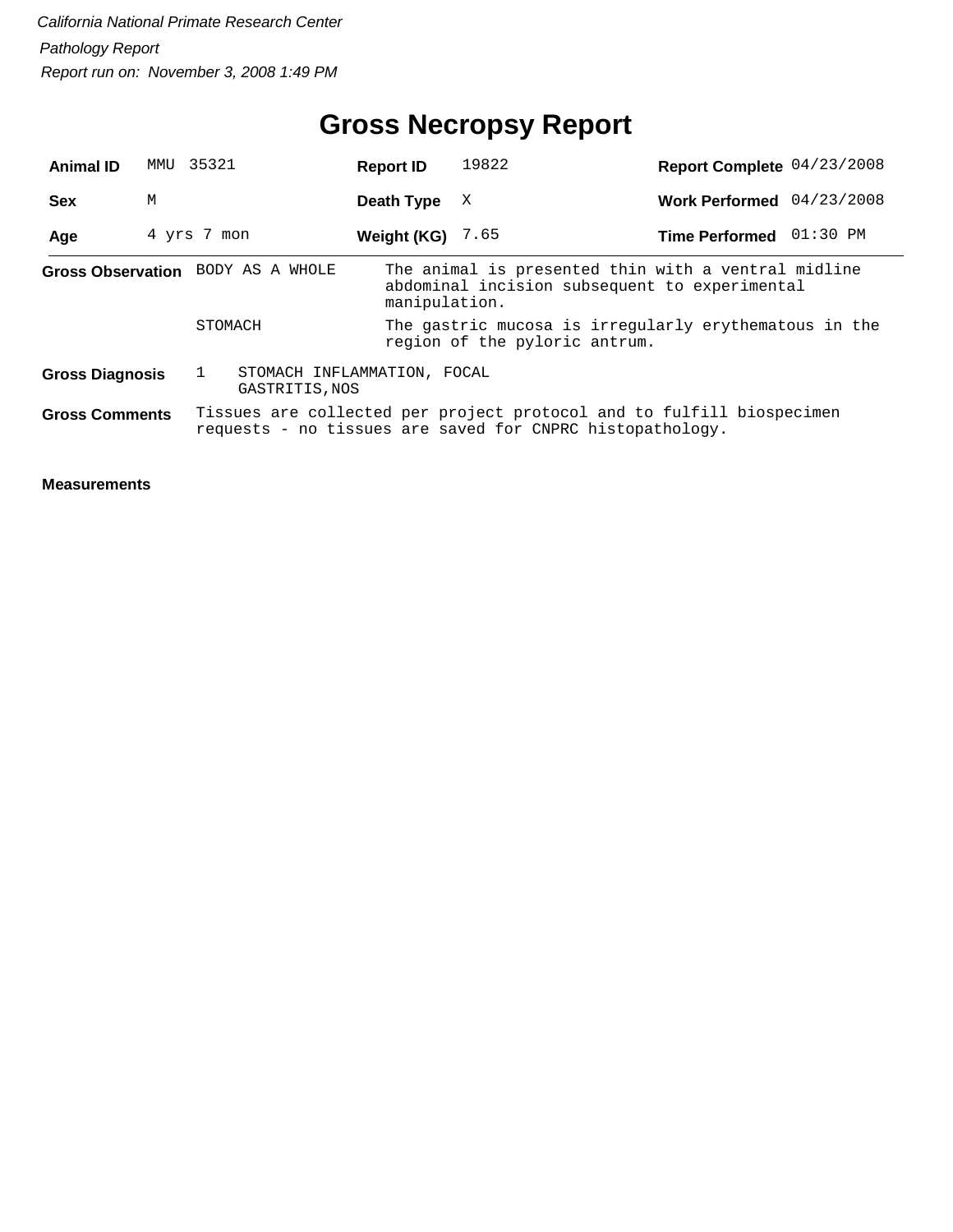*California National Primate Research Center*

*Pathology Report*

*Report run on: November 3, 2008 1:49 PM*

# Gross Necropsy Report

| | | | | | |
|---|---|---|---|---|---|
| **Animal ID** | MMU 35321 | **Report ID** | 19822 | **Report Complete** | 04/23/2008 |
| **Sex** | M | **Death Type** | X | **Work Performed** | 04/23/2008 |
| **Age** | 4 yrs 7 mon | **Weight (KG)** | 7.65 | **Time Performed** | 01:30 PM |

**Gross Observation**

| | |
|---|---|
| BODY AS A WHOLE | The animal is presented thin with a ventral midline abdominal incision subsequent to experimental manipulation. |
| STOMACH | The gastric mucosa is irregularly erythematous in the region of the pyloric antrum. |

**Gross Diagnosis**

1 STOMACH INFLAMMATION, FOCAL
GASTRITIS,NOS

**Gross Comments**

Tissues are collected per project protocol and to fulfill biospecimen requests - no tissues are saved for CNPRC histopathology.

**Measurements**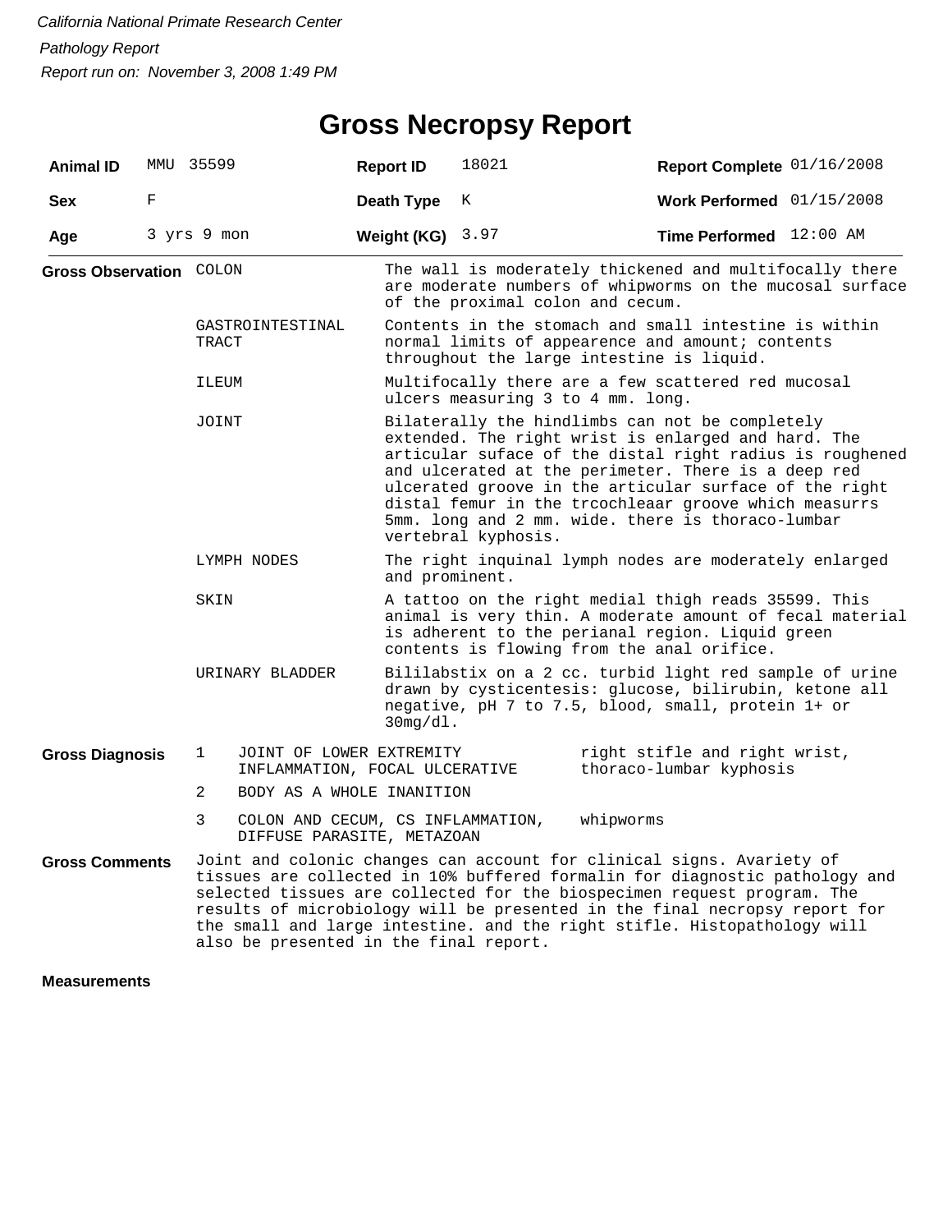*California National Primate Research Center*

*Pathology Report*

*Report run on: November 3, 2008 1:49 PM*

# Gross Necropsy Report

| **Animal ID** | MMU 35599 | **Report ID** | 18021 | **Report Complete** | 01/16/2008 |
|---|---|---|---|---|---|
| **Sex** | F | **Death Type** | K | **Work Performed** | 01/15/2008 |
| **Age** | 3 yrs 9 mon | **Weight (KG)** | 3.97 | **Time Performed** | 12:00 AM |

**Gross Observation**

| | |
|---|---|
| COLON | The wall is moderately thickened and multifocally there are moderate numbers of whipworms on the mucosal surface of the proximal colon and cecum. |
| GASTROINTESTINAL TRACT | Contents in the stomach and small intestine is within normal limits of appearence and amount; contents throughout the large intestine is liquid. |
| ILEUM | Multifocally there are a few scattered red mucosal ulcers measuring 3 to 4 mm. long. |
| JOINT | Bilaterally the hindlimbs can not be completely extended. The right wrist is enlarged and hard. The articular suface of the distal right radius is roughened and ulcerated at the perimeter. There is a deep red ulcerated groove in the articular surface of the right distal femur in the trcochleaar groove which measurrs 5mm. long and 2 mm. wide. there is thoraco-lumbar vertebral kyphosis. |
| LYMPH NODES | The right inquinal lymph nodes are moderately enlarged and prominent. |
| SKIN | A tattoo on the right medial thigh reads 35599. This animal is very thin. A moderate amount of fecal material is adherent to the perianal region. Liquid green contents is flowing from the anal orifice. |
| URINARY BLADDER | Bililabstix on a 2 cc. turbid light red sample of urine drawn by cysticentesis: glucose, bilirubin, ketone all negative, pH 7 to 7.5, blood, small, protein 1+ or 30mg/dl. |

**Gross Diagnosis**

| | | |
|---|---|---|
| 1 | JOINT OF LOWER EXTREMITY INFLAMMATION, FOCAL ULCERATIVE | right stifle and right wrist, thoraco-lumbar kyphosis |
| 2 | BODY AS A WHOLE INANITION | |
| 3 | COLON AND CECUM, CS INFLAMMATION, DIFFUSE PARASITE, METAZOAN | whipworms |

**Gross Comments**

Joint and colonic changes can account for clinical signs. Avariety of tissues are collected in 10% buffered formalin for diagnostic pathology and selected tissues are collected for the biospecimen request program. The results of microbiology will be presented in the final necropsy report for the small and large intestine. and the right stifle. Histopathology will also be presented in the final report.

**Measurements**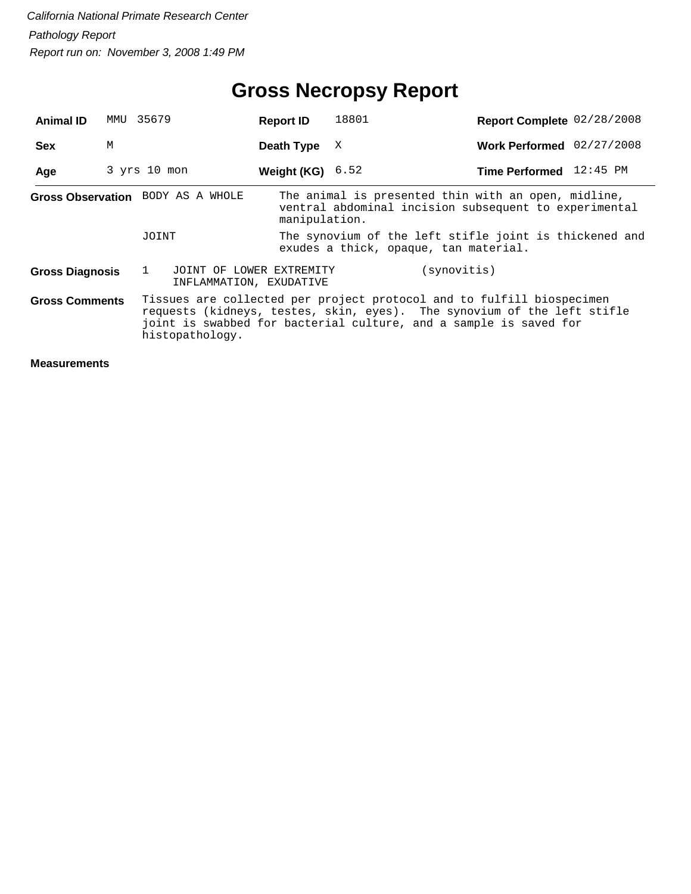*California National Primate Research Center*

*Pathology Report*

*Report run on: November 3, 2008 1:49 PM*

# Gross Necropsy Report

| | | | | | |
|---|---|---|---|---|---|
| **Animal ID** | MMU 35679 | **Report ID** | 18801 | **Report Complete** | 02/28/2008 |
| **Sex** | M | **Death Type** | X | **Work Performed** | 02/27/2008 |
| **Age** | 3 yrs 10 mon | **Weight (KG)** | 6.52 | **Time Performed** | 12:45 PM |

**Gross Observation**

| | |
|---|---|
| BODY AS A WHOLE | The animal is presented thin with an open, midline, ventral abdominal incision subsequent to experimental manipulation. |
| JOINT | The synovium of the left stifle joint is thickened and exudes a thick, opaque, tan material. |

**Gross Diagnosis**

1 JOINT OF LOWER EXTREMITY (synovitis)
INFLAMMATION, EXUDATIVE

**Gross Comments**

Tissues are collected per project protocol and to fulfill biospecimen requests (kidneys, testes, skin, eyes). The synovium of the left stifle joint is swabbed for bacterial culture, and a sample is saved for histopathology.

**Measurements**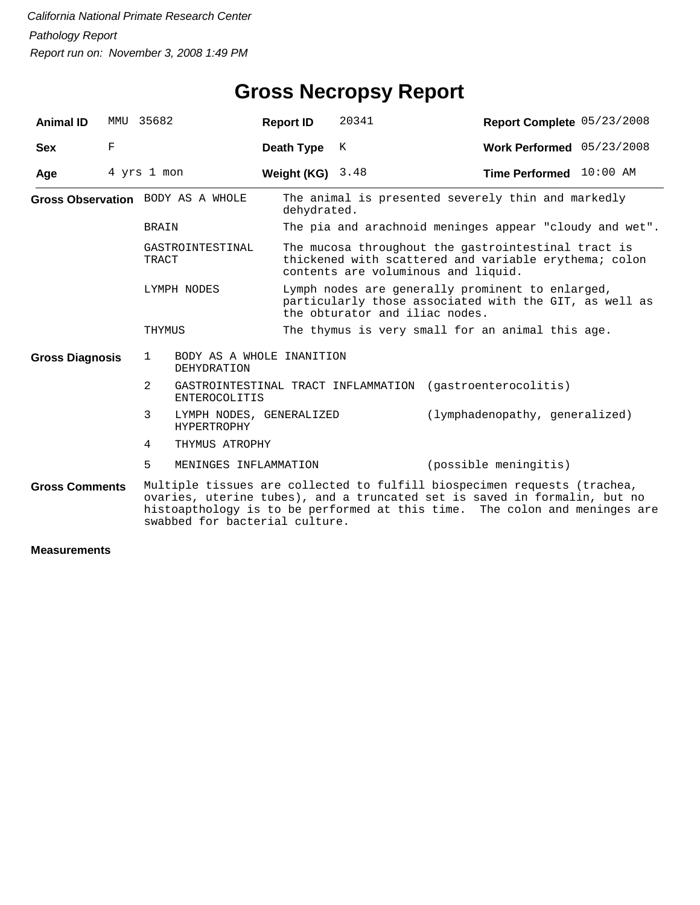*California National Primate Research Center*

*Pathology Report*

*Report run on: November 3, 2008 1:49 PM*

# Gross Necropsy Report

| | | | | | |
|---|---|---|---|---|---|
| **Animal ID** | MMU 35682 | **Report ID** | 20341 | **Report Complete** | 05/23/2008 |
| **Sex** | F | **Death Type** | K | **Work Performed** | 05/23/2008 |
| **Age** | 4 yrs 1 mon | **Weight (KG)** | 3.48 | **Time Performed** | 10:00 AM |

**Gross Observation**

| | |
|---|---|
| BODY AS A WHOLE | The animal is presented severely thin and markedly dehydrated. |
| BRAIN | The pia and arachnoid meninges appear "cloudy and wet". |
| GASTROINTESTINAL TRACT | The mucosa throughout the gastrointestinal tract is thickened with scattered and variable erythema; colon contents are voluminous and liquid. |
| LYMPH NODES | Lymph nodes are generally prominent to enlarged, particularly those associated with the GIT, as well as the obturator and iliac nodes. |
| THYMUS | The thymus is very small for an animal this age. |

**Gross Diagnosis**

| | | |
|---|---|---|
| 1 | BODY AS A WHOLE INANITION DEHYDRATION | |
| 2 | GASTROINTESTINAL TRACT INFLAMMATION ENTEROCOLITIS | (gastroenterocolitis) |
| 3 | LYMPH NODES, GENERALIZED HYPERTROPHY | (lymphadenopathy, generalized) |
| 4 | THYMUS ATROPHY | |
| 5 | MENINGES INFLAMMATION | (possible meningitis) |

**Gross Comments**

Multiple tissues are collected to fulfill biospecimen requests (trachea, ovaries, uterine tubes), and a truncated set is saved in formalin, but no histoapthology is to be performed at this time. The colon and meninges are swabbed for bacterial culture.

**Measurements**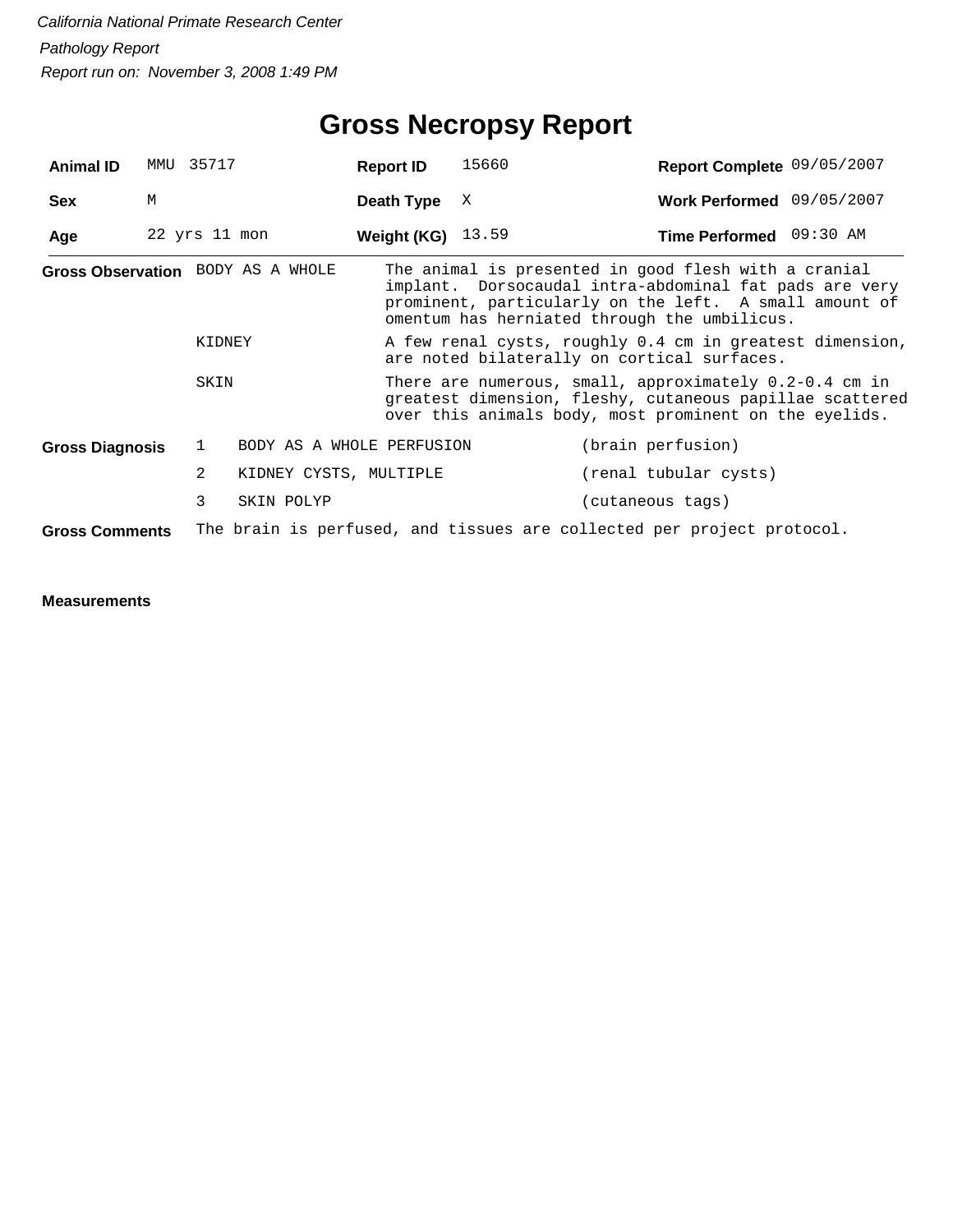*California National Primate Research Center*

*Pathology Report*

*Report run on: November 3, 2008 1:49 PM*

# Gross Necropsy Report

| | | | | | |
|---|---|---|---|---|---|
| **Animal ID** | MMU 35717 | **Report ID** | 15660 | **Report Complete** | 09/05/2007 |
| **Sex** | M | **Death Type** | X | **Work Performed** | 09/05/2007 |
| **Age** | 22 yrs 11 mon | **Weight (KG)** | 13.59 | **Time Performed** | 09:30 AM |

**Gross Observation**

| | |
|---|---|
| BODY AS A WHOLE | The animal is presented in good flesh with a cranial implant. Dorsocaudal intra-abdominal fat pads are very prominent, particularly on the left. A small amount of omentum has herniated through the umbilicus. |
| KIDNEY | A few renal cysts, roughly 0.4 cm in greatest dimension, are noted bilaterally on cortical surfaces. |
| SKIN | There are numerous, small, approximately 0.2-0.4 cm in greatest dimension, fleshy, cutaneous papillae scattered over this animals body, most prominent on the eyelids. |

**Gross Diagnosis**

| | | |
|---|---|---|
| 1 | BODY AS A WHOLE PERFUSION | (brain perfusion) |
| 2 | KIDNEY CYSTS, MULTIPLE | (renal tubular cysts) |
| 3 | SKIN POLYP | (cutaneous tags) |

**Gross Comments** The brain is perfused, and tissues are collected per project protocol.

**Measurements**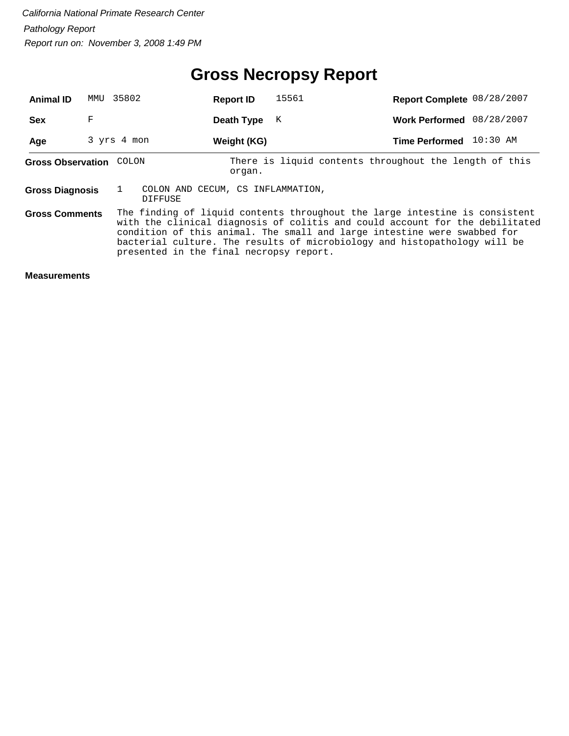*California National Primate Research Center*

*Pathology Report*

*Report run on: November 3, 2008 1:49 PM*

# Gross Necropsy Report

| | | | | | |
|---|---|---|---|---|---|
| **Animal ID** | MMU 35802 | **Report ID** | 15561 | **Report Complete** | 08/28/2007 |
| **Sex** | F | **Death Type** | K | **Work Performed** | 08/28/2007 |
| **Age** | 3 yrs 4 mon | **Weight (KG)** | | **Time Performed** | 10:30 AM |

**Gross Observation** COLON — There is liquid contents throughout the length of this organ.

**Gross Diagnosis** 1 COLON AND CECUM, CS INFLAMMATION, DIFFUSE

**Gross Comments** The finding of liquid contents throughout the large intestine is consistent with the clinical diagnosis of colitis and could account for the debilitated condition of this animal. The small and large intestine were swabbed for bacterial culture. The results of microbiology and histopathology will be presented in the final necropsy report.

**Measurements**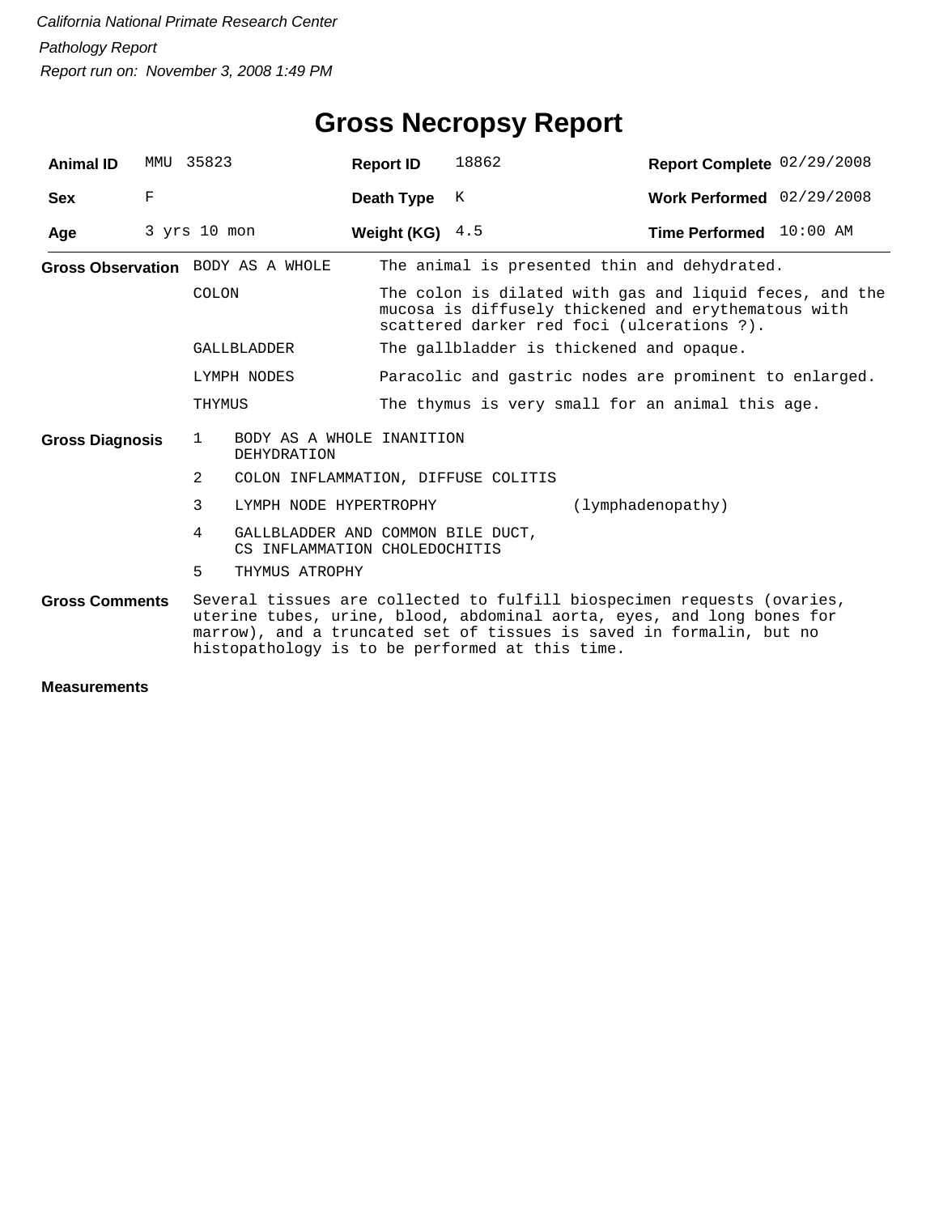*California National Primate Research Center*

*Pathology Report*

*Report run on: November 3, 2008 1:49 PM*

# Gross Necropsy Report

| **Animal ID** | MMU 35823 | **Report ID** | 18862 | **Report Complete** | 02/29/2008 |
|---|---|---|---|---|---|
| **Sex** | F | **Death Type** | K | **Work Performed** | 02/29/2008 |
| **Age** | 3 yrs 10 mon | **Weight (KG)** | 4.5 | **Time Performed** | 10:00 AM |

**Gross Observation**

| | |
|---|---|
| BODY AS A WHOLE | The animal is presented thin and dehydrated. |
| COLON | The colon is dilated with gas and liquid feces, and the mucosa is diffusely thickened and erythematous with scattered darker red foci (ulcerations ?). |
| GALLBLADDER | The gallbladder is thickened and opaque. |
| LYMPH NODES | Paracolic and gastric nodes are prominent to enlarged. |
| THYMUS | The thymus is very small for an animal this age. |

**Gross Diagnosis**

1. BODY AS A WHOLE INANITION DEHYDRATION
2. COLON INFLAMMATION, DIFFUSE COLITIS
3. LYMPH NODE HYPERTROPHY (lymphadenopathy)
4. GALLBLADDER AND COMMON BILE DUCT, CS INFLAMMATION CHOLEDOCHITIS
5. THYMUS ATROPHY

**Gross Comments**

Several tissues are collected to fulfill biospecimen requests (ovaries, uterine tubes, urine, blood, abdominal aorta, eyes, and long bones for marrow), and a truncated set of tissues is saved in formalin, but no histopathology is to be performed at this time.

**Measurements**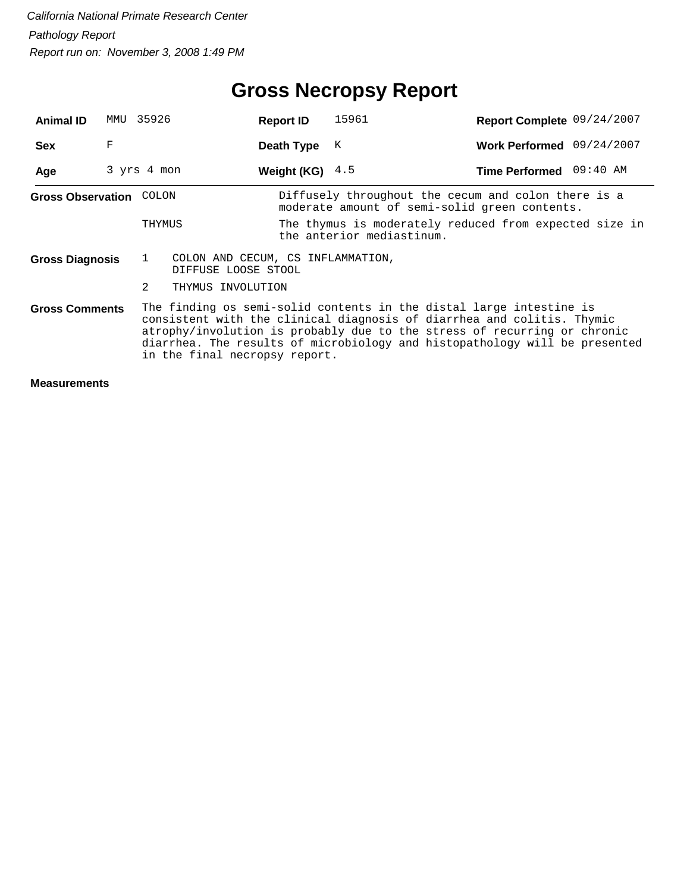*California National Primate Research Center*

*Pathology Report*

*Report run on: November 3, 2008 1:49 PM*

# Gross Necropsy Report

| | | | | | |
|---|---|---|---|---|---|
| **Animal ID** | MMU 35926 | **Report ID** | 15961 | **Report Complete** | 09/24/2007 |
| **Sex** | F | **Death Type** | K | **Work Performed** | 09/24/2007 |
| **Age** | 3 yrs 4 mon | **Weight (KG)** | 4.5 | **Time Performed** | 09:40 AM |

**Gross Observation**

| | |
|---|---|
| COLON | Diffusely throughout the cecum and colon there is a moderate amount of semi-solid green contents. |
| THYMUS | The thymus is moderately reduced from expected size in the anterior mediastinum. |

**Gross Diagnosis**

1. COLON AND CECUM, CS INFLAMMATION, DIFFUSE LOOSE STOOL
2. THYMUS INVOLUTION

**Gross Comments**

The finding os semi-solid contents in the distal large intestine is consistent with the clinical diagnosis of diarrhea and colitis. Thymic atrophy/involution is probably due to the stress of recurring or chronic diarrhea. The results of microbiology and histopathology will be presented in the final necropsy report.

**Measurements**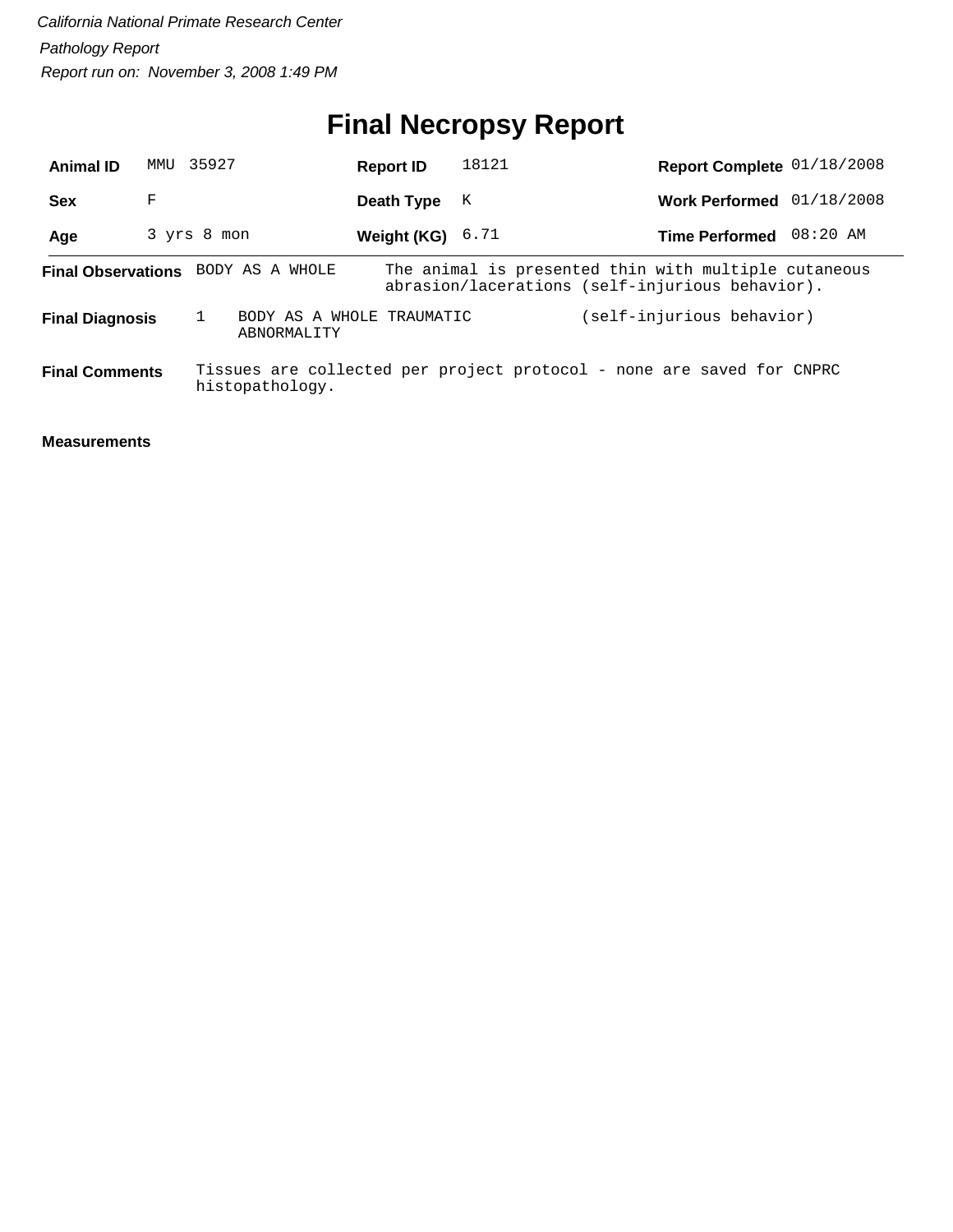*California National Primate Research Center*

*Pathology Report*

*Report run on: November 3, 2008 1:49 PM*

# Final Necropsy Report

| | | | | | |
|---|---|---|---|---|---|
| **Animal ID** | MMU 35927 | **Report ID** | 18121 | **Report Complete** | 01/18/2008 |
| **Sex** | F | **Death Type** | K | **Work Performed** | 01/18/2008 |
| **Age** | 3 yrs 8 mon | **Weight (KG)** | 6.71 | **Time Performed** | 08:20 AM |

**Final Observations** BODY AS A WHOLE — The animal is presented thin with multiple cutaneous abrasion/lacerations (self-injurious behavior).

**Final Diagnosis** 1 BODY AS A WHOLE TRAUMATIC ABNORMALITY (self-injurious behavior)

**Final Comments** Tissues are collected per project protocol - none are saved for CNPRC histopathology.

**Measurements**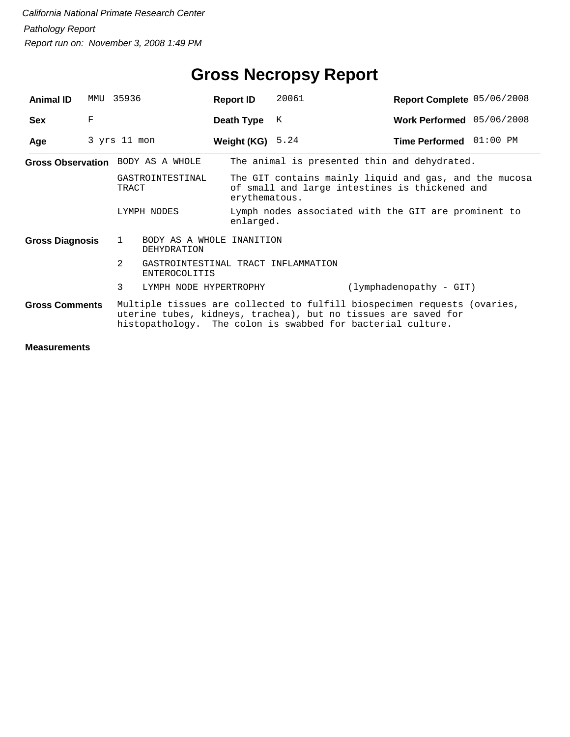*California National Primate Research Center*

*Pathology Report*

*Report run on: November 3, 2008 1:49 PM*

# Gross Necropsy Report

| **Animal ID** | MMU 35936 | **Report ID** | 20061 | **Report Complete** | 05/06/2008 |
|---|---|---|---|---|---|
| **Sex** | F | **Death Type** | K | **Work Performed** | 05/06/2008 |
| **Age** | 3 yrs 11 mon | **Weight (KG)** | 5.24 | **Time Performed** | 01:00 PM |

**Gross Observation**

| | |
|---|---|
| BODY AS A WHOLE | The animal is presented thin and dehydrated. |
| GASTROINTESTINAL TRACT | The GIT contains mainly liquid and gas, and the mucosa of small and large intestines is thickened and erythematous. |
| LYMPH NODES | Lymph nodes associated with the GIT are prominent to enlarged. |

**Gross Diagnosis**

1. BODY AS A WHOLE INANITION  
   DEHYDRATION
2. GASTROINTESTINAL TRACT INFLAMMATION  
   ENTEROCOLITIS
3. LYMPH NODE HYPERTROPHY (lymphadenopathy - GIT)

**Gross Comments**

Multiple tissues are collected to fulfill biospecimen requests (ovaries, uterine tubes, kidneys, trachea), but no tissues are saved for histopathology. The colon is swabbed for bacterial culture.

**Measurements**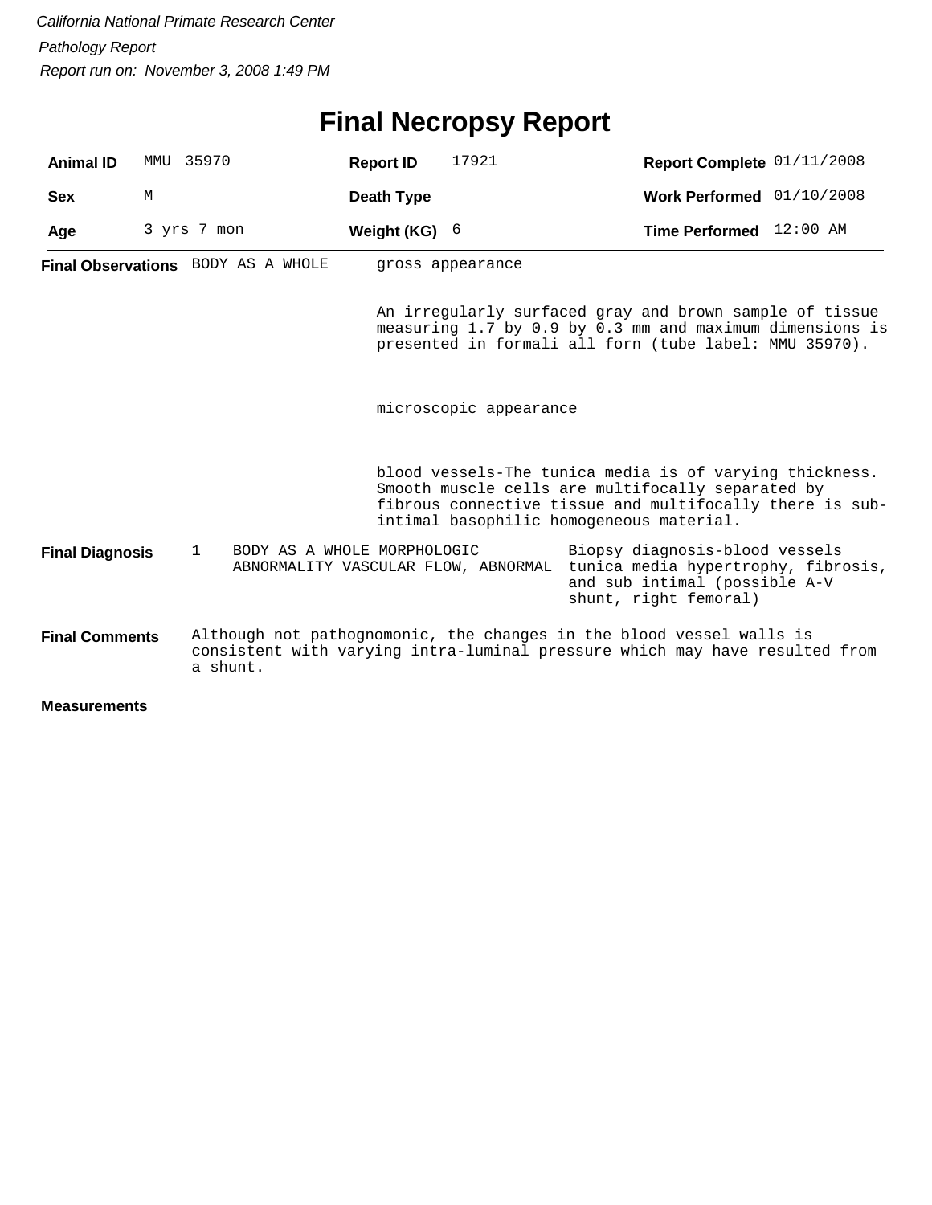*California National Primate Research Center*

*Pathology Report*

*Report run on: November 3, 2008 1:49 PM*

# Final Necropsy Report

| | | | | | |
|---|---|---|---|---|---|
| **Animal ID** | MMU 35970 | **Report ID** | 17921 | **Report Complete** | 01/11/2008 |
| **Sex** | M | **Death Type** | | **Work Performed** | 01/10/2008 |
| **Age** | 3 yrs 7 mon | **Weight (KG)** | 6 | **Time Performed** | 12:00 AM |

**Final Observations** BODY AS A WHOLE

gross appearance

An irregularly surfaced gray and brown sample of tissue measuring 1.7 by 0.9 by 0.3 mm and maximum dimensions is presented in formali all forn (tube label: MMU 35970).

microscopic appearance

blood vessels-The tunica media is of varying thickness. Smooth muscle cells are multifocally separated by fibrous connective tissue and multifocally there is sub-intimal basophilic homogeneous material.

**Final Diagnosis** 1 BODY AS A WHOLE MORPHOLOGIC ABNORMALITY VASCULAR FLOW, ABNORMAL

Biopsy diagnosis-blood vessels tunica media hypertrophy, fibrosis, and sub intimal (possible A-V shunt, right femoral)

**Final Comments** Although not pathognomonic, the changes in the blood vessel walls is consistent with varying intra-luminal pressure which may have resulted from a shunt.

**Measurements**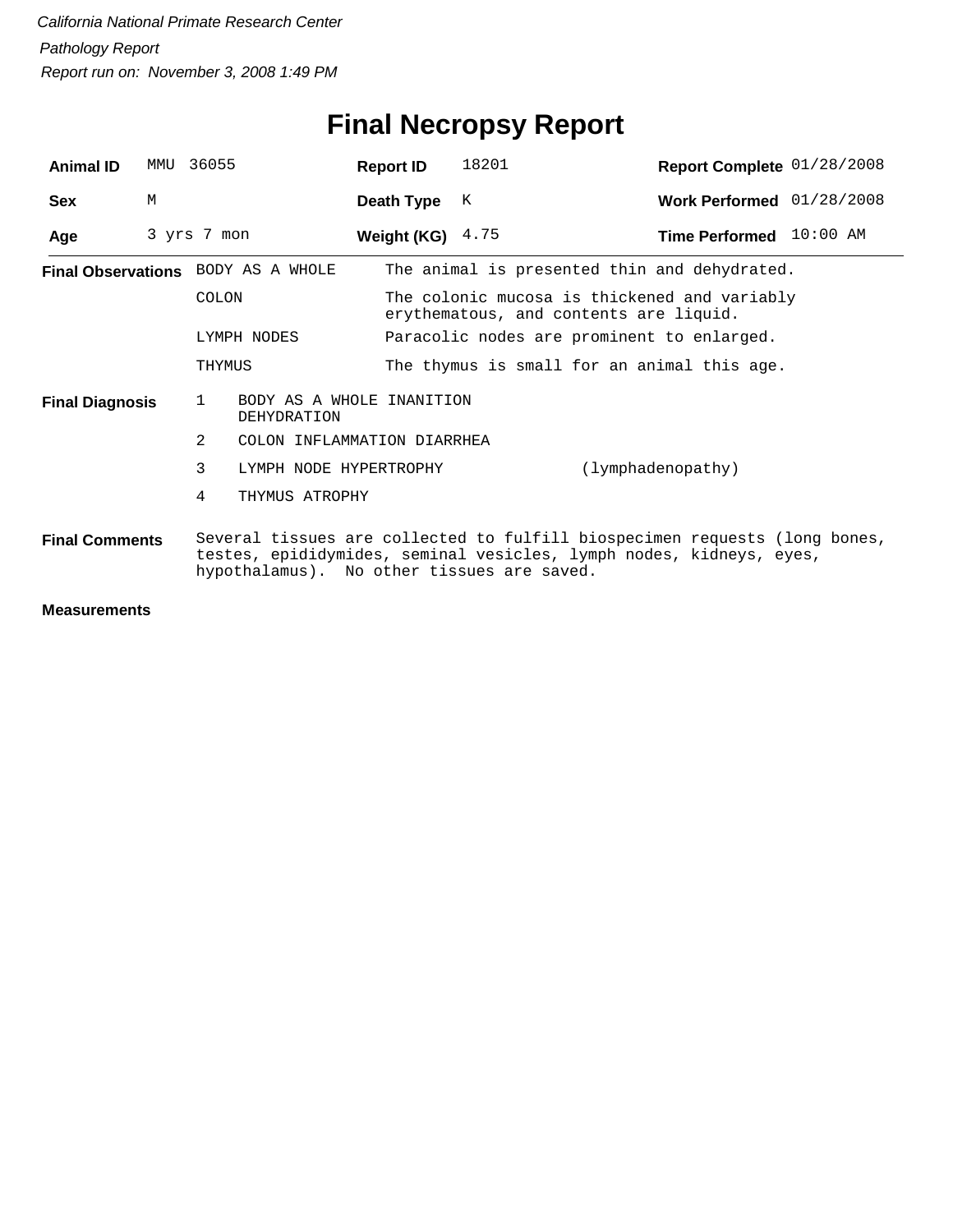*California National Primate Research Center*

*Pathology Report*

*Report run on: November 3, 2008 1:49 PM*

# Final Necropsy Report

| | | | | | |
|---|---|---|---|---|---|
| **Animal ID** | MMU 36055 | **Report ID** | 18201 | **Report Complete** | 01/28/2008 |
| **Sex** | M | **Death Type** | K | **Work Performed** | 01/28/2008 |
| **Age** | 3 yrs 7 mon | **Weight (KG)** | 4.75 | **Time Performed** | 10:00 AM |

**Final Observations**

| | |
|---|---|
| BODY AS A WHOLE | The animal is presented thin and dehydrated. |
| COLON | The colonic mucosa is thickened and variably erythematous, and contents are liquid. |
| LYMPH NODES | Paracolic nodes are prominent to enlarged. |
| THYMUS | The thymus is small for an animal this age. |

**Final Diagnosis**

| | | |
|---|---|---|
| 1 | BODY AS A WHOLE INANITION DEHYDRATION | |
| 2 | COLON INFLAMMATION DIARRHEA | |
| 3 | LYMPH NODE HYPERTROPHY | (lymphadenopathy) |
| 4 | THYMUS ATROPHY | |

**Final Comments**

Several tissues are collected to fulfill biospecimen requests (long bones, testes, epididymides, seminal vesicles, lymph nodes, kidneys, eyes, hypothalamus). No other tissues are saved.

**Measurements**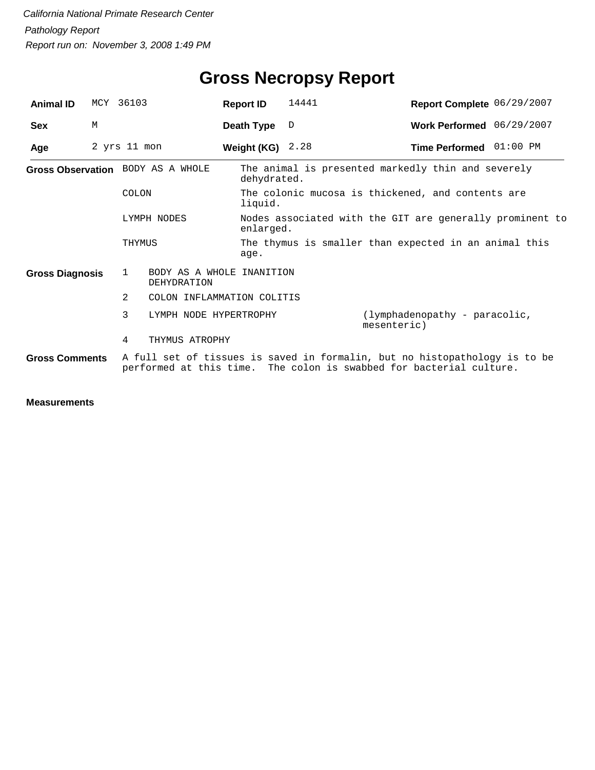*California National Primate Research Center*

*Pathology Report*

*Report run on: November 3, 2008 1:49 PM*

# Gross Necropsy Report

| **Animal ID** | MCY 36103 | **Report ID** | 14441 | **Report Complete** | 06/29/2007 |
|---|---|---|---|---|---|
| **Sex** | M | **Death Type** | D | **Work Performed** | 06/29/2007 |
| **Age** | 2 yrs 11 mon | **Weight (KG)** | 2.28 | **Time Performed** | 01:00 PM |

**Gross Observation**

| | |
|---|---|
| BODY AS A WHOLE | The animal is presented markedly thin and severely dehydrated. |
| COLON | The colonic mucosa is thickened, and contents are liquid. |
| LYMPH NODES | Nodes associated with the GIT are generally prominent to enlarged. |
| THYMUS | The thymus is smaller than expected in an animal this age. |

**Gross Diagnosis**

| | | |
|---|---|---|
| 1 | BODY AS A WHOLE INANITION DEHYDRATION | |
| 2 | COLON INFLAMMATION COLITIS | |
| 3 | LYMPH NODE HYPERTROPHY | (lymphadenopathy - paracolic, mesenteric) |
| 4 | THYMUS ATROPHY | |

**Gross Comments**

A full set of tissues is saved in formalin, but no histopathology is to be performed at this time. The colon is swabbed for bacterial culture.

**Measurements**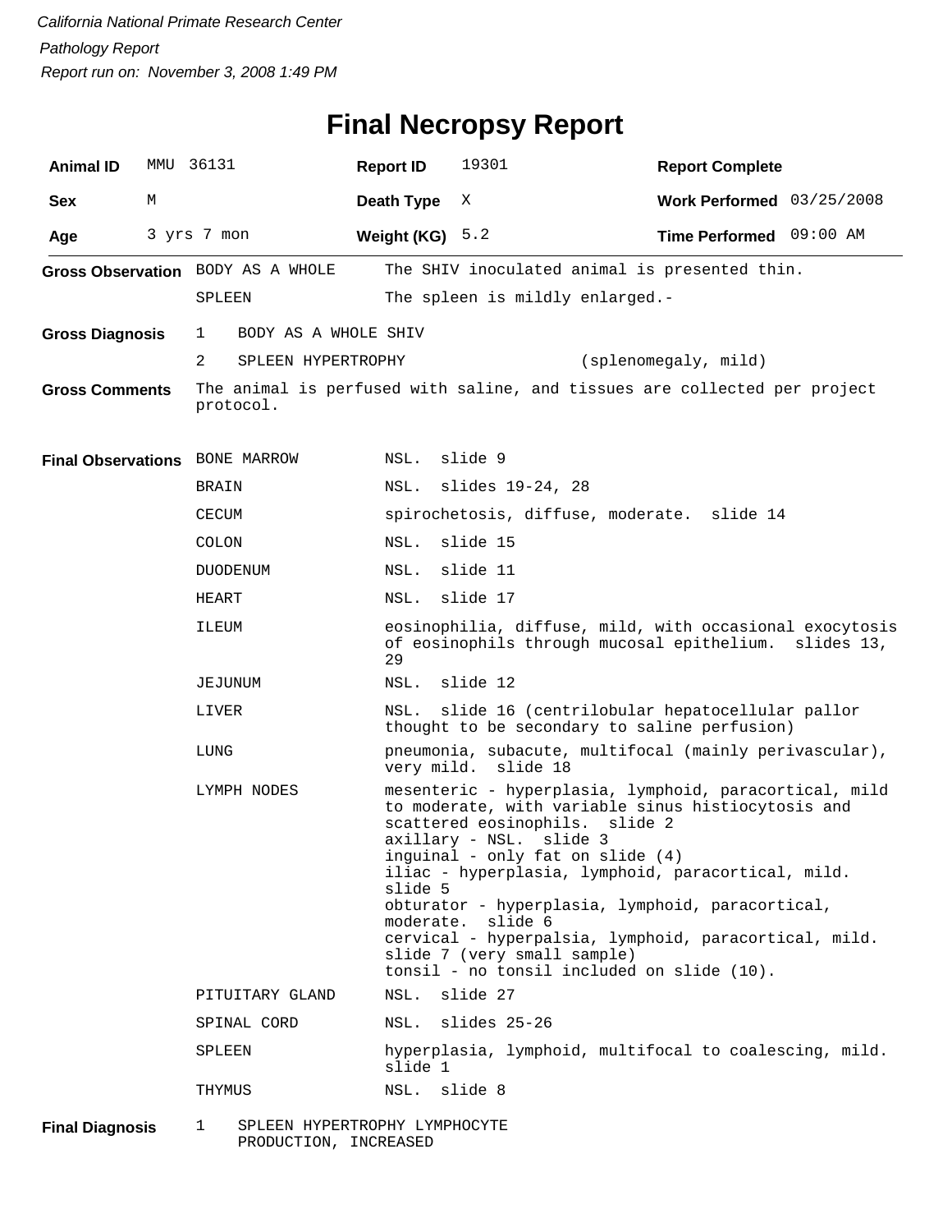*California National Primate Research Center*

*Pathology Report*

*Report run on: November 3, 2008 1:49 PM*

# Final Necropsy Report

| | | | | | |
|---|---|---|---|---|---|
| **Animal ID** | MMU 36131 | **Report ID** | 19301 | **Report Complete** | |
| **Sex** | M | **Death Type** | X | **Work Performed** | 03/25/2008 |
| **Age** | 3 yrs 7 mon | **Weight (KG)** | 5.2 | **Time Performed** | 09:00 AM |

**Gross Observation**

| | |
|---|---|
| BODY AS A WHOLE | The SHIV inoculated animal is presented thin. |
| SPLEEN | The spleen is mildly enlarged.- |

**Gross Diagnosis**

1 BODY AS A WHOLE SHIV

2 SPLEEN HYPERTROPHY (splenomegaly, mild)

**Gross Comments**

The animal is perfused with saline, and tissues are collected per project protocol.

**Final Observations**

| | |
|---|---|
| BONE MARROW | NSL. slide 9 |
| BRAIN | NSL. slides 19-24, 28 |
| CECUM | spirochetosis, diffuse, moderate. slide 14 |
| COLON | NSL. slide 15 |
| DUODENUM | NSL. slide 11 |
| HEART | NSL. slide 17 |
| ILEUM | eosinophilia, diffuse, mild, with occasional exocytosis of eosinophils through mucosal epithelium. slides 13, 29 |
| JEJUNUM | NSL. slide 12 |
| LIVER | NSL. slide 16 (centrilobular hepatocellular pallor thought to be secondary to saline perfusion) |
| LUNG | pneumonia, subacute, multifocal (mainly perivascular), very mild. slide 18 |
| LYMPH NODES | mesenteric - hyperplasia, lymphoid, paracortical, mild to moderate, with variable sinus histiocytosis and scattered eosinophils. slide 2<br>axillary - NSL. slide 3<br>inguinal - only fat on slide (4)<br>iliac - hyperplasia, lymphoid, paracortical, mild. slide 5<br>obturator - hyperplasia, lymphoid, paracortical, moderate. slide 6<br>cervical - hyperpalsia, lymphoid, paracortical, mild. slide 7 (very small sample)<br>tonsil - no tonsil included on slide (10). |
| PITUITARY GLAND | NSL. slide 27 |
| SPINAL CORD | NSL. slides 25-26 |
| SPLEEN | hyperplasia, lymphoid, multifocal to coalescing, mild. slide 1 |
| THYMUS | NSL. slide 8 |

**Final Diagnosis**

1 SPLEEN HYPERTROPHY LYMPHOCYTE PRODUCTION, INCREASED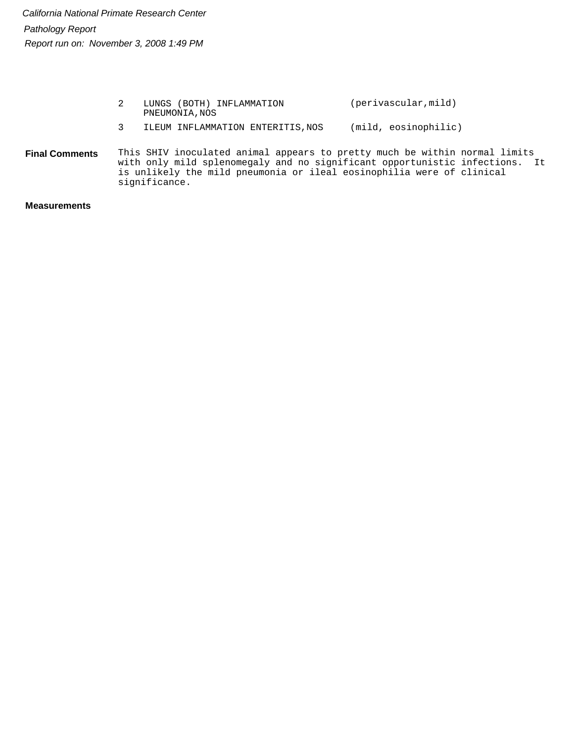| | | |
|---|---|---|
| 2 | LUNGS (BOTH) INFLAMMATION PNEUMONIA,NOS | (perivascular,mild) |
| 3 | ILEUM INFLAMMATION ENTERITIS,NOS | (mild, eosinophilic) |

**Final Comments**

This SHIV inoculated animal appears to pretty much be within normal limits with only mild splenomegaly and no significant opportunistic infections. It is unlikely the mild pneumonia or ileal eosinophilia were of clinical significance.

**Measurements**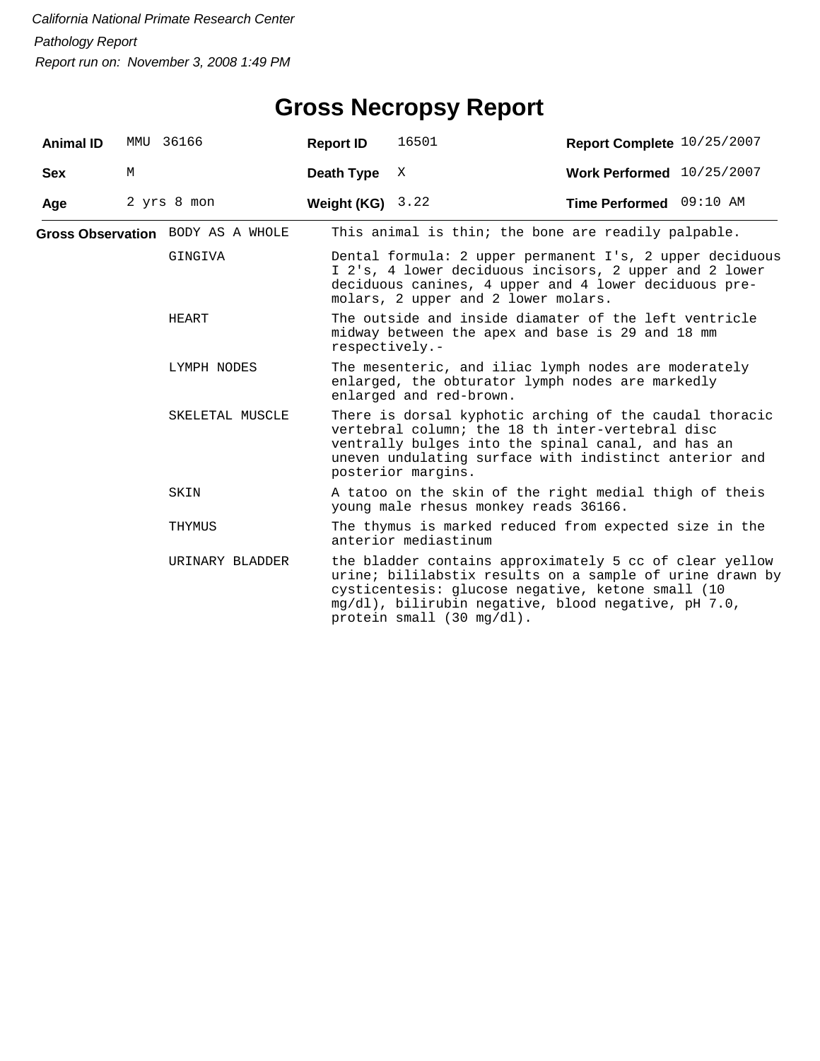California National Primate Research Center

Pathology Report

Report run on: November 3, 2008 1:49 PM

# Gross Necropsy Report

| | | | | | |
|---|---|---|---|---|---|
| **Animal ID** | MMU 36166 | **Report ID** | 16501 | **Report Complete** | 10/25/2007 |
| **Sex** | M | **Death Type** | X | **Work Performed** | 10/25/2007 |
| **Age** | 2 yrs 8 mon | **Weight (KG)** | 3.22 | **Time Performed** | 09:10 AM |

| **Gross Observation** | | |
|---|---|---|
| | BODY AS A WHOLE | This animal is thin; the bone are readily palpable. |
| | GINGIVA | Dental formula: 2 upper permanent I's, 2 upper deciduous I 2's, 4 lower deciduous incisors, 2 upper and 2 lower deciduous canines, 4 upper and 4 lower deciduous pre-molars, 2 upper and 2 lower molars. |
| | HEART | The outside and inside diamater of the left ventricle midway between the apex and base is 29 and 18 mm respectively.- |
| | LYMPH NODES | The mesenteric, and iliac lymph nodes are moderately enlarged, the obturator lymph nodes are markedly enlarged and red-brown. |
| | SKELETAL MUSCLE | There is dorsal kyphotic arching of the caudal thoracic vertebral column; the 18 th inter-vertebral disc ventrally bulges into the spinal canal, and has an uneven undulating surface with indistinct anterior and posterior margins. |
| | SKIN | A tatoo on the skin of the right medial thigh of theis young male rhesus monkey reads 36166. |
| | THYMUS | The thymus is marked reduced from expected size in the anterior mediastinum |
| | URINARY BLADDER | the bladder contains approximately 5 cc of clear yellow urine; bililabstix results on a sample of urine drawn by cysticentesis: glucose negative, ketone small (10 mg/dl), bilirubin negative, blood negative, pH 7.0, protein small (30 mg/dl). |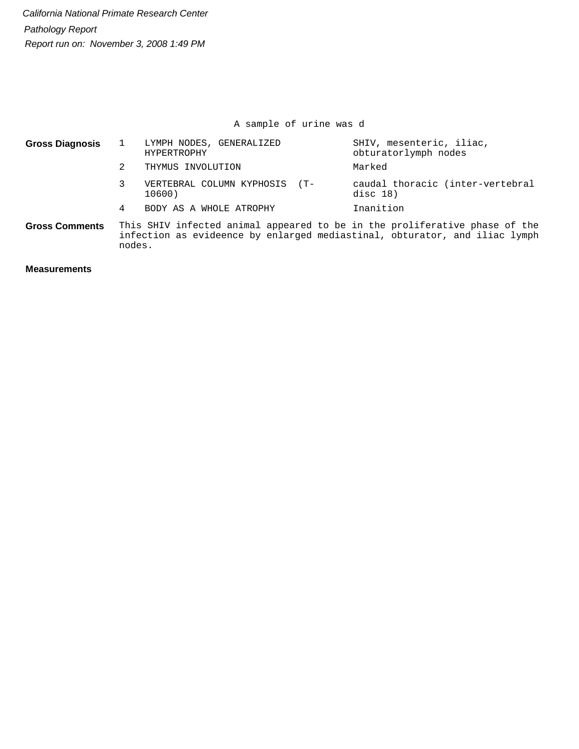*California National Primate Research Center*

*Pathology Report*

*Report run on: November 3, 2008 1:49 PM*

A sample of urine was d

| | | | |
|---|---|---|---|
| **Gross Diagnosis** | 1 | LYMPH NODES, GENERALIZED HYPERTROPHY | SHIV, mesenteric, iliac, obturatorlymph nodes |
| | 2 | THYMUS INVOLUTION | Marked |
| | 3 | VERTEBRAL COLUMN KYPHOSIS (T-10600) | caudal thoracic (inter-vertebral disc 18) |
| | 4 | BODY AS A WHOLE ATROPHY | Inanition |

**Gross Comments** This SHIV infected animal appeared to be in the proliferative phase of the infection as evideence by enlarged mediastinal, obturator, and iliac lymph nodes.

**Measurements**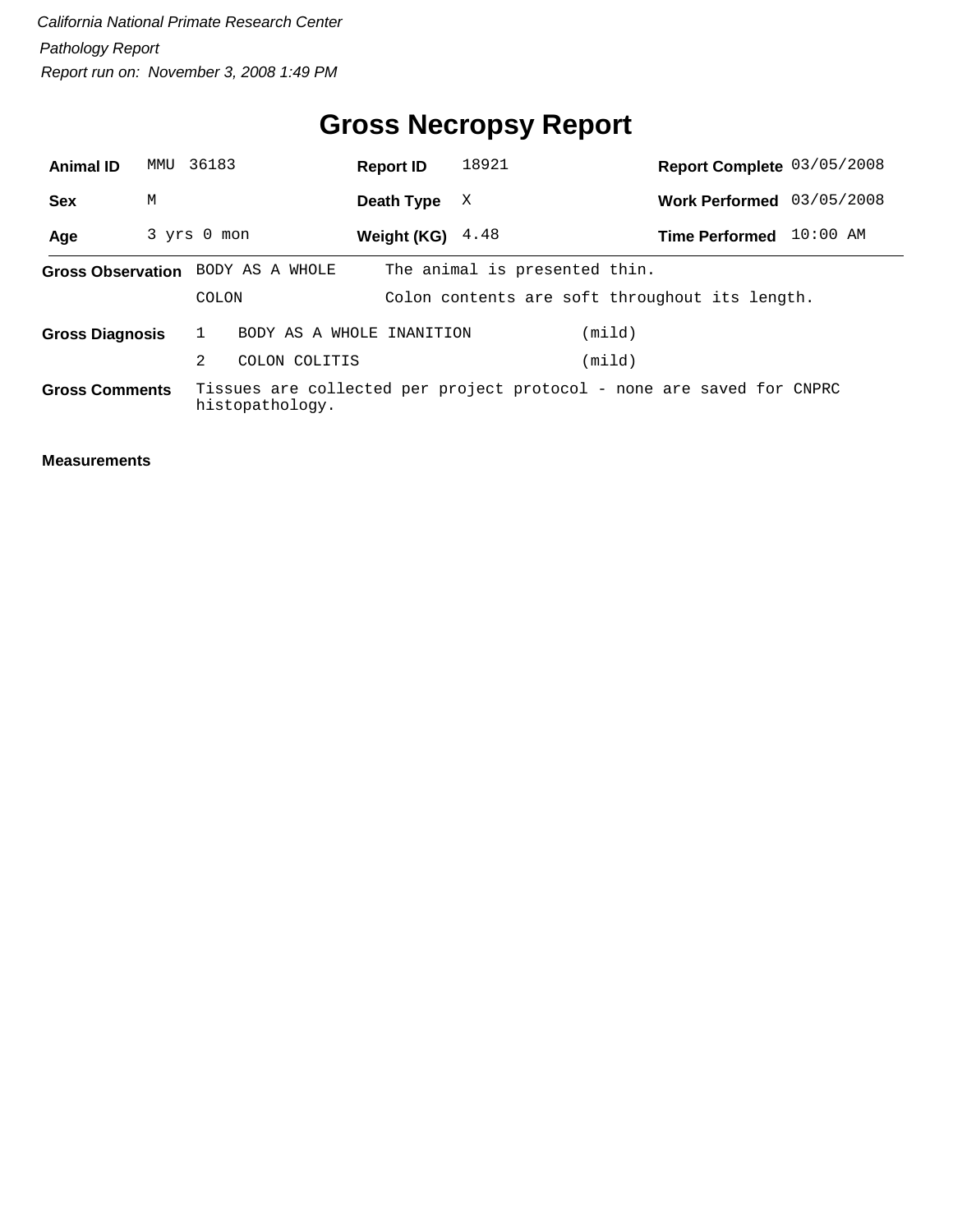*California National Primate Research Center*

*Pathology Report*

*Report run on: November 3, 2008 1:49 PM*

# Gross Necropsy Report

| | | | | | |
|---|---|---|---|---|---|
| **Animal ID** | MMU 36183 | **Report ID** | 18921 | **Report Complete** | 03/05/2008 |
| **Sex** | M | **Death Type** | X | **Work Performed** | 03/05/2008 |
| **Age** | 3 yrs 0 mon | **Weight (KG)** | 4.48 | **Time Performed** | 10:00 AM |

**Gross Observation**

| | |
|---|---|
| BODY AS A WHOLE | The animal is presented thin. |
| COLON | Colon contents are soft throughout its length. |

**Gross Diagnosis**

| | | |
|---|---|---|
| 1 | BODY AS A WHOLE INANITION | (mild) |
| 2 | COLON COLITIS | (mild) |

**Gross Comments** Tissues are collected per project protocol - none are saved for CNPRC histopathology.

**Measurements**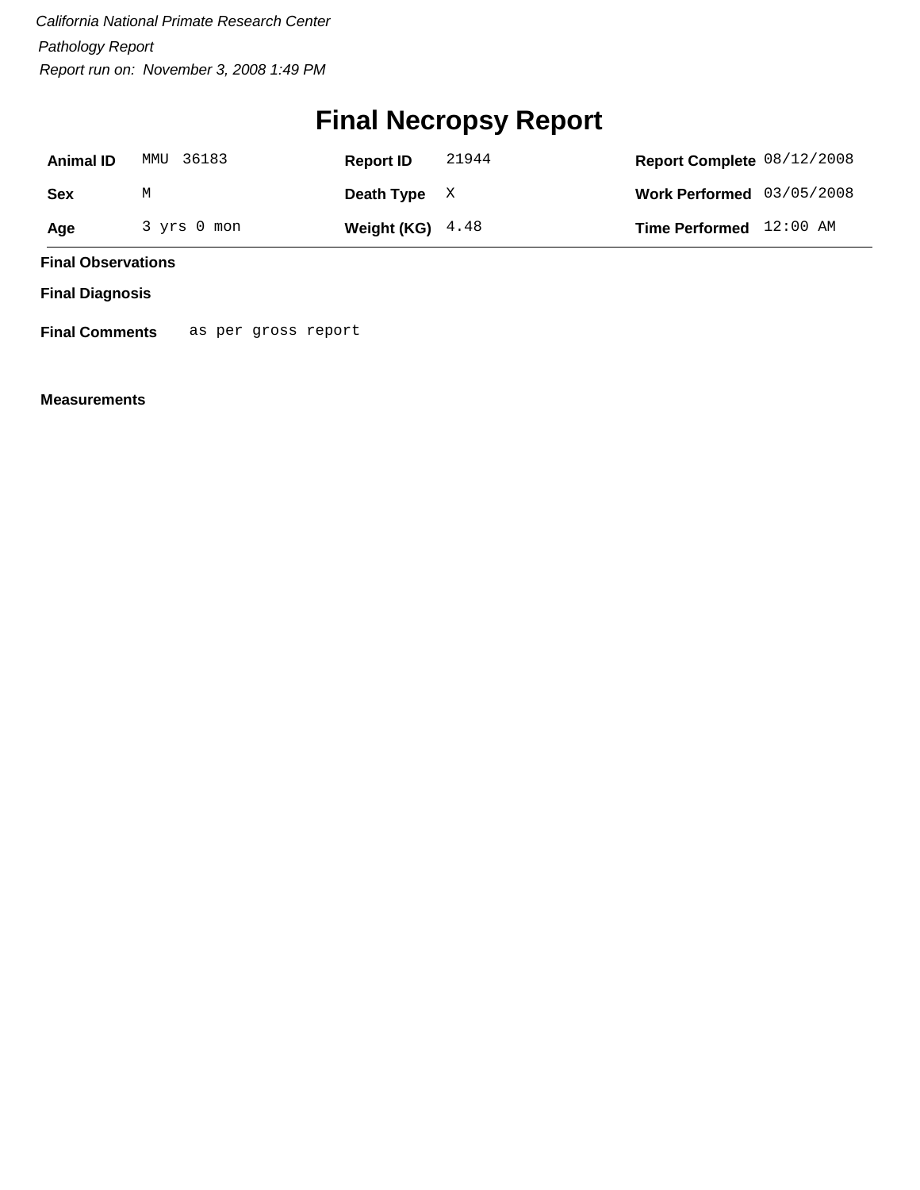*California National Primate Research Center*

*Pathology Report*

*Report run on: November 3, 2008 1:49 PM*

# Final Necropsy Report

| **Animal ID** | MMU 36183 | **Report ID** | 21944 | **Report Complete** | 08/12/2008 |
|---|---|---|---|---|---|
| **Sex** | M | **Death Type** | X | **Work Performed** | 03/05/2008 |
| **Age** | 3 yrs 0 mon | **Weight (KG)** | 4.48 | **Time Performed** | 12:00 AM |

**Final Observations**

**Final Diagnosis**

**Final Comments** as per gross report

**Measurements**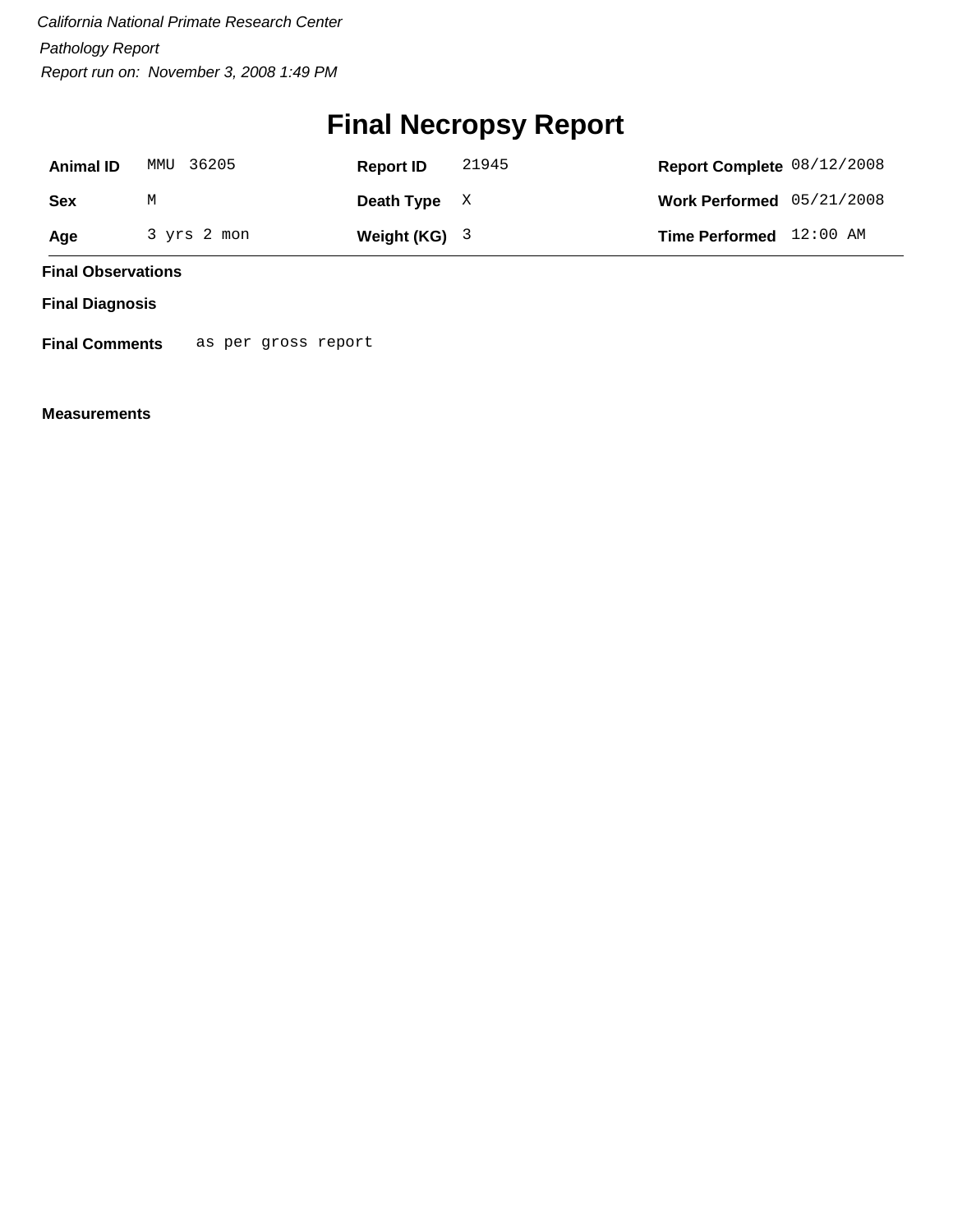*California National Primate Research Center*

*Pathology Report*

*Report run on: November 3, 2008 1:49 PM*

# Final Necropsy Report

| **Animal ID** | MMU 36205 | **Report ID** | 21945 | **Report Complete** | 08/12/2008 |
|---|---|---|---|---|---|
| **Sex** | M | **Death Type** | X | **Work Performed** | 05/21/2008 |
| **Age** | 3 yrs 2 mon | **Weight (KG)** | 3 | **Time Performed** | 12:00 AM |

**Final Observations**

**Final Diagnosis**

**Final Comments** as per gross report

**Measurements**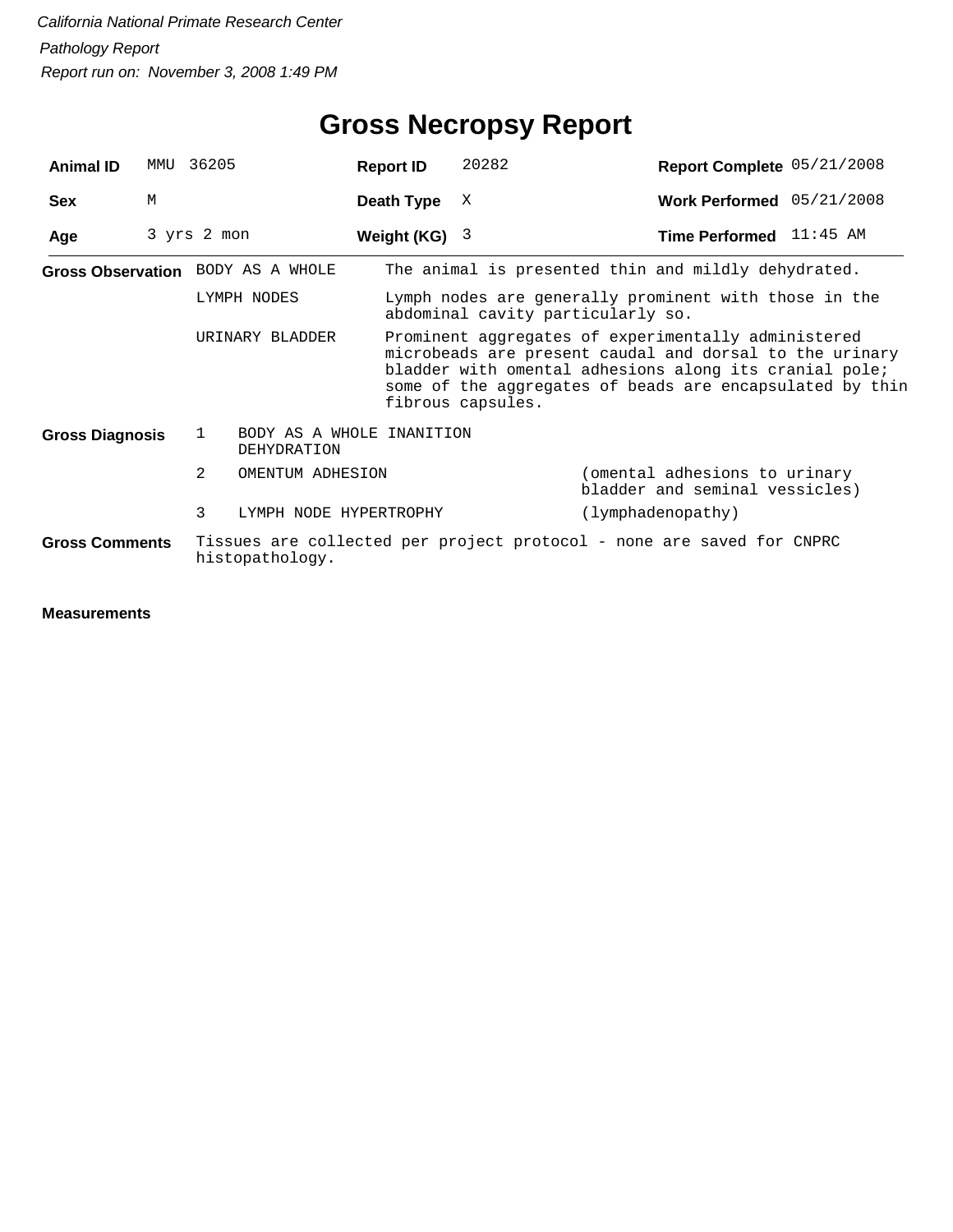*California National Primate Research Center*

*Pathology Report*

*Report run on: November 3, 2008 1:49 PM*

# Gross Necropsy Report

| **Animal ID** | MMU 36205 | **Report ID** | 20282 | **Report Complete** | 05/21/2008 |
|---|---|---|---|---|---|
| **Sex** | M | **Death Type** | X | **Work Performed** | 05/21/2008 |
| **Age** | 3 yrs 2 mon | **Weight (KG)** | 3 | **Time Performed** | 11:45 AM |

**Gross Observation**

| | |
|---|---|
| BODY AS A WHOLE | The animal is presented thin and mildly dehydrated. |
| LYMPH NODES | Lymph nodes are generally prominent with those in the abdominal cavity particularly so. |
| URINARY BLADDER | Prominent aggregates of experimentally administered microbeads are present caudal and dorsal to the urinary bladder with omental adhesions along its cranial pole; some of the aggregates of beads are encapsulated by thin fibrous capsules. |

**Gross Diagnosis**

| | | |
|---|---|---|
| 1 | BODY AS A WHOLE INANITION DEHYDRATION | |
| 2 | OMENTUM ADHESION | (omental adhesions to urinary bladder and seminal vessicles) |
| 3 | LYMPH NODE HYPERTROPHY | (lymphadenopathy) |

**Gross Comments**

Tissues are collected per project protocol - none are saved for CNPRC histopathology.

**Measurements**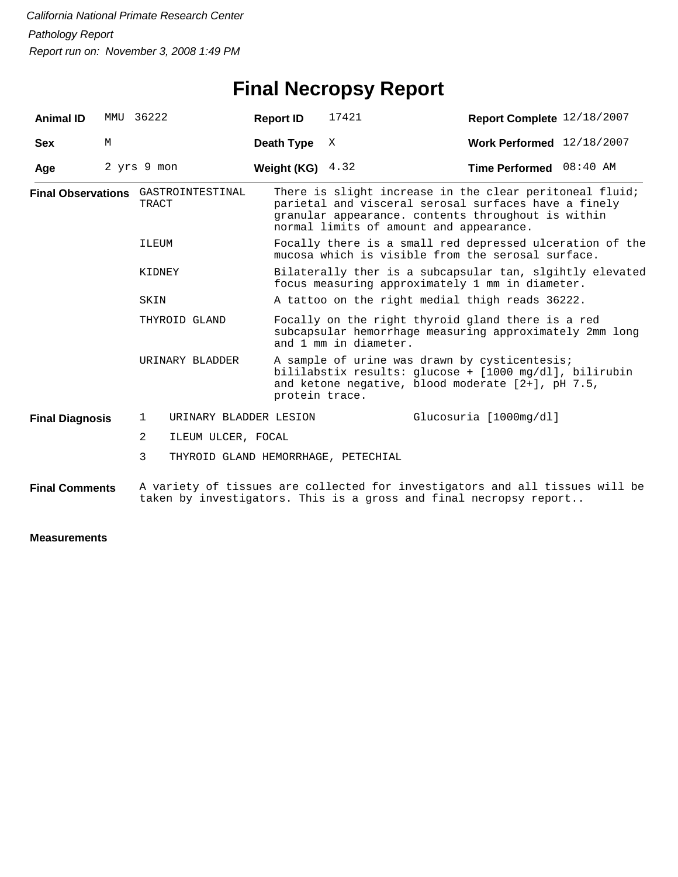*California National Primate Research Center*

*Pathology Report*

*Report run on: November 3, 2008 1:49 PM*

# Final Necropsy Report

| | | | | | |
|---|---|---|---|---|---|
| **Animal ID** | MMU 36222 | **Report ID** | 17421 | **Report Complete** | 12/18/2007 |
| **Sex** | M | **Death Type** | X | **Work Performed** | 12/18/2007 |
| **Age** | 2 yrs 9 mon | **Weight (KG)** | 4.32 | **Time Performed** | 08:40 AM |

**Final Observations**

| | |
|---|---|
| GASTROINTESTINAL TRACT | There is slight increase in the clear peritoneal fluid; parietal and visceral serosal surfaces have a finely granular appearance. contents throughout is within normal limits of amount and appearance. |
| ILEUM | Focally there is a small red depressed ulceration of the mucosa which is visible from the serosal surface. |
| KIDNEY | Bilaterally ther is a subcapsular tan, slgihtly elevated focus measuring approximately 1 mm in diameter. |
| SKIN | A tattoo on the right medial thigh reads 36222. |
| THYROID GLAND | Focally on the right thyroid gland there is a red subcapsular hemorrhage measuring approximately 2mm long and 1 mm in diameter. |
| URINARY BLADDER | A sample of urine was drawn by cysticentesis; bililabstix results: glucose + [1000 mg/dl], bilirubin and ketone negative, blood moderate [2+], pH 7.5, protein trace. |

**Final Diagnosis**

| | | |
|---|---|---|
| 1 | URINARY BLADDER LESION | Glucosuria [1000mg/dl] |
| 2 | ILEUM ULCER, FOCAL | |
| 3 | THYROID GLAND HEMORRHAGE, PETECHIAL | |

**Final Comments**

A variety of tissues are collected for investigators and all tissues will be taken by investigators. This is a gross and final necropsy report..

**Measurements**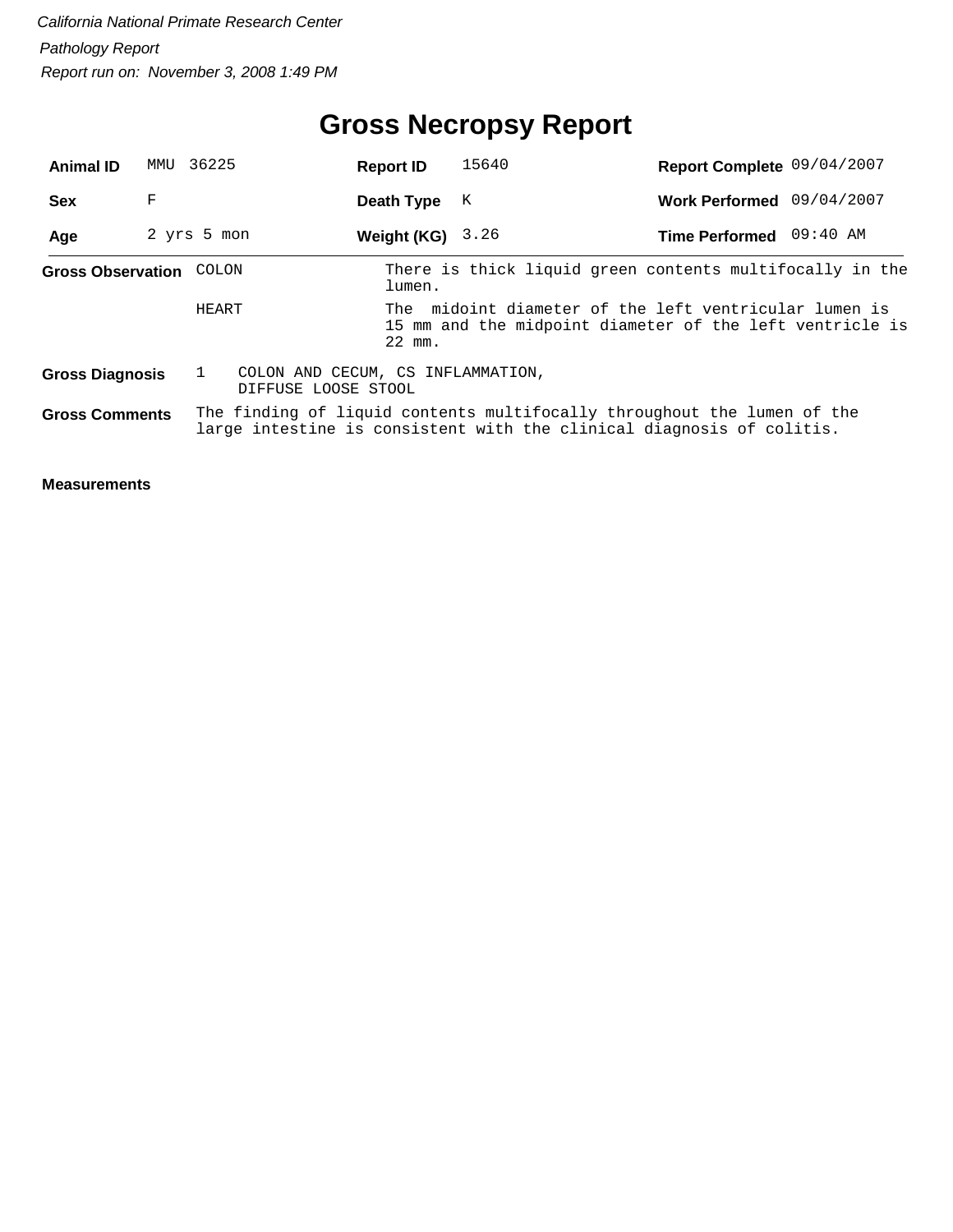*California National Primate Research Center*

*Pathology Report*

*Report run on: November 3, 2008 1:49 PM*

# Gross Necropsy Report

| | | | | | |
|---|---|---|---|---|---|
| **Animal ID** | MMU 36225 | **Report ID** | 15640 | **Report Complete** | 09/04/2007 |
| **Sex** | F | **Death Type** | K | **Work Performed** | 09/04/2007 |
| **Age** | 2 yrs 5 mon | **Weight (KG)** | 3.26 | **Time Performed** | 09:40 AM |

**Gross Observation**

| | |
|---|---|
| COLON | There is thick liquid green contents multifocally in the lumen. |
| HEART | The midoint diameter of the left ventricular lumen is 15 mm and the midpoint diameter of the left ventricle is 22 mm. |

**Gross Diagnosis**

1 COLON AND CECUM, CS INFLAMMATION, DIFFUSE LOOSE STOOL

**Gross Comments**

The finding of liquid contents multifocally throughout the lumen of the large intestine is consistent with the clinical diagnosis of colitis.

**Measurements**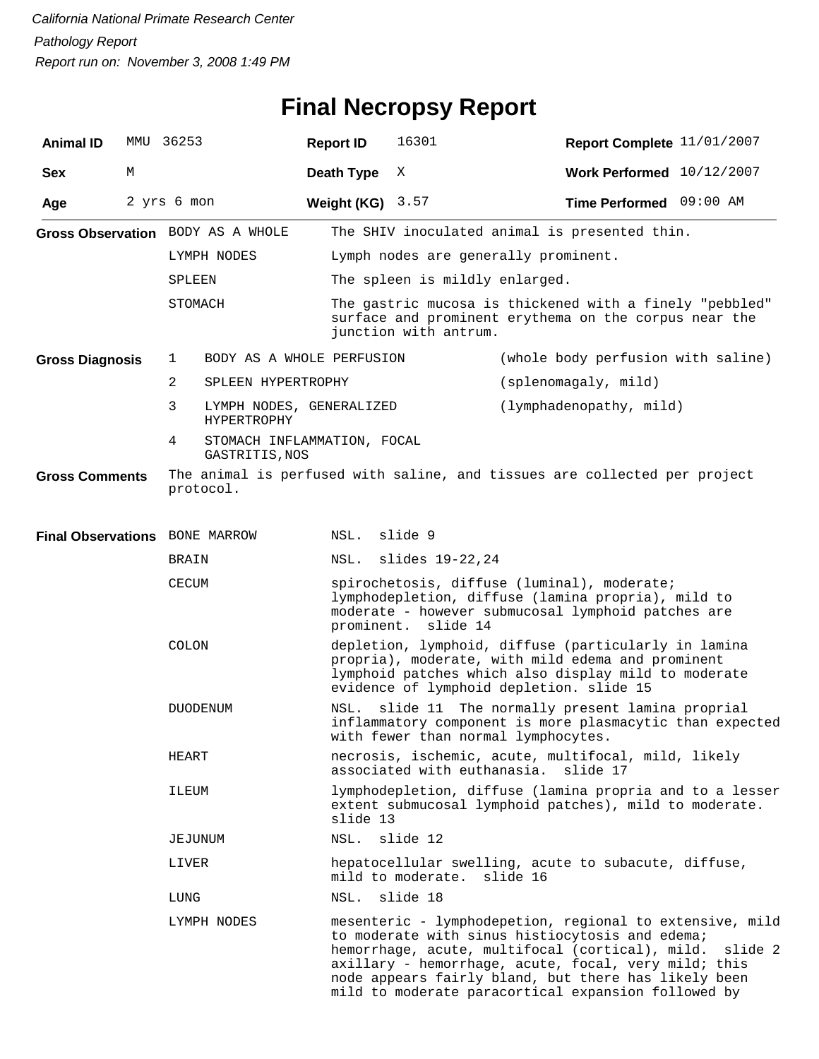*California National Primate Research Center*

*Pathology Report*

*Report run on: November 3, 2008 1:49 PM*

# Final Necropsy Report

| **Animal ID** | MMU 36253 | **Report ID** | 16301 | **Report Complete** | 11/01/2007 |
|---|---|---|---|---|---|
| **Sex** | M | **Death Type** | X | **Work Performed** | 10/12/2007 |
| **Age** | 2 yrs 6 mon | **Weight (KG)** | 3.57 | **Time Performed** | 09:00 AM |

**Gross Observation**

| | |
|---|---|
| BODY AS A WHOLE | The SHIV inoculated animal is presented thin. |
| LYMPH NODES | Lymph nodes are generally prominent. |
| SPLEEN | The spleen is mildly enlarged. |
| STOMACH | The gastric mucosa is thickened with a finely "pebbled" surface and prominent erythema on the corpus near the junction with antrum. |

**Gross Diagnosis**

| | | |
|---|---|---|
| 1 | BODY AS A WHOLE PERFUSION | (whole body perfusion with saline) |
| 2 | SPLEEN HYPERTROPHY | (splenomagaly, mild) |
| 3 | LYMPH NODES, GENERALIZED HYPERTROPHY | (lymphadenopathy, mild) |
| 4 | STOMACH INFLAMMATION, FOCAL GASTRITIS,NOS | |

**Gross Comments** The animal is perfused with saline, and tissues are collected per project protocol.

**Final Observations**

| | |
|---|---|
| BONE MARROW | NSL. slide 9 |
| BRAIN | NSL. slides 19-22,24 |
| CECUM | spirochetosis, diffuse (luminal), moderate; lymphodepletion, diffuse (lamina propria), mild to moderate - however submucosal lymphoid patches are prominent. slide 14 |
| COLON | depletion, lymphoid, diffuse (particularly in lamina propria), moderate, with mild edema and prominent lymphoid patches which also display mild to moderate evidence of lymphoid depletion. slide 15 |
| DUODENUM | NSL. slide 11 The normally present lamina proprial inflammatory component is more plasmacytic than expected with fewer than normal lymphocytes. |
| HEART | necrosis, ischemic, acute, multifocal, mild, likely associated with euthanasia. slide 17 |
| ILEUM | lymphodepletion, diffuse (lamina propria and to a lesser extent submucosal lymphoid patches), mild to moderate. slide 13 |
| JEJUNUM | NSL. slide 12 |
| LIVER | hepatocellular swelling, acute to subacute, diffuse, mild to moderate. slide 16 |
| LUNG | NSL. slide 18 |
| LYMPH NODES | mesenteric - lymphodepetion, regional to extensive, mild to moderate with sinus histiocytosis and edema; hemorrhage, acute, multifocal (cortical), mild. slide 2 axillary - hemorrhage, acute, focal, very mild; this node appears fairly bland, but there has likely been mild to moderate paracortical expansion followed by |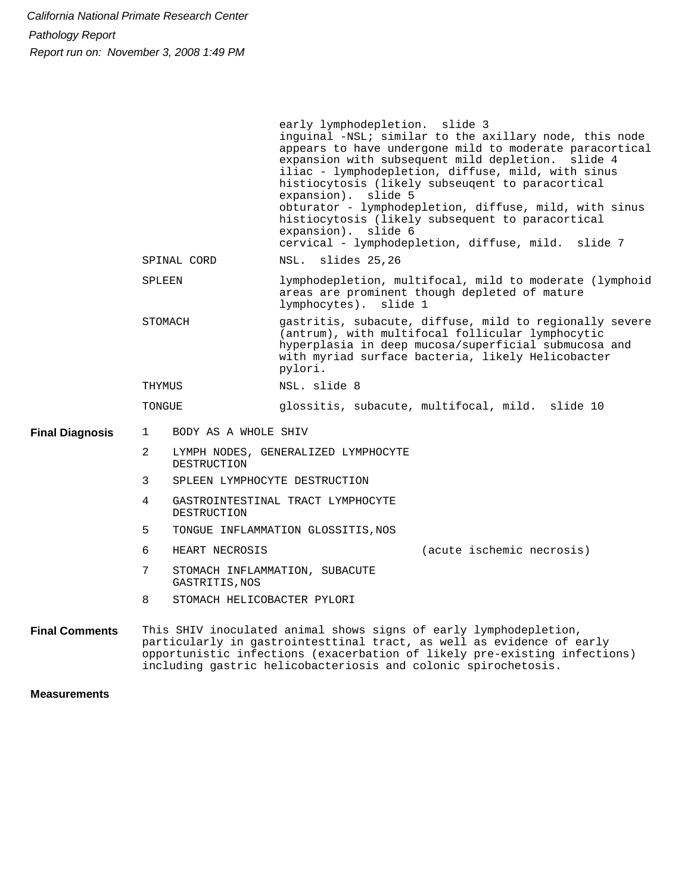early lymphodepletion.  slide 3
inguinal -NSL; similar to the axillary node, this node appears to have undergone mild to moderate paracortical expansion with subsequent mild depletion.  slide 4
iliac - lymphodepletion, diffuse, mild, with sinus histiocytosis (likely subseuqent to paracortical expansion).  slide 5
obturator - lymphodepletion, diffuse, mild, with sinus histiocytosis (likely subsequent to paracortical expansion).  slide 6
cervical - lymphodepletion, diffuse, mild.  slide 7

| | |
|---|---|
| SPINAL CORD | NSL.  slides 25,26 |
| SPLEEN | lymphodepletion, multifocal, mild to moderate (lymphoid areas are prominent though depleted of mature lymphocytes).  slide 1 |
| STOMACH | gastritis, subacute, diffuse, mild to regionally severe (antrum), with multifocal follicular lymphocytic hyperplasia in deep mucosa/superficial submucosa and with myriad surface bacteria, likely Helicobacter pylori. |
| THYMUS | NSL. slide 8 |
| TONGUE | glossitis, subacute, multifocal, mild.  slide 10 |

**Final Diagnosis**

1. BODY AS A WHOLE SHIV
2. LYMPH NODES, GENERALIZED LYMPHOCYTE DESTRUCTION
3. SPLEEN LYMPHOCYTE DESTRUCTION
4. GASTROINTESTINAL TRACT LYMPHOCYTE DESTRUCTION
5. TONGUE INFLAMMATION GLOSSITIS,NOS
6. HEART NECROSIS (acute ischemic necrosis)
7. STOMACH INFLAMMATION, SUBACUTE GASTRITIS,NOS
8. STOMACH HELICOBACTER PYLORI

**Final Comments**

This SHIV inoculated animal shows signs of early lymphodepletion, particularly in gastrointesttinal tract, as well as evidence of early opportunistic infections (exacerbation of likely pre-existing infections) including gastric helicobacteriosis and colonic spirochetosis.

**Measurements**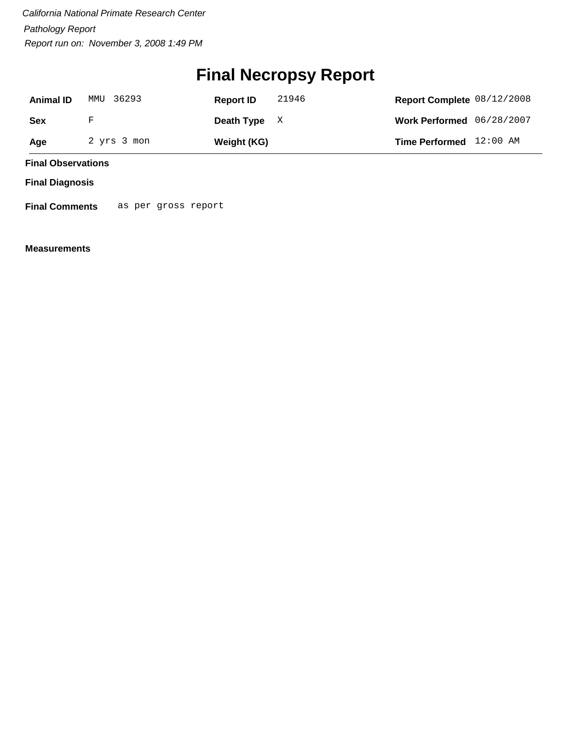*California National Primate Research Center*

*Pathology Report*

*Report run on: November 3, 2008 1:49 PM*

# Final Necropsy Report

| | | | | | |
|---|---|---|---|---|---|
| **Animal ID** | MMU 36293 | **Report ID** | 21946 | **Report Complete** | 08/12/2008 |
| **Sex** | F | **Death Type** | X | **Work Performed** | 06/28/2007 |
| **Age** | 2 yrs 3 mon | **Weight (KG)** | | **Time Performed** | 12:00 AM |

**Final Observations**

**Final Diagnosis**

**Final Comments** as per gross report

**Measurements**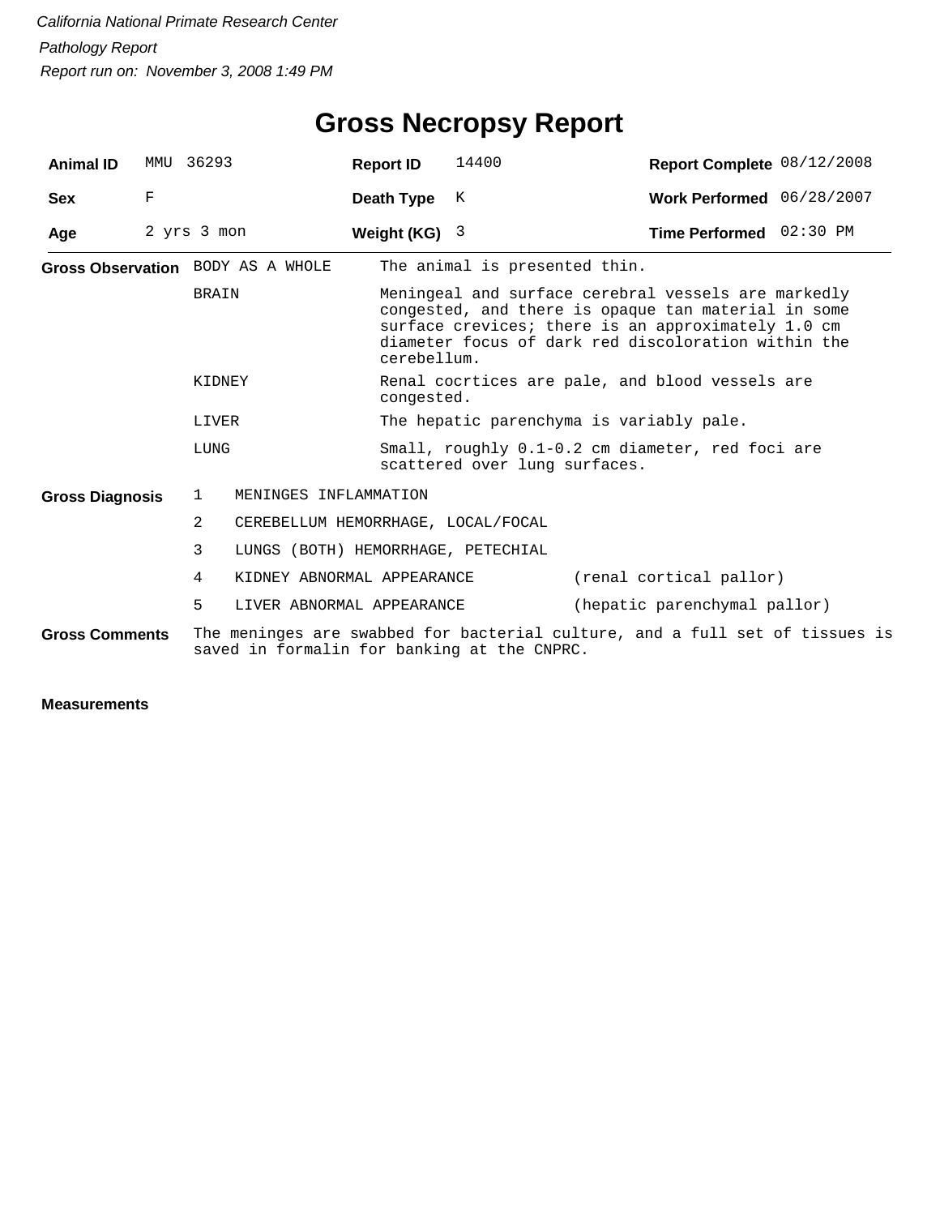*California National Primate Research Center*

*Pathology Report*

*Report run on: November 3, 2008 1:49 PM*

# Gross Necropsy Report

| | | | | | |
|---|---|---|---|---|---|
| **Animal ID** | MMU 36293 | **Report ID** | 14400 | **Report Complete** | 08/12/2008 |
| **Sex** | F | **Death Type** | K | **Work Performed** | 06/28/2007 |
| **Age** | 2 yrs 3 mon | **Weight (KG)** | 3 | **Time Performed** | 02:30 PM |

**Gross Observation**

| | |
|---|---|
| BODY AS A WHOLE | The animal is presented thin. |
| BRAIN | Meningeal and surface cerebral vessels are markedly congested, and there is opaque tan material in some surface crevices; there is an approximately 1.0 cm diameter focus of dark red discoloration within the cerebellum. |
| KIDNEY | Renal cocrtices are pale, and blood vessels are congested. |
| LIVER | The hepatic parenchyma is variably pale. |
| LUNG | Small, roughly 0.1-0.2 cm diameter, red foci are scattered over lung surfaces. |

**Gross Diagnosis**

| | | |
|---|---|---|
| 1 | MENINGES INFLAMMATION | |
| 2 | CEREBELLUM HEMORRHAGE, LOCAL/FOCAL | |
| 3 | LUNGS (BOTH) HEMORRHAGE, PETECHIAL | |
| 4 | KIDNEY ABNORMAL APPEARANCE | (renal cortical pallor) |
| 5 | LIVER ABNORMAL APPEARANCE | (hepatic parenchymal pallor) |

**Gross Comments**

The meninges are swabbed for bacterial culture, and a full set of tissues is saved in formalin for banking at the CNPRC.

**Measurements**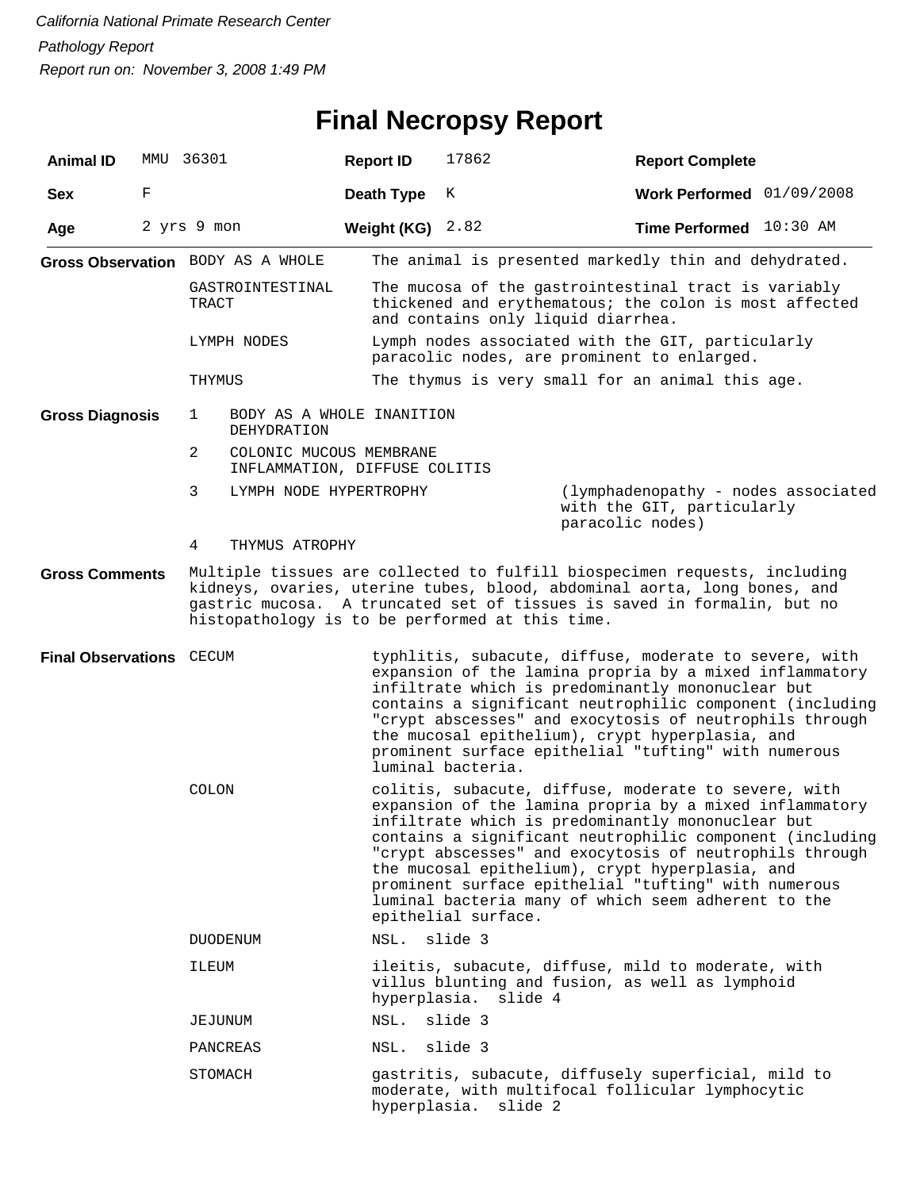*California National Primate Research Center*

*Pathology Report*

*Report run on: November 3, 2008 1:49 PM*

# Final Necropsy Report

| **Animal ID** | MMU 36301 | **Report ID** | 17862 | **Report Complete** | |
|---|---|---|---|---|---|
| **Sex** | F | **Death Type** | K | **Work Performed** | 01/09/2008 |
| **Age** | 2 yrs 9 mon | **Weight (KG)** | 2.82 | **Time Performed** | 10:30 AM |

**Gross Observation**

| | |
|---|---|
| BODY AS A WHOLE | The animal is presented markedly thin and dehydrated. |
| GASTROINTESTINAL TRACT | The mucosa of the gastrointestinal tract is variably thickened and erythematous; the colon is most affected and contains only liquid diarrhea. |
| LYMPH NODES | Lymph nodes associated with the GIT, particularly paracolic nodes, are prominent to enlarged. |
| THYMUS | The thymus is very small for an animal this age. |

**Gross Diagnosis**

1. BODY AS A WHOLE INANITION DEHYDRATION
2. COLONIC MUCOUS MEMBRANE INFLAMMATION, DIFFUSE COLITIS
3. LYMPH NODE HYPERTROPHY (lymphadenopathy - nodes associated with the GIT, particularly paracolic nodes)
4. THYMUS ATROPHY

**Gross Comments**

Multiple tissues are collected to fulfill biospecimen requests, including kidneys, ovaries, uterine tubes, blood, abdominal aorta, long bones, and gastric mucosa. A truncated set of tissues is saved in formalin, but no histopathology is to be performed at this time.

**Final Observations**

| | |
|---|---|
| CECUM | typhlitis, subacute, diffuse, moderate to severe, with expansion of the lamina propria by a mixed inflammatory infiltrate which is predominantly mononuclear but contains a significant neutrophilic component (including "crypt abscesses" and exocytosis of neutrophils through the mucosal epithelium), crypt hyperplasia, and prominent surface epithelial "tufting" with numerous luminal bacteria. |
| COLON | colitis, subacute, diffuse, moderate to severe, with expansion of the lamina propria by a mixed inflammatory infiltrate which is predominantly mononuclear but contains a significant neutrophilic component (including "crypt abscesses" and exocytosis of neutrophils through the mucosal epithelium), crypt hyperplasia, and prominent surface epithelial "tufting" with numerous luminal bacteria many of which seem adherent to the epithelial surface. |
| DUODENUM | NSL. slide 3 |
| ILEUM | ileitis, subacute, diffuse, mild to moderate, with villus blunting and fusion, as well as lymphoid hyperplasia. slide 4 |
| JEJUNUM | NSL. slide 3 |
| PANCREAS | NSL. slide 3 |
| STOMACH | gastritis, subacute, diffusely superficial, mild to moderate, with multifocal follicular lymphocytic hyperplasia. slide 2 |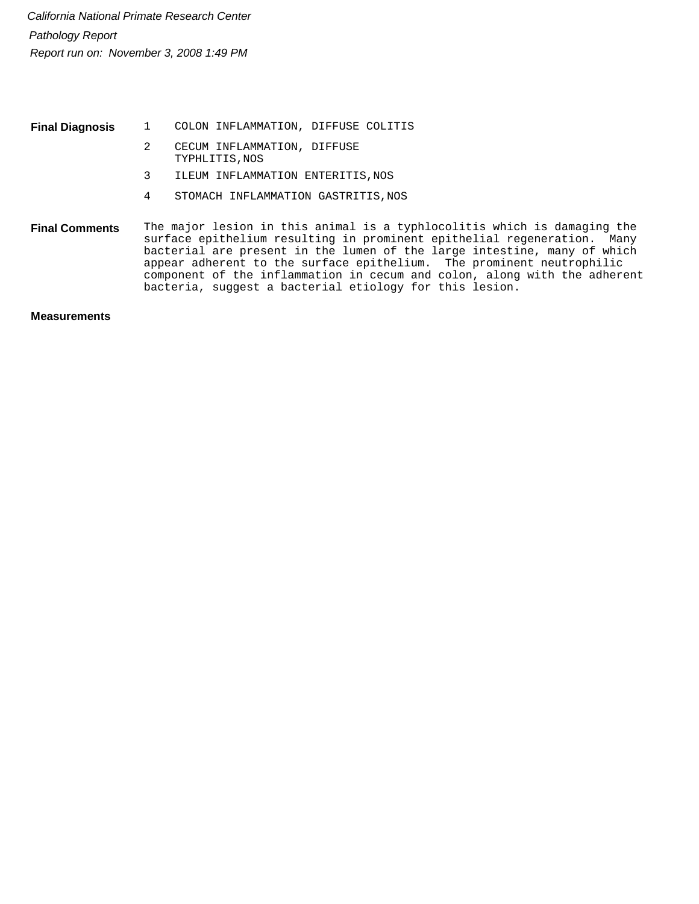*California National Primate Research Center*

*Pathology Report*

*Report run on: November 3, 2008 1:49 PM*

**Final Diagnosis**

1. COLON INFLAMMATION, DIFFUSE COLITIS
2. CECUM INFLAMMATION, DIFFUSE TYPHLITIS,NOS
3. ILEUM INFLAMMATION ENTERITIS,NOS
4. STOMACH INFLAMMATION GASTRITIS,NOS

**Final Comments**

The major lesion in this animal is a typhlocolitis which is damaging the surface epithelium resulting in prominent epithelial regeneration. Many bacterial are present in the lumen of the large intestine, many of which appear adherent to the surface epithelium. The prominent neutrophilic component of the inflammation in cecum and colon, along with the adherent bacteria, suggest a bacterial etiology for this lesion.

**Measurements**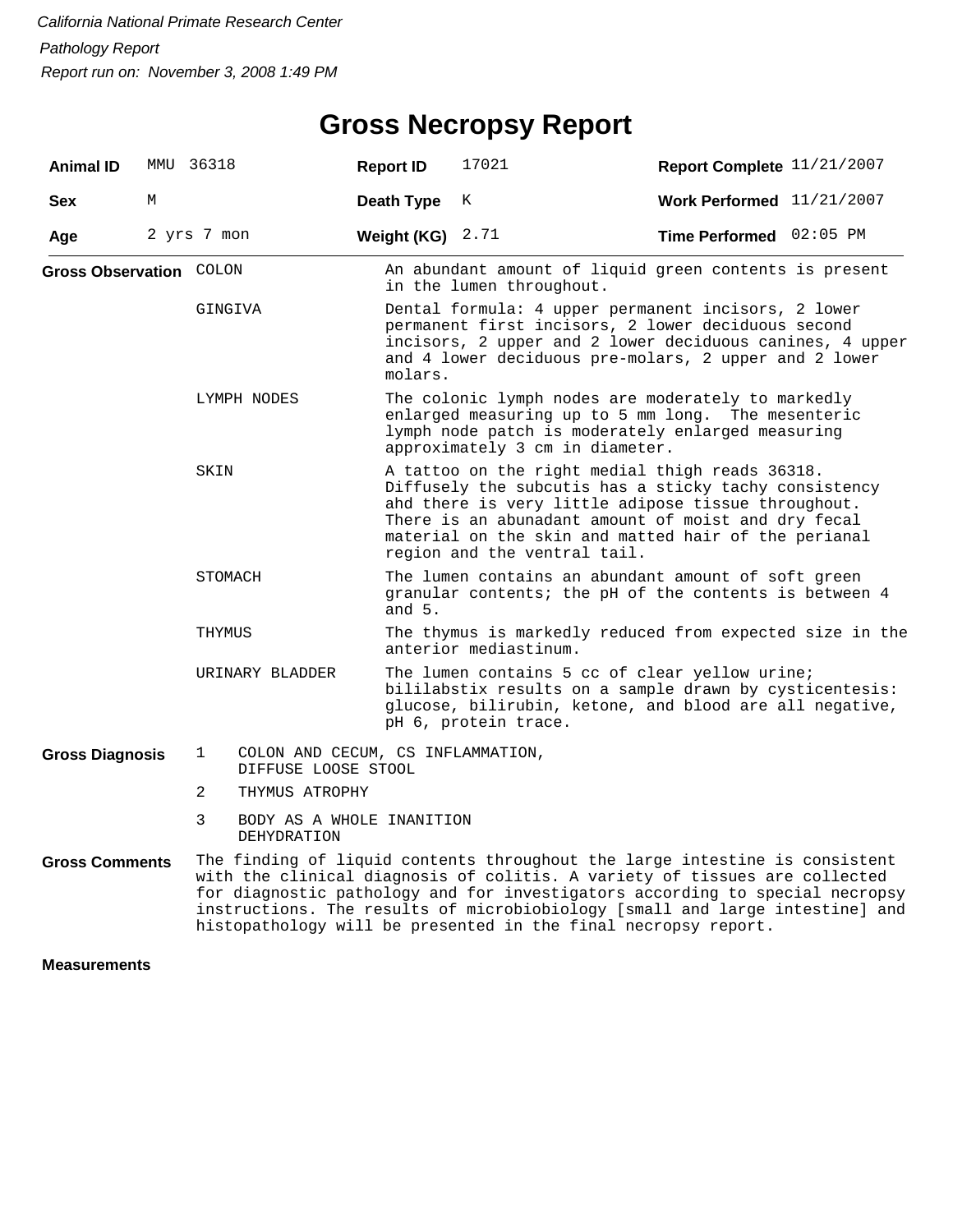*California National Primate Research Center*

*Pathology Report*

*Report run on: November 3, 2008 1:49 PM*

# Gross Necropsy Report

| **Animal ID** | MMU 36318 | **Report ID** | 17021 | **Report Complete** | 11/21/2007 |
|---|---|---|---|---|---|
| **Sex** | M | **Death Type** | K | **Work Performed** | 11/21/2007 |
| **Age** | 2 yrs 7 mon | **Weight (KG)** | 2.71 | **Time Performed** | 02:05 PM |

**Gross Observation**

| | |
|---|---|
| COLON | An abundant amount of liquid green contents is present in the lumen throughout. |
| GINGIVA | Dental formula: 4 upper permanent incisors, 2 lower permanent first incisors, 2 lower deciduous second incisors, 2 upper and 2 lower deciduous canines, 4 upper and 4 lower deciduous pre-molars, 2 upper and 2 lower molars. |
| LYMPH NODES | The colonic lymph nodes are moderately to markedly enlarged measuring up to 5 mm long. The mesenteric lymph node patch is moderately enlarged measuring approximately 3 cm in diameter. |
| SKIN | A tattoo on the right medial thigh reads 36318. Diffusely the subcutis has a sticky tachy consistency ahd there is very little adipose tissue throughout. There is an abunadant amount of moist and dry fecal material on the skin and matted hair of the perianal region and the ventral tail. |
| STOMACH | The lumen contains an abundant amount of soft green granular contents; the pH of the contents is between 4 and 5. |
| THYMUS | The thymus is markedly reduced from expected size in the anterior mediastinum. |
| URINARY BLADDER | The lumen contains 5 cc of clear yellow urine; bililabstix results on a sample drawn by cysticentesis: glucose, bilirubin, ketone, and blood are all negative, pH 6, protein trace. |

**Gross Diagnosis**

1. COLON AND CECUM, CS INFLAMMATION, DIFFUSE LOOSE STOOL
2. THYMUS ATROPHY
3. BODY AS A WHOLE INANITION DEHYDRATION

**Gross Comments**

The finding of liquid contents throughout the large intestine is consistent with the clinical diagnosis of colitis. A variety of tissues are collected for diagnostic pathology and for investigators according to special necropsy instructions. The results of microbiobiology [small and large intestine] and histopathology will be presented in the final necropsy report.

**Measurements**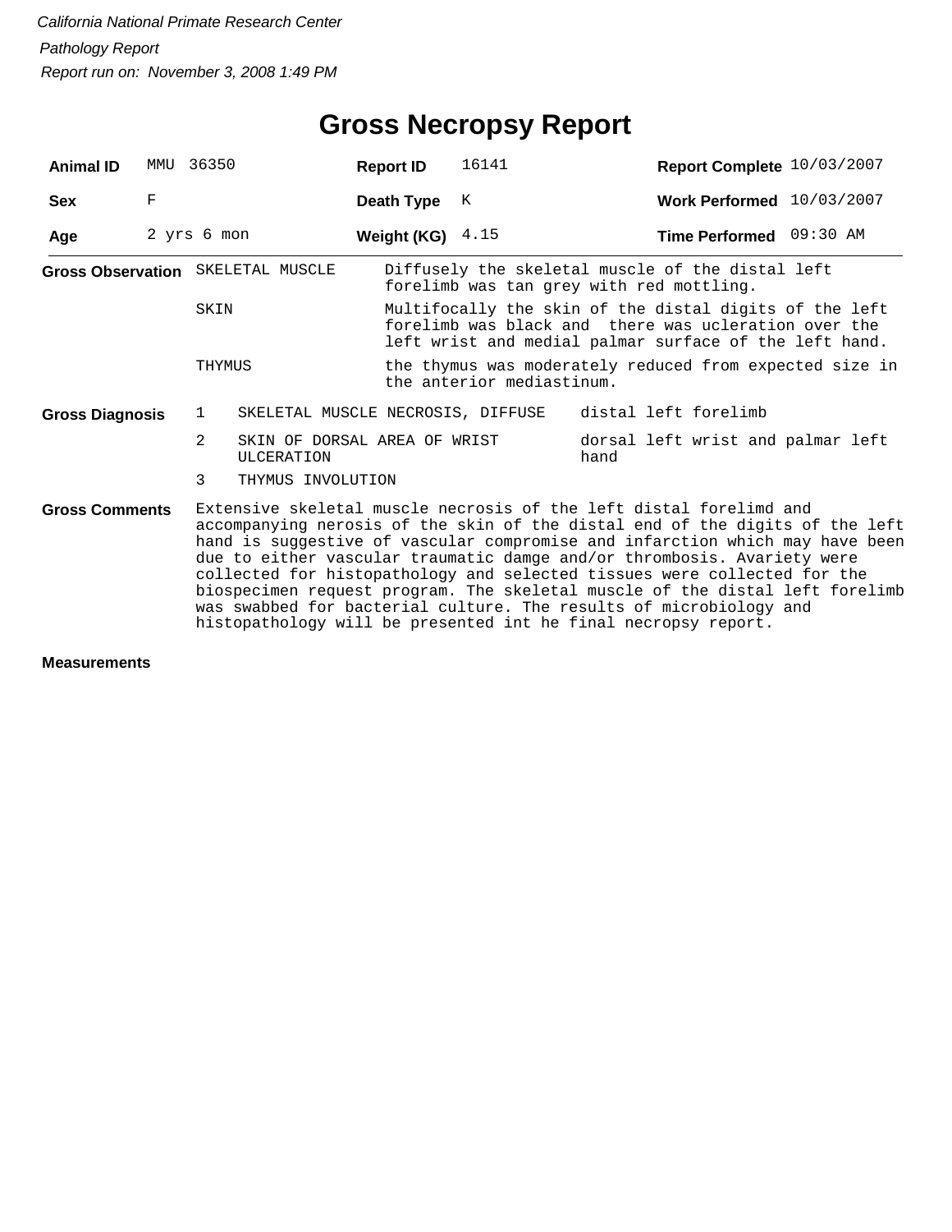*California National Primate Research Center*

*Pathology Report*

*Report run on: November 3, 2008 1:49 PM*

# Gross Necropsy Report

| **Animal ID** | MMU 36350 | **Report ID** | 16141 | **Report Complete** | 10/03/2007 |
|---|---|---|---|---|---|
| **Sex** | F | **Death Type** | K | **Work Performed** | 10/03/2007 |
| **Age** | 2 yrs 6 mon | **Weight (KG)** | 4.15 | **Time Performed** | 09:30 AM |

**Gross Observation**

| | |
|---|---|
| SKELETAL MUSCLE | Diffusely the skeletal muscle of the distal left forelimb was tan grey with red mottling. |
| SKIN | Multifocally the skin of the distal digits of the left forelimb was black and there was ucleration over the left wrist and medial palmar surface of the left hand. |
| THYMUS | the thymus was moderately reduced from expected size in the anterior mediastinum. |

**Gross Diagnosis**

| | | |
|---|---|---|
| 1 | SKELETAL MUSCLE NECROSIS, DIFFUSE | distal left forelimb |
| 2 | SKIN OF DORSAL AREA OF WRIST ULCERATION | dorsal left wrist and palmar left hand |
| 3 | THYMUS INVOLUTION | |

**Gross Comments**

Extensive skeletal muscle necrosis of the left distal forelimd and accompanying nerosis of the skin of the distal end of the digits of the left hand is suggestive of vascular compromise and infarction which may have been due to either vascular traumatic damge and/or thrombosis. Avariety were collected for histopathology and selected tissues were collected for the biospecimen request program. The skeletal muscle of the distal left forelimb was swabbed for bacterial culture. The results of microbiology and histopathology will be presented int he final necropsy report.

**Measurements**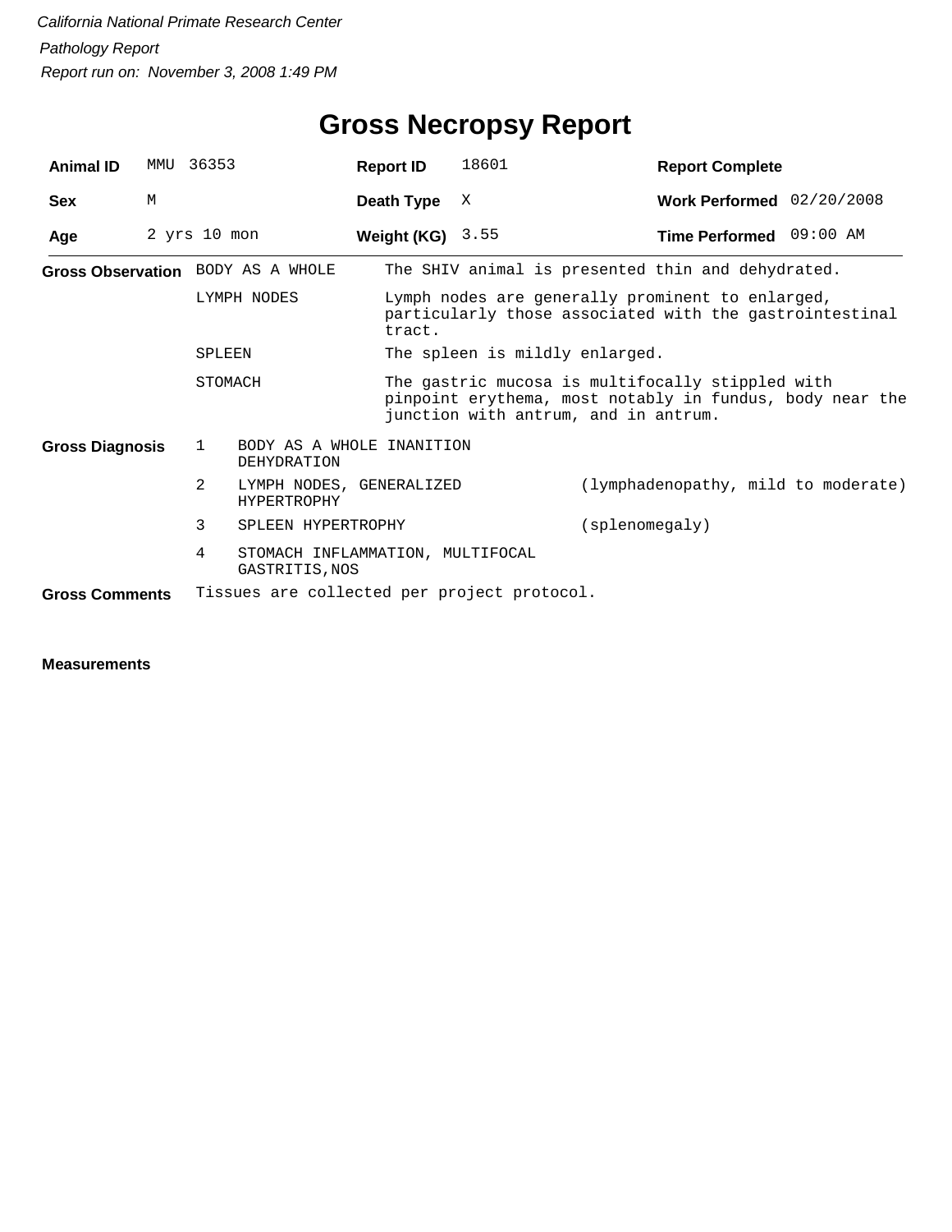*California National Primate Research Center*

*Pathology Report*

*Report run on: November 3, 2008 1:49 PM*

# Gross Necropsy Report

| | | | | | |
|---|---|---|---|---|---|
| **Animal ID** | MMU 36353 | **Report ID** | 18601 | **Report Complete** | |
| **Sex** | M | **Death Type** | X | **Work Performed** | 02/20/2008 |
| **Age** | 2 yrs 10 mon | **Weight (KG)** | 3.55 | **Time Performed** | 09:00 AM |

**Gross Observation**

| | |
|---|---|
| BODY AS A WHOLE | The SHIV animal is presented thin and dehydrated. |
| LYMPH NODES | Lymph nodes are generally prominent to enlarged, particularly those associated with the gastrointestinal tract. |
| SPLEEN | The spleen is mildly enlarged. |
| STOMACH | The gastric mucosa is multifocally stippled with pinpoint erythema, most notably in fundus, body near the junction with antrum, and in antrum. |

**Gross Diagnosis**

| | | |
|---|---|---|
| 1 | BODY AS A WHOLE INANITION DEHYDRATION | |
| 2 | LYMPH NODES, GENERALIZED HYPERTROPHY | (lymphadenopathy, mild to moderate) |
| 3 | SPLEEN HYPERTROPHY | (splenomegaly) |
| 4 | STOMACH INFLAMMATION, MULTIFOCAL GASTRITIS,NOS | |

**Gross Comments** Tissues are collected per project protocol.

**Measurements**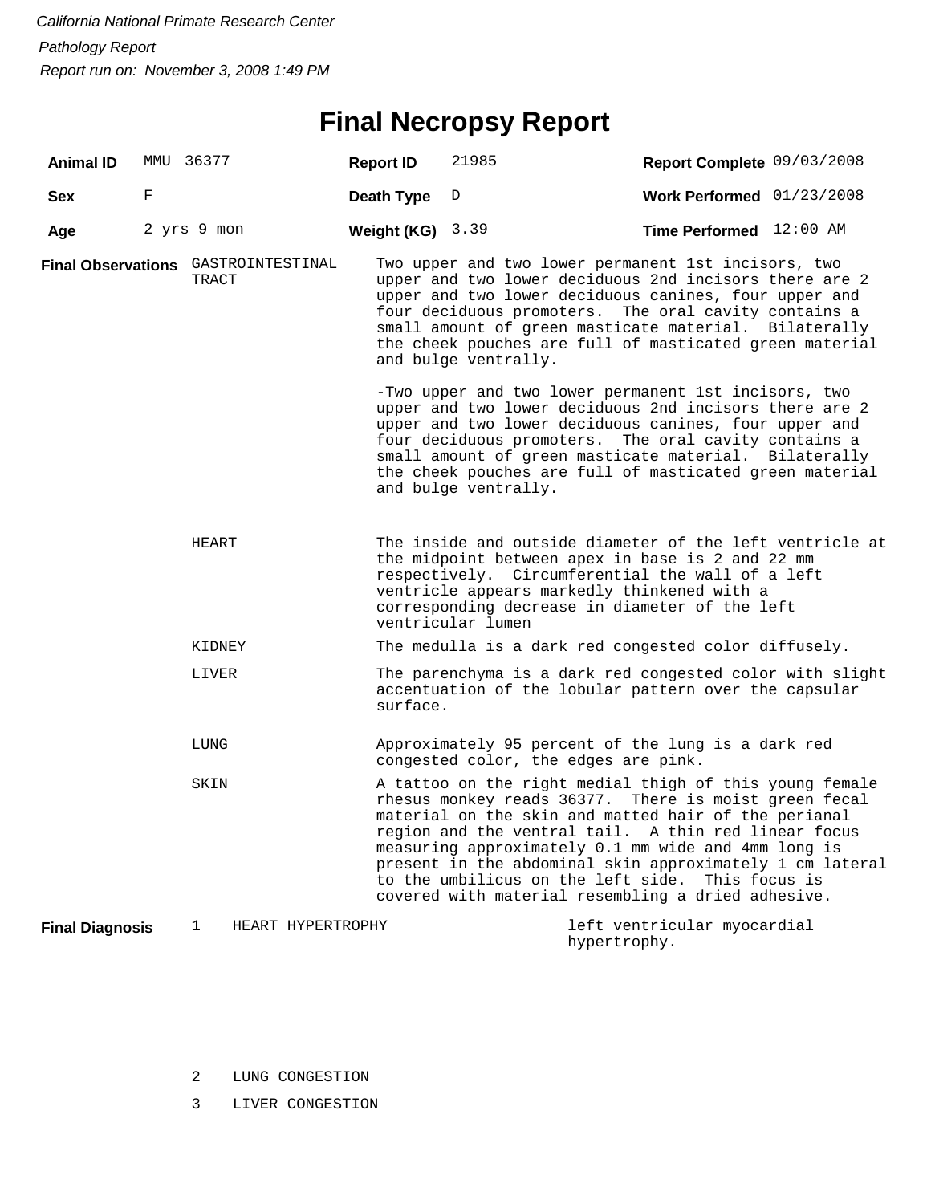*California National Primate Research Center*

*Pathology Report*

*Report run on: November 3, 2008 1:49 PM*

# Final Necropsy Report

| **Animal ID** | MMU 36377 | **Report ID** | 21985 | **Report Complete** | 09/03/2008 |
|---|---|---|---|---|---|
| **Sex** | F | **Death Type** | D | **Work Performed** | 01/23/2008 |
| **Age** | 2 yrs 9 mon | **Weight (KG)** | 3.39 | **Time Performed** | 12:00 AM |

**Final Observations**

**GASTROINTESTINAL TRACT**

Two upper and two lower permanent 1st incisors, two upper and two lower deciduous 2nd incisors there are 2 upper and two lower deciduous canines, four upper and four deciduous promoters. The oral cavity contains a small amount of green masticate material. Bilaterally the cheek pouches are full of masticated green material and bulge ventrally.

-Two upper and two lower permanent 1st incisors, two upper and two lower deciduous 2nd incisors there are 2 upper and two lower deciduous canines, four upper and four deciduous promoters. The oral cavity contains a small amount of green masticate material. Bilaterally the cheek pouches are full of masticated green material and bulge ventrally.

**HEART**

The inside and outside diameter of the left ventricle at the midpoint between apex in base is 2 and 22 mm respectively. Circumferential the wall of a left ventricle appears markedly thinkened with a corresponding decrease in diameter of the left ventricular lumen

**KIDNEY**

The medulla is a dark red congested color diffusely.

**LIVER**

The parenchyma is a dark red congested color with slight accentuation of the lobular pattern over the capsular surface.

**LUNG**

Approximately 95 percent of the lung is a dark red congested color, the edges are pink.

**SKIN**

A tattoo on the right medial thigh of this young female rhesus monkey reads 36377. There is moist green fecal material on the skin and matted hair of the perianal region and the ventral tail. A thin red linear focus measuring approximately 0.1 mm wide and 4mm long is present in the abdominal skin approximately 1 cm lateral to the umbilicus on the left side. This focus is covered with material resembling a dried adhesive.

**Final Diagnosis**

1 HEART HYPERTROPHY — left ventricular myocardial hypertrophy.

2 LUNG CONGESTION

3 LIVER CONGESTION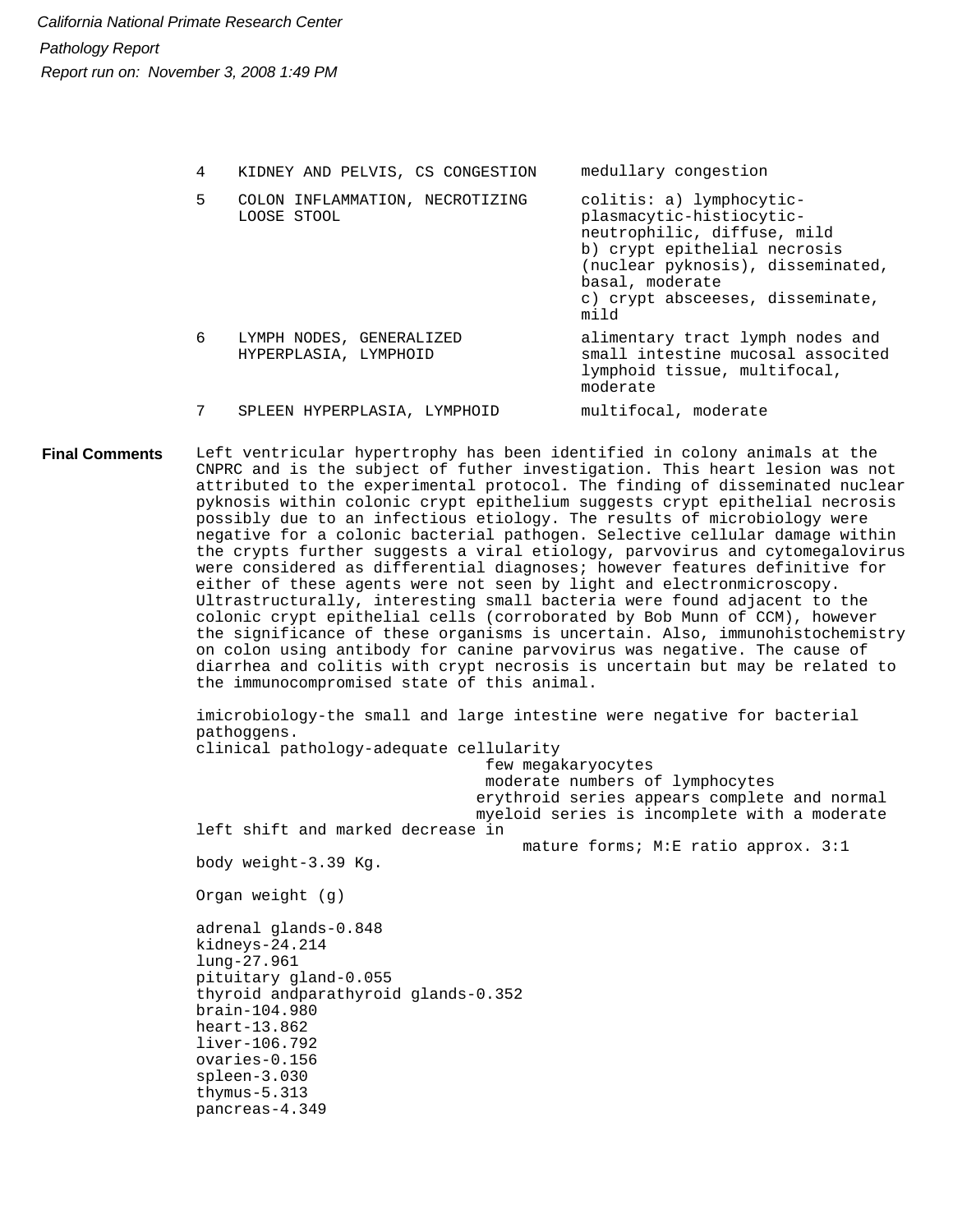| | | |
|---|---|---|
| 4 | KIDNEY AND PELVIS, CS CONGESTION | medullary congestion |
| 5 | COLON INFLAMMATION, NECROTIZING LOOSE STOOL | colitis: a) lymphocytic-plasmacytic-histiocytic-neutrophilic, diffuse, mild<br>b) crypt epithelial necrosis (nuclear pyknosis), disseminated, basal, moderate<br>c) crypt absceeses, disseminate, mild |
| 6 | LYMPH NODES, GENERALIZED HYPERPLASIA, LYMPHOID | alimentary tract lymph nodes and small intestine mucosal associted lymphoid tissue, multifocal, moderate |
| 7 | SPLEEN HYPERPLASIA, LYMPHOID | multifocal, moderate |

**Final Comments**

Left ventricular hypertrophy has been identified in colony animals at the CNPRC and is the subject of futher investigation. This heart lesion was not attributed to the experimental protocol. The finding of disseminated nuclear pyknosis within colonic crypt epithelium suggests crypt epithelial necrosis possibly due to an infectious etiology. The results of microbiology were negative for a colonic bacterial pathogen. Selective cellular damage within the crypts further suggests a viral etiology, parvovirus and cytomegalovirus were considered as differential diagnoses; however features definitive for either of these agents were not seen by light and electronmicroscopy. Ultrastructurally, interesting small bacteria were found adjacent to the colonic crypt epithelial cells (corroborated by Bob Munn of CCM), however the significance of these organisms is uncertain. Also, immunohistochemistry on colon using antibody for canine parvovirus was negative. The cause of diarrhea and colitis with crypt necrosis is uncertain but may be related to the immunocompromised state of this animal.

imicrobiology-the small and large intestine were negative for bacterial pathoggens.
clinical pathology-adequate cellularity
few megakaryocytes
moderate numbers of lymphocytes
erythroid series appears complete and normal
myeloid series is incomplete with a moderate left shift and marked decrease in mature forms; M:E ratio approx. 3:1
body weight-3.39 Kg.

Organ weight (g)

adrenal glands-0.848
kidneys-24.214
lung-27.961
pituitary gland-0.055
thyroid andparathyroid glands-0.352
brain-104.980
heart-13.862
liver-106.792
ovaries-0.156
spleen-3.030
thymus-5.313
pancreas-4.349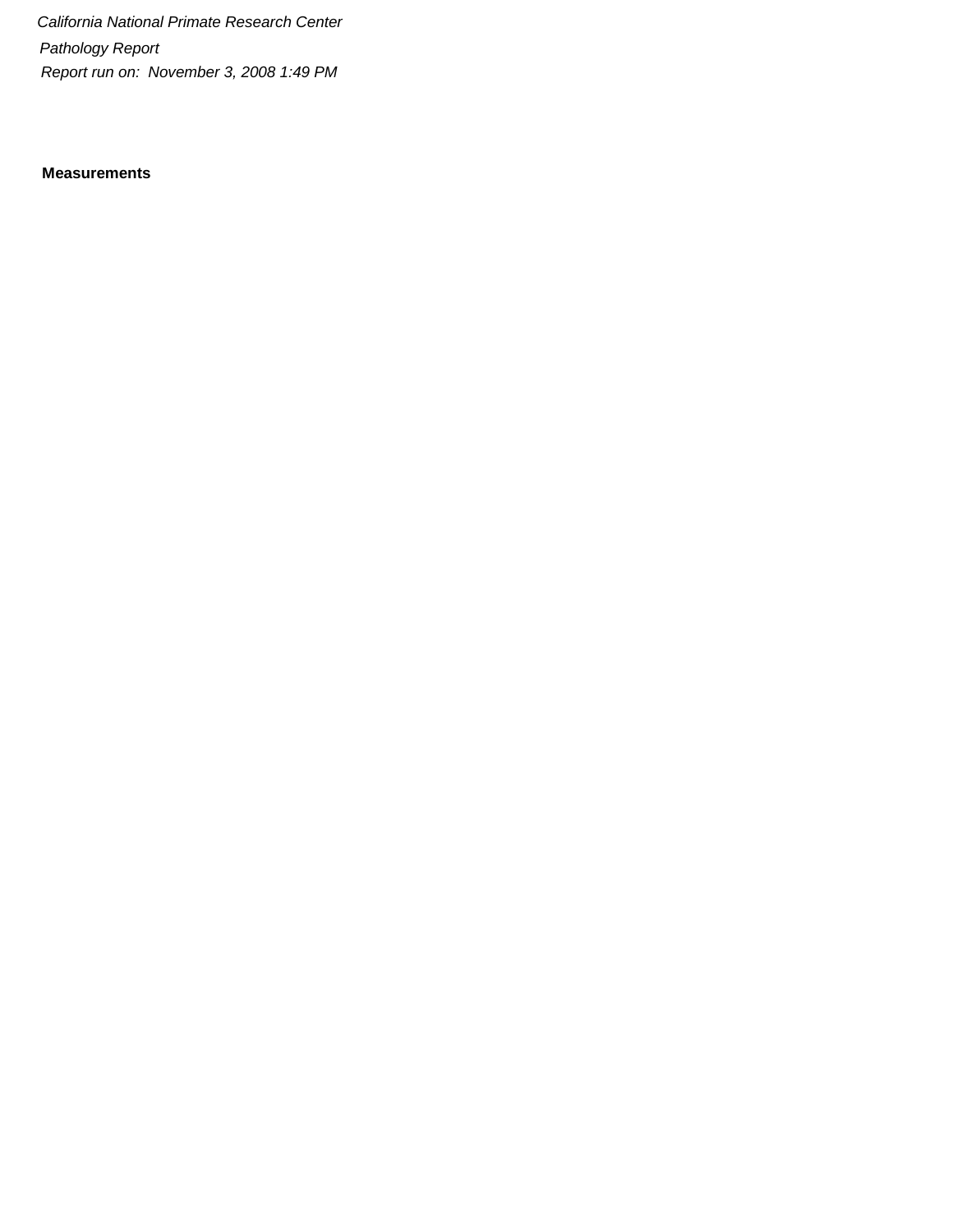*California National Primate Research Center*

*Pathology Report*

*Report run on: November 3, 2008 1:49 PM*

**Measurements**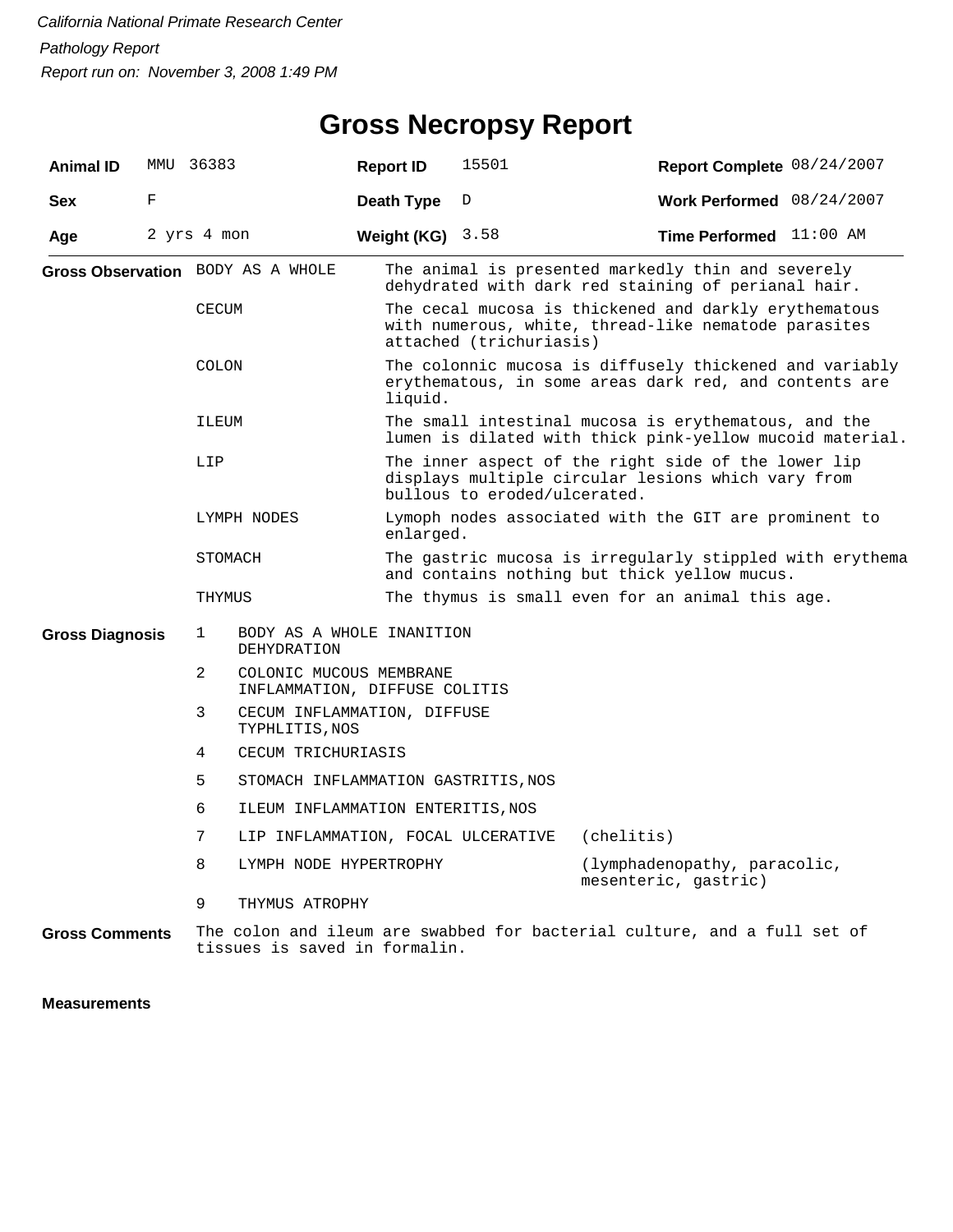*California National Primate Research Center*

*Pathology Report*

*Report run on: November 3, 2008 1:49 PM*

# Gross Necropsy Report

| | | | | | |
|---|---|---|---|---|---|
| **Animal ID** | MMU 36383 | **Report ID** | 15501 | **Report Complete** | 08/24/2007 |
| **Sex** | F | **Death Type** | D | **Work Performed** | 08/24/2007 |
| **Age** | 2 yrs 4 mon | **Weight (KG)** | 3.58 | **Time Performed** | 11:00 AM |

**Gross Observation**

| | |
|---|---|
| BODY AS A WHOLE | The animal is presented markedly thin and severely dehydrated with dark red staining of perianal hair. |
| CECUM | The cecal mucosa is thickened and darkly erythematous with numerous, white, thread-like nematode parasites attached (trichuriasis) |
| COLON | The colonnic mucosa is diffusely thickened and variably erythematous, in some areas dark red, and contents are liquid. |
| ILEUM | The small intestinal mucosa is erythematous, and the lumen is dilated with thick pink-yellow mucoid material. |
| LIP | The inner aspect of the right side of the lower lip displays multiple circular lesions which vary from bullous to eroded/ulcerated. |
| LYMPH NODES | Lymoph nodes associated with the GIT are prominent to enlarged. |
| STOMACH | The gastric mucosa is irregularly stippled with erythema and contains nothing but thick yellow mucus. |
| THYMUS | The thymus is small even for an animal this age. |

**Gross Diagnosis**

| | | |
|---|---|---|
| 1 | BODY AS A WHOLE INANITION DEHYDRATION | |
| 2 | COLONIC MUCOUS MEMBRANE INFLAMMATION, DIFFUSE COLITIS | |
| 3 | CECUM INFLAMMATION, DIFFUSE TYPHLITIS,NOS | |
| 4 | CECUM TRICHURIASIS | |
| 5 | STOMACH INFLAMMATION GASTRITIS,NOS | |
| 6 | ILEUM INFLAMMATION ENTERITIS,NOS | |
| 7 | LIP INFLAMMATION, FOCAL ULCERATIVE | (chelitis) |
| 8 | LYMPH NODE HYPERTROPHY | (lymphadenopathy, paracolic, mesenteric, gastric) |
| 9 | THYMUS ATROPHY | |

**Gross Comments**

The colon and ileum are swabbed for bacterial culture, and a full set of tissues is saved in formalin.

**Measurements**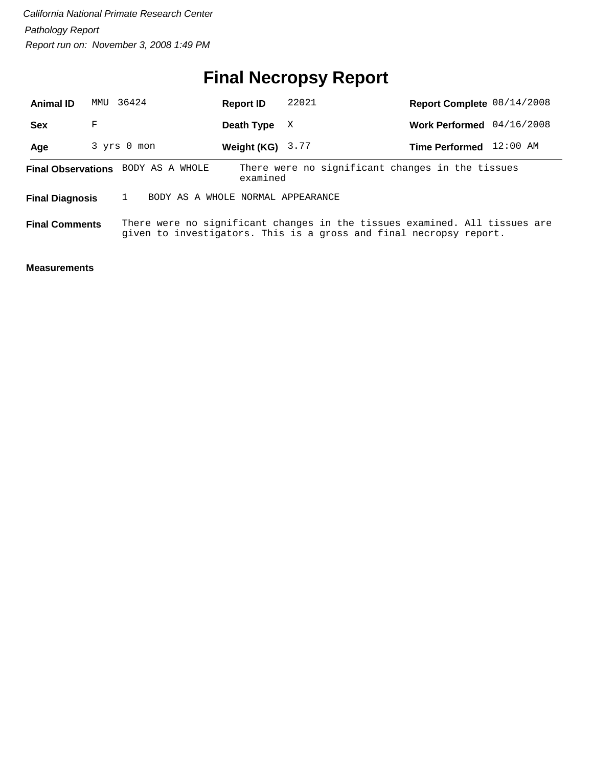*California National Primate Research Center*

*Pathology Report*

*Report run on: November 3, 2008 1:49 PM*

# Final Necropsy Report

| | | | | | |
|---|---|---|---|---|---|
| **Animal ID** | MMU 36424 | **Report ID** | 22021 | **Report Complete** | 08/14/2008 |
| **Sex** | F | **Death Type** | X | **Work Performed** | 04/16/2008 |
| **Age** | 3 yrs 0 mon | **Weight (KG)** | 3.77 | **Time Performed** | 12:00 AM |

**Final Observations** BODY AS A WHOLE — There were no significant changes in the tissues examined

**Final Diagnosis** 1 BODY AS A WHOLE NORMAL APPEARANCE

**Final Comments** There were no significant changes in the tissues examined. All tissues are given to investigators. This is a gross and final necropsy report.

**Measurements**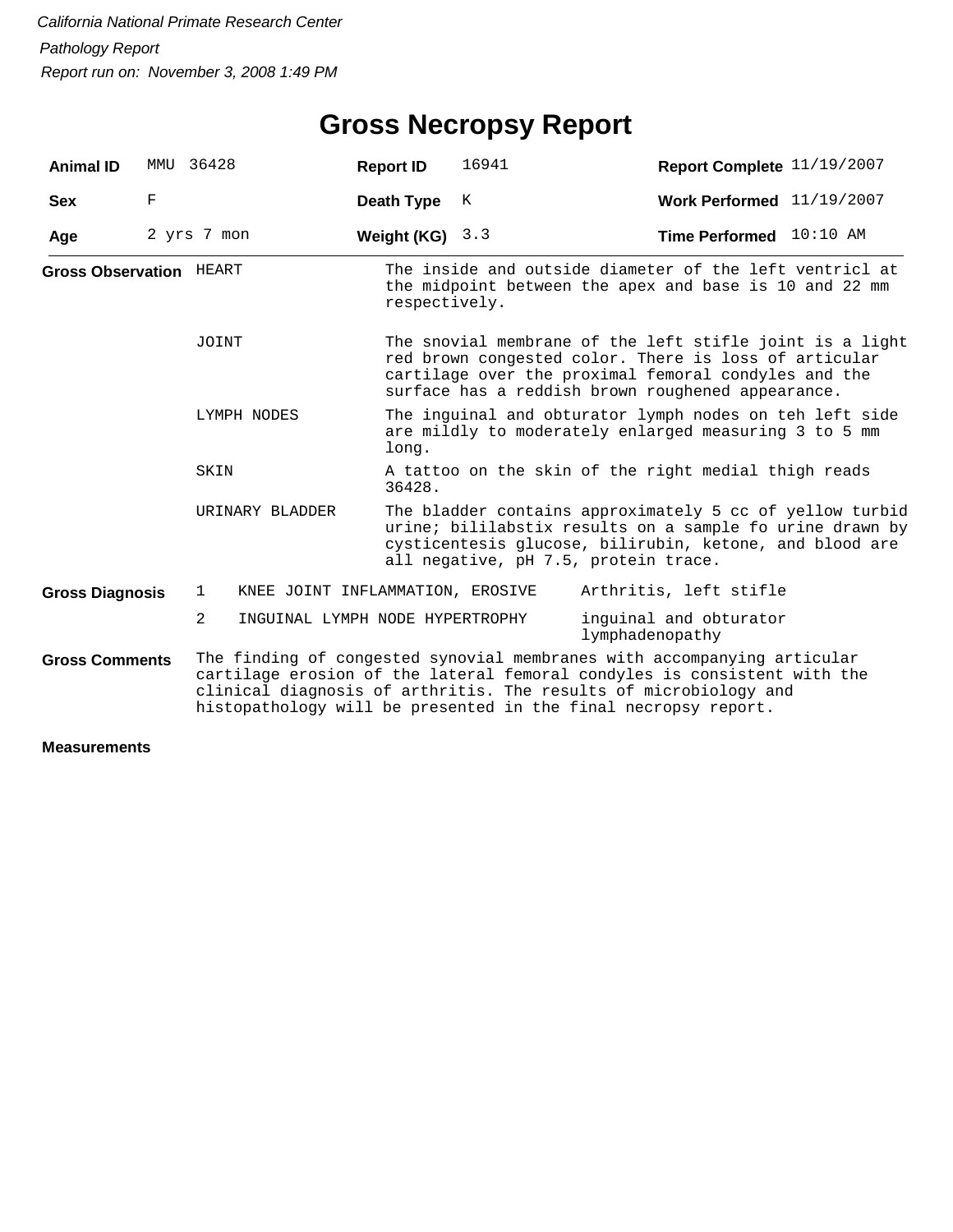*California National Primate Research Center*

*Pathology Report*

*Report run on: November 3, 2008 1:49 PM*

# Gross Necropsy Report

| **Animal ID** | MMU 36428 | **Report ID** | 16941 | **Report Complete** | 11/19/2007 |
|---|---|---|---|---|---|
| **Sex** | F | **Death Type** | K | **Work Performed** | 11/19/2007 |
| **Age** | 2 yrs 7 mon | **Weight (KG)** | 3.3 | **Time Performed** | 10:10 AM |

**Gross Observation**

| | |
|---|---|
| HEART | The inside and outside diameter of the left ventricl at the midpoint between the apex and base is 10 and 22 mm respectively. |
| JOINT | The snovial membrane of the left stifle joint is a light red brown congested color. There is loss of articular cartilage over the proximal femoral condyles and the surface has a reddish brown roughened appearance. |
| LYMPH NODES | The inguinal and obturator lymph nodes on teh left side are mildly to moderately enlarged measuring 3 to 5 mm long. |
| SKIN | A tattoo on the skin of the right medial thigh reads 36428. |
| URINARY BLADDER | The bladder contains approximately 5 cc of yellow turbid urine; bililabstix results on a sample fo urine drawn by cysticentesis glucose, bilirubin, ketone, and blood are all negative, pH 7.5, protein trace. |

**Gross Diagnosis**

| | | |
|---|---|---|
| 1 | KNEE JOINT INFLAMMATION, EROSIVE | Arthritis, left stifle |
| 2 | INGUINAL LYMPH NODE HYPERTROPHY | inguinal and obturator lymphadenopathy |

**Gross Comments**

The finding of congested synovial membranes with accompanying articular cartilage erosion of the lateral femoral condyles is consistent with the clinical diagnosis of arthritis. The results of microbiology and histopathology will be presented in the final necropsy report.

**Measurements**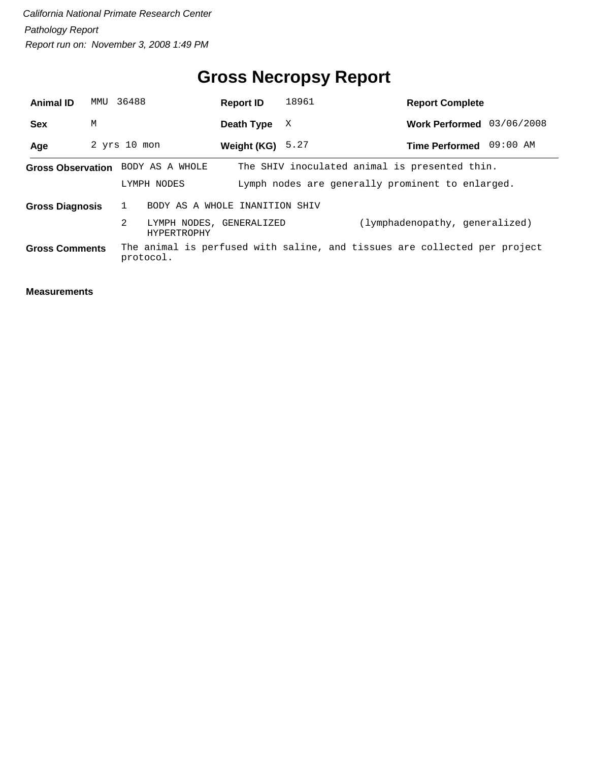*California National Primate Research Center*

*Pathology Report*

*Report run on: November 3, 2008 1:49 PM*

# Gross Necropsy Report

| | | | | | |
|---|---|---|---|---|---|
| **Animal ID** | MMU 36488 | **Report ID** | 18961 | **Report Complete** | |
| **Sex** | M | **Death Type** | X | **Work Performed** | 03/06/2008 |
| **Age** | 2 yrs 10 mon | **Weight (KG)** | 5.27 | **Time Performed** | 09:00 AM |

**Gross Observation**

| | |
|---|---|
| BODY AS A WHOLE | The SHIV inoculated animal is presented thin. |
| LYMPH NODES | Lymph nodes are generally prominent to enlarged. |

**Gross Diagnosis**

| | | |
|---|---|---|
| 1 | BODY AS A WHOLE INANITION SHIV | |
| 2 | LYMPH NODES, GENERALIZED HYPERTROPHY | (lymphadenopathy, generalized) |

**Gross Comments** The animal is perfused with saline, and tissues are collected per project protocol.

**Measurements**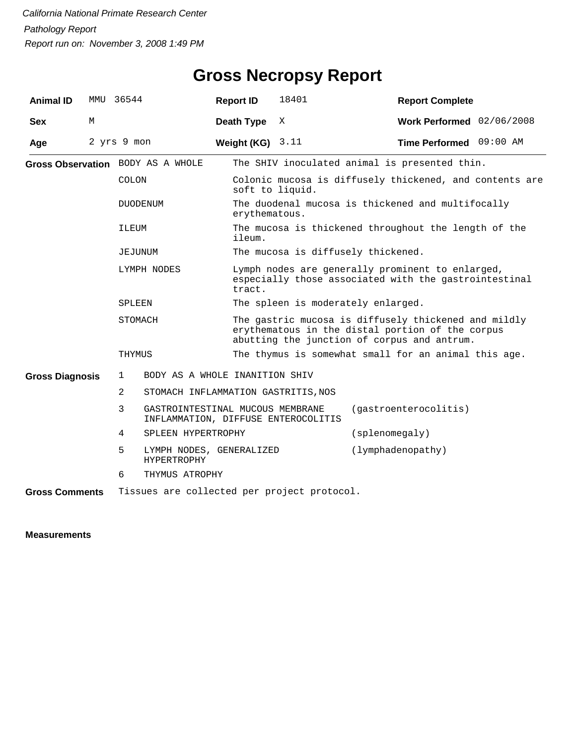*California National Primate Research Center*

*Pathology Report*

*Report run on: November 3, 2008 1:49 PM*

# Gross Necropsy Report

| **Animal ID** | MMU 36544 | **Report ID** | 18401 | **Report Complete** | |
|---|---|---|---|---|---|
| **Sex** | M | **Death Type** | X | **Work Performed** | 02/06/2008 |
| **Age** | 2 yrs 9 mon | **Weight (KG)** | 3.11 | **Time Performed** | 09:00 AM |

**Gross Observation**

| | |
|---|---|
| BODY AS A WHOLE | The SHIV inoculated animal is presented thin. |
| COLON | Colonic mucosa is diffusely thickened, and contents are soft to liquid. |
| DUODENUM | The duodenal mucosa is thickened and multifocally erythematous. |
| ILEUM | The mucosa is thickened throughout the length of the ileum. |
| JEJUNUM | The mucosa is diffusely thickened. |
| LYMPH NODES | Lymph nodes are generally prominent to enlarged, especially those associated with the gastrointestinal tract. |
| SPLEEN | The spleen is moderately enlarged. |
| STOMACH | The gastric mucosa is diffusely thickened and mildly erythematous in the distal portion of the corpus abutting the junction of corpus and antrum. |
| THYMUS | The thymus is somewhat small for an animal this age. |

**Gross Diagnosis**

| | | |
|---|---|---|
| 1 | BODY AS A WHOLE INANITION SHIV | |
| 2 | STOMACH INFLAMMATION GASTRITIS,NOS | |
| 3 | GASTROINTESTINAL MUCOUS MEMBRANE INFLAMMATION, DIFFUSE ENTEROCOLITIS | (gastroenterocolitis) |
| 4 | SPLEEN HYPERTROPHY | (splenomegaly) |
| 5 | LYMPH NODES, GENERALIZED HYPERTROPHY | (lymphadenopathy) |
| 6 | THYMUS ATROPHY | |

**Gross Comments** Tissues are collected per project protocol.

**Measurements**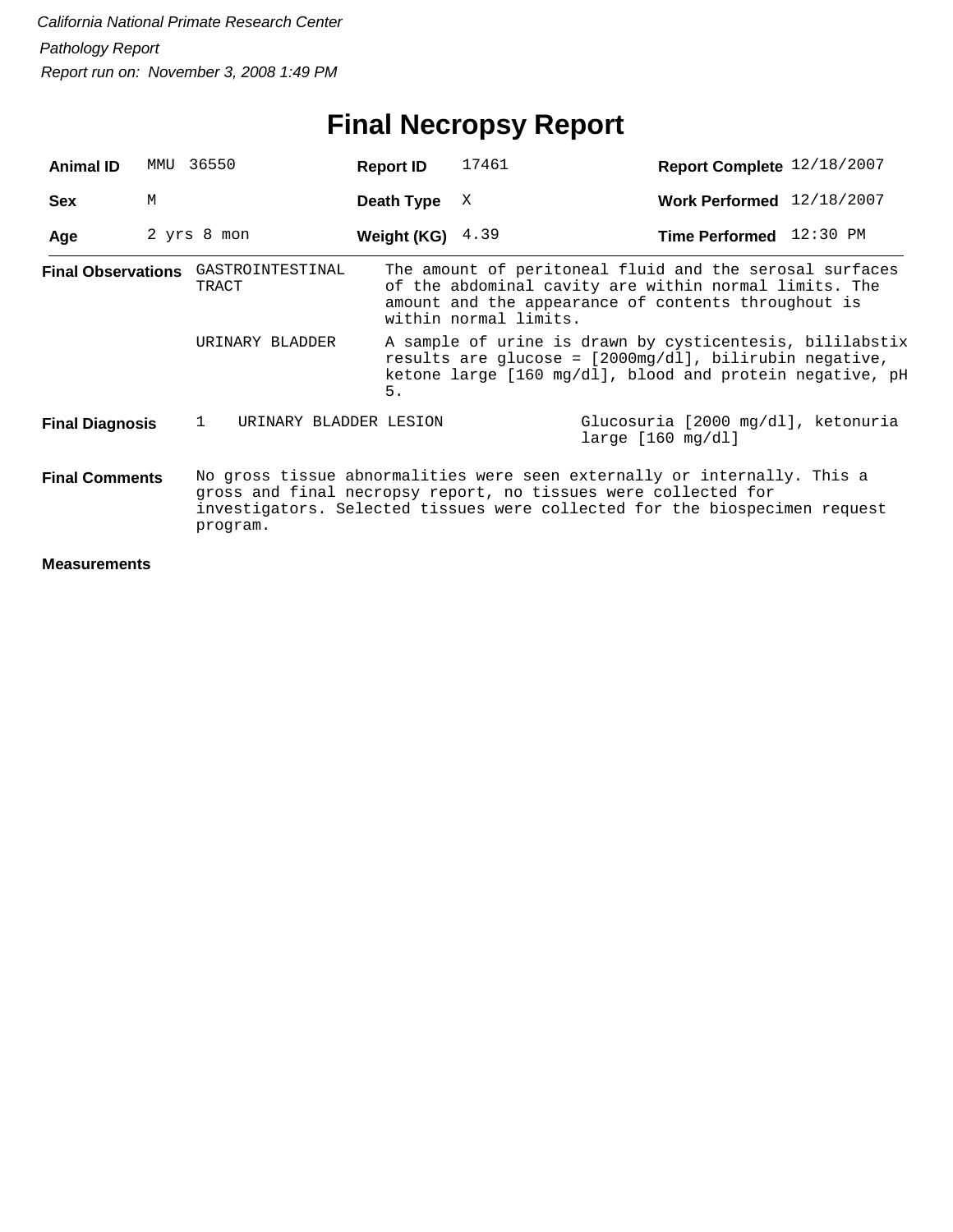*California National Primate Research Center*

*Pathology Report*

*Report run on: November 3, 2008 1:49 PM*

# Final Necropsy Report

| **Animal ID** | MMU 36550 | **Report ID** | 17461 | **Report Complete** | 12/18/2007 |
|---|---|---|---|---|---|
| **Sex** | M | **Death Type** | X | **Work Performed** | 12/18/2007 |
| **Age** | 2 yrs 8 mon | **Weight (KG)** | 4.39 | **Time Performed** | 12:30 PM |

**Final Observations**

| | |
|---|---|
| GASTROINTESTINAL TRACT | The amount of peritoneal fluid and the serosal surfaces of the abdominal cavity are within normal limits. The amount and the appearance of contents throughout is within normal limits. |
| URINARY BLADDER | A sample of urine is drawn by cysticentesis, bililabstix results are glucose = [2000mg/dl], bilirubin negative, ketone large [160 mg/dl], blood and protein negative, pH 5. |

**Final Diagnosis**

| | | |
|---|---|---|
| 1 | URINARY BLADDER LESION | Glucosuria [2000 mg/dl], ketonuria large [160 mg/dl] |

**Final Comments**

No gross tissue abnormalities were seen externally or internally. This a gross and final necropsy report, no tissues were collected for investigators. Selected tissues were collected for the biospecimen request program.

**Measurements**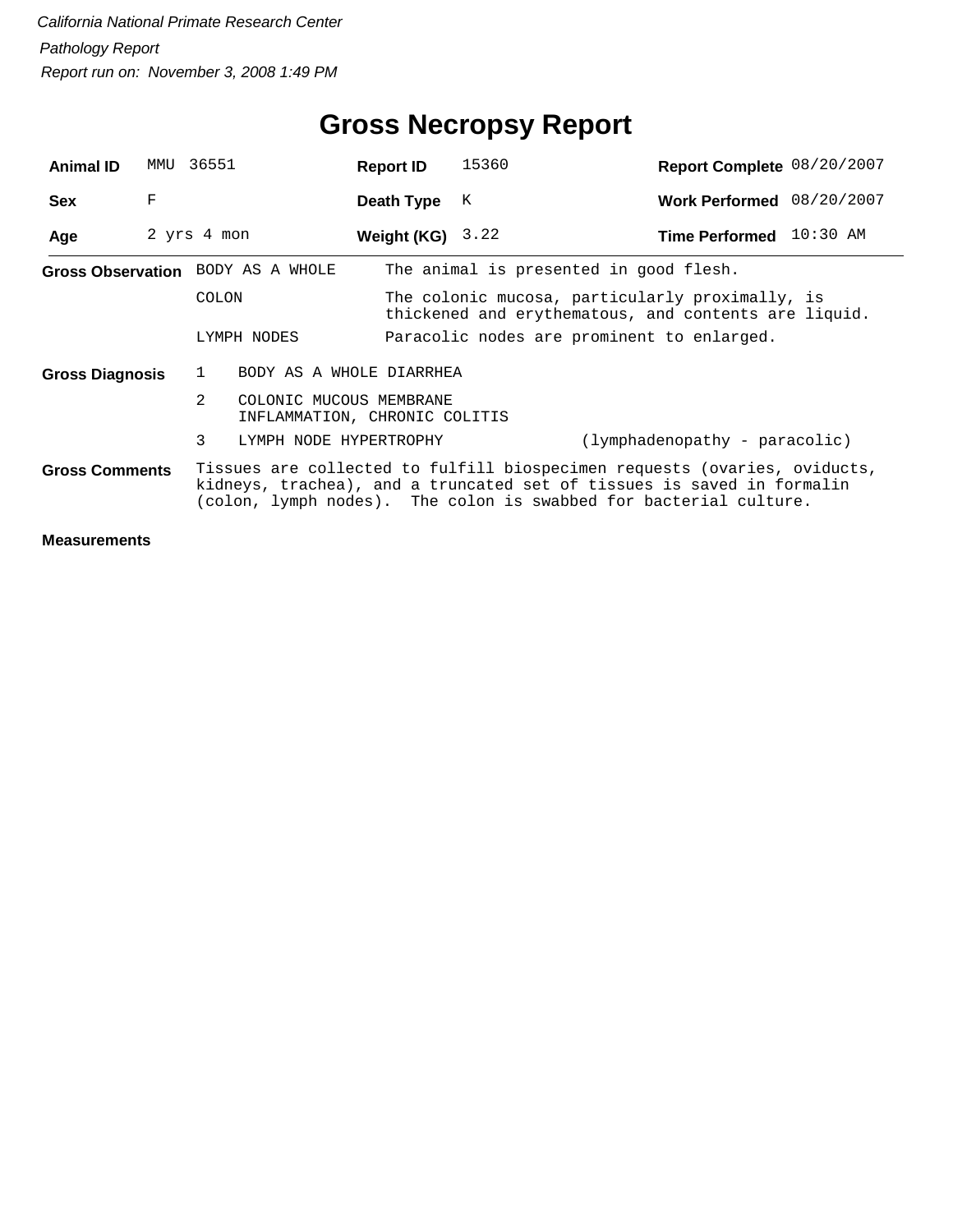*California National Primate Research Center*

*Pathology Report*

*Report run on: November 3, 2008 1:49 PM*

# Gross Necropsy Report

| | | | | | |
|---|---|---|---|---|---|
| **Animal ID** | MMU 36551 | **Report ID** | 15360 | **Report Complete** | 08/20/2007 |
| **Sex** | F | **Death Type** | K | **Work Performed** | 08/20/2007 |
| **Age** | 2 yrs 4 mon | **Weight (KG)** | 3.22 | **Time Performed** | 10:30 AM |

**Gross Observation**

| | |
|---|---|
| BODY AS A WHOLE | The animal is presented in good flesh. |
| COLON | The colonic mucosa, particularly proximally, is thickened and erythematous, and contents are liquid. |
| LYMPH NODES | Paracolic nodes are prominent to enlarged. |

**Gross Diagnosis**

1. BODY AS A WHOLE DIARRHEA
2. COLONIC MUCOUS MEMBRANE INFLAMMATION, CHRONIC COLITIS
3. LYMPH NODE HYPERTROPHY (lymphadenopathy - paracolic)

**Gross Comments**

Tissues are collected to fulfill biospecimen requests (ovaries, oviducts, kidneys, trachea), and a truncated set of tissues is saved in formalin (colon, lymph nodes). The colon is swabbed for bacterial culture.

**Measurements**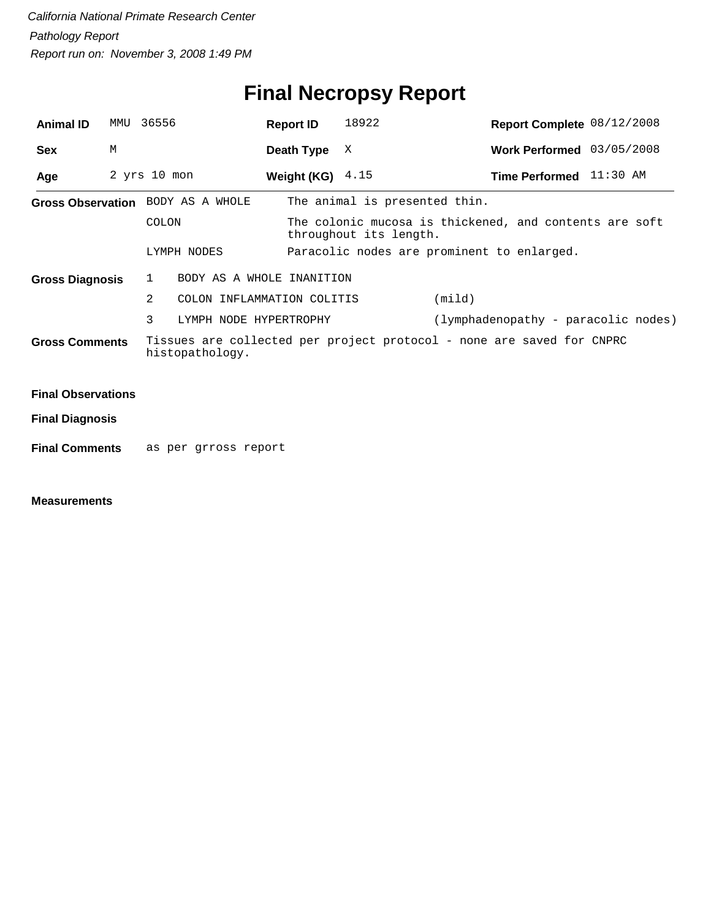*California National Primate Research Center*

*Pathology Report*

*Report run on: November 3, 2008 1:49 PM*

# Final Necropsy Report

| | | | | | |
|---|---|---|---|---|---|
| **Animal ID** | MMU 36556 | **Report ID** | 18922 | **Report Complete** | 08/12/2008 |
| **Sex** | M | **Death Type** | X | **Work Performed** | 03/05/2008 |
| **Age** | 2 yrs 10 mon | **Weight (KG)** | 4.15 | **Time Performed** | 11:30 AM |

**Gross Observation**

| | |
|---|---|
| BODY AS A WHOLE | The animal is presented thin. |
| COLON | The colonic mucosa is thickened, and contents are soft throughout its length. |
| LYMPH NODES | Paracolic nodes are prominent to enlarged. |

**Gross Diagnosis**

| | | |
|---|---|---|
| 1 | BODY AS A WHOLE INANITION | |
| 2 | COLON INFLAMMATION COLITIS | (mild) |
| 3 | LYMPH NODE HYPERTROPHY | (lymphadenopathy - paracolic nodes) |

**Gross Comments** Tissues are collected per project protocol - none are saved for CNPRC histopathology.

**Final Observations**

**Final Diagnosis**

**Final Comments** as per grross report

**Measurements**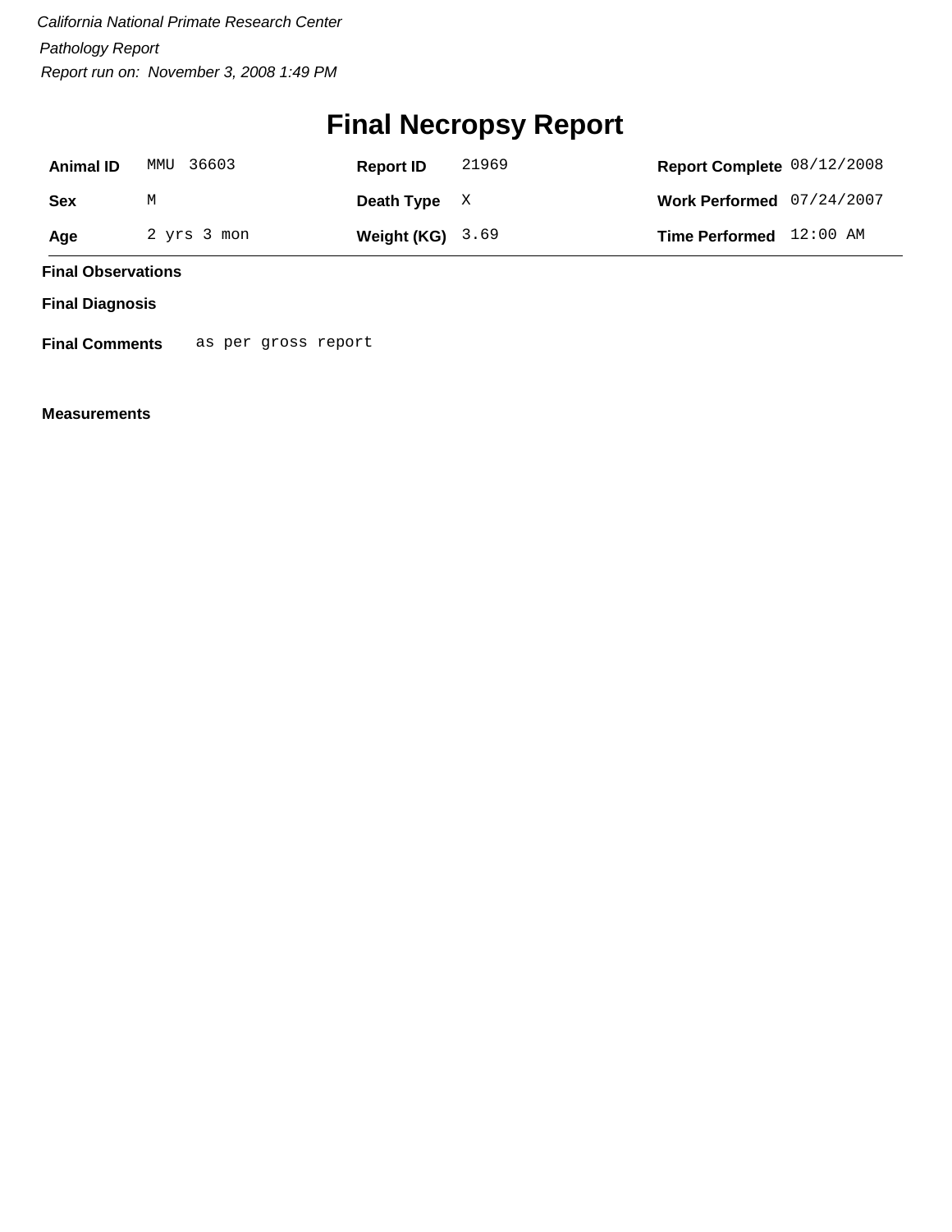*California National Primate Research Center*

*Pathology Report*

*Report run on: November 3, 2008 1:49 PM*

# Final Necropsy Report

| **Animal ID** | MMU 36603 | **Report ID** | 21969 | **Report Complete** | 08/12/2008 |
|---|---|---|---|---|---|
| **Sex** | M | **Death Type** | X | **Work Performed** | 07/24/2007 |
| **Age** | 2 yrs 3 mon | **Weight (KG)** | 3.69 | **Time Performed** | 12:00 AM |

**Final Observations**

**Final Diagnosis**

**Final Comments** as per gross report

**Measurements**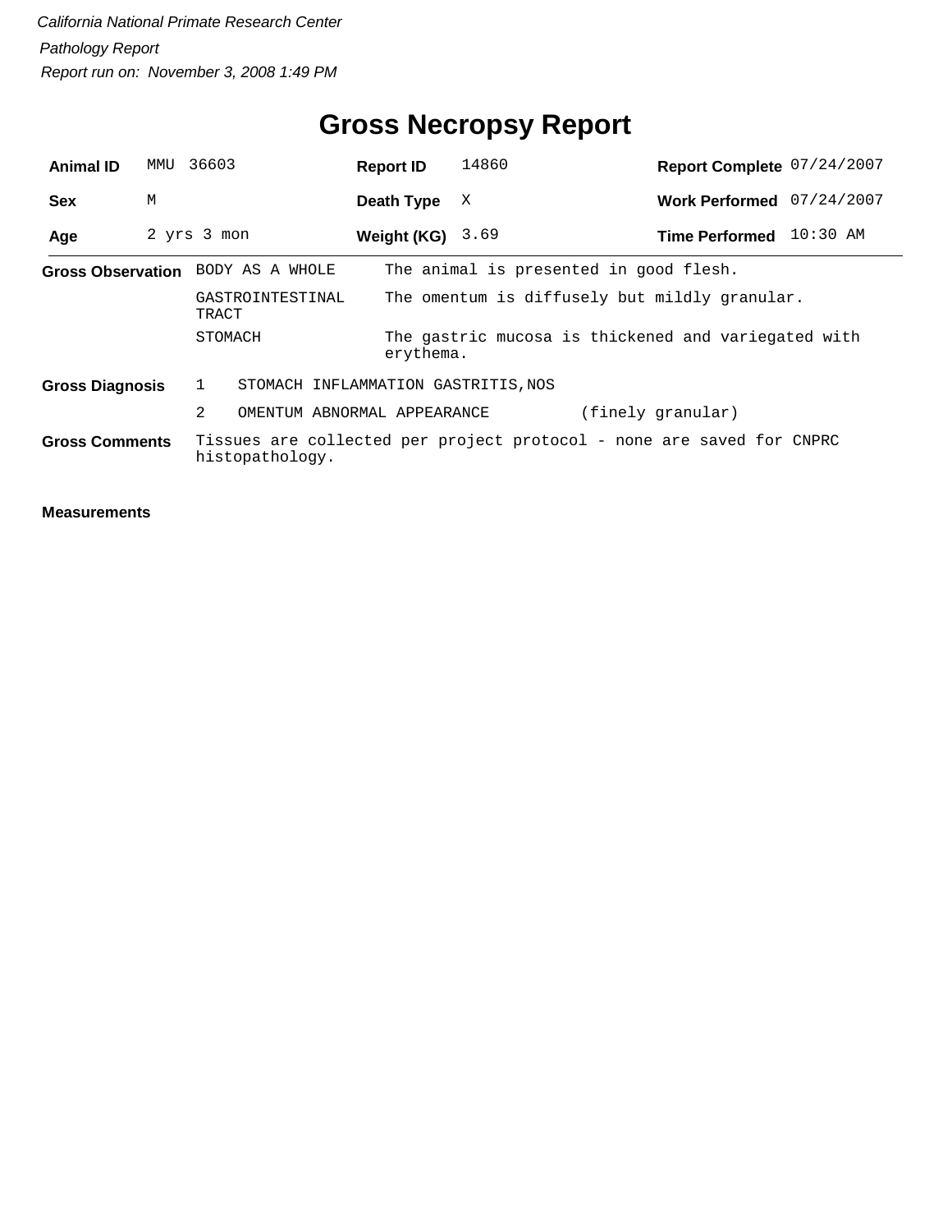*California National Primate Research Center*

*Pathology Report*

*Report run on: November 3, 2008 1:49 PM*

# Gross Necropsy Report

| | | | | | |
|---|---|---|---|---|---|
| **Animal ID** | MMU 36603 | **Report ID** | 14860 | **Report Complete** | 07/24/2007 |
| **Sex** | M | **Death Type** | X | **Work Performed** | 07/24/2007 |
| **Age** | 2 yrs 3 mon | **Weight (KG)** | 3.69 | **Time Performed** | 10:30 AM |

**Gross Observation**

| | |
|---|---|
| BODY AS A WHOLE | The animal is presented in good flesh. |
| GASTROINTESTINAL TRACT | The omentum is diffusely but mildly granular. |
| STOMACH | The gastric mucosa is thickened and variegated with erythema. |

**Gross Diagnosis**

| | | |
|---|---|---|
| 1 | STOMACH INFLAMMATION GASTRITIS,NOS | |
| 2 | OMENTUM ABNORMAL APPEARANCE | (finely granular) |

**Gross Comments**

Tissues are collected per project protocol - none are saved for CNPRC histopathology.

**Measurements**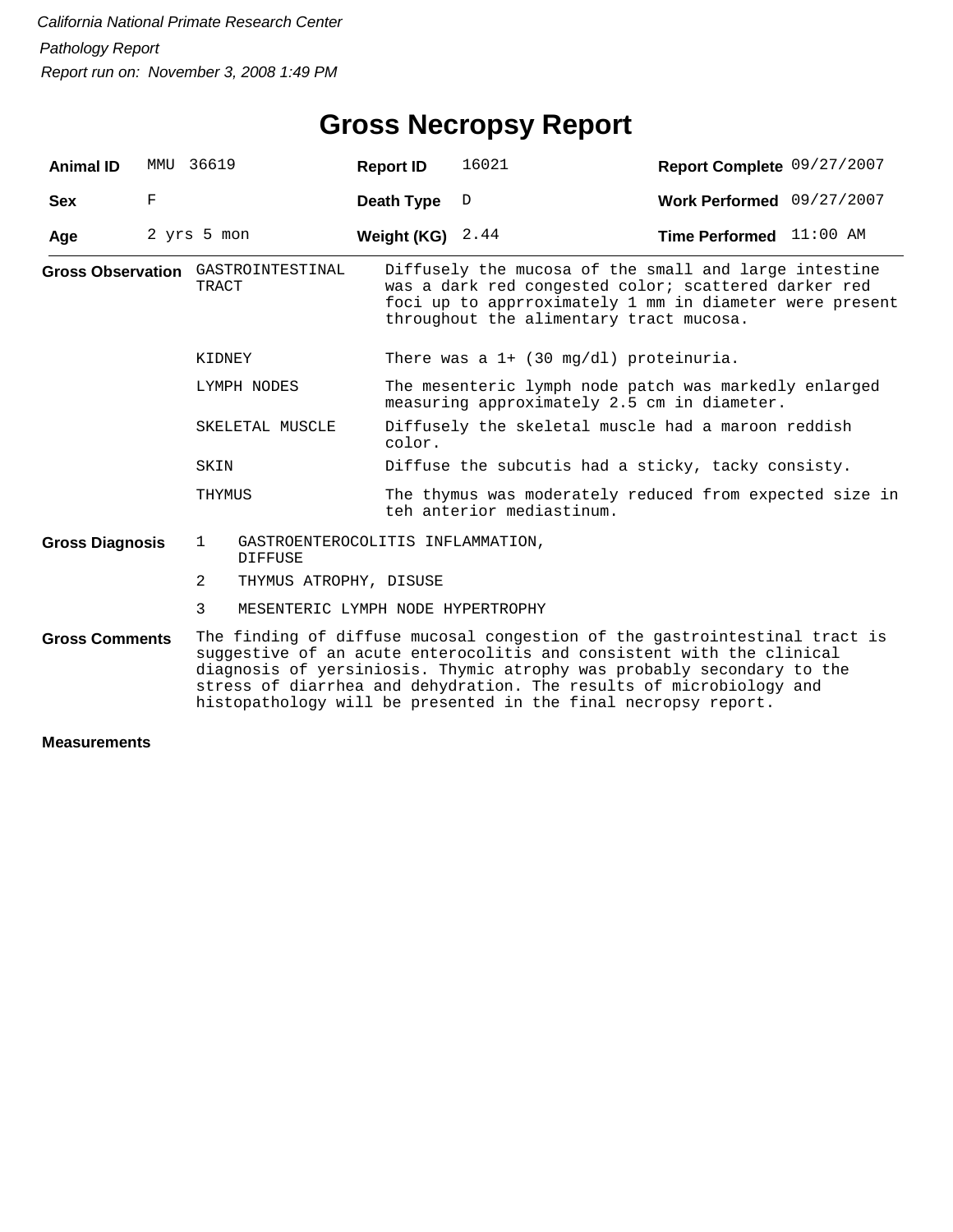*California National Primate Research Center*

*Pathology Report*

*Report run on: November 3, 2008 1:49 PM*

# Gross Necropsy Report

| | | | | | |
|---|---|---|---|---|---|
| **Animal ID** | MMU 36619 | **Report ID** | 16021 | **Report Complete** | 09/27/2007 |
| **Sex** | F | **Death Type** | D | **Work Performed** | 09/27/2007 |
| **Age** | 2 yrs 5 mon | **Weight (KG)** | 2.44 | **Time Performed** | 11:00 AM |

**Gross Observation**

| | |
|---|---|
| GASTROINTESTINAL TRACT | Diffusely the mucosa of the small and large intestine was a dark red congested color; scattered darker red foci up to apprroximately 1 mm in diameter were present throughout the alimentary tract mucosa. |
| KIDNEY | There was a 1+ (30 mg/dl) proteinuria. |
| LYMPH NODES | The mesenteric lymph node patch was markedly enlarged measuring approximately 2.5 cm in diameter. |
| SKELETAL MUSCLE | Diffusely the skeletal muscle had a maroon reddish color. |
| SKIN | Diffuse the subcutis had a sticky, tacky consisty. |
| THYMUS | The thymus was moderately reduced from expected size in teh anterior mediastinum. |

**Gross Diagnosis**

1. GASTROENTEROCOLITIS INFLAMMATION, DIFFUSE
2. THYMUS ATROPHY, DISUSE
3. MESENTERIC LYMPH NODE HYPERTROPHY

**Gross Comments**

The finding of diffuse mucosal congestion of the gastrointestinal tract is suggestive of an acute enterocolitis and consistent with the clinical diagnosis of yersiniosis. Thymic atrophy was probably secondary to the stress of diarrhea and dehydration. The results of microbiology and histopathology will be presented in the final necropsy report.

**Measurements**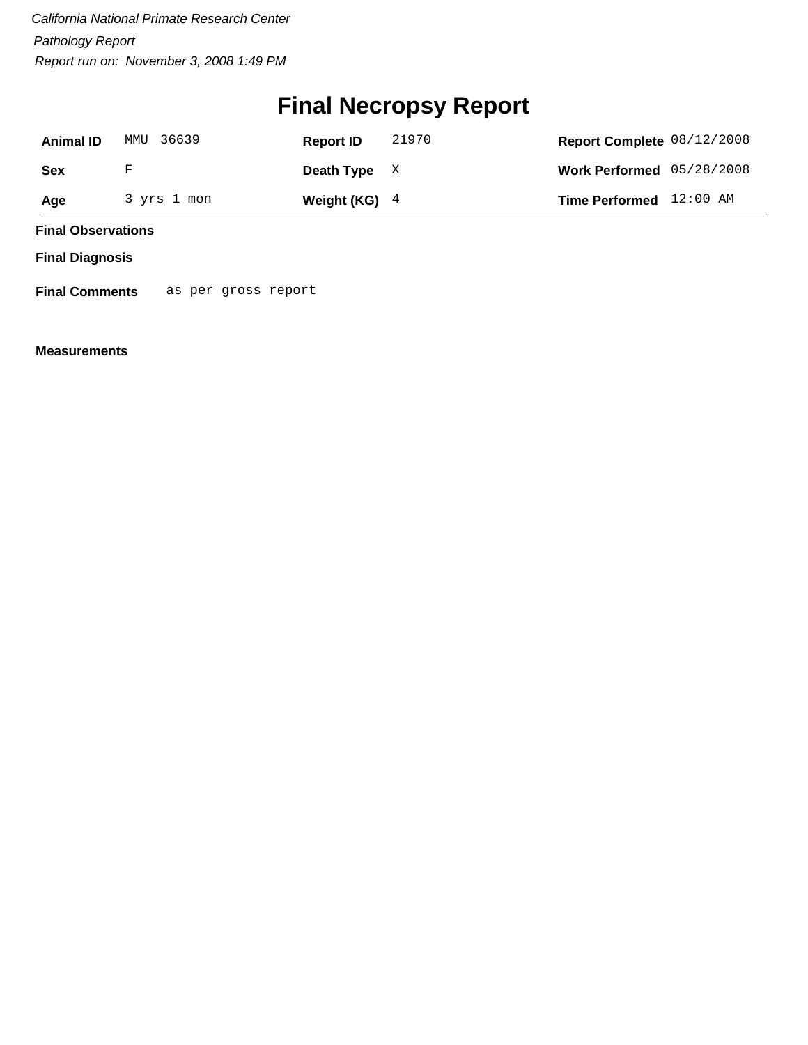*California National Primate Research Center*

*Pathology Report*

*Report run on: November 3, 2008 1:49 PM*

# Final Necropsy Report

| | | | | | |
|---|---|---|---|---|---|
| **Animal ID** | MMU 36639 | **Report ID** | 21970 | **Report Complete** | 08/12/2008 |
| **Sex** | F | **Death Type** | X | **Work Performed** | 05/28/2008 |
| **Age** | 3 yrs 1 mon | **Weight (KG)** | 4 | **Time Performed** | 12:00 AM |

**Final Observations**

**Final Diagnosis**

**Final Comments** as per gross report

**Measurements**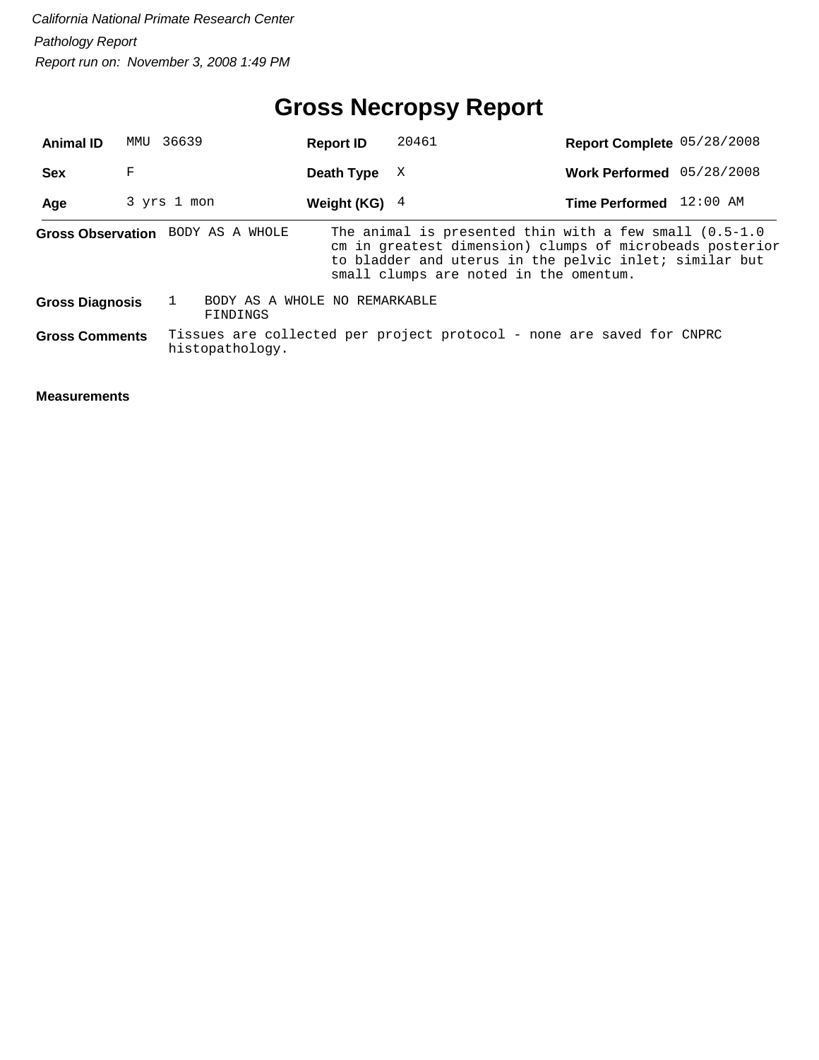*California National Primate Research Center*

*Pathology Report*

*Report run on: November 3, 2008 1:49 PM*

# Gross Necropsy Report

| | | | | | |
|---|---|---|---|---|---|
| **Animal ID** | MMU 36639 | **Report ID** | 20461 | **Report Complete** | 05/28/2008 |
| **Sex** | F | **Death Type** | X | **Work Performed** | 05/28/2008 |
| **Age** | 3 yrs 1 mon | **Weight (KG)** | 4 | **Time Performed** | 12:00 AM |

**Gross Observation** BODY AS A WHOLE — The animal is presented thin with a few small (0.5-1.0 cm in greatest dimension) clumps of microbeads posterior to bladder and uterus in the pelvic inlet; similar but small clumps are noted in the omentum.

**Gross Diagnosis** 1 BODY AS A WHOLE NO REMARKABLE FINDINGS

**Gross Comments** Tissues are collected per project protocol - none are saved for CNPRC histopathology.

**Measurements**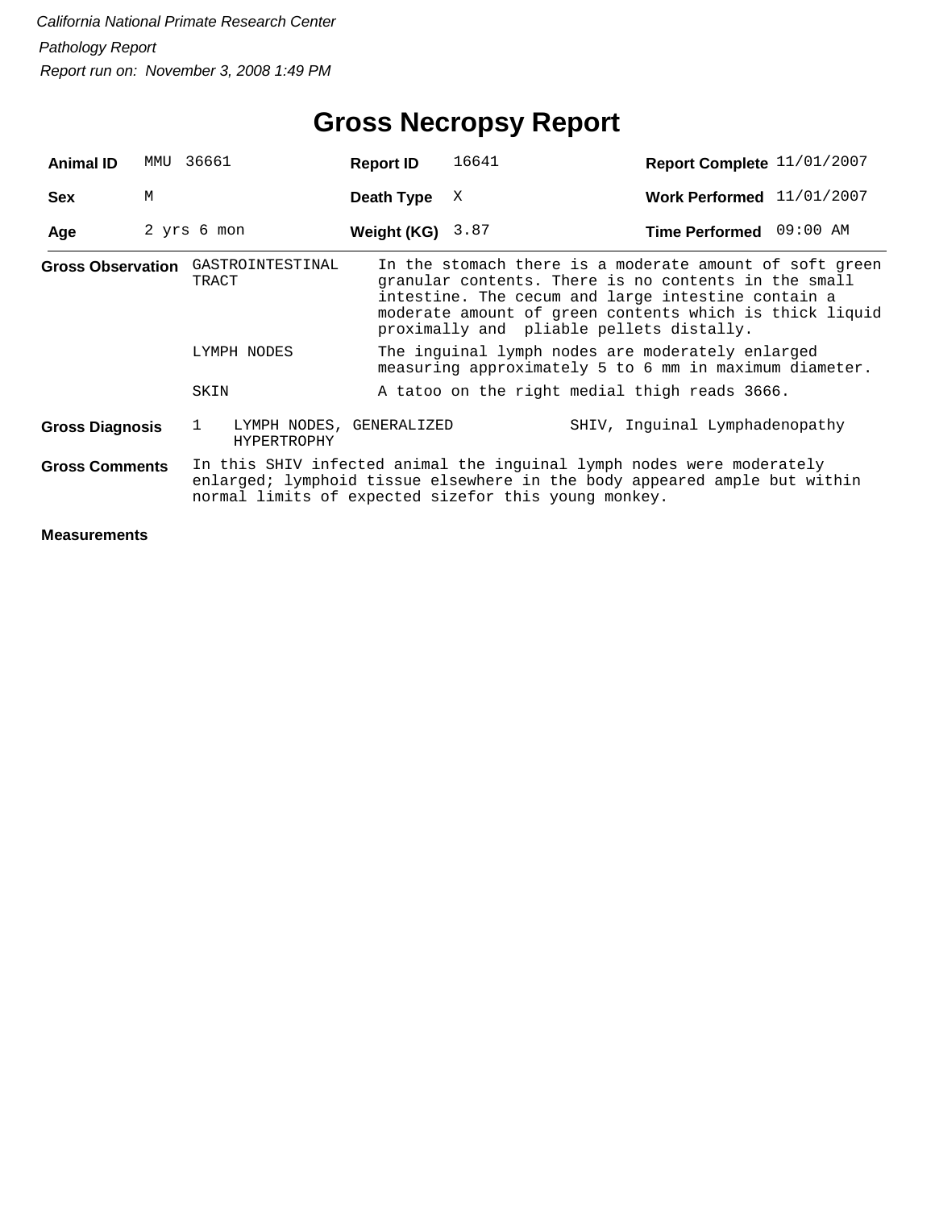*California National Primate Research Center*

*Pathology Report*

*Report run on: November 3, 2008 1:49 PM*

# Gross Necropsy Report

| | | | | | |
|---|---|---|---|---|---|
| **Animal ID** | MMU 36661 | **Report ID** | 16641 | **Report Complete** | 11/01/2007 |
| **Sex** | M | **Death Type** | X | **Work Performed** | 11/01/2007 |
| **Age** | 2 yrs 6 mon | **Weight (KG)** | 3.87 | **Time Performed** | 09:00 AM |

**Gross Observation**

| | |
|---|---|
| GASTROINTESTINAL TRACT | In the stomach there is a moderate amount of soft green granular contents. There is no contents in the small intestine. The cecum and large intestine contain a moderate amount of green contents which is thick liquid proximally and pliable pellets distally. |
| LYMPH NODES | The inguinal lymph nodes are moderately enlarged measuring approximately 5 to 6 mm in maximum diameter. |
| SKIN | A tatoo on the right medial thigh reads 3666. |

**Gross Diagnosis**

| | | |
|---|---|---|
| 1 | LYMPH NODES, GENERALIZED HYPERTROPHY | SHIV, Inguinal Lymphadenopathy |

**Gross Comments**

In this SHIV infected animal the inguinal lymph nodes were moderately enlarged; lymphoid tissue elsewhere in the body appeared ample but within normal limits of expected sizefor this young monkey.

**Measurements**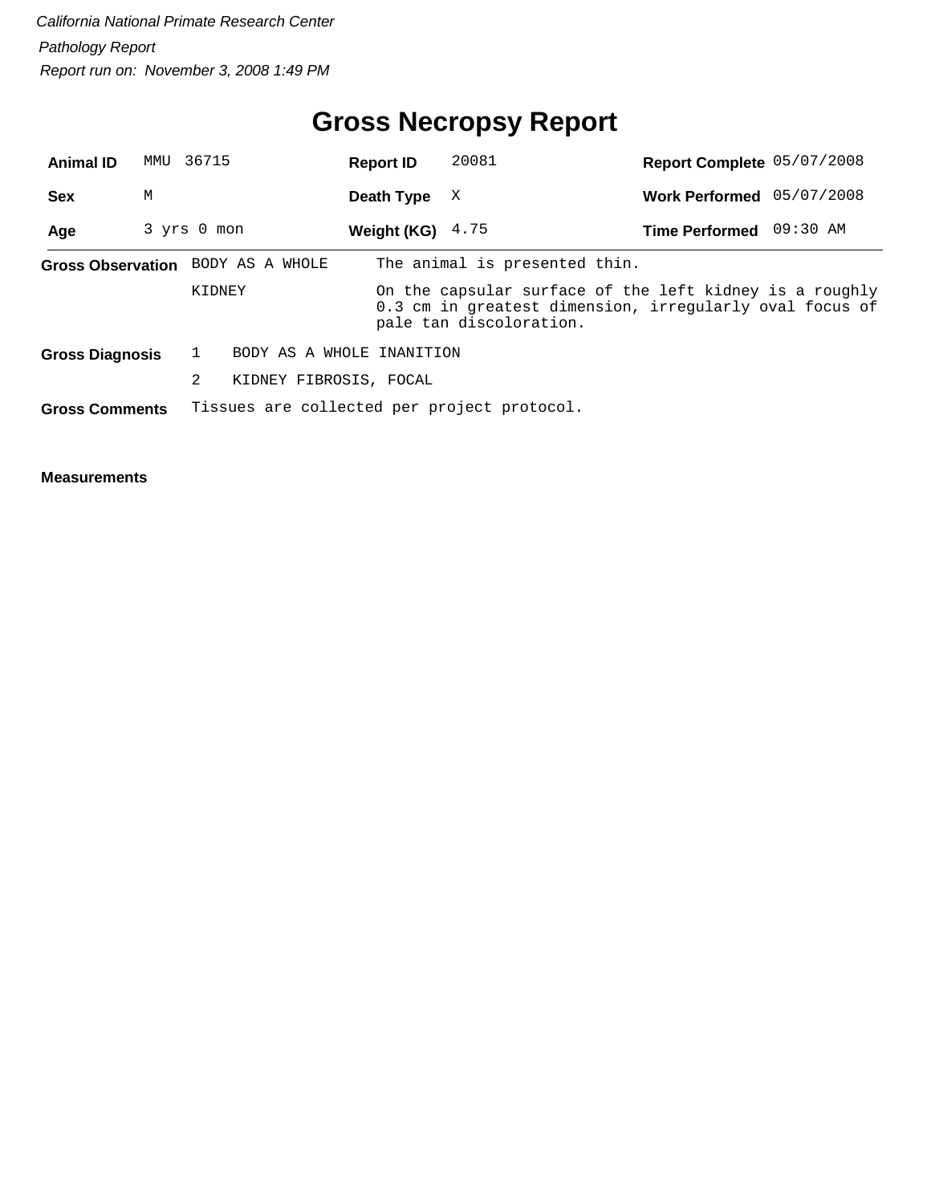*California National Primate Research Center*

*Pathology Report*

*Report run on: November 3, 2008 1:49 PM*

# Gross Necropsy Report

| **Animal ID** | MMU 36715 | **Report ID** | 20081 | **Report Complete** | 05/07/2008 |
|---|---|---|---|---|---|
| **Sex** | M | **Death Type** | X | **Work Performed** | 05/07/2008 |
| **Age** | 3 yrs 0 mon | **Weight (KG)** | 4.75 | **Time Performed** | 09:30 AM |

**Gross Observation**

| | |
|---|---|
| BODY AS A WHOLE | The animal is presented thin. |
| KIDNEY | On the capsular surface of the left kidney is a roughly 0.3 cm in greatest dimension, irregularly oval focus of pale tan discoloration. |

**Gross Diagnosis**

1. BODY AS A WHOLE INANITION
2. KIDNEY FIBROSIS, FOCAL

**Gross Comments** Tissues are collected per project protocol.

**Measurements**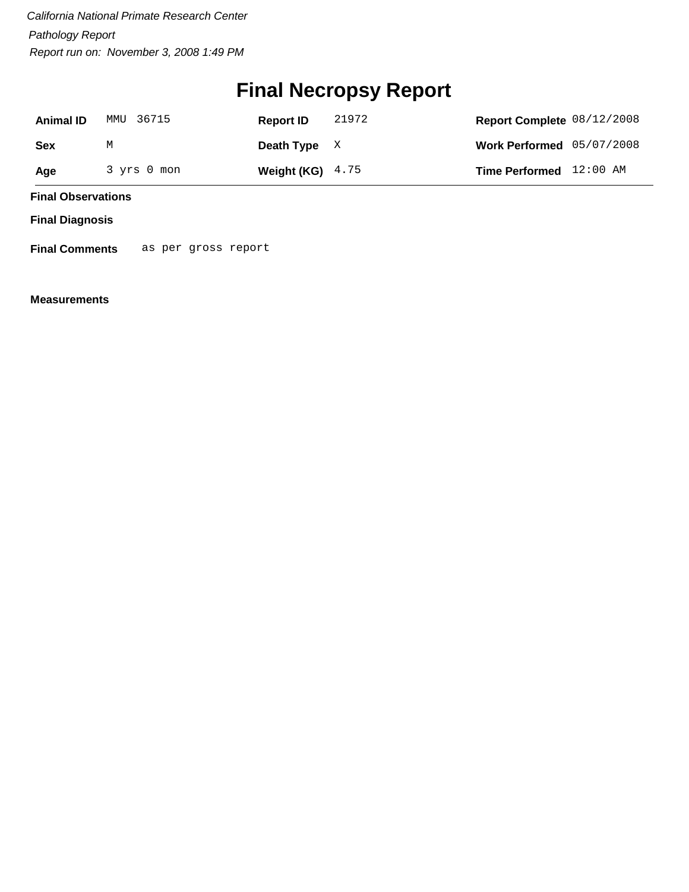*California National Primate Research Center*

*Pathology Report*

*Report run on: November 3, 2008 1:49 PM*

# Final Necropsy Report

| | | | | | |
|---|---|---|---|---|---|
| **Animal ID** | MMU 36715 | **Report ID** | 21972 | **Report Complete** | 08/12/2008 |
| **Sex** | M | **Death Type** | X | **Work Performed** | 05/07/2008 |
| **Age** | 3 yrs 0 mon | **Weight (KG)** | 4.75 | **Time Performed** | 12:00 AM |

**Final Observations**

**Final Diagnosis**

**Final Comments** as per gross report

**Measurements**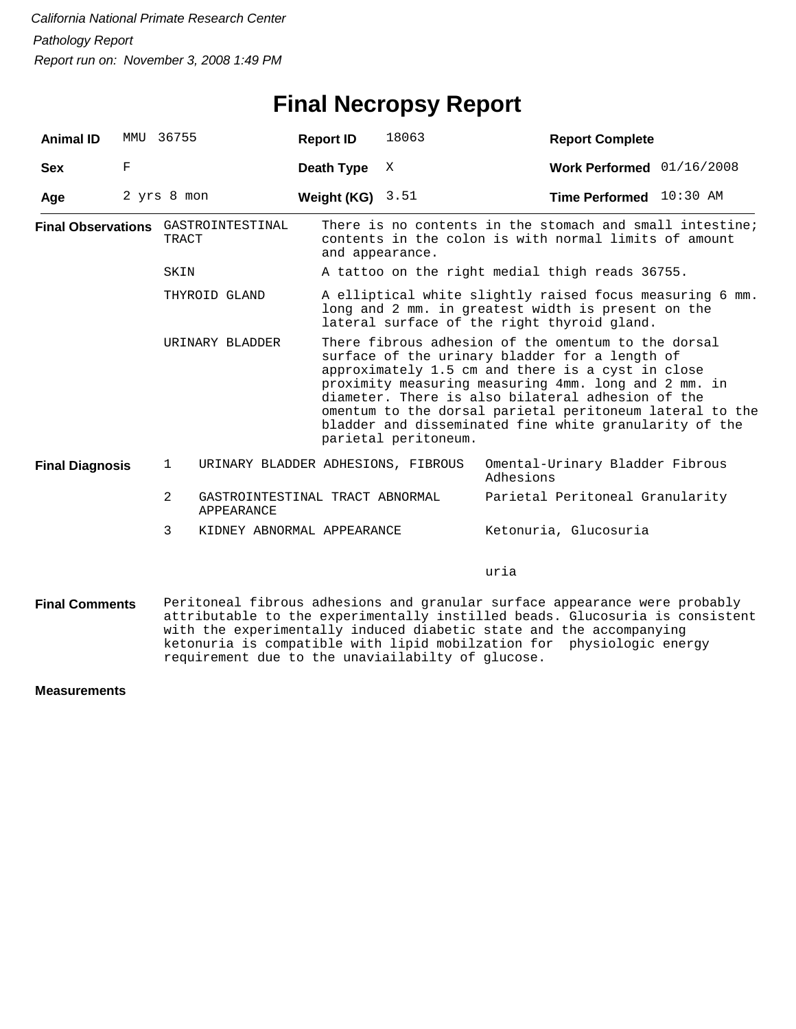*California National Primate Research Center*

*Pathology Report*

*Report run on: November 3, 2008 1:49 PM*

# Final Necropsy Report

| | | | | | |
|---|---|---|---|---|---|
| **Animal ID** | MMU 36755 | **Report ID** | 18063 | **Report Complete** | |
| **Sex** | F | **Death Type** | X | **Work Performed** | 01/16/2008 |
| **Age** | 2 yrs 8 mon | **Weight (KG)** | 3.51 | **Time Performed** | 10:30 AM |

**Final Observations**

| | |
|---|---|
| GASTROINTESTINAL TRACT | There is no contents in the stomach and small intestine; contents in the colon is with normal limits of amount and appearance. |
| SKIN | A tattoo on the right medial thigh reads 36755. |
| THYROID GLAND | A elliptical white slightly raised focus measuring 6 mm. long and 2 mm. in greatest width is present on the lateral surface of the right thyroid gland. |
| URINARY BLADDER | There fibrous adhesion of the omentum to the dorsal surface of the urinary bladder for a length of approximately 1.5 cm and there is a cyst in close proximity measuring measuring 4mm. long and 2 mm. in diameter. There is also bilateral adhesion of the omentum to the dorsal parietal peritoneum lateral to the bladder and disseminated fine white granularity of the parietal peritoneum. |

**Final Diagnosis**

| | | |
|---|---|---|
| 1 | URINARY BLADDER ADHESIONS, FIBROUS | Omental-Urinary Bladder Fibrous Adhesions |
| 2 | GASTROINTESTINAL TRACT ABNORMAL APPEARANCE | Parietal Peritoneal Granularity |
| 3 | KIDNEY ABNORMAL APPEARANCE | Ketonuria, Glucosuria<br><br>uria |

**Final Comments**

Peritoneal fibrous adhesions and granular surface appearance were probably attributable to the experimentally instilled beads. Glucosuria is consistent with the experimentally induced diabetic state and the accompanying ketonuria is compatible with lipid mobilzation for physiologic energy requirement due to the unaviailabilty of glucose.

**Measurements**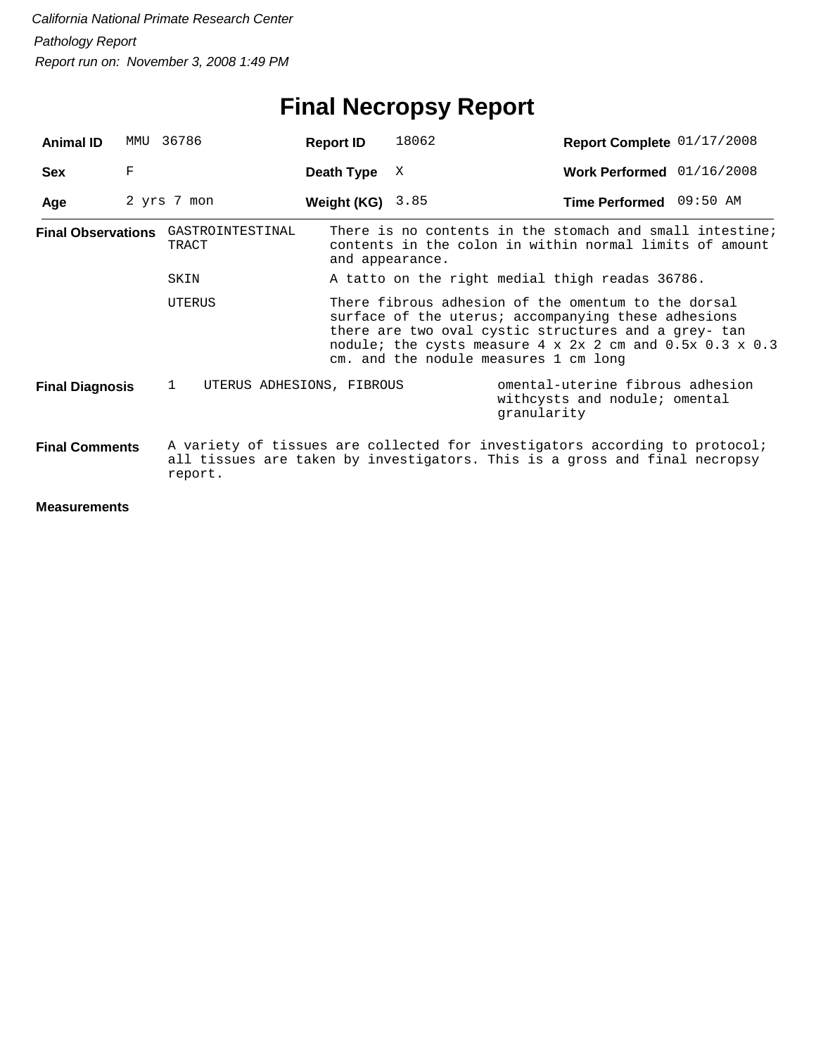*California National Primate Research Center*

*Pathology Report*

*Report run on: November 3, 2008 1:49 PM*

# Final Necropsy Report

| **Animal ID** | MMU 36786 | **Report ID** | 18062 | **Report Complete** | 01/17/2008 |
|---|---|---|---|---|---|
| **Sex** | F | **Death Type** | X | **Work Performed** | 01/16/2008 |
| **Age** | 2 yrs 7 mon | **Weight (KG)** | 3.85 | **Time Performed** | 09:50 AM |

**Final Observations**

| | |
|---|---|
| GASTROINTESTINAL TRACT | There is no contents in the stomach and small intestine; contents in the colon in within normal limits of amount and appearance. |
| SKIN | A tatto on the right medial thigh readas 36786. |
| UTERUS | There fibrous adhesion of the omentum to the dorsal surface of the uterus; accompanying these adhesions there are two oval cystic structures and a grey- tan nodule; the cysts measure 4 x 2x 2 cm and 0.5x 0.3 x 0.3 cm. and the nodule measures 1 cm long |

**Final Diagnosis**

| | | |
|---|---|---|
| 1 | UTERUS ADHESIONS, FIBROUS | omental-uterine fibrous adhesion withcysts and nodule; omental granularity |

**Final Comments**

A variety of tissues are collected for investigators according to protocol; all tissues are taken by investigators. This is a gross and final necropsy report.

**Measurements**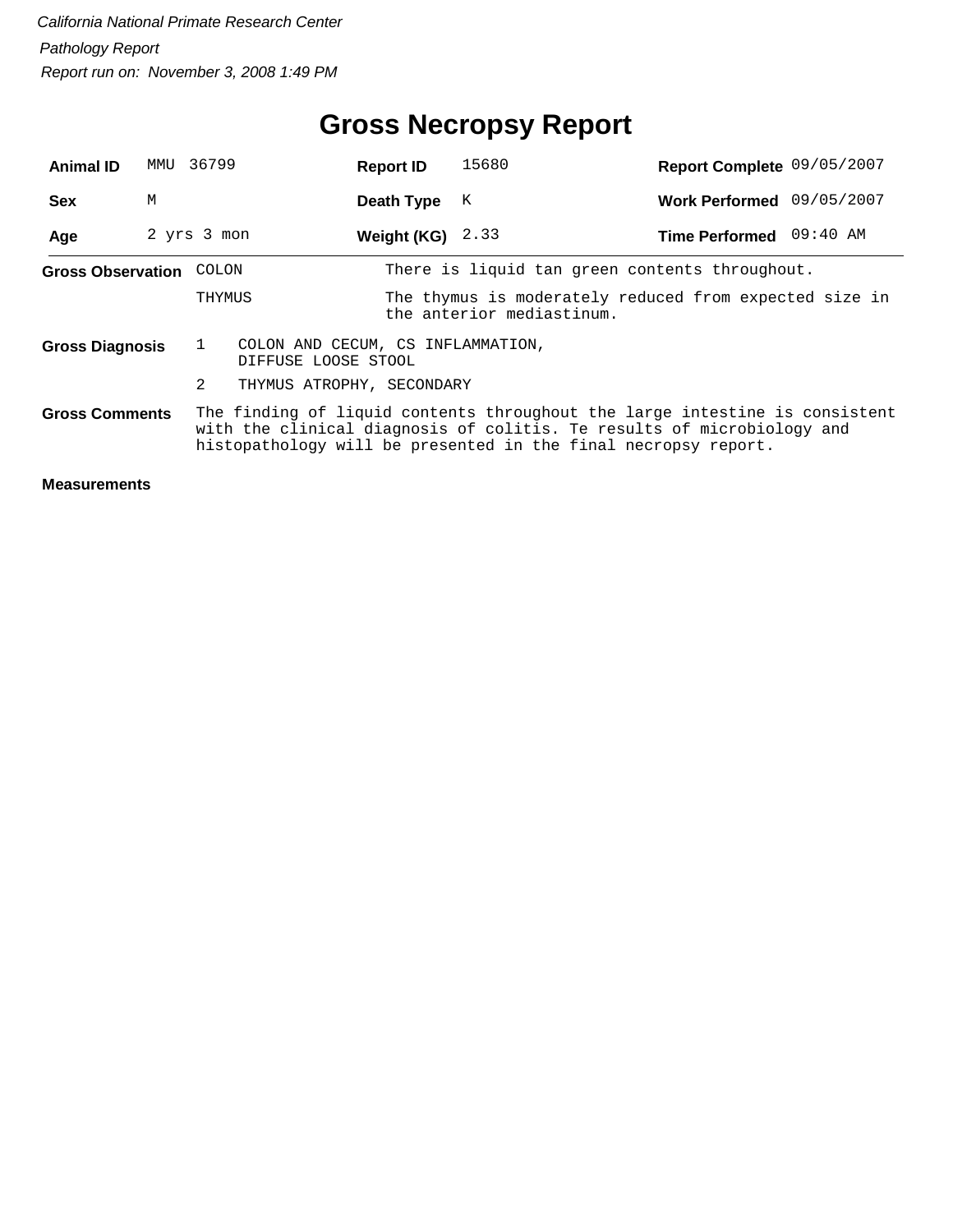*California National Primate Research Center*

*Pathology Report*

*Report run on: November 3, 2008 1:49 PM*

# Gross Necropsy Report

| **Animal ID** | MMU 36799 | **Report ID** | 15680 | **Report Complete** | 09/05/2007 |
|---|---|---|---|---|---|
| **Sex** | M | **Death Type** | K | **Work Performed** | 09/05/2007 |
| **Age** | 2 yrs 3 mon | **Weight (KG)** | 2.33 | **Time Performed** | 09:40 AM |

**Gross Observation**

| | |
|---|---|
| COLON | There is liquid tan green contents throughout. |
| THYMUS | The thymus is moderately reduced from expected size in the anterior mediastinum. |

**Gross Diagnosis**

1. COLON AND CECUM, CS INFLAMMATION, DIFFUSE LOOSE STOOL
2. THYMUS ATROPHY, SECONDARY

**Gross Comments**

The finding of liquid contents throughout the large intestine is consistent with the clinical diagnosis of colitis. Te results of microbiology and histopathology will be presented in the final necropsy report.

**Measurements**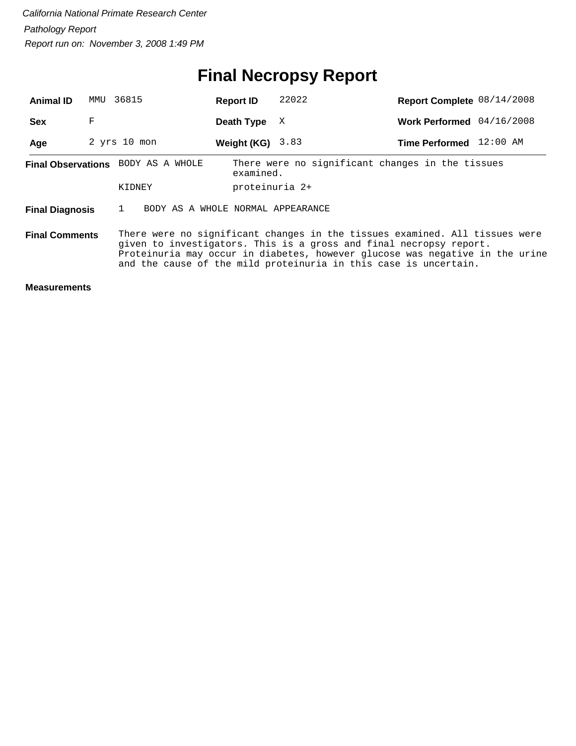*California National Primate Research Center*

*Pathology Report*

*Report run on: November 3, 2008 1:49 PM*

# Final Necropsy Report

| | | | | | |
|---|---|---|---|---|---|
| **Animal ID** | MMU 36815 | **Report ID** | 22022 | **Report Complete** | 08/14/2008 |
| **Sex** | F | **Death Type** | X | **Work Performed** | 04/16/2008 |
| **Age** | 2 yrs 10 mon | **Weight (KG)** | 3.83 | **Time Performed** | 12:00 AM |

**Final Observations**

| | |
|---|---|
| BODY AS A WHOLE | There were no significant changes in the tissues examined. |
| KIDNEY | proteinuria 2+ |

**Final Diagnosis**

1 BODY AS A WHOLE NORMAL APPEARANCE

**Final Comments**

There were no significant changes in the tissues examined. All tissues were given to investigators. This is a gross and final necropsy report. Proteinuria may occur in diabetes, however glucose was negative in the urine and the cause of the mild proteinuria in this case is uncertain.

**Measurements**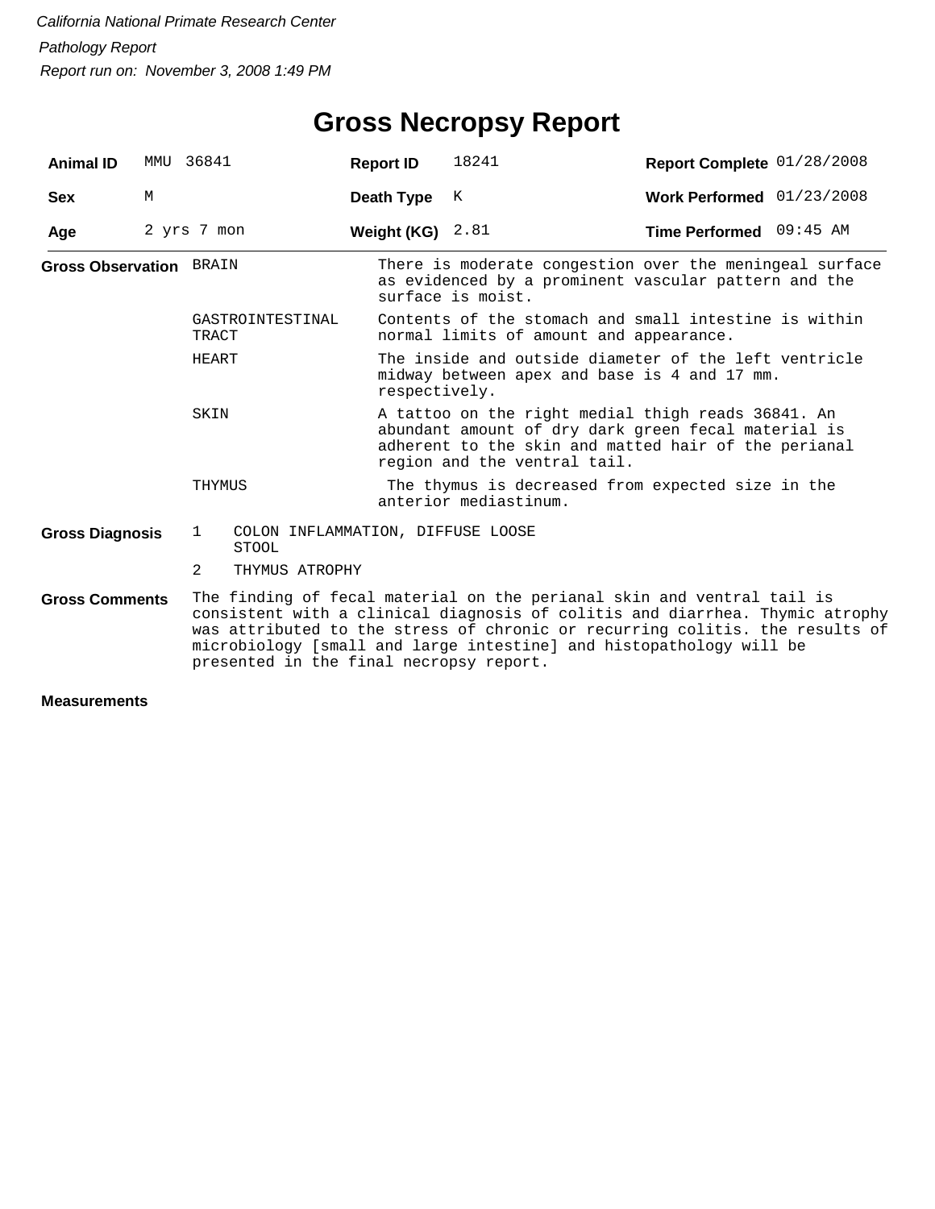*California National Primate Research Center*

*Pathology Report*

*Report run on: November 3, 2008 1:49 PM*

# Gross Necropsy Report

| **Animal ID** | MMU 36841 | **Report ID** | 18241 | **Report Complete** | 01/28/2008 |
|---|---|---|---|---|---|
| **Sex** | M | **Death Type** | K | **Work Performed** | 01/23/2008 |
| **Age** | 2 yrs 7 mon | **Weight (KG)** | 2.81 | **Time Performed** | 09:45 AM |

**Gross Observation**

| | |
|---|---|
| BRAIN | There is moderate congestion over the meningeal surface as evidenced by a prominent vascular pattern and the surface is moist. |
| GASTROINTESTINAL TRACT | Contents of the stomach and small intestine is within normal limits of amount and appearance. |
| HEART | The inside and outside diameter of the left ventricle midway between apex and base is 4 and 17 mm. respectively. |
| SKIN | A tattoo on the right medial thigh reads 36841. An abundant amount of dry dark green fecal material is adherent to the skin and matted hair of the perianal region and the ventral tail. |
| THYMUS | The thymus is decreased from expected size in the anterior mediastinum. |

**Gross Diagnosis**

1. COLON INFLAMMATION, DIFFUSE LOOSE STOOL
2. THYMUS ATROPHY

**Gross Comments**

The finding of fecal material on the perianal skin and ventral tail is consistent with a clinical diagnosis of colitis and diarrhea. Thymic atrophy was attributed to the stress of chronic or recurring colitis. the results of microbiology [small and large intestine] and histopathology will be presented in the final necropsy report.

**Measurements**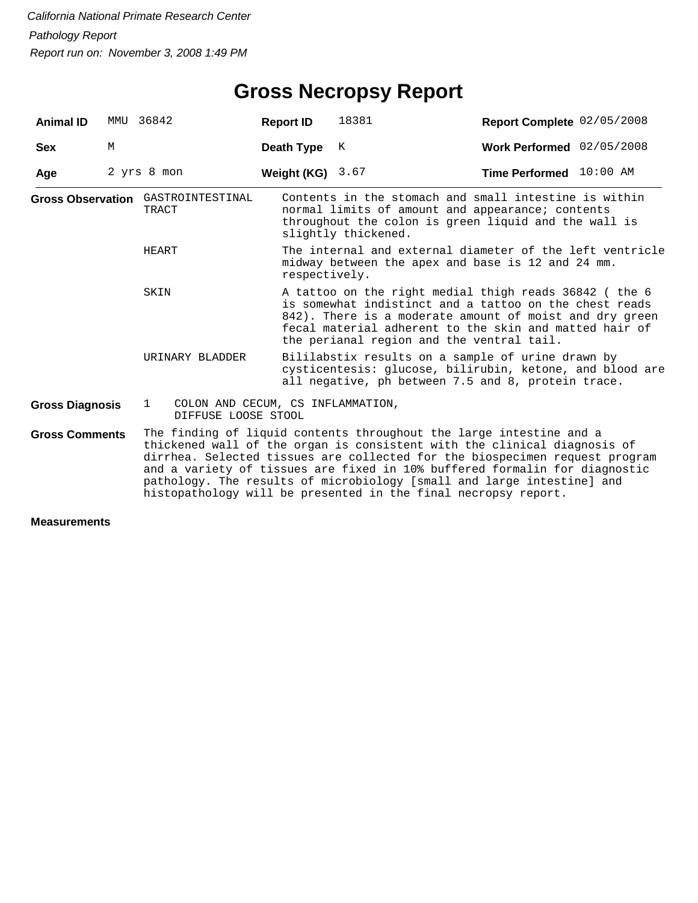*California National Primate Research Center*

*Pathology Report*

*Report run on: November 3, 2008 1:49 PM*

# Gross Necropsy Report

| | | | | | |
|---|---|---|---|---|---|
| **Animal ID** | MMU 36842 | **Report ID** | 18381 | **Report Complete** | 02/05/2008 |
| **Sex** | M | **Death Type** | K | **Work Performed** | 02/05/2008 |
| **Age** | 2 yrs 8 mon | **Weight (KG)** | 3.67 | **Time Performed** | 10:00 AM |

**Gross Observation**

| | |
|---|---|
| GASTROINTESTINAL TRACT | Contents in the stomach and small intestine is within normal limits of amount and appearance; contents throughout the colon is green liquid and the wall is slightly thickened. |
| HEART | The internal and external diameter of the left ventricle midway between the apex and base is 12 and 24 mm. respectively. |
| SKIN | A tattoo on the right medial thigh reads 36842 ( the 6 is somewhat indistinct and a tattoo on the chest reads 842). There is a moderate amount of moist and dry green fecal material adherent to the skin and matted hair of the perianal region and the ventral tail. |
| URINARY BLADDER | Bililabstix results on a sample of urine drawn by cysticentesis: glucose, bilirubin, ketone, and blood are all negative, ph between 7.5 and 8, protein trace. |

**Gross Diagnosis**

1 COLON AND CECUM, CS INFLAMMATION, DIFFUSE LOOSE STOOL

**Gross Comments**

The finding of liquid contents throughout the large intestine and a thickened wall of the organ is consistent with the clinical diagnosis of dirrhea. Selected tissues are collected for the biospecimen request program and a variety of tissues are fixed in 10% buffered formalin for diagnostic pathology. The results of microbiology [small and large intestine] and histopathology will be presented in the final necropsy report.

**Measurements**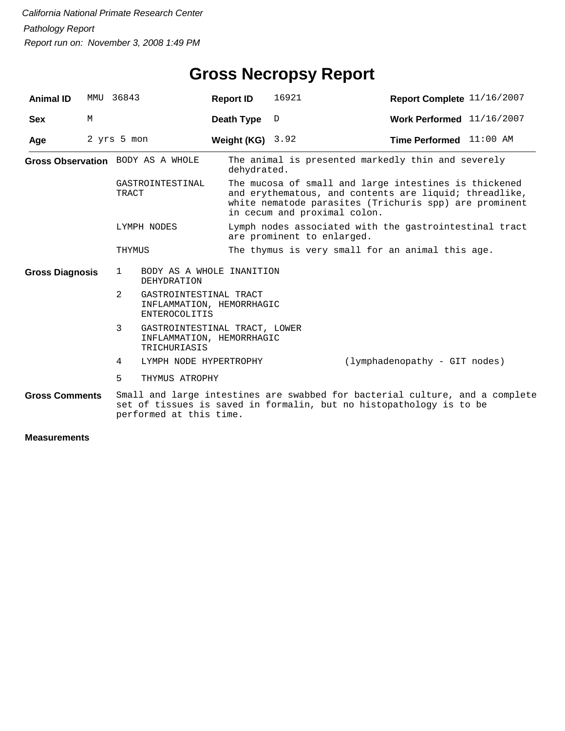*California National Primate Research Center*

*Pathology Report*

*Report run on: November 3, 2008 1:49 PM*

# Gross Necropsy Report

| **Animal ID** | MMU 36843 | **Report ID** | 16921 | **Report Complete** | 11/16/2007 |
|---|---|---|---|---|---|
| **Sex** | M | **Death Type** | D | **Work Performed** | 11/16/2007 |
| **Age** | 2 yrs 5 mon | **Weight (KG)** | 3.92 | **Time Performed** | 11:00 AM |

**Gross Observation**

| | |
|---|---|
| BODY AS A WHOLE | The animal is presented markedly thin and severely dehydrated. |
| GASTROINTESTINAL TRACT | The mucosa of small and large intestines is thickened and erythematous, and contents are liquid; threadlike, white nematode parasites (Trichuris spp) are prominent in cecum and proximal colon. |
| LYMPH NODES | Lymph nodes associated with the gastrointestinal tract are prominent to enlarged. |
| THYMUS | The thymus is very small for an animal this age. |

**Gross Diagnosis**

1. BODY AS A WHOLE INANITION
   DEHYDRATION
2. GASTROINTESTINAL TRACT
   INFLAMMATION, HEMORRHAGIC
   ENTEROCOLITIS
3. GASTROINTESTINAL TRACT, LOWER
   INFLAMMATION, HEMORRHAGIC
   TRICHURIASIS
4. LYMPH NODE HYPERTROPHY (lymphadenopathy - GIT nodes)
5. THYMUS ATROPHY

**Gross Comments**

Small and large intestines are swabbed for bacterial culture, and a complete set of tissues is saved in formalin, but no histopathology is to be performed at this time.

**Measurements**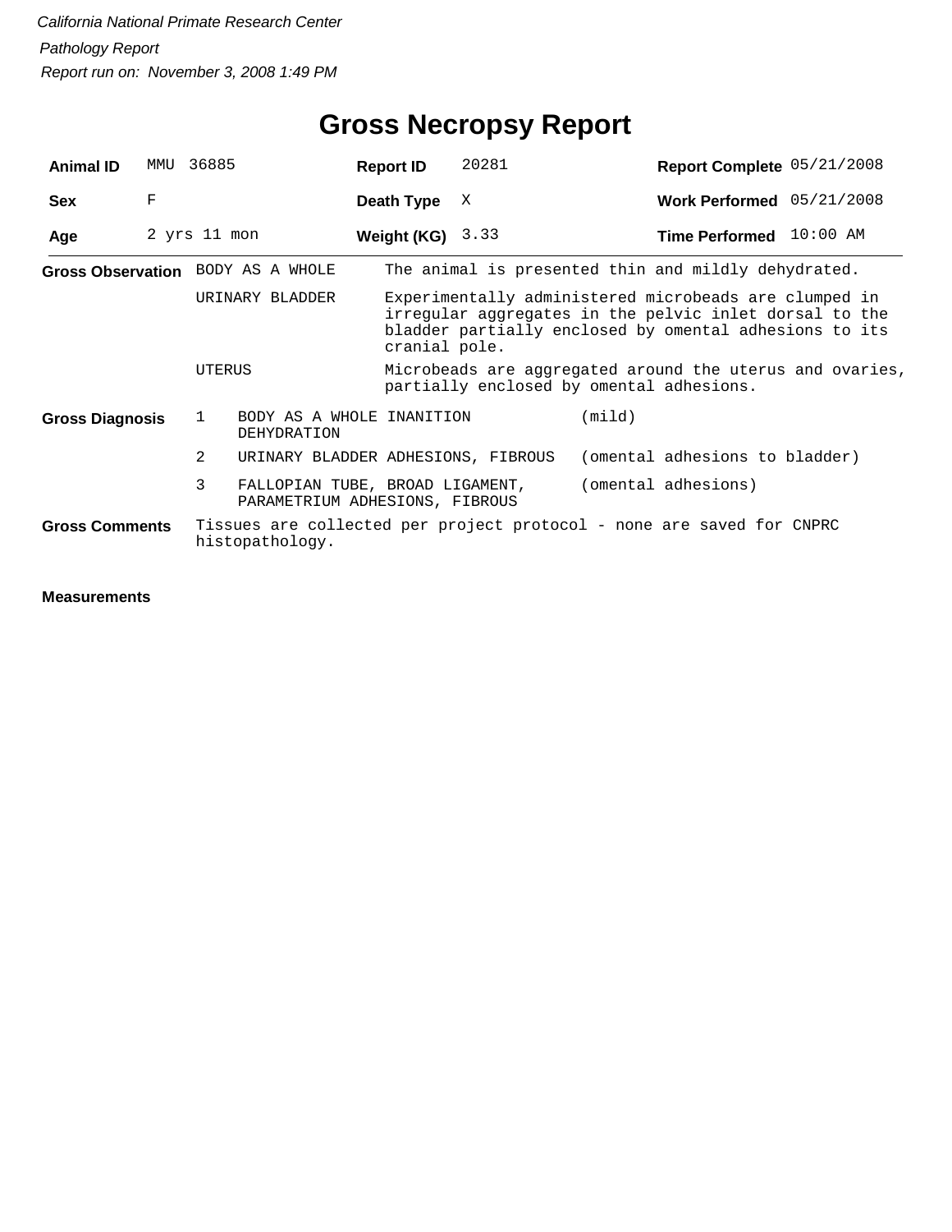*California National Primate Research Center*

*Pathology Report*

*Report run on: November 3, 2008 1:49 PM*

# Gross Necropsy Report

| | | | | | |
|---|---|---|---|---|---|
| **Animal ID** | MMU 36885 | **Report ID** | 20281 | **Report Complete** | 05/21/2008 |
| **Sex** | F | **Death Type** | X | **Work Performed** | 05/21/2008 |
| **Age** | 2 yrs 11 mon | **Weight (KG)** | 3.33 | **Time Performed** | 10:00 AM |

**Gross Observation**

| | |
|---|---|
| BODY AS A WHOLE | The animal is presented thin and mildly dehydrated. |
| URINARY BLADDER | Experimentally administered microbeads are clumped in irregular aggregates in the pelvic inlet dorsal to the bladder partially enclosed by omental adhesions to its cranial pole. |
| UTERUS | Microbeads are aggregated around the uterus and ovaries, partially enclosed by omental adhesions. |

**Gross Diagnosis**

| | | |
|---|---|---|
| 1 | BODY AS A WHOLE INANITION DEHYDRATION | (mild) |
| 2 | URINARY BLADDER ADHESIONS, FIBROUS | (omental adhesions to bladder) |
| 3 | FALLOPIAN TUBE, BROAD LIGAMENT, PARAMETRIUM ADHESIONS, FIBROUS | (omental adhesions) |

**Gross Comments**

Tissues are collected per project protocol - none are saved for CNPRC histopathology.

**Measurements**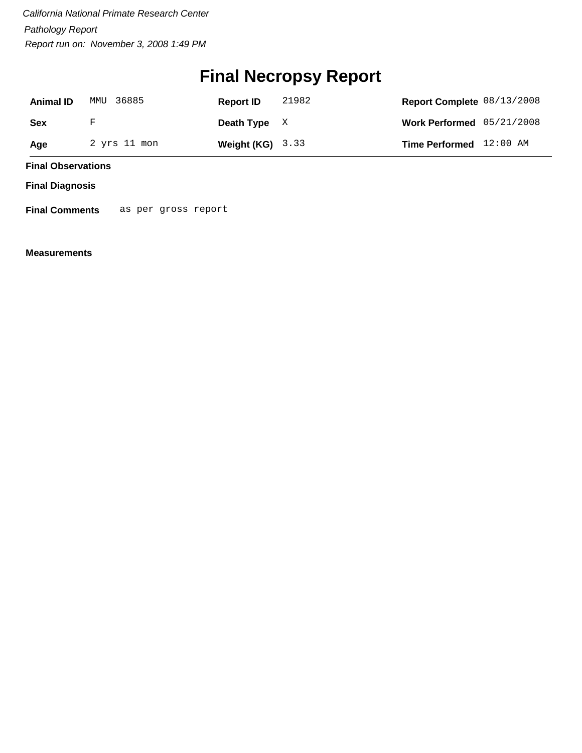*California National Primate Research Center*

*Pathology Report*

*Report run on: November 3, 2008 1:49 PM*

# Final Necropsy Report

| | | | | | |
|---|---|---|---|---|---|
| **Animal ID** | MMU 36885 | **Report ID** | 21982 | **Report Complete** | 08/13/2008 |
| **Sex** | F | **Death Type** | X | **Work Performed** | 05/21/2008 |
| **Age** | 2 yrs 11 mon | **Weight (KG)** | 3.33 | **Time Performed** | 12:00 AM |

**Final Observations**

**Final Diagnosis**

**Final Comments** as per gross report

**Measurements**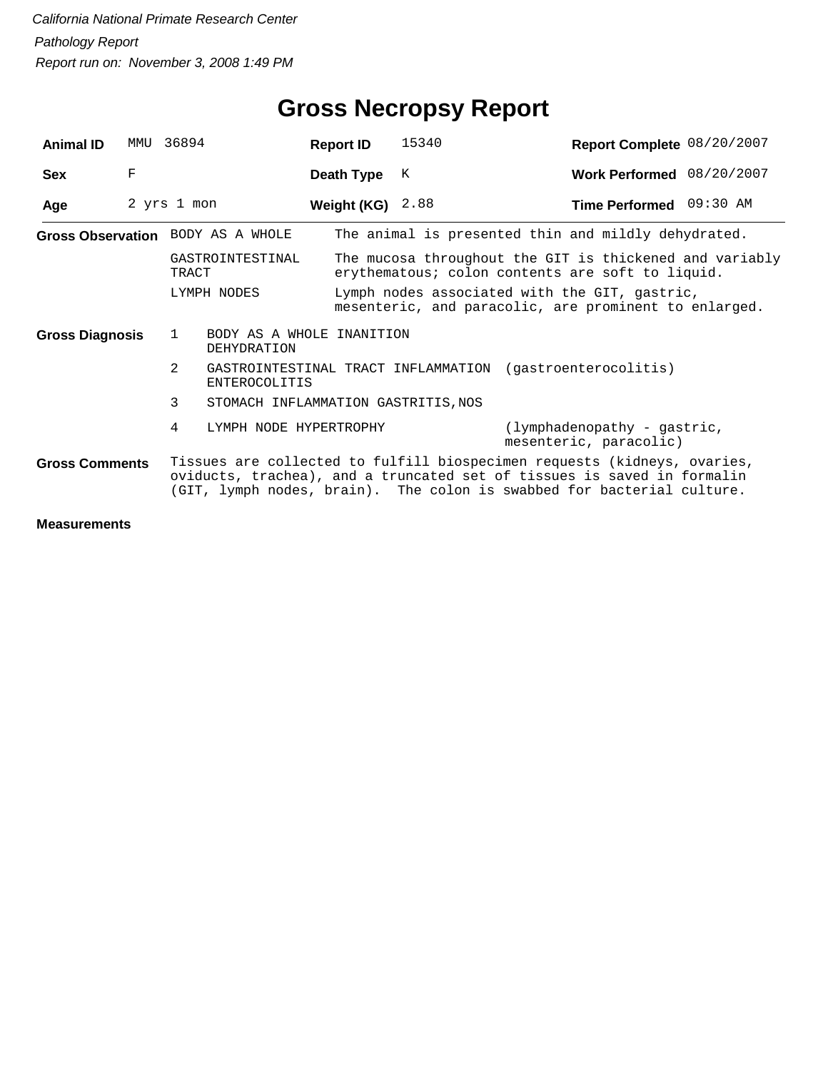*California National Primate Research Center*

*Pathology Report*

*Report run on: November 3, 2008 1:49 PM*

# Gross Necropsy Report

| | | | | | |
|---|---|---|---|---|---|
| **Animal ID** | MMU 36894 | **Report ID** | 15340 | **Report Complete** | 08/20/2007 |
| **Sex** | F | **Death Type** | K | **Work Performed** | 08/20/2007 |
| **Age** | 2 yrs 1 mon | **Weight (KG)** | 2.88 | **Time Performed** | 09:30 AM |

**Gross Observation**

| | |
|---|---|
| BODY AS A WHOLE | The animal is presented thin and mildly dehydrated. |
| GASTROINTESTINAL TRACT | The mucosa throughout the GIT is thickened and variably erythematous; colon contents are soft to liquid. |
| LYMPH NODES | Lymph nodes associated with the GIT, gastric, mesenteric, and paracolic, are prominent to enlarged. |

**Gross Diagnosis**

| | | |
|---|---|---|
| 1 | BODY AS A WHOLE INANITION DEHYDRATION | |
| 2 | GASTROINTESTINAL TRACT INFLAMMATION ENTEROCOLITIS | (gastroenterocolitis) |
| 3 | STOMACH INFLAMMATION GASTRITIS,NOS | |
| 4 | LYMPH NODE HYPERTROPHY | (lymphadenopathy - gastric, mesenteric, paracolic) |

**Gross Comments**

Tissues are collected to fulfill biospecimen requests (kidneys, ovaries, oviducts, trachea), and a truncated set of tissues is saved in formalin (GIT, lymph nodes, brain). The colon is swabbed for bacterial culture.

**Measurements**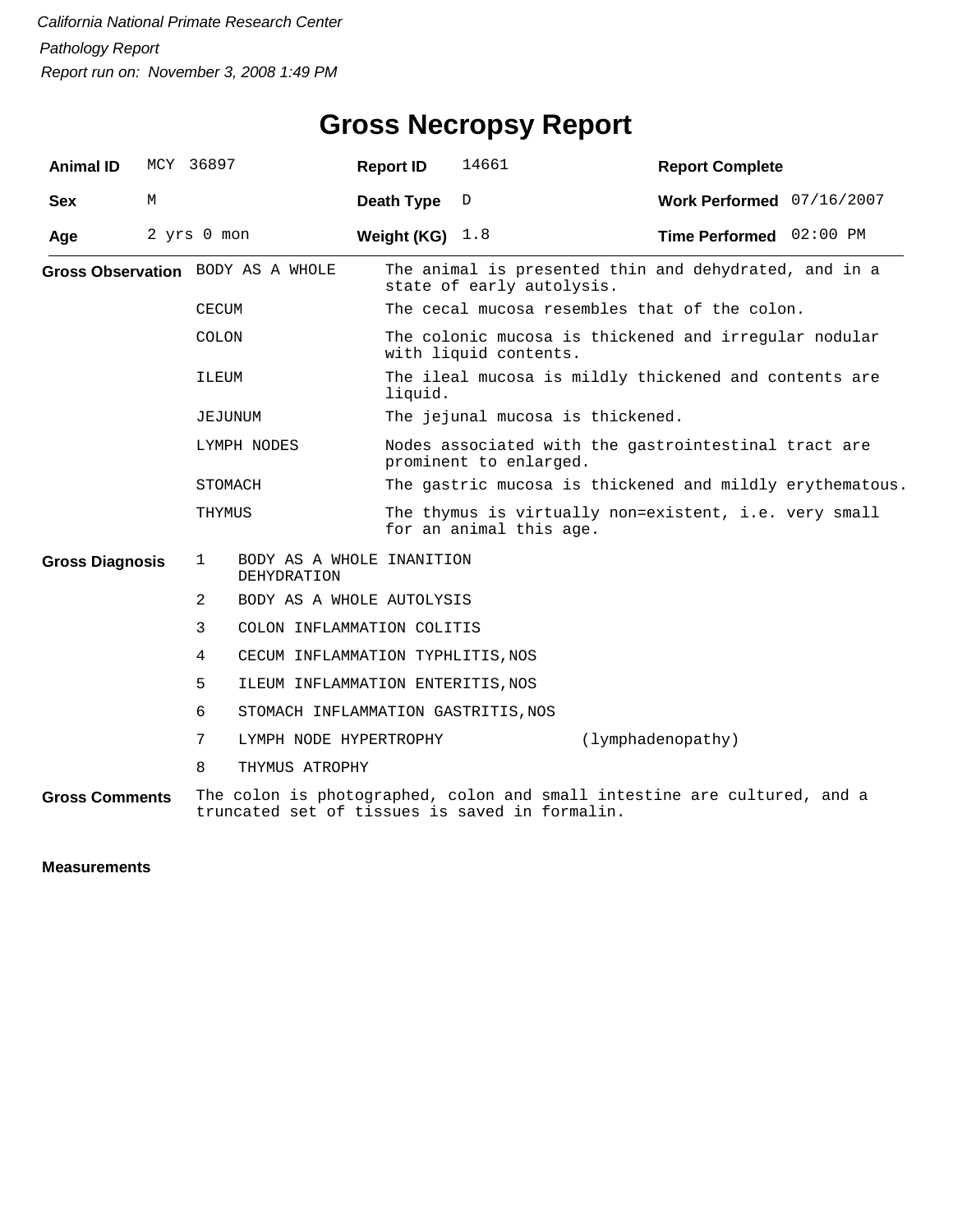*California National Primate Research Center*

*Pathology Report*

*Report run on: November 3, 2008 1:49 PM*

# Gross Necropsy Report

| | | | | | |
|---|---|---|---|---|---|
| **Animal ID** | MCY 36897 | **Report ID** | 14661 | **Report Complete** | |
| **Sex** | M | **Death Type** | D | **Work Performed** | 07/16/2007 |
| **Age** | 2 yrs 0 mon | **Weight (KG)** | 1.8 | **Time Performed** | 02:00 PM |

**Gross Observation**

| | |
|---|---|
| BODY AS A WHOLE | The animal is presented thin and dehydrated, and in a state of early autolysis. |
| CECUM | The cecal mucosa resembles that of the colon. |
| COLON | The colonic mucosa is thickened and irregular nodular with liquid contents. |
| ILEUM | The ileal mucosa is mildly thickened and contents are liquid. |
| JEJUNUM | The jejunal mucosa is thickened. |
| LYMPH NODES | Nodes associated with the gastrointestinal tract are prominent to enlarged. |
| STOMACH | The gastric mucosa is thickened and mildly erythematous. |
| THYMUS | The thymus is virtually non=existent, i.e. very small for an animal this age. |

**Gross Diagnosis**

1. BODY AS A WHOLE INANITION DEHYDRATION
2. BODY AS A WHOLE AUTOLYSIS
3. COLON INFLAMMATION COLITIS
4. CECUM INFLAMMATION TYPHLITIS,NOS
5. ILEUM INFLAMMATION ENTERITIS,NOS
6. STOMACH INFLAMMATION GASTRITIS,NOS
7. LYMPH NODE HYPERTROPHY (lymphadenopathy)
8. THYMUS ATROPHY

**Gross Comments**

The colon is photographed, colon and small intestine are cultured, and a truncated set of tissues is saved in formalin.

**Measurements**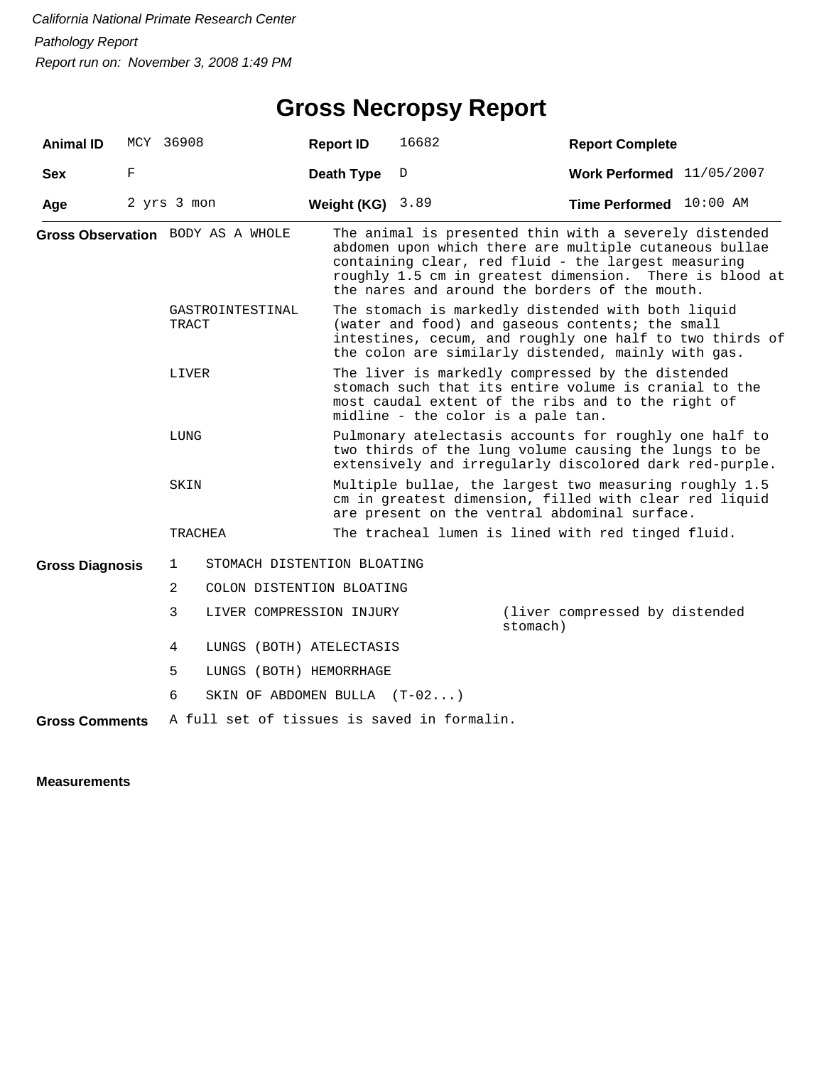*California National Primate Research Center*

*Pathology Report*

*Report run on: November 3, 2008 1:49 PM*

# Gross Necropsy Report

| **Animal ID** | MCY 36908 | **Report ID** | 16682 | **Report Complete** | |
|---|---|---|---|---|---|
| **Sex** | F | **Death Type** | D | **Work Performed** | 11/05/2007 |
| **Age** | 2 yrs 3 mon | **Weight (KG)** | 3.89 | **Time Performed** | 10:00 AM |

**Gross Observation**

| | |
|---|---|
| BODY AS A WHOLE | The animal is presented thin with a severely distended abdomen upon which there are multiple cutaneous bullae containing clear, red fluid - the largest measuring roughly 1.5 cm in greatest dimension. There is blood at the nares and around the borders of the mouth. |
| GASTROINTESTINAL TRACT | The stomach is markedly distended with both liquid (water and food) and gaseous contents; the small intestines, cecum, and roughly one half to two thirds of the colon are similarly distended, mainly with gas. |
| LIVER | The liver is markedly compressed by the distended stomach such that its entire volume is cranial to the most caudal extent of the ribs and to the right of midline - the color is a pale tan. |
| LUNG | Pulmonary atelectasis accounts for roughly one half to two thirds of the lung volume causing the lungs to be extensively and irregularly discolored dark red-purple. |
| SKIN | Multiple bullae, the largest two measuring roughly 1.5 cm in greatest dimension, filled with clear red liquid are present on the ventral abdominal surface. |
| TRACHEA | The tracheal lumen is lined with red tinged fluid. |

**Gross Diagnosis**

| | | |
|---|---|---|
| 1 | STOMACH DISTENTION BLOATING | |
| 2 | COLON DISTENTION BLOATING | |
| 3 | LIVER COMPRESSION INJURY | (liver compressed by distended stomach) |
| 4 | LUNGS (BOTH) ATELECTASIS | |
| 5 | LUNGS (BOTH) HEMORRHAGE | |
| 6 | SKIN OF ABDOMEN BULLA (T-02...) | |

**Gross Comments** A full set of tissues is saved in formalin.

**Measurements**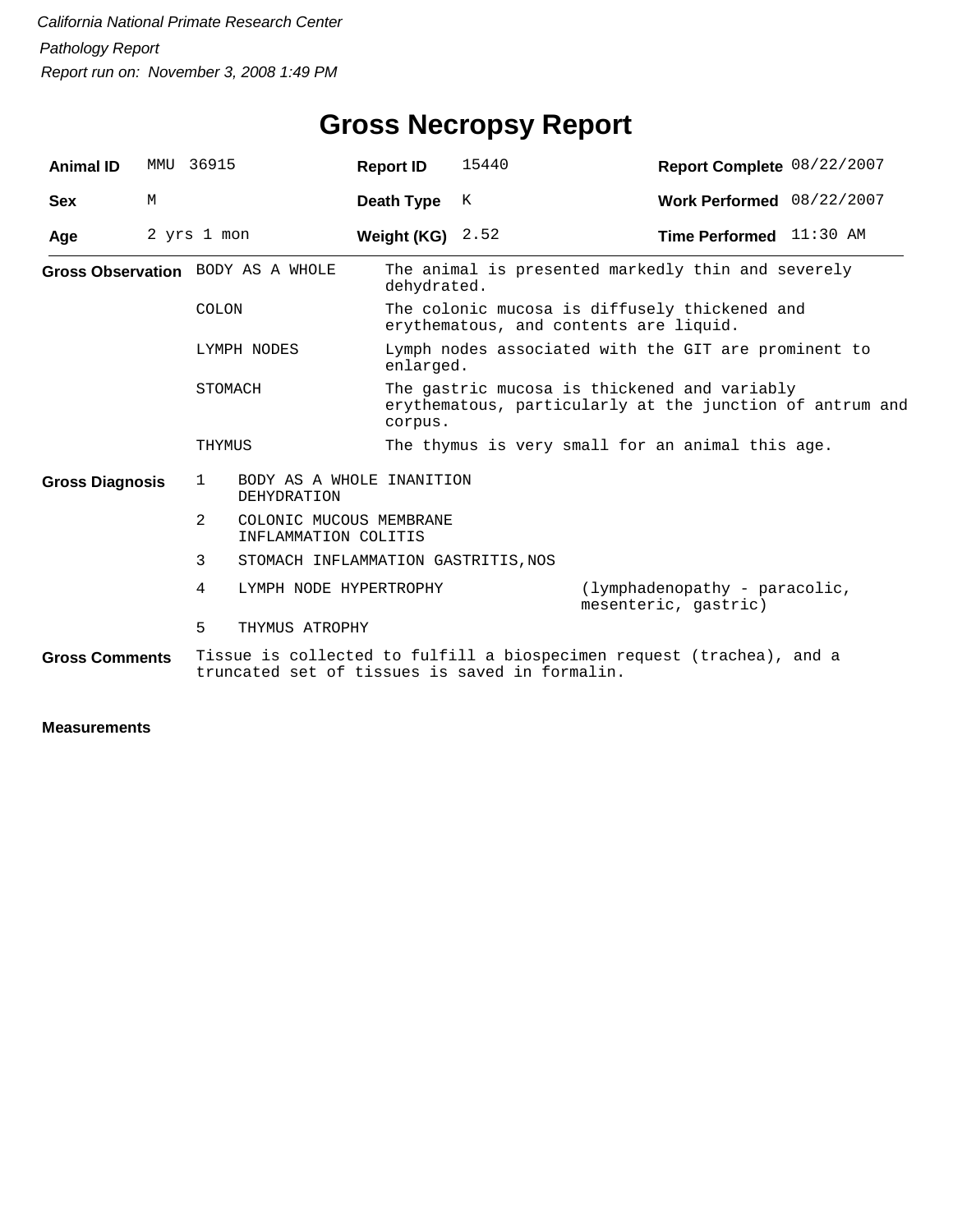*California National Primate Research Center*

*Pathology Report*

*Report run on: November 3, 2008 1:49 PM*

# Gross Necropsy Report

| | | | | | |
|---|---|---|---|---|---|
| **Animal ID** | MMU 36915 | **Report ID** | 15440 | **Report Complete** | 08/22/2007 |
| **Sex** | M | **Death Type** | K | **Work Performed** | 08/22/2007 |
| **Age** | 2 yrs 1 mon | **Weight (KG)** | 2.52 | **Time Performed** | 11:30 AM |

**Gross Observation**

| | |
|---|---|
| BODY AS A WHOLE | The animal is presented markedly thin and severely dehydrated. |
| COLON | The colonic mucosa is diffusely thickened and erythematous, and contents are liquid. |
| LYMPH NODES | Lymph nodes associated with the GIT are prominent to enlarged. |
| STOMACH | The gastric mucosa is thickened and variably erythematous, particularly at the junction of antrum and corpus. |
| THYMUS | The thymus is very small for an animal this age. |

**Gross Diagnosis**

| | | |
|---|---|---|
| 1 | BODY AS A WHOLE INANITION DEHYDRATION | |
| 2 | COLONIC MUCOUS MEMBRANE INFLAMMATION COLITIS | |
| 3 | STOMACH INFLAMMATION GASTRITIS,NOS | |
| 4 | LYMPH NODE HYPERTROPHY | (lymphadenopathy - paracolic, mesenteric, gastric) |
| 5 | THYMUS ATROPHY | |

**Gross Comments**

Tissue is collected to fulfill a biospecimen request (trachea), and a truncated set of tissues is saved in formalin.

**Measurements**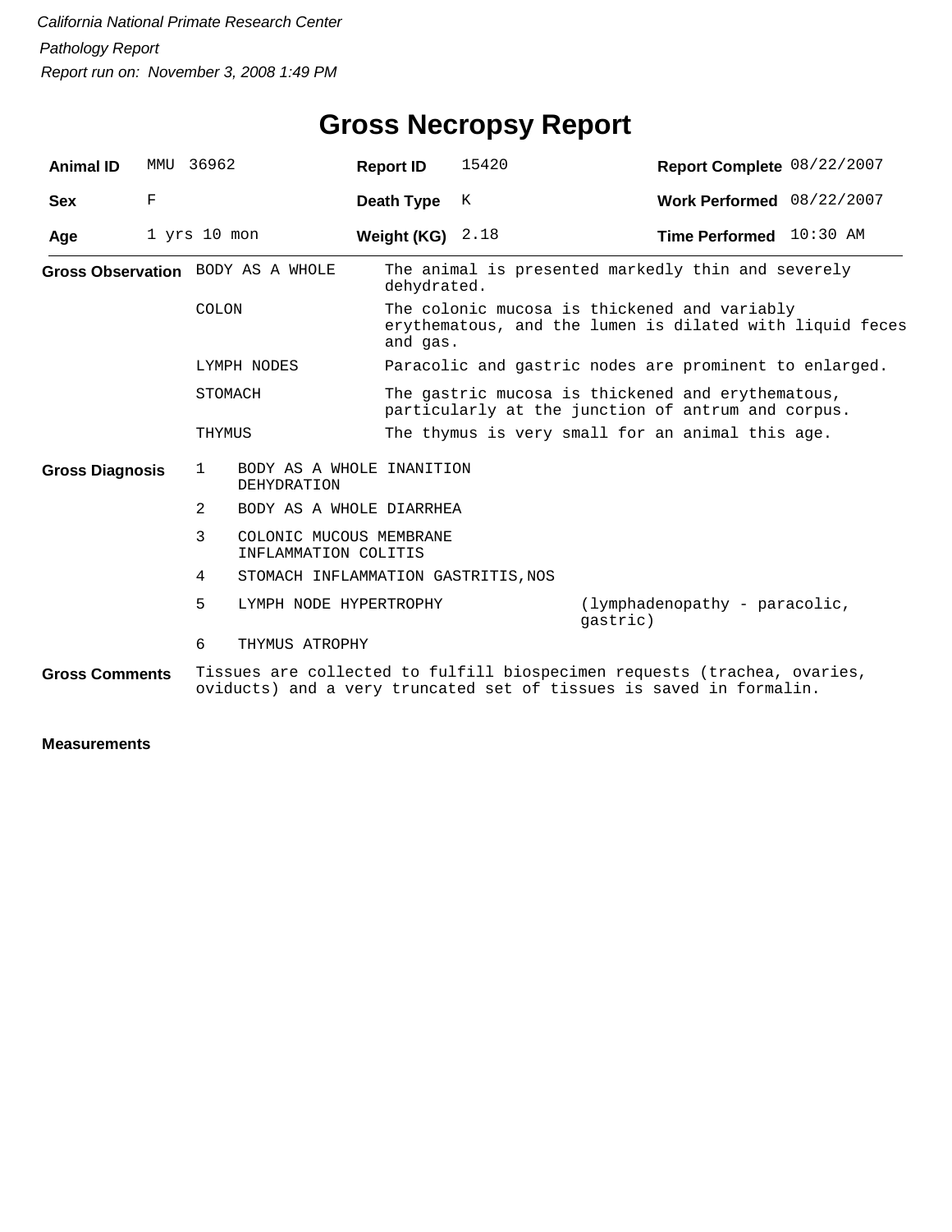*California National Primate Research Center*

*Pathology Report*

*Report run on: November 3, 2008 1:49 PM*

# Gross Necropsy Report

| | | | | | |
|---|---|---|---|---|---|
| **Animal ID** | MMU 36962 | **Report ID** | 15420 | **Report Complete** | 08/22/2007 |
| **Sex** | F | **Death Type** | K | **Work Performed** | 08/22/2007 |
| **Age** | 1 yrs 10 mon | **Weight (KG)** | 2.18 | **Time Performed** | 10:30 AM |

**Gross Observation**

| | |
|---|---|
| BODY AS A WHOLE | The animal is presented markedly thin and severely dehydrated. |
| COLON | The colonic mucosa is thickened and variably erythematous, and the lumen is dilated with liquid feces and gas. |
| LYMPH NODES | Paracolic and gastric nodes are prominent to enlarged. |
| STOMACH | The gastric mucosa is thickened and erythematous, particularly at the junction of antrum and corpus. |
| THYMUS | The thymus is very small for an animal this age. |

**Gross Diagnosis**

| | | |
|---|---|---|
| 1 | BODY AS A WHOLE INANITION DEHYDRATION | |
| 2 | BODY AS A WHOLE DIARRHEA | |
| 3 | COLONIC MUCOUS MEMBRANE INFLAMMATION COLITIS | |
| 4 | STOMACH INFLAMMATION GASTRITIS,NOS | |
| 5 | LYMPH NODE HYPERTROPHY | (lymphadenopathy - paracolic, gastric) |
| 6 | THYMUS ATROPHY | |

**Gross Comments**

Tissues are collected to fulfill biospecimen requests (trachea, ovaries, oviducts) and a very truncated set of tissues is saved in formalin.

**Measurements**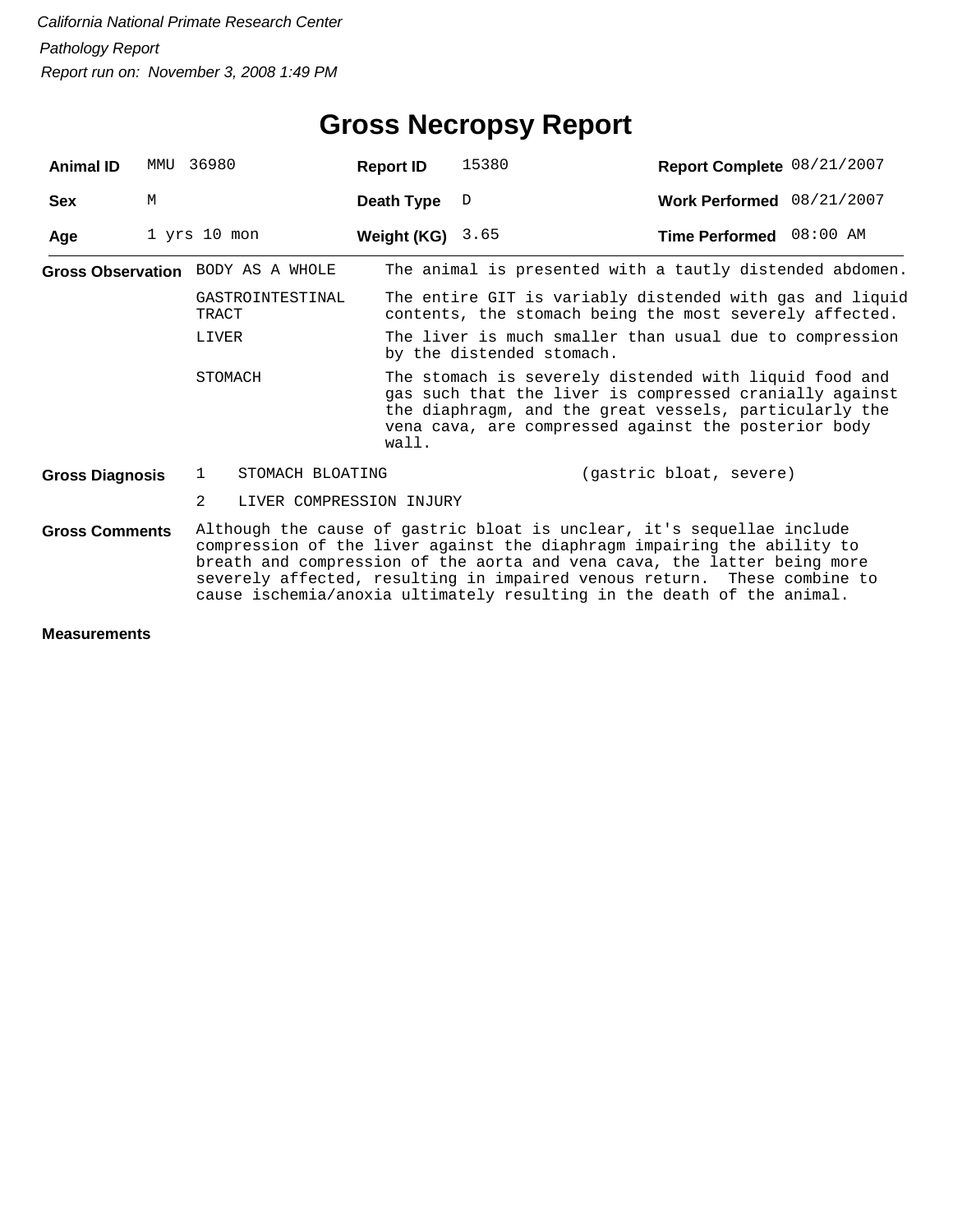*California National Primate Research Center*

*Pathology Report*

*Report run on: November 3, 2008 1:49 PM*

# Gross Necropsy Report

| | | | | | |
|---|---|---|---|---|---|
| **Animal ID** | MMU 36980 | **Report ID** | 15380 | **Report Complete** | 08/21/2007 |
| **Sex** | M | **Death Type** | D | **Work Performed** | 08/21/2007 |
| **Age** | 1 yrs 10 mon | **Weight (KG)** | 3.65 | **Time Performed** | 08:00 AM |

**Gross Observation**

| | |
|---|---|
| BODY AS A WHOLE | The animal is presented with a tautly distended abdomen. |
| GASTROINTESTINAL TRACT | The entire GIT is variably distended with gas and liquid contents, the stomach being the most severely affected. |
| LIVER | The liver is much smaller than usual due to compression by the distended stomach. |
| STOMACH | The stomach is severely distended with liquid food and gas such that the liver is compressed cranially against the diaphragm, and the great vessels, particularly the vena cava, are compressed against the posterior body wall. |

**Gross Diagnosis**

| | | |
|---|---|---|
| 1 | STOMACH BLOATING | (gastric bloat, severe) |
| 2 | LIVER COMPRESSION INJURY | |

**Gross Comments**

Although the cause of gastric bloat is unclear, it's sequellae include compression of the liver against the diaphragm impairing the ability to breath and compression of the aorta and vena cava, the latter being more severely affected, resulting in impaired venous return. These combine to cause ischemia/anoxia ultimately resulting in the death of the animal.

**Measurements**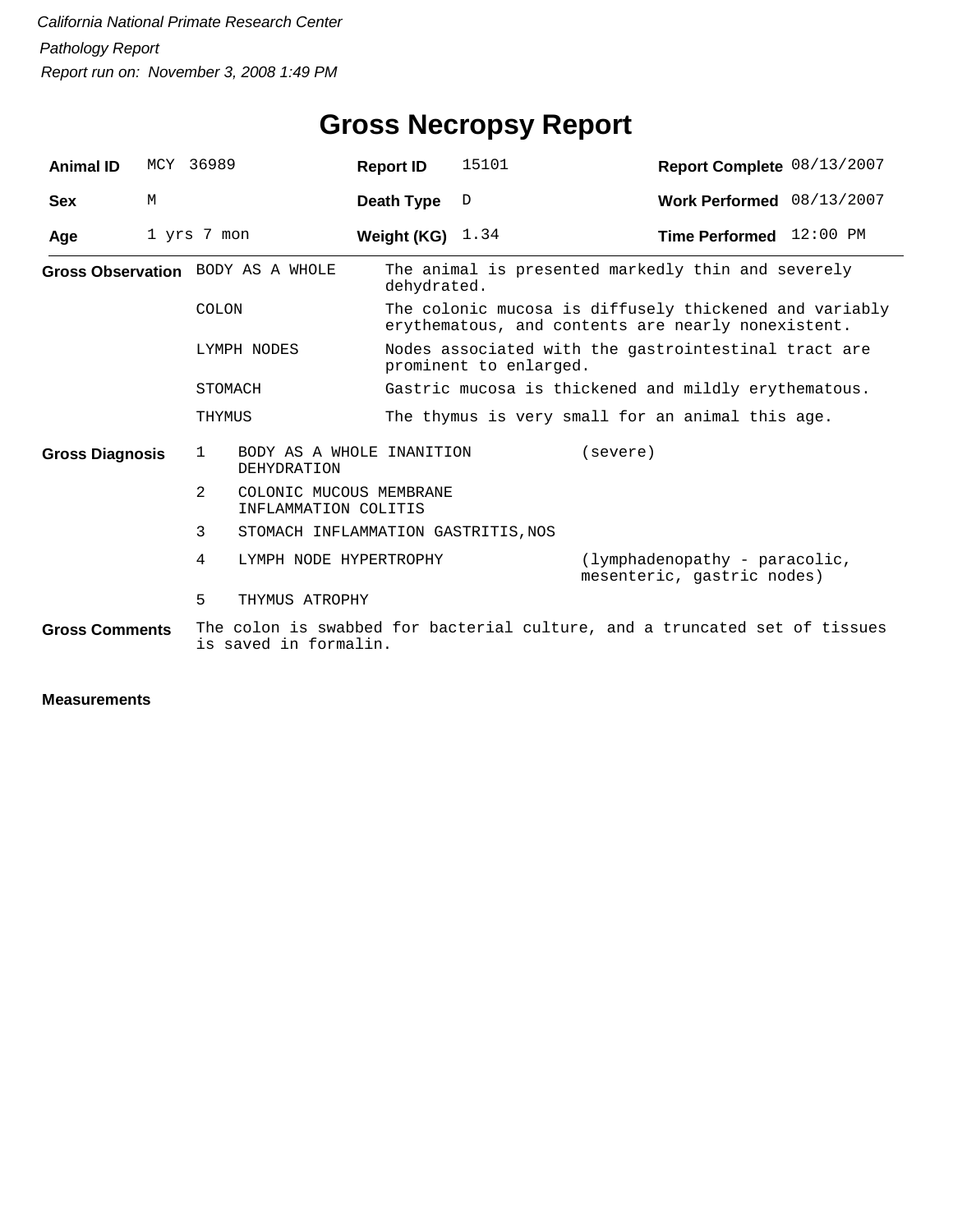*California National Primate Research Center*

*Pathology Report*

*Report run on: November 3, 2008 1:49 PM*

# Gross Necropsy Report

| | | | | | |
|---|---|---|---|---|---|
| **Animal ID** | MCY 36989 | **Report ID** | 15101 | **Report Complete** | 08/13/2007 |
| **Sex** | M | **Death Type** | D | **Work Performed** | 08/13/2007 |
| **Age** | 1 yrs 7 mon | **Weight (KG)** | 1.34 | **Time Performed** | 12:00 PM |

**Gross Observation**

| | |
|---|---|
| BODY AS A WHOLE | The animal is presented markedly thin and severely dehydrated. |
| COLON | The colonic mucosa is diffusely thickened and variably erythematous, and contents are nearly nonexistent. |
| LYMPH NODES | Nodes associated with the gastrointestinal tract are prominent to enlarged. |
| STOMACH | Gastric mucosa is thickened and mildly erythematous. |
| THYMUS | The thymus is very small for an animal this age. |

**Gross Diagnosis**

| | | |
|---|---|---|
| 1 | BODY AS A WHOLE INANITION DEHYDRATION | (severe) |
| 2 | COLONIC MUCOUS MEMBRANE INFLAMMATION COLITIS | |
| 3 | STOMACH INFLAMMATION GASTRITIS,NOS | |
| 4 | LYMPH NODE HYPERTROPHY | (lymphadenopathy - paracolic, mesenteric, gastric nodes) |
| 5 | THYMUS ATROPHY | |

**Gross Comments**

The colon is swabbed for bacterial culture, and a truncated set of tissues is saved in formalin.

**Measurements**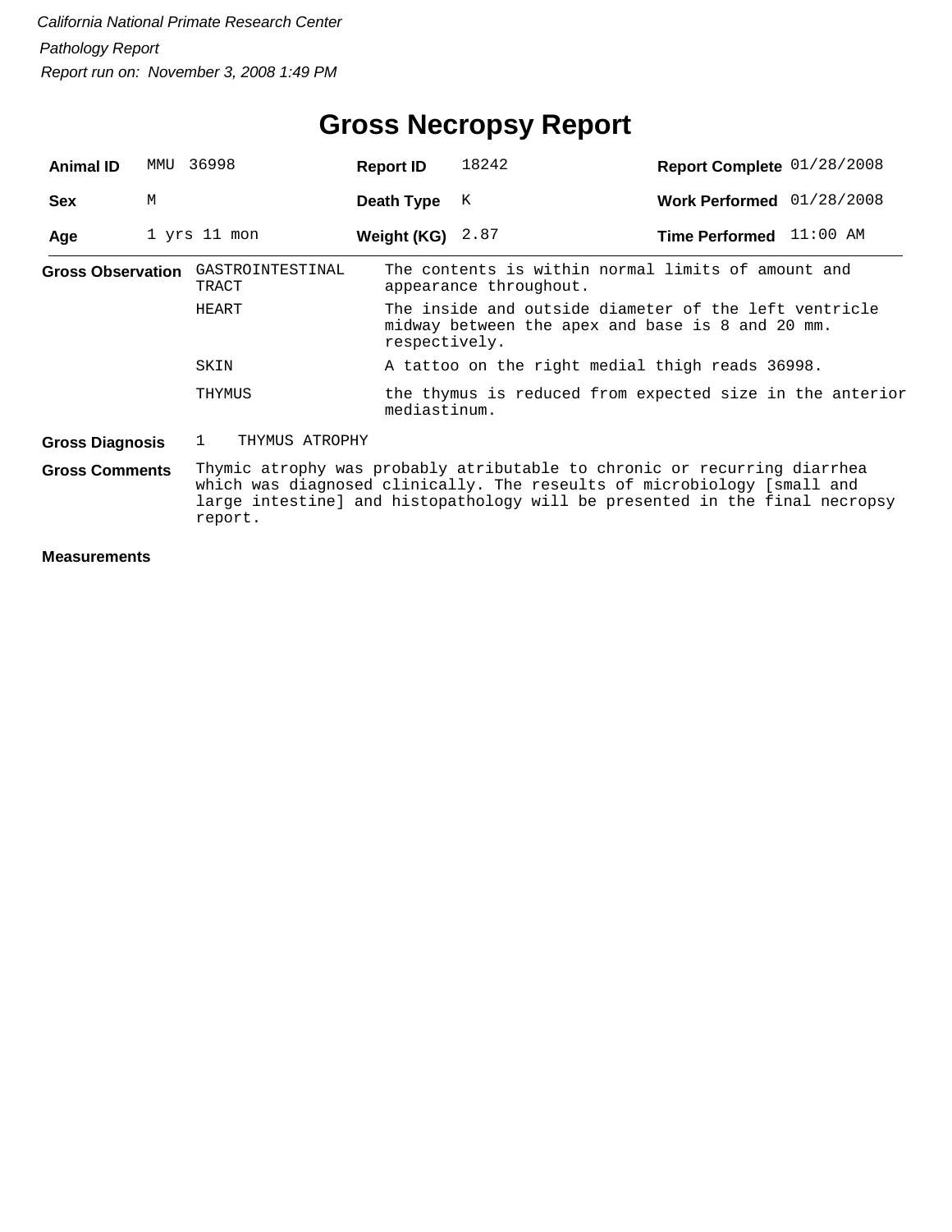*California National Primate Research Center*

*Pathology Report*

*Report run on: November 3, 2008 1:49 PM*

# Gross Necropsy Report

| **Animal ID** | MMU 36998 | **Report ID** | 18242 | **Report Complete** | 01/28/2008 |
|---|---|---|---|---|---|
| **Sex** | M | **Death Type** | K | **Work Performed** | 01/28/2008 |
| **Age** | 1 yrs 11 mon | **Weight (KG)** | 2.87 | **Time Performed** | 11:00 AM |

**Gross Observation**

| | |
|---|---|
| GASTROINTESTINAL TRACT | The contents is within normal limits of amount and appearance throughout. |
| HEART | The inside and outside diameter of the left ventricle midway between the apex and base is 8 and 20 mm. respectively. |
| SKIN | A tattoo on the right medial thigh reads 36998. |
| THYMUS | the thymus is reduced from expected size in the anterior mediastinum. |

**Gross Diagnosis**

1 THYMUS ATROPHY

**Gross Comments**

Thymic atrophy was probably atributable to chronic or recurring diarrhea which was diagnosed clinically. The reseults of microbiology [small and large intestine] and histopathology will be presented in the final necropsy report.

**Measurements**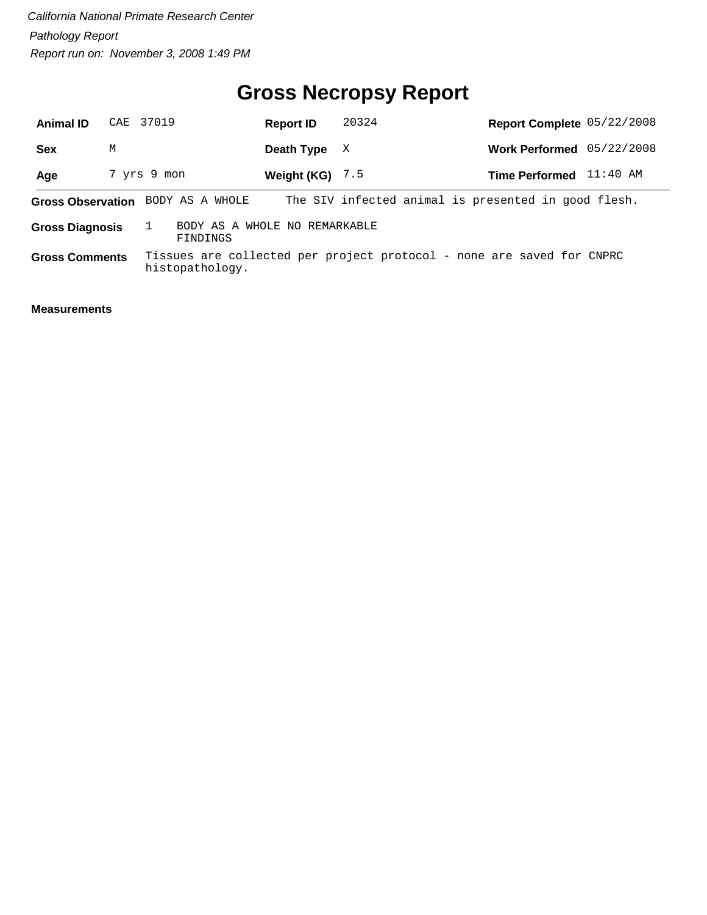*California National Primate Research Center*

*Pathology Report*

*Report run on: November 3, 2008 1:49 PM*

# Gross Necropsy Report

| | | | | | |
|---|---|---|---|---|---|
| **Animal ID** | CAE 37019 | **Report ID** | 20324 | **Report Complete** | 05/22/2008 |
| **Sex** | M | **Death Type** | X | **Work Performed** | 05/22/2008 |
| **Age** | 7 yrs 9 mon | **Weight (KG)** | 7.5 | **Time Performed** | 11:40 AM |

**Gross Observation** BODY AS A WHOLE The SIV infected animal is presented in good flesh.

**Gross Diagnosis** 1 BODY AS A WHOLE NO REMARKABLE FINDINGS

**Gross Comments** Tissues are collected per project protocol - none are saved for CNPRC histopathology.

**Measurements**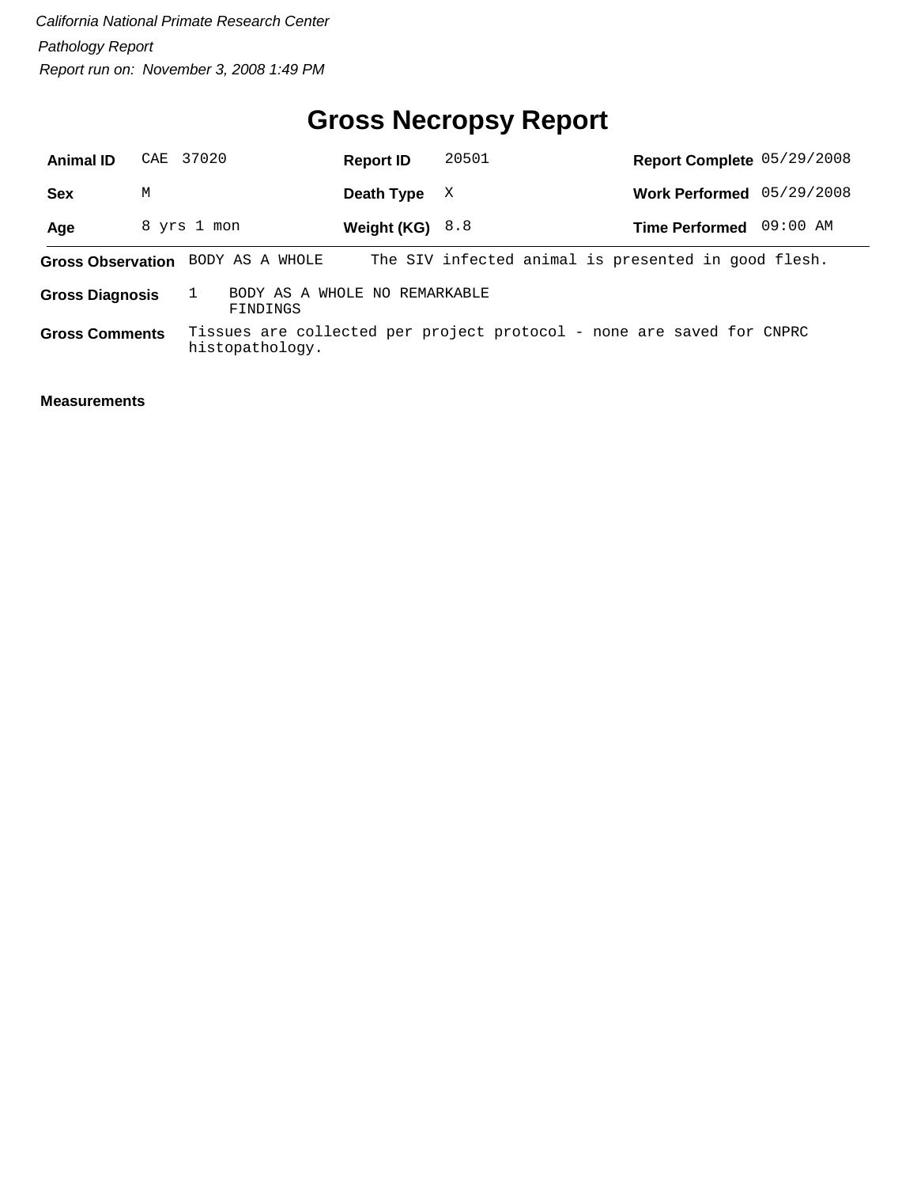*California National Primate Research Center*

*Pathology Report*

*Report run on: November 3, 2008 1:49 PM*

# Gross Necropsy Report

| | | | | | |
|---|---|---|---|---|---|
| **Animal ID** | CAE 37020 | **Report ID** | 20501 | **Report Complete** | 05/29/2008 |
| **Sex** | M | **Death Type** | X | **Work Performed** | 05/29/2008 |
| **Age** | 8 yrs 1 mon | **Weight (KG)** | 8.8 | **Time Performed** | 09:00 AM |

**Gross Observation** BODY AS A WHOLE The SIV infected animal is presented in good flesh.

**Gross Diagnosis** 1 BODY AS A WHOLE NO REMARKABLE FINDINGS

**Gross Comments** Tissues are collected per project protocol - none are saved for CNPRC histopathology.

**Measurements**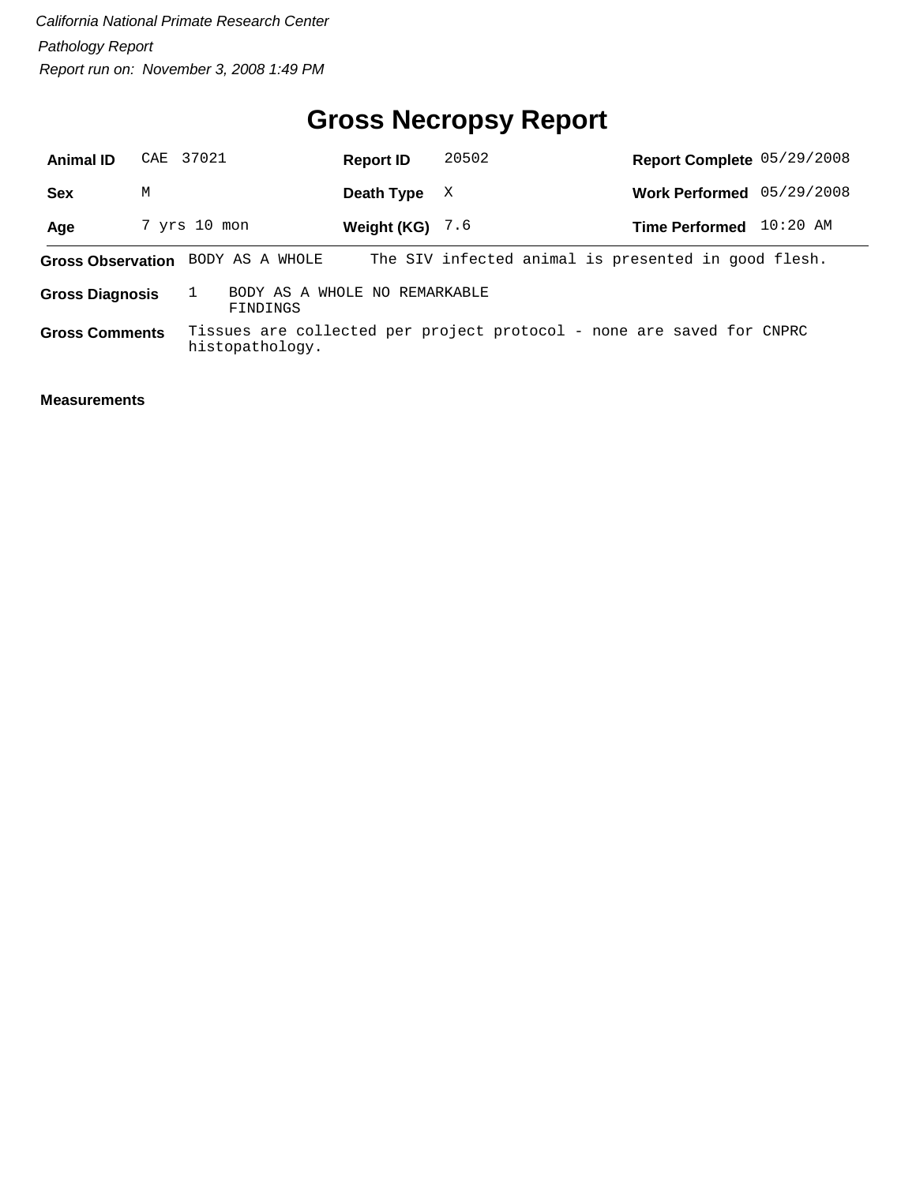*California National Primate Research Center*

*Pathology Report*

*Report run on: November 3, 2008 1:49 PM*

# Gross Necropsy Report

| | | | | | |
|---|---|---|---|---|---|
| **Animal ID** | CAE 37021 | **Report ID** | 20502 | **Report Complete** | 05/29/2008 |
| **Sex** | M | **Death Type** | X | **Work Performed** | 05/29/2008 |
| **Age** | 7 yrs 10 mon | **Weight (KG)** | 7.6 | **Time Performed** | 10:20 AM |

**Gross Observation** BODY AS A WHOLE The SIV infected animal is presented in good flesh.

**Gross Diagnosis** 1 BODY AS A WHOLE NO REMARKABLE FINDINGS

**Gross Comments** Tissues are collected per project protocol - none are saved for CNPRC histopathology.

**Measurements**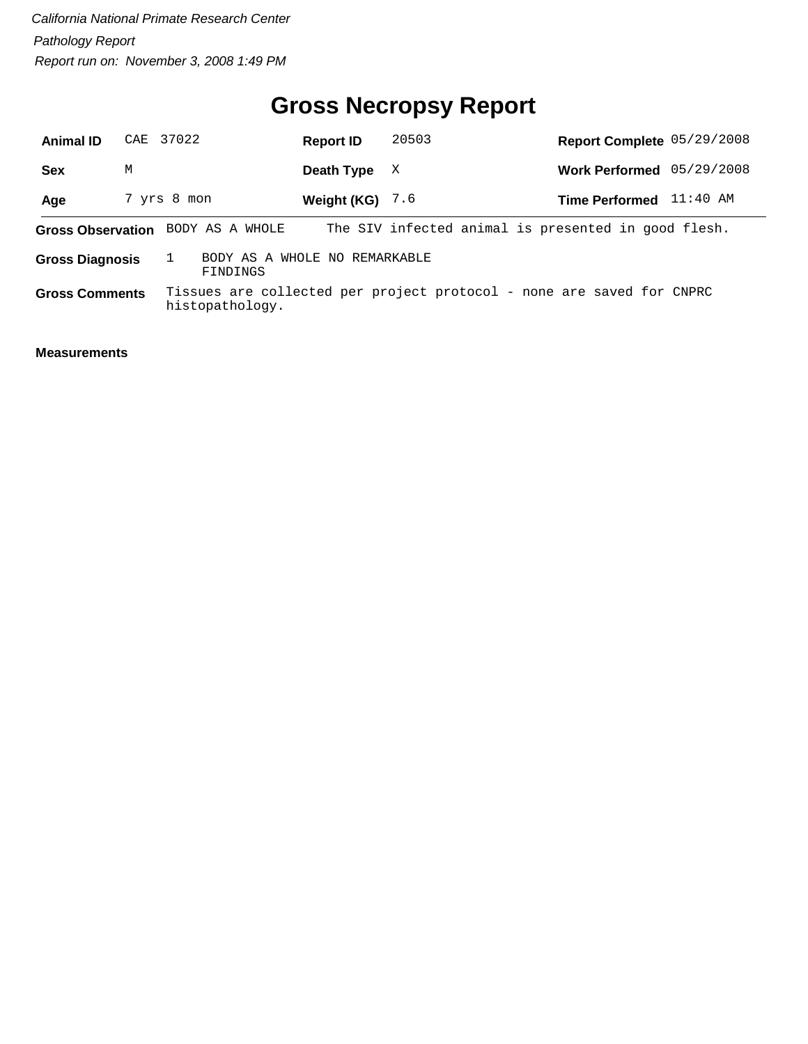*California National Primate Research Center*

*Pathology Report*

*Report run on: November 3, 2008 1:49 PM*

# Gross Necropsy Report

| | | | | | |
|---|---|---|---|---|---|
| **Animal ID** | CAE 37022 | **Report ID** | 20503 | **Report Complete** | 05/29/2008 |
| **Sex** | M | **Death Type** | X | **Work Performed** | 05/29/2008 |
| **Age** | 7 yrs 8 mon | **Weight (KG)** | 7.6 | **Time Performed** | 11:40 AM |

**Gross Observation** BODY AS A WHOLE The SIV infected animal is presented in good flesh.

**Gross Diagnosis** 1 BODY AS A WHOLE NO REMARKABLE FINDINGS

**Gross Comments** Tissues are collected per project protocol - none are saved for CNPRC histopathology.

**Measurements**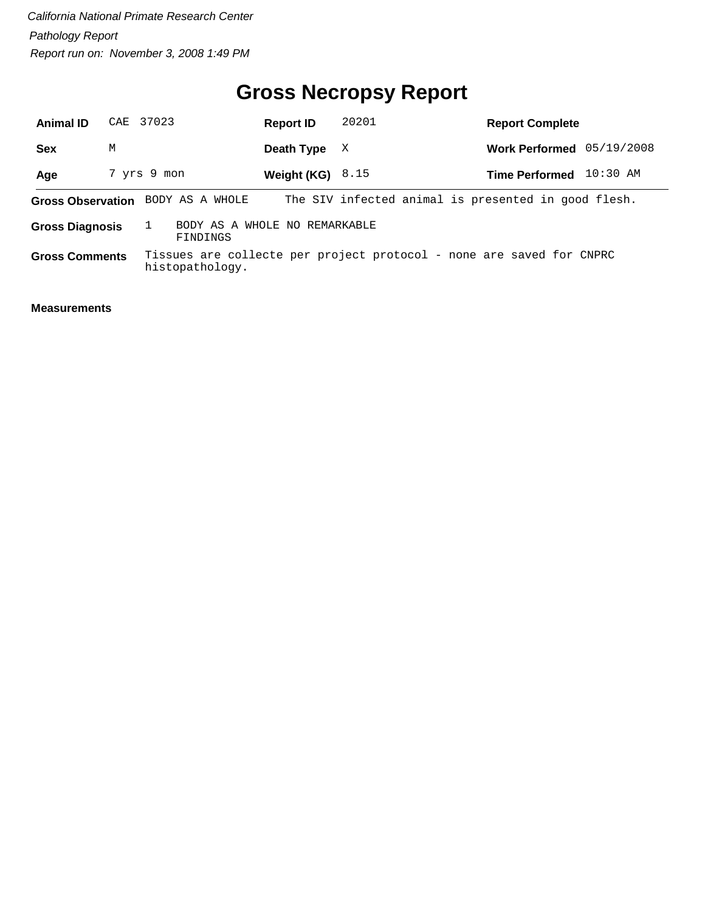*California National Primate Research Center*

*Pathology Report*

*Report run on: November 3, 2008 1:49 PM*

# Gross Necropsy Report

| **Animal ID** | CAE 37023 | **Report ID** | 20201 | **Report Complete** | |
|---|---|---|---|---|---|
| **Sex** | M | **Death Type** | X | **Work Performed** | 05/19/2008 |
| **Age** | 7 yrs 9 mon | **Weight (KG)** | 8.15 | **Time Performed** | 10:30 AM |

**Gross Observation** BODY AS A WHOLE The SIV infected animal is presented in good flesh.

**Gross Diagnosis** 1 BODY AS A WHOLE NO REMARKABLE FINDINGS

**Gross Comments** Tissues are collecte per project protocol - none are saved for CNPRC histopathology.

**Measurements**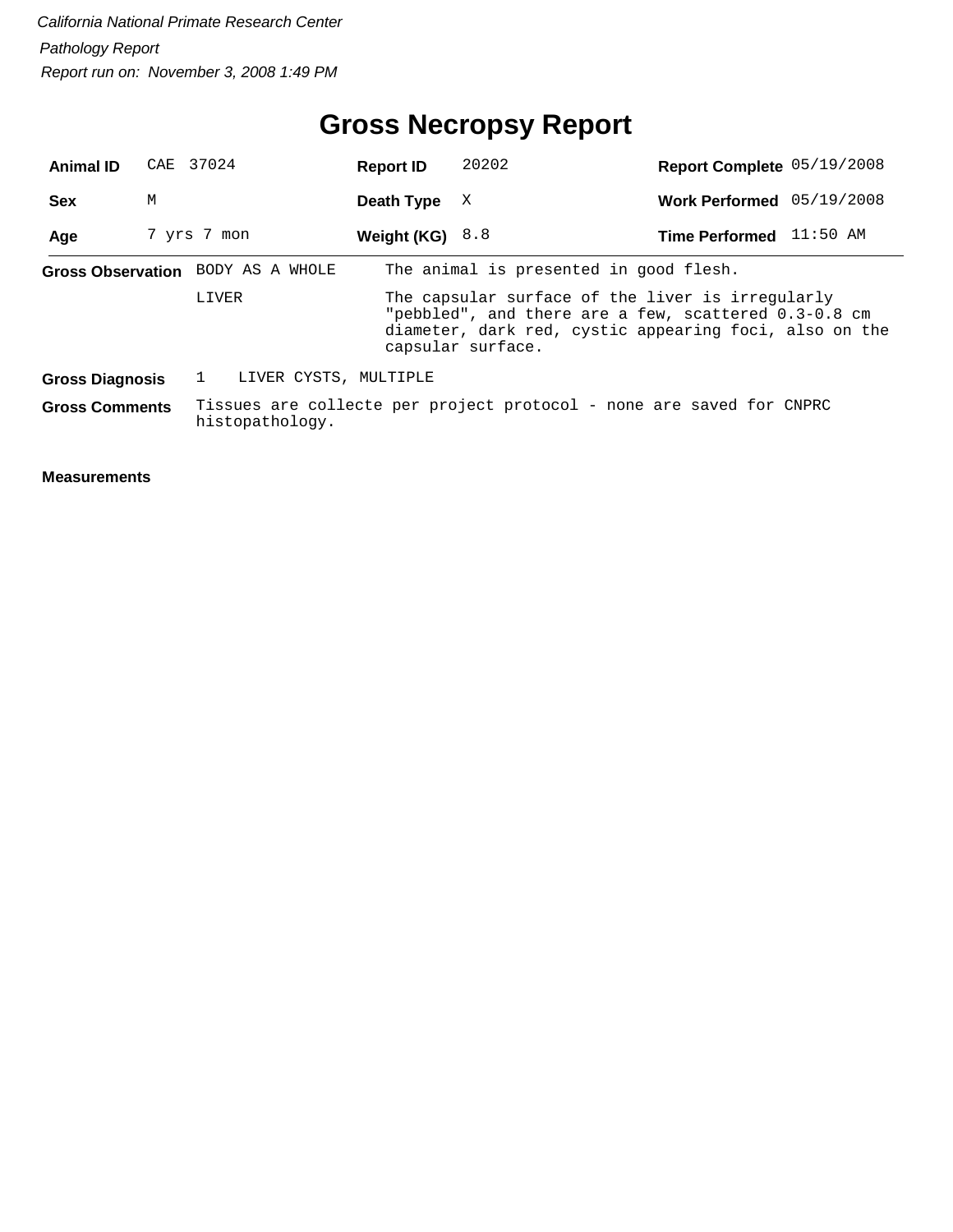*California National Primate Research Center*

*Pathology Report*

*Report run on: November 3, 2008 1:49 PM*

# Gross Necropsy Report

| **Animal ID** | CAE 37024 | **Report ID** | 20202 | **Report Complete** | 05/19/2008 |
|---|---|---|---|---|---|
| **Sex** | M | **Death Type** | X | **Work Performed** | 05/19/2008 |
| **Age** | 7 yrs 7 mon | **Weight (KG)** | 8.8 | **Time Performed** | 11:50 AM |

**Gross Observation**

| | |
|---|---|
| BODY AS A WHOLE | The animal is presented in good flesh. |
| LIVER | The capsular surface of the liver is irregularly "pebbled", and there are a few, scattered 0.3-0.8 cm diameter, dark red, cystic appearing foci, also on the capsular surface. |

**Gross Diagnosis**

1 LIVER CYSTS, MULTIPLE

**Gross Comments**

Tissues are collecte per project protocol - none are saved for CNPRC histopathology.

**Measurements**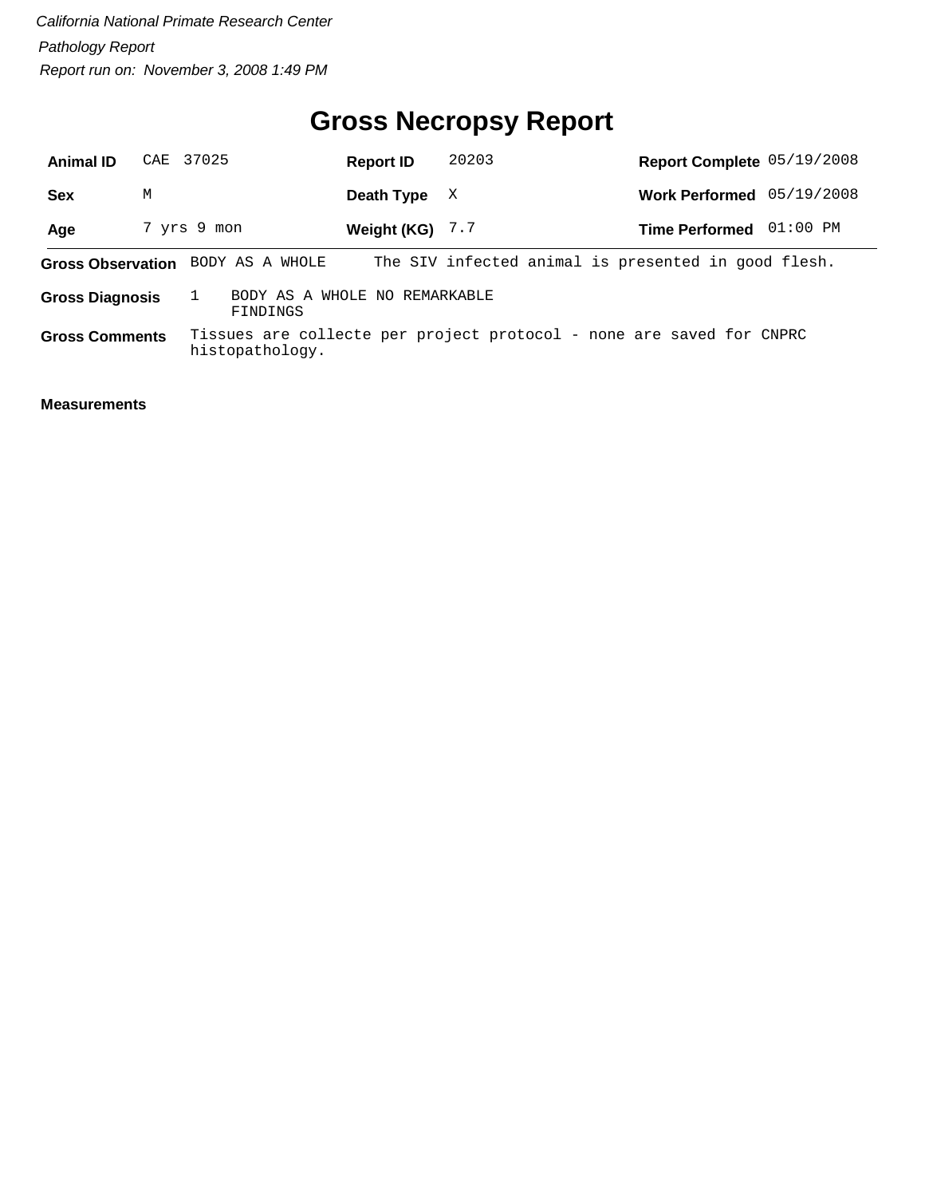*California National Primate Research Center*

*Pathology Report*

*Report run on: November 3, 2008 1:49 PM*

# Gross Necropsy Report

| **Animal ID** | CAE 37025 | **Report ID** | 20203 | **Report Complete** | 05/19/2008 |
|---|---|---|---|---|---|
| **Sex** | M | **Death Type** | X | **Work Performed** | 05/19/2008 |
| **Age** | 7 yrs 9 mon | **Weight (KG)** | 7.7 | **Time Performed** | 01:00 PM |

**Gross Observation** BODY AS A WHOLE The SIV infected animal is presented in good flesh.

**Gross Diagnosis** 1 BODY AS A WHOLE NO REMARKABLE FINDINGS

**Gross Comments** Tissues are collecte per project protocol - none are saved for CNPRC histopathology.

**Measurements**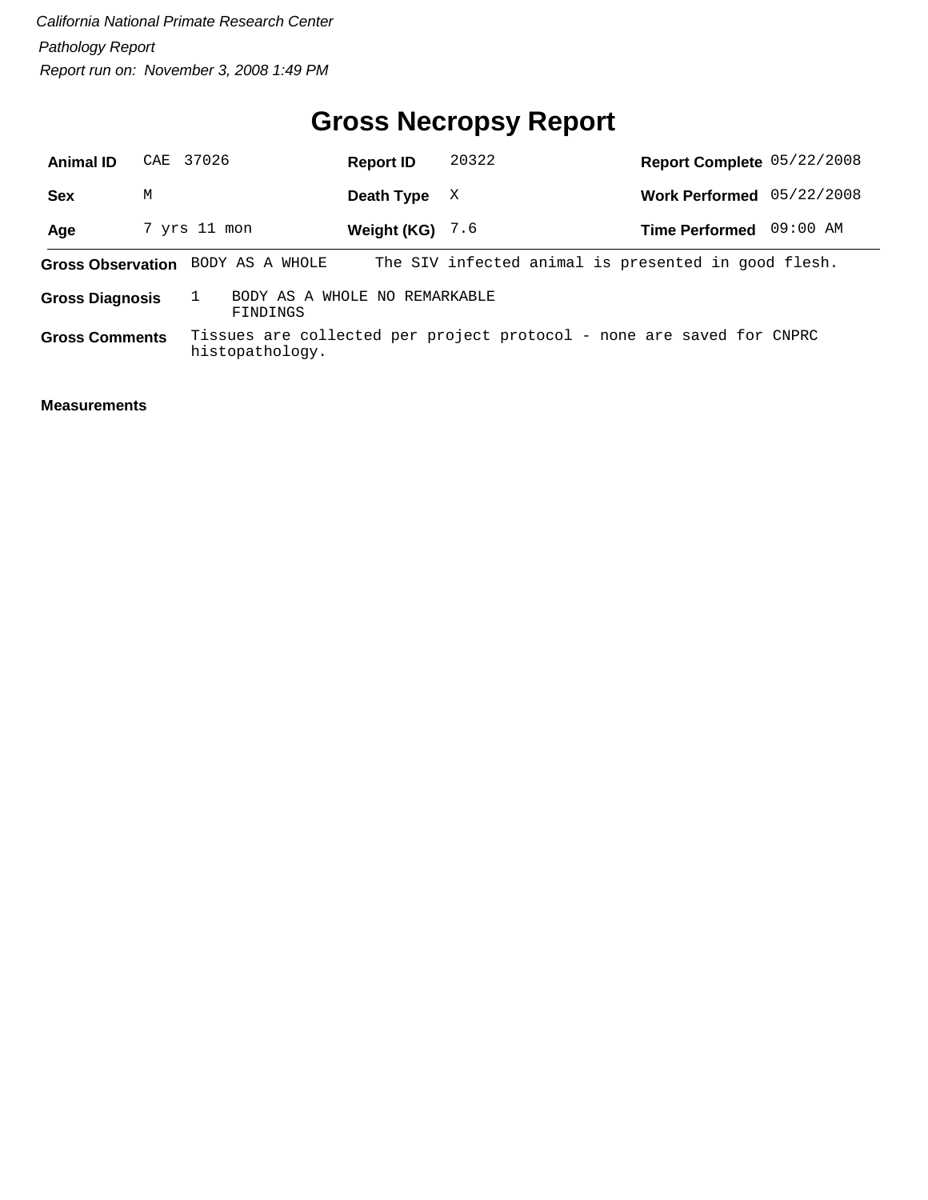*California National Primate Research Center*

*Pathology Report*

*Report run on: November 3, 2008 1:49 PM*

# Gross Necropsy Report

| | | | | | |
|---|---|---|---|---|---|
| **Animal ID** | CAE 37026 | **Report ID** | 20322 | **Report Complete** | 05/22/2008 |
| **Sex** | M | **Death Type** | X | **Work Performed** | 05/22/2008 |
| **Age** | 7 yrs 11 mon | **Weight (KG)** | 7.6 | **Time Performed** | 09:00 AM |

**Gross Observation** BODY AS A WHOLE The SIV infected animal is presented in good flesh.

**Gross Diagnosis** 1 BODY AS A WHOLE NO REMARKABLE FINDINGS

**Gross Comments** Tissues are collected per project protocol - none are saved for CNPRC histopathology.

**Measurements**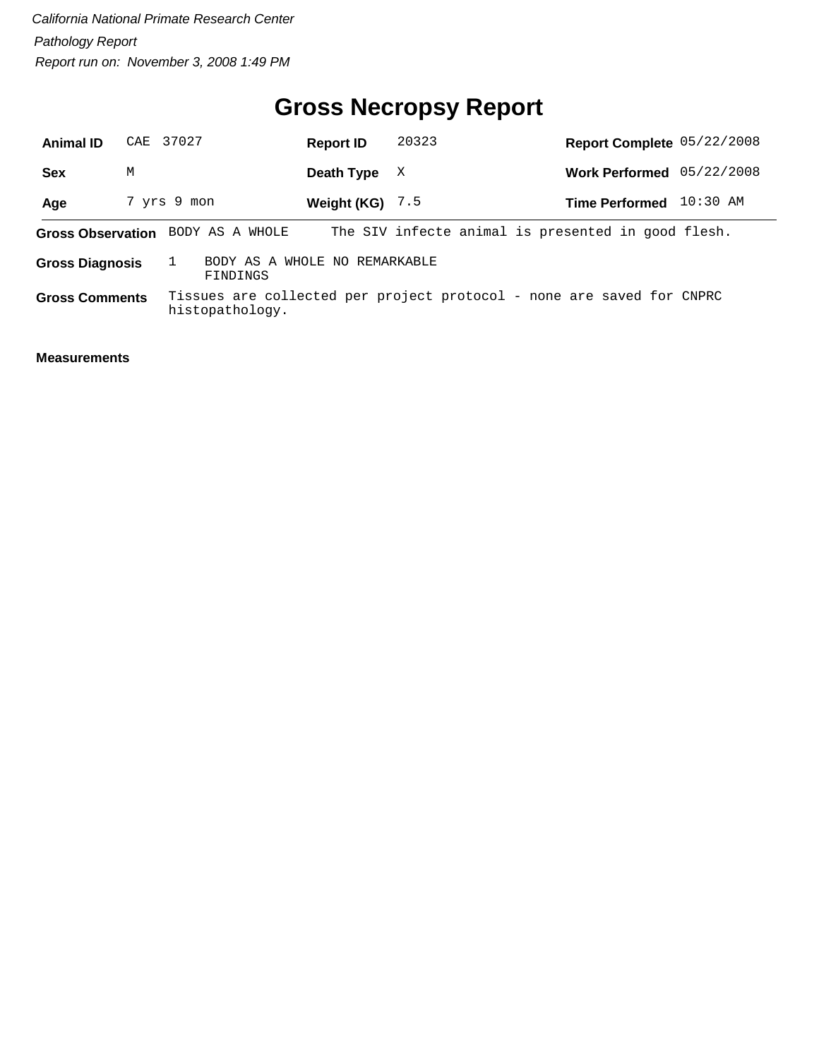*California National Primate Research Center*

*Pathology Report*

*Report run on: November 3, 2008 1:49 PM*

# Gross Necropsy Report

| **Animal ID** | CAE 37027 | **Report ID** | 20323 | **Report Complete** | 05/22/2008 |
|---|---|---|---|---|---|
| **Sex** | M | **Death Type** | X | **Work Performed** | 05/22/2008 |
| **Age** | 7 yrs 9 mon | **Weight (KG)** | 7.5 | **Time Performed** | 10:30 AM |

**Gross Observation** BODY AS A WHOLE The SIV infecte animal is presented in good flesh.

**Gross Diagnosis** 1 BODY AS A WHOLE NO REMARKABLE FINDINGS

**Gross Comments** Tissues are collected per project protocol - none are saved for CNPRC histopathology.

**Measurements**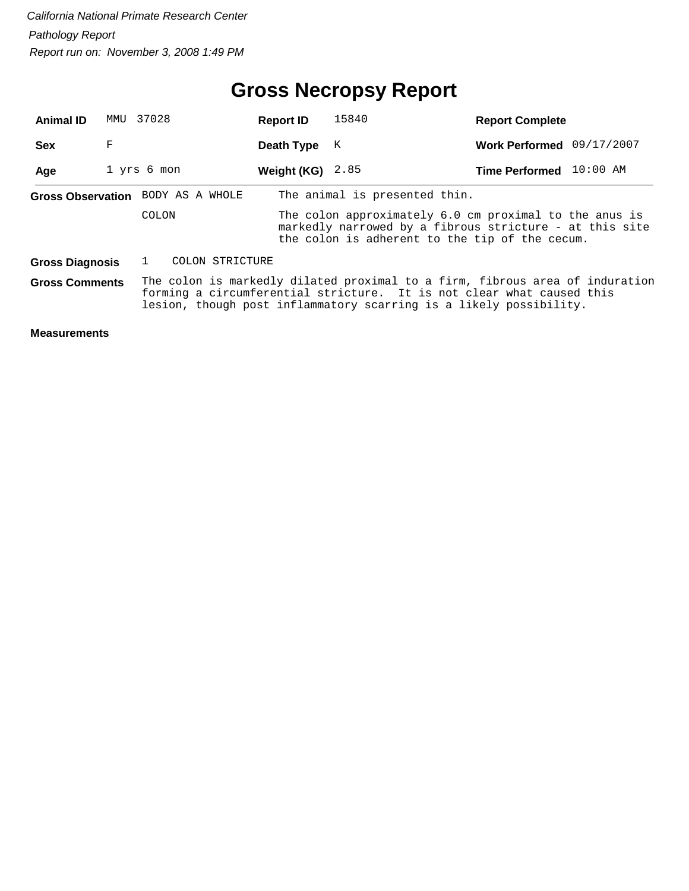*California National Primate Research Center*

*Pathology Report*

*Report run on: November 3, 2008 1:49 PM*

# Gross Necropsy Report

| | | | | | |
|---|---|---|---|---|---|
| **Animal ID** | MMU 37028 | **Report ID** | 15840 | **Report Complete** | |
| **Sex** | F | **Death Type** | K | **Work Performed** | 09/17/2007 |
| **Age** | 1 yrs 6 mon | **Weight (KG)** | 2.85 | **Time Performed** | 10:00 AM |

**Gross Observation**

| | |
|---|---|
| BODY AS A WHOLE | The animal is presented thin. |
| COLON | The colon approximately 6.0 cm proximal to the anus is markedly narrowed by a fibrous stricture - at this site the colon is adherent to the tip of the cecum. |

**Gross Diagnosis**

1 COLON STRICTURE

**Gross Comments**

The colon is markedly dilated proximal to a firm, fibrous area of induration forming a circumferential stricture. It is not clear what caused this lesion, though post inflammatory scarring is a likely possibility.

**Measurements**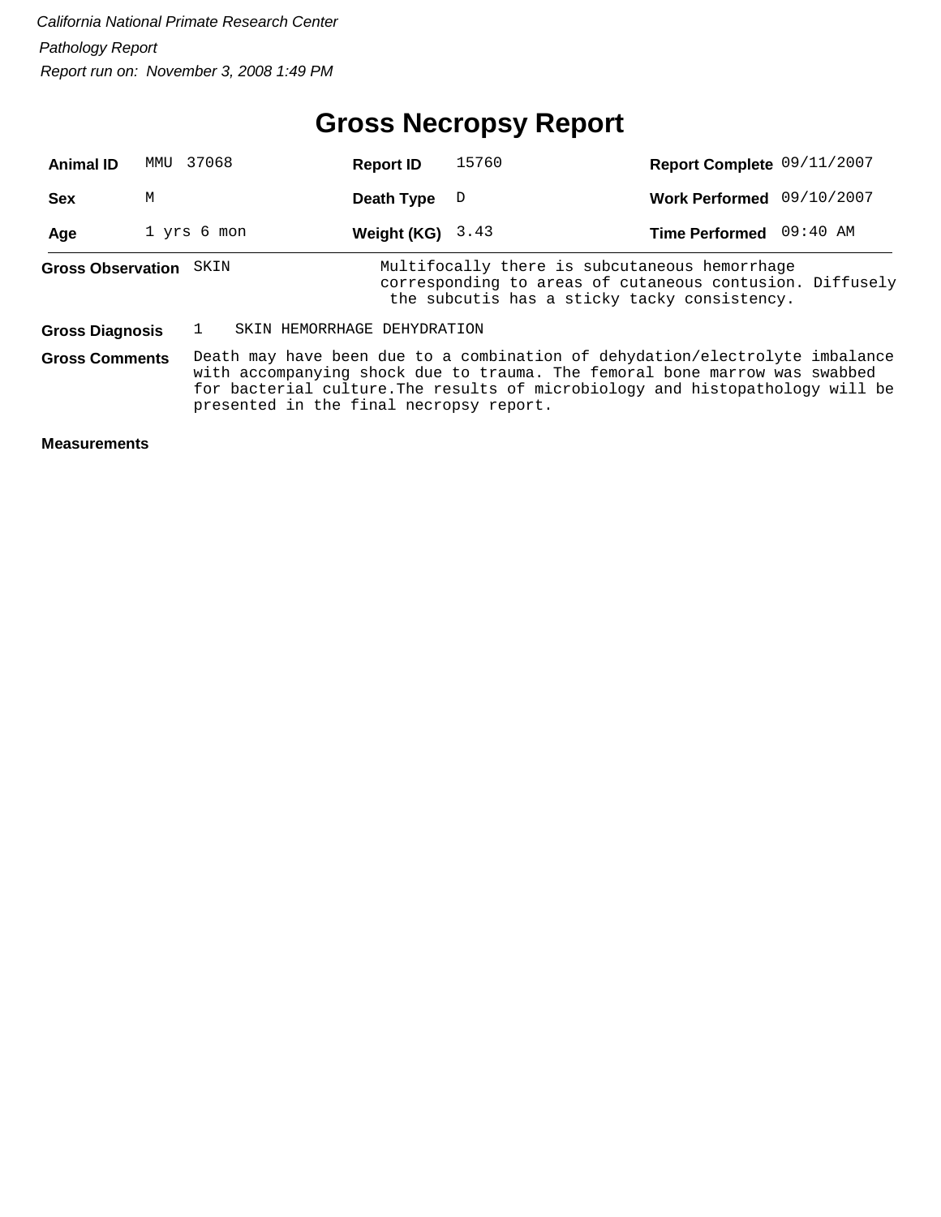*California National Primate Research Center*

*Pathology Report*

*Report run on: November 3, 2008 1:49 PM*

# Gross Necropsy Report

| | | | | | |
|---|---|---|---|---|---|
| **Animal ID** | MMU 37068 | **Report ID** | 15760 | **Report Complete** | 09/11/2007 |
| **Sex** | M | **Death Type** | D | **Work Performed** | 09/10/2007 |
| **Age** | 1 yrs 6 mon | **Weight (KG)** | 3.43 | **Time Performed** | 09:40 AM |

**Gross Observation** SKIN

Multifocally there is subcutaneous hemorrhage corresponding to areas of cutaneous contusion. Diffusely the subcutis has a sticky tacky consistency.

**Gross Diagnosis** 1 SKIN HEMORRHAGE DEHYDRATION

**Gross Comments** Death may have been due to a combination of dehydation/electrolyte imbalance with accompanying shock due to trauma. The femoral bone marrow was swabbed for bacterial culture.The results of microbiology and histopathology will be presented in the final necropsy report.

**Measurements**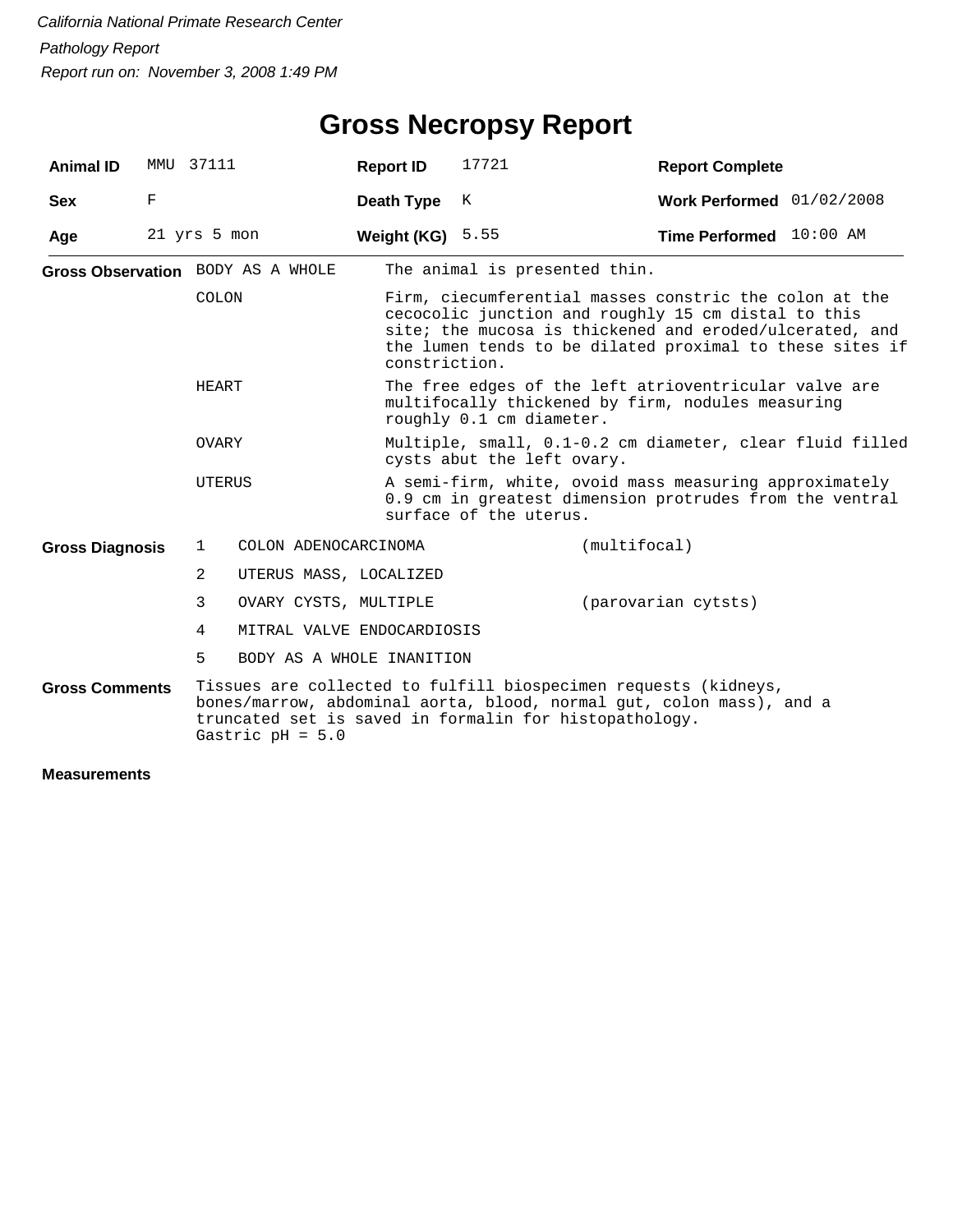*California National Primate Research Center*

*Pathology Report*

*Report run on: November 3, 2008 1:49 PM*

# Gross Necropsy Report

| | | | | | |
|---|---|---|---|---|---|
| **Animal ID** | MMU 37111 | **Report ID** | 17721 | **Report Complete** | |
| **Sex** | F | **Death Type** | K | **Work Performed** | 01/02/2008 |
| **Age** | 21 yrs 5 mon | **Weight (KG)** | 5.55 | **Time Performed** | 10:00 AM |

**Gross Observation**

| | |
|---|---|
| BODY AS A WHOLE | The animal is presented thin. |
| COLON | Firm, ciecumferential masses constric the colon at the cecocolic junction and roughly 15 cm distal to this site; the mucosa is thickened and eroded/ulcerated, and the lumen tends to be dilated proximal to these sites if constriction. |
| HEART | The free edges of the left atrioventricular valve are multifocally thickened by firm, nodules measuring roughly 0.1 cm diameter. |
| OVARY | Multiple, small, 0.1-0.2 cm diameter, clear fluid filled cysts abut the left ovary. |
| UTERUS | A semi-firm, white, ovoid mass measuring approximately 0.9 cm in greatest dimension protrudes from the ventral surface of the uterus. |

**Gross Diagnosis**

| | | |
|---|---|---|
| 1 | COLON ADENOCARCINOMA | (multifocal) |
| 2 | UTERUS MASS, LOCALIZED | |
| 3 | OVARY CYSTS, MULTIPLE | (parovarian cytsts) |
| 4 | MITRAL VALVE ENDOCARDIOSIS | |
| 5 | BODY AS A WHOLE INANITION | |

**Gross Comments**

Tissues are collected to fulfill biospecimen requests (kidneys, bones/marrow, abdominal aorta, blood, normal gut, colon mass), and a truncated set is saved in formalin for histopathology.
Gastric pH = 5.0

**Measurements**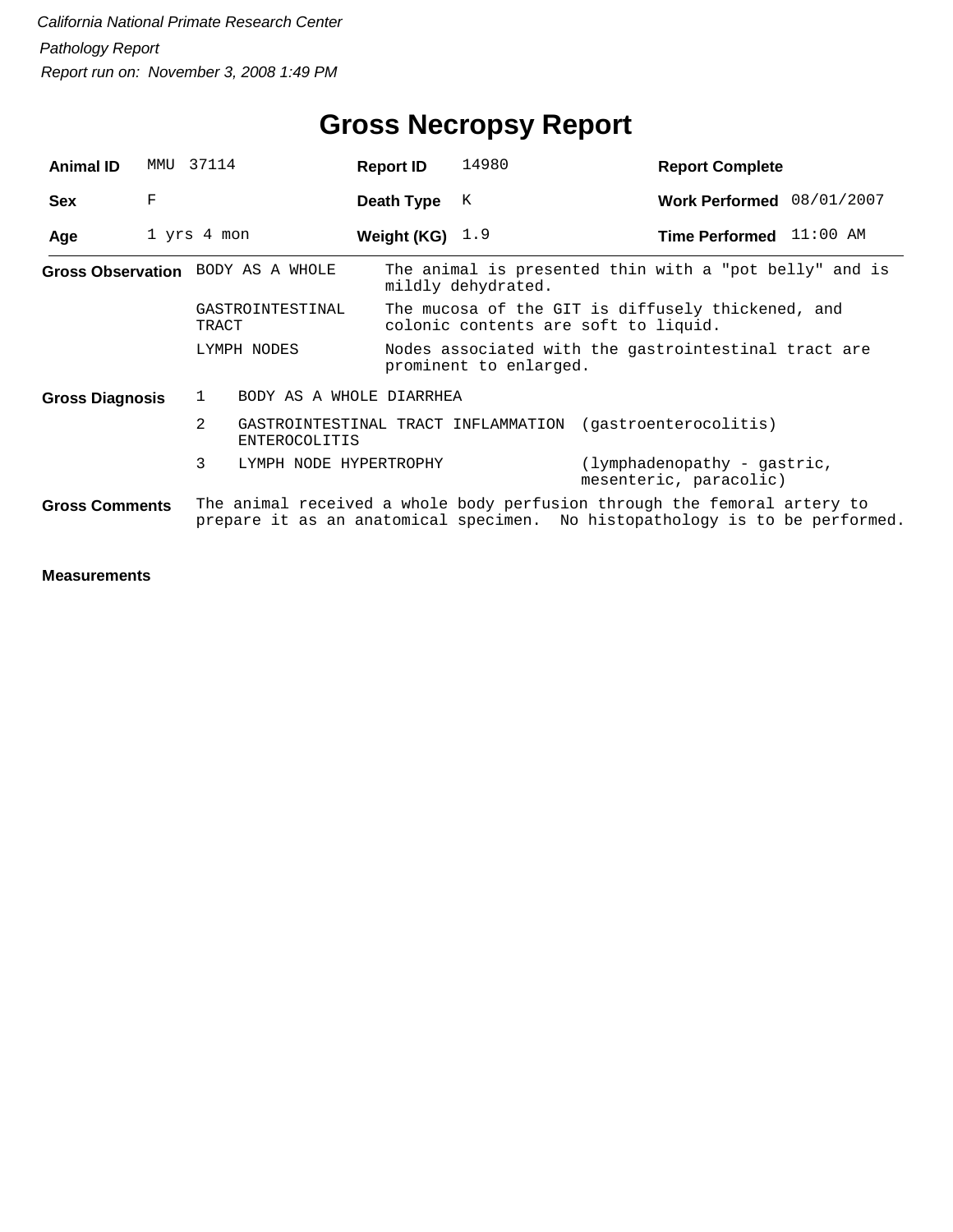*California National Primate Research Center*

*Pathology Report*

*Report run on: November 3, 2008 1:49 PM*

# Gross Necropsy Report

| **Animal ID** | MMU 37114 | **Report ID** | 14980 | **Report Complete** | |
|---|---|---|---|---|---|
| **Sex** | F | **Death Type** | K | **Work Performed** | 08/01/2007 |
| **Age** | 1 yrs 4 mon | **Weight (KG)** | 1.9 | **Time Performed** | 11:00 AM |

**Gross Observation**

| | |
|---|---|
| BODY AS A WHOLE | The animal is presented thin with a "pot belly" and is mildly dehydrated. |
| GASTROINTESTINAL TRACT | The mucosa of the GIT is diffusely thickened, and colonic contents are soft to liquid. |
| LYMPH NODES | Nodes associated with the gastrointestinal tract are prominent to enlarged. |

**Gross Diagnosis**

| | | |
|---|---|---|
| 1 | BODY AS A WHOLE DIARRHEA | |
| 2 | GASTROINTESTINAL TRACT INFLAMMATION ENTEROCOLITIS | (gastroenterocolitis) |
| 3 | LYMPH NODE HYPERTROPHY | (lymphadenopathy - gastric, mesenteric, paracolic) |

**Gross Comments**

The animal received a whole body perfusion through the femoral artery to prepare it as an anatomical specimen. No histopathology is to be performed.

**Measurements**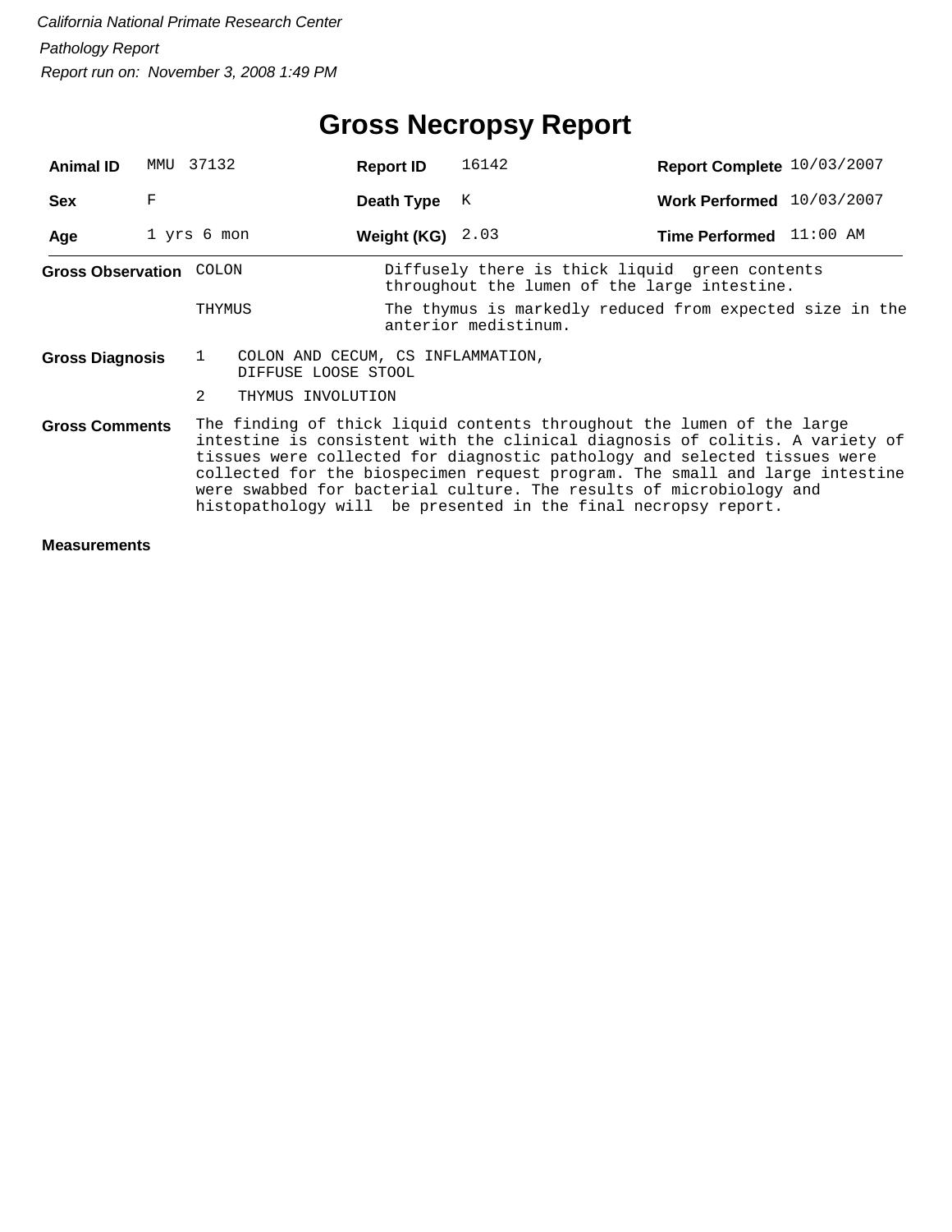*California National Primate Research Center*

*Pathology Report*

*Report run on: November 3, 2008 1:49 PM*

# Gross Necropsy Report

| **Animal ID** | MMU 37132 | **Report ID** | 16142 | **Report Complete** | 10/03/2007 |
|---|---|---|---|---|---|
| **Sex** | F | **Death Type** | K | **Work Performed** | 10/03/2007 |
| **Age** | 1 yrs 6 mon | **Weight (KG)** | 2.03 | **Time Performed** | 11:00 AM |

**Gross Observation**

| | |
|---|---|
| COLON | Diffusely there is thick liquid green contents throughout the lumen of the large intestine. |
| THYMUS | The thymus is markedly reduced from expected size in the anterior medistinum. |

**Gross Diagnosis**

1 COLON AND CECUM, CS INFLAMMATION, DIFFUSE LOOSE STOOL

2 THYMUS INVOLUTION

**Gross Comments**

The finding of thick liquid contents throughout the lumen of the large intestine is consistent with the clinical diagnosis of colitis. A variety of tissues were collected for diagnostic pathology and selected tissues were collected for the biospecimen request program. The small and large intestine were swabbed for bacterial culture. The results of microbiology and histopathology will be presented in the final necropsy report.

**Measurements**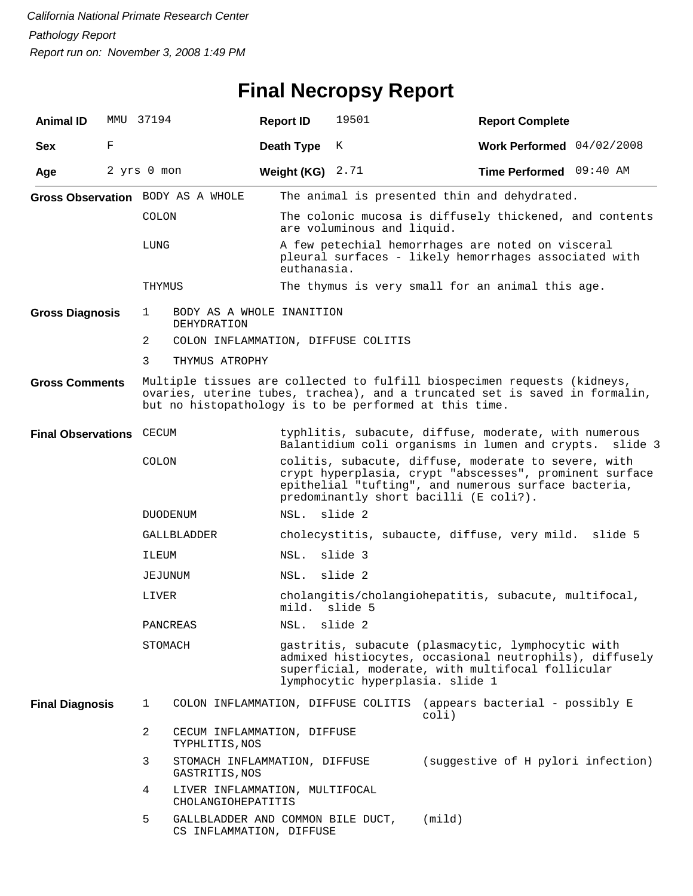*California National Primate Research Center*

*Pathology Report*

*Report run on: November 3, 2008 1:49 PM*

# Final Necropsy Report

| **Animal ID** | MMU 37194 | **Report ID** | 19501 | **Report Complete** | |
|---|---|---|---|---|---|
| **Sex** | F | **Death Type** | K | **Work Performed** | 04/02/2008 |
| **Age** | 2 yrs 0 mon | **Weight (KG)** | 2.71 | **Time Performed** | 09:40 AM |

**Gross Observation**

| | |
|---|---|
| BODY AS A WHOLE | The animal is presented thin and dehydrated. |
| COLON | The colonic mucosa is diffusely thickened, and contents are voluminous and liquid. |
| LUNG | A few petechial hemorrhages are noted on visceral pleural surfaces - likely hemorrhages associated with euthanasia. |
| THYMUS | The thymus is very small for an animal this age. |

**Gross Diagnosis**

1. BODY AS A WHOLE INANITION DEHYDRATION
2. COLON INFLAMMATION, DIFFUSE COLITIS
3. THYMUS ATROPHY

**Gross Comments**

Multiple tissues are collected to fulfill biospecimen requests (kidneys, ovaries, uterine tubes, trachea), and a truncated set is saved in formalin, but no histopathology is to be performed at this time.

**Final Observations**

| | |
|---|---|
| CECUM | typhlitis, subacute, diffuse, moderate, with numerous Balantidium coli organisms in lumen and crypts. slide 3 |
| COLON | colitis, subacute, diffuse, moderate to severe, with crypt hyperplasia, crypt "abscesses", prominent surface epithelial "tufting", and numerous surface bacteria, predominantly short bacilli (E coli?). |
| DUODENUM | NSL. slide 2 |
| GALLBLADDER | cholecystitis, subaucte, diffuse, very mild. slide 5 |
| ILEUM | NSL. slide 3 |
| JEJUNUM | NSL. slide 2 |
| LIVER | cholangitis/cholangiohepatitis, subacute, multifocal, mild. slide 5 |
| PANCREAS | NSL. slide 2 |
| STOMACH | gastritis, subacute (plasmacytic, lymphocytic with admixed histiocytes, occasional neutrophils), diffusely superficial, moderate, with multifocal follicular lymphocytic hyperplasia. slide 1 |

**Final Diagnosis**

| | | |
|---|---|---|
| 1 | COLON INFLAMMATION, DIFFUSE COLITIS | (appears bacterial - possibly E coli) |
| 2 | CECUM INFLAMMATION, DIFFUSE TYPHLITIS,NOS | |
| 3 | STOMACH INFLAMMATION, DIFFUSE GASTRITIS,NOS | (suggestive of H pylori infection) |
| 4 | LIVER INFLAMMATION, MULTIFOCAL CHOLANGIOHEPATITIS | |
| 5 | GALLBLADDER AND COMMON BILE DUCT, CS INFLAMMATION, DIFFUSE | (mild) |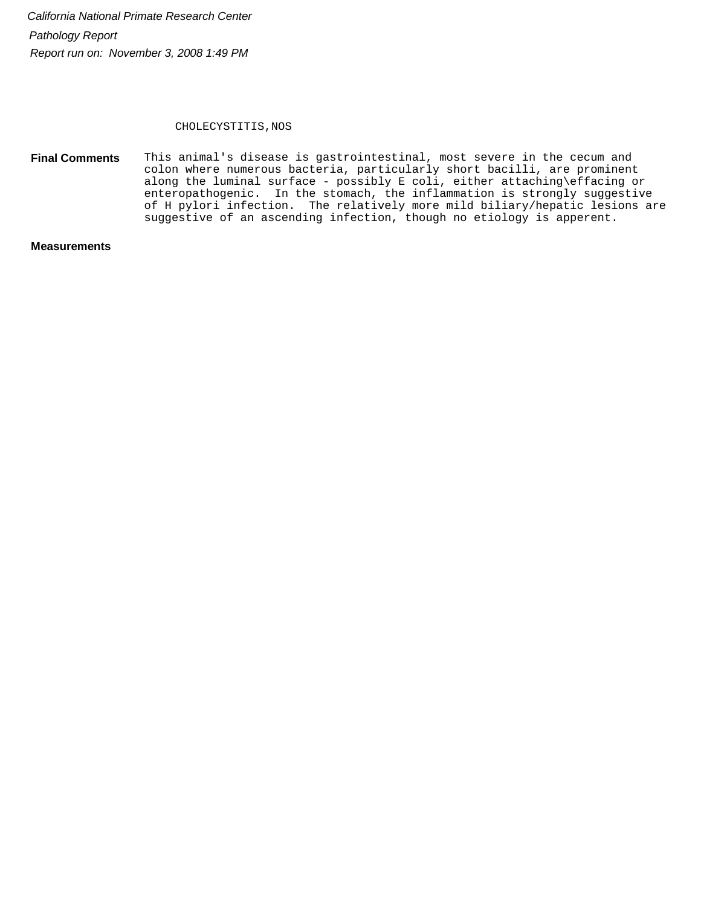CHOLECYSTITIS,NOS

**Final Comments** This animal's disease is gastrointestinal, most severe in the cecum and colon where numerous bacteria, particularly short bacilli, are prominent along the luminal surface - possibly E coli, either attaching\effacing or enteropathogenic. In the stomach, the inflammation is strongly suggestive of H pylori infection. The relatively more mild biliary/hepatic lesions are suggestive of an ascending infection, though no etiology is apperent.

**Measurements**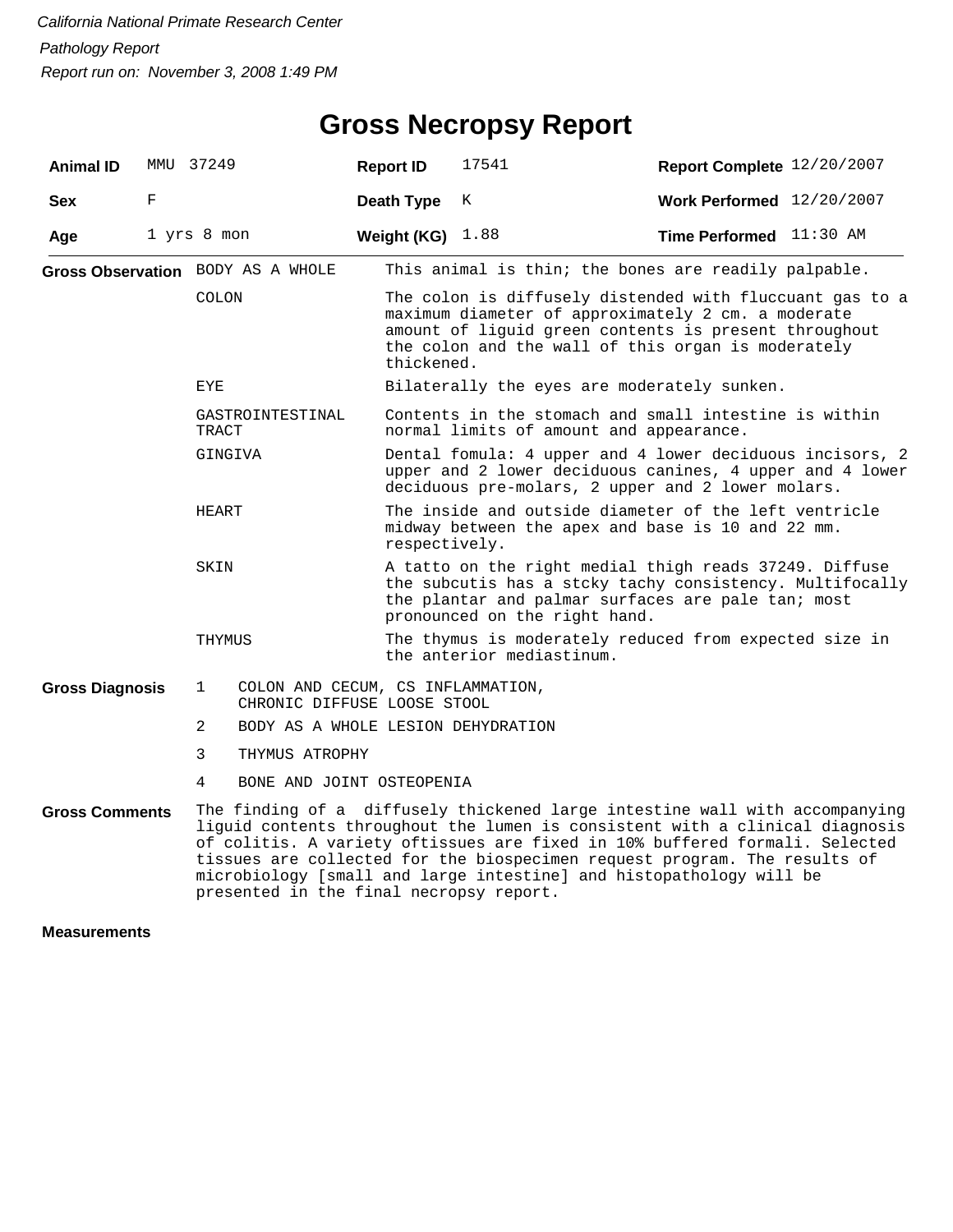*California National Primate Research Center*

*Pathology Report*

*Report run on: November 3, 2008 1:49 PM*

# Gross Necropsy Report

| **Animal ID** | MMU 37249 | **Report ID** | 17541 | **Report Complete** | 12/20/2007 |
|---|---|---|---|---|---|
| **Sex** | F | **Death Type** | K | **Work Performed** | 12/20/2007 |
| **Age** | 1 yrs 8 mon | **Weight (KG)** | 1.88 | **Time Performed** | 11:30 AM |

**Gross Observation**

| | |
|---|---|
| BODY AS A WHOLE | This animal is thin; the bones are readily palpable. |
| COLON | The colon is diffusely distended with fluccuant gas to a maximum diameter of approximately 2 cm. a moderate amount of liguid green contents is present throughout the colon and the wall of this organ is moderately thickened. |
| EYE | Bilaterally the eyes are moderately sunken. |
| GASTROINTESTINAL TRACT | Contents in the stomach and small intestine is within normal limits of amount and appearance. |
| GINGIVA | Dental fomula: 4 upper and 4 lower deciduous incisors, 2 upper and 2 lower deciduous canines, 4 upper and 4 lower deciduous pre-molars, 2 upper and 2 lower molars. |
| HEART | The inside and outside diameter of the left ventricle midway between the apex and base is 10 and 22 mm. respectively. |
| SKIN | A tatto on the right medial thigh reads 37249. Diffuse the subcutis has a stcky tachy consistency. Multifocally the plantar and palmar surfaces are pale tan; most pronounced on the right hand. |
| THYMUS | The thymus is moderately reduced from expected size in the anterior mediastinum. |

**Gross Diagnosis**

1. COLON AND CECUM, CS INFLAMMATION, CHRONIC DIFFUSE LOOSE STOOL
2. BODY AS A WHOLE LESION DEHYDRATION
3. THYMUS ATROPHY
4. BONE AND JOINT OSTEOPENIA

**Gross Comments**

The finding of a diffusely thickened large intestine wall with accompanying liguid contents throughout the lumen is consistent with a clinical diagnosis of colitis. A variety oftissues are fixed in 10% buffered formali. Selected tissues are collected for the biospecimen request program. The results of microbiology [small and large intestine] and histopathology will be presented in the final necropsy report.

**Measurements**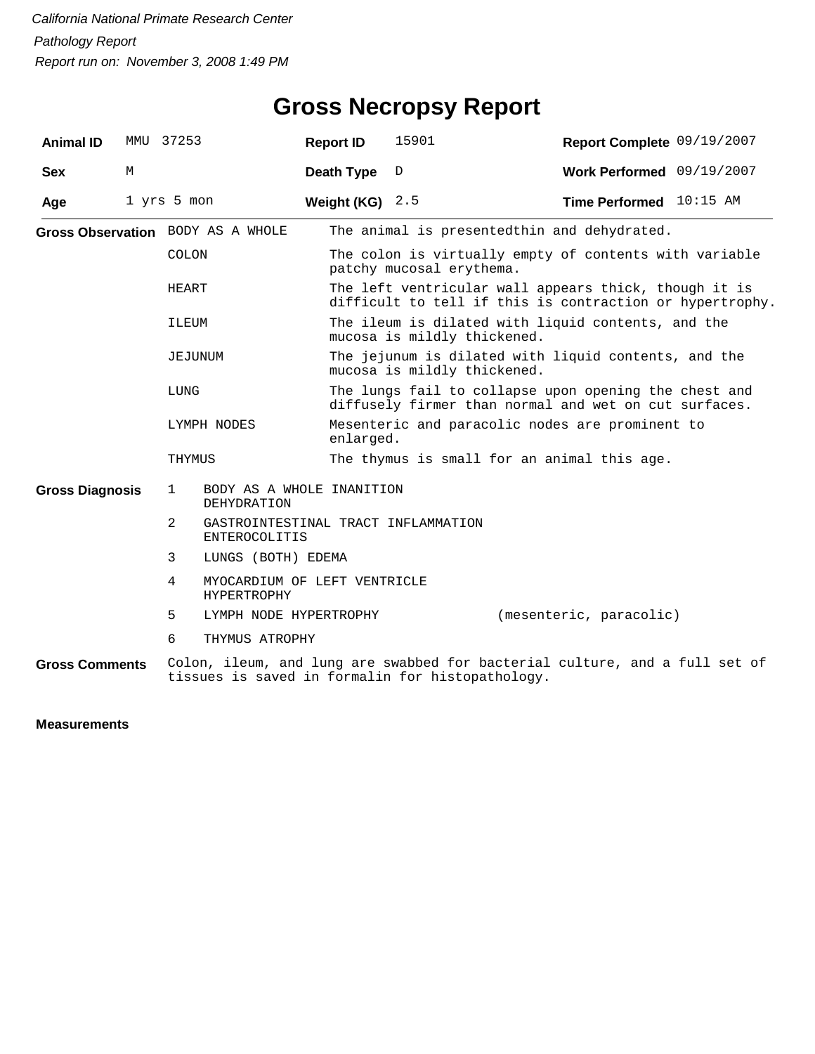*California National Primate Research Center*

*Pathology Report*

*Report run on: November 3, 2008 1:49 PM*

# Gross Necropsy Report

| | | | | | |
|---|---|---|---|---|---|
| **Animal ID** | MMU 37253 | **Report ID** | 15901 | **Report Complete** | 09/19/2007 |
| **Sex** | M | **Death Type** | D | **Work Performed** | 09/19/2007 |
| **Age** | 1 yrs 5 mon | **Weight (KG)** | 2.5 | **Time Performed** | 10:15 AM |

## Gross Observation

| | |
|---|---|
| BODY AS A WHOLE | The animal is presentedthin and dehydrated. |
| COLON | The colon is virtually empty of contents with variable patchy mucosal erythema. |
| HEART | The left ventricular wall appears thick, though it is difficult to tell if this is contraction or hypertrophy. |
| ILEUM | The ileum is dilated with liquid contents, and the mucosa is mildly thickened. |
| JEJUNUM | The jejunum is dilated with liquid contents, and the mucosa is mildly thickened. |
| LUNG | The lungs fail to collapse upon opening the chest and diffusely firmer than normal and wet on cut surfaces. |
| LYMPH NODES | Mesenteric and paracolic nodes are prominent to enlarged. |
| THYMUS | The thymus is small for an animal this age. |

## Gross Diagnosis

1. BODY AS A WHOLE INANITION
   DEHYDRATION
2. GASTROINTESTINAL TRACT INFLAMMATION
   ENTEROCOLITIS
3. LUNGS (BOTH) EDEMA
4. MYOCARDIUM OF LEFT VENTRICLE
   HYPERTROPHY
5. LYMPH NODE HYPERTROPHY (mesenteric, paracolic)
6. THYMUS ATROPHY

## Gross Comments

Colon, ileum, and lung are swabbed for bacterial culture, and a full set of tissues is saved in formalin for histopathology.

## Measurements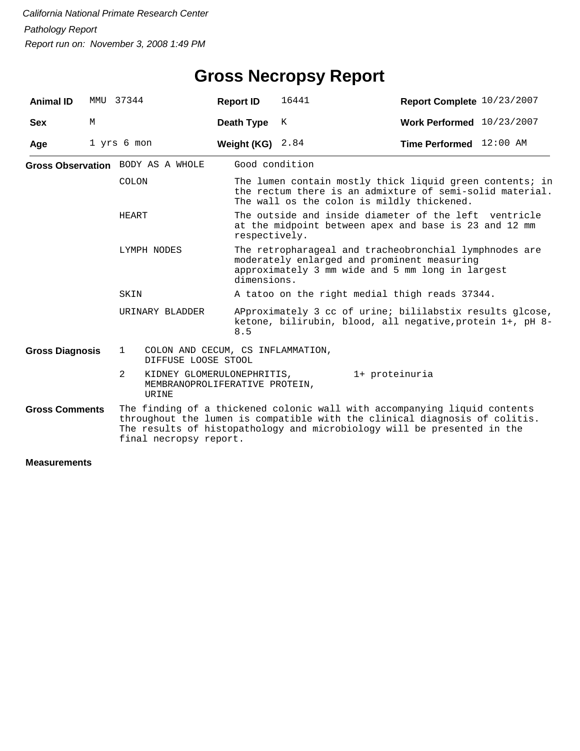*California National Primate Research Center*

*Pathology Report*

*Report run on: November 3, 2008 1:49 PM*

# Gross Necropsy Report

| | | | | | |
|---|---|---|---|---|---|
| **Animal ID** | MMU 37344 | **Report ID** | 16441 | **Report Complete** | 10/23/2007 |
| **Sex** | M | **Death Type** | K | **Work Performed** | 10/23/2007 |
| **Age** | 1 yrs 6 mon | **Weight (KG)** | 2.84 | **Time Performed** | 12:00 AM |

**Gross Observation**

| | |
|---|---|
| BODY AS A WHOLE | Good condition |
| COLON | The lumen contain mostly thick liquid green contents; in the rectum there is an admixture of semi-solid material. The wall os the colon is mildly thickened. |
| HEART | The outside and inside diameter of the left ventricle at the midpoint between apex and base is 23 and 12 mm respectively. |
| LYMPH NODES | The retropharageal and tracheobronchial lymphnodes are moderately enlarged and prominent measuring approximately 3 mm wide and 5 mm long in largest dimensions. |
| SKIN | A tatoo on the right medial thigh reads 37344. |
| URINARY BLADDER | APproximately 3 cc of urine; bililabstix results glcose, ketone, bilirubin, blood, all negative,protein 1+, pH 8-8.5 |

**Gross Diagnosis**

| | | |
|---|---|---|
| 1 | COLON AND CECUM, CS INFLAMMATION, DIFFUSE LOOSE STOOL | |
| 2 | KIDNEY GLOMERULONEPHRITIS, MEMBRANOPROLIFERATIVE PROTEIN, URINE | 1+ proteinuria |

**Gross Comments**

The finding of a thickened colonic wall with accompanying liquid contents throughout the lumen is compatible with the clinical diagnosis of colitis. The results of histopathology and microbiology will be presented in the final necropsy report.

**Measurements**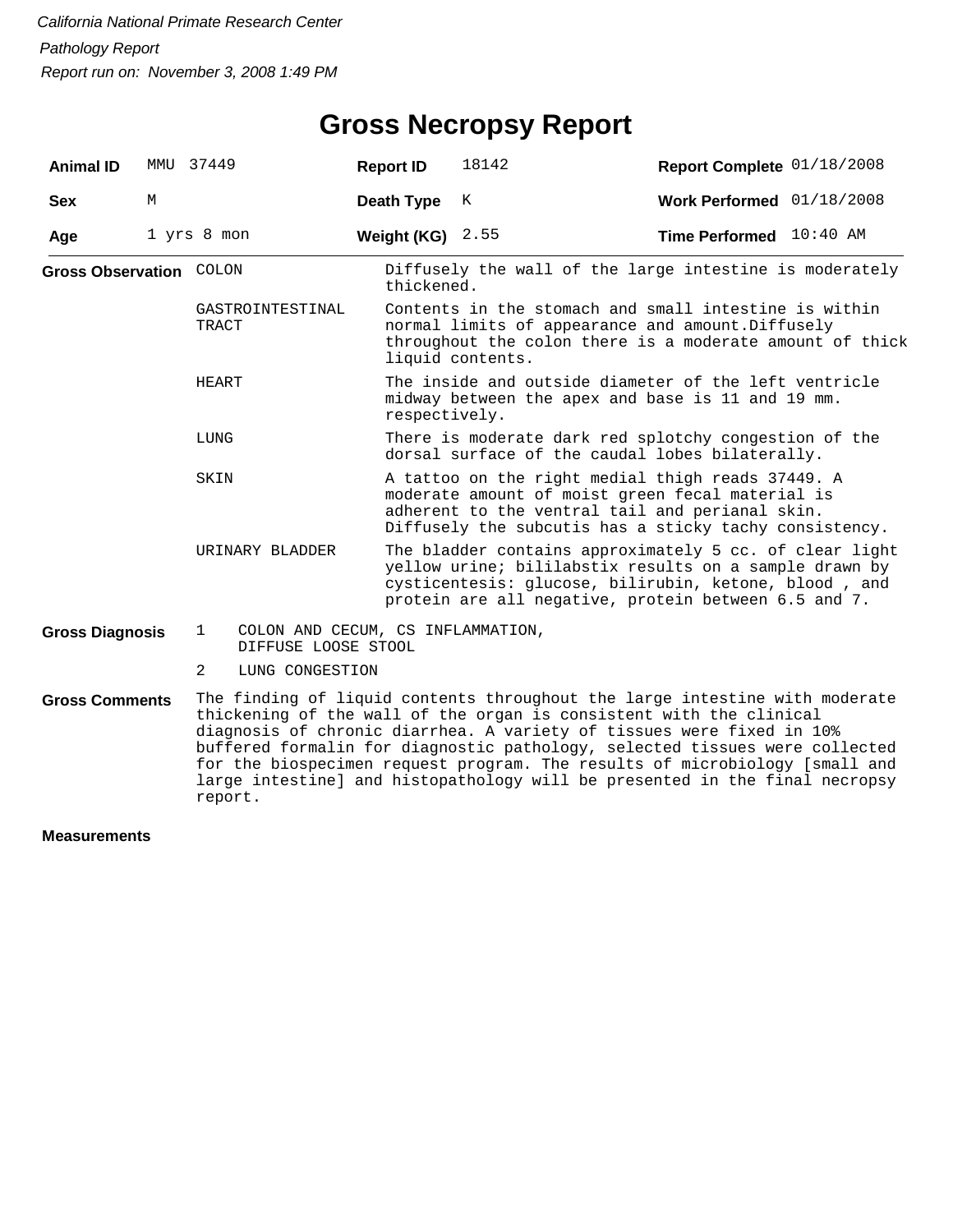*California National Primate Research Center*

*Pathology Report*

*Report run on: November 3, 2008 1:49 PM*

# Gross Necropsy Report

| | | | | | |
|---|---|---|---|---|---|
| **Animal ID** | MMU 37449 | **Report ID** | 18142 | **Report Complete** | 01/18/2008 |
| **Sex** | M | **Death Type** | K | **Work Performed** | 01/18/2008 |
| **Age** | 1 yrs 8 mon | **Weight (KG)** | 2.55 | **Time Performed** | 10:40 AM |

**Gross Observation**

| | |
|---|---|
| COLON | Diffusely the wall of the large intestine is moderately thickened. |
| GASTROINTESTINAL TRACT | Contents in the stomach and small intestine is within normal limits of appearance and amount.Diffusely throughout the colon there is a moderate amount of thick liquid contents. |
| HEART | The inside and outside diameter of the left ventricle midway between the apex and base is 11 and 19 mm. respectively. |
| LUNG | There is moderate dark red splotchy congestion of the dorsal surface of the caudal lobes bilaterally. |
| SKIN | A tattoo on the right medial thigh reads 37449. A moderate amount of moist green fecal material is adherent to the ventral tail and perianal skin. Diffusely the subcutis has a sticky tachy consistency. |
| URINARY BLADDER | The bladder contains approximately 5 cc. of clear light yellow urine; bililabstix results on a sample drawn by cysticentesis: glucose, bilirubin, ketone, blood , and protein are all negative, protein between 6.5 and 7. |

**Gross Diagnosis**

1. COLON AND CECUM, CS INFLAMMATION, DIFFUSE LOOSE STOOL
2. LUNG CONGESTION

**Gross Comments**

The finding of liquid contents throughout the large intestine with moderate thickening of the wall of the organ is consistent with the clinical diagnosis of chronic diarrhea. A variety of tissues were fixed in 10% buffered formalin for diagnostic pathology, selected tissues were collected for the biospecimen request program. The results of microbiology [small and large intestine] and histopathology will be presented in the final necropsy report.

**Measurements**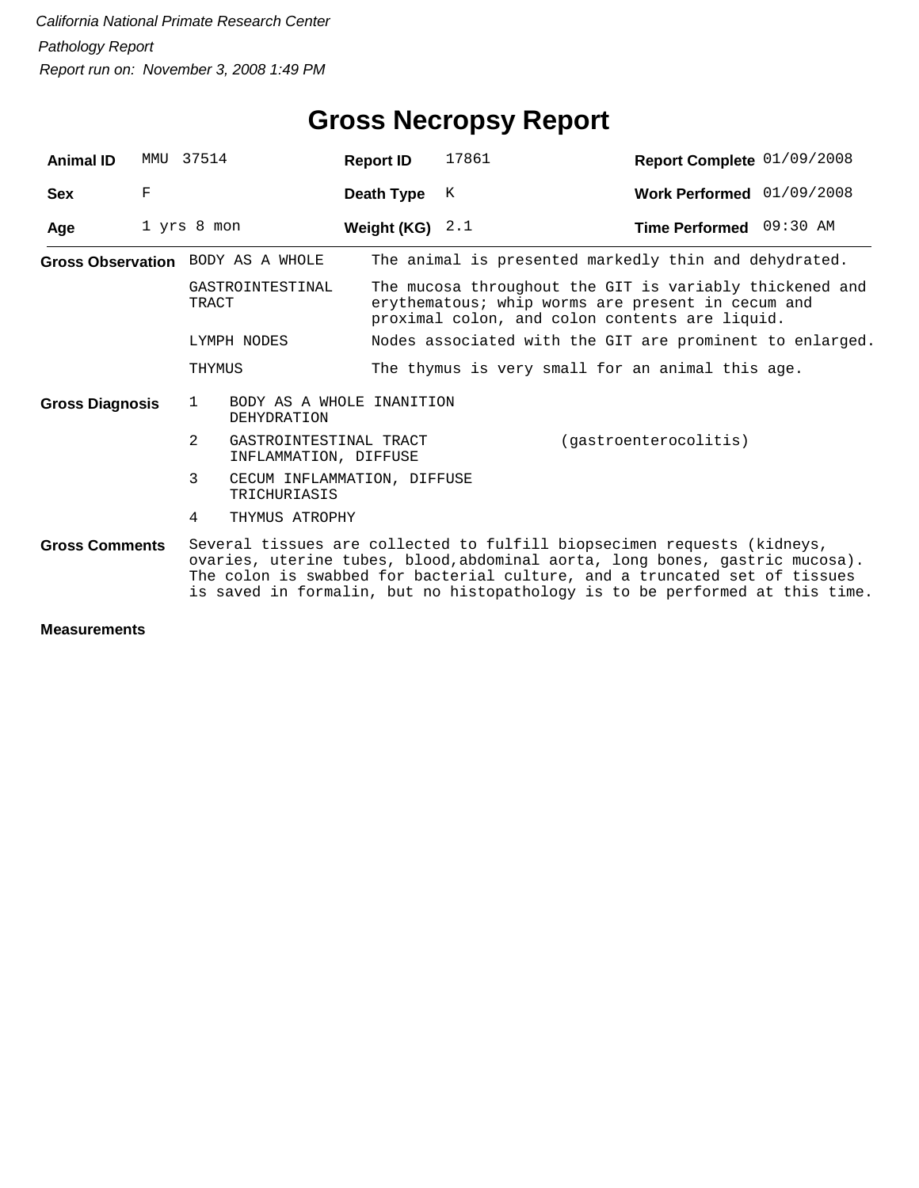*California National Primate Research Center*

*Pathology Report*

*Report run on: November 3, 2008 1:49 PM*

# Gross Necropsy Report

| | | | | | |
|---|---|---|---|---|---|
| **Animal ID** | MMU 37514 | **Report ID** | 17861 | **Report Complete** | 01/09/2008 |
| **Sex** | F | **Death Type** | K | **Work Performed** | 01/09/2008 |
| **Age** | 1 yrs 8 mon | **Weight (KG)** | 2.1 | **Time Performed** | 09:30 AM |

**Gross Observation**

| | |
|---|---|
| BODY AS A WHOLE | The animal is presented markedly thin and dehydrated. |
| GASTROINTESTINAL TRACT | The mucosa throughout the GIT is variably thickened and erythematous; whip worms are present in cecum and proximal colon, and colon contents are liquid. |
| LYMPH NODES | Nodes associated with the GIT are prominent to enlarged. |
| THYMUS | The thymus is very small for an animal this age. |

**Gross Diagnosis**

| | | |
|---|---|---|
| 1 | BODY AS A WHOLE INANITION DEHYDRATION | |
| 2 | GASTROINTESTINAL TRACT INFLAMMATION, DIFFUSE | (gastroenterocolitis) |
| 3 | CECUM INFLAMMATION, DIFFUSE TRICHURIASIS | |
| 4 | THYMUS ATROPHY | |

**Gross Comments**

Several tissues are collected to fulfill biopsecimen requests (kidneys, ovaries, uterine tubes, blood,abdominal aorta, long bones, gastric mucosa). The colon is swabbed for bacterial culture, and a truncated set of tissues is saved in formalin, but no histopathology is to be performed at this time.

**Measurements**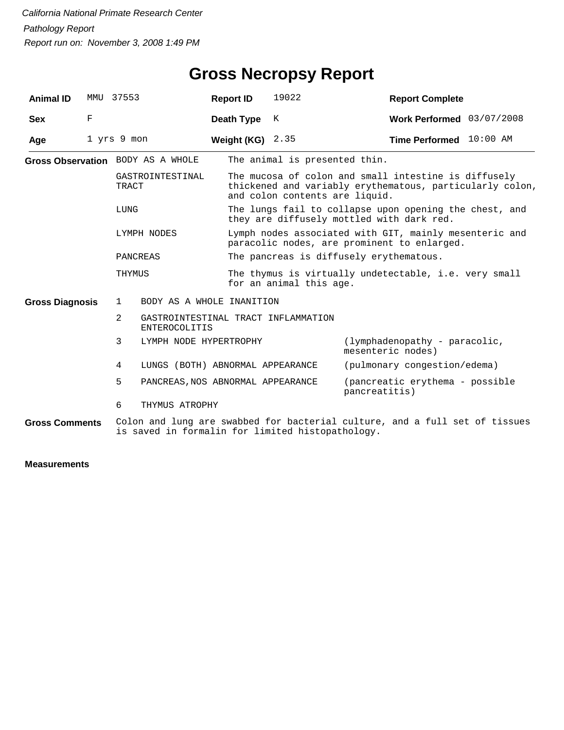*California National Primate Research Center*

*Pathology Report*

*Report run on: November 3, 2008 1:49 PM*

# Gross Necropsy Report

| **Animal ID** | MMU 37553 | **Report ID** | 19022 | **Report Complete** | |
|---|---|---|---|---|---|
| **Sex** | F | **Death Type** | K | **Work Performed** | 03/07/2008 |
| **Age** | 1 yrs 9 mon | **Weight (KG)** | 2.35 | **Time Performed** | 10:00 AM |

**Gross Observation**

| | |
|---|---|
| BODY AS A WHOLE | The animal is presented thin. |
| GASTROINTESTINAL TRACT | The mucosa of colon and small intestine is diffusely thickened and variably erythematous, particularly colon, and colon contents are liquid. |
| LUNG | The lungs fail to collapse upon opening the chest, and they are diffusely mottled with dark red. |
| LYMPH NODES | Lymph nodes associated with GIT, mainly mesenteric and paracolic nodes, are prominent to enlarged. |
| PANCREAS | The pancreas is diffusely erythematous. |
| THYMUS | The thymus is virtually undetectable, i.e. very small for an animal this age. |

**Gross Diagnosis**

| | | |
|---|---|---|
| 1 | BODY AS A WHOLE INANITION | |
| 2 | GASTROINTESTINAL TRACT INFLAMMATION ENTEROCOLITIS | |
| 3 | LYMPH NODE HYPERTROPHY | (lymphadenopathy - paracolic, mesenteric nodes) |
| 4 | LUNGS (BOTH) ABNORMAL APPEARANCE | (pulmonary congestion/edema) |
| 5 | PANCREAS,NOS ABNORMAL APPEARANCE | (pancreatic erythema - possible pancreatitis) |
| 6 | THYMUS ATROPHY | |

**Gross Comments**

Colon and lung are swabbed for bacterial culture, and a full set of tissues is saved in formalin for limited histopathology.

**Measurements**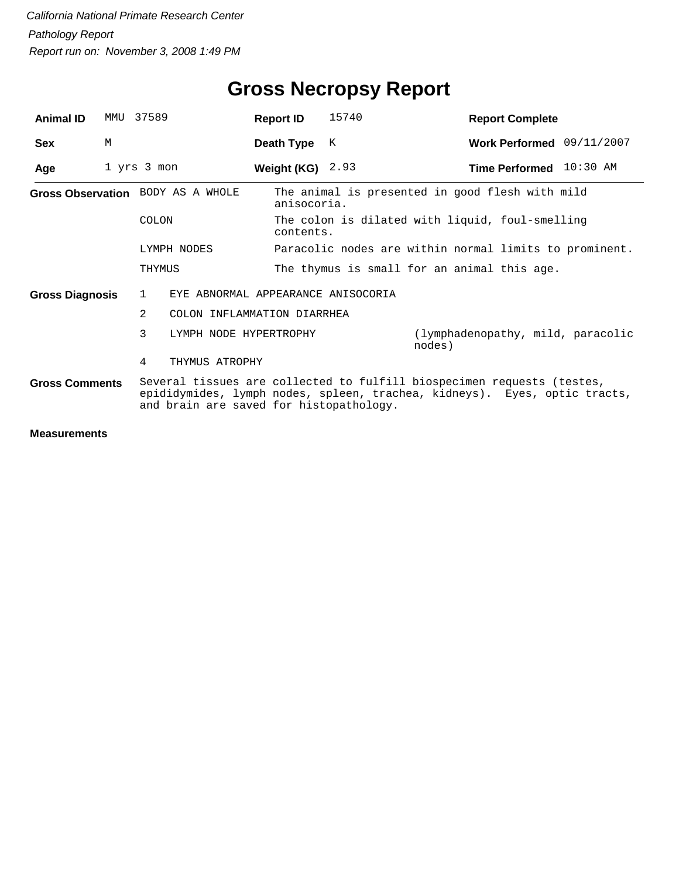*California National Primate Research Center*

*Pathology Report*

*Report run on: November 3, 2008 1:49 PM*

# Gross Necropsy Report

| | | | | | |
|---|---|---|---|---|---|
| **Animal ID** | MMU 37589 | **Report ID** | 15740 | **Report Complete** | |
| **Sex** | M | **Death Type** | K | **Work Performed** | 09/11/2007 |
| **Age** | 1 yrs 3 mon | **Weight (KG)** | 2.93 | **Time Performed** | 10:30 AM |

**Gross Observation**

| | |
|---|---|
| BODY AS A WHOLE | The animal is presented in good flesh with mild anisocoria. |
| COLON | The colon is dilated with liquid, foul-smelling contents. |
| LYMPH NODES | Paracolic nodes are within normal limits to prominent. |
| THYMUS | The thymus is small for an animal this age. |

**Gross Diagnosis**

| | | |
|---|---|---|
| 1 | EYE ABNORMAL APPEARANCE ANISOCORIA | |
| 2 | COLON INFLAMMATION DIARRHEA | |
| 3 | LYMPH NODE HYPERTROPHY | (lymphadenopathy, mild, paracolic nodes) |
| 4 | THYMUS ATROPHY | |

**Gross Comments**

Several tissues are collected to fulfill biospecimen requests (testes, epididymides, lymph nodes, spleen, trachea, kidneys). Eyes, optic tracts, and brain are saved for histopathology.

**Measurements**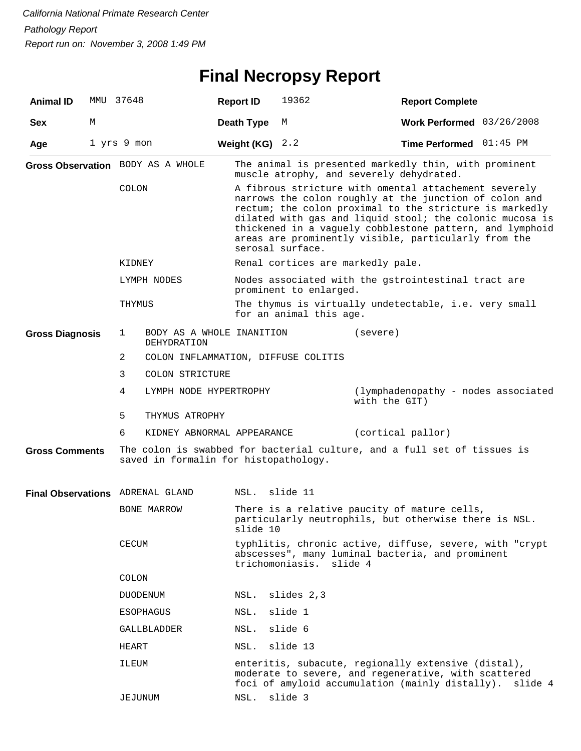*California National Primate Research Center*

*Pathology Report*

*Report run on: November 3, 2008 1:49 PM*

# Final Necropsy Report

| **Animal ID** | MMU 37648 | **Report ID** | 19362 | **Report Complete** | |
|---|---|---|---|---|---|
| **Sex** | M | **Death Type** | M | **Work Performed** | 03/26/2008 |
| **Age** | 1 yrs 9 mon | **Weight (KG)** | 2.2 | **Time Performed** | 01:45 PM |

**Gross Observation**

| | |
|---|---|
| BODY AS A WHOLE | The animal is presented markedly thin, with prominent muscle atrophy, and severely dehydrated. |
| COLON | A fibrous stricture with omental attachement severely narrows the colon roughly at the junction of colon and rectum; the colon proximal to the stricture is markedly dilated with gas and liquid stool; the colonic mucosa is thickened in a vaguely cobblestone pattern, and lymphoid areas are prominently visible, particularly from the serosal surface. |
| KIDNEY | Renal cortices are markedly pale. |
| LYMPH NODES | Nodes associated with the gstrointestinal tract are prominent to enlarged. |
| THYMUS | The thymus is virtually undetectable, i.e. very small for an animal this age. |

**Gross Diagnosis**

| | | |
|---|---|---|
| 1 | BODY AS A WHOLE INANITION DEHYDRATION | (severe) |
| 2 | COLON INFLAMMATION, DIFFUSE COLITIS | |
| 3 | COLON STRICTURE | |
| 4 | LYMPH NODE HYPERTROPHY | (lymphadenopathy - nodes associated with the GIT) |
| 5 | THYMUS ATROPHY | |
| 6 | KIDNEY ABNORMAL APPEARANCE | (cortical pallor) |

**Gross Comments**

The colon is swabbed for bacterial culture, and a full set of tissues is saved in formalin for histopathology.

**Final Observations**

| | |
|---|---|
| ADRENAL GLAND | NSL. slide 11 |
| BONE MARROW | There is a relative paucity of mature cells, particularly neutrophils, but otherwise there is NSL. slide 10 |
| CECUM | typhlitis, chronic active, diffuse, severe, with "crypt abscesses", many luminal bacteria, and prominent trichomoniasis. slide 4 |
| COLON | |
| DUODENUM | NSL. slides 2,3 |
| ESOPHAGUS | NSL. slide 1 |
| GALLBLADDER | NSL. slide 6 |
| HEART | NSL. slide 13 |
| ILEUM | enteritis, subacute, regionally extensive (distal), moderate to severe, and regenerative, with scattered foci of amyloid accumulation (mainly distally). slide 4 |
| JEJUNUM | NSL. slide 3 |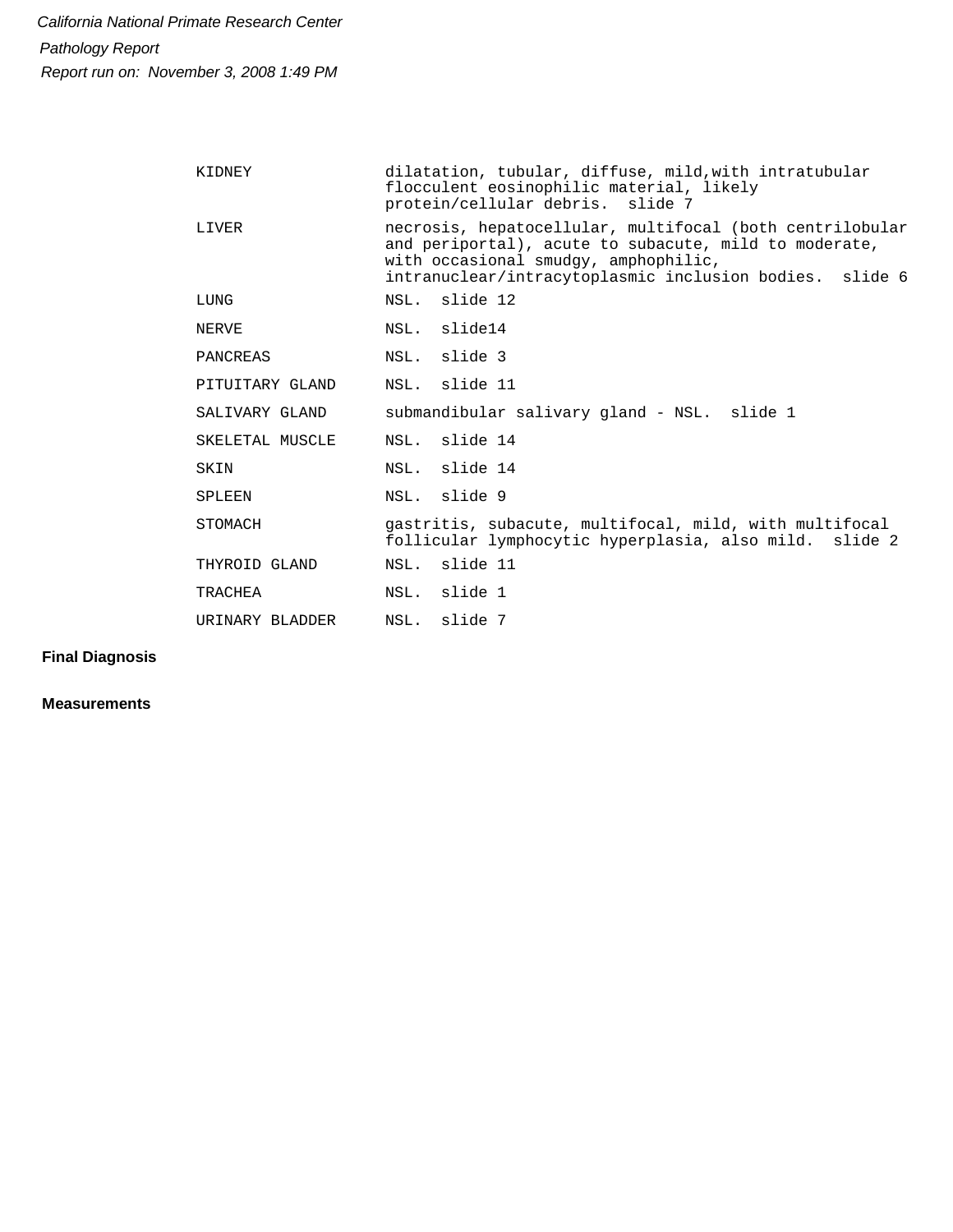California National Primate Research Center

Pathology Report

Report run on: November 3, 2008 1:49 PM

| | |
|---|---|
| KIDNEY | dilatation, tubular, diffuse, mild,with intratubular flocculent eosinophilic material, likely protein/cellular debris. slide 7 |
| LIVER | necrosis, hepatocellular, multifocal (both centrilobular and periportal), acute to subacute, mild to moderate, with occasional smudgy, amphophilic, intranuclear/intracytoplasmic inclusion bodies. slide 6 |
| LUNG | NSL. slide 12 |
| NERVE | NSL. slide14 |
| PANCREAS | NSL. slide 3 |
| PITUITARY GLAND | NSL. slide 11 |
| SALIVARY GLAND | submandibular salivary gland - NSL. slide 1 |
| SKELETAL MUSCLE | NSL. slide 14 |
| SKIN | NSL. slide 14 |
| SPLEEN | NSL. slide 9 |
| STOMACH | gastritis, subacute, multifocal, mild, with multifocal follicular lymphocytic hyperplasia, also mild. slide 2 |
| THYROID GLAND | NSL. slide 11 |
| TRACHEA | NSL. slide 1 |
| URINARY BLADDER | NSL. slide 7 |

**Final Diagnosis**

**Measurements**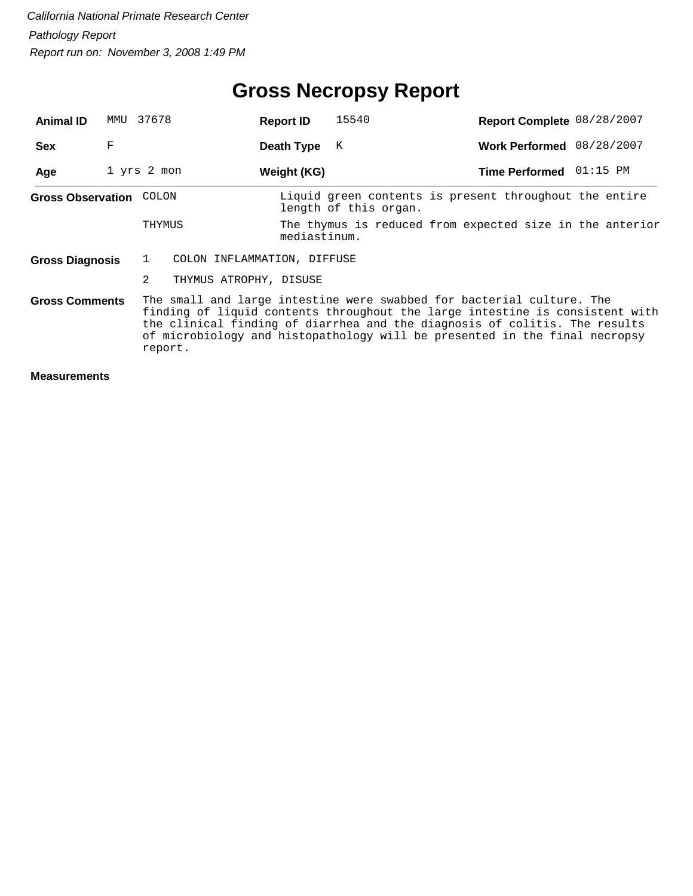*California National Primate Research Center*

*Pathology Report*

*Report run on: November 3, 2008 1:49 PM*

# Gross Necropsy Report

| | | | | | |
|---|---|---|---|---|---|
| **Animal ID** | MMU 37678 | **Report ID** | 15540 | **Report Complete** | 08/28/2007 |
| **Sex** | F | **Death Type** | K | **Work Performed** | 08/28/2007 |
| **Age** | 1 yrs 2 mon | **Weight (KG)** | | **Time Performed** | 01:15 PM |

**Gross Observation**

| | |
|---|---|
| COLON | Liquid green contents is present throughout the entire length of this organ. |
| THYMUS | The thymus is reduced from expected size in the anterior mediastinum. |

**Gross Diagnosis**

1. COLON INFLAMMATION, DIFFUSE
2. THYMUS ATROPHY, DISUSE

**Gross Comments**

The small and large intestine were swabbed for bacterial culture. The finding of liquid contents throughout the large intestine is consistent with the clinical finding of diarrhea and the diagnosis of colitis. The results of microbiology and histopathology will be presented in the final necropsy report.

**Measurements**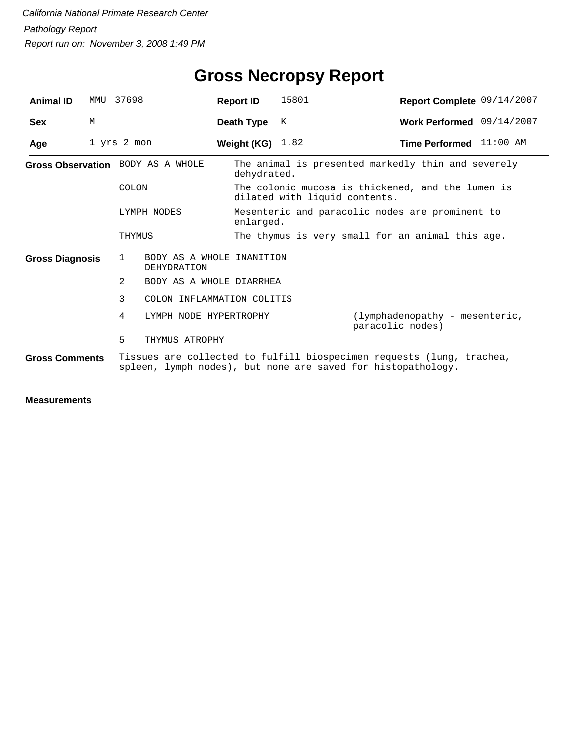*California National Primate Research Center*

*Pathology Report*

*Report run on: November 3, 2008 1:49 PM*

# Gross Necropsy Report

| | | | | | |
|---|---|---|---|---|---|
| **Animal ID** | MMU 37698 | **Report ID** | 15801 | **Report Complete** | 09/14/2007 |
| **Sex** | M | **Death Type** | K | **Work Performed** | 09/14/2007 |
| **Age** | 1 yrs 2 mon | **Weight (KG)** | 1.82 | **Time Performed** | 11:00 AM |

**Gross Observation**

| | |
|---|---|
| BODY AS A WHOLE | The animal is presented markedly thin and severely dehydrated. |
| COLON | The colonic mucosa is thickened, and the lumen is dilated with liquid contents. |
| LYMPH NODES | Mesenteric and paracolic nodes are prominent to enlarged. |
| THYMUS | The thymus is very small for an animal this age. |

**Gross Diagnosis**

| | | |
|---|---|---|
| 1 | BODY AS A WHOLE INANITION DEHYDRATION | |
| 2 | BODY AS A WHOLE DIARRHEA | |
| 3 | COLON INFLAMMATION COLITIS | |
| 4 | LYMPH NODE HYPERTROPHY | (lymphadenopathy - mesenteric, paracolic nodes) |
| 5 | THYMUS ATROPHY | |

**Gross Comments**

Tissues are collected to fulfill biospecimen requests (lung, trachea, spleen, lymph nodes), but none are saved for histopathology.

**Measurements**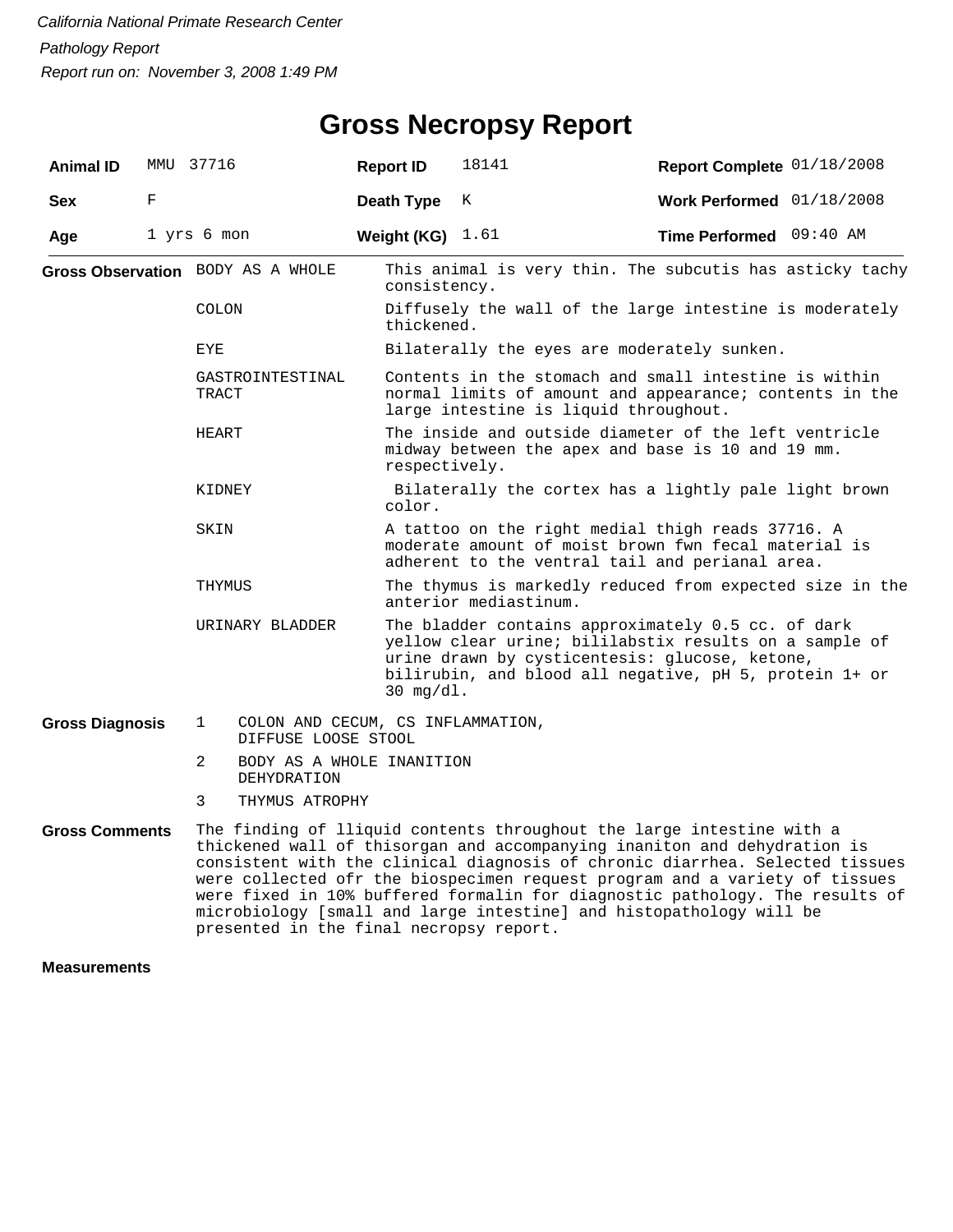*California National Primate Research Center*

*Pathology Report*

*Report run on: November 3, 2008 1:49 PM*

# Gross Necropsy Report

| **Animal ID** | MMU 37716 | **Report ID** | 18141 | **Report Complete** | 01/18/2008 |
|---|---|---|---|---|---|
| **Sex** | F | **Death Type** | K | **Work Performed** | 01/18/2008 |
| **Age** | 1 yrs 6 mon | **Weight (KG)** | 1.61 | **Time Performed** | 09:40 AM |

**Gross Observation**

| | |
|---|---|
| BODY AS A WHOLE | This animal is very thin. The subcutis has asticky tachy consistency. |
| COLON | Diffusely the wall of the large intestine is moderately thickened. |
| EYE | Bilaterally the eyes are moderately sunken. |
| GASTROINTESTINAL TRACT | Contents in the stomach and small intestine is within normal limits of amount and appearance; contents in the large intestine is liquid throughout. |
| HEART | The inside and outside diameter of the left ventricle midway between the apex and base is 10 and 19 mm. respectively. |
| KIDNEY | Bilaterally the cortex has a lightly pale light brown color. |
| SKIN | A tattoo on the right medial thigh reads 37716. A moderate amount of moist brown fwn fecal material is adherent to the ventral tail and perianal area. |
| THYMUS | The thymus is markedly reduced from expected size in the anterior mediastinum. |
| URINARY BLADDER | The bladder contains approximately 0.5 cc. of dark yellow clear urine; bililabstix results on a sample of urine drawn by cysticentesis: glucose, ketone, bilirubin, and blood all negative, pH 5, protein 1+ or 30 mg/dl. |

**Gross Diagnosis**

1. COLON AND CECUM, CS INFLAMMATION, DIFFUSE LOOSE STOOL
2. BODY AS A WHOLE INANITION DEHYDRATION
3. THYMUS ATROPHY

**Gross Comments**

The finding of lliquid contents throughout the large intestine with a thickened wall of thisorgan and accompanying inaniton and dehydration is consistent with the clinical diagnosis of chronic diarrhea. Selected tissues were collected ofr the biospecimen request program and a variety of tissues were fixed in 10% buffered formalin for diagnostic pathology. The results of microbiology [small and large intestine] and histopathology will be presented in the final necropsy report.

**Measurements**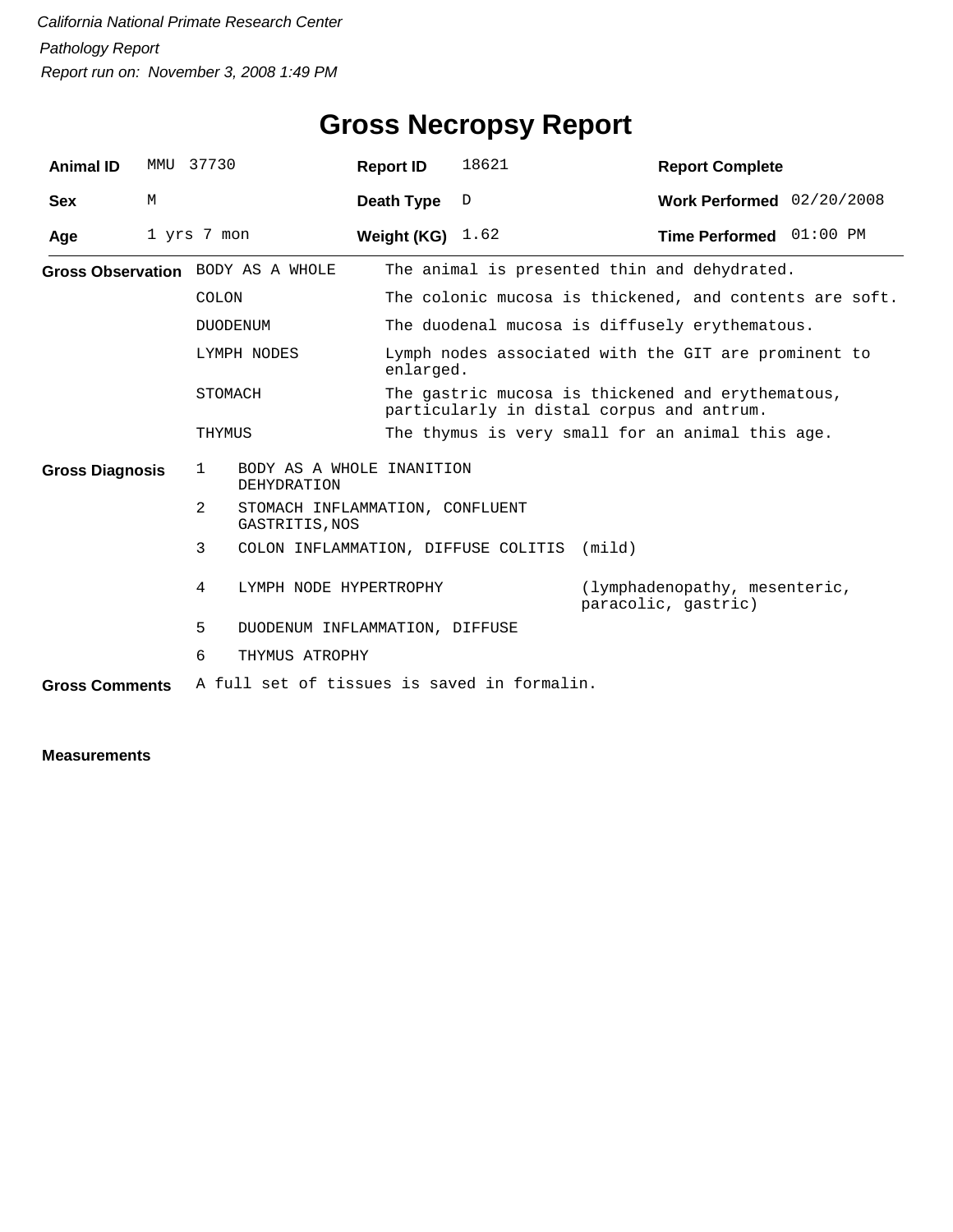*California National Primate Research Center*

*Pathology Report*

*Report run on: November 3, 2008 1:49 PM*

# Gross Necropsy Report

| **Animal ID** | MMU 37730 | **Report ID** | 18621 | **Report Complete** | |
|---|---|---|---|---|---|
| **Sex** | M | **Death Type** | D | **Work Performed** | 02/20/2008 |
| **Age** | 1 yrs 7 mon | **Weight (KG)** | 1.62 | **Time Performed** | 01:00 PM |

**Gross Observation**

| | |
|---|---|
| BODY AS A WHOLE | The animal is presented thin and dehydrated. |
| COLON | The colonic mucosa is thickened, and contents are soft. |
| DUODENUM | The duodenal mucosa is diffusely erythematous. |
| LYMPH NODES | Lymph nodes associated with the GIT are prominent to enlarged. |
| STOMACH | The gastric mucosa is thickened and erythematous, particularly in distal corpus and antrum. |
| THYMUS | The thymus is very small for an animal this age. |

**Gross Diagnosis**

| | | |
|---|---|---|
| 1 | BODY AS A WHOLE INANITION DEHYDRATION | |
| 2 | STOMACH INFLAMMATION, CONFLUENT GASTRITIS,NOS | |
| 3 | COLON INFLAMMATION, DIFFUSE COLITIS | (mild) |
| 4 | LYMPH NODE HYPERTROPHY | (lymphadenopathy, mesenteric, paracolic, gastric) |
| 5 | DUODENUM INFLAMMATION, DIFFUSE | |
| 6 | THYMUS ATROPHY | |

**Gross Comments** A full set of tissues is saved in formalin.

**Measurements**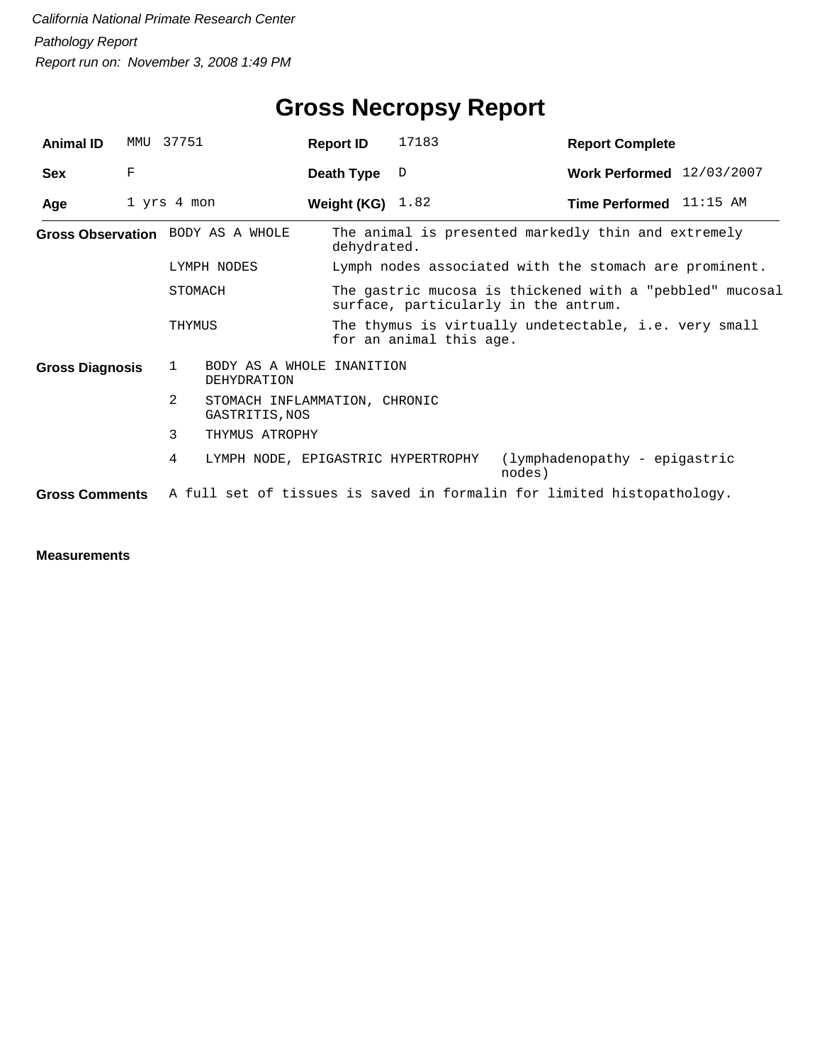*California National Primate Research Center*

*Pathology Report*

*Report run on: November 3, 2008 1:49 PM*

# Gross Necropsy Report

| **Animal ID** | MMU 37751 | **Report ID** | 17183 | **Report Complete** | |
|---|---|---|---|---|---|
| **Sex** | F | **Death Type** | D | **Work Performed** | 12/03/2007 |
| **Age** | 1 yrs 4 mon | **Weight (KG)** | 1.82 | **Time Performed** | 11:15 AM |

**Gross Observation**

| | |
|---|---|
| BODY AS A WHOLE | The animal is presented markedly thin and extremely dehydrated. |
| LYMPH NODES | Lymph nodes associated with the stomach are prominent. |
| STOMACH | The gastric mucosa is thickened with a "pebbled" mucosal surface, particularly in the antrum. |
| THYMUS | The thymus is virtually undetectable, i.e. very small for an animal this age. |

**Gross Diagnosis**

1. BODY AS A WHOLE INANITION DEHYDRATION
2. STOMACH INFLAMMATION, CHRONIC GASTRITIS,NOS
3. THYMUS ATROPHY
4. LYMPH NODE, EPIGASTRIC HYPERTROPHY (lymphadenopathy - epigastric nodes)

**Gross Comments** A full set of tissues is saved in formalin for limited histopathology.

**Measurements**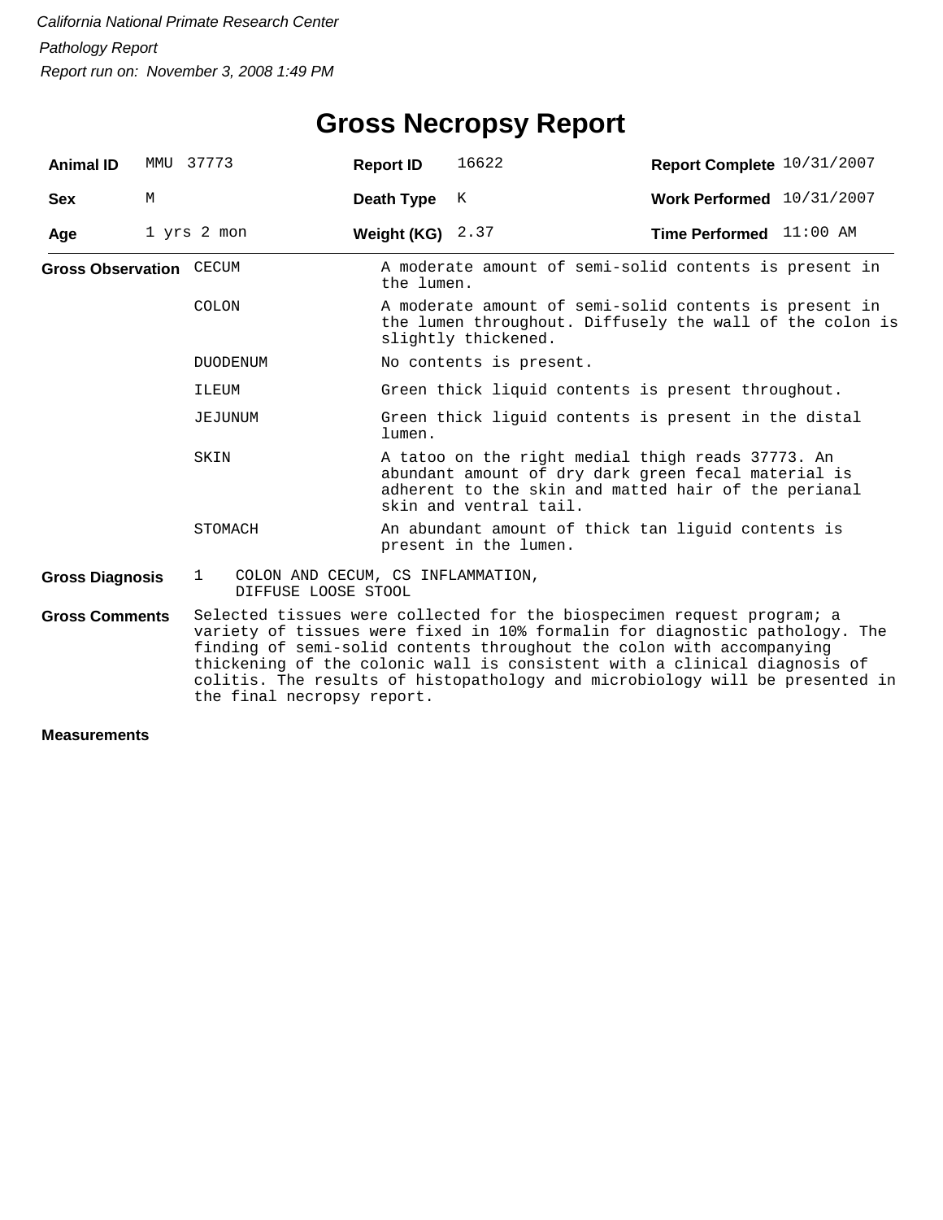*California National Primate Research Center*

*Pathology Report*

*Report run on: November 3, 2008 1:49 PM*

# Gross Necropsy Report

| **Animal ID** | MMU 37773 | **Report ID** | 16622 | **Report Complete** | 10/31/2007 |
|---|---|---|---|---|---|
| **Sex** | M | **Death Type** | K | **Work Performed** | 10/31/2007 |
| **Age** | 1 yrs 2 mon | **Weight (KG)** | 2.37 | **Time Performed** | 11:00 AM |

**Gross Observation**

| | |
|---|---|
| CECUM | A moderate amount of semi-solid contents is present in the lumen. |
| COLON | A moderate amount of semi-solid contents is present in the lumen throughout. Diffusely the wall of the colon is slightly thickened. |
| DUODENUM | No contents is present. |
| ILEUM | Green thick liquid contents is present throughout. |
| JEJUNUM | Green thick liguid contents is present in the distal lumen. |
| SKIN | A tatoo on the right medial thigh reads 37773. An abundant amount of dry dark green fecal material is adherent to the skin and matted hair of the perianal skin and ventral tail. |
| STOMACH | An abundant amount of thick tan liguid contents is present in the lumen. |

**Gross Diagnosis**

1 COLON AND CECUM, CS INFLAMMATION, DIFFUSE LOOSE STOOL

**Gross Comments**

Selected tissues were collected for the biospecimen request program; a variety of tissues were fixed in 10% formalin for diagnostic pathology. The finding of semi-solid contents throughout the colon with accompanying thickening of the colonic wall is consistent with a clinical diagnosis of colitis. The results of histopathology and microbiology will be presented in the final necropsy report.

**Measurements**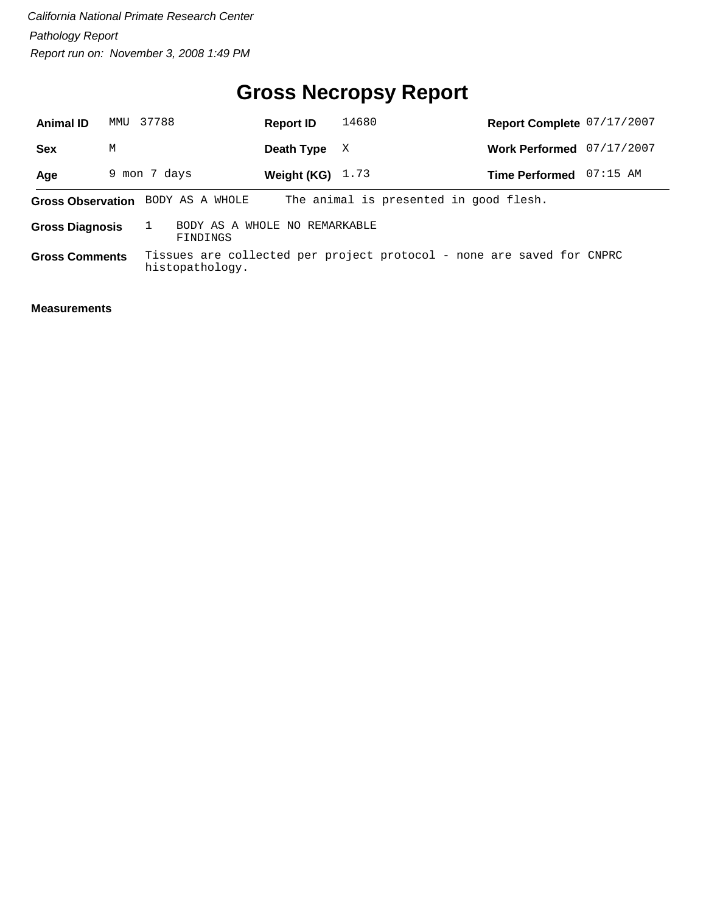*California National Primate Research Center*

*Pathology Report*

*Report run on: November 3, 2008 1:49 PM*

# Gross Necropsy Report

| | | | | | |
|---|---|---|---|---|---|
| **Animal ID** | MMU 37788 | **Report ID** | 14680 | **Report Complete** | 07/17/2007 |
| **Sex** | M | **Death Type** | X | **Work Performed** | 07/17/2007 |
| **Age** | 9 mon 7 days | **Weight (KG)** | 1.73 | **Time Performed** | 07:15 AM |

**Gross Observation** BODY AS A WHOLE The animal is presented in good flesh.

**Gross Diagnosis** 1 BODY AS A WHOLE NO REMARKABLE FINDINGS

**Gross Comments** Tissues are collected per project protocol - none are saved for CNPRC histopathology.

**Measurements**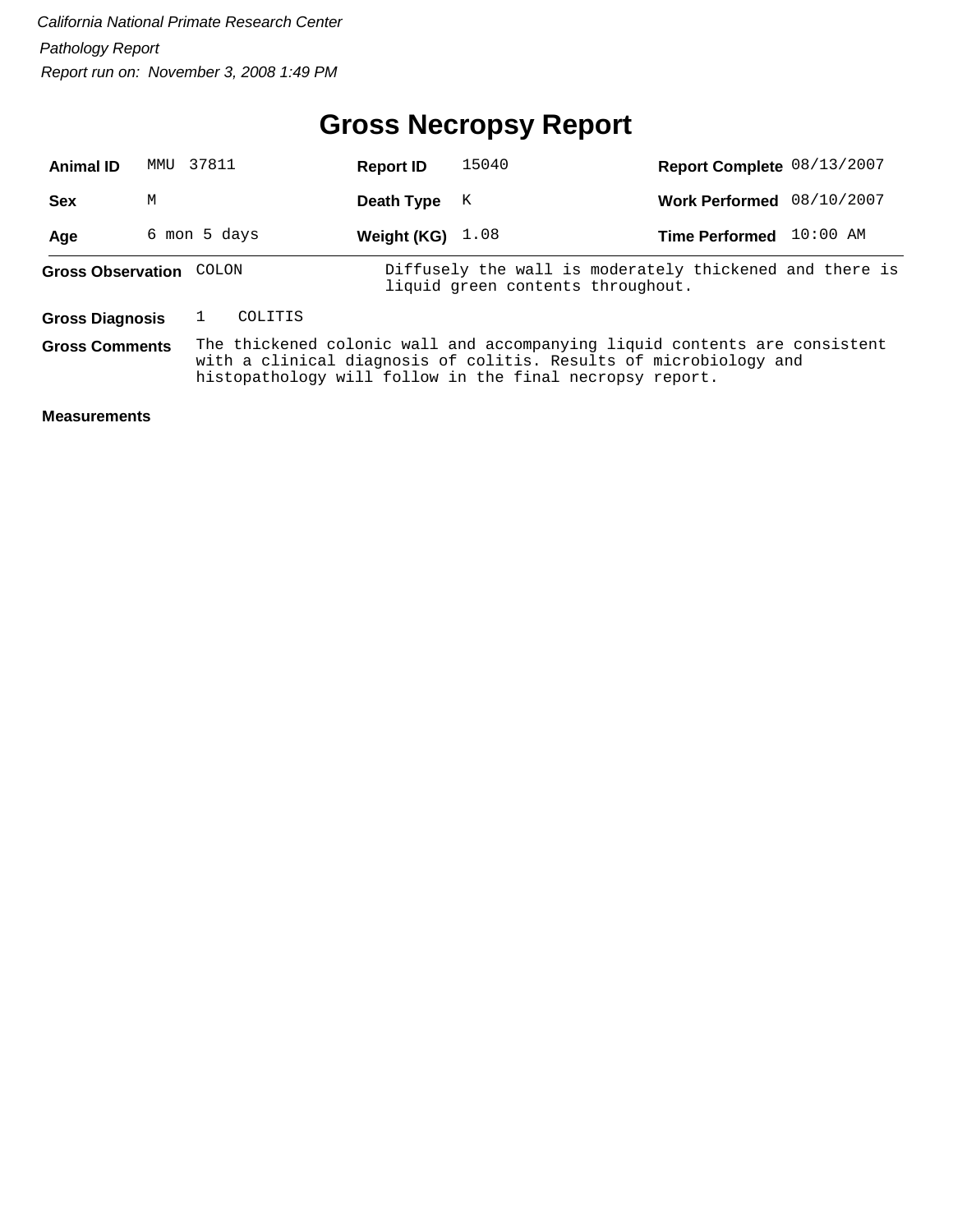*California National Primate Research Center*

*Pathology Report*

*Report run on: November 3, 2008 1:49 PM*

# Gross Necropsy Report

| | | | | | |
|---|---|---|---|---|---|
| **Animal ID** | MMU 37811 | **Report ID** | 15040 | **Report Complete** | 08/13/2007 |
| **Sex** | M | **Death Type** | K | **Work Performed** | 08/10/2007 |
| **Age** | 6 mon 5 days | **Weight (KG)** | 1.08 | **Time Performed** | 10:00 AM |

**Gross Observation** COLON — Diffusely the wall is moderately thickened and there is liquid green contents throughout.

**Gross Diagnosis** 1 COLITIS

**Gross Comments** The thickened colonic wall and accompanying liquid contents are consistent with a clinical diagnosis of colitis. Results of microbiology and histopathology will follow in the final necropsy report.

**Measurements**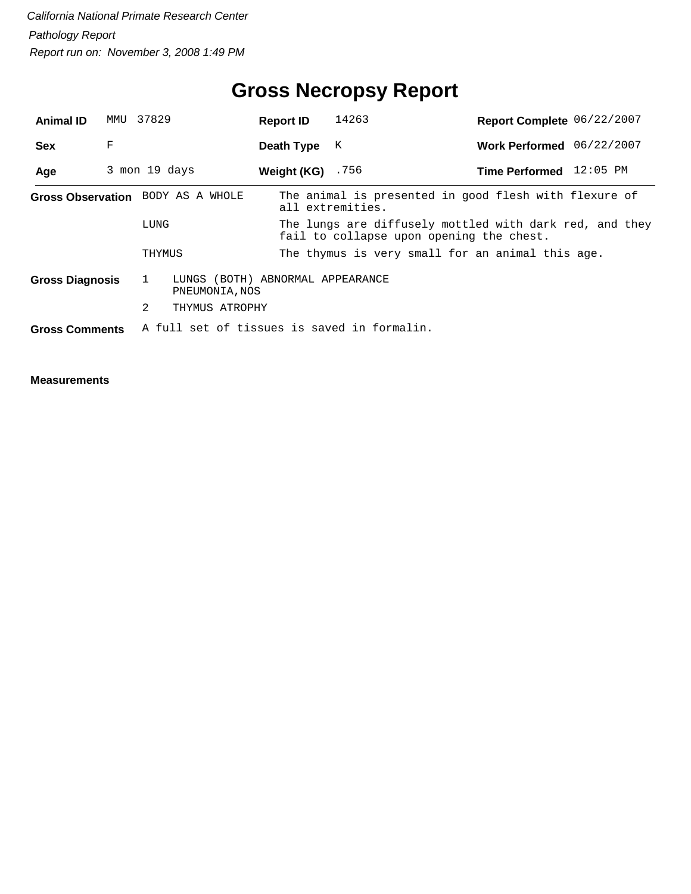*California National Primate Research Center*

*Pathology Report*

*Report run on: November 3, 2008 1:49 PM*

# Gross Necropsy Report

| **Animal ID** | MMU 37829 | **Report ID** | 14263 | **Report Complete** | 06/22/2007 |
|---|---|---|---|---|---|
| **Sex** | F | **Death Type** | K | **Work Performed** | 06/22/2007 |
| **Age** | 3 mon 19 days | **Weight (KG)** | .756 | **Time Performed** | 12:05 PM |

**Gross Observation**

| | |
|---|---|
| BODY AS A WHOLE | The animal is presented in good flesh with flexure of all extremities. |
| LUNG | The lungs are diffusely mottled with dark red, and they fail to collapse upon opening the chest. |
| THYMUS | The thymus is very small for an animal this age. |

**Gross Diagnosis**

1. LUNGS (BOTH) ABNORMAL APPEARANCE
   PNEUMONIA,NOS
2. THYMUS ATROPHY

**Gross Comments** A full set of tissues is saved in formalin.

**Measurements**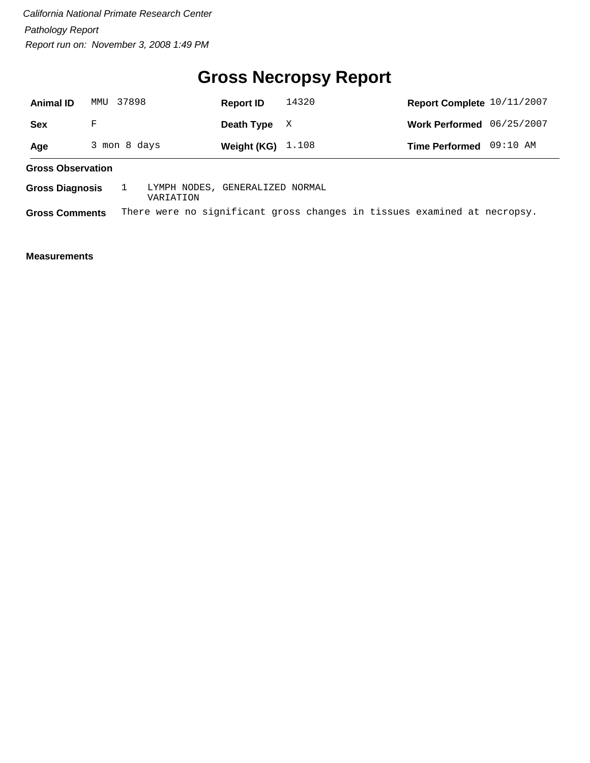*California National Primate Research Center*

*Pathology Report*

*Report run on: November 3, 2008 1:49 PM*

# Gross Necropsy Report

| | | | | | |
|---|---|---|---|---|---|
| **Animal ID** | MMU 37898 | **Report ID** | 14320 | **Report Complete** | 10/11/2007 |
| **Sex** | F | **Death Type** | X | **Work Performed** | 06/25/2007 |
| **Age** | 3 mon 8 days | **Weight (KG)** | 1.108 | **Time Performed** | 09:10 AM |

**Gross Observation**

**Gross Diagnosis** 1 LYMPH NODES, GENERALIZED NORMAL VARIATION

**Gross Comments** There were no significant gross changes in tissues examined at necropsy.

**Measurements**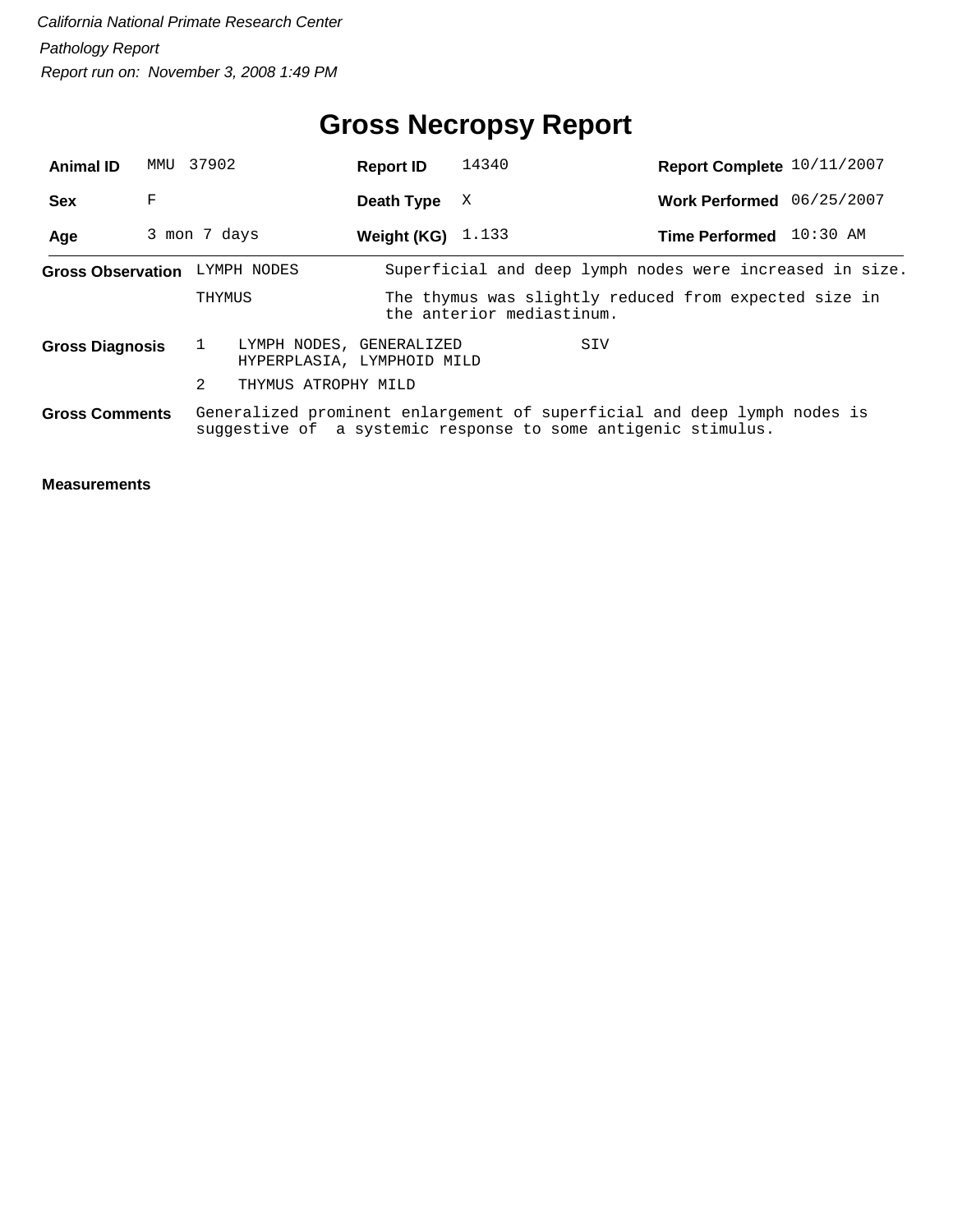*California National Primate Research Center*

*Pathology Report*

*Report run on: November 3, 2008 1:49 PM*

# Gross Necropsy Report

| | | | | | |
|---|---|---|---|---|---|
| **Animal ID** | MMU 37902 | **Report ID** | 14340 | **Report Complete** | 10/11/2007 |
| **Sex** | F | **Death Type** | X | **Work Performed** | 06/25/2007 |
| **Age** | 3 mon 7 days | **Weight (KG)** | 1.133 | **Time Performed** | 10:30 AM |

**Gross Observation**

| | |
|---|---|
| LYMPH NODES | Superficial and deep lymph nodes were increased in size. |
| THYMUS | The thymus was slightly reduced from expected size in the anterior mediastinum. |

**Gross Diagnosis**

| | | |
|---|---|---|
| 1 | LYMPH NODES, GENERALIZED HYPERPLASIA, LYMPHOID MILD | SIV |
| 2 | THYMUS ATROPHY MILD | |

**Gross Comments**

Generalized prominent enlargement of superficial and deep lymph nodes is suggestive of a systemic response to some antigenic stimulus.

**Measurements**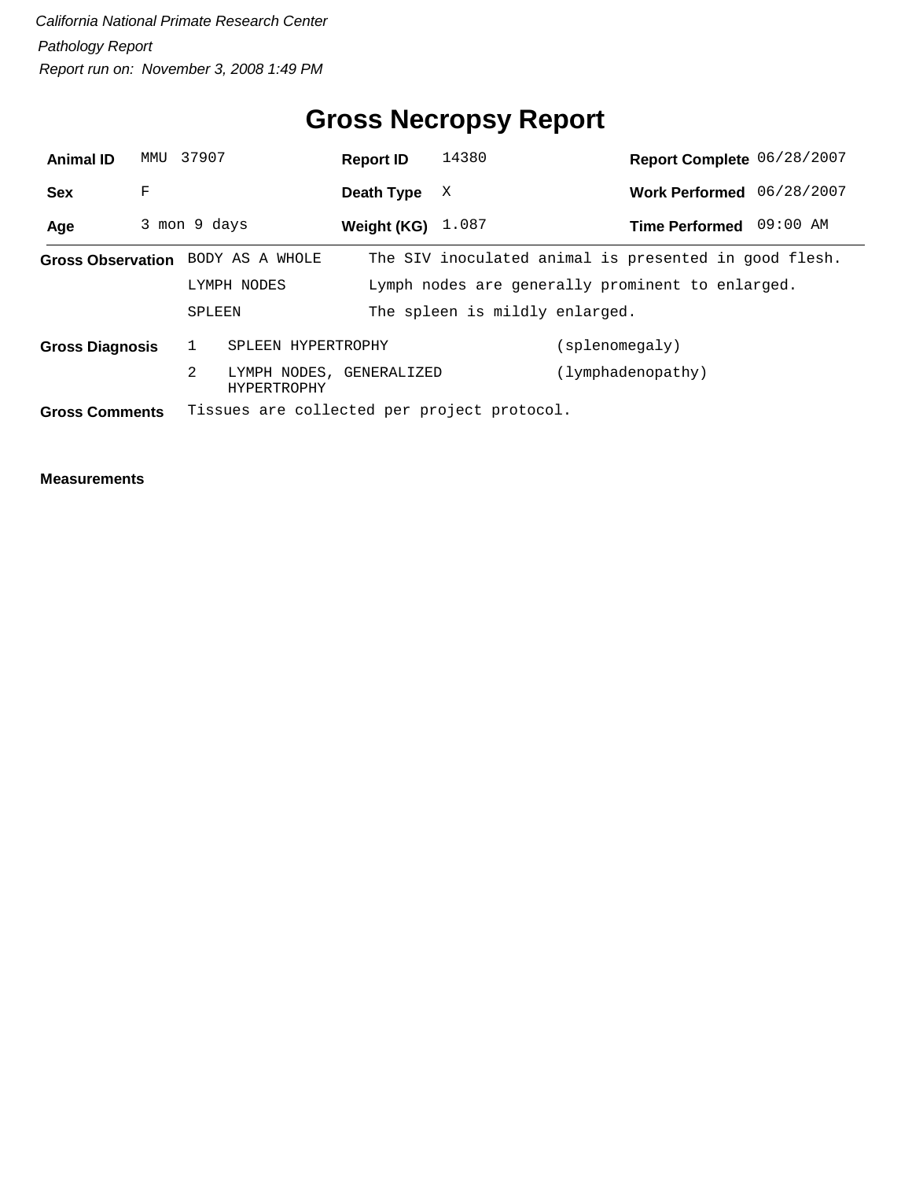*California National Primate Research Center*

*Pathology Report*

*Report run on: November 3, 2008 1:49 PM*

# Gross Necropsy Report

| | | | | | |
|---|---|---|---|---|---|
| **Animal ID** | MMU 37907 | **Report ID** | 14380 | **Report Complete** | 06/28/2007 |
| **Sex** | F | **Death Type** | X | **Work Performed** | 06/28/2007 |
| **Age** | 3 mon 9 days | **Weight (KG)** | 1.087 | **Time Performed** | 09:00 AM |

**Gross Observation**

| | |
|---|---|
| BODY AS A WHOLE | The SIV inoculated animal is presented in good flesh. |
| LYMPH NODES | Lymph nodes are generally prominent to enlarged. |
| SPLEEN | The spleen is mildly enlarged. |

**Gross Diagnosis**

| | | |
|---|---|---|
| 1 | SPLEEN HYPERTROPHY | (splenomegaly) |
| 2 | LYMPH NODES, GENERALIZED HYPERTROPHY | (lymphadenopathy) |

**Gross Comments** Tissues are collected per project protocol.

**Measurements**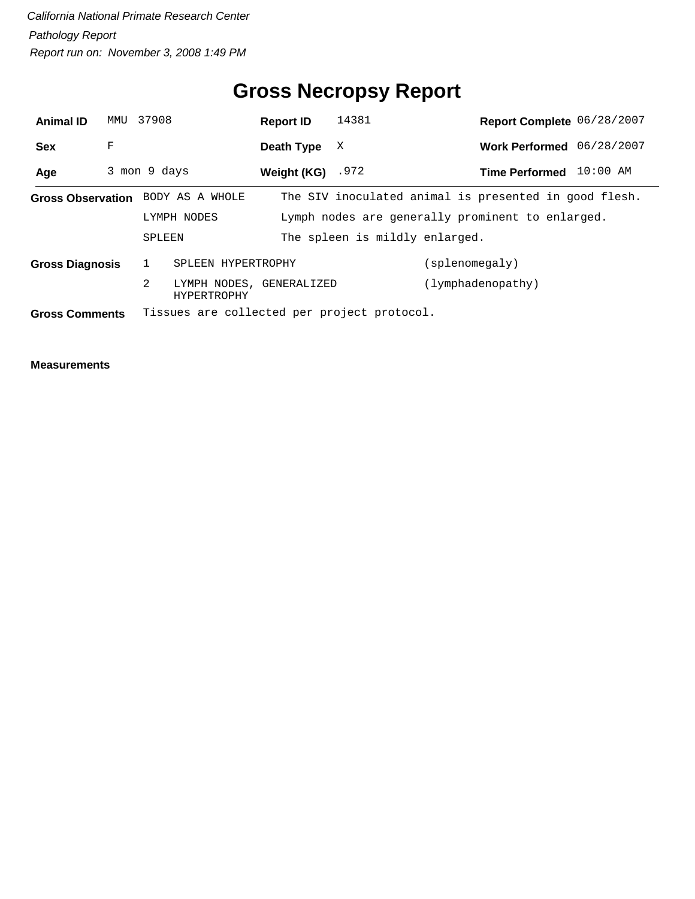*California National Primate Research Center*

*Pathology Report*

*Report run on: November 3, 2008 1:49 PM*

# Gross Necropsy Report

| **Animal ID** | MMU 37908 | **Report ID** | 14381 | **Report Complete** | 06/28/2007 |
|---|---|---|---|---|---|
| **Sex** | F | **Death Type** | X | **Work Performed** | 06/28/2007 |
| **Age** | 3 mon 9 days | **Weight (KG)** | .972 | **Time Performed** | 10:00 AM |

**Gross Observation**

| | |
|---|---|
| BODY AS A WHOLE | The SIV inoculated animal is presented in good flesh. |
| LYMPH NODES | Lymph nodes are generally prominent to enlarged. |
| SPLEEN | The spleen is mildly enlarged. |

**Gross Diagnosis**

| | | |
|---|---|---|
| 1 | SPLEEN HYPERTROPHY | (splenomegaly) |
| 2 | LYMPH NODES, GENERALIZED HYPERTROPHY | (lymphadenopathy) |

**Gross Comments** Tissues are collected per project protocol.

**Measurements**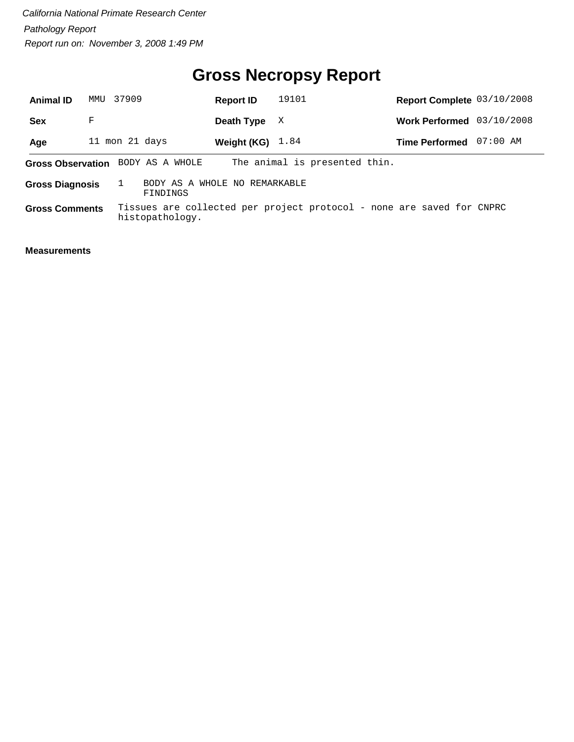*California National Primate Research Center*

*Pathology Report*

*Report run on: November 3, 2008 1:49 PM*

# Gross Necropsy Report

| **Animal ID** | MMU 37909 | **Report ID** | 19101 | **Report Complete** | 03/10/2008 |
|---|---|---|---|---|---|
| **Sex** | F | **Death Type** | X | **Work Performed** | 03/10/2008 |
| **Age** | 11 mon 21 days | **Weight (KG)** | 1.84 | **Time Performed** | 07:00 AM |

**Gross Observation** BODY AS A WHOLE The animal is presented thin.

**Gross Diagnosis** 1 BODY AS A WHOLE NO REMARKABLE FINDINGS

**Gross Comments** Tissues are collected per project protocol - none are saved for CNPRC histopathology.

**Measurements**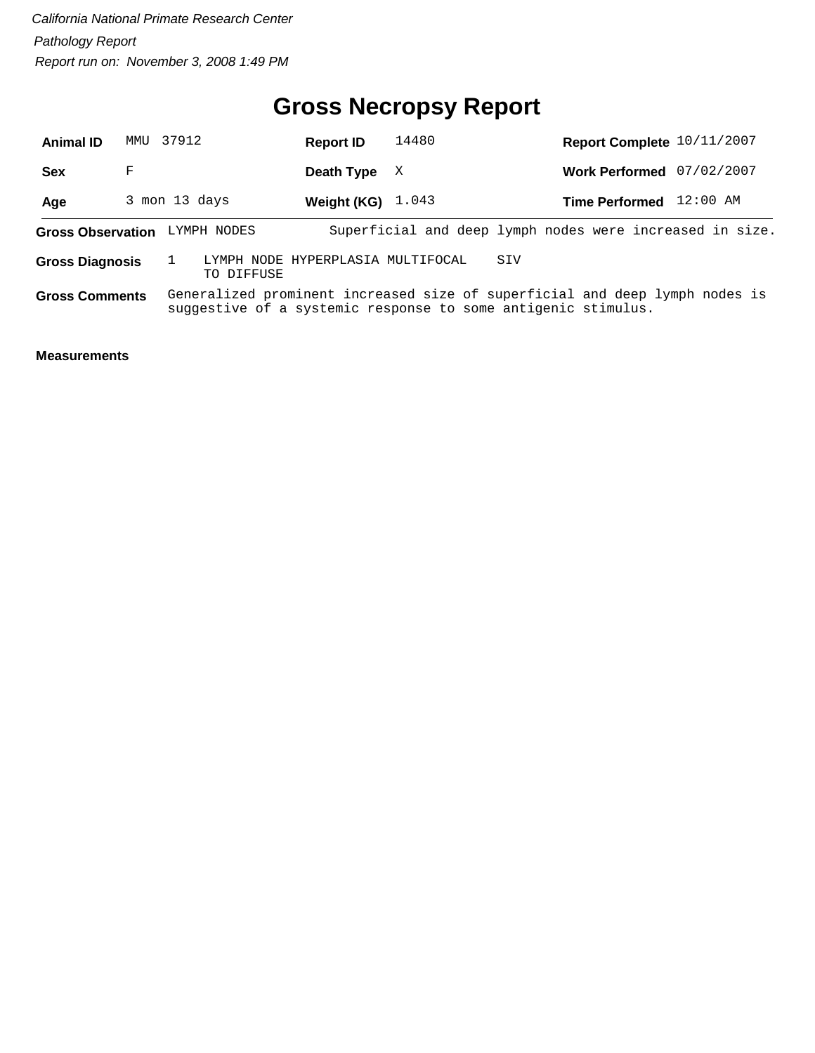*California National Primate Research Center*

*Pathology Report*

*Report run on: November 3, 2008 1:49 PM*

# Gross Necropsy Report

| | | | | | |
|---|---|---|---|---|---|
| **Animal ID** | MMU 37912 | **Report ID** | 14480 | **Report Complete** | 10/11/2007 |
| **Sex** | F | **Death Type** | X | **Work Performed** | 07/02/2007 |
| **Age** | 3 mon 13 days | **Weight (KG)** | 1.043 | **Time Performed** | 12:00 AM |

**Gross Observation** LYMPH NODES — Superficial and deep lymph nodes were increased in size.

**Gross Diagnosis** 1 LYMPH NODE HYPERPLASIA MULTIFOCAL TO DIFFUSE — SIV

**Gross Comments** Generalized prominent increased size of superficial and deep lymph nodes is suggestive of a systemic response to some antigenic stimulus.

**Measurements**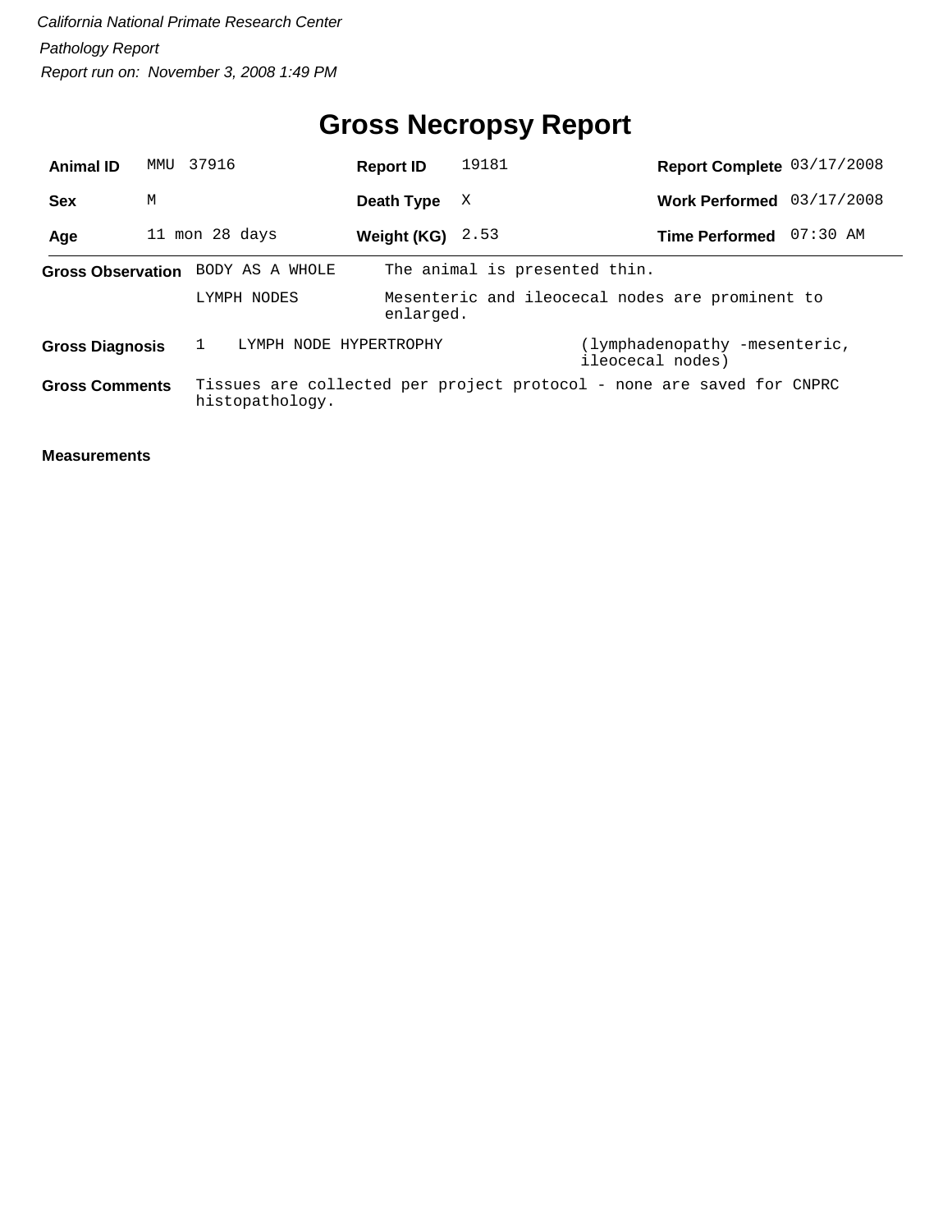*California National Primate Research Center*

*Pathology Report*

*Report run on: November 3, 2008 1:49 PM*

# Gross Necropsy Report

| | | | | | |
|---|---|---|---|---|---|
| **Animal ID** | MMU 37916 | **Report ID** | 19181 | **Report Complete** | 03/17/2008 |
| **Sex** | M | **Death Type** | X | **Work Performed** | 03/17/2008 |
| **Age** | 11 mon 28 days | **Weight (KG)** | 2.53 | **Time Performed** | 07:30 AM |

**Gross Observation**

| | |
|---|---|
| BODY AS A WHOLE | The animal is presented thin. |
| LYMPH NODES | Mesenteric and ileocecal nodes are prominent to enlarged. |

**Gross Diagnosis**

1 LYMPH NODE HYPERTROPHY (lymphadenopathy -mesenteric, ileocecal nodes)

**Gross Comments**

Tissues are collected per project protocol - none are saved for CNPRC histopathology.

**Measurements**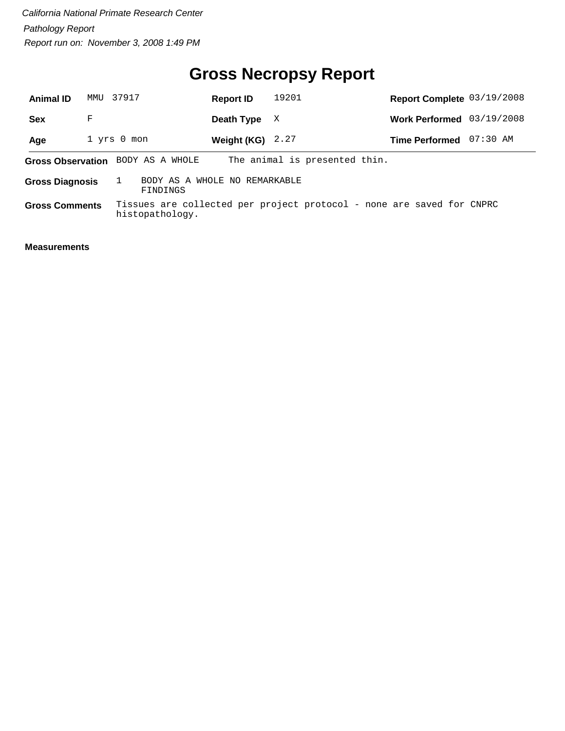*California National Primate Research Center*

*Pathology Report*

*Report run on: November 3, 2008 1:49 PM*

# Gross Necropsy Report

| **Animal ID** | MMU 37917 | **Report ID** | 19201 | **Report Complete** | 03/19/2008 |
|---|---|---|---|---|---|
| **Sex** | F | **Death Type** | X | **Work Performed** | 03/19/2008 |
| **Age** | 1 yrs 0 mon | **Weight (KG)** | 2.27 | **Time Performed** | 07:30 AM |

**Gross Observation** BODY AS A WHOLE The animal is presented thin.

**Gross Diagnosis** 1 BODY AS A WHOLE NO REMARKABLE FINDINGS

**Gross Comments** Tissues are collected per project protocol - none are saved for CNPRC histopathology.

**Measurements**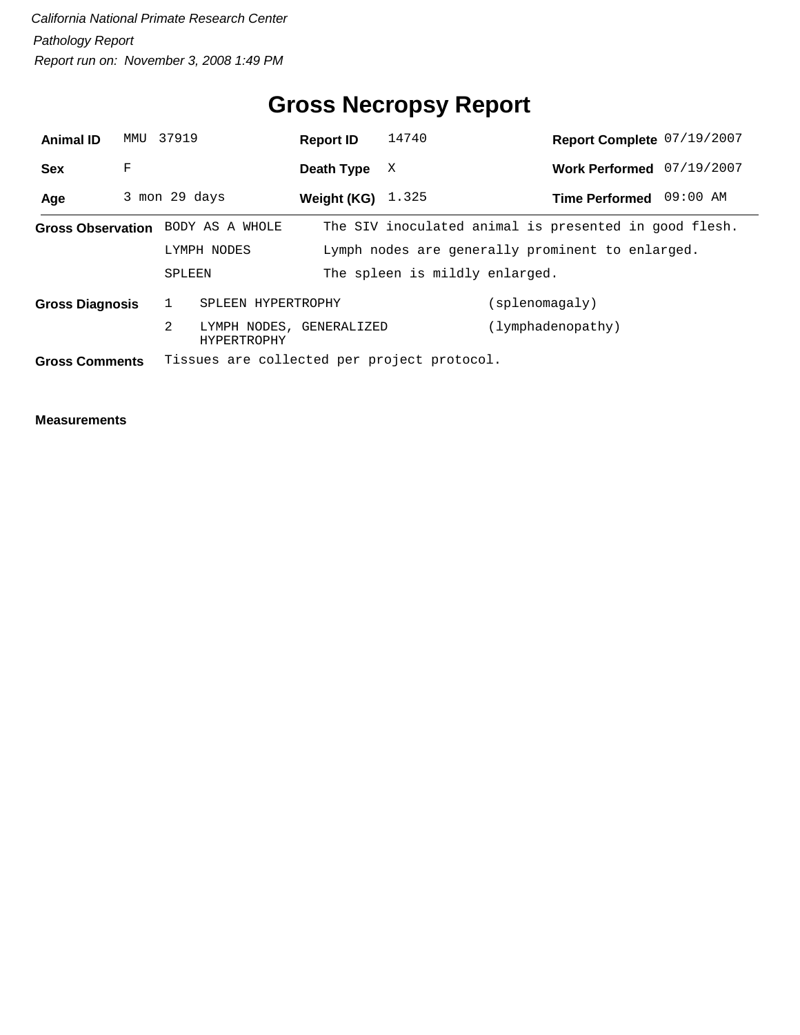*California National Primate Research Center*

*Pathology Report*

*Report run on: November 3, 2008 1:49 PM*

# Gross Necropsy Report

| | | | | | |
|---|---|---|---|---|---|
| **Animal ID** | MMU 37919 | **Report ID** | 14740 | **Report Complete** | 07/19/2007 |
| **Sex** | F | **Death Type** | X | **Work Performed** | 07/19/2007 |
| **Age** | 3 mon 29 days | **Weight (KG)** | 1.325 | **Time Performed** | 09:00 AM |

**Gross Observation**

| | |
|---|---|
| BODY AS A WHOLE | The SIV inoculated animal is presented in good flesh. |
| LYMPH NODES | Lymph nodes are generally prominent to enlarged. |
| SPLEEN | The spleen is mildly enlarged. |

**Gross Diagnosis**

| | | |
|---|---|---|
| 1 | SPLEEN HYPERTROPHY | (splenomagaly) |
| 2 | LYMPH NODES, GENERALIZED HYPERTROPHY | (lymphadenopathy) |

**Gross Comments** Tissues are collected per project protocol.

**Measurements**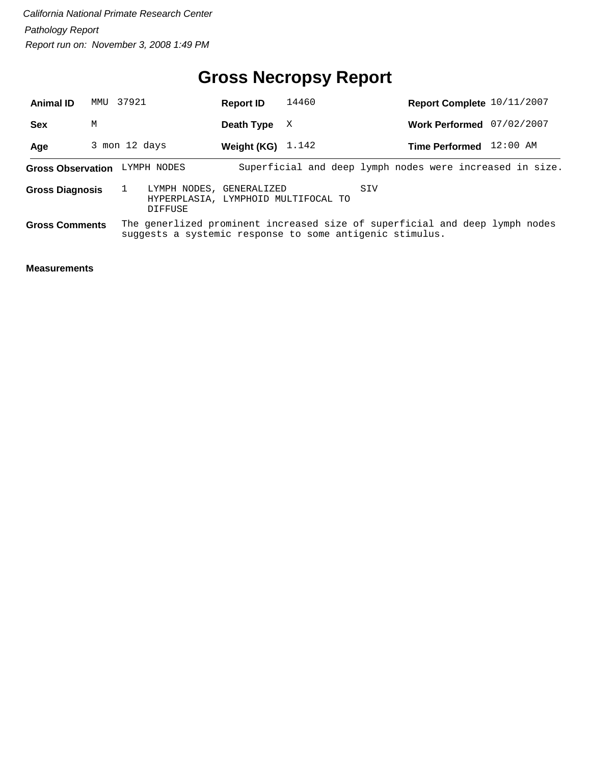*California National Primate Research Center*

*Pathology Report*

*Report run on: November 3, 2008 1:49 PM*

# Gross Necropsy Report

| | | | | | |
|---|---|---|---|---|---|
| **Animal ID** | MMU 37921 | **Report ID** | 14460 | **Report Complete** | 10/11/2007 |
| **Sex** | M | **Death Type** | X | **Work Performed** | 07/02/2007 |
| **Age** | 3 mon 12 days | **Weight (KG)** | 1.142 | **Time Performed** | 12:00 AM |

**Gross Observation** LYMPH NODES — Superficial and deep lymph nodes were increased in size.

**Gross Diagnosis** 1 LYMPH NODES, GENERALIZED HYPERPLASIA, LYMPHOID MULTIFOCAL TO DIFFUSE — SIV

**Gross Comments** The generlized prominent increased size of superficial and deep lymph nodes suggests a systemic response to some antigenic stimulus.

**Measurements**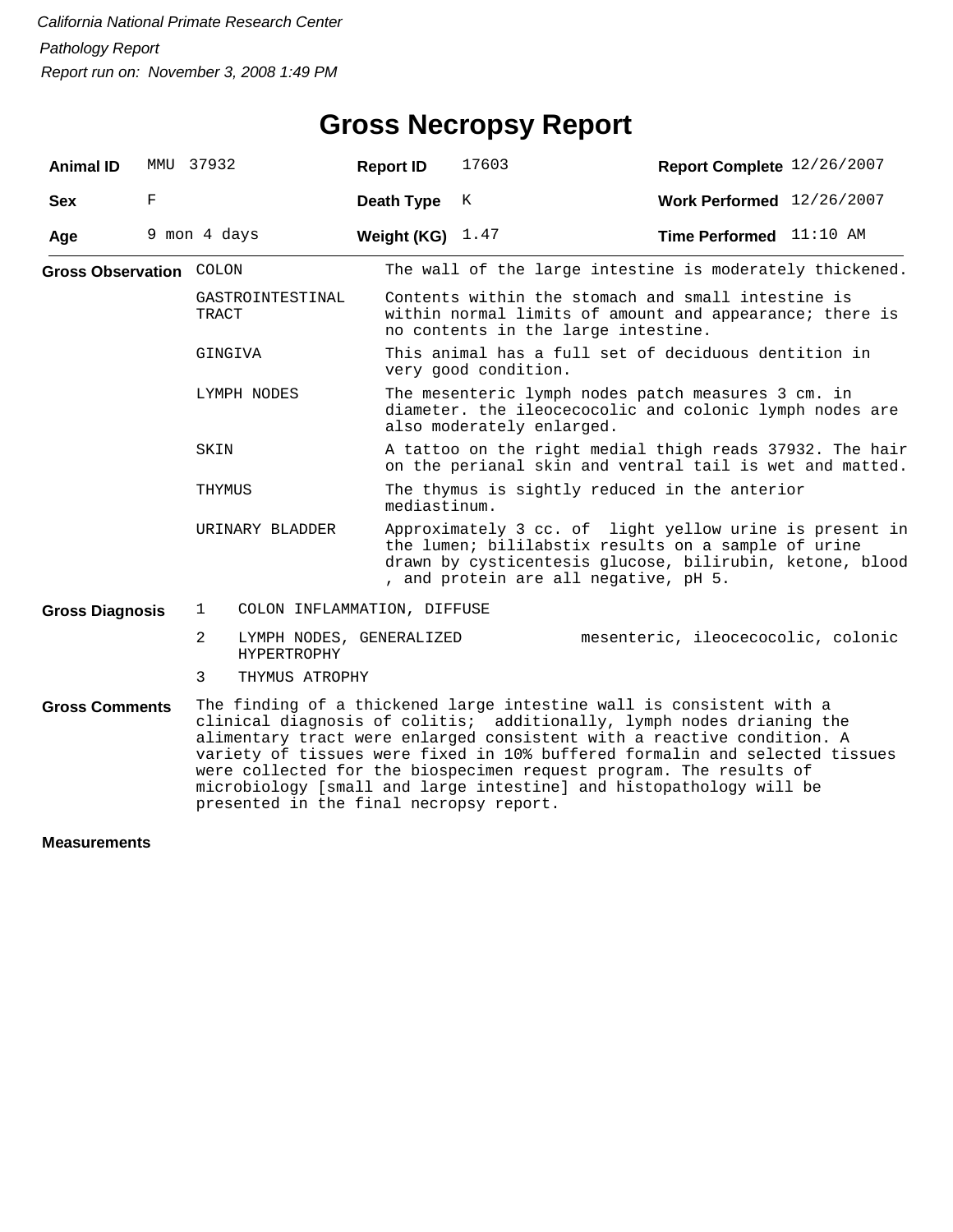*California National Primate Research Center*

*Pathology Report*

*Report run on: November 3, 2008 1:49 PM*

# Gross Necropsy Report

| | | | | | |
|---|---|---|---|---|---|
| **Animal ID** | MMU 37932 | **Report ID** | 17603 | **Report Complete** | 12/26/2007 |
| **Sex** | F | **Death Type** | K | **Work Performed** | 12/26/2007 |
| **Age** | 9 mon 4 days | **Weight (KG)** | 1.47 | **Time Performed** | 11:10 AM |

**Gross Observation**

| | |
|---|---|
| COLON | The wall of the large intestine is moderately thickened. |
| GASTROINTESTINAL TRACT | Contents within the stomach and small intestine is within normal limits of amount and appearance; there is no contents in the large intestine. |
| GINGIVA | This animal has a full set of deciduous dentition in very good condition. |
| LYMPH NODES | The mesenteric lymph nodes patch measures 3 cm. in diameter. the ileocecocolic and colonic lymph nodes are also moderately enlarged. |
| SKIN | A tattoo on the right medial thigh reads 37932. The hair on the perianal skin and ventral tail is wet and matted. |
| THYMUS | The thymus is sightly reduced in the anterior mediastinum. |
| URINARY BLADDER | Approximately 3 cc. of light yellow urine is present in the lumen; bililabstix results on a sample of urine drawn by cysticentesis glucose, bilirubin, ketone, blood , and protein are all negative, pH 5. |

**Gross Diagnosis**

| | | |
|---|---|---|
| 1 | COLON INFLAMMATION, DIFFUSE | |
| 2 | LYMPH NODES, GENERALIZED HYPERTROPHY | mesenteric, ileocecocolic, colonic |
| 3 | THYMUS ATROPHY | |

**Gross Comments**

The finding of a thickened large intestine wall is consistent with a clinical diagnosis of colitis; additionally, lymph nodes drianing the alimentary tract were enlarged consistent with a reactive condition. A variety of tissues were fixed in 10% buffered formalin and selected tissues were collected for the biospecimen request program. The results of microbiology [small and large intestine] and histopathology will be presented in the final necropsy report.

**Measurements**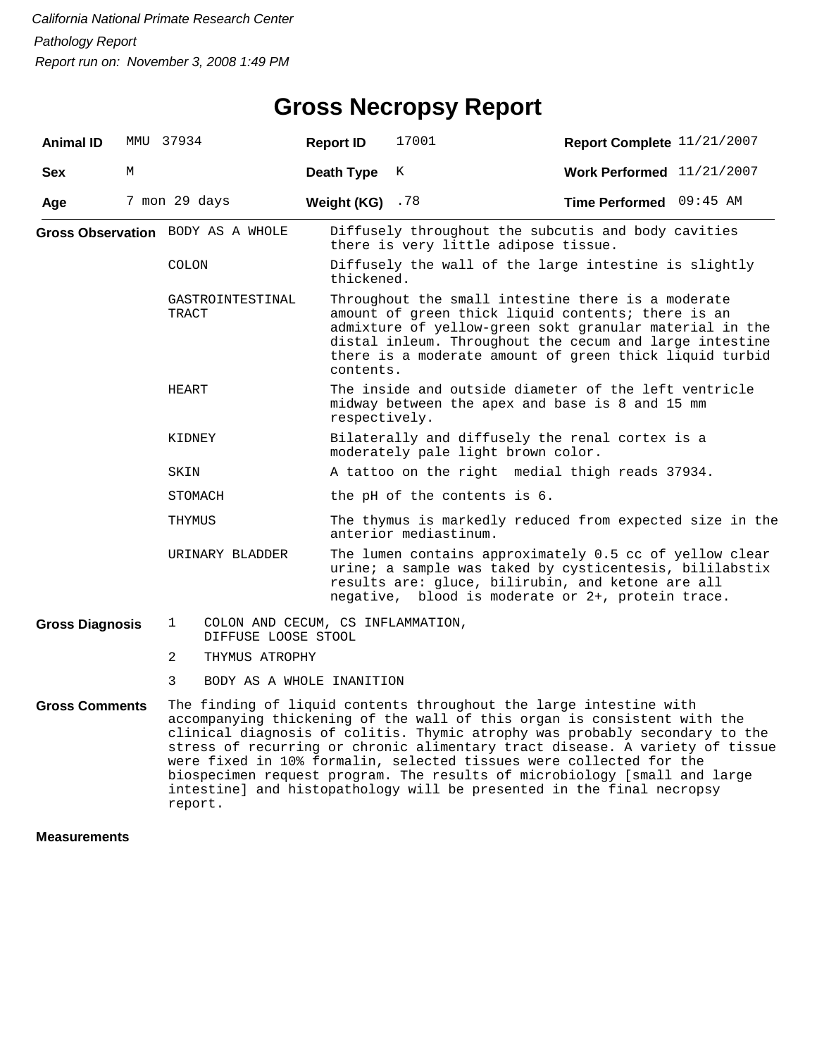*California National Primate Research Center*

*Pathology Report*

*Report run on: November 3, 2008 1:49 PM*

# Gross Necropsy Report

| **Animal ID** | MMU 37934 | **Report ID** | 17001 | **Report Complete** | 11/21/2007 |
|---|---|---|---|---|---|
| **Sex** | M | **Death Type** | K | **Work Performed** | 11/21/2007 |
| **Age** | 7 mon 29 days | **Weight (KG)** | .78 | **Time Performed** | 09:45 AM |

**Gross Observation**

| | |
|---|---|
| BODY AS A WHOLE | Diffusely throughout the subcutis and body cavities there is very little adipose tissue. |
| COLON | Diffusely the wall of the large intestine is slightly thickened. |
| GASTROINTESTINAL TRACT | Throughout the small intestine there is a moderate amount of green thick liquid contents; there is an admixture of yellow-green sokt granular material in the distal inleum. Throughout the cecum and large intestine there is a moderate amount of green thick liquid turbid contents. |
| HEART | The inside and outside diameter of the left ventricle midway between the apex and base is 8 and 15 mm respectively. |
| KIDNEY | Bilaterally and diffusely the renal cortex is a moderately pale light brown color. |
| SKIN | A tattoo on the right medial thigh reads 37934. |
| STOMACH | the pH of the contents is 6. |
| THYMUS | The thymus is markedly reduced from expected size in the anterior mediastinum. |
| URINARY BLADDER | The lumen contains approximately 0.5 cc of yellow clear urine; a sample was taked by cysticentesis, bililabstix results are: gluce, bilirubin, and ketone are all negative, blood is moderate or 2+, protein trace. |

**Gross Diagnosis**

1. COLON AND CECUM, CS INFLAMMATION, DIFFUSE LOOSE STOOL
2. THYMUS ATROPHY
3. BODY AS A WHOLE INANITION

**Gross Comments**

The finding of liquid contents throughout the large intestine with accompanying thickening of the wall of this organ is consistent with the clinical diagnosis of colitis. Thymic atrophy was probably secondary to the stress of recurring or chronic alimentary tract disease. A variety of tissue were fixed in 10% formalin, selected tissues were collected for the biospecimen request program. The results of microbiology [small and large intestine] and histopathology will be presented in the final necropsy report.

**Measurements**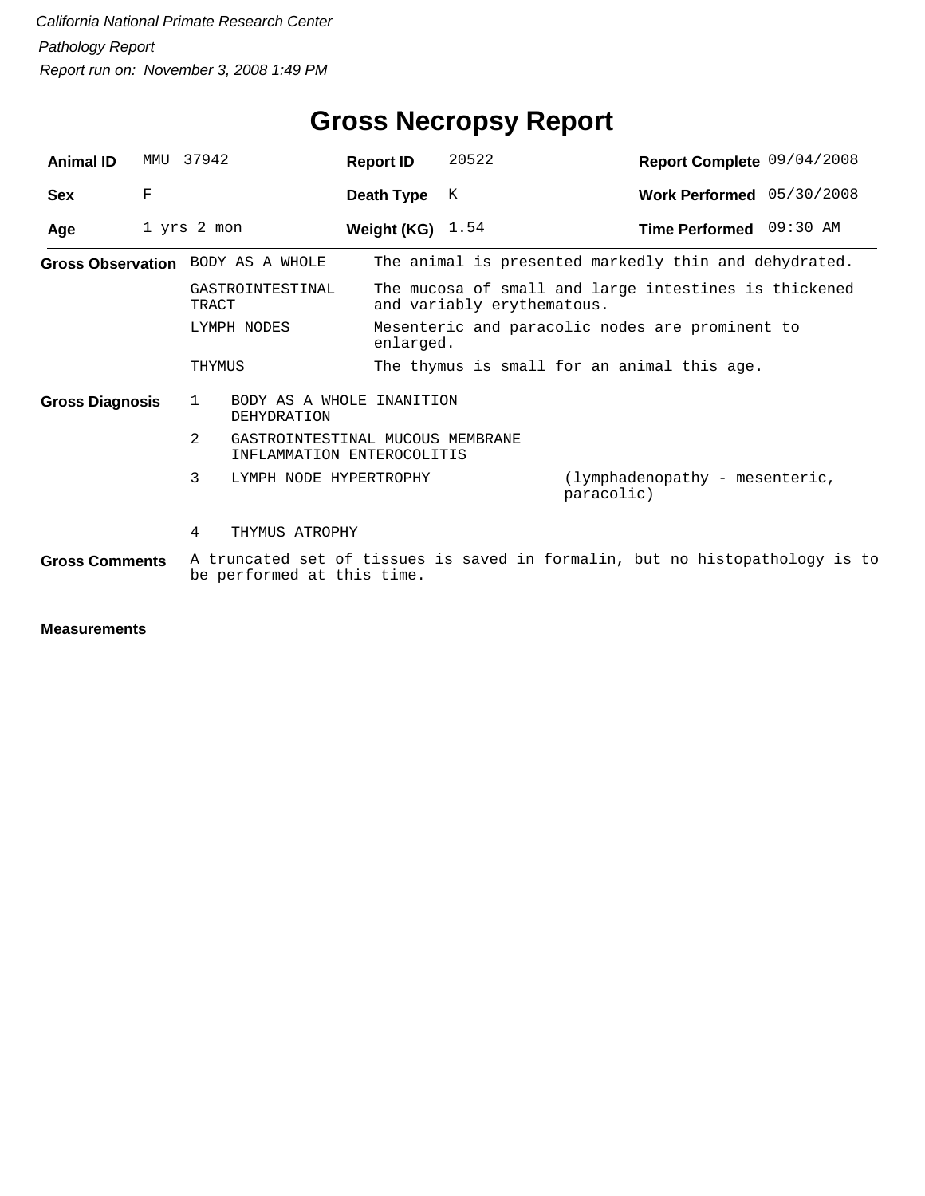*California National Primate Research Center*

*Pathology Report*

*Report run on: November 3, 2008 1:49 PM*

# Gross Necropsy Report

| | | | | | |
|---|---|---|---|---|---|
| **Animal ID** | MMU 37942 | **Report ID** | 20522 | **Report Complete** | 09/04/2008 |
| **Sex** | F | **Death Type** | K | **Work Performed** | 05/30/2008 |
| **Age** | 1 yrs 2 mon | **Weight (KG)** | 1.54 | **Time Performed** | 09:30 AM |

**Gross Observation**

| | |
|---|---|
| BODY AS A WHOLE | The animal is presented markedly thin and dehydrated. |
| GASTROINTESTINAL TRACT | The mucosa of small and large intestines is thickened and variably erythematous. |
| LYMPH NODES | Mesenteric and paracolic nodes are prominent to enlarged. |
| THYMUS | The thymus is small for an animal this age. |

**Gross Diagnosis**

| | | |
|---|---|---|
| 1 | BODY AS A WHOLE INANITION DEHYDRATION | |
| 2 | GASTROINTESTINAL MUCOUS MEMBRANE INFLAMMATION ENTEROCOLITIS | |
| 3 | LYMPH NODE HYPERTROPHY | (lymphadenopathy - mesenteric, paracolic) |
| 4 | THYMUS ATROPHY | |

**Gross Comments**

A truncated set of tissues is saved in formalin, but no histopathology is to be performed at this time.

**Measurements**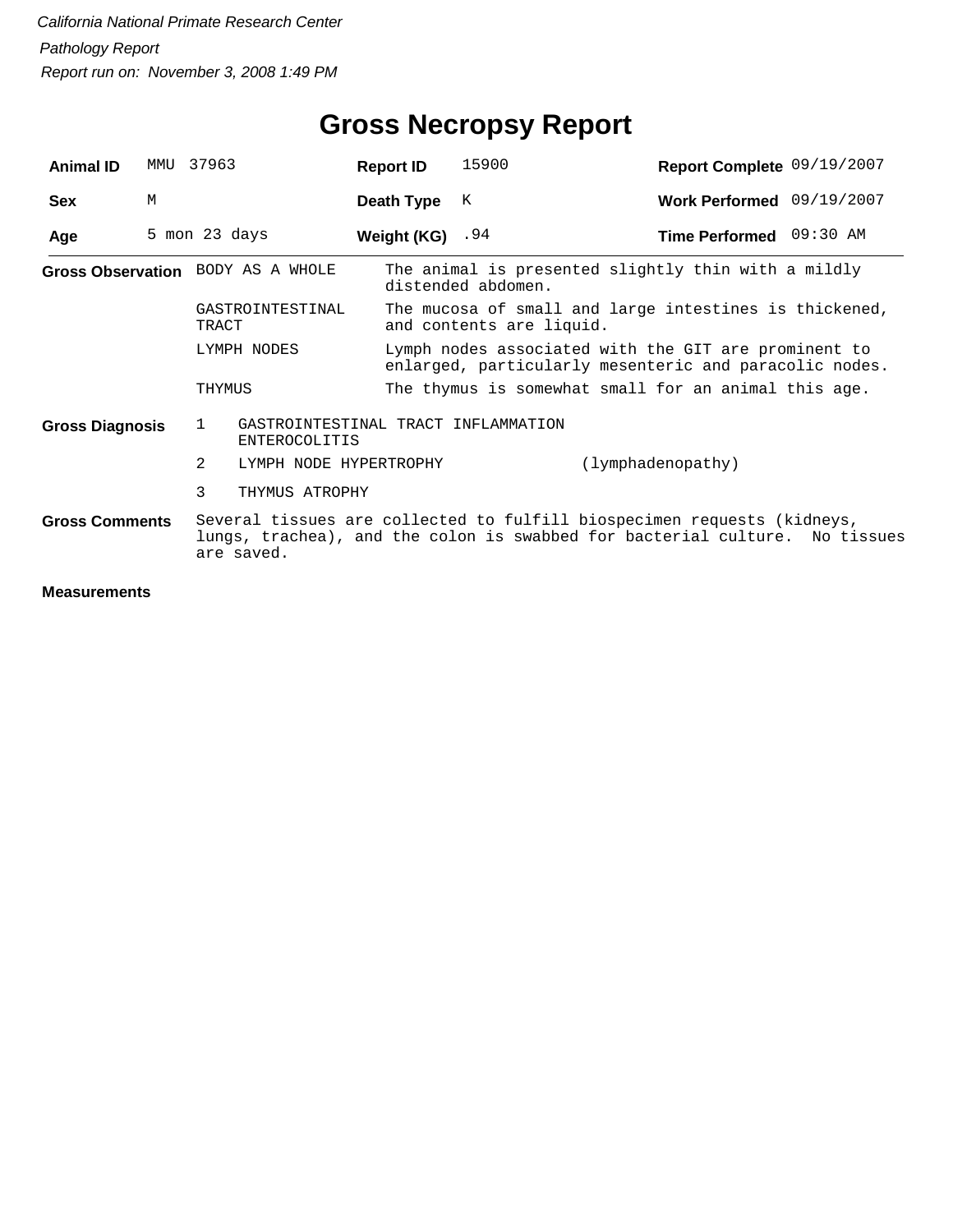*California National Primate Research Center*

*Pathology Report*

*Report run on: November 3, 2008 1:49 PM*

# Gross Necropsy Report

| **Animal ID** | MMU 37963 | **Report ID** | 15900 | **Report Complete** | 09/19/2007 |
|---|---|---|---|---|---|
| **Sex** | M | **Death Type** | K | **Work Performed** | 09/19/2007 |
| **Age** | 5 mon 23 days | **Weight (KG)** | .94 | **Time Performed** | 09:30 AM |

**Gross Observation**

| | |
|---|---|
| BODY AS A WHOLE | The animal is presented slightly thin with a mildly distended abdomen. |
| GASTROINTESTINAL TRACT | The mucosa of small and large intestines is thickened, and contents are liquid. |
| LYMPH NODES | Lymph nodes associated with the GIT are prominent to enlarged, particularly mesenteric and paracolic nodes. |
| THYMUS | The thymus is somewhat small for an animal this age. |

**Gross Diagnosis**

1. GASTROINTESTINAL TRACT INFLAMMATION ENTEROCOLITIS
2. LYMPH NODE HYPERTROPHY (lymphadenopathy)
3. THYMUS ATROPHY

**Gross Comments**

Several tissues are collected to fulfill biospecimen requests (kidneys, lungs, trachea), and the colon is swabbed for bacterial culture. No tissues are saved.

**Measurements**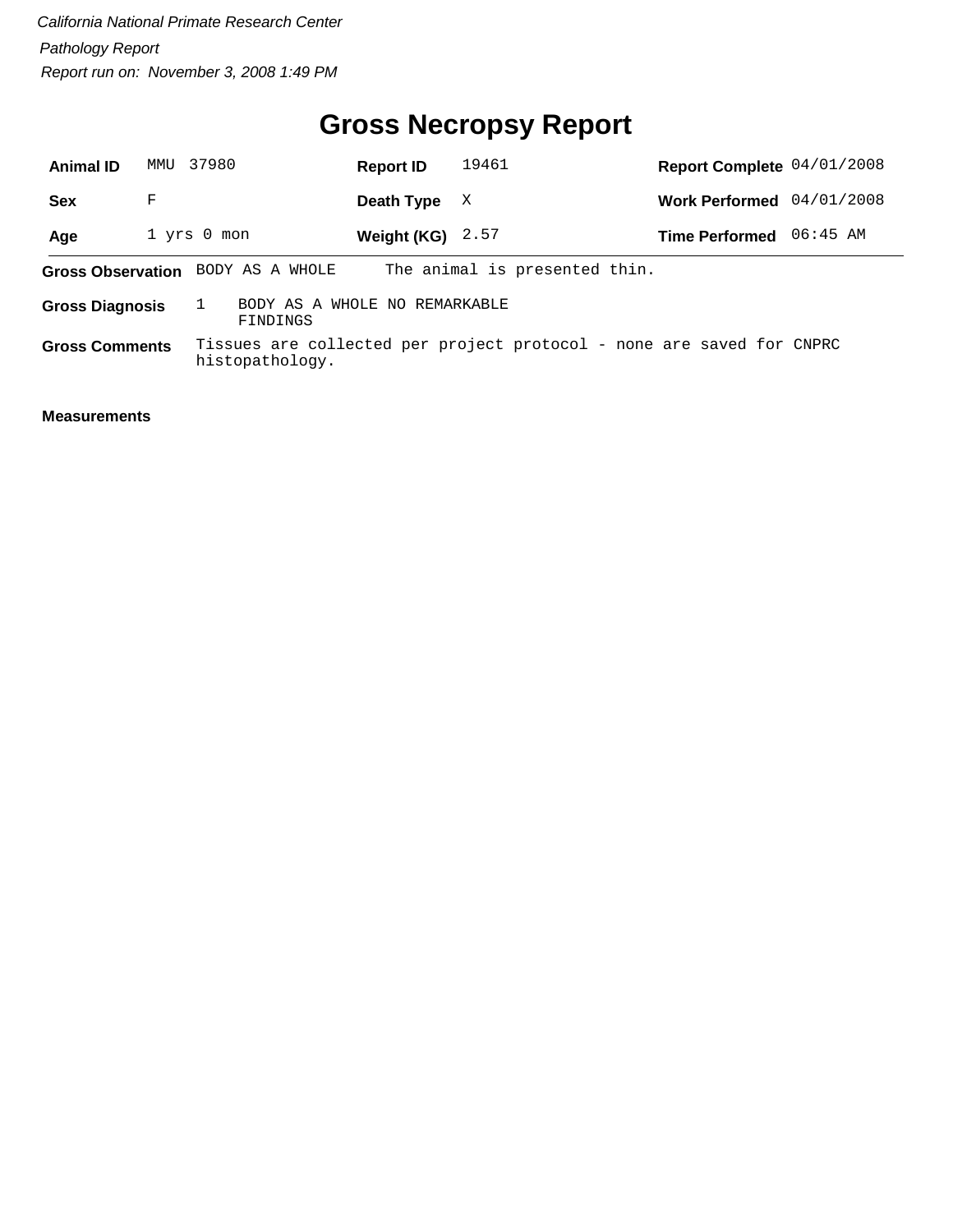*California National Primate Research Center*

*Pathology Report*

*Report run on: November 3, 2008 1:49 PM*

# Gross Necropsy Report

| **Animal ID** | MMU 37980 | **Report ID** | 19461 | **Report Complete** | 04/01/2008 |
|---|---|---|---|---|---|
| **Sex** | F | **Death Type** | X | **Work Performed** | 04/01/2008 |
| **Age** | 1 yrs 0 mon | **Weight (KG)** | 2.57 | **Time Performed** | 06:45 AM |

**Gross Observation** BODY AS A WHOLE The animal is presented thin.

**Gross Diagnosis** 1 BODY AS A WHOLE NO REMARKABLE FINDINGS

**Gross Comments** Tissues are collected per project protocol - none are saved for CNPRC histopathology.

**Measurements**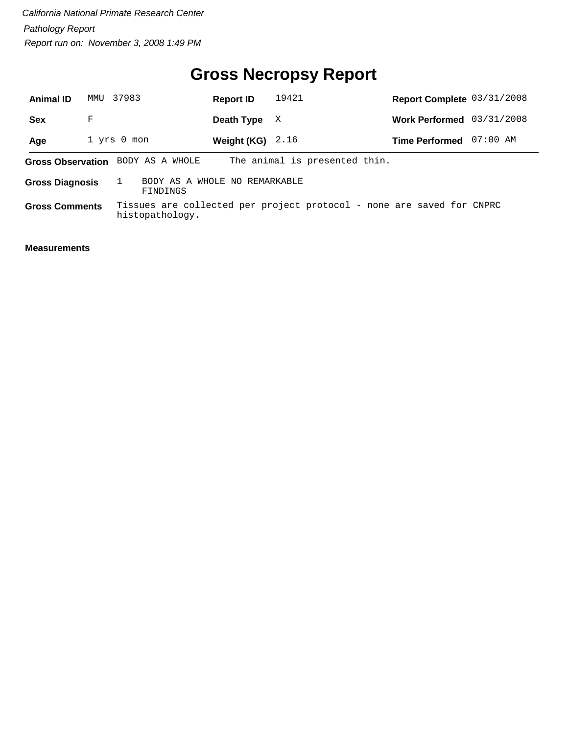*California National Primate Research Center*

*Pathology Report*

*Report run on: November 3, 2008 1:49 PM*

# Gross Necropsy Report

| | | | | | |
|---|---|---|---|---|---|
| **Animal ID** | MMU 37983 | **Report ID** | 19421 | **Report Complete** | 03/31/2008 |
| **Sex** | F | **Death Type** | X | **Work Performed** | 03/31/2008 |
| **Age** | 1 yrs 0 mon | **Weight (KG)** | 2.16 | **Time Performed** | 07:00 AM |

**Gross Observation** BODY AS A WHOLE The animal is presented thin.

**Gross Diagnosis** 1 BODY AS A WHOLE NO REMARKABLE FINDINGS

**Gross Comments** Tissues are collected per project protocol - none are saved for CNPRC histopathology.

**Measurements**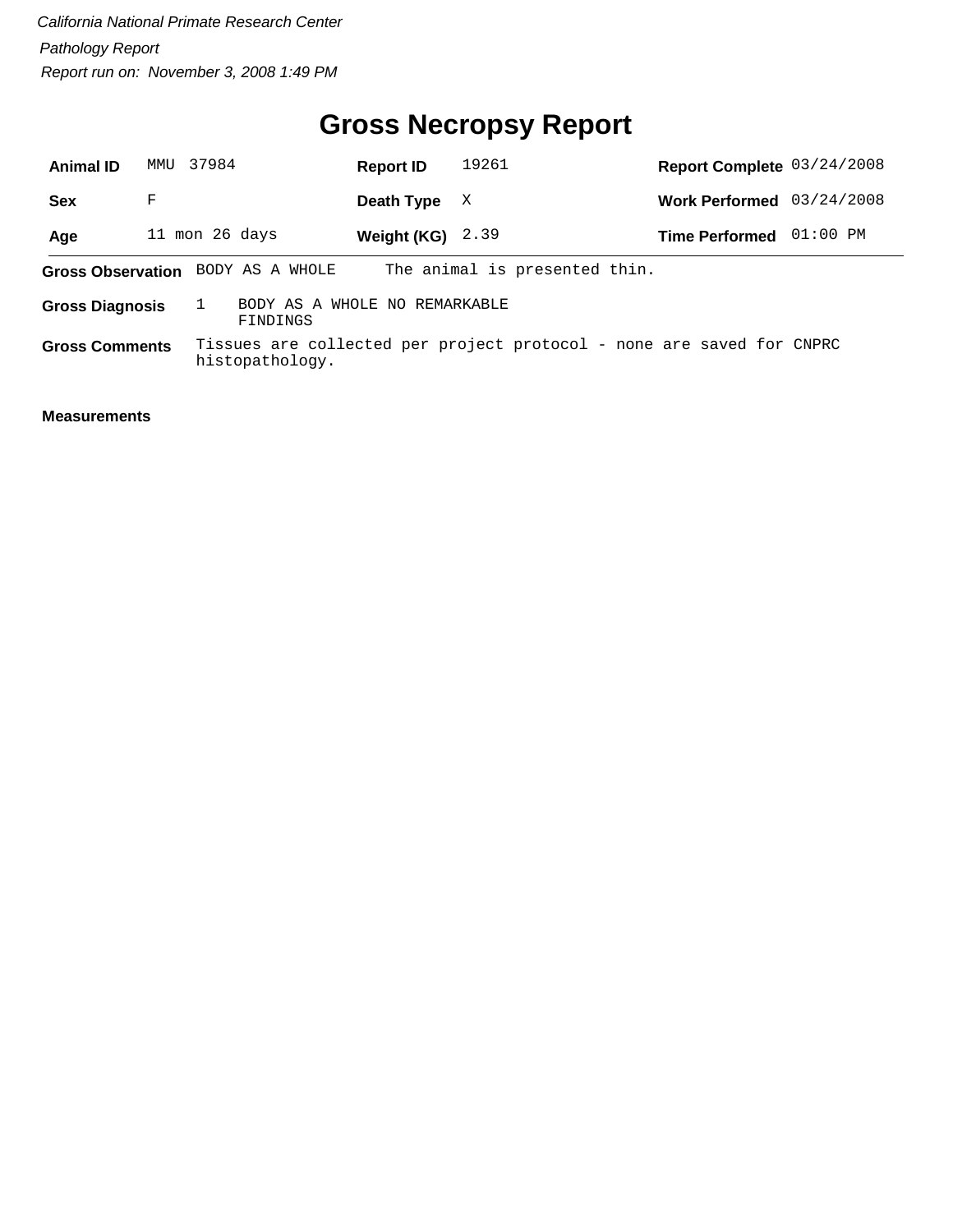*California National Primate Research Center*

*Pathology Report*

*Report run on: November 3, 2008 1:49 PM*

# Gross Necropsy Report

| **Animal ID** | MMU 37984 | **Report ID** | 19261 | **Report Complete** | 03/24/2008 |
|---|---|---|---|---|---|
| **Sex** | F | **Death Type** | X | **Work Performed** | 03/24/2008 |
| **Age** | 11 mon 26 days | **Weight (KG)** | 2.39 | **Time Performed** | 01:00 PM |

**Gross Observation** BODY AS A WHOLE The animal is presented thin.

**Gross Diagnosis** 1 BODY AS A WHOLE NO REMARKABLE FINDINGS

**Gross Comments** Tissues are collected per project protocol - none are saved for CNPRC histopathology.

**Measurements**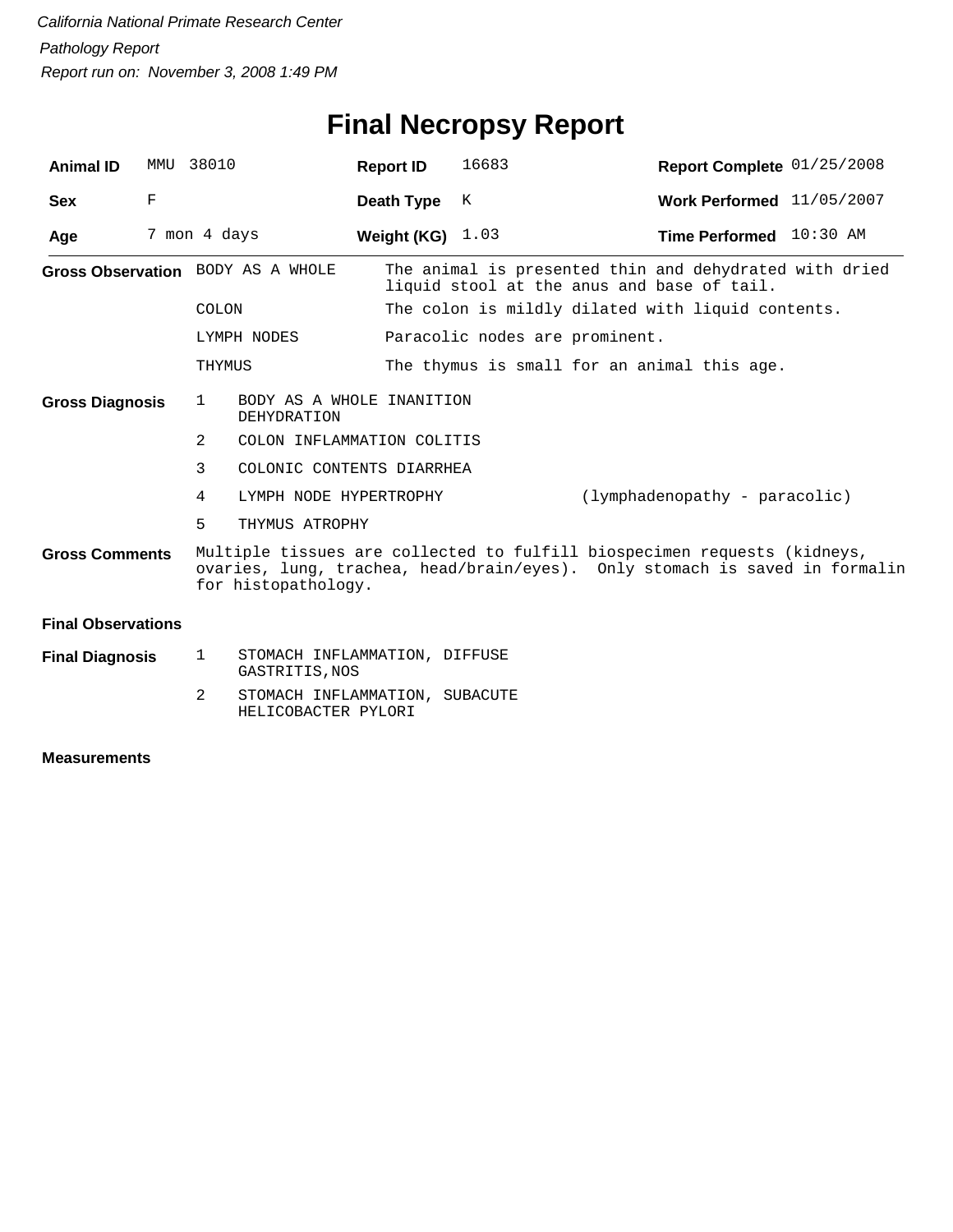*California National Primate Research Center*

*Pathology Report*

*Report run on: November 3, 2008 1:49 PM*

# Final Necropsy Report

| **Animal ID** | MMU 38010 | **Report ID** | 16683 | **Report Complete** | 01/25/2008 |
|---|---|---|---|---|---|
| **Sex** | F | **Death Type** | K | **Work Performed** | 11/05/2007 |
| **Age** | 7 mon 4 days | **Weight (KG)** | 1.03 | **Time Performed** | 10:30 AM |

**Gross Observation**

| | |
|---|---|
| BODY AS A WHOLE | The animal is presented thin and dehydrated with dried liquid stool at the anus and base of tail. |
| COLON | The colon is mildly dilated with liquid contents. |
| LYMPH NODES | Paracolic nodes are prominent. |
| THYMUS | The thymus is small for an animal this age. |

**Gross Diagnosis**

1. BODY AS A WHOLE INANITION DEHYDRATION
2. COLON INFLAMMATION COLITIS
3. COLONIC CONTENTS DIARRHEA
4. LYMPH NODE HYPERTROPHY (lymphadenopathy - paracolic)
5. THYMUS ATROPHY

**Gross Comments**

Multiple tissues are collected to fulfill biospecimen requests (kidneys, ovaries, lung, trachea, head/brain/eyes). Only stomach is saved in formalin for histopathology.

**Final Observations**

**Final Diagnosis**

1. STOMACH INFLAMMATION, DIFFUSE GASTRITIS,NOS
2. STOMACH INFLAMMATION, SUBACUTE HELICOBACTER PYLORI

**Measurements**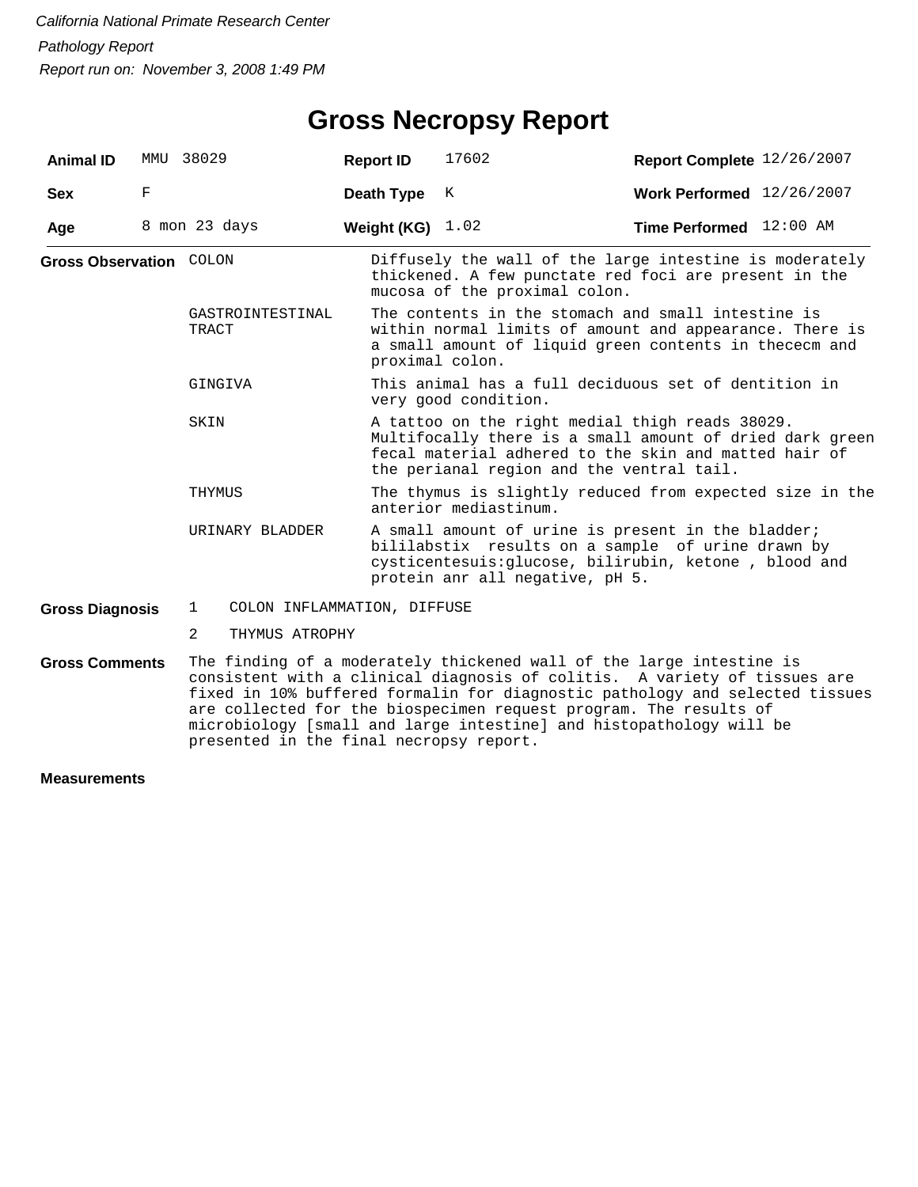*California National Primate Research Center*

*Pathology Report*

*Report run on: November 3, 2008 1:49 PM*

# Gross Necropsy Report

| | | | | | |
|---|---|---|---|---|---|
| **Animal ID** | MMU 38029 | **Report ID** | 17602 | **Report Complete** | 12/26/2007 |
| **Sex** | F | **Death Type** | K | **Work Performed** | 12/26/2007 |
| **Age** | 8 mon 23 days | **Weight (KG)** | 1.02 | **Time Performed** | 12:00 AM |

**Gross Observation**

| | |
|---|---|
| COLON | Diffusely the wall of the large intestine is moderately thickened. A few punctate red foci are present in the mucosa of the proximal colon. |
| GASTROINTESTINAL TRACT | The contents in the stomach and small intestine is within normal limits of amount and appearance. There is a small amount of liquid green contents in thececm and proximal colon. |
| GINGIVA | This animal has a full deciduous set of dentition in very good condition. |
| SKIN | A tattoo on the right medial thigh reads 38029. Multifocally there is a small amount of dried dark green fecal material adhered to the skin and matted hair of the perianal region and the ventral tail. |
| THYMUS | The thymus is slightly reduced from expected size in the anterior mediastinum. |
| URINARY BLADDER | A small amount of urine is present in the bladder; bililabstix results on a sample of urine drawn by cysticentesuis:glucose, bilirubin, ketone , blood and protein anr all negative, pH 5. |

**Gross Diagnosis**

1 COLON INFLAMMATION, DIFFUSE

2 THYMUS ATROPHY

**Gross Comments**

The finding of a moderately thickened wall of the large intestine is consistent with a clinical diagnosis of colitis. A variety of tissues are fixed in 10% buffered formalin for diagnostic pathology and selected tissues are collected for the biospecimen request program. The results of microbiology [small and large intestine] and histopathology will be presented in the final necropsy report.

**Measurements**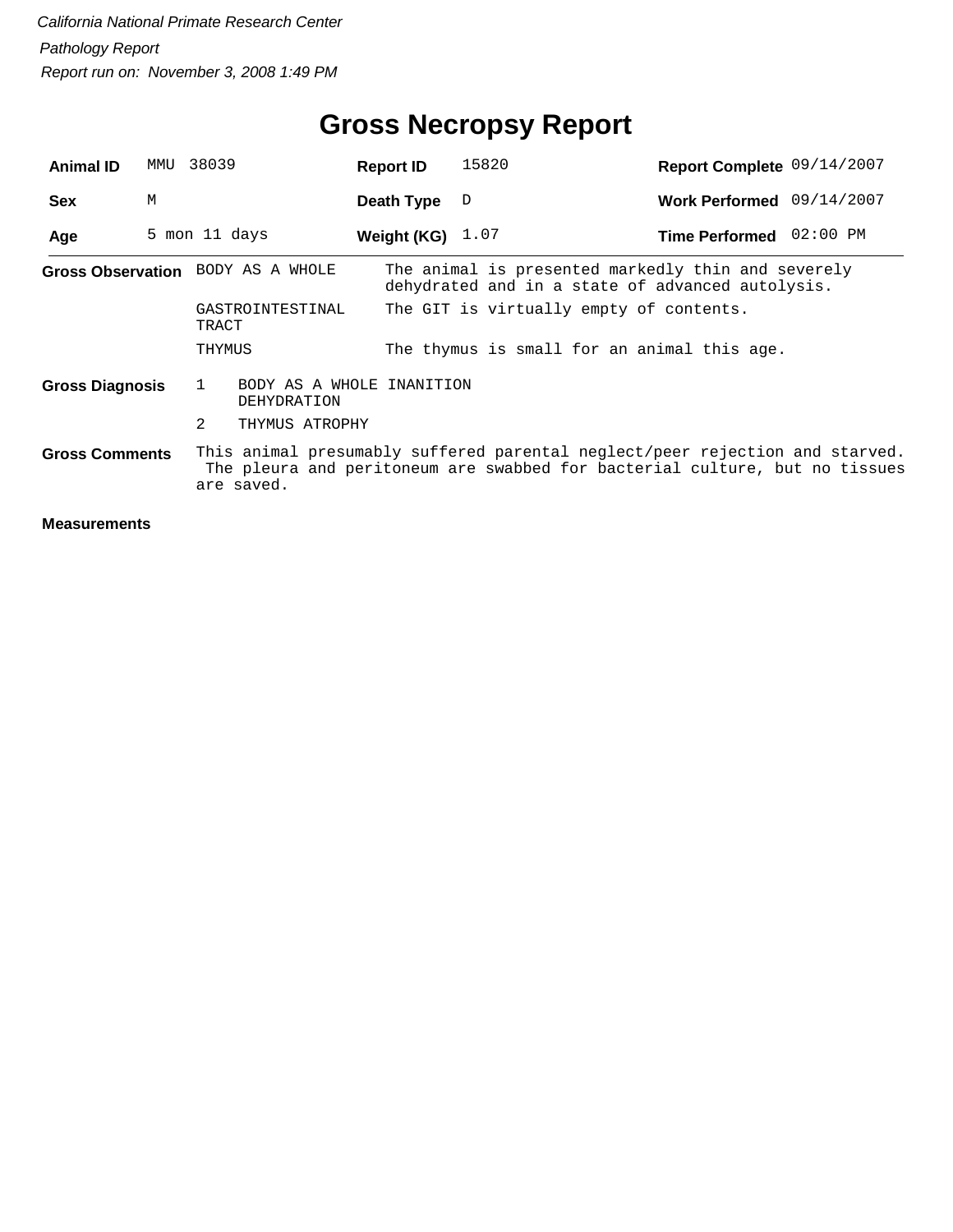*California National Primate Research Center*

*Pathology Report*

*Report run on: November 3, 2008 1:49 PM*

# Gross Necropsy Report

| **Animal ID** | MMU 38039 | **Report ID** | 15820 | **Report Complete** | 09/14/2007 |
|---|---|---|---|---|---|
| **Sex** | M | **Death Type** | D | **Work Performed** | 09/14/2007 |
| **Age** | 5 mon 11 days | **Weight (KG)** | 1.07 | **Time Performed** | 02:00 PM |

**Gross Observation**

| | |
|---|---|
| BODY AS A WHOLE | The animal is presented markedly thin and severely dehydrated and in a state of advanced autolysis. |
| GASTROINTESTINAL TRACT | The GIT is virtually empty of contents. |
| THYMUS | The thymus is small for an animal this age. |

**Gross Diagnosis**

1. BODY AS A WHOLE INANITION DEHYDRATION
2. THYMUS ATROPHY

**Gross Comments**

This animal presumably suffered parental neglect/peer rejection and starved. The pleura and peritoneum are swabbed for bacterial culture, but no tissues are saved.

**Measurements**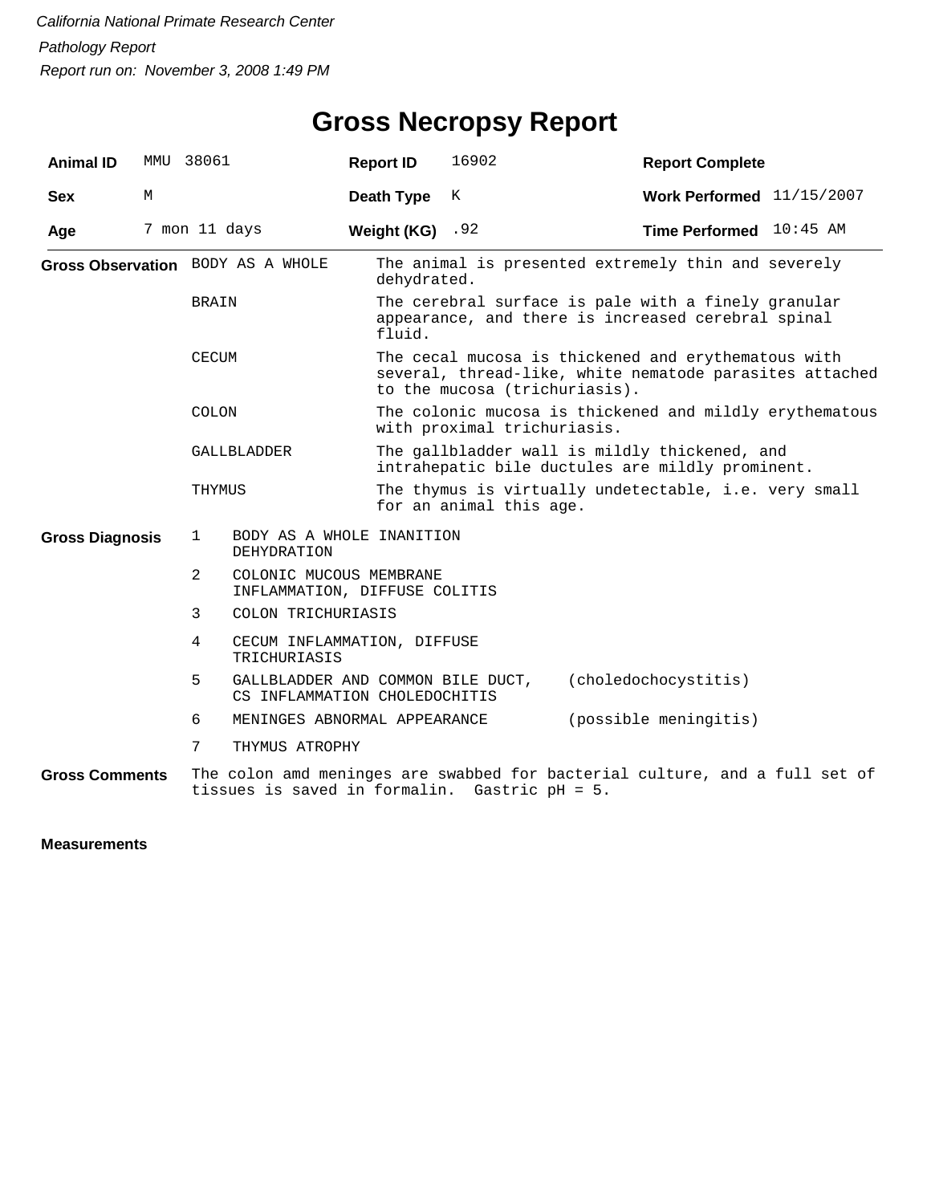*California National Primate Research Center*

*Pathology Report*

*Report run on: November 3, 2008 1:49 PM*

# Gross Necropsy Report

| | | | | | |
|---|---|---|---|---|---|
| **Animal ID** | MMU 38061 | **Report ID** | 16902 | **Report Complete** | |
| **Sex** | M | **Death Type** | K | **Work Performed** | 11/15/2007 |
| **Age** | 7 mon 11 days | **Weight (KG)** | .92 | **Time Performed** | 10:45 AM |

**Gross Observation**

| | |
|---|---|
| BODY AS A WHOLE | The animal is presented extremely thin and severely dehydrated. |
| BRAIN | The cerebral surface is pale with a finely granular appearance, and there is increased cerebral spinal fluid. |
| CECUM | The cecal mucosa is thickened and erythematous with several, thread-like, white nematode parasites attached to the mucosa (trichuriasis). |
| COLON | The colonic mucosa is thickened and mildly erythematous with proximal trichuriasis. |
| GALLBLADDER | The gallbladder wall is mildly thickened, and intrahepatic bile ductules are mildly prominent. |
| THYMUS | The thymus is virtually undetectable, i.e. very small for an animal this age. |

**Gross Diagnosis**

| | | |
|---|---|---|
| 1 | BODY AS A WHOLE INANITION DEHYDRATION | |
| 2 | COLONIC MUCOUS MEMBRANE INFLAMMATION, DIFFUSE COLITIS | |
| 3 | COLON TRICHURIASIS | |
| 4 | CECUM INFLAMMATION, DIFFUSE TRICHURIASIS | |
| 5 | GALLBLADDER AND COMMON BILE DUCT, CS INFLAMMATION CHOLEDOCHITIS | (choledochocystitis) |
| 6 | MENINGES ABNORMAL APPEARANCE | (possible meningitis) |
| 7 | THYMUS ATROPHY | |

**Gross Comments**

The colon amd meninges are swabbed for bacterial culture, and a full set of tissues is saved in formalin. Gastric pH = 5.

**Measurements**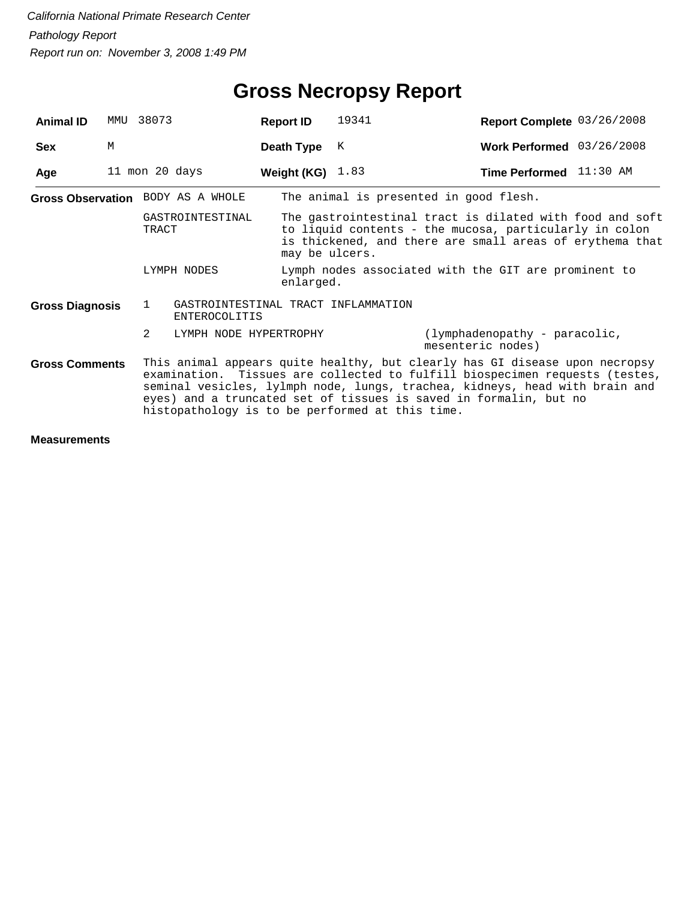*California National Primate Research Center*

*Pathology Report*

*Report run on: November 3, 2008 1:49 PM*

# Gross Necropsy Report

| | | | | | |
|---|---|---|---|---|---|
| **Animal ID** | MMU 38073 | **Report ID** | 19341 | **Report Complete** | 03/26/2008 |
| **Sex** | M | **Death Type** | K | **Work Performed** | 03/26/2008 |
| **Age** | 11 mon 20 days | **Weight (KG)** | 1.83 | **Time Performed** | 11:30 AM |

**Gross Observation**

| | |
|---|---|
| BODY AS A WHOLE | The animal is presented in good flesh. |
| GASTROINTESTINAL TRACT | The gastrointestinal tract is dilated with food and soft to liquid contents - the mucosa, particularly in colon is thickened, and there are small areas of erythema that may be ulcers. |
| LYMPH NODES | Lymph nodes associated with the GIT are prominent to enlarged. |

**Gross Diagnosis**

| | | |
|---|---|---|
| 1 | GASTROINTESTINAL TRACT INFLAMMATION ENTEROCOLITIS | |
| 2 | LYMPH NODE HYPERTROPHY | (lymphadenopathy - paracolic, mesenteric nodes) |

**Gross Comments**

This animal appears quite healthy, but clearly has GI disease upon necropsy examination. Tissues are collected to fulfill biospecimen requests (testes, seminal vesicles, lylmph node, lungs, trachea, kidneys, head with brain and eyes) and a truncated set of tissues is saved in formalin, but no histopathology is to be performed at this time.

**Measurements**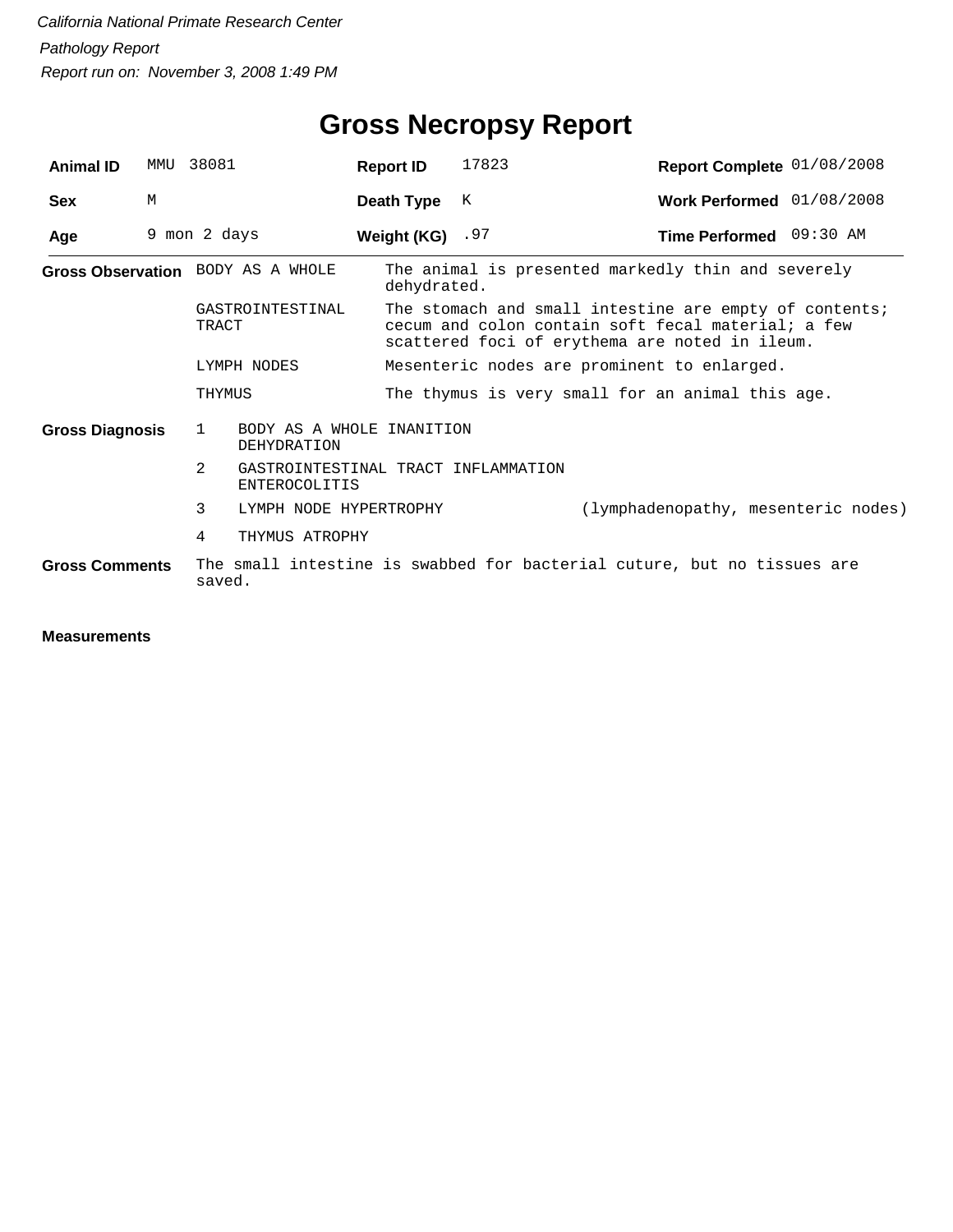*California National Primate Research Center*

*Pathology Report*

*Report run on: November 3, 2008 1:49 PM*

# Gross Necropsy Report

| | | | | | |
|---|---|---|---|---|---|
| **Animal ID** | MMU 38081 | **Report ID** | 17823 | **Report Complete** | 01/08/2008 |
| **Sex** | M | **Death Type** | K | **Work Performed** | 01/08/2008 |
| **Age** | 9 mon 2 days | **Weight (KG)** | .97 | **Time Performed** | 09:30 AM |

**Gross Observation**

| | |
|---|---|
| BODY AS A WHOLE | The animal is presented markedly thin and severely dehydrated. |
| GASTROINTESTINAL TRACT | The stomach and small intestine are empty of contents; cecum and colon contain soft fecal material; a few scattered foci of erythema are noted in ileum. |
| LYMPH NODES | Mesenteric nodes are prominent to enlarged. |
| THYMUS | The thymus is very small for an animal this age. |

**Gross Diagnosis**

| | | |
|---|---|---|
| 1 | BODY AS A WHOLE INANITION DEHYDRATION | |
| 2 | GASTROINTESTINAL TRACT INFLAMMATION ENTEROCOLITIS | |
| 3 | LYMPH NODE HYPERTROPHY | (lymphadenopathy, mesenteric nodes) |
| 4 | THYMUS ATROPHY | |

**Gross Comments**

The small intestine is swabbed for bacterial cuture, but no tissues are saved.

**Measurements**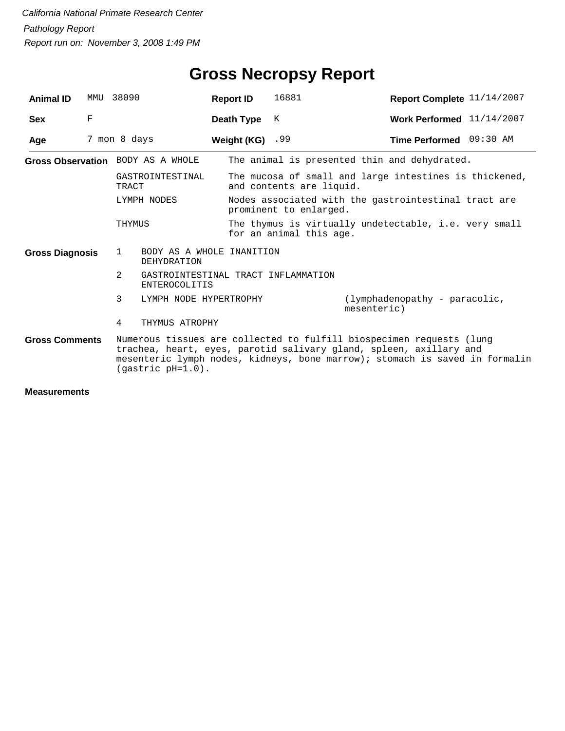*California National Primate Research Center*

*Pathology Report*

*Report run on: November 3, 2008 1:49 PM*

# Gross Necropsy Report

| **Animal ID** | MMU 38090 | **Report ID** | 16881 | **Report Complete** | 11/14/2007 |
|---|---|---|---|---|---|
| **Sex** | F | **Death Type** | K | **Work Performed** | 11/14/2007 |
| **Age** | 7 mon 8 days | **Weight (KG)** | .99 | **Time Performed** | 09:30 AM |

**Gross Observation**

| | |
|---|---|
| BODY AS A WHOLE | The animal is presented thin and dehydrated. |
| GASTROINTESTINAL TRACT | The mucosa of small and large intestines is thickened, and contents are liquid. |
| LYMPH NODES | Nodes associated with the gastrointestinal tract are prominent to enlarged. |
| THYMUS | The thymus is virtually undetectable, i.e. very small for an animal this age. |

**Gross Diagnosis**

| | | |
|---|---|---|
| 1 | BODY AS A WHOLE INANITION DEHYDRATION | |
| 2 | GASTROINTESTINAL TRACT INFLAMMATION ENTEROCOLITIS | |
| 3 | LYMPH NODE HYPERTROPHY | (lymphadenopathy - paracolic, mesenteric) |
| 4 | THYMUS ATROPHY | |

**Gross Comments**

Numerous tissues are collected to fulfill biospecimen requests (lung trachea, heart, eyes, parotid salivary gland, spleen, axillary and mesenteric lymph nodes, kidneys, bone marrow); stomach is saved in formalin (gastric pH=1.0).

**Measurements**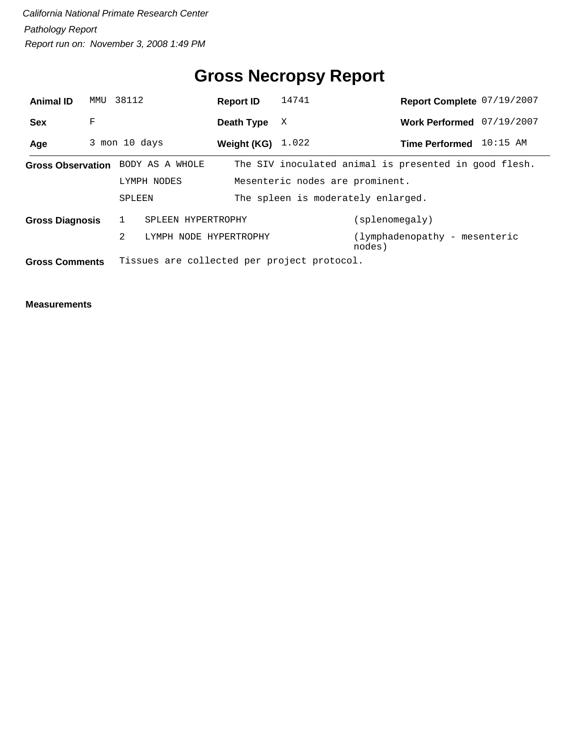*California National Primate Research Center*

*Pathology Report*

*Report run on: November 3, 2008 1:49 PM*

# Gross Necropsy Report

| | | | | | |
|---|---|---|---|---|---|
| **Animal ID** | MMU 38112 | **Report ID** | 14741 | **Report Complete** | 07/19/2007 |
| **Sex** | F | **Death Type** | X | **Work Performed** | 07/19/2007 |
| **Age** | 3 mon 10 days | **Weight (KG)** | 1.022 | **Time Performed** | 10:15 AM |

**Gross Observation**

| | |
|---|---|
| BODY AS A WHOLE | The SIV inoculated animal is presented in good flesh. |
| LYMPH NODES | Mesenteric nodes are prominent. |
| SPLEEN | The spleen is moderately enlarged. |

**Gross Diagnosis**

| | | |
|---|---|---|
| 1 | SPLEEN HYPERTROPHY | (splenomegaly) |
| 2 | LYMPH NODE HYPERTROPHY | (lymphadenopathy - mesenteric nodes) |

**Gross Comments** Tissues are collected per project protocol.

**Measurements**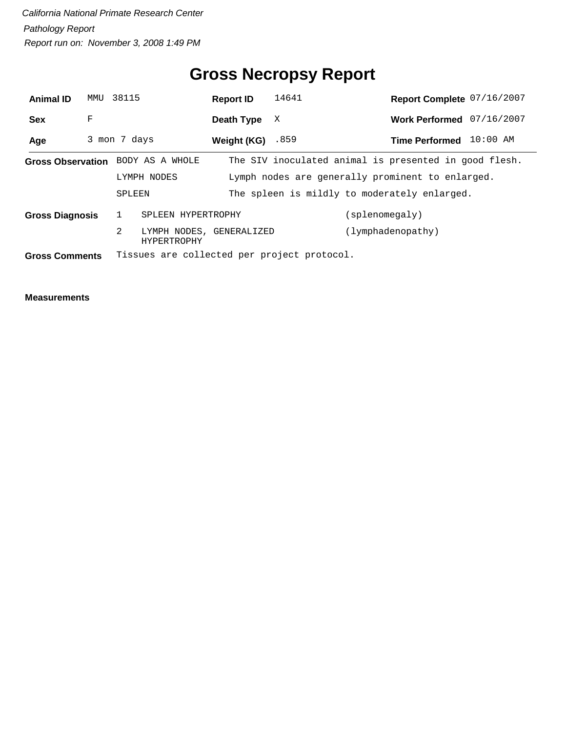*California National Primate Research Center*

*Pathology Report*

*Report run on: November 3, 2008 1:49 PM*

# Gross Necropsy Report

| **Animal ID** | MMU 38115 | **Report ID** | 14641 | **Report Complete** | 07/16/2007 |
|---|---|---|---|---|---|
| **Sex** | F | **Death Type** | X | **Work Performed** | 07/16/2007 |
| **Age** | 3 mon 7 days | **Weight (KG)** | .859 | **Time Performed** | 10:00 AM |

**Gross Observation**

| | |
|---|---|
| BODY AS A WHOLE | The SIV inoculated animal is presented in good flesh. |
| LYMPH NODES | Lymph nodes are generally prominent to enlarged. |
| SPLEEN | The spleen is mildly to moderately enlarged. |

**Gross Diagnosis**

| | | |
|---|---|---|
| 1 | SPLEEN HYPERTROPHY | (splenomegaly) |
| 2 | LYMPH NODES, GENERALIZED HYPERTROPHY | (lymphadenopathy) |

**Gross Comments** Tissues are collected per project protocol.

**Measurements**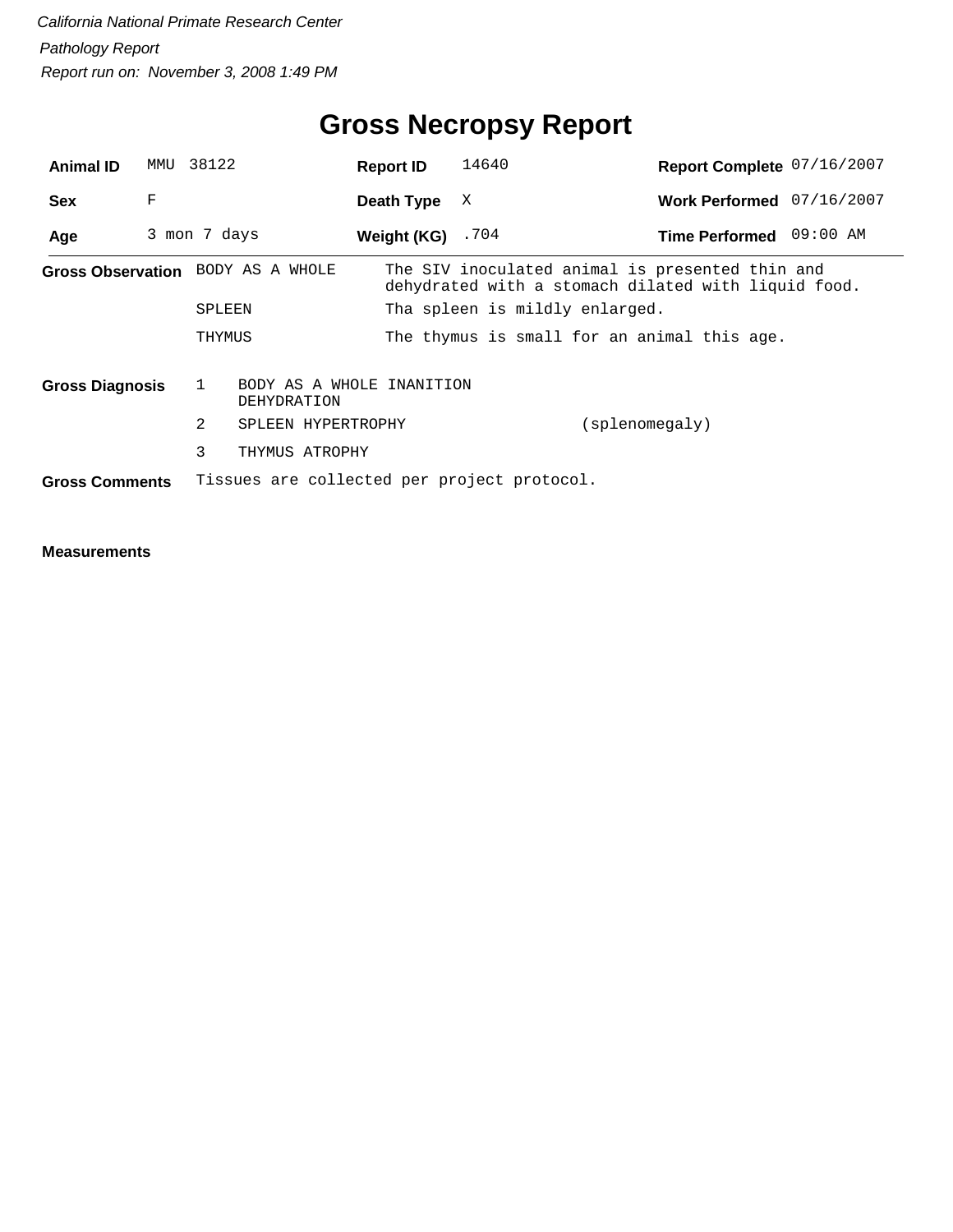*California National Primate Research Center*

*Pathology Report*

*Report run on: November 3, 2008 1:49 PM*

# Gross Necropsy Report

| | | | | | |
|---|---|---|---|---|---|
| **Animal ID** | MMU 38122 | **Report ID** | 14640 | **Report Complete** | 07/16/2007 |
| **Sex** | F | **Death Type** | X | **Work Performed** | 07/16/2007 |
| **Age** | 3 mon 7 days | **Weight (KG)** | .704 | **Time Performed** | 09:00 AM |

**Gross Observation**

| | |
|---|---|
| BODY AS A WHOLE | The SIV inoculated animal is presented thin and dehydrated with a stomach dilated with liquid food. |
| SPLEEN | Tha spleen is mildly enlarged. |
| THYMUS | The thymus is small for an animal this age. |

**Gross Diagnosis**

| | | |
|---|---|---|
| 1 | BODY AS A WHOLE INANITION DEHYDRATION | |
| 2 | SPLEEN HYPERTROPHY | (splenomegaly) |
| 3 | THYMUS ATROPHY | |

**Gross Comments** Tissues are collected per project protocol.

**Measurements**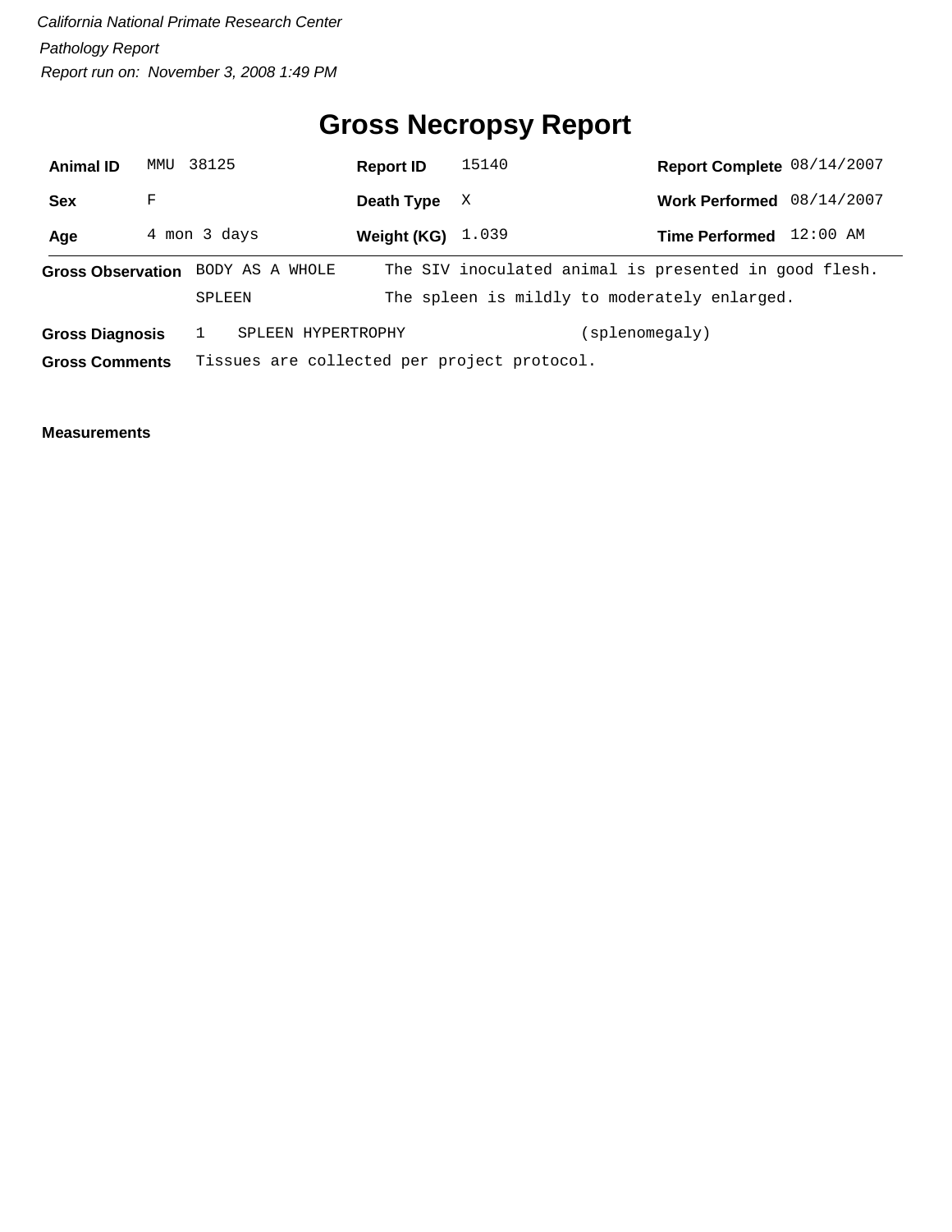*California National Primate Research Center*

*Pathology Report*

*Report run on: November 3, 2008 1:49 PM*

# Gross Necropsy Report

| | | | | | |
|---|---|---|---|---|---|
| **Animal ID** | MMU 38125 | **Report ID** | 15140 | **Report Complete** | 08/14/2007 |
| **Sex** | F | **Death Type** | X | **Work Performed** | 08/14/2007 |
| **Age** | 4 mon 3 days | **Weight (KG)** | 1.039 | **Time Performed** | 12:00 AM |

**Gross Observation**

| | |
|---|---|
| BODY AS A WHOLE | The SIV inoculated animal is presented in good flesh. |
| SPLEEN | The spleen is mildly to moderately enlarged. |

**Gross Diagnosis** 1 SPLEEN HYPERTROPHY (splenomegaly)

**Gross Comments** Tissues are collected per project protocol.

**Measurements**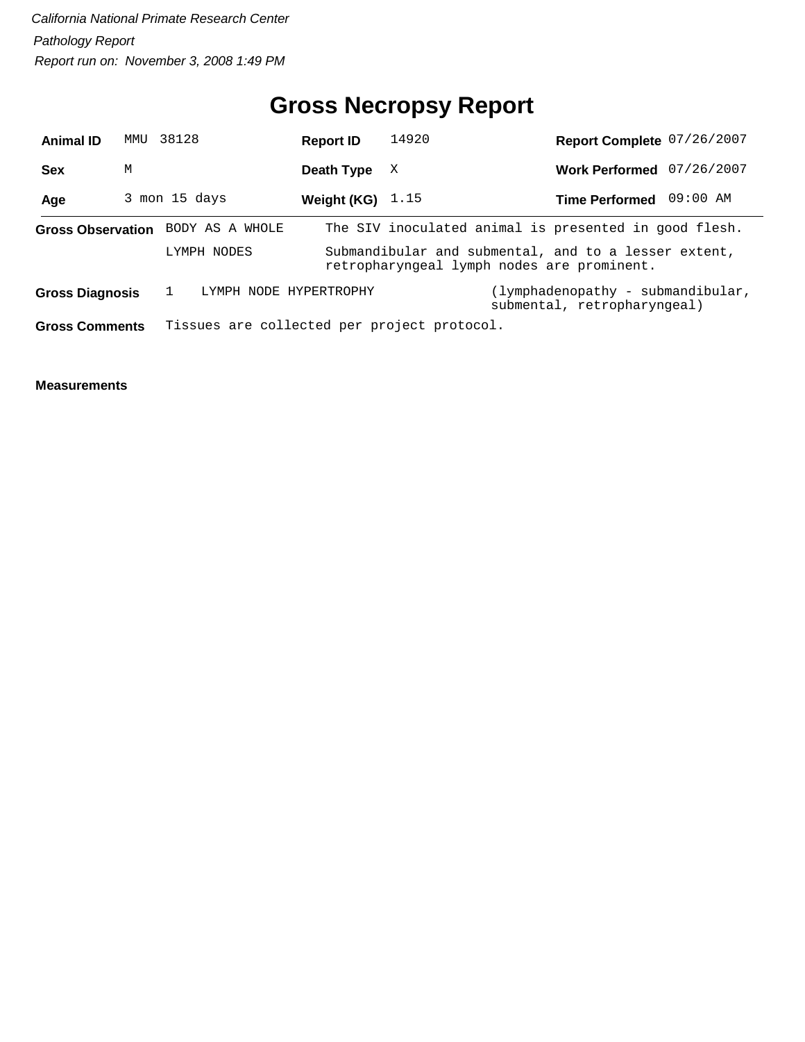*California National Primate Research Center*

*Pathology Report*

*Report run on: November 3, 2008 1:49 PM*

# Gross Necropsy Report

| | | | | | |
|---|---|---|---|---|---|
| **Animal ID** | MMU 38128 | **Report ID** | 14920 | **Report Complete** | 07/26/2007 |
| **Sex** | M | **Death Type** | X | **Work Performed** | 07/26/2007 |
| **Age** | 3 mon 15 days | **Weight (KG)** | 1.15 | **Time Performed** | 09:00 AM |

**Gross Observation**

| | |
|---|---|
| BODY AS A WHOLE | The SIV inoculated animal is presented in good flesh. |
| LYMPH NODES | Submandibular and submental, and to a lesser extent, retropharyngeal lymph nodes are prominent. |

**Gross Diagnosis**

| | | |
|---|---|---|
| 1 | LYMPH NODE HYPERTROPHY | (lymphadenopathy - submandibular, submental, retropharyngeal) |

**Gross Comments** Tissues are collected per project protocol.

**Measurements**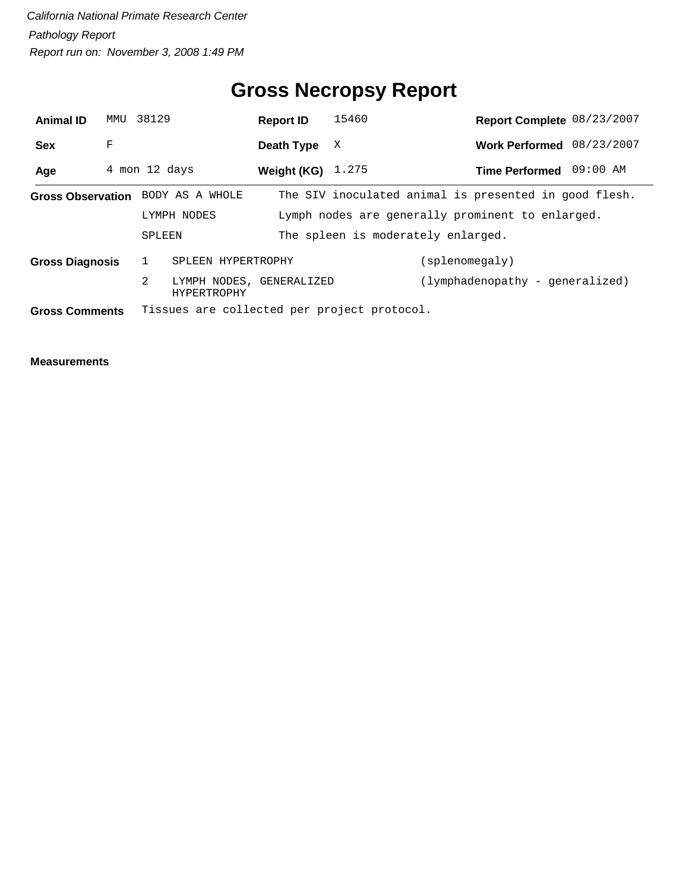*California National Primate Research Center*

*Pathology Report*

*Report run on: November 3, 2008 1:49 PM*

# Gross Necropsy Report

| | | | | | |
|---|---|---|---|---|---|
| **Animal ID** | MMU 38129 | **Report ID** | 15460 | **Report Complete** | 08/23/2007 |
| **Sex** | F | **Death Type** | X | **Work Performed** | 08/23/2007 |
| **Age** | 4 mon 12 days | **Weight (KG)** | 1.275 | **Time Performed** | 09:00 AM |

**Gross Observation**

| | |
|---|---|
| BODY AS A WHOLE | The SIV inoculated animal is presented in good flesh. |
| LYMPH NODES | Lymph nodes are generally prominent to enlarged. |
| SPLEEN | The spleen is moderately enlarged. |

**Gross Diagnosis**

| | | |
|---|---|---|
| 1 | SPLEEN HYPERTROPHY | (splenomegaly) |
| 2 | LYMPH NODES, GENERALIZED HYPERTROPHY | (lymphadenopathy - generalized) |

**Gross Comments** Tissues are collected per project protocol.

**Measurements**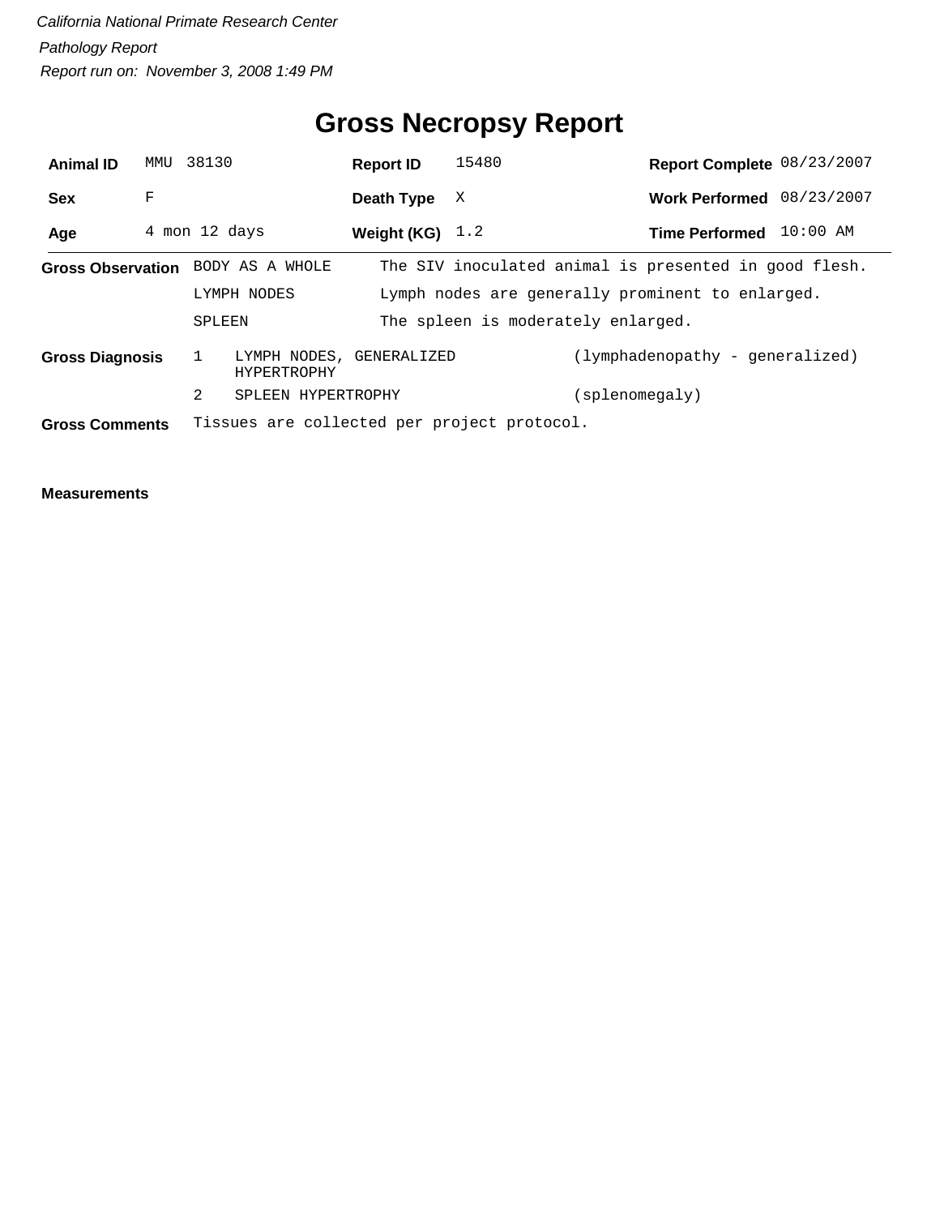*California National Primate Research Center*

*Pathology Report*

*Report run on: November 3, 2008 1:49 PM*

# Gross Necropsy Report

| | | | | | |
|---|---|---|---|---|---|
| **Animal ID** | MMU 38130 | **Report ID** | 15480 | **Report Complete** | 08/23/2007 |
| **Sex** | F | **Death Type** | X | **Work Performed** | 08/23/2007 |
| **Age** | 4 mon 12 days | **Weight (KG)** | 1.2 | **Time Performed** | 10:00 AM |

**Gross Observation**

| | |
|---|---|
| BODY AS A WHOLE | The SIV inoculated animal is presented in good flesh. |
| LYMPH NODES | Lymph nodes are generally prominent to enlarged. |
| SPLEEN | The spleen is moderately enlarged. |

**Gross Diagnosis**

| | | |
|---|---|---|
| 1 | LYMPH NODES, GENERALIZED HYPERTROPHY | (lymphadenopathy - generalized) |
| 2 | SPLEEN HYPERTROPHY | (splenomegaly) |

**Gross Comments** Tissues are collected per project protocol.

**Measurements**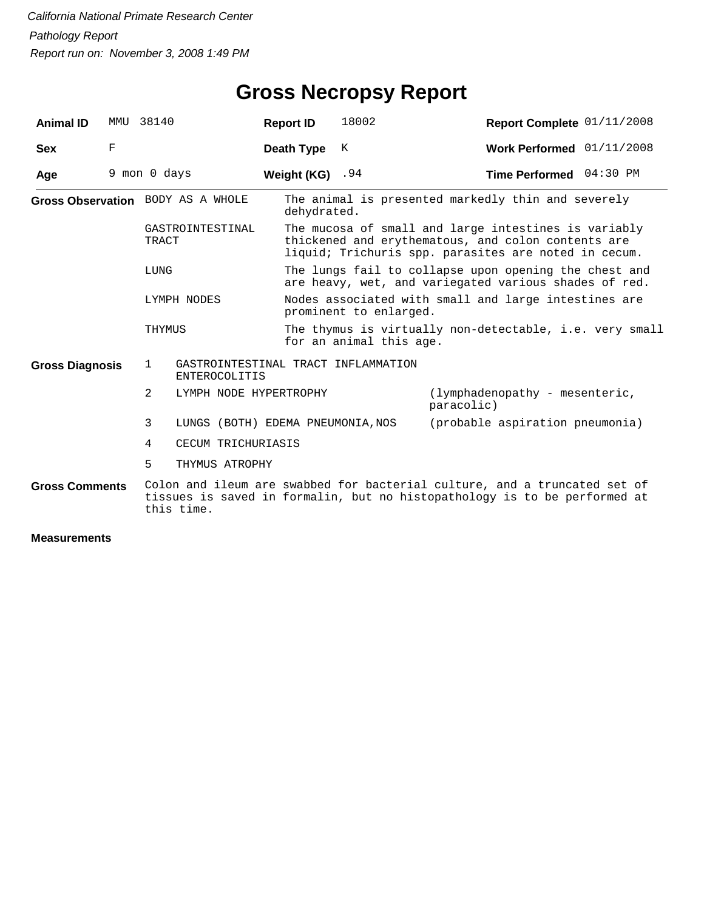*California National Primate Research Center*

*Pathology Report*

*Report run on: November 3, 2008 1:49 PM*

# Gross Necropsy Report

| **Animal ID** | MMU 38140 | **Report ID** | 18002 | **Report Complete** | 01/11/2008 |
|---|---|---|---|---|---|
| **Sex** | F | **Death Type** | K | **Work Performed** | 01/11/2008 |
| **Age** | 9 mon 0 days | **Weight (KG)** | .94 | **Time Performed** | 04:30 PM |

**Gross Observation**

| | |
|---|---|
| BODY AS A WHOLE | The animal is presented markedly thin and severely dehydrated. |
| GASTROINTESTINAL TRACT | The mucosa of small and large intestines is variably thickened and erythematous, and colon contents are liquid; Trichuris spp. parasites are noted in cecum. |
| LUNG | The lungs fail to collapse upon opening the chest and are heavy, wet, and variegated various shades of red. |
| LYMPH NODES | Nodes associated with small and large intestines are prominent to enlarged. |
| THYMUS | The thymus is virtually non-detectable, i.e. very small for an animal this age. |

**Gross Diagnosis**

| | | |
|---|---|---|
| 1 | GASTROINTESTINAL TRACT INFLAMMATION ENTEROCOLITIS | |
| 2 | LYMPH NODE HYPERTROPHY | (lymphadenopathy - mesenteric, paracolic) |
| 3 | LUNGS (BOTH) EDEMA PNEUMONIA,NOS | (probable aspiration pneumonia) |
| 4 | CECUM TRICHURIASIS | |
| 5 | THYMUS ATROPHY | |

**Gross Comments**

Colon and ileum are swabbed for bacterial culture, and a truncated set of tissues is saved in formalin, but no histopathology is to be performed at this time.

**Measurements**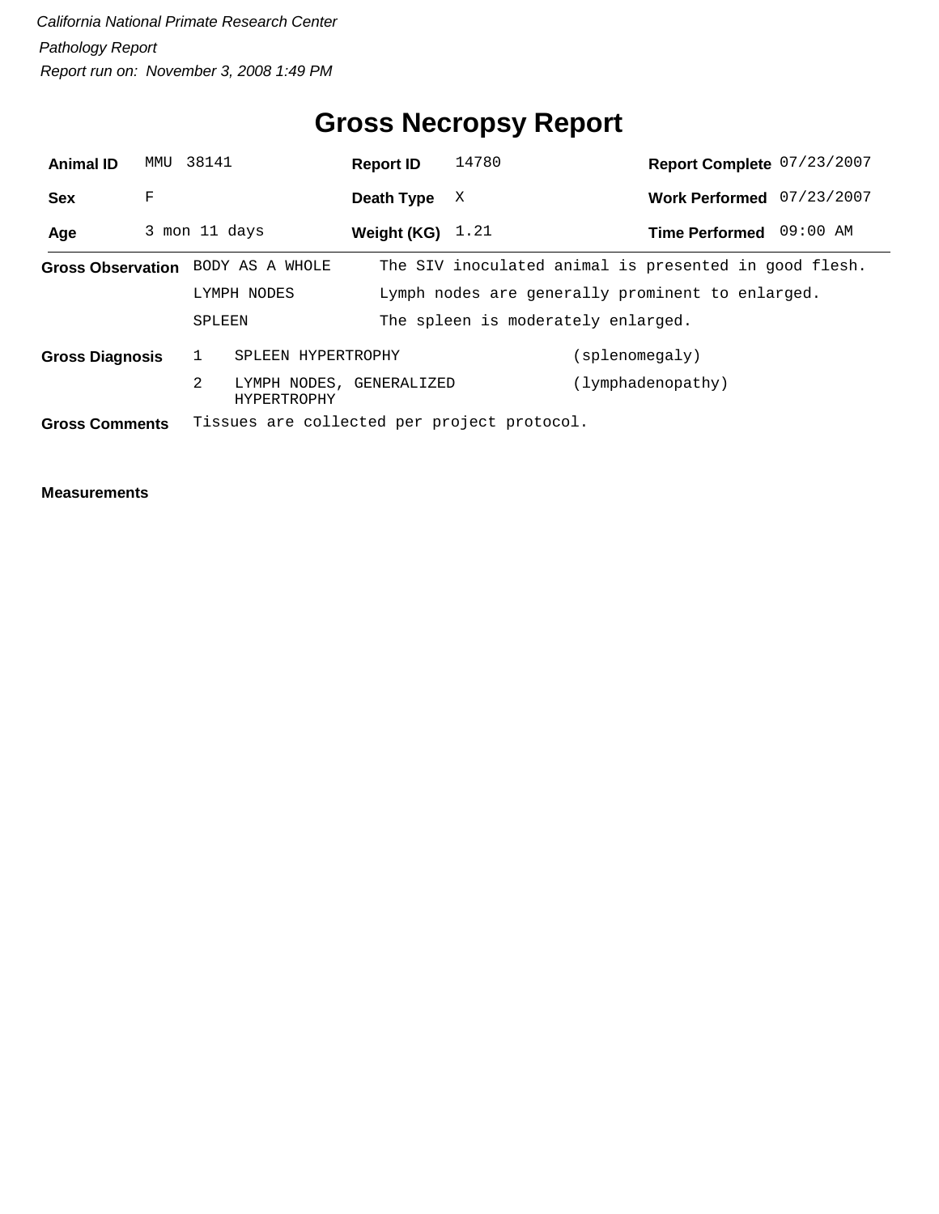*California National Primate Research Center*

*Pathology Report*

*Report run on: November 3, 2008 1:49 PM*

# Gross Necropsy Report

| | | | | | |
|---|---|---|---|---|---|
| **Animal ID** | MMU 38141 | **Report ID** | 14780 | **Report Complete** | 07/23/2007 |
| **Sex** | F | **Death Type** | X | **Work Performed** | 07/23/2007 |
| **Age** | 3 mon 11 days | **Weight (KG)** | 1.21 | **Time Performed** | 09:00 AM |

**Gross Observation**

| | |
|---|---|
| BODY AS A WHOLE | The SIV inoculated animal is presented in good flesh. |
| LYMPH NODES | Lymph nodes are generally prominent to enlarged. |
| SPLEEN | The spleen is moderately enlarged. |

**Gross Diagnosis**

| | | |
|---|---|---|
| 1 | SPLEEN HYPERTROPHY | (splenomegaly) |
| 2 | LYMPH NODES, GENERALIZED HYPERTROPHY | (lymphadenopathy) |

**Gross Comments** Tissues are collected per project protocol.

**Measurements**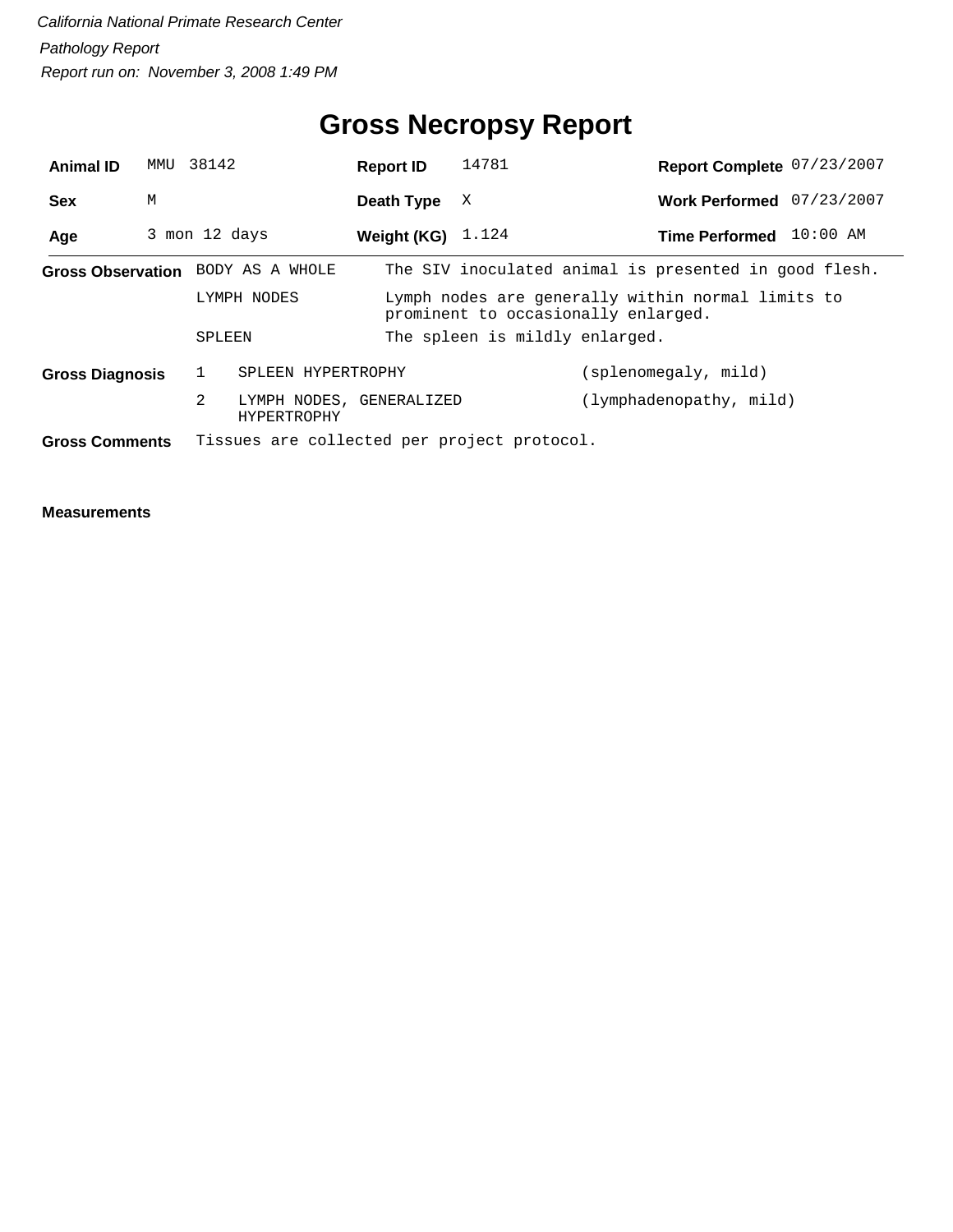*California National Primate Research Center*

*Pathology Report*

*Report run on: November 3, 2008 1:49 PM*

# Gross Necropsy Report

| | | | | | |
|---|---|---|---|---|---|
| **Animal ID** | MMU 38142 | **Report ID** | 14781 | **Report Complete** | 07/23/2007 |
| **Sex** | M | **Death Type** | X | **Work Performed** | 07/23/2007 |
| **Age** | 3 mon 12 days | **Weight (KG)** | 1.124 | **Time Performed** | 10:00 AM |

**Gross Observation**

| | |
|---|---|
| BODY AS A WHOLE | The SIV inoculated animal is presented in good flesh. |
| LYMPH NODES | Lymph nodes are generally within normal limits to prominent to occasionally enlarged. |
| SPLEEN | The spleen is mildly enlarged. |

**Gross Diagnosis**

| | | |
|---|---|---|
| 1 | SPLEEN HYPERTROPHY | (splenomegaly, mild) |
| 2 | LYMPH NODES, GENERALIZED HYPERTROPHY | (lymphadenopathy, mild) |

**Gross Comments** Tissues are collected per project protocol.

**Measurements**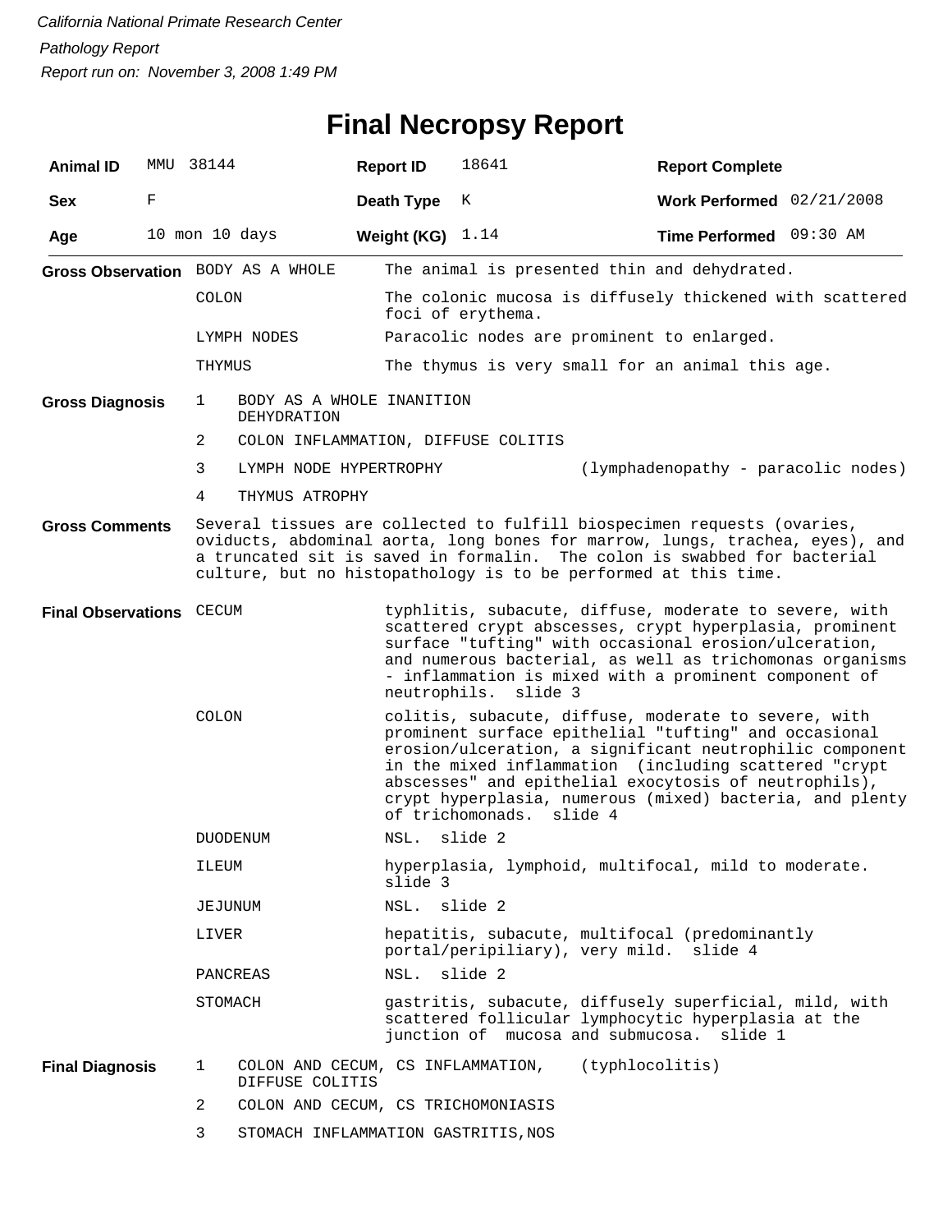*California National Primate Research Center*

*Pathology Report*

*Report run on: November 3, 2008 1:49 PM*

# Final Necropsy Report

| **Animal ID** | MMU 38144 | **Report ID** | 18641 | **Report Complete** | |
|---|---|---|---|---|---|
| **Sex** | F | **Death Type** | K | **Work Performed** | 02/21/2008 |
| **Age** | 10 mon 10 days | **Weight (KG)** | 1.14 | **Time Performed** | 09:30 AM |

**Gross Observation**

| | |
|---|---|
| BODY AS A WHOLE | The animal is presented thin and dehydrated. |
| COLON | The colonic mucosa is diffusely thickened with scattered foci of erythema. |
| LYMPH NODES | Paracolic nodes are prominent to enlarged. |
| THYMUS | The thymus is very small for an animal this age. |

**Gross Diagnosis**

1. BODY AS A WHOLE INANITION DEHYDRATION
2. COLON INFLAMMATION, DIFFUSE COLITIS
3. LYMPH NODE HYPERTROPHY (lymphadenopathy - paracolic nodes)
4. THYMUS ATROPHY

**Gross Comments**

Several tissues are collected to fulfill biospecimen requests (ovaries, oviducts, abdominal aorta, long bones for marrow, lungs, trachea, eyes), and a truncated sit is saved in formalin. The colon is swabbed for bacterial culture, but no histopathology is to be performed at this time.

**Final Observations**

| | |
|---|---|
| CECUM | typhlitis, subacute, diffuse, moderate to severe, with scattered crypt abscesses, crypt hyperplasia, prominent surface "tufting" with occasional erosion/ulceration, and numerous bacterial, as well as trichomonas organisms - inflammation is mixed with a prominent component of neutrophils. slide 3 |
| COLON | colitis, subacute, diffuse, moderate to severe, with prominent surface epithelial "tufting" and occasional erosion/ulceration, a significant neutrophilic component in the mixed inflammation (including scattered "crypt abscesses" and epithelial exocytosis of neutrophils), crypt hyperplasia, numerous (mixed) bacteria, and plenty of trichomonads. slide 4 |
| DUODENUM | NSL. slide 2 |
| ILEUM | hyperplasia, lymphoid, multifocal, mild to moderate. slide 3 |
| JEJUNUM | NSL. slide 2 |
| LIVER | hepatitis, subacute, multifocal (predominantly portal/peripiliary), very mild. slide 4 |
| PANCREAS | NSL. slide 2 |
| STOMACH | gastritis, subacute, diffusely superficial, mild, with scattered follicular lymphocytic hyperplasia at the junction of mucosa and submucosa. slide 1 |

**Final Diagnosis**

1. COLON AND CECUM, CS INFLAMMATION, DIFFUSE COLITIS (typhlocolitis)
2. COLON AND CECUM, CS TRICHOMONIASIS
3. STOMACH INFLAMMATION GASTRITIS,NOS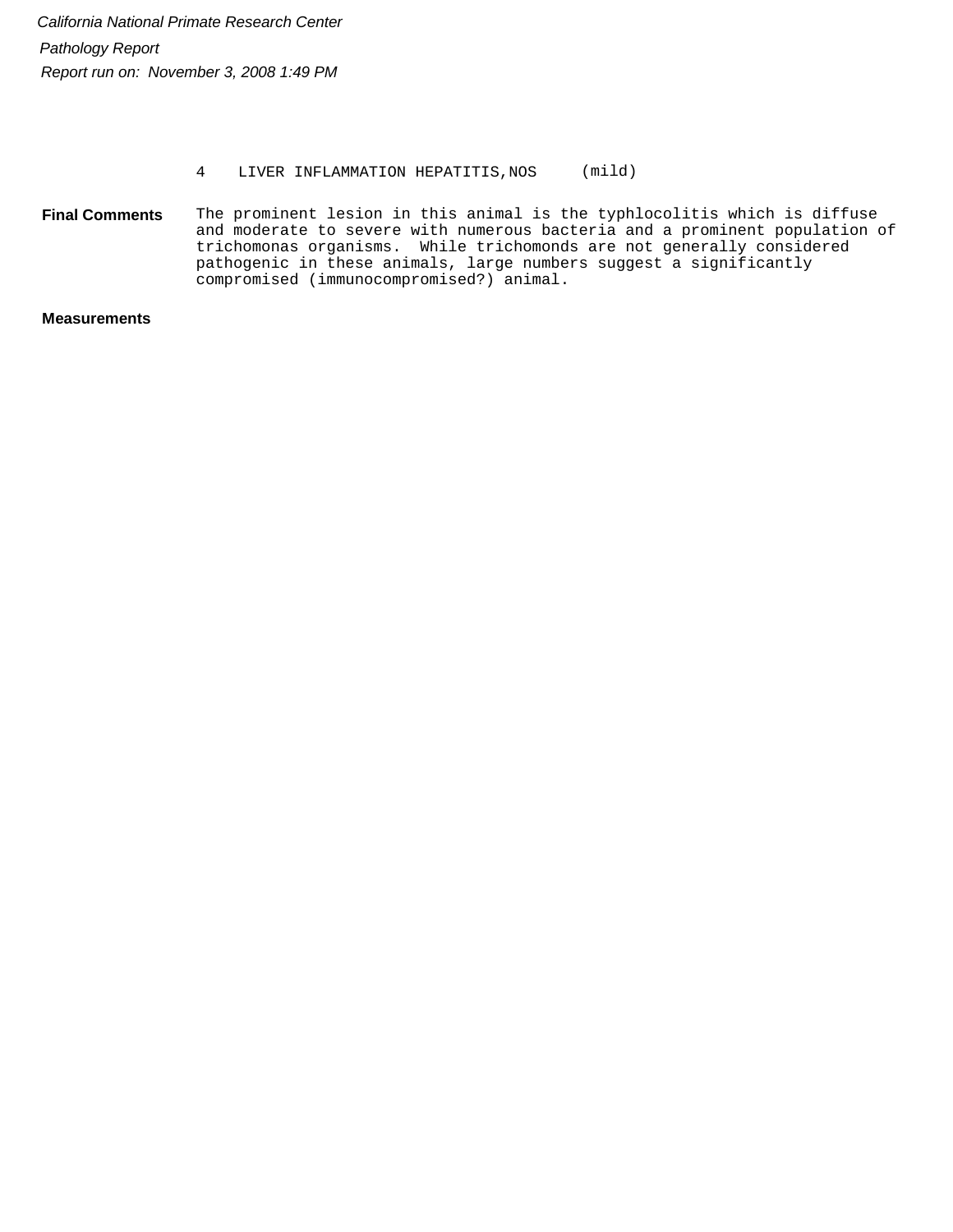4 LIVER INFLAMMATION HEPATITIS,NOS (mild)

**Final Comments**

The prominent lesion in this animal is the typhlocolitis which is diffuse and moderate to severe with numerous bacteria and a prominent population of trichomonas organisms. While trichomonds are not generally considered pathogenic in these animals, large numbers suggest a significantly compromised (immunocompromised?) animal.

**Measurements**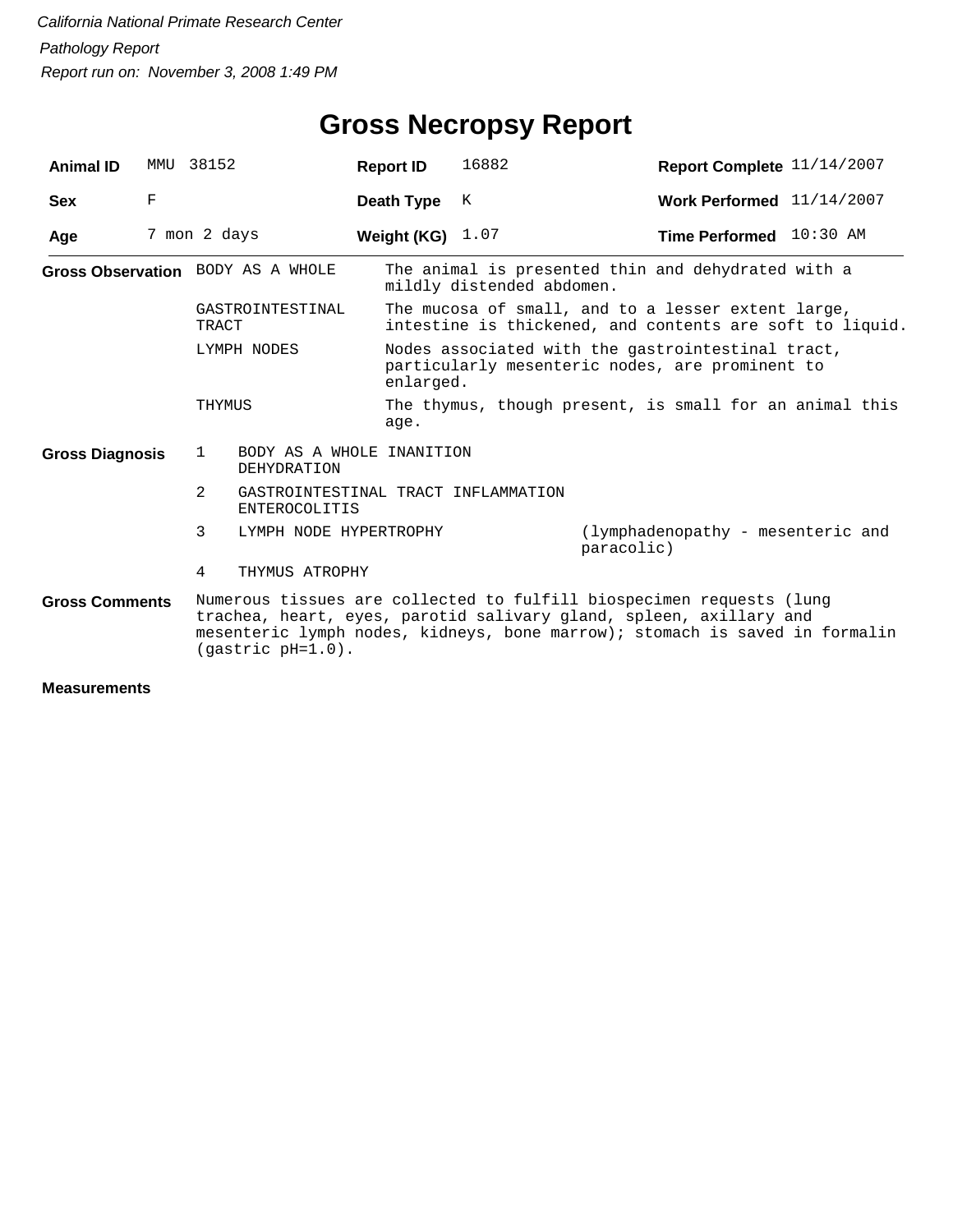*California National Primate Research Center*

*Pathology Report*

*Report run on: November 3, 2008 1:49 PM*

# Gross Necropsy Report

| **Animal ID** | MMU 38152 | **Report ID** | 16882 | **Report Complete** | 11/14/2007 |
|---|---|---|---|---|---|
| **Sex** | F | **Death Type** | K | **Work Performed** | 11/14/2007 |
| **Age** | 7 mon 2 days | **Weight (KG)** | 1.07 | **Time Performed** | 10:30 AM |

**Gross Observation**

| | |
|---|---|
| BODY AS A WHOLE | The animal is presented thin and dehydrated with a mildly distended abdomen. |
| GASTROINTESTINAL TRACT | The mucosa of small, and to a lesser extent large, intestine is thickened, and contents are soft to liquid. |
| LYMPH NODES | Nodes associated with the gastrointestinal tract, particularly mesenteric nodes, are prominent to enlarged. |
| THYMUS | The thymus, though present, is small for an animal this age. |

**Gross Diagnosis**

| | | |
|---|---|---|
| 1 | BODY AS A WHOLE INANITION DEHYDRATION | |
| 2 | GASTROINTESTINAL TRACT INFLAMMATION ENTEROCOLITIS | |
| 3 | LYMPH NODE HYPERTROPHY | (lymphadenopathy - mesenteric and paracolic) |
| 4 | THYMUS ATROPHY | |

**Gross Comments**

Numerous tissues are collected to fulfill biospecimen requests (lung trachea, heart, eyes, parotid salivary gland, spleen, axillary and mesenteric lymph nodes, kidneys, bone marrow); stomach is saved in formalin (gastric pH=1.0).

**Measurements**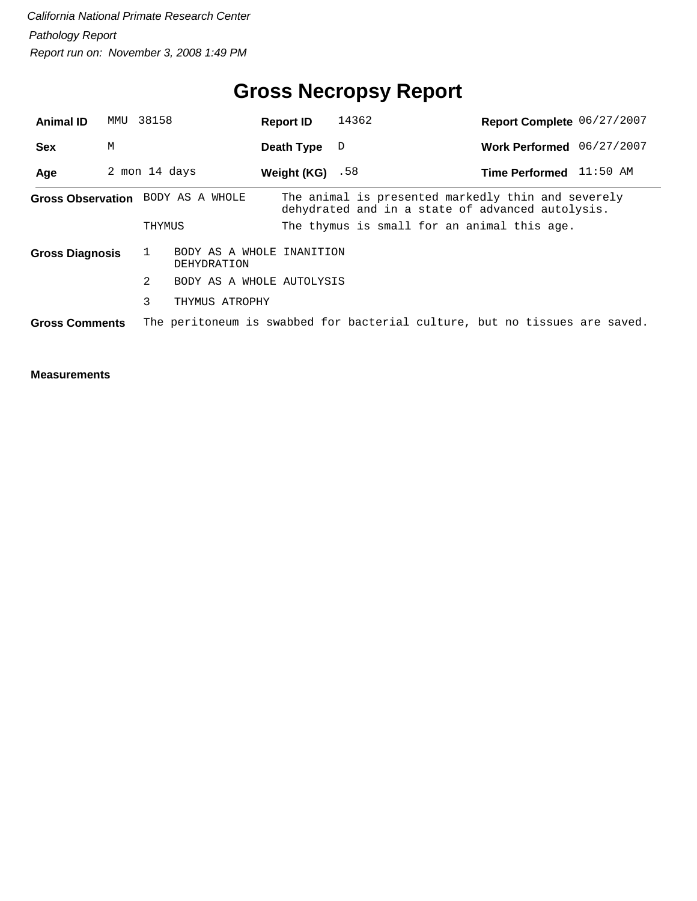*California National Primate Research Center*

*Pathology Report*

*Report run on: November 3, 2008 1:49 PM*

# Gross Necropsy Report

| **Animal ID** | MMU 38158 | **Report ID** | 14362 | **Report Complete** | 06/27/2007 |
|---|---|---|---|---|---|
| **Sex** | M | **Death Type** | D | **Work Performed** | 06/27/2007 |
| **Age** | 2 mon 14 days | **Weight (KG)** | .58 | **Time Performed** | 11:50 AM |

**Gross Observation**

| | |
|---|---|
| BODY AS A WHOLE | The animal is presented markedly thin and severely dehydrated and in a state of advanced autolysis. |
| THYMUS | The thymus is small for an animal this age. |

**Gross Diagnosis**

1. BODY AS A WHOLE INANITION DEHYDRATION
2. BODY AS A WHOLE AUTOLYSIS
3. THYMUS ATROPHY

**Gross Comments** The peritoneum is swabbed for bacterial culture, but no tissues are saved.

**Measurements**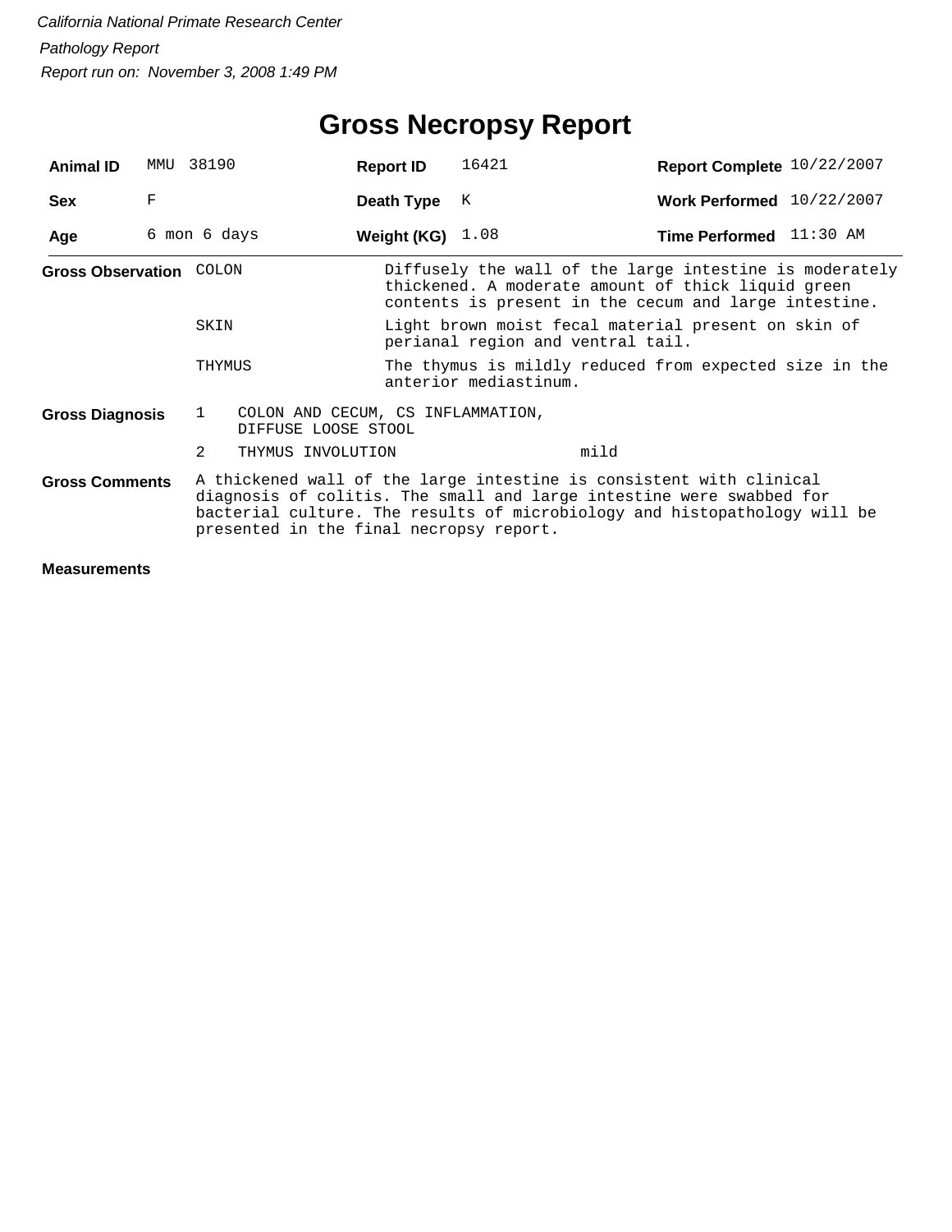*California National Primate Research Center*

*Pathology Report*

*Report run on: November 3, 2008 1:49 PM*

# Gross Necropsy Report

| **Animal ID** | MMU 38190 | **Report ID** | 16421 | **Report Complete** | 10/22/2007 |
|---|---|---|---|---|---|
| **Sex** | F | **Death Type** | K | **Work Performed** | 10/22/2007 |
| **Age** | 6 mon 6 days | **Weight (KG)** | 1.08 | **Time Performed** | 11:30 AM |

**Gross Observation**

| | |
|---|---|
| COLON | Diffusely the wall of the large intestine is moderately thickened. A moderate amount of thick liquid green contents is present in the cecum and large intestine. |
| SKIN | Light brown moist fecal material present on skin of perianal region and ventral tail. |
| THYMUS | The thymus is mildly reduced from expected size in the anterior mediastinum. |

**Gross Diagnosis**

| | | |
|---|---|---|
| 1 | COLON AND CECUM, CS INFLAMMATION, DIFFUSE LOOSE STOOL | |
| 2 | THYMUS INVOLUTION | mild |

**Gross Comments**

A thickened wall of the large intestine is consistent with clinical diagnosis of colitis. The small and large intestine were swabbed for bacterial culture. The results of microbiology and histopathology will be presented in the final necropsy report.

**Measurements**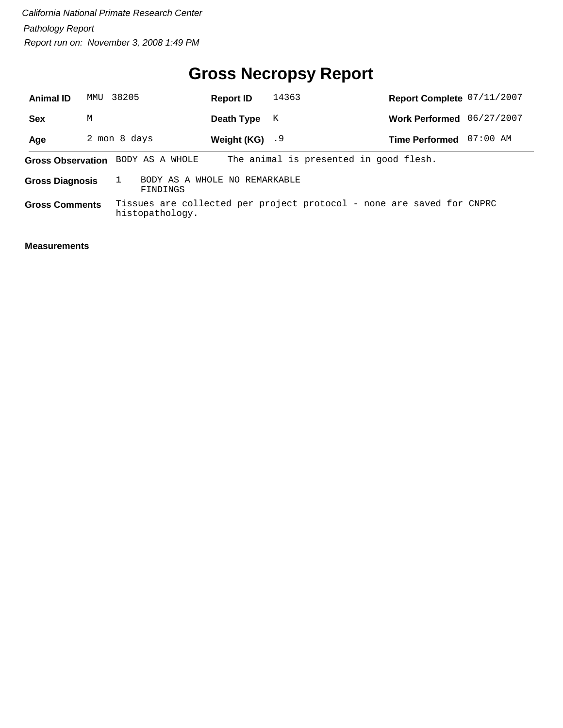*California National Primate Research Center*

*Pathology Report*

*Report run on: November 3, 2008 1:49 PM*

# Gross Necropsy Report

| | | | | | |
|---|---|---|---|---|---|
| **Animal ID** | MMU 38205 | **Report ID** | 14363 | **Report Complete** | 07/11/2007 |
| **Sex** | M | **Death Type** | K | **Work Performed** | 06/27/2007 |
| **Age** | 2 mon 8 days | **Weight (KG)** | .9 | **Time Performed** | 07:00 AM |

**Gross Observation** BODY AS A WHOLE The animal is presented in good flesh.

**Gross Diagnosis** 1 BODY AS A WHOLE NO REMARKABLE FINDINGS

**Gross Comments** Tissues are collected per project protocol - none are saved for CNPRC histopathology.

**Measurements**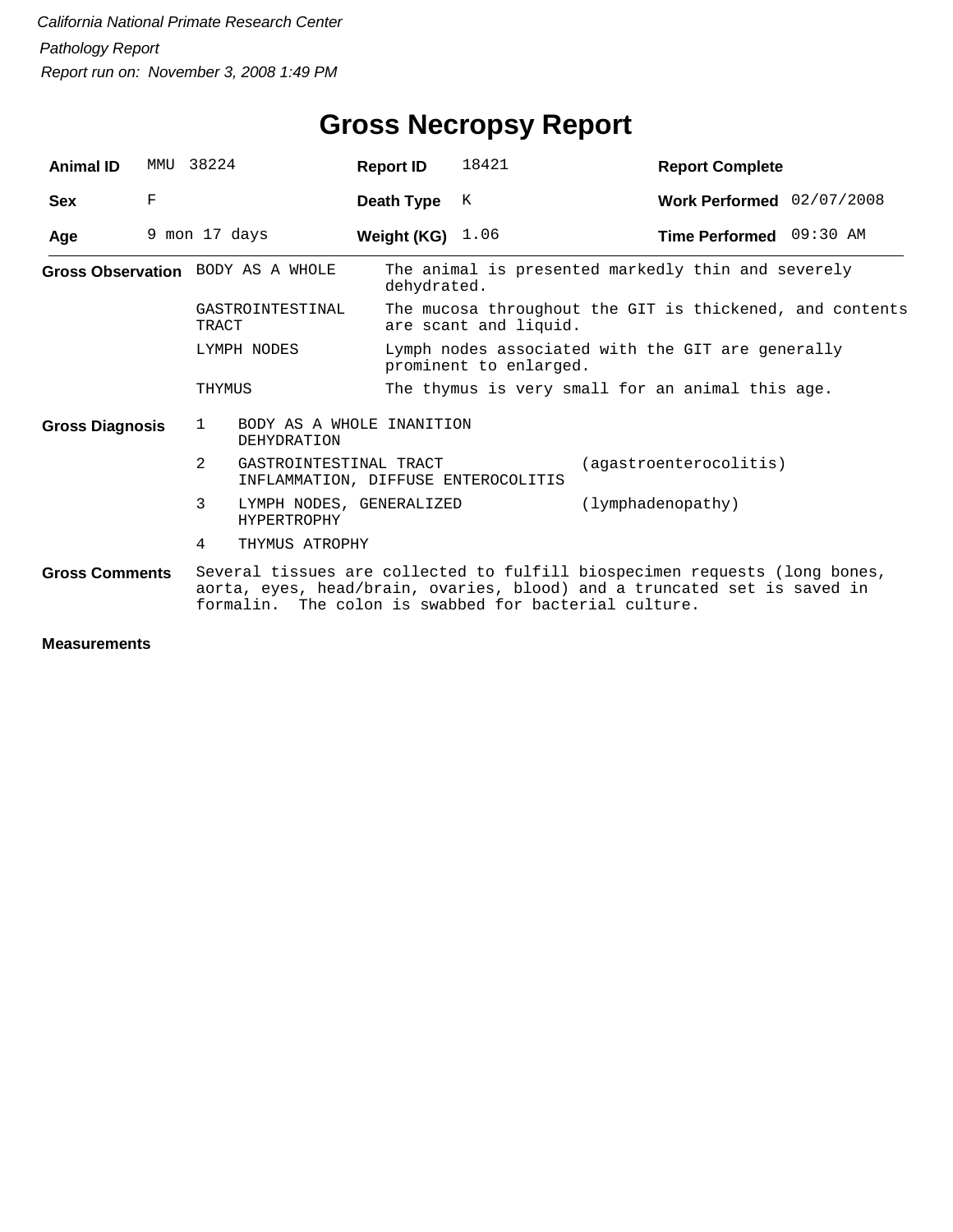*California National Primate Research Center*

*Pathology Report*

*Report run on: November 3, 2008 1:49 PM*

# Gross Necropsy Report

| **Animal ID** | MMU 38224 | **Report ID** | 18421 | **Report Complete** | |
|---|---|---|---|---|---|
| **Sex** | F | **Death Type** | K | **Work Performed** | 02/07/2008 |
| **Age** | 9 mon 17 days | **Weight (KG)** | 1.06 | **Time Performed** | 09:30 AM |

**Gross Observation**

| | |
|---|---|
| BODY AS A WHOLE | The animal is presented markedly thin and severely dehydrated. |
| GASTROINTESTINAL TRACT | The mucosa throughout the GIT is thickened, and contents are scant and liquid. |
| LYMPH NODES | Lymph nodes associated with the GIT are generally prominent to enlarged. |
| THYMUS | The thymus is very small for an animal this age. |

**Gross Diagnosis**

| | | |
|---|---|---|
| 1 | BODY AS A WHOLE INANITION DEHYDRATION | |
| 2 | GASTROINTESTINAL TRACT INFLAMMATION, DIFFUSE ENTEROCOLITIS | (agastroenterocolitis) |
| 3 | LYMPH NODES, GENERALIZED HYPERTROPHY | (lymphadenopathy) |
| 4 | THYMUS ATROPHY | |

**Gross Comments**

Several tissues are collected to fulfill biospecimen requests (long bones, aorta, eyes, head/brain, ovaries, blood) and a truncated set is saved in formalin. The colon is swabbed for bacterial culture.

**Measurements**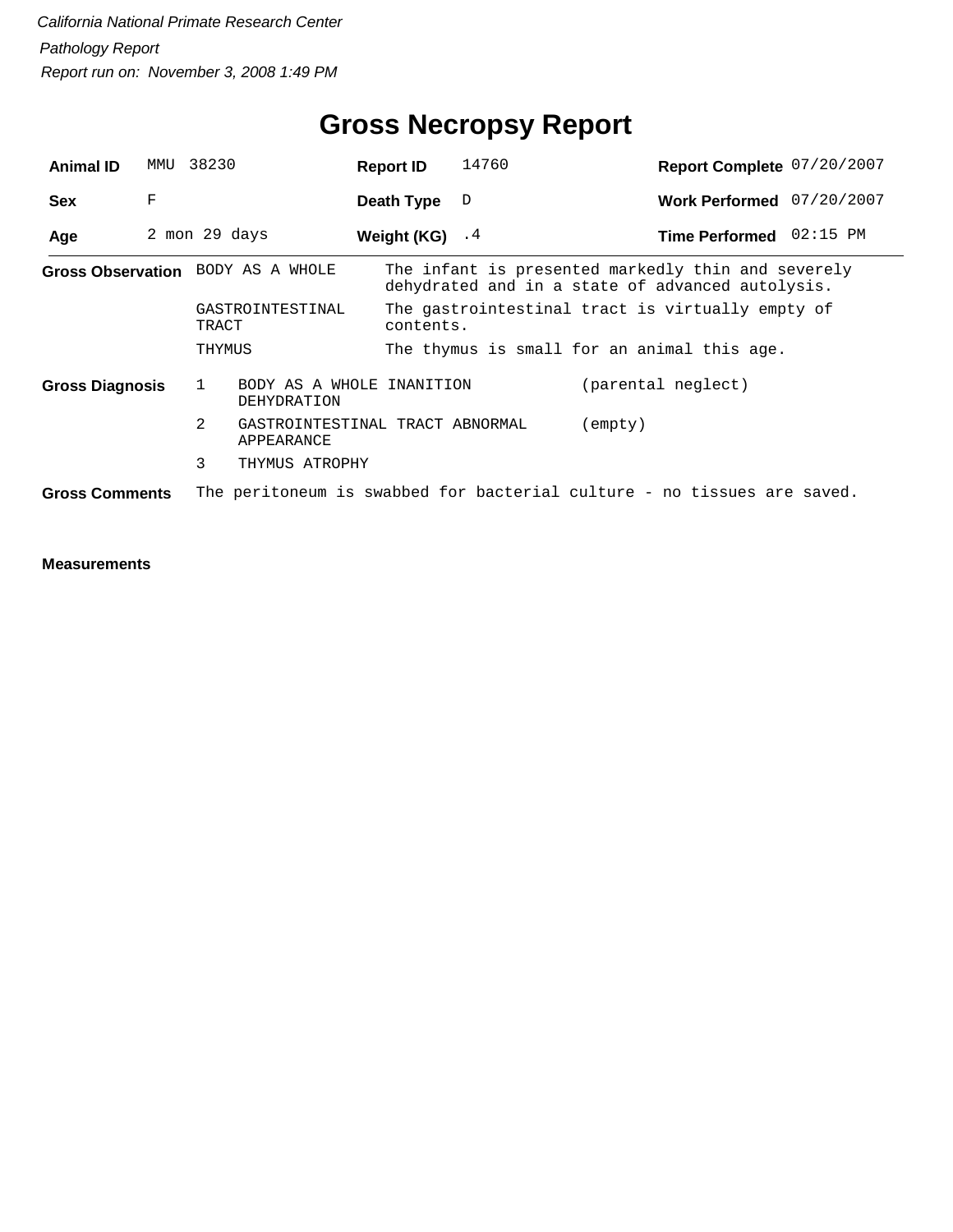*California National Primate Research Center*

*Pathology Report*

*Report run on: November 3, 2008 1:49 PM*

# Gross Necropsy Report

| | | | | | |
|---|---|---|---|---|---|
| **Animal ID** | MMU 38230 | **Report ID** | 14760 | **Report Complete** | 07/20/2007 |
| **Sex** | F | **Death Type** | D | **Work Performed** | 07/20/2007 |
| **Age** | 2 mon 29 days | **Weight (KG)** | .4 | **Time Performed** | 02:15 PM |

**Gross Observation**

| | |
|---|---|
| BODY AS A WHOLE | The infant is presented markedly thin and severely dehydrated and in a state of advanced autolysis. |
| GASTROINTESTINAL TRACT | The gastrointestinal tract is virtually empty of contents. |
| THYMUS | The thymus is small for an animal this age. |

**Gross Diagnosis**

| | | |
|---|---|---|
| 1 | BODY AS A WHOLE INANITION DEHYDRATION | (parental neglect) |
| 2 | GASTROINTESTINAL TRACT ABNORMAL APPEARANCE | (empty) |
| 3 | THYMUS ATROPHY | |

**Gross Comments** The peritoneum is swabbed for bacterial culture - no tissues are saved.

**Measurements**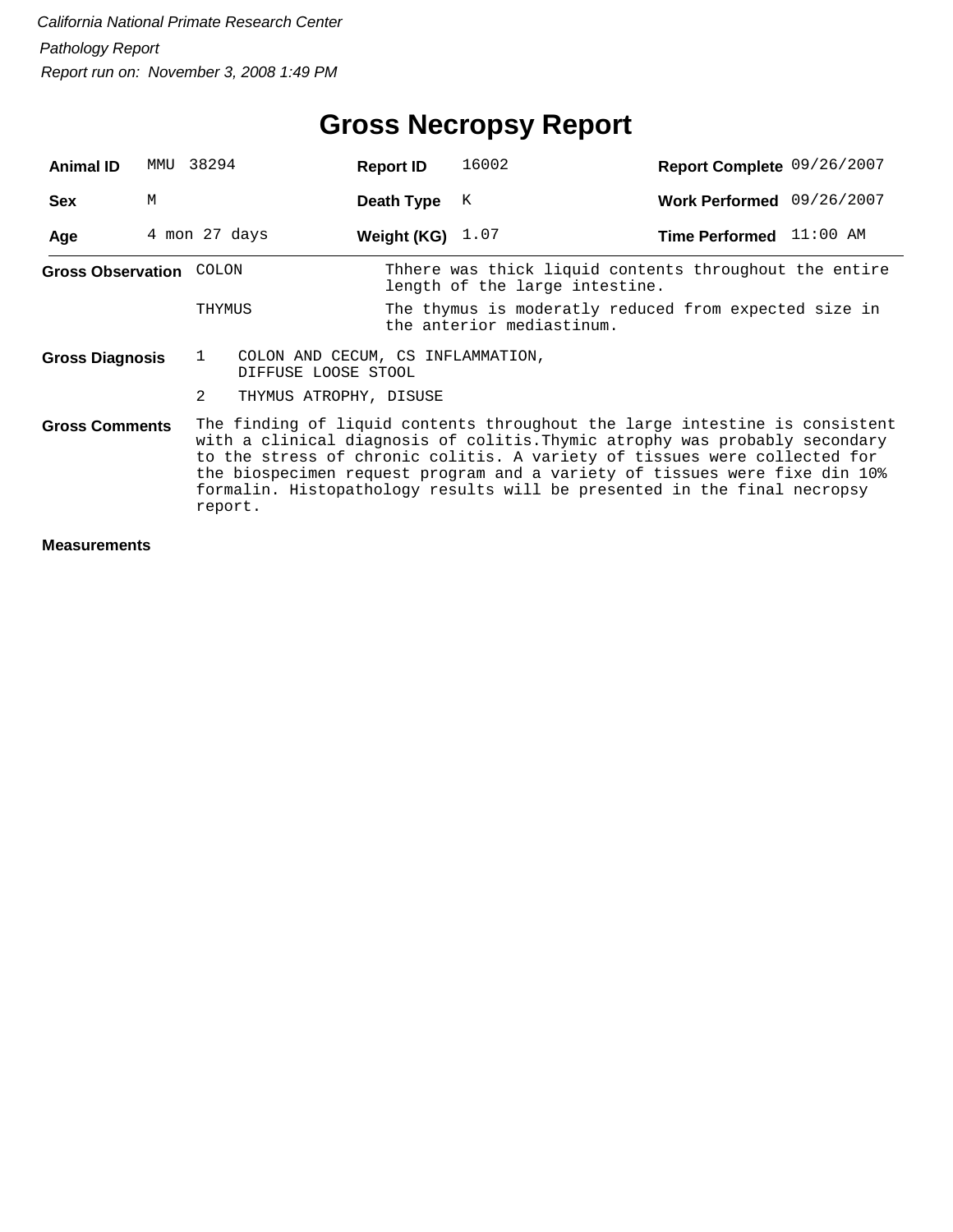*California National Primate Research Center*

*Pathology Report*

*Report run on: November 3, 2008 1:49 PM*

# Gross Necropsy Report

| **Animal ID** | MMU 38294 | **Report ID** | 16002 | **Report Complete** | 09/26/2007 |
|---|---|---|---|---|---|
| **Sex** | M | **Death Type** | K | **Work Performed** | 09/26/2007 |
| **Age** | 4 mon 27 days | **Weight (KG)** | 1.07 | **Time Performed** | 11:00 AM |

**Gross Observation**

| | |
|---|---|
| COLON | Thhere was thick liquid contents throughout the entire length of the large intestine. |
| THYMUS | The thymus is moderatly reduced from expected size in the anterior mediastinum. |

**Gross Diagnosis**

1. COLON AND CECUM, CS INFLAMMATION, DIFFUSE LOOSE STOOL
2. THYMUS ATROPHY, DISUSE

**Gross Comments**

The finding of liquid contents throughout the large intestine is consistent with a clinical diagnosis of colitis.Thymic atrophy was probably secondary to the stress of chronic colitis. A variety of tissues were collected for the biospecimen request program and a variety of tissues were fixe din 10% formalin. Histopathology results will be presented in the final necropsy report.

**Measurements**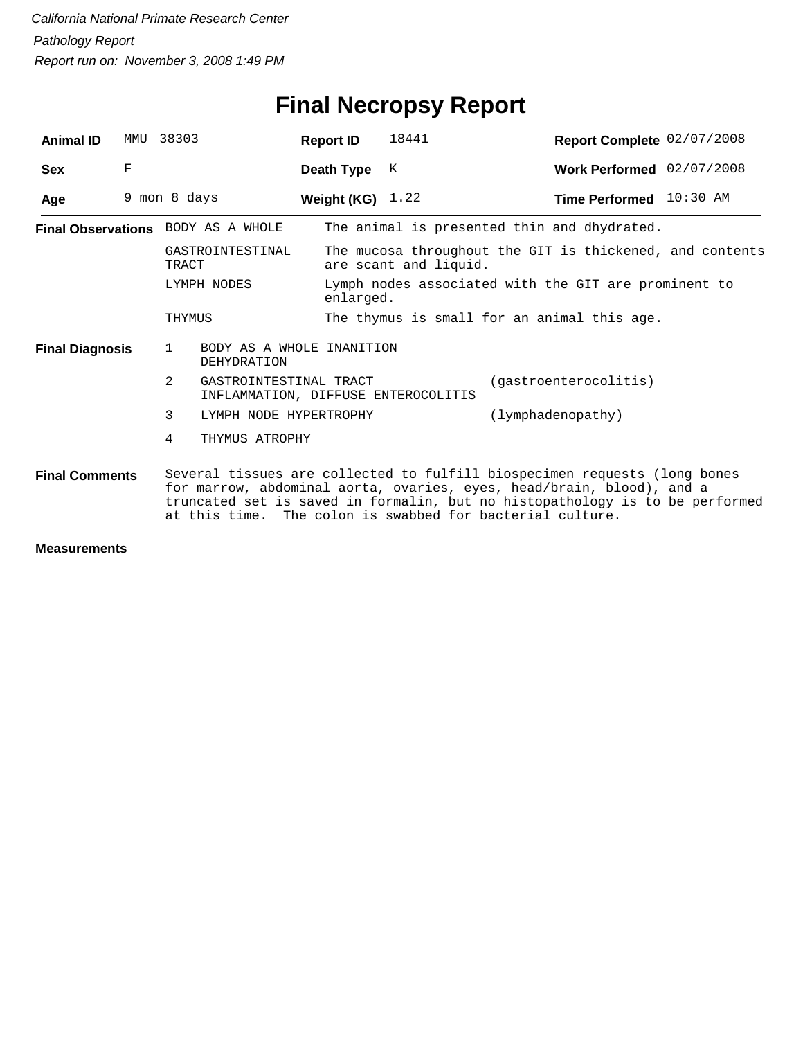*California National Primate Research Center*

*Pathology Report*

*Report run on: November 3, 2008 1:49 PM*

# Final Necropsy Report

| **Animal ID** | MMU 38303 | **Report ID** | 18441 | **Report Complete** | 02/07/2008 |
|---|---|---|---|---|---|
| **Sex** | F | **Death Type** | K | **Work Performed** | 02/07/2008 |
| **Age** | 9 mon 8 days | **Weight (KG)** | 1.22 | **Time Performed** | 10:30 AM |

**Final Observations**

| | |
|---|---|
| BODY AS A WHOLE | The animal is presented thin and dhydrated. |
| GASTROINTESTINAL TRACT | The mucosa throughout the GIT is thickened, and contents are scant and liquid. |
| LYMPH NODES | Lymph nodes associated with the GIT are prominent to enlarged. |
| THYMUS | The thymus is small for an animal this age. |

**Final Diagnosis**

| | | |
|---|---|---|
| 1 | BODY AS A WHOLE INANITION DEHYDRATION | |
| 2 | GASTROINTESTINAL TRACT INFLAMMATION, DIFFUSE ENTEROCOLITIS | (gastroenterocolitis) |
| 3 | LYMPH NODE HYPERTROPHY | (lymphadenopathy) |
| 4 | THYMUS ATROPHY | |

**Final Comments**

Several tissues are collected to fulfill biospecimen requests (long bones for marrow, abdominal aorta, ovaries, eyes, head/brain, blood), and a truncated set is saved in formalin, but no histopathology is to be performed at this time. The colon is swabbed for bacterial culture.

**Measurements**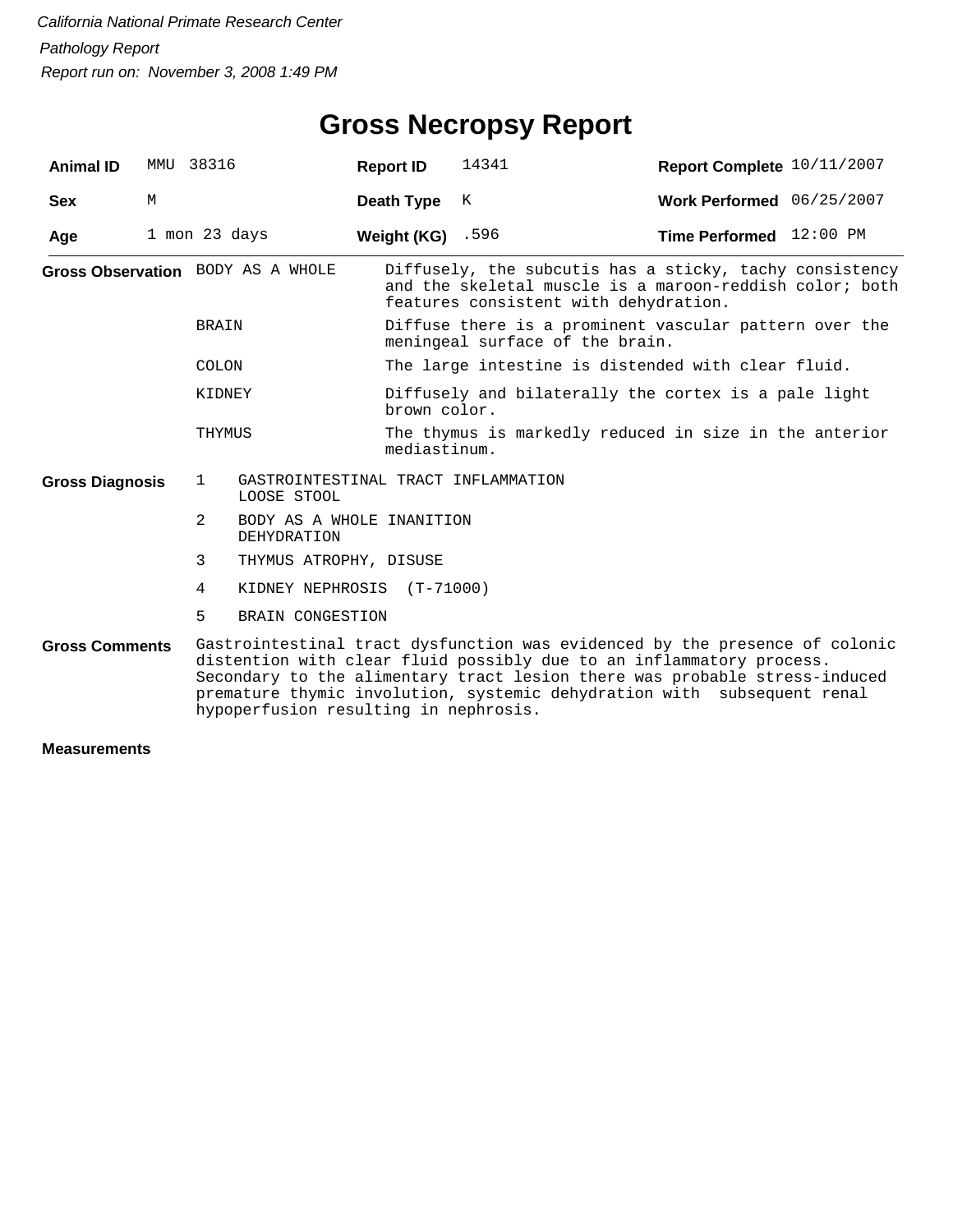*California National Primate Research Center*

*Pathology Report*

*Report run on: November 3, 2008 1:49 PM*

# Gross Necropsy Report

| **Animal ID** | MMU 38316 | **Report ID** | 14341 | **Report Complete** | 10/11/2007 |
|---|---|---|---|---|---|
| **Sex** | M | **Death Type** | K | **Work Performed** | 06/25/2007 |
| **Age** | 1 mon 23 days | **Weight (KG)** | .596 | **Time Performed** | 12:00 PM |

**Gross Observation**

| | |
|---|---|
| BODY AS A WHOLE | Diffusely, the subcutis has a sticky, tachy consistency and the skeletal muscle is a maroon-reddish color; both features consistent with dehydration. |
| BRAIN | Diffuse there is a prominent vascular pattern over the meningeal surface of the brain. |
| COLON | The large intestine is distended with clear fluid. |
| KIDNEY | Diffusely and bilaterally the cortex is a pale light brown color. |
| THYMUS | The thymus is markedly reduced in size in the anterior mediastinum. |

**Gross Diagnosis**

1. GASTROINTESTINAL TRACT INFLAMMATION
   LOOSE STOOL
2. BODY AS A WHOLE INANITION
   DEHYDRATION
3. THYMUS ATROPHY, DISUSE
4. KIDNEY NEPHROSIS (T-71000)
5. BRAIN CONGESTION

**Gross Comments**

Gastrointestinal tract dysfunction was evidenced by the presence of colonic distention with clear fluid possibly due to an inflammatory process. Secondary to the alimentary tract lesion there was probable stress-induced premature thymic involution, systemic dehydration with subsequent renal hypoperfusion resulting in nephrosis.

**Measurements**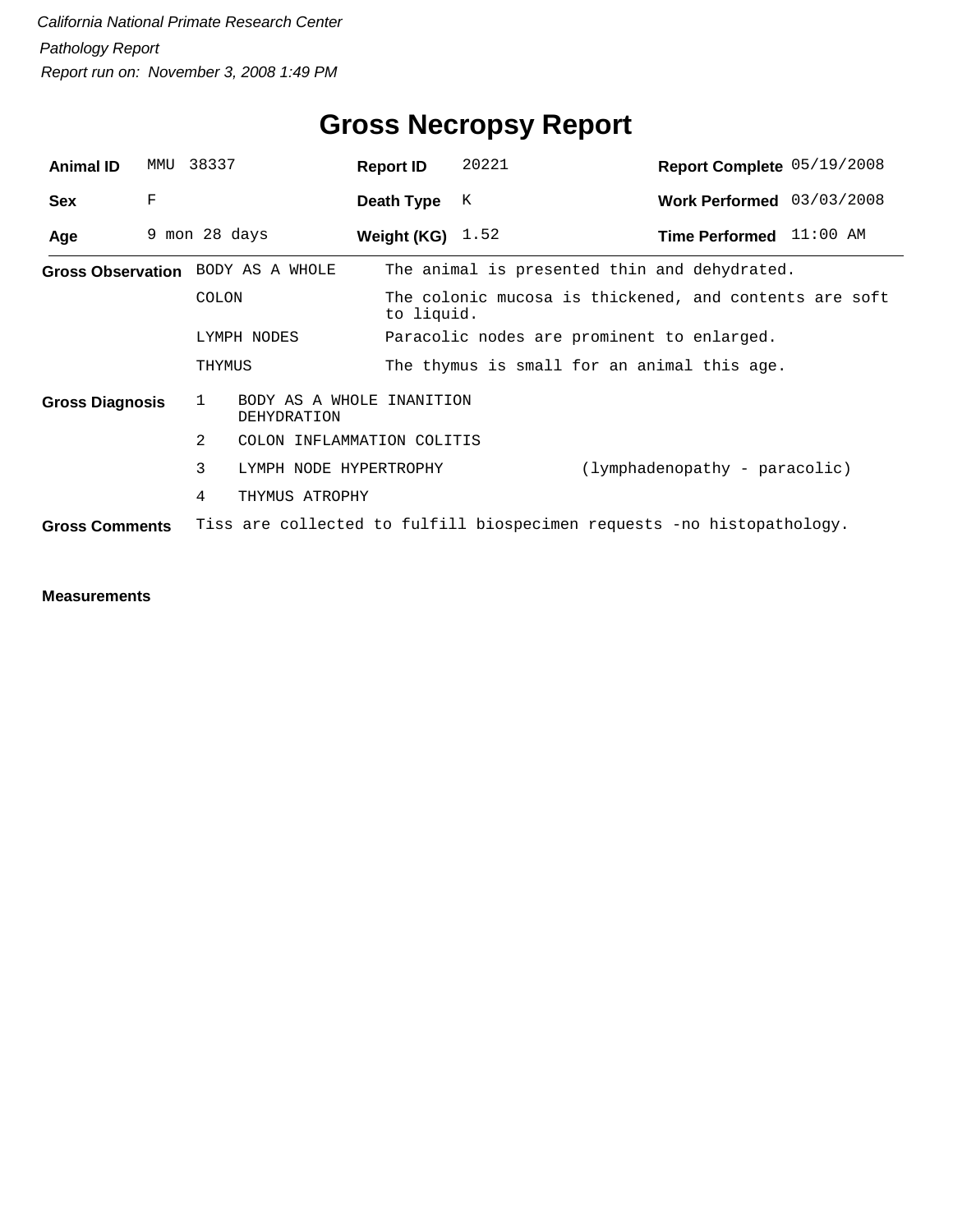*California National Primate Research Center*

*Pathology Report*

*Report run on: November 3, 2008 1:49 PM*

# Gross Necropsy Report

| **Animal ID** | MMU 38337 | **Report ID** | 20221 | **Report Complete** | 05/19/2008 |
|---|---|---|---|---|---|
| **Sex** | F | **Death Type** | K | **Work Performed** | 03/03/2008 |
| **Age** | 9 mon 28 days | **Weight (KG)** | 1.52 | **Time Performed** | 11:00 AM |

**Gross Observation**

| | |
|---|---|
| BODY AS A WHOLE | The animal is presented thin and dehydrated. |
| COLON | The colonic mucosa is thickened, and contents are soft to liquid. |
| LYMPH NODES | Paracolic nodes are prominent to enlarged. |
| THYMUS | The thymus is small for an animal this age. |

**Gross Diagnosis**

| | | |
|---|---|---|
| 1 | BODY AS A WHOLE INANITION DEHYDRATION | |
| 2 | COLON INFLAMMATION COLITIS | |
| 3 | LYMPH NODE HYPERTROPHY | (lymphadenopathy - paracolic) |
| 4 | THYMUS ATROPHY | |

**Gross Comments** Tiss are collected to fulfill biospecimen requests -no histopathology.

**Measurements**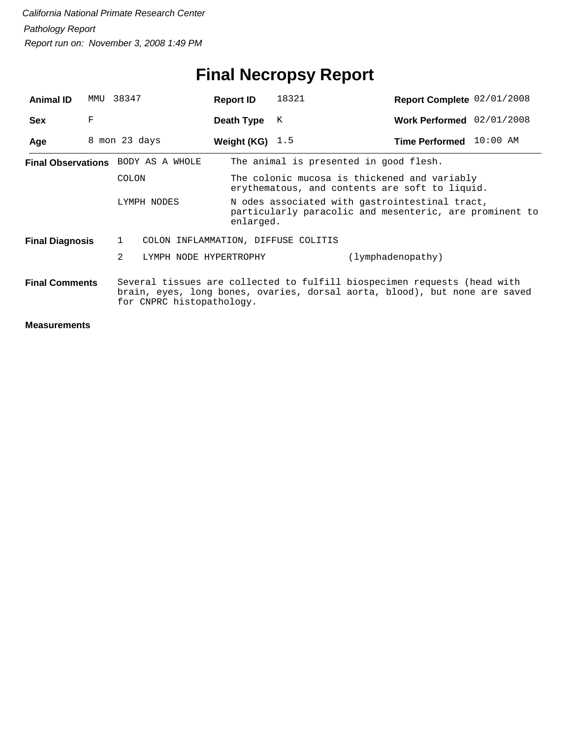*California National Primate Research Center*

*Pathology Report*

*Report run on: November 3, 2008 1:49 PM*

# Final Necropsy Report

| **Animal ID** | MMU 38347 | **Report ID** | 18321 | **Report Complete** | 02/01/2008 |
|---|---|---|---|---|---|
| **Sex** | F | **Death Type** | K | **Work Performed** | 02/01/2008 |
| **Age** | 8 mon 23 days | **Weight (KG)** | 1.5 | **Time Performed** | 10:00 AM |

**Final Observations**

| | |
|---|---|
| BODY AS A WHOLE | The animal is presented in good flesh. |
| COLON | The colonic mucosa is thickened and variably erythematous, and contents are soft to liquid. |
| LYMPH NODES | N odes associated with gastrointestinal tract, particularly paracolic and mesenteric, are prominent to enlarged. |

**Final Diagnosis**

| | | |
|---|---|---|
| 1 | COLON INFLAMMATION, DIFFUSE COLITIS | |
| 2 | LYMPH NODE HYPERTROPHY | (lymphadenopathy) |

**Final Comments**

Several tissues are collected to fulfill biospecimen requests (head with brain, eyes, long bones, ovaries, dorsal aorta, blood), but none are saved for CNPRC histopathology.

**Measurements**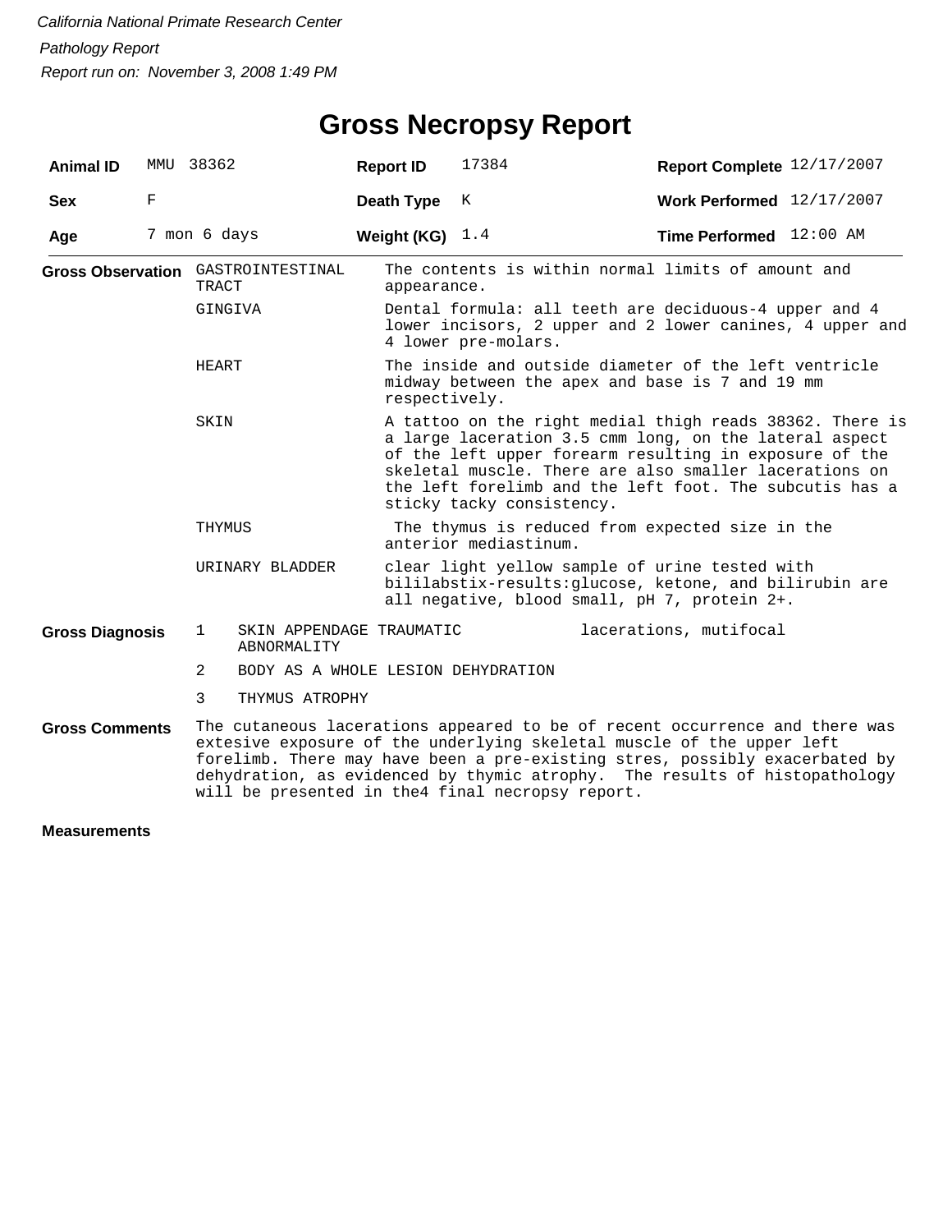*California National Primate Research Center*

*Pathology Report*

*Report run on: November 3, 2008 1:49 PM*

# Gross Necropsy Report

| **Animal ID** | MMU 38362 | **Report ID** | 17384 | **Report Complete** | 12/17/2007 |
|---|---|---|---|---|---|
| **Sex** | F | **Death Type** | K | **Work Performed** | 12/17/2007 |
| **Age** | 7 mon 6 days | **Weight (KG)** | 1.4 | **Time Performed** | 12:00 AM |

**Gross Observation**

| | |
|---|---|
| GASTROINTESTINAL TRACT | The contents is within normal limits of amount and appearance. |
| GINGIVA | Dental formula: all teeth are deciduous-4 upper and 4 lower incisors, 2 upper and 2 lower canines, 4 upper and 4 lower pre-molars. |
| HEART | The inside and outside diameter of the left ventricle midway between the apex and base is 7 and 19 mm respectively. |
| SKIN | A tattoo on the right medial thigh reads 38362. There is a large laceration 3.5 cmm long, on the lateral aspect of the left upper forearm resulting in exposure of the skeletal muscle. There are also smaller lacerations on the left forelimb and the left foot. The subcutis has a sticky tacky consistency. |
| THYMUS | The thymus is reduced from expected size in the anterior mediastinum. |
| URINARY BLADDER | clear light yellow sample of urine tested with bililabstix-results:glucose, ketone, and bilirubin are all negative, blood small, pH 7, protein 2+. |

**Gross Diagnosis**

| | | |
|---|---|---|
| 1 | SKIN APPENDAGE TRAUMATIC ABNORMALITY | lacerations, mutifocal |
| 2 | BODY AS A WHOLE LESION DEHYDRATION | |
| 3 | THYMUS ATROPHY | |

**Gross Comments**

The cutaneous lacerations appeared to be of recent occurrence and there was extesive exposure of the underlying skeletal muscle of the upper left forelimb. There may have been a pre-existing stres, possibly exacerbated by dehydration, as evidenced by thymic atrophy. The results of histopathology will be presented in the4 final necropsy report.

**Measurements**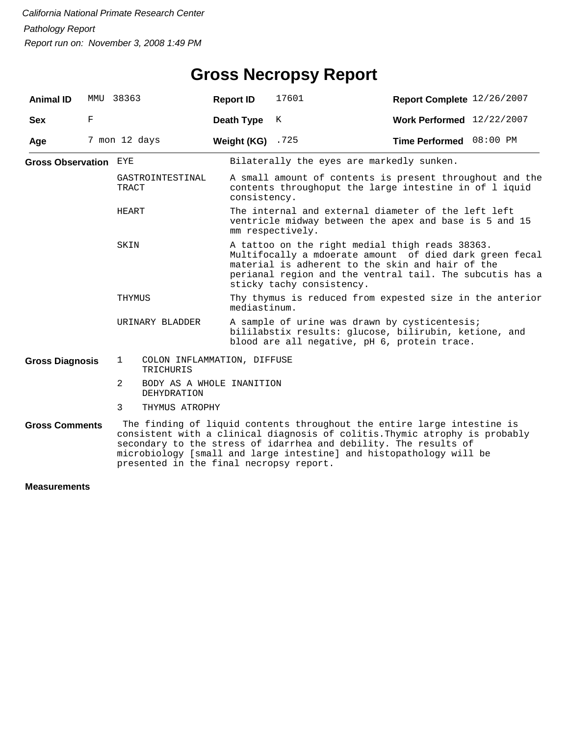*California National Primate Research Center*

*Pathology Report*

*Report run on: November 3, 2008 1:49 PM*

# Gross Necropsy Report

| **Animal ID** | MMU 38363 | **Report ID** | 17601 | **Report Complete** | 12/26/2007 |
|---|---|---|---|---|---|
| **Sex** | F | **Death Type** | K | **Work Performed** | 12/22/2007 |
| **Age** | 7 mon 12 days | **Weight (KG)** | .725 | **Time Performed** | 08:00 PM |

**Gross Observation**

| | |
|---|---|
| EYE | Bilaterally the eyes are markedly sunken. |
| GASTROINTESTINAL TRACT | A small amount of contents is present throughout and the contents throughoput the large intestine in of l iquid consistency. |
| HEART | The internal and external diameter of the left left ventricle midway between the apex and base is 5 and 15 mm respectively. |
| SKIN | A tattoo on the right medial thigh reads 38363. Multifocally a mdoerate amount of died dark green fecal material is adherent to the skin and hair of the perianal region and the ventral tail. The subcutis has a sticky tachy consistency. |
| THYMUS | Thy thymus is reduced from expested size in the anterior mediastinum. |
| URINARY BLADDER | A sample of urine was drawn by cysticentesis; bililabstix results: glucose, bilirubin, ketione, and blood are all negative, pH 6, protein trace. |

**Gross Diagnosis**

1. COLON INFLAMMATION, DIFFUSE
   TRICHURIS
2. BODY AS A WHOLE INANITION
   DEHYDRATION
3. THYMUS ATROPHY

**Gross Comments**

The finding of liquid contents throughout the entire large intestine is consistent with a clinical diagnosis of colitis.Thymic atrophy is probably secondary to the stress of idarrhea and debility. The results of microbiology [small and large intestine] and histopathology will be presented in the final necropsy report.

**Measurements**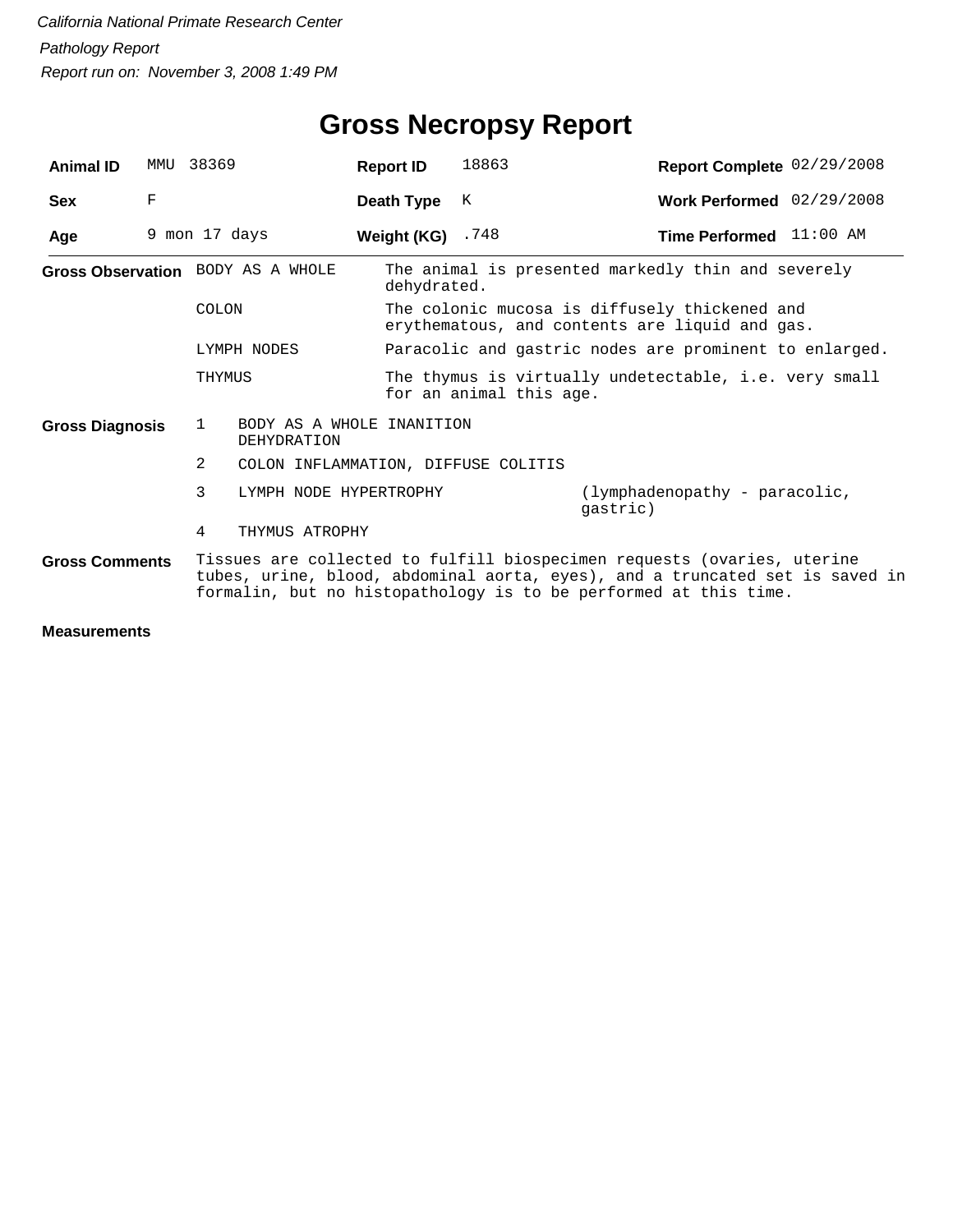*California National Primate Research Center*

*Pathology Report*

*Report run on: November 3, 2008 1:49 PM*

# Gross Necropsy Report

| **Animal ID** | MMU 38369 | **Report ID** | 18863 | **Report Complete** | 02/29/2008 |
|---|---|---|---|---|---|
| **Sex** | F | **Death Type** | K | **Work Performed** | 02/29/2008 |
| **Age** | 9 mon 17 days | **Weight (KG)** | .748 | **Time Performed** | 11:00 AM |

**Gross Observation**

| | |
|---|---|
| BODY AS A WHOLE | The animal is presented markedly thin and severely dehydrated. |
| COLON | The colonic mucosa is diffusely thickened and erythematous, and contents are liquid and gas. |
| LYMPH NODES | Paracolic and gastric nodes are prominent to enlarged. |
| THYMUS | The thymus is virtually undetectable, i.e. very small for an animal this age. |

**Gross Diagnosis**

| | | |
|---|---|---|
| 1 | BODY AS A WHOLE INANITION DEHYDRATION | |
| 2 | COLON INFLAMMATION, DIFFUSE COLITIS | |
| 3 | LYMPH NODE HYPERTROPHY | (lymphadenopathy - paracolic, gastric) |
| 4 | THYMUS ATROPHY | |

**Gross Comments**

Tissues are collected to fulfill biospecimen requests (ovaries, uterine tubes, urine, blood, abdominal aorta, eyes), and a truncated set is saved in formalin, but no histopathology is to be performed at this time.

**Measurements**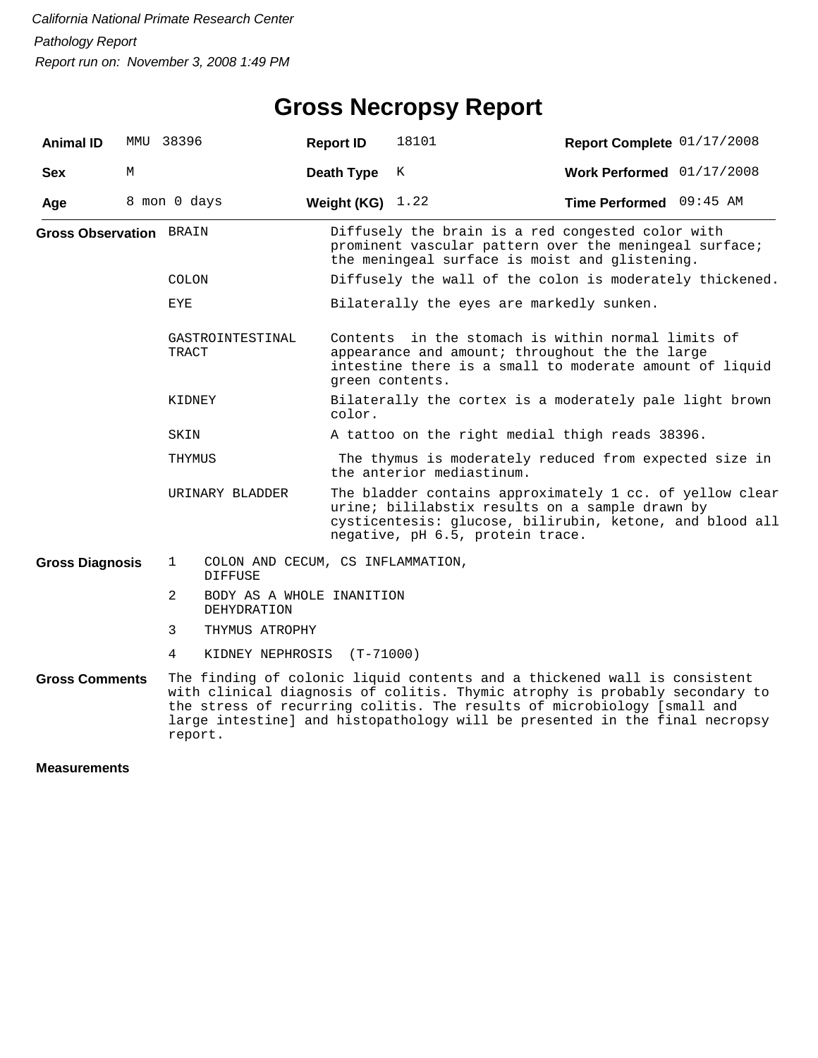*California National Primate Research Center*

*Pathology Report*

*Report run on: November 3, 2008 1:49 PM*

# Gross Necropsy Report

| | | | | | |
|---|---|---|---|---|---|
| **Animal ID** | MMU 38396 | **Report ID** | 18101 | **Report Complete** | 01/17/2008 |
| **Sex** | M | **Death Type** | K | **Work Performed** | 01/17/2008 |
| **Age** | 8 mon 0 days | **Weight (KG)** | 1.22 | **Time Performed** | 09:45 AM |

**Gross Observation**

| | |
|---|---|
| BRAIN | Diffusely the brain is a red congested color with prominent vascular pattern over the meningeal surface; the meningeal surface is moist and glistening. |
| COLON | Diffusely the wall of the colon is moderately thickened. |
| EYE | Bilaterally the eyes are markedly sunken. |
| GASTROINTESTINAL TRACT | Contents in the stomach is within normal limits of appearance and amount; throughout the the large intestine there is a small to moderate amount of liquid green contents. |
| KIDNEY | Bilaterally the cortex is a moderately pale light brown color. |
| SKIN | A tattoo on the right medial thigh reads 38396. |
| THYMUS | The thymus is moderately reduced from expected size in the anterior mediastinum. |
| URINARY BLADDER | The bladder contains approximately 1 cc. of yellow clear urine; bililabstix results on a sample drawn by cysticentesis: glucose, bilirubin, ketone, and blood all negative, pH 6.5, protein trace. |

**Gross Diagnosis**

1. COLON AND CECUM, CS INFLAMMATION, DIFFUSE
2. BODY AS A WHOLE INANITION DEHYDRATION
3. THYMUS ATROPHY
4. KIDNEY NEPHROSIS (T-71000)

**Gross Comments**

The finding of colonic liquid contents and a thickened wall is consistent with clinical diagnosis of colitis. Thymic atrophy is probably secondary to the stress of recurring colitis. The results of microbiology [small and large intestine] and histopathology will be presented in the final necropsy report.

**Measurements**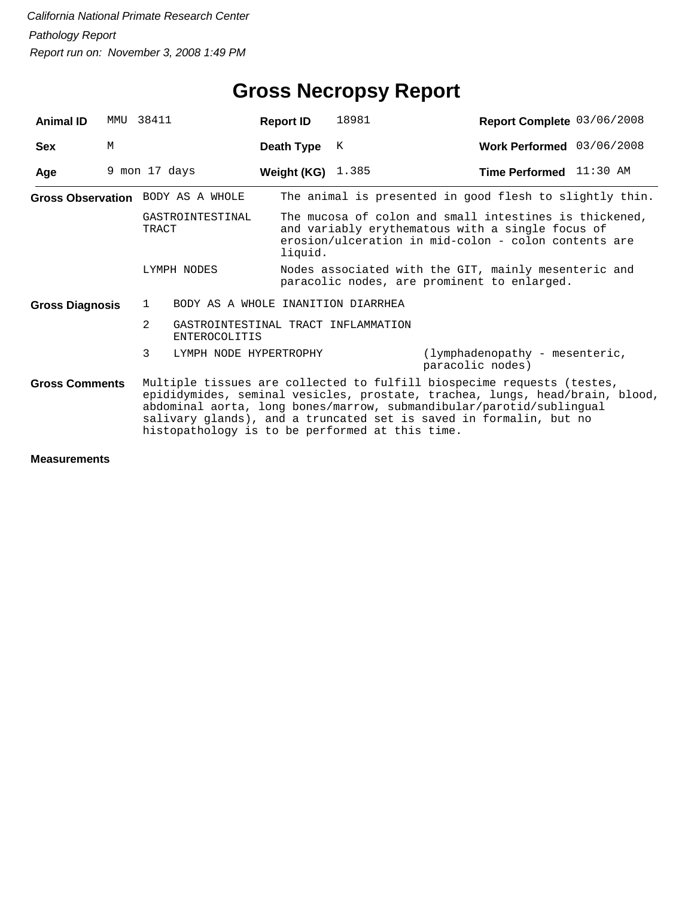*California National Primate Research Center*

*Pathology Report*

*Report run on: November 3, 2008 1:49 PM*

# Gross Necropsy Report

| **Animal ID** | MMU 38411 | **Report ID** | 18981 | **Report Complete** | 03/06/2008 |
|---|---|---|---|---|---|
| **Sex** | M | **Death Type** | K | **Work Performed** | 03/06/2008 |
| **Age** | 9 mon 17 days | **Weight (KG)** | 1.385 | **Time Performed** | 11:30 AM |

**Gross Observation**

| | |
|---|---|
| BODY AS A WHOLE | The animal is presented in good flesh to slightly thin. |
| GASTROINTESTINAL TRACT | The mucosa of colon and small intestines is thickened, and variably erythematous with a single focus of erosion/ulceration in mid-colon - colon contents are liquid. |
| LYMPH NODES | Nodes associated with the GIT, mainly mesenteric and paracolic nodes, are prominent to enlarged. |

**Gross Diagnosis**

| | | |
|---|---|---|
| 1 | BODY AS A WHOLE INANITION DIARRHEA | |
| 2 | GASTROINTESTINAL TRACT INFLAMMATION ENTEROCOLITIS | |
| 3 | LYMPH NODE HYPERTROPHY | (lymphadenopathy - mesenteric, paracolic nodes) |

**Gross Comments**

Multiple tissues are collected to fulfill biospecime requests (testes, epididymides, seminal vesicles, prostate, trachea, lungs, head/brain, blood, abdominal aorta, long bones/marrow, submandibular/parotid/sublingual salivary glands), and a truncated set is saved in formalin, but no histopathology is to be performed at this time.

**Measurements**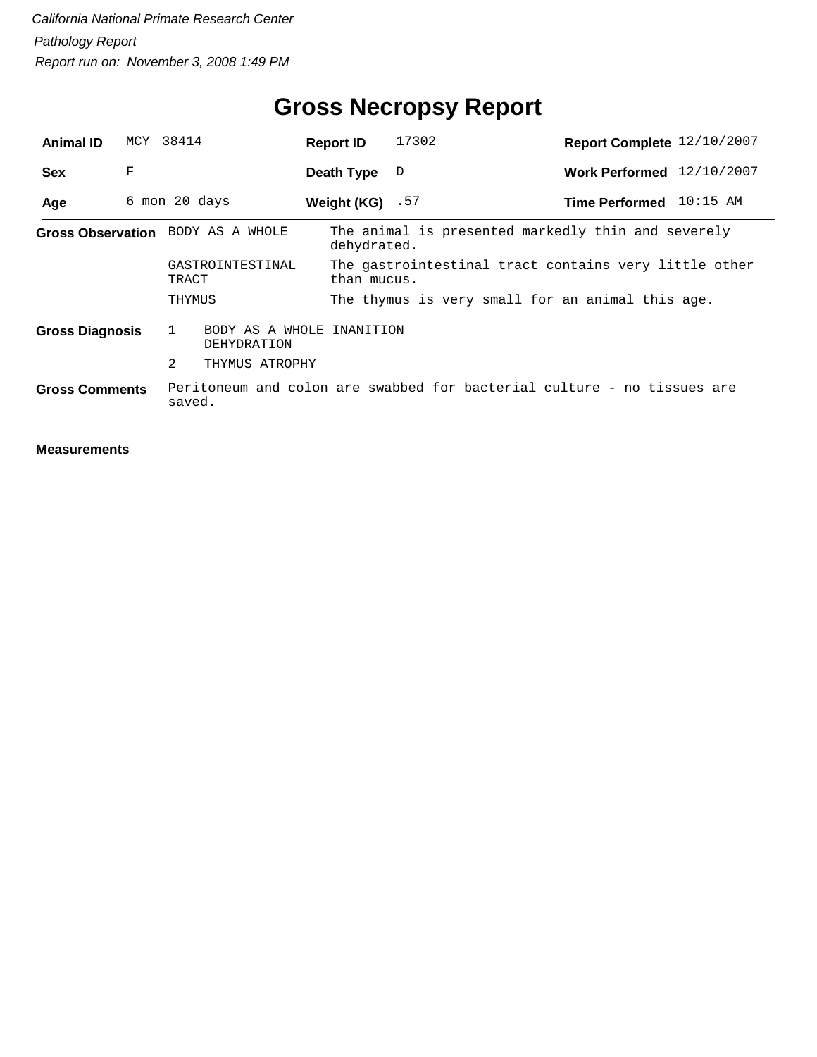California National Primate Research Center

Pathology Report

Report run on: November 3, 2008 1:49 PM

# Gross Necropsy Report

| | | | | | |
|---|---|---|---|---|---|
| **Animal ID** | MCY 38414 | **Report ID** | 17302 | **Report Complete** | 12/10/2007 |
| **Sex** | F | **Death Type** | D | **Work Performed** | 12/10/2007 |
| **Age** | 6 mon 20 days | **Weight (KG)** | .57 | **Time Performed** | 10:15 AM |

**Gross Observation**

| | |
|---|---|
| BODY AS A WHOLE | The animal is presented markedly thin and severely dehydrated. |
| GASTROINTESTINAL TRACT | The gastrointestinal tract contains very little other than mucus. |
| THYMUS | The thymus is very small for an animal this age. |

**Gross Diagnosis**

1. BODY AS A WHOLE INANITION DEHYDRATION
2. THYMUS ATROPHY

**Gross Comments**

Peritoneum and colon are swabbed for bacterial culture - no tissues are saved.

**Measurements**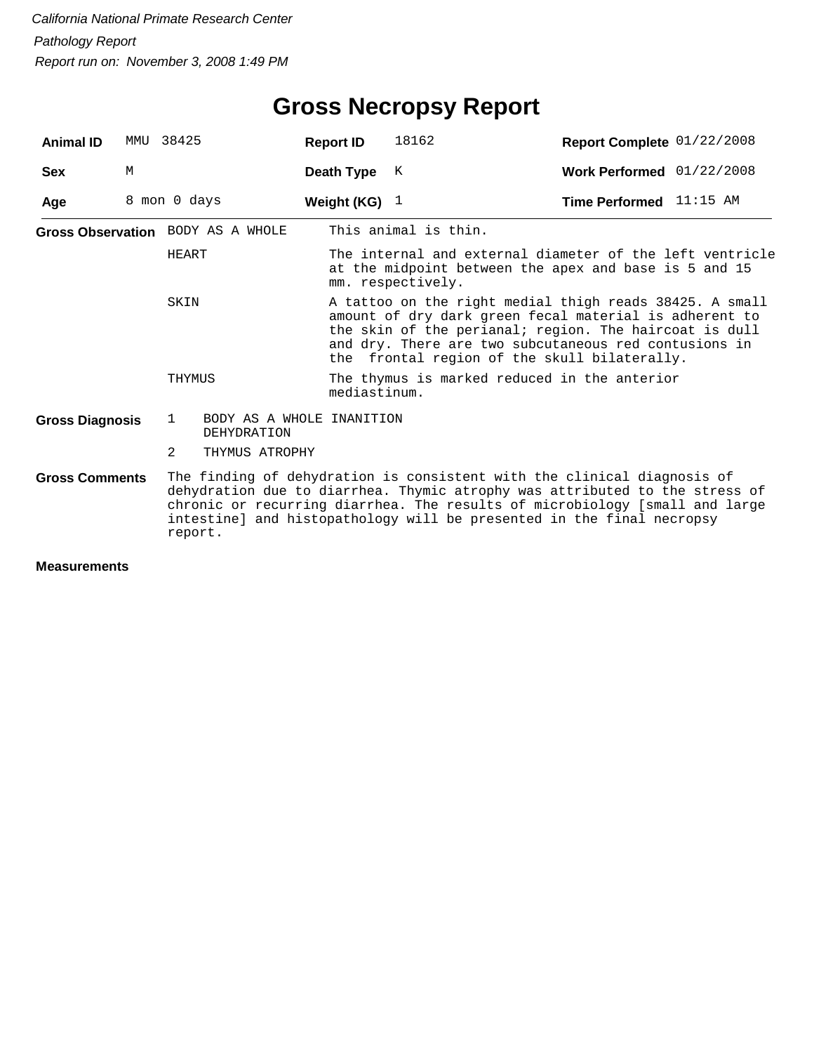*California National Primate Research Center*

*Pathology Report*

*Report run on: November 3, 2008 1:49 PM*

# Gross Necropsy Report

| | | | | | |
|---|---|---|---|---|---|
| **Animal ID** | MMU 38425 | **Report ID** | 18162 | **Report Complete** | 01/22/2008 |
| **Sex** | M | **Death Type** | K | **Work Performed** | 01/22/2008 |
| **Age** | 8 mon 0 days | **Weight (KG)** | 1 | **Time Performed** | 11:15 AM |

**Gross Observation**

| | |
|---|---|
| BODY AS A WHOLE | This animal is thin. |
| HEART | The internal and external diameter of the left ventricle at the midpoint between the apex and base is 5 and 15 mm. respectively. |
| SKIN | A tattoo on the right medial thigh reads 38425. A small amount of dry dark green fecal material is adherent to the skin of the perianal; region. The haircoat is dull and dry. There are two subcutaneous red contusions in the frontal region of the skull bilaterally. |
| THYMUS | The thymus is marked reduced in the anterior mediastinum. |

**Gross Diagnosis**

1. BODY AS A WHOLE INANITION DEHYDRATION
2. THYMUS ATROPHY

**Gross Comments**

The finding of dehydration is consistent with the clinical diagnosis of dehydration due to diarrhea. Thymic atrophy was attributed to the stress of chronic or recurring diarrhea. The results of microbiology [small and large intestine] and histopathology will be presented in the final necropsy report.

**Measurements**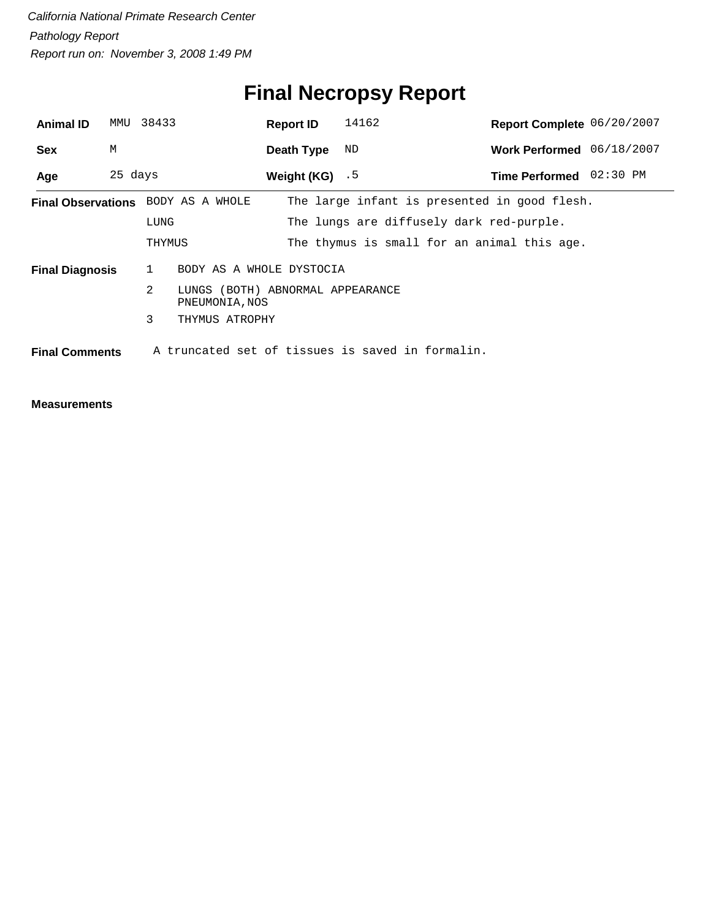*California National Primate Research Center*

*Pathology Report*

*Report run on: November 3, 2008 1:49 PM*

# Final Necropsy Report

| **Animal ID** | MMU 38433 | **Report ID** | 14162 | **Report Complete** | 06/20/2007 |
|---|---|---|---|---|---|
| **Sex** | M | **Death Type** | ND | **Work Performed** | 06/18/2007 |
| **Age** | 25 days | **Weight (KG)** | .5 | **Time Performed** | 02:30 PM |

**Final Observations**

| | |
|---|---|
| BODY AS A WHOLE | The large infant is presented in good flesh. |
| LUNG | The lungs are diffusely dark red-purple. |
| THYMUS | The thymus is small for an animal this age. |

**Final Diagnosis**

1. BODY AS A WHOLE DYSTOCIA
2. LUNGS (BOTH) ABNORMAL APPEARANCE PNEUMONIA,NOS
3. THYMUS ATROPHY

**Final Comments** A truncated set of tissues is saved in formalin.

**Measurements**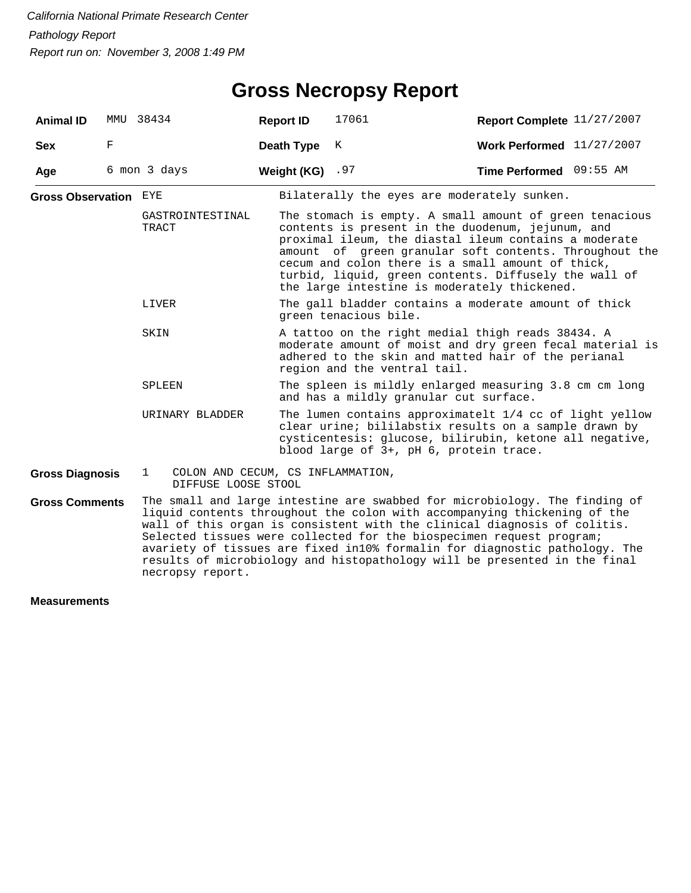*California National Primate Research Center*

*Pathology Report*

*Report run on: November 3, 2008 1:49 PM*

# Gross Necropsy Report

| **Animal ID** | MMU 38434 | **Report ID** | 17061 | **Report Complete** | 11/27/2007 |
|---|---|---|---|---|---|
| **Sex** | F | **Death Type** | K | **Work Performed** | 11/27/2007 |
| **Age** | 6 mon 3 days | **Weight (KG)** | .97 | **Time Performed** | 09:55 AM |

**Gross Observation**

| | |
|---|---|
| EYE | Bilaterally the eyes are moderately sunken. |
| GASTROINTESTINAL TRACT | The stomach is empty. A small amount of green tenacious contents is present in the duodenum, jejunum, and proximal ileum, the diastal ileum contains a moderate amount of green granular soft contents. Throughout the cecum and colon there is a small amount of thick, turbid, liquid, green contents. Diffusely the wall of the large intestine is moderately thickened. |
| LIVER | The gall bladder contains a moderate amount of thick green tenacious bile. |
| SKIN | A tattoo on the right medial thigh reads 38434. A moderate amount of moist and dry green fecal material is adhered to the skin and matted hair of the perianal region and the ventral tail. |
| SPLEEN | The spleen is mildly enlarged measuring 3.8 cm cm long and has a mildly granular cut surface. |
| URINARY BLADDER | The lumen contains approximatelt 1/4 cc of light yellow clear urine; bililabstix results on a sample drawn by cysticentesis: glucose, bilirubin, ketone all negative, blood large of 3+, pH 6, protein trace. |

**Gross Diagnosis**

1 COLON AND CECUM, CS INFLAMMATION, DIFFUSE LOOSE STOOL

**Gross Comments**

The small and large intestine are swabbed for microbiology. The finding of liquid contents throughout the colon with accompanying thickening of the wall of this organ is consistent with the clinical diagnosis of colitis. Selected tissues were collected for the biospecimen request program; avariety of tissues are fixed in10% formalin for diagnostic pathology. The results of microbiology and histopathology will be presented in the final necropsy report.

**Measurements**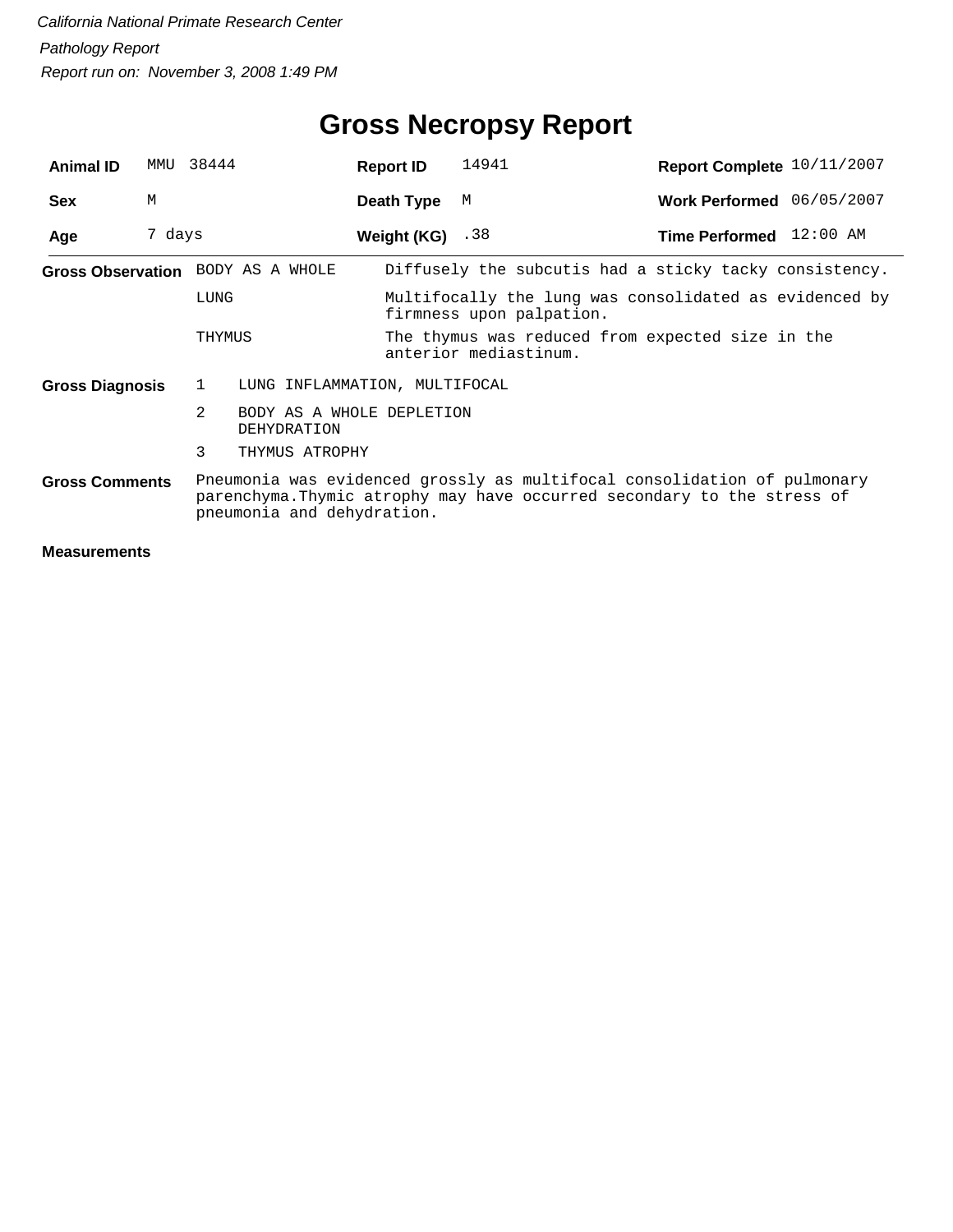*California National Primate Research Center*

*Pathology Report*

*Report run on: November 3, 2008 1:49 PM*

# Gross Necropsy Report

| **Animal ID** | MMU 38444 | **Report ID** | 14941 | **Report Complete** | 10/11/2007 |
|---|---|---|---|---|---|
| **Sex** | M | **Death Type** | M | **Work Performed** | 06/05/2007 |
| **Age** | 7 days | **Weight (KG)** | .38 | **Time Performed** | 12:00 AM |

**Gross Observation**

| | |
|---|---|
| BODY AS A WHOLE | Diffusely the subcutis had a sticky tacky consistency. |
| LUNG | Multifocally the lung was consolidated as evidenced by firmness upon palpation. |
| THYMUS | The thymus was reduced from expected size in the anterior mediastinum. |

**Gross Diagnosis**

1. LUNG INFLAMMATION, MULTIFOCAL
2. BODY AS A WHOLE DEPLETION DEHYDRATION
3. THYMUS ATROPHY

**Gross Comments**

Pneumonia was evidenced grossly as multifocal consolidation of pulmonary parenchyma.Thymic atrophy may have occurred secondary to the stress of pneumonia and dehydration.

**Measurements**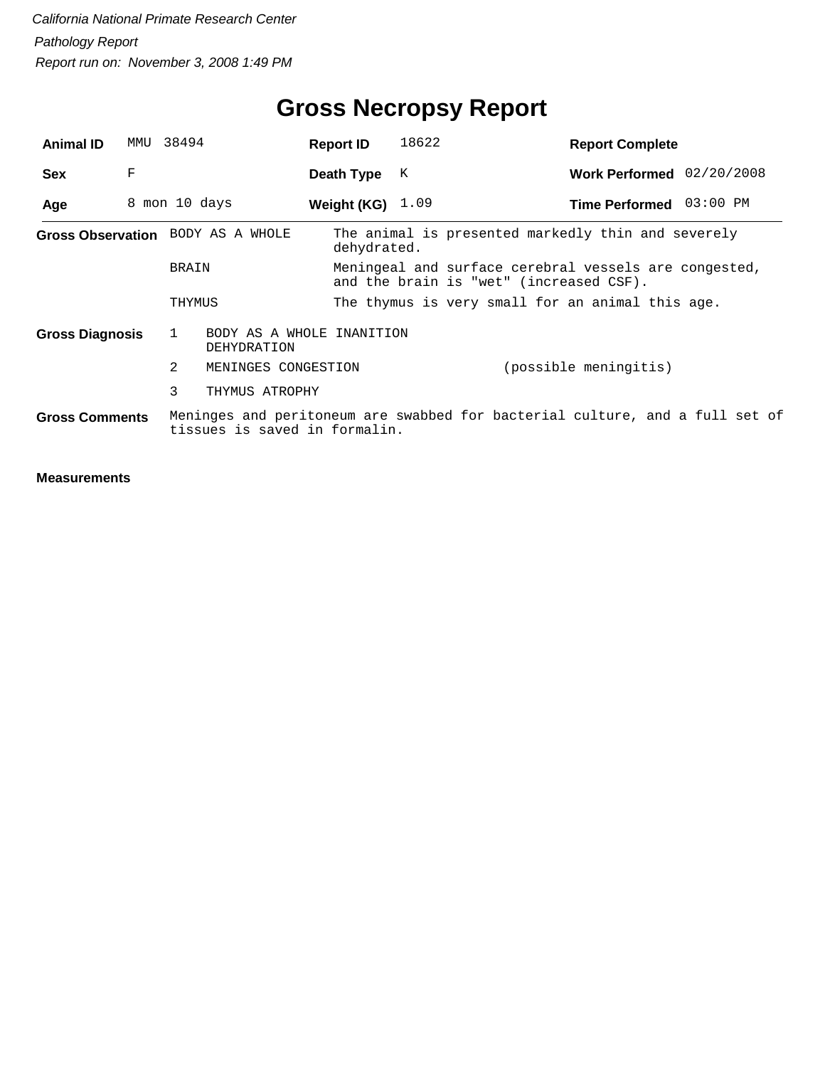*California National Primate Research Center*

*Pathology Report*

*Report run on: November 3, 2008 1:49 PM*

# Gross Necropsy Report

| **Animal ID** | MMU 38494 | **Report ID** | 18622 | **Report Complete** | |
|---|---|---|---|---|---|
| **Sex** | F | **Death Type** | K | **Work Performed** | 02/20/2008 |
| **Age** | 8 mon 10 days | **Weight (KG)** | 1.09 | **Time Performed** | 03:00 PM |

**Gross Observation**

| | |
|---|---|
| BODY AS A WHOLE | The animal is presented markedly thin and severely dehydrated. |
| BRAIN | Meningeal and surface cerebral vessels are congested, and the brain is "wet" (increased CSF). |
| THYMUS | The thymus is very small for an animal this age. |

**Gross Diagnosis**

| | | |
|---|---|---|
| 1 | BODY AS A WHOLE INANITION DEHYDRATION | |
| 2 | MENINGES CONGESTION | (possible meningitis) |
| 3 | THYMUS ATROPHY | |

**Gross Comments**

Meninges and peritoneum are swabbed for bacterial culture, and a full set of tissues is saved in formalin.

**Measurements**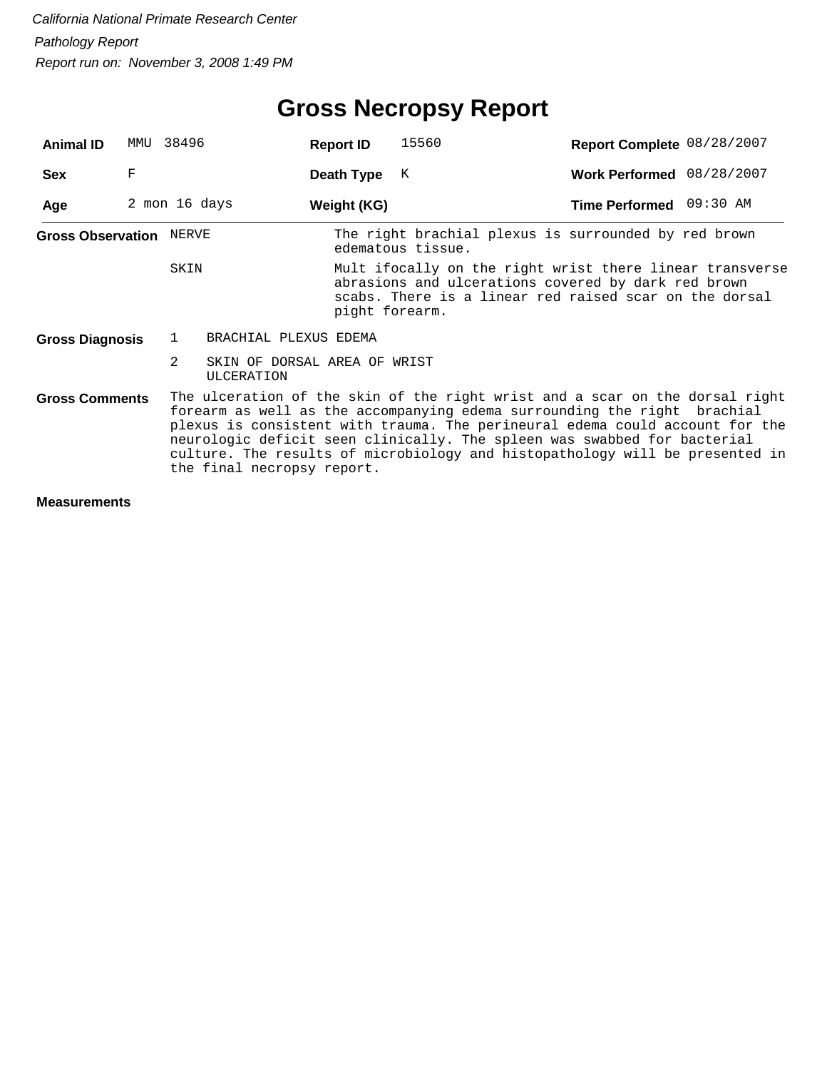*California National Primate Research Center*

*Pathology Report*

*Report run on: November 3, 2008 1:49 PM*

# Gross Necropsy Report

| **Animal ID** | MMU 38496 | **Report ID** | 15560 | **Report Complete** | 08/28/2007 |
|---|---|---|---|---|---|
| **Sex** | F | **Death Type** | K | **Work Performed** | 08/28/2007 |
| **Age** | 2 mon 16 days | **Weight (KG)** | | **Time Performed** | 09:30 AM |

**Gross Observation**

| | |
|---|---|
| NERVE | The right brachial plexus is surrounded by red brown edematous tissue. |
| SKIN | Mult ifocally on the right wrist there linear transverse abrasions and ulcerations covered by dark red brown scabs. There is a linear red raised scar on the dorsal pight forearm. |

**Gross Diagnosis**

1. BRACHIAL PLEXUS EDEMA
2. SKIN OF DORSAL AREA OF WRIST ULCERATION

**Gross Comments**

The ulceration of the skin of the right wrist and a scar on the dorsal right forearm as well as the accompanying edema surrounding the right brachial plexus is consistent with trauma. The perineural edema could account for the neurologic deficit seen clinically. The spleen was swabbed for bacterial culture. The results of microbiology and histopathology will be presented in the final necropsy report.

**Measurements**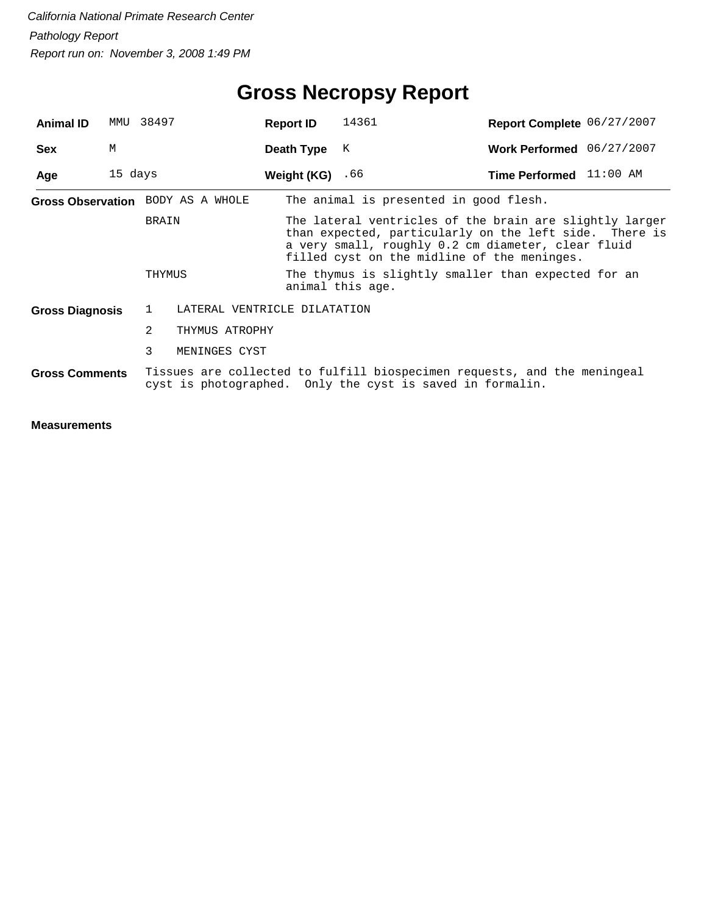*California National Primate Research Center*

*Pathology Report*

*Report run on: November 3, 2008 1:49 PM*

# Gross Necropsy Report

| | | | | | |
|---|---|---|---|---|---|
| **Animal ID** | MMU 38497 | **Report ID** | 14361 | **Report Complete** | 06/27/2007 |
| **Sex** | M | **Death Type** | K | **Work Performed** | 06/27/2007 |
| **Age** | 15 days | **Weight (KG)** | .66 | **Time Performed** | 11:00 AM |

**Gross Observation**

| | |
|---|---|
| BODY AS A WHOLE | The animal is presented in good flesh. |
| BRAIN | The lateral ventricles of the brain are slightly larger than expected, particularly on the left side. There is a very small, roughly 0.2 cm diameter, clear fluid filled cyst on the midline of the meninges. |
| THYMUS | The thymus is slightly smaller than expected for an animal this age. |

**Gross Diagnosis**

1. LATERAL VENTRICLE DILATATION
2. THYMUS ATROPHY
3. MENINGES CYST

**Gross Comments**

Tissues are collected to fulfill biospecimen requests, and the meningeal cyst is photographed. Only the cyst is saved in formalin.

**Measurements**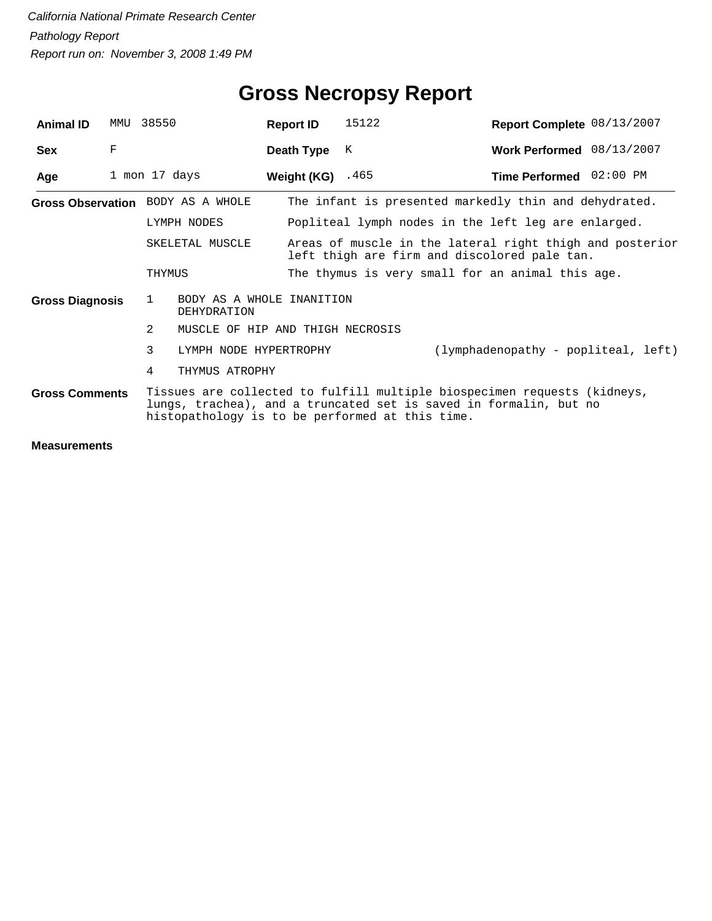*California National Primate Research Center*

*Pathology Report*

*Report run on: November 3, 2008 1:49 PM*

# Gross Necropsy Report

| **Animal ID** | MMU 38550 | **Report ID** | 15122 | **Report Complete** | 08/13/2007 |
|---|---|---|---|---|---|
| **Sex** | F | **Death Type** | K | **Work Performed** | 08/13/2007 |
| **Age** | 1 mon 17 days | **Weight (KG)** | .465 | **Time Performed** | 02:00 PM |

**Gross Observation**

| | |
|---|---|
| BODY AS A WHOLE | The infant is presented markedly thin and dehydrated. |
| LYMPH NODES | Popliteal lymph nodes in the left leg are enlarged. |
| SKELETAL MUSCLE | Areas of muscle in the lateral right thigh and posterior left thigh are firm and discolored pale tan. |
| THYMUS | The thymus is very small for an animal this age. |

**Gross Diagnosis**

| | | |
|---|---|---|
| 1 | BODY AS A WHOLE INANITION DEHYDRATION | |
| 2 | MUSCLE OF HIP AND THIGH NECROSIS | |
| 3 | LYMPH NODE HYPERTROPHY | (lymphadenopathy - popliteal, left) |
| 4 | THYMUS ATROPHY | |

**Gross Comments**

Tissues are collected to fulfill multiple biospecimen requests (kidneys, lungs, trachea), and a truncated set is saved in formalin, but no histopathology is to be performed at this time.

**Measurements**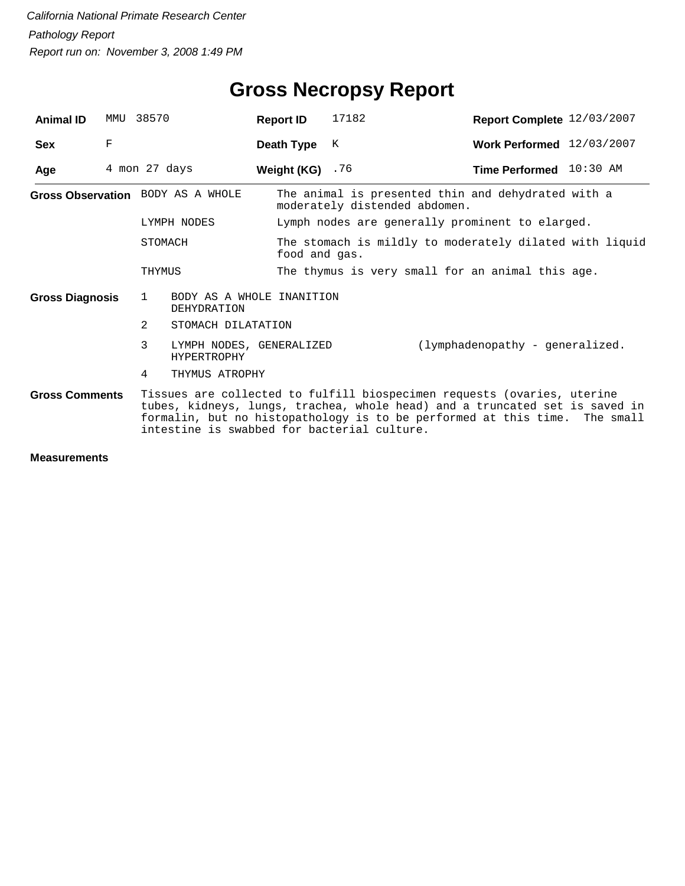*California National Primate Research Center*

*Pathology Report*

*Report run on: November 3, 2008 1:49 PM*

# Gross Necropsy Report

| | | | | | |
|---|---|---|---|---|---|
| **Animal ID** | MMU 38570 | **Report ID** | 17182 | **Report Complete** | 12/03/2007 |
| **Sex** | F | **Death Type** | K | **Work Performed** | 12/03/2007 |
| **Age** | 4 mon 27 days | **Weight (KG)** | .76 | **Time Performed** | 10:30 AM |

**Gross Observation**

| | |
|---|---|
| BODY AS A WHOLE | The animal is presented thin and dehydrated with a moderately distended abdomen. |
| LYMPH NODES | Lymph nodes are generally prominent to elarged. |
| STOMACH | The stomach is mildly to moderately dilated with liquid food and gas. |
| THYMUS | The thymus is very small for an animal this age. |

**Gross Diagnosis**

| | | |
|---|---|---|
| 1 | BODY AS A WHOLE INANITION DEHYDRATION | |
| 2 | STOMACH DILATATION | |
| 3 | LYMPH NODES, GENERALIZED HYPERTROPHY | (lymphadenopathy - generalized. |
| 4 | THYMUS ATROPHY | |

**Gross Comments**

Tissues are collected to fulfill biospecimen requests (ovaries, uterine tubes, kidneys, lungs, trachea, whole head) and a truncated set is saved in formalin, but no histopathology is to be performed at this time. The small intestine is swabbed for bacterial culture.

**Measurements**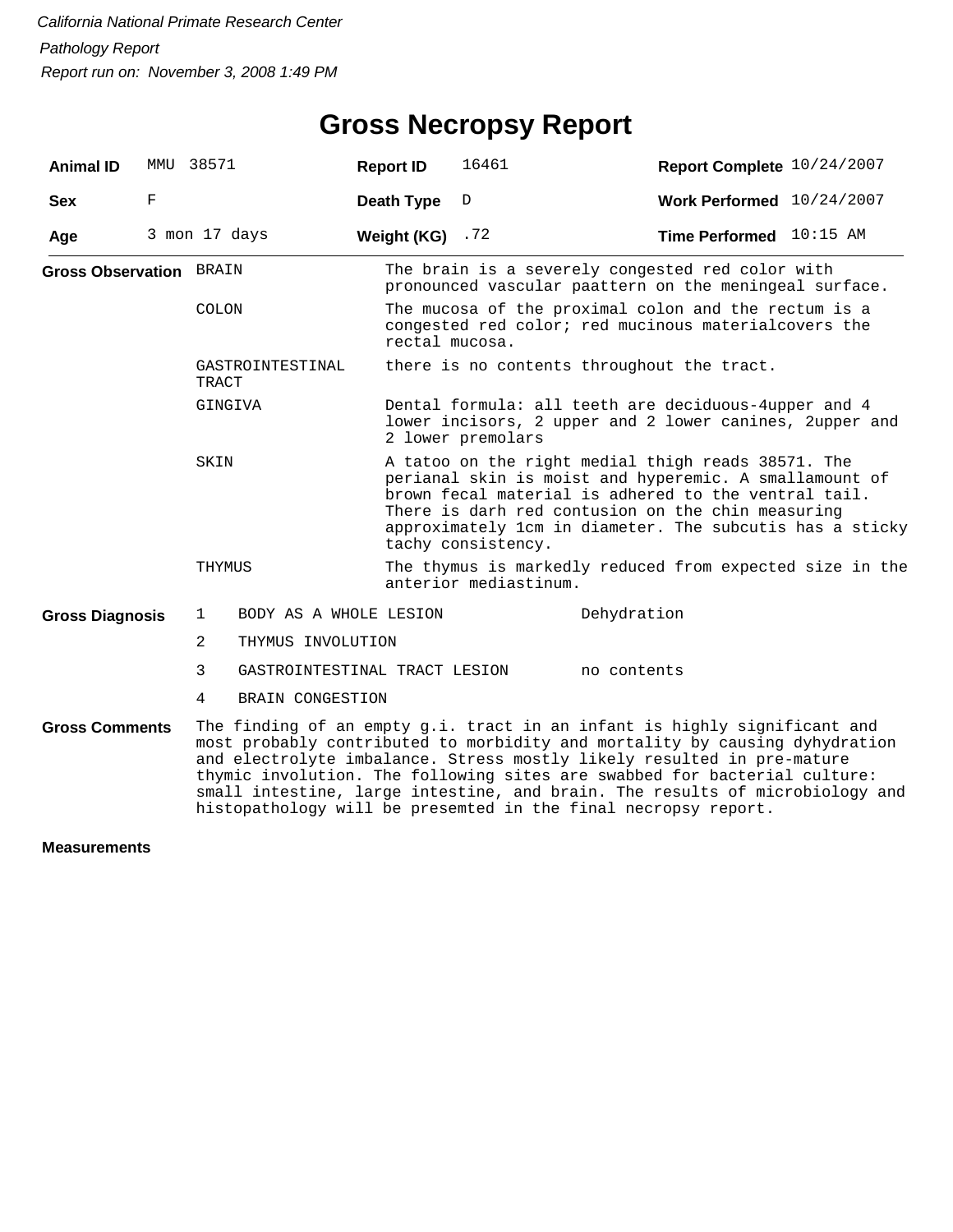*California National Primate Research Center*

*Pathology Report*

*Report run on: November 3, 2008 1:49 PM*

# Gross Necropsy Report

| | | | | | |
|---|---|---|---|---|---|
| **Animal ID** | MMU 38571 | **Report ID** | 16461 | **Report Complete** | 10/24/2007 |
| **Sex** | F | **Death Type** | D | **Work Performed** | 10/24/2007 |
| **Age** | 3 mon 17 days | **Weight (KG)** | .72 | **Time Performed** | 10:15 AM |

**Gross Observation**

| | |
|---|---|
| BRAIN | The brain is a severely congested red color with pronounced vascular paattern on the meningeal surface. |
| COLON | The mucosa of the proximal colon and the rectum is a congested red color; red mucinous materialcovers the rectal mucosa. |
| GASTROINTESTINAL TRACT | there is no contents throughout the tract. |
| GINGIVA | Dental formula: all teeth are deciduous-4upper and 4 lower incisors, 2 upper and 2 lower canines, 2upper and 2 lower premolars |
| SKIN | A tatoo on the right medial thigh reads 38571. The perianal skin is moist and hyperemic. A smallamount of brown fecal material is adhered to the ventral tail. There is darh red contusion on the chin measuring approximately 1cm in diameter. The subcutis has a sticky tachy consistency. |
| THYMUS | The thymus is markedly reduced from expected size in the anterior mediastinum. |

**Gross Diagnosis**

| | | |
|---|---|---|
| 1 | BODY AS A WHOLE LESION | Dehydration |
| 2 | THYMUS INVOLUTION | |
| 3 | GASTROINTESTINAL TRACT LESION | no contents |
| 4 | BRAIN CONGESTION | |

**Gross Comments**

The finding of an empty g.i. tract in an infant is highly significant and most probably contributed to morbidity and mortality by causing dyhydration and electrolyte imbalance. Stress mostly likely resulted in pre-mature thymic involution. The following sites are swabbed for bacterial culture: small intestine, large intestine, and brain. The results of microbiology and histopathology will be presemted in the final necropsy report.

**Measurements**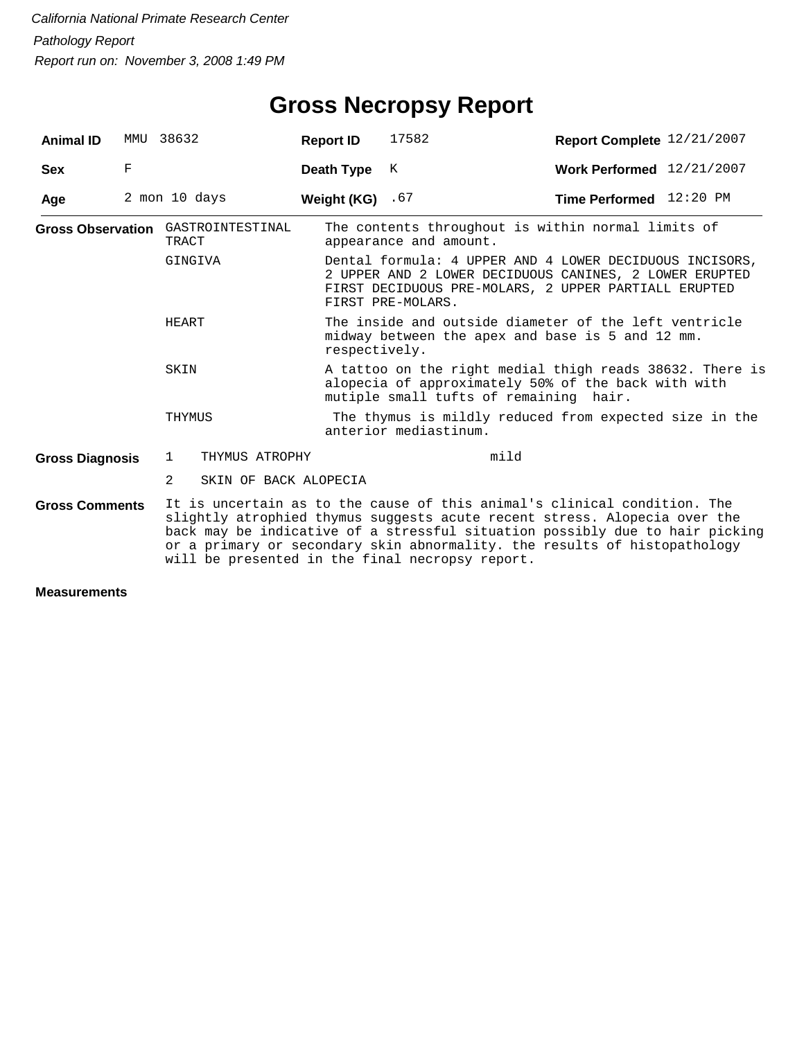*California National Primate Research Center*

*Pathology Report*

*Report run on: November 3, 2008 1:49 PM*

# Gross Necropsy Report

| **Animal ID** | MMU 38632 | **Report ID** | 17582 | **Report Complete** | 12/21/2007 |
|---|---|---|---|---|---|
| **Sex** | F | **Death Type** | K | **Work Performed** | 12/21/2007 |
| **Age** | 2 mon 10 days | **Weight (KG)** | .67 | **Time Performed** | 12:20 PM |

**Gross Observation**

| | |
|---|---|
| GASTROINTESTINAL TRACT | The contents throughout is within normal limits of appearance and amount. |
| GINGIVA | Dental formula: 4 UPPER AND 4 LOWER DECIDUOUS INCISORS, 2 UPPER AND 2 LOWER DECIDUOUS CANINES, 2 LOWER ERUPTED FIRST DECIDUOUS PRE-MOLARS, 2 UPPER PARTIALL ERUPTED FIRST PRE-MOLARS. |
| HEART | The inside and outside diameter of the left ventricle midway between the apex and base is 5 and 12 mm. respectively. |
| SKIN | A tattoo on the right medial thigh reads 38632. There is alopecia of approximately 50% of the back with with mutiple small tufts of remaining hair. |
| THYMUS | The thymus is mildly reduced from expected size in the anterior mediastinum. |

**Gross Diagnosis**

| | | |
|---|---|---|
| 1 | THYMUS ATROPHY | mild |
| 2 | SKIN OF BACK ALOPECIA | |

**Gross Comments**

It is uncertain as to the cause of this animal's clinical condition. The slightly atrophied thymus suggests acute recent stress. Alopecia over the back may be indicative of a stressful situation possibly due to hair picking or a primary or secondary skin abnormality. the results of histopathology will be presented in the final necropsy report.

**Measurements**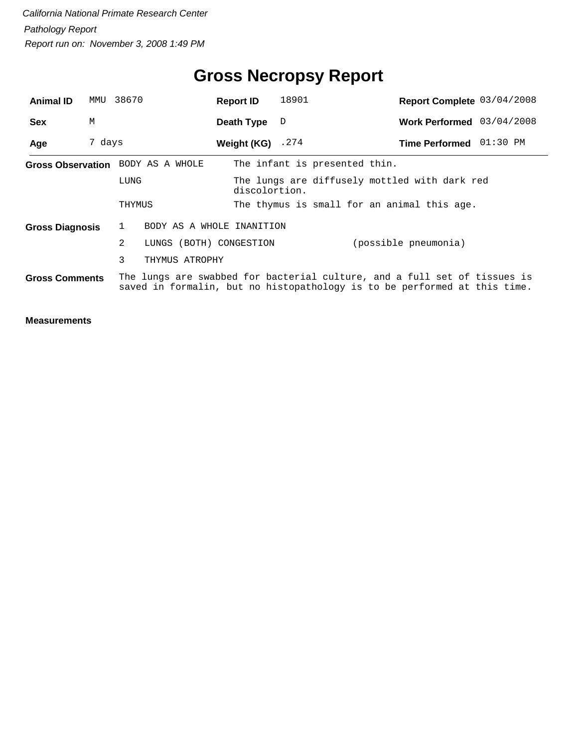*California National Primate Research Center*

*Pathology Report*

*Report run on: November 3, 2008 1:49 PM*

# Gross Necropsy Report

| | | | | | |
|---|---|---|---|---|---|
| **Animal ID** | MMU 38670 | **Report ID** | 18901 | **Report Complete** | 03/04/2008 |
| **Sex** | M | **Death Type** | D | **Work Performed** | 03/04/2008 |
| **Age** | 7 days | **Weight (KG)** | .274 | **Time Performed** | 01:30 PM |

**Gross Observation**

| | |
|---|---|
| BODY AS A WHOLE | The infant is presented thin. |
| LUNG | The lungs are diffusely mottled with dark red discolortion. |
| THYMUS | The thymus is small for an animal this age. |

**Gross Diagnosis**

| | | |
|---|---|---|
| 1 | BODY AS A WHOLE INANITION | |
| 2 | LUNGS (BOTH) CONGESTION | (possible pneumonia) |
| 3 | THYMUS ATROPHY | |

**Gross Comments**

The lungs are swabbed for bacterial culture, and a full set of tissues is saved in formalin, but no histopathology is to be performed at this time.

**Measurements**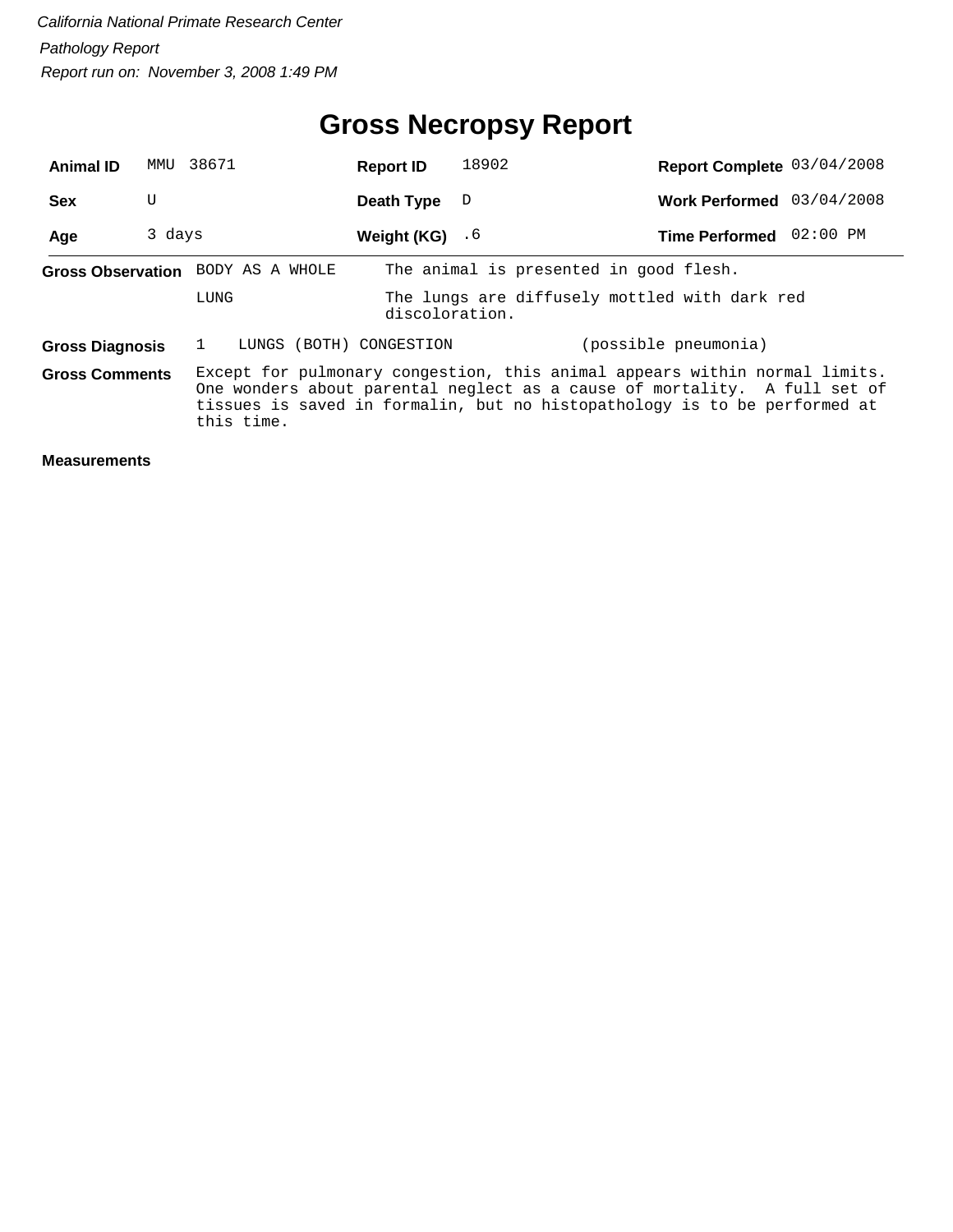*California National Primate Research Center*

*Pathology Report*

*Report run on: November 3, 2008 1:49 PM*

# Gross Necropsy Report

| | | | | | |
|---|---|---|---|---|---|
| **Animal ID** | MMU 38671 | **Report ID** | 18902 | **Report Complete** | 03/04/2008 |
| **Sex** | U | **Death Type** | D | **Work Performed** | 03/04/2008 |
| **Age** | 3 days | **Weight (KG)** | .6 | **Time Performed** | 02:00 PM |

**Gross Observation**

| | |
|---|---|
| BODY AS A WHOLE | The animal is presented in good flesh. |
| LUNG | The lungs are diffusely mottled with dark red discoloration. |

**Gross Diagnosis**

1 LUNGS (BOTH) CONGESTION (possible pneumonia)

**Gross Comments**

Except for pulmonary congestion, this animal appears within normal limits. One wonders about parental neglect as a cause of mortality. A full set of tissues is saved in formalin, but no histopathology is to be performed at this time.

**Measurements**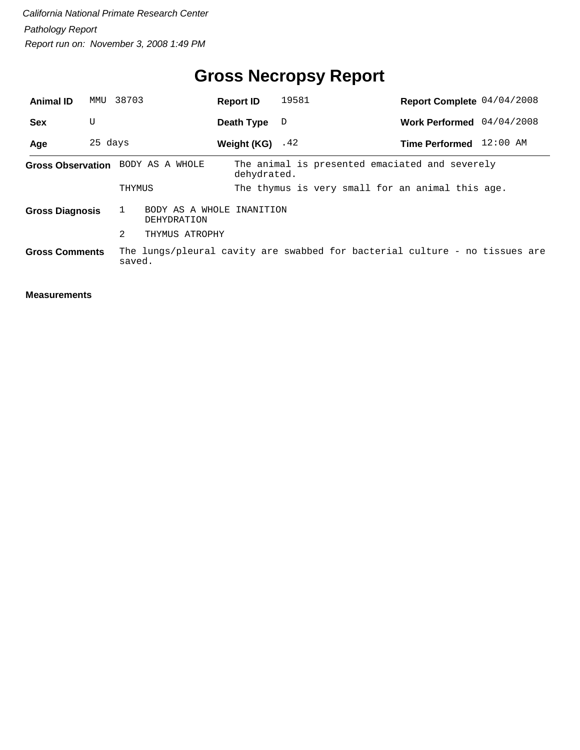*California National Primate Research Center*

*Pathology Report*

*Report run on: November 3, 2008 1:49 PM*

# Gross Necropsy Report

| | | | | | |
|---|---|---|---|---|---|
| **Animal ID** | MMU 38703 | **Report ID** | 19581 | **Report Complete** | 04/04/2008 |
| **Sex** | U | **Death Type** | D | **Work Performed** | 04/04/2008 |
| **Age** | 25 days | **Weight (KG)** | .42 | **Time Performed** | 12:00 AM |

**Gross Observation**

| | |
|---|---|
| BODY AS A WHOLE | The animal is presented emaciated and severely dehydrated. |
| THYMUS | The thymus is very small for an animal this age. |

**Gross Diagnosis**

1. BODY AS A WHOLE INANITION DEHYDRATION
2. THYMUS ATROPHY

**Gross Comments**

The lungs/pleural cavity are swabbed for bacterial culture - no tissues are saved.

**Measurements**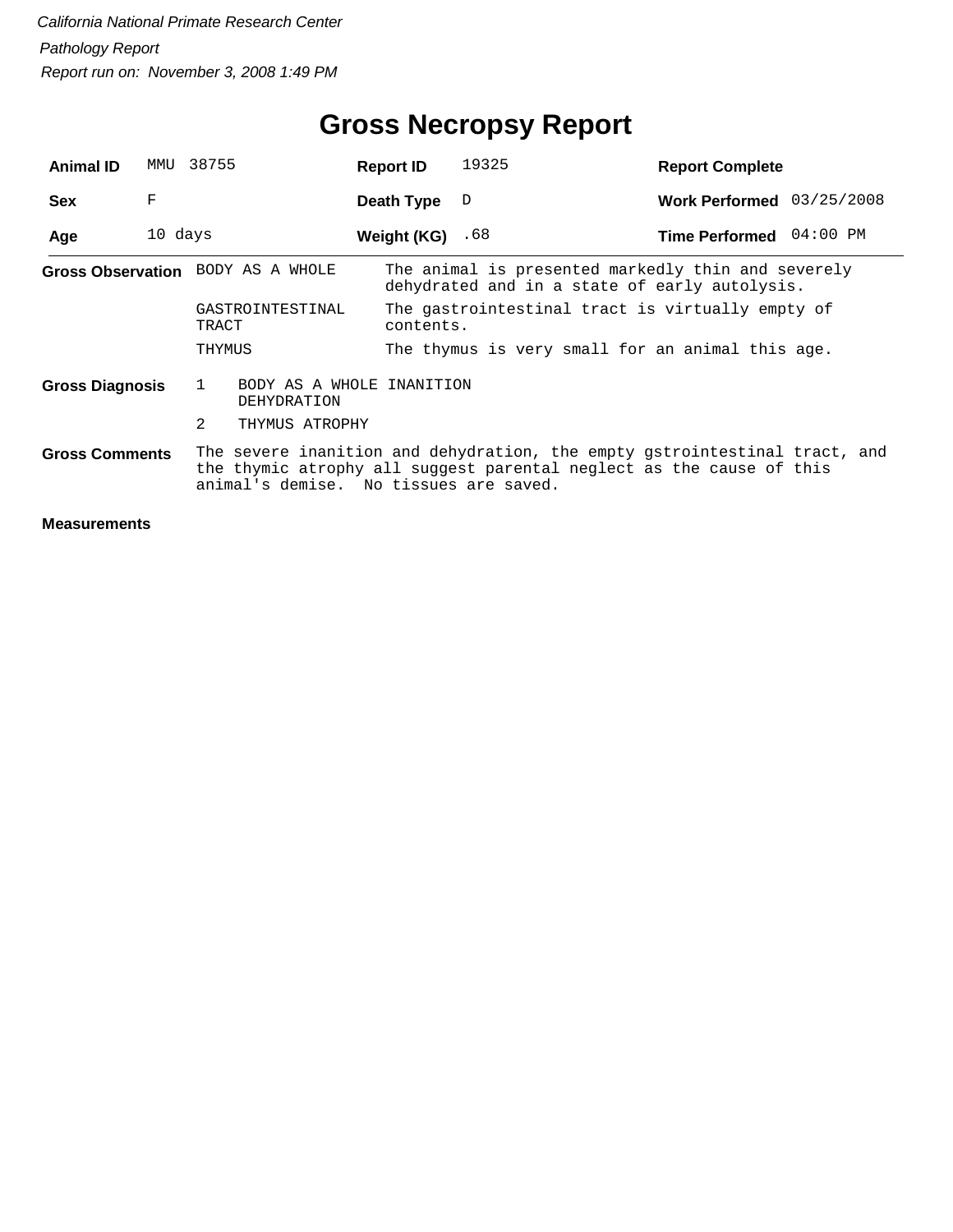*California National Primate Research Center*

*Pathology Report*

*Report run on: November 3, 2008 1:49 PM*

# Gross Necropsy Report

| | | | | | |
|---|---|---|---|---|---|
| **Animal ID** | MMU 38755 | **Report ID** | 19325 | **Report Complete** | |
| **Sex** | F | **Death Type** | D | **Work Performed** | 03/25/2008 |
| **Age** | 10 days | **Weight (KG)** | .68 | **Time Performed** | 04:00 PM |

**Gross Observation**

| | |
|---|---|
| BODY AS A WHOLE | The animal is presented markedly thin and severely dehydrated and in a state of early autolysis. |
| GASTROINTESTINAL TRACT | The gastrointestinal tract is virtually empty of contents. |
| THYMUS | The thymus is very small for an animal this age. |

**Gross Diagnosis**

1 BODY AS A WHOLE INANITION DEHYDRATION

2 THYMUS ATROPHY

**Gross Comments**

The severe inanition and dehydration, the empty gstrointestinal tract, and the thymic atrophy all suggest parental neglect as the cause of this animal's demise. No tissues are saved.

**Measurements**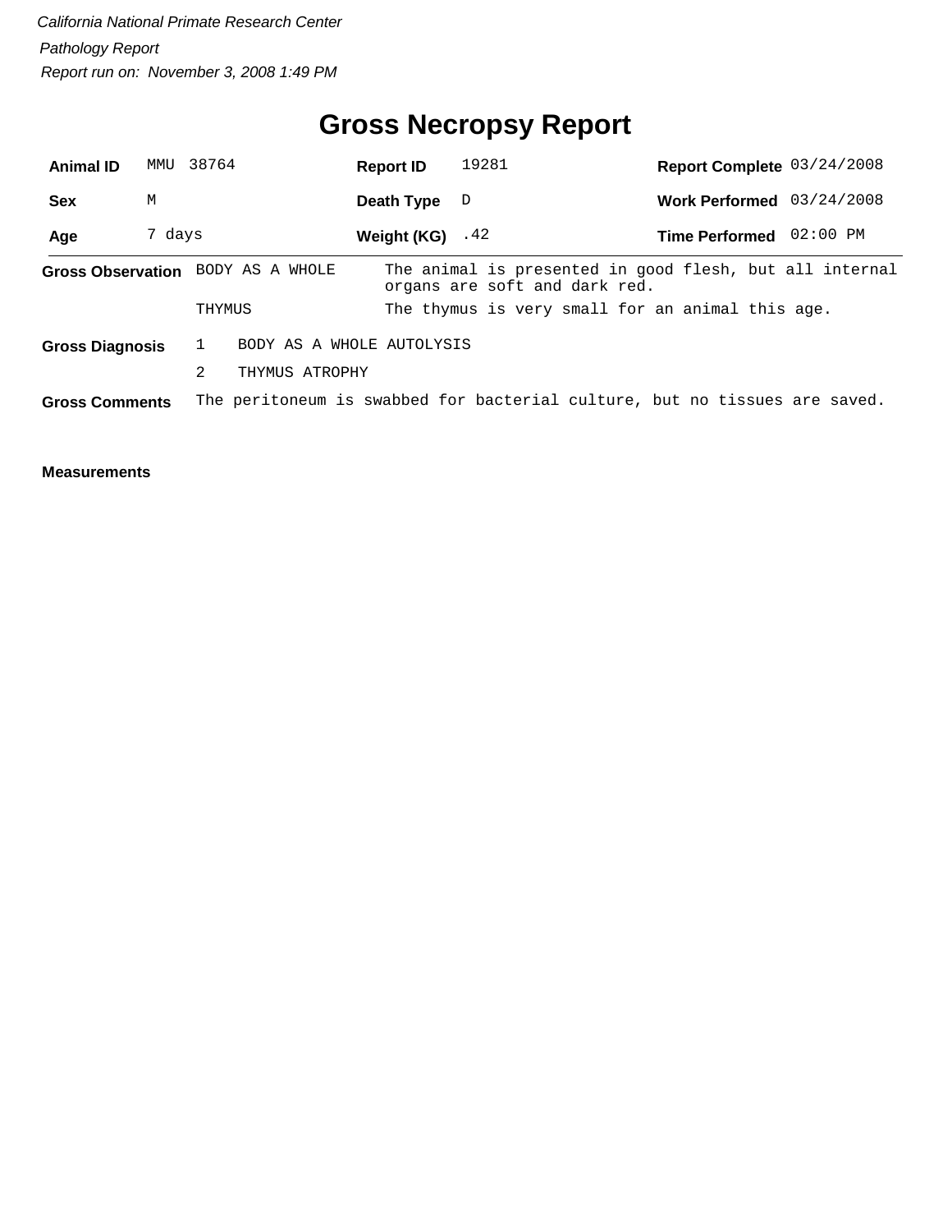*California National Primate Research Center*

*Pathology Report*

*Report run on: November 3, 2008 1:49 PM*

# Gross Necropsy Report

| **Animal ID** | MMU 38764 | **Report ID** | 19281 | **Report Complete** | 03/24/2008 |
|---|---|---|---|---|---|
| **Sex** | M | **Death Type** | D | **Work Performed** | 03/24/2008 |
| **Age** | 7 days | **Weight (KG)** | .42 | **Time Performed** | 02:00 PM |

**Gross Observation**

| | |
|---|---|
| BODY AS A WHOLE | The animal is presented in good flesh, but all internal organs are soft and dark red. |
| THYMUS | The thymus is very small for an animal this age. |

**Gross Diagnosis**

1. BODY AS A WHOLE AUTOLYSIS
2. THYMUS ATROPHY

**Gross Comments** The peritoneum is swabbed for bacterial culture, but no tissues are saved.

**Measurements**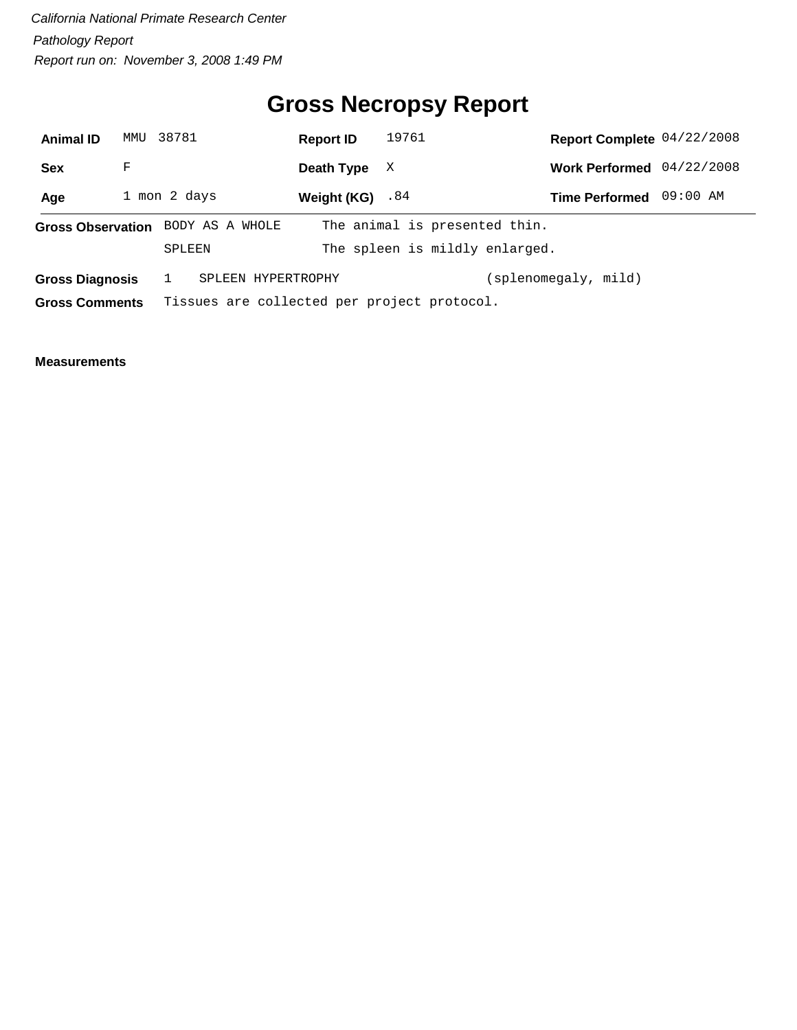*California National Primate Research Center*

*Pathology Report*

*Report run on: November 3, 2008 1:49 PM*

# Gross Necropsy Report

| | | | | | |
|---|---|---|---|---|---|
| **Animal ID** | MMU 38781 | **Report ID** | 19761 | **Report Complete** | 04/22/2008 |
| **Sex** | F | **Death Type** | X | **Work Performed** | 04/22/2008 |
| **Age** | 1 mon 2 days | **Weight (KG)** | .84 | **Time Performed** | 09:00 AM |

**Gross Observation**

| | |
|---|---|
| BODY AS A WHOLE | The animal is presented thin. |
| SPLEEN | The spleen is mildly enlarged. |

**Gross Diagnosis** 1 SPLEEN HYPERTROPHY (splenomegaly, mild)

**Gross Comments** Tissues are collected per project protocol.

**Measurements**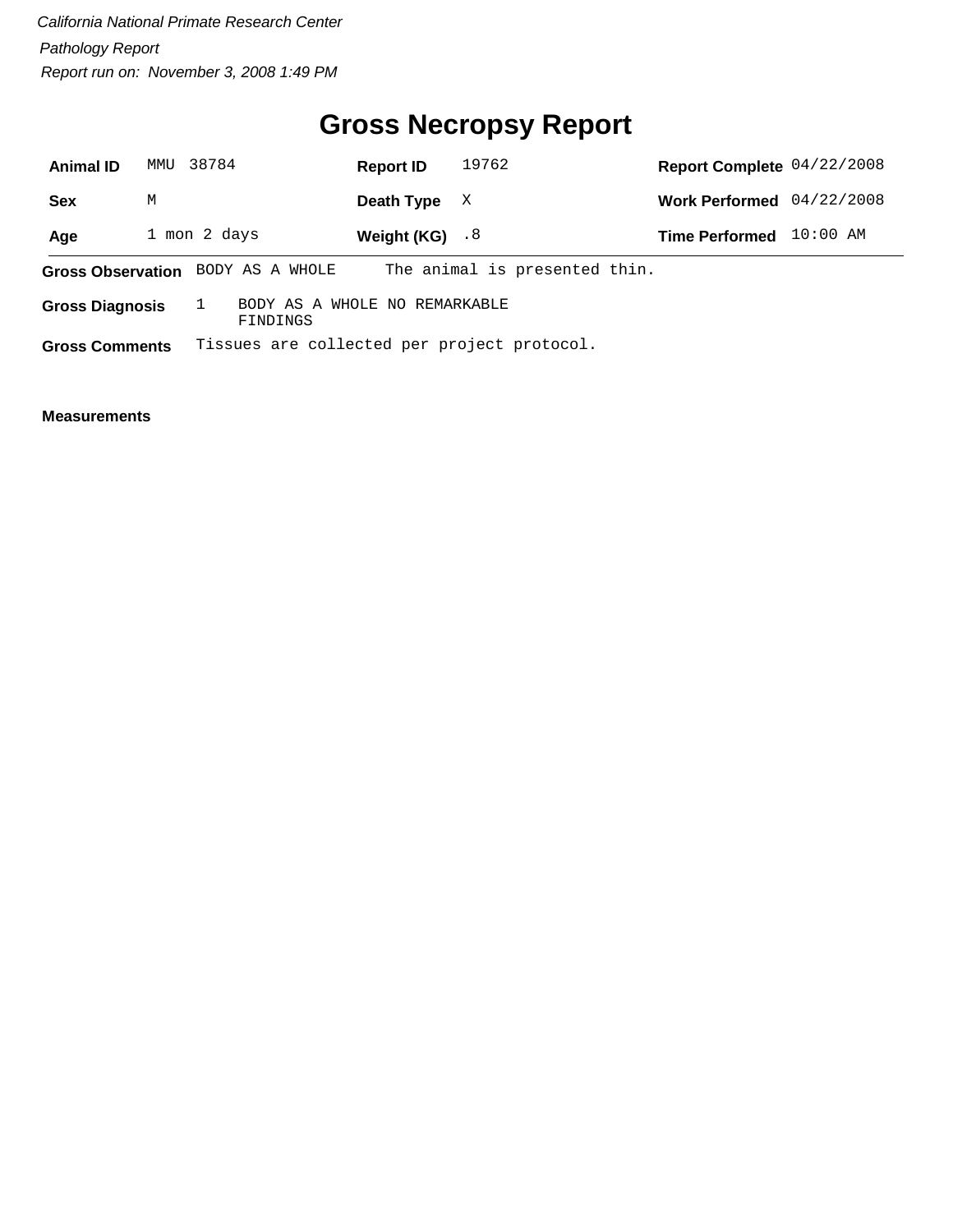*California National Primate Research Center*

*Pathology Report*

*Report run on: November 3, 2008 1:49 PM*

# Gross Necropsy Report

| | | | | | |
|---|---|---|---|---|---|
| **Animal ID** | MMU 38784 | **Report ID** | 19762 | **Report Complete** | 04/22/2008 |
| **Sex** | M | **Death Type** | X | **Work Performed** | 04/22/2008 |
| **Age** | 1 mon 2 days | **Weight (KG)** | .8 | **Time Performed** | 10:00 AM |

**Gross Observation** BODY AS A WHOLE The animal is presented thin.

**Gross Diagnosis** 1 BODY AS A WHOLE NO REMARKABLE FINDINGS

**Gross Comments** Tissues are collected per project protocol.

**Measurements**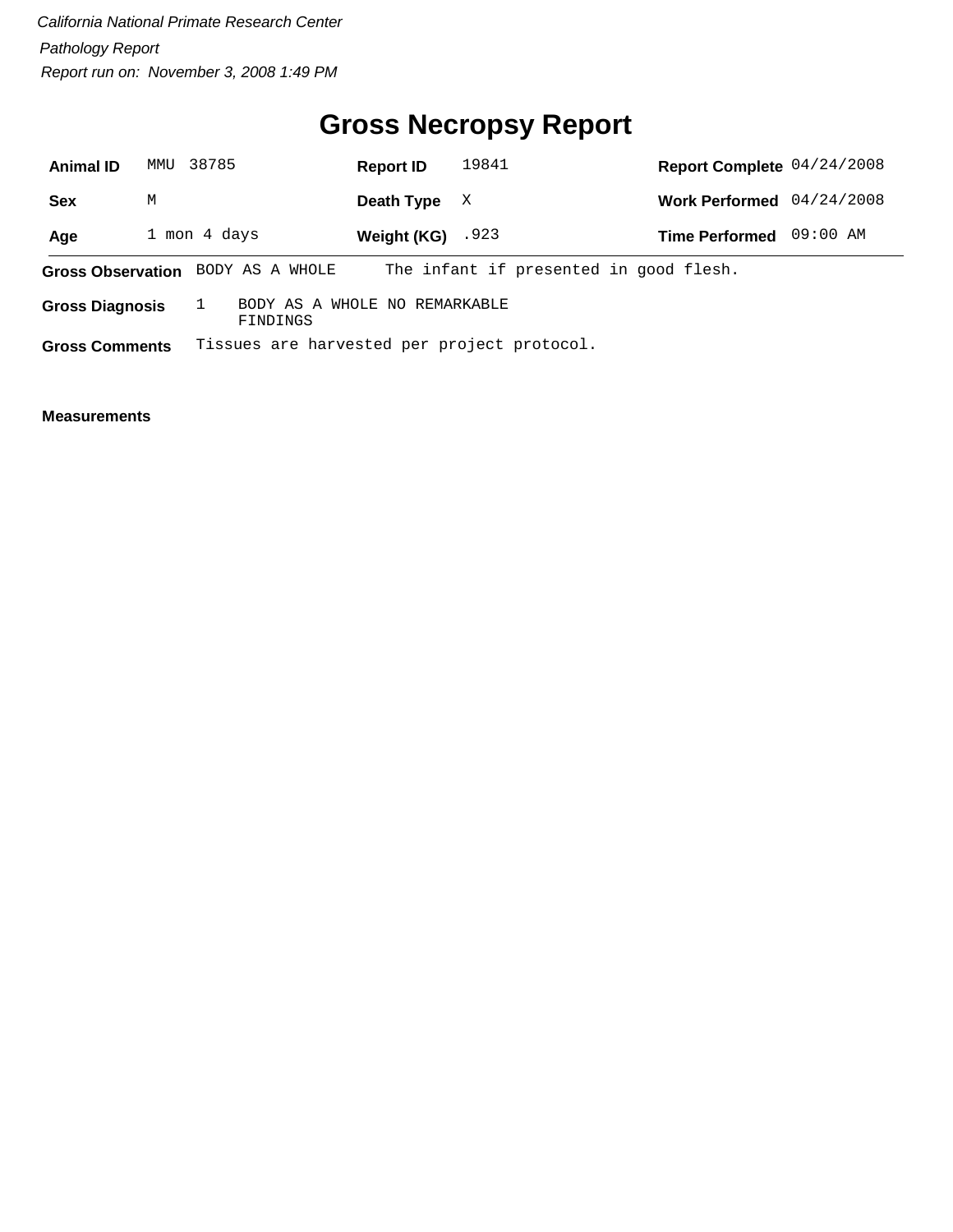*California National Primate Research Center*

*Pathology Report*

*Report run on: November 3, 2008 1:49 PM*

# Gross Necropsy Report

| **Animal ID** | MMU 38785 | **Report ID** | 19841 | **Report Complete** | 04/24/2008 |
|---|---|---|---|---|---|
| **Sex** | M | **Death Type** | X | **Work Performed** | 04/24/2008 |
| **Age** | 1 mon 4 days | **Weight (KG)** | .923 | **Time Performed** | 09:00 AM |

**Gross Observation** BODY AS A WHOLE The infant if presented in good flesh.

**Gross Diagnosis** 1 BODY AS A WHOLE NO REMARKABLE FINDINGS

**Gross Comments** Tissues are harvested per project protocol.

**Measurements**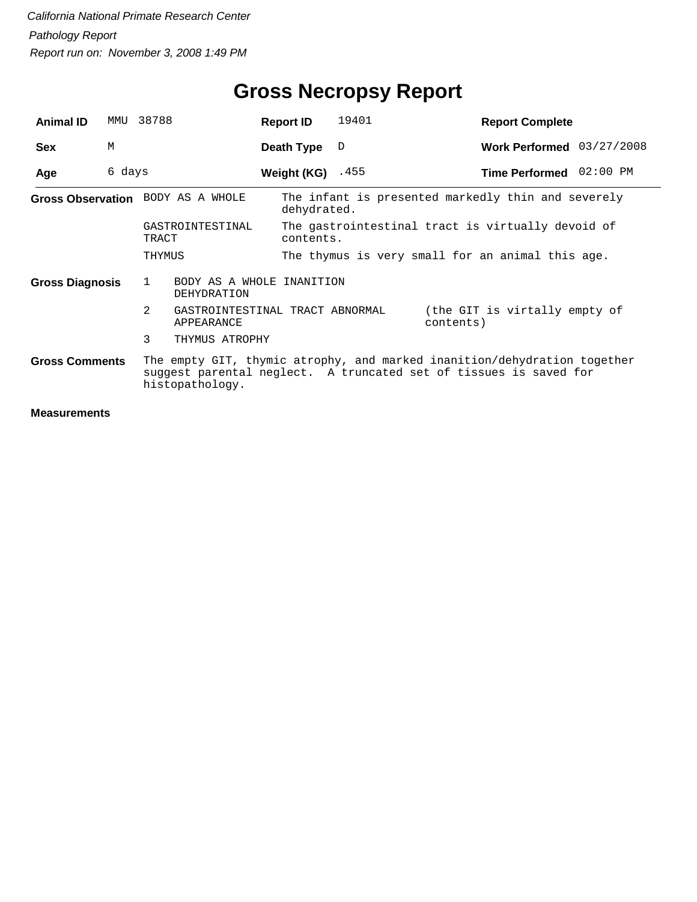*California National Primate Research Center*

*Pathology Report*

*Report run on: November 3, 2008 1:49 PM*

# Gross Necropsy Report

| **Animal ID** | MMU 38788 | **Report ID** | 19401 | **Report Complete** | |
|---|---|---|---|---|---|
| **Sex** | M | **Death Type** | D | **Work Performed** | 03/27/2008 |
| **Age** | 6 days | **Weight (KG)** | .455 | **Time Performed** | 02:00 PM |

**Gross Observation**

| | |
|---|---|
| BODY AS A WHOLE | The infant is presented markedly thin and severely dehydrated. |
| GASTROINTESTINAL TRACT | The gastrointestinal tract is virtually devoid of contents. |
| THYMUS | The thymus is very small for an animal this age. |

**Gross Diagnosis**

| | | |
|---|---|---|
| 1 | BODY AS A WHOLE INANITION DEHYDRATION | |
| 2 | GASTROINTESTINAL TRACT ABNORMAL APPEARANCE | (the GIT is virtally empty of contents) |
| 3 | THYMUS ATROPHY | |

**Gross Comments**

The empty GIT, thymic atrophy, and marked inanition/dehydration together suggest parental neglect. A truncated set of tissues is saved for histopathology.

**Measurements**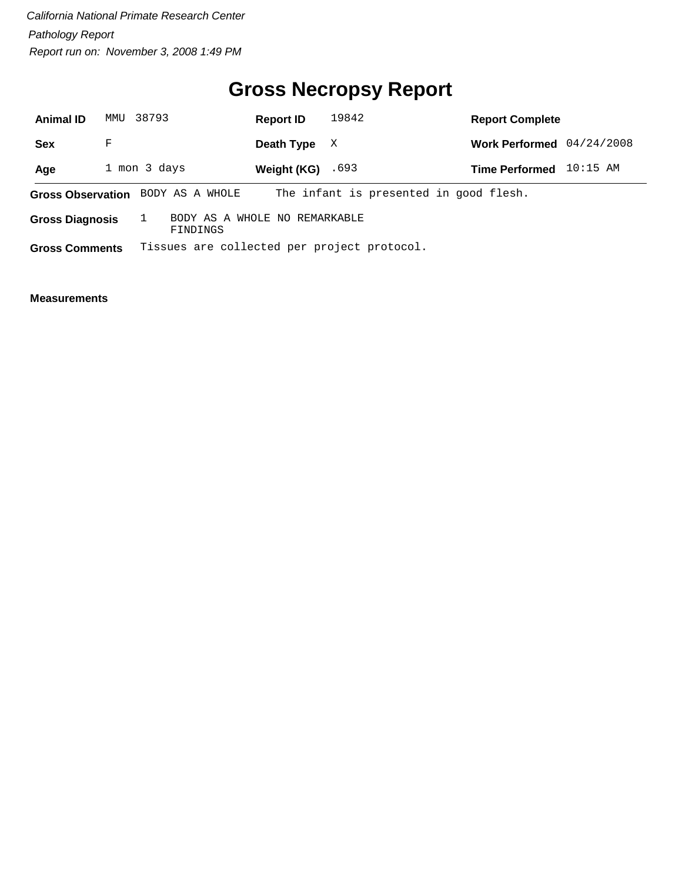*California National Primate Research Center*

*Pathology Report*

*Report run on: November 3, 2008 1:49 PM*

# Gross Necropsy Report

| | | | | | |
|---|---|---|---|---|---|
| **Animal ID** | MMU 38793 | **Report ID** | 19842 | **Report Complete** | |
| **Sex** | F | **Death Type** | X | **Work Performed** | 04/24/2008 |
| **Age** | 1 mon 3 days | **Weight (KG)** | .693 | **Time Performed** | 10:15 AM |

**Gross Observation** BODY AS A WHOLE The infant is presented in good flesh.

**Gross Diagnosis** 1 BODY AS A WHOLE NO REMARKABLE FINDINGS

**Gross Comments** Tissues are collected per project protocol.

**Measurements**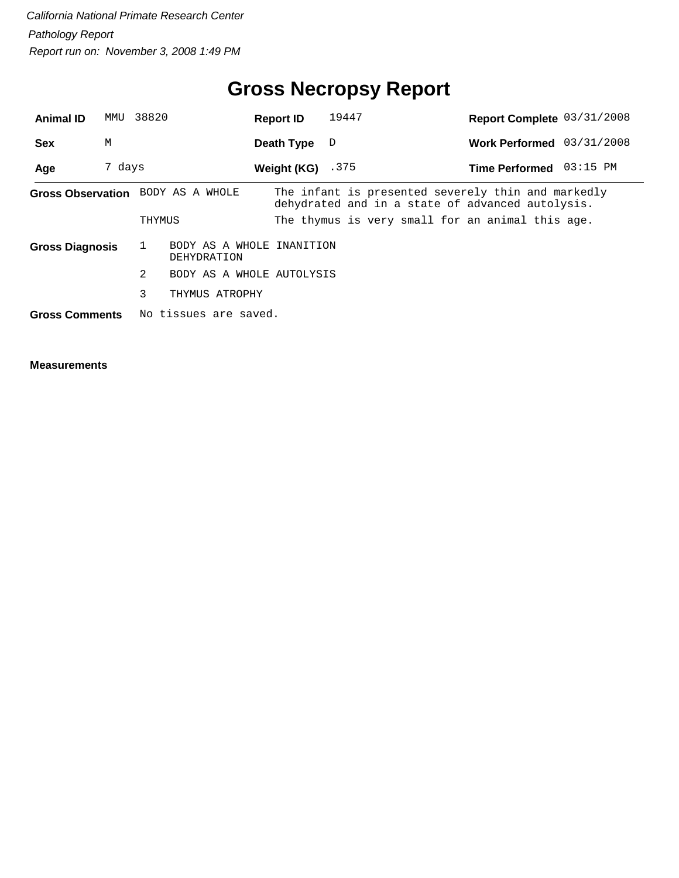*California National Primate Research Center*

*Pathology Report*

*Report run on: November 3, 2008 1:49 PM*

# Gross Necropsy Report

| | | | | | |
|---|---|---|---|---|---|
| **Animal ID** | MMU 38820 | **Report ID** | 19447 | **Report Complete** | 03/31/2008 |
| **Sex** | M | **Death Type** | D | **Work Performed** | 03/31/2008 |
| **Age** | 7 days | **Weight (KG)** | .375 | **Time Performed** | 03:15 PM |

**Gross Observation**

| | |
|---|---|
| BODY AS A WHOLE | The infant is presented severely thin and markedly dehydrated and in a state of advanced autolysis. |
| THYMUS | The thymus is very small for an animal this age. |

**Gross Diagnosis**

1. BODY AS A WHOLE INANITION DEHYDRATION
2. BODY AS A WHOLE AUTOLYSIS
3. THYMUS ATROPHY

**Gross Comments** No tissues are saved.

**Measurements**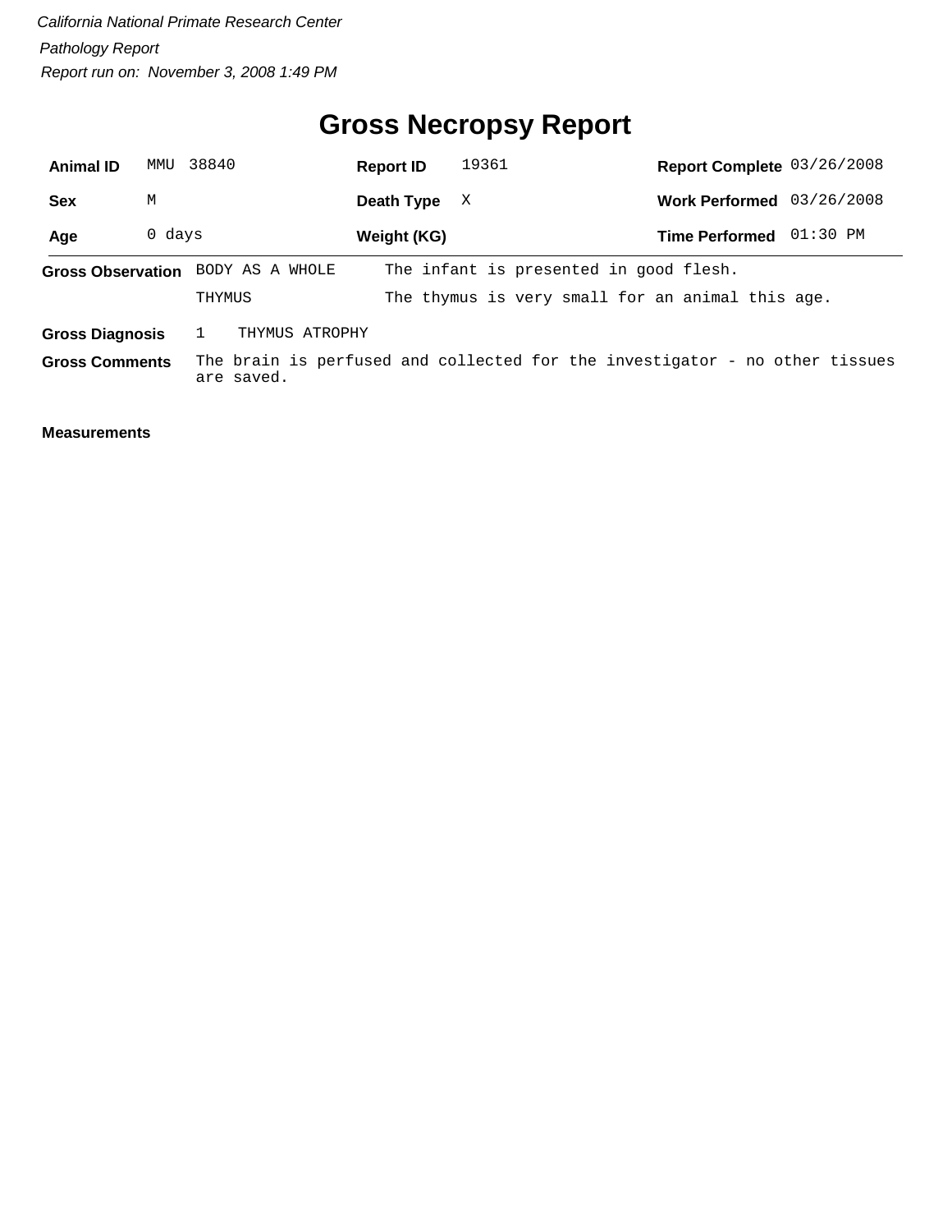*California National Primate Research Center*

*Pathology Report*

*Report run on: November 3, 2008 1:49 PM*

# Gross Necropsy Report

| | | | | | |
|---|---|---|---|---|---|
| **Animal ID** | MMU 38840 | **Report ID** | 19361 | **Report Complete** | 03/26/2008 |
| **Sex** | M | **Death Type** | X | **Work Performed** | 03/26/2008 |
| **Age** | 0 days | **Weight (KG)** | | **Time Performed** | 01:30 PM |

**Gross Observation**

| | |
|---|---|
| BODY AS A WHOLE | The infant is presented in good flesh. |
| THYMUS | The thymus is very small for an animal this age. |

**Gross Diagnosis** 1 THYMUS ATROPHY

**Gross Comments** The brain is perfused and collected for the investigator - no other tissues are saved.

**Measurements**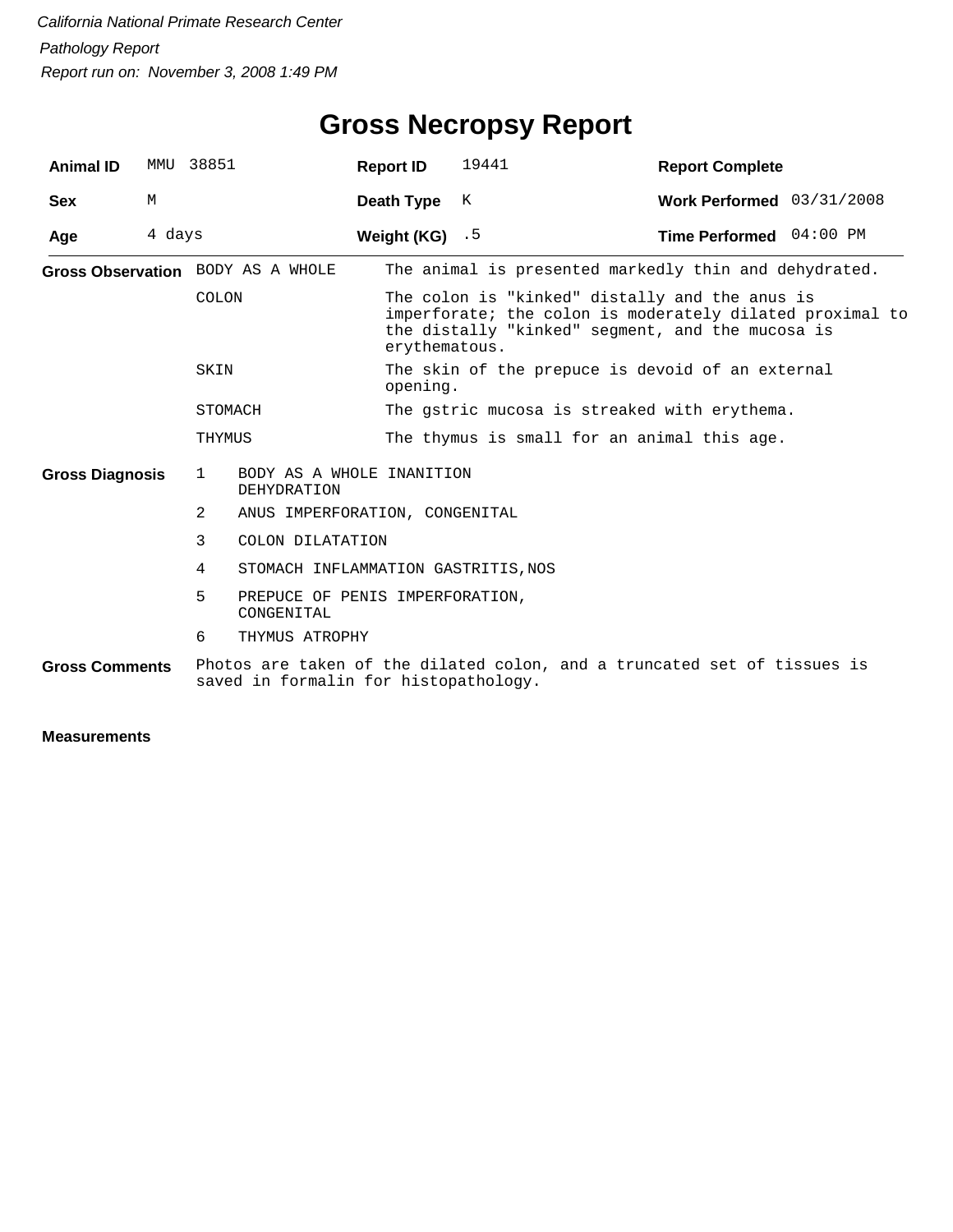*California National Primate Research Center*

*Pathology Report*

*Report run on: November 3, 2008 1:49 PM*

# Gross Necropsy Report

| **Animal ID** | MMU 38851 | **Report ID** | 19441 | **Report Complete** | |
|---|---|---|---|---|---|
| **Sex** | M | **Death Type** | K | **Work Performed** | 03/31/2008 |
| **Age** | 4 days | **Weight (KG)** | .5 | **Time Performed** | 04:00 PM |

**Gross Observation**

| | |
|---|---|
| BODY AS A WHOLE | The animal is presented markedly thin and dehydrated. |
| COLON | The colon is "kinked" distally and the anus is imperforate; the colon is moderately dilated proximal to the distally "kinked" segment, and the mucosa is erythematous. |
| SKIN | The skin of the prepuce is devoid of an external opening. |
| STOMACH | The gstric mucosa is streaked with erythema. |
| THYMUS | The thymus is small for an animal this age. |

**Gross Diagnosis**

1. BODY AS A WHOLE INANITION DEHYDRATION
2. ANUS IMPERFORATION, CONGENITAL
3. COLON DILATATION
4. STOMACH INFLAMMATION GASTRITIS,NOS
5. PREPUCE OF PENIS IMPERFORATION, CONGENITAL
6. THYMUS ATROPHY

**Gross Comments**

Photos are taken of the dilated colon, and a truncated set of tissues is saved in formalin for histopathology.

**Measurements**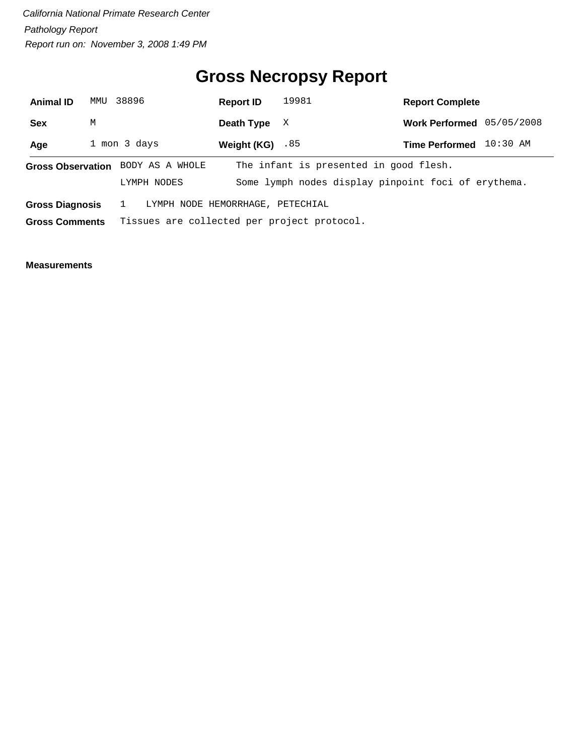*California National Primate Research Center*

*Pathology Report*

*Report run on: November 3, 2008 1:49 PM*

# Gross Necropsy Report

| | | | | | |
|---|---|---|---|---|---|
| **Animal ID** | MMU 38896 | **Report ID** | 19981 | **Report Complete** | |
| **Sex** | M | **Death Type** | X | **Work Performed** | 05/05/2008 |
| **Age** | 1 mon 3 days | **Weight (KG)** | .85 | **Time Performed** | 10:30 AM |

**Gross Observation**

| | |
|---|---|
| BODY AS A WHOLE | The infant is presented in good flesh. |
| LYMPH NODES | Some lymph nodes display pinpoint foci of erythema. |

**Gross Diagnosis** 1 LYMPH NODE HEMORRHAGE, PETECHIAL

**Gross Comments** Tissues are collected per project protocol.

**Measurements**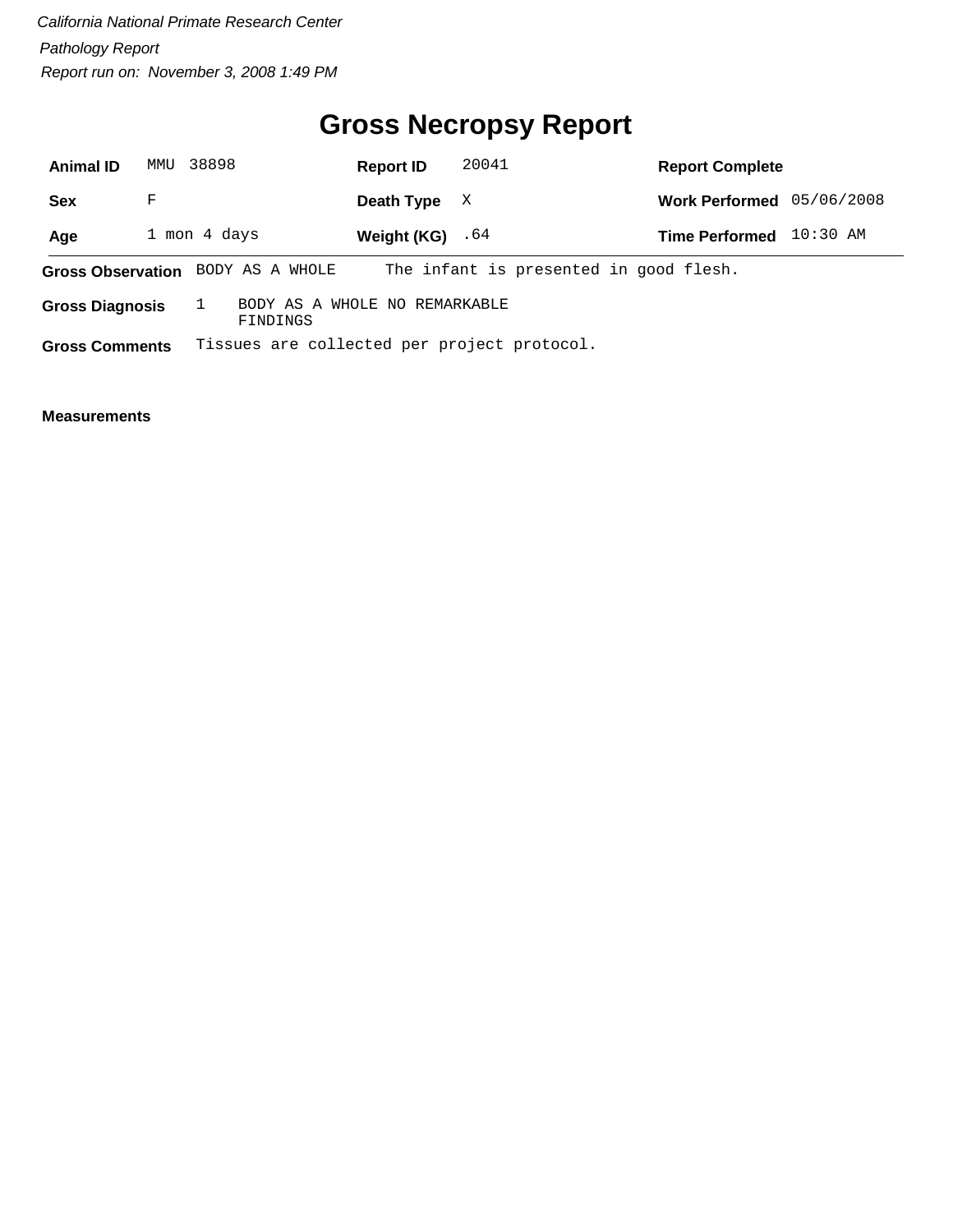*California National Primate Research Center*

*Pathology Report*

*Report run on: November 3, 2008 1:49 PM*

# Gross Necropsy Report

| | | | | | |
|---|---|---|---|---|---|
| **Animal ID** | MMU 38898 | **Report ID** | 20041 | **Report Complete** | |
| **Sex** | F | **Death Type** | X | **Work Performed** | 05/06/2008 |
| **Age** | 1 mon 4 days | **Weight (KG)** | .64 | **Time Performed** | 10:30 AM |

**Gross Observation** BODY AS A WHOLE The infant is presented in good flesh.

**Gross Diagnosis** 1 BODY AS A WHOLE NO REMARKABLE FINDINGS

**Gross Comments** Tissues are collected per project protocol.

**Measurements**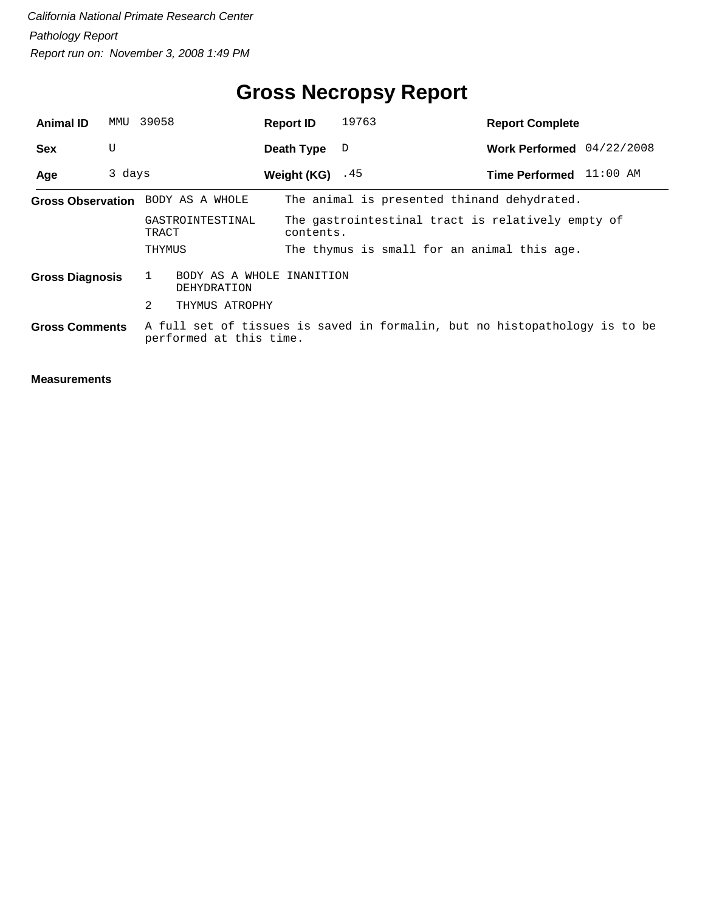*California National Primate Research Center*

*Pathology Report*

*Report run on: November 3, 2008 1:49 PM*

# Gross Necropsy Report

| **Animal ID** | MMU 39058 | **Report ID** | 19763 | **Report Complete** | |
|---|---|---|---|---|---|
| **Sex** | U | **Death Type** | D | **Work Performed** | 04/22/2008 |
| **Age** | 3 days | **Weight (KG)** | .45 | **Time Performed** | 11:00 AM |

**Gross Observation**

| | |
|---|---|
| BODY AS A WHOLE | The animal is presented thinand dehydrated. |
| GASTROINTESTINAL TRACT | The gastrointestinal tract is relatively empty of contents. |
| THYMUS | The thymus is small for an animal this age. |

**Gross Diagnosis**

1. BODY AS A WHOLE INANITION DEHYDRATION
2. THYMUS ATROPHY

**Gross Comments**

A full set of tissues is saved in formalin, but no histopathology is to be performed at this time.

**Measurements**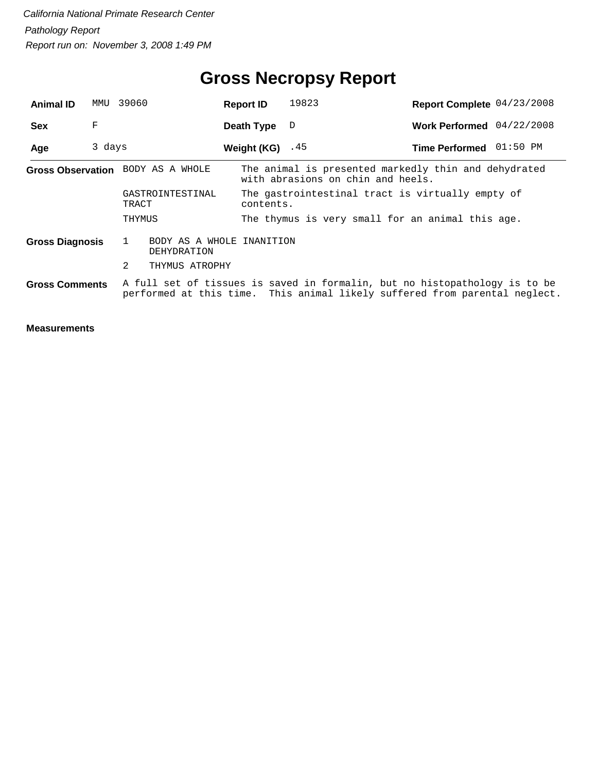*California National Primate Research Center*

*Pathology Report*

*Report run on: November 3, 2008 1:49 PM*

# Gross Necropsy Report

| | | | | | |
|---|---|---|---|---|---|
| **Animal ID** | MMU 39060 | **Report ID** | 19823 | **Report Complete** | 04/23/2008 |
| **Sex** | F | **Death Type** | D | **Work Performed** | 04/22/2008 |
| **Age** | 3 days | **Weight (KG)** | .45 | **Time Performed** | 01:50 PM |

**Gross Observation**

| | |
|---|---|
| BODY AS A WHOLE | The animal is presented markedly thin and dehydrated with abrasions on chin and heels. |
| GASTROINTESTINAL TRACT | The gastrointestinal tract is virtually empty of contents. |
| THYMUS | The thymus is very small for an animal this age. |

**Gross Diagnosis**

1. BODY AS A WHOLE INANITION DEHYDRATION
2. THYMUS ATROPHY

**Gross Comments**

A full set of tissues is saved in formalin, but no histopathology is to be performed at this time. This animal likely suffered from parental neglect.

**Measurements**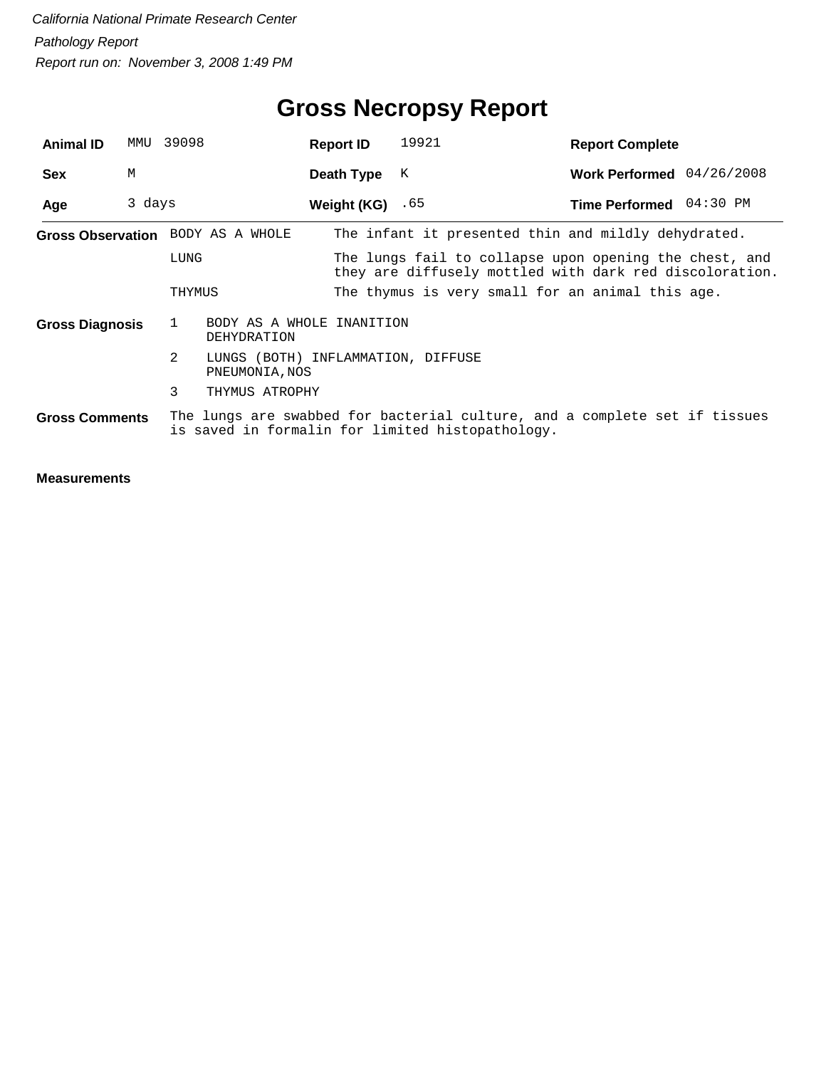*California National Primate Research Center*

*Pathology Report*

*Report run on: November 3, 2008 1:49 PM*

# Gross Necropsy Report

| | | | | | |
|---|---|---|---|---|---|
| **Animal ID** | MMU 39098 | **Report ID** | 19921 | **Report Complete** | |
| **Sex** | M | **Death Type** | K | **Work Performed** | 04/26/2008 |
| **Age** | 3 days | **Weight (KG)** | .65 | **Time Performed** | 04:30 PM |

**Gross Observation**

| | |
|---|---|
| BODY AS A WHOLE | The infant it presented thin and mildly dehydrated. |
| LUNG | The lungs fail to collapse upon opening the chest, and they are diffusely mottled with dark red discoloration. |
| THYMUS | The thymus is very small for an animal this age. |

**Gross Diagnosis**

1. BODY AS A WHOLE INANITION
   DEHYDRATION
2. LUNGS (BOTH) INFLAMMATION, DIFFUSE
   PNEUMONIA,NOS
3. THYMUS ATROPHY

**Gross Comments**

The lungs are swabbed for bacterial culture, and a complete set if tissues is saved in formalin for limited histopathology.

**Measurements**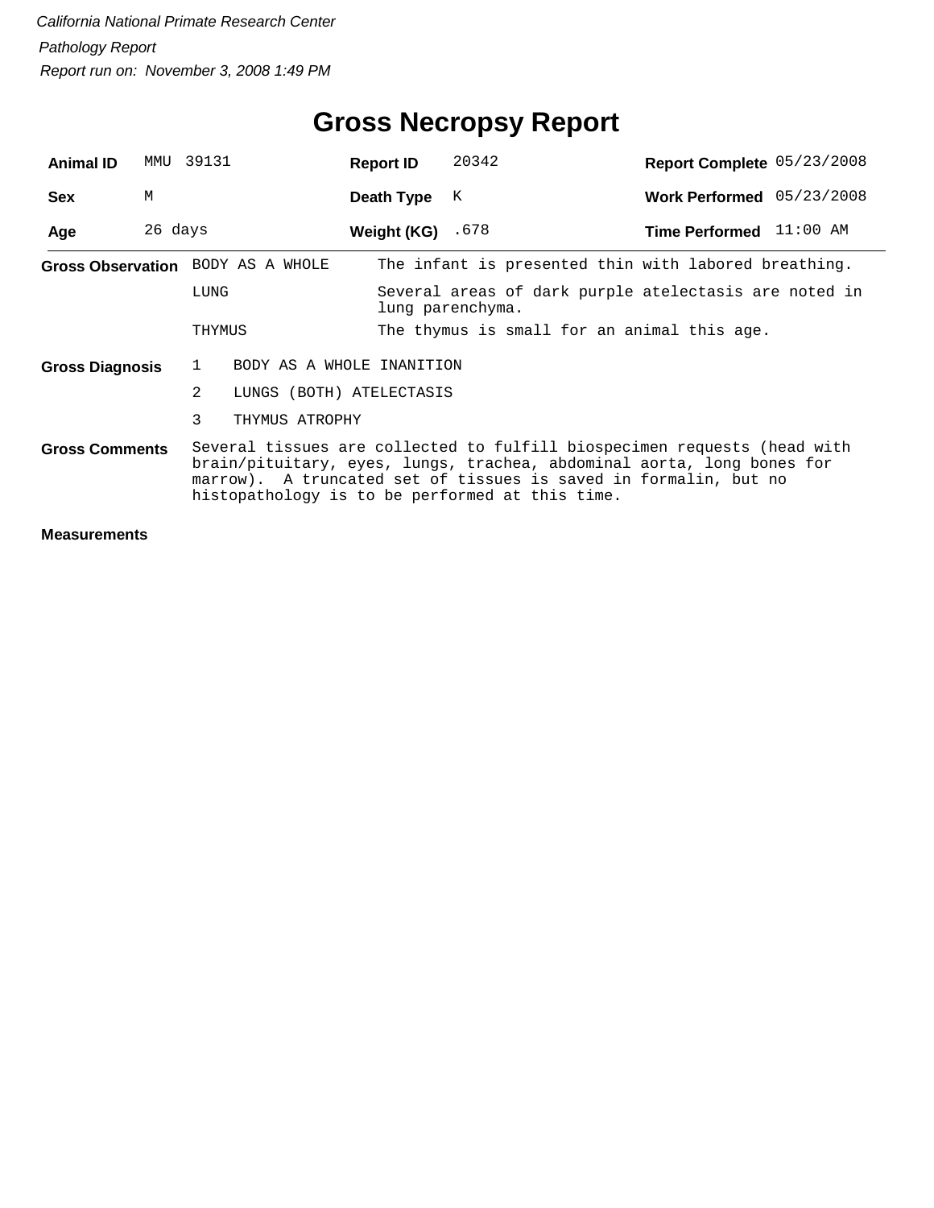*California National Primate Research Center*

*Pathology Report*

*Report run on: November 3, 2008 1:49 PM*

# Gross Necropsy Report

| | | | | | |
|---|---|---|---|---|---|
| **Animal ID** | MMU 39131 | **Report ID** | 20342 | **Report Complete** | 05/23/2008 |
| **Sex** | M | **Death Type** | K | **Work Performed** | 05/23/2008 |
| **Age** | 26 days | **Weight (KG)** | .678 | **Time Performed** | 11:00 AM |

**Gross Observation**

| | |
|---|---|
| BODY AS A WHOLE | The infant is presented thin with labored breathing. |
| LUNG | Several areas of dark purple atelectasis are noted in lung parenchyma. |
| THYMUS | The thymus is small for an animal this age. |

**Gross Diagnosis**

1. BODY AS A WHOLE INANITION
2. LUNGS (BOTH) ATELECTASIS
3. THYMUS ATROPHY

**Gross Comments**

Several tissues are collected to fulfill biospecimen requests (head with brain/pituitary, eyes, lungs, trachea, abdominal aorta, long bones for marrow). A truncated set of tissues is saved in formalin, but no histopathology is to be performed at this time.

**Measurements**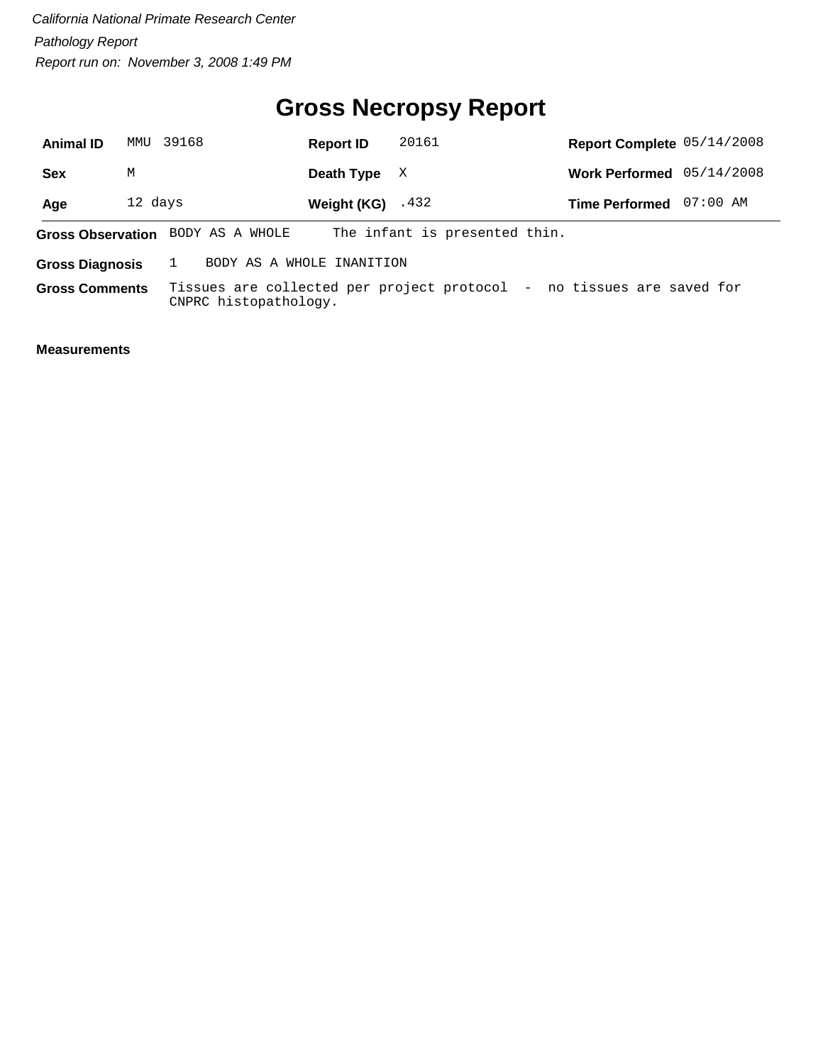*California National Primate Research Center*

*Pathology Report*

*Report run on: November 3, 2008 1:49 PM*

# Gross Necropsy Report

| | | | | | |
|---|---|---|---|---|---|
| **Animal ID** | MMU 39168 | **Report ID** | 20161 | **Report Complete** | 05/14/2008 |
| **Sex** | M | **Death Type** | X | **Work Performed** | 05/14/2008 |
| **Age** | 12 days | **Weight (KG)** | .432 | **Time Performed** | 07:00 AM |

**Gross Observation** BODY AS A WHOLE The infant is presented thin.

**Gross Diagnosis** 1 BODY AS A WHOLE INANITION

**Gross Comments** Tissues are collected per project protocol - no tissues are saved for CNPRC histopathology.

**Measurements**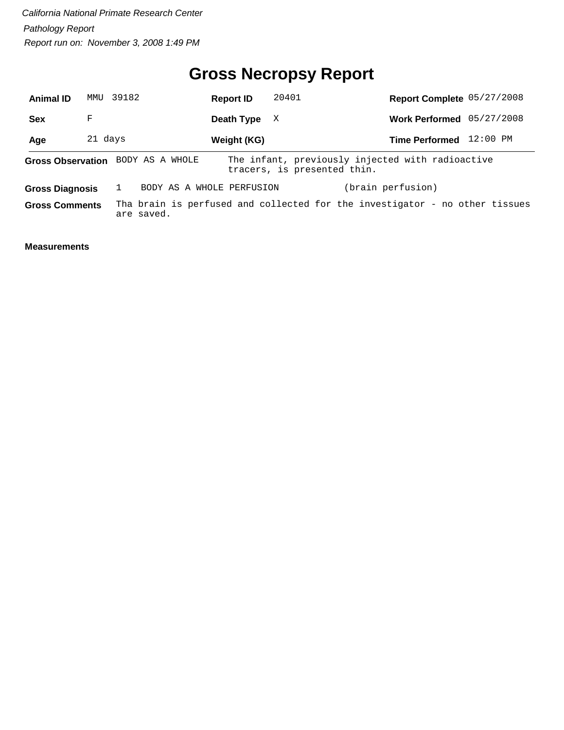*California National Primate Research Center*

*Pathology Report*

*Report run on: November 3, 2008 1:49 PM*

# Gross Necropsy Report

| | | | | | |
|---|---|---|---|---|---|
| **Animal ID** | MMU 39182 | **Report ID** | 20401 | **Report Complete** | 05/27/2008 |
| **Sex** | F | **Death Type** | X | **Work Performed** | 05/27/2008 |
| **Age** | 21 days | **Weight (KG)** | | **Time Performed** | 12:00 PM |

**Gross Observation** BODY AS A WHOLE — The infant, previously injected with radioactive tracers, is presented thin.

**Gross Diagnosis** 1 BODY AS A WHOLE PERFUSION (brain perfusion)

**Gross Comments** Tha brain is perfused and collected for the investigator - no other tissues are saved.

**Measurements**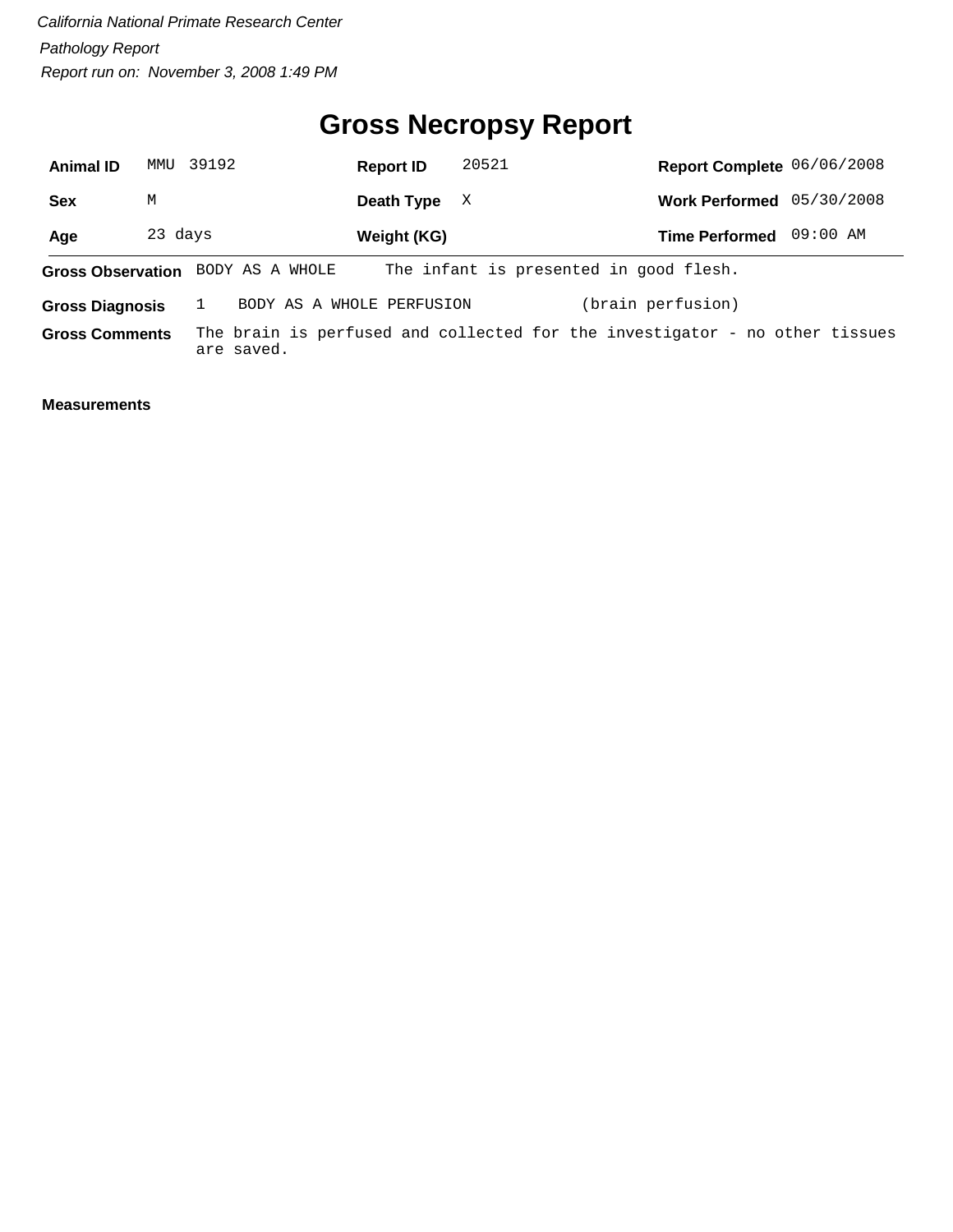*California National Primate Research Center*

*Pathology Report*

*Report run on: November 3, 2008 1:49 PM*

# Gross Necropsy Report

| | | | | | |
|---|---|---|---|---|---|
| **Animal ID** | MMU 39192 | **Report ID** | 20521 | **Report Complete** | 06/06/2008 |
| **Sex** | M | **Death Type** | X | **Work Performed** | 05/30/2008 |
| **Age** | 23 days | **Weight (KG)** | | **Time Performed** | 09:00 AM |

**Gross Observation** BODY AS A WHOLE The infant is presented in good flesh.

**Gross Diagnosis** 1 BODY AS A WHOLE PERFUSION (brain perfusion)

**Gross Comments** The brain is perfused and collected for the investigator - no other tissues are saved.

**Measurements**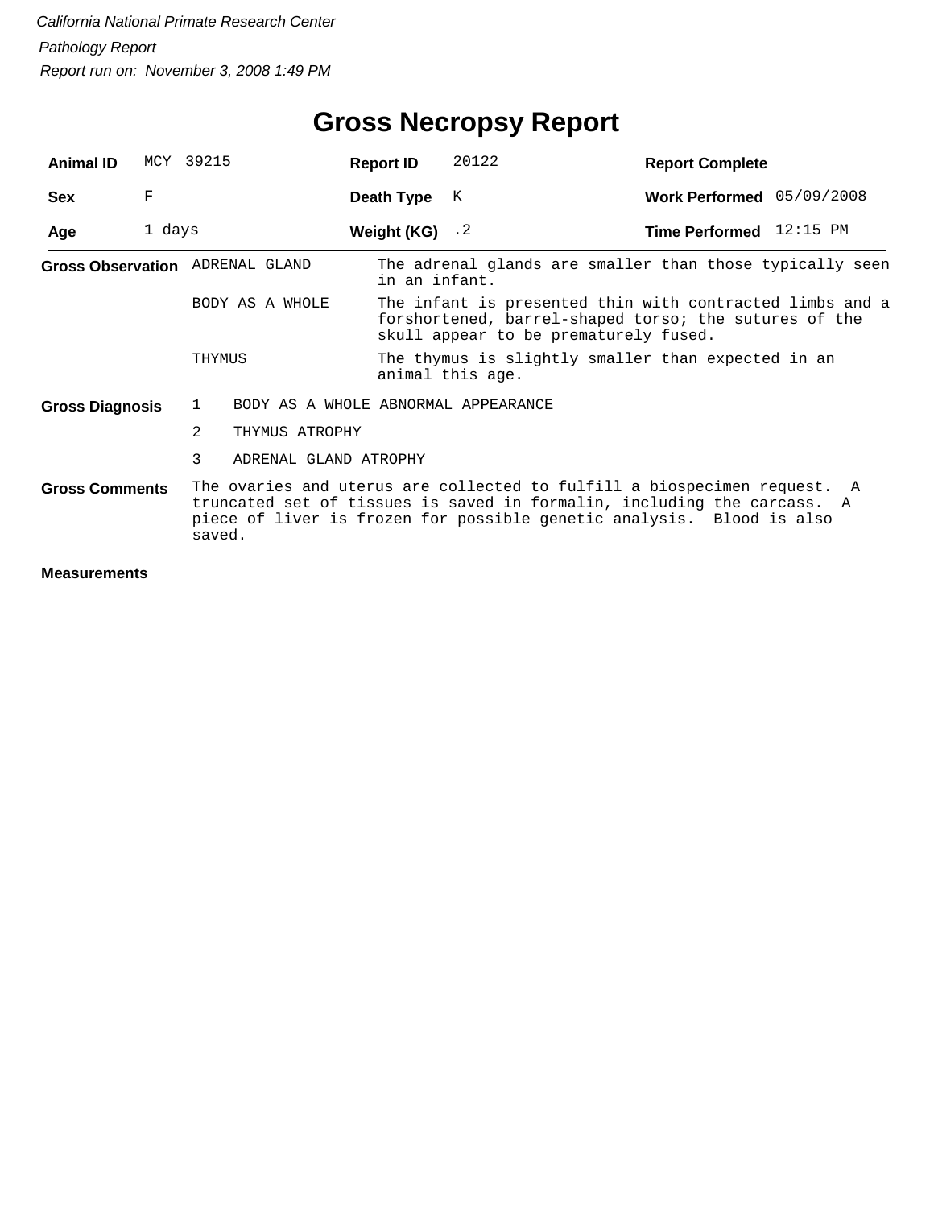*California National Primate Research Center*

*Pathology Report*

*Report run on: November 3, 2008 1:49 PM*

# Gross Necropsy Report

| | | | | | |
|---|---|---|---|---|---|
| **Animal ID** | MCY 39215 | **Report ID** | 20122 | **Report Complete** | |
| **Sex** | F | **Death Type** | K | **Work Performed** | 05/09/2008 |
| **Age** | 1 days | **Weight (KG)** | .2 | **Time Performed** | 12:15 PM |

**Gross Observation**

| | |
|---|---|
| ADRENAL GLAND | The adrenal glands are smaller than those typically seen in an infant. |
| BODY AS A WHOLE | The infant is presented thin with contracted limbs and a forshortened, barrel-shaped torso; the sutures of the skull appear to be prematurely fused. |
| THYMUS | The thymus is slightly smaller than expected in an animal this age. |

**Gross Diagnosis**

1. BODY AS A WHOLE ABNORMAL APPEARANCE
2. THYMUS ATROPHY
3. ADRENAL GLAND ATROPHY

**Gross Comments**

The ovaries and uterus are collected to fulfill a biospecimen request. A truncated set of tissues is saved in formalin, including the carcass. A piece of liver is frozen for possible genetic analysis. Blood is also saved.

**Measurements**